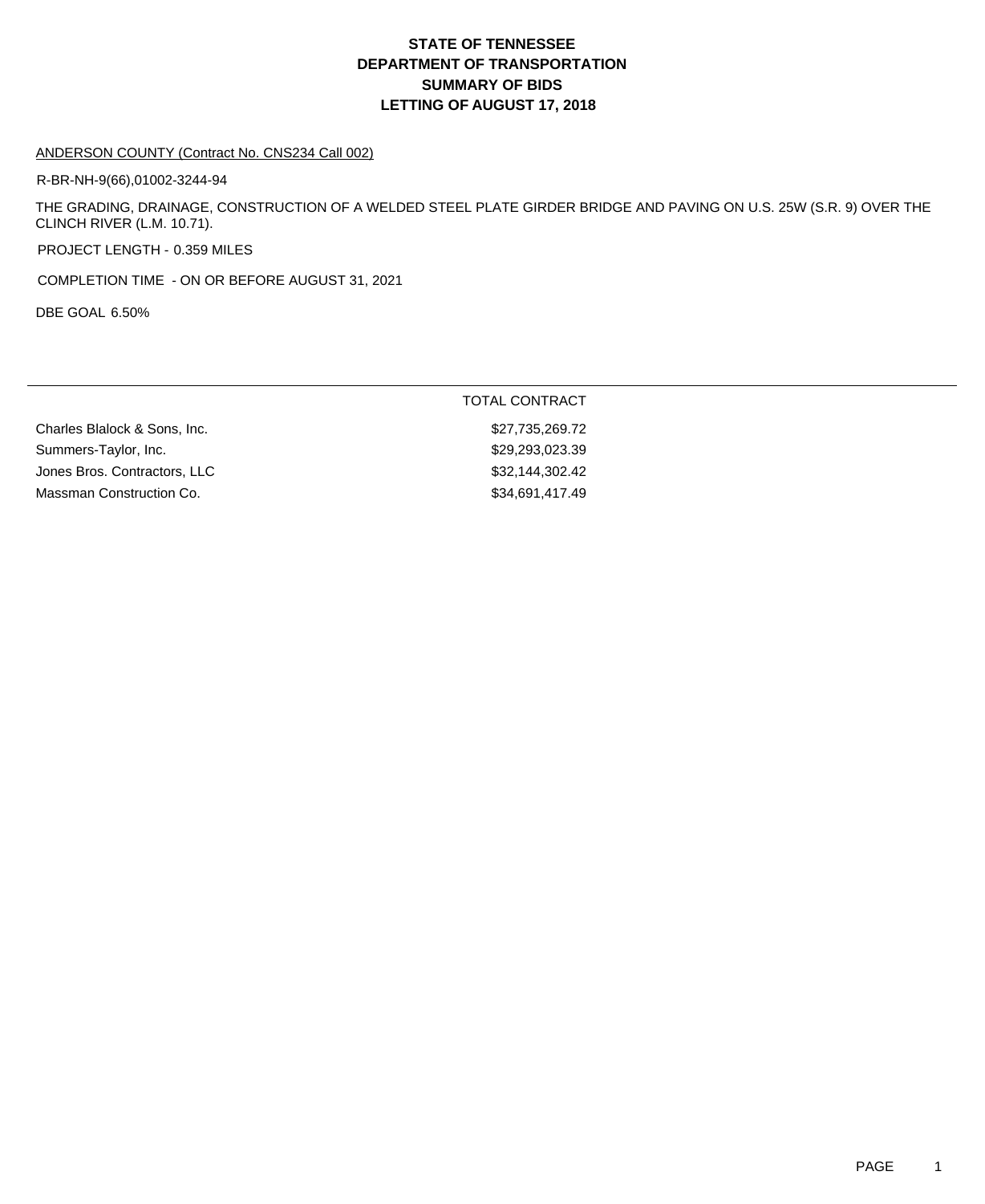# STATE OF TENNESSEE
# DEPARTMENT OF TRANSPORTATION
# SUMMARY OF BIDS
# LETTING OF AUGUST 17, 2018

ANDERSON COUNTY (Contract No. CNS234 Call 002)

R-BR-NH-9(66),01002-3244-94

THE GRADING, DRAINAGE, CONSTRUCTION OF A WELDED STEEL PLATE GIRDER BRIDGE AND PAVING ON U.S. 25W (S.R. 9) OVER THE CLINCH RIVER (L.M. 10.71).

PROJECT LENGTH - 0.359 MILES

COMPLETION TIME - ON OR BEFORE AUGUST 31, 2021

DBE GOAL 6.50%

| | TOTAL CONTRACT |
|---|---|
| Charles Blalock & Sons, Inc. | $27,735,269.72 |
| Summers-Taylor, Inc. | $29,293,023.39 |
| Jones Bros. Contractors, LLC | $32,144,302.42 |
| Massman Construction Co. | $34,691,417.49 |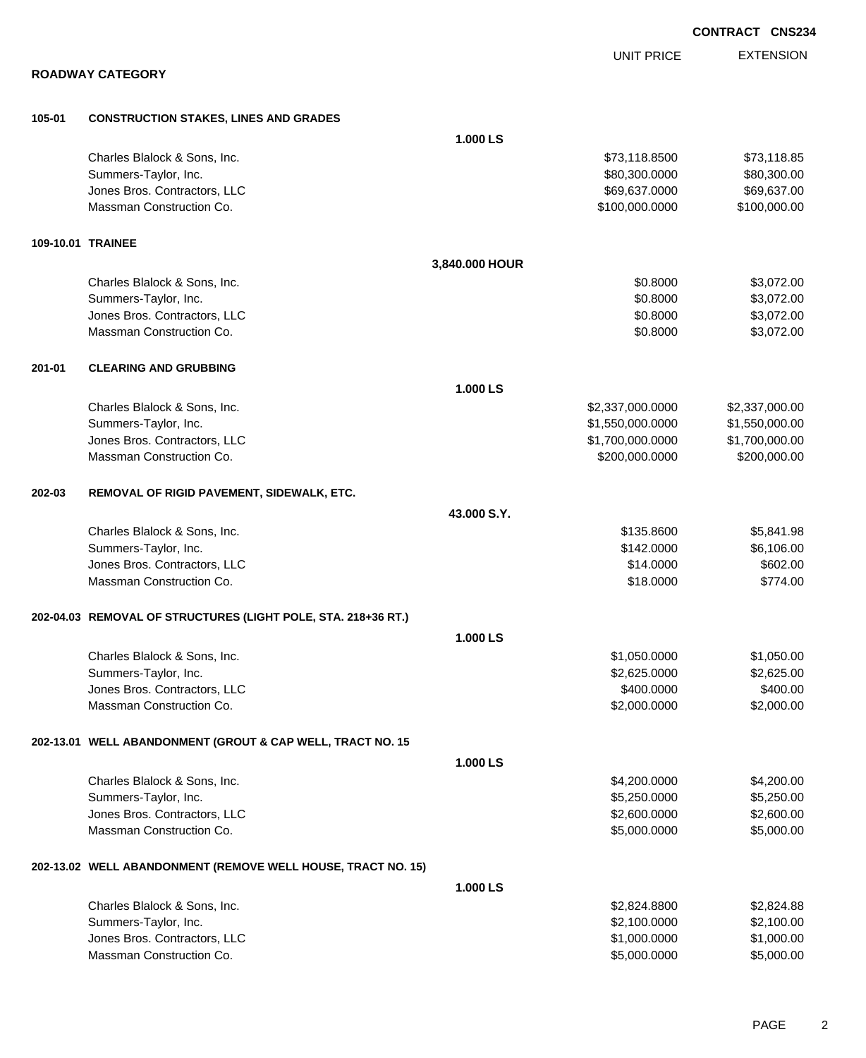**CONTRACT CNS234**

## ROADWAY CATEGORY

| | | UNIT PRICE | EXTENSION |
|---|---|---|---|
| **105-01** | **CONSTRUCTION STAKES, LINES AND GRADES** | | |
| | **1.000 LS** | | |
| | Charles Blalock & Sons, Inc. | $73,118.8500 | $73,118.85 |
| | Summers-Taylor, Inc. | $80,300.0000 | $80,300.00 |
| | Jones Bros. Contractors, LLC | $69,637.0000 | $69,637.00 |
| | Massman Construction Co. | $100,000.0000 | $100,000.00 |
| **109-10.01** | **TRAINEE** | | |
| | **3,840.000 HOUR** | | |
| | Charles Blalock & Sons, Inc. | $0.8000 | $3,072.00 |
| | Summers-Taylor, Inc. | $0.8000 | $3,072.00 |
| | Jones Bros. Contractors, LLC | $0.8000 | $3,072.00 |
| | Massman Construction Co. | $0.8000 | $3,072.00 |
| **201-01** | **CLEARING AND GRUBBING** | | |
| | **1.000 LS** | | |
| | Charles Blalock & Sons, Inc. | $2,337,000.0000 | $2,337,000.00 |
| | Summers-Taylor, Inc. | $1,550,000.0000 | $1,550,000.00 |
| | Jones Bros. Contractors, LLC | $1,700,000.0000 | $1,700,000.00 |
| | Massman Construction Co. | $200,000.0000 | $200,000.00 |
| **202-03** | **REMOVAL OF RIGID PAVEMENT, SIDEWALK, ETC.** | | |
| | **43.000 S.Y.** | | |
| | Charles Blalock & Sons, Inc. | $135.8600 | $5,841.98 |
| | Summers-Taylor, Inc. | $142.0000 | $6,106.00 |
| | Jones Bros. Contractors, LLC | $14.0000 | $602.00 |
| | Massman Construction Co. | $18.0000 | $774.00 |
| **202-04.03** | **REMOVAL OF STRUCTURES (LIGHT POLE, STA. 218+36 RT.)** | | |
| | **1.000 LS** | | |
| | Charles Blalock & Sons, Inc. | $1,050.0000 | $1,050.00 |
| | Summers-Taylor, Inc. | $2,625.0000 | $2,625.00 |
| | Jones Bros. Contractors, LLC | $400.0000 | $400.00 |
| | Massman Construction Co. | $2,000.0000 | $2,000.00 |
| **202-13.01** | **WELL ABANDONMENT (GROUT & CAP WELL, TRACT NO. 15** | | |
| | **1.000 LS** | | |
| | Charles Blalock & Sons, Inc. | $4,200.0000 | $4,200.00 |
| | Summers-Taylor, Inc. | $5,250.0000 | $5,250.00 |
| | Jones Bros. Contractors, LLC | $2,600.0000 | $2,600.00 |
| | Massman Construction Co. | $5,000.0000 | $5,000.00 |
| **202-13.02** | **WELL ABANDONMENT (REMOVE WELL HOUSE, TRACT NO. 15)** | | |
| | **1.000 LS** | | |
| | Charles Blalock & Sons, Inc. | $2,824.8800 | $2,824.88 |
| | Summers-Taylor, Inc. | $2,100.0000 | $2,100.00 |
| | Jones Bros. Contractors, LLC | $1,000.0000 | $1,000.00 |
| | Massman Construction Co. | $5,000.0000 | $5,000.00 |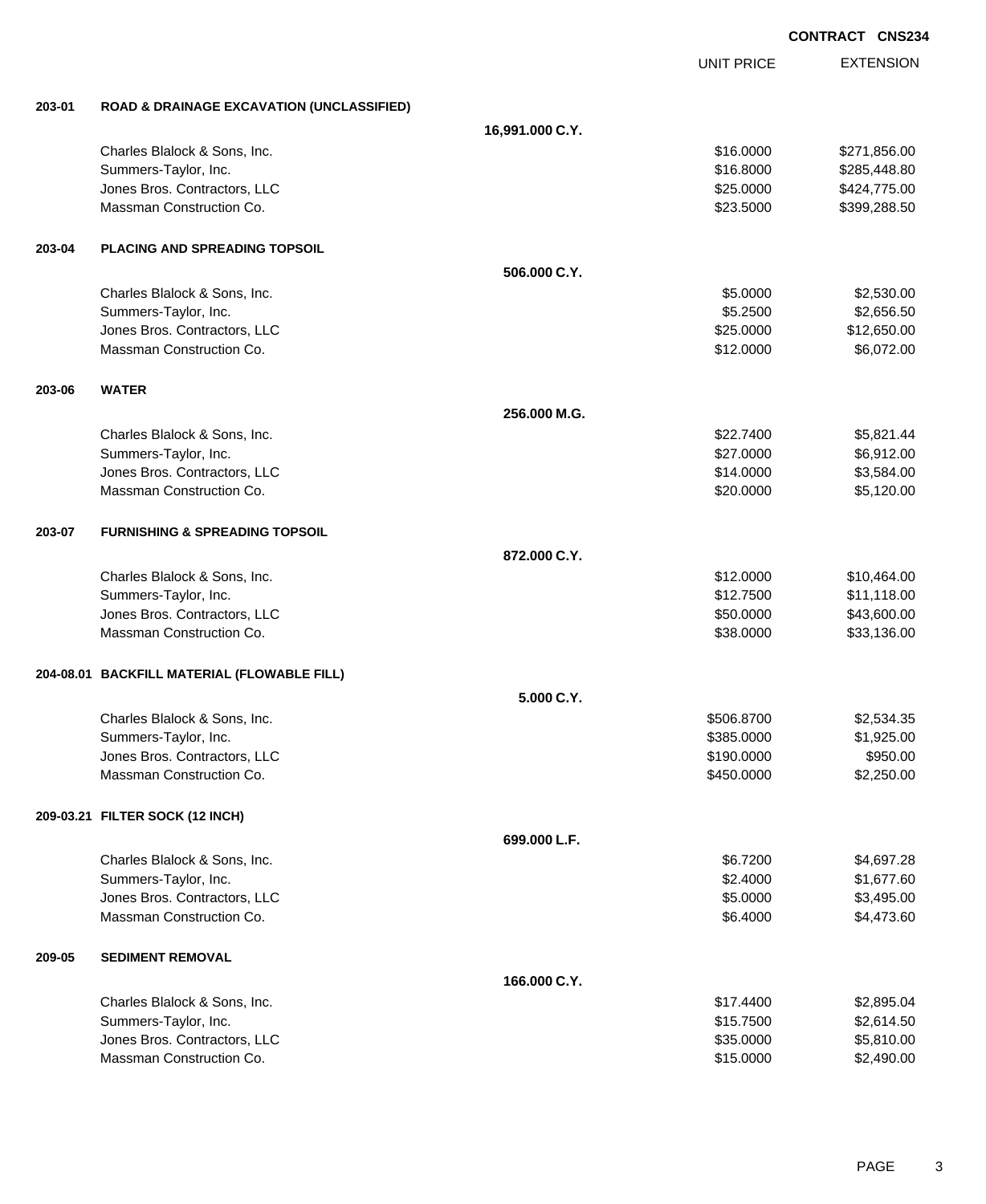**CONTRACT CNS234**

| | | | UNIT PRICE | EXTENSION |
|---|---|---|---|---|
| **203-01** | **ROAD & DRAINAGE EXCAVATION (UNCLASSIFIED)** | | | |
| | | **16,991.000 C.Y.** | | |
| | Charles Blalock & Sons, Inc. | | $16.0000 | $271,856.00 |
| | Summers-Taylor, Inc. | | $16.8000 | $285,448.80 |
| | Jones Bros. Contractors, LLC | | $25.0000 | $424,775.00 |
| | Massman Construction Co. | | $23.5000 | $399,288.50 |
| **203-04** | **PLACING AND SPREADING TOPSOIL** | | | |
| | | **506.000 C.Y.** | | |
| | Charles Blalock & Sons, Inc. | | $5.0000 | $2,530.00 |
| | Summers-Taylor, Inc. | | $5.2500 | $2,656.50 |
| | Jones Bros. Contractors, LLC | | $25.0000 | $12,650.00 |
| | Massman Construction Co. | | $12.0000 | $6,072.00 |
| **203-06** | **WATER** | | | |
| | | **256.000 M.G.** | | |
| | Charles Blalock & Sons, Inc. | | $22.7400 | $5,821.44 |
| | Summers-Taylor, Inc. | | $27.0000 | $6,912.00 |
| | Jones Bros. Contractors, LLC | | $14.0000 | $3,584.00 |
| | Massman Construction Co. | | $20.0000 | $5,120.00 |
| **203-07** | **FURNISHING & SPREADING TOPSOIL** | | | |
| | | **872.000 C.Y.** | | |
| | Charles Blalock & Sons, Inc. | | $12.0000 | $10,464.00 |
| | Summers-Taylor, Inc. | | $12.7500 | $11,118.00 |
| | Jones Bros. Contractors, LLC | | $50.0000 | $43,600.00 |
| | Massman Construction Co. | | $38.0000 | $33,136.00 |
| **204-08.01** | **BACKFILL MATERIAL (FLOWABLE FILL)** | | | |
| | | **5.000 C.Y.** | | |
| | Charles Blalock & Sons, Inc. | | $506.8700 | $2,534.35 |
| | Summers-Taylor, Inc. | | $385.0000 | $1,925.00 |
| | Jones Bros. Contractors, LLC | | $190.0000 | $950.00 |
| | Massman Construction Co. | | $450.0000 | $2,250.00 |
| **209-03.21** | **FILTER SOCK (12 INCH)** | | | |
| | | **699.000 L.F.** | | |
| | Charles Blalock & Sons, Inc. | | $6.7200 | $4,697.28 |
| | Summers-Taylor, Inc. | | $2.4000 | $1,677.60 |
| | Jones Bros. Contractors, LLC | | $5.0000 | $3,495.00 |
| | Massman Construction Co. | | $6.4000 | $4,473.60 |
| **209-05** | **SEDIMENT REMOVAL** | | | |
| | | **166.000 C.Y.** | | |
| | Charles Blalock & Sons, Inc. | | $17.4400 | $2,895.04 |
| | Summers-Taylor, Inc. | | $15.7500 | $2,614.50 |
| | Jones Bros. Contractors, LLC | | $35.0000 | $5,810.00 |
| | Massman Construction Co. | | $15.0000 | $2,490.00 |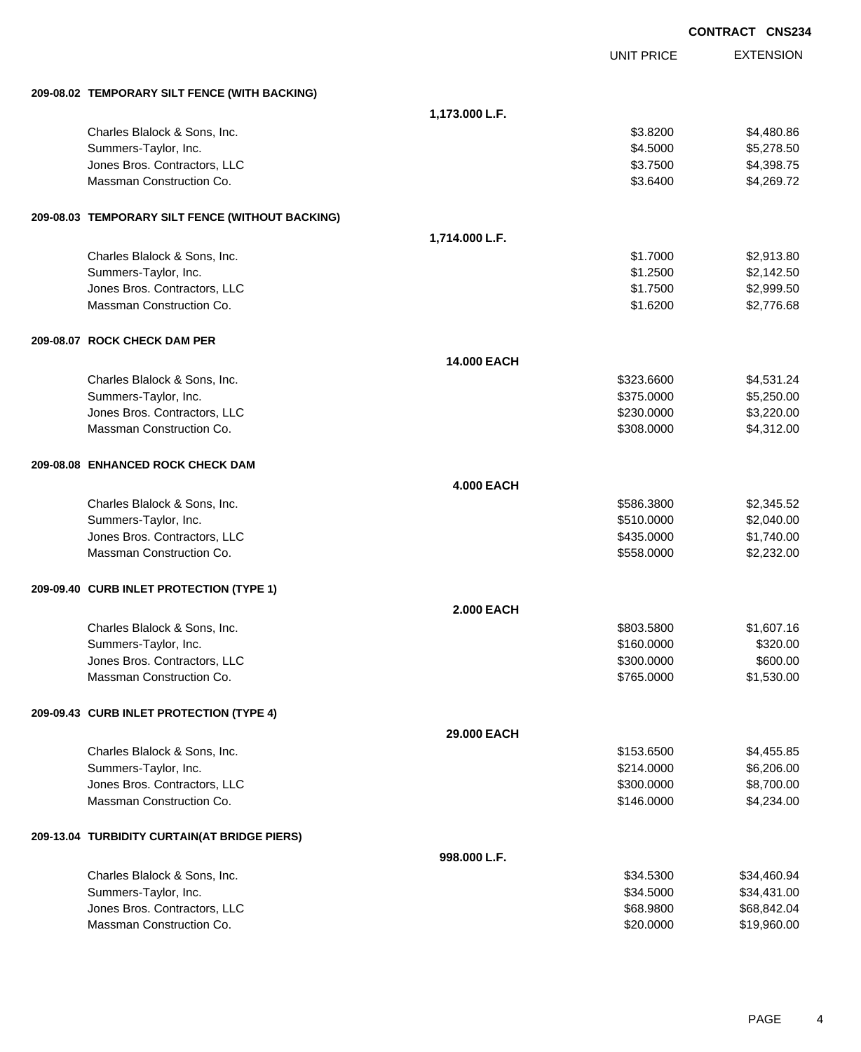**CONTRACT CNS234**

| | | UNIT PRICE | EXTENSION |
|---|---|---|---|
| **209-08.02 TEMPORARY SILT FENCE (WITH BACKING)** | | | |
| | **1,173.000 L.F.** | | |
| Charles Blalock & Sons, Inc. | | $3.8200 | $4,480.86 |
| Summers-Taylor, Inc. | | $4.5000 | $5,278.50 |
| Jones Bros. Contractors, LLC | | $3.7500 | $4,398.75 |
| Massman Construction Co. | | $3.6400 | $4,269.72 |
| **209-08.03 TEMPORARY SILT FENCE (WITHOUT BACKING)** | | | |
| | **1,714.000 L.F.** | | |
| Charles Blalock & Sons, Inc. | | $1.7000 | $2,913.80 |
| Summers-Taylor, Inc. | | $1.2500 | $2,142.50 |
| Jones Bros. Contractors, LLC | | $1.7500 | $2,999.50 |
| Massman Construction Co. | | $1.6200 | $2,776.68 |
| **209-08.07 ROCK CHECK DAM PER** | | | |
| | **14.000 EACH** | | |
| Charles Blalock & Sons, Inc. | | $323.6600 | $4,531.24 |
| Summers-Taylor, Inc. | | $375.0000 | $5,250.00 |
| Jones Bros. Contractors, LLC | | $230.0000 | $3,220.00 |
| Massman Construction Co. | | $308.0000 | $4,312.00 |
| **209-08.08 ENHANCED ROCK CHECK DAM** | | | |
| | **4.000 EACH** | | |
| Charles Blalock & Sons, Inc. | | $586.3800 | $2,345.52 |
| Summers-Taylor, Inc. | | $510.0000 | $2,040.00 |
| Jones Bros. Contractors, LLC | | $435.0000 | $1,740.00 |
| Massman Construction Co. | | $558.0000 | $2,232.00 |
| **209-09.40 CURB INLET PROTECTION (TYPE 1)** | | | |
| | **2.000 EACH** | | |
| Charles Blalock & Sons, Inc. | | $803.5800 | $1,607.16 |
| Summers-Taylor, Inc. | | $160.0000 | $320.00 |
| Jones Bros. Contractors, LLC | | $300.0000 | $600.00 |
| Massman Construction Co. | | $765.0000 | $1,530.00 |
| **209-09.43 CURB INLET PROTECTION (TYPE 4)** | | | |
| | **29.000 EACH** | | |
| Charles Blalock & Sons, Inc. | | $153.6500 | $4,455.85 |
| Summers-Taylor, Inc. | | $214.0000 | $6,206.00 |
| Jones Bros. Contractors, LLC | | $300.0000 | $8,700.00 |
| Massman Construction Co. | | $146.0000 | $4,234.00 |
| **209-13.04 TURBIDITY CURTAIN(AT BRIDGE PIERS)** | | | |
| | **998.000 L.F.** | | |
| Charles Blalock & Sons, Inc. | | $34.5300 | $34,460.94 |
| Summers-Taylor, Inc. | | $34.5000 | $34,431.00 |
| Jones Bros. Contractors, LLC | | $68.9800 | $68,842.04 |
| Massman Construction Co. | | $20.0000 | $19,960.00 |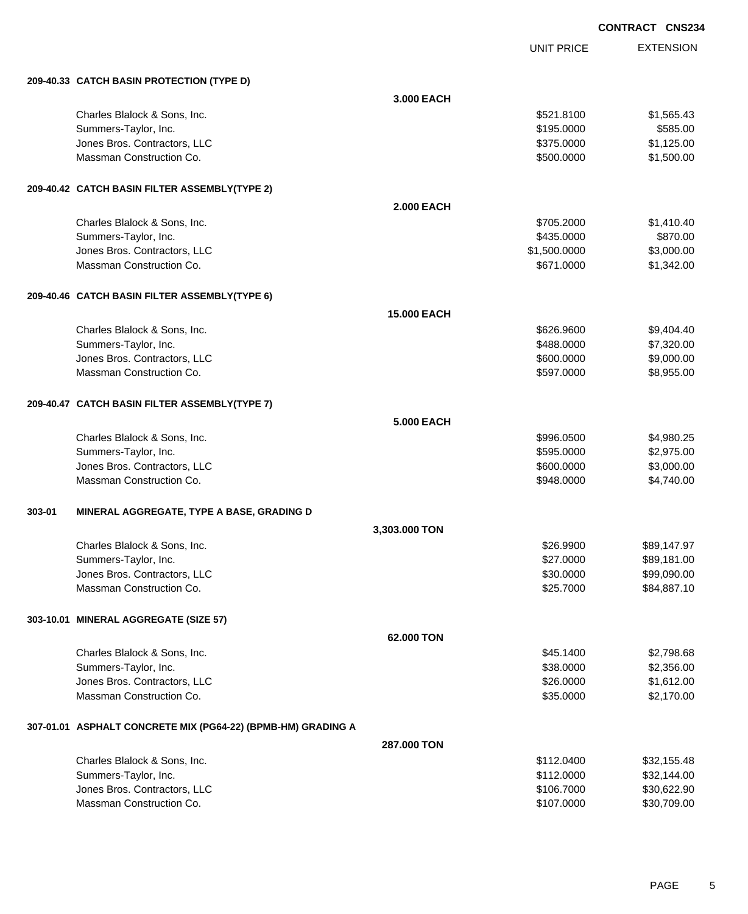**CONTRACT CNS234**

| | | UNIT PRICE | EXTENSION |
|---|---|---|---|
| **209-40.33 CATCH BASIN PROTECTION (TYPE D)** | | | |
| | **3.000 EACH** | | |
| Charles Blalock & Sons, Inc. | | $521.8100 | $1,565.43 |
| Summers-Taylor, Inc. | | $195.0000 | $585.00 |
| Jones Bros. Contractors, LLC | | $375.0000 | $1,125.00 |
| Massman Construction Co. | | $500.0000 | $1,500.00 |
| **209-40.42 CATCH BASIN FILTER ASSEMBLY(TYPE 2)** | | | |
| | **2.000 EACH** | | |
| Charles Blalock & Sons, Inc. | | $705.2000 | $1,410.40 |
| Summers-Taylor, Inc. | | $435.0000 | $870.00 |
| Jones Bros. Contractors, LLC | | $1,500.0000 | $3,000.00 |
| Massman Construction Co. | | $671.0000 | $1,342.00 |
| **209-40.46 CATCH BASIN FILTER ASSEMBLY(TYPE 6)** | | | |
| | **15.000 EACH** | | |
| Charles Blalock & Sons, Inc. | | $626.9600 | $9,404.40 |
| Summers-Taylor, Inc. | | $488.0000 | $7,320.00 |
| Jones Bros. Contractors, LLC | | $600.0000 | $9,000.00 |
| Massman Construction Co. | | $597.0000 | $8,955.00 |
| **209-40.47 CATCH BASIN FILTER ASSEMBLY(TYPE 7)** | | | |
| | **5.000 EACH** | | |
| Charles Blalock & Sons, Inc. | | $996.0500 | $4,980.25 |
| Summers-Taylor, Inc. | | $595.0000 | $2,975.00 |
| Jones Bros. Contractors, LLC | | $600.0000 | $3,000.00 |
| Massman Construction Co. | | $948.0000 | $4,740.00 |
| **303-01 MINERAL AGGREGATE, TYPE A BASE, GRADING D** | | | |
| | **3,303.000 TON** | | |
| Charles Blalock & Sons, Inc. | | $26.9900 | $89,147.97 |
| Summers-Taylor, Inc. | | $27.0000 | $89,181.00 |
| Jones Bros. Contractors, LLC | | $30.0000 | $99,090.00 |
| Massman Construction Co. | | $25.7000 | $84,887.10 |
| **303-10.01 MINERAL AGGREGATE (SIZE 57)** | | | |
| | **62.000 TON** | | |
| Charles Blalock & Sons, Inc. | | $45.1400 | $2,798.68 |
| Summers-Taylor, Inc. | | $38.0000 | $2,356.00 |
| Jones Bros. Contractors, LLC | | $26.0000 | $1,612.00 |
| Massman Construction Co. | | $35.0000 | $2,170.00 |
| **307-01.01 ASPHALT CONCRETE MIX (PG64-22) (BPMB-HM) GRADING A** | | | |
| | **287.000 TON** | | |
| Charles Blalock & Sons, Inc. | | $112.0400 | $32,155.48 |
| Summers-Taylor, Inc. | | $112.0000 | $32,144.00 |
| Jones Bros. Contractors, LLC | | $106.7000 | $30,622.90 |
| Massman Construction Co. | | $107.0000 | $30,709.00 |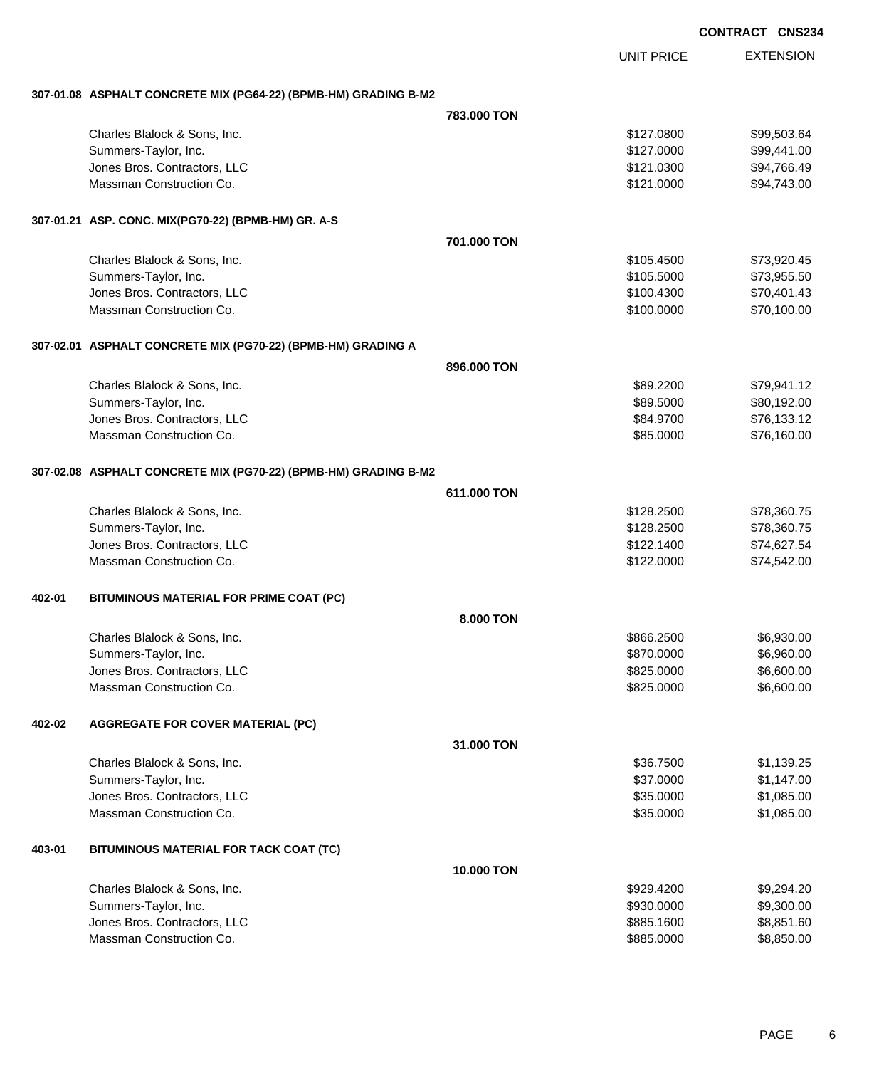**CONTRACT CNS234**

| | | UNIT PRICE | EXTENSION |
|---|---|---|---|
| **307-01.08 ASPHALT CONCRETE MIX (PG64-22) (BPMB-HM) GRADING B-M2** | | | |
| | **783.000 TON** | | |
| Charles Blalock & Sons, Inc. | | $127.0800 | $99,503.64 |
| Summers-Taylor, Inc. | | $127.0000 | $99,441.00 |
| Jones Bros. Contractors, LLC | | $121.0300 | $94,766.49 |
| Massman Construction Co. | | $121.0000 | $94,743.00 |
| **307-01.21 ASP. CONC. MIX(PG70-22) (BPMB-HM) GR. A-S** | | | |
| | **701.000 TON** | | |
| Charles Blalock & Sons, Inc. | | $105.4500 | $73,920.45 |
| Summers-Taylor, Inc. | | $105.5000 | $73,955.50 |
| Jones Bros. Contractors, LLC | | $100.4300 | $70,401.43 |
| Massman Construction Co. | | $100.0000 | $70,100.00 |
| **307-02.01 ASPHALT CONCRETE MIX (PG70-22) (BPMB-HM) GRADING A** | | | |
| | **896.000 TON** | | |
| Charles Blalock & Sons, Inc. | | $89.2200 | $79,941.12 |
| Summers-Taylor, Inc. | | $89.5000 | $80,192.00 |
| Jones Bros. Contractors, LLC | | $84.9700 | $76,133.12 |
| Massman Construction Co. | | $85.0000 | $76,160.00 |
| **307-02.08 ASPHALT CONCRETE MIX (PG70-22) (BPMB-HM) GRADING B-M2** | | | |
| | **611.000 TON** | | |
| Charles Blalock & Sons, Inc. | | $128.2500 | $78,360.75 |
| Summers-Taylor, Inc. | | $128.2500 | $78,360.75 |
| Jones Bros. Contractors, LLC | | $122.1400 | $74,627.54 |
| Massman Construction Co. | | $122.0000 | $74,542.00 |
| **402-01 BITUMINOUS MATERIAL FOR PRIME COAT (PC)** | | | |
| | **8.000 TON** | | |
| Charles Blalock & Sons, Inc. | | $866.2500 | $6,930.00 |
| Summers-Taylor, Inc. | | $870.0000 | $6,960.00 |
| Jones Bros. Contractors, LLC | | $825.0000 | $6,600.00 |
| Massman Construction Co. | | $825.0000 | $6,600.00 |
| **402-02 AGGREGATE FOR COVER MATERIAL (PC)** | | | |
| | **31.000 TON** | | |
| Charles Blalock & Sons, Inc. | | $36.7500 | $1,139.25 |
| Summers-Taylor, Inc. | | $37.0000 | $1,147.00 |
| Jones Bros. Contractors, LLC | | $35.0000 | $1,085.00 |
| Massman Construction Co. | | $35.0000 | $1,085.00 |
| **403-01 BITUMINOUS MATERIAL FOR TACK COAT (TC)** | | | |
| | **10.000 TON** | | |
| Charles Blalock & Sons, Inc. | | $929.4200 | $9,294.20 |
| Summers-Taylor, Inc. | | $930.0000 | $9,300.00 |
| Jones Bros. Contractors, LLC | | $885.1600 | $8,851.60 |
| Massman Construction Co. | | $885.0000 | $8,850.00 |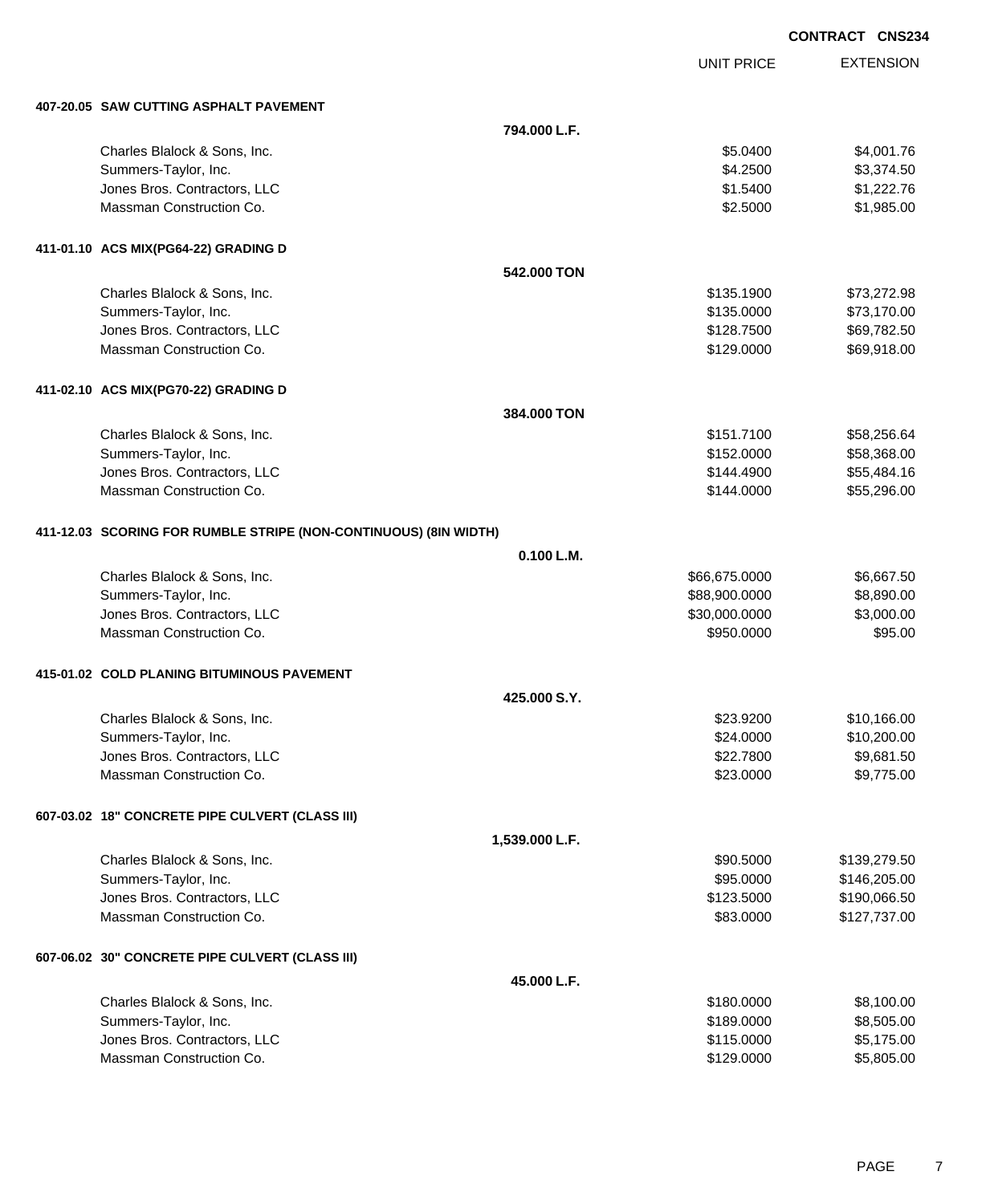**CONTRACT CNS234**

| | | UNIT PRICE | EXTENSION |
|---|---|---|---|
| **407-20.05 SAW CUTTING ASPHALT PAVEMENT** | | | |
| | **794.000 L.F.** | | |
| Charles Blalock & Sons, Inc. | | $5.0400 | $4,001.76 |
| Summers-Taylor, Inc. | | $4.2500 | $3,374.50 |
| Jones Bros. Contractors, LLC | | $1.5400 | $1,222.76 |
| Massman Construction Co. | | $2.5000 | $1,985.00 |
| **411-01.10 ACS MIX(PG64-22) GRADING D** | | | |
| | **542.000 TON** | | |
| Charles Blalock & Sons, Inc. | | $135.1900 | $73,272.98 |
| Summers-Taylor, Inc. | | $135.0000 | $73,170.00 |
| Jones Bros. Contractors, LLC | | $128.7500 | $69,782.50 |
| Massman Construction Co. | | $129.0000 | $69,918.00 |
| **411-02.10 ACS MIX(PG70-22) GRADING D** | | | |
| | **384.000 TON** | | |
| Charles Blalock & Sons, Inc. | | $151.7100 | $58,256.64 |
| Summers-Taylor, Inc. | | $152.0000 | $58,368.00 |
| Jones Bros. Contractors, LLC | | $144.4900 | $55,484.16 |
| Massman Construction Co. | | $144.0000 | $55,296.00 |
| **411-12.03 SCORING FOR RUMBLE STRIPE (NON-CONTINUOUS) (8IN WIDTH)** | | | |
| | **0.100 L.M.** | | |
| Charles Blalock & Sons, Inc. | | $66,675.0000 | $6,667.50 |
| Summers-Taylor, Inc. | | $88,900.0000 | $8,890.00 |
| Jones Bros. Contractors, LLC | | $30,000.0000 | $3,000.00 |
| Massman Construction Co. | | $950.0000 | $95.00 |
| **415-01.02 COLD PLANING BITUMINOUS PAVEMENT** | | | |
| | **425.000 S.Y.** | | |
| Charles Blalock & Sons, Inc. | | $23.9200 | $10,166.00 |
| Summers-Taylor, Inc. | | $24.0000 | $10,200.00 |
| Jones Bros. Contractors, LLC | | $22.7800 | $9,681.50 |
| Massman Construction Co. | | $23.0000 | $9,775.00 |
| **607-03.02 18" CONCRETE PIPE CULVERT (CLASS III)** | | | |
| | **1,539.000 L.F.** | | |
| Charles Blalock & Sons, Inc. | | $90.5000 | $139,279.50 |
| Summers-Taylor, Inc. | | $95.0000 | $146,205.00 |
| Jones Bros. Contractors, LLC | | $123.5000 | $190,066.50 |
| Massman Construction Co. | | $83.0000 | $127,737.00 |
| **607-06.02 30" CONCRETE PIPE CULVERT (CLASS III)** | | | |
| | **45.000 L.F.** | | |
| Charles Blalock & Sons, Inc. | | $180.0000 | $8,100.00 |
| Summers-Taylor, Inc. | | $189.0000 | $8,505.00 |
| Jones Bros. Contractors, LLC | | $115.0000 | $5,175.00 |
| Massman Construction Co. | | $129.0000 | $5,805.00 |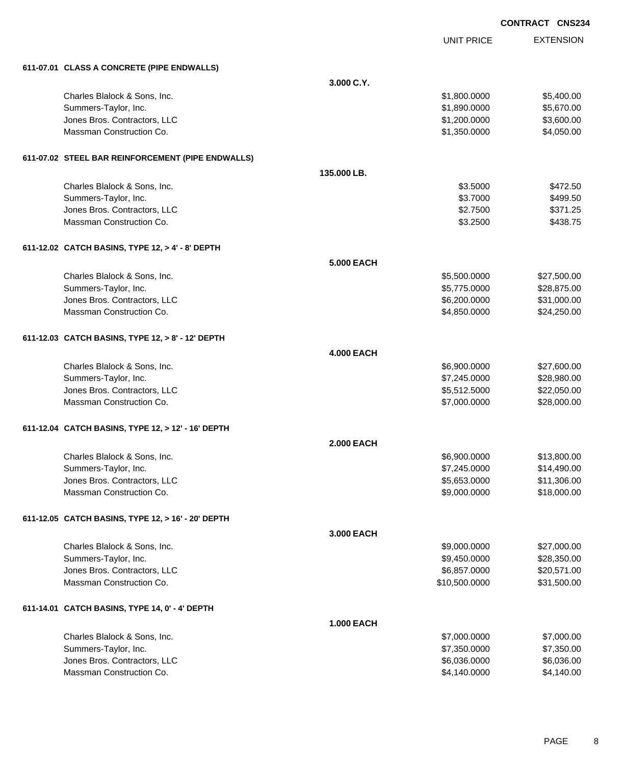CONTRACT CNS234

| | UNIT PRICE | EXTENSION |
|---|---|---|

**611-07.01 CLASS A CONCRETE (PIPE ENDWALLS)**

**3.000 C.Y.**

| Bidder | UNIT PRICE | EXTENSION |
|---|---|---|
| Charles Blalock & Sons, Inc. | $1,800.0000 | $5,400.00 |
| Summers-Taylor, Inc. | $1,890.0000 | $5,670.00 |
| Jones Bros. Contractors, LLC | $1,200.0000 | $3,600.00 |
| Massman Construction Co. | $1,350.0000 | $4,050.00 |

**611-07.02 STEEL BAR REINFORCEMENT (PIPE ENDWALLS)**

**135.000 LB.**

| Bidder | UNIT PRICE | EXTENSION |
|---|---|---|
| Charles Blalock & Sons, Inc. | $3.5000 | $472.50 |
| Summers-Taylor, Inc. | $3.7000 | $499.50 |
| Jones Bros. Contractors, LLC | $2.7500 | $371.25 |
| Massman Construction Co. | $3.2500 | $438.75 |

**611-12.02 CATCH BASINS, TYPE 12, > 4' - 8' DEPTH**

**5.000 EACH**

| Bidder | UNIT PRICE | EXTENSION |
|---|---|---|
| Charles Blalock & Sons, Inc. | $5,500.0000 | $27,500.00 |
| Summers-Taylor, Inc. | $5,775.0000 | $28,875.00 |
| Jones Bros. Contractors, LLC | $6,200.0000 | $31,000.00 |
| Massman Construction Co. | $4,850.0000 | $24,250.00 |

**611-12.03 CATCH BASINS, TYPE 12, > 8' - 12' DEPTH**

**4.000 EACH**

| Bidder | UNIT PRICE | EXTENSION |
|---|---|---|
| Charles Blalock & Sons, Inc. | $6,900.0000 | $27,600.00 |
| Summers-Taylor, Inc. | $7,245.0000 | $28,980.00 |
| Jones Bros. Contractors, LLC | $5,512.5000 | $22,050.00 |
| Massman Construction Co. | $7,000.0000 | $28,000.00 |

**611-12.04 CATCH BASINS, TYPE 12, > 12' - 16' DEPTH**

**2.000 EACH**

| Bidder | UNIT PRICE | EXTENSION |
|---|---|---|
| Charles Blalock & Sons, Inc. | $6,900.0000 | $13,800.00 |
| Summers-Taylor, Inc. | $7,245.0000 | $14,490.00 |
| Jones Bros. Contractors, LLC | $5,653.0000 | $11,306.00 |
| Massman Construction Co. | $9,000.0000 | $18,000.00 |

**611-12.05 CATCH BASINS, TYPE 12, > 16' - 20' DEPTH**

**3.000 EACH**

| Bidder | UNIT PRICE | EXTENSION |
|---|---|---|
| Charles Blalock & Sons, Inc. | $9,000.0000 | $27,000.00 |
| Summers-Taylor, Inc. | $9,450.0000 | $28,350.00 |
| Jones Bros. Contractors, LLC | $6,857.0000 | $20,571.00 |
| Massman Construction Co. | $10,500.0000 | $31,500.00 |

**611-14.01 CATCH BASINS, TYPE 14, 0' - 4' DEPTH**

**1.000 EACH**

| Bidder | UNIT PRICE | EXTENSION |
|---|---|---|
| Charles Blalock & Sons, Inc. | $7,000.0000 | $7,000.00 |
| Summers-Taylor, Inc. | $7,350.0000 | $7,350.00 |
| Jones Bros. Contractors, LLC | $6,036.0000 | $6,036.00 |
| Massman Construction Co. | $4,140.0000 | $4,140.00 |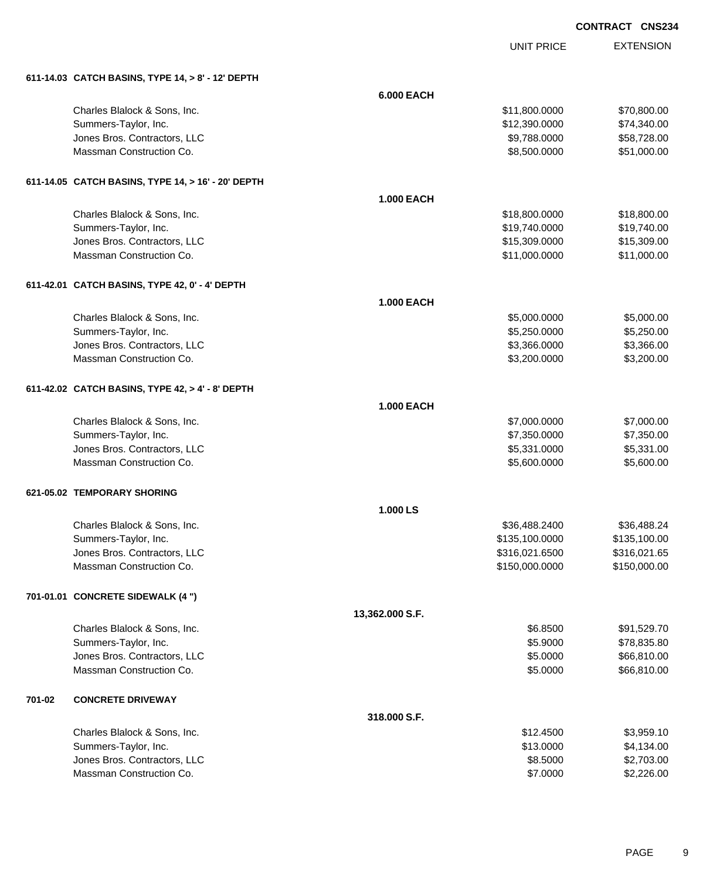**CONTRACT CNS234**

| | | UNIT PRICE | EXTENSION |
|---|---|---|---|
| **611-14.03 CATCH BASINS, TYPE 14, > 8' - 12' DEPTH** | | | |
| | **6.000 EACH** | | |
| Charles Blalock & Sons, Inc. | | $11,800.0000 | $70,800.00 |
| Summers-Taylor, Inc. | | $12,390.0000 | $74,340.00 |
| Jones Bros. Contractors, LLC | | $9,788.0000 | $58,728.00 |
| Massman Construction Co. | | $8,500.0000 | $51,000.00 |
| **611-14.05 CATCH BASINS, TYPE 14, > 16' - 20' DEPTH** | | | |
| | **1.000 EACH** | | |
| Charles Blalock & Sons, Inc. | | $18,800.0000 | $18,800.00 |
| Summers-Taylor, Inc. | | $19,740.0000 | $19,740.00 |
| Jones Bros. Contractors, LLC | | $15,309.0000 | $15,309.00 |
| Massman Construction Co. | | $11,000.0000 | $11,000.00 |
| **611-42.01 CATCH BASINS, TYPE 42, 0' - 4' DEPTH** | | | |
| | **1.000 EACH** | | |
| Charles Blalock & Sons, Inc. | | $5,000.0000 | $5,000.00 |
| Summers-Taylor, Inc. | | $5,250.0000 | $5,250.00 |
| Jones Bros. Contractors, LLC | | $3,366.0000 | $3,366.00 |
| Massman Construction Co. | | $3,200.0000 | $3,200.00 |
| **611-42.02 CATCH BASINS, TYPE 42, > 4' - 8' DEPTH** | | | |
| | **1.000 EACH** | | |
| Charles Blalock & Sons, Inc. | | $7,000.0000 | $7,000.00 |
| Summers-Taylor, Inc. | | $7,350.0000 | $7,350.00 |
| Jones Bros. Contractors, LLC | | $5,331.0000 | $5,331.00 |
| Massman Construction Co. | | $5,600.0000 | $5,600.00 |
| **621-05.02 TEMPORARY SHORING** | | | |
| | **1.000 LS** | | |
| Charles Blalock & Sons, Inc. | | $36,488.2400 | $36,488.24 |
| Summers-Taylor, Inc. | | $135,100.0000 | $135,100.00 |
| Jones Bros. Contractors, LLC | | $316,021.6500 | $316,021.65 |
| Massman Construction Co. | | $150,000.0000 | $150,000.00 |
| **701-01.01 CONCRETE SIDEWALK (4 ")** | | | |
| | **13,362.000 S.F.** | | |
| Charles Blalock & Sons, Inc. | | $6.8500 | $91,529.70 |
| Summers-Taylor, Inc. | | $5.9000 | $78,835.80 |
| Jones Bros. Contractors, LLC | | $5.0000 | $66,810.00 |
| Massman Construction Co. | | $5.0000 | $66,810.00 |
| **701-02 CONCRETE DRIVEWAY** | | | |
| | **318.000 S.F.** | | |
| Charles Blalock & Sons, Inc. | | $12.4500 | $3,959.10 |
| Summers-Taylor, Inc. | | $13.0000 | $4,134.00 |
| Jones Bros. Contractors, LLC | | $8.5000 | $2,703.00 |
| Massman Construction Co. | | $7.0000 | $2,226.00 |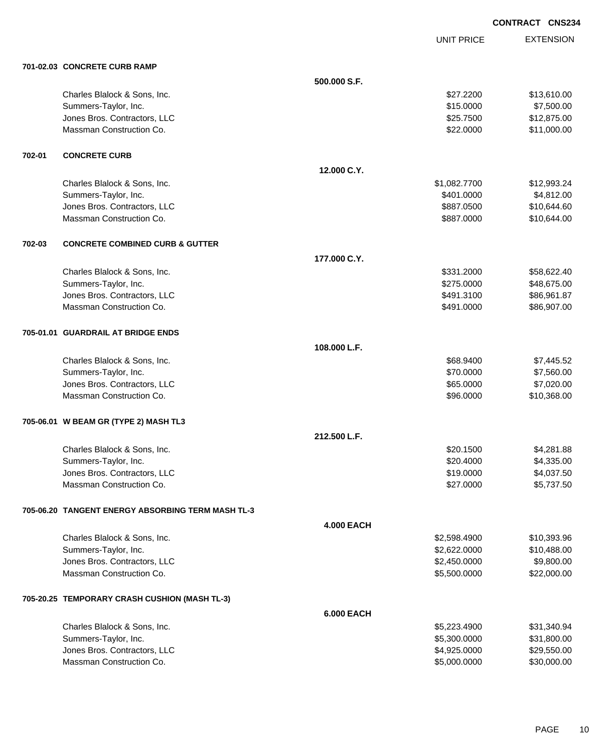CONTRACT CNS234

| | | | UNIT PRICE | EXTENSION |
|---|---|---|---|---|
| **701-02.03** | **CONCRETE CURB RAMP** | | | |
| | | **500.000 S.F.** | | |
| | Charles Blalock & Sons, Inc. | | $27.2200 | $13,610.00 |
| | Summers-Taylor, Inc. | | $15.0000 | $7,500.00 |
| | Jones Bros. Contractors, LLC | | $25.7500 | $12,875.00 |
| | Massman Construction Co. | | $22.0000 | $11,000.00 |
| **702-01** | **CONCRETE CURB** | | | |
| | | **12.000 C.Y.** | | |
| | Charles Blalock & Sons, Inc. | | $1,082.7700 | $12,993.24 |
| | Summers-Taylor, Inc. | | $401.0000 | $4,812.00 |
| | Jones Bros. Contractors, LLC | | $887.0500 | $10,644.60 |
| | Massman Construction Co. | | $887.0000 | $10,644.00 |
| **702-03** | **CONCRETE COMBINED CURB & GUTTER** | | | |
| | | **177.000 C.Y.** | | |
| | Charles Blalock & Sons, Inc. | | $331.2000 | $58,622.40 |
| | Summers-Taylor, Inc. | | $275.0000 | $48,675.00 |
| | Jones Bros. Contractors, LLC | | $491.3100 | $86,961.87 |
| | Massman Construction Co. | | $491.0000 | $86,907.00 |
| **705-01.01** | **GUARDRAIL AT BRIDGE ENDS** | | | |
| | | **108.000 L.F.** | | |
| | Charles Blalock & Sons, Inc. | | $68.9400 | $7,445.52 |
| | Summers-Taylor, Inc. | | $70.0000 | $7,560.00 |
| | Jones Bros. Contractors, LLC | | $65.0000 | $7,020.00 |
| | Massman Construction Co. | | $96.0000 | $10,368.00 |
| **705-06.01** | **W BEAM GR (TYPE 2) MASH TL3** | | | |
| | | **212.500 L.F.** | | |
| | Charles Blalock & Sons, Inc. | | $20.1500 | $4,281.88 |
| | Summers-Taylor, Inc. | | $20.4000 | $4,335.00 |
| | Jones Bros. Contractors, LLC | | $19.0000 | $4,037.50 |
| | Massman Construction Co. | | $27.0000 | $5,737.50 |
| **705-06.20** | **TANGENT ENERGY ABSORBING TERM MASH TL-3** | | | |
| | | **4.000 EACH** | | |
| | Charles Blalock & Sons, Inc. | | $2,598.4900 | $10,393.96 |
| | Summers-Taylor, Inc. | | $2,622.0000 | $10,488.00 |
| | Jones Bros. Contractors, LLC | | $2,450.0000 | $9,800.00 |
| | Massman Construction Co. | | $5,500.0000 | $22,000.00 |
| **705-20.25** | **TEMPORARY CRASH CUSHION (MASH TL-3)** | | | |
| | | **6.000 EACH** | | |
| | Charles Blalock & Sons, Inc. | | $5,223.4900 | $31,340.94 |
| | Summers-Taylor, Inc. | | $5,300.0000 | $31,800.00 |
| | Jones Bros. Contractors, LLC | | $4,925.0000 | $29,550.00 |
| | Massman Construction Co. | | $5,000.0000 | $30,000.00 |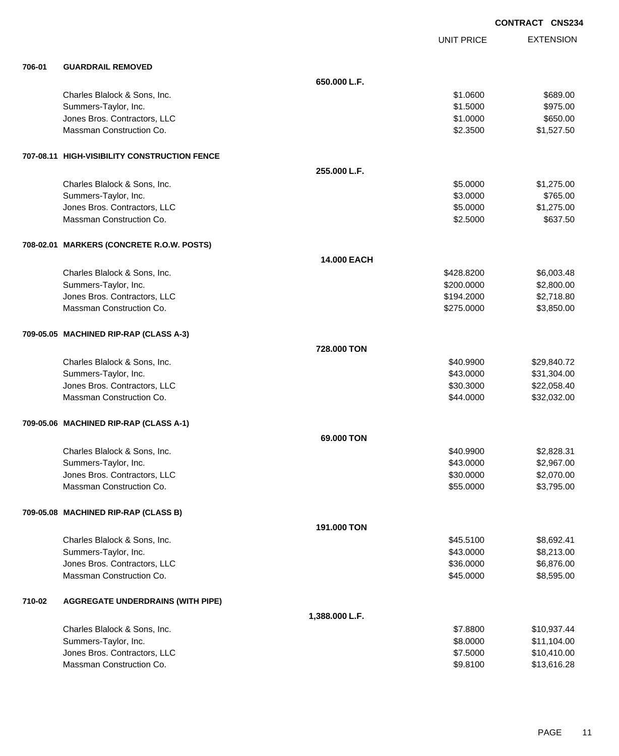**CONTRACT CNS234**

| | | | UNIT PRICE | EXTENSION |
|---|---|---|---|---|
| **706-01** | **GUARDRAIL REMOVED** | | | |
| | | **650.000 L.F.** | | |
| | Charles Blalock & Sons, Inc. | | $1.0600 | $689.00 |
| | Summers-Taylor, Inc. | | $1.5000 | $975.00 |
| | Jones Bros. Contractors, LLC | | $1.0000 | $650.00 |
| | Massman Construction Co. | | $2.3500 | $1,527.50 |
| **707-08.11** | **HIGH-VISIBILITY CONSTRUCTION FENCE** | | | |
| | | **255.000 L.F.** | | |
| | Charles Blalock & Sons, Inc. | | $5.0000 | $1,275.00 |
| | Summers-Taylor, Inc. | | $3.0000 | $765.00 |
| | Jones Bros. Contractors, LLC | | $5.0000 | $1,275.00 |
| | Massman Construction Co. | | $2.5000 | $637.50 |
| **708-02.01** | **MARKERS (CONCRETE R.O.W. POSTS)** | | | |
| | | **14.000 EACH** | | |
| | Charles Blalock & Sons, Inc. | | $428.8200 | $6,003.48 |
| | Summers-Taylor, Inc. | | $200.0000 | $2,800.00 |
| | Jones Bros. Contractors, LLC | | $194.2000 | $2,718.80 |
| | Massman Construction Co. | | $275.0000 | $3,850.00 |
| **709-05.05** | **MACHINED RIP-RAP (CLASS A-3)** | | | |
| | | **728.000 TON** | | |
| | Charles Blalock & Sons, Inc. | | $40.9900 | $29,840.72 |
| | Summers-Taylor, Inc. | | $43.0000 | $31,304.00 |
| | Jones Bros. Contractors, LLC | | $30.3000 | $22,058.40 |
| | Massman Construction Co. | | $44.0000 | $32,032.00 |
| **709-05.06** | **MACHINED RIP-RAP (CLASS A-1)** | | | |
| | | **69.000 TON** | | |
| | Charles Blalock & Sons, Inc. | | $40.9900 | $2,828.31 |
| | Summers-Taylor, Inc. | | $43.0000 | $2,967.00 |
| | Jones Bros. Contractors, LLC | | $30.0000 | $2,070.00 |
| | Massman Construction Co. | | $55.0000 | $3,795.00 |
| **709-05.08** | **MACHINED RIP-RAP (CLASS B)** | | | |
| | | **191.000 TON** | | |
| | Charles Blalock & Sons, Inc. | | $45.5100 | $8,692.41 |
| | Summers-Taylor, Inc. | | $43.0000 | $8,213.00 |
| | Jones Bros. Contractors, LLC | | $36.0000 | $6,876.00 |
| | Massman Construction Co. | | $45.0000 | $8,595.00 |
| **710-02** | **AGGREGATE UNDERDRAINS (WITH PIPE)** | | | |
| | | **1,388.000 L.F.** | | |
| | Charles Blalock & Sons, Inc. | | $7.8800 | $10,937.44 |
| | Summers-Taylor, Inc. | | $8.0000 | $11,104.00 |
| | Jones Bros. Contractors, LLC | | $7.5000 | $10,410.00 |
| | Massman Construction Co. | | $9.8100 | $13,616.28 |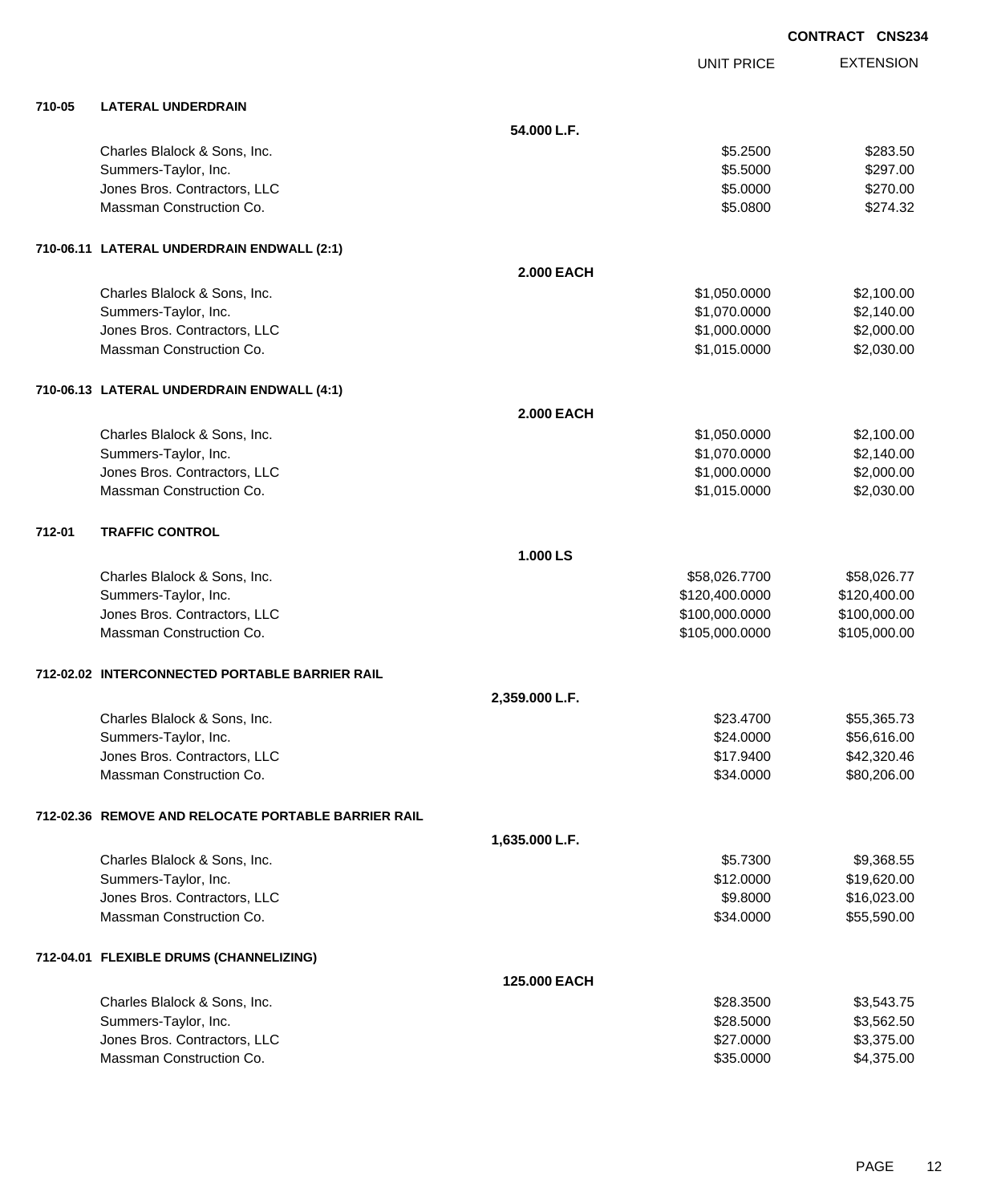**CONTRACT CNS234**

| | | | UNIT PRICE | EXTENSION |
|---|---|---|---|---|
| **710-05** | **LATERAL UNDERDRAIN** | | | |
| | | **54.000 L.F.** | | |
| | Charles Blalock & Sons, Inc. | | $5.2500 | $283.50 |
| | Summers-Taylor, Inc. | | $5.5000 | $297.00 |
| | Jones Bros. Contractors, LLC | | $5.0000 | $270.00 |
| | Massman Construction Co. | | $5.0800 | $274.32 |
| **710-06.11** | **LATERAL UNDERDRAIN ENDWALL (2:1)** | | | |
| | | **2.000 EACH** | | |
| | Charles Blalock & Sons, Inc. | | $1,050.0000 | $2,100.00 |
| | Summers-Taylor, Inc. | | $1,070.0000 | $2,140.00 |
| | Jones Bros. Contractors, LLC | | $1,000.0000 | $2,000.00 |
| | Massman Construction Co. | | $1,015.0000 | $2,030.00 |
| **710-06.13** | **LATERAL UNDERDRAIN ENDWALL (4:1)** | | | |
| | | **2.000 EACH** | | |
| | Charles Blalock & Sons, Inc. | | $1,050.0000 | $2,100.00 |
| | Summers-Taylor, Inc. | | $1,070.0000 | $2,140.00 |
| | Jones Bros. Contractors, LLC | | $1,000.0000 | $2,000.00 |
| | Massman Construction Co. | | $1,015.0000 | $2,030.00 |
| **712-01** | **TRAFFIC CONTROL** | | | |
| | | **1.000 LS** | | |
| | Charles Blalock & Sons, Inc. | | $58,026.7700 | $58,026.77 |
| | Summers-Taylor, Inc. | | $120,400.0000 | $120,400.00 |
| | Jones Bros. Contractors, LLC | | $100,000.0000 | $100,000.00 |
| | Massman Construction Co. | | $105,000.0000 | $105,000.00 |
| **712-02.02** | **INTERCONNECTED PORTABLE BARRIER RAIL** | | | |
| | | **2,359.000 L.F.** | | |
| | Charles Blalock & Sons, Inc. | | $23.4700 | $55,365.73 |
| | Summers-Taylor, Inc. | | $24.0000 | $56,616.00 |
| | Jones Bros. Contractors, LLC | | $17.9400 | $42,320.46 |
| | Massman Construction Co. | | $34.0000 | $80,206.00 |
| **712-02.36** | **REMOVE AND RELOCATE PORTABLE BARRIER RAIL** | | | |
| | | **1,635.000 L.F.** | | |
| | Charles Blalock & Sons, Inc. | | $5.7300 | $9,368.55 |
| | Summers-Taylor, Inc. | | $12.0000 | $19,620.00 |
| | Jones Bros. Contractors, LLC | | $9.8000 | $16,023.00 |
| | Massman Construction Co. | | $34.0000 | $55,590.00 |
| **712-04.01** | **FLEXIBLE DRUMS (CHANNELIZING)** | | | |
| | | **125.000 EACH** | | |
| | Charles Blalock & Sons, Inc. | | $28.3500 | $3,543.75 |
| | Summers-Taylor, Inc. | | $28.5000 | $3,562.50 |
| | Jones Bros. Contractors, LLC | | $27.0000 | $3,375.00 |
| | Massman Construction Co. | | $35.0000 | $4,375.00 |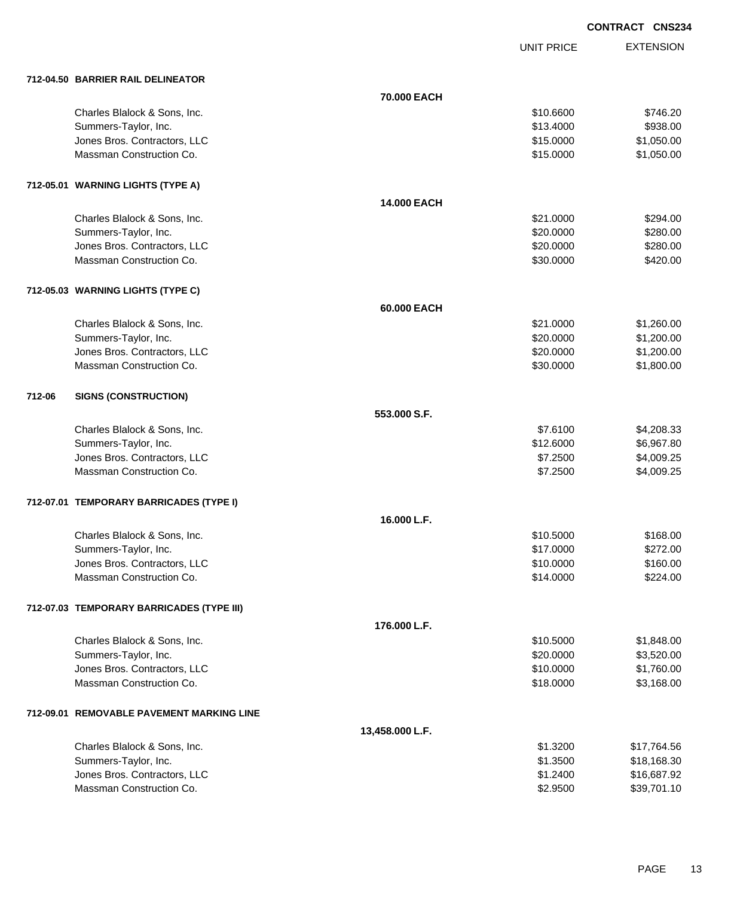**CONTRACT CNS234**

| | | UNIT PRICE | EXTENSION |
|---|---|---|---|
| **712-04.50 BARRIER RAIL DELINEATOR** | | | |
| | **70.000 EACH** | | |
| Charles Blalock & Sons, Inc. | | $10.6600 | $746.20 |
| Summers-Taylor, Inc. | | $13.4000 | $938.00 |
| Jones Bros. Contractors, LLC | | $15.0000 | $1,050.00 |
| Massman Construction Co. | | $15.0000 | $1,050.00 |
| **712-05.01 WARNING LIGHTS (TYPE A)** | | | |
| | **14.000 EACH** | | |
| Charles Blalock & Sons, Inc. | | $21.0000 | $294.00 |
| Summers-Taylor, Inc. | | $20.0000 | $280.00 |
| Jones Bros. Contractors, LLC | | $20.0000 | $280.00 |
| Massman Construction Co. | | $30.0000 | $420.00 |
| **712-05.03 WARNING LIGHTS (TYPE C)** | | | |
| | **60.000 EACH** | | |
| Charles Blalock & Sons, Inc. | | $21.0000 | $1,260.00 |
| Summers-Taylor, Inc. | | $20.0000 | $1,200.00 |
| Jones Bros. Contractors, LLC | | $20.0000 | $1,200.00 |
| Massman Construction Co. | | $30.0000 | $1,800.00 |
| **712-06 SIGNS (CONSTRUCTION)** | | | |
| | **553.000 S.F.** | | |
| Charles Blalock & Sons, Inc. | | $7.6100 | $4,208.33 |
| Summers-Taylor, Inc. | | $12.6000 | $6,967.80 |
| Jones Bros. Contractors, LLC | | $7.2500 | $4,009.25 |
| Massman Construction Co. | | $7.2500 | $4,009.25 |
| **712-07.01 TEMPORARY BARRICADES (TYPE I)** | | | |
| | **16.000 L.F.** | | |
| Charles Blalock & Sons, Inc. | | $10.5000 | $168.00 |
| Summers-Taylor, Inc. | | $17.0000 | $272.00 |
| Jones Bros. Contractors, LLC | | $10.0000 | $160.00 |
| Massman Construction Co. | | $14.0000 | $224.00 |
| **712-07.03 TEMPORARY BARRICADES (TYPE III)** | | | |
| | **176.000 L.F.** | | |
| Charles Blalock & Sons, Inc. | | $10.5000 | $1,848.00 |
| Summers-Taylor, Inc. | | $20.0000 | $3,520.00 |
| Jones Bros. Contractors, LLC | | $10.0000 | $1,760.00 |
| Massman Construction Co. | | $18.0000 | $3,168.00 |
| **712-09.01 REMOVABLE PAVEMENT MARKING LINE** | | | |
| | **13,458.000 L.F.** | | |
| Charles Blalock & Sons, Inc. | | $1.3200 | $17,764.56 |
| Summers-Taylor, Inc. | | $1.3500 | $18,168.30 |
| Jones Bros. Contractors, LLC | | $1.2400 | $16,687.92 |
| Massman Construction Co. | | $2.9500 | $39,701.10 |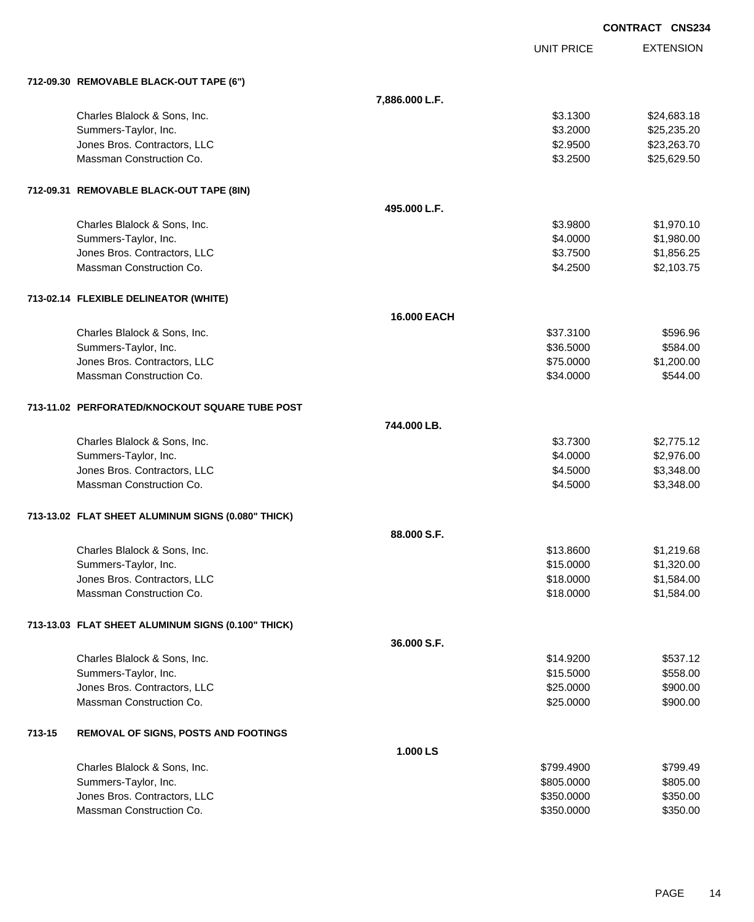**CONTRACT CNS234**

| | | UNIT PRICE | EXTENSION |
|---|---|---|---|
| **712-09.30 REMOVABLE BLACK-OUT TAPE (6")** | | | |
| | **7,886.000 L.F.** | | |
| Charles Blalock & Sons, Inc. | | $3.1300 | $24,683.18 |
| Summers-Taylor, Inc. | | $3.2000 | $25,235.20 |
| Jones Bros. Contractors, LLC | | $2.9500 | $23,263.70 |
| Massman Construction Co. | | $3.2500 | $25,629.50 |
| **712-09.31 REMOVABLE BLACK-OUT TAPE (8IN)** | | | |
| | **495.000 L.F.** | | |
| Charles Blalock & Sons, Inc. | | $3.9800 | $1,970.10 |
| Summers-Taylor, Inc. | | $4.0000 | $1,980.00 |
| Jones Bros. Contractors, LLC | | $3.7500 | $1,856.25 |
| Massman Construction Co. | | $4.2500 | $2,103.75 |
| **713-02.14 FLEXIBLE DELINEATOR (WHITE)** | | | |
| | **16.000 EACH** | | |
| Charles Blalock & Sons, Inc. | | $37.3100 | $596.96 |
| Summers-Taylor, Inc. | | $36.5000 | $584.00 |
| Jones Bros. Contractors, LLC | | $75.0000 | $1,200.00 |
| Massman Construction Co. | | $34.0000 | $544.00 |
| **713-11.02 PERFORATED/KNOCKOUT SQUARE TUBE POST** | | | |
| | **744.000 LB.** | | |
| Charles Blalock & Sons, Inc. | | $3.7300 | $2,775.12 |
| Summers-Taylor, Inc. | | $4.0000 | $2,976.00 |
| Jones Bros. Contractors, LLC | | $4.5000 | $3,348.00 |
| Massman Construction Co. | | $4.5000 | $3,348.00 |
| **713-13.02 FLAT SHEET ALUMINUM SIGNS (0.080" THICK)** | | | |
| | **88.000 S.F.** | | |
| Charles Blalock & Sons, Inc. | | $13.8600 | $1,219.68 |
| Summers-Taylor, Inc. | | $15.0000 | $1,320.00 |
| Jones Bros. Contractors, LLC | | $18.0000 | $1,584.00 |
| Massman Construction Co. | | $18.0000 | $1,584.00 |
| **713-13.03 FLAT SHEET ALUMINUM SIGNS (0.100" THICK)** | | | |
| | **36.000 S.F.** | | |
| Charles Blalock & Sons, Inc. | | $14.9200 | $537.12 |
| Summers-Taylor, Inc. | | $15.5000 | $558.00 |
| Jones Bros. Contractors, LLC | | $25.0000 | $900.00 |
| Massman Construction Co. | | $25.0000 | $900.00 |
| **713-15 REMOVAL OF SIGNS, POSTS AND FOOTINGS** | | | |
| | **1.000 LS** | | |
| Charles Blalock & Sons, Inc. | | $799.4900 | $799.49 |
| Summers-Taylor, Inc. | | $805.0000 | $805.00 |
| Jones Bros. Contractors, LLC | | $350.0000 | $350.00 |
| Massman Construction Co. | | $350.0000 | $350.00 |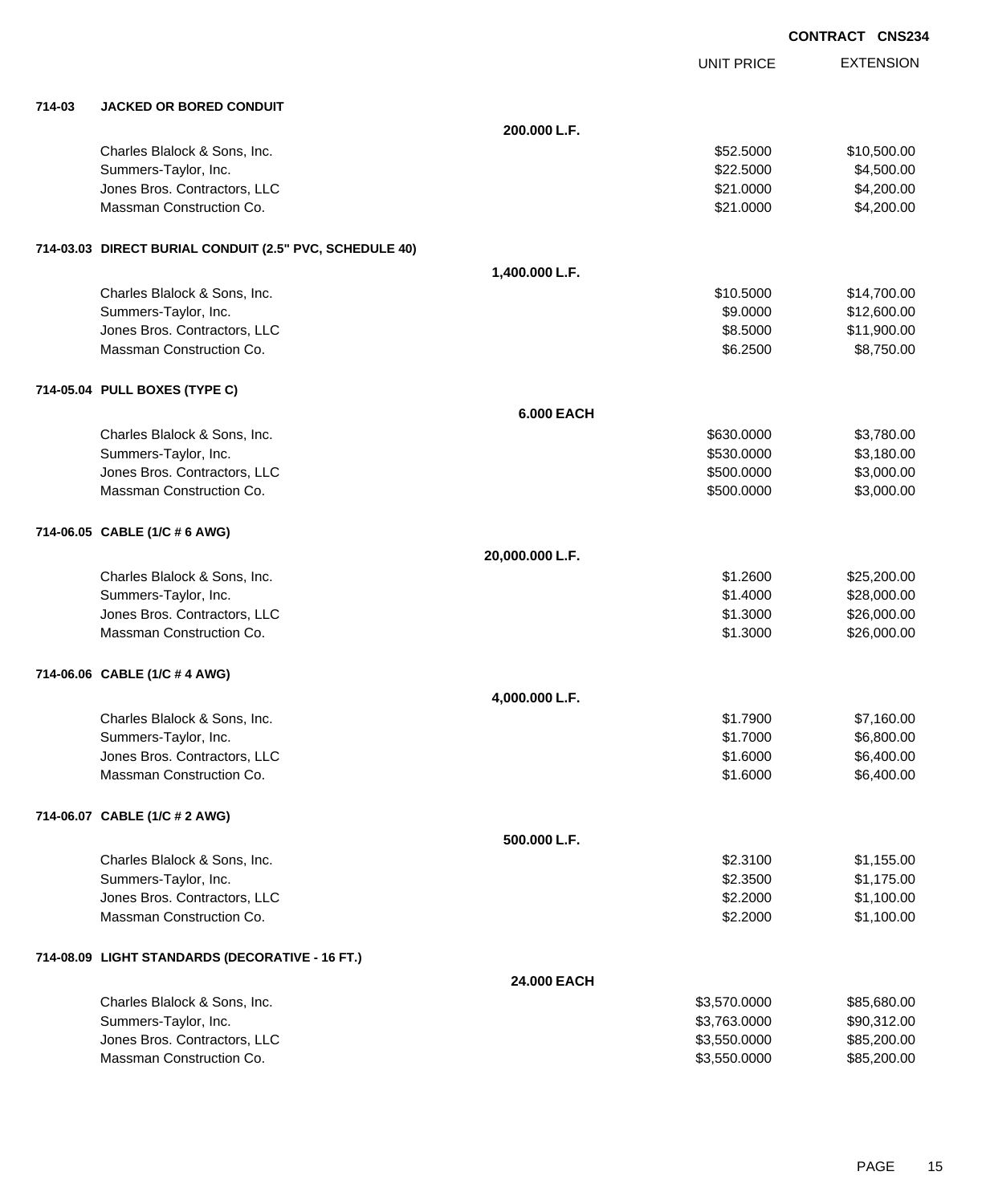**CONTRACT CNS234**

| | | UNIT PRICE | EXTENSION |
|---|---|---|---|
| **714-03** | **JACKED OR BORED CONDUIT** | | |
| | **200.000 L.F.** | | |
| | Charles Blalock & Sons, Inc. | $52.5000 | $10,500.00 |
| | Summers-Taylor, Inc. | $22.5000 | $4,500.00 |
| | Jones Bros. Contractors, LLC | $21.0000 | $4,200.00 |
| | Massman Construction Co. | $21.0000 | $4,200.00 |
| **714-03.03** | **DIRECT BURIAL CONDUIT (2.5" PVC, SCHEDULE 40)** | | |
| | **1,400.000 L.F.** | | |
| | Charles Blalock & Sons, Inc. | $10.5000 | $14,700.00 |
| | Summers-Taylor, Inc. | $9.0000 | $12,600.00 |
| | Jones Bros. Contractors, LLC | $8.5000 | $11,900.00 |
| | Massman Construction Co. | $6.2500 | $8,750.00 |
| **714-05.04** | **PULL BOXES (TYPE C)** | | |
| | **6.000 EACH** | | |
| | Charles Blalock & Sons, Inc. | $630.0000 | $3,780.00 |
| | Summers-Taylor, Inc. | $530.0000 | $3,180.00 |
| | Jones Bros. Contractors, LLC | $500.0000 | $3,000.00 |
| | Massman Construction Co. | $500.0000 | $3,000.00 |
| **714-06.05** | **CABLE (1/C # 6 AWG)** | | |
| | **20,000.000 L.F.** | | |
| | Charles Blalock & Sons, Inc. | $1.2600 | $25,200.00 |
| | Summers-Taylor, Inc. | $1.4000 | $28,000.00 |
| | Jones Bros. Contractors, LLC | $1.3000 | $26,000.00 |
| | Massman Construction Co. | $1.3000 | $26,000.00 |
| **714-06.06** | **CABLE (1/C # 4 AWG)** | | |
| | **4,000.000 L.F.** | | |
| | Charles Blalock & Sons, Inc. | $1.7900 | $7,160.00 |
| | Summers-Taylor, Inc. | $1.7000 | $6,800.00 |
| | Jones Bros. Contractors, LLC | $1.6000 | $6,400.00 |
| | Massman Construction Co. | $1.6000 | $6,400.00 |
| **714-06.07** | **CABLE (1/C # 2 AWG)** | | |
| | **500.000 L.F.** | | |
| | Charles Blalock & Sons, Inc. | $2.3100 | $1,155.00 |
| | Summers-Taylor, Inc. | $2.3500 | $1,175.00 |
| | Jones Bros. Contractors, LLC | $2.2000 | $1,100.00 |
| | Massman Construction Co. | $2.2000 | $1,100.00 |
| **714-08.09** | **LIGHT STANDARDS (DECORATIVE - 16 FT.)** | | |
| | **24.000 EACH** | | |
| | Charles Blalock & Sons, Inc. | $3,570.0000 | $85,680.00 |
| | Summers-Taylor, Inc. | $3,763.0000 | $90,312.00 |
| | Jones Bros. Contractors, LLC | $3,550.0000 | $85,200.00 |
| | Massman Construction Co. | $3,550.0000 | $85,200.00 |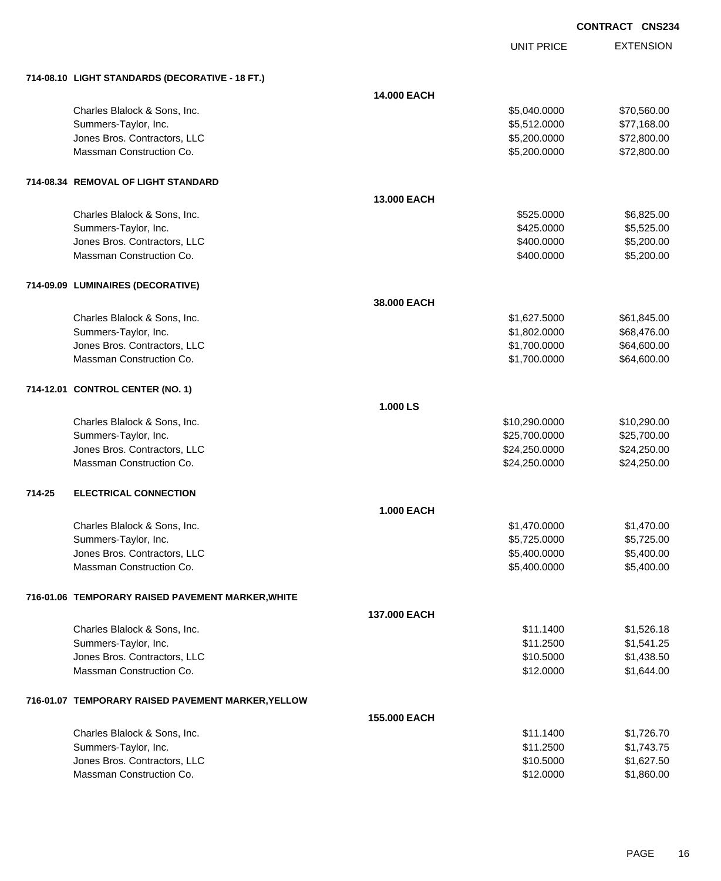**CONTRACT CNS234**

| | | | UNIT PRICE | EXTENSION |
|---|---|---|---|---|
| **714-08.10** | **LIGHT STANDARDS (DECORATIVE - 18 FT.)** | | | |
| | | **14.000 EACH** | | |
| | Charles Blalock & Sons, Inc. | | $5,040.0000 | $70,560.00 |
| | Summers-Taylor, Inc. | | $5,512.0000 | $77,168.00 |
| | Jones Bros. Contractors, LLC | | $5,200.0000 | $72,800.00 |
| | Massman Construction Co. | | $5,200.0000 | $72,800.00 |
| **714-08.34** | **REMOVAL OF LIGHT STANDARD** | | | |
| | | **13.000 EACH** | | |
| | Charles Blalock & Sons, Inc. | | $525.0000 | $6,825.00 |
| | Summers-Taylor, Inc. | | $425.0000 | $5,525.00 |
| | Jones Bros. Contractors, LLC | | $400.0000 | $5,200.00 |
| | Massman Construction Co. | | $400.0000 | $5,200.00 |
| **714-09.09** | **LUMINAIRES (DECORATIVE)** | | | |
| | | **38.000 EACH** | | |
| | Charles Blalock & Sons, Inc. | | $1,627.5000 | $61,845.00 |
| | Summers-Taylor, Inc. | | $1,802.0000 | $68,476.00 |
| | Jones Bros. Contractors, LLC | | $1,700.0000 | $64,600.00 |
| | Massman Construction Co. | | $1,700.0000 | $64,600.00 |
| **714-12.01** | **CONTROL CENTER (NO. 1)** | | | |
| | | **1.000 LS** | | |
| | Charles Blalock & Sons, Inc. | | $10,290.0000 | $10,290.00 |
| | Summers-Taylor, Inc. | | $25,700.0000 | $25,700.00 |
| | Jones Bros. Contractors, LLC | | $24,250.0000 | $24,250.00 |
| | Massman Construction Co. | | $24,250.0000 | $24,250.00 |
| **714-25** | **ELECTRICAL CONNECTION** | | | |
| | | **1.000 EACH** | | |
| | Charles Blalock & Sons, Inc. | | $1,470.0000 | $1,470.00 |
| | Summers-Taylor, Inc. | | $5,725.0000 | $5,725.00 |
| | Jones Bros. Contractors, LLC | | $5,400.0000 | $5,400.00 |
| | Massman Construction Co. | | $5,400.0000 | $5,400.00 |
| **716-01.06** | **TEMPORARY RAISED PAVEMENT MARKER,WHITE** | | | |
| | | **137.000 EACH** | | |
| | Charles Blalock & Sons, Inc. | | $11.1400 | $1,526.18 |
| | Summers-Taylor, Inc. | | $11.2500 | $1,541.25 |
| | Jones Bros. Contractors, LLC | | $10.5000 | $1,438.50 |
| | Massman Construction Co. | | $12.0000 | $1,644.00 |
| **716-01.07** | **TEMPORARY RAISED PAVEMENT MARKER,YELLOW** | | | |
| | | **155.000 EACH** | | |
| | Charles Blalock & Sons, Inc. | | $11.1400 | $1,726.70 |
| | Summers-Taylor, Inc. | | $11.2500 | $1,743.75 |
| | Jones Bros. Contractors, LLC | | $10.5000 | $1,627.50 |
| | Massman Construction Co. | | $12.0000 | $1,860.00 |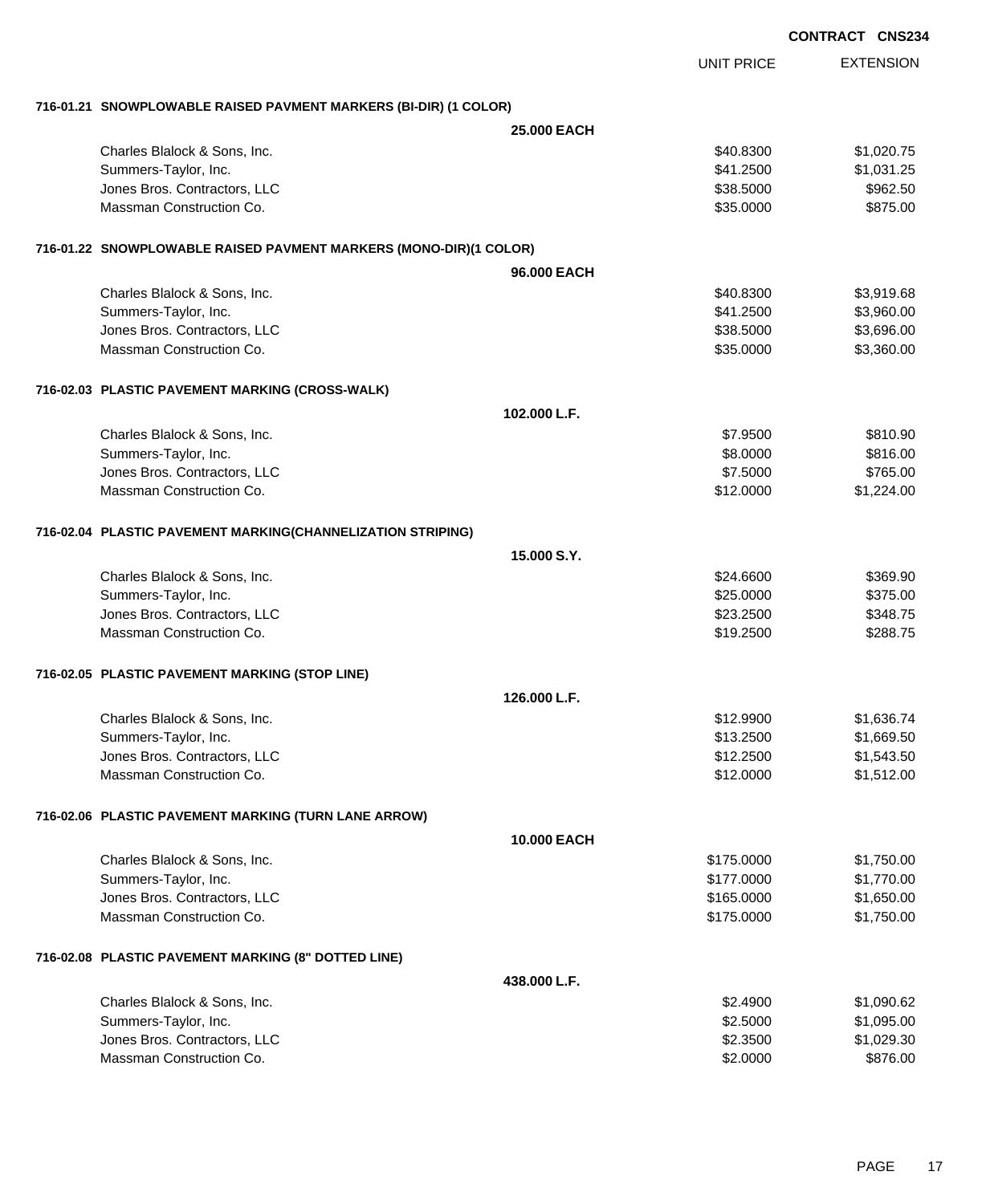**CONTRACT CNS234**

| | UNIT PRICE | EXTENSION |
|---|---|---|
| **716-01.21 SNOWPLOWABLE RAISED PAVMENT MARKERS (BI-DIR) (1 COLOR)** | | |
| **25.000 EACH** | | |
| Charles Blalock & Sons, Inc. | $40.8300 | $1,020.75 |
| Summers-Taylor, Inc. | $41.2500 | $1,031.25 |
| Jones Bros. Contractors, LLC | $38.5000 | $962.50 |
| Massman Construction Co. | $35.0000 | $875.00 |
| **716-01.22 SNOWPLOWABLE RAISED PAVMENT MARKERS (MONO-DIR)(1 COLOR)** | | |
| **96.000 EACH** | | |
| Charles Blalock & Sons, Inc. | $40.8300 | $3,919.68 |
| Summers-Taylor, Inc. | $41.2500 | $3,960.00 |
| Jones Bros. Contractors, LLC | $38.5000 | $3,696.00 |
| Massman Construction Co. | $35.0000 | $3,360.00 |
| **716-02.03 PLASTIC PAVEMENT MARKING (CROSS-WALK)** | | |
| **102.000 L.F.** | | |
| Charles Blalock & Sons, Inc. | $7.9500 | $810.90 |
| Summers-Taylor, Inc. | $8.0000 | $816.00 |
| Jones Bros. Contractors, LLC | $7.5000 | $765.00 |
| Massman Construction Co. | $12.0000 | $1,224.00 |
| **716-02.04 PLASTIC PAVEMENT MARKING(CHANNELIZATION STRIPING)** | | |
| **15.000 S.Y.** | | |
| Charles Blalock & Sons, Inc. | $24.6600 | $369.90 |
| Summers-Taylor, Inc. | $25.0000 | $375.00 |
| Jones Bros. Contractors, LLC | $23.2500 | $348.75 |
| Massman Construction Co. | $19.2500 | $288.75 |
| **716-02.05 PLASTIC PAVEMENT MARKING (STOP LINE)** | | |
| **126.000 L.F.** | | |
| Charles Blalock & Sons, Inc. | $12.9900 | $1,636.74 |
| Summers-Taylor, Inc. | $13.2500 | $1,669.50 |
| Jones Bros. Contractors, LLC | $12.2500 | $1,543.50 |
| Massman Construction Co. | $12.0000 | $1,512.00 |
| **716-02.06 PLASTIC PAVEMENT MARKING (TURN LANE ARROW)** | | |
| **10.000 EACH** | | |
| Charles Blalock & Sons, Inc. | $175.0000 | $1,750.00 |
| Summers-Taylor, Inc. | $177.0000 | $1,770.00 |
| Jones Bros. Contractors, LLC | $165.0000 | $1,650.00 |
| Massman Construction Co. | $175.0000 | $1,750.00 |
| **716-02.08 PLASTIC PAVEMENT MARKING (8" DOTTED LINE)** | | |
| **438.000 L.F.** | | |
| Charles Blalock & Sons, Inc. | $2.4900 | $1,090.62 |
| Summers-Taylor, Inc. | $2.5000 | $1,095.00 |
| Jones Bros. Contractors, LLC | $2.3500 | $1,029.30 |
| Massman Construction Co. | $2.0000 | $876.00 |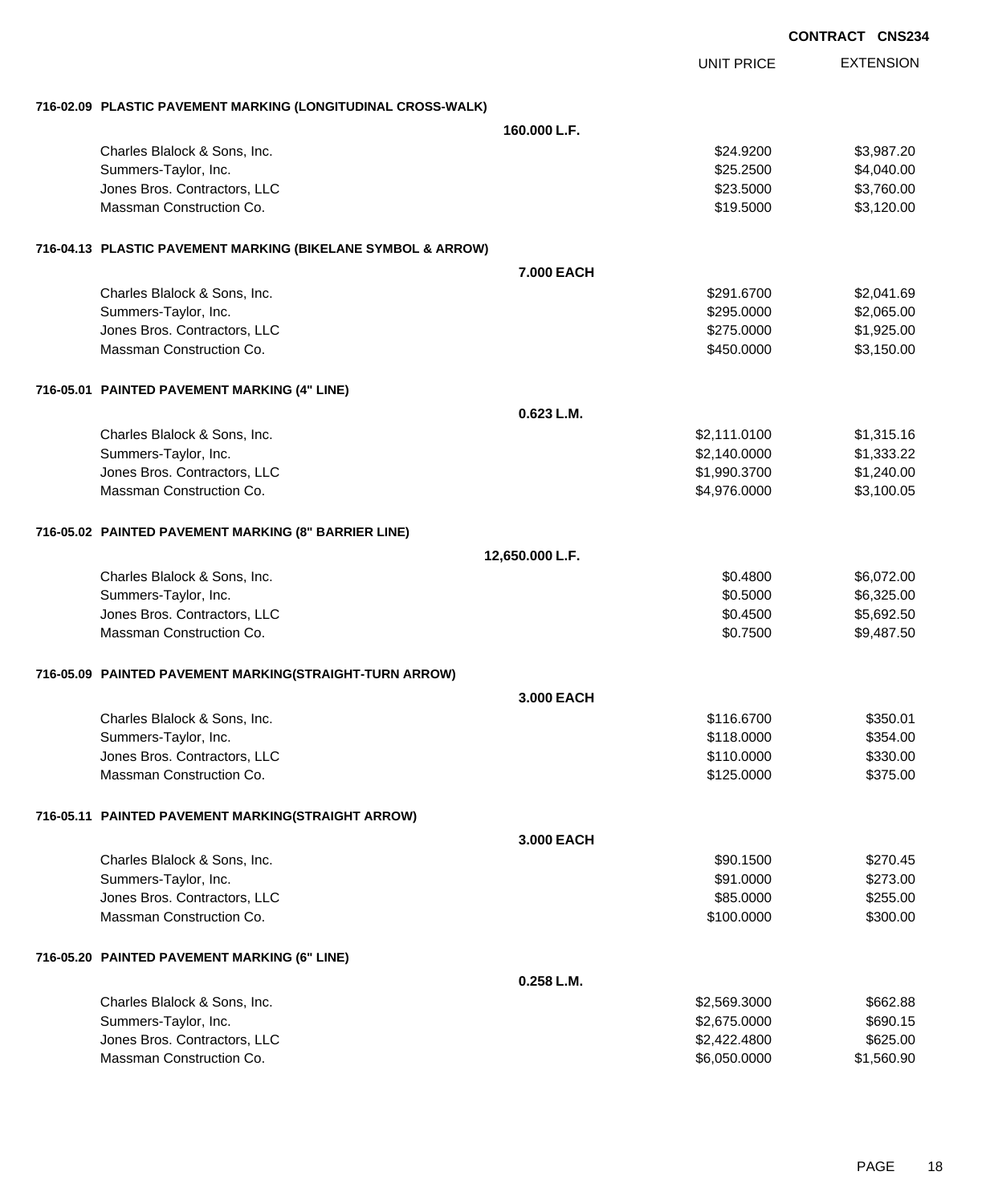**CONTRACT CNS234**

| | UNIT PRICE | EXTENSION |
|---|---|---|
| **716-02.09 PLASTIC PAVEMENT MARKING (LONGITUDINAL CROSS-WALK)** | | |
| **160.000 L.F.** | | |
| Charles Blalock & Sons, Inc. | $24.9200 | $3,987.20 |
| Summers-Taylor, Inc. | $25.2500 | $4,040.00 |
| Jones Bros. Contractors, LLC | $23.5000 | $3,760.00 |
| Massman Construction Co. | $19.5000 | $3,120.00 |
| **716-04.13 PLASTIC PAVEMENT MARKING (BIKELANE SYMBOL & ARROW)** | | |
| **7.000 EACH** | | |
| Charles Blalock & Sons, Inc. | $291.6700 | $2,041.69 |
| Summers-Taylor, Inc. | $295.0000 | $2,065.00 |
| Jones Bros. Contractors, LLC | $275.0000 | $1,925.00 |
| Massman Construction Co. | $450.0000 | $3,150.00 |
| **716-05.01 PAINTED PAVEMENT MARKING (4" LINE)** | | |
| **0.623 L.M.** | | |
| Charles Blalock & Sons, Inc. | $2,111.0100 | $1,315.16 |
| Summers-Taylor, Inc. | $2,140.0000 | $1,333.22 |
| Jones Bros. Contractors, LLC | $1,990.3700 | $1,240.00 |
| Massman Construction Co. | $4,976.0000 | $3,100.05 |
| **716-05.02 PAINTED PAVEMENT MARKING (8" BARRIER LINE)** | | |
| **12,650.000 L.F.** | | |
| Charles Blalock & Sons, Inc. | $0.4800 | $6,072.00 |
| Summers-Taylor, Inc. | $0.5000 | $6,325.00 |
| Jones Bros. Contractors, LLC | $0.4500 | $5,692.50 |
| Massman Construction Co. | $0.7500 | $9,487.50 |
| **716-05.09 PAINTED PAVEMENT MARKING(STRAIGHT-TURN ARROW)** | | |
| **3.000 EACH** | | |
| Charles Blalock & Sons, Inc. | $116.6700 | $350.01 |
| Summers-Taylor, Inc. | $118.0000 | $354.00 |
| Jones Bros. Contractors, LLC | $110.0000 | $330.00 |
| Massman Construction Co. | $125.0000 | $375.00 |
| **716-05.11 PAINTED PAVEMENT MARKING(STRAIGHT ARROW)** | | |
| **3.000 EACH** | | |
| Charles Blalock & Sons, Inc. | $90.1500 | $270.45 |
| Summers-Taylor, Inc. | $91.0000 | $273.00 |
| Jones Bros. Contractors, LLC | $85.0000 | $255.00 |
| Massman Construction Co. | $100.0000 | $300.00 |
| **716-05.20 PAINTED PAVEMENT MARKING (6" LINE)** | | |
| **0.258 L.M.** | | |
| Charles Blalock & Sons, Inc. | $2,569.3000 | $662.88 |
| Summers-Taylor, Inc. | $2,675.0000 | $690.15 |
| Jones Bros. Contractors, LLC | $2,422.4800 | $625.00 |
| Massman Construction Co. | $6,050.0000 | $1,560.90 |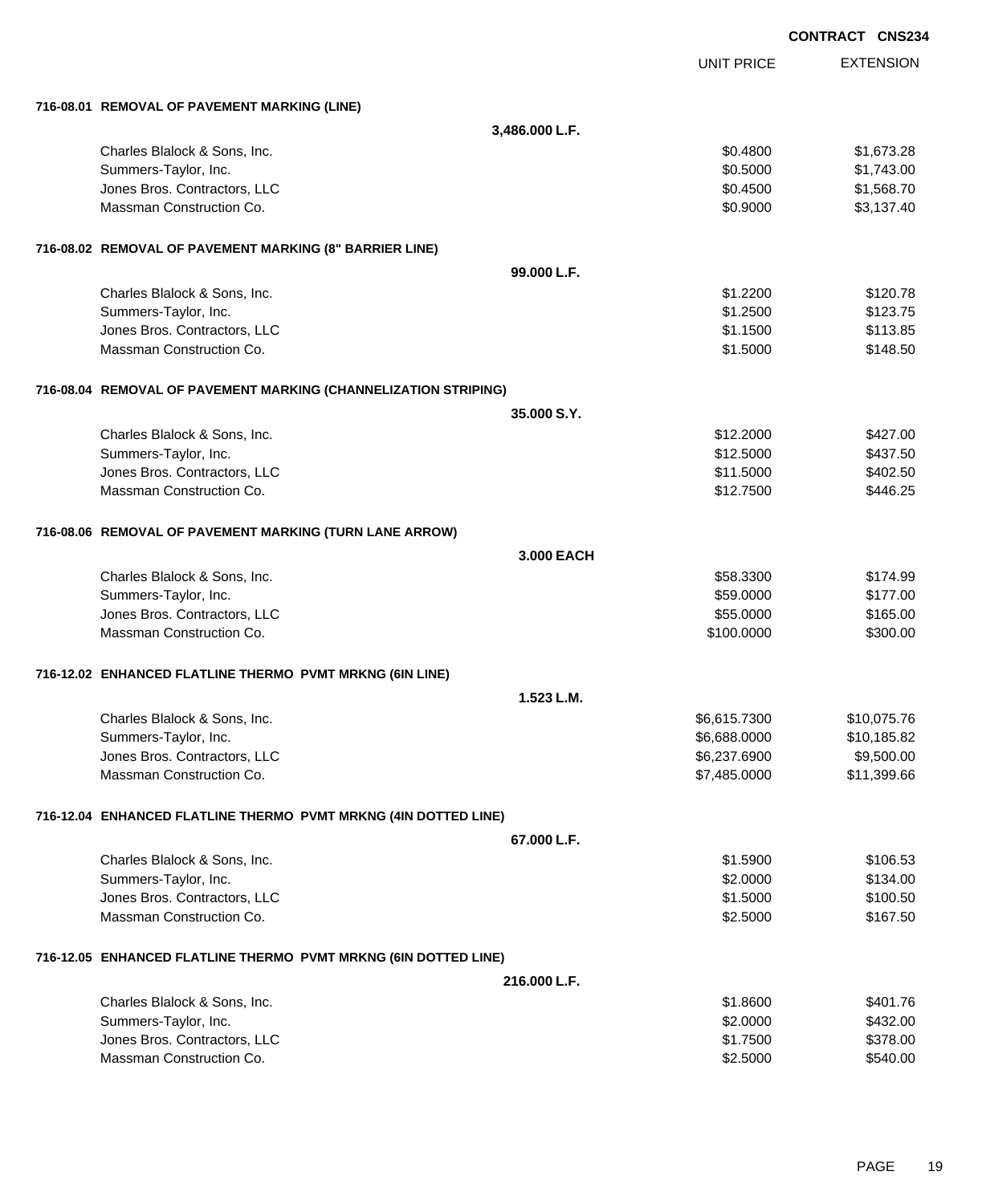**CONTRACT CNS234**

| | | UNIT PRICE | EXTENSION |
|---|---|---|---|
| **716-08.01 REMOVAL OF PAVEMENT MARKING (LINE)** | | | |
| | **3,486.000 L.F.** | | |
| Charles Blalock & Sons, Inc. | | $0.4800 | $1,673.28 |
| Summers-Taylor, Inc. | | $0.5000 | $1,743.00 |
| Jones Bros. Contractors, LLC | | $0.4500 | $1,568.70 |
| Massman Construction Co. | | $0.9000 | $3,137.40 |
| **716-08.02 REMOVAL OF PAVEMENT MARKING (8" BARRIER LINE)** | | | |
| | **99.000 L.F.** | | |
| Charles Blalock & Sons, Inc. | | $1.2200 | $120.78 |
| Summers-Taylor, Inc. | | $1.2500 | $123.75 |
| Jones Bros. Contractors, LLC | | $1.1500 | $113.85 |
| Massman Construction Co. | | $1.5000 | $148.50 |
| **716-08.04 REMOVAL OF PAVEMENT MARKING (CHANNELIZATION STRIPING)** | | | |
| | **35.000 S.Y.** | | |
| Charles Blalock & Sons, Inc. | | $12.2000 | $427.00 |
| Summers-Taylor, Inc. | | $12.5000 | $437.50 |
| Jones Bros. Contractors, LLC | | $11.5000 | $402.50 |
| Massman Construction Co. | | $12.7500 | $446.25 |
| **716-08.06 REMOVAL OF PAVEMENT MARKING (TURN LANE ARROW)** | | | |
| | **3.000 EACH** | | |
| Charles Blalock & Sons, Inc. | | $58.3300 | $174.99 |
| Summers-Taylor, Inc. | | $59.0000 | $177.00 |
| Jones Bros. Contractors, LLC | | $55.0000 | $165.00 |
| Massman Construction Co. | | $100.0000 | $300.00 |
| **716-12.02 ENHANCED FLATLINE THERMO PVMT MRKNG (6IN LINE)** | | | |
| | **1.523 L.M.** | | |
| Charles Blalock & Sons, Inc. | | $6,615.7300 | $10,075.76 |
| Summers-Taylor, Inc. | | $6,688.0000 | $10,185.82 |
| Jones Bros. Contractors, LLC | | $6,237.6900 | $9,500.00 |
| Massman Construction Co. | | $7,485.0000 | $11,399.66 |
| **716-12.04 ENHANCED FLATLINE THERMO PVMT MRKNG (4IN DOTTED LINE)** | | | |
| | **67.000 L.F.** | | |
| Charles Blalock & Sons, Inc. | | $1.5900 | $106.53 |
| Summers-Taylor, Inc. | | $2.0000 | $134.00 |
| Jones Bros. Contractors, LLC | | $1.5000 | $100.50 |
| Massman Construction Co. | | $2.5000 | $167.50 |
| **716-12.05 ENHANCED FLATLINE THERMO PVMT MRKNG (6IN DOTTED LINE)** | | | |
| | **216.000 L.F.** | | |
| Charles Blalock & Sons, Inc. | | $1.8600 | $401.76 |
| Summers-Taylor, Inc. | | $2.0000 | $432.00 |
| Jones Bros. Contractors, LLC | | $1.7500 | $378.00 |
| Massman Construction Co. | | $2.5000 | $540.00 |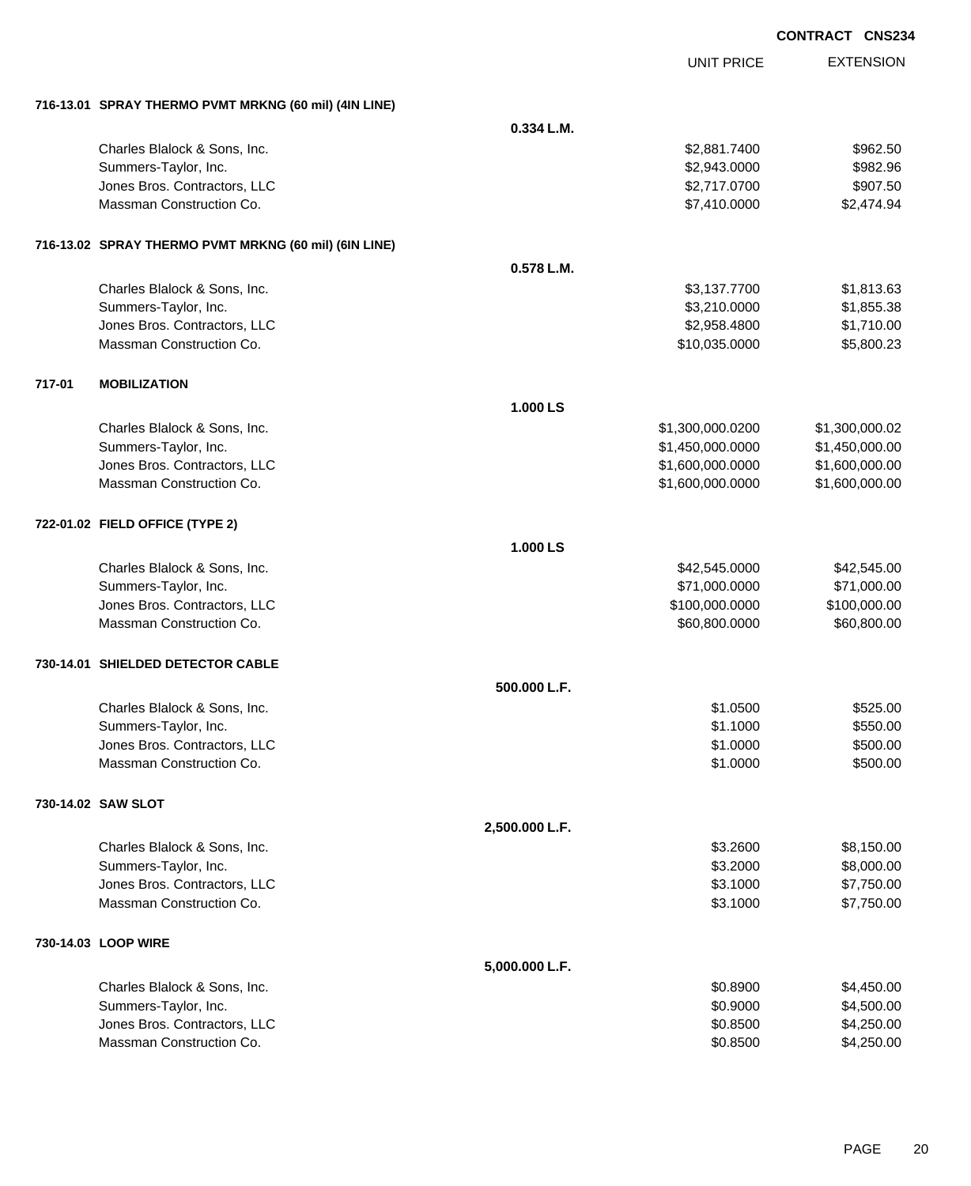**CONTRACT CNS234**

| | | UNIT PRICE | EXTENSION |
|---|---|---|---|
| **716-13.01 SPRAY THERMO PVMT MRKNG (60 mil) (4IN LINE)** | | | |
| | **0.334 L.M.** | | |
| Charles Blalock & Sons, Inc. | | $2,881.7400 | $962.50 |
| Summers-Taylor, Inc. | | $2,943.0000 | $982.96 |
| Jones Bros. Contractors, LLC | | $2,717.0700 | $907.50 |
| Massman Construction Co. | | $7,410.0000 | $2,474.94 |
| **716-13.02 SPRAY THERMO PVMT MRKNG (60 mil) (6IN LINE)** | | | |
| | **0.578 L.M.** | | |
| Charles Blalock & Sons, Inc. | | $3,137.7700 | $1,813.63 |
| Summers-Taylor, Inc. | | $3,210.0000 | $1,855.38 |
| Jones Bros. Contractors, LLC | | $2,958.4800 | $1,710.00 |
| Massman Construction Co. | | $10,035.0000 | $5,800.23 |
| **717-01 MOBILIZATION** | | | |
| | **1.000 LS** | | |
| Charles Blalock & Sons, Inc. | | $1,300,000.0200 | $1,300,000.02 |
| Summers-Taylor, Inc. | | $1,450,000.0000 | $1,450,000.00 |
| Jones Bros. Contractors, LLC | | $1,600,000.0000 | $1,600,000.00 |
| Massman Construction Co. | | $1,600,000.0000 | $1,600,000.00 |
| **722-01.02 FIELD OFFICE (TYPE 2)** | | | |
| | **1.000 LS** | | |
| Charles Blalock & Sons, Inc. | | $42,545.0000 | $42,545.00 |
| Summers-Taylor, Inc. | | $71,000.0000 | $71,000.00 |
| Jones Bros. Contractors, LLC | | $100,000.0000 | $100,000.00 |
| Massman Construction Co. | | $60,800.0000 | $60,800.00 |
| **730-14.01 SHIELDED DETECTOR CABLE** | | | |
| | **500.000 L.F.** | | |
| Charles Blalock & Sons, Inc. | | $1.0500 | $525.00 |
| Summers-Taylor, Inc. | | $1.1000 | $550.00 |
| Jones Bros. Contractors, LLC | | $1.0000 | $500.00 |
| Massman Construction Co. | | $1.0000 | $500.00 |
| **730-14.02 SAW SLOT** | | | |
| | **2,500.000 L.F.** | | |
| Charles Blalock & Sons, Inc. | | $3.2600 | $8,150.00 |
| Summers-Taylor, Inc. | | $3.2000 | $8,000.00 |
| Jones Bros. Contractors, LLC | | $3.1000 | $7,750.00 |
| Massman Construction Co. | | $3.1000 | $7,750.00 |
| **730-14.03 LOOP WIRE** | | | |
| | **5,000.000 L.F.** | | |
| Charles Blalock & Sons, Inc. | | $0.8900 | $4,450.00 |
| Summers-Taylor, Inc. | | $0.9000 | $4,500.00 |
| Jones Bros. Contractors, LLC | | $0.8500 | $4,250.00 |
| Massman Construction Co. | | $0.8500 | $4,250.00 |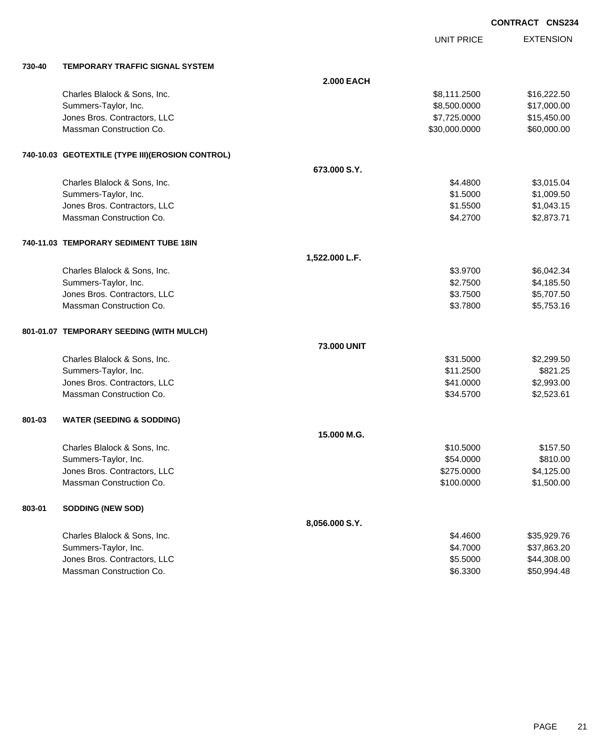**CONTRACT CNS234**

| | | UNIT PRICE | EXTENSION |
|---|---|---|---|
| **730-40** | **TEMPORARY TRAFFIC SIGNAL SYSTEM** | | |
| | **2.000 EACH** | | |
| | Charles Blalock & Sons, Inc. | $8,111.2500 | $16,222.50 |
| | Summers-Taylor, Inc. | $8,500.0000 | $17,000.00 |
| | Jones Bros. Contractors, LLC | $7,725.0000 | $15,450.00 |
| | Massman Construction Co. | $30,000.0000 | $60,000.00 |
| **740-10.03** | **GEOTEXTILE (TYPE III)(EROSION CONTROL)** | | |
| | **673.000 S.Y.** | | |
| | Charles Blalock & Sons, Inc. | $4.4800 | $3,015.04 |
| | Summers-Taylor, Inc. | $1.5000 | $1,009.50 |
| | Jones Bros. Contractors, LLC | $1.5500 | $1,043.15 |
| | Massman Construction Co. | $4.2700 | $2,873.71 |
| **740-11.03** | **TEMPORARY SEDIMENT TUBE 18IN** | | |
| | **1,522.000 L.F.** | | |
| | Charles Blalock & Sons, Inc. | $3.9700 | $6,042.34 |
| | Summers-Taylor, Inc. | $2.7500 | $4,185.50 |
| | Jones Bros. Contractors, LLC | $3.7500 | $5,707.50 |
| | Massman Construction Co. | $3.7800 | $5,753.16 |
| **801-01.07** | **TEMPORARY SEEDING (WITH MULCH)** | | |
| | **73.000 UNIT** | | |
| | Charles Blalock & Sons, Inc. | $31.5000 | $2,299.50 |
| | Summers-Taylor, Inc. | $11.2500 | $821.25 |
| | Jones Bros. Contractors, LLC | $41.0000 | $2,993.00 |
| | Massman Construction Co. | $34.5700 | $2,523.61 |
| **801-03** | **WATER (SEEDING & SODDING)** | | |
| | **15.000 M.G.** | | |
| | Charles Blalock & Sons, Inc. | $10.5000 | $157.50 |
| | Summers-Taylor, Inc. | $54.0000 | $810.00 |
| | Jones Bros. Contractors, LLC | $275.0000 | $4,125.00 |
| | Massman Construction Co. | $100.0000 | $1,500.00 |
| **803-01** | **SODDING (NEW SOD)** | | |
| | **8,056.000 S.Y.** | | |
| | Charles Blalock & Sons, Inc. | $4.4600 | $35,929.76 |
| | Summers-Taylor, Inc. | $4.7000 | $37,863.20 |
| | Jones Bros. Contractors, LLC | $5.5000 | $44,308.00 |
| | Massman Construction Co. | $6.3300 | $50,994.48 |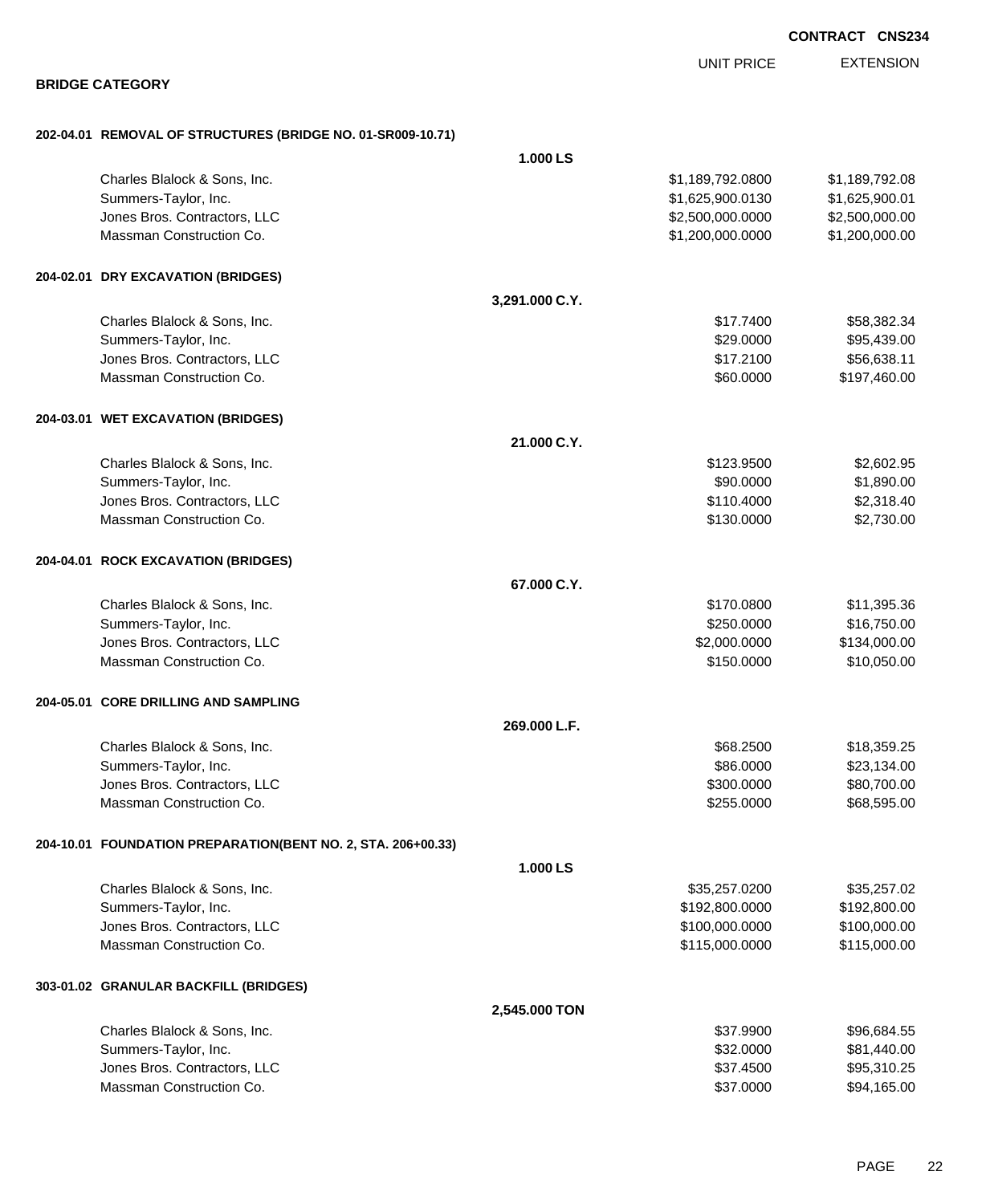**CONTRACT CNS234**

## BRIDGE CATEGORY

| | UNIT PRICE | EXTENSION |
|---|---|---|
| **202-04.01 REMOVAL OF STRUCTURES (BRIDGE NO. 01-SR009-10.71)** | | |
| **1.000 LS** | | |
| Charles Blalock & Sons, Inc. | $1,189,792.0800 | $1,189,792.08 |
| Summers-Taylor, Inc. | $1,625,900.0130 | $1,625,900.01 |
| Jones Bros. Contractors, LLC | $2,500,000.0000 | $2,500,000.00 |
| Massman Construction Co. | $1,200,000.0000 | $1,200,000.00 |
| **204-02.01 DRY EXCAVATION (BRIDGES)** | | |
| **3,291.000 C.Y.** | | |
| Charles Blalock & Sons, Inc. | $17.7400 | $58,382.34 |
| Summers-Taylor, Inc. | $29.0000 | $95,439.00 |
| Jones Bros. Contractors, LLC | $17.2100 | $56,638.11 |
| Massman Construction Co. | $60.0000 | $197,460.00 |
| **204-03.01 WET EXCAVATION (BRIDGES)** | | |
| **21.000 C.Y.** | | |
| Charles Blalock & Sons, Inc. | $123.9500 | $2,602.95 |
| Summers-Taylor, Inc. | $90.0000 | $1,890.00 |
| Jones Bros. Contractors, LLC | $110.4000 | $2,318.40 |
| Massman Construction Co. | $130.0000 | $2,730.00 |
| **204-04.01 ROCK EXCAVATION (BRIDGES)** | | |
| **67.000 C.Y.** | | |
| Charles Blalock & Sons, Inc. | $170.0800 | $11,395.36 |
| Summers-Taylor, Inc. | $250.0000 | $16,750.00 |
| Jones Bros. Contractors, LLC | $2,000.0000 | $134,000.00 |
| Massman Construction Co. | $150.0000 | $10,050.00 |
| **204-05.01 CORE DRILLING AND SAMPLING** | | |
| **269.000 L.F.** | | |
| Charles Blalock & Sons, Inc. | $68.2500 | $18,359.25 |
| Summers-Taylor, Inc. | $86.0000 | $23,134.00 |
| Jones Bros. Contractors, LLC | $300.0000 | $80,700.00 |
| Massman Construction Co. | $255.0000 | $68,595.00 |
| **204-10.01 FOUNDATION PREPARATION(BENT NO. 2, STA. 206+00.33)** | | |
| **1.000 LS** | | |
| Charles Blalock & Sons, Inc. | $35,257.0200 | $35,257.02 |
| Summers-Taylor, Inc. | $192,800.0000 | $192,800.00 |
| Jones Bros. Contractors, LLC | $100,000.0000 | $100,000.00 |
| Massman Construction Co. | $115,000.0000 | $115,000.00 |
| **303-01.02 GRANULAR BACKFILL (BRIDGES)** | | |
| **2,545.000 TON** | | |
| Charles Blalock & Sons, Inc. | $37.9900 | $96,684.55 |
| Summers-Taylor, Inc. | $32.0000 | $81,440.00 |
| Jones Bros. Contractors, LLC | $37.4500 | $95,310.25 |
| Massman Construction Co. | $37.0000 | $94,165.00 |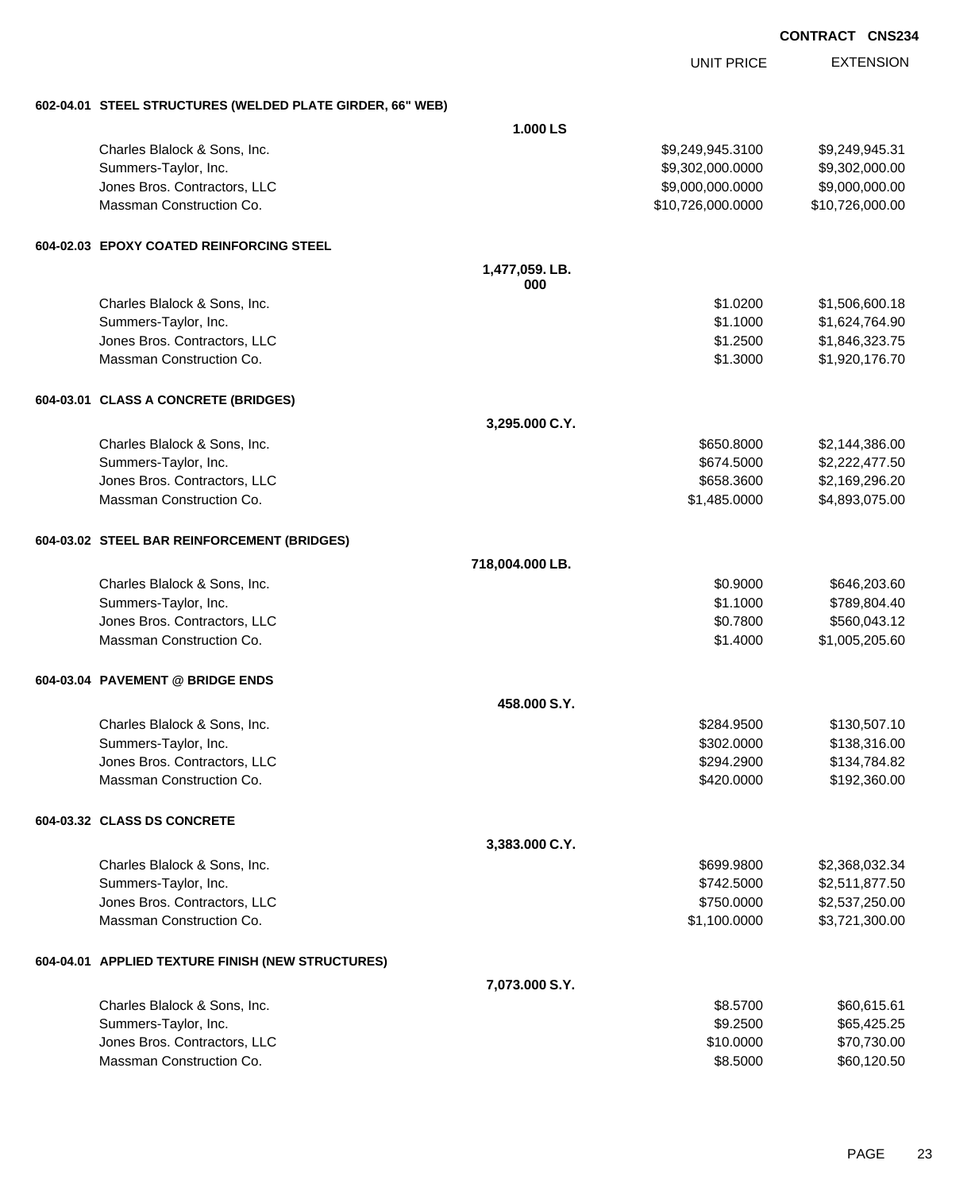**CONTRACT CNS234**

| | | UNIT PRICE | EXTENSION |
|---|---|---|---|
| **602-04.01 STEEL STRUCTURES (WELDED PLATE GIRDER, 66" WEB)** | | | |
| | **1.000 LS** | | |
| Charles Blalock & Sons, Inc. | | $9,249,945.3100 | $9,249,945.31 |
| Summers-Taylor, Inc. | | $9,302,000.0000 | $9,302,000.00 |
| Jones Bros. Contractors, LLC | | $9,000,000.0000 | $9,000,000.00 |
| Massman Construction Co. | | $10,726,000.0000 | $10,726,000.00 |
| **604-02.03 EPOXY COATED REINFORCING STEEL** | | | |
| | **1,477,059.000 LB.** | | |
| Charles Blalock & Sons, Inc. | | $1.0200 | $1,506,600.18 |
| Summers-Taylor, Inc. | | $1.1000 | $1,624,764.90 |
| Jones Bros. Contractors, LLC | | $1.2500 | $1,846,323.75 |
| Massman Construction Co. | | $1.3000 | $1,920,176.70 |
| **604-03.01 CLASS A CONCRETE (BRIDGES)** | | | |
| | **3,295.000 C.Y.** | | |
| Charles Blalock & Sons, Inc. | | $650.8000 | $2,144,386.00 |
| Summers-Taylor, Inc. | | $674.5000 | $2,222,477.50 |
| Jones Bros. Contractors, LLC | | $658.3600 | $2,169,296.20 |
| Massman Construction Co. | | $1,485.0000 | $4,893,075.00 |
| **604-03.02 STEEL BAR REINFORCEMENT (BRIDGES)** | | | |
| | **718,004.000 LB.** | | |
| Charles Blalock & Sons, Inc. | | $0.9000 | $646,203.60 |
| Summers-Taylor, Inc. | | $1.1000 | $789,804.40 |
| Jones Bros. Contractors, LLC | | $0.7800 | $560,043.12 |
| Massman Construction Co. | | $1.4000 | $1,005,205.60 |
| **604-03.04 PAVEMENT @ BRIDGE ENDS** | | | |
| | **458.000 S.Y.** | | |
| Charles Blalock & Sons, Inc. | | $284.9500 | $130,507.10 |
| Summers-Taylor, Inc. | | $302.0000 | $138,316.00 |
| Jones Bros. Contractors, LLC | | $294.2900 | $134,784.82 |
| Massman Construction Co. | | $420.0000 | $192,360.00 |
| **604-03.32 CLASS DS CONCRETE** | | | |
| | **3,383.000 C.Y.** | | |
| Charles Blalock & Sons, Inc. | | $699.9800 | $2,368,032.34 |
| Summers-Taylor, Inc. | | $742.5000 | $2,511,877.50 |
| Jones Bros. Contractors, LLC | | $750.0000 | $2,537,250.00 |
| Massman Construction Co. | | $1,100.0000 | $3,721,300.00 |
| **604-04.01 APPLIED TEXTURE FINISH (NEW STRUCTURES)** | | | |
| | **7,073.000 S.Y.** | | |
| Charles Blalock & Sons, Inc. | | $8.5700 | $60,615.61 |
| Summers-Taylor, Inc. | | $9.2500 | $65,425.25 |
| Jones Bros. Contractors, LLC | | $10.0000 | $70,730.00 |
| Massman Construction Co. | | $8.5000 | $60,120.50 |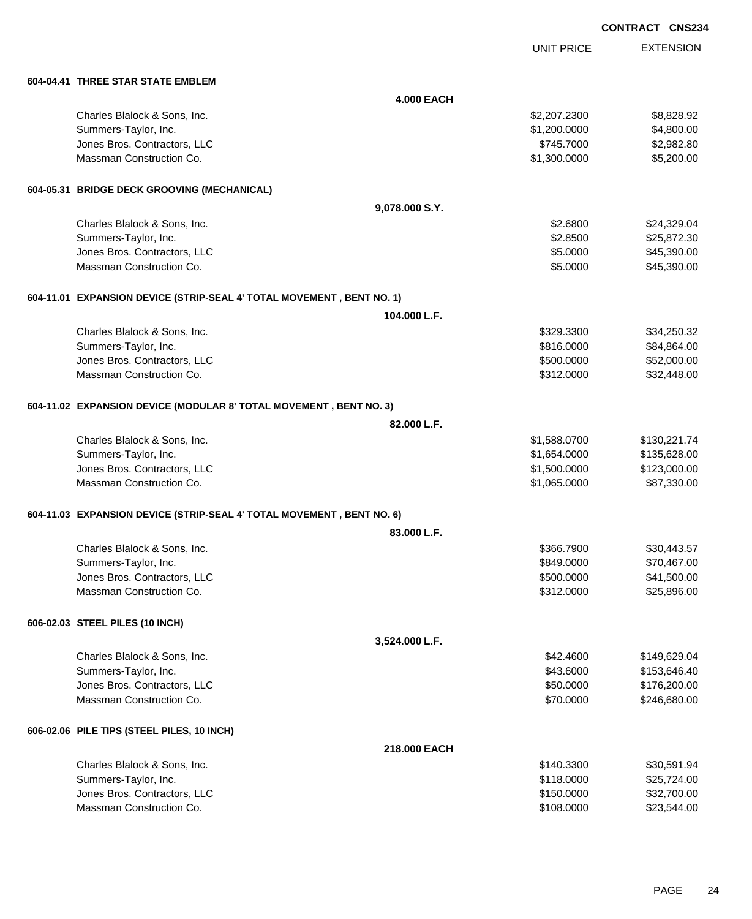**CONTRACT CNS234**

| | UNIT PRICE | EXTENSION |
|---|---|---|
| **604-04.41 THREE STAR STATE EMBLEM** | | |
| **4.000 EACH** | | |
| Charles Blalock & Sons, Inc. | $2,207.2300 | $8,828.92 |
| Summers-Taylor, Inc. | $1,200.0000 | $4,800.00 |
| Jones Bros. Contractors, LLC | $745.7000 | $2,982.80 |
| Massman Construction Co. | $1,300.0000 | $5,200.00 |
| **604-05.31 BRIDGE DECK GROOVING (MECHANICAL)** | | |
| **9,078.000 S.Y.** | | |
| Charles Blalock & Sons, Inc. | $2.6800 | $24,329.04 |
| Summers-Taylor, Inc. | $2.8500 | $25,872.30 |
| Jones Bros. Contractors, LLC | $5.0000 | $45,390.00 |
| Massman Construction Co. | $5.0000 | $45,390.00 |
| **604-11.01 EXPANSION DEVICE (STRIP-SEAL 4' TOTAL MOVEMENT , BENT NO. 1)** | | |
| **104.000 L.F.** | | |
| Charles Blalock & Sons, Inc. | $329.3300 | $34,250.32 |
| Summers-Taylor, Inc. | $816.0000 | $84,864.00 |
| Jones Bros. Contractors, LLC | $500.0000 | $52,000.00 |
| Massman Construction Co. | $312.0000 | $32,448.00 |
| **604-11.02 EXPANSION DEVICE (MODULAR 8' TOTAL MOVEMENT , BENT NO. 3)** | | |
| **82.000 L.F.** | | |
| Charles Blalock & Sons, Inc. | $1,588.0700 | $130,221.74 |
| Summers-Taylor, Inc. | $1,654.0000 | $135,628.00 |
| Jones Bros. Contractors, LLC | $1,500.0000 | $123,000.00 |
| Massman Construction Co. | $1,065.0000 | $87,330.00 |
| **604-11.03 EXPANSION DEVICE (STRIP-SEAL 4' TOTAL MOVEMENT , BENT NO. 6)** | | |
| **83.000 L.F.** | | |
| Charles Blalock & Sons, Inc. | $366.7900 | $30,443.57 |
| Summers-Taylor, Inc. | $849.0000 | $70,467.00 |
| Jones Bros. Contractors, LLC | $500.0000 | $41,500.00 |
| Massman Construction Co. | $312.0000 | $25,896.00 |
| **606-02.03 STEEL PILES (10 INCH)** | | |
| **3,524.000 L.F.** | | |
| Charles Blalock & Sons, Inc. | $42.4600 | $149,629.04 |
| Summers-Taylor, Inc. | $43.6000 | $153,646.40 |
| Jones Bros. Contractors, LLC | $50.0000 | $176,200.00 |
| Massman Construction Co. | $70.0000 | $246,680.00 |
| **606-02.06 PILE TIPS (STEEL PILES, 10 INCH)** | | |
| **218.000 EACH** | | |
| Charles Blalock & Sons, Inc. | $140.3300 | $30,591.94 |
| Summers-Taylor, Inc. | $118.0000 | $25,724.00 |
| Jones Bros. Contractors, LLC | $150.0000 | $32,700.00 |
| Massman Construction Co. | $108.0000 | $23,544.00 |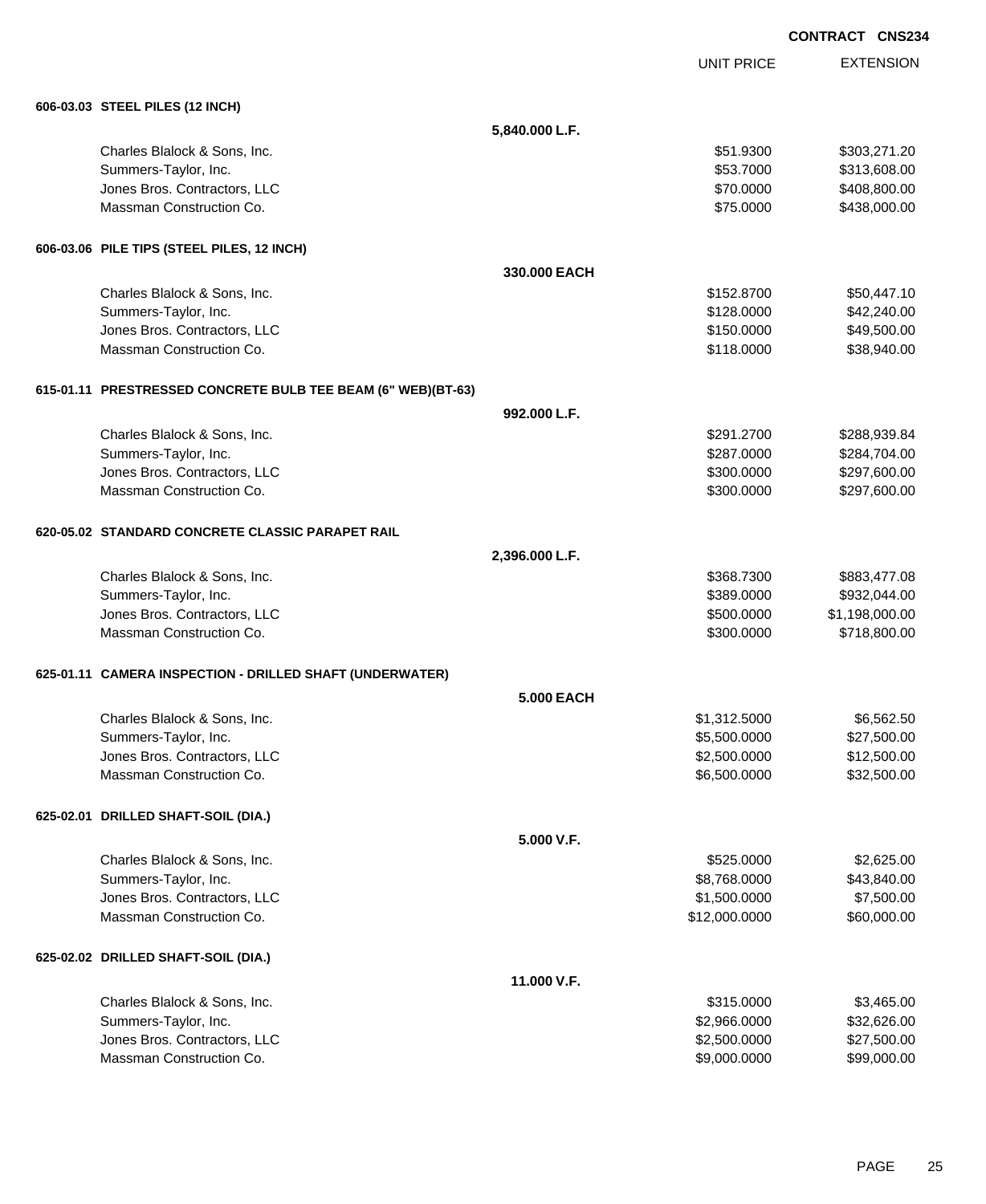**CONTRACT CNS234**

| | UNIT PRICE | EXTENSION |
|---|---|---|
| **606-03.03 STEEL PILES (12 INCH)** | | |
| **5,840.000 L.F.** | | |
| Charles Blalock & Sons, Inc. | $51.9300 | $303,271.20 |
| Summers-Taylor, Inc. | $53.7000 | $313,608.00 |
| Jones Bros. Contractors, LLC | $70.0000 | $408,800.00 |
| Massman Construction Co. | $75.0000 | $438,000.00 |
| **606-03.06 PILE TIPS (STEEL PILES, 12 INCH)** | | |
| **330.000 EACH** | | |
| Charles Blalock & Sons, Inc. | $152.8700 | $50,447.10 |
| Summers-Taylor, Inc. | $128.0000 | $42,240.00 |
| Jones Bros. Contractors, LLC | $150.0000 | $49,500.00 |
| Massman Construction Co. | $118.0000 | $38,940.00 |
| **615-01.11 PRESTRESSED CONCRETE BULB TEE BEAM (6" WEB)(BT-63)** | | |
| **992.000 L.F.** | | |
| Charles Blalock & Sons, Inc. | $291.2700 | $288,939.84 |
| Summers-Taylor, Inc. | $287.0000 | $284,704.00 |
| Jones Bros. Contractors, LLC | $300.0000 | $297,600.00 |
| Massman Construction Co. | $300.0000 | $297,600.00 |
| **620-05.02 STANDARD CONCRETE CLASSIC PARAPET RAIL** | | |
| **2,396.000 L.F.** | | |
| Charles Blalock & Sons, Inc. | $368.7300 | $883,477.08 |
| Summers-Taylor, Inc. | $389.0000 | $932,044.00 |
| Jones Bros. Contractors, LLC | $500.0000 | $1,198,000.00 |
| Massman Construction Co. | $300.0000 | $718,800.00 |
| **625-01.11 CAMERA INSPECTION - DRILLED SHAFT (UNDERWATER)** | | |
| **5.000 EACH** | | |
| Charles Blalock & Sons, Inc. | $1,312.5000 | $6,562.50 |
| Summers-Taylor, Inc. | $5,500.0000 | $27,500.00 |
| Jones Bros. Contractors, LLC | $2,500.0000 | $12,500.00 |
| Massman Construction Co. | $6,500.0000 | $32,500.00 |
| **625-02.01 DRILLED SHAFT-SOIL (DIA.)** | | |
| **5.000 V.F.** | | |
| Charles Blalock & Sons, Inc. | $525.0000 | $2,625.00 |
| Summers-Taylor, Inc. | $8,768.0000 | $43,840.00 |
| Jones Bros. Contractors, LLC | $1,500.0000 | $7,500.00 |
| Massman Construction Co. | $12,000.0000 | $60,000.00 |
| **625-02.02 DRILLED SHAFT-SOIL (DIA.)** | | |
| **11.000 V.F.** | | |
| Charles Blalock & Sons, Inc. | $315.0000 | $3,465.00 |
| Summers-Taylor, Inc. | $2,966.0000 | $32,626.00 |
| Jones Bros. Contractors, LLC | $2,500.0000 | $27,500.00 |
| Massman Construction Co. | $9,000.0000 | $99,000.00 |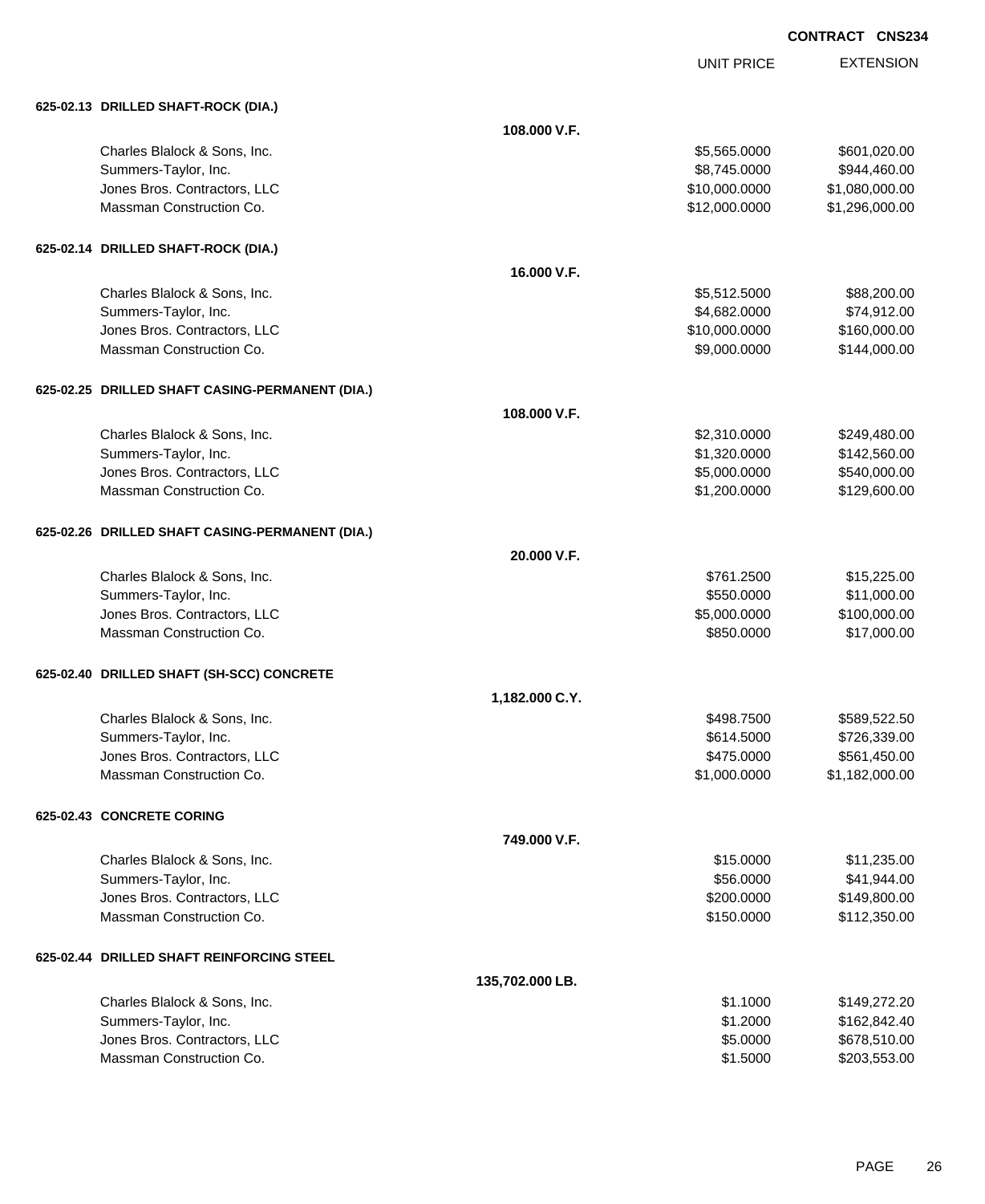**CONTRACT CNS234**

| | | UNIT PRICE | EXTENSION |
|---|---|---|---|
| **625-02.13 DRILLED SHAFT-ROCK (DIA.)** | | | |
| | **108.000 V.F.** | | |
| Charles Blalock & Sons, Inc. | | $5,565.0000 | $601,020.00 |
| Summers-Taylor, Inc. | | $8,745.0000 | $944,460.00 |
| Jones Bros. Contractors, LLC | | $10,000.0000 | $1,080,000.00 |
| Massman Construction Co. | | $12,000.0000 | $1,296,000.00 |
| **625-02.14 DRILLED SHAFT-ROCK (DIA.)** | | | |
| | **16.000 V.F.** | | |
| Charles Blalock & Sons, Inc. | | $5,512.5000 | $88,200.00 |
| Summers-Taylor, Inc. | | $4,682.0000 | $74,912.00 |
| Jones Bros. Contractors, LLC | | $10,000.0000 | $160,000.00 |
| Massman Construction Co. | | $9,000.0000 | $144,000.00 |
| **625-02.25 DRILLED SHAFT CASING-PERMANENT (DIA.)** | | | |
| | **108.000 V.F.** | | |
| Charles Blalock & Sons, Inc. | | $2,310.0000 | $249,480.00 |
| Summers-Taylor, Inc. | | $1,320.0000 | $142,560.00 |
| Jones Bros. Contractors, LLC | | $5,000.0000 | $540,000.00 |
| Massman Construction Co. | | $1,200.0000 | $129,600.00 |
| **625-02.26 DRILLED SHAFT CASING-PERMANENT (DIA.)** | | | |
| | **20.000 V.F.** | | |
| Charles Blalock & Sons, Inc. | | $761.2500 | $15,225.00 |
| Summers-Taylor, Inc. | | $550.0000 | $11,000.00 |
| Jones Bros. Contractors, LLC | | $5,000.0000 | $100,000.00 |
| Massman Construction Co. | | $850.0000 | $17,000.00 |
| **625-02.40 DRILLED SHAFT (SH-SCC) CONCRETE** | | | |
| | **1,182.000 C.Y.** | | |
| Charles Blalock & Sons, Inc. | | $498.7500 | $589,522.50 |
| Summers-Taylor, Inc. | | $614.5000 | $726,339.00 |
| Jones Bros. Contractors, LLC | | $475.0000 | $561,450.00 |
| Massman Construction Co. | | $1,000.0000 | $1,182,000.00 |
| **625-02.43 CONCRETE CORING** | | | |
| | **749.000 V.F.** | | |
| Charles Blalock & Sons, Inc. | | $15.0000 | $11,235.00 |
| Summers-Taylor, Inc. | | $56.0000 | $41,944.00 |
| Jones Bros. Contractors, LLC | | $200.0000 | $149,800.00 |
| Massman Construction Co. | | $150.0000 | $112,350.00 |
| **625-02.44 DRILLED SHAFT REINFORCING STEEL** | | | |
| | **135,702.000 LB.** | | |
| Charles Blalock & Sons, Inc. | | $1.1000 | $149,272.20 |
| Summers-Taylor, Inc. | | $1.2000 | $162,842.40 |
| Jones Bros. Contractors, LLC | | $5.0000 | $678,510.00 |
| Massman Construction Co. | | $1.5000 | $203,553.00 |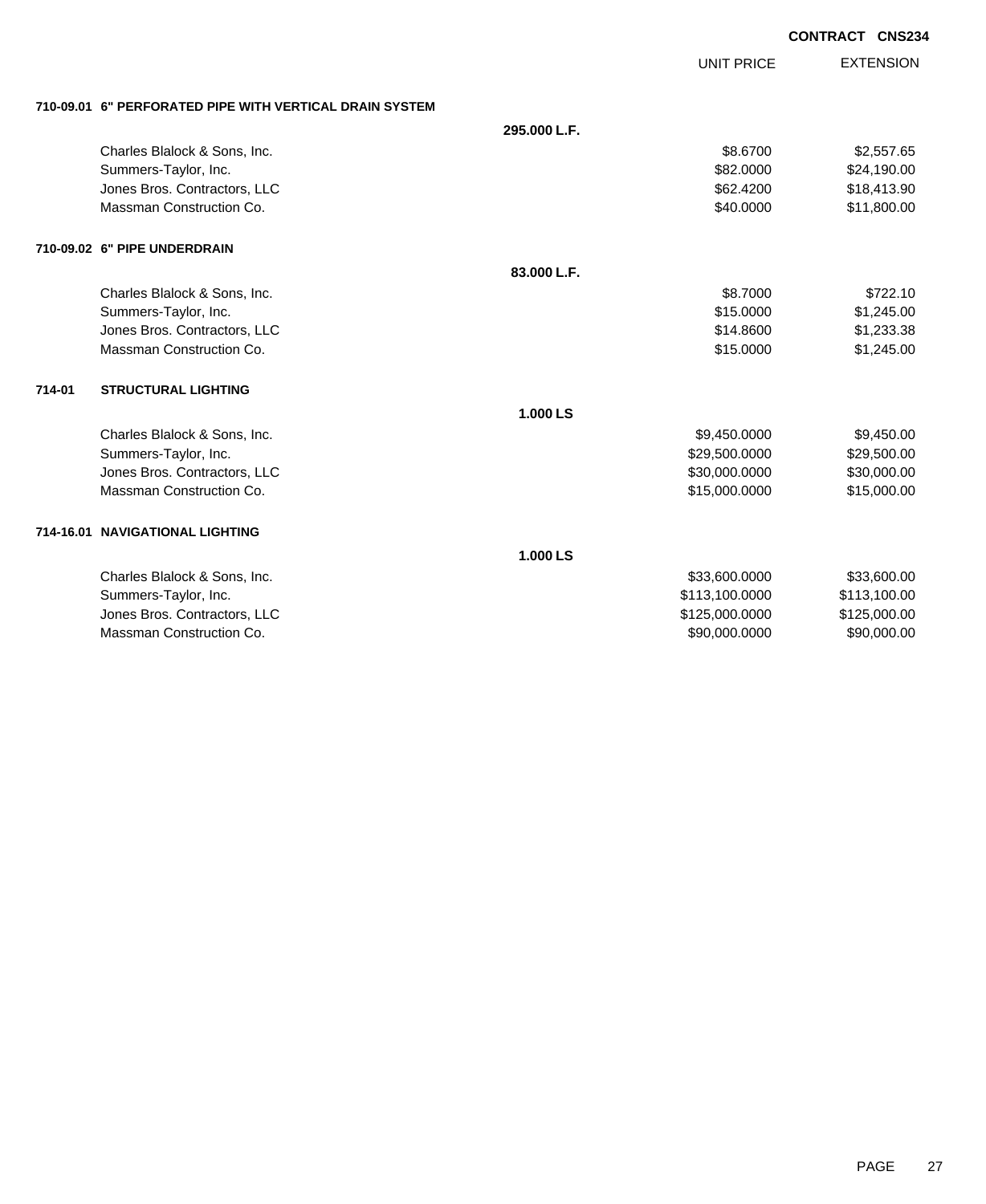**CONTRACT CNS234**

| | | UNIT PRICE | EXTENSION |
|---|---|---|---|
| **710-09.01 6" PERFORATED PIPE WITH VERTICAL DRAIN SYSTEM** | | | |
| | **295.000 L.F.** | | |
| Charles Blalock & Sons, Inc. | | $8.6700 | $2,557.65 |
| Summers-Taylor, Inc. | | $82.0000 | $24,190.00 |
| Jones Bros. Contractors, LLC | | $62.4200 | $18,413.90 |
| Massman Construction Co. | | $40.0000 | $11,800.00 |
| **710-09.02 6" PIPE UNDERDRAIN** | | | |
| | **83.000 L.F.** | | |
| Charles Blalock & Sons, Inc. | | $8.7000 | $722.10 |
| Summers-Taylor, Inc. | | $15.0000 | $1,245.00 |
| Jones Bros. Contractors, LLC | | $14.8600 | $1,233.38 |
| Massman Construction Co. | | $15.0000 | $1,245.00 |
| **714-01 STRUCTURAL LIGHTING** | | | |
| | **1.000 LS** | | |
| Charles Blalock & Sons, Inc. | | $9,450.0000 | $9,450.00 |
| Summers-Taylor, Inc. | | $29,500.0000 | $29,500.00 |
| Jones Bros. Contractors, LLC | | $30,000.0000 | $30,000.00 |
| Massman Construction Co. | | $15,000.0000 | $15,000.00 |
| **714-16.01 NAVIGATIONAL LIGHTING** | | | |
| | **1.000 LS** | | |
| Charles Blalock & Sons, Inc. | | $33,600.0000 | $33,600.00 |
| Summers-Taylor, Inc. | | $113,100.0000 | $113,100.00 |
| Jones Bros. Contractors, LLC | | $125,000.0000 | $125,000.00 |
| Massman Construction Co. | | $90,000.0000 | $90,000.00 |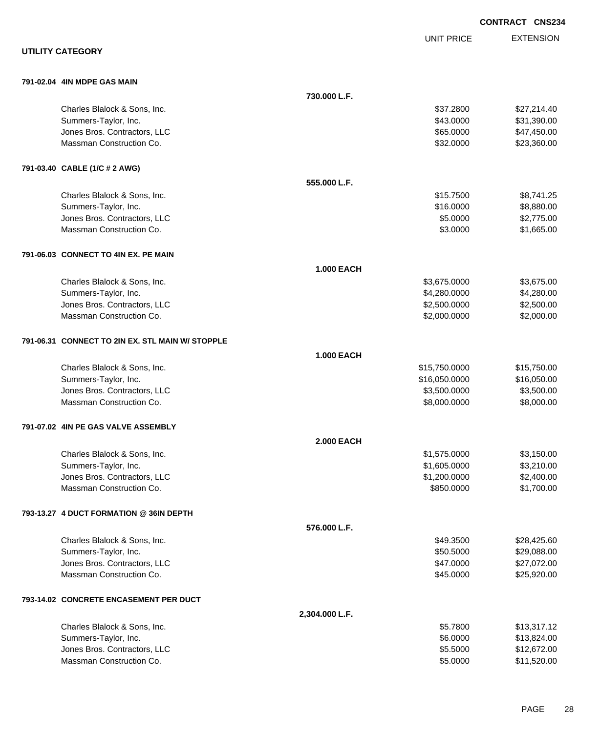**CONTRACT CNS234**

**UTILITY CATEGORY**

| | | UNIT PRICE | EXTENSION |
|---|---|---|---|
| **791-02.04 4IN MDPE GAS MAIN** | | | |
| | **730.000 L.F.** | | |
| Charles Blalock & Sons, Inc. | | $37.2800 | $27,214.40 |
| Summers-Taylor, Inc. | | $43.0000 | $31,390.00 |
| Jones Bros. Contractors, LLC | | $65.0000 | $47,450.00 |
| Massman Construction Co. | | $32.0000 | $23,360.00 |
| **791-03.40 CABLE (1/C # 2 AWG)** | | | |
| | **555.000 L.F.** | | |
| Charles Blalock & Sons, Inc. | | $15.7500 | $8,741.25 |
| Summers-Taylor, Inc. | | $16.0000 | $8,880.00 |
| Jones Bros. Contractors, LLC | | $5.0000 | $2,775.00 |
| Massman Construction Co. | | $3.0000 | $1,665.00 |
| **791-06.03 CONNECT TO 4IN EX. PE MAIN** | | | |
| | **1.000 EACH** | | |
| Charles Blalock & Sons, Inc. | | $3,675.0000 | $3,675.00 |
| Summers-Taylor, Inc. | | $4,280.0000 | $4,280.00 |
| Jones Bros. Contractors, LLC | | $2,500.0000 | $2,500.00 |
| Massman Construction Co. | | $2,000.0000 | $2,000.00 |
| **791-06.31 CONNECT TO 2IN EX. STL MAIN W/ STOPPLE** | | | |
| | **1.000 EACH** | | |
| Charles Blalock & Sons, Inc. | | $15,750.0000 | $15,750.00 |
| Summers-Taylor, Inc. | | $16,050.0000 | $16,050.00 |
| Jones Bros. Contractors, LLC | | $3,500.0000 | $3,500.00 |
| Massman Construction Co. | | $8,000.0000 | $8,000.00 |
| **791-07.02 4IN PE GAS VALVE ASSEMBLY** | | | |
| | **2.000 EACH** | | |
| Charles Blalock & Sons, Inc. | | $1,575.0000 | $3,150.00 |
| Summers-Taylor, Inc. | | $1,605.0000 | $3,210.00 |
| Jones Bros. Contractors, LLC | | $1,200.0000 | $2,400.00 |
| Massman Construction Co. | | $850.0000 | $1,700.00 |
| **793-13.27 4 DUCT FORMATION @ 36IN DEPTH** | | | |
| | **576.000 L.F.** | | |
| Charles Blalock & Sons, Inc. | | $49.3500 | $28,425.60 |
| Summers-Taylor, Inc. | | $50.5000 | $29,088.00 |
| Jones Bros. Contractors, LLC | | $47.0000 | $27,072.00 |
| Massman Construction Co. | | $45.0000 | $25,920.00 |
| **793-14.02 CONCRETE ENCASEMENT PER DUCT** | | | |
| | **2,304.000 L.F.** | | |
| Charles Blalock & Sons, Inc. | | $5.7800 | $13,317.12 |
| Summers-Taylor, Inc. | | $6.0000 | $13,824.00 |
| Jones Bros. Contractors, LLC | | $5.5000 | $12,672.00 |
| Massman Construction Co. | | $5.0000 | $11,520.00 |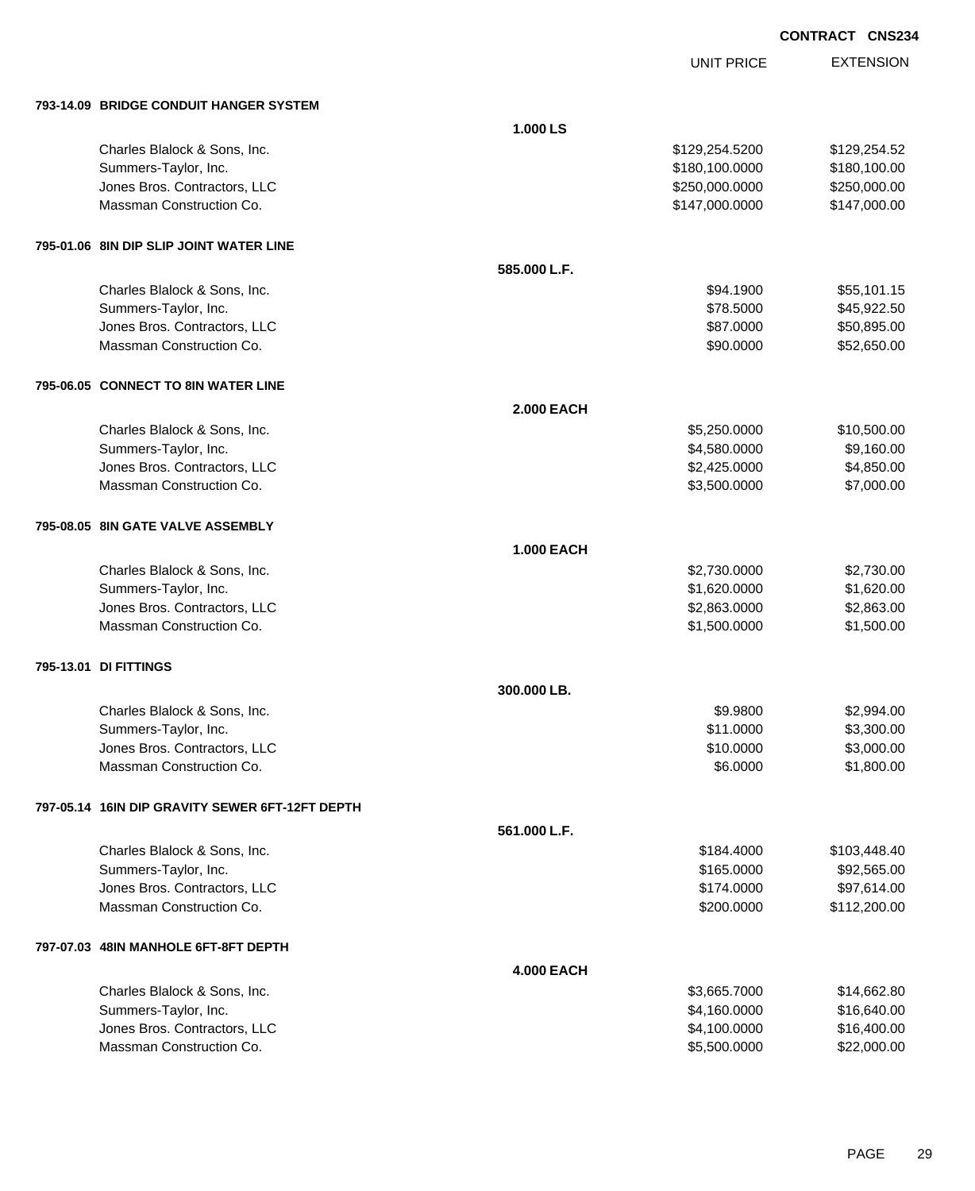**CONTRACT CNS234**

| | | UNIT PRICE | EXTENSION |
|---|---|---|---|
| **793-14.09 BRIDGE CONDUIT HANGER SYSTEM** | | | |
| | **1.000 LS** | | |
| Charles Blalock & Sons, Inc. | | $129,254.5200 | $129,254.52 |
| Summers-Taylor, Inc. | | $180,100.0000 | $180,100.00 |
| Jones Bros. Contractors, LLC | | $250,000.0000 | $250,000.00 |
| Massman Construction Co. | | $147,000.0000 | $147,000.00 |
| **795-01.06 8IN DIP SLIP JOINT WATER LINE** | | | |
| | **585.000 L.F.** | | |
| Charles Blalock & Sons, Inc. | | $94.1900 | $55,101.15 |
| Summers-Taylor, Inc. | | $78.5000 | $45,922.50 |
| Jones Bros. Contractors, LLC | | $87.0000 | $50,895.00 |
| Massman Construction Co. | | $90.0000 | $52,650.00 |
| **795-06.05 CONNECT TO 8IN WATER LINE** | | | |
| | **2.000 EACH** | | |
| Charles Blalock & Sons, Inc. | | $5,250.0000 | $10,500.00 |
| Summers-Taylor, Inc. | | $4,580.0000 | $9,160.00 |
| Jones Bros. Contractors, LLC | | $2,425.0000 | $4,850.00 |
| Massman Construction Co. | | $3,500.0000 | $7,000.00 |
| **795-08.05 8IN GATE VALVE ASSEMBLY** | | | |
| | **1.000 EACH** | | |
| Charles Blalock & Sons, Inc. | | $2,730.0000 | $2,730.00 |
| Summers-Taylor, Inc. | | $1,620.0000 | $1,620.00 |
| Jones Bros. Contractors, LLC | | $2,863.0000 | $2,863.00 |
| Massman Construction Co. | | $1,500.0000 | $1,500.00 |
| **795-13.01 DI FITTINGS** | | | |
| | **300.000 LB.** | | |
| Charles Blalock & Sons, Inc. | | $9.9800 | $2,994.00 |
| Summers-Taylor, Inc. | | $11.0000 | $3,300.00 |
| Jones Bros. Contractors, LLC | | $10.0000 | $3,000.00 |
| Massman Construction Co. | | $6.0000 | $1,800.00 |
| **797-05.14 16IN DIP GRAVITY SEWER 6FT-12FT DEPTH** | | | |
| | **561.000 L.F.** | | |
| Charles Blalock & Sons, Inc. | | $184.4000 | $103,448.40 |
| Summers-Taylor, Inc. | | $165.0000 | $92,565.00 |
| Jones Bros. Contractors, LLC | | $174.0000 | $97,614.00 |
| Massman Construction Co. | | $200.0000 | $112,200.00 |
| **797-07.03 48IN MANHOLE 6FT-8FT DEPTH** | | | |
| | **4.000 EACH** | | |
| Charles Blalock & Sons, Inc. | | $3,665.7000 | $14,662.80 |
| Summers-Taylor, Inc. | | $4,160.0000 | $16,640.00 |
| Jones Bros. Contractors, LLC | | $4,100.0000 | $16,400.00 |
| Massman Construction Co. | | $5,500.0000 | $22,000.00 |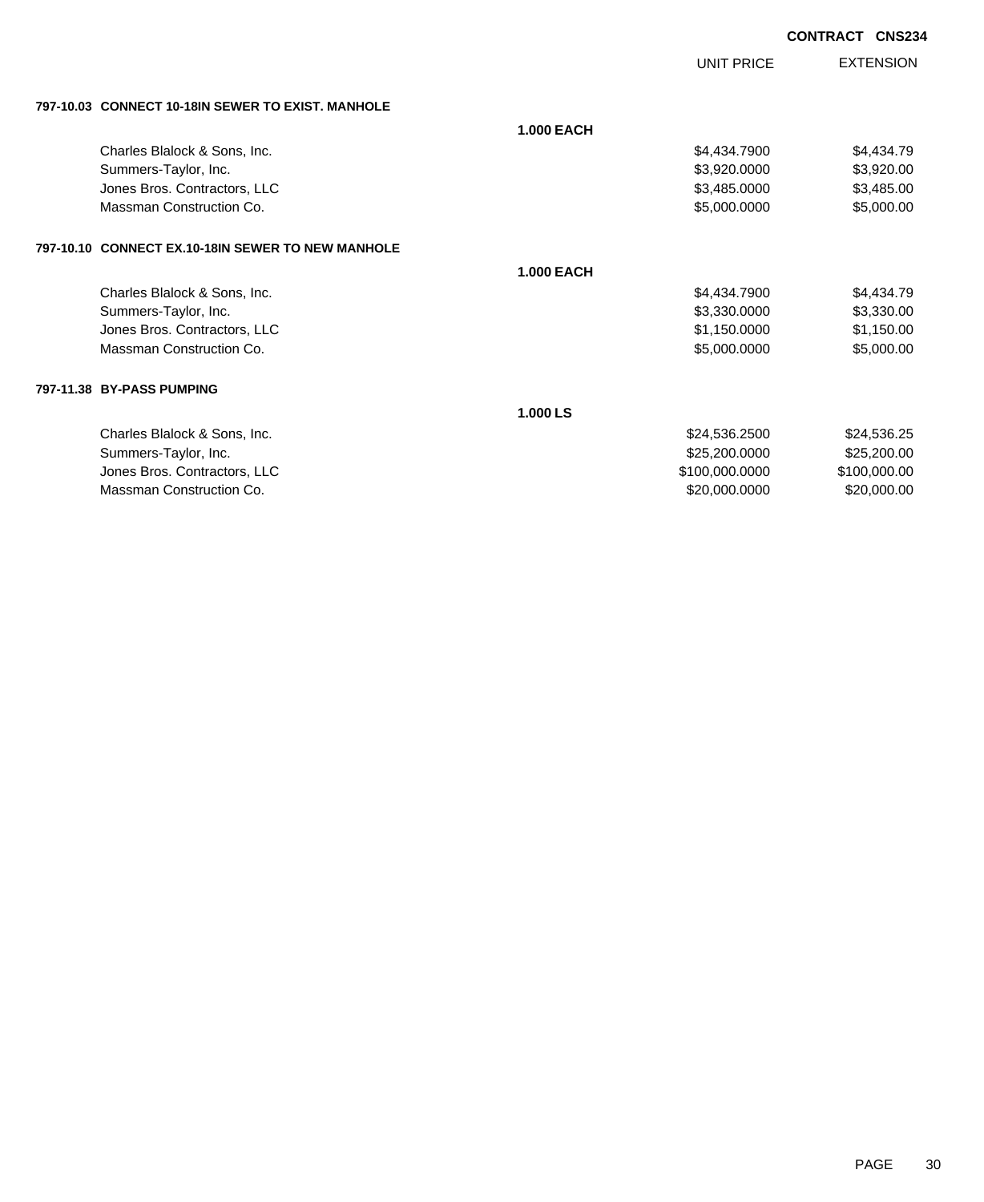**CONTRACT CNS234**

| | | UNIT PRICE | EXTENSION |
|---|---|---|---|
| **797-10.03 CONNECT 10-18IN SEWER TO EXIST. MANHOLE** | | | |
| | **1.000 EACH** | | |
| Charles Blalock & Sons, Inc. | | $4,434.7900 | $4,434.79 |
| Summers-Taylor, Inc. | | $3,920.0000 | $3,920.00 |
| Jones Bros. Contractors, LLC | | $3,485.0000 | $3,485.00 |
| Massman Construction Co. | | $5,000.0000 | $5,000.00 |
| **797-10.10 CONNECT EX.10-18IN SEWER TO NEW MANHOLE** | | | |
| | **1.000 EACH** | | |
| Charles Blalock & Sons, Inc. | | $4,434.7900 | $4,434.79 |
| Summers-Taylor, Inc. | | $3,330.0000 | $3,330.00 |
| Jones Bros. Contractors, LLC | | $1,150.0000 | $1,150.00 |
| Massman Construction Co. | | $5,000.0000 | $5,000.00 |
| **797-11.38 BY-PASS PUMPING** | | | |
| | **1.000 LS** | | |
| Charles Blalock & Sons, Inc. | | $24,536.2500 | $24,536.25 |
| Summers-Taylor, Inc. | | $25,200.0000 | $25,200.00 |
| Jones Bros. Contractors, LLC | | $100,000.0000 | $100,000.00 |
| Massman Construction Co. | | $20,000.0000 | $20,000.00 |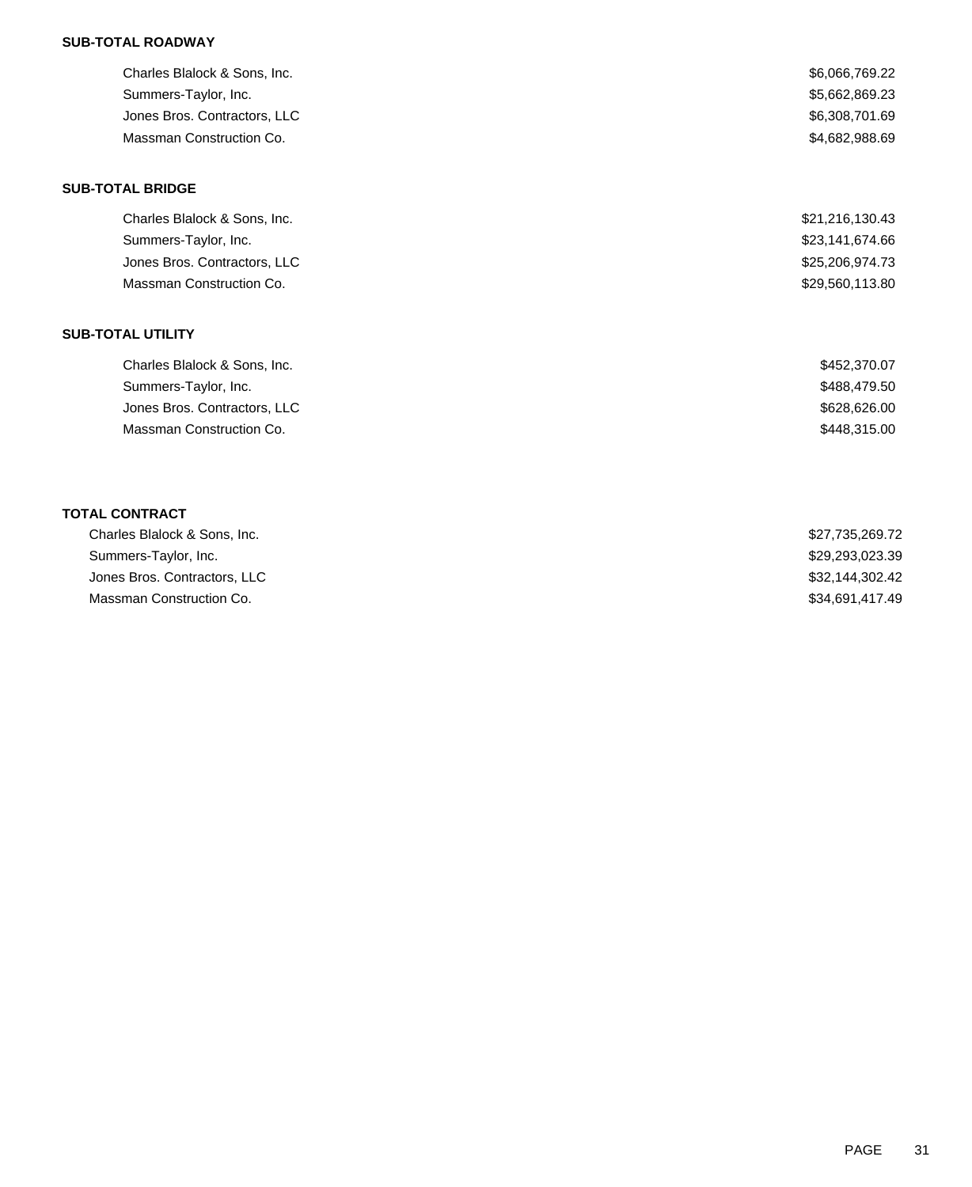**SUB-TOTAL ROADWAY**

| | |
|---|---|
| Charles Blalock & Sons, Inc. | $6,066,769.22 |
| Summers-Taylor, Inc. | $5,662,869.23 |
| Jones Bros. Contractors, LLC | $6,308,701.69 |
| Massman Construction Co. | $4,682,988.69 |

**SUB-TOTAL BRIDGE**

| | |
|---|---|
| Charles Blalock & Sons, Inc. | $21,216,130.43 |
| Summers-Taylor, Inc. | $23,141,674.66 |
| Jones Bros. Contractors, LLC | $25,206,974.73 |
| Massman Construction Co. | $29,560,113.80 |

**SUB-TOTAL UTILITY**

| | |
|---|---|
| Charles Blalock & Sons, Inc. | $452,370.07 |
| Summers-Taylor, Inc. | $488,479.50 |
| Jones Bros. Contractors, LLC | $628,626.00 |
| Massman Construction Co. | $448,315.00 |

**TOTAL CONTRACT**

| | |
|---|---|
| Charles Blalock & Sons, Inc. | $27,735,269.72 |
| Summers-Taylor, Inc. | $29,293,023.39 |
| Jones Bros. Contractors, LLC | $32,144,302.42 |
| Massman Construction Co. | $34,691,417.49 |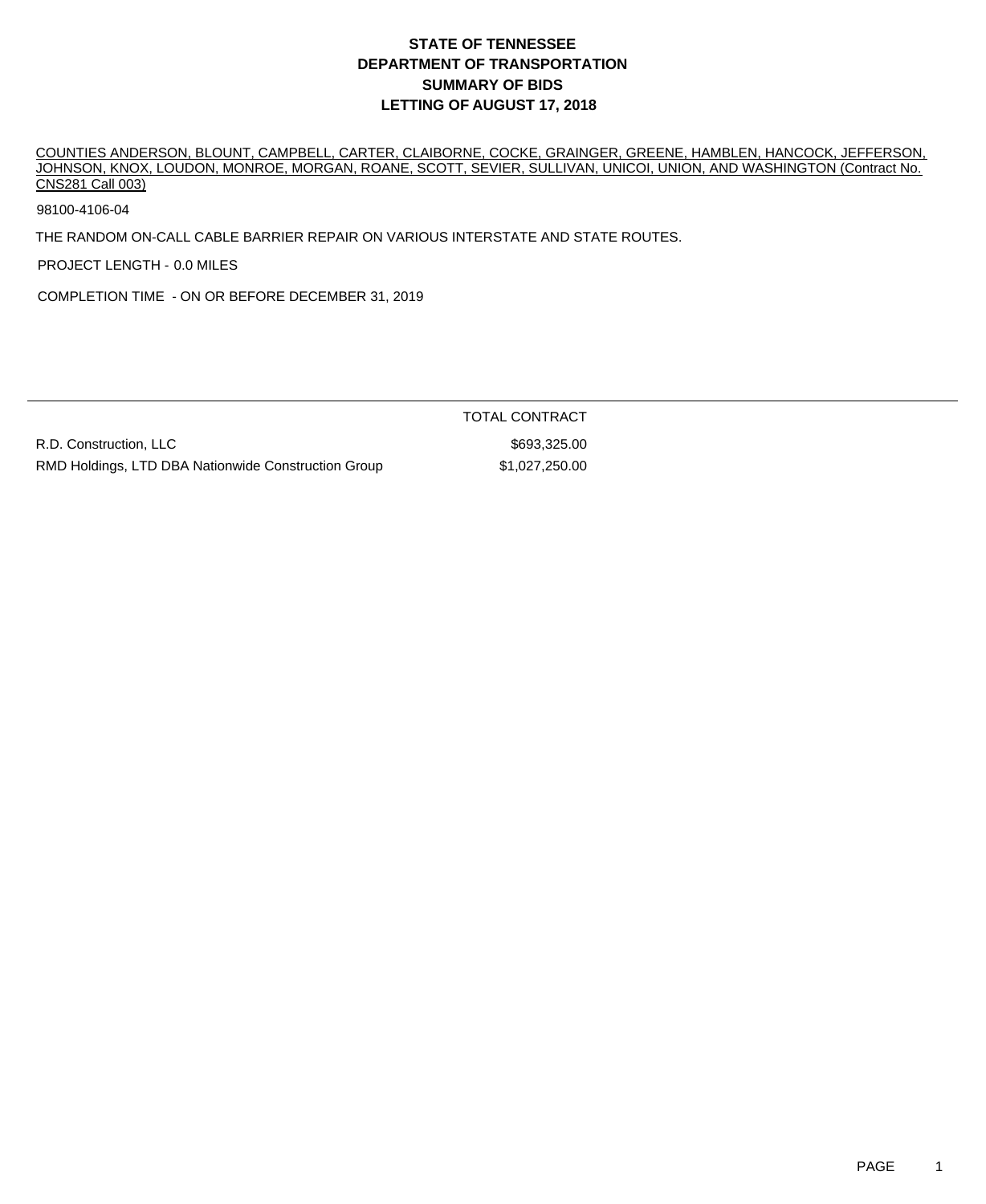# STATE OF TENNESSEE
# DEPARTMENT OF TRANSPORTATION
# SUMMARY OF BIDS
# LETTING OF AUGUST 17, 2018

COUNTIES ANDERSON, BLOUNT, CAMPBELL, CARTER, CLAIBORNE, COCKE, GRAINGER, GREENE, HAMBLEN, HANCOCK, JEFFERSON, JOHNSON, KNOX, LOUDON, MONROE, MORGAN, ROANE, SCOTT, SEVIER, SULLIVAN, UNICOI, UNION, AND WASHINGTON (Contract No. CNS281 Call 003)

98100-4106-04

THE RANDOM ON-CALL CABLE BARRIER REPAIR ON VARIOUS INTERSTATE AND STATE ROUTES.

PROJECT LENGTH - 0.0 MILES

COMPLETION TIME - ON OR BEFORE DECEMBER 31, 2019

| | TOTAL CONTRACT |
|---|---|
| R.D. Construction, LLC | $693,325.00 |
| RMD Holdings, LTD DBA Nationwide Construction Group | $1,027,250.00 |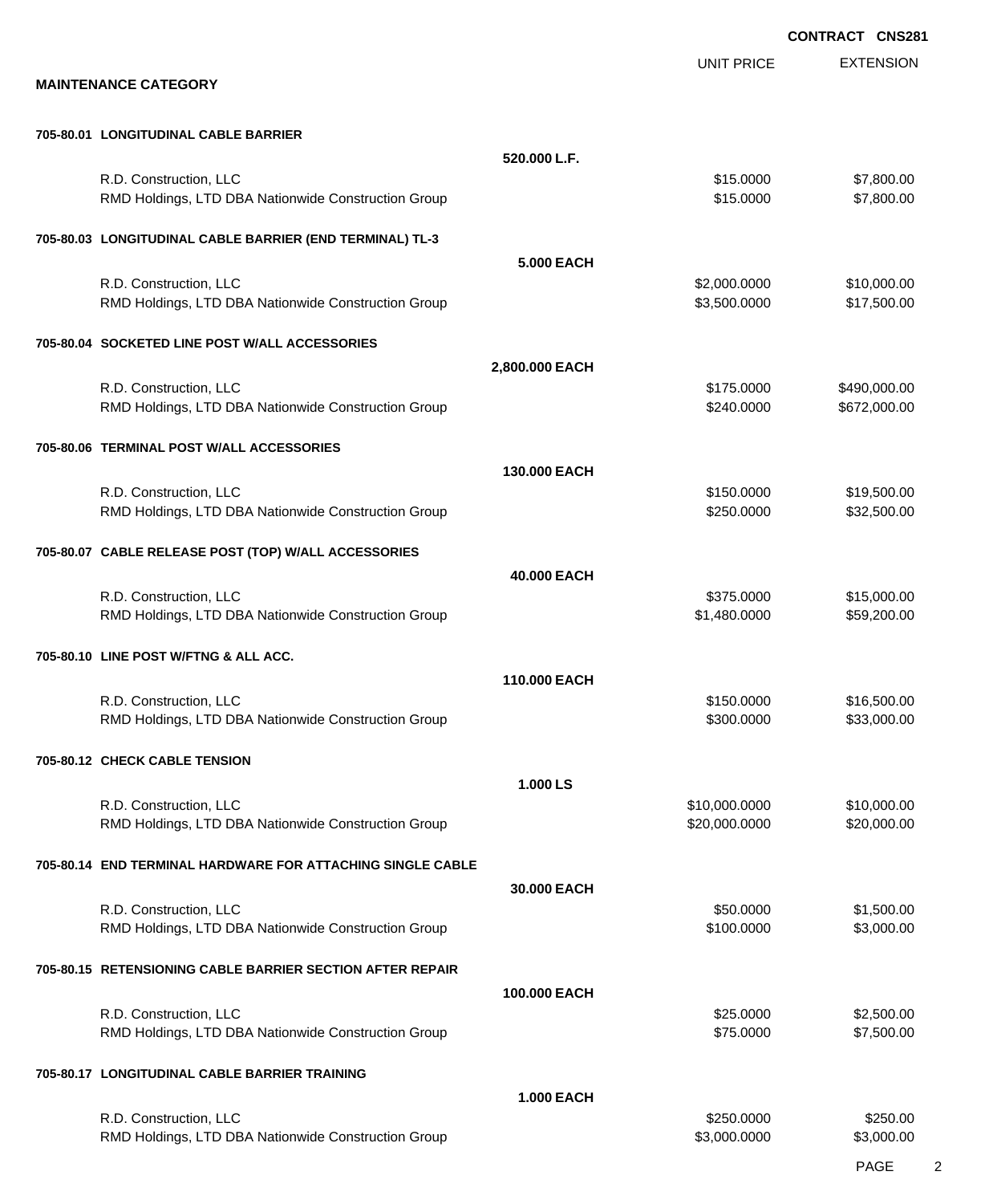**CONTRACT CNS281**

## MAINTENANCE CATEGORY

| | | UNIT PRICE | EXTENSION |
|---|---|---|---|
| **705-80.01 LONGITUDINAL CABLE BARRIER** | | | |
| | **520.000 L.F.** | | |
| R.D. Construction, LLC | | $15.0000 | $7,800.00 |
| RMD Holdings, LTD DBA Nationwide Construction Group | | $15.0000 | $7,800.00 |
| **705-80.03 LONGITUDINAL CABLE BARRIER (END TERMINAL) TL-3** | | | |
| | **5.000 EACH** | | |
| R.D. Construction, LLC | | $2,000.0000 | $10,000.00 |
| RMD Holdings, LTD DBA Nationwide Construction Group | | $3,500.0000 | $17,500.00 |
| **705-80.04 SOCKETED LINE POST W/ALL ACCESSORIES** | | | |
| | **2,800.000 EACH** | | |
| R.D. Construction, LLC | | $175.0000 | $490,000.00 |
| RMD Holdings, LTD DBA Nationwide Construction Group | | $240.0000 | $672,000.00 |
| **705-80.06 TERMINAL POST W/ALL ACCESSORIES** | | | |
| | **130.000 EACH** | | |
| R.D. Construction, LLC | | $150.0000 | $19,500.00 |
| RMD Holdings, LTD DBA Nationwide Construction Group | | $250.0000 | $32,500.00 |
| **705-80.07 CABLE RELEASE POST (TOP) W/ALL ACCESSORIES** | | | |
| | **40.000 EACH** | | |
| R.D. Construction, LLC | | $375.0000 | $15,000.00 |
| RMD Holdings, LTD DBA Nationwide Construction Group | | $1,480.0000 | $59,200.00 |
| **705-80.10 LINE POST W/FTNG & ALL ACC.** | | | |
| | **110.000 EACH** | | |
| R.D. Construction, LLC | | $150.0000 | $16,500.00 |
| RMD Holdings, LTD DBA Nationwide Construction Group | | $300.0000 | $33,000.00 |
| **705-80.12 CHECK CABLE TENSION** | | | |
| | **1.000 LS** | | |
| R.D. Construction, LLC | | $10,000.0000 | $10,000.00 |
| RMD Holdings, LTD DBA Nationwide Construction Group | | $20,000.0000 | $20,000.00 |
| **705-80.14 END TERMINAL HARDWARE FOR ATTACHING SINGLE CABLE** | | | |
| | **30.000 EACH** | | |
| R.D. Construction, LLC | | $50.0000 | $1,500.00 |
| RMD Holdings, LTD DBA Nationwide Construction Group | | $100.0000 | $3,000.00 |
| **705-80.15 RETENSIONING CABLE BARRIER SECTION AFTER REPAIR** | | | |
| | **100.000 EACH** | | |
| R.D. Construction, LLC | | $25.0000 | $2,500.00 |
| RMD Holdings, LTD DBA Nationwide Construction Group | | $75.0000 | $7,500.00 |
| **705-80.17 LONGITUDINAL CABLE BARRIER TRAINING** | | | |
| | **1.000 EACH** | | |
| R.D. Construction, LLC | | $250.0000 | $250.00 |
| RMD Holdings, LTD DBA Nationwide Construction Group | | $3,000.0000 | $3,000.00 |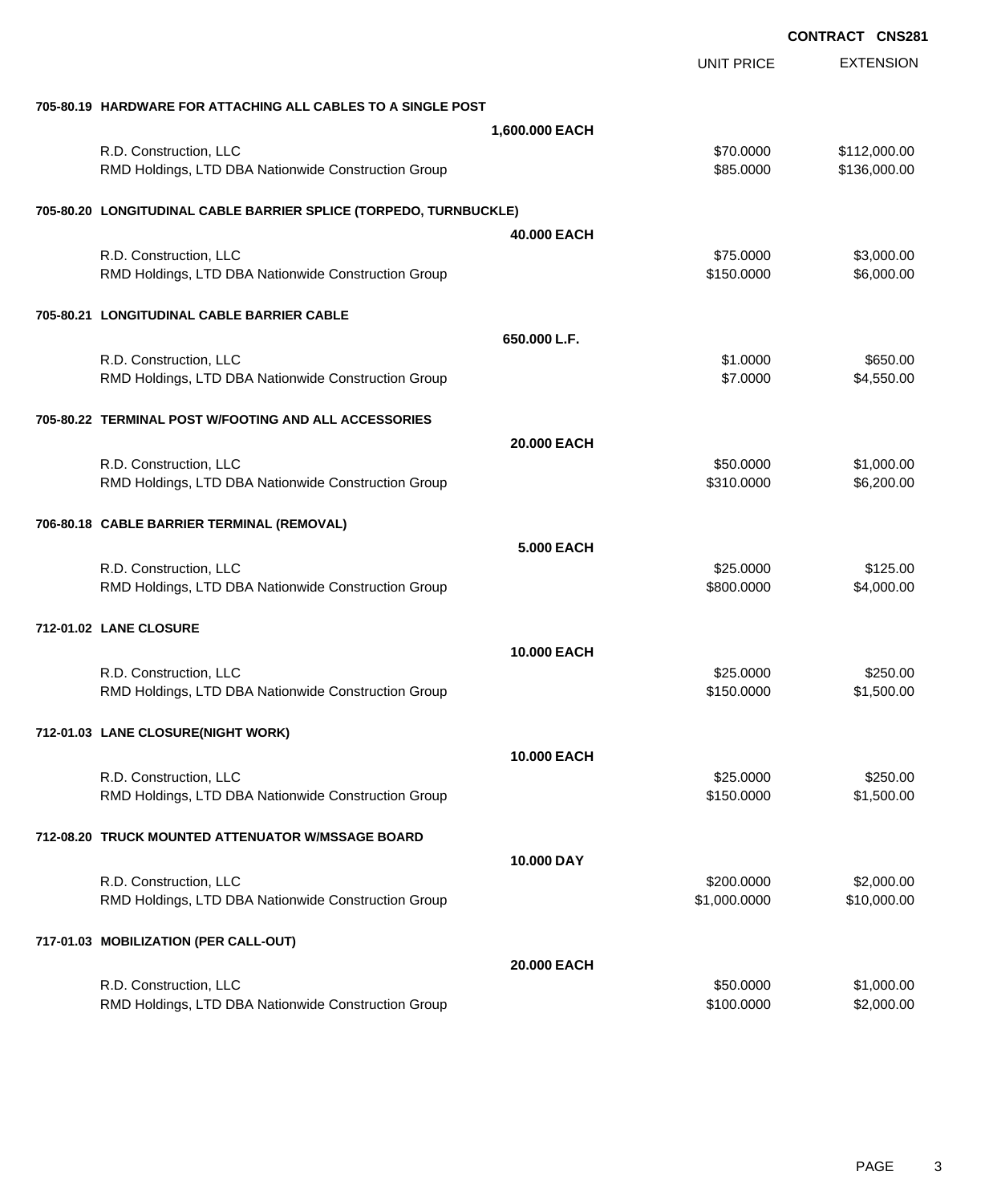**CONTRACT CNS281**

| | | UNIT PRICE | EXTENSION |
|---|---|---|---|
| **705-80.19 HARDWARE FOR ATTACHING ALL CABLES TO A SINGLE POST** | | | |
| | **1,600.000 EACH** | | |
| R.D. Construction, LLC | | $70.0000 | $112,000.00 |
| RMD Holdings, LTD DBA Nationwide Construction Group | | $85.0000 | $136,000.00 |
| **705-80.20 LONGITUDINAL CABLE BARRIER SPLICE (TORPEDO, TURNBUCKLE)** | | | |
| | **40.000 EACH** | | |
| R.D. Construction, LLC | | $75.0000 | $3,000.00 |
| RMD Holdings, LTD DBA Nationwide Construction Group | | $150.0000 | $6,000.00 |
| **705-80.21 LONGITUDINAL CABLE BARRIER CABLE** | | | |
| | **650.000 L.F.** | | |
| R.D. Construction, LLC | | $1.0000 | $650.00 |
| RMD Holdings, LTD DBA Nationwide Construction Group | | $7.0000 | $4,550.00 |
| **705-80.22 TERMINAL POST W/FOOTING AND ALL ACCESSORIES** | | | |
| | **20.000 EACH** | | |
| R.D. Construction, LLC | | $50.0000 | $1,000.00 |
| RMD Holdings, LTD DBA Nationwide Construction Group | | $310.0000 | $6,200.00 |
| **706-80.18 CABLE BARRIER TERMINAL (REMOVAL)** | | | |
| | **5.000 EACH** | | |
| R.D. Construction, LLC | | $25.0000 | $125.00 |
| RMD Holdings, LTD DBA Nationwide Construction Group | | $800.0000 | $4,000.00 |
| **712-01.02 LANE CLOSURE** | | | |
| | **10.000 EACH** | | |
| R.D. Construction, LLC | | $25.0000 | $250.00 |
| RMD Holdings, LTD DBA Nationwide Construction Group | | $150.0000 | $1,500.00 |
| **712-01.03 LANE CLOSURE(NIGHT WORK)** | | | |
| | **10.000 EACH** | | |
| R.D. Construction, LLC | | $25.0000 | $250.00 |
| RMD Holdings, LTD DBA Nationwide Construction Group | | $150.0000 | $1,500.00 |
| **712-08.20 TRUCK MOUNTED ATTENUATOR W/MSSAGE BOARD** | | | |
| | **10.000 DAY** | | |
| R.D. Construction, LLC | | $200.0000 | $2,000.00 |
| RMD Holdings, LTD DBA Nationwide Construction Group | | $1,000.0000 | $10,000.00 |
| **717-01.03 MOBILIZATION (PER CALL-OUT)** | | | |
| | **20.000 EACH** | | |
| R.D. Construction, LLC | | $50.0000 | $1,000.00 |
| RMD Holdings, LTD DBA Nationwide Construction Group | | $100.0000 | $2,000.00 |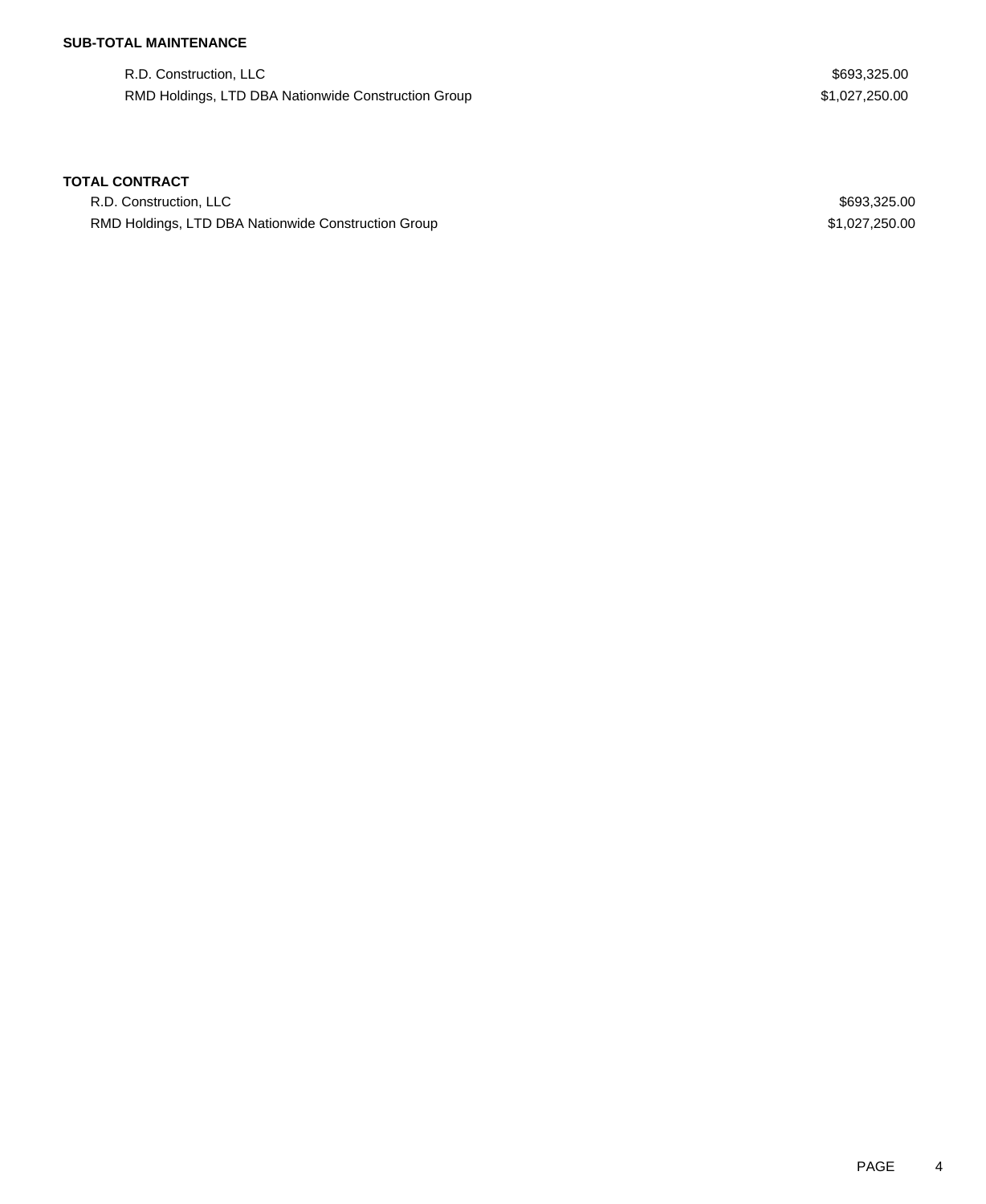**SUB-TOTAL MAINTENANCE**

| | |
|---|---|
| R.D. Construction, LLC | $693,325.00 |
| RMD Holdings, LTD DBA Nationwide Construction Group | $1,027,250.00 |

**TOTAL CONTRACT**

| | |
|---|---|
| R.D. Construction, LLC | $693,325.00 |
| RMD Holdings, LTD DBA Nationwide Construction Group | $1,027,250.00 |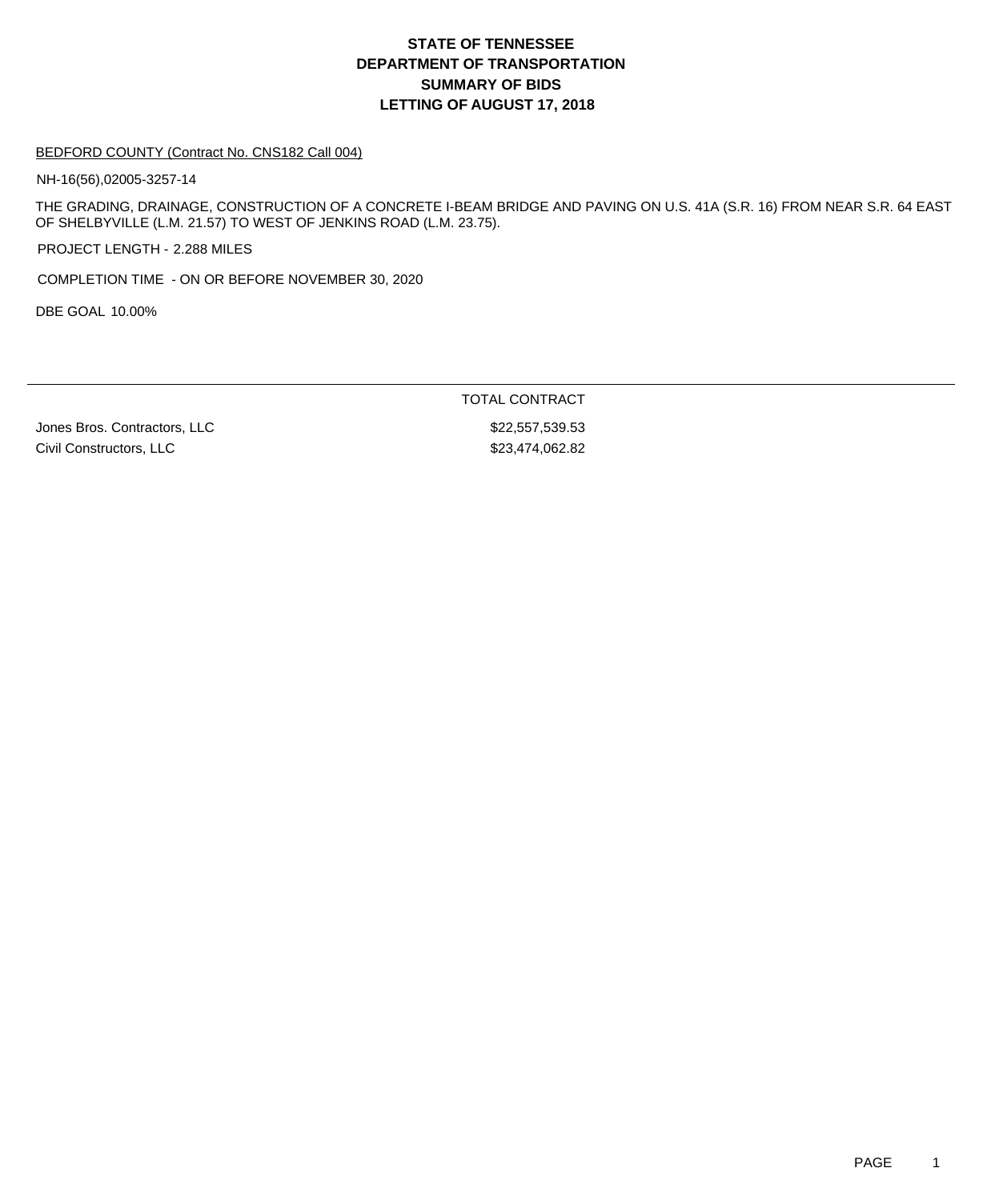# STATE OF TENNESSEE
# DEPARTMENT OF TRANSPORTATION
# SUMMARY OF BIDS
# LETTING OF AUGUST 17, 2018

BEDFORD COUNTY (Contract No. CNS182 Call 004)

NH-16(56),02005-3257-14

THE GRADING, DRAINAGE, CONSTRUCTION OF A CONCRETE I-BEAM BRIDGE AND PAVING ON U.S. 41A (S.R. 16) FROM NEAR S.R. 64 EAST OF SHELBYVILLE (L.M. 21.57) TO WEST OF JENKINS ROAD (L.M. 23.75).

PROJECT LENGTH - 2.288 MILES

COMPLETION TIME - ON OR BEFORE NOVEMBER 30, 2020

DBE GOAL 10.00%

| | TOTAL CONTRACT |
|---|---|
| Jones Bros. Contractors, LLC | $22,557,539.53 |
| Civil Constructors, LLC | $23,474,062.82 |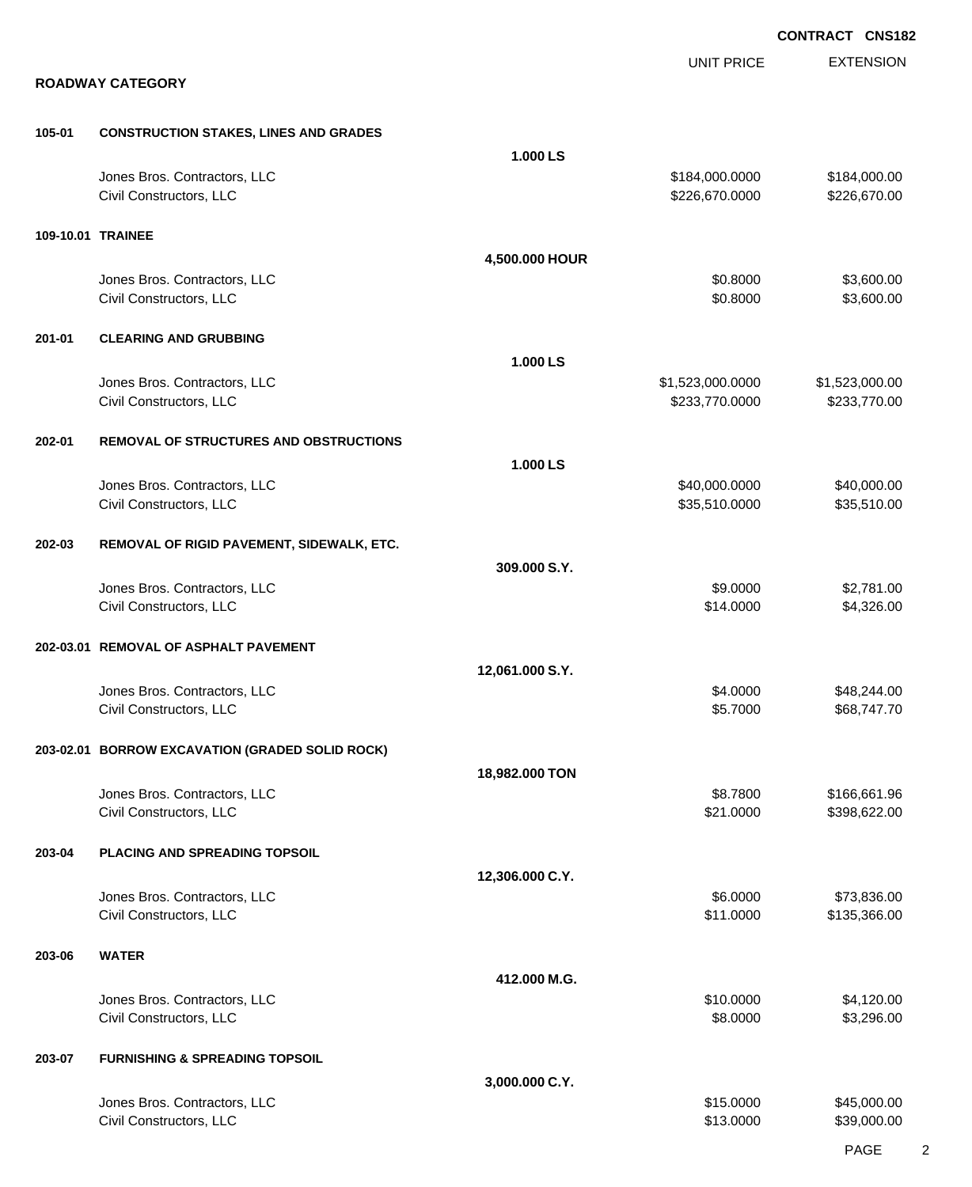**CONTRACT CNS182**

## ROADWAY CATEGORY

| | | | UNIT PRICE | EXTENSION |
|---|---|---|---|---|
| **105-01** | **CONSTRUCTION STAKES, LINES AND GRADES** | | | |
| | | **1.000 LS** | | |
| | Jones Bros. Contractors, LLC | | $184,000.0000 | $184,000.00 |
| | Civil Constructors, LLC | | $226,670.0000 | $226,670.00 |
| **109-10.01** | **TRAINEE** | | | |
| | | **4,500.000 HOUR** | | |
| | Jones Bros. Contractors, LLC | | $0.8000 | $3,600.00 |
| | Civil Constructors, LLC | | $0.8000 | $3,600.00 |
| **201-01** | **CLEARING AND GRUBBING** | | | |
| | | **1.000 LS** | | |
| | Jones Bros. Contractors, LLC | | $1,523,000.0000 | $1,523,000.00 |
| | Civil Constructors, LLC | | $233,770.0000 | $233,770.00 |
| **202-01** | **REMOVAL OF STRUCTURES AND OBSTRUCTIONS** | | | |
| | | **1.000 LS** | | |
| | Jones Bros. Contractors, LLC | | $40,000.0000 | $40,000.00 |
| | Civil Constructors, LLC | | $35,510.0000 | $35,510.00 |
| **202-03** | **REMOVAL OF RIGID PAVEMENT, SIDEWALK, ETC.** | | | |
| | | **309.000 S.Y.** | | |
| | Jones Bros. Contractors, LLC | | $9.0000 | $2,781.00 |
| | Civil Constructors, LLC | | $14.0000 | $4,326.00 |
| **202-03.01** | **REMOVAL OF ASPHALT PAVEMENT** | | | |
| | | **12,061.000 S.Y.** | | |
| | Jones Bros. Contractors, LLC | | $4.0000 | $48,244.00 |
| | Civil Constructors, LLC | | $5.7000 | $68,747.70 |
| **203-02.01** | **BORROW EXCAVATION (GRADED SOLID ROCK)** | | | |
| | | **18,982.000 TON** | | |
| | Jones Bros. Contractors, LLC | | $8.7800 | $166,661.96 |
| | Civil Constructors, LLC | | $21.0000 | $398,622.00 |
| **203-04** | **PLACING AND SPREADING TOPSOIL** | | | |
| | | **12,306.000 C.Y.** | | |
| | Jones Bros. Contractors, LLC | | $6.0000 | $73,836.00 |
| | Civil Constructors, LLC | | $11.0000 | $135,366.00 |
| **203-06** | **WATER** | | | |
| | | **412.000 M.G.** | | |
| | Jones Bros. Contractors, LLC | | $10.0000 | $4,120.00 |
| | Civil Constructors, LLC | | $8.0000 | $3,296.00 |
| **203-07** | **FURNISHING & SPREADING TOPSOIL** | | | |
| | | **3,000.000 C.Y.** | | |
| | Jones Bros. Contractors, LLC | | $15.0000 | $45,000.00 |
| | Civil Constructors, LLC | | $13.0000 | $39,000.00 |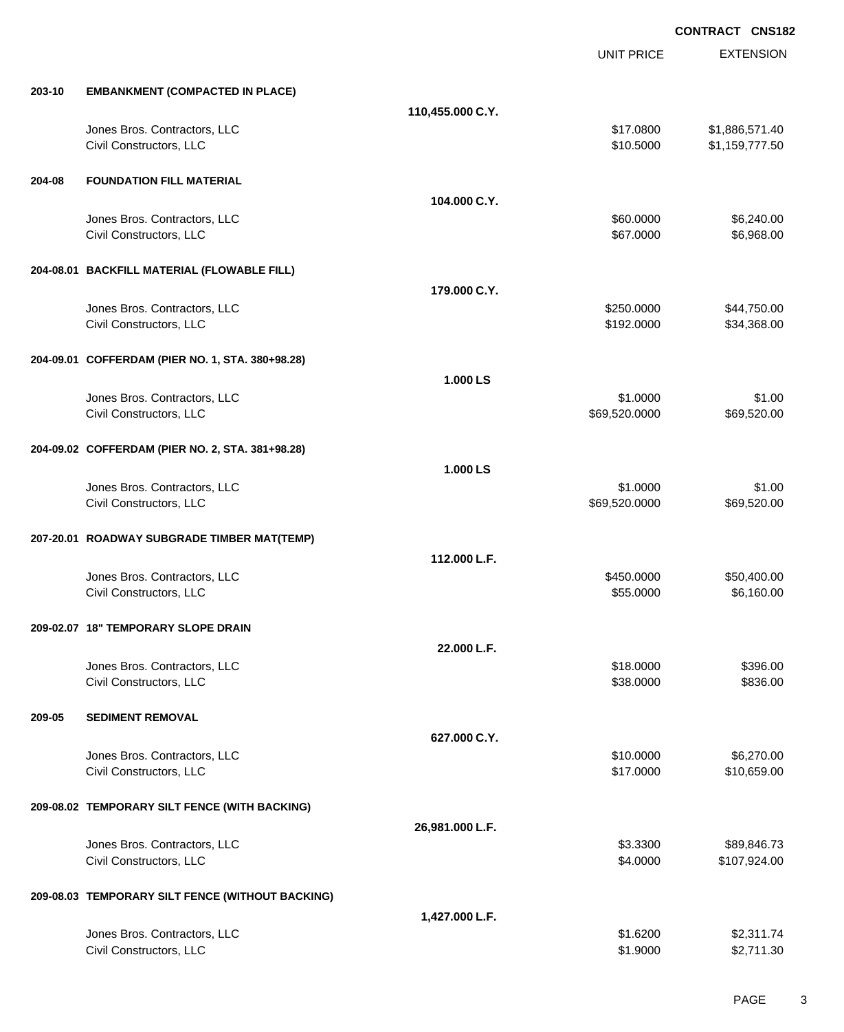**CONTRACT CNS182**

| | | | UNIT PRICE | EXTENSION |
|---|---|---|---|---|
| **203-10** | **EMBANKMENT (COMPACTED IN PLACE)** | | | |
| | | **110,455.000 C.Y.** | | |
| | Jones Bros. Contractors, LLC | | $17.0800 | $1,886,571.40 |
| | Civil Constructors, LLC | | $10.5000 | $1,159,777.50 |
| **204-08** | **FOUNDATION FILL MATERIAL** | | | |
| | | **104.000 C.Y.** | | |
| | Jones Bros. Contractors, LLC | | $60.0000 | $6,240.00 |
| | Civil Constructors, LLC | | $67.0000 | $6,968.00 |
| **204-08.01** | **BACKFILL MATERIAL (FLOWABLE FILL)** | | | |
| | | **179.000 C.Y.** | | |
| | Jones Bros. Contractors, LLC | | $250.0000 | $44,750.00 |
| | Civil Constructors, LLC | | $192.0000 | $34,368.00 |
| **204-09.01** | **COFFERDAM (PIER NO. 1, STA. 380+98.28)** | | | |
| | | **1.000 LS** | | |
| | Jones Bros. Contractors, LLC | | $1.0000 | $1.00 |
| | Civil Constructors, LLC | | $69,520.0000 | $69,520.00 |
| **204-09.02** | **COFFERDAM (PIER NO. 2, STA. 381+98.28)** | | | |
| | | **1.000 LS** | | |
| | Jones Bros. Contractors, LLC | | $1.0000 | $1.00 |
| | Civil Constructors, LLC | | $69,520.0000 | $69,520.00 |
| **207-20.01** | **ROADWAY SUBGRADE TIMBER MAT(TEMP)** | | | |
| | | **112.000 L.F.** | | |
| | Jones Bros. Contractors, LLC | | $450.0000 | $50,400.00 |
| | Civil Constructors, LLC | | $55.0000 | $6,160.00 |
| **209-02.07** | **18" TEMPORARY SLOPE DRAIN** | | | |
| | | **22.000 L.F.** | | |
| | Jones Bros. Contractors, LLC | | $18.0000 | $396.00 |
| | Civil Constructors, LLC | | $38.0000 | $836.00 |
| **209-05** | **SEDIMENT REMOVAL** | | | |
| | | **627.000 C.Y.** | | |
| | Jones Bros. Contractors, LLC | | $10.0000 | $6,270.00 |
| | Civil Constructors, LLC | | $17.0000 | $10,659.00 |
| **209-08.02** | **TEMPORARY SILT FENCE (WITH BACKING)** | | | |
| | | **26,981.000 L.F.** | | |
| | Jones Bros. Contractors, LLC | | $3.3300 | $89,846.73 |
| | Civil Constructors, LLC | | $4.0000 | $107,924.00 |
| **209-08.03** | **TEMPORARY SILT FENCE (WITHOUT BACKING)** | | | |
| | | **1,427.000 L.F.** | | |
| | Jones Bros. Contractors, LLC | | $1.6200 | $2,311.74 |
| | Civil Constructors, LLC | | $1.9000 | $2,711.30 |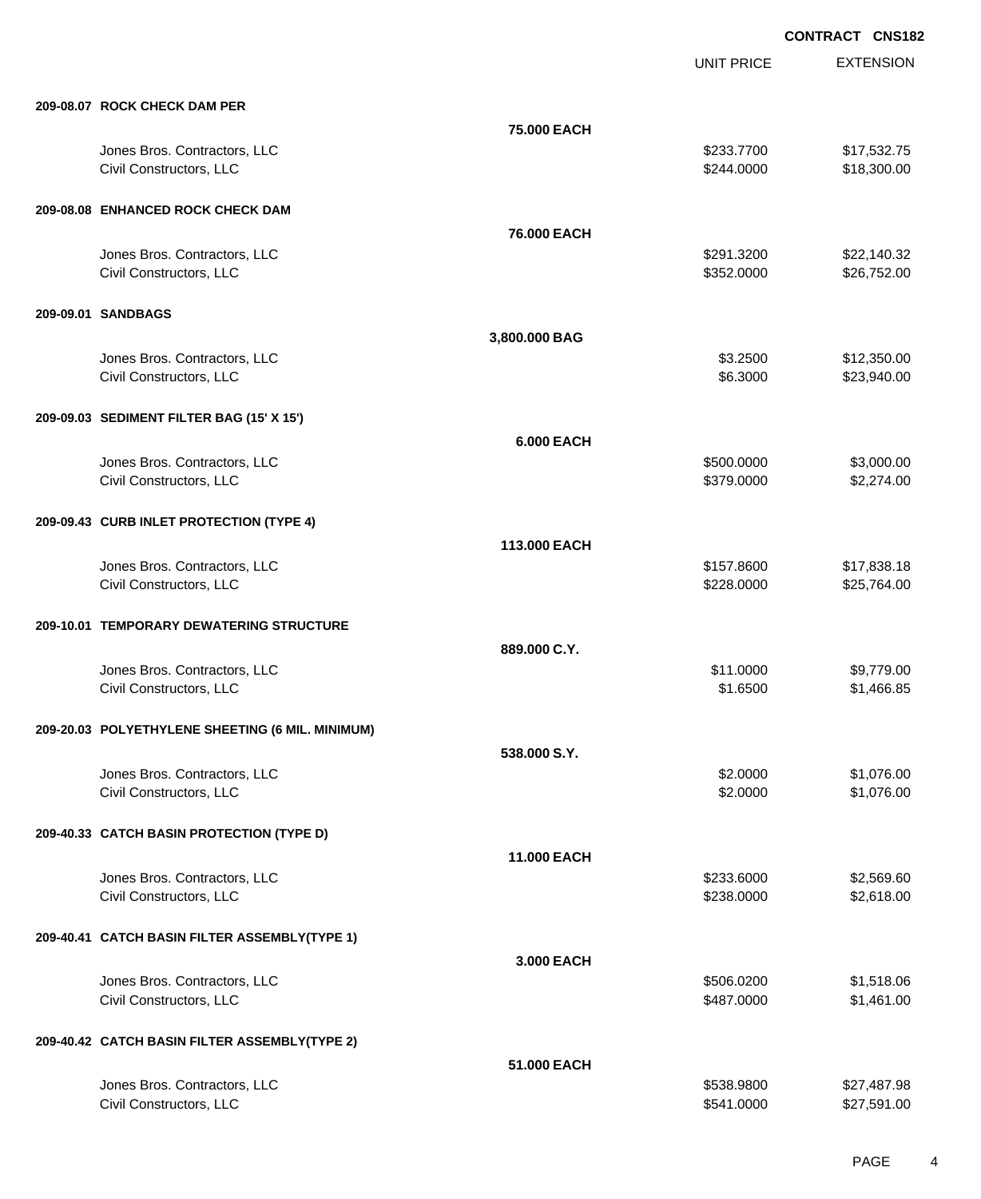**CONTRACT CNS182**

| | | UNIT PRICE | EXTENSION |
|---|---|---|---|
| **209-08.07 ROCK CHECK DAM PER** | | | |
| | **75.000 EACH** | | |
| Jones Bros. Contractors, LLC | | $233.7700 | $17,532.75 |
| Civil Constructors, LLC | | $244.0000 | $18,300.00 |
| **209-08.08 ENHANCED ROCK CHECK DAM** | | | |
| | **76.000 EACH** | | |
| Jones Bros. Contractors, LLC | | $291.3200 | $22,140.32 |
| Civil Constructors, LLC | | $352.0000 | $26,752.00 |
| **209-09.01 SANDBAGS** | | | |
| | **3,800.000 BAG** | | |
| Jones Bros. Contractors, LLC | | $3.2500 | $12,350.00 |
| Civil Constructors, LLC | | $6.3000 | $23,940.00 |
| **209-09.03 SEDIMENT FILTER BAG (15' X 15')** | | | |
| | **6.000 EACH** | | |
| Jones Bros. Contractors, LLC | | $500.0000 | $3,000.00 |
| Civil Constructors, LLC | | $379.0000 | $2,274.00 |
| **209-09.43 CURB INLET PROTECTION (TYPE 4)** | | | |
| | **113.000 EACH** | | |
| Jones Bros. Contractors, LLC | | $157.8600 | $17,838.18 |
| Civil Constructors, LLC | | $228.0000 | $25,764.00 |
| **209-10.01 TEMPORARY DEWATERING STRUCTURE** | | | |
| | **889.000 C.Y.** | | |
| Jones Bros. Contractors, LLC | | $11.0000 | $9,779.00 |
| Civil Constructors, LLC | | $1.6500 | $1,466.85 |
| **209-20.03 POLYETHYLENE SHEETING (6 MIL. MINIMUM)** | | | |
| | **538.000 S.Y.** | | |
| Jones Bros. Contractors, LLC | | $2.0000 | $1,076.00 |
| Civil Constructors, LLC | | $2.0000 | $1,076.00 |
| **209-40.33 CATCH BASIN PROTECTION (TYPE D)** | | | |
| | **11.000 EACH** | | |
| Jones Bros. Contractors, LLC | | $233.6000 | $2,569.60 |
| Civil Constructors, LLC | | $238.0000 | $2,618.00 |
| **209-40.41 CATCH BASIN FILTER ASSEMBLY(TYPE 1)** | | | |
| | **3.000 EACH** | | |
| Jones Bros. Contractors, LLC | | $506.0200 | $1,518.06 |
| Civil Constructors, LLC | | $487.0000 | $1,461.00 |
| **209-40.42 CATCH BASIN FILTER ASSEMBLY(TYPE 2)** | | | |
| | **51.000 EACH** | | |
| Jones Bros. Contractors, LLC | | $538.9800 | $27,487.98 |
| Civil Constructors, LLC | | $541.0000 | $27,591.00 |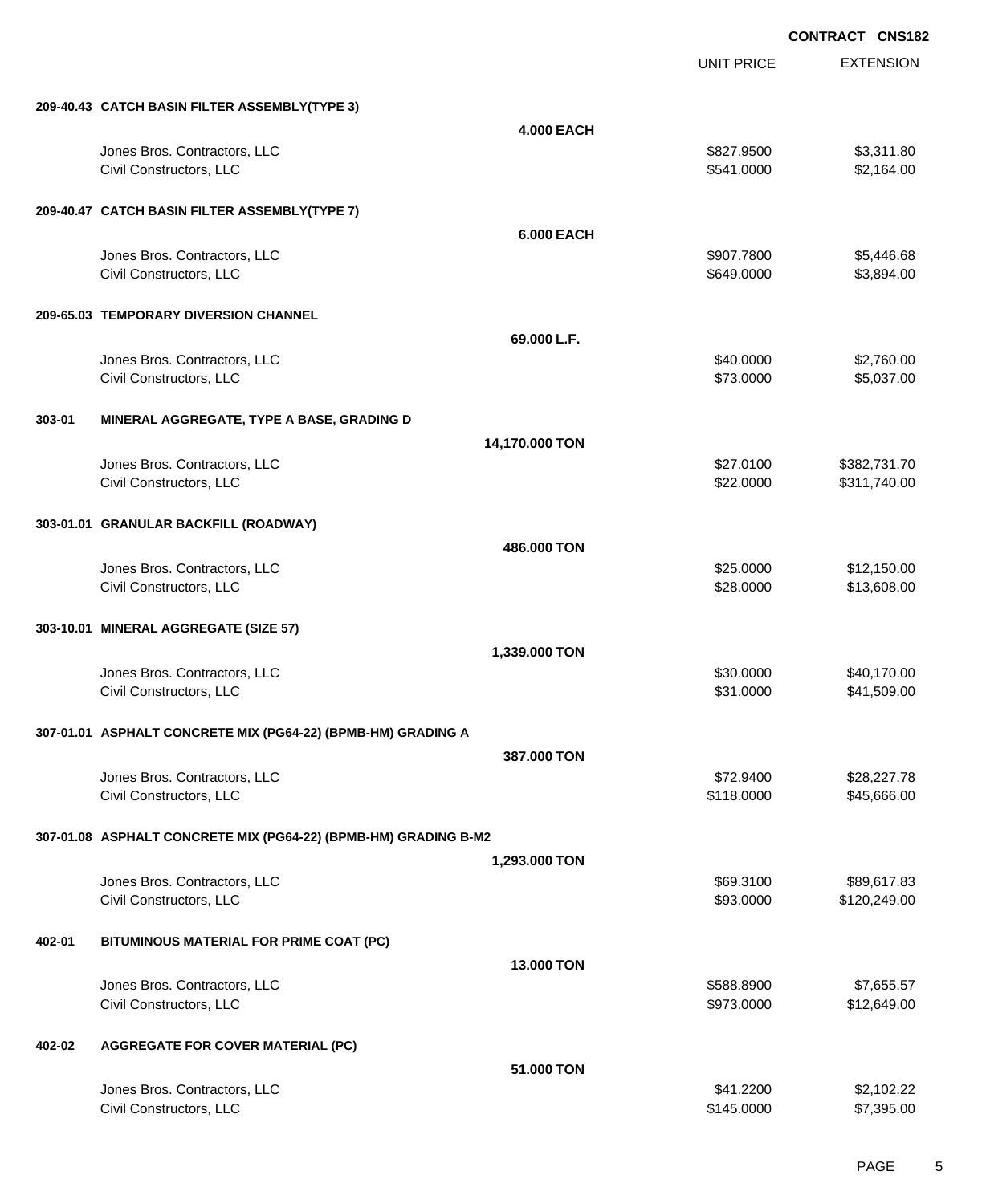**CONTRACT CNS182**

| | | UNIT PRICE | EXTENSION |
|---|---|---|---|
| **209-40.43** | **CATCH BASIN FILTER ASSEMBLY(TYPE 3)** | | |
| | **4.000 EACH** | | |
| | Jones Bros. Contractors, LLC | $827.9500 | $3,311.80 |
| | Civil Constructors, LLC | $541.0000 | $2,164.00 |
| **209-40.47** | **CATCH BASIN FILTER ASSEMBLY(TYPE 7)** | | |
| | **6.000 EACH** | | |
| | Jones Bros. Contractors, LLC | $907.7800 | $5,446.68 |
| | Civil Constructors, LLC | $649.0000 | $3,894.00 |
| **209-65.03** | **TEMPORARY DIVERSION CHANNEL** | | |
| | **69.000 L.F.** | | |
| | Jones Bros. Contractors, LLC | $40.0000 | $2,760.00 |
| | Civil Constructors, LLC | $73.0000 | $5,037.00 |
| **303-01** | **MINERAL AGGREGATE, TYPE A BASE, GRADING D** | | |
| | **14,170.000 TON** | | |
| | Jones Bros. Contractors, LLC | $27.0100 | $382,731.70 |
| | Civil Constructors, LLC | $22.0000 | $311,740.00 |
| **303-01.01** | **GRANULAR BACKFILL (ROADWAY)** | | |
| | **486.000 TON** | | |
| | Jones Bros. Contractors, LLC | $25.0000 | $12,150.00 |
| | Civil Constructors, LLC | $28.0000 | $13,608.00 |
| **303-10.01** | **MINERAL AGGREGATE (SIZE 57)** | | |
| | **1,339.000 TON** | | |
| | Jones Bros. Contractors, LLC | $30.0000 | $40,170.00 |
| | Civil Constructors, LLC | $31.0000 | $41,509.00 |
| **307-01.01** | **ASPHALT CONCRETE MIX (PG64-22) (BPMB-HM) GRADING A** | | |
| | **387.000 TON** | | |
| | Jones Bros. Contractors, LLC | $72.9400 | $28,227.78 |
| | Civil Constructors, LLC | $118.0000 | $45,666.00 |
| **307-01.08** | **ASPHALT CONCRETE MIX (PG64-22) (BPMB-HM) GRADING B-M2** | | |
| | **1,293.000 TON** | | |
| | Jones Bros. Contractors, LLC | $69.3100 | $89,617.83 |
| | Civil Constructors, LLC | $93.0000 | $120,249.00 |
| **402-01** | **BITUMINOUS MATERIAL FOR PRIME COAT (PC)** | | |
| | **13.000 TON** | | |
| | Jones Bros. Contractors, LLC | $588.8900 | $7,655.57 |
| | Civil Constructors, LLC | $973.0000 | $12,649.00 |
| **402-02** | **AGGREGATE FOR COVER MATERIAL (PC)** | | |
| | **51.000 TON** | | |
| | Jones Bros. Contractors, LLC | $41.2200 | $2,102.22 |
| | Civil Constructors, LLC | $145.0000 | $7,395.00 |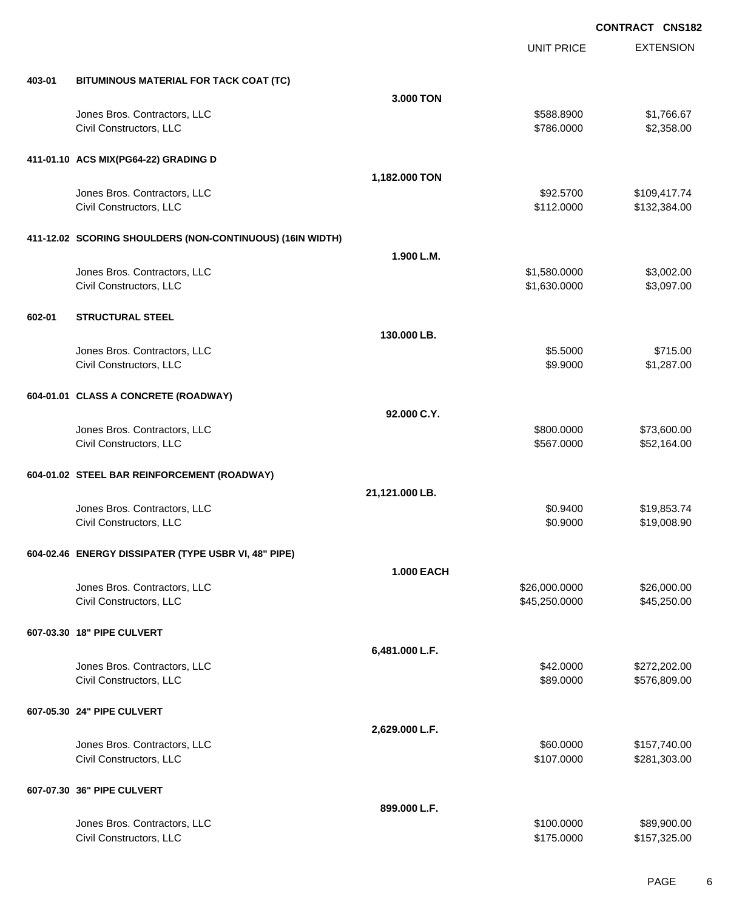**CONTRACT CNS182**

| | | UNIT PRICE | EXTENSION |
|---|---|---|---|
| **403-01** | **BITUMINOUS MATERIAL FOR TACK COAT (TC)** | | |
| | **3.000 TON** | | |
| | Jones Bros. Contractors, LLC | $588.8900 | $1,766.67 |
| | Civil Constructors, LLC | $786.0000 | $2,358.00 |
| **411-01.10** | **ACS MIX(PG64-22) GRADING D** | | |
| | **1,182.000 TON** | | |
| | Jones Bros. Contractors, LLC | $92.5700 | $109,417.74 |
| | Civil Constructors, LLC | $112.0000 | $132,384.00 |
| **411-12.02** | **SCORING SHOULDERS (NON-CONTINUOUS) (16IN WIDTH)** | | |
| | **1.900 L.M.** | | |
| | Jones Bros. Contractors, LLC | $1,580.0000 | $3,002.00 |
| | Civil Constructors, LLC | $1,630.0000 | $3,097.00 |
| **602-01** | **STRUCTURAL STEEL** | | |
| | **130.000 LB.** | | |
| | Jones Bros. Contractors, LLC | $5.5000 | $715.00 |
| | Civil Constructors, LLC | $9.9000 | $1,287.00 |
| **604-01.01** | **CLASS A CONCRETE (ROADWAY)** | | |
| | **92.000 C.Y.** | | |
| | Jones Bros. Contractors, LLC | $800.0000 | $73,600.00 |
| | Civil Constructors, LLC | $567.0000 | $52,164.00 |
| **604-01.02** | **STEEL BAR REINFORCEMENT (ROADWAY)** | | |
| | **21,121.000 LB.** | | |
| | Jones Bros. Contractors, LLC | $0.9400 | $19,853.74 |
| | Civil Constructors, LLC | $0.9000 | $19,008.90 |
| **604-02.46** | **ENERGY DISSIPATER (TYPE USBR VI, 48" PIPE)** | | |
| | **1.000 EACH** | | |
| | Jones Bros. Contractors, LLC | $26,000.0000 | $26,000.00 |
| | Civil Constructors, LLC | $45,250.0000 | $45,250.00 |
| **607-03.30** | **18" PIPE CULVERT** | | |
| | **6,481.000 L.F.** | | |
| | Jones Bros. Contractors, LLC | $42.0000 | $272,202.00 |
| | Civil Constructors, LLC | $89.0000 | $576,809.00 |
| **607-05.30** | **24" PIPE CULVERT** | | |
| | **2,629.000 L.F.** | | |
| | Jones Bros. Contractors, LLC | $60.0000 | $157,740.00 |
| | Civil Constructors, LLC | $107.0000 | $281,303.00 |
| **607-07.30** | **36" PIPE CULVERT** | | |
| | **899.000 L.F.** | | |
| | Jones Bros. Contractors, LLC | $100.0000 | $89,900.00 |
| | Civil Constructors, LLC | $175.0000 | $157,325.00 |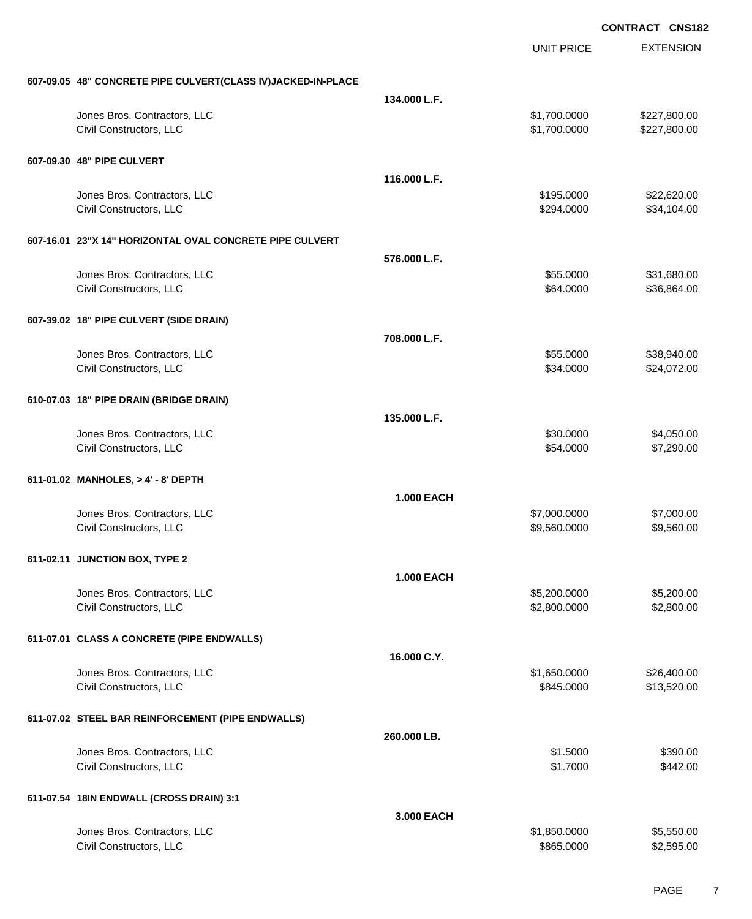**CONTRACT CNS182**

| | | UNIT PRICE | EXTENSION |
|---|---|---|---|
| **607-09.05 48" CONCRETE PIPE CULVERT(CLASS IV)JACKED-IN-PLACE** | | | |
| | **134.000 L.F.** | | |
| Jones Bros. Contractors, LLC | | $1,700.0000 | $227,800.00 |
| Civil Constructors, LLC | | $1,700.0000 | $227,800.00 |
| **607-09.30 48" PIPE CULVERT** | | | |
| | **116.000 L.F.** | | |
| Jones Bros. Contractors, LLC | | $195.0000 | $22,620.00 |
| Civil Constructors, LLC | | $294.0000 | $34,104.00 |
| **607-16.01 23"X 14" HORIZONTAL OVAL CONCRETE PIPE CULVERT** | | | |
| | **576.000 L.F.** | | |
| Jones Bros. Contractors, LLC | | $55.0000 | $31,680.00 |
| Civil Constructors, LLC | | $64.0000 | $36,864.00 |
| **607-39.02 18" PIPE CULVERT (SIDE DRAIN)** | | | |
| | **708.000 L.F.** | | |
| Jones Bros. Contractors, LLC | | $55.0000 | $38,940.00 |
| Civil Constructors, LLC | | $34.0000 | $24,072.00 |
| **610-07.03 18" PIPE DRAIN (BRIDGE DRAIN)** | | | |
| | **135.000 L.F.** | | |
| Jones Bros. Contractors, LLC | | $30.0000 | $4,050.00 |
| Civil Constructors, LLC | | $54.0000 | $7,290.00 |
| **611-01.02 MANHOLES, > 4' - 8' DEPTH** | | | |
| | **1.000 EACH** | | |
| Jones Bros. Contractors, LLC | | $7,000.0000 | $7,000.00 |
| Civil Constructors, LLC | | $9,560.0000 | $9,560.00 |
| **611-02.11 JUNCTION BOX, TYPE 2** | | | |
| | **1.000 EACH** | | |
| Jones Bros. Contractors, LLC | | $5,200.0000 | $5,200.00 |
| Civil Constructors, LLC | | $2,800.0000 | $2,800.00 |
| **611-07.01 CLASS A CONCRETE (PIPE ENDWALLS)** | | | |
| | **16.000 C.Y.** | | |
| Jones Bros. Contractors, LLC | | $1,650.0000 | $26,400.00 |
| Civil Constructors, LLC | | $845.0000 | $13,520.00 |
| **611-07.02 STEEL BAR REINFORCEMENT (PIPE ENDWALLS)** | | | |
| | **260.000 LB.** | | |
| Jones Bros. Contractors, LLC | | $1.5000 | $390.00 |
| Civil Constructors, LLC | | $1.7000 | $442.00 |
| **611-07.54 18IN ENDWALL (CROSS DRAIN) 3:1** | | | |
| | **3.000 EACH** | | |
| Jones Bros. Contractors, LLC | | $1,850.0000 | $5,550.00 |
| Civil Constructors, LLC | | $865.0000 | $2,595.00 |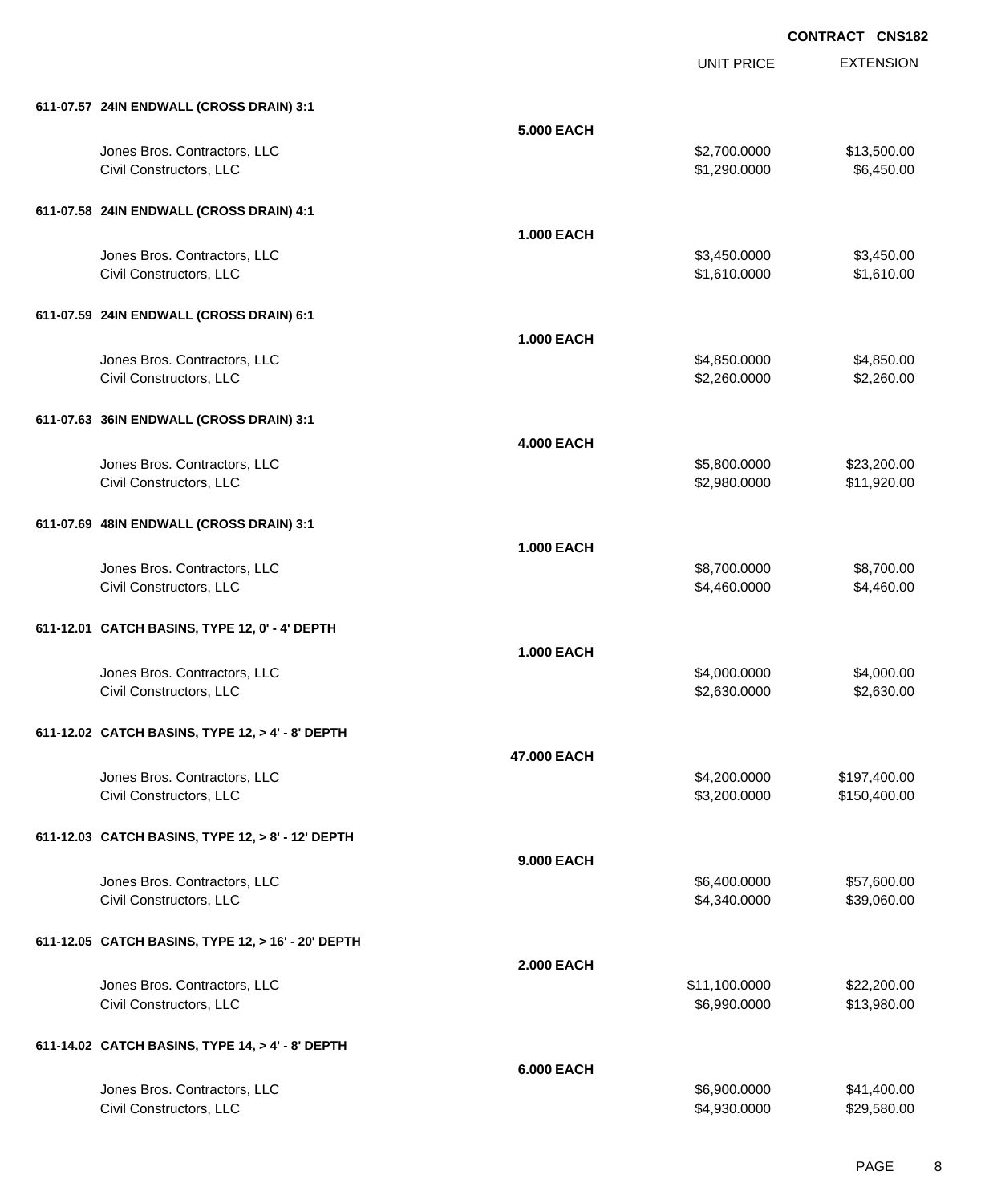**CONTRACT CNS182**

| | | UNIT PRICE | EXTENSION |
|---|---|---|---|
| **611-07.57 24IN ENDWALL (CROSS DRAIN) 3:1** | | | |
| | **5.000 EACH** | | |
| Jones Bros. Contractors, LLC | | $2,700.0000 | $13,500.00 |
| Civil Constructors, LLC | | $1,290.0000 | $6,450.00 |
| **611-07.58 24IN ENDWALL (CROSS DRAIN) 4:1** | | | |
| | **1.000 EACH** | | |
| Jones Bros. Contractors, LLC | | $3,450.0000 | $3,450.00 |
| Civil Constructors, LLC | | $1,610.0000 | $1,610.00 |
| **611-07.59 24IN ENDWALL (CROSS DRAIN) 6:1** | | | |
| | **1.000 EACH** | | |
| Jones Bros. Contractors, LLC | | $4,850.0000 | $4,850.00 |
| Civil Constructors, LLC | | $2,260.0000 | $2,260.00 |
| **611-07.63 36IN ENDWALL (CROSS DRAIN) 3:1** | | | |
| | **4.000 EACH** | | |
| Jones Bros. Contractors, LLC | | $5,800.0000 | $23,200.00 |
| Civil Constructors, LLC | | $2,980.0000 | $11,920.00 |
| **611-07.69 48IN ENDWALL (CROSS DRAIN) 3:1** | | | |
| | **1.000 EACH** | | |
| Jones Bros. Contractors, LLC | | $8,700.0000 | $8,700.00 |
| Civil Constructors, LLC | | $4,460.0000 | $4,460.00 |
| **611-12.01 CATCH BASINS, TYPE 12, 0' - 4' DEPTH** | | | |
| | **1.000 EACH** | | |
| Jones Bros. Contractors, LLC | | $4,000.0000 | $4,000.00 |
| Civil Constructors, LLC | | $2,630.0000 | $2,630.00 |
| **611-12.02 CATCH BASINS, TYPE 12, > 4' - 8' DEPTH** | | | |
| | **47.000 EACH** | | |
| Jones Bros. Contractors, LLC | | $4,200.0000 | $197,400.00 |
| Civil Constructors, LLC | | $3,200.0000 | $150,400.00 |
| **611-12.03 CATCH BASINS, TYPE 12, > 8' - 12' DEPTH** | | | |
| | **9.000 EACH** | | |
| Jones Bros. Contractors, LLC | | $6,400.0000 | $57,600.00 |
| Civil Constructors, LLC | | $4,340.0000 | $39,060.00 |
| **611-12.05 CATCH BASINS, TYPE 12, > 16' - 20' DEPTH** | | | |
| | **2.000 EACH** | | |
| Jones Bros. Contractors, LLC | | $11,100.0000 | $22,200.00 |
| Civil Constructors, LLC | | $6,990.0000 | $13,980.00 |
| **611-14.02 CATCH BASINS, TYPE 14, > 4' - 8' DEPTH** | | | |
| | **6.000 EACH** | | |
| Jones Bros. Contractors, LLC | | $6,900.0000 | $41,400.00 |
| Civil Constructors, LLC | | $4,930.0000 | $29,580.00 |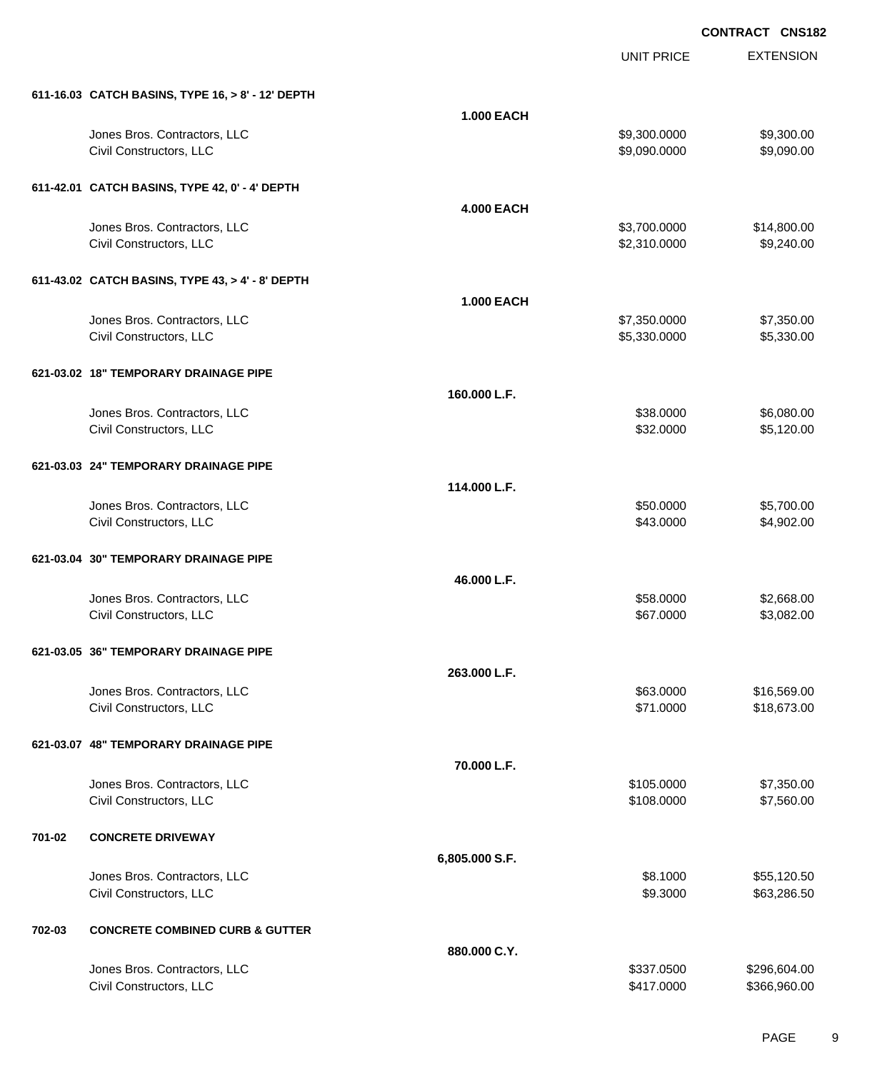**CONTRACT CNS182**

| | | UNIT PRICE | EXTENSION |
|---|---|---|---|
| **611-16.03 CATCH BASINS, TYPE 16, > 8' - 12' DEPTH** | | | |
| | **1.000 EACH** | | |
| Jones Bros. Contractors, LLC | | $9,300.0000 | $9,300.00 |
| Civil Constructors, LLC | | $9,090.0000 | $9,090.00 |
| **611-42.01 CATCH BASINS, TYPE 42, 0' - 4' DEPTH** | | | |
| | **4.000 EACH** | | |
| Jones Bros. Contractors, LLC | | $3,700.0000 | $14,800.00 |
| Civil Constructors, LLC | | $2,310.0000 | $9,240.00 |
| **611-43.02 CATCH BASINS, TYPE 43, > 4' - 8' DEPTH** | | | |
| | **1.000 EACH** | | |
| Jones Bros. Contractors, LLC | | $7,350.0000 | $7,350.00 |
| Civil Constructors, LLC | | $5,330.0000 | $5,330.00 |
| **621-03.02 18" TEMPORARY DRAINAGE PIPE** | | | |
| | **160.000 L.F.** | | |
| Jones Bros. Contractors, LLC | | $38.0000 | $6,080.00 |
| Civil Constructors, LLC | | $32.0000 | $5,120.00 |
| **621-03.03 24" TEMPORARY DRAINAGE PIPE** | | | |
| | **114.000 L.F.** | | |
| Jones Bros. Contractors, LLC | | $50.0000 | $5,700.00 |
| Civil Constructors, LLC | | $43.0000 | $4,902.00 |
| **621-03.04 30" TEMPORARY DRAINAGE PIPE** | | | |
| | **46.000 L.F.** | | |
| Jones Bros. Contractors, LLC | | $58.0000 | $2,668.00 |
| Civil Constructors, LLC | | $67.0000 | $3,082.00 |
| **621-03.05 36" TEMPORARY DRAINAGE PIPE** | | | |
| | **263.000 L.F.** | | |
| Jones Bros. Contractors, LLC | | $63.0000 | $16,569.00 |
| Civil Constructors, LLC | | $71.0000 | $18,673.00 |
| **621-03.07 48" TEMPORARY DRAINAGE PIPE** | | | |
| | **70.000 L.F.** | | |
| Jones Bros. Contractors, LLC | | $105.0000 | $7,350.00 |
| Civil Constructors, LLC | | $108.0000 | $7,560.00 |
| **701-02 CONCRETE DRIVEWAY** | | | |
| | **6,805.000 S.F.** | | |
| Jones Bros. Contractors, LLC | | $8.1000 | $55,120.50 |
| Civil Constructors, LLC | | $9.3000 | $63,286.50 |
| **702-03 CONCRETE COMBINED CURB & GUTTER** | | | |
| | **880.000 C.Y.** | | |
| Jones Bros. Contractors, LLC | | $337.0500 | $296,604.00 |
| Civil Constructors, LLC | | $417.0000 | $366,960.00 |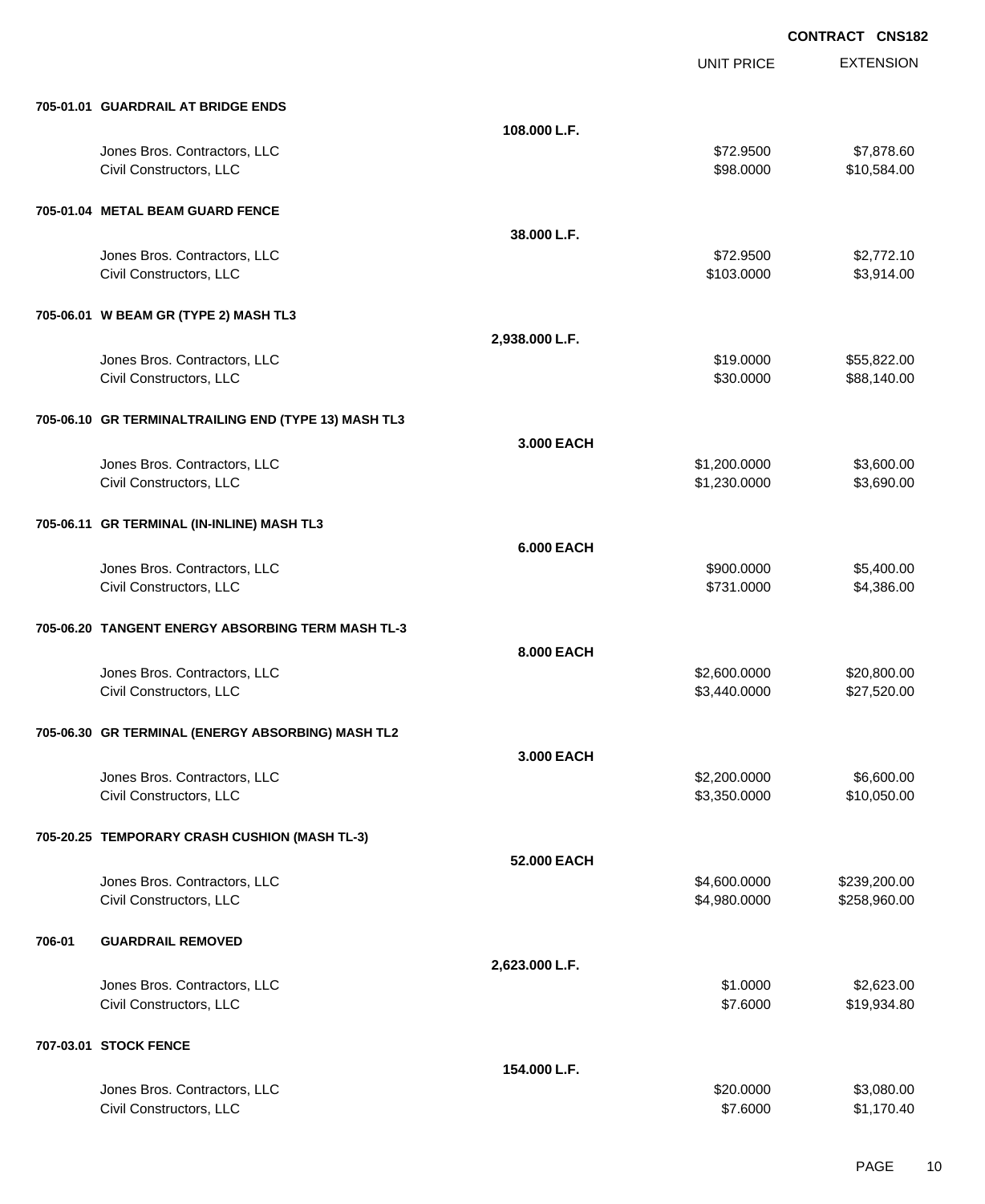**CONTRACT CNS182**

| | | UNIT PRICE | EXTENSION |
|---|---|---|---|
| **705-01.01 GUARDRAIL AT BRIDGE ENDS** | | | |
| | **108.000 L.F.** | | |
| Jones Bros. Contractors, LLC | | $72.9500 | $7,878.60 |
| Civil Constructors, LLC | | $98.0000 | $10,584.00 |
| **705-01.04 METAL BEAM GUARD FENCE** | | | |
| | **38.000 L.F.** | | |
| Jones Bros. Contractors, LLC | | $72.9500 | $2,772.10 |
| Civil Constructors, LLC | | $103.0000 | $3,914.00 |
| **705-06.01 W BEAM GR (TYPE 2) MASH TL3** | | | |
| | **2,938.000 L.F.** | | |
| Jones Bros. Contractors, LLC | | $19.0000 | $55,822.00 |
| Civil Constructors, LLC | | $30.0000 | $88,140.00 |
| **705-06.10 GR TERMINALTRAILING END (TYPE 13) MASH TL3** | | | |
| | **3.000 EACH** | | |
| Jones Bros. Contractors, LLC | | $1,200.0000 | $3,600.00 |
| Civil Constructors, LLC | | $1,230.0000 | $3,690.00 |
| **705-06.11 GR TERMINAL (IN-INLINE) MASH TL3** | | | |
| | **6.000 EACH** | | |
| Jones Bros. Contractors, LLC | | $900.0000 | $5,400.00 |
| Civil Constructors, LLC | | $731.0000 | $4,386.00 |
| **705-06.20 TANGENT ENERGY ABSORBING TERM MASH TL-3** | | | |
| | **8.000 EACH** | | |
| Jones Bros. Contractors, LLC | | $2,600.0000 | $20,800.00 |
| Civil Constructors, LLC | | $3,440.0000 | $27,520.00 |
| **705-06.30 GR TERMINAL (ENERGY ABSORBING) MASH TL2** | | | |
| | **3.000 EACH** | | |
| Jones Bros. Contractors, LLC | | $2,200.0000 | $6,600.00 |
| Civil Constructors, LLC | | $3,350.0000 | $10,050.00 |
| **705-20.25 TEMPORARY CRASH CUSHION (MASH TL-3)** | | | |
| | **52.000 EACH** | | |
| Jones Bros. Contractors, LLC | | $4,600.0000 | $239,200.00 |
| Civil Constructors, LLC | | $4,980.0000 | $258,960.00 |
| **706-01 GUARDRAIL REMOVED** | | | |
| | **2,623.000 L.F.** | | |
| Jones Bros. Contractors, LLC | | $1.0000 | $2,623.00 |
| Civil Constructors, LLC | | $7.6000 | $19,934.80 |
| **707-03.01 STOCK FENCE** | | | |
| | **154.000 L.F.** | | |
| Jones Bros. Contractors, LLC | | $20.0000 | $3,080.00 |
| Civil Constructors, LLC | | $7.6000 | $1,170.40 |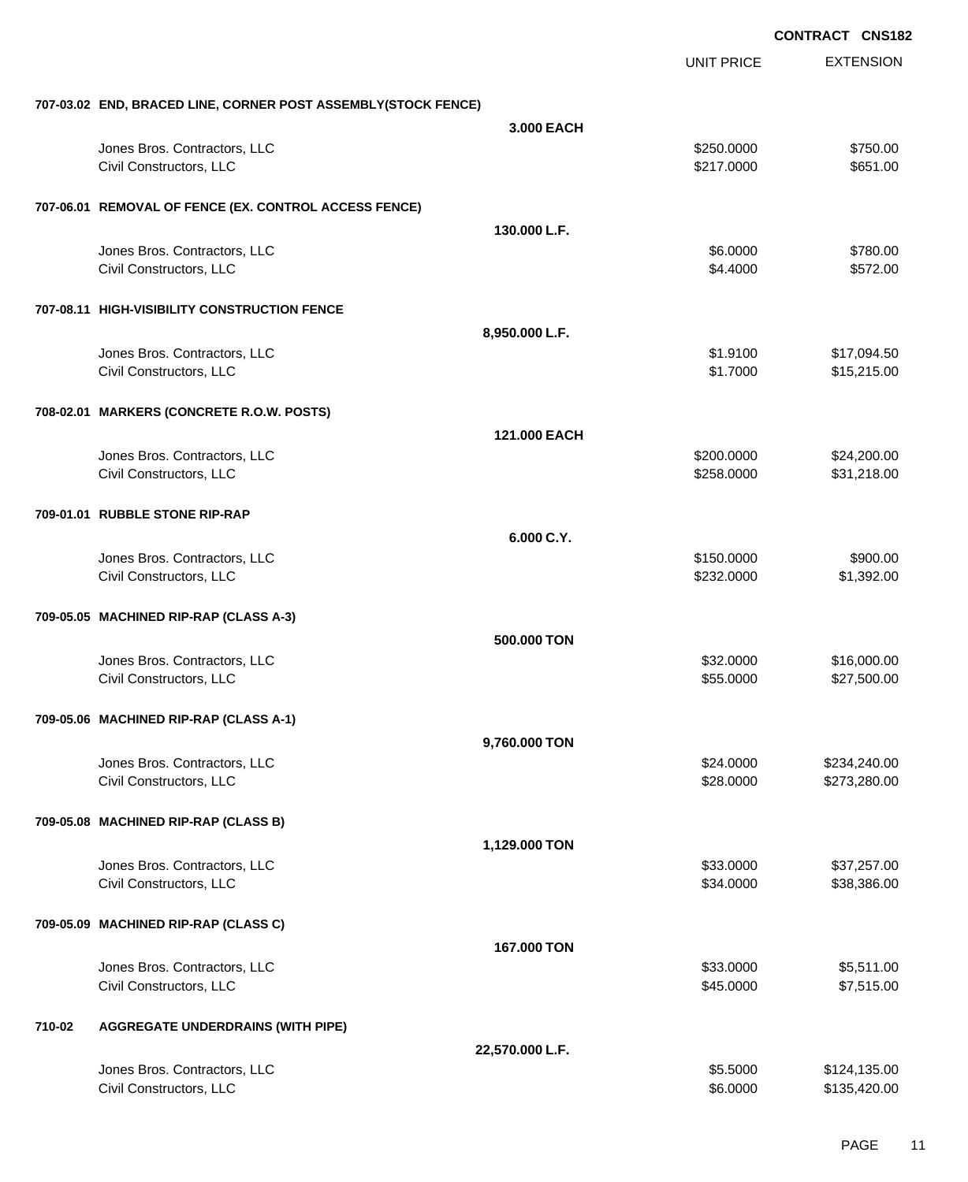**CONTRACT CNS182**

| | | UNIT PRICE | EXTENSION |
|---|---|---|---|
| **707-03.02 END, BRACED LINE, CORNER POST ASSEMBLY(STOCK FENCE)** | | | |
| | **3.000 EACH** | | |
| Jones Bros. Contractors, LLC | | $250.0000 | $750.00 |
| Civil Constructors, LLC | | $217.0000 | $651.00 |
| **707-06.01 REMOVAL OF FENCE (EX. CONTROL ACCESS FENCE)** | | | |
| | **130.000 L.F.** | | |
| Jones Bros. Contractors, LLC | | $6.0000 | $780.00 |
| Civil Constructors, LLC | | $4.4000 | $572.00 |
| **707-08.11 HIGH-VISIBILITY CONSTRUCTION FENCE** | | | |
| | **8,950.000 L.F.** | | |
| Jones Bros. Contractors, LLC | | $1.9100 | $17,094.50 |
| Civil Constructors, LLC | | $1.7000 | $15,215.00 |
| **708-02.01 MARKERS (CONCRETE R.O.W. POSTS)** | | | |
| | **121.000 EACH** | | |
| Jones Bros. Contractors, LLC | | $200.0000 | $24,200.00 |
| Civil Constructors, LLC | | $258.0000 | $31,218.00 |
| **709-01.01 RUBBLE STONE RIP-RAP** | | | |
| | **6.000 C.Y.** | | |
| Jones Bros. Contractors, LLC | | $150.0000 | $900.00 |
| Civil Constructors, LLC | | $232.0000 | $1,392.00 |
| **709-05.05 MACHINED RIP-RAP (CLASS A-3)** | | | |
| | **500.000 TON** | | |
| Jones Bros. Contractors, LLC | | $32.0000 | $16,000.00 |
| Civil Constructors, LLC | | $55.0000 | $27,500.00 |
| **709-05.06 MACHINED RIP-RAP (CLASS A-1)** | | | |
| | **9,760.000 TON** | | |
| Jones Bros. Contractors, LLC | | $24.0000 | $234,240.00 |
| Civil Constructors, LLC | | $28.0000 | $273,280.00 |
| **709-05.08 MACHINED RIP-RAP (CLASS B)** | | | |
| | **1,129.000 TON** | | |
| Jones Bros. Contractors, LLC | | $33.0000 | $37,257.00 |
| Civil Constructors, LLC | | $34.0000 | $38,386.00 |
| **709-05.09 MACHINED RIP-RAP (CLASS C)** | | | |
| | **167.000 TON** | | |
| Jones Bros. Contractors, LLC | | $33.0000 | $5,511.00 |
| Civil Constructors, LLC | | $45.0000 | $7,515.00 |
| **710-02 AGGREGATE UNDERDRAINS (WITH PIPE)** | | | |
| | **22,570.000 L.F.** | | |
| Jones Bros. Contractors, LLC | | $5.5000 | $124,135.00 |
| Civil Constructors, LLC | | $6.0000 | $135,420.00 |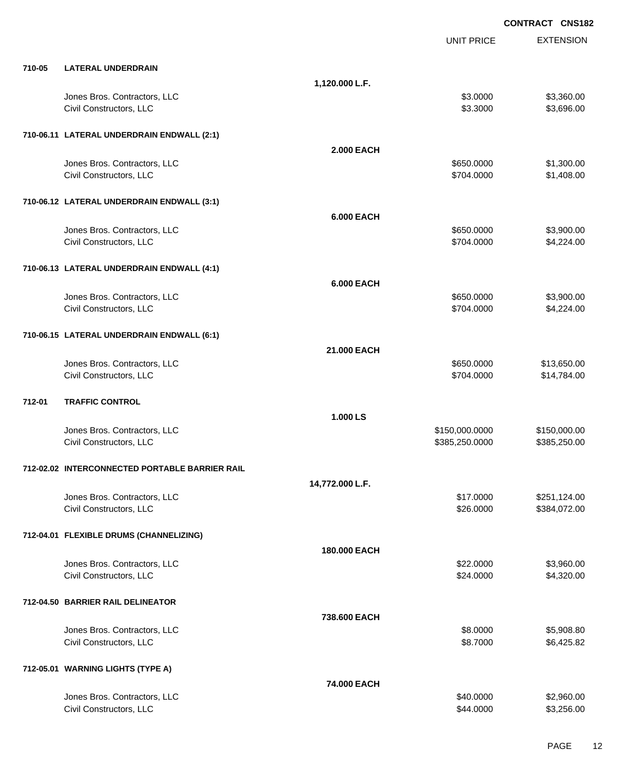**CONTRACT CNS182**

| | | | UNIT PRICE | EXTENSION |
|---|---|---|---|---|
| **710-05** | **LATERAL UNDERDRAIN** | | | |
| | | **1,120.000 L.F.** | | |
| | Jones Bros. Contractors, LLC | | $3.0000 | $3,360.00 |
| | Civil Constructors, LLC | | $3.3000 | $3,696.00 |
| **710-06.11** | **LATERAL UNDERDRAIN ENDWALL (2:1)** | | | |
| | | **2.000 EACH** | | |
| | Jones Bros. Contractors, LLC | | $650.0000 | $1,300.00 |
| | Civil Constructors, LLC | | $704.0000 | $1,408.00 |
| **710-06.12** | **LATERAL UNDERDRAIN ENDWALL (3:1)** | | | |
| | | **6.000 EACH** | | |
| | Jones Bros. Contractors, LLC | | $650.0000 | $3,900.00 |
| | Civil Constructors, LLC | | $704.0000 | $4,224.00 |
| **710-06.13** | **LATERAL UNDERDRAIN ENDWALL (4:1)** | | | |
| | | **6.000 EACH** | | |
| | Jones Bros. Contractors, LLC | | $650.0000 | $3,900.00 |
| | Civil Constructors, LLC | | $704.0000 | $4,224.00 |
| **710-06.15** | **LATERAL UNDERDRAIN ENDWALL (6:1)** | | | |
| | | **21.000 EACH** | | |
| | Jones Bros. Contractors, LLC | | $650.0000 | $13,650.00 |
| | Civil Constructors, LLC | | $704.0000 | $14,784.00 |
| **712-01** | **TRAFFIC CONTROL** | | | |
| | | **1.000 LS** | | |
| | Jones Bros. Contractors, LLC | | $150,000.0000 | $150,000.00 |
| | Civil Constructors, LLC | | $385,250.0000 | $385,250.00 |
| **712-02.02** | **INTERCONNECTED PORTABLE BARRIER RAIL** | | | |
| | | **14,772.000 L.F.** | | |
| | Jones Bros. Contractors, LLC | | $17.0000 | $251,124.00 |
| | Civil Constructors, LLC | | $26.0000 | $384,072.00 |
| **712-04.01** | **FLEXIBLE DRUMS (CHANNELIZING)** | | | |
| | | **180.000 EACH** | | |
| | Jones Bros. Contractors, LLC | | $22.0000 | $3,960.00 |
| | Civil Constructors, LLC | | $24.0000 | $4,320.00 |
| **712-04.50** | **BARRIER RAIL DELINEATOR** | | | |
| | | **738.600 EACH** | | |
| | Jones Bros. Contractors, LLC | | $8.0000 | $5,908.80 |
| | Civil Constructors, LLC | | $8.7000 | $6,425.82 |
| **712-05.01** | **WARNING LIGHTS (TYPE A)** | | | |
| | | **74.000 EACH** | | |
| | Jones Bros. Contractors, LLC | | $40.0000 | $2,960.00 |
| | Civil Constructors, LLC | | $44.0000 | $3,256.00 |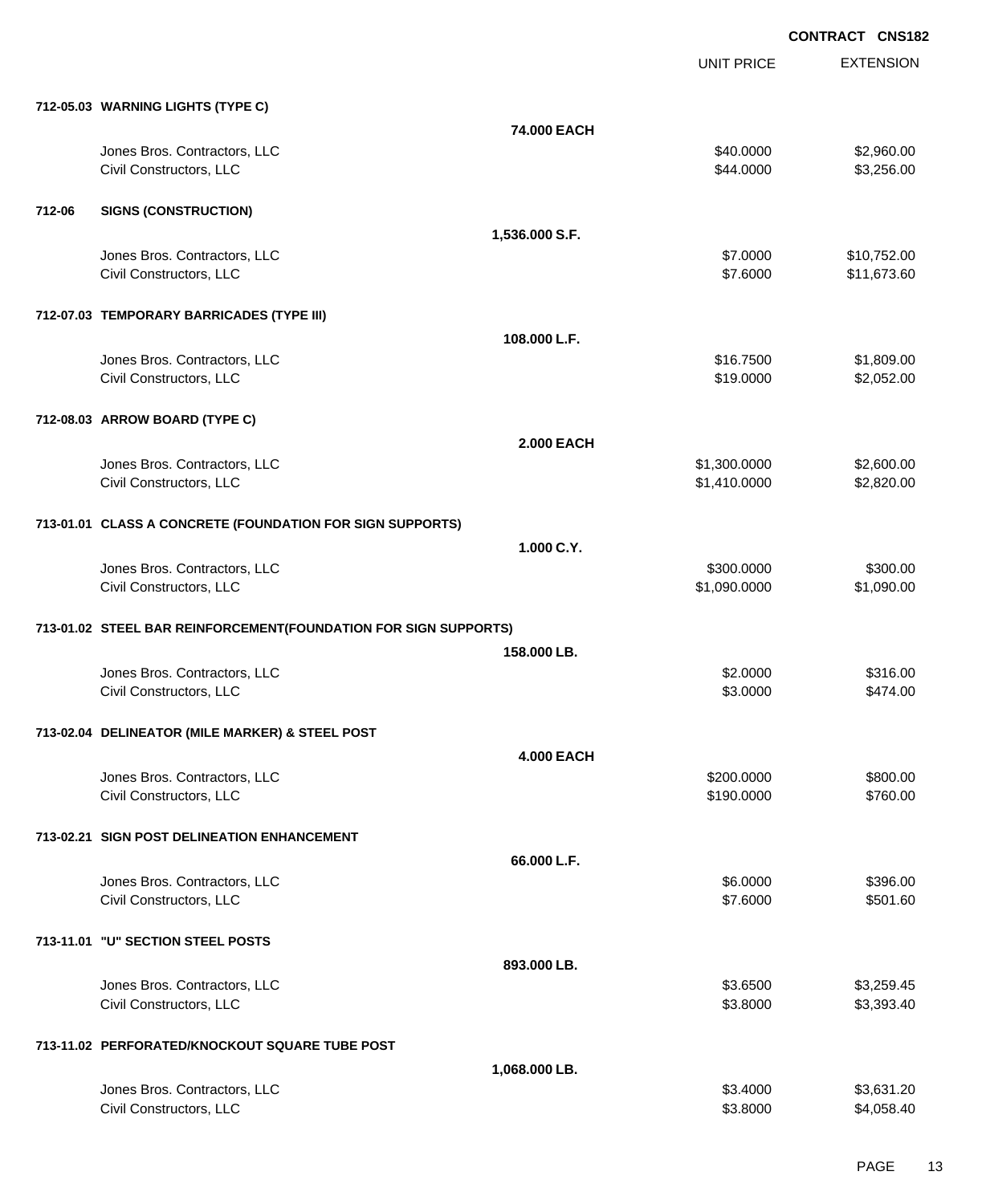**CONTRACT CNS182**

| | | UNIT PRICE | EXTENSION |
|---|---|---|---|
| **712-05.03 WARNING LIGHTS (TYPE C)** | | | |
| | **74.000 EACH** | | |
| Jones Bros. Contractors, LLC | | $40.0000 | $2,960.00 |
| Civil Constructors, LLC | | $44.0000 | $3,256.00 |
| **712-06 SIGNS (CONSTRUCTION)** | | | |
| | **1,536.000 S.F.** | | |
| Jones Bros. Contractors, LLC | | $7.0000 | $10,752.00 |
| Civil Constructors, LLC | | $7.6000 | $11,673.60 |
| **712-07.03 TEMPORARY BARRICADES (TYPE III)** | | | |
| | **108.000 L.F.** | | |
| Jones Bros. Contractors, LLC | | $16.7500 | $1,809.00 |
| Civil Constructors, LLC | | $19.0000 | $2,052.00 |
| **712-08.03 ARROW BOARD (TYPE C)** | | | |
| | **2.000 EACH** | | |
| Jones Bros. Contractors, LLC | | $1,300.0000 | $2,600.00 |
| Civil Constructors, LLC | | $1,410.0000 | $2,820.00 |
| **713-01.01 CLASS A CONCRETE (FOUNDATION FOR SIGN SUPPORTS)** | | | |
| | **1.000 C.Y.** | | |
| Jones Bros. Contractors, LLC | | $300.0000 | $300.00 |
| Civil Constructors, LLC | | $1,090.0000 | $1,090.00 |
| **713-01.02 STEEL BAR REINFORCEMENT(FOUNDATION FOR SIGN SUPPORTS)** | | | |
| | **158.000 LB.** | | |
| Jones Bros. Contractors, LLC | | $2.0000 | $316.00 |
| Civil Constructors, LLC | | $3.0000 | $474.00 |
| **713-02.04 DELINEATOR (MILE MARKER) & STEEL POST** | | | |
| | **4.000 EACH** | | |
| Jones Bros. Contractors, LLC | | $200.0000 | $800.00 |
| Civil Constructors, LLC | | $190.0000 | $760.00 |
| **713-02.21 SIGN POST DELINEATION ENHANCEMENT** | | | |
| | **66.000 L.F.** | | |
| Jones Bros. Contractors, LLC | | $6.0000 | $396.00 |
| Civil Constructors, LLC | | $7.6000 | $501.60 |
| **713-11.01 "U" SECTION STEEL POSTS** | | | |
| | **893.000 LB.** | | |
| Jones Bros. Contractors, LLC | | $3.6500 | $3,259.45 |
| Civil Constructors, LLC | | $3.8000 | $3,393.40 |
| **713-11.02 PERFORATED/KNOCKOUT SQUARE TUBE POST** | | | |
| | **1,068.000 LB.** | | |
| Jones Bros. Contractors, LLC | | $3.4000 | $3,631.20 |
| Civil Constructors, LLC | | $3.8000 | $4,058.40 |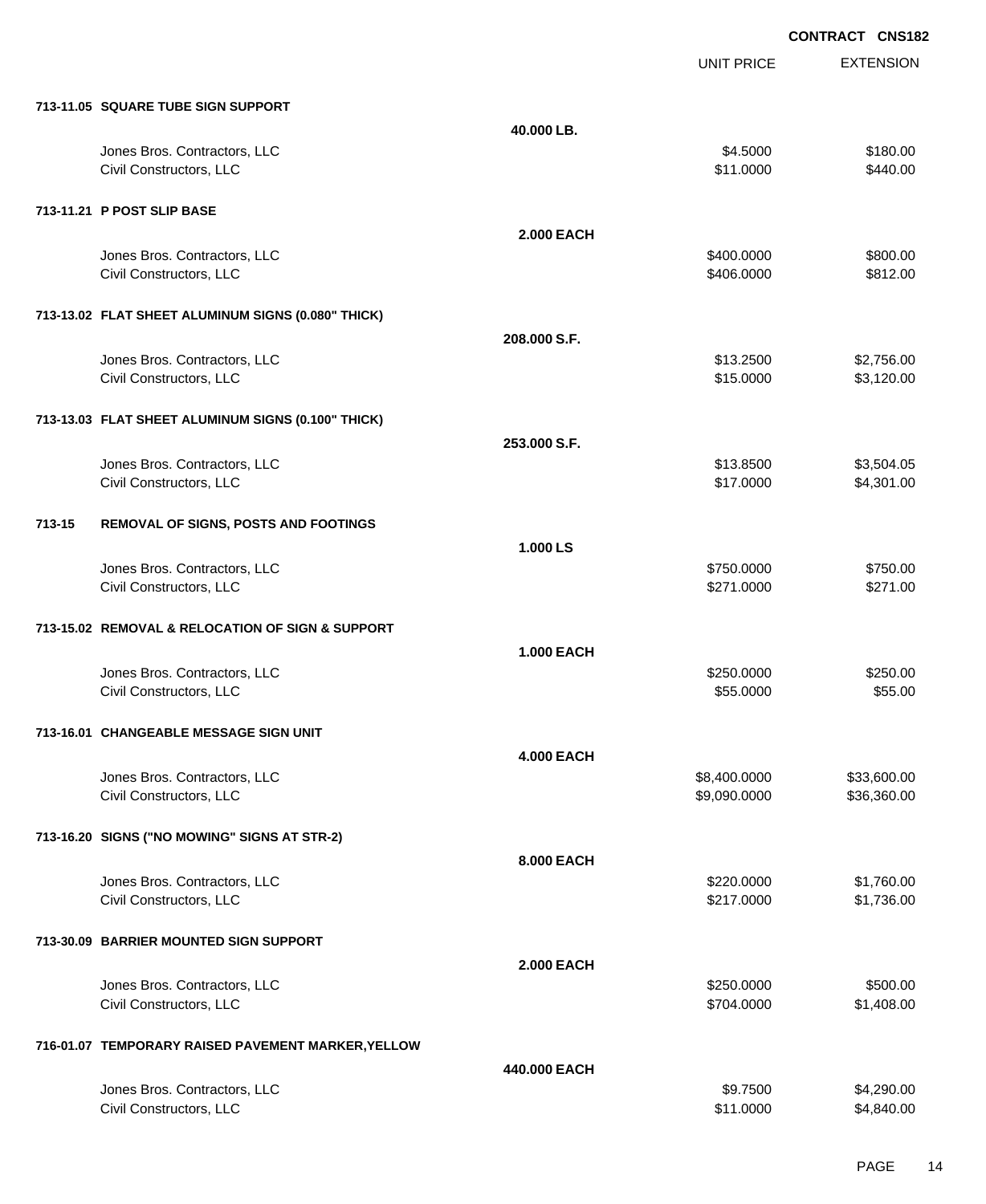**CONTRACT CNS182**

| | | UNIT PRICE | EXTENSION |
|---|---|---|---|
| **713-11.05 SQUARE TUBE SIGN SUPPORT** | | | |
| | **40.000 LB.** | | |
| Jones Bros. Contractors, LLC | | $4.5000 | $180.00 |
| Civil Constructors, LLC | | $11.0000 | $440.00 |
| **713-11.21 P POST SLIP BASE** | | | |
| | **2.000 EACH** | | |
| Jones Bros. Contractors, LLC | | $400.0000 | $800.00 |
| Civil Constructors, LLC | | $406.0000 | $812.00 |
| **713-13.02 FLAT SHEET ALUMINUM SIGNS (0.080" THICK)** | | | |
| | **208.000 S.F.** | | |
| Jones Bros. Contractors, LLC | | $13.2500 | $2,756.00 |
| Civil Constructors, LLC | | $15.0000 | $3,120.00 |
| **713-13.03 FLAT SHEET ALUMINUM SIGNS (0.100" THICK)** | | | |
| | **253.000 S.F.** | | |
| Jones Bros. Contractors, LLC | | $13.8500 | $3,504.05 |
| Civil Constructors, LLC | | $17.0000 | $4,301.00 |
| **713-15 REMOVAL OF SIGNS, POSTS AND FOOTINGS** | | | |
| | **1.000 LS** | | |
| Jones Bros. Contractors, LLC | | $750.0000 | $750.00 |
| Civil Constructors, LLC | | $271.0000 | $271.00 |
| **713-15.02 REMOVAL & RELOCATION OF SIGN & SUPPORT** | | | |
| | **1.000 EACH** | | |
| Jones Bros. Contractors, LLC | | $250.0000 | $250.00 |
| Civil Constructors, LLC | | $55.0000 | $55.00 |
| **713-16.01 CHANGEABLE MESSAGE SIGN UNIT** | | | |
| | **4.000 EACH** | | |
| Jones Bros. Contractors, LLC | | $8,400.0000 | $33,600.00 |
| Civil Constructors, LLC | | $9,090.0000 | $36,360.00 |
| **713-16.20 SIGNS ("NO MOWING" SIGNS AT STR-2)** | | | |
| | **8.000 EACH** | | |
| Jones Bros. Contractors, LLC | | $220.0000 | $1,760.00 |
| Civil Constructors, LLC | | $217.0000 | $1,736.00 |
| **713-30.09 BARRIER MOUNTED SIGN SUPPORT** | | | |
| | **2.000 EACH** | | |
| Jones Bros. Contractors, LLC | | $250.0000 | $500.00 |
| Civil Constructors, LLC | | $704.0000 | $1,408.00 |
| **716-01.07 TEMPORARY RAISED PAVEMENT MARKER,YELLOW** | | | |
| | **440.000 EACH** | | |
| Jones Bros. Contractors, LLC | | $9.7500 | $4,290.00 |
| Civil Constructors, LLC | | $11.0000 | $4,840.00 |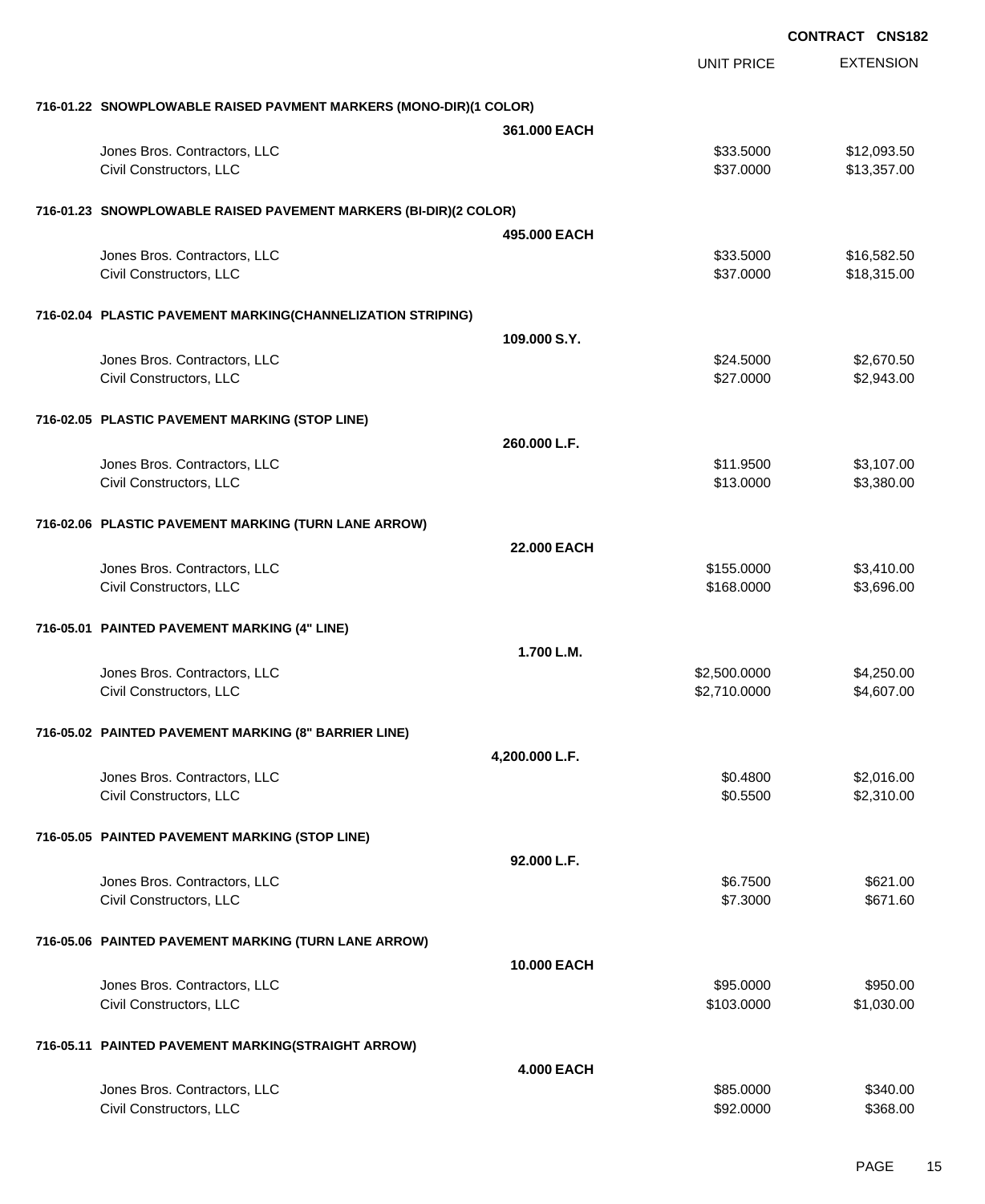**CONTRACT CNS182**

| | | UNIT PRICE | EXTENSION |
|---|---|---|---|
| **716-01.22 SNOWPLOWABLE RAISED PAVMENT MARKERS (MONO-DIR)(1 COLOR)** | | | |
| | **361.000 EACH** | | |
| Jones Bros. Contractors, LLC | | $33.5000 | $12,093.50 |
| Civil Constructors, LLC | | $37.0000 | $13,357.00 |
| **716-01.23 SNOWPLOWABLE RAISED PAVEMENT MARKERS (BI-DIR)(2 COLOR)** | | | |
| | **495.000 EACH** | | |
| Jones Bros. Contractors, LLC | | $33.5000 | $16,582.50 |
| Civil Constructors, LLC | | $37.0000 | $18,315.00 |
| **716-02.04 PLASTIC PAVEMENT MARKING(CHANNELIZATION STRIPING)** | | | |
| | **109.000 S.Y.** | | |
| Jones Bros. Contractors, LLC | | $24.5000 | $2,670.50 |
| Civil Constructors, LLC | | $27.0000 | $2,943.00 |
| **716-02.05 PLASTIC PAVEMENT MARKING (STOP LINE)** | | | |
| | **260.000 L.F.** | | |
| Jones Bros. Contractors, LLC | | $11.9500 | $3,107.00 |
| Civil Constructors, LLC | | $13.0000 | $3,380.00 |
| **716-02.06 PLASTIC PAVEMENT MARKING (TURN LANE ARROW)** | | | |
| | **22.000 EACH** | | |
| Jones Bros. Contractors, LLC | | $155.0000 | $3,410.00 |
| Civil Constructors, LLC | | $168.0000 | $3,696.00 |
| **716-05.01 PAINTED PAVEMENT MARKING (4" LINE)** | | | |
| | **1.700 L.M.** | | |
| Jones Bros. Contractors, LLC | | $2,500.0000 | $4,250.00 |
| Civil Constructors, LLC | | $2,710.0000 | $4,607.00 |
| **716-05.02 PAINTED PAVEMENT MARKING (8" BARRIER LINE)** | | | |
| | **4,200.000 L.F.** | | |
| Jones Bros. Contractors, LLC | | $0.4800 | $2,016.00 |
| Civil Constructors, LLC | | $0.5500 | $2,310.00 |
| **716-05.05 PAINTED PAVEMENT MARKING (STOP LINE)** | | | |
| | **92.000 L.F.** | | |
| Jones Bros. Contractors, LLC | | $6.7500 | $621.00 |
| Civil Constructors, LLC | | $7.3000 | $671.60 |
| **716-05.06 PAINTED PAVEMENT MARKING (TURN LANE ARROW)** | | | |
| | **10.000 EACH** | | |
| Jones Bros. Contractors, LLC | | $95.0000 | $950.00 |
| Civil Constructors, LLC | | $103.0000 | $1,030.00 |
| **716-05.11 PAINTED PAVEMENT MARKING(STRAIGHT ARROW)** | | | |
| | **4.000 EACH** | | |
| Jones Bros. Contractors, LLC | | $85.0000 | $340.00 |
| Civil Constructors, LLC | | $92.0000 | $368.00 |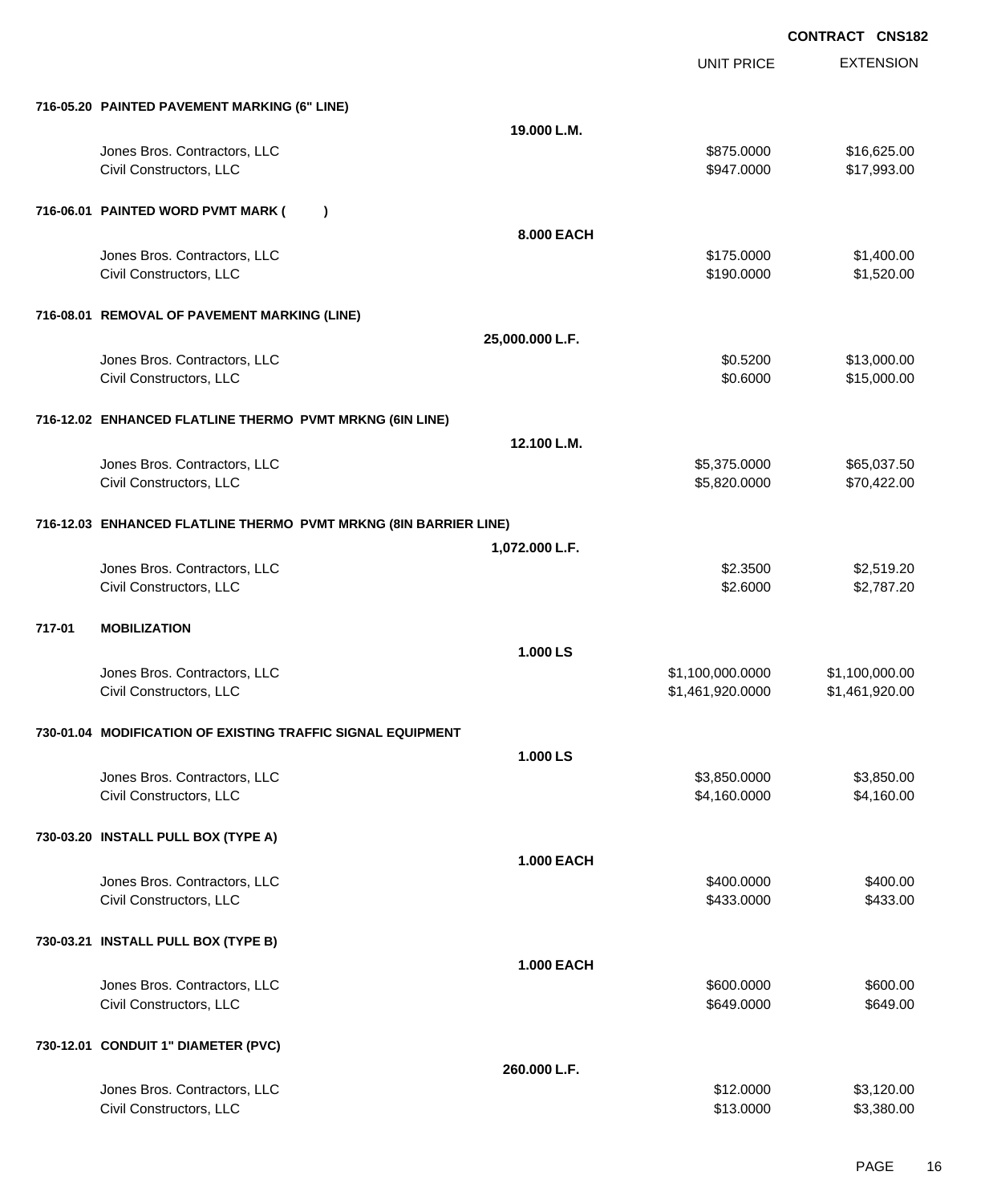**CONTRACT CNS182**

| | | UNIT PRICE | EXTENSION |
|---|---|---|---|
| **716-05.20 PAINTED PAVEMENT MARKING (6" LINE)** | | | |
| | **19.000 L.M.** | | |
| Jones Bros. Contractors, LLC | | $875.0000 | $16,625.00 |
| Civil Constructors, LLC | | $947.0000 | $17,993.00 |
| **716-06.01 PAINTED WORD PVMT MARK ( )** | | | |
| | **8.000 EACH** | | |
| Jones Bros. Contractors, LLC | | $175.0000 | $1,400.00 |
| Civil Constructors, LLC | | $190.0000 | $1,520.00 |
| **716-08.01 REMOVAL OF PAVEMENT MARKING (LINE)** | | | |
| | **25,000.000 L.F.** | | |
| Jones Bros. Contractors, LLC | | $0.5200 | $13,000.00 |
| Civil Constructors, LLC | | $0.6000 | $15,000.00 |
| **716-12.02 ENHANCED FLATLINE THERMO PVMT MRKNG (6IN LINE)** | | | |
| | **12.100 L.M.** | | |
| Jones Bros. Contractors, LLC | | $5,375.0000 | $65,037.50 |
| Civil Constructors, LLC | | $5,820.0000 | $70,422.00 |
| **716-12.03 ENHANCED FLATLINE THERMO PVMT MRKNG (8IN BARRIER LINE)** | | | |
| | **1,072.000 L.F.** | | |
| Jones Bros. Contractors, LLC | | $2.3500 | $2,519.20 |
| Civil Constructors, LLC | | $2.6000 | $2,787.20 |
| **717-01 MOBILIZATION** | | | |
| | **1.000 LS** | | |
| Jones Bros. Contractors, LLC | | $1,100,000.0000 | $1,100,000.00 |
| Civil Constructors, LLC | | $1,461,920.0000 | $1,461,920.00 |
| **730-01.04 MODIFICATION OF EXISTING TRAFFIC SIGNAL EQUIPMENT** | | | |
| | **1.000 LS** | | |
| Jones Bros. Contractors, LLC | | $3,850.0000 | $3,850.00 |
| Civil Constructors, LLC | | $4,160.0000 | $4,160.00 |
| **730-03.20 INSTALL PULL BOX (TYPE A)** | | | |
| | **1.000 EACH** | | |
| Jones Bros. Contractors, LLC | | $400.0000 | $400.00 |
| Civil Constructors, LLC | | $433.0000 | $433.00 |
| **730-03.21 INSTALL PULL BOX (TYPE B)** | | | |
| | **1.000 EACH** | | |
| Jones Bros. Contractors, LLC | | $600.0000 | $600.00 |
| Civil Constructors, LLC | | $649.0000 | $649.00 |
| **730-12.01 CONDUIT 1" DIAMETER (PVC)** | | | |
| | **260.000 L.F.** | | |
| Jones Bros. Contractors, LLC | | $12.0000 | $3,120.00 |
| Civil Constructors, LLC | | $13.0000 | $3,380.00 |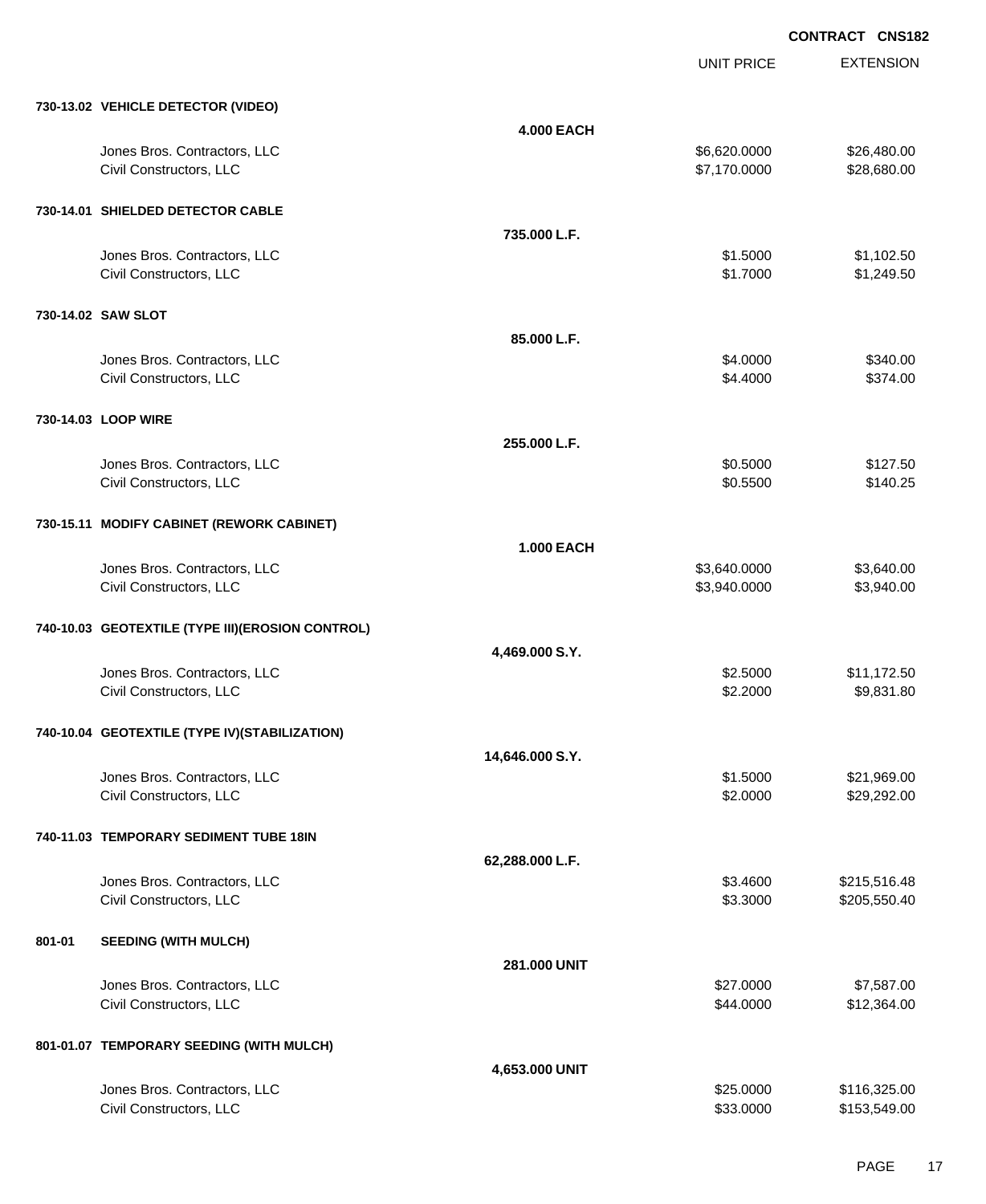**CONTRACT CNS182**

| | | UNIT PRICE | EXTENSION |
|---|---|---|---|
| **730-13.02 VEHICLE DETECTOR (VIDEO)** | | | |
| | **4.000 EACH** | | |
| Jones Bros. Contractors, LLC | | $6,620.0000 | $26,480.00 |
| Civil Constructors, LLC | | $7,170.0000 | $28,680.00 |
| **730-14.01 SHIELDED DETECTOR CABLE** | | | |
| | **735.000 L.F.** | | |
| Jones Bros. Contractors, LLC | | $1.5000 | $1,102.50 |
| Civil Constructors, LLC | | $1.7000 | $1,249.50 |
| **730-14.02 SAW SLOT** | | | |
| | **85.000 L.F.** | | |
| Jones Bros. Contractors, LLC | | $4.0000 | $340.00 |
| Civil Constructors, LLC | | $4.4000 | $374.00 |
| **730-14.03 LOOP WIRE** | | | |
| | **255.000 L.F.** | | |
| Jones Bros. Contractors, LLC | | $0.5000 | $127.50 |
| Civil Constructors, LLC | | $0.5500 | $140.25 |
| **730-15.11 MODIFY CABINET (REWORK CABINET)** | | | |
| | **1.000 EACH** | | |
| Jones Bros. Contractors, LLC | | $3,640.0000 | $3,640.00 |
| Civil Constructors, LLC | | $3,940.0000 | $3,940.00 |
| **740-10.03 GEOTEXTILE (TYPE III)(EROSION CONTROL)** | | | |
| | **4,469.000 S.Y.** | | |
| Jones Bros. Contractors, LLC | | $2.5000 | $11,172.50 |
| Civil Constructors, LLC | | $2.2000 | $9,831.80 |
| **740-10.04 GEOTEXTILE (TYPE IV)(STABILIZATION)** | | | |
| | **14,646.000 S.Y.** | | |
| Jones Bros. Contractors, LLC | | $1.5000 | $21,969.00 |
| Civil Constructors, LLC | | $2.0000 | $29,292.00 |
| **740-11.03 TEMPORARY SEDIMENT TUBE 18IN** | | | |
| | **62,288.000 L.F.** | | |
| Jones Bros. Contractors, LLC | | $3.4600 | $215,516.48 |
| Civil Constructors, LLC | | $3.3000 | $205,550.40 |
| **801-01 SEEDING (WITH MULCH)** | | | |
| | **281.000 UNIT** | | |
| Jones Bros. Contractors, LLC | | $27.0000 | $7,587.00 |
| Civil Constructors, LLC | | $44.0000 | $12,364.00 |
| **801-01.07 TEMPORARY SEEDING (WITH MULCH)** | | | |
| | **4,653.000 UNIT** | | |
| Jones Bros. Contractors, LLC | | $25.0000 | $116,325.00 |
| Civil Constructors, LLC | | $33.0000 | $153,549.00 |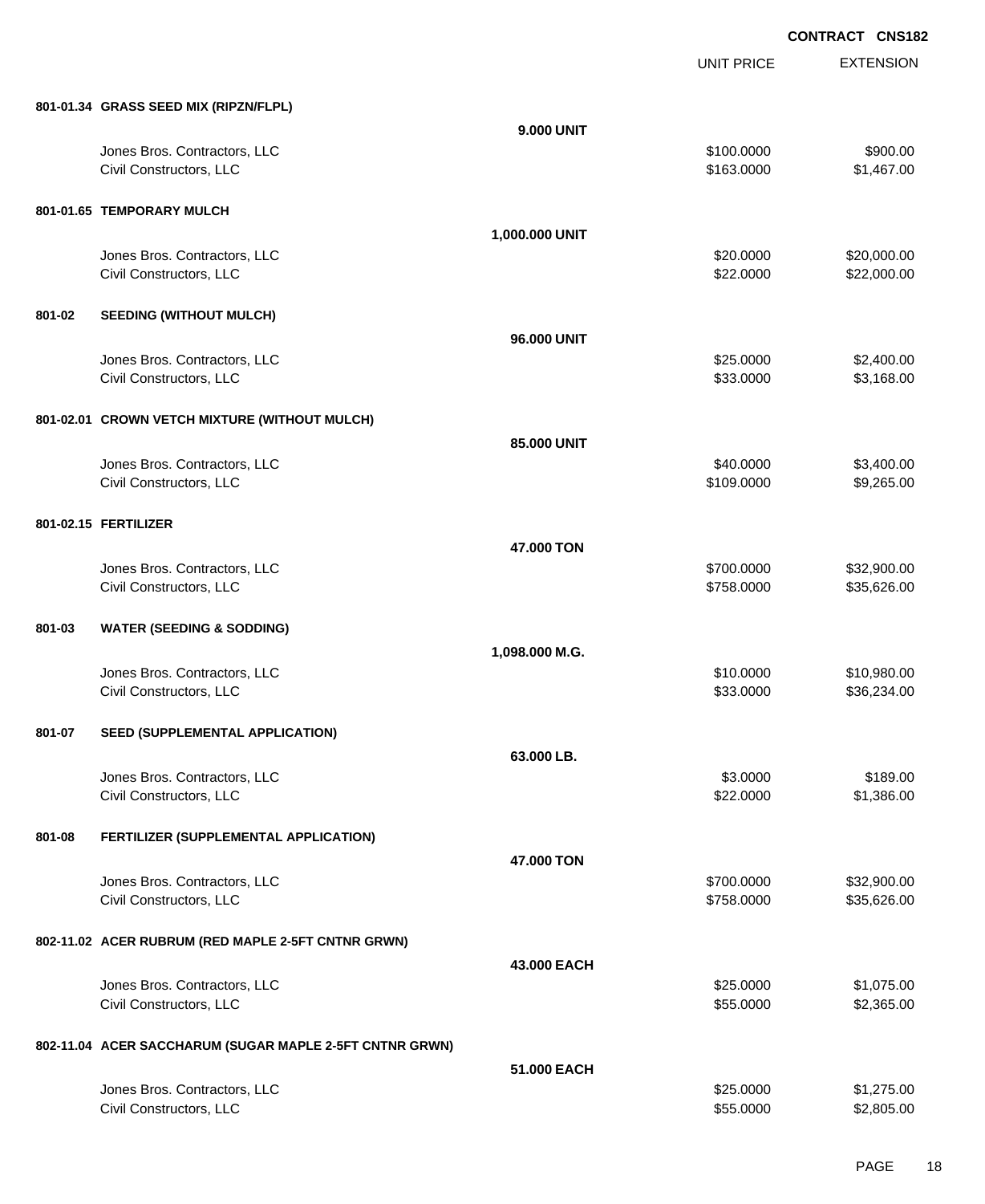**CONTRACT CNS182**

| | | | UNIT PRICE | EXTENSION |
|---|---|---|---|---|
| **801-01.34** | **GRASS SEED MIX (RIPZN/FLPL)** | | | |
| | | **9.000 UNIT** | | |
| | Jones Bros. Contractors, LLC | | $100.0000 | $900.00 |
| | Civil Constructors, LLC | | $163.0000 | $1,467.00 |
| **801-01.65** | **TEMPORARY MULCH** | | | |
| | | **1,000.000 UNIT** | | |
| | Jones Bros. Contractors, LLC | | $20.0000 | $20,000.00 |
| | Civil Constructors, LLC | | $22.0000 | $22,000.00 |
| **801-02** | **SEEDING (WITHOUT MULCH)** | | | |
| | | **96.000 UNIT** | | |
| | Jones Bros. Contractors, LLC | | $25.0000 | $2,400.00 |
| | Civil Constructors, LLC | | $33.0000 | $3,168.00 |
| **801-02.01** | **CROWN VETCH MIXTURE (WITHOUT MULCH)** | | | |
| | | **85.000 UNIT** | | |
| | Jones Bros. Contractors, LLC | | $40.0000 | $3,400.00 |
| | Civil Constructors, LLC | | $109.0000 | $9,265.00 |
| **801-02.15** | **FERTILIZER** | | | |
| | | **47.000 TON** | | |
| | Jones Bros. Contractors, LLC | | $700.0000 | $32,900.00 |
| | Civil Constructors, LLC | | $758.0000 | $35,626.00 |
| **801-03** | **WATER (SEEDING & SODDING)** | | | |
| | | **1,098.000 M.G.** | | |
| | Jones Bros. Contractors, LLC | | $10.0000 | $10,980.00 |
| | Civil Constructors, LLC | | $33.0000 | $36,234.00 |
| **801-07** | **SEED (SUPPLEMENTAL APPLICATION)** | | | |
| | | **63.000 LB.** | | |
| | Jones Bros. Contractors, LLC | | $3.0000 | $189.00 |
| | Civil Constructors, LLC | | $22.0000 | $1,386.00 |
| **801-08** | **FERTILIZER (SUPPLEMENTAL APPLICATION)** | | | |
| | | **47.000 TON** | | |
| | Jones Bros. Contractors, LLC | | $700.0000 | $32,900.00 |
| | Civil Constructors, LLC | | $758.0000 | $35,626.00 |
| **802-11.02** | **ACER RUBRUM (RED MAPLE 2-5FT CNTNR GRWN)** | | | |
| | | **43.000 EACH** | | |
| | Jones Bros. Contractors, LLC | | $25.0000 | $1,075.00 |
| | Civil Constructors, LLC | | $55.0000 | $2,365.00 |
| **802-11.04** | **ACER SACCHARUM (SUGAR MAPLE 2-5FT CNTNR GRWN)** | | | |
| | | **51.000 EACH** | | |
| | Jones Bros. Contractors, LLC | | $25.0000 | $1,275.00 |
| | Civil Constructors, LLC | | $55.0000 | $2,805.00 |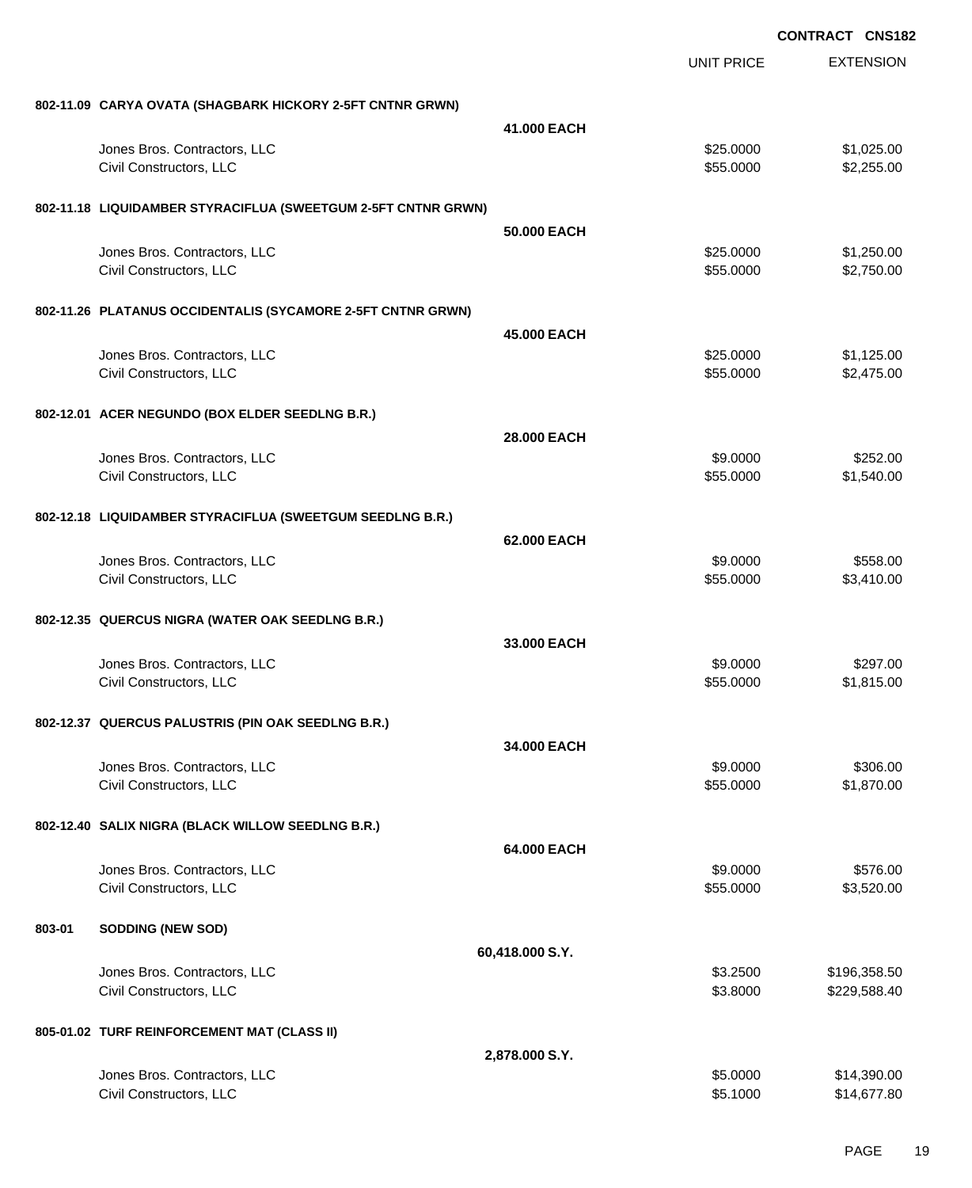**CONTRACT CNS182**

| | | UNIT PRICE | EXTENSION |
|---|---|---|---|
| **802-11.09 CARYA OVATA (SHAGBARK HICKORY 2-5FT CNTNR GRWN)** | | | |
| | **41.000 EACH** | | |
| Jones Bros. Contractors, LLC | | $25.0000 | $1,025.00 |
| Civil Constructors, LLC | | $55.0000 | $2,255.00 |
| **802-11.18 LIQUIDAMBER STYRACIFLUA (SWEETGUM 2-5FT CNTNR GRWN)** | | | |
| | **50.000 EACH** | | |
| Jones Bros. Contractors, LLC | | $25.0000 | $1,250.00 |
| Civil Constructors, LLC | | $55.0000 | $2,750.00 |
| **802-11.26 PLATANUS OCCIDENTALIS (SYCAMORE 2-5FT CNTNR GRWN)** | | | |
| | **45.000 EACH** | | |
| Jones Bros. Contractors, LLC | | $25.0000 | $1,125.00 |
| Civil Constructors, LLC | | $55.0000 | $2,475.00 |
| **802-12.01 ACER NEGUNDO (BOX ELDER SEEDLNG B.R.)** | | | |
| | **28.000 EACH** | | |
| Jones Bros. Contractors, LLC | | $9.0000 | $252.00 |
| Civil Constructors, LLC | | $55.0000 | $1,540.00 |
| **802-12.18 LIQUIDAMBER STYRACIFLUA (SWEETGUM SEEDLNG B.R.)** | | | |
| | **62.000 EACH** | | |
| Jones Bros. Contractors, LLC | | $9.0000 | $558.00 |
| Civil Constructors, LLC | | $55.0000 | $3,410.00 |
| **802-12.35 QUERCUS NIGRA (WATER OAK SEEDLNG B.R.)** | | | |
| | **33.000 EACH** | | |
| Jones Bros. Contractors, LLC | | $9.0000 | $297.00 |
| Civil Constructors, LLC | | $55.0000 | $1,815.00 |
| **802-12.37 QUERCUS PALUSTRIS (PIN OAK SEEDLNG B.R.)** | | | |
| | **34.000 EACH** | | |
| Jones Bros. Contractors, LLC | | $9.0000 | $306.00 |
| Civil Constructors, LLC | | $55.0000 | $1,870.00 |
| **802-12.40 SALIX NIGRA (BLACK WILLOW SEEDLNG B.R.)** | | | |
| | **64.000 EACH** | | |
| Jones Bros. Contractors, LLC | | $9.0000 | $576.00 |
| Civil Constructors, LLC | | $55.0000 | $3,520.00 |
| **803-01 SODDING (NEW SOD)** | | | |
| | **60,418.000 S.Y.** | | |
| Jones Bros. Contractors, LLC | | $3.2500 | $196,358.50 |
| Civil Constructors, LLC | | $3.8000 | $229,588.40 |
| **805-01.02 TURF REINFORCEMENT MAT (CLASS II)** | | | |
| | **2,878.000 S.Y.** | | |
| Jones Bros. Contractors, LLC | | $5.0000 | $14,390.00 |
| Civil Constructors, LLC | | $5.1000 | $14,677.80 |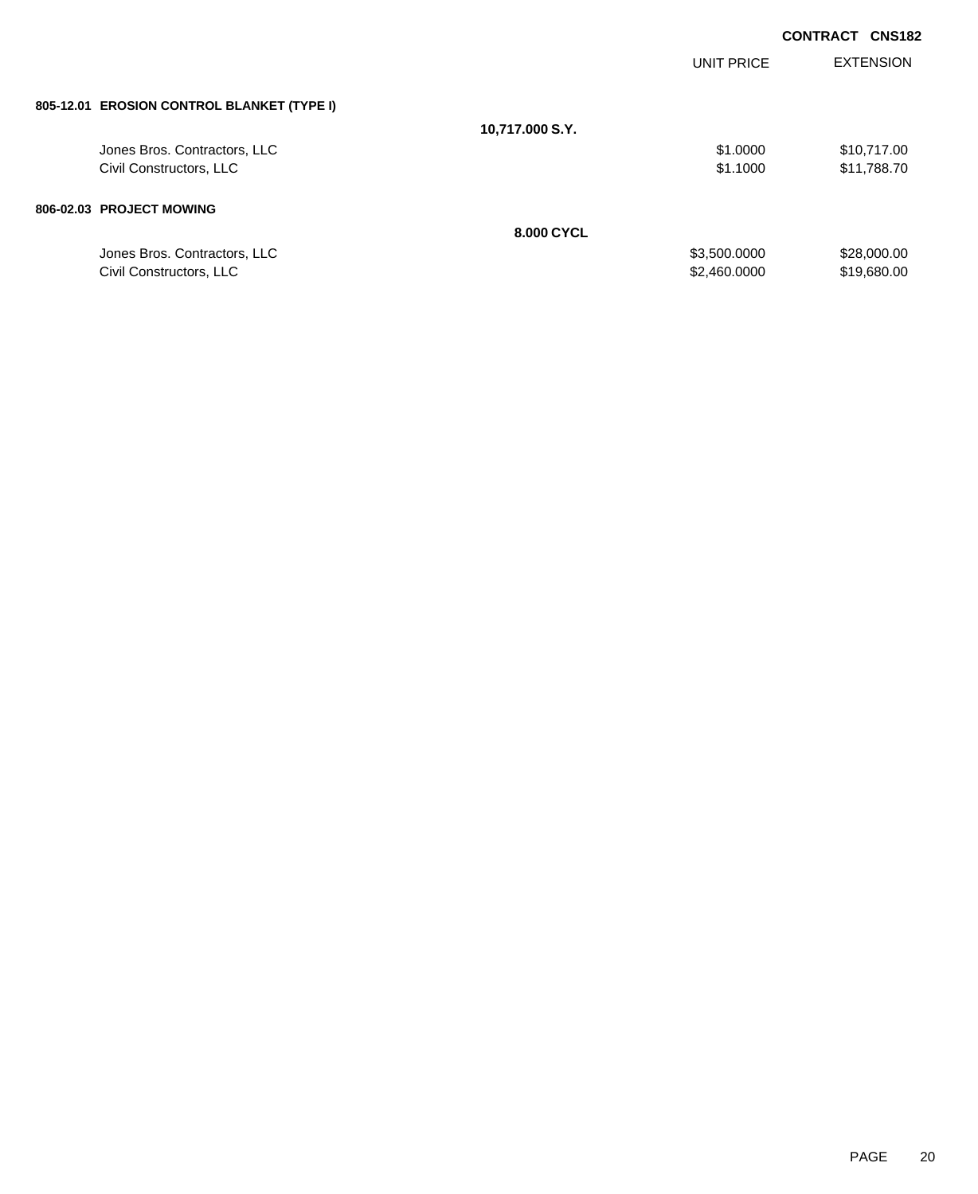**CONTRACT CNS182**

| | | UNIT PRICE | EXTENSION |
|---|---|---|---|
| **805-12.01 EROSION CONTROL BLANKET (TYPE I)** | | | |
| | **10,717.000 S.Y.** | | |
| Jones Bros. Contractors, LLC | | $1.0000 | $10,717.00 |
| Civil Constructors, LLC | | $1.1000 | $11,788.70 |
| **806-02.03 PROJECT MOWING** | | | |
| | **8.000 CYCL** | | |
| Jones Bros. Contractors, LLC | | $3,500.0000 | $28,000.00 |
| Civil Constructors, LLC | | $2,460.0000 | $19,680.00 |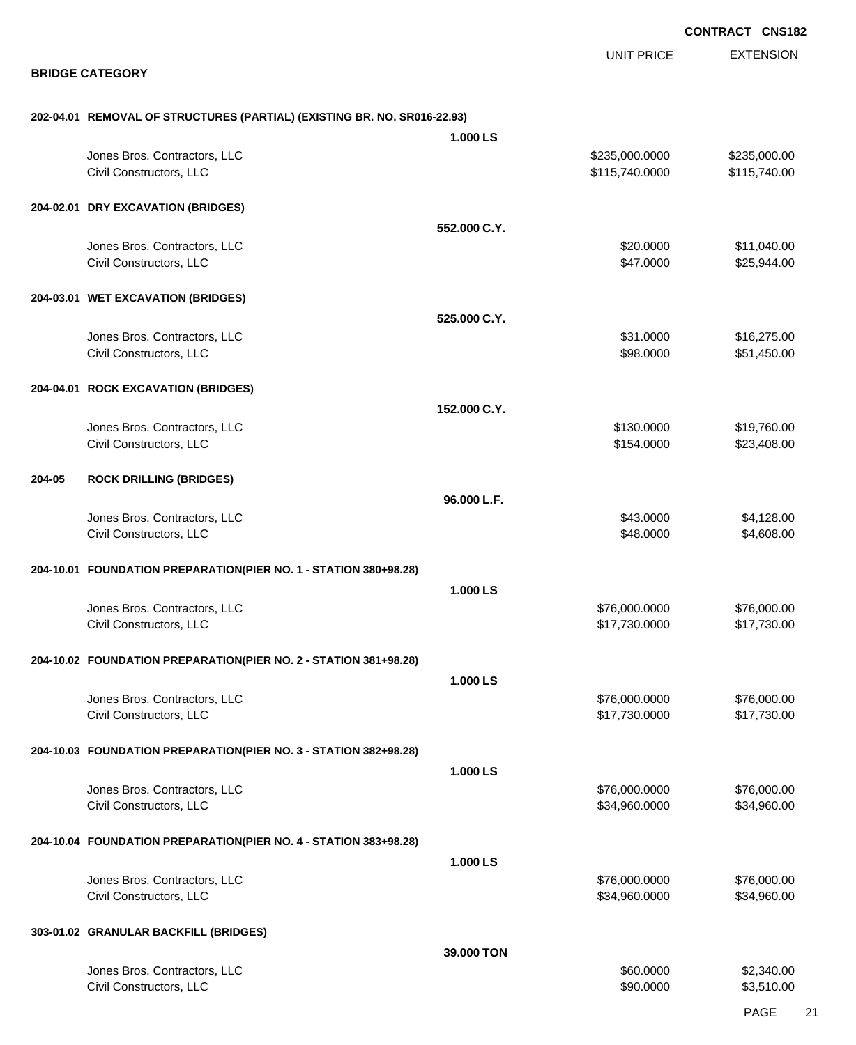**CONTRACT CNS182**

## BRIDGE CATEGORY

| | | UNIT PRICE | EXTENSION |
|---|---|---|---|
| **202-04.01 REMOVAL OF STRUCTURES (PARTIAL) (EXISTING BR. NO. SR016-22.93)** | **1.000 LS** | | |
| Jones Bros. Contractors, LLC | | $235,000.0000 | $235,000.00 |
| Civil Constructors, LLC | | $115,740.0000 | $115,740.00 |
| **204-02.01 DRY EXCAVATION (BRIDGES)** | **552.000 C.Y.** | | |
| Jones Bros. Contractors, LLC | | $20.0000 | $11,040.00 |
| Civil Constructors, LLC | | $47.0000 | $25,944.00 |
| **204-03.01 WET EXCAVATION (BRIDGES)** | **525.000 C.Y.** | | |
| Jones Bros. Contractors, LLC | | $31.0000 | $16,275.00 |
| Civil Constructors, LLC | | $98.0000 | $51,450.00 |
| **204-04.01 ROCK EXCAVATION (BRIDGES)** | **152.000 C.Y.** | | |
| Jones Bros. Contractors, LLC | | $130.0000 | $19,760.00 |
| Civil Constructors, LLC | | $154.0000 | $23,408.00 |
| **204-05 ROCK DRILLING (BRIDGES)** | **96.000 L.F.** | | |
| Jones Bros. Contractors, LLC | | $43.0000 | $4,128.00 |
| Civil Constructors, LLC | | $48.0000 | $4,608.00 |
| **204-10.01 FOUNDATION PREPARATION(PIER NO. 1 - STATION 380+98.28)** | **1.000 LS** | | |
| Jones Bros. Contractors, LLC | | $76,000.0000 | $76,000.00 |
| Civil Constructors, LLC | | $17,730.0000 | $17,730.00 |
| **204-10.02 FOUNDATION PREPARATION(PIER NO. 2 - STATION 381+98.28)** | **1.000 LS** | | |
| Jones Bros. Contractors, LLC | | $76,000.0000 | $76,000.00 |
| Civil Constructors, LLC | | $17,730.0000 | $17,730.00 |
| **204-10.03 FOUNDATION PREPARATION(PIER NO. 3 - STATION 382+98.28)** | **1.000 LS** | | |
| Jones Bros. Contractors, LLC | | $76,000.0000 | $76,000.00 |
| Civil Constructors, LLC | | $34,960.0000 | $34,960.00 |
| **204-10.04 FOUNDATION PREPARATION(PIER NO. 4 - STATION 383+98.28)** | **1.000 LS** | | |
| Jones Bros. Contractors, LLC | | $76,000.0000 | $76,000.00 |
| Civil Constructors, LLC | | $34,960.0000 | $34,960.00 |
| **303-01.02 GRANULAR BACKFILL (BRIDGES)** | **39.000 TON** | | |
| Jones Bros. Contractors, LLC | | $60.0000 | $2,340.00 |
| Civil Constructors, LLC | | $90.0000 | $3,510.00 |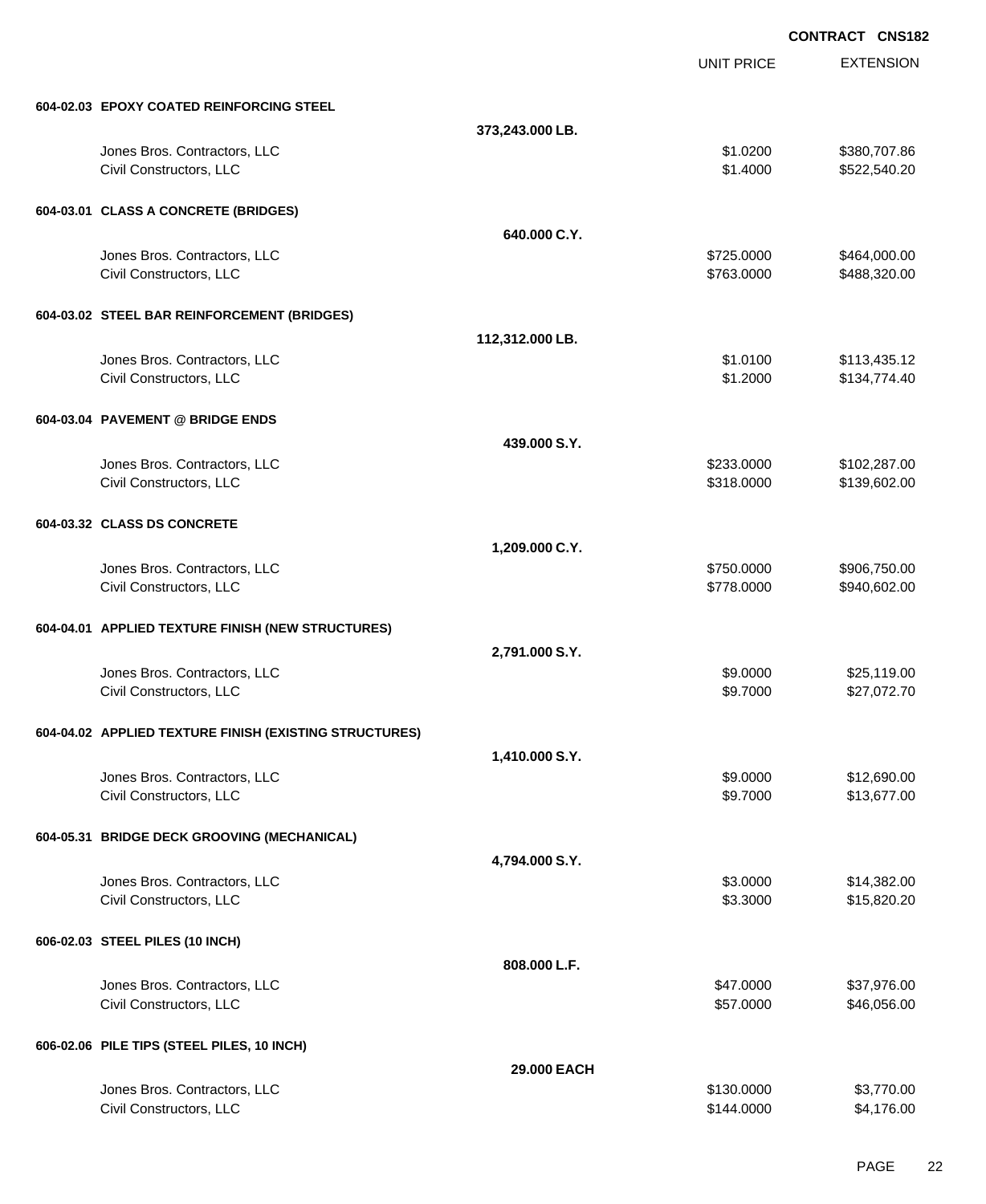**CONTRACT CNS182**

| | | UNIT PRICE | EXTENSION |
|---|---|---|---|
| **604-02.03 EPOXY COATED REINFORCING STEEL** | | | |
| | **373,243.000 LB.** | | |
| Jones Bros. Contractors, LLC | | $1.0200 | $380,707.86 |
| Civil Constructors, LLC | | $1.4000 | $522,540.20 |
| **604-03.01 CLASS A CONCRETE (BRIDGES)** | | | |
| | **640.000 C.Y.** | | |
| Jones Bros. Contractors, LLC | | $725.0000 | $464,000.00 |
| Civil Constructors, LLC | | $763.0000 | $488,320.00 |
| **604-03.02 STEEL BAR REINFORCEMENT (BRIDGES)** | | | |
| | **112,312.000 LB.** | | |
| Jones Bros. Contractors, LLC | | $1.0100 | $113,435.12 |
| Civil Constructors, LLC | | $1.2000 | $134,774.40 |
| **604-03.04 PAVEMENT @ BRIDGE ENDS** | | | |
| | **439.000 S.Y.** | | |
| Jones Bros. Contractors, LLC | | $233.0000 | $102,287.00 |
| Civil Constructors, LLC | | $318.0000 | $139,602.00 |
| **604-03.32 CLASS DS CONCRETE** | | | |
| | **1,209.000 C.Y.** | | |
| Jones Bros. Contractors, LLC | | $750.0000 | $906,750.00 |
| Civil Constructors, LLC | | $778.0000 | $940,602.00 |
| **604-04.01 APPLIED TEXTURE FINISH (NEW STRUCTURES)** | | | |
| | **2,791.000 S.Y.** | | |
| Jones Bros. Contractors, LLC | | $9.0000 | $25,119.00 |
| Civil Constructors, LLC | | $9.7000 | $27,072.70 |
| **604-04.02 APPLIED TEXTURE FINISH (EXISTING STRUCTURES)** | | | |
| | **1,410.000 S.Y.** | | |
| Jones Bros. Contractors, LLC | | $9.0000 | $12,690.00 |
| Civil Constructors, LLC | | $9.7000 | $13,677.00 |
| **604-05.31 BRIDGE DECK GROOVING (MECHANICAL)** | | | |
| | **4,794.000 S.Y.** | | |
| Jones Bros. Contractors, LLC | | $3.0000 | $14,382.00 |
| Civil Constructors, LLC | | $3.3000 | $15,820.20 |
| **606-02.03 STEEL PILES (10 INCH)** | | | |
| | **808.000 L.F.** | | |
| Jones Bros. Contractors, LLC | | $47.0000 | $37,976.00 |
| Civil Constructors, LLC | | $57.0000 | $46,056.00 |
| **606-02.06 PILE TIPS (STEEL PILES, 10 INCH)** | | | |
| | **29.000 EACH** | | |
| Jones Bros. Contractors, LLC | | $130.0000 | $3,770.00 |
| Civil Constructors, LLC | | $144.0000 | $4,176.00 |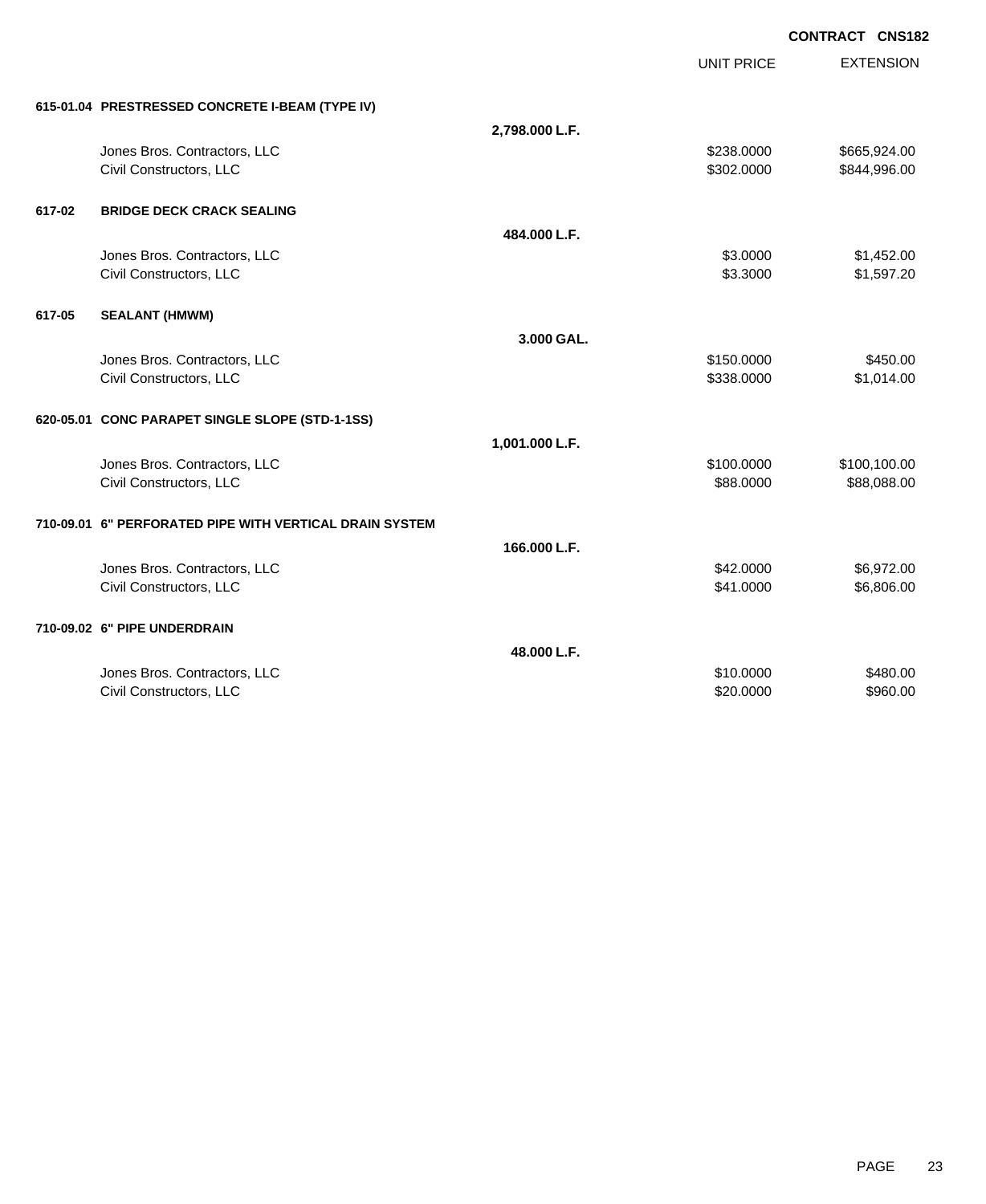**CONTRACT CNS182**

| | | | UNIT PRICE | EXTENSION |
|---|---|---|---|---|
| **615-01.04** | **PRESTRESSED CONCRETE I-BEAM (TYPE IV)** | | | |
| | | **2,798.000 L.F.** | | |
| | Jones Bros. Contractors, LLC | | $238.0000 | $665,924.00 |
| | Civil Constructors, LLC | | $302.0000 | $844,996.00 |
| **617-02** | **BRIDGE DECK CRACK SEALING** | | | |
| | | **484.000 L.F.** | | |
| | Jones Bros. Contractors, LLC | | $3.0000 | $1,452.00 |
| | Civil Constructors, LLC | | $3.3000 | $1,597.20 |
| **617-05** | **SEALANT (HMWM)** | | | |
| | | **3.000 GAL.** | | |
| | Jones Bros. Contractors, LLC | | $150.0000 | $450.00 |
| | Civil Constructors, LLC | | $338.0000 | $1,014.00 |
| **620-05.01** | **CONC PARAPET SINGLE SLOPE (STD-1-1SS)** | | | |
| | | **1,001.000 L.F.** | | |
| | Jones Bros. Contractors, LLC | | $100.0000 | $100,100.00 |
| | Civil Constructors, LLC | | $88.0000 | $88,088.00 |
| **710-09.01** | **6" PERFORATED PIPE WITH VERTICAL DRAIN SYSTEM** | | | |
| | | **166.000 L.F.** | | |
| | Jones Bros. Contractors, LLC | | $42.0000 | $6,972.00 |
| | Civil Constructors, LLC | | $41.0000 | $6,806.00 |
| **710-09.02** | **6" PIPE UNDERDRAIN** | | | |
| | | **48.000 L.F.** | | |
| | Jones Bros. Contractors, LLC | | $10.0000 | $480.00 |
| | Civil Constructors, LLC | | $20.0000 | $960.00 |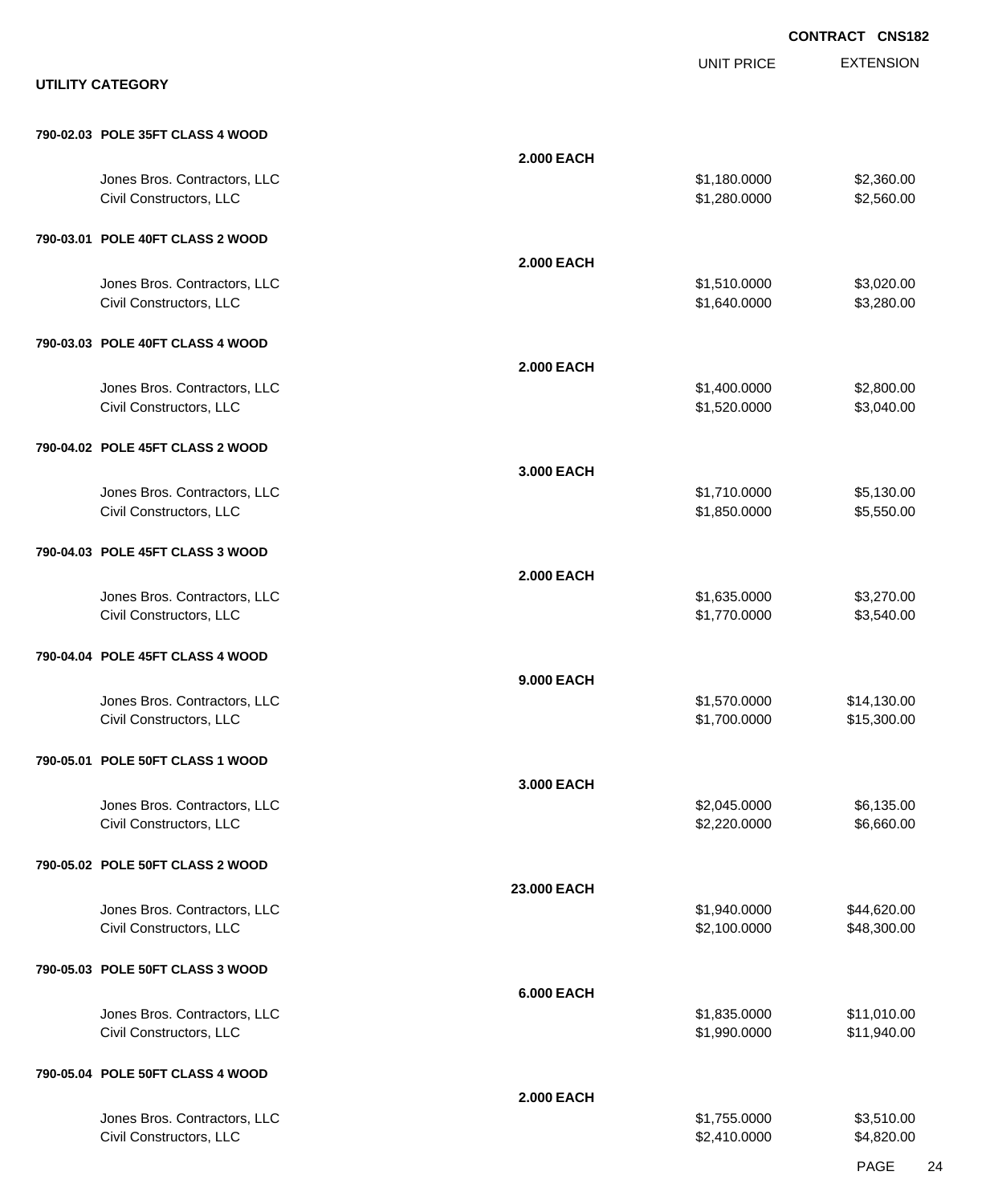**CONTRACT CNS182**

**UTILITY CATEGORY**

| | | UNIT PRICE | EXTENSION |
|---|---|---|---|
| **790-02.03 POLE 35FT CLASS 4 WOOD** | **2.000 EACH** | | |
| Jones Bros. Contractors, LLC | | $1,180.0000 | $2,360.00 |
| Civil Constructors, LLC | | $1,280.0000 | $2,560.00 |
| **790-03.01 POLE 40FT CLASS 2 WOOD** | **2.000 EACH** | | |
| Jones Bros. Contractors, LLC | | $1,510.0000 | $3,020.00 |
| Civil Constructors, LLC | | $1,640.0000 | $3,280.00 |
| **790-03.03 POLE 40FT CLASS 4 WOOD** | **2.000 EACH** | | |
| Jones Bros. Contractors, LLC | | $1,400.0000 | $2,800.00 |
| Civil Constructors, LLC | | $1,520.0000 | $3,040.00 |
| **790-04.02 POLE 45FT CLASS 2 WOOD** | **3.000 EACH** | | |
| Jones Bros. Contractors, LLC | | $1,710.0000 | $5,130.00 |
| Civil Constructors, LLC | | $1,850.0000 | $5,550.00 |
| **790-04.03 POLE 45FT CLASS 3 WOOD** | **2.000 EACH** | | |
| Jones Bros. Contractors, LLC | | $1,635.0000 | $3,270.00 |
| Civil Constructors, LLC | | $1,770.0000 | $3,540.00 |
| **790-04.04 POLE 45FT CLASS 4 WOOD** | **9.000 EACH** | | |
| Jones Bros. Contractors, LLC | | $1,570.0000 | $14,130.00 |
| Civil Constructors, LLC | | $1,700.0000 | $15,300.00 |
| **790-05.01 POLE 50FT CLASS 1 WOOD** | **3.000 EACH** | | |
| Jones Bros. Contractors, LLC | | $2,045.0000 | $6,135.00 |
| Civil Constructors, LLC | | $2,220.0000 | $6,660.00 |
| **790-05.02 POLE 50FT CLASS 2 WOOD** | **23.000 EACH** | | |
| Jones Bros. Contractors, LLC | | $1,940.0000 | $44,620.00 |
| Civil Constructors, LLC | | $2,100.0000 | $48,300.00 |
| **790-05.03 POLE 50FT CLASS 3 WOOD** | **6.000 EACH** | | |
| Jones Bros. Contractors, LLC | | $1,835.0000 | $11,010.00 |
| Civil Constructors, LLC | | $1,990.0000 | $11,940.00 |
| **790-05.04 POLE 50FT CLASS 4 WOOD** | **2.000 EACH** | | |
| Jones Bros. Contractors, LLC | | $1,755.0000 | $3,510.00 |
| Civil Constructors, LLC | | $2,410.0000 | $4,820.00 |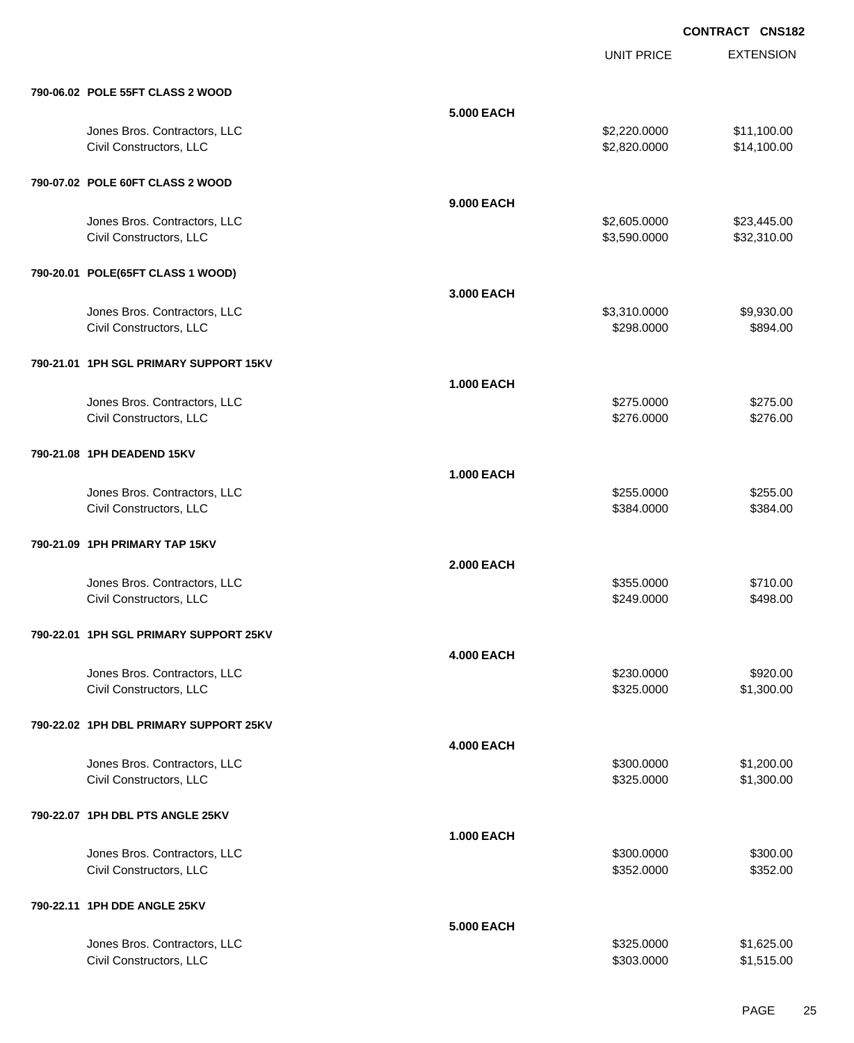**CONTRACT CNS182**

| | | UNIT PRICE | EXTENSION |
|---|---|---|---|
| **790-06.02 POLE 55FT CLASS 2 WOOD** | | | |
| | **5.000 EACH** | | |
| Jones Bros. Contractors, LLC | | $2,220.0000 | $11,100.00 |
| Civil Constructors, LLC | | $2,820.0000 | $14,100.00 |
| **790-07.02 POLE 60FT CLASS 2 WOOD** | | | |
| | **9.000 EACH** | | |
| Jones Bros. Contractors, LLC | | $2,605.0000 | $23,445.00 |
| Civil Constructors, LLC | | $3,590.0000 | $32,310.00 |
| **790-20.01 POLE(65FT CLASS 1 WOOD)** | | | |
| | **3.000 EACH** | | |
| Jones Bros. Contractors, LLC | | $3,310.0000 | $9,930.00 |
| Civil Constructors, LLC | | $298.0000 | $894.00 |
| **790-21.01 1PH SGL PRIMARY SUPPORT 15KV** | | | |
| | **1.000 EACH** | | |
| Jones Bros. Contractors, LLC | | $275.0000 | $275.00 |
| Civil Constructors, LLC | | $276.0000 | $276.00 |
| **790-21.08 1PH DEADEND 15KV** | | | |
| | **1.000 EACH** | | |
| Jones Bros. Contractors, LLC | | $255.0000 | $255.00 |
| Civil Constructors, LLC | | $384.0000 | $384.00 |
| **790-21.09 1PH PRIMARY TAP 15KV** | | | |
| | **2.000 EACH** | | |
| Jones Bros. Contractors, LLC | | $355.0000 | $710.00 |
| Civil Constructors, LLC | | $249.0000 | $498.00 |
| **790-22.01 1PH SGL PRIMARY SUPPORT 25KV** | | | |
| | **4.000 EACH** | | |
| Jones Bros. Contractors, LLC | | $230.0000 | $920.00 |
| Civil Constructors, LLC | | $325.0000 | $1,300.00 |
| **790-22.02 1PH DBL PRIMARY SUPPORT 25KV** | | | |
| | **4.000 EACH** | | |
| Jones Bros. Contractors, LLC | | $300.0000 | $1,200.00 |
| Civil Constructors, LLC | | $325.0000 | $1,300.00 |
| **790-22.07 1PH DBL PTS ANGLE 25KV** | | | |
| | **1.000 EACH** | | |
| Jones Bros. Contractors, LLC | | $300.0000 | $300.00 |
| Civil Constructors, LLC | | $352.0000 | $352.00 |
| **790-22.11 1PH DDE ANGLE 25KV** | | | |
| | **5.000 EACH** | | |
| Jones Bros. Contractors, LLC | | $325.0000 | $1,625.00 |
| Civil Constructors, LLC | | $303.0000 | $1,515.00 |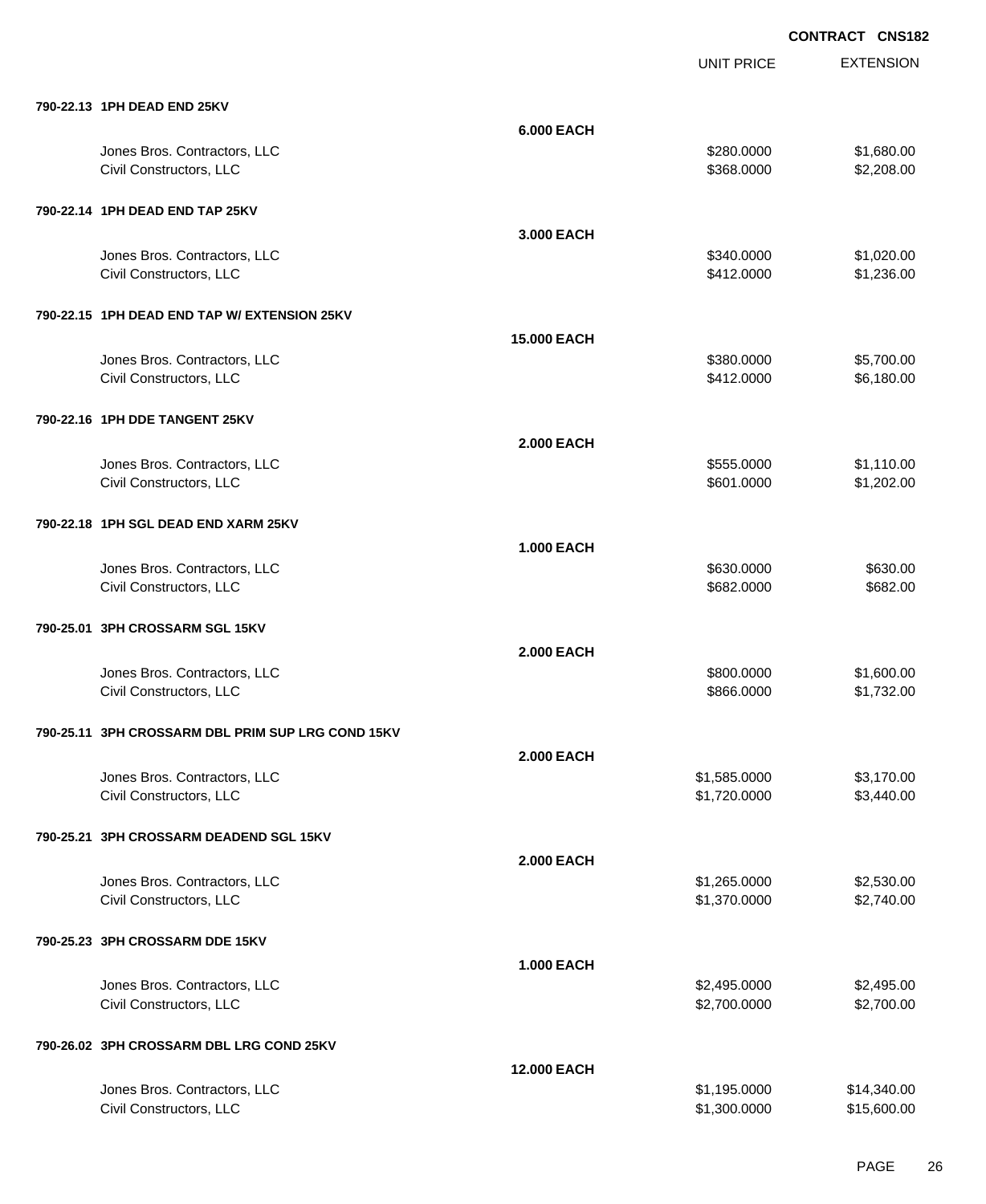**CONTRACT CNS182**

| | | UNIT PRICE | EXTENSION |
|---|---|---|---|
| **790-22.13 1PH DEAD END 25KV** | | | |
| | **6.000 EACH** | | |
| Jones Bros. Contractors, LLC | | $280.0000 | $1,680.00 |
| Civil Constructors, LLC | | $368.0000 | $2,208.00 |
| **790-22.14 1PH DEAD END TAP 25KV** | | | |
| | **3.000 EACH** | | |
| Jones Bros. Contractors, LLC | | $340.0000 | $1,020.00 |
| Civil Constructors, LLC | | $412.0000 | $1,236.00 |
| **790-22.15 1PH DEAD END TAP W/ EXTENSION 25KV** | | | |
| | **15.000 EACH** | | |
| Jones Bros. Contractors, LLC | | $380.0000 | $5,700.00 |
| Civil Constructors, LLC | | $412.0000 | $6,180.00 |
| **790-22.16 1PH DDE TANGENT 25KV** | | | |
| | **2.000 EACH** | | |
| Jones Bros. Contractors, LLC | | $555.0000 | $1,110.00 |
| Civil Constructors, LLC | | $601.0000 | $1,202.00 |
| **790-22.18 1PH SGL DEAD END XARM 25KV** | | | |
| | **1.000 EACH** | | |
| Jones Bros. Contractors, LLC | | $630.0000 | $630.00 |
| Civil Constructors, LLC | | $682.0000 | $682.00 |
| **790-25.01 3PH CROSSARM SGL 15KV** | | | |
| | **2.000 EACH** | | |
| Jones Bros. Contractors, LLC | | $800.0000 | $1,600.00 |
| Civil Constructors, LLC | | $866.0000 | $1,732.00 |
| **790-25.11 3PH CROSSARM DBL PRIM SUP LRG COND 15KV** | | | |
| | **2.000 EACH** | | |
| Jones Bros. Contractors, LLC | | $1,585.0000 | $3,170.00 |
| Civil Constructors, LLC | | $1,720.0000 | $3,440.00 |
| **790-25.21 3PH CROSSARM DEADEND SGL 15KV** | | | |
| | **2.000 EACH** | | |
| Jones Bros. Contractors, LLC | | $1,265.0000 | $2,530.00 |
| Civil Constructors, LLC | | $1,370.0000 | $2,740.00 |
| **790-25.23 3PH CROSSARM DDE 15KV** | | | |
| | **1.000 EACH** | | |
| Jones Bros. Contractors, LLC | | $2,495.0000 | $2,495.00 |
| Civil Constructors, LLC | | $2,700.0000 | $2,700.00 |
| **790-26.02 3PH CROSSARM DBL LRG COND 25KV** | | | |
| | **12.000 EACH** | | |
| Jones Bros. Contractors, LLC | | $1,195.0000 | $14,340.00 |
| Civil Constructors, LLC | | $1,300.0000 | $15,600.00 |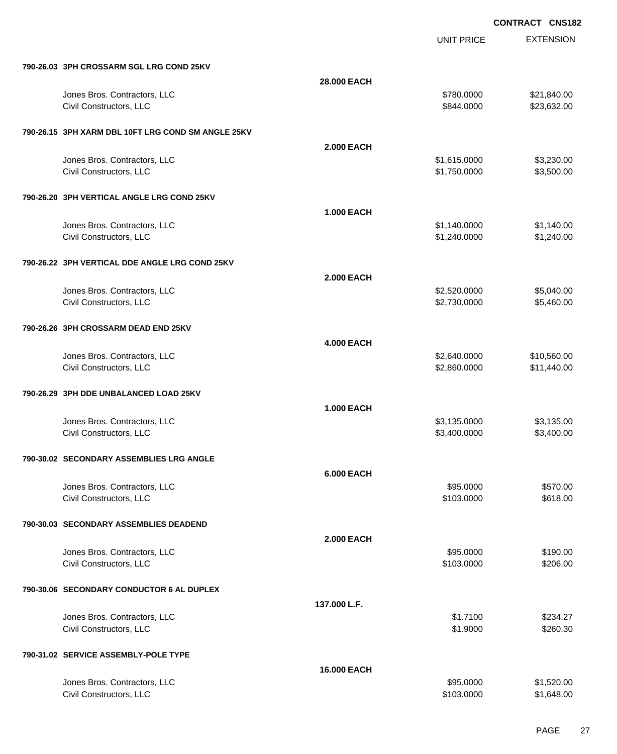**CONTRACT CNS182**

| | | UNIT PRICE | EXTENSION |
|---|---|---|---|
| **790-26.03 3PH CROSSARM SGL LRG COND 25KV** | | | |
| | **28.000 EACH** | | |
| Jones Bros. Contractors, LLC | | $780.0000 | $21,840.00 |
| Civil Constructors, LLC | | $844.0000 | $23,632.00 |
| **790-26.15 3PH XARM DBL 10FT LRG COND SM ANGLE 25KV** | | | |
| | **2.000 EACH** | | |
| Jones Bros. Contractors, LLC | | $1,615.0000 | $3,230.00 |
| Civil Constructors, LLC | | $1,750.0000 | $3,500.00 |
| **790-26.20 3PH VERTICAL ANGLE LRG COND 25KV** | | | |
| | **1.000 EACH** | | |
| Jones Bros. Contractors, LLC | | $1,140.0000 | $1,140.00 |
| Civil Constructors, LLC | | $1,240.0000 | $1,240.00 |
| **790-26.22 3PH VERTICAL DDE ANGLE LRG COND 25KV** | | | |
| | **2.000 EACH** | | |
| Jones Bros. Contractors, LLC | | $2,520.0000 | $5,040.00 |
| Civil Constructors, LLC | | $2,730.0000 | $5,460.00 |
| **790-26.26 3PH CROSSARM DEAD END 25KV** | | | |
| | **4.000 EACH** | | |
| Jones Bros. Contractors, LLC | | $2,640.0000 | $10,560.00 |
| Civil Constructors, LLC | | $2,860.0000 | $11,440.00 |
| **790-26.29 3PH DDE UNBALANCED LOAD 25KV** | | | |
| | **1.000 EACH** | | |
| Jones Bros. Contractors, LLC | | $3,135.0000 | $3,135.00 |
| Civil Constructors, LLC | | $3,400.0000 | $3,400.00 |
| **790-30.02 SECONDARY ASSEMBLIES LRG ANGLE** | | | |
| | **6.000 EACH** | | |
| Jones Bros. Contractors, LLC | | $95.0000 | $570.00 |
| Civil Constructors, LLC | | $103.0000 | $618.00 |
| **790-30.03 SECONDARY ASSEMBLIES DEADEND** | | | |
| | **2.000 EACH** | | |
| Jones Bros. Contractors, LLC | | $95.0000 | $190.00 |
| Civil Constructors, LLC | | $103.0000 | $206.00 |
| **790-30.06 SECONDARY CONDUCTOR 6 AL DUPLEX** | | | |
| | **137.000 L.F.** | | |
| Jones Bros. Contractors, LLC | | $1.7100 | $234.27 |
| Civil Constructors, LLC | | $1.9000 | $260.30 |
| **790-31.02 SERVICE ASSEMBLY-POLE TYPE** | | | |
| | **16.000 EACH** | | |
| Jones Bros. Contractors, LLC | | $95.0000 | $1,520.00 |
| Civil Constructors, LLC | | $103.0000 | $1,648.00 |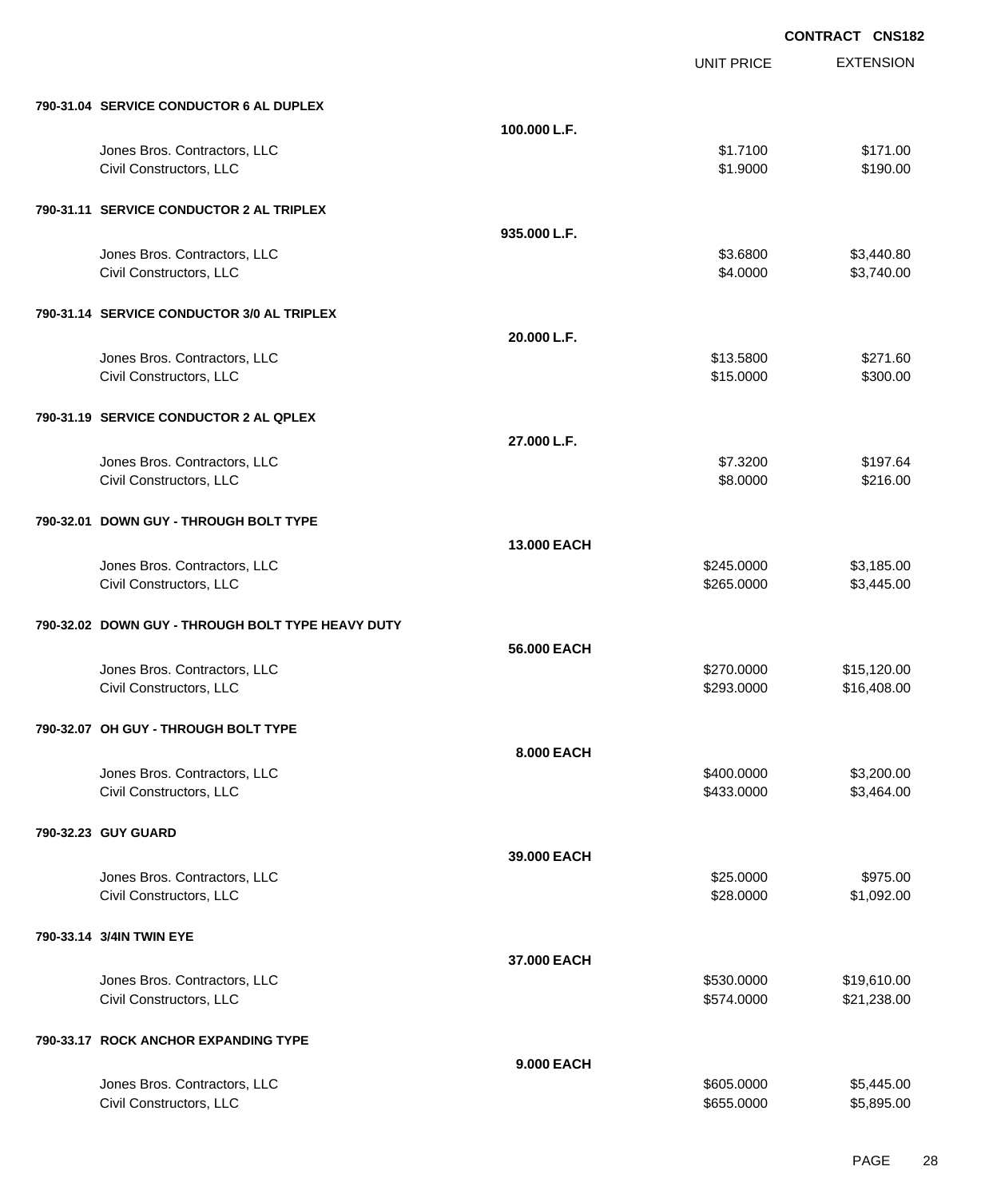**CONTRACT CNS182**

| | | UNIT PRICE | EXTENSION |
|---|---|---|---|
| **790-31.04 SERVICE CONDUCTOR 6 AL DUPLEX** | | | |
| | **100.000 L.F.** | | |
| Jones Bros. Contractors, LLC | | $1.7100 | $171.00 |
| Civil Constructors, LLC | | $1.9000 | $190.00 |
| **790-31.11 SERVICE CONDUCTOR 2 AL TRIPLEX** | | | |
| | **935.000 L.F.** | | |
| Jones Bros. Contractors, LLC | | $3.6800 | $3,440.80 |
| Civil Constructors, LLC | | $4.0000 | $3,740.00 |
| **790-31.14 SERVICE CONDUCTOR 3/0 AL TRIPLEX** | | | |
| | **20.000 L.F.** | | |
| Jones Bros. Contractors, LLC | | $13.5800 | $271.60 |
| Civil Constructors, LLC | | $15.0000 | $300.00 |
| **790-31.19 SERVICE CONDUCTOR 2 AL QPLEX** | | | |
| | **27.000 L.F.** | | |
| Jones Bros. Contractors, LLC | | $7.3200 | $197.64 |
| Civil Constructors, LLC | | $8.0000 | $216.00 |
| **790-32.01 DOWN GUY - THROUGH BOLT TYPE** | | | |
| | **13.000 EACH** | | |
| Jones Bros. Contractors, LLC | | $245.0000 | $3,185.00 |
| Civil Constructors, LLC | | $265.0000 | $3,445.00 |
| **790-32.02 DOWN GUY - THROUGH BOLT TYPE HEAVY DUTY** | | | |
| | **56.000 EACH** | | |
| Jones Bros. Contractors, LLC | | $270.0000 | $15,120.00 |
| Civil Constructors, LLC | | $293.0000 | $16,408.00 |
| **790-32.07 OH GUY - THROUGH BOLT TYPE** | | | |
| | **8.000 EACH** | | |
| Jones Bros. Contractors, LLC | | $400.0000 | $3,200.00 |
| Civil Constructors, LLC | | $433.0000 | $3,464.00 |
| **790-32.23 GUY GUARD** | | | |
| | **39.000 EACH** | | |
| Jones Bros. Contractors, LLC | | $25.0000 | $975.00 |
| Civil Constructors, LLC | | $28.0000 | $1,092.00 |
| **790-33.14 3/4IN TWIN EYE** | | | |
| | **37.000 EACH** | | |
| Jones Bros. Contractors, LLC | | $530.0000 | $19,610.00 |
| Civil Constructors, LLC | | $574.0000 | $21,238.00 |
| **790-33.17 ROCK ANCHOR EXPANDING TYPE** | | | |
| | **9.000 EACH** | | |
| Jones Bros. Contractors, LLC | | $605.0000 | $5,445.00 |
| Civil Constructors, LLC | | $655.0000 | $5,895.00 |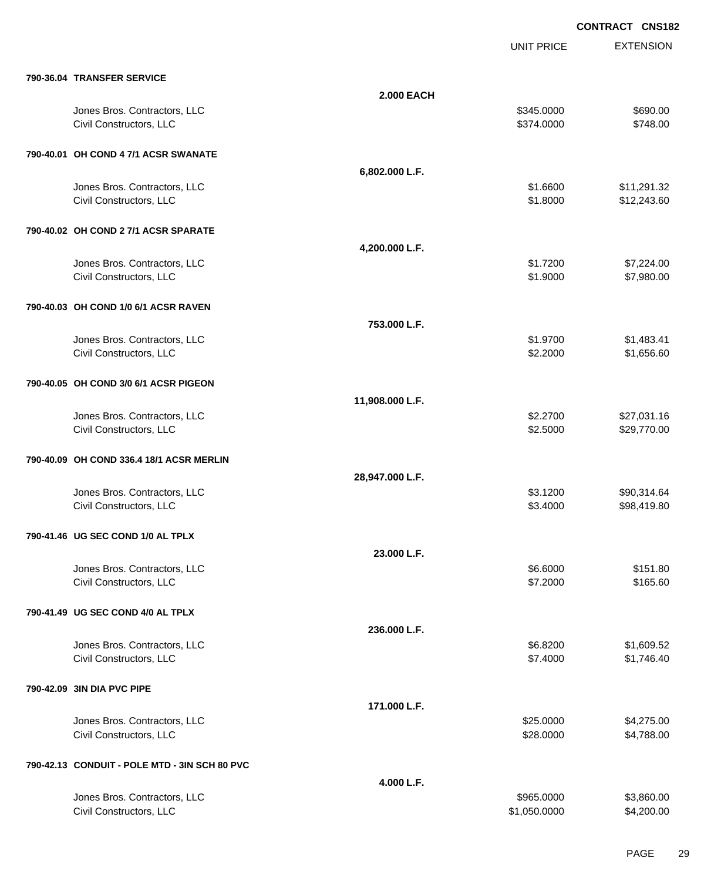**CONTRACT CNS182**

| | | UNIT PRICE | EXTENSION |
|---|---|---|---|
| **790-36.04 TRANSFER SERVICE** | | | |
| | **2.000 EACH** | | |
| Jones Bros. Contractors, LLC | | $345.0000 | $690.00 |
| Civil Constructors, LLC | | $374.0000 | $748.00 |
| **790-40.01 OH COND 4 7/1 ACSR SWANATE** | | | |
| | **6,802.000 L.F.** | | |
| Jones Bros. Contractors, LLC | | $1.6600 | $11,291.32 |
| Civil Constructors, LLC | | $1.8000 | $12,243.60 |
| **790-40.02 OH COND 2 7/1 ACSR SPARATE** | | | |
| | **4,200.000 L.F.** | | |
| Jones Bros. Contractors, LLC | | $1.7200 | $7,224.00 |
| Civil Constructors, LLC | | $1.9000 | $7,980.00 |
| **790-40.03 OH COND 1/0 6/1 ACSR RAVEN** | | | |
| | **753.000 L.F.** | | |
| Jones Bros. Contractors, LLC | | $1.9700 | $1,483.41 |
| Civil Constructors, LLC | | $2.2000 | $1,656.60 |
| **790-40.05 OH COND 3/0 6/1 ACSR PIGEON** | | | |
| | **11,908.000 L.F.** | | |
| Jones Bros. Contractors, LLC | | $2.2700 | $27,031.16 |
| Civil Constructors, LLC | | $2.5000 | $29,770.00 |
| **790-40.09 OH COND 336.4 18/1 ACSR MERLIN** | | | |
| | **28,947.000 L.F.** | | |
| Jones Bros. Contractors, LLC | | $3.1200 | $90,314.64 |
| Civil Constructors, LLC | | $3.4000 | $98,419.80 |
| **790-41.46 UG SEC COND 1/0 AL TPLX** | | | |
| | **23.000 L.F.** | | |
| Jones Bros. Contractors, LLC | | $6.6000 | $151.80 |
| Civil Constructors, LLC | | $7.2000 | $165.60 |
| **790-41.49 UG SEC COND 4/0 AL TPLX** | | | |
| | **236.000 L.F.** | | |
| Jones Bros. Contractors, LLC | | $6.8200 | $1,609.52 |
| Civil Constructors, LLC | | $7.4000 | $1,746.40 |
| **790-42.09 3IN DIA PVC PIPE** | | | |
| | **171.000 L.F.** | | |
| Jones Bros. Contractors, LLC | | $25.0000 | $4,275.00 |
| Civil Constructors, LLC | | $28.0000 | $4,788.00 |
| **790-42.13 CONDUIT - POLE MTD - 3IN SCH 80 PVC** | | | |
| | **4.000 L.F.** | | |
| Jones Bros. Contractors, LLC | | $965.0000 | $3,860.00 |
| Civil Constructors, LLC | | $1,050.0000 | $4,200.00 |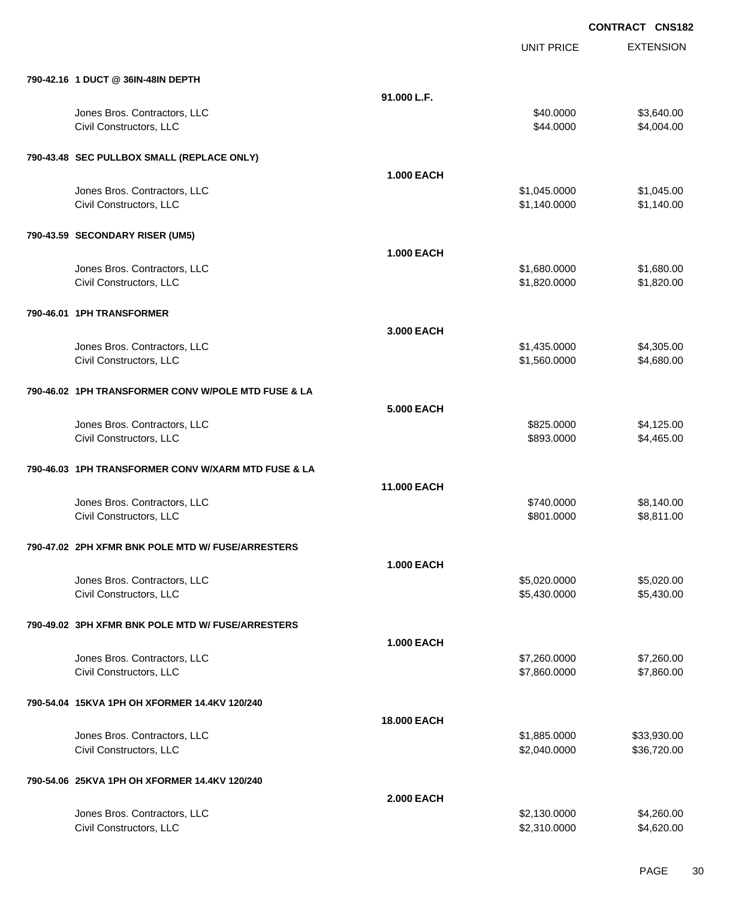**CONTRACT CNS182**

| | | UNIT PRICE | EXTENSION |
|---|---|---|---|
| **790-42.16 1 DUCT @ 36IN-48IN DEPTH** | | | |
| | **91.000 L.F.** | | |
| Jones Bros. Contractors, LLC | | $40.0000 | $3,640.00 |
| Civil Constructors, LLC | | $44.0000 | $4,004.00 |
| **790-43.48 SEC PULLBOX SMALL (REPLACE ONLY)** | | | |
| | **1.000 EACH** | | |
| Jones Bros. Contractors, LLC | | $1,045.0000 | $1,045.00 |
| Civil Constructors, LLC | | $1,140.0000 | $1,140.00 |
| **790-43.59 SECONDARY RISER (UM5)** | | | |
| | **1.000 EACH** | | |
| Jones Bros. Contractors, LLC | | $1,680.0000 | $1,680.00 |
| Civil Constructors, LLC | | $1,820.0000 | $1,820.00 |
| **790-46.01 1PH TRANSFORMER** | | | |
| | **3.000 EACH** | | |
| Jones Bros. Contractors, LLC | | $1,435.0000 | $4,305.00 |
| Civil Constructors, LLC | | $1,560.0000 | $4,680.00 |
| **790-46.02 1PH TRANSFORMER CONV W/POLE MTD FUSE & LA** | | | |
| | **5.000 EACH** | | |
| Jones Bros. Contractors, LLC | | $825.0000 | $4,125.00 |
| Civil Constructors, LLC | | $893.0000 | $4,465.00 |
| **790-46.03 1PH TRANSFORMER CONV W/XARM MTD FUSE & LA** | | | |
| | **11.000 EACH** | | |
| Jones Bros. Contractors, LLC | | $740.0000 | $8,140.00 |
| Civil Constructors, LLC | | $801.0000 | $8,811.00 |
| **790-47.02 2PH XFMR BNK POLE MTD W/ FUSE/ARRESTERS** | | | |
| | **1.000 EACH** | | |
| Jones Bros. Contractors, LLC | | $5,020.0000 | $5,020.00 |
| Civil Constructors, LLC | | $5,430.0000 | $5,430.00 |
| **790-49.02 3PH XFMR BNK POLE MTD W/ FUSE/ARRESTERS** | | | |
| | **1.000 EACH** | | |
| Jones Bros. Contractors, LLC | | $7,260.0000 | $7,260.00 |
| Civil Constructors, LLC | | $7,860.0000 | $7,860.00 |
| **790-54.04 15KVA 1PH OH XFORMER 14.4KV 120/240** | | | |
| | **18.000 EACH** | | |
| Jones Bros. Contractors, LLC | | $1,885.0000 | $33,930.00 |
| Civil Constructors, LLC | | $2,040.0000 | $36,720.00 |
| **790-54.06 25KVA 1PH OH XFORMER 14.4KV 120/240** | | | |
| | **2.000 EACH** | | |
| Jones Bros. Contractors, LLC | | $2,130.0000 | $4,260.00 |
| Civil Constructors, LLC | | $2,310.0000 | $4,620.00 |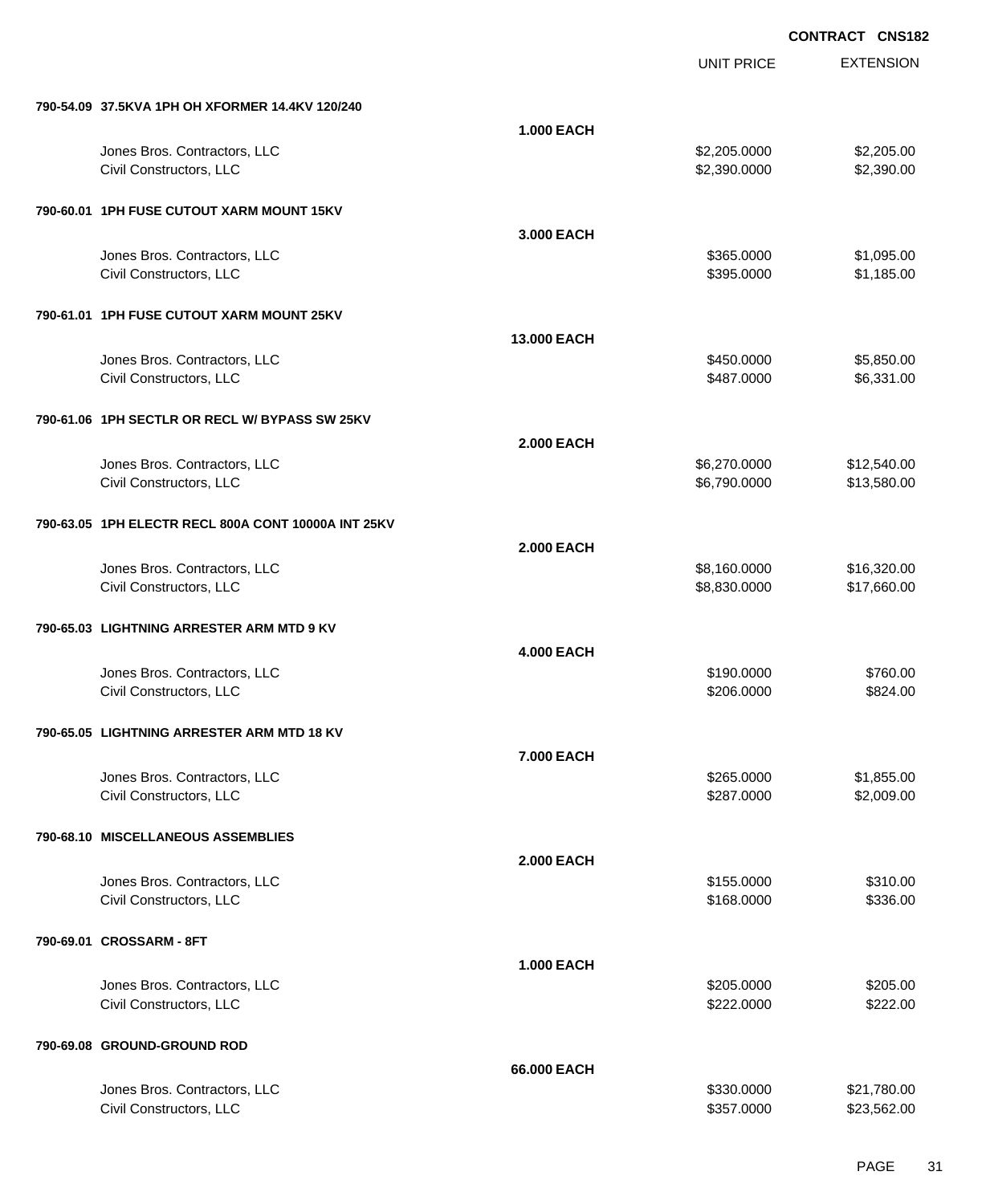**CONTRACT CNS182**

| | | UNIT PRICE | EXTENSION |
|---|---|---|---|
| **790-54.09 37.5KVA 1PH OH XFORMER 14.4KV 120/240** | | | |
| | **1.000 EACH** | | |
| Jones Bros. Contractors, LLC | | $2,205.0000 | $2,205.00 |
| Civil Constructors, LLC | | $2,390.0000 | $2,390.00 |
| **790-60.01 1PH FUSE CUTOUT XARM MOUNT 15KV** | | | |
| | **3.000 EACH** | | |
| Jones Bros. Contractors, LLC | | $365.0000 | $1,095.00 |
| Civil Constructors, LLC | | $395.0000 | $1,185.00 |
| **790-61.01 1PH FUSE CUTOUT XARM MOUNT 25KV** | | | |
| | **13.000 EACH** | | |
| Jones Bros. Contractors, LLC | | $450.0000 | $5,850.00 |
| Civil Constructors, LLC | | $487.0000 | $6,331.00 |
| **790-61.06 1PH SECTLR OR RECL W/ BYPASS SW 25KV** | | | |
| | **2.000 EACH** | | |
| Jones Bros. Contractors, LLC | | $6,270.0000 | $12,540.00 |
| Civil Constructors, LLC | | $6,790.0000 | $13,580.00 |
| **790-63.05 1PH ELECTR RECL 800A CONT 10000A INT 25KV** | | | |
| | **2.000 EACH** | | |
| Jones Bros. Contractors, LLC | | $8,160.0000 | $16,320.00 |
| Civil Constructors, LLC | | $8,830.0000 | $17,660.00 |
| **790-65.03 LIGHTNING ARRESTER ARM MTD 9 KV** | | | |
| | **4.000 EACH** | | |
| Jones Bros. Contractors, LLC | | $190.0000 | $760.00 |
| Civil Constructors, LLC | | $206.0000 | $824.00 |
| **790-65.05 LIGHTNING ARRESTER ARM MTD 18 KV** | | | |
| | **7.000 EACH** | | |
| Jones Bros. Contractors, LLC | | $265.0000 | $1,855.00 |
| Civil Constructors, LLC | | $287.0000 | $2,009.00 |
| **790-68.10 MISCELLANEOUS ASSEMBLIES** | | | |
| | **2.000 EACH** | | |
| Jones Bros. Contractors, LLC | | $155.0000 | $310.00 |
| Civil Constructors, LLC | | $168.0000 | $336.00 |
| **790-69.01 CROSSARM - 8FT** | | | |
| | **1.000 EACH** | | |
| Jones Bros. Contractors, LLC | | $205.0000 | $205.00 |
| Civil Constructors, LLC | | $222.0000 | $222.00 |
| **790-69.08 GROUND-GROUND ROD** | | | |
| | **66.000 EACH** | | |
| Jones Bros. Contractors, LLC | | $330.0000 | $21,780.00 |
| Civil Constructors, LLC | | $357.0000 | $23,562.00 |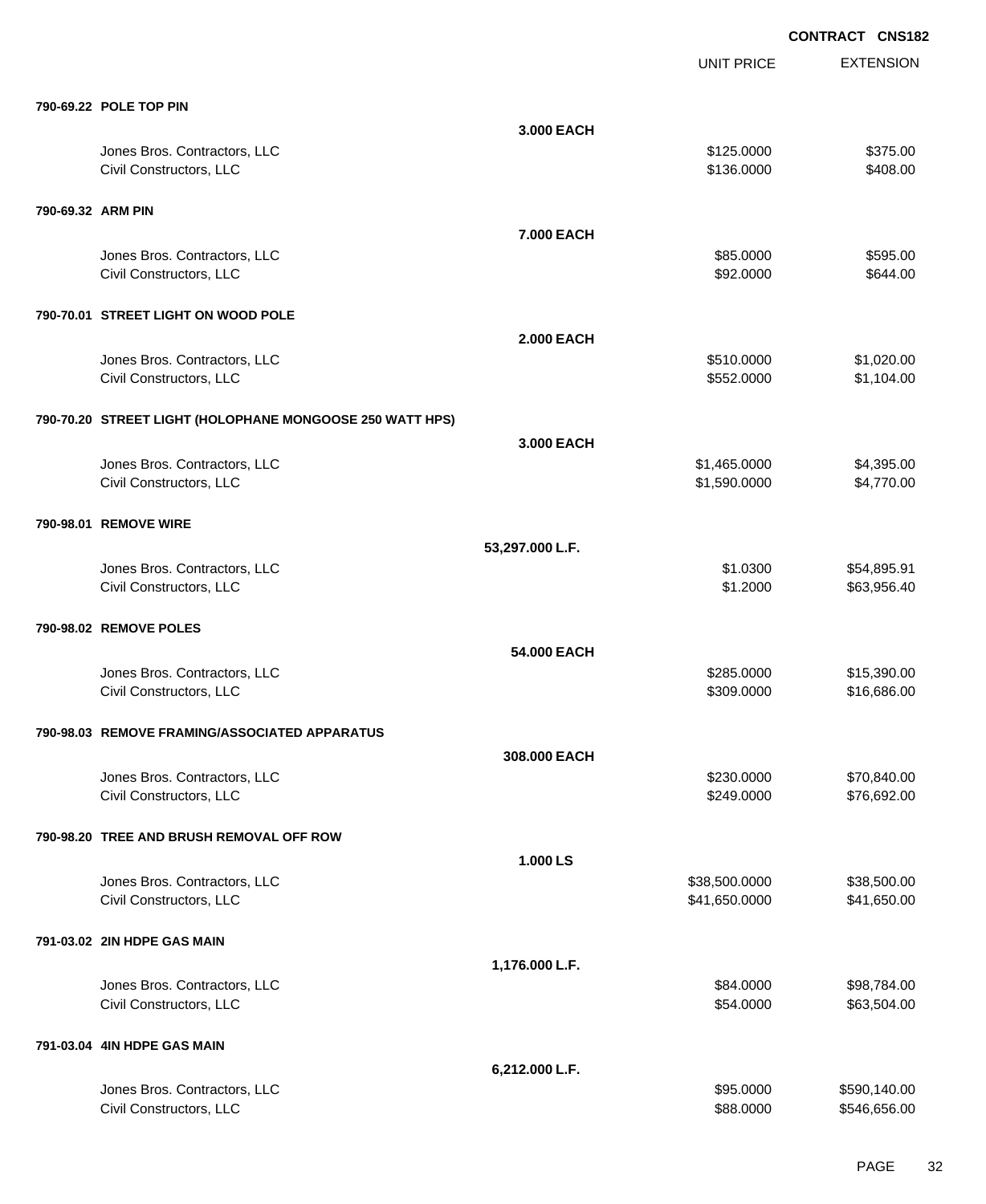**CONTRACT CNS182**

| | | UNIT PRICE | EXTENSION |
|---|---|---|---|
| **790-69.22 POLE TOP PIN** | | | |
| | **3.000 EACH** | | |
| Jones Bros. Contractors, LLC | | $125.0000 | $375.00 |
| Civil Constructors, LLC | | $136.0000 | $408.00 |
| **790-69.32 ARM PIN** | | | |
| | **7.000 EACH** | | |
| Jones Bros. Contractors, LLC | | $85.0000 | $595.00 |
| Civil Constructors, LLC | | $92.0000 | $644.00 |
| **790-70.01 STREET LIGHT ON WOOD POLE** | | | |
| | **2.000 EACH** | | |
| Jones Bros. Contractors, LLC | | $510.0000 | $1,020.00 |
| Civil Constructors, LLC | | $552.0000 | $1,104.00 |
| **790-70.20 STREET LIGHT (HOLOPHANE MONGOOSE 250 WATT HPS)** | | | |
| | **3.000 EACH** | | |
| Jones Bros. Contractors, LLC | | $1,465.0000 | $4,395.00 |
| Civil Constructors, LLC | | $1,590.0000 | $4,770.00 |
| **790-98.01 REMOVE WIRE** | | | |
| | **53,297.000 L.F.** | | |
| Jones Bros. Contractors, LLC | | $1.0300 | $54,895.91 |
| Civil Constructors, LLC | | $1.2000 | $63,956.40 |
| **790-98.02 REMOVE POLES** | | | |
| | **54.000 EACH** | | |
| Jones Bros. Contractors, LLC | | $285.0000 | $15,390.00 |
| Civil Constructors, LLC | | $309.0000 | $16,686.00 |
| **790-98.03 REMOVE FRAMING/ASSOCIATED APPARATUS** | | | |
| | **308.000 EACH** | | |
| Jones Bros. Contractors, LLC | | $230.0000 | $70,840.00 |
| Civil Constructors, LLC | | $249.0000 | $76,692.00 |
| **790-98.20 TREE AND BRUSH REMOVAL OFF ROW** | | | |
| | **1.000 LS** | | |
| Jones Bros. Contractors, LLC | | $38,500.0000 | $38,500.00 |
| Civil Constructors, LLC | | $41,650.0000 | $41,650.00 |
| **791-03.02 2IN HDPE GAS MAIN** | | | |
| | **1,176.000 L.F.** | | |
| Jones Bros. Contractors, LLC | | $84.0000 | $98,784.00 |
| Civil Constructors, LLC | | $54.0000 | $63,504.00 |
| **791-03.04 4IN HDPE GAS MAIN** | | | |
| | **6,212.000 L.F.** | | |
| Jones Bros. Contractors, LLC | | $95.0000 | $590,140.00 |
| Civil Constructors, LLC | | $88.0000 | $546,656.00 |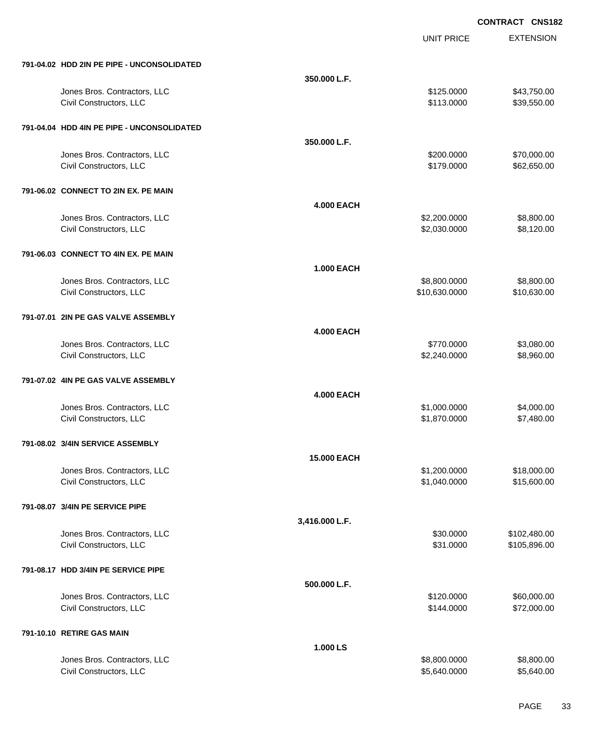**CONTRACT CNS182**

| | | UNIT PRICE | EXTENSION |
|---|---|---|---|
| **791-04.02 HDD 2IN PE PIPE - UNCONSOLIDATED** | | | |
| | **350.000 L.F.** | | |
| Jones Bros. Contractors, LLC | | $125.0000 | $43,750.00 |
| Civil Constructors, LLC | | $113.0000 | $39,550.00 |
| **791-04.04 HDD 4IN PE PIPE - UNCONSOLIDATED** | | | |
| | **350.000 L.F.** | | |
| Jones Bros. Contractors, LLC | | $200.0000 | $70,000.00 |
| Civil Constructors, LLC | | $179.0000 | $62,650.00 |
| **791-06.02 CONNECT TO 2IN EX. PE MAIN** | | | |
| | **4.000 EACH** | | |
| Jones Bros. Contractors, LLC | | $2,200.0000 | $8,800.00 |
| Civil Constructors, LLC | | $2,030.0000 | $8,120.00 |
| **791-06.03 CONNECT TO 4IN EX. PE MAIN** | | | |
| | **1.000 EACH** | | |
| Jones Bros. Contractors, LLC | | $8,800.0000 | $8,800.00 |
| Civil Constructors, LLC | | $10,630.0000 | $10,630.00 |
| **791-07.01 2IN PE GAS VALVE ASSEMBLY** | | | |
| | **4.000 EACH** | | |
| Jones Bros. Contractors, LLC | | $770.0000 | $3,080.00 |
| Civil Constructors, LLC | | $2,240.0000 | $8,960.00 |
| **791-07.02 4IN PE GAS VALVE ASSEMBLY** | | | |
| | **4.000 EACH** | | |
| Jones Bros. Contractors, LLC | | $1,000.0000 | $4,000.00 |
| Civil Constructors, LLC | | $1,870.0000 | $7,480.00 |
| **791-08.02 3/4IN SERVICE ASSEMBLY** | | | |
| | **15.000 EACH** | | |
| Jones Bros. Contractors, LLC | | $1,200.0000 | $18,000.00 |
| Civil Constructors, LLC | | $1,040.0000 | $15,600.00 |
| **791-08.07 3/4IN PE SERVICE PIPE** | | | |
| | **3,416.000 L.F.** | | |
| Jones Bros. Contractors, LLC | | $30.0000 | $102,480.00 |
| Civil Constructors, LLC | | $31.0000 | $105,896.00 |
| **791-08.17 HDD 3/4IN PE SERVICE PIPE** | | | |
| | **500.000 L.F.** | | |
| Jones Bros. Contractors, LLC | | $120.0000 | $60,000.00 |
| Civil Constructors, LLC | | $144.0000 | $72,000.00 |
| **791-10.10 RETIRE GAS MAIN** | | | |
| | **1.000 LS** | | |
| Jones Bros. Contractors, LLC | | $8,800.0000 | $8,800.00 |
| Civil Constructors, LLC | | $5,640.0000 | $5,640.00 |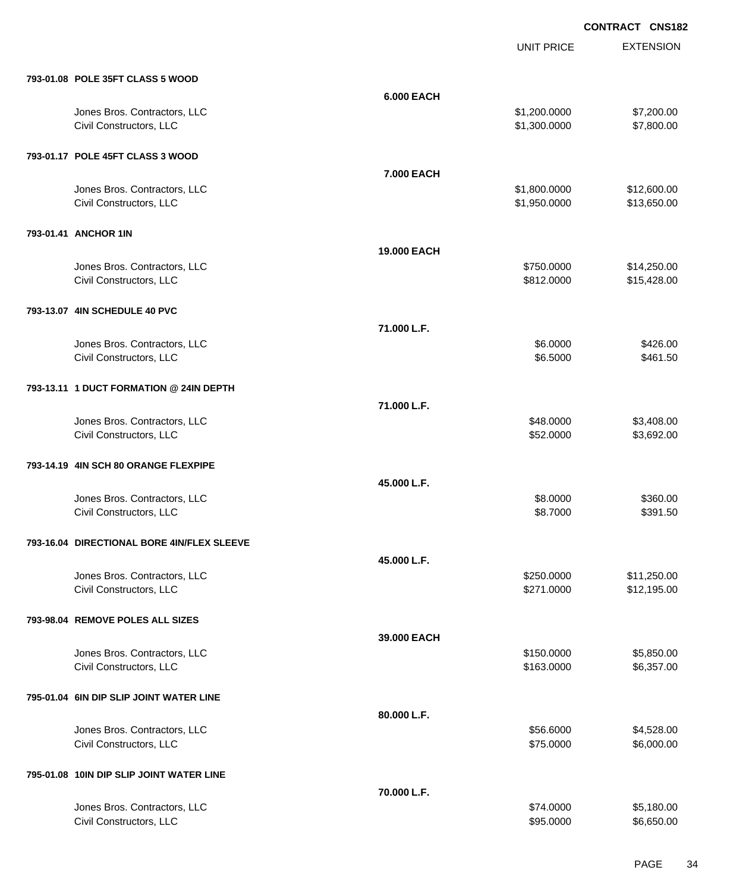**CONTRACT CNS182**

| | | UNIT PRICE | EXTENSION |
|---|---|---|---|
| **793-01.08 POLE 35FT CLASS 5 WOOD** | | | |
| | **6.000 EACH** | | |
| Jones Bros. Contractors, LLC | | $1,200.0000 | $7,200.00 |
| Civil Constructors, LLC | | $1,300.0000 | $7,800.00 |
| **793-01.17 POLE 45FT CLASS 3 WOOD** | | | |
| | **7.000 EACH** | | |
| Jones Bros. Contractors, LLC | | $1,800.0000 | $12,600.00 |
| Civil Constructors, LLC | | $1,950.0000 | $13,650.00 |
| **793-01.41 ANCHOR 1IN** | | | |
| | **19.000 EACH** | | |
| Jones Bros. Contractors, LLC | | $750.0000 | $14,250.00 |
| Civil Constructors, LLC | | $812.0000 | $15,428.00 |
| **793-13.07 4IN SCHEDULE 40 PVC** | | | |
| | **71.000 L.F.** | | |
| Jones Bros. Contractors, LLC | | $6.0000 | $426.00 |
| Civil Constructors, LLC | | $6.5000 | $461.50 |
| **793-13.11 1 DUCT FORMATION @ 24IN DEPTH** | | | |
| | **71.000 L.F.** | | |
| Jones Bros. Contractors, LLC | | $48.0000 | $3,408.00 |
| Civil Constructors, LLC | | $52.0000 | $3,692.00 |
| **793-14.19 4IN SCH 80 ORANGE FLEXPIPE** | | | |
| | **45.000 L.F.** | | |
| Jones Bros. Contractors, LLC | | $8.0000 | $360.00 |
| Civil Constructors, LLC | | $8.7000 | $391.50 |
| **793-16.04 DIRECTIONAL BORE 4IN/FLEX SLEEVE** | | | |
| | **45.000 L.F.** | | |
| Jones Bros. Contractors, LLC | | $250.0000 | $11,250.00 |
| Civil Constructors, LLC | | $271.0000 | $12,195.00 |
| **793-98.04 REMOVE POLES ALL SIZES** | | | |
| | **39.000 EACH** | | |
| Jones Bros. Contractors, LLC | | $150.0000 | $5,850.00 |
| Civil Constructors, LLC | | $163.0000 | $6,357.00 |
| **795-01.04 6IN DIP SLIP JOINT WATER LINE** | | | |
| | **80.000 L.F.** | | |
| Jones Bros. Contractors, LLC | | $56.6000 | $4,528.00 |
| Civil Constructors, LLC | | $75.0000 | $6,000.00 |
| **795-01.08 10IN DIP SLIP JOINT WATER LINE** | | | |
| | **70.000 L.F.** | | |
| Jones Bros. Contractors, LLC | | $74.0000 | $5,180.00 |
| Civil Constructors, LLC | | $95.0000 | $6,650.00 |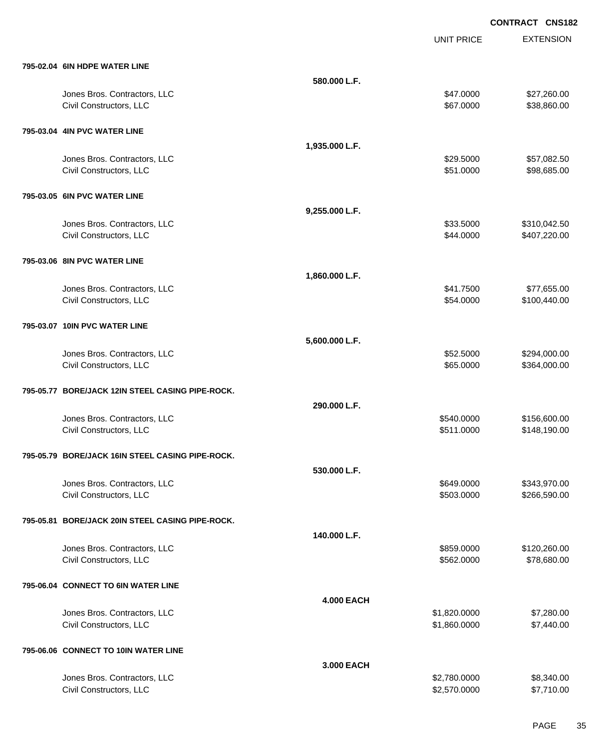**CONTRACT CNS182**

| | | UNIT PRICE | EXTENSION |
|---|---|---|---|
| **795-02.04 6IN HDPE WATER LINE** | | | |
| | **580.000 L.F.** | | |
| Jones Bros. Contractors, LLC | | $47.0000 | $27,260.00 |
| Civil Constructors, LLC | | $67.0000 | $38,860.00 |
| **795-03.04 4IN PVC WATER LINE** | | | |
| | **1,935.000 L.F.** | | |
| Jones Bros. Contractors, LLC | | $29.5000 | $57,082.50 |
| Civil Constructors, LLC | | $51.0000 | $98,685.00 |
| **795-03.05 6IN PVC WATER LINE** | | | |
| | **9,255.000 L.F.** | | |
| Jones Bros. Contractors, LLC | | $33.5000 | $310,042.50 |
| Civil Constructors, LLC | | $44.0000 | $407,220.00 |
| **795-03.06 8IN PVC WATER LINE** | | | |
| | **1,860.000 L.F.** | | |
| Jones Bros. Contractors, LLC | | $41.7500 | $77,655.00 |
| Civil Constructors, LLC | | $54.0000 | $100,440.00 |
| **795-03.07 10IN PVC WATER LINE** | | | |
| | **5,600.000 L.F.** | | |
| Jones Bros. Contractors, LLC | | $52.5000 | $294,000.00 |
| Civil Constructors, LLC | | $65.0000 | $364,000.00 |
| **795-05.77 BORE/JACK 12IN STEEL CASING PIPE-ROCK.** | | | |
| | **290.000 L.F.** | | |
| Jones Bros. Contractors, LLC | | $540.0000 | $156,600.00 |
| Civil Constructors, LLC | | $511.0000 | $148,190.00 |
| **795-05.79 BORE/JACK 16IN STEEL CASING PIPE-ROCK.** | | | |
| | **530.000 L.F.** | | |
| Jones Bros. Contractors, LLC | | $649.0000 | $343,970.00 |
| Civil Constructors, LLC | | $503.0000 | $266,590.00 |
| **795-05.81 BORE/JACK 20IN STEEL CASING PIPE-ROCK.** | | | |
| | **140.000 L.F.** | | |
| Jones Bros. Contractors, LLC | | $859.0000 | $120,260.00 |
| Civil Constructors, LLC | | $562.0000 | $78,680.00 |
| **795-06.04 CONNECT TO 6IN WATER LINE** | | | |
| | **4.000 EACH** | | |
| Jones Bros. Contractors, LLC | | $1,820.0000 | $7,280.00 |
| Civil Constructors, LLC | | $1,860.0000 | $7,440.00 |
| **795-06.06 CONNECT TO 10IN WATER LINE** | | | |
| | **3.000 EACH** | | |
| Jones Bros. Contractors, LLC | | $2,780.0000 | $8,340.00 |
| Civil Constructors, LLC | | $2,570.0000 | $7,710.00 |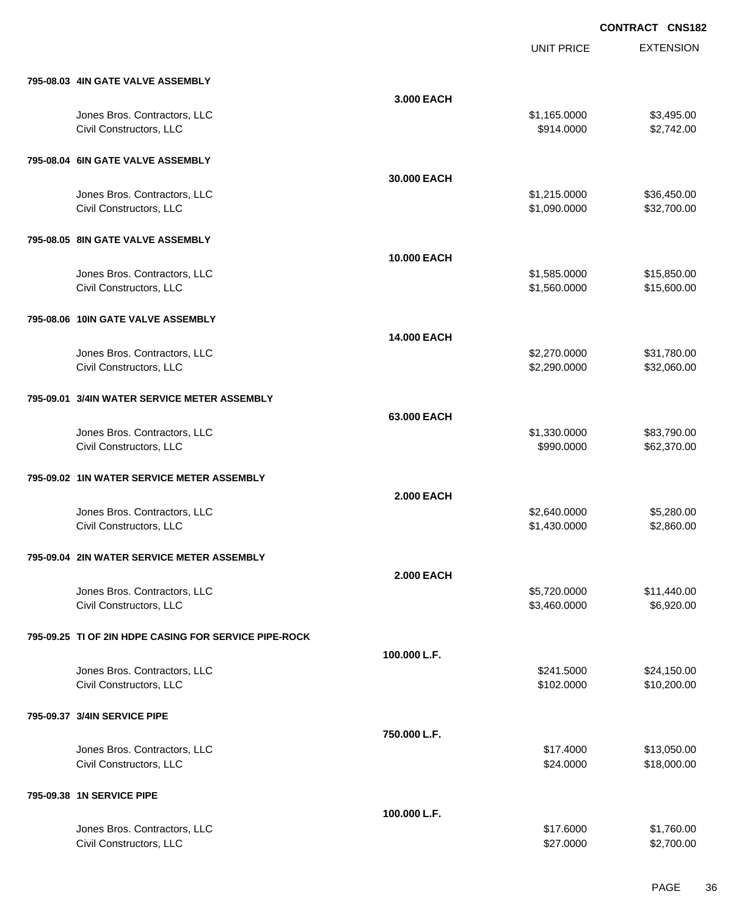**CONTRACT CNS182**

| | | UNIT PRICE | EXTENSION |
|---|---|---|---|
| **795-08.03 4IN GATE VALVE ASSEMBLY** | | | |
| | **3.000 EACH** | | |
| Jones Bros. Contractors, LLC | | $1,165.0000 | $3,495.00 |
| Civil Constructors, LLC | | $914.0000 | $2,742.00 |
| **795-08.04 6IN GATE VALVE ASSEMBLY** | | | |
| | **30.000 EACH** | | |
| Jones Bros. Contractors, LLC | | $1,215.0000 | $36,450.00 |
| Civil Constructors, LLC | | $1,090.0000 | $32,700.00 |
| **795-08.05 8IN GATE VALVE ASSEMBLY** | | | |
| | **10.000 EACH** | | |
| Jones Bros. Contractors, LLC | | $1,585.0000 | $15,850.00 |
| Civil Constructors, LLC | | $1,560.0000 | $15,600.00 |
| **795-08.06 10IN GATE VALVE ASSEMBLY** | | | |
| | **14.000 EACH** | | |
| Jones Bros. Contractors, LLC | | $2,270.0000 | $31,780.00 |
| Civil Constructors, LLC | | $2,290.0000 | $32,060.00 |
| **795-09.01 3/4IN WATER SERVICE METER ASSEMBLY** | | | |
| | **63.000 EACH** | | |
| Jones Bros. Contractors, LLC | | $1,330.0000 | $83,790.00 |
| Civil Constructors, LLC | | $990.0000 | $62,370.00 |
| **795-09.02 1IN WATER SERVICE METER ASSEMBLY** | | | |
| | **2.000 EACH** | | |
| Jones Bros. Contractors, LLC | | $2,640.0000 | $5,280.00 |
| Civil Constructors, LLC | | $1,430.0000 | $2,860.00 |
| **795-09.04 2IN WATER SERVICE METER ASSEMBLY** | | | |
| | **2.000 EACH** | | |
| Jones Bros. Contractors, LLC | | $5,720.0000 | $11,440.00 |
| Civil Constructors, LLC | | $3,460.0000 | $6,920.00 |
| **795-09.25 TI OF 2IN HDPE CASING FOR SERVICE PIPE-ROCK** | | | |
| | **100.000 L.F.** | | |
| Jones Bros. Contractors, LLC | | $241.5000 | $24,150.00 |
| Civil Constructors, LLC | | $102.0000 | $10,200.00 |
| **795-09.37 3/4IN SERVICE PIPE** | | | |
| | **750.000 L.F.** | | |
| Jones Bros. Contractors, LLC | | $17.4000 | $13,050.00 |
| Civil Constructors, LLC | | $24.0000 | $18,000.00 |
| **795-09.38 1N SERVICE PIPE** | | | |
| | **100.000 L.F.** | | |
| Jones Bros. Contractors, LLC | | $17.6000 | $1,760.00 |
| Civil Constructors, LLC | | $27.0000 | $2,700.00 |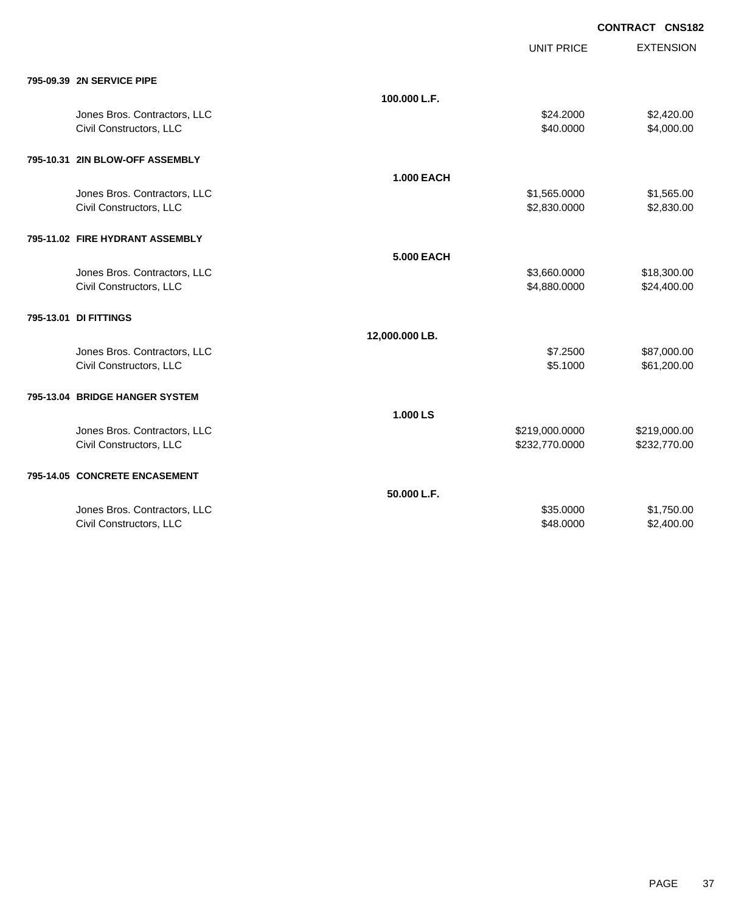**CONTRACT CNS182**

| | | UNIT PRICE | EXTENSION |
|---|---|---|---|
| **795-09.39 2N SERVICE PIPE** | | | |
| | **100.000 L.F.** | | |
| Jones Bros. Contractors, LLC | | $24.2000 | $2,420.00 |
| Civil Constructors, LLC | | $40.0000 | $4,000.00 |
| **795-10.31 2IN BLOW-OFF ASSEMBLY** | | | |
| | **1.000 EACH** | | |
| Jones Bros. Contractors, LLC | | $1,565.0000 | $1,565.00 |
| Civil Constructors, LLC | | $2,830.0000 | $2,830.00 |
| **795-11.02 FIRE HYDRANT ASSEMBLY** | | | |
| | **5.000 EACH** | | |
| Jones Bros. Contractors, LLC | | $3,660.0000 | $18,300.00 |
| Civil Constructors, LLC | | $4,880.0000 | $24,400.00 |
| **795-13.01 DI FITTINGS** | | | |
| | **12,000.000 LB.** | | |
| Jones Bros. Contractors, LLC | | $7.2500 | $87,000.00 |
| Civil Constructors, LLC | | $5.1000 | $61,200.00 |
| **795-13.04 BRIDGE HANGER SYSTEM** | | | |
| | **1.000 LS** | | |
| Jones Bros. Contractors, LLC | | $219,000.0000 | $219,000.00 |
| Civil Constructors, LLC | | $232,770.0000 | $232,770.00 |
| **795-14.05 CONCRETE ENCASEMENT** | | | |
| | **50.000 L.F.** | | |
| Jones Bros. Contractors, LLC | | $35.0000 | $1,750.00 |
| Civil Constructors, LLC | | $48.0000 | $2,400.00 |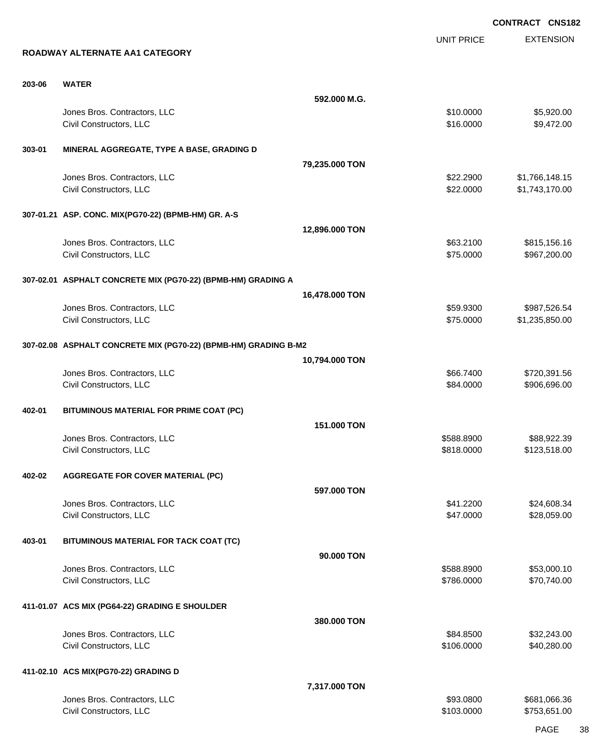CONTRACT CNS182

## ROADWAY ALTERNATE AA1 CATEGORY

| | | UNIT PRICE | EXTENSION |
|---|---|---|---|
| **203-06** | **WATER** | | |
| | **592.000 M.G.** | | |
| | Jones Bros. Contractors, LLC | $10.0000 | $5,920.00 |
| | Civil Constructors, LLC | $16.0000 | $9,472.00 |
| **303-01** | **MINERAL AGGREGATE, TYPE A BASE, GRADING D** | | |
| | **79,235.000 TON** | | |
| | Jones Bros. Contractors, LLC | $22.2900 | $1,766,148.15 |
| | Civil Constructors, LLC | $22.0000 | $1,743,170.00 |
| **307-01.21** | **ASP. CONC. MIX(PG70-22) (BPMB-HM) GR. A-S** | | |
| | **12,896.000 TON** | | |
| | Jones Bros. Contractors, LLC | $63.2100 | $815,156.16 |
| | Civil Constructors, LLC | $75.0000 | $967,200.00 |
| **307-02.01** | **ASPHALT CONCRETE MIX (PG70-22) (BPMB-HM) GRADING A** | | |
| | **16,478.000 TON** | | |
| | Jones Bros. Contractors, LLC | $59.9300 | $987,526.54 |
| | Civil Constructors, LLC | $75.0000 | $1,235,850.00 |
| **307-02.08** | **ASPHALT CONCRETE MIX (PG70-22) (BPMB-HM) GRADING B-M2** | | |
| | **10,794.000 TON** | | |
| | Jones Bros. Contractors, LLC | $66.7400 | $720,391.56 |
| | Civil Constructors, LLC | $84.0000 | $906,696.00 |
| **402-01** | **BITUMINOUS MATERIAL FOR PRIME COAT (PC)** | | |
| | **151.000 TON** | | |
| | Jones Bros. Contractors, LLC | $588.8900 | $88,922.39 |
| | Civil Constructors, LLC | $818.0000 | $123,518.00 |
| **402-02** | **AGGREGATE FOR COVER MATERIAL (PC)** | | |
| | **597.000 TON** | | |
| | Jones Bros. Contractors, LLC | $41.2200 | $24,608.34 |
| | Civil Constructors, LLC | $47.0000 | $28,059.00 |
| **403-01** | **BITUMINOUS MATERIAL FOR TACK COAT (TC)** | | |
| | **90.000 TON** | | |
| | Jones Bros. Contractors, LLC | $588.8900 | $53,000.10 |
| | Civil Constructors, LLC | $786.0000 | $70,740.00 |
| **411-01.07** | **ACS MIX (PG64-22) GRADING E SHOULDER** | | |
| | **380.000 TON** | | |
| | Jones Bros. Contractors, LLC | $84.8500 | $32,243.00 |
| | Civil Constructors, LLC | $106.0000 | $40,280.00 |
| **411-02.10** | **ACS MIX(PG70-22) GRADING D** | | |
| | **7,317.000 TON** | | |
| | Jones Bros. Contractors, LLC | $93.0800 | $681,066.36 |
| | Civil Constructors, LLC | $103.0000 | $753,651.00 |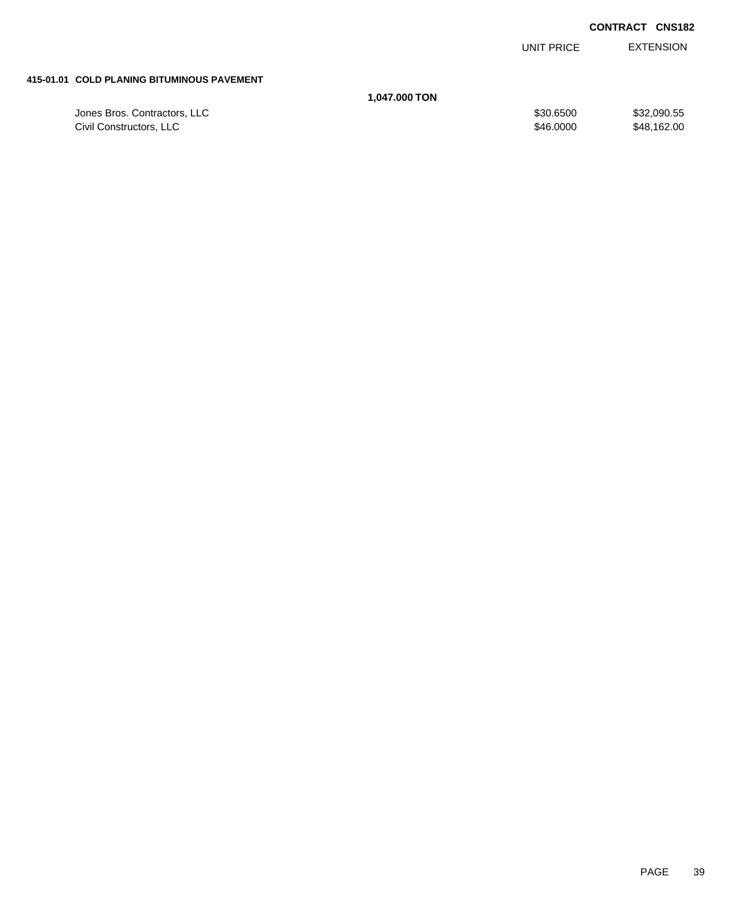**CONTRACT CNS182**

| | | UNIT PRICE | EXTENSION |
|---|---|---|---|
| **415-01.01 COLD PLANING BITUMINOUS PAVEMENT** | | | |
| | **1,047.000 TON** | | |
| Jones Bros. Contractors, LLC | | $30.6500 | $32,090.55 |
| Civil Constructors, LLC | | $46.0000 | $48,162.00 |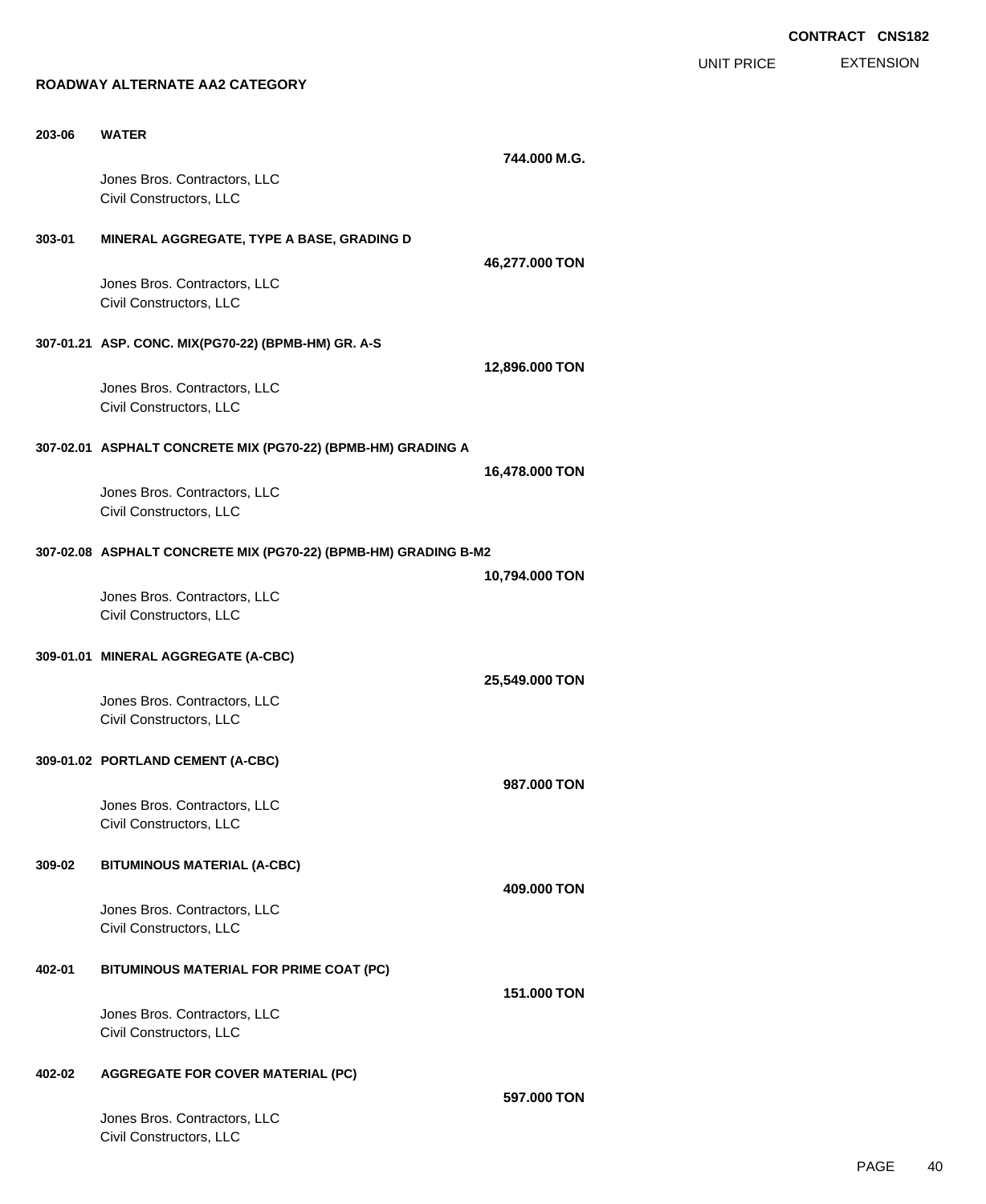CONTRACT CNS182

## ROADWAY ALTERNATE AA2 CATEGORY

| | | Quantity | UNIT PRICE | EXTENSION |
|---|---|---|---|---|
| **203-06** | **WATER** | **744.000 M.G.** | | |
| | Jones Bros. Contractors, LLC | | | |
| | Civil Constructors, LLC | | | |
| **303-01** | **MINERAL AGGREGATE, TYPE A BASE, GRADING D** | **46,277.000 TON** | | |
| | Jones Bros. Contractors, LLC | | | |
| | Civil Constructors, LLC | | | |
| **307-01.21** | **ASP. CONC. MIX(PG70-22) (BPMB-HM) GR. A-S** | **12,896.000 TON** | | |
| | Jones Bros. Contractors, LLC | | | |
| | Civil Constructors, LLC | | | |
| **307-02.01** | **ASPHALT CONCRETE MIX (PG70-22) (BPMB-HM) GRADING A** | **16,478.000 TON** | | |
| | Jones Bros. Contractors, LLC | | | |
| | Civil Constructors, LLC | | | |
| **307-02.08** | **ASPHALT CONCRETE MIX (PG70-22) (BPMB-HM) GRADING B-M2** | **10,794.000 TON** | | |
| | Jones Bros. Contractors, LLC | | | |
| | Civil Constructors, LLC | | | |
| **309-01.01** | **MINERAL AGGREGATE (A-CBC)** | **25,549.000 TON** | | |
| | Jones Bros. Contractors, LLC | | | |
| | Civil Constructors, LLC | | | |
| **309-01.02** | **PORTLAND CEMENT (A-CBC)** | **987.000 TON** | | |
| | Jones Bros. Contractors, LLC | | | |
| | Civil Constructors, LLC | | | |
| **309-02** | **BITUMINOUS MATERIAL (A-CBC)** | **409.000 TON** | | |
| | Jones Bros. Contractors, LLC | | | |
| | Civil Constructors, LLC | | | |
| **402-01** | **BITUMINOUS MATERIAL FOR PRIME COAT (PC)** | **151.000 TON** | | |
| | Jones Bros. Contractors, LLC | | | |
| | Civil Constructors, LLC | | | |
| **402-02** | **AGGREGATE FOR COVER MATERIAL (PC)** | **597.000 TON** | | |
| | Jones Bros. Contractors, LLC | | | |
| | Civil Constructors, LLC | | | |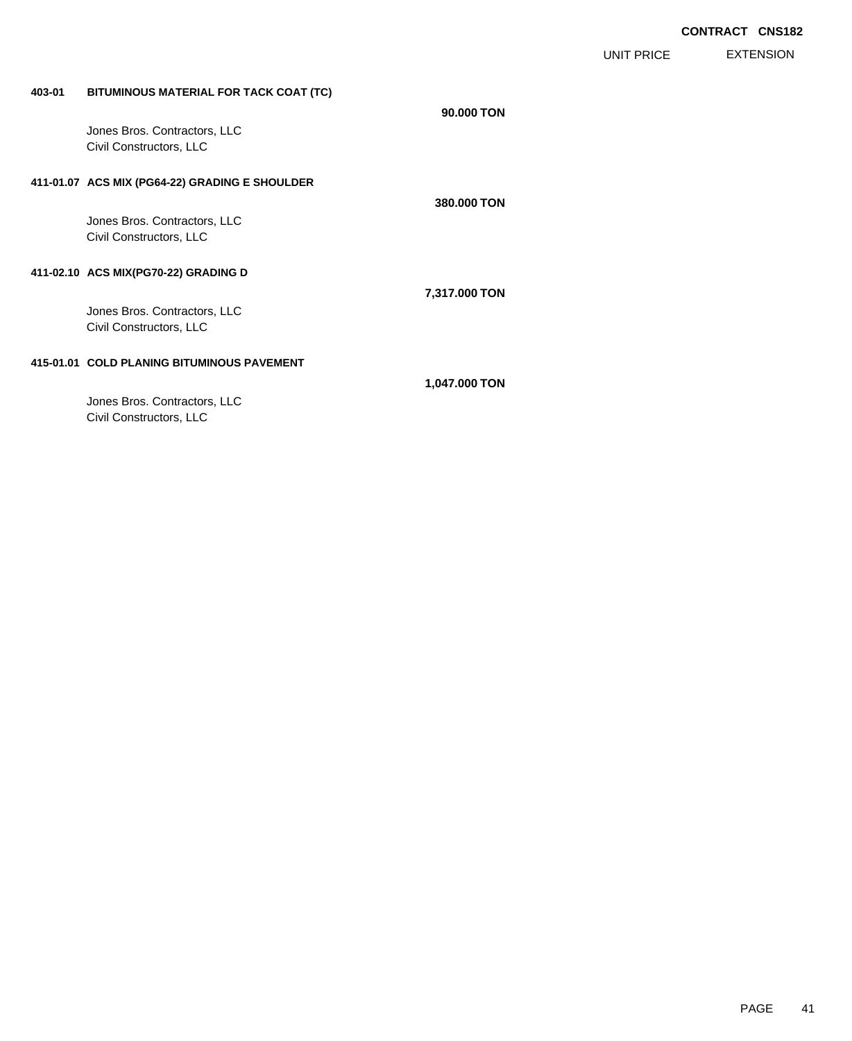**CONTRACT CNS182**

| | | | UNIT PRICE | EXTENSION |
|---|---|---|---|---|
| **403-01** | **BITUMINOUS MATERIAL FOR TACK COAT (TC)** | **90.000 TON** | | |
| | Jones Bros. Contractors, LLC | | | |
| | Civil Constructors, LLC | | | |
| **411-01.07** | **ACS MIX (PG64-22) GRADING E SHOULDER** | **380.000 TON** | | |
| | Jones Bros. Contractors, LLC | | | |
| | Civil Constructors, LLC | | | |
| **411-02.10** | **ACS MIX(PG70-22) GRADING D** | **7,317.000 TON** | | |
| | Jones Bros. Contractors, LLC | | | |
| | Civil Constructors, LLC | | | |
| **415-01.01** | **COLD PLANING BITUMINOUS PAVEMENT** | **1,047.000 TON** | | |
| | Jones Bros. Contractors, LLC | | | |
| | Civil Constructors, LLC | | | |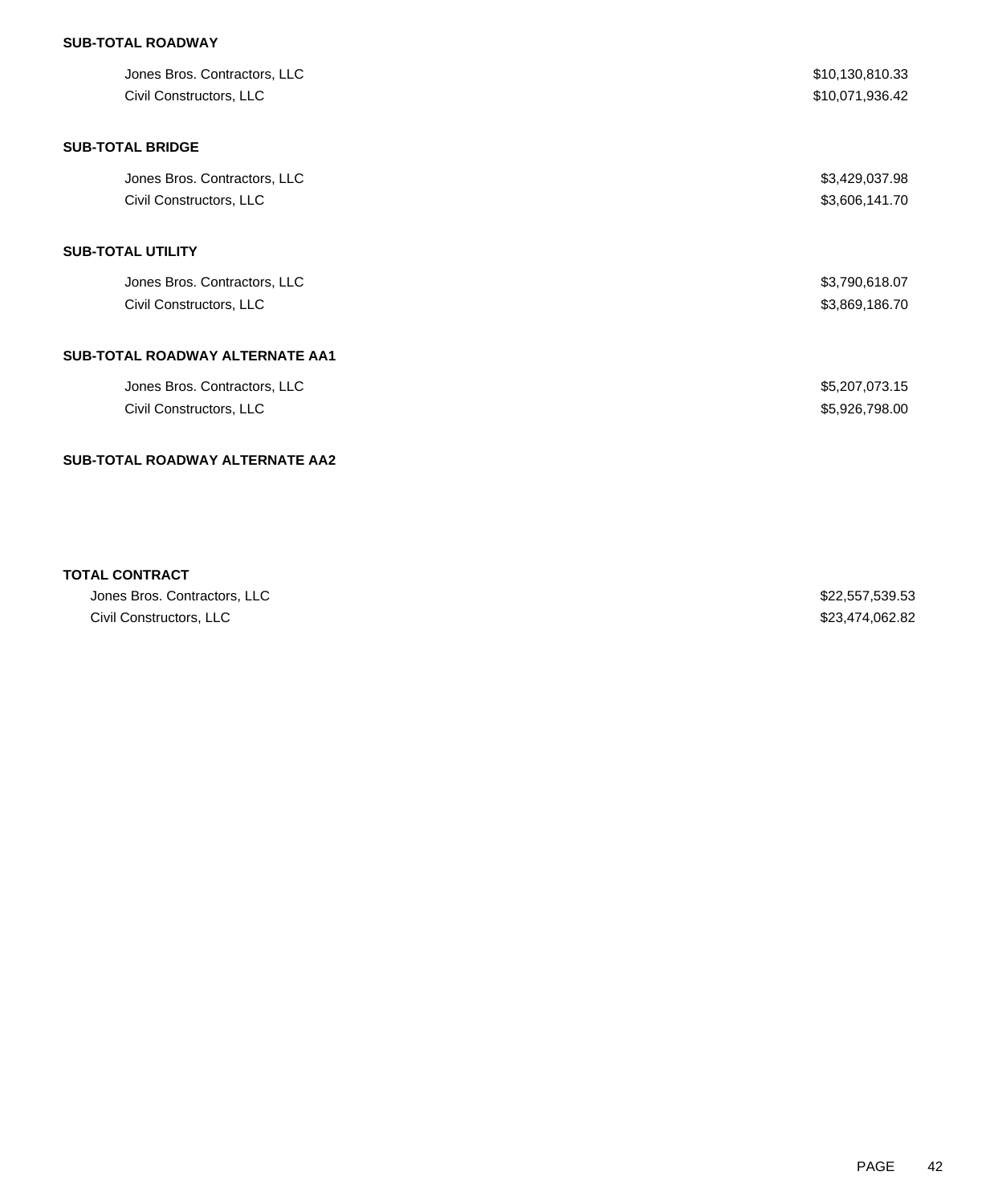**SUB-TOTAL ROADWAY**

| | |
|---|---|
| Jones Bros. Contractors, LLC | $10,130,810.33 |
| Civil Constructors, LLC | $10,071,936.42 |

**SUB-TOTAL BRIDGE**

| | |
|---|---|
| Jones Bros. Contractors, LLC | $3,429,037.98 |
| Civil Constructors, LLC | $3,606,141.70 |

**SUB-TOTAL UTILITY**

| | |
|---|---|
| Jones Bros. Contractors, LLC | $3,790,618.07 |
| Civil Constructors, LLC | $3,869,186.70 |

**SUB-TOTAL ROADWAY ALTERNATE AA1**

| | |
|---|---|
| Jones Bros. Contractors, LLC | $5,207,073.15 |
| Civil Constructors, LLC | $5,926,798.00 |

**SUB-TOTAL ROADWAY ALTERNATE AA2**

**TOTAL CONTRACT**

| | |
|---|---|
| Jones Bros. Contractors, LLC | $22,557,539.53 |
| Civil Constructors, LLC | $23,474,062.82 |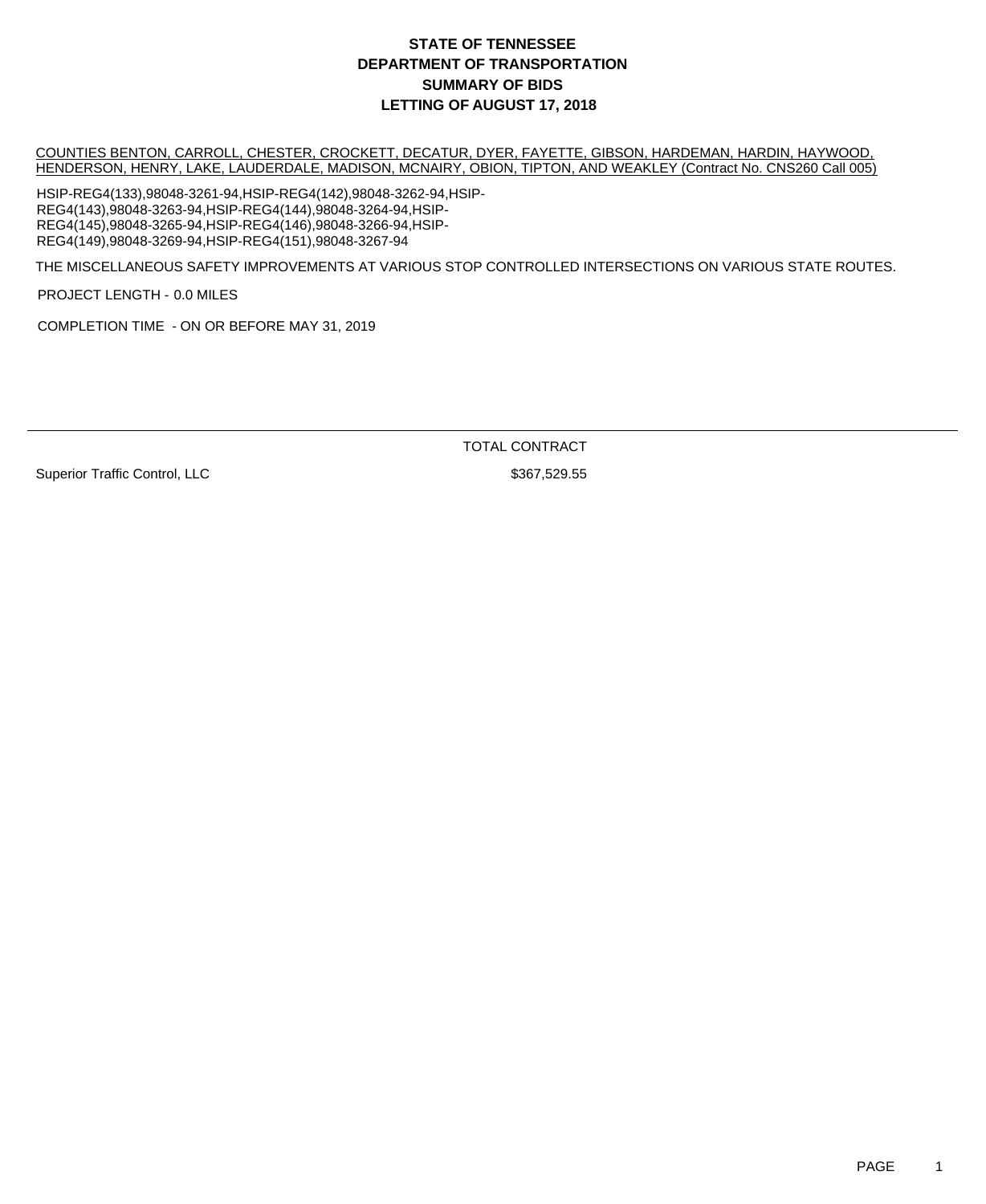# STATE OF TENNESSEE
# DEPARTMENT OF TRANSPORTATION
# SUMMARY OF BIDS
# LETTING OF AUGUST 17, 2018

COUNTIES BENTON, CARROLL, CHESTER, CROCKETT, DECATUR, DYER, FAYETTE, GIBSON, HARDEMAN, HARDIN, HAYWOOD, HENDERSON, HENRY, LAKE, LAUDERDALE, MADISON, MCNAIRY, OBION, TIPTON, AND WEAKLEY (Contract No. CNS260 Call 005)

HSIP-REG4(133),98048-3261-94,HSIP-REG4(142),98048-3262-94,HSIP-REG4(143),98048-3263-94,HSIP-REG4(144),98048-3264-94,HSIP-REG4(145),98048-3265-94,HSIP-REG4(146),98048-3266-94,HSIP-REG4(149),98048-3269-94,HSIP-REG4(151),98048-3267-94

THE MISCELLANEOUS SAFETY IMPROVEMENTS AT VARIOUS STOP CONTROLLED INTERSECTIONS ON VARIOUS STATE ROUTES.

PROJECT LENGTH - 0.0 MILES

COMPLETION TIME - ON OR BEFORE MAY 31, 2019

| | TOTAL CONTRACT |
|---|---|
| Superior Traffic Control, LLC | $367,529.55 |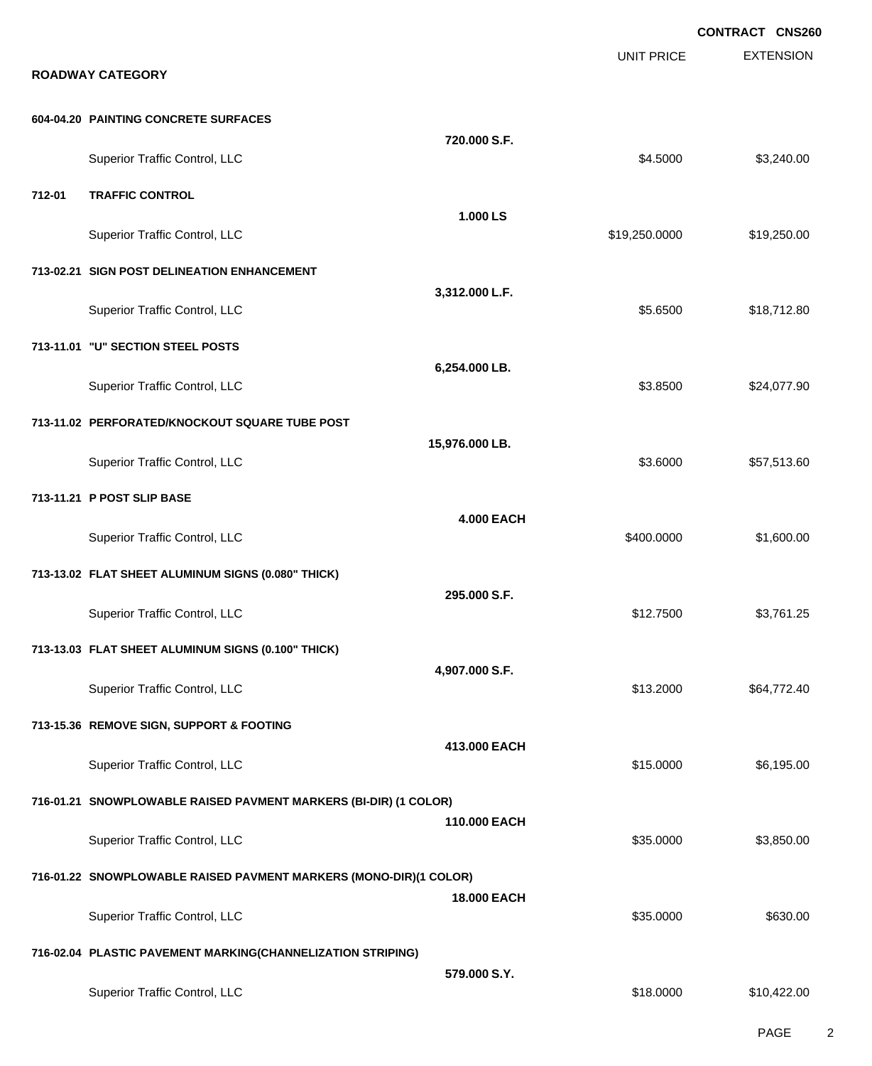**CONTRACT CNS260**

## ROADWAY CATEGORY

| | | UNIT PRICE | EXTENSION |
|---|---|---|---|
| **604-04.20 PAINTING CONCRETE SURFACES** | **720.000 S.F.** | | |
| Superior Traffic Control, LLC | | $4.5000 | $3,240.00 |
| **712-01 TRAFFIC CONTROL** | **1.000 LS** | | |
| Superior Traffic Control, LLC | | $19,250.0000 | $19,250.00 |
| **713-02.21 SIGN POST DELINEATION ENHANCEMENT** | **3,312.000 L.F.** | | |
| Superior Traffic Control, LLC | | $5.6500 | $18,712.80 |
| **713-11.01 "U" SECTION STEEL POSTS** | **6,254.000 LB.** | | |
| Superior Traffic Control, LLC | | $3.8500 | $24,077.90 |
| **713-11.02 PERFORATED/KNOCKOUT SQUARE TUBE POST** | **15,976.000 LB.** | | |
| Superior Traffic Control, LLC | | $3.6000 | $57,513.60 |
| **713-11.21 P POST SLIP BASE** | **4.000 EACH** | | |
| Superior Traffic Control, LLC | | $400.0000 | $1,600.00 |
| **713-13.02 FLAT SHEET ALUMINUM SIGNS (0.080" THICK)** | **295.000 S.F.** | | |
| Superior Traffic Control, LLC | | $12.7500 | $3,761.25 |
| **713-13.03 FLAT SHEET ALUMINUM SIGNS (0.100" THICK)** | **4,907.000 S.F.** | | |
| Superior Traffic Control, LLC | | $13.2000 | $64,772.40 |
| **713-15.36 REMOVE SIGN, SUPPORT & FOOTING** | **413.000 EACH** | | |
| Superior Traffic Control, LLC | | $15.0000 | $6,195.00 |
| **716-01.21 SNOWPLOWABLE RAISED PAVMENT MARKERS (BI-DIR) (1 COLOR)** | **110.000 EACH** | | |
| Superior Traffic Control, LLC | | $35.0000 | $3,850.00 |
| **716-01.22 SNOWPLOWABLE RAISED PAVMENT MARKERS (MONO-DIR)(1 COLOR)** | **18.000 EACH** | | |
| Superior Traffic Control, LLC | | $35.0000 | $630.00 |
| **716-02.04 PLASTIC PAVEMENT MARKING(CHANNELIZATION STRIPING)** | **579.000 S.Y.** | | |
| Superior Traffic Control, LLC | | $18.0000 | $10,422.00 |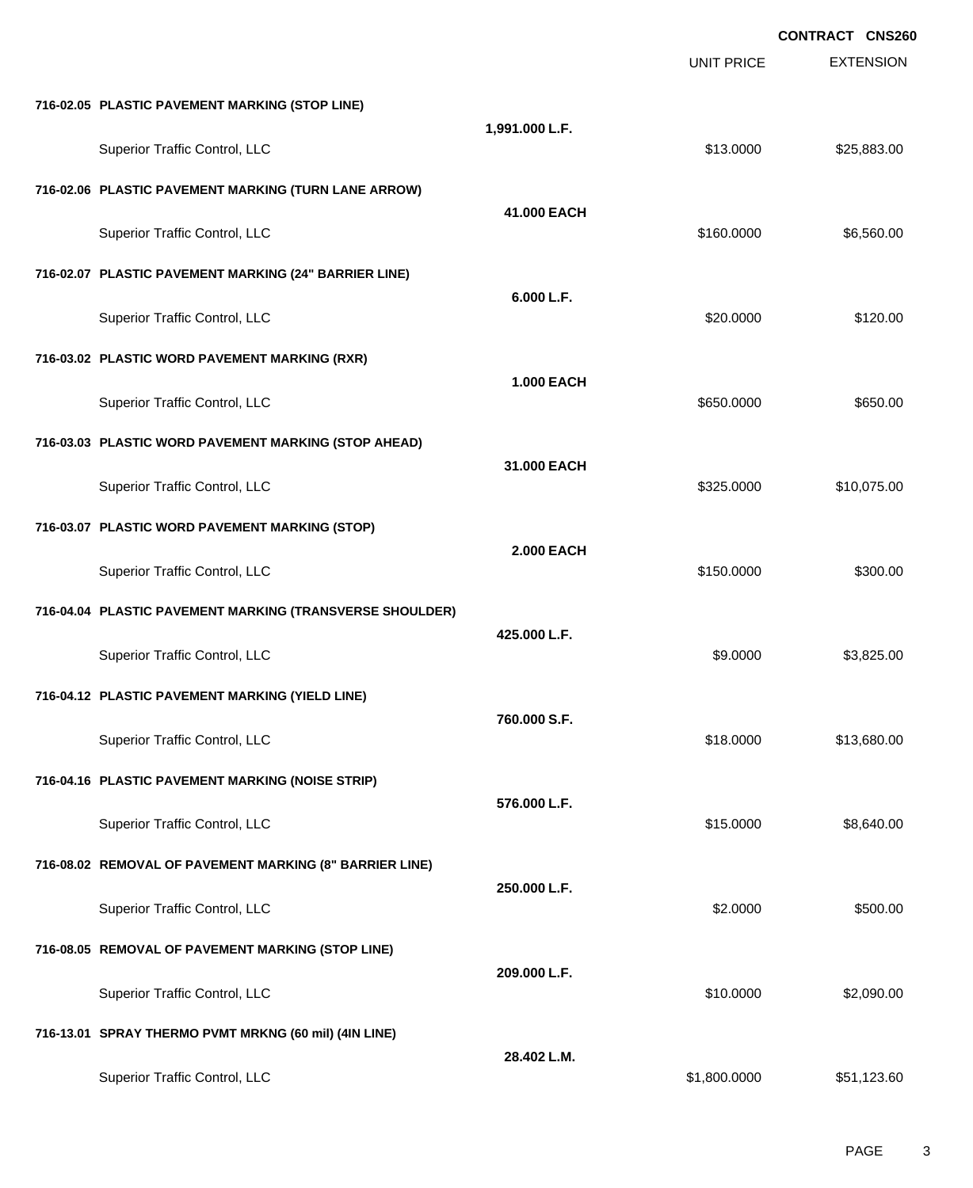**CONTRACT CNS260**

| | | UNIT PRICE | EXTENSION |
|---|---|---|---|
| **716-02.05 PLASTIC PAVEMENT MARKING (STOP LINE)** | **1,991.000 L.F.** | | |
| Superior Traffic Control, LLC | | $13.0000 | $25,883.00 |
| **716-02.06 PLASTIC PAVEMENT MARKING (TURN LANE ARROW)** | **41.000 EACH** | | |
| Superior Traffic Control, LLC | | $160.0000 | $6,560.00 |
| **716-02.07 PLASTIC PAVEMENT MARKING (24" BARRIER LINE)** | **6.000 L.F.** | | |
| Superior Traffic Control, LLC | | $20.0000 | $120.00 |
| **716-03.02 PLASTIC WORD PAVEMENT MARKING (RXR)** | **1.000 EACH** | | |
| Superior Traffic Control, LLC | | $650.0000 | $650.00 |
| **716-03.03 PLASTIC WORD PAVEMENT MARKING (STOP AHEAD)** | **31.000 EACH** | | |
| Superior Traffic Control, LLC | | $325.0000 | $10,075.00 |
| **716-03.07 PLASTIC WORD PAVEMENT MARKING (STOP)** | **2.000 EACH** | | |
| Superior Traffic Control, LLC | | $150.0000 | $300.00 |
| **716-04.04 PLASTIC PAVEMENT MARKING (TRANSVERSE SHOULDER)** | **425.000 L.F.** | | |
| Superior Traffic Control, LLC | | $9.0000 | $3,825.00 |
| **716-04.12 PLASTIC PAVEMENT MARKING (YIELD LINE)** | **760.000 S.F.** | | |
| Superior Traffic Control, LLC | | $18.0000 | $13,680.00 |
| **716-04.16 PLASTIC PAVEMENT MARKING (NOISE STRIP)** | **576.000 L.F.** | | |
| Superior Traffic Control, LLC | | $15.0000 | $8,640.00 |
| **716-08.02 REMOVAL OF PAVEMENT MARKING (8" BARRIER LINE)** | **250.000 L.F.** | | |
| Superior Traffic Control, LLC | | $2.0000 | $500.00 |
| **716-08.05 REMOVAL OF PAVEMENT MARKING (STOP LINE)** | **209.000 L.F.** | | |
| Superior Traffic Control, LLC | | $10.0000 | $2,090.00 |
| **716-13.01 SPRAY THERMO PVMT MRKNG (60 mil) (4IN LINE)** | **28.402 L.M.** | | |
| Superior Traffic Control, LLC | | $1,800.0000 | $51,123.60 |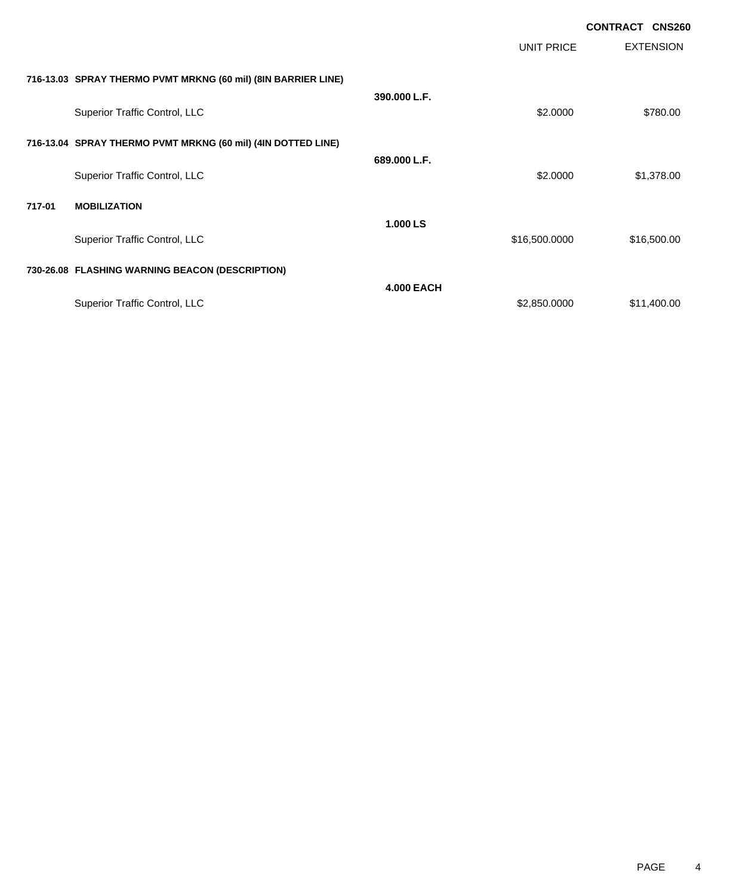**CONTRACT CNS260**

| | | | UNIT PRICE | EXTENSION |
|---|---|---|---|---|
| **716-13.03** | **SPRAY THERMO PVMT MRKNG (60 mil) (8IN BARRIER LINE)** | **390.000 L.F.** | | |
| | Superior Traffic Control, LLC | | $2.0000 | $780.00 |
| **716-13.04** | **SPRAY THERMO PVMT MRKNG (60 mil) (4IN DOTTED LINE)** | **689.000 L.F.** | | |
| | Superior Traffic Control, LLC | | $2.0000 | $1,378.00 |
| **717-01** | **MOBILIZATION** | **1.000 LS** | | |
| | Superior Traffic Control, LLC | | $16,500.0000 | $16,500.00 |
| **730-26.08** | **FLASHING WARNING BEACON (DESCRIPTION)** | **4.000 EACH** | | |
| | Superior Traffic Control, LLC | | $2,850.0000 | $11,400.00 |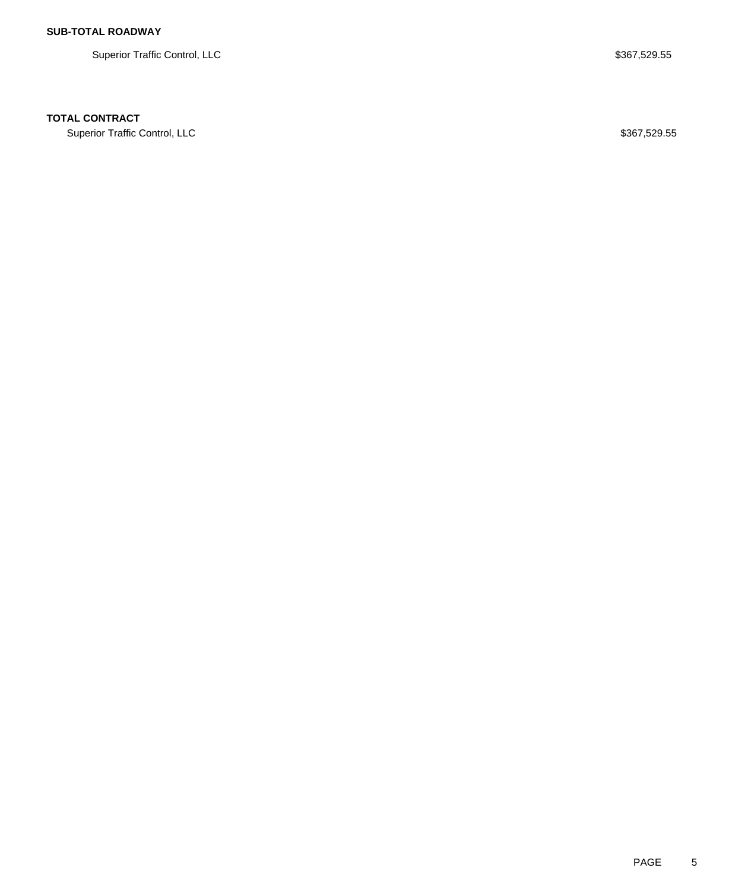**SUB-TOTAL ROADWAY**

| | |
|---|---|
| Superior Traffic Control, LLC | $367,529.55 |

**TOTAL CONTRACT**

| | |
|---|---|
| Superior Traffic Control, LLC | $367,529.55 |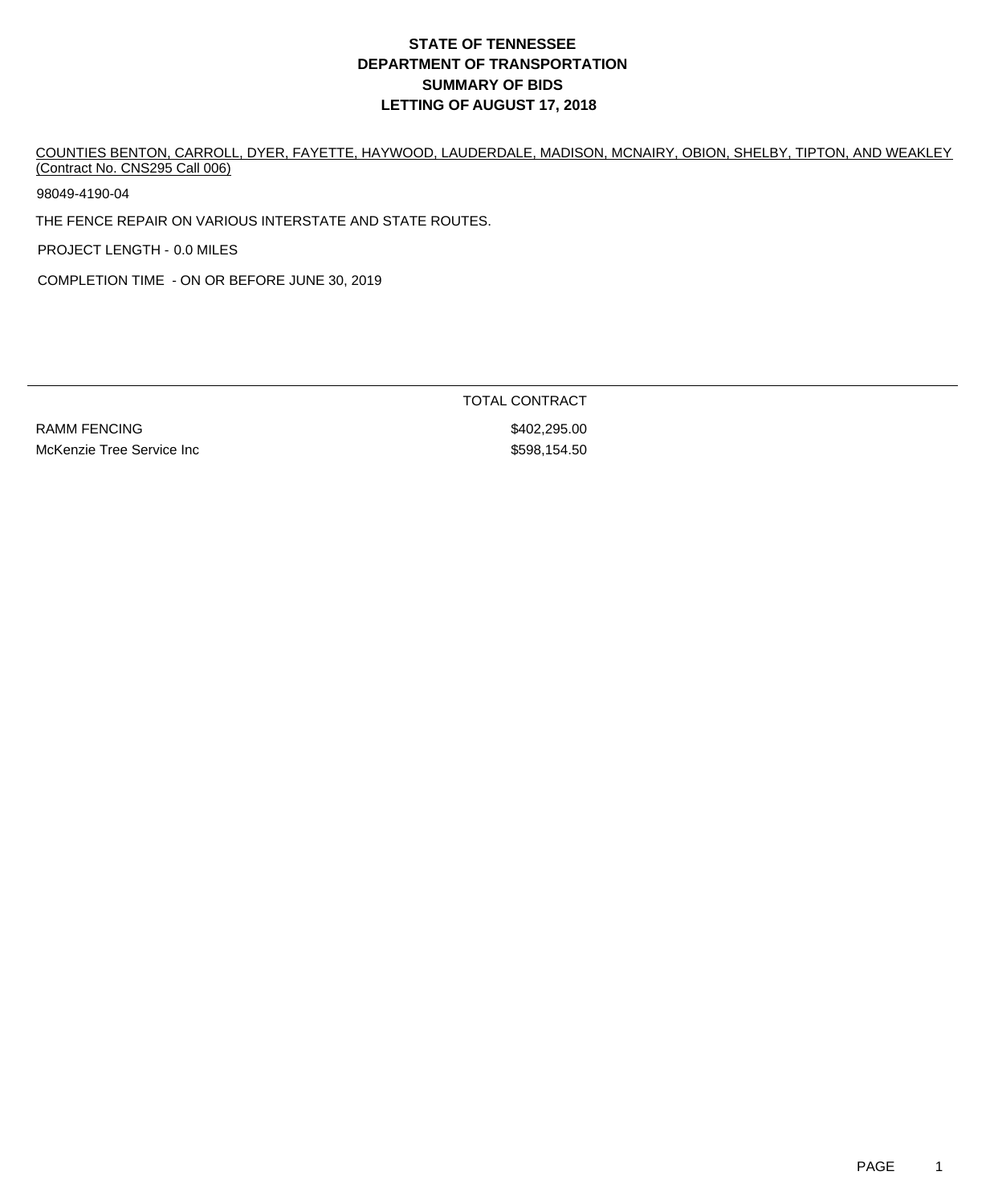# STATE OF TENNESSEE
# DEPARTMENT OF TRANSPORTATION
# SUMMARY OF BIDS
# LETTING OF AUGUST 17, 2018

COUNTIES BENTON, CARROLL, DYER, FAYETTE, HAYWOOD, LAUDERDALE, MADISON, MCNAIRY, OBION, SHELBY, TIPTON, AND WEAKLEY (Contract No. CNS295 Call 006)

98049-4190-04

THE FENCE REPAIR ON VARIOUS INTERSTATE AND STATE ROUTES.

PROJECT LENGTH - 0.0 MILES

COMPLETION TIME - ON OR BEFORE JUNE 30, 2019

| | TOTAL CONTRACT |
|---|---|
| RAMM FENCING | $402,295.00 |
| McKenzie Tree Service Inc | $598,154.50 |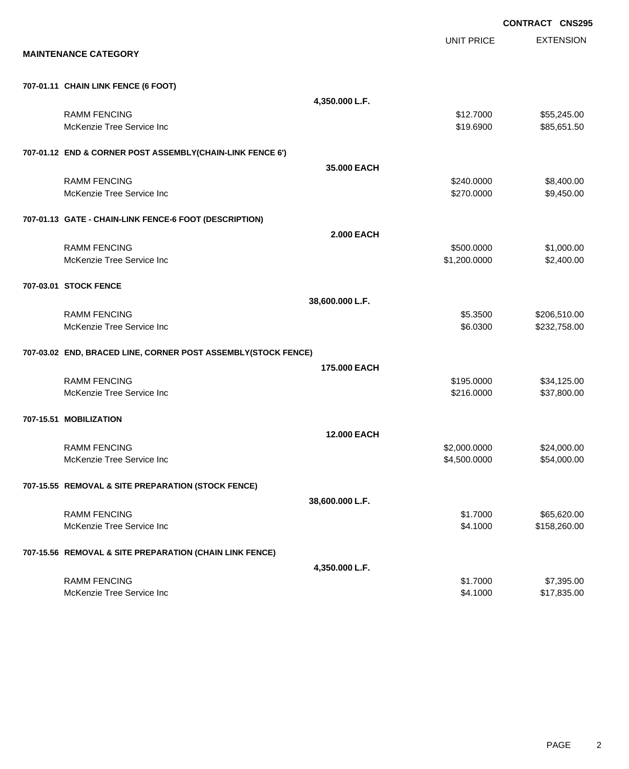**CONTRACT CNS295**

**MAINTENANCE CATEGORY**

| | | UNIT PRICE | EXTENSION |
|---|---|---|---|
| **707-01.11 CHAIN LINK FENCE (6 FOOT)** | | | |
| | **4,350.000 L.F.** | | |
| RAMM FENCING | | $12.7000 | $55,245.00 |
| McKenzie Tree Service Inc | | $19.6900 | $85,651.50 |
| **707-01.12 END & CORNER POST ASSEMBLY(CHAIN-LINK FENCE 6')** | | | |
| | **35.000 EACH** | | |
| RAMM FENCING | | $240.0000 | $8,400.00 |
| McKenzie Tree Service Inc | | $270.0000 | $9,450.00 |
| **707-01.13 GATE - CHAIN-LINK FENCE-6 FOOT (DESCRIPTION)** | | | |
| | **2.000 EACH** | | |
| RAMM FENCING | | $500.0000 | $1,000.00 |
| McKenzie Tree Service Inc | | $1,200.0000 | $2,400.00 |
| **707-03.01 STOCK FENCE** | | | |
| | **38,600.000 L.F.** | | |
| RAMM FENCING | | $5.3500 | $206,510.00 |
| McKenzie Tree Service Inc | | $6.0300 | $232,758.00 |
| **707-03.02 END, BRACED LINE, CORNER POST ASSEMBLY(STOCK FENCE)** | | | |
| | **175.000 EACH** | | |
| RAMM FENCING | | $195.0000 | $34,125.00 |
| McKenzie Tree Service Inc | | $216.0000 | $37,800.00 |
| **707-15.51 MOBILIZATION** | | | |
| | **12.000 EACH** | | |
| RAMM FENCING | | $2,000.0000 | $24,000.00 |
| McKenzie Tree Service Inc | | $4,500.0000 | $54,000.00 |
| **707-15.55 REMOVAL & SITE PREPARATION (STOCK FENCE)** | | | |
| | **38,600.000 L.F.** | | |
| RAMM FENCING | | $1.7000 | $65,620.00 |
| McKenzie Tree Service Inc | | $4.1000 | $158,260.00 |
| **707-15.56 REMOVAL & SITE PREPARATION (CHAIN LINK FENCE)** | | | |
| | **4,350.000 L.F.** | | |
| RAMM FENCING | | $1.7000 | $7,395.00 |
| McKenzie Tree Service Inc | | $4.1000 | $17,835.00 |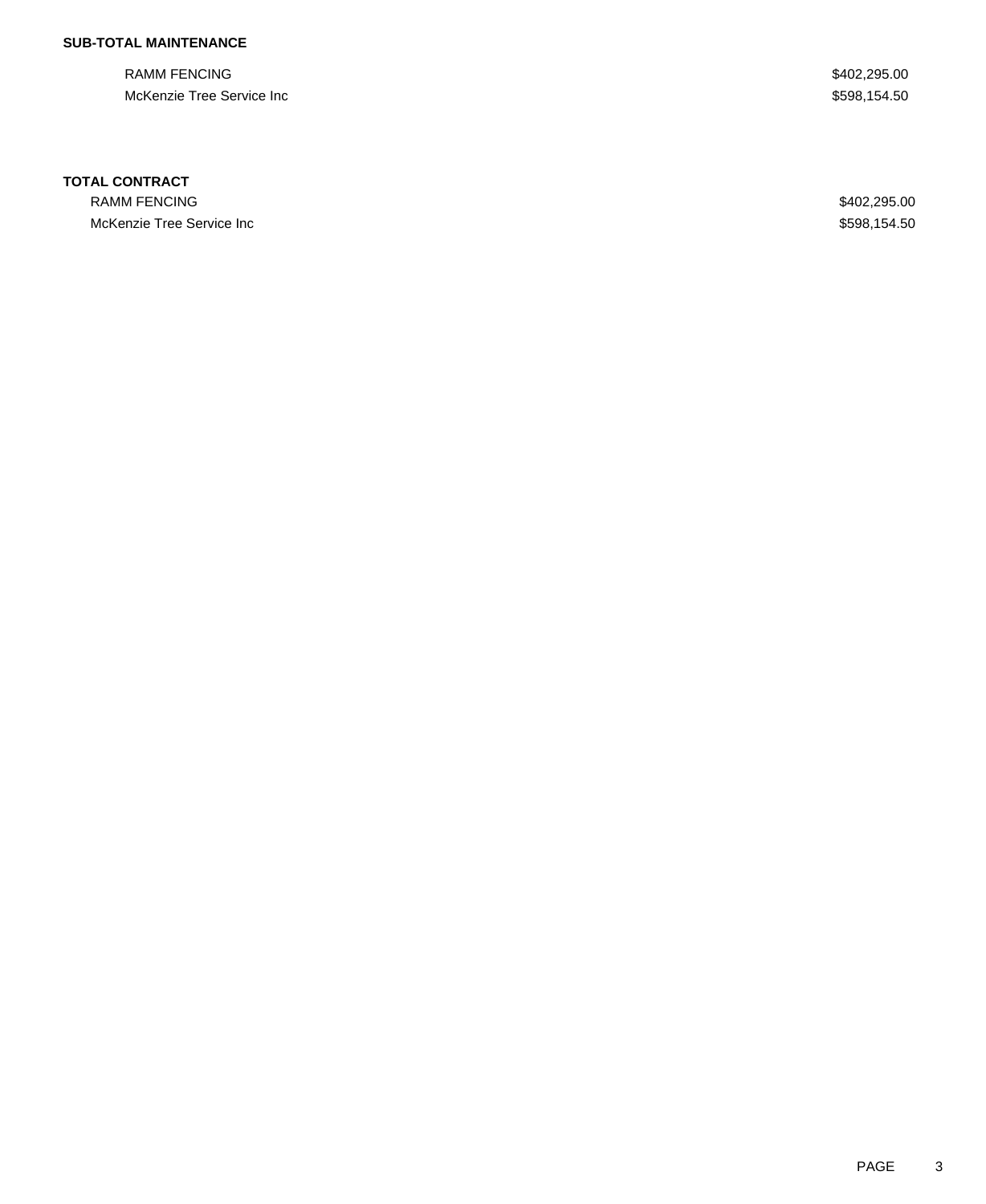**SUB-TOTAL MAINTENANCE**

| | |
|---|---|
| RAMM FENCING | $402,295.00 |
| McKenzie Tree Service Inc | $598,154.50 |

**TOTAL CONTRACT**

| | |
|---|---|
| RAMM FENCING | $402,295.00 |
| McKenzie Tree Service Inc | $598,154.50 |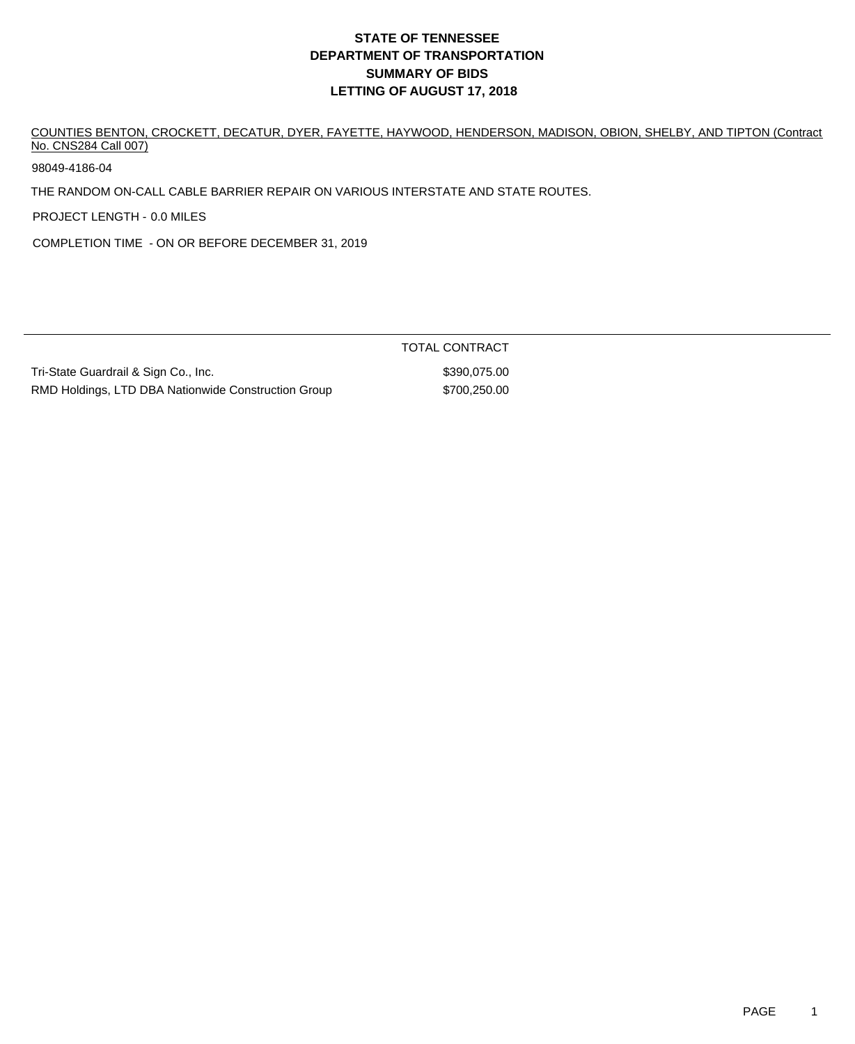# STATE OF TENNESSEE
# DEPARTMENT OF TRANSPORTATION
# SUMMARY OF BIDS
# LETTING OF AUGUST 17, 2018

COUNTIES BENTON, CROCKETT, DECATUR, DYER, FAYETTE, HAYWOOD, HENDERSON, MADISON, OBION, SHELBY, AND TIPTON (Contract No. CNS284 Call 007)

98049-4186-04

THE RANDOM ON-CALL CABLE BARRIER REPAIR ON VARIOUS INTERSTATE AND STATE ROUTES.

PROJECT LENGTH - 0.0 MILES

COMPLETION TIME - ON OR BEFORE DECEMBER 31, 2019

| | TOTAL CONTRACT |
|---|---|
| Tri-State Guardrail & Sign Co., Inc. | $390,075.00 |
| RMD Holdings, LTD DBA Nationwide Construction Group | $700,250.00 |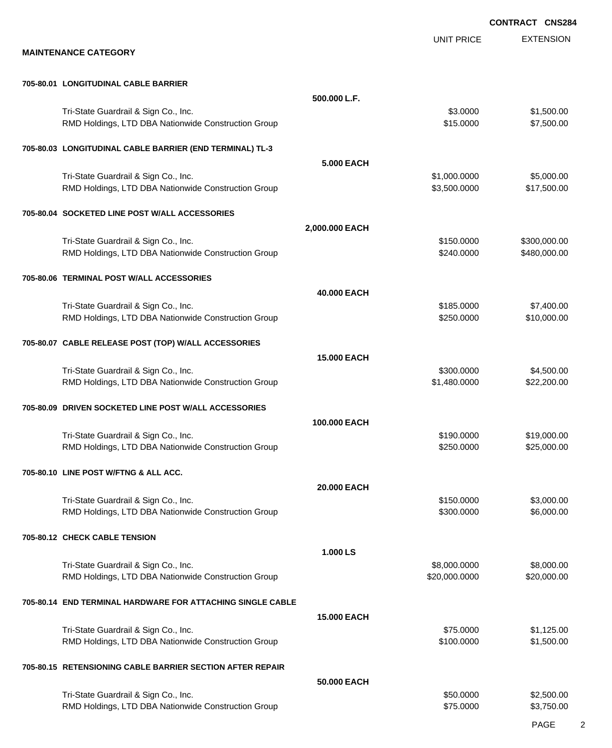**CONTRACT CNS284**

**MAINTENANCE CATEGORY**

| | | UNIT PRICE | EXTENSION |
|---|---|---|---|
| **705-80.01 LONGITUDINAL CABLE BARRIER** | **500.000 L.F.** | | |
| Tri-State Guardrail & Sign Co., Inc. | | $3.0000 | $1,500.00 |
| RMD Holdings, LTD DBA Nationwide Construction Group | | $15.0000 | $7,500.00 |
| **705-80.03 LONGITUDINAL CABLE BARRIER (END TERMINAL) TL-3** | **5.000 EACH** | | |
| Tri-State Guardrail & Sign Co., Inc. | | $1,000.0000 | $5,000.00 |
| RMD Holdings, LTD DBA Nationwide Construction Group | | $3,500.0000 | $17,500.00 |
| **705-80.04 SOCKETED LINE POST W/ALL ACCESSORIES** | **2,000.000 EACH** | | |
| Tri-State Guardrail & Sign Co., Inc. | | $150.0000 | $300,000.00 |
| RMD Holdings, LTD DBA Nationwide Construction Group | | $240.0000 | $480,000.00 |
| **705-80.06 TERMINAL POST W/ALL ACCESSORIES** | **40.000 EACH** | | |
| Tri-State Guardrail & Sign Co., Inc. | | $185.0000 | $7,400.00 |
| RMD Holdings, LTD DBA Nationwide Construction Group | | $250.0000 | $10,000.00 |
| **705-80.07 CABLE RELEASE POST (TOP) W/ALL ACCESSORIES** | **15.000 EACH** | | |
| Tri-State Guardrail & Sign Co., Inc. | | $300.0000 | $4,500.00 |
| RMD Holdings, LTD DBA Nationwide Construction Group | | $1,480.0000 | $22,200.00 |
| **705-80.09 DRIVEN SOCKETED LINE POST W/ALL ACCESSORIES** | **100.000 EACH** | | |
| Tri-State Guardrail & Sign Co., Inc. | | $190.0000 | $19,000.00 |
| RMD Holdings, LTD DBA Nationwide Construction Group | | $250.0000 | $25,000.00 |
| **705-80.10 LINE POST W/FTNG & ALL ACC.** | **20.000 EACH** | | |
| Tri-State Guardrail & Sign Co., Inc. | | $150.0000 | $3,000.00 |
| RMD Holdings, LTD DBA Nationwide Construction Group | | $300.0000 | $6,000.00 |
| **705-80.12 CHECK CABLE TENSION** | **1.000 LS** | | |
| Tri-State Guardrail & Sign Co., Inc. | | $8,000.0000 | $8,000.00 |
| RMD Holdings, LTD DBA Nationwide Construction Group | | $20,000.0000 | $20,000.00 |
| **705-80.14 END TERMINAL HARDWARE FOR ATTACHING SINGLE CABLE** | **15.000 EACH** | | |
| Tri-State Guardrail & Sign Co., Inc. | | $75.0000 | $1,125.00 |
| RMD Holdings, LTD DBA Nationwide Construction Group | | $100.0000 | $1,500.00 |
| **705-80.15 RETENSIONING CABLE BARRIER SECTION AFTER REPAIR** | **50.000 EACH** | | |
| Tri-State Guardrail & Sign Co., Inc. | | $50.0000 | $2,500.00 |
| RMD Holdings, LTD DBA Nationwide Construction Group | | $75.0000 | $3,750.00 |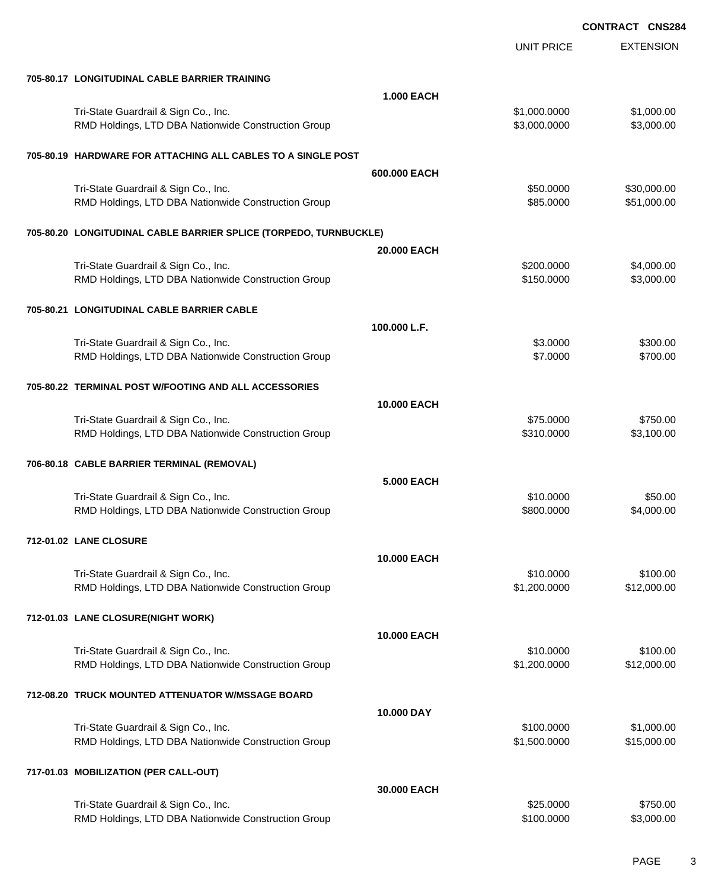**CONTRACT CNS284**

| | | UNIT PRICE | EXTENSION |
|---|---|---|---|
| **705-80.17 LONGITUDINAL CABLE BARRIER TRAINING** | | | |
| | **1.000 EACH** | | |
| Tri-State Guardrail & Sign Co., Inc. | | $1,000.0000 | $1,000.00 |
| RMD Holdings, LTD DBA Nationwide Construction Group | | $3,000.0000 | $3,000.00 |
| **705-80.19 HARDWARE FOR ATTACHING ALL CABLES TO A SINGLE POST** | | | |
| | **600.000 EACH** | | |
| Tri-State Guardrail & Sign Co., Inc. | | $50.0000 | $30,000.00 |
| RMD Holdings, LTD DBA Nationwide Construction Group | | $85.0000 | $51,000.00 |
| **705-80.20 LONGITUDINAL CABLE BARRIER SPLICE (TORPEDO, TURNBUCKLE)** | | | |
| | **20.000 EACH** | | |
| Tri-State Guardrail & Sign Co., Inc. | | $200.0000 | $4,000.00 |
| RMD Holdings, LTD DBA Nationwide Construction Group | | $150.0000 | $3,000.00 |
| **705-80.21 LONGITUDINAL CABLE BARRIER CABLE** | | | |
| | **100.000 L.F.** | | |
| Tri-State Guardrail & Sign Co., Inc. | | $3.0000 | $300.00 |
| RMD Holdings, LTD DBA Nationwide Construction Group | | $7.0000 | $700.00 |
| **705-80.22 TERMINAL POST W/FOOTING AND ALL ACCESSORIES** | | | |
| | **10.000 EACH** | | |
| Tri-State Guardrail & Sign Co., Inc. | | $75.0000 | $750.00 |
| RMD Holdings, LTD DBA Nationwide Construction Group | | $310.0000 | $3,100.00 |
| **706-80.18 CABLE BARRIER TERMINAL (REMOVAL)** | | | |
| | **5.000 EACH** | | |
| Tri-State Guardrail & Sign Co., Inc. | | $10.0000 | $50.00 |
| RMD Holdings, LTD DBA Nationwide Construction Group | | $800.0000 | $4,000.00 |
| **712-01.02 LANE CLOSURE** | | | |
| | **10.000 EACH** | | |
| Tri-State Guardrail & Sign Co., Inc. | | $10.0000 | $100.00 |
| RMD Holdings, LTD DBA Nationwide Construction Group | | $1,200.0000 | $12,000.00 |
| **712-01.03 LANE CLOSURE(NIGHT WORK)** | | | |
| | **10.000 EACH** | | |
| Tri-State Guardrail & Sign Co., Inc. | | $10.0000 | $100.00 |
| RMD Holdings, LTD DBA Nationwide Construction Group | | $1,200.0000 | $12,000.00 |
| **712-08.20 TRUCK MOUNTED ATTENUATOR W/MSSAGE BOARD** | | | |
| | **10.000 DAY** | | |
| Tri-State Guardrail & Sign Co., Inc. | | $100.0000 | $1,000.00 |
| RMD Holdings, LTD DBA Nationwide Construction Group | | $1,500.0000 | $15,000.00 |
| **717-01.03 MOBILIZATION (PER CALL-OUT)** | | | |
| | **30.000 EACH** | | |
| Tri-State Guardrail & Sign Co., Inc. | | $25.0000 | $750.00 |
| RMD Holdings, LTD DBA Nationwide Construction Group | | $100.0000 | $3,000.00 |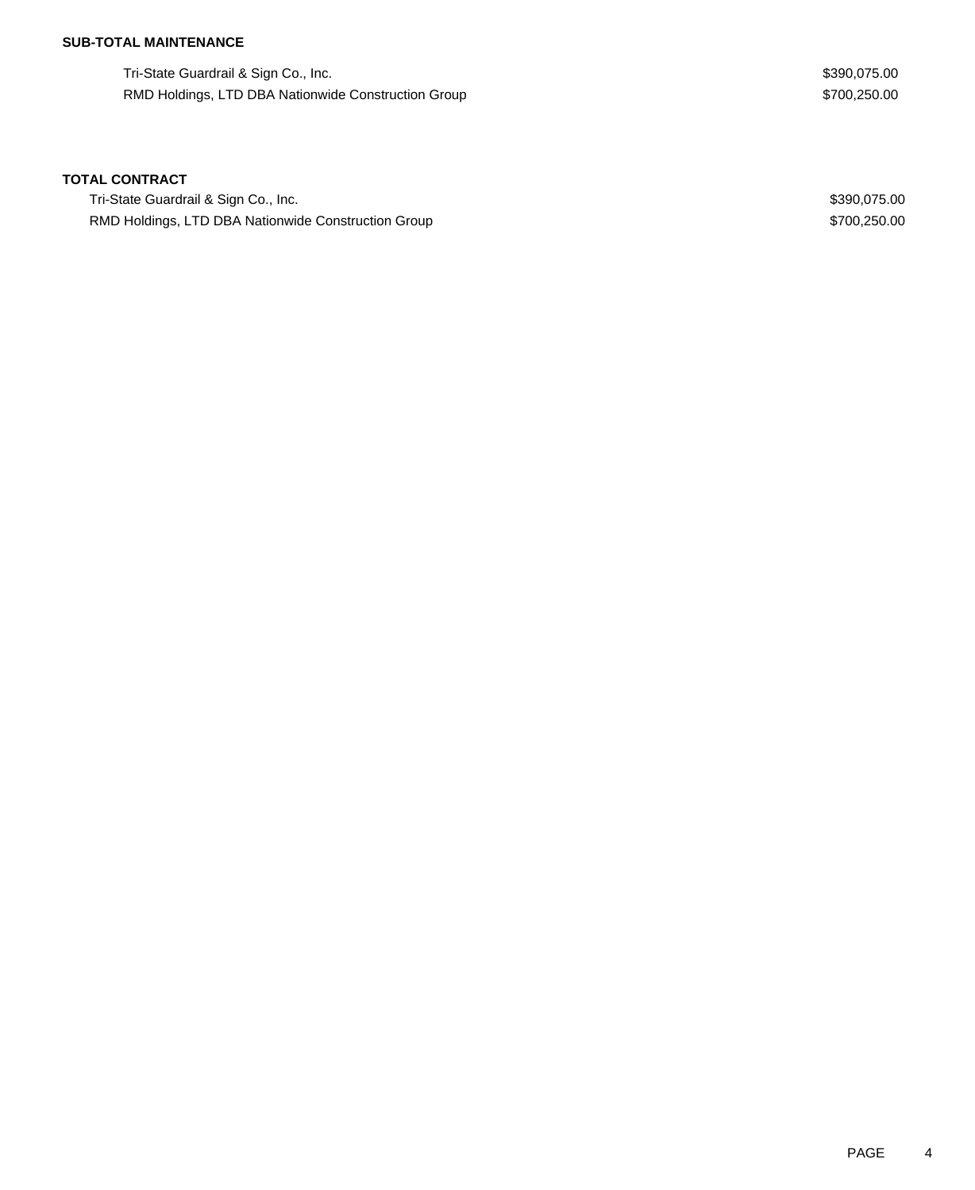**SUB-TOTAL MAINTENANCE**

| | |
|---|---|
| Tri-State Guardrail & Sign Co., Inc. | $390,075.00 |
| RMD Holdings, LTD DBA Nationwide Construction Group | $700,250.00 |

**TOTAL CONTRACT**

| | |
|---|---|
| Tri-State Guardrail & Sign Co., Inc. | $390,075.00 |
| RMD Holdings, LTD DBA Nationwide Construction Group | $700,250.00 |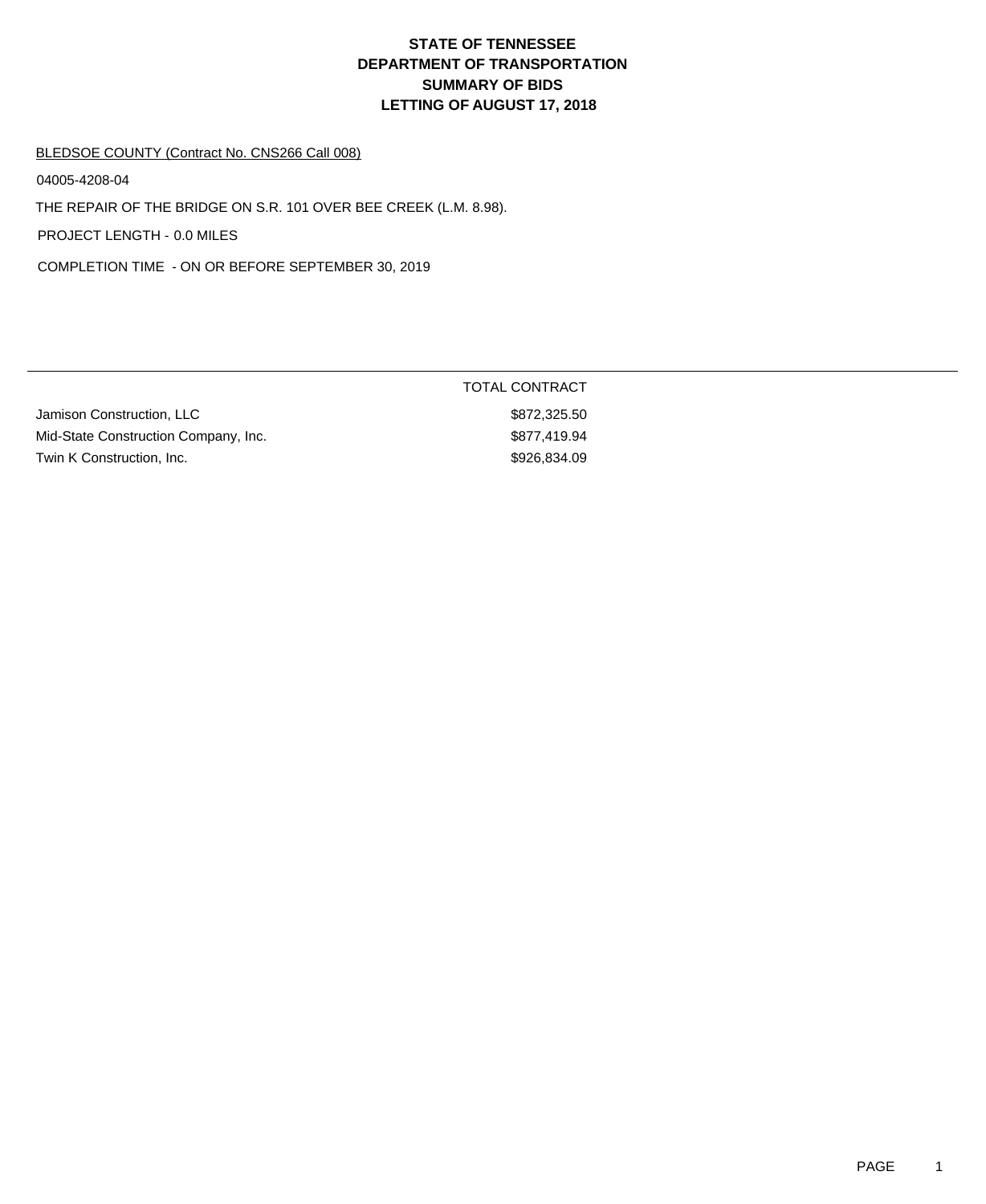# STATE OF TENNESSEE
# DEPARTMENT OF TRANSPORTATION
# SUMMARY OF BIDS
# LETTING OF AUGUST 17, 2018

BLEDSOE COUNTY (Contract No. CNS266 Call 008)

04005-4208-04

THE REPAIR OF THE BRIDGE ON S.R. 101 OVER BEE CREEK (L.M. 8.98).

PROJECT LENGTH - 0.0 MILES

COMPLETION TIME - ON OR BEFORE SEPTEMBER 30, 2019

| | TOTAL CONTRACT |
|---|---|
| Jamison Construction, LLC | $872,325.50 |
| Mid-State Construction Company, Inc. | $877,419.94 |
| Twin K Construction, Inc. | $926,834.09 |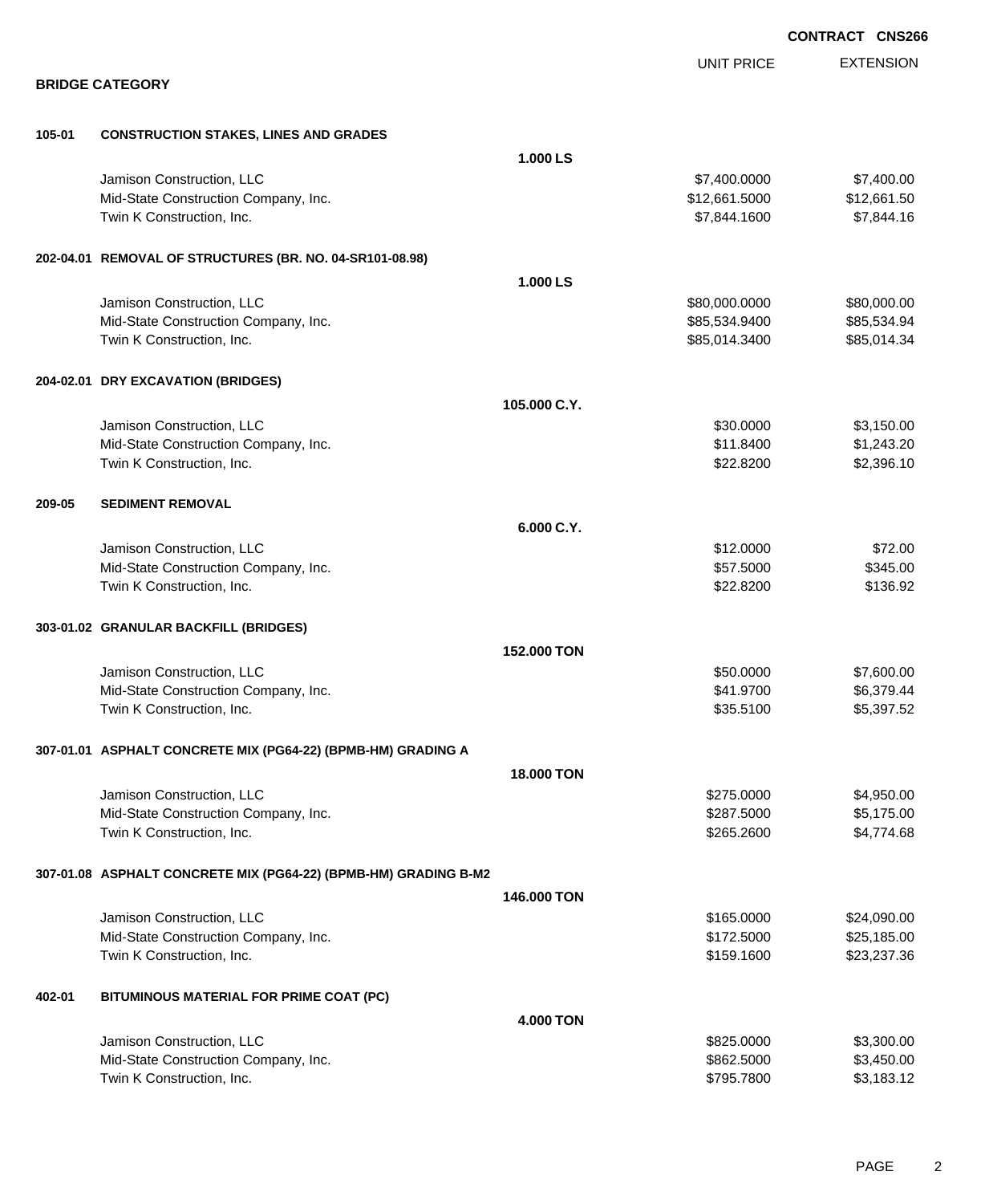**CONTRACT CNS266**

**BRIDGE CATEGORY**

| | | | UNIT PRICE | EXTENSION |
|---|---|---|---|---|
| **105-01** | **CONSTRUCTION STAKES, LINES AND GRADES** | | | |
| | | **1.000 LS** | | |
| | Jamison Construction, LLC | | $7,400.0000 | $7,400.00 |
| | Mid-State Construction Company, Inc. | | $12,661.5000 | $12,661.50 |
| | Twin K Construction, Inc. | | $7,844.1600 | $7,844.16 |
| **202-04.01** | **REMOVAL OF STRUCTURES (BR. NO. 04-SR101-08.98)** | | | |
| | | **1.000 LS** | | |
| | Jamison Construction, LLC | | $80,000.0000 | $80,000.00 |
| | Mid-State Construction Company, Inc. | | $85,534.9400 | $85,534.94 |
| | Twin K Construction, Inc. | | $85,014.3400 | $85,014.34 |
| **204-02.01** | **DRY EXCAVATION (BRIDGES)** | | | |
| | | **105.000 C.Y.** | | |
| | Jamison Construction, LLC | | $30.0000 | $3,150.00 |
| | Mid-State Construction Company, Inc. | | $11.8400 | $1,243.20 |
| | Twin K Construction, Inc. | | $22.8200 | $2,396.10 |
| **209-05** | **SEDIMENT REMOVAL** | | | |
| | | **6.000 C.Y.** | | |
| | Jamison Construction, LLC | | $12.0000 | $72.00 |
| | Mid-State Construction Company, Inc. | | $57.5000 | $345.00 |
| | Twin K Construction, Inc. | | $22.8200 | $136.92 |
| **303-01.02** | **GRANULAR BACKFILL (BRIDGES)** | | | |
| | | **152.000 TON** | | |
| | Jamison Construction, LLC | | $50.0000 | $7,600.00 |
| | Mid-State Construction Company, Inc. | | $41.9700 | $6,379.44 |
| | Twin K Construction, Inc. | | $35.5100 | $5,397.52 |
| **307-01.01** | **ASPHALT CONCRETE MIX (PG64-22) (BPMB-HM) GRADING A** | | | |
| | | **18.000 TON** | | |
| | Jamison Construction, LLC | | $275.0000 | $4,950.00 |
| | Mid-State Construction Company, Inc. | | $287.5000 | $5,175.00 |
| | Twin K Construction, Inc. | | $265.2600 | $4,774.68 |
| **307-01.08** | **ASPHALT CONCRETE MIX (PG64-22) (BPMB-HM) GRADING B-M2** | | | |
| | | **146.000 TON** | | |
| | Jamison Construction, LLC | | $165.0000 | $24,090.00 |
| | Mid-State Construction Company, Inc. | | $172.5000 | $25,185.00 |
| | Twin K Construction, Inc. | | $159.1600 | $23,237.36 |
| **402-01** | **BITUMINOUS MATERIAL FOR PRIME COAT (PC)** | | | |
| | | **4.000 TON** | | |
| | Jamison Construction, LLC | | $825.0000 | $3,300.00 |
| | Mid-State Construction Company, Inc. | | $862.5000 | $3,450.00 |
| | Twin K Construction, Inc. | | $795.7800 | $3,183.12 |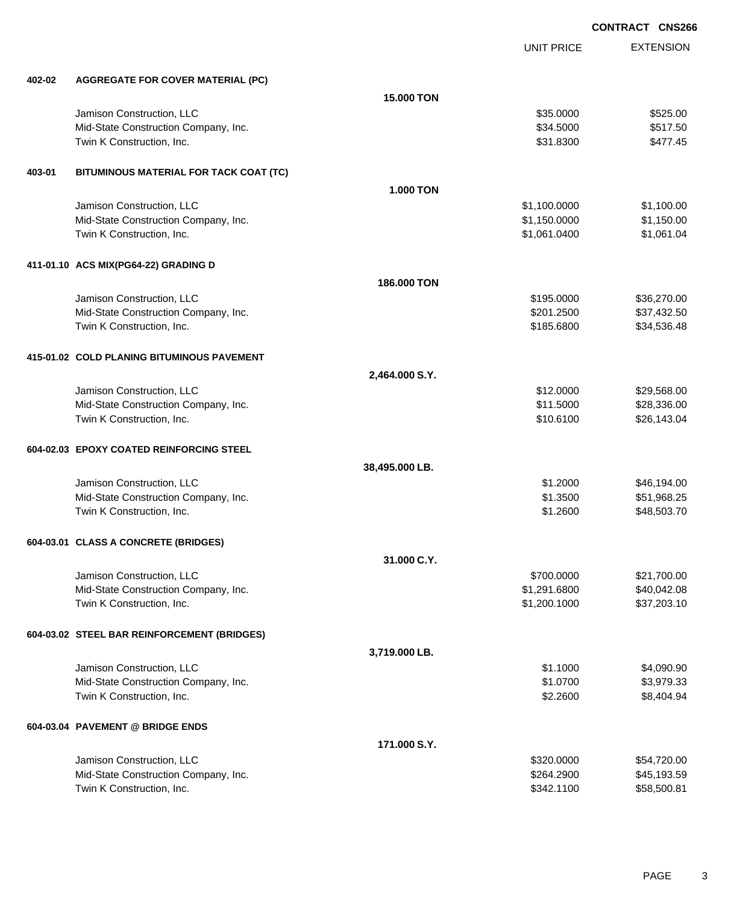**CONTRACT CNS266**

| | | UNIT PRICE | EXTENSION |
|---|---|---|---|
| **402-02** | **AGGREGATE FOR COVER MATERIAL (PC)** | | |
| | **15.000 TON** | | |
| | Jamison Construction, LLC | $35.0000 | $525.00 |
| | Mid-State Construction Company, Inc. | $34.5000 | $517.50 |
| | Twin K Construction, Inc. | $31.8300 | $477.45 |
| **403-01** | **BITUMINOUS MATERIAL FOR TACK COAT (TC)** | | |
| | **1.000 TON** | | |
| | Jamison Construction, LLC | $1,100.0000 | $1,100.00 |
| | Mid-State Construction Company, Inc. | $1,150.0000 | $1,150.00 |
| | Twin K Construction, Inc. | $1,061.0400 | $1,061.04 |
| **411-01.10** | **ACS MIX(PG64-22) GRADING D** | | |
| | **186.000 TON** | | |
| | Jamison Construction, LLC | $195.0000 | $36,270.00 |
| | Mid-State Construction Company, Inc. | $201.2500 | $37,432.50 |
| | Twin K Construction, Inc. | $185.6800 | $34,536.48 |
| **415-01.02** | **COLD PLANING BITUMINOUS PAVEMENT** | | |
| | **2,464.000 S.Y.** | | |
| | Jamison Construction, LLC | $12.0000 | $29,568.00 |
| | Mid-State Construction Company, Inc. | $11.5000 | $28,336.00 |
| | Twin K Construction, Inc. | $10.6100 | $26,143.04 |
| **604-02.03** | **EPOXY COATED REINFORCING STEEL** | | |
| | **38,495.000 LB.** | | |
| | Jamison Construction, LLC | $1.2000 | $46,194.00 |
| | Mid-State Construction Company, Inc. | $1.3500 | $51,968.25 |
| | Twin K Construction, Inc. | $1.2600 | $48,503.70 |
| **604-03.01** | **CLASS A CONCRETE (BRIDGES)** | | |
| | **31.000 C.Y.** | | |
| | Jamison Construction, LLC | $700.0000 | $21,700.00 |
| | Mid-State Construction Company, Inc. | $1,291.6800 | $40,042.08 |
| | Twin K Construction, Inc. | $1,200.1000 | $37,203.10 |
| **604-03.02** | **STEEL BAR REINFORCEMENT (BRIDGES)** | | |
| | **3,719.000 LB.** | | |
| | Jamison Construction, LLC | $1.1000 | $4,090.90 |
| | Mid-State Construction Company, Inc. | $1.0700 | $3,979.33 |
| | Twin K Construction, Inc. | $2.2600 | $8,404.94 |
| **604-03.04** | **PAVEMENT @ BRIDGE ENDS** | | |
| | **171.000 S.Y.** | | |
| | Jamison Construction, LLC | $320.0000 | $54,720.00 |
| | Mid-State Construction Company, Inc. | $264.2900 | $45,193.59 |
| | Twin K Construction, Inc. | $342.1100 | $58,500.81 |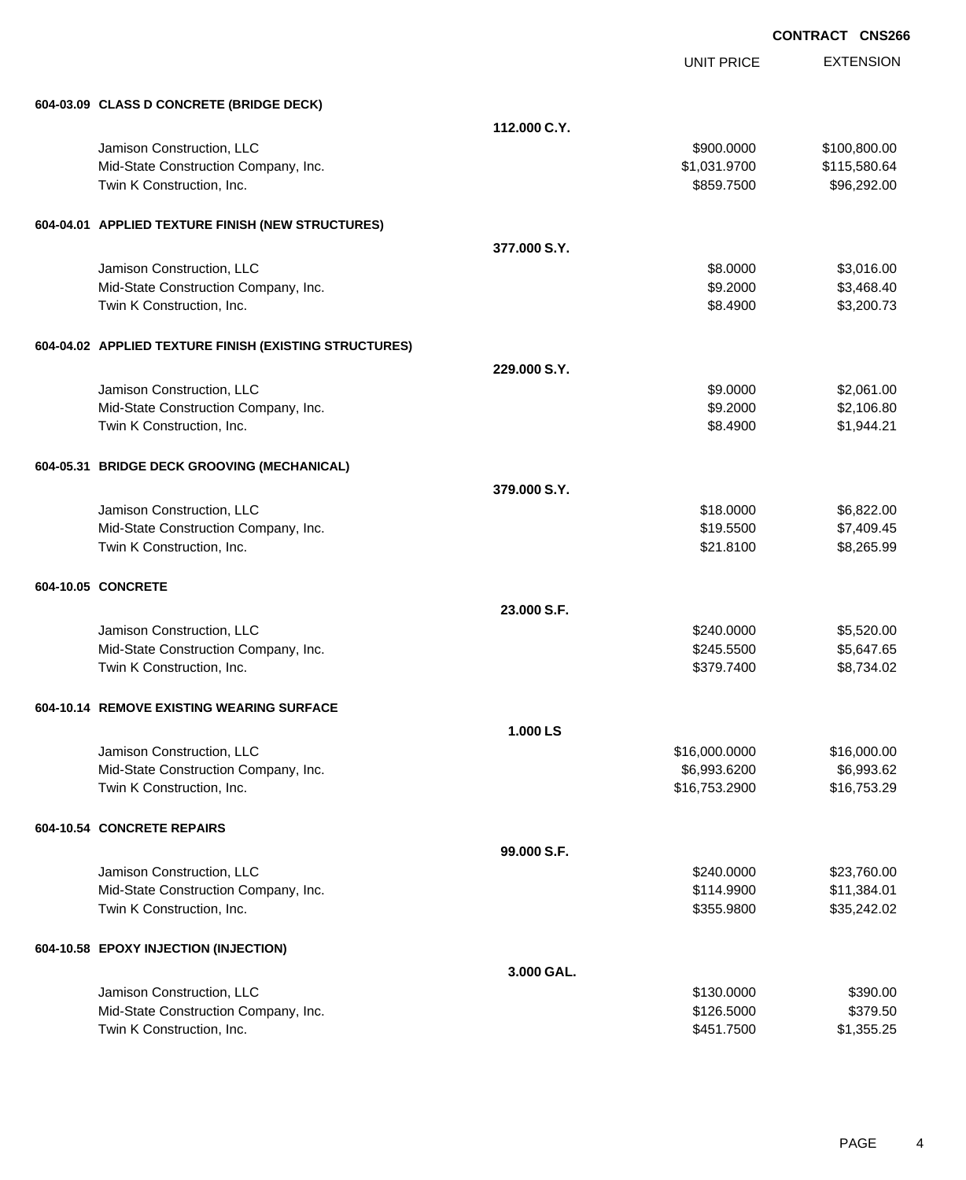**CONTRACT CNS266**

| | | UNIT PRICE | EXTENSION |
|---|---|---|---|
| **604-03.09 CLASS D CONCRETE (BRIDGE DECK)** | | | |
| | **112.000 C.Y.** | | |
| Jamison Construction, LLC | | $900.0000 | $100,800.00 |
| Mid-State Construction Company, Inc. | | $1,031.9700 | $115,580.64 |
| Twin K Construction, Inc. | | $859.7500 | $96,292.00 |
| **604-04.01 APPLIED TEXTURE FINISH (NEW STRUCTURES)** | | | |
| | **377.000 S.Y.** | | |
| Jamison Construction, LLC | | $8.0000 | $3,016.00 |
| Mid-State Construction Company, Inc. | | $9.2000 | $3,468.40 |
| Twin K Construction, Inc. | | $8.4900 | $3,200.73 |
| **604-04.02 APPLIED TEXTURE FINISH (EXISTING STRUCTURES)** | | | |
| | **229.000 S.Y.** | | |
| Jamison Construction, LLC | | $9.0000 | $2,061.00 |
| Mid-State Construction Company, Inc. | | $9.2000 | $2,106.80 |
| Twin K Construction, Inc. | | $8.4900 | $1,944.21 |
| **604-05.31 BRIDGE DECK GROOVING (MECHANICAL)** | | | |
| | **379.000 S.Y.** | | |
| Jamison Construction, LLC | | $18.0000 | $6,822.00 |
| Mid-State Construction Company, Inc. | | $19.5500 | $7,409.45 |
| Twin K Construction, Inc. | | $21.8100 | $8,265.99 |
| **604-10.05 CONCRETE** | | | |
| | **23.000 S.F.** | | |
| Jamison Construction, LLC | | $240.0000 | $5,520.00 |
| Mid-State Construction Company, Inc. | | $245.5500 | $5,647.65 |
| Twin K Construction, Inc. | | $379.7400 | $8,734.02 |
| **604-10.14 REMOVE EXISTING WEARING SURFACE** | | | |
| | **1.000 LS** | | |
| Jamison Construction, LLC | | $16,000.0000 | $16,000.00 |
| Mid-State Construction Company, Inc. | | $6,993.6200 | $6,993.62 |
| Twin K Construction, Inc. | | $16,753.2900 | $16,753.29 |
| **604-10.54 CONCRETE REPAIRS** | | | |
| | **99.000 S.F.** | | |
| Jamison Construction, LLC | | $240.0000 | $23,760.00 |
| Mid-State Construction Company, Inc. | | $114.9900 | $11,384.01 |
| Twin K Construction, Inc. | | $355.9800 | $35,242.02 |
| **604-10.58 EPOXY INJECTION (INJECTION)** | | | |
| | **3.000 GAL.** | | |
| Jamison Construction, LLC | | $130.0000 | $390.00 |
| Mid-State Construction Company, Inc. | | $126.5000 | $379.50 |
| Twin K Construction, Inc. | | $451.7500 | $1,355.25 |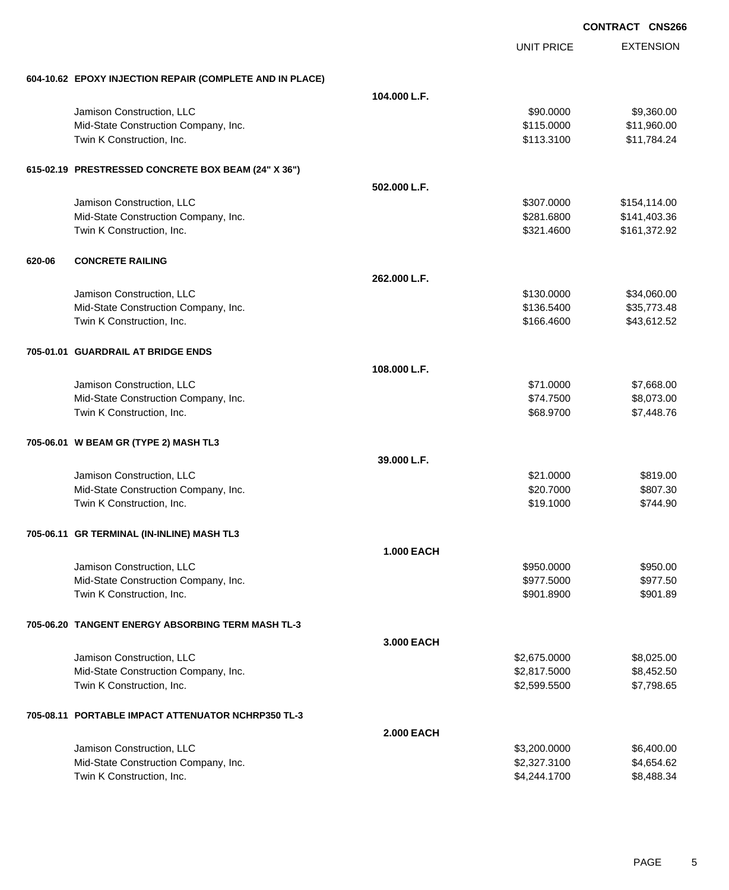**CONTRACT CNS266**

| | | UNIT PRICE | EXTENSION |
|---|---|---|---|
| **604-10.62 EPOXY INJECTION REPAIR (COMPLETE AND IN PLACE)** | | | |
| | **104.000 L.F.** | | |
| Jamison Construction, LLC | | $90.0000 | $9,360.00 |
| Mid-State Construction Company, Inc. | | $115.0000 | $11,960.00 |
| Twin K Construction, Inc. | | $113.3100 | $11,784.24 |
| **615-02.19 PRESTRESSED CONCRETE BOX BEAM (24" X 36")** | | | |
| | **502.000 L.F.** | | |
| Jamison Construction, LLC | | $307.0000 | $154,114.00 |
| Mid-State Construction Company, Inc. | | $281.6800 | $141,403.36 |
| Twin K Construction, Inc. | | $321.4600 | $161,372.92 |
| **620-06 CONCRETE RAILING** | | | |
| | **262.000 L.F.** | | |
| Jamison Construction, LLC | | $130.0000 | $34,060.00 |
| Mid-State Construction Company, Inc. | | $136.5400 | $35,773.48 |
| Twin K Construction, Inc. | | $166.4600 | $43,612.52 |
| **705-01.01 GUARDRAIL AT BRIDGE ENDS** | | | |
| | **108.000 L.F.** | | |
| Jamison Construction, LLC | | $71.0000 | $7,668.00 |
| Mid-State Construction Company, Inc. | | $74.7500 | $8,073.00 |
| Twin K Construction, Inc. | | $68.9700 | $7,448.76 |
| **705-06.01 W BEAM GR (TYPE 2) MASH TL3** | | | |
| | **39.000 L.F.** | | |
| Jamison Construction, LLC | | $21.0000 | $819.00 |
| Mid-State Construction Company, Inc. | | $20.7000 | $807.30 |
| Twin K Construction, Inc. | | $19.1000 | $744.90 |
| **705-06.11 GR TERMINAL (IN-INLINE) MASH TL3** | | | |
| | **1.000 EACH** | | |
| Jamison Construction, LLC | | $950.0000 | $950.00 |
| Mid-State Construction Company, Inc. | | $977.5000 | $977.50 |
| Twin K Construction, Inc. | | $901.8900 | $901.89 |
| **705-06.20 TANGENT ENERGY ABSORBING TERM MASH TL-3** | | | |
| | **3.000 EACH** | | |
| Jamison Construction, LLC | | $2,675.0000 | $8,025.00 |
| Mid-State Construction Company, Inc. | | $2,817.5000 | $8,452.50 |
| Twin K Construction, Inc. | | $2,599.5500 | $7,798.65 |
| **705-08.11 PORTABLE IMPACT ATTENUATOR NCHRP350 TL-3** | | | |
| | **2.000 EACH** | | |
| Jamison Construction, LLC | | $3,200.0000 | $6,400.00 |
| Mid-State Construction Company, Inc. | | $2,327.3100 | $4,654.62 |
| Twin K Construction, Inc. | | $4,244.1700 | $8,488.34 |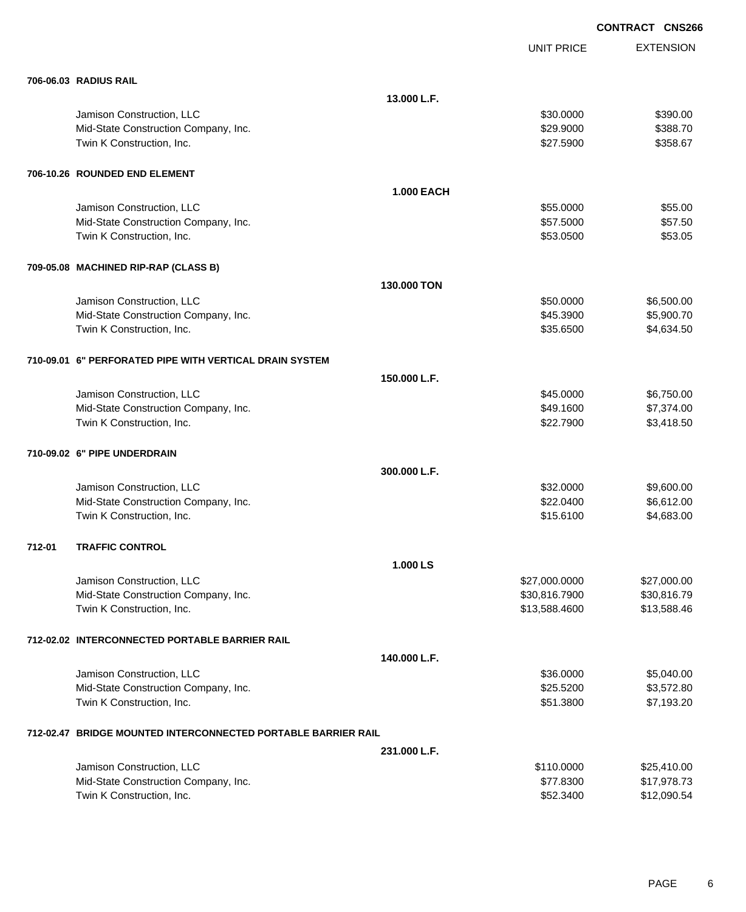**CONTRACT CNS266**

| | | UNIT PRICE | EXTENSION |
|---|---|---|---|
| **706-06.03 RADIUS RAIL** | | | |
| | **13.000 L.F.** | | |
| Jamison Construction, LLC | | $30.0000 | $390.00 |
| Mid-State Construction Company, Inc. | | $29.9000 | $388.70 |
| Twin K Construction, Inc. | | $27.5900 | $358.67 |
| **706-10.26 ROUNDED END ELEMENT** | | | |
| | **1.000 EACH** | | |
| Jamison Construction, LLC | | $55.0000 | $55.00 |
| Mid-State Construction Company, Inc. | | $57.5000 | $57.50 |
| Twin K Construction, Inc. | | $53.0500 | $53.05 |
| **709-05.08 MACHINED RIP-RAP (CLASS B)** | | | |
| | **130.000 TON** | | |
| Jamison Construction, LLC | | $50.0000 | $6,500.00 |
| Mid-State Construction Company, Inc. | | $45.3900 | $5,900.70 |
| Twin K Construction, Inc. | | $35.6500 | $4,634.50 |
| **710-09.01 6" PERFORATED PIPE WITH VERTICAL DRAIN SYSTEM** | | | |
| | **150.000 L.F.** | | |
| Jamison Construction, LLC | | $45.0000 | $6,750.00 |
| Mid-State Construction Company, Inc. | | $49.1600 | $7,374.00 |
| Twin K Construction, Inc. | | $22.7900 | $3,418.50 |
| **710-09.02 6" PIPE UNDERDRAIN** | | | |
| | **300.000 L.F.** | | |
| Jamison Construction, LLC | | $32.0000 | $9,600.00 |
| Mid-State Construction Company, Inc. | | $22.0400 | $6,612.00 |
| Twin K Construction, Inc. | | $15.6100 | $4,683.00 |
| **712-01 TRAFFIC CONTROL** | | | |
| | **1.000 LS** | | |
| Jamison Construction, LLC | | $27,000.0000 | $27,000.00 |
| Mid-State Construction Company, Inc. | | $30,816.7900 | $30,816.79 |
| Twin K Construction, Inc. | | $13,588.4600 | $13,588.46 |
| **712-02.02 INTERCONNECTED PORTABLE BARRIER RAIL** | | | |
| | **140.000 L.F.** | | |
| Jamison Construction, LLC | | $36.0000 | $5,040.00 |
| Mid-State Construction Company, Inc. | | $25.5200 | $3,572.80 |
| Twin K Construction, Inc. | | $51.3800 | $7,193.20 |
| **712-02.47 BRIDGE MOUNTED INTERCONNECTED PORTABLE BARRIER RAIL** | | | |
| | **231.000 L.F.** | | |
| Jamison Construction, LLC | | $110.0000 | $25,410.00 |
| Mid-State Construction Company, Inc. | | $77.8300 | $17,978.73 |
| Twin K Construction, Inc. | | $52.3400 | $12,090.54 |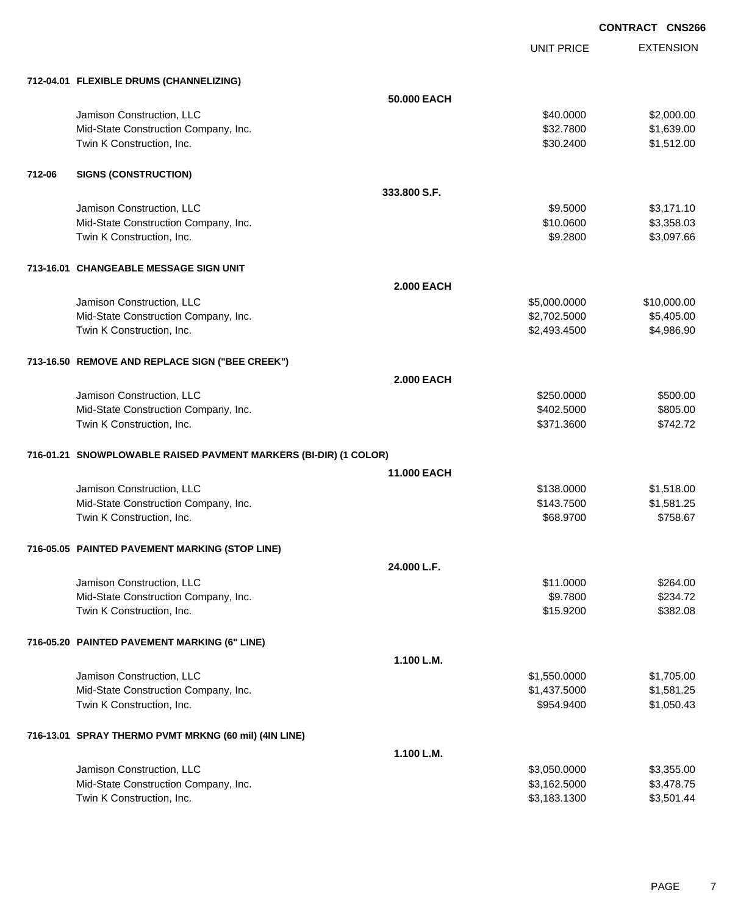CONTRACT CNS266

| | UNIT PRICE | EXTENSION |
|---|---|---|
| **712-04.01 FLEXIBLE DRUMS (CHANNELIZING)** | | |
| **50.000 EACH** | | |
| Jamison Construction, LLC | $40.0000 | $2,000.00 |
| Mid-State Construction Company, Inc. | $32.7800 | $1,639.00 |
| Twin K Construction, Inc. | $30.2400 | $1,512.00 |
| **712-06 SIGNS (CONSTRUCTION)** | | |
| **333.800 S.F.** | | |
| Jamison Construction, LLC | $9.5000 | $3,171.10 |
| Mid-State Construction Company, Inc. | $10.0600 | $3,358.03 |
| Twin K Construction, Inc. | $9.2800 | $3,097.66 |
| **713-16.01 CHANGEABLE MESSAGE SIGN UNIT** | | |
| **2.000 EACH** | | |
| Jamison Construction, LLC | $5,000.0000 | $10,000.00 |
| Mid-State Construction Company, Inc. | $2,702.5000 | $5,405.00 |
| Twin K Construction, Inc. | $2,493.4500 | $4,986.90 |
| **713-16.50 REMOVE AND REPLACE SIGN ("BEE CREEK")** | | |
| **2.000 EACH** | | |
| Jamison Construction, LLC | $250.0000 | $500.00 |
| Mid-State Construction Company, Inc. | $402.5000 | $805.00 |
| Twin K Construction, Inc. | $371.3600 | $742.72 |
| **716-01.21 SNOWPLOWABLE RAISED PAVMENT MARKERS (BI-DIR) (1 COLOR)** | | |
| **11.000 EACH** | | |
| Jamison Construction, LLC | $138.0000 | $1,518.00 |
| Mid-State Construction Company, Inc. | $143.7500 | $1,581.25 |
| Twin K Construction, Inc. | $68.9700 | $758.67 |
| **716-05.05 PAINTED PAVEMENT MARKING (STOP LINE)** | | |
| **24.000 L.F.** | | |
| Jamison Construction, LLC | $11.0000 | $264.00 |
| Mid-State Construction Company, Inc. | $9.7800 | $234.72 |
| Twin K Construction, Inc. | $15.9200 | $382.08 |
| **716-05.20 PAINTED PAVEMENT MARKING (6" LINE)** | | |
| **1.100 L.M.** | | |
| Jamison Construction, LLC | $1,550.0000 | $1,705.00 |
| Mid-State Construction Company, Inc. | $1,437.5000 | $1,581.25 |
| Twin K Construction, Inc. | $954.9400 | $1,050.43 |
| **716-13.01 SPRAY THERMO PVMT MRKNG (60 mil) (4IN LINE)** | | |
| **1.100 L.M.** | | |
| Jamison Construction, LLC | $3,050.0000 | $3,355.00 |
| Mid-State Construction Company, Inc. | $3,162.5000 | $3,478.75 |
| Twin K Construction, Inc. | $3,183.1300 | $3,501.44 |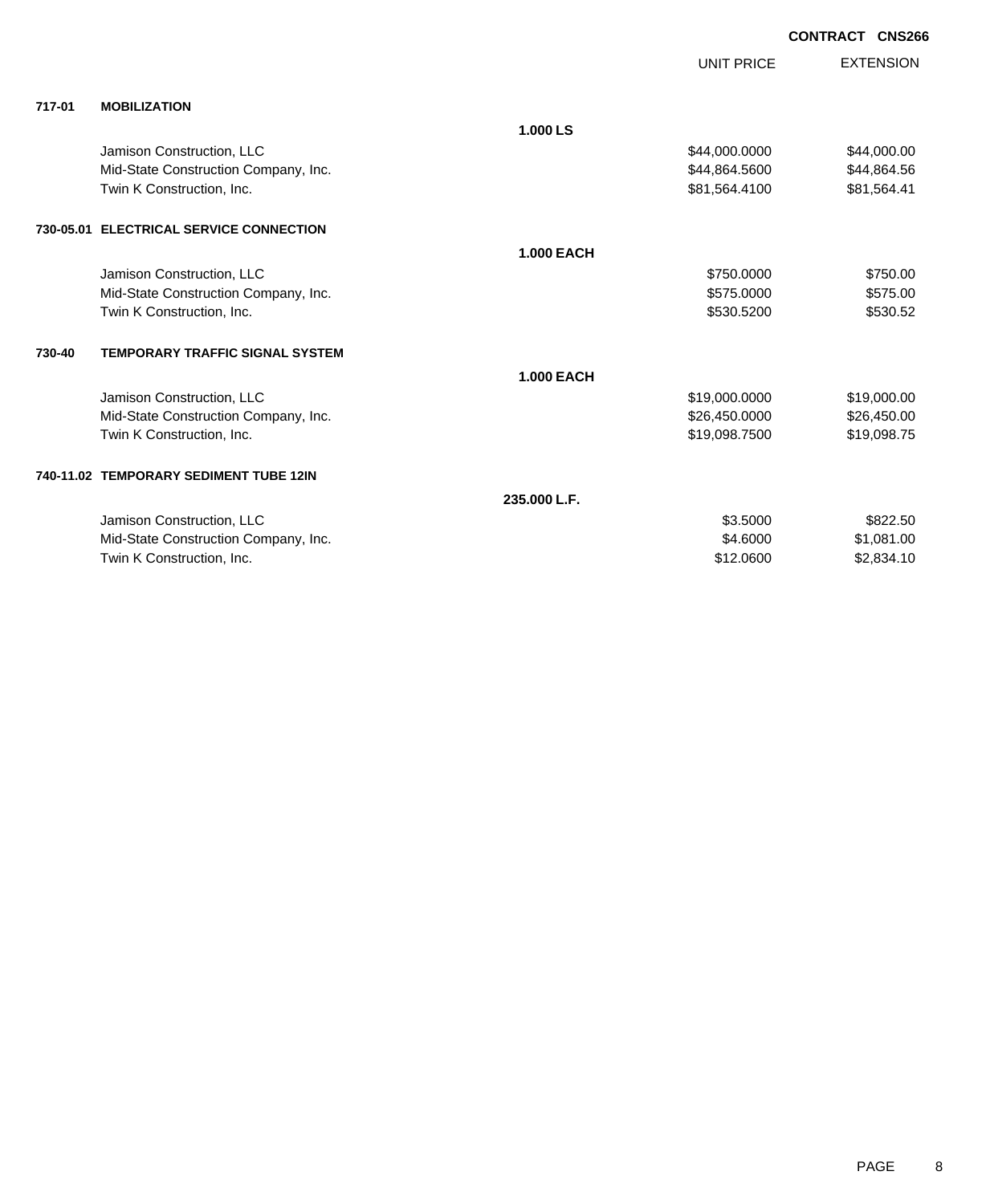**CONTRACT CNS266**

| | | | UNIT PRICE | EXTENSION |
|---|---|---|---|---|
| **717-01** | **MOBILIZATION** | | | |
| | | **1.000 LS** | | |
| | Jamison Construction, LLC | | $44,000.0000 | $44,000.00 |
| | Mid-State Construction Company, Inc. | | $44,864.5600 | $44,864.56 |
| | Twin K Construction, Inc. | | $81,564.4100 | $81,564.41 |
| **730-05.01** | **ELECTRICAL SERVICE CONNECTION** | | | |
| | | **1.000 EACH** | | |
| | Jamison Construction, LLC | | $750.0000 | $750.00 |
| | Mid-State Construction Company, Inc. | | $575.0000 | $575.00 |
| | Twin K Construction, Inc. | | $530.5200 | $530.52 |
| **730-40** | **TEMPORARY TRAFFIC SIGNAL SYSTEM** | | | |
| | | **1.000 EACH** | | |
| | Jamison Construction, LLC | | $19,000.0000 | $19,000.00 |
| | Mid-State Construction Company, Inc. | | $26,450.0000 | $26,450.00 |
| | Twin K Construction, Inc. | | $19,098.7500 | $19,098.75 |
| **740-11.02** | **TEMPORARY SEDIMENT TUBE 12IN** | | | |
| | | **235.000 L.F.** | | |
| | Jamison Construction, LLC | | $3.5000 | $822.50 |
| | Mid-State Construction Company, Inc. | | $4.6000 | $1,081.00 |
| | Twin K Construction, Inc. | | $12.0600 | $2,834.10 |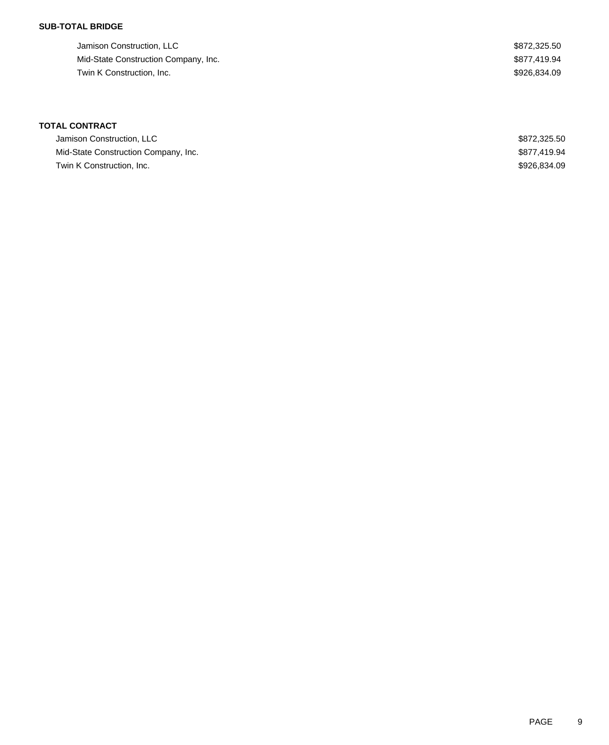**SUB-TOTAL BRIDGE**

| | |
|---|---|
| Jamison Construction, LLC | $872,325.50 |
| Mid-State Construction Company, Inc. | $877,419.94 |
| Twin K Construction, Inc. | $926,834.09 |

**TOTAL CONTRACT**

| | |
|---|---|
| Jamison Construction, LLC | $872,325.50 |
| Mid-State Construction Company, Inc. | $877,419.94 |
| Twin K Construction, Inc. | $926,834.09 |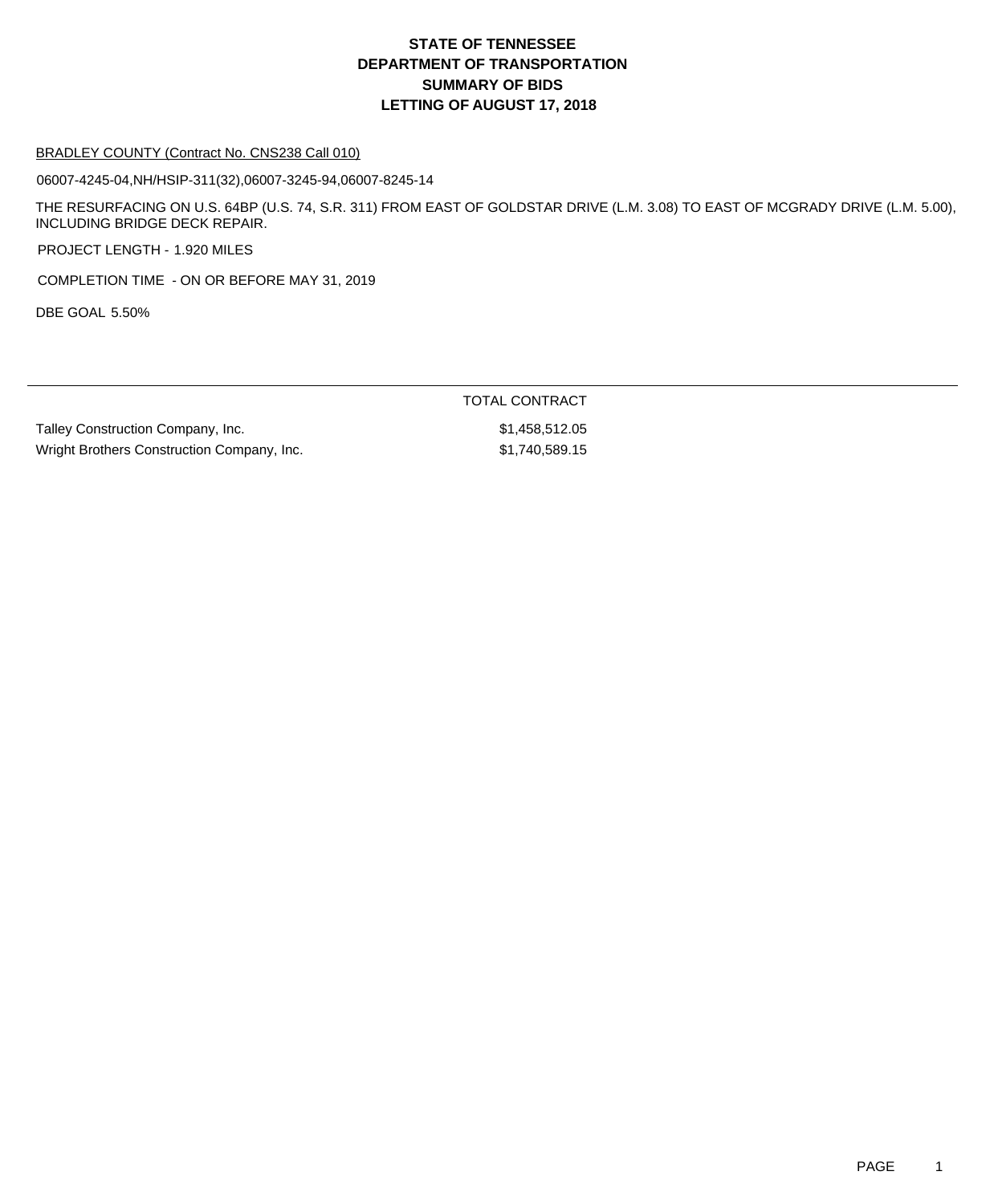# STATE OF TENNESSEE
# DEPARTMENT OF TRANSPORTATION
# SUMMARY OF BIDS
# LETTING OF AUGUST 17, 2018

BRADLEY COUNTY (Contract No. CNS238 Call 010)

06007-4245-04,NH/HSIP-311(32),06007-3245-94,06007-8245-14

THE RESURFACING ON U.S. 64BP (U.S. 74, S.R. 311) FROM EAST OF GOLDSTAR DRIVE (L.M. 3.08) TO EAST OF MCGRADY DRIVE (L.M. 5.00), INCLUDING BRIDGE DECK REPAIR.

PROJECT LENGTH - 1.920 MILES

COMPLETION TIME - ON OR BEFORE MAY 31, 2019

DBE GOAL 5.50%

| | TOTAL CONTRACT |
|---|---|
| Talley Construction Company, Inc. | $1,458,512.05 |
| Wright Brothers Construction Company, Inc. | $1,740,589.15 |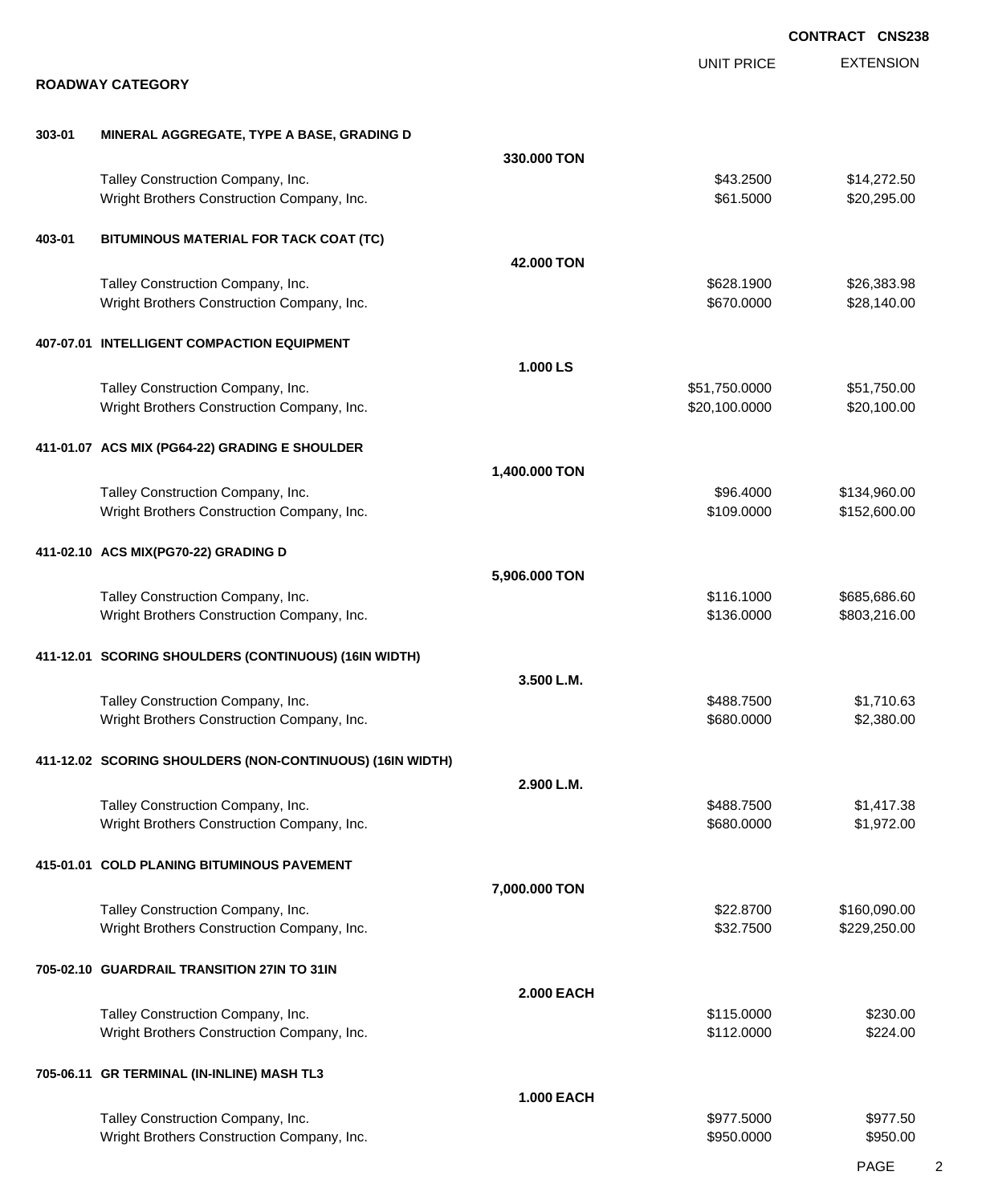**CONTRACT CNS238**

## ROADWAY CATEGORY

| | | UNIT PRICE | EXTENSION |
|---|---|---|---|
| **303-01** | **MINERAL AGGREGATE, TYPE A BASE, GRADING D** | | |
| | **330.000 TON** | | |
| | Talley Construction Company, Inc. | $43.2500 | $14,272.50 |
| | Wright Brothers Construction Company, Inc. | $61.5000 | $20,295.00 |
| **403-01** | **BITUMINOUS MATERIAL FOR TACK COAT (TC)** | | |
| | **42.000 TON** | | |
| | Talley Construction Company, Inc. | $628.1900 | $26,383.98 |
| | Wright Brothers Construction Company, Inc. | $670.0000 | $28,140.00 |
| **407-07.01** | **INTELLIGENT COMPACTION EQUIPMENT** | | |
| | **1.000 LS** | | |
| | Talley Construction Company, Inc. | $51,750.0000 | $51,750.00 |
| | Wright Brothers Construction Company, Inc. | $20,100.0000 | $20,100.00 |
| **411-01.07** | **ACS MIX (PG64-22) GRADING E SHOULDER** | | |
| | **1,400.000 TON** | | |
| | Talley Construction Company, Inc. | $96.4000 | $134,960.00 |
| | Wright Brothers Construction Company, Inc. | $109.0000 | $152,600.00 |
| **411-02.10** | **ACS MIX(PG70-22) GRADING D** | | |
| | **5,906.000 TON** | | |
| | Talley Construction Company, Inc. | $116.1000 | $685,686.60 |
| | Wright Brothers Construction Company, Inc. | $136.0000 | $803,216.00 |
| **411-12.01** | **SCORING SHOULDERS (CONTINUOUS) (16IN WIDTH)** | | |
| | **3.500 L.M.** | | |
| | Talley Construction Company, Inc. | $488.7500 | $1,710.63 |
| | Wright Brothers Construction Company, Inc. | $680.0000 | $2,380.00 |
| **411-12.02** | **SCORING SHOULDERS (NON-CONTINUOUS) (16IN WIDTH)** | | |
| | **2.900 L.M.** | | |
| | Talley Construction Company, Inc. | $488.7500 | $1,417.38 |
| | Wright Brothers Construction Company, Inc. | $680.0000 | $1,972.00 |
| **415-01.01** | **COLD PLANING BITUMINOUS PAVEMENT** | | |
| | **7,000.000 TON** | | |
| | Talley Construction Company, Inc. | $22.8700 | $160,090.00 |
| | Wright Brothers Construction Company, Inc. | $32.7500 | $229,250.00 |
| **705-02.10** | **GUARDRAIL TRANSITION 27IN TO 31IN** | | |
| | **2.000 EACH** | | |
| | Talley Construction Company, Inc. | $115.0000 | $230.00 |
| | Wright Brothers Construction Company, Inc. | $112.0000 | $224.00 |
| **705-06.11** | **GR TERMINAL (IN-INLINE) MASH TL3** | | |
| | **1.000 EACH** | | |
| | Talley Construction Company, Inc. | $977.5000 | $977.50 |
| | Wright Brothers Construction Company, Inc. | $950.0000 | $950.00 |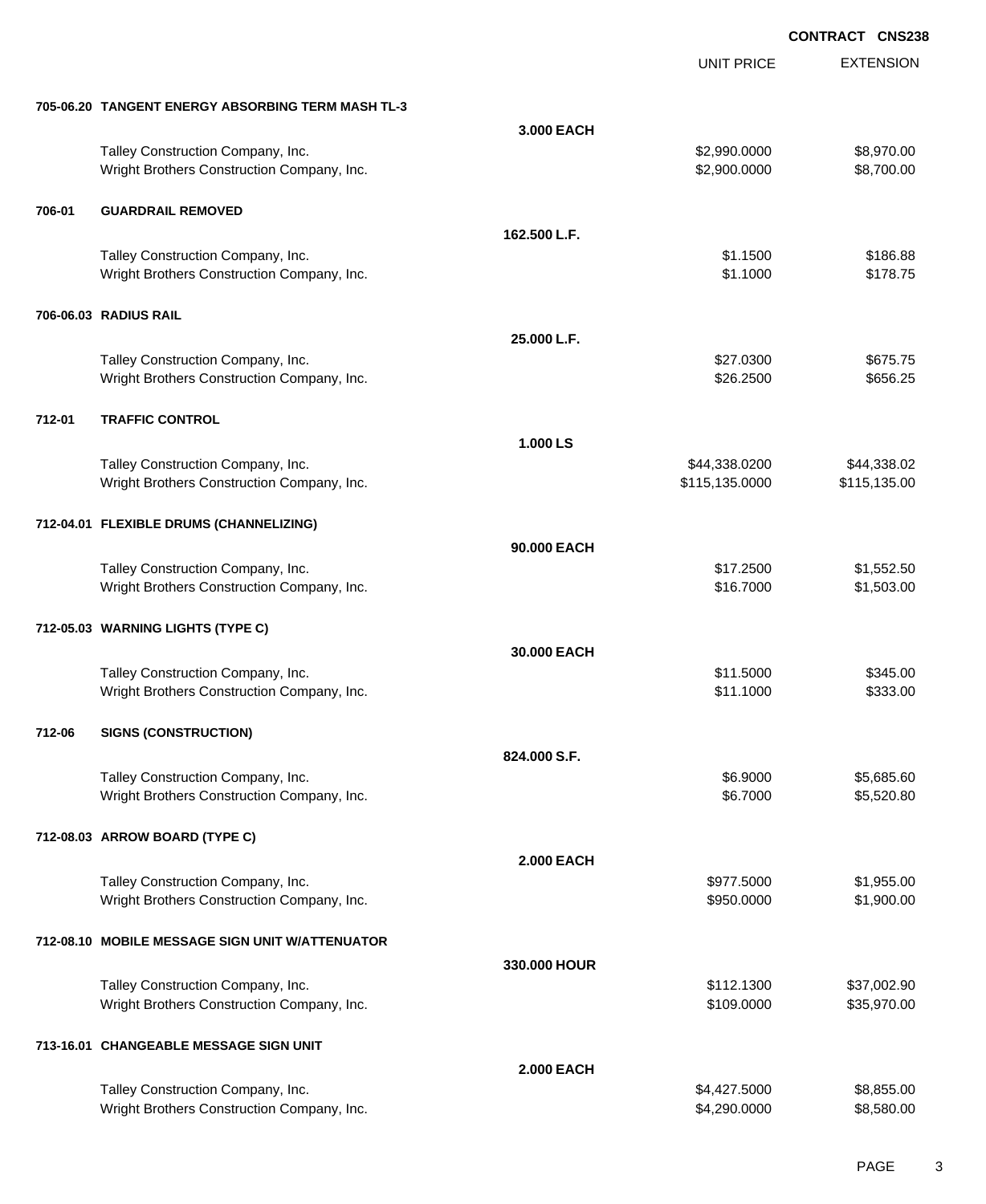**CONTRACT CNS238**

| | | | UNIT PRICE | EXTENSION |
|---|---|---|---|---|
| **705-06.20** | **TANGENT ENERGY ABSORBING TERM MASH TL-3** | | | |
| | | **3.000 EACH** | | |
| | Talley Construction Company, Inc. | | $2,990.0000 | $8,970.00 |
| | Wright Brothers Construction Company, Inc. | | $2,900.0000 | $8,700.00 |
| **706-01** | **GUARDRAIL REMOVED** | | | |
| | | **162.500 L.F.** | | |
| | Talley Construction Company, Inc. | | $1.1500 | $186.88 |
| | Wright Brothers Construction Company, Inc. | | $1.1000 | $178.75 |
| **706-06.03** | **RADIUS RAIL** | | | |
| | | **25.000 L.F.** | | |
| | Talley Construction Company, Inc. | | $27.0300 | $675.75 |
| | Wright Brothers Construction Company, Inc. | | $26.2500 | $656.25 |
| **712-01** | **TRAFFIC CONTROL** | | | |
| | | **1.000 LS** | | |
| | Talley Construction Company, Inc. | | $44,338.0200 | $44,338.02 |
| | Wright Brothers Construction Company, Inc. | | $115,135.0000 | $115,135.00 |
| **712-04.01** | **FLEXIBLE DRUMS (CHANNELIZING)** | | | |
| | | **90.000 EACH** | | |
| | Talley Construction Company, Inc. | | $17.2500 | $1,552.50 |
| | Wright Brothers Construction Company, Inc. | | $16.7000 | $1,503.00 |
| **712-05.03** | **WARNING LIGHTS (TYPE C)** | | | |
| | | **30.000 EACH** | | |
| | Talley Construction Company, Inc. | | $11.5000 | $345.00 |
| | Wright Brothers Construction Company, Inc. | | $11.1000 | $333.00 |
| **712-06** | **SIGNS (CONSTRUCTION)** | | | |
| | | **824.000 S.F.** | | |
| | Talley Construction Company, Inc. | | $6.9000 | $5,685.60 |
| | Wright Brothers Construction Company, Inc. | | $6.7000 | $5,520.80 |
| **712-08.03** | **ARROW BOARD (TYPE C)** | | | |
| | | **2.000 EACH** | | |
| | Talley Construction Company, Inc. | | $977.5000 | $1,955.00 |
| | Wright Brothers Construction Company, Inc. | | $950.0000 | $1,900.00 |
| **712-08.10** | **MOBILE MESSAGE SIGN UNIT W/ATTENUATOR** | | | |
| | | **330.000 HOUR** | | |
| | Talley Construction Company, Inc. | | $112.1300 | $37,002.90 |
| | Wright Brothers Construction Company, Inc. | | $109.0000 | $35,970.00 |
| **713-16.01** | **CHANGEABLE MESSAGE SIGN UNIT** | | | |
| | | **2.000 EACH** | | |
| | Talley Construction Company, Inc. | | $4,427.5000 | $8,855.00 |
| | Wright Brothers Construction Company, Inc. | | $4,290.0000 | $8,580.00 |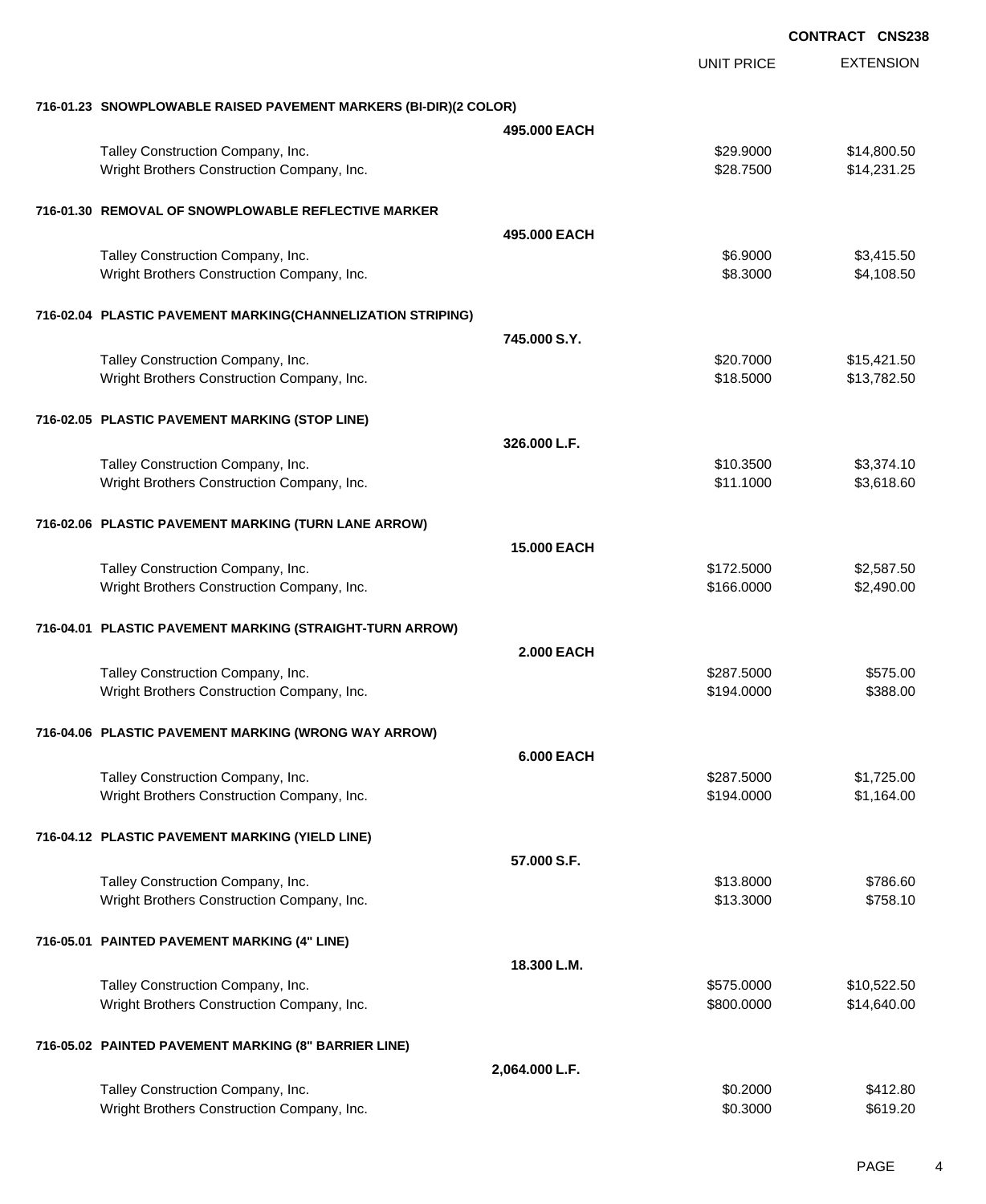**CONTRACT CNS238**

| | | UNIT PRICE | EXTENSION |
|---|---|---|---|
| **716-01.23 SNOWPLOWABLE RAISED PAVEMENT MARKERS (BI-DIR)(2 COLOR)** | | | |
| | **495.000 EACH** | | |
| Talley Construction Company, Inc. | | $29.9000 | $14,800.50 |
| Wright Brothers Construction Company, Inc. | | $28.7500 | $14,231.25 |
| **716-01.30 REMOVAL OF SNOWPLOWABLE REFLECTIVE MARKER** | | | |
| | **495.000 EACH** | | |
| Talley Construction Company, Inc. | | $6.9000 | $3,415.50 |
| Wright Brothers Construction Company, Inc. | | $8.3000 | $4,108.50 |
| **716-02.04 PLASTIC PAVEMENT MARKING(CHANNELIZATION STRIPING)** | | | |
| | **745.000 S.Y.** | | |
| Talley Construction Company, Inc. | | $20.7000 | $15,421.50 |
| Wright Brothers Construction Company, Inc. | | $18.5000 | $13,782.50 |
| **716-02.05 PLASTIC PAVEMENT MARKING (STOP LINE)** | | | |
| | **326.000 L.F.** | | |
| Talley Construction Company, Inc. | | $10.3500 | $3,374.10 |
| Wright Brothers Construction Company, Inc. | | $11.1000 | $3,618.60 |
| **716-02.06 PLASTIC PAVEMENT MARKING (TURN LANE ARROW)** | | | |
| | **15.000 EACH** | | |
| Talley Construction Company, Inc. | | $172.5000 | $2,587.50 |
| Wright Brothers Construction Company, Inc. | | $166.0000 | $2,490.00 |
| **716-04.01 PLASTIC PAVEMENT MARKING (STRAIGHT-TURN ARROW)** | | | |
| | **2.000 EACH** | | |
| Talley Construction Company, Inc. | | $287.5000 | $575.00 |
| Wright Brothers Construction Company, Inc. | | $194.0000 | $388.00 |
| **716-04.06 PLASTIC PAVEMENT MARKING (WRONG WAY ARROW)** | | | |
| | **6.000 EACH** | | |
| Talley Construction Company, Inc. | | $287.5000 | $1,725.00 |
| Wright Brothers Construction Company, Inc. | | $194.0000 | $1,164.00 |
| **716-04.12 PLASTIC PAVEMENT MARKING (YIELD LINE)** | | | |
| | **57.000 S.F.** | | |
| Talley Construction Company, Inc. | | $13.8000 | $786.60 |
| Wright Brothers Construction Company, Inc. | | $13.3000 | $758.10 |
| **716-05.01 PAINTED PAVEMENT MARKING (4" LINE)** | | | |
| | **18.300 L.M.** | | |
| Talley Construction Company, Inc. | | $575.0000 | $10,522.50 |
| Wright Brothers Construction Company, Inc. | | $800.0000 | $14,640.00 |
| **716-05.02 PAINTED PAVEMENT MARKING (8" BARRIER LINE)** | | | |
| | **2,064.000 L.F.** | | |
| Talley Construction Company, Inc. | | $0.2000 | $412.80 |
| Wright Brothers Construction Company, Inc. | | $0.3000 | $619.20 |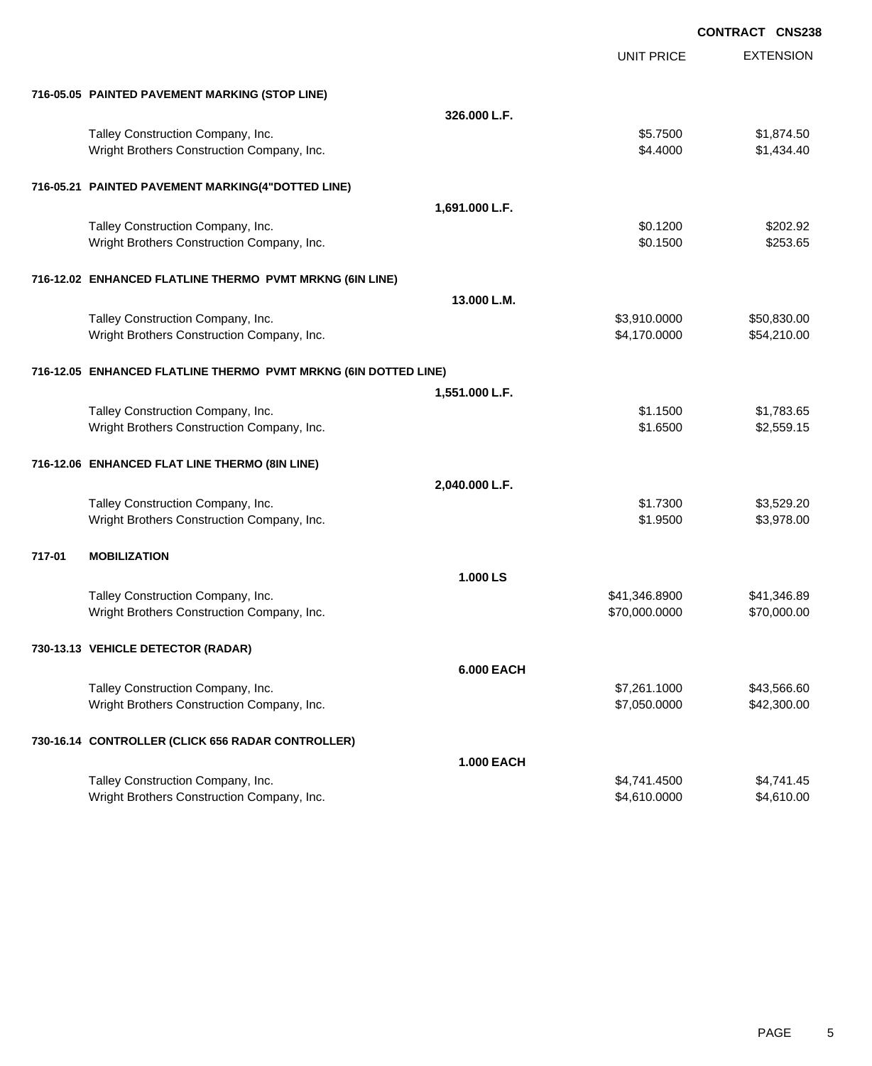**CONTRACT CNS238**

| | | | UNIT PRICE | EXTENSION |
|---|---|---|---|---|
| **716-05.05** | **PAINTED PAVEMENT MARKING (STOP LINE)** | | | |
| | | **326.000 L.F.** | | |
| | Talley Construction Company, Inc. | | $5.7500 | $1,874.50 |
| | Wright Brothers Construction Company, Inc. | | $4.4000 | $1,434.40 |
| **716-05.21** | **PAINTED PAVEMENT MARKING(4"DOTTED LINE)** | | | |
| | | **1,691.000 L.F.** | | |
| | Talley Construction Company, Inc. | | $0.1200 | $202.92 |
| | Wright Brothers Construction Company, Inc. | | $0.1500 | $253.65 |
| **716-12.02** | **ENHANCED FLATLINE THERMO PVMT MRKNG (6IN LINE)** | | | |
| | | **13.000 L.M.** | | |
| | Talley Construction Company, Inc. | | $3,910.0000 | $50,830.00 |
| | Wright Brothers Construction Company, Inc. | | $4,170.0000 | $54,210.00 |
| **716-12.05** | **ENHANCED FLATLINE THERMO PVMT MRKNG (6IN DOTTED LINE)** | | | |
| | | **1,551.000 L.F.** | | |
| | Talley Construction Company, Inc. | | $1.1500 | $1,783.65 |
| | Wright Brothers Construction Company, Inc. | | $1.6500 | $2,559.15 |
| **716-12.06** | **ENHANCED FLAT LINE THERMO (8IN LINE)** | | | |
| | | **2,040.000 L.F.** | | |
| | Talley Construction Company, Inc. | | $1.7300 | $3,529.20 |
| | Wright Brothers Construction Company, Inc. | | $1.9500 | $3,978.00 |
| **717-01** | **MOBILIZATION** | | | |
| | | **1.000 LS** | | |
| | Talley Construction Company, Inc. | | $41,346.8900 | $41,346.89 |
| | Wright Brothers Construction Company, Inc. | | $70,000.0000 | $70,000.00 |
| **730-13.13** | **VEHICLE DETECTOR (RADAR)** | | | |
| | | **6.000 EACH** | | |
| | Talley Construction Company, Inc. | | $7,261.1000 | $43,566.60 |
| | Wright Brothers Construction Company, Inc. | | $7,050.0000 | $42,300.00 |
| **730-16.14** | **CONTROLLER (CLICK 656 RADAR CONTROLLER)** | | | |
| | | **1.000 EACH** | | |
| | Talley Construction Company, Inc. | | $4,741.4500 | $4,741.45 |
| | Wright Brothers Construction Company, Inc. | | $4,610.0000 | $4,610.00 |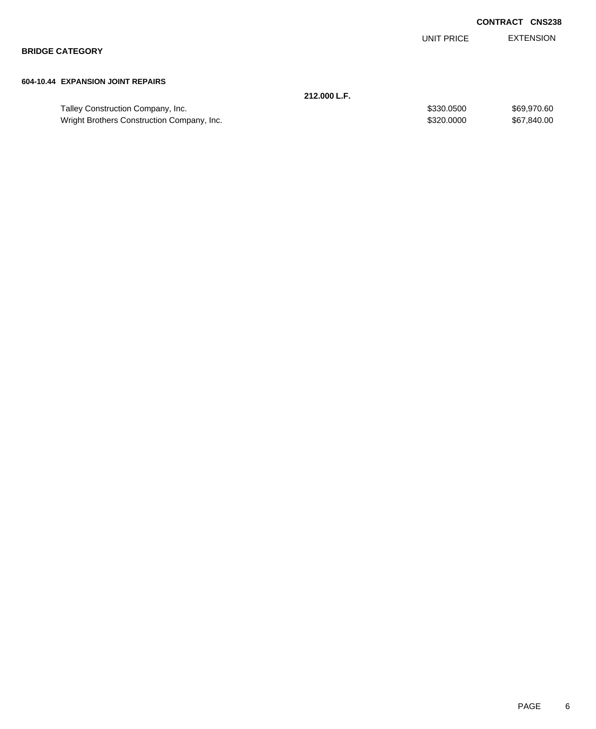**CONTRACT CNS238**

## BRIDGE CATEGORY

### 604-10.44 EXPANSION JOINT REPAIRS

**212.000 L.F.**

| | UNIT PRICE | EXTENSION |
|---|---|---|
| Talley Construction Company, Inc. | $330.0500 | $69,970.60 |
| Wright Brothers Construction Company, Inc. | $320.0000 | $67,840.00 |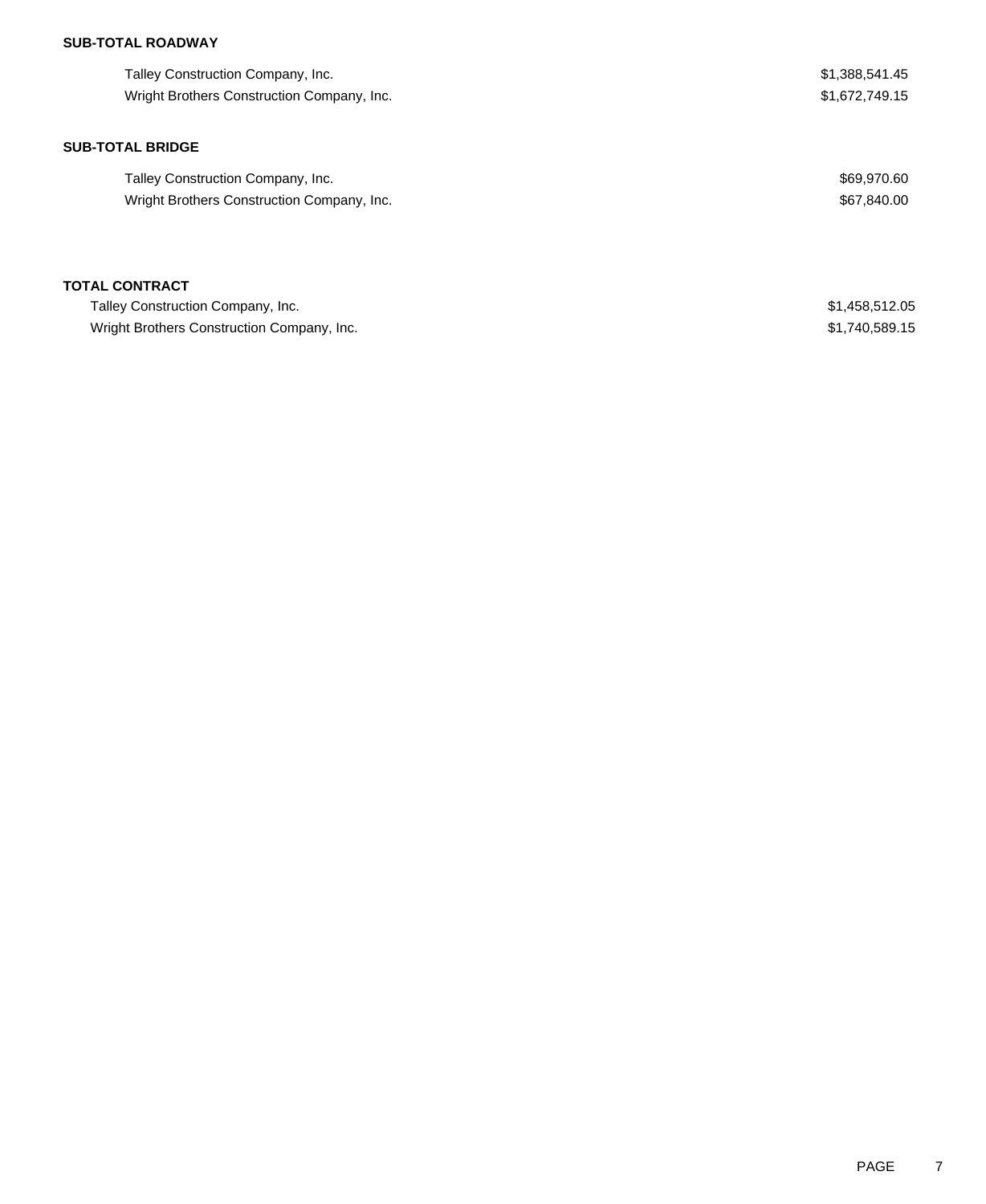**SUB-TOTAL ROADWAY**

| | |
|---|---|
| Talley Construction Company, Inc. | $1,388,541.45 |
| Wright Brothers Construction Company, Inc. | $1,672,749.15 |

**SUB-TOTAL BRIDGE**

| | |
|---|---|
| Talley Construction Company, Inc. | $69,970.60 |
| Wright Brothers Construction Company, Inc. | $67,840.00 |

**TOTAL CONTRACT**

| | |
|---|---|
| Talley Construction Company, Inc. | $1,458,512.05 |
| Wright Brothers Construction Company, Inc. | $1,740,589.15 |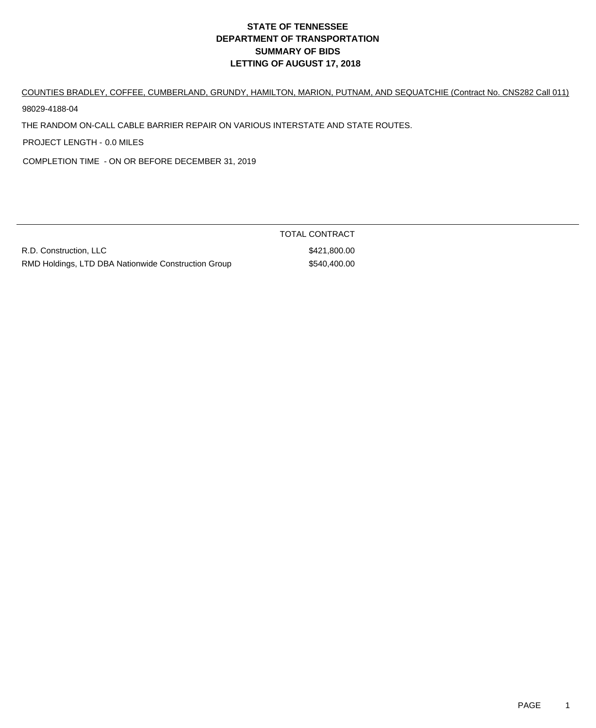# STATE OF TENNESSEE
# DEPARTMENT OF TRANSPORTATION
# SUMMARY OF BIDS
# LETTING OF AUGUST 17, 2018

COUNTIES BRADLEY, COFFEE, CUMBERLAND, GRUNDY, HAMILTON, MARION, PUTNAM, AND SEQUATCHIE (Contract No. CNS282 Call 011)

98029-4188-04

THE RANDOM ON-CALL CABLE BARRIER REPAIR ON VARIOUS INTERSTATE AND STATE ROUTES.

PROJECT LENGTH - 0.0 MILES

COMPLETION TIME - ON OR BEFORE DECEMBER 31, 2019

| | TOTAL CONTRACT |
|---|---|
| R.D. Construction, LLC | $421,800.00 |
| RMD Holdings, LTD DBA Nationwide Construction Group | $540,400.00 |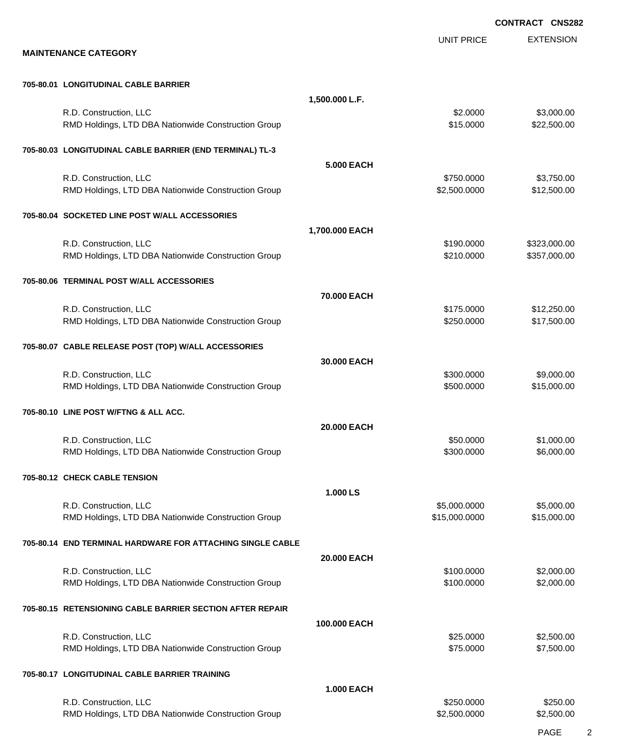**CONTRACT CNS282**

## MAINTENANCE CATEGORY

| | | UNIT PRICE | EXTENSION |
|---|---|---|---|
| **705-80.01 LONGITUDINAL CABLE BARRIER** | | | |
| | **1,500.000 L.F.** | | |
| R.D. Construction, LLC | | $2.0000 | $3,000.00 |
| RMD Holdings, LTD DBA Nationwide Construction Group | | $15.0000 | $22,500.00 |
| **705-80.03 LONGITUDINAL CABLE BARRIER (END TERMINAL) TL-3** | | | |
| | **5.000 EACH** | | |
| R.D. Construction, LLC | | $750.0000 | $3,750.00 |
| RMD Holdings, LTD DBA Nationwide Construction Group | | $2,500.0000 | $12,500.00 |
| **705-80.04 SOCKETED LINE POST W/ALL ACCESSORIES** | | | |
| | **1,700.000 EACH** | | |
| R.D. Construction, LLC | | $190.0000 | $323,000.00 |
| RMD Holdings, LTD DBA Nationwide Construction Group | | $210.0000 | $357,000.00 |
| **705-80.06 TERMINAL POST W/ALL ACCESSORIES** | | | |
| | **70.000 EACH** | | |
| R.D. Construction, LLC | | $175.0000 | $12,250.00 |
| RMD Holdings, LTD DBA Nationwide Construction Group | | $250.0000 | $17,500.00 |
| **705-80.07 CABLE RELEASE POST (TOP) W/ALL ACCESSORIES** | | | |
| | **30.000 EACH** | | |
| R.D. Construction, LLC | | $300.0000 | $9,000.00 |
| RMD Holdings, LTD DBA Nationwide Construction Group | | $500.0000 | $15,000.00 |
| **705-80.10 LINE POST W/FTNG & ALL ACC.** | | | |
| | **20.000 EACH** | | |
| R.D. Construction, LLC | | $50.0000 | $1,000.00 |
| RMD Holdings, LTD DBA Nationwide Construction Group | | $300.0000 | $6,000.00 |
| **705-80.12 CHECK CABLE TENSION** | | | |
| | **1.000 LS** | | |
| R.D. Construction, LLC | | $5,000.0000 | $5,000.00 |
| RMD Holdings, LTD DBA Nationwide Construction Group | | $15,000.0000 | $15,000.00 |
| **705-80.14 END TERMINAL HARDWARE FOR ATTACHING SINGLE CABLE** | | | |
| | **20.000 EACH** | | |
| R.D. Construction, LLC | | $100.0000 | $2,000.00 |
| RMD Holdings, LTD DBA Nationwide Construction Group | | $100.0000 | $2,000.00 |
| **705-80.15 RETENSIONING CABLE BARRIER SECTION AFTER REPAIR** | | | |
| | **100.000 EACH** | | |
| R.D. Construction, LLC | | $25.0000 | $2,500.00 |
| RMD Holdings, LTD DBA Nationwide Construction Group | | $75.0000 | $7,500.00 |
| **705-80.17 LONGITUDINAL CABLE BARRIER TRAINING** | | | |
| | **1.000 EACH** | | |
| R.D. Construction, LLC | | $250.0000 | $250.00 |
| RMD Holdings, LTD DBA Nationwide Construction Group | | $2,500.0000 | $2,500.00 |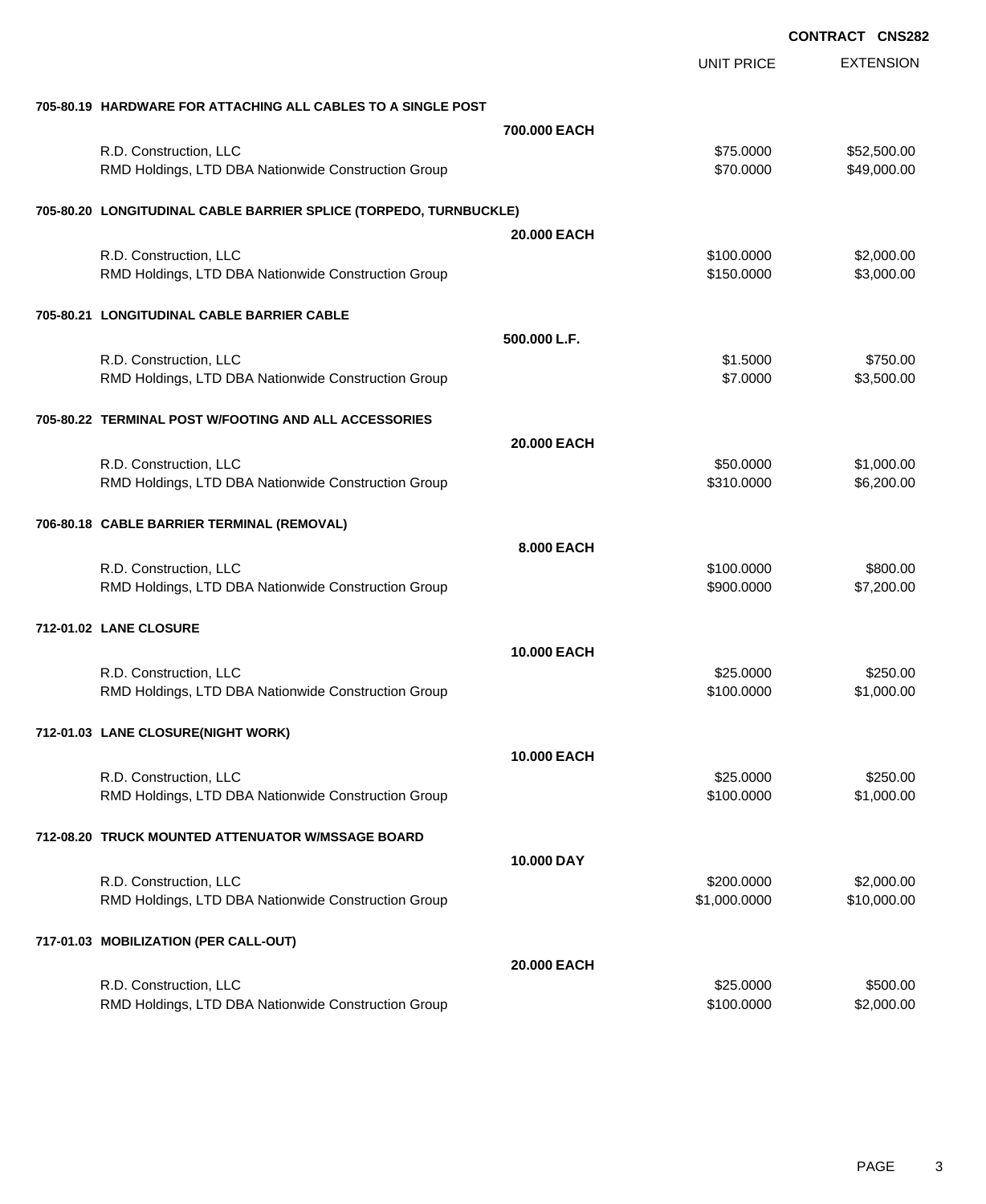**CONTRACT CNS282**

| | | UNIT PRICE | EXTENSION |
|---|---|---|---|
| **705-80.19 HARDWARE FOR ATTACHING ALL CABLES TO A SINGLE POST** | | | |
| | **700.000 EACH** | | |
| R.D. Construction, LLC | | $75.0000 | $52,500.00 |
| RMD Holdings, LTD DBA Nationwide Construction Group | | $70.0000 | $49,000.00 |
| **705-80.20 LONGITUDINAL CABLE BARRIER SPLICE (TORPEDO, TURNBUCKLE)** | | | |
| | **20.000 EACH** | | |
| R.D. Construction, LLC | | $100.0000 | $2,000.00 |
| RMD Holdings, LTD DBA Nationwide Construction Group | | $150.0000 | $3,000.00 |
| **705-80.21 LONGITUDINAL CABLE BARRIER CABLE** | | | |
| | **500.000 L.F.** | | |
| R.D. Construction, LLC | | $1.5000 | $750.00 |
| RMD Holdings, LTD DBA Nationwide Construction Group | | $7.0000 | $3,500.00 |
| **705-80.22 TERMINAL POST W/FOOTING AND ALL ACCESSORIES** | | | |
| | **20.000 EACH** | | |
| R.D. Construction, LLC | | $50.0000 | $1,000.00 |
| RMD Holdings, LTD DBA Nationwide Construction Group | | $310.0000 | $6,200.00 |
| **706-80.18 CABLE BARRIER TERMINAL (REMOVAL)** | | | |
| | **8.000 EACH** | | |
| R.D. Construction, LLC | | $100.0000 | $800.00 |
| RMD Holdings, LTD DBA Nationwide Construction Group | | $900.0000 | $7,200.00 |
| **712-01.02 LANE CLOSURE** | | | |
| | **10.000 EACH** | | |
| R.D. Construction, LLC | | $25.0000 | $250.00 |
| RMD Holdings, LTD DBA Nationwide Construction Group | | $100.0000 | $1,000.00 |
| **712-01.03 LANE CLOSURE(NIGHT WORK)** | | | |
| | **10.000 EACH** | | |
| R.D. Construction, LLC | | $25.0000 | $250.00 |
| RMD Holdings, LTD DBA Nationwide Construction Group | | $100.0000 | $1,000.00 |
| **712-08.20 TRUCK MOUNTED ATTENUATOR W/MSSAGE BOARD** | | | |
| | **10.000 DAY** | | |
| R.D. Construction, LLC | | $200.0000 | $2,000.00 |
| RMD Holdings, LTD DBA Nationwide Construction Group | | $1,000.0000 | $10,000.00 |
| **717-01.03 MOBILIZATION (PER CALL-OUT)** | | | |
| | **20.000 EACH** | | |
| R.D. Construction, LLC | | $25.0000 | $500.00 |
| RMD Holdings, LTD DBA Nationwide Construction Group | | $100.0000 | $2,000.00 |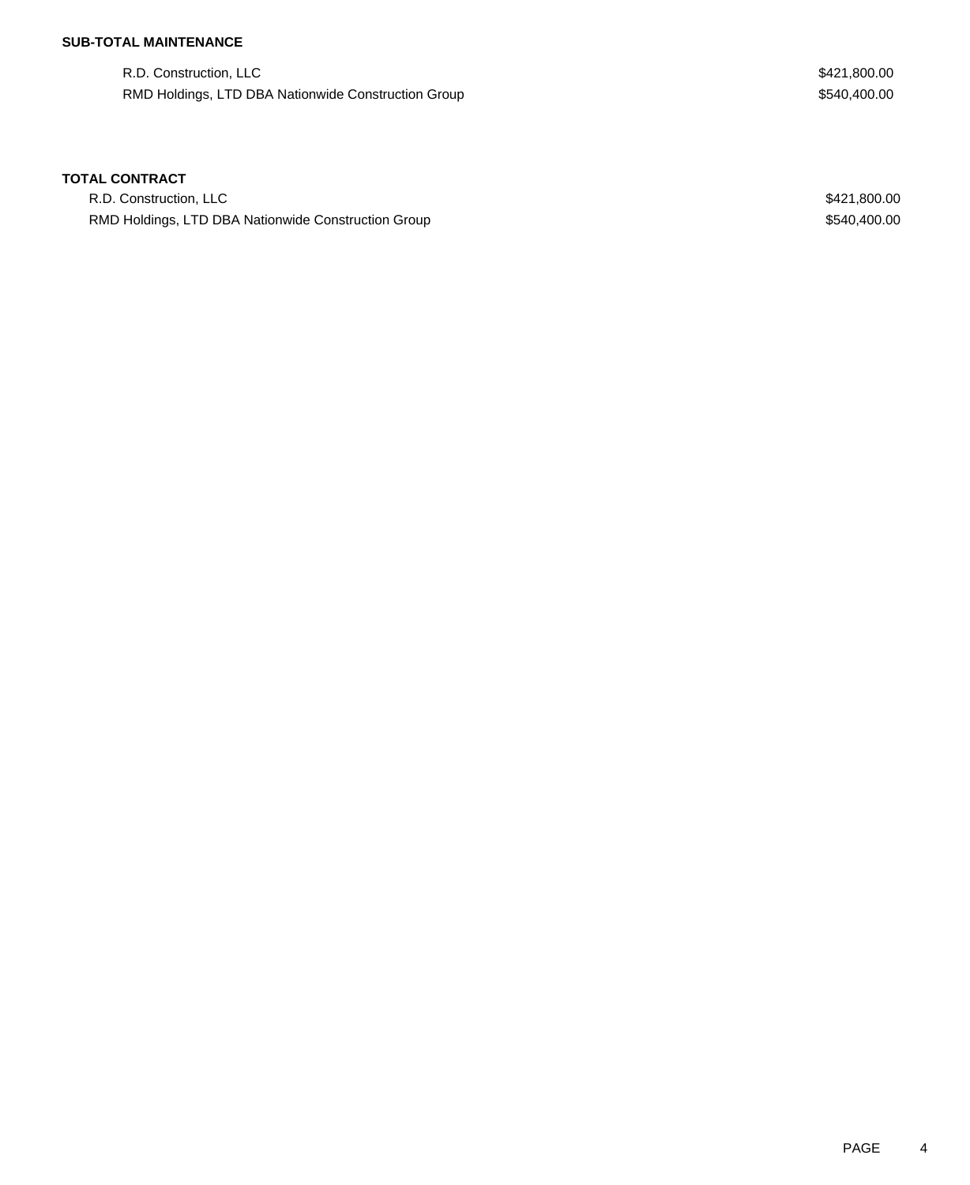**SUB-TOTAL MAINTENANCE**

| | |
|---|---|
| R.D. Construction, LLC | $421,800.00 |
| RMD Holdings, LTD DBA Nationwide Construction Group | $540,400.00 |

**TOTAL CONTRACT**

| | |
|---|---|
| R.D. Construction, LLC | $421,800.00 |
| RMD Holdings, LTD DBA Nationwide Construction Group | $540,400.00 |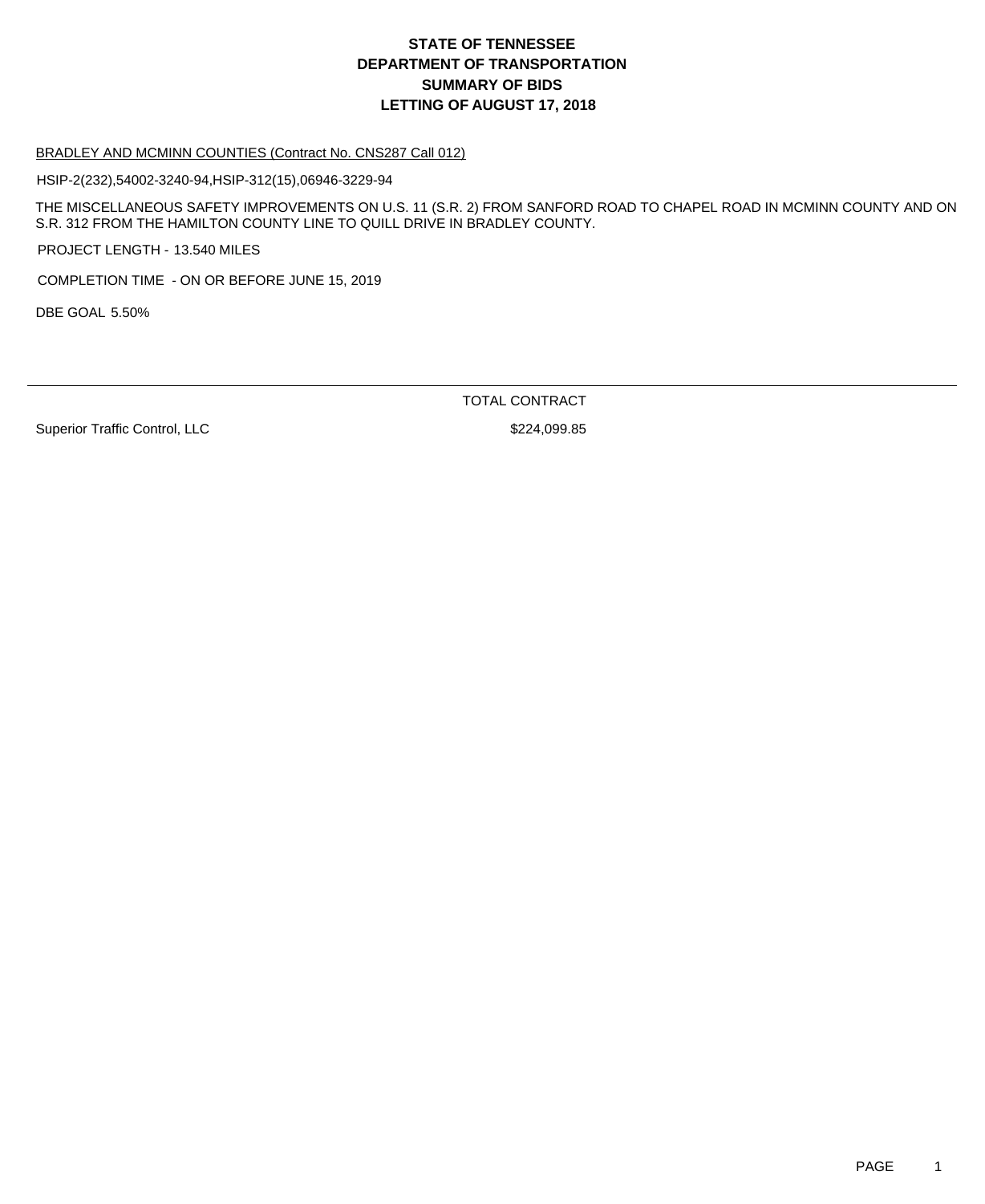# STATE OF TENNESSEE
# DEPARTMENT OF TRANSPORTATION
# SUMMARY OF BIDS
# LETTING OF AUGUST 17, 2018

BRADLEY AND MCMINN COUNTIES (Contract No. CNS287 Call 012)

HSIP-2(232),54002-3240-94,HSIP-312(15),06946-3229-94

THE MISCELLANEOUS SAFETY IMPROVEMENTS ON U.S. 11 (S.R. 2) FROM SANFORD ROAD TO CHAPEL ROAD IN MCMINN COUNTY AND ON S.R. 312 FROM THE HAMILTON COUNTY LINE TO QUILL DRIVE IN BRADLEY COUNTY.

PROJECT LENGTH - 13.540 MILES

COMPLETION TIME - ON OR BEFORE JUNE 15, 2019

DBE GOAL 5.50%

| | TOTAL CONTRACT |
|---|---|
| Superior Traffic Control, LLC | $224,099.85 |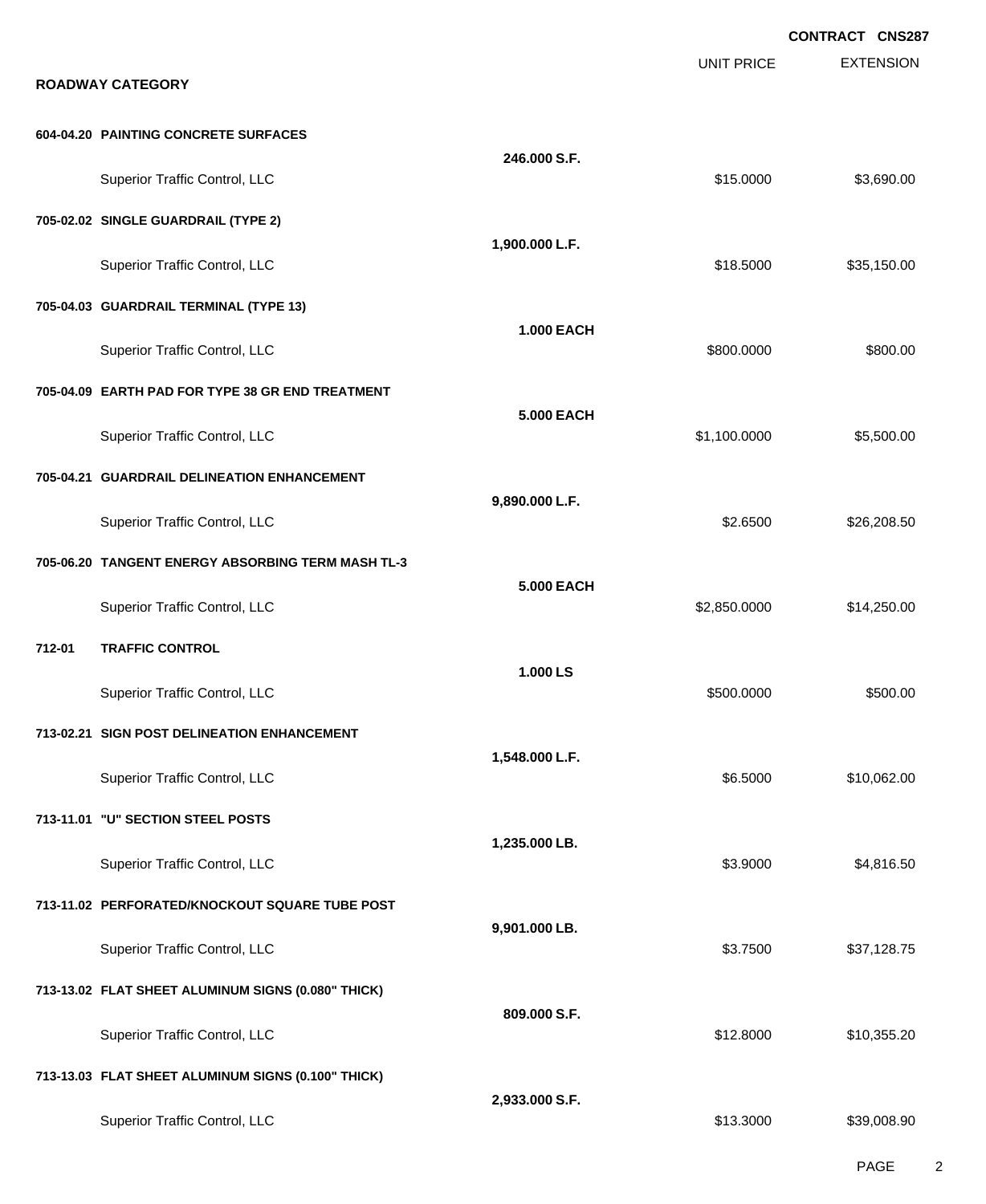CONTRACT CNS287

| | UNIT PRICE | EXTENSION |
|---|---|---|

**ROADWAY CATEGORY**

| Item | Quantity | Unit Price | Extension |
|---|---|---|---|
| **604-04.20 PAINTING CONCRETE SURFACES** | **246.000 S.F.** | | |
| Superior Traffic Control, LLC | | $15.0000 | $3,690.00 |
| **705-02.02 SINGLE GUARDRAIL (TYPE 2)** | **1,900.000 L.F.** | | |
| Superior Traffic Control, LLC | | $18.5000 | $35,150.00 |
| **705-04.03 GUARDRAIL TERMINAL (TYPE 13)** | **1.000 EACH** | | |
| Superior Traffic Control, LLC | | $800.0000 | $800.00 |
| **705-04.09 EARTH PAD FOR TYPE 38 GR END TREATMENT** | **5.000 EACH** | | |
| Superior Traffic Control, LLC | | $1,100.0000 | $5,500.00 |
| **705-04.21 GUARDRAIL DELINEATION ENHANCEMENT** | **9,890.000 L.F.** | | |
| Superior Traffic Control, LLC | | $2.6500 | $26,208.50 |
| **705-06.20 TANGENT ENERGY ABSORBING TERM MASH TL-3** | **5.000 EACH** | | |
| Superior Traffic Control, LLC | | $2,850.0000 | $14,250.00 |
| **712-01 TRAFFIC CONTROL** | **1.000 LS** | | |
| Superior Traffic Control, LLC | | $500.0000 | $500.00 |
| **713-02.21 SIGN POST DELINEATION ENHANCEMENT** | **1,548.000 L.F.** | | |
| Superior Traffic Control, LLC | | $6.5000 | $10,062.00 |
| **713-11.01 "U" SECTION STEEL POSTS** | **1,235.000 LB.** | | |
| Superior Traffic Control, LLC | | $3.9000 | $4,816.50 |
| **713-11.02 PERFORATED/KNOCKOUT SQUARE TUBE POST** | **9,901.000 LB.** | | |
| Superior Traffic Control, LLC | | $3.7500 | $37,128.75 |
| **713-13.02 FLAT SHEET ALUMINUM SIGNS (0.080" THICK)** | **809.000 S.F.** | | |
| Superior Traffic Control, LLC | | $12.8000 | $10,355.20 |
| **713-13.03 FLAT SHEET ALUMINUM SIGNS (0.100" THICK)** | **2,933.000 S.F.** | | |
| Superior Traffic Control, LLC | | $13.3000 | $39,008.90 |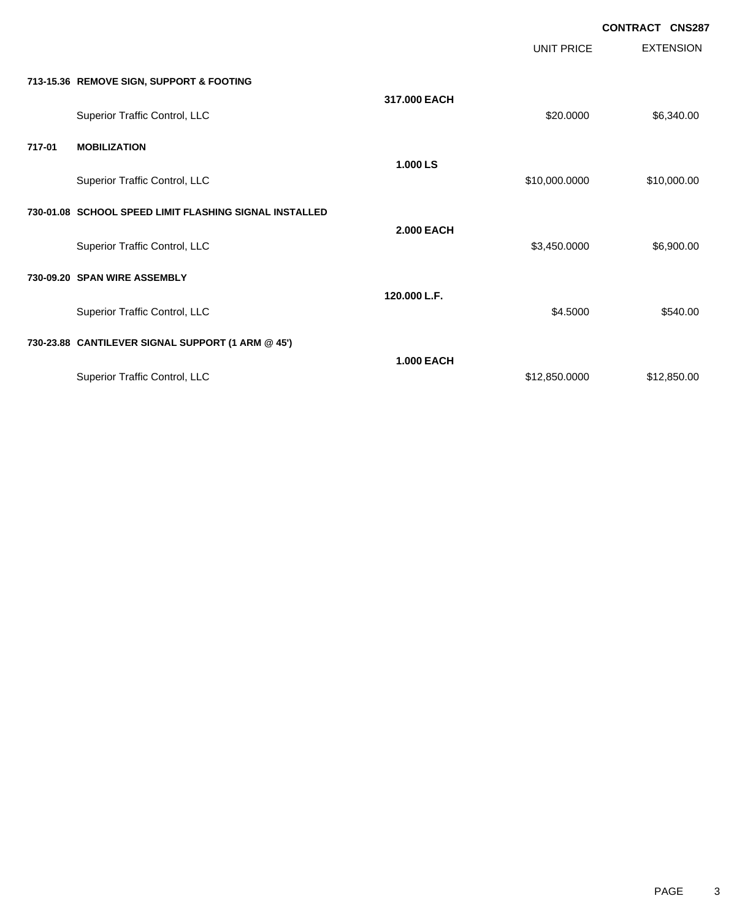**CONTRACT CNS287**

| | | | UNIT PRICE | EXTENSION |
|---|---|---|---|---|
| **713-15.36** | **REMOVE SIGN, SUPPORT & FOOTING** | | | |
| | | **317.000 EACH** | | |
| | Superior Traffic Control, LLC | | $20.0000 | $6,340.00 |
| **717-01** | **MOBILIZATION** | | | |
| | | **1.000 LS** | | |
| | Superior Traffic Control, LLC | | $10,000.0000 | $10,000.00 |
| **730-01.08** | **SCHOOL SPEED LIMIT FLASHING SIGNAL INSTALLED** | | | |
| | | **2.000 EACH** | | |
| | Superior Traffic Control, LLC | | $3,450.0000 | $6,900.00 |
| **730-09.20** | **SPAN WIRE ASSEMBLY** | | | |
| | | **120.000 L.F.** | | |
| | Superior Traffic Control, LLC | | $4.5000 | $540.00 |
| **730-23.88** | **CANTILEVER SIGNAL SUPPORT (1 ARM @ 45')** | | | |
| | | **1.000 EACH** | | |
| | Superior Traffic Control, LLC | | $12,850.0000 | $12,850.00 |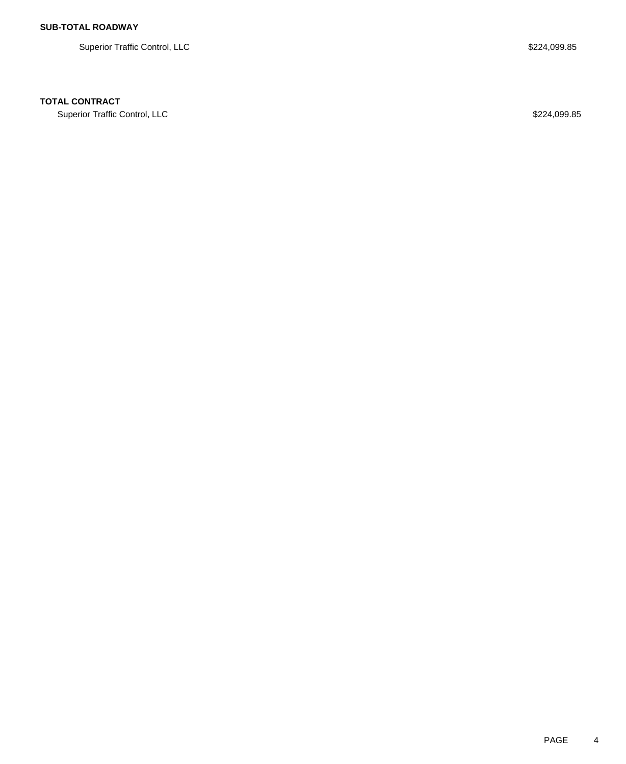**SUB-TOTAL ROADWAY**

| | |
|---|---|
| Superior Traffic Control, LLC | $224,099.85 |

**TOTAL CONTRACT**

| | |
|---|---|
| Superior Traffic Control, LLC | $224,099.85 |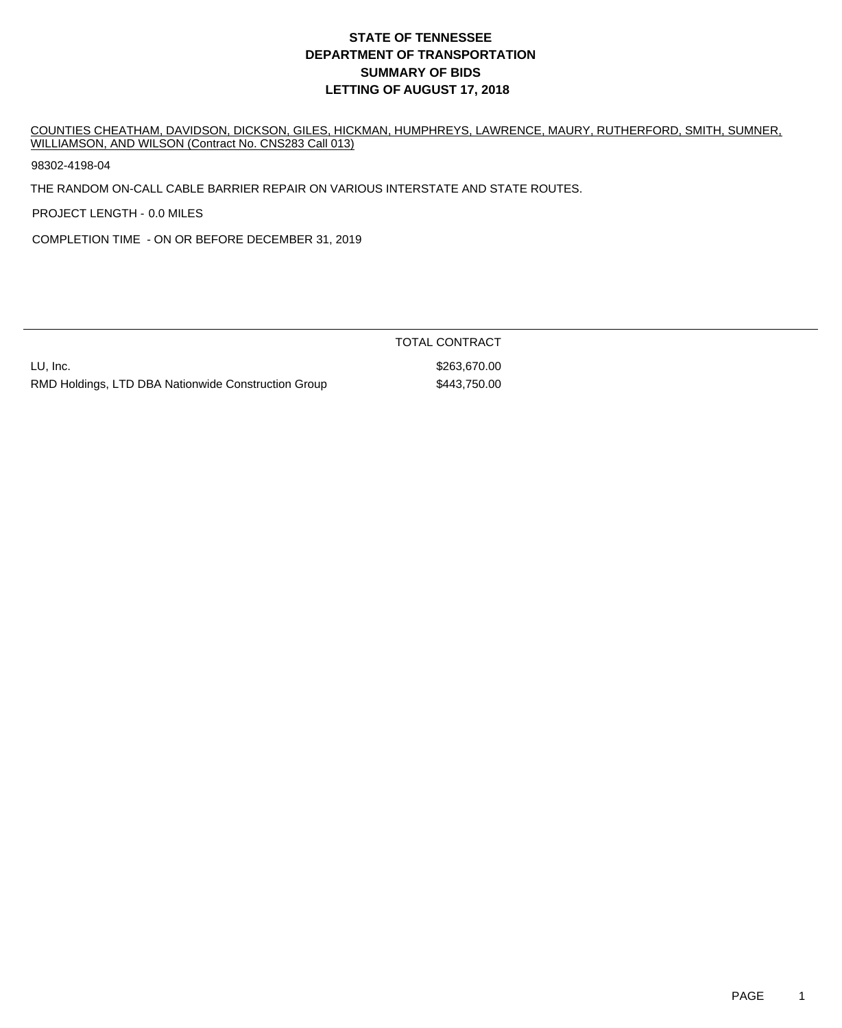# STATE OF TENNESSEE
# DEPARTMENT OF TRANSPORTATION
# SUMMARY OF BIDS
# LETTING OF AUGUST 17, 2018

COUNTIES CHEATHAM, DAVIDSON, DICKSON, GILES, HICKMAN, HUMPHREYS, LAWRENCE, MAURY, RUTHERFORD, SMITH, SUMNER, WILLIAMSON, AND WILSON (Contract No. CNS283 Call 013)

98302-4198-04

THE RANDOM ON-CALL CABLE BARRIER REPAIR ON VARIOUS INTERSTATE AND STATE ROUTES.

PROJECT LENGTH - 0.0 MILES

COMPLETION TIME - ON OR BEFORE DECEMBER 31, 2019

| | TOTAL CONTRACT |
|---|---|
| LU, Inc. | $263,670.00 |
| RMD Holdings, LTD DBA Nationwide Construction Group | $443,750.00 |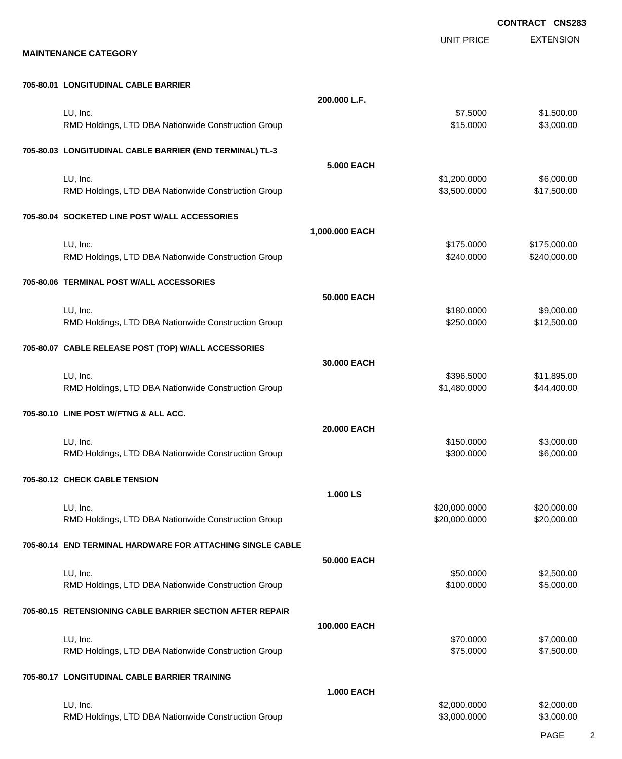**CONTRACT CNS283**

**MAINTENANCE CATEGORY**

| | | UNIT PRICE | EXTENSION |
|---|---|---|---|
| **705-80.01 LONGITUDINAL CABLE BARRIER** | | | |
| | **200.000 L.F.** | | |
| LU, Inc. | | $7.5000 | $1,500.00 |
| RMD Holdings, LTD DBA Nationwide Construction Group | | $15.0000 | $3,000.00 |
| **705-80.03 LONGITUDINAL CABLE BARRIER (END TERMINAL) TL-3** | | | |
| | **5.000 EACH** | | |
| LU, Inc. | | $1,200.0000 | $6,000.00 |
| RMD Holdings, LTD DBA Nationwide Construction Group | | $3,500.0000 | $17,500.00 |
| **705-80.04 SOCKETED LINE POST W/ALL ACCESSORIES** | | | |
| | **1,000.000 EACH** | | |
| LU, Inc. | | $175.0000 | $175,000.00 |
| RMD Holdings, LTD DBA Nationwide Construction Group | | $240.0000 | $240,000.00 |
| **705-80.06 TERMINAL POST W/ALL ACCESSORIES** | | | |
| | **50.000 EACH** | | |
| LU, Inc. | | $180.0000 | $9,000.00 |
| RMD Holdings, LTD DBA Nationwide Construction Group | | $250.0000 | $12,500.00 |
| **705-80.07 CABLE RELEASE POST (TOP) W/ALL ACCESSORIES** | | | |
| | **30.000 EACH** | | |
| LU, Inc. | | $396.5000 | $11,895.00 |
| RMD Holdings, LTD DBA Nationwide Construction Group | | $1,480.0000 | $44,400.00 |
| **705-80.10 LINE POST W/FTNG & ALL ACC.** | | | |
| | **20.000 EACH** | | |
| LU, Inc. | | $150.0000 | $3,000.00 |
| RMD Holdings, LTD DBA Nationwide Construction Group | | $300.0000 | $6,000.00 |
| **705-80.12 CHECK CABLE TENSION** | | | |
| | **1.000 LS** | | |
| LU, Inc. | | $20,000.0000 | $20,000.00 |
| RMD Holdings, LTD DBA Nationwide Construction Group | | $20,000.0000 | $20,000.00 |
| **705-80.14 END TERMINAL HARDWARE FOR ATTACHING SINGLE CABLE** | | | |
| | **50.000 EACH** | | |
| LU, Inc. | | $50.0000 | $2,500.00 |
| RMD Holdings, LTD DBA Nationwide Construction Group | | $100.0000 | $5,000.00 |
| **705-80.15 RETENSIONING CABLE BARRIER SECTION AFTER REPAIR** | | | |
| | **100.000 EACH** | | |
| LU, Inc. | | $70.0000 | $7,000.00 |
| RMD Holdings, LTD DBA Nationwide Construction Group | | $75.0000 | $7,500.00 |
| **705-80.17 LONGITUDINAL CABLE BARRIER TRAINING** | | | |
| | **1.000 EACH** | | |
| LU, Inc. | | $2,000.0000 | $2,000.00 |
| RMD Holdings, LTD DBA Nationwide Construction Group | | $3,000.0000 | $3,000.00 |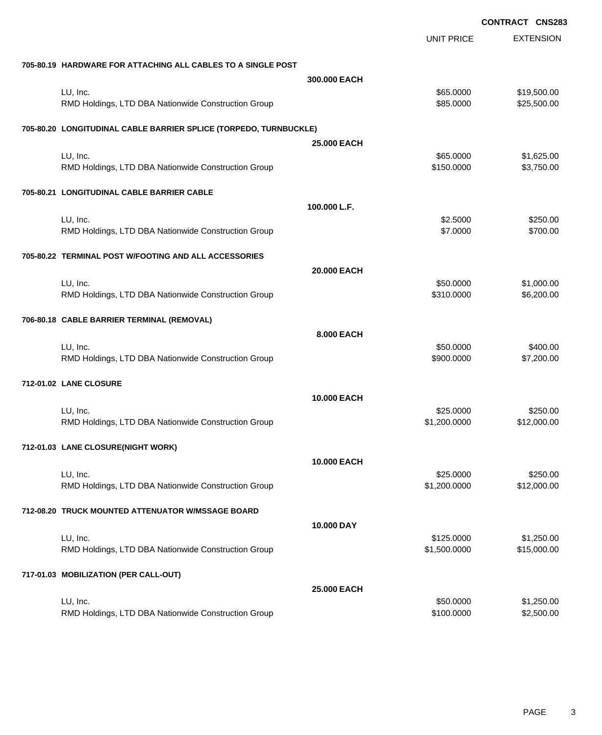**CONTRACT CNS283**

| | | UNIT PRICE | EXTENSION |
|---|---|---|---|
| **705-80.19 HARDWARE FOR ATTACHING ALL CABLES TO A SINGLE POST** | | | |
| | **300.000 EACH** | | |
| LU, Inc. | | $65.0000 | $19,500.00 |
| RMD Holdings, LTD DBA Nationwide Construction Group | | $85.0000 | $25,500.00 |
| **705-80.20 LONGITUDINAL CABLE BARRIER SPLICE (TORPEDO, TURNBUCKLE)** | | | |
| | **25.000 EACH** | | |
| LU, Inc. | | $65.0000 | $1,625.00 |
| RMD Holdings, LTD DBA Nationwide Construction Group | | $150.0000 | $3,750.00 |
| **705-80.21 LONGITUDINAL CABLE BARRIER CABLE** | | | |
| | **100.000 L.F.** | | |
| LU, Inc. | | $2.5000 | $250.00 |
| RMD Holdings, LTD DBA Nationwide Construction Group | | $7.0000 | $700.00 |
| **705-80.22 TERMINAL POST W/FOOTING AND ALL ACCESSORIES** | | | |
| | **20.000 EACH** | | |
| LU, Inc. | | $50.0000 | $1,000.00 |
| RMD Holdings, LTD DBA Nationwide Construction Group | | $310.0000 | $6,200.00 |
| **706-80.18 CABLE BARRIER TERMINAL (REMOVAL)** | | | |
| | **8.000 EACH** | | |
| LU, Inc. | | $50.0000 | $400.00 |
| RMD Holdings, LTD DBA Nationwide Construction Group | | $900.0000 | $7,200.00 |
| **712-01.02 LANE CLOSURE** | | | |
| | **10.000 EACH** | | |
| LU, Inc. | | $25.0000 | $250.00 |
| RMD Holdings, LTD DBA Nationwide Construction Group | | $1,200.0000 | $12,000.00 |
| **712-01.03 LANE CLOSURE(NIGHT WORK)** | | | |
| | **10.000 EACH** | | |
| LU, Inc. | | $25.0000 | $250.00 |
| RMD Holdings, LTD DBA Nationwide Construction Group | | $1,200.0000 | $12,000.00 |
| **712-08.20 TRUCK MOUNTED ATTENUATOR W/MSSAGE BOARD** | | | |
| | **10.000 DAY** | | |
| LU, Inc. | | $125.0000 | $1,250.00 |
| RMD Holdings, LTD DBA Nationwide Construction Group | | $1,500.0000 | $15,000.00 |
| **717-01.03 MOBILIZATION (PER CALL-OUT)** | | | |
| | **25.000 EACH** | | |
| LU, Inc. | | $50.0000 | $1,250.00 |
| RMD Holdings, LTD DBA Nationwide Construction Group | | $100.0000 | $2,500.00 |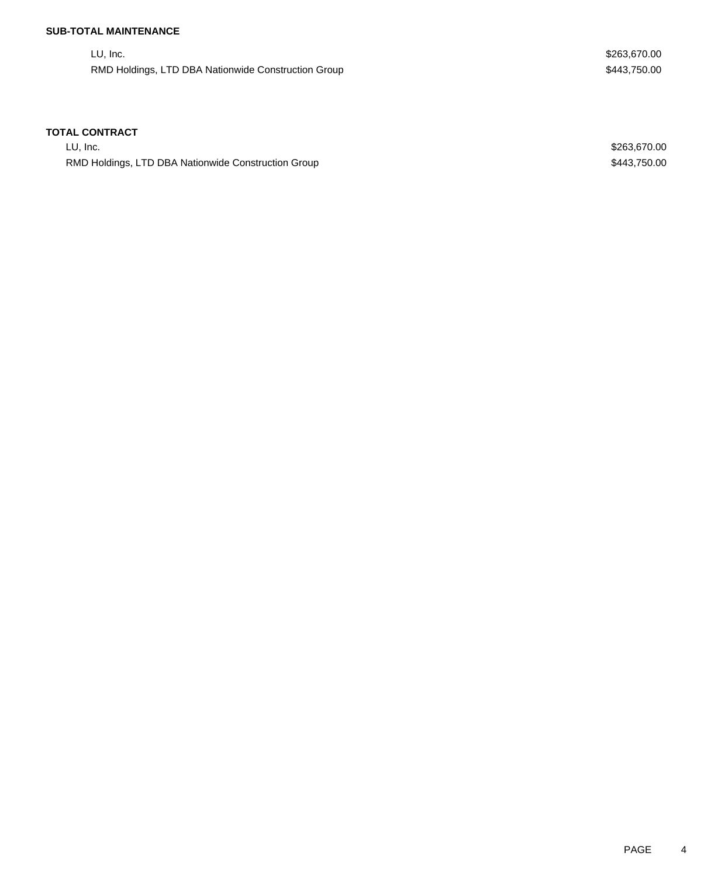**SUB-TOTAL MAINTENANCE**

| | |
|---|---|
| LU, Inc. | $263,670.00 |
| RMD Holdings, LTD DBA Nationwide Construction Group | $443,750.00 |

**TOTAL CONTRACT**

| | |
|---|---|
| LU, Inc. | $263,670.00 |
| RMD Holdings, LTD DBA Nationwide Construction Group | $443,750.00 |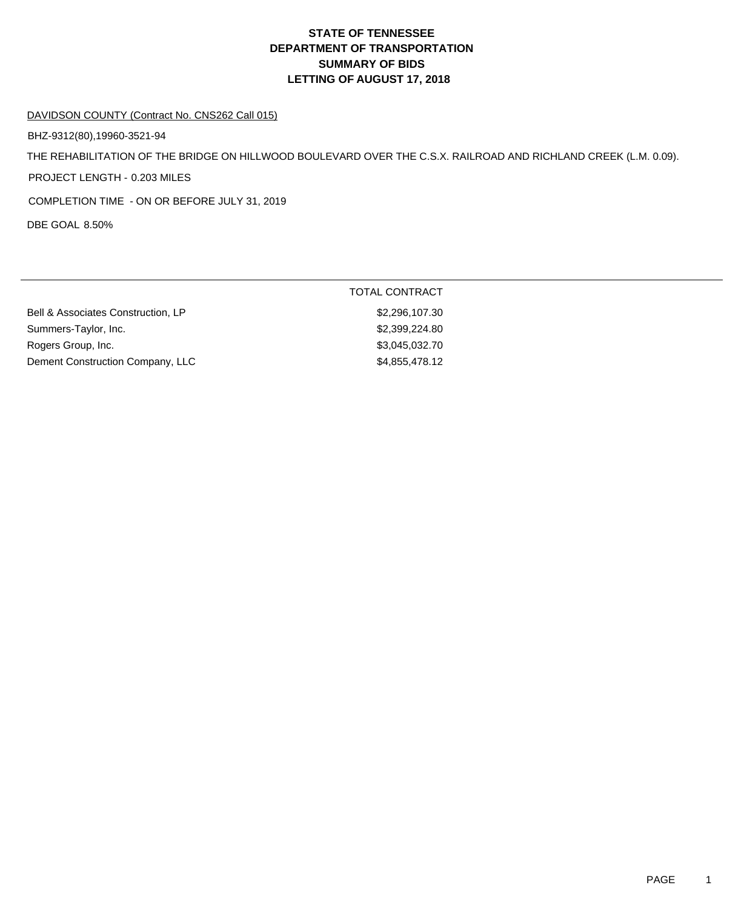# STATE OF TENNESSEE
# DEPARTMENT OF TRANSPORTATION
# SUMMARY OF BIDS
# LETTING OF AUGUST 17, 2018

DAVIDSON COUNTY (Contract No. CNS262 Call 015)

BHZ-9312(80),19960-3521-94

THE REHABILITATION OF THE BRIDGE ON HILLWOOD BOULEVARD OVER THE C.S.X. RAILROAD AND RICHLAND CREEK (L.M. 0.09).

PROJECT LENGTH - 0.203 MILES

COMPLETION TIME - ON OR BEFORE JULY 31, 2019

DBE GOAL 8.50%

| | TOTAL CONTRACT |
|---|---|
| Bell & Associates Construction, LP | $2,296,107.30 |
| Summers-Taylor, Inc. | $2,399,224.80 |
| Rogers Group, Inc. | $3,045,032.70 |
| Dement Construction Company, LLC | $4,855,478.12 |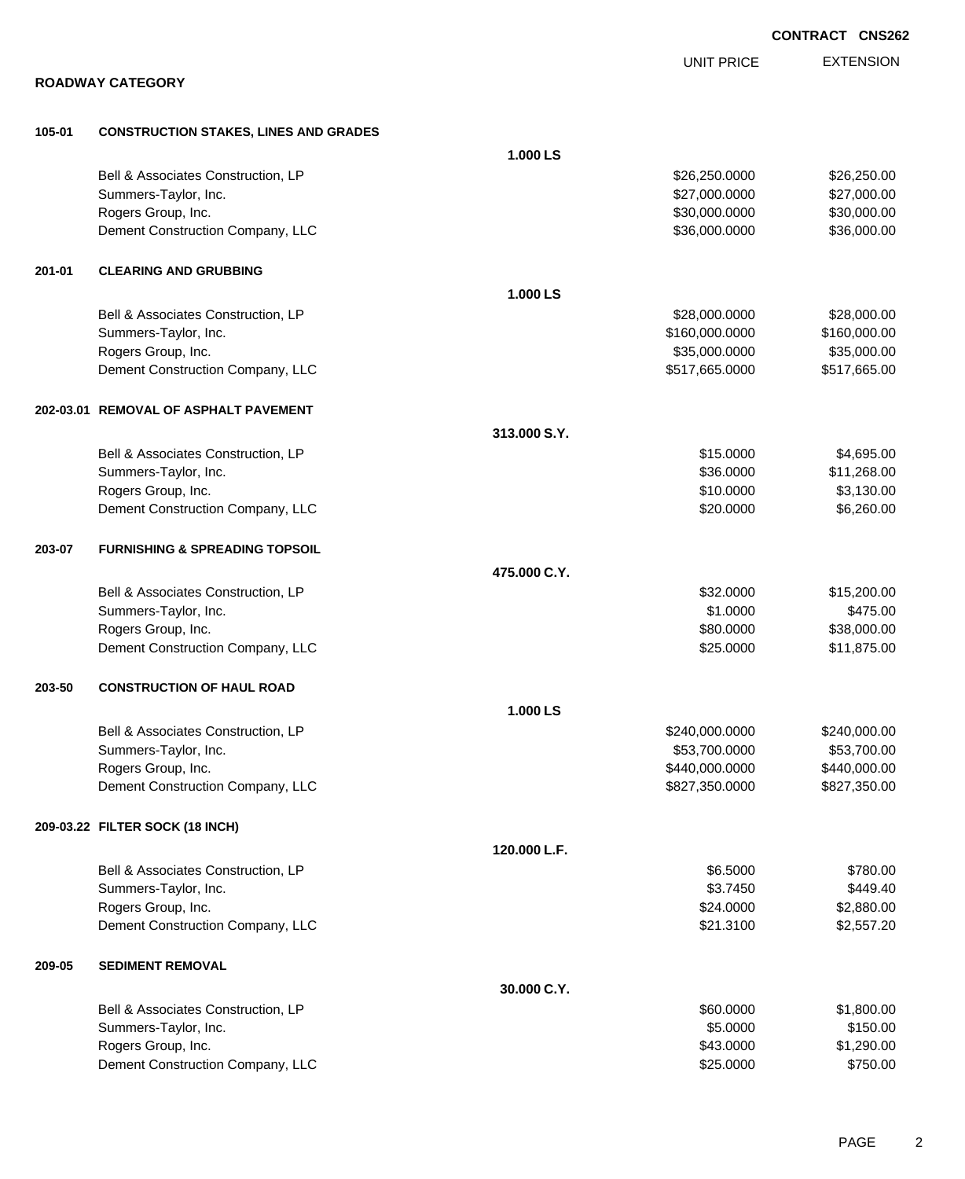**CONTRACT CNS262**

## ROADWAY CATEGORY

| | | | UNIT PRICE | EXTENSION |
|---|---|---|---|---|
| **105-01** | **CONSTRUCTION STAKES, LINES AND GRADES** | | | |
| | | **1.000 LS** | | |
| | Bell & Associates Construction, LP | | $26,250.0000 | $26,250.00 |
| | Summers-Taylor, Inc. | | $27,000.0000 | $27,000.00 |
| | Rogers Group, Inc. | | $30,000.0000 | $30,000.00 |
| | Dement Construction Company, LLC | | $36,000.0000 | $36,000.00 |
| **201-01** | **CLEARING AND GRUBBING** | | | |
| | | **1.000 LS** | | |
| | Bell & Associates Construction, LP | | $28,000.0000 | $28,000.00 |
| | Summers-Taylor, Inc. | | $160,000.0000 | $160,000.00 |
| | Rogers Group, Inc. | | $35,000.0000 | $35,000.00 |
| | Dement Construction Company, LLC | | $517,665.0000 | $517,665.00 |
| **202-03.01** | **REMOVAL OF ASPHALT PAVEMENT** | | | |
| | | **313.000 S.Y.** | | |
| | Bell & Associates Construction, LP | | $15.0000 | $4,695.00 |
| | Summers-Taylor, Inc. | | $36.0000 | $11,268.00 |
| | Rogers Group, Inc. | | $10.0000 | $3,130.00 |
| | Dement Construction Company, LLC | | $20.0000 | $6,260.00 |
| **203-07** | **FURNISHING & SPREADING TOPSOIL** | | | |
| | | **475.000 C.Y.** | | |
| | Bell & Associates Construction, LP | | $32.0000 | $15,200.00 |
| | Summers-Taylor, Inc. | | $1.0000 | $475.00 |
| | Rogers Group, Inc. | | $80.0000 | $38,000.00 |
| | Dement Construction Company, LLC | | $25.0000 | $11,875.00 |
| **203-50** | **CONSTRUCTION OF HAUL ROAD** | | | |
| | | **1.000 LS** | | |
| | Bell & Associates Construction, LP | | $240,000.0000 | $240,000.00 |
| | Summers-Taylor, Inc. | | $53,700.0000 | $53,700.00 |
| | Rogers Group, Inc. | | $440,000.0000 | $440,000.00 |
| | Dement Construction Company, LLC | | $827,350.0000 | $827,350.00 |
| **209-03.22** | **FILTER SOCK (18 INCH)** | | | |
| | | **120.000 L.F.** | | |
| | Bell & Associates Construction, LP | | $6.5000 | $780.00 |
| | Summers-Taylor, Inc. | | $3.7450 | $449.40 |
| | Rogers Group, Inc. | | $24.0000 | $2,880.00 |
| | Dement Construction Company, LLC | | $21.3100 | $2,557.20 |
| **209-05** | **SEDIMENT REMOVAL** | | | |
| | | **30.000 C.Y.** | | |
| | Bell & Associates Construction, LP | | $60.0000 | $1,800.00 |
| | Summers-Taylor, Inc. | | $5.0000 | $150.00 |
| | Rogers Group, Inc. | | $43.0000 | $1,290.00 |
| | Dement Construction Company, LLC | | $25.0000 | $750.00 |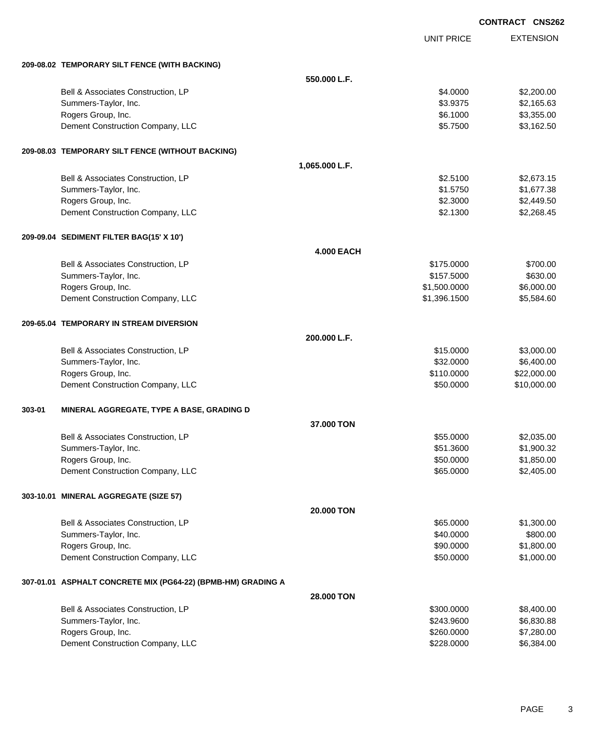**CONTRACT CNS262**

| | | | UNIT PRICE | EXTENSION |
|---|---|---|---|---|
| **209-08.02** | **TEMPORARY SILT FENCE (WITH BACKING)** | | | |
| | | **550.000 L.F.** | | |
| | Bell & Associates Construction, LP | | $4.0000 | $2,200.00 |
| | Summers-Taylor, Inc. | | $3.9375 | $2,165.63 |
| | Rogers Group, Inc. | | $6.1000 | $3,355.00 |
| | Dement Construction Company, LLC | | $5.7500 | $3,162.50 |
| **209-08.03** | **TEMPORARY SILT FENCE (WITHOUT BACKING)** | | | |
| | | **1,065.000 L.F.** | | |
| | Bell & Associates Construction, LP | | $2.5100 | $2,673.15 |
| | Summers-Taylor, Inc. | | $1.5750 | $1,677.38 |
| | Rogers Group, Inc. | | $2.3000 | $2,449.50 |
| | Dement Construction Company, LLC | | $2.1300 | $2,268.45 |
| **209-09.04** | **SEDIMENT FILTER BAG(15' X 10')** | | | |
| | | **4.000 EACH** | | |
| | Bell & Associates Construction, LP | | $175.0000 | $700.00 |
| | Summers-Taylor, Inc. | | $157.5000 | $630.00 |
| | Rogers Group, Inc. | | $1,500.0000 | $6,000.00 |
| | Dement Construction Company, LLC | | $1,396.1500 | $5,584.60 |
| **209-65.04** | **TEMPORARY IN STREAM DIVERSION** | | | |
| | | **200.000 L.F.** | | |
| | Bell & Associates Construction, LP | | $15.0000 | $3,000.00 |
| | Summers-Taylor, Inc. | | $32.0000 | $6,400.00 |
| | Rogers Group, Inc. | | $110.0000 | $22,000.00 |
| | Dement Construction Company, LLC | | $50.0000 | $10,000.00 |
| **303-01** | **MINERAL AGGREGATE, TYPE A BASE, GRADING D** | | | |
| | | **37.000 TON** | | |
| | Bell & Associates Construction, LP | | $55.0000 | $2,035.00 |
| | Summers-Taylor, Inc. | | $51.3600 | $1,900.32 |
| | Rogers Group, Inc. | | $50.0000 | $1,850.00 |
| | Dement Construction Company, LLC | | $65.0000 | $2,405.00 |
| **303-10.01** | **MINERAL AGGREGATE (SIZE 57)** | | | |
| | | **20.000 TON** | | |
| | Bell & Associates Construction, LP | | $65.0000 | $1,300.00 |
| | Summers-Taylor, Inc. | | $40.0000 | $800.00 |
| | Rogers Group, Inc. | | $90.0000 | $1,800.00 |
| | Dement Construction Company, LLC | | $50.0000 | $1,000.00 |
| **307-01.01** | **ASPHALT CONCRETE MIX (PG64-22) (BPMB-HM) GRADING A** | | | |
| | | **28.000 TON** | | |
| | Bell & Associates Construction, LP | | $300.0000 | $8,400.00 |
| | Summers-Taylor, Inc. | | $243.9600 | $6,830.88 |
| | Rogers Group, Inc. | | $260.0000 | $7,280.00 |
| | Dement Construction Company, LLC | | $228.0000 | $6,384.00 |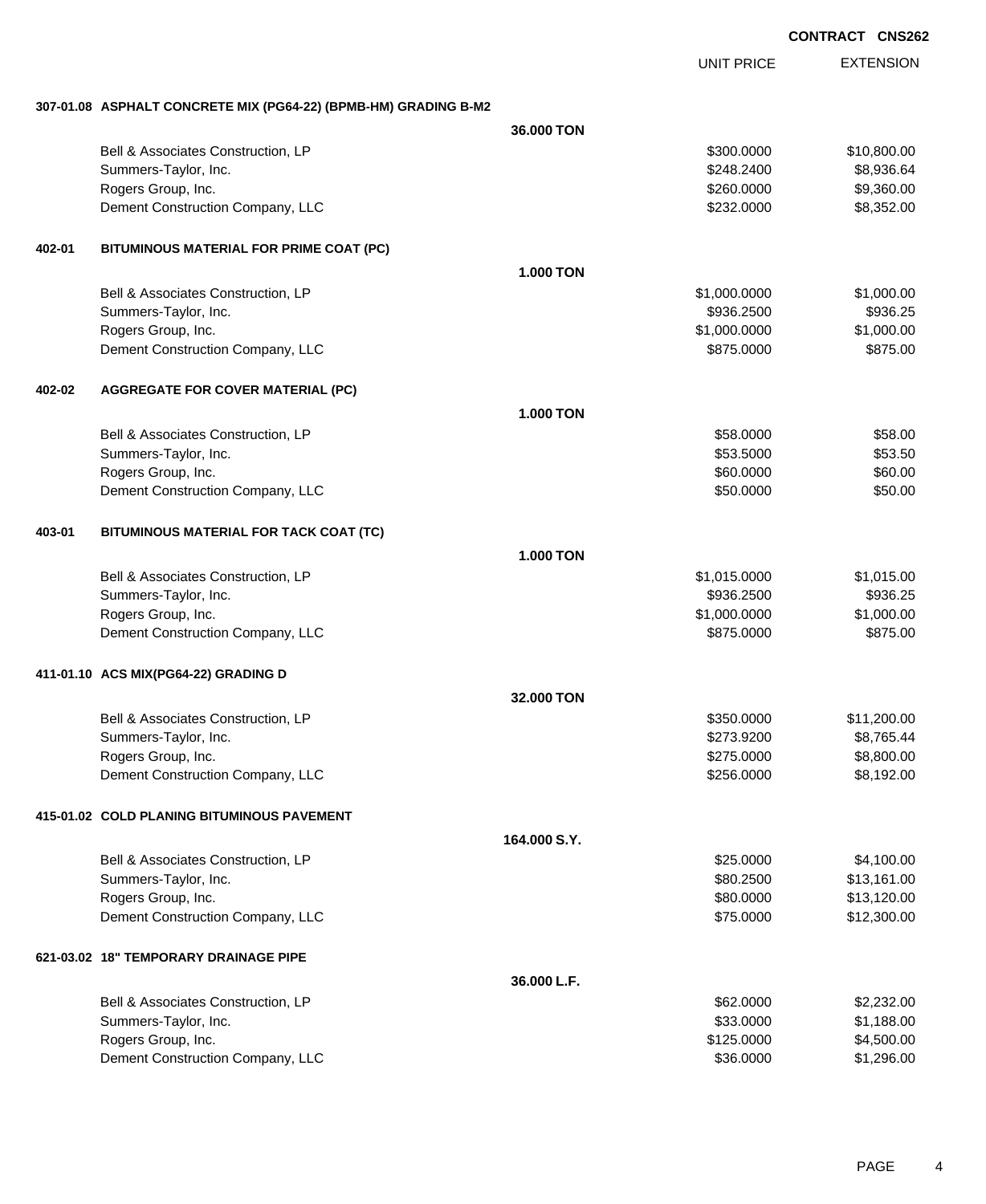**CONTRACT CNS262**

| | | UNIT PRICE | EXTENSION |
|---|---|---|---|
| **307-01.08 ASPHALT CONCRETE MIX (PG64-22) (BPMB-HM) GRADING B-M2** | | | |
| | **36.000 TON** | | |
| Bell & Associates Construction, LP | | $300.0000 | $10,800.00 |
| Summers-Taylor, Inc. | | $248.2400 | $8,936.64 |
| Rogers Group, Inc. | | $260.0000 | $9,360.00 |
| Dement Construction Company, LLC | | $232.0000 | $8,352.00 |
| **402-01 BITUMINOUS MATERIAL FOR PRIME COAT (PC)** | | | |
| | **1.000 TON** | | |
| Bell & Associates Construction, LP | | $1,000.0000 | $1,000.00 |
| Summers-Taylor, Inc. | | $936.2500 | $936.25 |
| Rogers Group, Inc. | | $1,000.0000 | $1,000.00 |
| Dement Construction Company, LLC | | $875.0000 | $875.00 |
| **402-02 AGGREGATE FOR COVER MATERIAL (PC)** | | | |
| | **1.000 TON** | | |
| Bell & Associates Construction, LP | | $58.0000 | $58.00 |
| Summers-Taylor, Inc. | | $53.5000 | $53.50 |
| Rogers Group, Inc. | | $60.0000 | $60.00 |
| Dement Construction Company, LLC | | $50.0000 | $50.00 |
| **403-01 BITUMINOUS MATERIAL FOR TACK COAT (TC)** | | | |
| | **1.000 TON** | | |
| Bell & Associates Construction, LP | | $1,015.0000 | $1,015.00 |
| Summers-Taylor, Inc. | | $936.2500 | $936.25 |
| Rogers Group, Inc. | | $1,000.0000 | $1,000.00 |
| Dement Construction Company, LLC | | $875.0000 | $875.00 |
| **411-01.10 ACS MIX(PG64-22) GRADING D** | | | |
| | **32.000 TON** | | |
| Bell & Associates Construction, LP | | $350.0000 | $11,200.00 |
| Summers-Taylor, Inc. | | $273.9200 | $8,765.44 |
| Rogers Group, Inc. | | $275.0000 | $8,800.00 |
| Dement Construction Company, LLC | | $256.0000 | $8,192.00 |
| **415-01.02 COLD PLANING BITUMINOUS PAVEMENT** | | | |
| | **164.000 S.Y.** | | |
| Bell & Associates Construction, LP | | $25.0000 | $4,100.00 |
| Summers-Taylor, Inc. | | $80.2500 | $13,161.00 |
| Rogers Group, Inc. | | $80.0000 | $13,120.00 |
| Dement Construction Company, LLC | | $75.0000 | $12,300.00 |
| **621-03.02 18" TEMPORARY DRAINAGE PIPE** | | | |
| | **36.000 L.F.** | | |
| Bell & Associates Construction, LP | | $62.0000 | $2,232.00 |
| Summers-Taylor, Inc. | | $33.0000 | $1,188.00 |
| Rogers Group, Inc. | | $125.0000 | $4,500.00 |
| Dement Construction Company, LLC | | $36.0000 | $1,296.00 |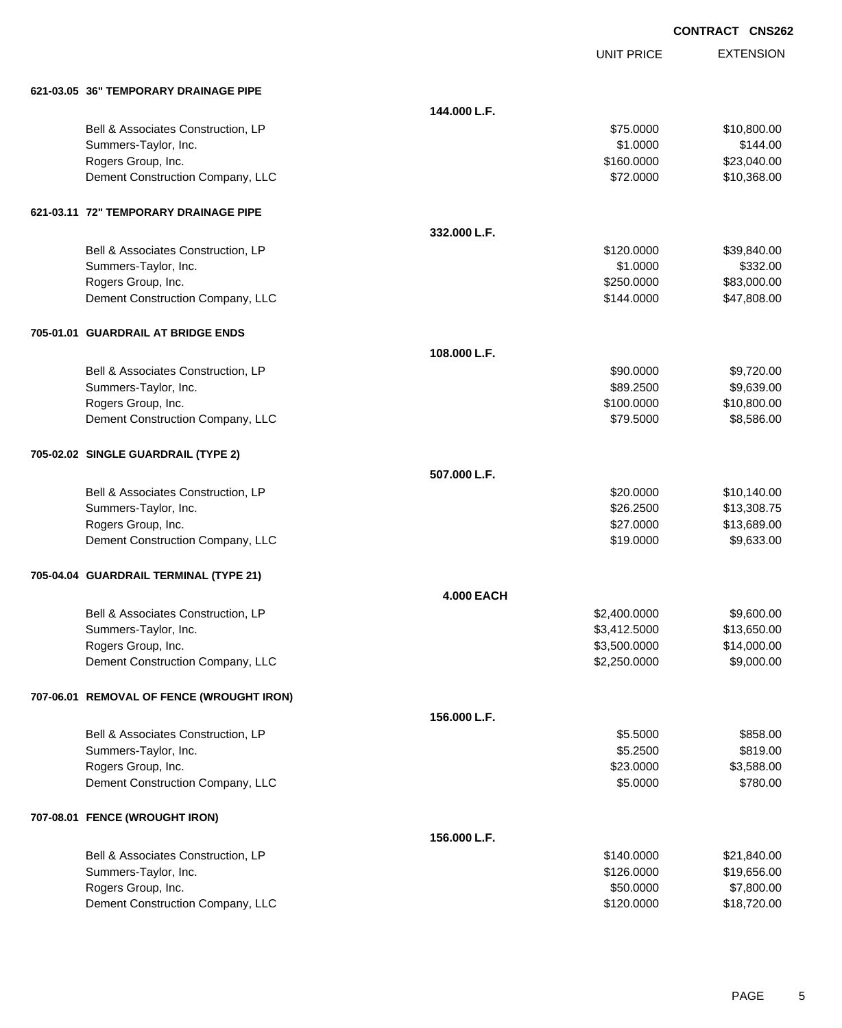**CONTRACT CNS262**

| | | UNIT PRICE | EXTENSION |
|---|---|---|---|
| **621-03.05 36" TEMPORARY DRAINAGE PIPE** | | | |
| | **144.000 L.F.** | | |
| Bell & Associates Construction, LP | | $75.0000 | $10,800.00 |
| Summers-Taylor, Inc. | | $1.0000 | $144.00 |
| Rogers Group, Inc. | | $160.0000 | $23,040.00 |
| Dement Construction Company, LLC | | $72.0000 | $10,368.00 |
| **621-03.11 72" TEMPORARY DRAINAGE PIPE** | | | |
| | **332.000 L.F.** | | |
| Bell & Associates Construction, LP | | $120.0000 | $39,840.00 |
| Summers-Taylor, Inc. | | $1.0000 | $332.00 |
| Rogers Group, Inc. | | $250.0000 | $83,000.00 |
| Dement Construction Company, LLC | | $144.0000 | $47,808.00 |
| **705-01.01 GUARDRAIL AT BRIDGE ENDS** | | | |
| | **108.000 L.F.** | | |
| Bell & Associates Construction, LP | | $90.0000 | $9,720.00 |
| Summers-Taylor, Inc. | | $89.2500 | $9,639.00 |
| Rogers Group, Inc. | | $100.0000 | $10,800.00 |
| Dement Construction Company, LLC | | $79.5000 | $8,586.00 |
| **705-02.02 SINGLE GUARDRAIL (TYPE 2)** | | | |
| | **507.000 L.F.** | | |
| Bell & Associates Construction, LP | | $20.0000 | $10,140.00 |
| Summers-Taylor, Inc. | | $26.2500 | $13,308.75 |
| Rogers Group, Inc. | | $27.0000 | $13,689.00 |
| Dement Construction Company, LLC | | $19.0000 | $9,633.00 |
| **705-04.04 GUARDRAIL TERMINAL (TYPE 21)** | | | |
| | **4.000 EACH** | | |
| Bell & Associates Construction, LP | | $2,400.0000 | $9,600.00 |
| Summers-Taylor, Inc. | | $3,412.5000 | $13,650.00 |
| Rogers Group, Inc. | | $3,500.0000 | $14,000.00 |
| Dement Construction Company, LLC | | $2,250.0000 | $9,000.00 |
| **707-06.01 REMOVAL OF FENCE (WROUGHT IRON)** | | | |
| | **156.000 L.F.** | | |
| Bell & Associates Construction, LP | | $5.5000 | $858.00 |
| Summers-Taylor, Inc. | | $5.2500 | $819.00 |
| Rogers Group, Inc. | | $23.0000 | $3,588.00 |
| Dement Construction Company, LLC | | $5.0000 | $780.00 |
| **707-08.01 FENCE (WROUGHT IRON)** | | | |
| | **156.000 L.F.** | | |
| Bell & Associates Construction, LP | | $140.0000 | $21,840.00 |
| Summers-Taylor, Inc. | | $126.0000 | $19,656.00 |
| Rogers Group, Inc. | | $50.0000 | $7,800.00 |
| Dement Construction Company, LLC | | $120.0000 | $18,720.00 |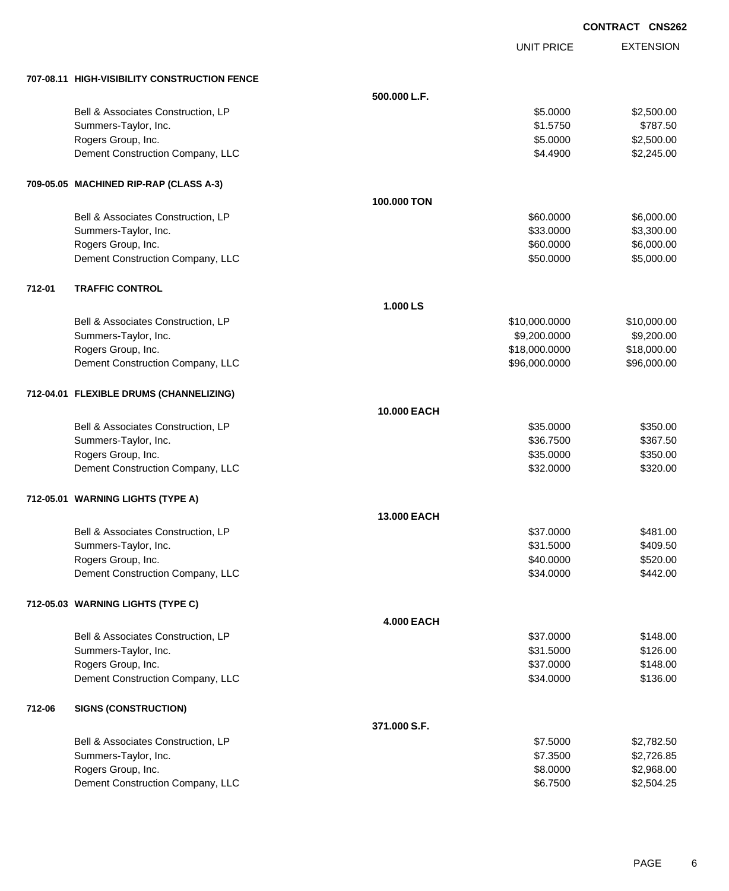**CONTRACT CNS262**

| | | | UNIT PRICE | EXTENSION |
|---|---|---|---|---|
| **707-08.11** | **HIGH-VISIBILITY CONSTRUCTION FENCE** | | | |
| | | **500.000 L.F.** | | |
| | Bell & Associates Construction, LP | | $5.0000 | $2,500.00 |
| | Summers-Taylor, Inc. | | $1.5750 | $787.50 |
| | Rogers Group, Inc. | | $5.0000 | $2,500.00 |
| | Dement Construction Company, LLC | | $4.4900 | $2,245.00 |
| **709-05.05** | **MACHINED RIP-RAP (CLASS A-3)** | | | |
| | | **100.000 TON** | | |
| | Bell & Associates Construction, LP | | $60.0000 | $6,000.00 |
| | Summers-Taylor, Inc. | | $33.0000 | $3,300.00 |
| | Rogers Group, Inc. | | $60.0000 | $6,000.00 |
| | Dement Construction Company, LLC | | $50.0000 | $5,000.00 |
| **712-01** | **TRAFFIC CONTROL** | | | |
| | | **1.000 LS** | | |
| | Bell & Associates Construction, LP | | $10,000.0000 | $10,000.00 |
| | Summers-Taylor, Inc. | | $9,200.0000 | $9,200.00 |
| | Rogers Group, Inc. | | $18,000.0000 | $18,000.00 |
| | Dement Construction Company, LLC | | $96,000.0000 | $96,000.00 |
| **712-04.01** | **FLEXIBLE DRUMS (CHANNELIZING)** | | | |
| | | **10.000 EACH** | | |
| | Bell & Associates Construction, LP | | $35.0000 | $350.00 |
| | Summers-Taylor, Inc. | | $36.7500 | $367.50 |
| | Rogers Group, Inc. | | $35.0000 | $350.00 |
| | Dement Construction Company, LLC | | $32.0000 | $320.00 |
| **712-05.01** | **WARNING LIGHTS (TYPE A)** | | | |
| | | **13.000 EACH** | | |
| | Bell & Associates Construction, LP | | $37.0000 | $481.00 |
| | Summers-Taylor, Inc. | | $31.5000 | $409.50 |
| | Rogers Group, Inc. | | $40.0000 | $520.00 |
| | Dement Construction Company, LLC | | $34.0000 | $442.00 |
| **712-05.03** | **WARNING LIGHTS (TYPE C)** | | | |
| | | **4.000 EACH** | | |
| | Bell & Associates Construction, LP | | $37.0000 | $148.00 |
| | Summers-Taylor, Inc. | | $31.5000 | $126.00 |
| | Rogers Group, Inc. | | $37.0000 | $148.00 |
| | Dement Construction Company, LLC | | $34.0000 | $136.00 |
| **712-06** | **SIGNS (CONSTRUCTION)** | | | |
| | | **371.000 S.F.** | | |
| | Bell & Associates Construction, LP | | $7.5000 | $2,782.50 |
| | Summers-Taylor, Inc. | | $7.3500 | $2,726.85 |
| | Rogers Group, Inc. | | $8.0000 | $2,968.00 |
| | Dement Construction Company, LLC | | $6.7500 | $2,504.25 |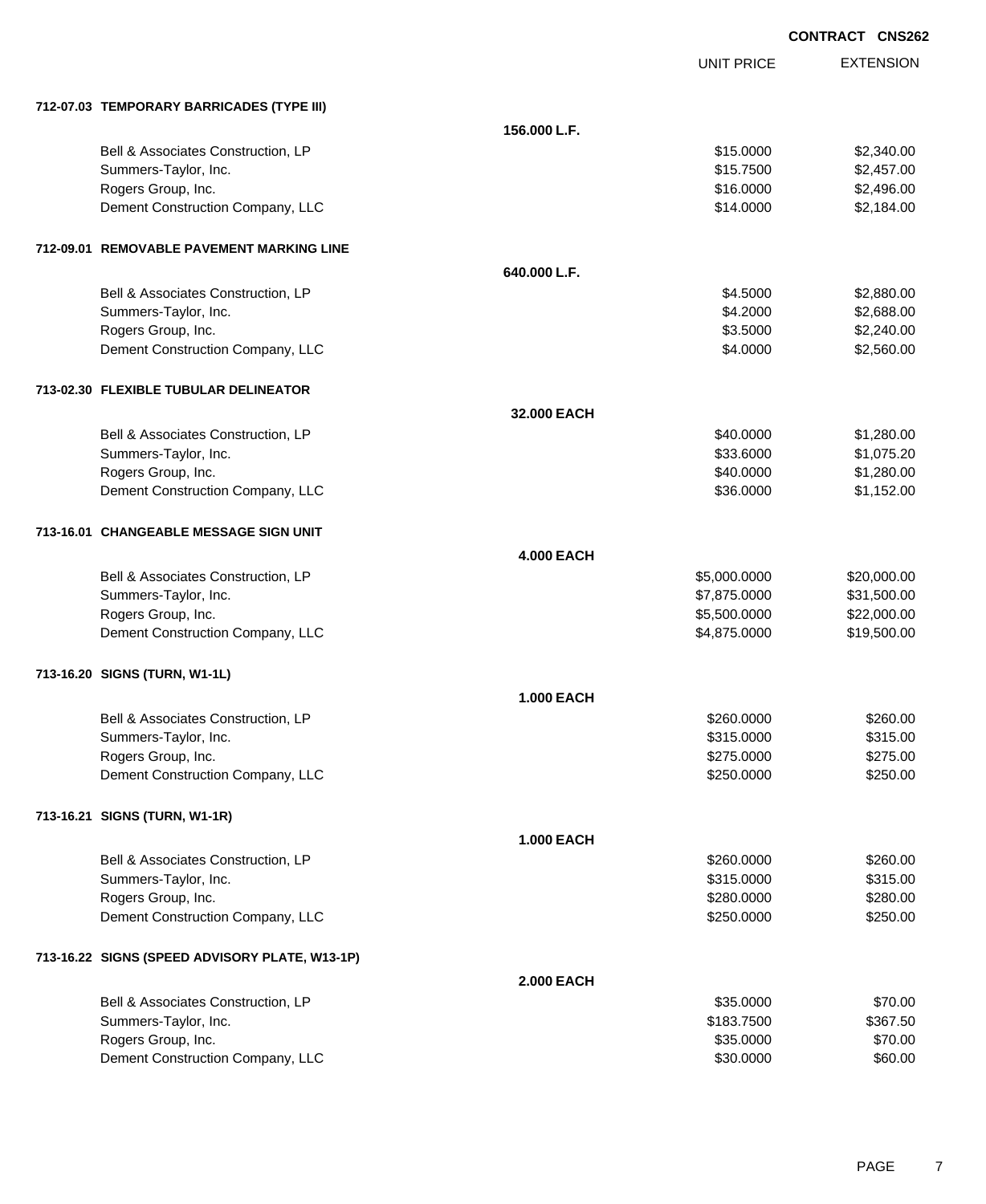**CONTRACT CNS262**

| | | UNIT PRICE | EXTENSION |
|---|---|---|---|
| **712-07.03 TEMPORARY BARRICADES (TYPE III)** | | | |
| | **156.000 L.F.** | | |
| Bell & Associates Construction, LP | | $15.0000 | $2,340.00 |
| Summers-Taylor, Inc. | | $15.7500 | $2,457.00 |
| Rogers Group, Inc. | | $16.0000 | $2,496.00 |
| Dement Construction Company, LLC | | $14.0000 | $2,184.00 |
| **712-09.01 REMOVABLE PAVEMENT MARKING LINE** | | | |
| | **640.000 L.F.** | | |
| Bell & Associates Construction, LP | | $4.5000 | $2,880.00 |
| Summers-Taylor, Inc. | | $4.2000 | $2,688.00 |
| Rogers Group, Inc. | | $3.5000 | $2,240.00 |
| Dement Construction Company, LLC | | $4.0000 | $2,560.00 |
| **713-02.30 FLEXIBLE TUBULAR DELINEATOR** | | | |
| | **32.000 EACH** | | |
| Bell & Associates Construction, LP | | $40.0000 | $1,280.00 |
| Summers-Taylor, Inc. | | $33.6000 | $1,075.20 |
| Rogers Group, Inc. | | $40.0000 | $1,280.00 |
| Dement Construction Company, LLC | | $36.0000 | $1,152.00 |
| **713-16.01 CHANGEABLE MESSAGE SIGN UNIT** | | | |
| | **4.000 EACH** | | |
| Bell & Associates Construction, LP | | $5,000.0000 | $20,000.00 |
| Summers-Taylor, Inc. | | $7,875.0000 | $31,500.00 |
| Rogers Group, Inc. | | $5,500.0000 | $22,000.00 |
| Dement Construction Company, LLC | | $4,875.0000 | $19,500.00 |
| **713-16.20 SIGNS (TURN, W1-1L)** | | | |
| | **1.000 EACH** | | |
| Bell & Associates Construction, LP | | $260.0000 | $260.00 |
| Summers-Taylor, Inc. | | $315.0000 | $315.00 |
| Rogers Group, Inc. | | $275.0000 | $275.00 |
| Dement Construction Company, LLC | | $250.0000 | $250.00 |
| **713-16.21 SIGNS (TURN, W1-1R)** | | | |
| | **1.000 EACH** | | |
| Bell & Associates Construction, LP | | $260.0000 | $260.00 |
| Summers-Taylor, Inc. | | $315.0000 | $315.00 |
| Rogers Group, Inc. | | $280.0000 | $280.00 |
| Dement Construction Company, LLC | | $250.0000 | $250.00 |
| **713-16.22 SIGNS (SPEED ADVISORY PLATE, W13-1P)** | | | |
| | **2.000 EACH** | | |
| Bell & Associates Construction, LP | | $35.0000 | $70.00 |
| Summers-Taylor, Inc. | | $183.7500 | $367.50 |
| Rogers Group, Inc. | | $35.0000 | $70.00 |
| Dement Construction Company, LLC | | $30.0000 | $60.00 |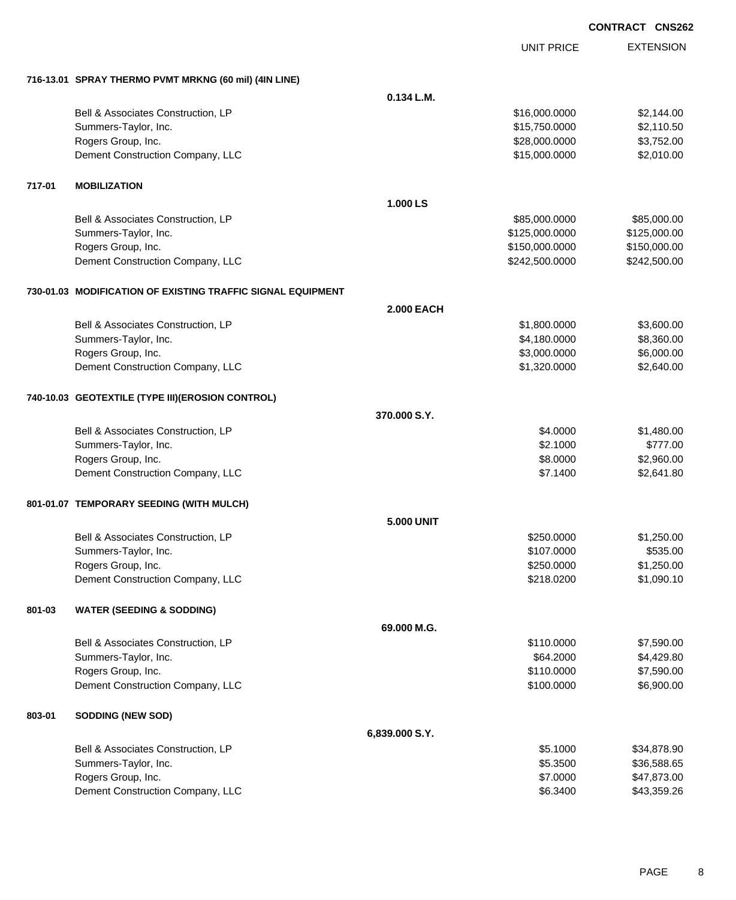**CONTRACT CNS262**

| | | UNIT PRICE | EXTENSION |
|---|---|---|---|
| **716-13.01 SPRAY THERMO PVMT MRKNG (60 mil) (4IN LINE)** | | | |
| | **0.134 L.M.** | | |
| Bell & Associates Construction, LP | | $16,000.0000 | $2,144.00 |
| Summers-Taylor, Inc. | | $15,750.0000 | $2,110.50 |
| Rogers Group, Inc. | | $28,000.0000 | $3,752.00 |
| Dement Construction Company, LLC | | $15,000.0000 | $2,010.00 |
| **717-01 MOBILIZATION** | | | |
| | **1.000 LS** | | |
| Bell & Associates Construction, LP | | $85,000.0000 | $85,000.00 |
| Summers-Taylor, Inc. | | $125,000.0000 | $125,000.00 |
| Rogers Group, Inc. | | $150,000.0000 | $150,000.00 |
| Dement Construction Company, LLC | | $242,500.0000 | $242,500.00 |
| **730-01.03 MODIFICATION OF EXISTING TRAFFIC SIGNAL EQUIPMENT** | | | |
| | **2.000 EACH** | | |
| Bell & Associates Construction, LP | | $1,800.0000 | $3,600.00 |
| Summers-Taylor, Inc. | | $4,180.0000 | $8,360.00 |
| Rogers Group, Inc. | | $3,000.0000 | $6,000.00 |
| Dement Construction Company, LLC | | $1,320.0000 | $2,640.00 |
| **740-10.03 GEOTEXTILE (TYPE III)(EROSION CONTROL)** | | | |
| | **370.000 S.Y.** | | |
| Bell & Associates Construction, LP | | $4.0000 | $1,480.00 |
| Summers-Taylor, Inc. | | $2.1000 | $777.00 |
| Rogers Group, Inc. | | $8.0000 | $2,960.00 |
| Dement Construction Company, LLC | | $7.1400 | $2,641.80 |
| **801-01.07 TEMPORARY SEEDING (WITH MULCH)** | | | |
| | **5.000 UNIT** | | |
| Bell & Associates Construction, LP | | $250.0000 | $1,250.00 |
| Summers-Taylor, Inc. | | $107.0000 | $535.00 |
| Rogers Group, Inc. | | $250.0000 | $1,250.00 |
| Dement Construction Company, LLC | | $218.0200 | $1,090.10 |
| **801-03 WATER (SEEDING & SODDING)** | | | |
| | **69.000 M.G.** | | |
| Bell & Associates Construction, LP | | $110.0000 | $7,590.00 |
| Summers-Taylor, Inc. | | $64.2000 | $4,429.80 |
| Rogers Group, Inc. | | $110.0000 | $7,590.00 |
| Dement Construction Company, LLC | | $100.0000 | $6,900.00 |
| **803-01 SODDING (NEW SOD)** | | | |
| | **6,839.000 S.Y.** | | |
| Bell & Associates Construction, LP | | $5.1000 | $34,878.90 |
| Summers-Taylor, Inc. | | $5.3500 | $36,588.65 |
| Rogers Group, Inc. | | $7.0000 | $47,873.00 |
| Dement Construction Company, LLC | | $6.3400 | $43,359.26 |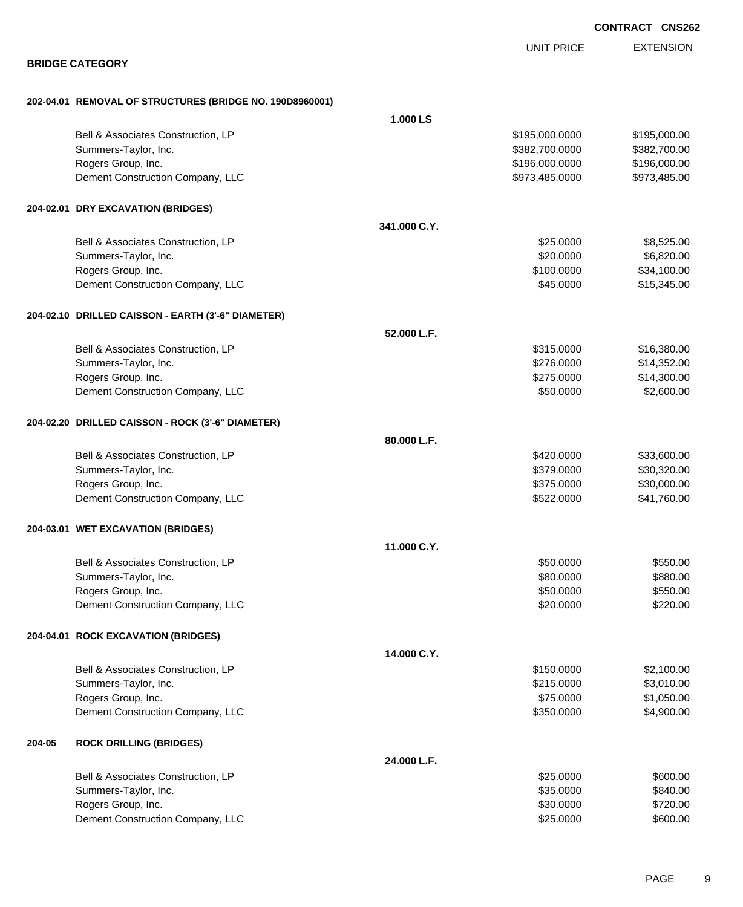CONTRACT CNS262

**BRIDGE CATEGORY**

| | | UNIT PRICE | EXTENSION |
|---|---|---|---|
| **202-04.01 REMOVAL OF STRUCTURES (BRIDGE NO. 190D8960001)** | | | |
| | **1.000 LS** | | |
| Bell & Associates Construction, LP | | $195,000.0000 | $195,000.00 |
| Summers-Taylor, Inc. | | $382,700.0000 | $382,700.00 |
| Rogers Group, Inc. | | $196,000.0000 | $196,000.00 |
| Dement Construction Company, LLC | | $973,485.0000 | $973,485.00 |
| **204-02.01 DRY EXCAVATION (BRIDGES)** | | | |
| | **341.000 C.Y.** | | |
| Bell & Associates Construction, LP | | $25.0000 | $8,525.00 |
| Summers-Taylor, Inc. | | $20.0000 | $6,820.00 |
| Rogers Group, Inc. | | $100.0000 | $34,100.00 |
| Dement Construction Company, LLC | | $45.0000 | $15,345.00 |
| **204-02.10 DRILLED CAISSON - EARTH (3'-6" DIAMETER)** | | | |
| | **52.000 L.F.** | | |
| Bell & Associates Construction, LP | | $315.0000 | $16,380.00 |
| Summers-Taylor, Inc. | | $276.0000 | $14,352.00 |
| Rogers Group, Inc. | | $275.0000 | $14,300.00 |
| Dement Construction Company, LLC | | $50.0000 | $2,600.00 |
| **204-02.20 DRILLED CAISSON - ROCK (3'-6" DIAMETER)** | | | |
| | **80.000 L.F.** | | |
| Bell & Associates Construction, LP | | $420.0000 | $33,600.00 |
| Summers-Taylor, Inc. | | $379.0000 | $30,320.00 |
| Rogers Group, Inc. | | $375.0000 | $30,000.00 |
| Dement Construction Company, LLC | | $522.0000 | $41,760.00 |
| **204-03.01 WET EXCAVATION (BRIDGES)** | | | |
| | **11.000 C.Y.** | | |
| Bell & Associates Construction, LP | | $50.0000 | $550.00 |
| Summers-Taylor, Inc. | | $80.0000 | $880.00 |
| Rogers Group, Inc. | | $50.0000 | $550.00 |
| Dement Construction Company, LLC | | $20.0000 | $220.00 |
| **204-04.01 ROCK EXCAVATION (BRIDGES)** | | | |
| | **14.000 C.Y.** | | |
| Bell & Associates Construction, LP | | $150.0000 | $2,100.00 |
| Summers-Taylor, Inc. | | $215.0000 | $3,010.00 |
| Rogers Group, Inc. | | $75.0000 | $1,050.00 |
| Dement Construction Company, LLC | | $350.0000 | $4,900.00 |
| **204-05 ROCK DRILLING (BRIDGES)** | | | |
| | **24.000 L.F.** | | |
| Bell & Associates Construction, LP | | $25.0000 | $600.00 |
| Summers-Taylor, Inc. | | $35.0000 | $840.00 |
| Rogers Group, Inc. | | $30.0000 | $720.00 |
| Dement Construction Company, LLC | | $25.0000 | $600.00 |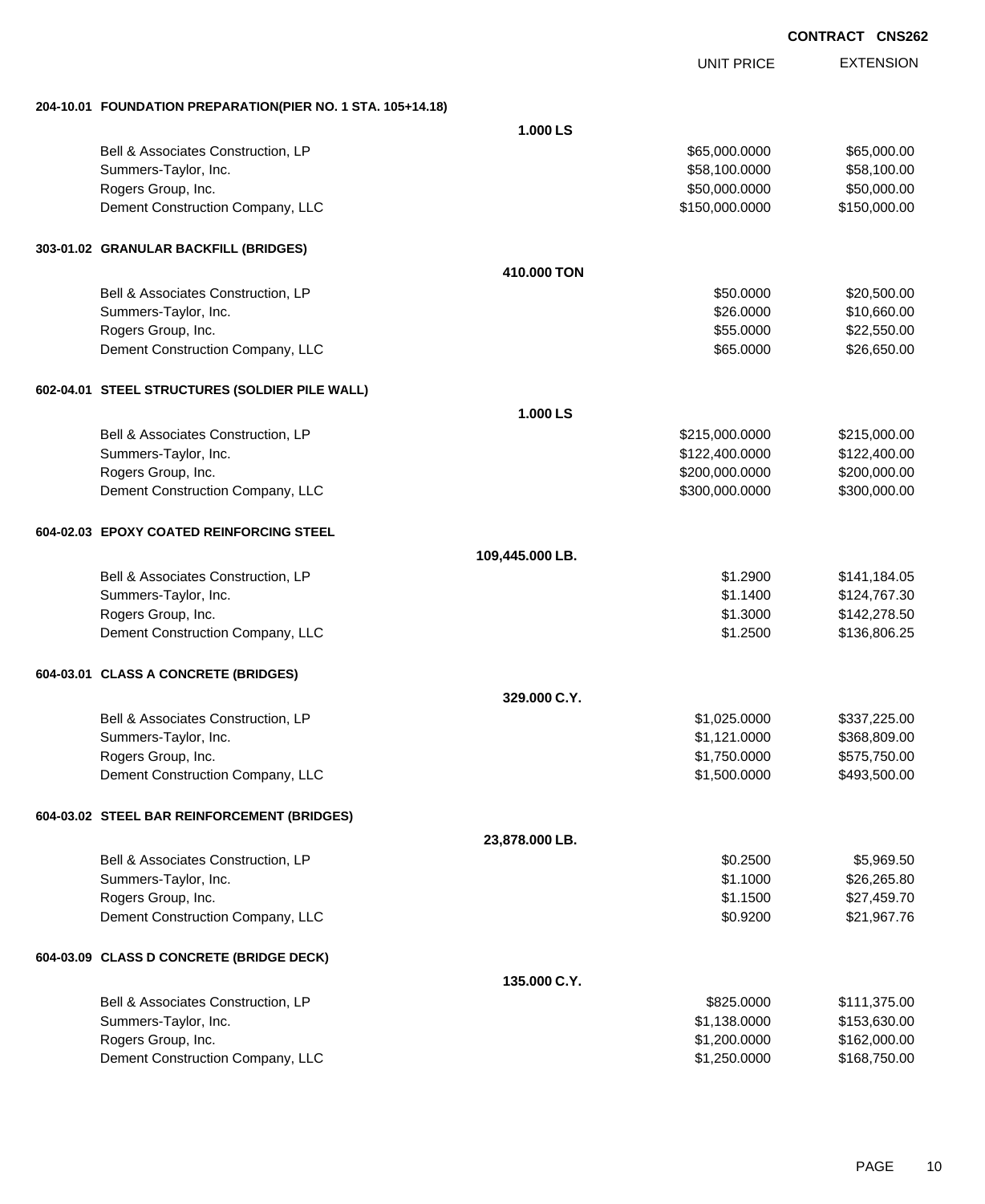**CONTRACT CNS262**

| | | UNIT PRICE | EXTENSION |
|---|---|---|---|
| **204-10.01 FOUNDATION PREPARATION(PIER NO. 1 STA. 105+14.18)** | | | |
| | **1.000 LS** | | |
| Bell & Associates Construction, LP | | $65,000.0000 | $65,000.00 |
| Summers-Taylor, Inc. | | $58,100.0000 | $58,100.00 |
| Rogers Group, Inc. | | $50,000.0000 | $50,000.00 |
| Dement Construction Company, LLC | | $150,000.0000 | $150,000.00 |
| **303-01.02 GRANULAR BACKFILL (BRIDGES)** | | | |
| | **410.000 TON** | | |
| Bell & Associates Construction, LP | | $50.0000 | $20,500.00 |
| Summers-Taylor, Inc. | | $26.0000 | $10,660.00 |
| Rogers Group, Inc. | | $55.0000 | $22,550.00 |
| Dement Construction Company, LLC | | $65.0000 | $26,650.00 |
| **602-04.01 STEEL STRUCTURES (SOLDIER PILE WALL)** | | | |
| | **1.000 LS** | | |
| Bell & Associates Construction, LP | | $215,000.0000 | $215,000.00 |
| Summers-Taylor, Inc. | | $122,400.0000 | $122,400.00 |
| Rogers Group, Inc. | | $200,000.0000 | $200,000.00 |
| Dement Construction Company, LLC | | $300,000.0000 | $300,000.00 |
| **604-02.03 EPOXY COATED REINFORCING STEEL** | | | |
| | **109,445.000 LB.** | | |
| Bell & Associates Construction, LP | | $1.2900 | $141,184.05 |
| Summers-Taylor, Inc. | | $1.1400 | $124,767.30 |
| Rogers Group, Inc. | | $1.3000 | $142,278.50 |
| Dement Construction Company, LLC | | $1.2500 | $136,806.25 |
| **604-03.01 CLASS A CONCRETE (BRIDGES)** | | | |
| | **329.000 C.Y.** | | |
| Bell & Associates Construction, LP | | $1,025.0000 | $337,225.00 |
| Summers-Taylor, Inc. | | $1,121.0000 | $368,809.00 |
| Rogers Group, Inc. | | $1,750.0000 | $575,750.00 |
| Dement Construction Company, LLC | | $1,500.0000 | $493,500.00 |
| **604-03.02 STEEL BAR REINFORCEMENT (BRIDGES)** | | | |
| | **23,878.000 LB.** | | |
| Bell & Associates Construction, LP | | $0.2500 | $5,969.50 |
| Summers-Taylor, Inc. | | $1.1000 | $26,265.80 |
| Rogers Group, Inc. | | $1.1500 | $27,459.70 |
| Dement Construction Company, LLC | | $0.9200 | $21,967.76 |
| **604-03.09 CLASS D CONCRETE (BRIDGE DECK)** | | | |
| | **135.000 C.Y.** | | |
| Bell & Associates Construction, LP | | $825.0000 | $111,375.00 |
| Summers-Taylor, Inc. | | $1,138.0000 | $153,630.00 |
| Rogers Group, Inc. | | $1,200.0000 | $162,000.00 |
| Dement Construction Company, LLC | | $1,250.0000 | $168,750.00 |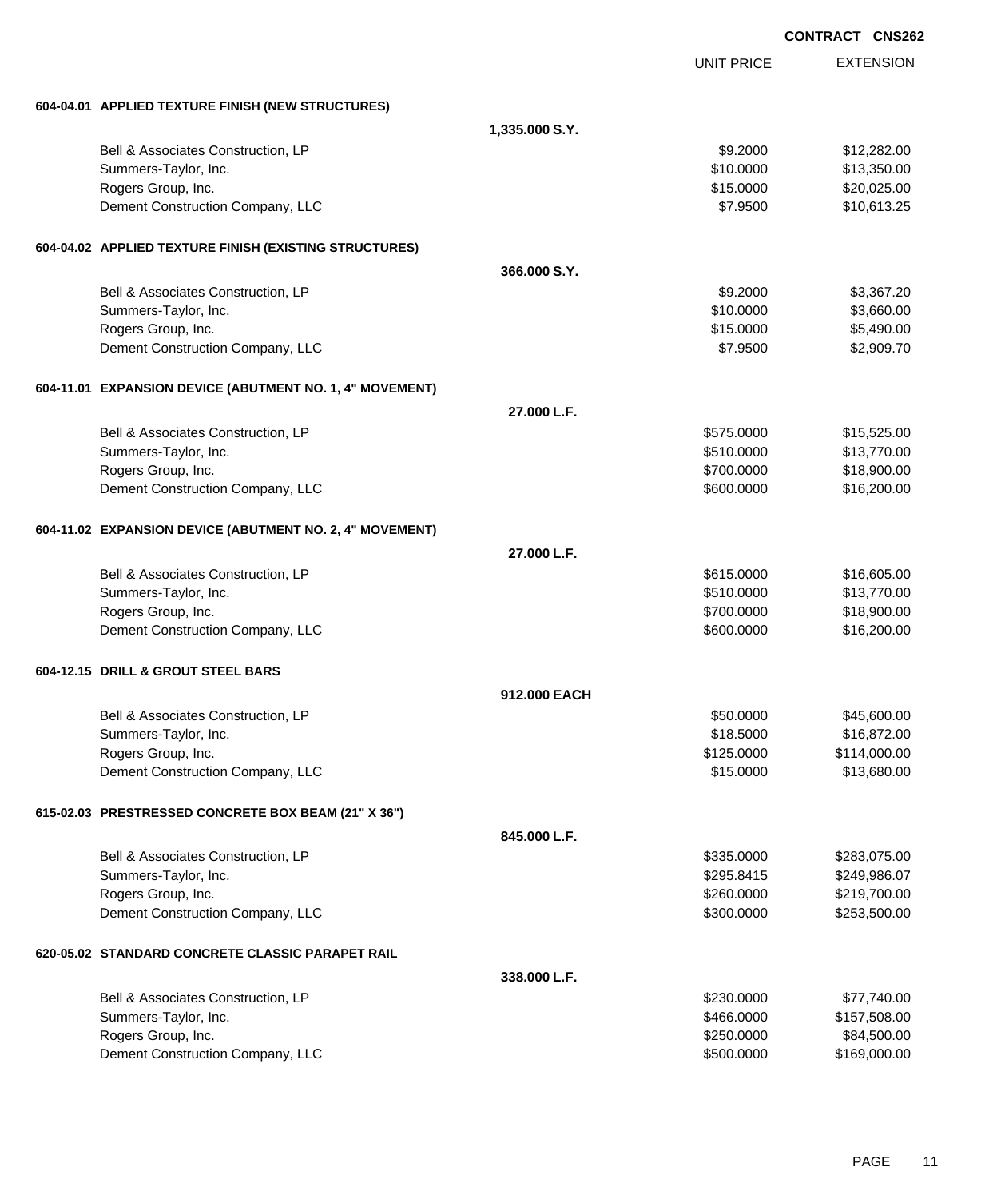**CONTRACT CNS262**

| | | UNIT PRICE | EXTENSION |
|---|---|---|---|
| **604-04.01 APPLIED TEXTURE FINISH (NEW STRUCTURES)** | | | |
| | **1,335.000 S.Y.** | | |
| Bell & Associates Construction, LP | | $9.2000 | $12,282.00 |
| Summers-Taylor, Inc. | | $10.0000 | $13,350.00 |
| Rogers Group, Inc. | | $15.0000 | $20,025.00 |
| Dement Construction Company, LLC | | $7.9500 | $10,613.25 |
| **604-04.02 APPLIED TEXTURE FINISH (EXISTING STRUCTURES)** | | | |
| | **366.000 S.Y.** | | |
| Bell & Associates Construction, LP | | $9.2000 | $3,367.20 |
| Summers-Taylor, Inc. | | $10.0000 | $3,660.00 |
| Rogers Group, Inc. | | $15.0000 | $5,490.00 |
| Dement Construction Company, LLC | | $7.9500 | $2,909.70 |
| **604-11.01 EXPANSION DEVICE (ABUTMENT NO. 1, 4" MOVEMENT)** | | | |
| | **27.000 L.F.** | | |
| Bell & Associates Construction, LP | | $575.0000 | $15,525.00 |
| Summers-Taylor, Inc. | | $510.0000 | $13,770.00 |
| Rogers Group, Inc. | | $700.0000 | $18,900.00 |
| Dement Construction Company, LLC | | $600.0000 | $16,200.00 |
| **604-11.02 EXPANSION DEVICE (ABUTMENT NO. 2, 4" MOVEMENT)** | | | |
| | **27.000 L.F.** | | |
| Bell & Associates Construction, LP | | $615.0000 | $16,605.00 |
| Summers-Taylor, Inc. | | $510.0000 | $13,770.00 |
| Rogers Group, Inc. | | $700.0000 | $18,900.00 |
| Dement Construction Company, LLC | | $600.0000 | $16,200.00 |
| **604-12.15 DRILL & GROUT STEEL BARS** | | | |
| | **912.000 EACH** | | |
| Bell & Associates Construction, LP | | $50.0000 | $45,600.00 |
| Summers-Taylor, Inc. | | $18.5000 | $16,872.00 |
| Rogers Group, Inc. | | $125.0000 | $114,000.00 |
| Dement Construction Company, LLC | | $15.0000 | $13,680.00 |
| **615-02.03 PRESTRESSED CONCRETE BOX BEAM (21" X 36")** | | | |
| | **845.000 L.F.** | | |
| Bell & Associates Construction, LP | | $335.0000 | $283,075.00 |
| Summers-Taylor, Inc. | | $295.8415 | $249,986.07 |
| Rogers Group, Inc. | | $260.0000 | $219,700.00 |
| Dement Construction Company, LLC | | $300.0000 | $253,500.00 |
| **620-05.02 STANDARD CONCRETE CLASSIC PARAPET RAIL** | | | |
| | **338.000 L.F.** | | |
| Bell & Associates Construction, LP | | $230.0000 | $77,740.00 |
| Summers-Taylor, Inc. | | $466.0000 | $157,508.00 |
| Rogers Group, Inc. | | $250.0000 | $84,500.00 |
| Dement Construction Company, LLC | | $500.0000 | $169,000.00 |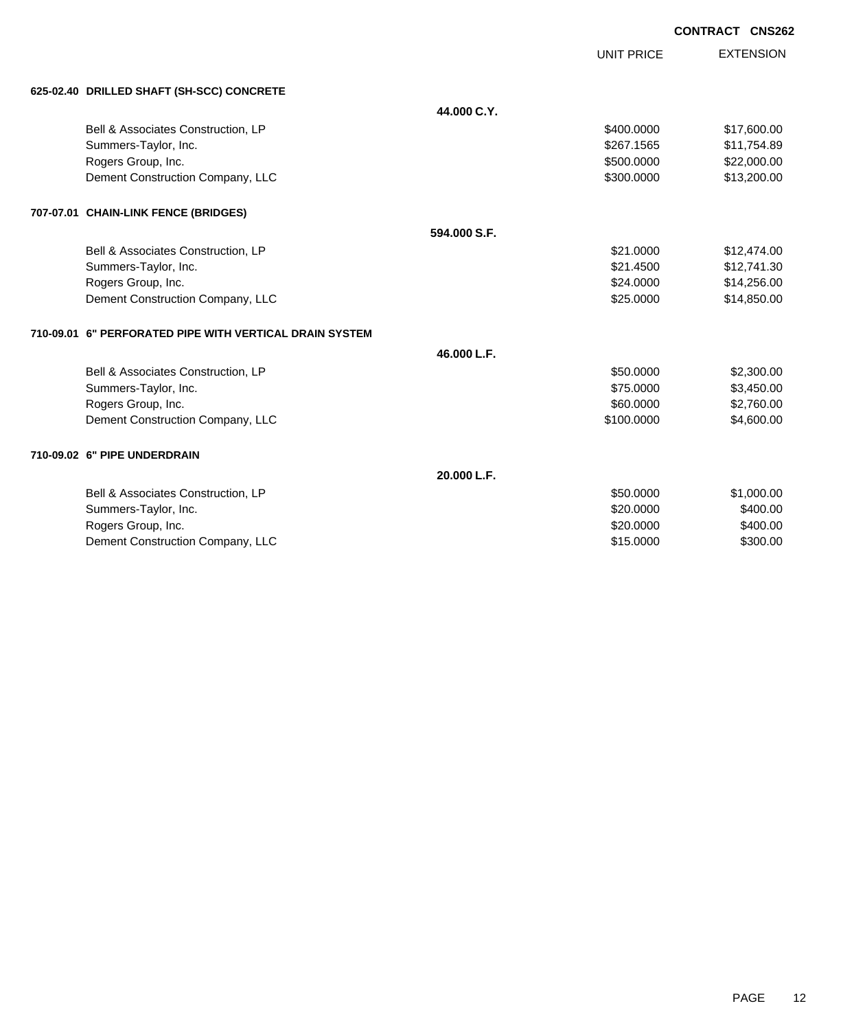**CONTRACT CNS262**

| | | UNIT PRICE | EXTENSION |
|---|---|---|---|
| **625-02.40 DRILLED SHAFT (SH-SCC) CONCRETE** | | | |
| | **44.000 C.Y.** | | |
| Bell & Associates Construction, LP | | \$400.0000 | \$17,600.00 |
| Summers-Taylor, Inc. | | \$267.1565 | \$11,754.89 |
| Rogers Group, Inc. | | \$500.0000 | \$22,000.00 |
| Dement Construction Company, LLC | | \$300.0000 | \$13,200.00 |
| **707-07.01 CHAIN-LINK FENCE (BRIDGES)** | | | |
| | **594.000 S.F.** | | |
| Bell & Associates Construction, LP | | \$21.0000 | \$12,474.00 |
| Summers-Taylor, Inc. | | \$21.4500 | \$12,741.30 |
| Rogers Group, Inc. | | \$24.0000 | \$14,256.00 |
| Dement Construction Company, LLC | | \$25.0000 | \$14,850.00 |
| **710-09.01 6" PERFORATED PIPE WITH VERTICAL DRAIN SYSTEM** | | | |
| | **46.000 L.F.** | | |
| Bell & Associates Construction, LP | | \$50.0000 | \$2,300.00 |
| Summers-Taylor, Inc. | | \$75.0000 | \$3,450.00 |
| Rogers Group, Inc. | | \$60.0000 | \$2,760.00 |
| Dement Construction Company, LLC | | \$100.0000 | \$4,600.00 |
| **710-09.02 6" PIPE UNDERDRAIN** | | | |
| | **20.000 L.F.** | | |
| Bell & Associates Construction, LP | | \$50.0000 | \$1,000.00 |
| Summers-Taylor, Inc. | | \$20.0000 | \$400.00 |
| Rogers Group, Inc. | | \$20.0000 | \$400.00 |
| Dement Construction Company, LLC | | \$15.0000 | \$300.00 |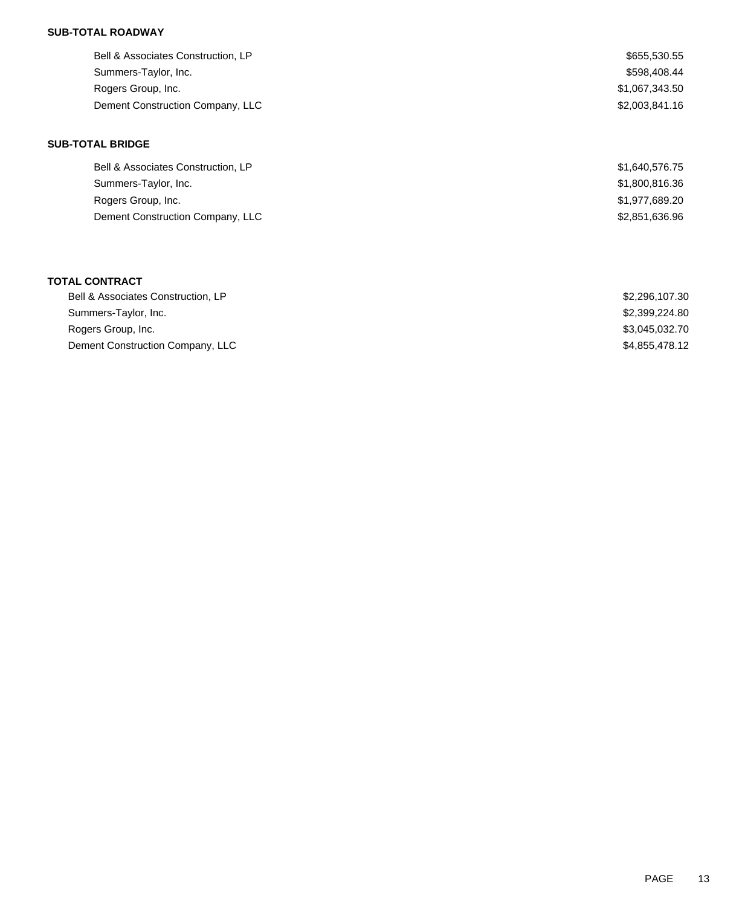**SUB-TOTAL ROADWAY**

| | |
|---|---|
| Bell & Associates Construction, LP | $655,530.55 |
| Summers-Taylor, Inc. | $598,408.44 |
| Rogers Group, Inc. | $1,067,343.50 |
| Dement Construction Company, LLC | $2,003,841.16 |

**SUB-TOTAL BRIDGE**

| | |
|---|---|
| Bell & Associates Construction, LP | $1,640,576.75 |
| Summers-Taylor, Inc. | $1,800,816.36 |
| Rogers Group, Inc. | $1,977,689.20 |
| Dement Construction Company, LLC | $2,851,636.96 |

**TOTAL CONTRACT**

| | |
|---|---|
| Bell & Associates Construction, LP | $2,296,107.30 |
| Summers-Taylor, Inc. | $2,399,224.80 |
| Rogers Group, Inc. | $3,045,032.70 |
| Dement Construction Company, LLC | $4,855,478.12 |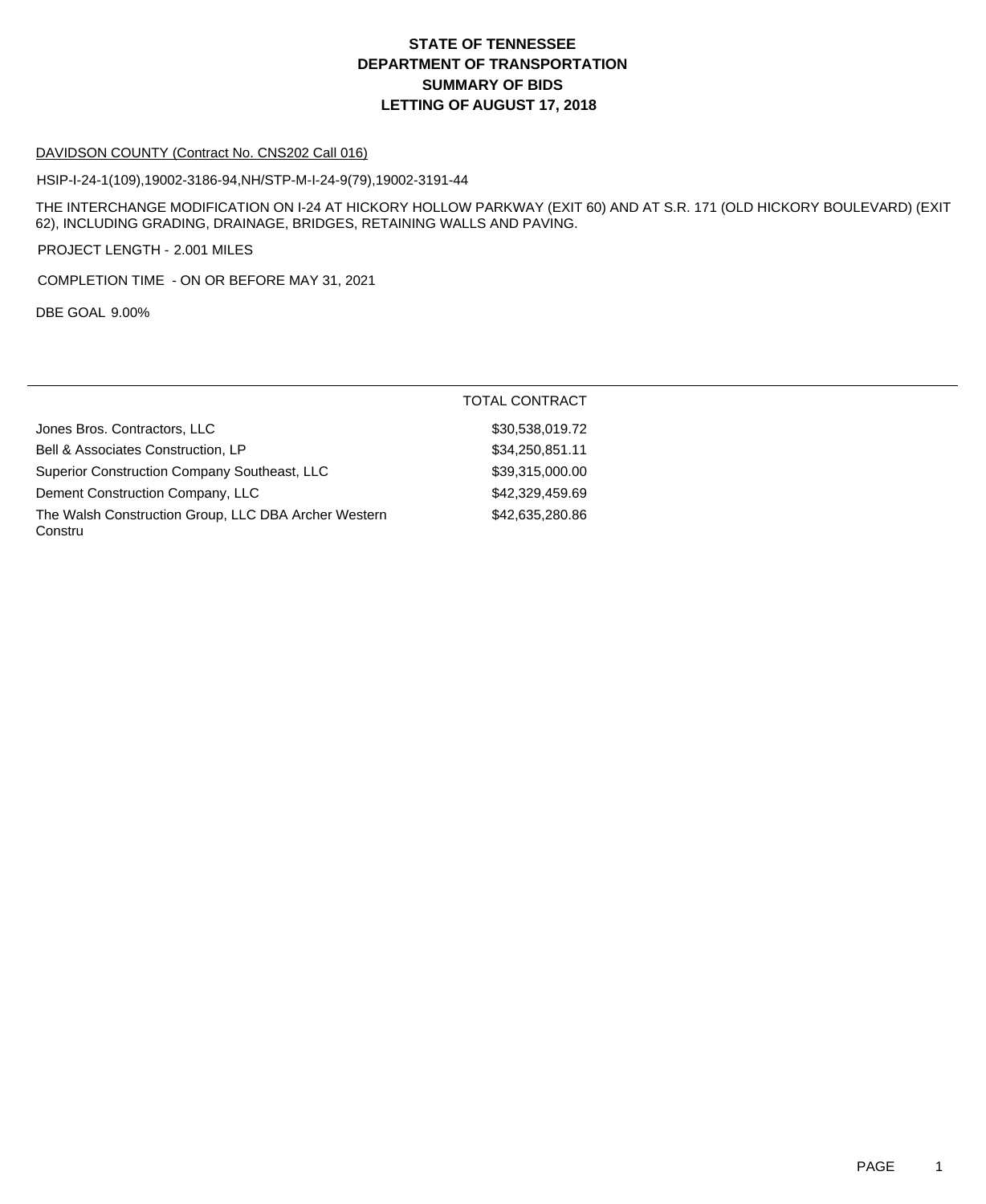# STATE OF TENNESSEE
# DEPARTMENT OF TRANSPORTATION
# SUMMARY OF BIDS
# LETTING OF AUGUST 17, 2018

DAVIDSON COUNTY (Contract No. CNS202 Call 016)

HSIP-I-24-1(109),19002-3186-94,NH/STP-M-I-24-9(79),19002-3191-44

THE INTERCHANGE MODIFICATION ON I-24 AT HICKORY HOLLOW PARKWAY (EXIT 60) AND AT S.R. 171 (OLD HICKORY BOULEVARD) (EXIT 62), INCLUDING GRADING, DRAINAGE, BRIDGES, RETAINING WALLS AND PAVING.

PROJECT LENGTH - 2.001 MILES

COMPLETION TIME - ON OR BEFORE MAY 31, 2021

DBE GOAL 9.00%

| | TOTAL CONTRACT |
|---|---|
| Jones Bros. Contractors, LLC | $30,538,019.72 |
| Bell & Associates Construction, LP | $34,250,851.11 |
| Superior Construction Company Southeast, LLC | $39,315,000.00 |
| Dement Construction Company, LLC | $42,329,459.69 |
| The Walsh Construction Group, LLC DBA Archer Western Constru | $42,635,280.86 |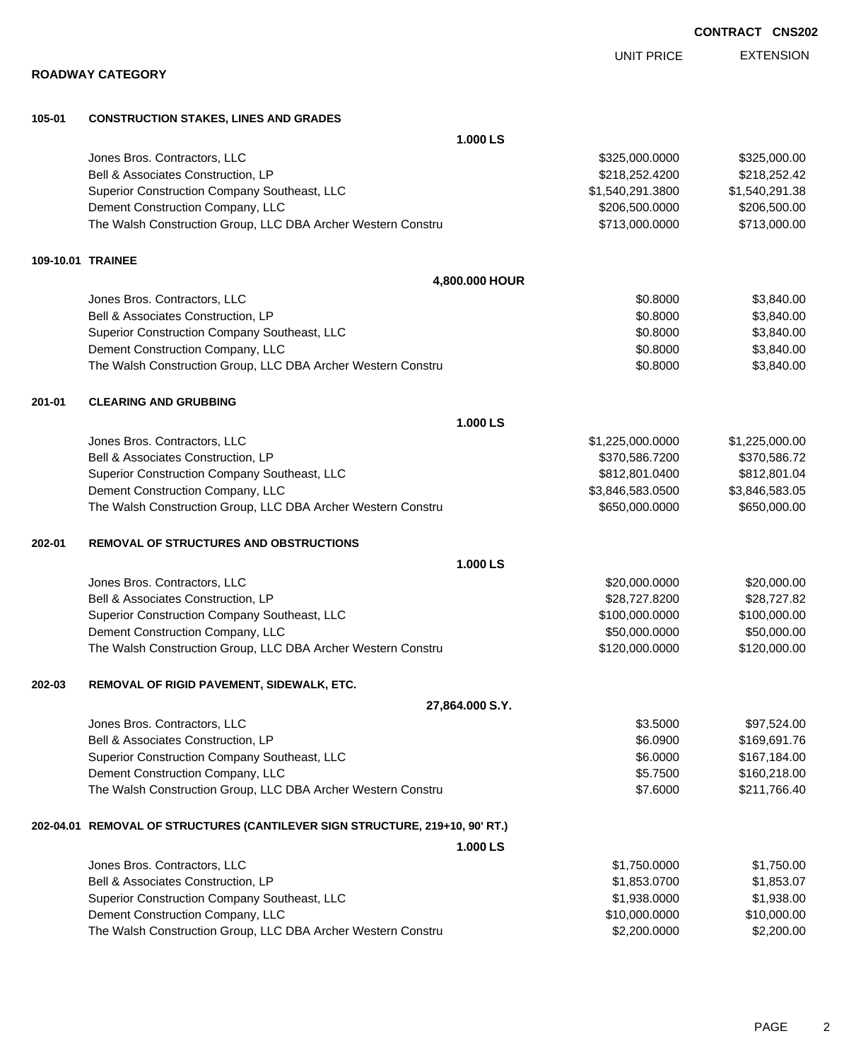**CONTRACT CNS202**

## ROADWAY CATEGORY

| | | UNIT PRICE | EXTENSION |
|---|---|---|---|
| **105-01** | **CONSTRUCTION STAKES, LINES AND GRADES** | | |
| | **1.000 LS** | | |
| | Jones Bros. Contractors, LLC | $325,000.0000 | $325,000.00 |
| | Bell & Associates Construction, LP | $218,252.4200 | $218,252.42 |
| | Superior Construction Company Southeast, LLC | $1,540,291.3800 | $1,540,291.38 |
| | Dement Construction Company, LLC | $206,500.0000 | $206,500.00 |
| | The Walsh Construction Group, LLC DBA Archer Western Constru | $713,000.0000 | $713,000.00 |
| **109-10.01** | **TRAINEE** | | |
| | **4,800.000 HOUR** | | |
| | Jones Bros. Contractors, LLC | $0.8000 | $3,840.00 |
| | Bell & Associates Construction, LP | $0.8000 | $3,840.00 |
| | Superior Construction Company Southeast, LLC | $0.8000 | $3,840.00 |
| | Dement Construction Company, LLC | $0.8000 | $3,840.00 |
| | The Walsh Construction Group, LLC DBA Archer Western Constru | $0.8000 | $3,840.00 |
| **201-01** | **CLEARING AND GRUBBING** | | |
| | **1.000 LS** | | |
| | Jones Bros. Contractors, LLC | $1,225,000.0000 | $1,225,000.00 |
| | Bell & Associates Construction, LP | $370,586.7200 | $370,586.72 |
| | Superior Construction Company Southeast, LLC | $812,801.0400 | $812,801.04 |
| | Dement Construction Company, LLC | $3,846,583.0500 | $3,846,583.05 |
| | The Walsh Construction Group, LLC DBA Archer Western Constru | $650,000.0000 | $650,000.00 |
| **202-01** | **REMOVAL OF STRUCTURES AND OBSTRUCTIONS** | | |
| | **1.000 LS** | | |
| | Jones Bros. Contractors, LLC | $20,000.0000 | $20,000.00 |
| | Bell & Associates Construction, LP | $28,727.8200 | $28,727.82 |
| | Superior Construction Company Southeast, LLC | $100,000.0000 | $100,000.00 |
| | Dement Construction Company, LLC | $50,000.0000 | $50,000.00 |
| | The Walsh Construction Group, LLC DBA Archer Western Constru | $120,000.0000 | $120,000.00 |
| **202-03** | **REMOVAL OF RIGID PAVEMENT, SIDEWALK, ETC.** | | |
| | **27,864.000 S.Y.** | | |
| | Jones Bros. Contractors, LLC | $3.5000 | $97,524.00 |
| | Bell & Associates Construction, LP | $6.0900 | $169,691.76 |
| | Superior Construction Company Southeast, LLC | $6.0000 | $167,184.00 |
| | Dement Construction Company, LLC | $5.7500 | $160,218.00 |
| | The Walsh Construction Group, LLC DBA Archer Western Constru | $7.6000 | $211,766.40 |
| **202-04.01** | **REMOVAL OF STRUCTURES (CANTILEVER SIGN STRUCTURE, 219+10, 90' RT.)** | | |
| | **1.000 LS** | | |
| | Jones Bros. Contractors, LLC | $1,750.0000 | $1,750.00 |
| | Bell & Associates Construction, LP | $1,853.0700 | $1,853.07 |
| | Superior Construction Company Southeast, LLC | $1,938.0000 | $1,938.00 |
| | Dement Construction Company, LLC | $10,000.0000 | $10,000.00 |
| | The Walsh Construction Group, LLC DBA Archer Western Constru | $2,200.0000 | $2,200.00 |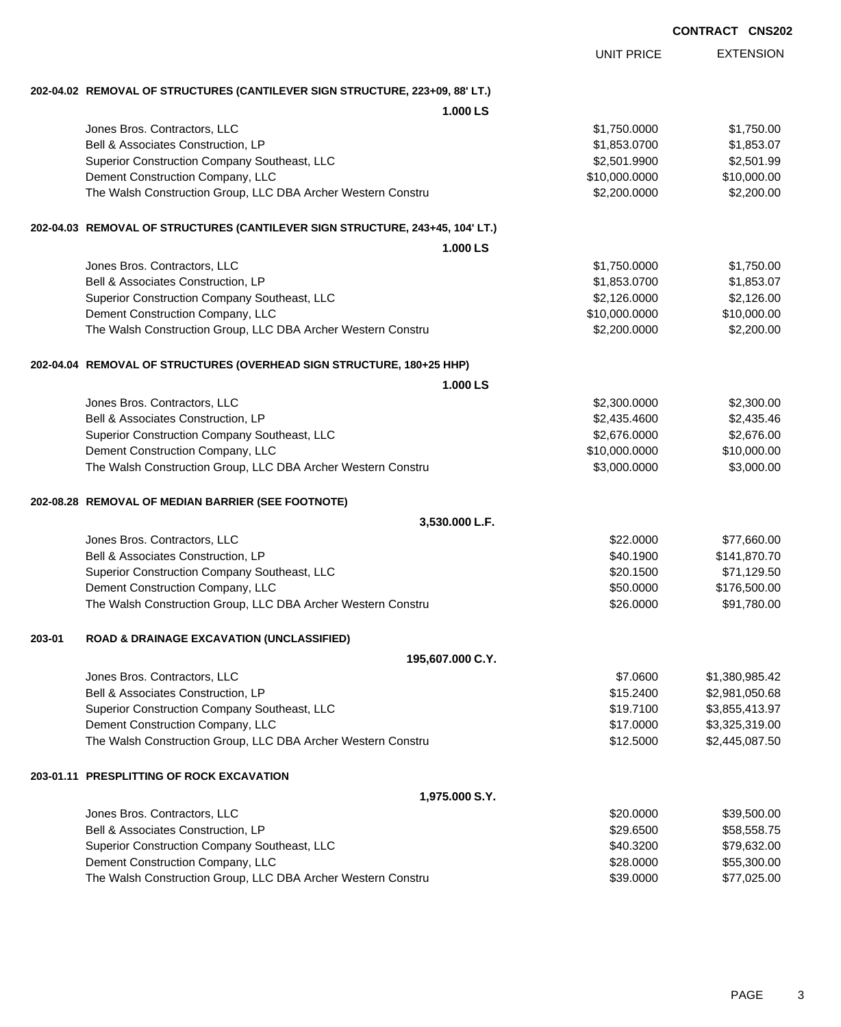**CONTRACT CNS202**

| | UNIT PRICE | EXTENSION |
|---|---|---|
| **202-04.02 REMOVAL OF STRUCTURES (CANTILEVER SIGN STRUCTURE, 223+09, 88' LT.)** | | |
| **1.000 LS** | | |
| Jones Bros. Contractors, LLC | $1,750.0000 | $1,750.00 |
| Bell & Associates Construction, LP | $1,853.0700 | $1,853.07 |
| Superior Construction Company Southeast, LLC | $2,501.9900 | $2,501.99 |
| Dement Construction Company, LLC | $10,000.0000 | $10,000.00 |
| The Walsh Construction Group, LLC DBA Archer Western Constru | $2,200.0000 | $2,200.00 |
| **202-04.03 REMOVAL OF STRUCTURES (CANTILEVER SIGN STRUCTURE, 243+45, 104' LT.)** | | |
| **1.000 LS** | | |
| Jones Bros. Contractors, LLC | $1,750.0000 | $1,750.00 |
| Bell & Associates Construction, LP | $1,853.0700 | $1,853.07 |
| Superior Construction Company Southeast, LLC | $2,126.0000 | $2,126.00 |
| Dement Construction Company, LLC | $10,000.0000 | $10,000.00 |
| The Walsh Construction Group, LLC DBA Archer Western Constru | $2,200.0000 | $2,200.00 |
| **202-04.04 REMOVAL OF STRUCTURES (OVERHEAD SIGN STRUCTURE, 180+25 HHP)** | | |
| **1.000 LS** | | |
| Jones Bros. Contractors, LLC | $2,300.0000 | $2,300.00 |
| Bell & Associates Construction, LP | $2,435.4600 | $2,435.46 |
| Superior Construction Company Southeast, LLC | $2,676.0000 | $2,676.00 |
| Dement Construction Company, LLC | $10,000.0000 | $10,000.00 |
| The Walsh Construction Group, LLC DBA Archer Western Constru | $3,000.0000 | $3,000.00 |
| **202-08.28 REMOVAL OF MEDIAN BARRIER (SEE FOOTNOTE)** | | |
| **3,530.000 L.F.** | | |
| Jones Bros. Contractors, LLC | $22.0000 | $77,660.00 |
| Bell & Associates Construction, LP | $40.1900 | $141,870.70 |
| Superior Construction Company Southeast, LLC | $20.1500 | $71,129.50 |
| Dement Construction Company, LLC | $50.0000 | $176,500.00 |
| The Walsh Construction Group, LLC DBA Archer Western Constru | $26.0000 | $91,780.00 |
| **203-01 ROAD & DRAINAGE EXCAVATION (UNCLASSIFIED)** | | |
| **195,607.000 C.Y.** | | |
| Jones Bros. Contractors, LLC | $7.0600 | $1,380,985.42 |
| Bell & Associates Construction, LP | $15.2400 | $2,981,050.68 |
| Superior Construction Company Southeast, LLC | $19.7100 | $3,855,413.97 |
| Dement Construction Company, LLC | $17.0000 | $3,325,319.00 |
| The Walsh Construction Group, LLC DBA Archer Western Constru | $12.5000 | $2,445,087.50 |
| **203-01.11 PRESPLITTING OF ROCK EXCAVATION** | | |
| **1,975.000 S.Y.** | | |
| Jones Bros. Contractors, LLC | $20.0000 | $39,500.00 |
| Bell & Associates Construction, LP | $29.6500 | $58,558.75 |
| Superior Construction Company Southeast, LLC | $40.3200 | $79,632.00 |
| Dement Construction Company, LLC | $28.0000 | $55,300.00 |
| The Walsh Construction Group, LLC DBA Archer Western Constru | $39.0000 | $77,025.00 |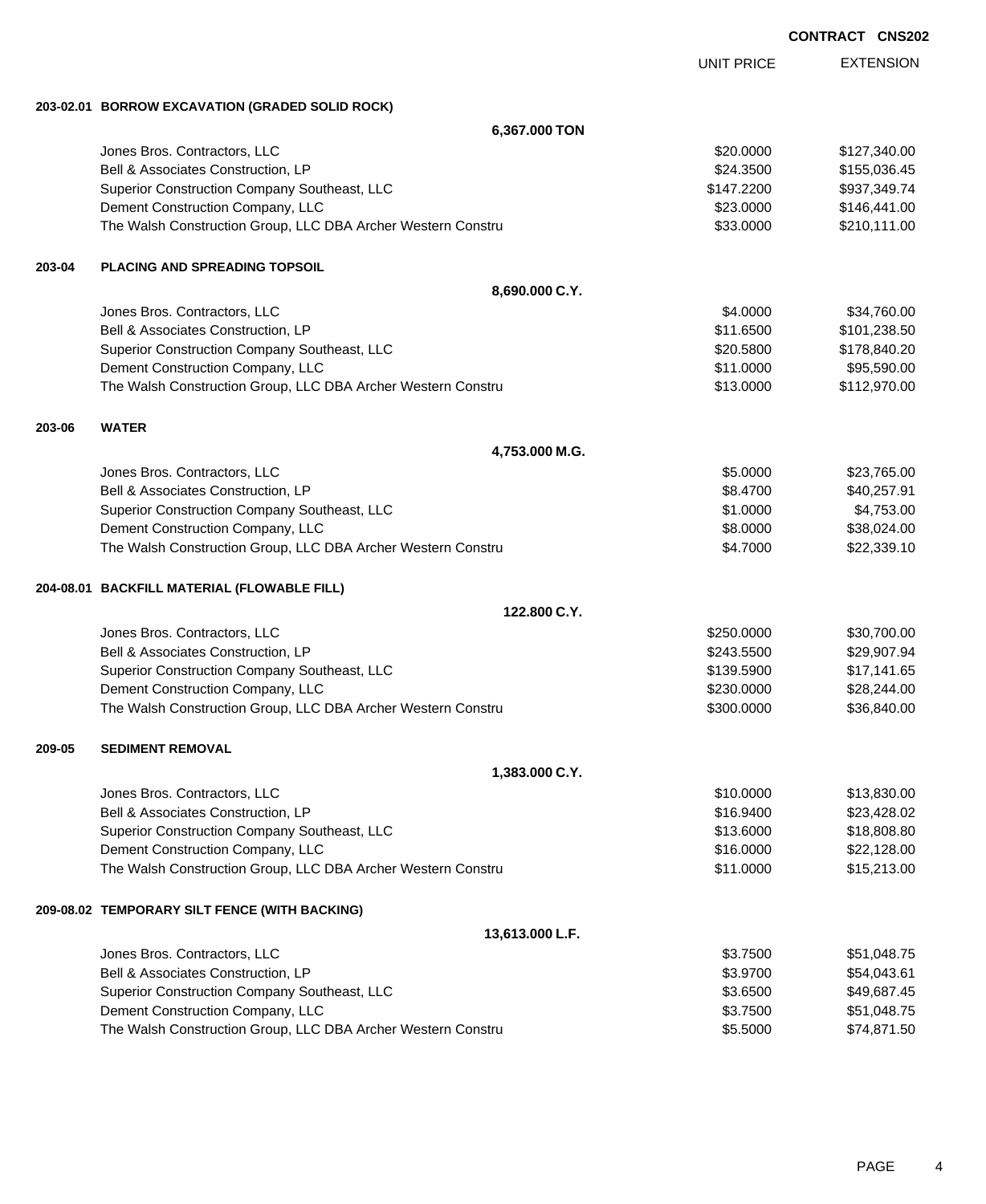**CONTRACT CNS202**

| | | UNIT PRICE | EXTENSION |
|---|---|---|---|
| **203-02.01** | **BORROW EXCAVATION (GRADED SOLID ROCK)** | | |
| | **6,367.000 TON** | | |
| | Jones Bros. Contractors, LLC | $20.0000 | $127,340.00 |
| | Bell & Associates Construction, LP | $24.3500 | $155,036.45 |
| | Superior Construction Company Southeast, LLC | $147.2200 | $937,349.74 |
| | Dement Construction Company, LLC | $23.0000 | $146,441.00 |
| | The Walsh Construction Group, LLC DBA Archer Western Constru | $33.0000 | $210,111.00 |
| **203-04** | **PLACING AND SPREADING TOPSOIL** | | |
| | **8,690.000 C.Y.** | | |
| | Jones Bros. Contractors, LLC | $4.0000 | $34,760.00 |
| | Bell & Associates Construction, LP | $11.6500 | $101,238.50 |
| | Superior Construction Company Southeast, LLC | $20.5800 | $178,840.20 |
| | Dement Construction Company, LLC | $11.0000 | $95,590.00 |
| | The Walsh Construction Group, LLC DBA Archer Western Constru | $13.0000 | $112,970.00 |
| **203-06** | **WATER** | | |
| | **4,753.000 M.G.** | | |
| | Jones Bros. Contractors, LLC | $5.0000 | $23,765.00 |
| | Bell & Associates Construction, LP | $8.4700 | $40,257.91 |
| | Superior Construction Company Southeast, LLC | $1.0000 | $4,753.00 |
| | Dement Construction Company, LLC | $8.0000 | $38,024.00 |
| | The Walsh Construction Group, LLC DBA Archer Western Constru | $4.7000 | $22,339.10 |
| **204-08.01** | **BACKFILL MATERIAL (FLOWABLE FILL)** | | |
| | **122.800 C.Y.** | | |
| | Jones Bros. Contractors, LLC | $250.0000 | $30,700.00 |
| | Bell & Associates Construction, LP | $243.5500 | $29,907.94 |
| | Superior Construction Company Southeast, LLC | $139.5900 | $17,141.65 |
| | Dement Construction Company, LLC | $230.0000 | $28,244.00 |
| | The Walsh Construction Group, LLC DBA Archer Western Constru | $300.0000 | $36,840.00 |
| **209-05** | **SEDIMENT REMOVAL** | | |
| | **1,383.000 C.Y.** | | |
| | Jones Bros. Contractors, LLC | $10.0000 | $13,830.00 |
| | Bell & Associates Construction, LP | $16.9400 | $23,428.02 |
| | Superior Construction Company Southeast, LLC | $13.6000 | $18,808.80 |
| | Dement Construction Company, LLC | $16.0000 | $22,128.00 |
| | The Walsh Construction Group, LLC DBA Archer Western Constru | $11.0000 | $15,213.00 |
| **209-08.02** | **TEMPORARY SILT FENCE (WITH BACKING)** | | |
| | **13,613.000 L.F.** | | |
| | Jones Bros. Contractors, LLC | $3.7500 | $51,048.75 |
| | Bell & Associates Construction, LP | $3.9700 | $54,043.61 |
| | Superior Construction Company Southeast, LLC | $3.6500 | $49,687.45 |
| | Dement Construction Company, LLC | $3.7500 | $51,048.75 |
| | The Walsh Construction Group, LLC DBA Archer Western Constru | $5.5000 | $74,871.50 |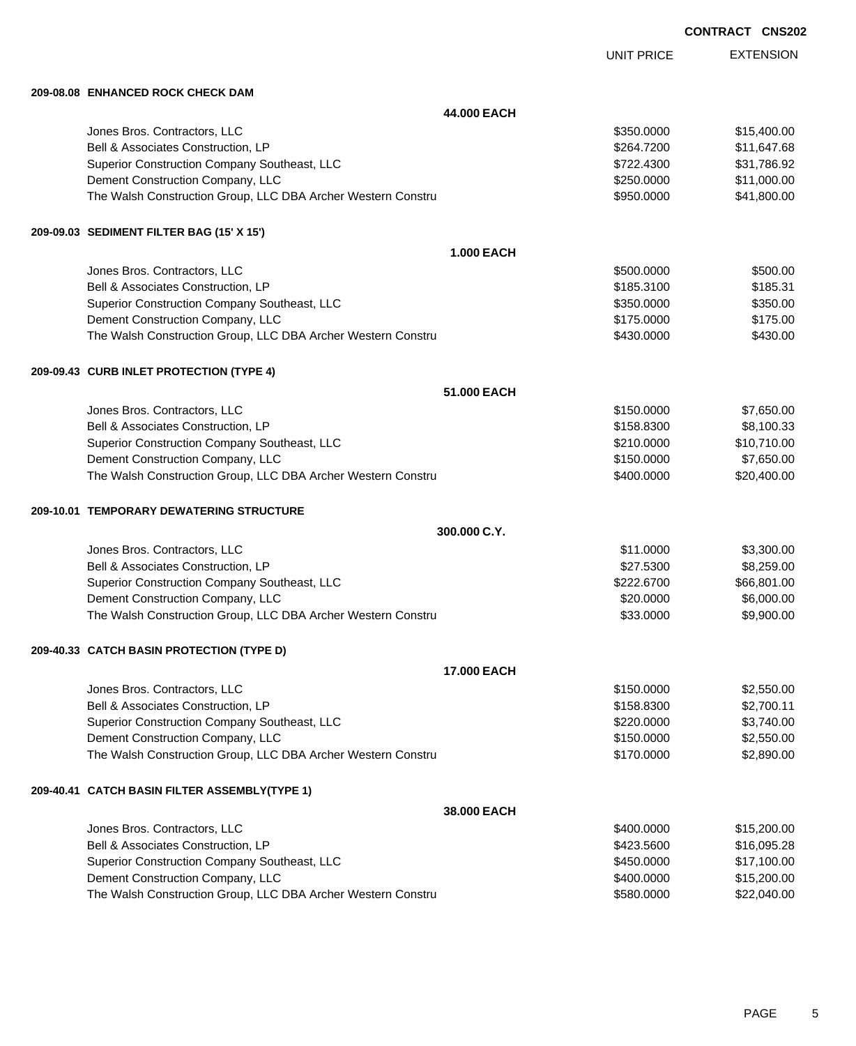**CONTRACT CNS202**

| | UNIT PRICE | EXTENSION |
|---|---|---|
| **209-08.08 ENHANCED ROCK CHECK DAM** | | |
| **44.000 EACH** | | |
| Jones Bros. Contractors, LLC | $350.0000 | $15,400.00 |
| Bell & Associates Construction, LP | $264.7200 | $11,647.68 |
| Superior Construction Company Southeast, LLC | $722.4300 | $31,786.92 |
| Dement Construction Company, LLC | $250.0000 | $11,000.00 |
| The Walsh Construction Group, LLC DBA Archer Western Constru | $950.0000 | $41,800.00 |
| **209-09.03 SEDIMENT FILTER BAG (15' X 15')** | | |
| **1.000 EACH** | | |
| Jones Bros. Contractors, LLC | $500.0000 | $500.00 |
| Bell & Associates Construction, LP | $185.3100 | $185.31 |
| Superior Construction Company Southeast, LLC | $350.0000 | $350.00 |
| Dement Construction Company, LLC | $175.0000 | $175.00 |
| The Walsh Construction Group, LLC DBA Archer Western Constru | $430.0000 | $430.00 |
| **209-09.43 CURB INLET PROTECTION (TYPE 4)** | | |
| **51.000 EACH** | | |
| Jones Bros. Contractors, LLC | $150.0000 | $7,650.00 |
| Bell & Associates Construction, LP | $158.8300 | $8,100.33 |
| Superior Construction Company Southeast, LLC | $210.0000 | $10,710.00 |
| Dement Construction Company, LLC | $150.0000 | $7,650.00 |
| The Walsh Construction Group, LLC DBA Archer Western Constru | $400.0000 | $20,400.00 |
| **209-10.01 TEMPORARY DEWATERING STRUCTURE** | | |
| **300.000 C.Y.** | | |
| Jones Bros. Contractors, LLC | $11.0000 | $3,300.00 |
| Bell & Associates Construction, LP | $27.5300 | $8,259.00 |
| Superior Construction Company Southeast, LLC | $222.6700 | $66,801.00 |
| Dement Construction Company, LLC | $20.0000 | $6,000.00 |
| The Walsh Construction Group, LLC DBA Archer Western Constru | $33.0000 | $9,900.00 |
| **209-40.33 CATCH BASIN PROTECTION (TYPE D)** | | |
| **17.000 EACH** | | |
| Jones Bros. Contractors, LLC | $150.0000 | $2,550.00 |
| Bell & Associates Construction, LP | $158.8300 | $2,700.11 |
| Superior Construction Company Southeast, LLC | $220.0000 | $3,740.00 |
| Dement Construction Company, LLC | $150.0000 | $2,550.00 |
| The Walsh Construction Group, LLC DBA Archer Western Constru | $170.0000 | $2,890.00 |
| **209-40.41 CATCH BASIN FILTER ASSEMBLY(TYPE 1)** | | |
| **38.000 EACH** | | |
| Jones Bros. Contractors, LLC | $400.0000 | $15,200.00 |
| Bell & Associates Construction, LP | $423.5600 | $16,095.28 |
| Superior Construction Company Southeast, LLC | $450.0000 | $17,100.00 |
| Dement Construction Company, LLC | $400.0000 | $15,200.00 |
| The Walsh Construction Group, LLC DBA Archer Western Constru | $580.0000 | $22,040.00 |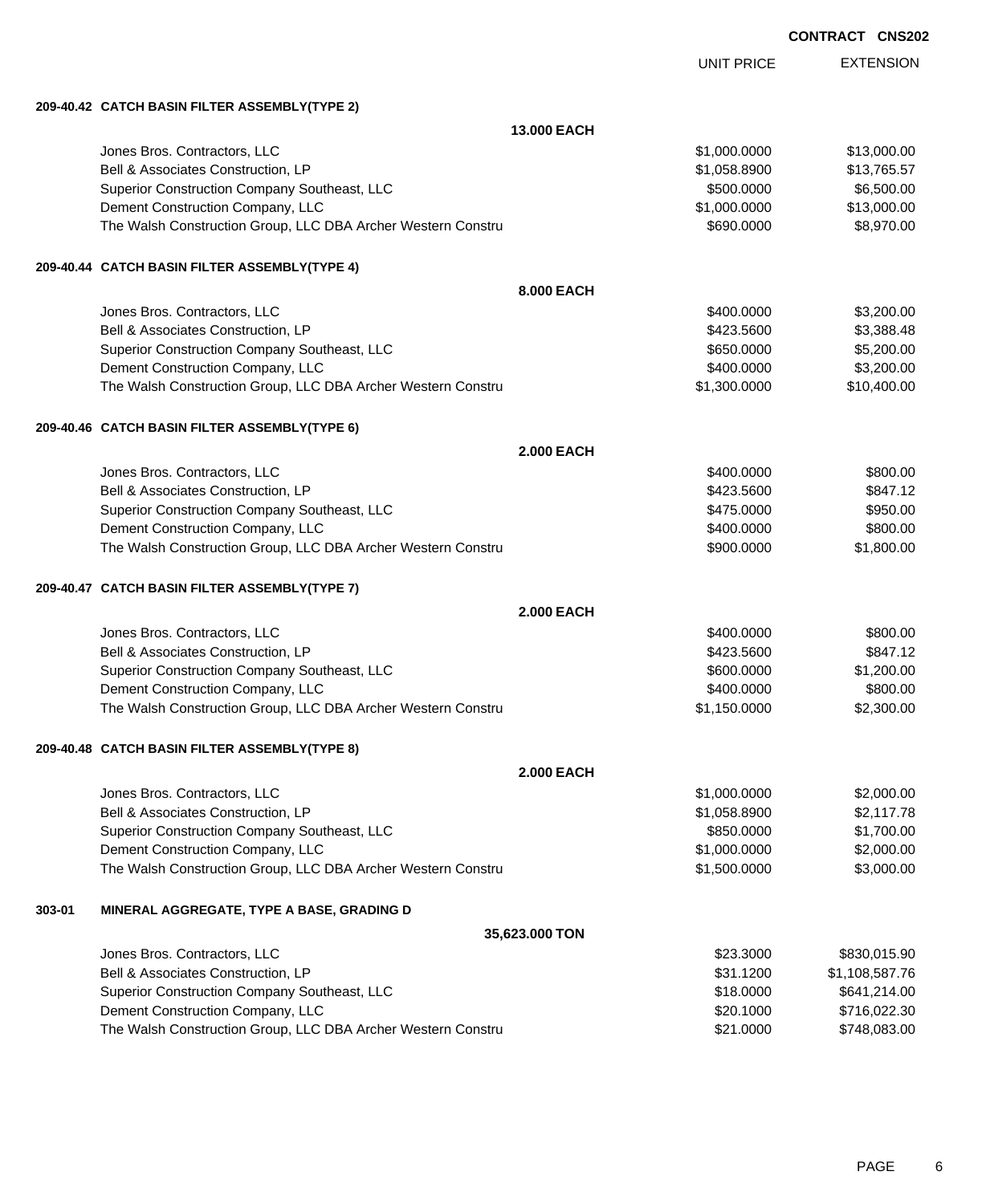**CONTRACT CNS202**

| | UNIT PRICE | EXTENSION |
|---|---|---|

**209-40.42 CATCH BASIN FILTER ASSEMBLY(TYPE 2)**

**13.000 EACH**

| Bidder | UNIT PRICE | EXTENSION |
|---|---|---|
| Jones Bros. Contractors, LLC | $1,000.0000 | $13,000.00 |
| Bell & Associates Construction, LP | $1,058.8900 | $13,765.57 |
| Superior Construction Company Southeast, LLC | $500.0000 | $6,500.00 |
| Dement Construction Company, LLC | $1,000.0000 | $13,000.00 |
| The Walsh Construction Group, LLC DBA Archer Western Constru | $690.0000 | $8,970.00 |

**209-40.44 CATCH BASIN FILTER ASSEMBLY(TYPE 4)**

**8.000 EACH**

| Bidder | UNIT PRICE | EXTENSION |
|---|---|---|
| Jones Bros. Contractors, LLC | $400.0000 | $3,200.00 |
| Bell & Associates Construction, LP | $423.5600 | $3,388.48 |
| Superior Construction Company Southeast, LLC | $650.0000 | $5,200.00 |
| Dement Construction Company, LLC | $400.0000 | $3,200.00 |
| The Walsh Construction Group, LLC DBA Archer Western Constru | $1,300.0000 | $10,400.00 |

**209-40.46 CATCH BASIN FILTER ASSEMBLY(TYPE 6)**

**2.000 EACH**

| Bidder | UNIT PRICE | EXTENSION |
|---|---|---|
| Jones Bros. Contractors, LLC | $400.0000 | $800.00 |
| Bell & Associates Construction, LP | $423.5600 | $847.12 |
| Superior Construction Company Southeast, LLC | $475.0000 | $950.00 |
| Dement Construction Company, LLC | $400.0000 | $800.00 |
| The Walsh Construction Group, LLC DBA Archer Western Constru | $900.0000 | $1,800.00 |

**209-40.47 CATCH BASIN FILTER ASSEMBLY(TYPE 7)**

**2.000 EACH**

| Bidder | UNIT PRICE | EXTENSION |
|---|---|---|
| Jones Bros. Contractors, LLC | $400.0000 | $800.00 |
| Bell & Associates Construction, LP | $423.5600 | $847.12 |
| Superior Construction Company Southeast, LLC | $600.0000 | $1,200.00 |
| Dement Construction Company, LLC | $400.0000 | $800.00 |
| The Walsh Construction Group, LLC DBA Archer Western Constru | $1,150.0000 | $2,300.00 |

**209-40.48 CATCH BASIN FILTER ASSEMBLY(TYPE 8)**

**2.000 EACH**

| Bidder | UNIT PRICE | EXTENSION |
|---|---|---|
| Jones Bros. Contractors, LLC | $1,000.0000 | $2,000.00 |
| Bell & Associates Construction, LP | $1,058.8900 | $2,117.78 |
| Superior Construction Company Southeast, LLC | $850.0000 | $1,700.00 |
| Dement Construction Company, LLC | $1,000.0000 | $2,000.00 |
| The Walsh Construction Group, LLC DBA Archer Western Constru | $1,500.0000 | $3,000.00 |

**303-01 MINERAL AGGREGATE, TYPE A BASE, GRADING D**

**35,623.000 TON**

| Bidder | UNIT PRICE | EXTENSION |
|---|---|---|
| Jones Bros. Contractors, LLC | $23.3000 | $830,015.90 |
| Bell & Associates Construction, LP | $31.1200 | $1,108,587.76 |
| Superior Construction Company Southeast, LLC | $18.0000 | $641,214.00 |
| Dement Construction Company, LLC | $20.1000 | $716,022.30 |
| The Walsh Construction Group, LLC DBA Archer Western Constru | $21.0000 | $748,083.00 |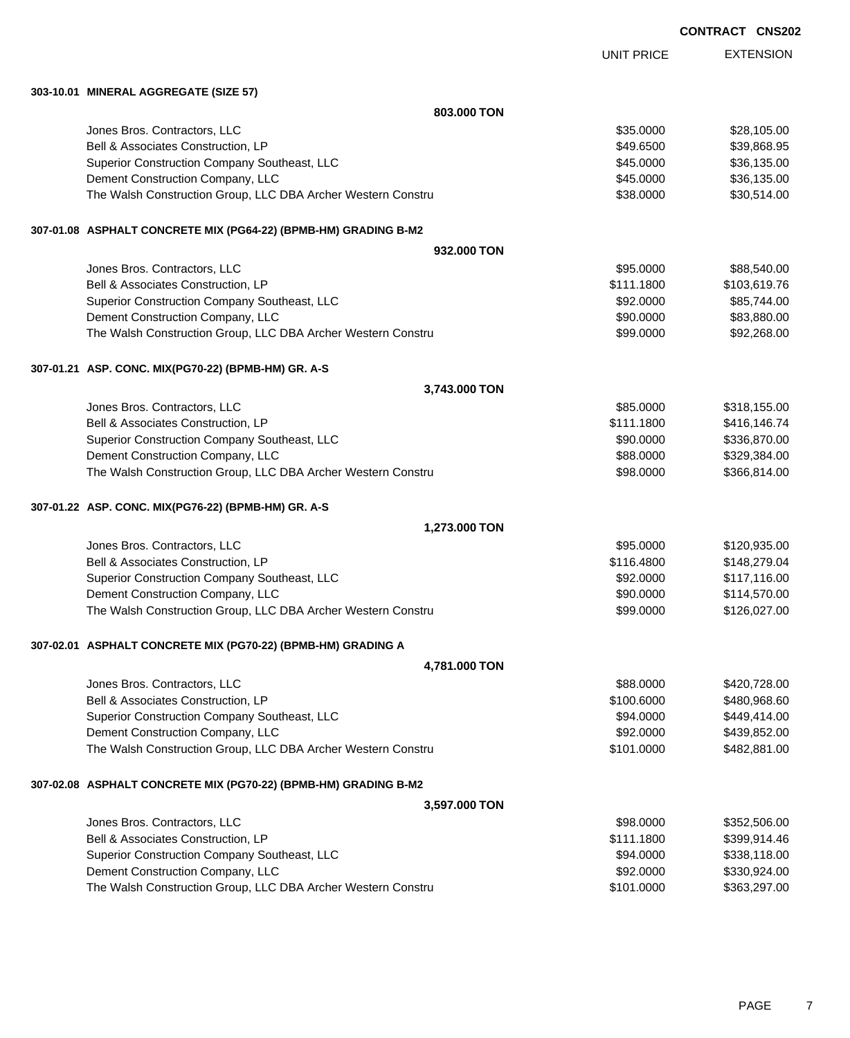**CONTRACT CNS202**

| | UNIT PRICE | EXTENSION |
|---|---|---|
| **303-10.01 MINERAL AGGREGATE (SIZE 57)** | | |
| **803.000 TON** | | |
| Jones Bros. Contractors, LLC | $35.0000 | $28,105.00 |
| Bell & Associates Construction, LP | $49.6500 | $39,868.95 |
| Superior Construction Company Southeast, LLC | $45.0000 | $36,135.00 |
| Dement Construction Company, LLC | $45.0000 | $36,135.00 |
| The Walsh Construction Group, LLC DBA Archer Western Constru | $38.0000 | $30,514.00 |
| **307-01.08 ASPHALT CONCRETE MIX (PG64-22) (BPMB-HM) GRADING B-M2** | | |
| **932.000 TON** | | |
| Jones Bros. Contractors, LLC | $95.0000 | $88,540.00 |
| Bell & Associates Construction, LP | $111.1800 | $103,619.76 |
| Superior Construction Company Southeast, LLC | $92.0000 | $85,744.00 |
| Dement Construction Company, LLC | $90.0000 | $83,880.00 |
| The Walsh Construction Group, LLC DBA Archer Western Constru | $99.0000 | $92,268.00 |
| **307-01.21 ASP. CONC. MIX(PG70-22) (BPMB-HM) GR. A-S** | | |
| **3,743.000 TON** | | |
| Jones Bros. Contractors, LLC | $85.0000 | $318,155.00 |
| Bell & Associates Construction, LP | $111.1800 | $416,146.74 |
| Superior Construction Company Southeast, LLC | $90.0000 | $336,870.00 |
| Dement Construction Company, LLC | $88.0000 | $329,384.00 |
| The Walsh Construction Group, LLC DBA Archer Western Constru | $98.0000 | $366,814.00 |
| **307-01.22 ASP. CONC. MIX(PG76-22) (BPMB-HM) GR. A-S** | | |
| **1,273.000 TON** | | |
| Jones Bros. Contractors, LLC | $95.0000 | $120,935.00 |
| Bell & Associates Construction, LP | $116.4800 | $148,279.04 |
| Superior Construction Company Southeast, LLC | $92.0000 | $117,116.00 |
| Dement Construction Company, LLC | $90.0000 | $114,570.00 |
| The Walsh Construction Group, LLC DBA Archer Western Constru | $99.0000 | $126,027.00 |
| **307-02.01 ASPHALT CONCRETE MIX (PG70-22) (BPMB-HM) GRADING A** | | |
| **4,781.000 TON** | | |
| Jones Bros. Contractors, LLC | $88.0000 | $420,728.00 |
| Bell & Associates Construction, LP | $100.6000 | $480,968.60 |
| Superior Construction Company Southeast, LLC | $94.0000 | $449,414.00 |
| Dement Construction Company, LLC | $92.0000 | $439,852.00 |
| The Walsh Construction Group, LLC DBA Archer Western Constru | $101.0000 | $482,881.00 |
| **307-02.08 ASPHALT CONCRETE MIX (PG70-22) (BPMB-HM) GRADING B-M2** | | |
| **3,597.000 TON** | | |
| Jones Bros. Contractors, LLC | $98.0000 | $352,506.00 |
| Bell & Associates Construction, LP | $111.1800 | $399,914.46 |
| Superior Construction Company Southeast, LLC | $94.0000 | $338,118.00 |
| Dement Construction Company, LLC | $92.0000 | $330,924.00 |
| The Walsh Construction Group, LLC DBA Archer Western Constru | $101.0000 | $363,297.00 |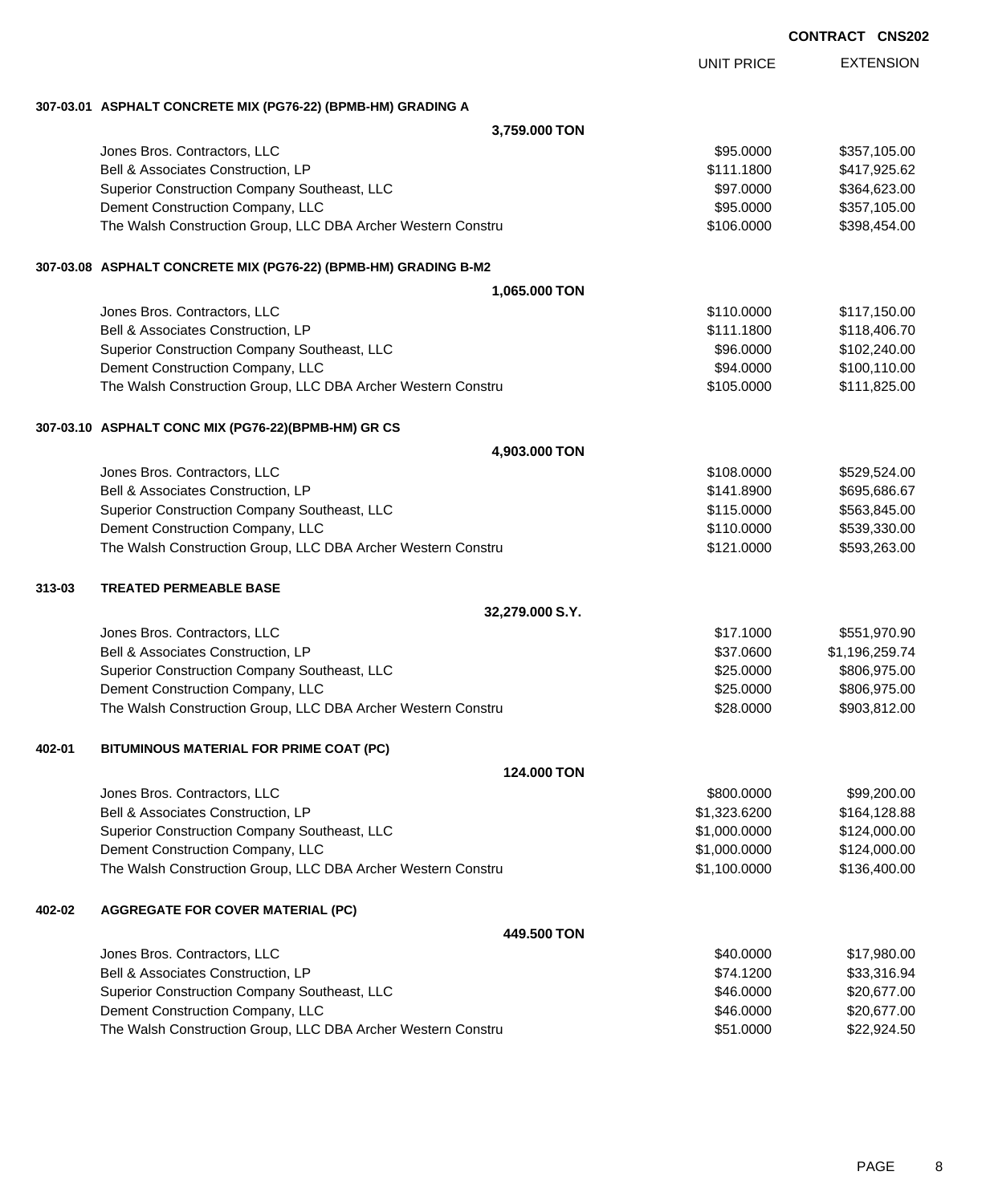CONTRACT CNS202

| | | UNIT PRICE | EXTENSION |
|---|---|---|---|
| **307-03.01** | **ASPHALT CONCRETE MIX (PG76-22) (BPMB-HM) GRADING A** | | |
| | **3,759.000 TON** | | |
| | Jones Bros. Contractors, LLC | $95.0000 | $357,105.00 |
| | Bell & Associates Construction, LP | $111.1800 | $417,925.62 |
| | Superior Construction Company Southeast, LLC | $97.0000 | $364,623.00 |
| | Dement Construction Company, LLC | $95.0000 | $357,105.00 |
| | The Walsh Construction Group, LLC DBA Archer Western Constru | $106.0000 | $398,454.00 |
| **307-03.08** | **ASPHALT CONCRETE MIX (PG76-22) (BPMB-HM) GRADING B-M2** | | |
| | **1,065.000 TON** | | |
| | Jones Bros. Contractors, LLC | $110.0000 | $117,150.00 |
| | Bell & Associates Construction, LP | $111.1800 | $118,406.70 |
| | Superior Construction Company Southeast, LLC | $96.0000 | $102,240.00 |
| | Dement Construction Company, LLC | $94.0000 | $100,110.00 |
| | The Walsh Construction Group, LLC DBA Archer Western Constru | $105.0000 | $111,825.00 |
| **307-03.10** | **ASPHALT CONC MIX (PG76-22)(BPMB-HM) GR CS** | | |
| | **4,903.000 TON** | | |
| | Jones Bros. Contractors, LLC | $108.0000 | $529,524.00 |
| | Bell & Associates Construction, LP | $141.8900 | $695,686.67 |
| | Superior Construction Company Southeast, LLC | $115.0000 | $563,845.00 |
| | Dement Construction Company, LLC | $110.0000 | $539,330.00 |
| | The Walsh Construction Group, LLC DBA Archer Western Constru | $121.0000 | $593,263.00 |
| **313-03** | **TREATED PERMEABLE BASE** | | |
| | **32,279.000 S.Y.** | | |
| | Jones Bros. Contractors, LLC | $17.1000 | $551,970.90 |
| | Bell & Associates Construction, LP | $37.0600 | $1,196,259.74 |
| | Superior Construction Company Southeast, LLC | $25.0000 | $806,975.00 |
| | Dement Construction Company, LLC | $25.0000 | $806,975.00 |
| | The Walsh Construction Group, LLC DBA Archer Western Constru | $28.0000 | $903,812.00 |
| **402-01** | **BITUMINOUS MATERIAL FOR PRIME COAT (PC)** | | |
| | **124.000 TON** | | |
| | Jones Bros. Contractors, LLC | $800.0000 | $99,200.00 |
| | Bell & Associates Construction, LP | $1,323.6200 | $164,128.88 |
| | Superior Construction Company Southeast, LLC | $1,000.0000 | $124,000.00 |
| | Dement Construction Company, LLC | $1,000.0000 | $124,000.00 |
| | The Walsh Construction Group, LLC DBA Archer Western Constru | $1,100.0000 | $136,400.00 |
| **402-02** | **AGGREGATE FOR COVER MATERIAL (PC)** | | |
| | **449.500 TON** | | |
| | Jones Bros. Contractors, LLC | $40.0000 | $17,980.00 |
| | Bell & Associates Construction, LP | $74.1200 | $33,316.94 |
| | Superior Construction Company Southeast, LLC | $46.0000 | $20,677.00 |
| | Dement Construction Company, LLC | $46.0000 | $20,677.00 |
| | The Walsh Construction Group, LLC DBA Archer Western Constru | $51.0000 | $22,924.50 |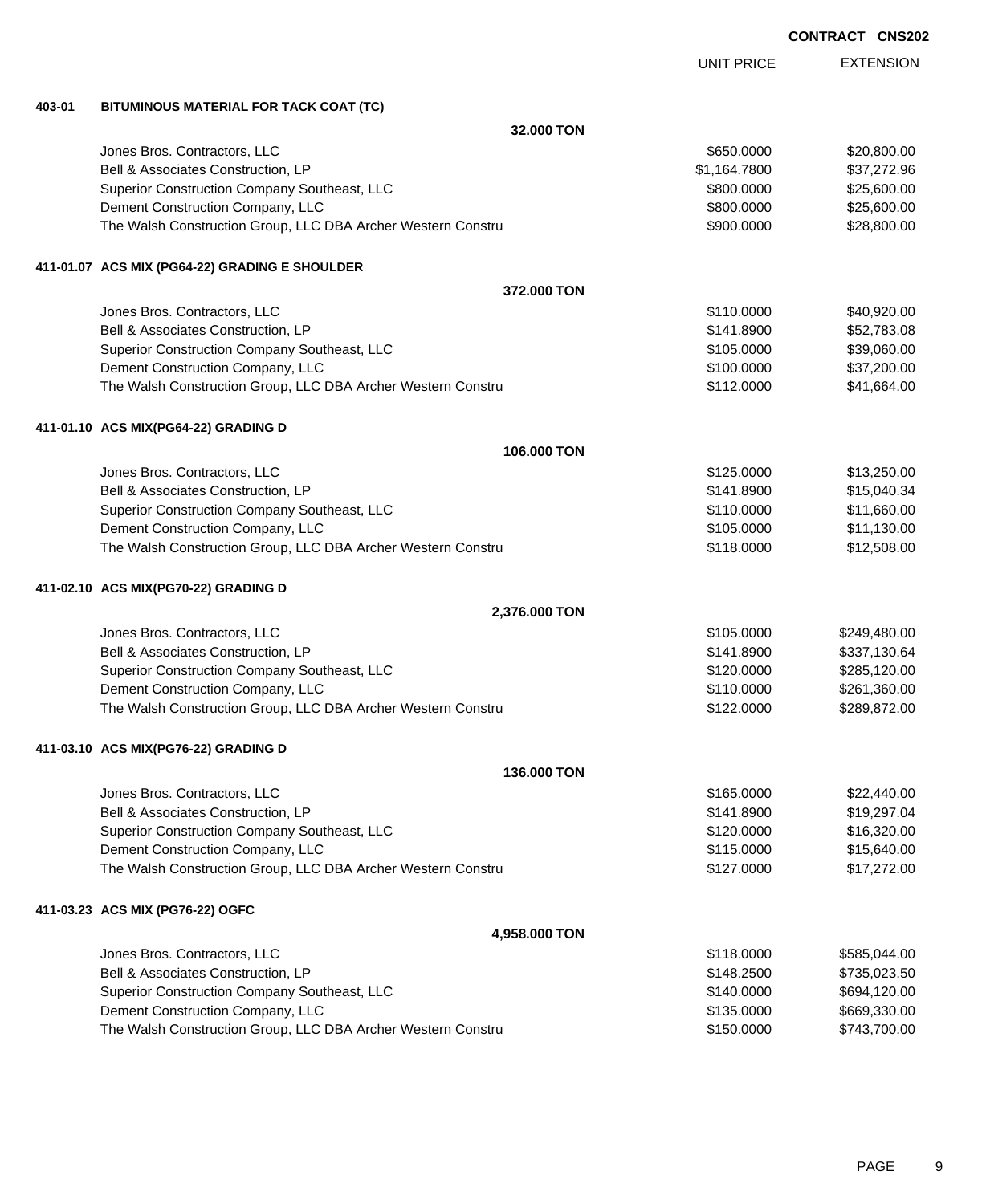CONTRACT CNS202

| | | UNIT PRICE | EXTENSION |
|---|---|---|---|
| **403-01** | **BITUMINOUS MATERIAL FOR TACK COAT (TC)** | | |
| | **32.000 TON** | | |
| | Jones Bros. Contractors, LLC | $650.0000 | $20,800.00 |
| | Bell & Associates Construction, LP | $1,164.7800 | $37,272.96 |
| | Superior Construction Company Southeast, LLC | $800.0000 | $25,600.00 |
| | Dement Construction Company, LLC | $800.0000 | $25,600.00 |
| | The Walsh Construction Group, LLC DBA Archer Western Constru | $900.0000 | $28,800.00 |
| **411-01.07** | **ACS MIX (PG64-22) GRADING E SHOULDER** | | |
| | **372.000 TON** | | |
| | Jones Bros. Contractors, LLC | $110.0000 | $40,920.00 |
| | Bell & Associates Construction, LP | $141.8900 | $52,783.08 |
| | Superior Construction Company Southeast, LLC | $105.0000 | $39,060.00 |
| | Dement Construction Company, LLC | $100.0000 | $37,200.00 |
| | The Walsh Construction Group, LLC DBA Archer Western Constru | $112.0000 | $41,664.00 |
| **411-01.10** | **ACS MIX(PG64-22) GRADING D** | | |
| | **106.000 TON** | | |
| | Jones Bros. Contractors, LLC | $125.0000 | $13,250.00 |
| | Bell & Associates Construction, LP | $141.8900 | $15,040.34 |
| | Superior Construction Company Southeast, LLC | $110.0000 | $11,660.00 |
| | Dement Construction Company, LLC | $105.0000 | $11,130.00 |
| | The Walsh Construction Group, LLC DBA Archer Western Constru | $118.0000 | $12,508.00 |
| **411-02.10** | **ACS MIX(PG70-22) GRADING D** | | |
| | **2,376.000 TON** | | |
| | Jones Bros. Contractors, LLC | $105.0000 | $249,480.00 |
| | Bell & Associates Construction, LP | $141.8900 | $337,130.64 |
| | Superior Construction Company Southeast, LLC | $120.0000 | $285,120.00 |
| | Dement Construction Company, LLC | $110.0000 | $261,360.00 |
| | The Walsh Construction Group, LLC DBA Archer Western Constru | $122.0000 | $289,872.00 |
| **411-03.10** | **ACS MIX(PG76-22) GRADING D** | | |
| | **136.000 TON** | | |
| | Jones Bros. Contractors, LLC | $165.0000 | $22,440.00 |
| | Bell & Associates Construction, LP | $141.8900 | $19,297.04 |
| | Superior Construction Company Southeast, LLC | $120.0000 | $16,320.00 |
| | Dement Construction Company, LLC | $115.0000 | $15,640.00 |
| | The Walsh Construction Group, LLC DBA Archer Western Constru | $127.0000 | $17,272.00 |
| **411-03.23** | **ACS MIX (PG76-22) OGFC** | | |
| | **4,958.000 TON** | | |
| | Jones Bros. Contractors, LLC | $118.0000 | $585,044.00 |
| | Bell & Associates Construction, LP | $148.2500 | $735,023.50 |
| | Superior Construction Company Southeast, LLC | $140.0000 | $694,120.00 |
| | Dement Construction Company, LLC | $135.0000 | $669,330.00 |
| | The Walsh Construction Group, LLC DBA Archer Western Constru | $150.0000 | $743,700.00 |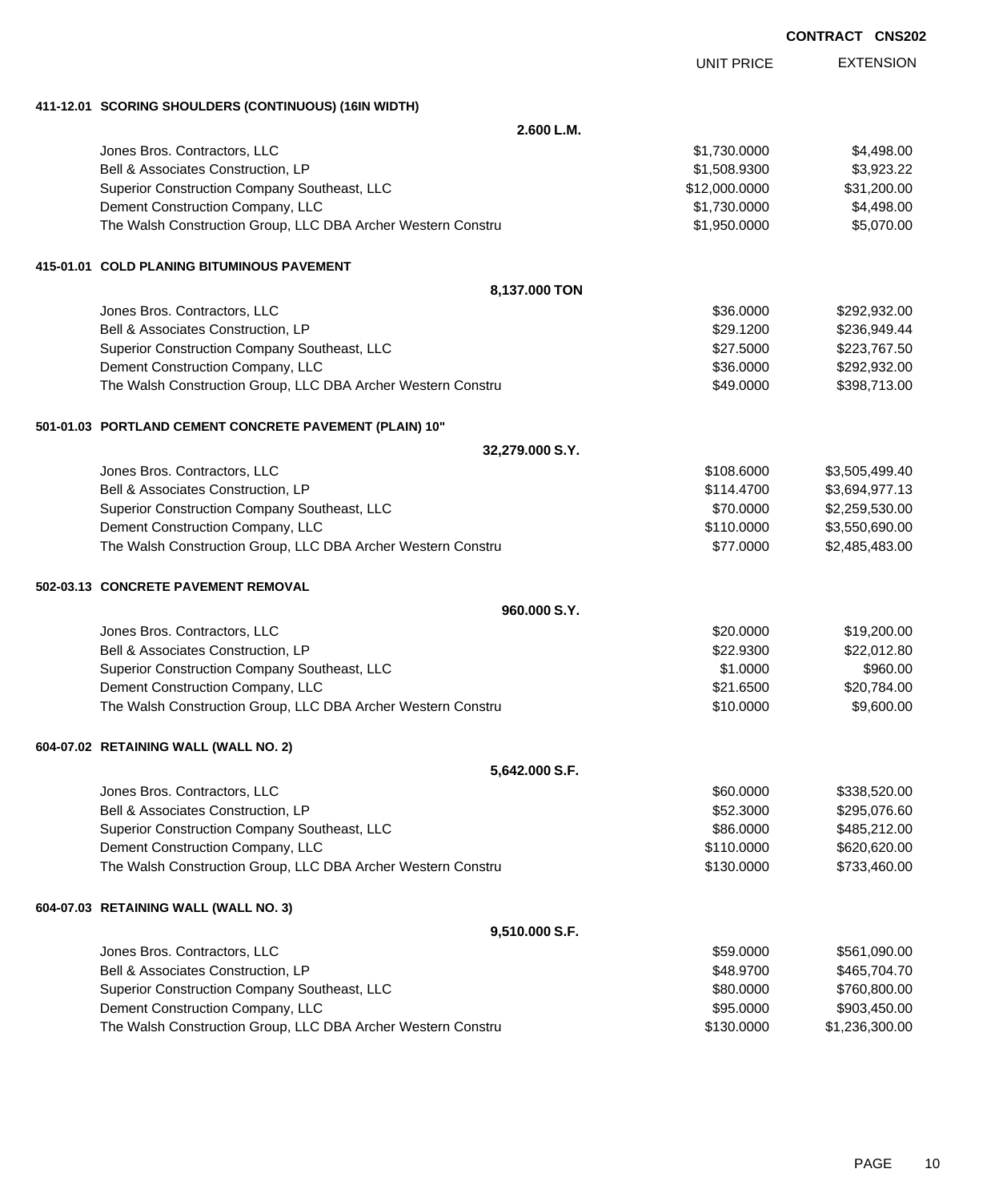**CONTRACT CNS202**

| | UNIT PRICE | EXTENSION |
|---|---|---|
| **411-12.01 SCORING SHOULDERS (CONTINUOUS) (16IN WIDTH)** | | |
| **2.600 L.M.** | | |
| Jones Bros. Contractors, LLC | $1,730.0000 | $4,498.00 |
| Bell & Associates Construction, LP | $1,508.9300 | $3,923.22 |
| Superior Construction Company Southeast, LLC | $12,000.0000 | $31,200.00 |
| Dement Construction Company, LLC | $1,730.0000 | $4,498.00 |
| The Walsh Construction Group, LLC DBA Archer Western Constru | $1,950.0000 | $5,070.00 |
| **415-01.01 COLD PLANING BITUMINOUS PAVEMENT** | | |
| **8,137.000 TON** | | |
| Jones Bros. Contractors, LLC | $36.0000 | $292,932.00 |
| Bell & Associates Construction, LP | $29.1200 | $236,949.44 |
| Superior Construction Company Southeast, LLC | $27.5000 | $223,767.50 |
| Dement Construction Company, LLC | $36.0000 | $292,932.00 |
| The Walsh Construction Group, LLC DBA Archer Western Constru | $49.0000 | $398,713.00 |
| **501-01.03 PORTLAND CEMENT CONCRETE PAVEMENT (PLAIN) 10"** | | |
| **32,279.000 S.Y.** | | |
| Jones Bros. Contractors, LLC | $108.6000 | $3,505,499.40 |
| Bell & Associates Construction, LP | $114.4700 | $3,694,977.13 |
| Superior Construction Company Southeast, LLC | $70.0000 | $2,259,530.00 |
| Dement Construction Company, LLC | $110.0000 | $3,550,690.00 |
| The Walsh Construction Group, LLC DBA Archer Western Constru | $77.0000 | $2,485,483.00 |
| **502-03.13 CONCRETE PAVEMENT REMOVAL** | | |
| **960.000 S.Y.** | | |
| Jones Bros. Contractors, LLC | $20.0000 | $19,200.00 |
| Bell & Associates Construction, LP | $22.9300 | $22,012.80 |
| Superior Construction Company Southeast, LLC | $1.0000 | $960.00 |
| Dement Construction Company, LLC | $21.6500 | $20,784.00 |
| The Walsh Construction Group, LLC DBA Archer Western Constru | $10.0000 | $9,600.00 |
| **604-07.02 RETAINING WALL (WALL NO. 2)** | | |
| **5,642.000 S.F.** | | |
| Jones Bros. Contractors, LLC | $60.0000 | $338,520.00 |
| Bell & Associates Construction, LP | $52.3000 | $295,076.60 |
| Superior Construction Company Southeast, LLC | $86.0000 | $485,212.00 |
| Dement Construction Company, LLC | $110.0000 | $620,620.00 |
| The Walsh Construction Group, LLC DBA Archer Western Constru | $130.0000 | $733,460.00 |
| **604-07.03 RETAINING WALL (WALL NO. 3)** | | |
| **9,510.000 S.F.** | | |
| Jones Bros. Contractors, LLC | $59.0000 | $561,090.00 |
| Bell & Associates Construction, LP | $48.9700 | $465,704.70 |
| Superior Construction Company Southeast, LLC | $80.0000 | $760,800.00 |
| Dement Construction Company, LLC | $95.0000 | $903,450.00 |
| The Walsh Construction Group, LLC DBA Archer Western Constru | $130.0000 | $1,236,300.00 |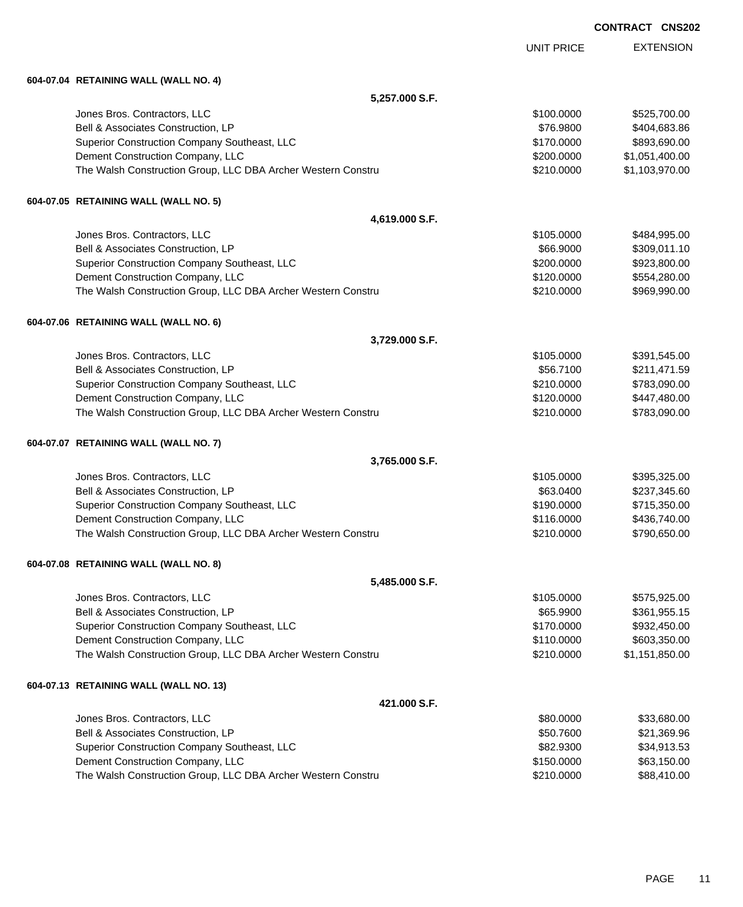CONTRACT CNS202

| | UNIT PRICE | EXTENSION |
|---|---|---|
| **604-07.04 RETAINING WALL (WALL NO. 4)** | | |
| **5,257.000 S.F.** | | |
| Jones Bros. Contractors, LLC | $100.0000 | $525,700.00 |
| Bell & Associates Construction, LP | $76.9800 | $404,683.86 |
| Superior Construction Company Southeast, LLC | $170.0000 | $893,690.00 |
| Dement Construction Company, LLC | $200.0000 | $1,051,400.00 |
| The Walsh Construction Group, LLC DBA Archer Western Constru | $210.0000 | $1,103,970.00 |
| **604-07.05 RETAINING WALL (WALL NO. 5)** | | |
| **4,619.000 S.F.** | | |
| Jones Bros. Contractors, LLC | $105.0000 | $484,995.00 |
| Bell & Associates Construction, LP | $66.9000 | $309,011.10 |
| Superior Construction Company Southeast, LLC | $200.0000 | $923,800.00 |
| Dement Construction Company, LLC | $120.0000 | $554,280.00 |
| The Walsh Construction Group, LLC DBA Archer Western Constru | $210.0000 | $969,990.00 |
| **604-07.06 RETAINING WALL (WALL NO. 6)** | | |
| **3,729.000 S.F.** | | |
| Jones Bros. Contractors, LLC | $105.0000 | $391,545.00 |
| Bell & Associates Construction, LP | $56.7100 | $211,471.59 |
| Superior Construction Company Southeast, LLC | $210.0000 | $783,090.00 |
| Dement Construction Company, LLC | $120.0000 | $447,480.00 |
| The Walsh Construction Group, LLC DBA Archer Western Constru | $210.0000 | $783,090.00 |
| **604-07.07 RETAINING WALL (WALL NO. 7)** | | |
| **3,765.000 S.F.** | | |
| Jones Bros. Contractors, LLC | $105.0000 | $395,325.00 |
| Bell & Associates Construction, LP | $63.0400 | $237,345.60 |
| Superior Construction Company Southeast, LLC | $190.0000 | $715,350.00 |
| Dement Construction Company, LLC | $116.0000 | $436,740.00 |
| The Walsh Construction Group, LLC DBA Archer Western Constru | $210.0000 | $790,650.00 |
| **604-07.08 RETAINING WALL (WALL NO. 8)** | | |
| **5,485.000 S.F.** | | |
| Jones Bros. Contractors, LLC | $105.0000 | $575,925.00 |
| Bell & Associates Construction, LP | $65.9900 | $361,955.15 |
| Superior Construction Company Southeast, LLC | $170.0000 | $932,450.00 |
| Dement Construction Company, LLC | $110.0000 | $603,350.00 |
| The Walsh Construction Group, LLC DBA Archer Western Constru | $210.0000 | $1,151,850.00 |
| **604-07.13 RETAINING WALL (WALL NO. 13)** | | |
| **421.000 S.F.** | | |
| Jones Bros. Contractors, LLC | $80.0000 | $33,680.00 |
| Bell & Associates Construction, LP | $50.7600 | $21,369.96 |
| Superior Construction Company Southeast, LLC | $82.9300 | $34,913.53 |
| Dement Construction Company, LLC | $150.0000 | $63,150.00 |
| The Walsh Construction Group, LLC DBA Archer Western Constru | $210.0000 | $88,410.00 |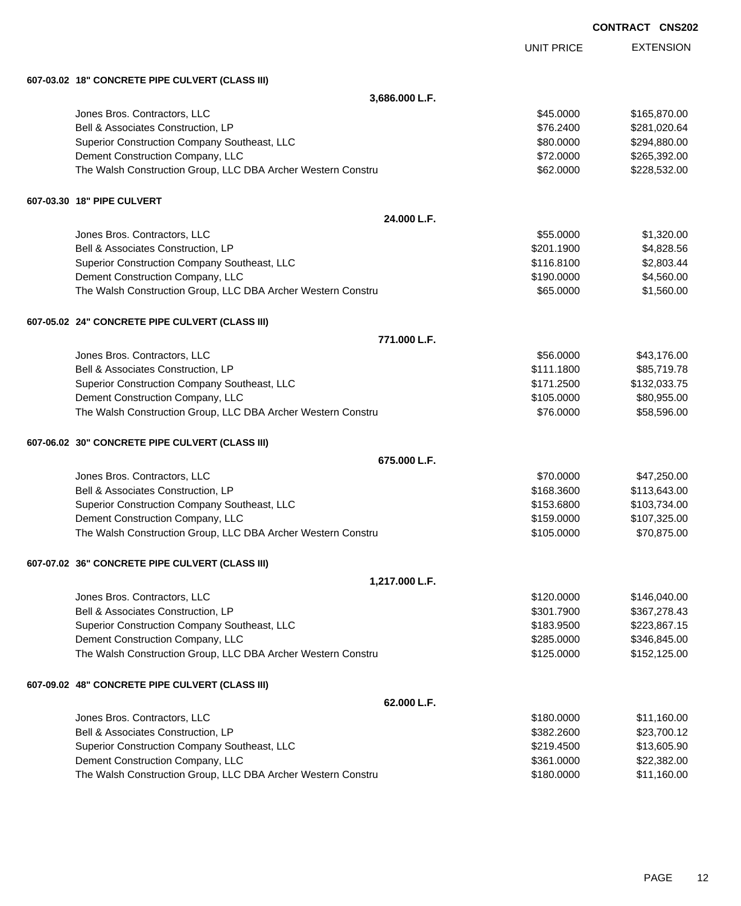**CONTRACT CNS202**

| | UNIT PRICE | EXTENSION |
|---|---|---|
| **607-03.02 18" CONCRETE PIPE CULVERT (CLASS III)** | | |
| **3,686.000 L.F.** | | |
| Jones Bros. Contractors, LLC | $45.0000 | $165,870.00 |
| Bell & Associates Construction, LP | $76.2400 | $281,020.64 |
| Superior Construction Company Southeast, LLC | $80.0000 | $294,880.00 |
| Dement Construction Company, LLC | $72.0000 | $265,392.00 |
| The Walsh Construction Group, LLC DBA Archer Western Constru | $62.0000 | $228,532.00 |
| **607-03.30 18" PIPE CULVERT** | | |
| **24.000 L.F.** | | |
| Jones Bros. Contractors, LLC | $55.0000 | $1,320.00 |
| Bell & Associates Construction, LP | $201.1900 | $4,828.56 |
| Superior Construction Company Southeast, LLC | $116.8100 | $2,803.44 |
| Dement Construction Company, LLC | $190.0000 | $4,560.00 |
| The Walsh Construction Group, LLC DBA Archer Western Constru | $65.0000 | $1,560.00 |
| **607-05.02 24" CONCRETE PIPE CULVERT (CLASS III)** | | |
| **771.000 L.F.** | | |
| Jones Bros. Contractors, LLC | $56.0000 | $43,176.00 |
| Bell & Associates Construction, LP | $111.1800 | $85,719.78 |
| Superior Construction Company Southeast, LLC | $171.2500 | $132,033.75 |
| Dement Construction Company, LLC | $105.0000 | $80,955.00 |
| The Walsh Construction Group, LLC DBA Archer Western Constru | $76.0000 | $58,596.00 |
| **607-06.02 30" CONCRETE PIPE CULVERT (CLASS III)** | | |
| **675.000 L.F.** | | |
| Jones Bros. Contractors, LLC | $70.0000 | $47,250.00 |
| Bell & Associates Construction, LP | $168.3600 | $113,643.00 |
| Superior Construction Company Southeast, LLC | $153.6800 | $103,734.00 |
| Dement Construction Company, LLC | $159.0000 | $107,325.00 |
| The Walsh Construction Group, LLC DBA Archer Western Constru | $105.0000 | $70,875.00 |
| **607-07.02 36" CONCRETE PIPE CULVERT (CLASS III)** | | |
| **1,217.000 L.F.** | | |
| Jones Bros. Contractors, LLC | $120.0000 | $146,040.00 |
| Bell & Associates Construction, LP | $301.7900 | $367,278.43 |
| Superior Construction Company Southeast, LLC | $183.9500 | $223,867.15 |
| Dement Construction Company, LLC | $285.0000 | $346,845.00 |
| The Walsh Construction Group, LLC DBA Archer Western Constru | $125.0000 | $152,125.00 |
| **607-09.02 48" CONCRETE PIPE CULVERT (CLASS III)** | | |
| **62.000 L.F.** | | |
| Jones Bros. Contractors, LLC | $180.0000 | $11,160.00 |
| Bell & Associates Construction, LP | $382.2600 | $23,700.12 |
| Superior Construction Company Southeast, LLC | $219.4500 | $13,605.90 |
| Dement Construction Company, LLC | $361.0000 | $22,382.00 |
| The Walsh Construction Group, LLC DBA Archer Western Constru | $180.0000 | $11,160.00 |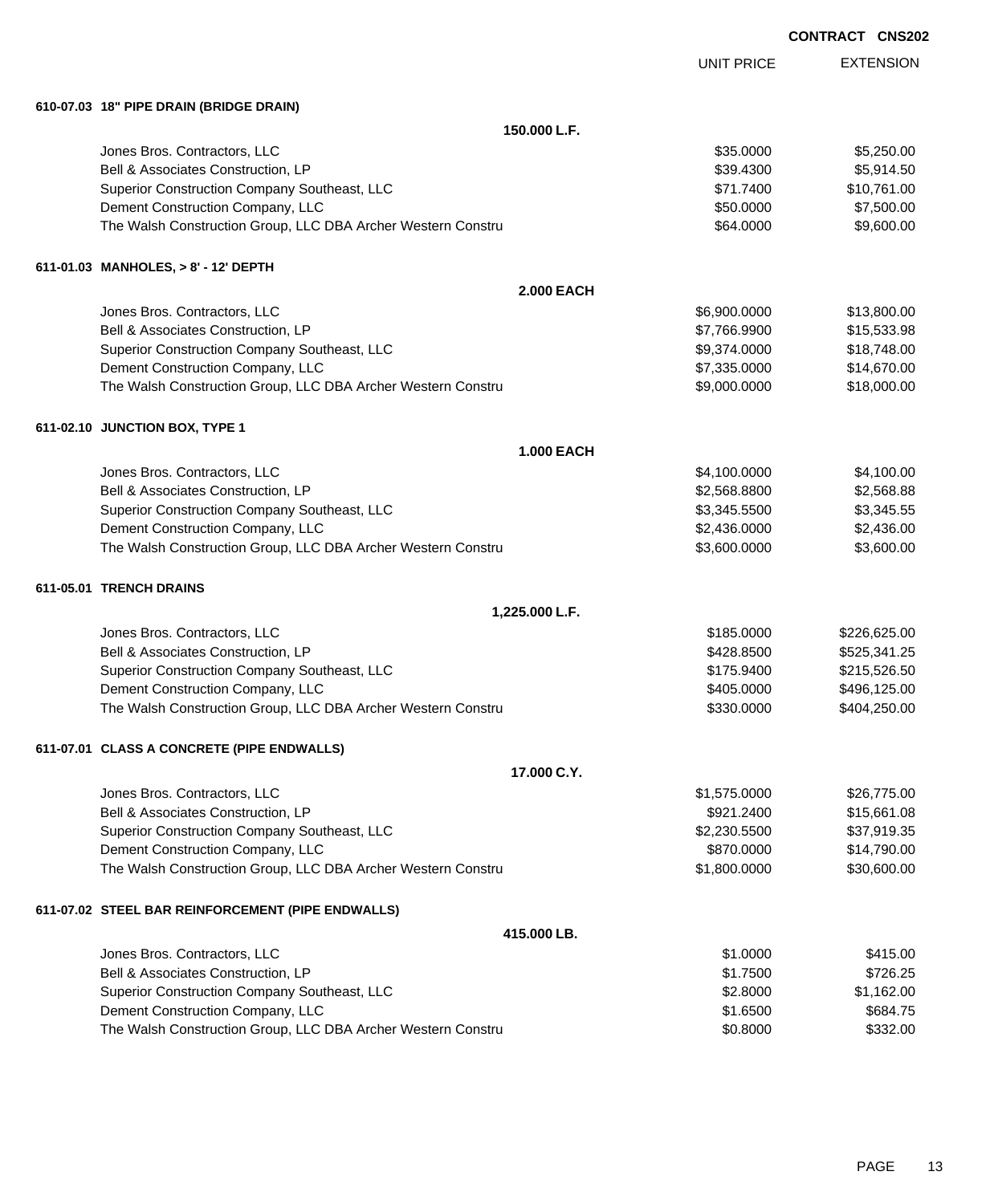**CONTRACT CNS202**

| | UNIT PRICE | EXTENSION |
|---|---|---|
| **610-07.03 18" PIPE DRAIN (BRIDGE DRAIN)** | | |
| **150.000 L.F.** | | |
| Jones Bros. Contractors, LLC | $35.0000 | $5,250.00 |
| Bell & Associates Construction, LP | $39.4300 | $5,914.50 |
| Superior Construction Company Southeast, LLC | $71.7400 | $10,761.00 |
| Dement Construction Company, LLC | $50.0000 | $7,500.00 |
| The Walsh Construction Group, LLC DBA Archer Western Constru | $64.0000 | $9,600.00 |
| **611-01.03 MANHOLES, > 8' - 12' DEPTH** | | |
| **2.000 EACH** | | |
| Jones Bros. Contractors, LLC | $6,900.0000 | $13,800.00 |
| Bell & Associates Construction, LP | $7,766.9900 | $15,533.98 |
| Superior Construction Company Southeast, LLC | $9,374.0000 | $18,748.00 |
| Dement Construction Company, LLC | $7,335.0000 | $14,670.00 |
| The Walsh Construction Group, LLC DBA Archer Western Constru | $9,000.0000 | $18,000.00 |
| **611-02.10 JUNCTION BOX, TYPE 1** | | |
| **1.000 EACH** | | |
| Jones Bros. Contractors, LLC | $4,100.0000 | $4,100.00 |
| Bell & Associates Construction, LP | $2,568.8800 | $2,568.88 |
| Superior Construction Company Southeast, LLC | $3,345.5500 | $3,345.55 |
| Dement Construction Company, LLC | $2,436.0000 | $2,436.00 |
| The Walsh Construction Group, LLC DBA Archer Western Constru | $3,600.0000 | $3,600.00 |
| **611-05.01 TRENCH DRAINS** | | |
| **1,225.000 L.F.** | | |
| Jones Bros. Contractors, LLC | $185.0000 | $226,625.00 |
| Bell & Associates Construction, LP | $428.8500 | $525,341.25 |
| Superior Construction Company Southeast, LLC | $175.9400 | $215,526.50 |
| Dement Construction Company, LLC | $405.0000 | $496,125.00 |
| The Walsh Construction Group, LLC DBA Archer Western Constru | $330.0000 | $404,250.00 |
| **611-07.01 CLASS A CONCRETE (PIPE ENDWALLS)** | | |
| **17.000 C.Y.** | | |
| Jones Bros. Contractors, LLC | $1,575.0000 | $26,775.00 |
| Bell & Associates Construction, LP | $921.2400 | $15,661.08 |
| Superior Construction Company Southeast, LLC | $2,230.5500 | $37,919.35 |
| Dement Construction Company, LLC | $870.0000 | $14,790.00 |
| The Walsh Construction Group, LLC DBA Archer Western Constru | $1,800.0000 | $30,600.00 |
| **611-07.02 STEEL BAR REINFORCEMENT (PIPE ENDWALLS)** | | |
| **415.000 LB.** | | |
| Jones Bros. Contractors, LLC | $1.0000 | $415.00 |
| Bell & Associates Construction, LP | $1.7500 | $726.25 |
| Superior Construction Company Southeast, LLC | $2.8000 | $1,162.00 |
| Dement Construction Company, LLC | $1.6500 | $684.75 |
| The Walsh Construction Group, LLC DBA Archer Western Constru | $0.8000 | $332.00 |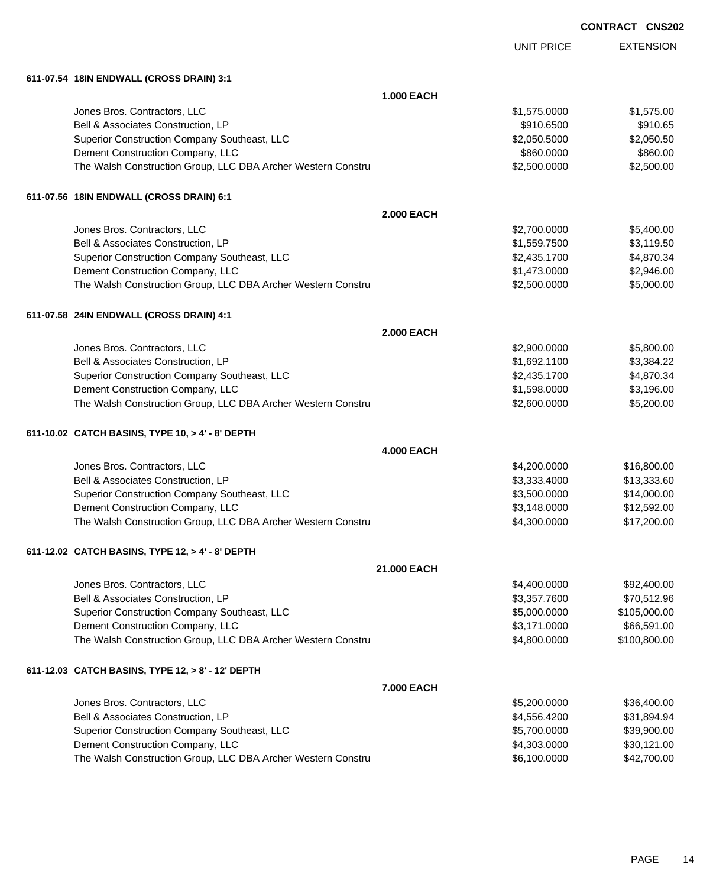**CONTRACT CNS202**

| | | UNIT PRICE | EXTENSION |
|---|---|---|---|
| **611-07.54 18IN ENDWALL (CROSS DRAIN) 3:1** | | | |
| | **1.000 EACH** | | |
| Jones Bros. Contractors, LLC | | $1,575.0000 | $1,575.00 |
| Bell & Associates Construction, LP | | $910.6500 | $910.65 |
| Superior Construction Company Southeast, LLC | | $2,050.5000 | $2,050.50 |
| Dement Construction Company, LLC | | $860.0000 | $860.00 |
| The Walsh Construction Group, LLC DBA Archer Western Constru | | $2,500.0000 | $2,500.00 |
| **611-07.56 18IN ENDWALL (CROSS DRAIN) 6:1** | | | |
| | **2.000 EACH** | | |
| Jones Bros. Contractors, LLC | | $2,700.0000 | $5,400.00 |
| Bell & Associates Construction, LP | | $1,559.7500 | $3,119.50 |
| Superior Construction Company Southeast, LLC | | $2,435.1700 | $4,870.34 |
| Dement Construction Company, LLC | | $1,473.0000 | $2,946.00 |
| The Walsh Construction Group, LLC DBA Archer Western Constru | | $2,500.0000 | $5,000.00 |
| **611-07.58 24IN ENDWALL (CROSS DRAIN) 4:1** | | | |
| | **2.000 EACH** | | |
| Jones Bros. Contractors, LLC | | $2,900.0000 | $5,800.00 |
| Bell & Associates Construction, LP | | $1,692.1100 | $3,384.22 |
| Superior Construction Company Southeast, LLC | | $2,435.1700 | $4,870.34 |
| Dement Construction Company, LLC | | $1,598.0000 | $3,196.00 |
| The Walsh Construction Group, LLC DBA Archer Western Constru | | $2,600.0000 | $5,200.00 |
| **611-10.02 CATCH BASINS, TYPE 10, > 4' - 8' DEPTH** | | | |
| | **4.000 EACH** | | |
| Jones Bros. Contractors, LLC | | $4,200.0000 | $16,800.00 |
| Bell & Associates Construction, LP | | $3,333.4000 | $13,333.60 |
| Superior Construction Company Southeast, LLC | | $3,500.0000 | $14,000.00 |
| Dement Construction Company, LLC | | $3,148.0000 | $12,592.00 |
| The Walsh Construction Group, LLC DBA Archer Western Constru | | $4,300.0000 | $17,200.00 |
| **611-12.02 CATCH BASINS, TYPE 12, > 4' - 8' DEPTH** | | | |
| | **21.000 EACH** | | |
| Jones Bros. Contractors, LLC | | $4,400.0000 | $92,400.00 |
| Bell & Associates Construction, LP | | $3,357.7600 | $70,512.96 |
| Superior Construction Company Southeast, LLC | | $5,000.0000 | $105,000.00 |
| Dement Construction Company, LLC | | $3,171.0000 | $66,591.00 |
| The Walsh Construction Group, LLC DBA Archer Western Constru | | $4,800.0000 | $100,800.00 |
| **611-12.03 CATCH BASINS, TYPE 12, > 8' - 12' DEPTH** | | | |
| | **7.000 EACH** | | |
| Jones Bros. Contractors, LLC | | $5,200.0000 | $36,400.00 |
| Bell & Associates Construction, LP | | $4,556.4200 | $31,894.94 |
| Superior Construction Company Southeast, LLC | | $5,700.0000 | $39,900.00 |
| Dement Construction Company, LLC | | $4,303.0000 | $30,121.00 |
| The Walsh Construction Group, LLC DBA Archer Western Constru | | $6,100.0000 | $42,700.00 |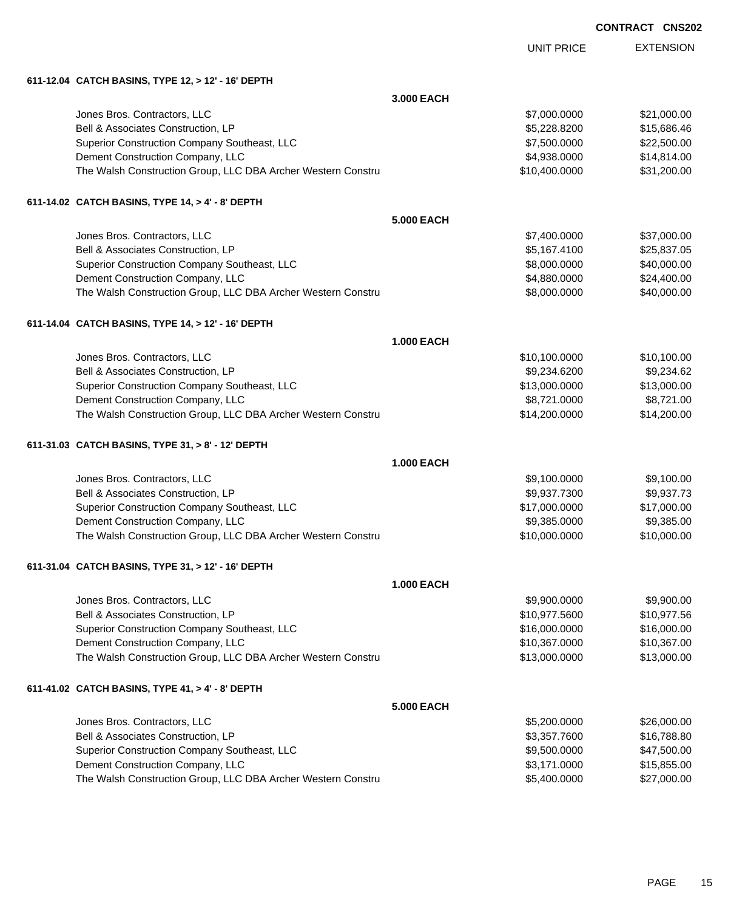CONTRACT CNS202

| | | UNIT PRICE | EXTENSION |
|---|---|---|---|
| **611-12.04 CATCH BASINS, TYPE 12, > 12' - 16' DEPTH** | | | |
| | **3.000 EACH** | | |
| Jones Bros. Contractors, LLC | | $7,000.0000 | $21,000.00 |
| Bell & Associates Construction, LP | | $5,228.8200 | $15,686.46 |
| Superior Construction Company Southeast, LLC | | $7,500.0000 | $22,500.00 |
| Dement Construction Company, LLC | | $4,938.0000 | $14,814.00 |
| The Walsh Construction Group, LLC DBA Archer Western Constru | | $10,400.0000 | $31,200.00 |
| **611-14.02 CATCH BASINS, TYPE 14, > 4' - 8' DEPTH** | | | |
| | **5.000 EACH** | | |
| Jones Bros. Contractors, LLC | | $7,400.0000 | $37,000.00 |
| Bell & Associates Construction, LP | | $5,167.4100 | $25,837.05 |
| Superior Construction Company Southeast, LLC | | $8,000.0000 | $40,000.00 |
| Dement Construction Company, LLC | | $4,880.0000 | $24,400.00 |
| The Walsh Construction Group, LLC DBA Archer Western Constru | | $8,000.0000 | $40,000.00 |
| **611-14.04 CATCH BASINS, TYPE 14, > 12' - 16' DEPTH** | | | |
| | **1.000 EACH** | | |
| Jones Bros. Contractors, LLC | | $10,100.0000 | $10,100.00 |
| Bell & Associates Construction, LP | | $9,234.6200 | $9,234.62 |
| Superior Construction Company Southeast, LLC | | $13,000.0000 | $13,000.00 |
| Dement Construction Company, LLC | | $8,721.0000 | $8,721.00 |
| The Walsh Construction Group, LLC DBA Archer Western Constru | | $14,200.0000 | $14,200.00 |
| **611-31.03 CATCH BASINS, TYPE 31, > 8' - 12' DEPTH** | | | |
| | **1.000 EACH** | | |
| Jones Bros. Contractors, LLC | | $9,100.0000 | $9,100.00 |
| Bell & Associates Construction, LP | | $9,937.7300 | $9,937.73 |
| Superior Construction Company Southeast, LLC | | $17,000.0000 | $17,000.00 |
| Dement Construction Company, LLC | | $9,385.0000 | $9,385.00 |
| The Walsh Construction Group, LLC DBA Archer Western Constru | | $10,000.0000 | $10,000.00 |
| **611-31.04 CATCH BASINS, TYPE 31, > 12' - 16' DEPTH** | | | |
| | **1.000 EACH** | | |
| Jones Bros. Contractors, LLC | | $9,900.0000 | $9,900.00 |
| Bell & Associates Construction, LP | | $10,977.5600 | $10,977.56 |
| Superior Construction Company Southeast, LLC | | $16,000.0000 | $16,000.00 |
| Dement Construction Company, LLC | | $10,367.0000 | $10,367.00 |
| The Walsh Construction Group, LLC DBA Archer Western Constru | | $13,000.0000 | $13,000.00 |
| **611-41.02 CATCH BASINS, TYPE 41, > 4' - 8' DEPTH** | | | |
| | **5.000 EACH** | | |
| Jones Bros. Contractors, LLC | | $5,200.0000 | $26,000.00 |
| Bell & Associates Construction, LP | | $3,357.7600 | $16,788.80 |
| Superior Construction Company Southeast, LLC | | $9,500.0000 | $47,500.00 |
| Dement Construction Company, LLC | | $3,171.0000 | $15,855.00 |
| The Walsh Construction Group, LLC DBA Archer Western Constru | | $5,400.0000 | $27,000.00 |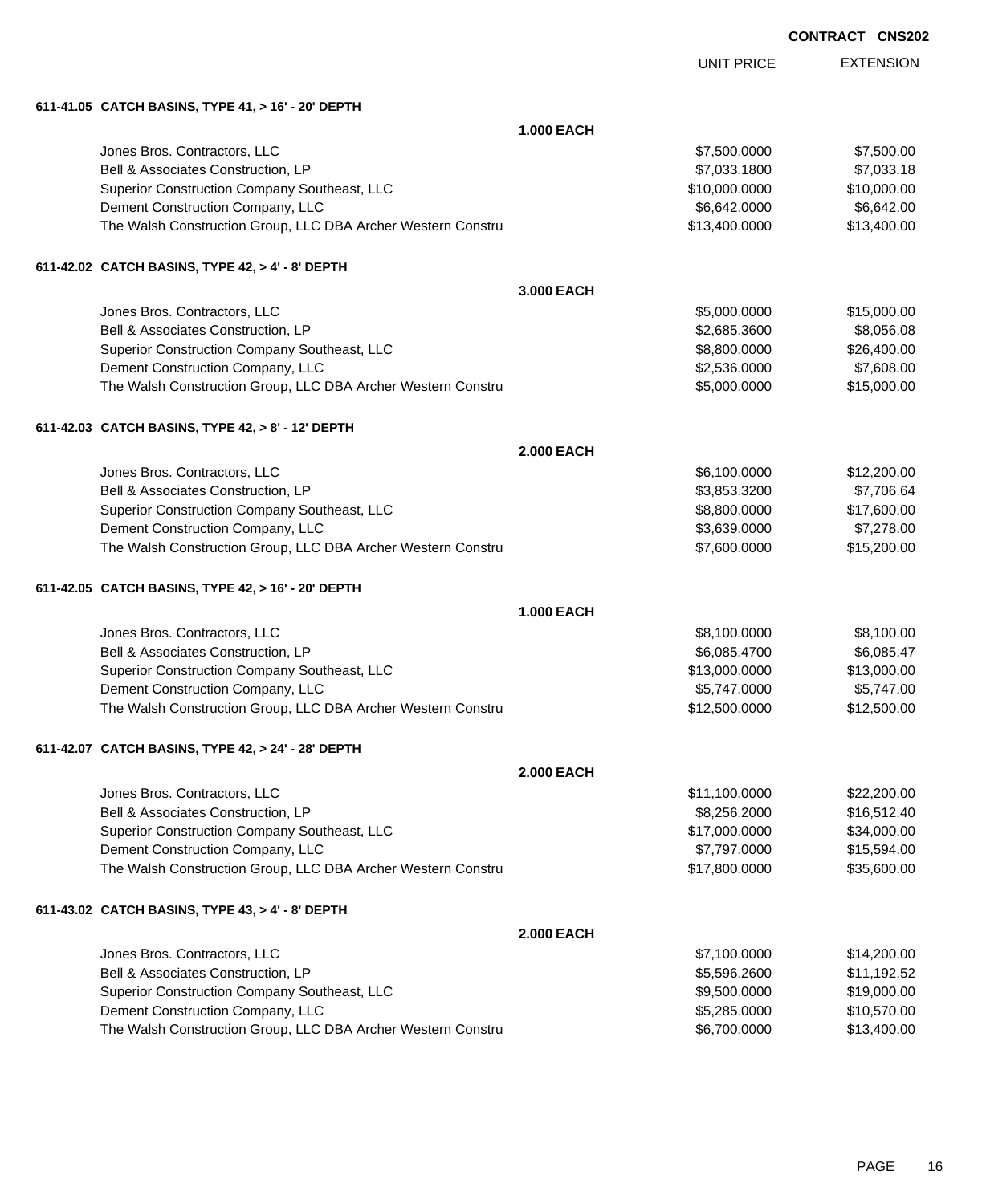**CONTRACT CNS202**

| | | UNIT PRICE | EXTENSION |
|---|---|---|---|
| **611-41.05 CATCH BASINS, TYPE 41, > 16' - 20' DEPTH** | | | |
| | **1.000 EACH** | | |
| Jones Bros. Contractors, LLC | | $7,500.0000 | $7,500.00 |
| Bell & Associates Construction, LP | | $7,033.1800 | $7,033.18 |
| Superior Construction Company Southeast, LLC | | $10,000.0000 | $10,000.00 |
| Dement Construction Company, LLC | | $6,642.0000 | $6,642.00 |
| The Walsh Construction Group, LLC DBA Archer Western Constru | | $13,400.0000 | $13,400.00 |
| **611-42.02 CATCH BASINS, TYPE 42, > 4' - 8' DEPTH** | | | |
| | **3.000 EACH** | | |
| Jones Bros. Contractors, LLC | | $5,000.0000 | $15,000.00 |
| Bell & Associates Construction, LP | | $2,685.3600 | $8,056.08 |
| Superior Construction Company Southeast, LLC | | $8,800.0000 | $26,400.00 |
| Dement Construction Company, LLC | | $2,536.0000 | $7,608.00 |
| The Walsh Construction Group, LLC DBA Archer Western Constru | | $5,000.0000 | $15,000.00 |
| **611-42.03 CATCH BASINS, TYPE 42, > 8' - 12' DEPTH** | | | |
| | **2.000 EACH** | | |
| Jones Bros. Contractors, LLC | | $6,100.0000 | $12,200.00 |
| Bell & Associates Construction, LP | | $3,853.3200 | $7,706.64 |
| Superior Construction Company Southeast, LLC | | $8,800.0000 | $17,600.00 |
| Dement Construction Company, LLC | | $3,639.0000 | $7,278.00 |
| The Walsh Construction Group, LLC DBA Archer Western Constru | | $7,600.0000 | $15,200.00 |
| **611-42.05 CATCH BASINS, TYPE 42, > 16' - 20' DEPTH** | | | |
| | **1.000 EACH** | | |
| Jones Bros. Contractors, LLC | | $8,100.0000 | $8,100.00 |
| Bell & Associates Construction, LP | | $6,085.4700 | $6,085.47 |
| Superior Construction Company Southeast, LLC | | $13,000.0000 | $13,000.00 |
| Dement Construction Company, LLC | | $5,747.0000 | $5,747.00 |
| The Walsh Construction Group, LLC DBA Archer Western Constru | | $12,500.0000 | $12,500.00 |
| **611-42.07 CATCH BASINS, TYPE 42, > 24' - 28' DEPTH** | | | |
| | **2.000 EACH** | | |
| Jones Bros. Contractors, LLC | | $11,100.0000 | $22,200.00 |
| Bell & Associates Construction, LP | | $8,256.2000 | $16,512.40 |
| Superior Construction Company Southeast, LLC | | $17,000.0000 | $34,000.00 |
| Dement Construction Company, LLC | | $7,797.0000 | $15,594.00 |
| The Walsh Construction Group, LLC DBA Archer Western Constru | | $17,800.0000 | $35,600.00 |
| **611-43.02 CATCH BASINS, TYPE 43, > 4' - 8' DEPTH** | | | |
| | **2.000 EACH** | | |
| Jones Bros. Contractors, LLC | | $7,100.0000 | $14,200.00 |
| Bell & Associates Construction, LP | | $5,596.2600 | $11,192.52 |
| Superior Construction Company Southeast, LLC | | $9,500.0000 | $19,000.00 |
| Dement Construction Company, LLC | | $5,285.0000 | $10,570.00 |
| The Walsh Construction Group, LLC DBA Archer Western Constru | | $6,700.0000 | $13,400.00 |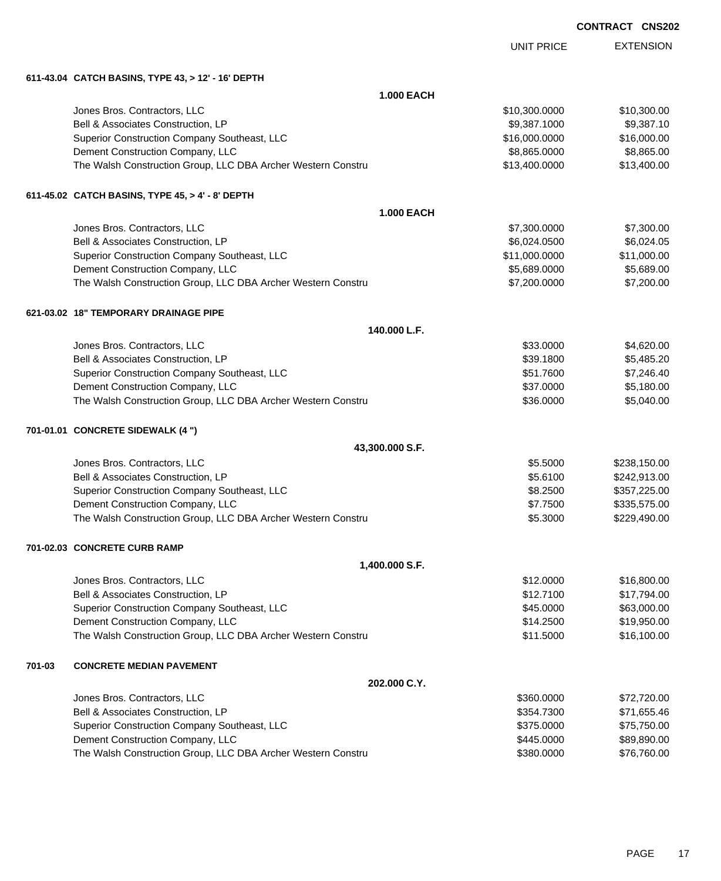CONTRACT CNS202

| | UNIT PRICE | EXTENSION |
|---|---|---|
| **611-43.04 CATCH BASINS, TYPE 43, > 12' - 16' DEPTH** | | |
| **1.000 EACH** | | |
| Jones Bros. Contractors, LLC | $10,300.0000 | $10,300.00 |
| Bell & Associates Construction, LP | $9,387.1000 | $9,387.10 |
| Superior Construction Company Southeast, LLC | $16,000.0000 | $16,000.00 |
| Dement Construction Company, LLC | $8,865.0000 | $8,865.00 |
| The Walsh Construction Group, LLC DBA Archer Western Constru | $13,400.0000 | $13,400.00 |
| **611-45.02 CATCH BASINS, TYPE 45, > 4' - 8' DEPTH** | | |
| **1.000 EACH** | | |
| Jones Bros. Contractors, LLC | $7,300.0000 | $7,300.00 |
| Bell & Associates Construction, LP | $6,024.0500 | $6,024.05 |
| Superior Construction Company Southeast, LLC | $11,000.0000 | $11,000.00 |
| Dement Construction Company, LLC | $5,689.0000 | $5,689.00 |
| The Walsh Construction Group, LLC DBA Archer Western Constru | $7,200.0000 | $7,200.00 |
| **621-03.02 18" TEMPORARY DRAINAGE PIPE** | | |
| **140.000 L.F.** | | |
| Jones Bros. Contractors, LLC | $33.0000 | $4,620.00 |
| Bell & Associates Construction, LP | $39.1800 | $5,485.20 |
| Superior Construction Company Southeast, LLC | $51.7600 | $7,246.40 |
| Dement Construction Company, LLC | $37.0000 | $5,180.00 |
| The Walsh Construction Group, LLC DBA Archer Western Constru | $36.0000 | $5,040.00 |
| **701-01.01 CONCRETE SIDEWALK (4 ")** | | |
| **43,300.000 S.F.** | | |
| Jones Bros. Contractors, LLC | $5.5000 | $238,150.00 |
| Bell & Associates Construction, LP | $5.6100 | $242,913.00 |
| Superior Construction Company Southeast, LLC | $8.2500 | $357,225.00 |
| Dement Construction Company, LLC | $7.7500 | $335,575.00 |
| The Walsh Construction Group, LLC DBA Archer Western Constru | $5.3000 | $229,490.00 |
| **701-02.03 CONCRETE CURB RAMP** | | |
| **1,400.000 S.F.** | | |
| Jones Bros. Contractors, LLC | $12.0000 | $16,800.00 |
| Bell & Associates Construction, LP | $12.7100 | $17,794.00 |
| Superior Construction Company Southeast, LLC | $45.0000 | $63,000.00 |
| Dement Construction Company, LLC | $14.2500 | $19,950.00 |
| The Walsh Construction Group, LLC DBA Archer Western Constru | $11.5000 | $16,100.00 |
| **701-03 CONCRETE MEDIAN PAVEMENT** | | |
| **202.000 C.Y.** | | |
| Jones Bros. Contractors, LLC | $360.0000 | $72,720.00 |
| Bell & Associates Construction, LP | $354.7300 | $71,655.46 |
| Superior Construction Company Southeast, LLC | $375.0000 | $75,750.00 |
| Dement Construction Company, LLC | $445.0000 | $89,890.00 |
| The Walsh Construction Group, LLC DBA Archer Western Constru | $380.0000 | $76,760.00 |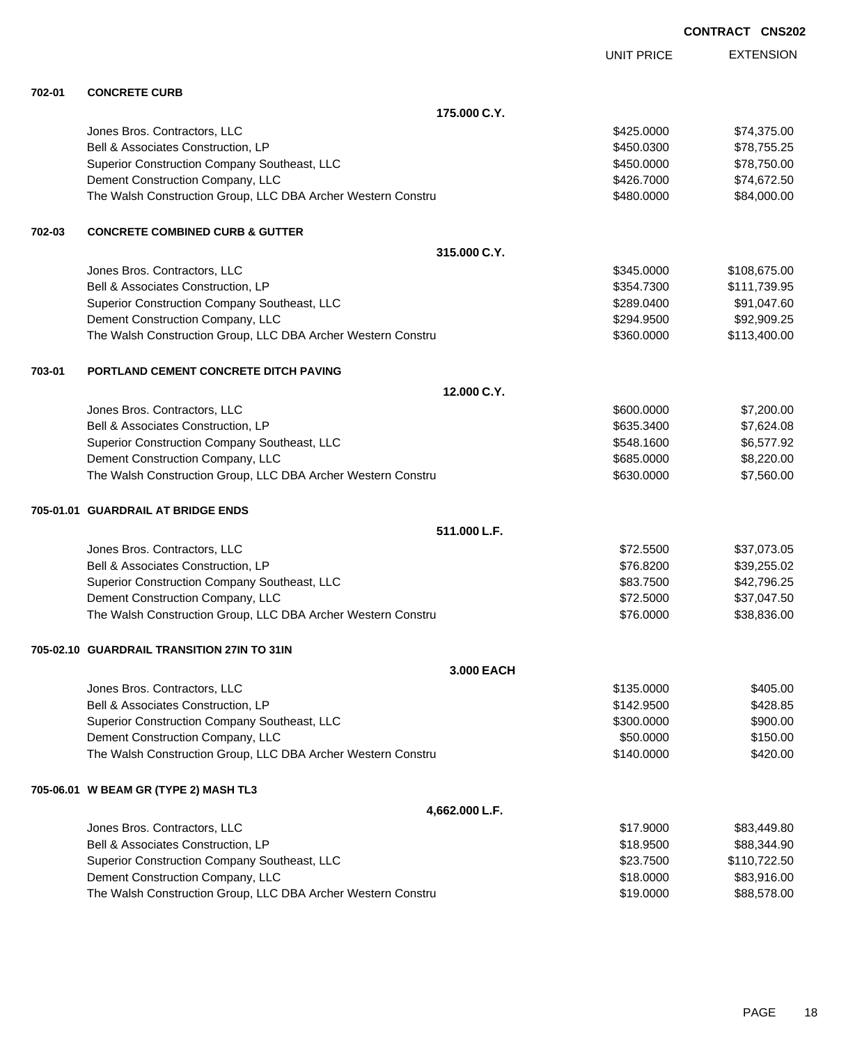**CONTRACT CNS202**

| | | UNIT PRICE | EXTENSION |
|---|---|---|---|
| **702-01** | **CONCRETE CURB** | | |
| | **175.000 C.Y.** | | |
| | Jones Bros. Contractors, LLC | \$425.0000 | \$74,375.00 |
| | Bell & Associates Construction, LP | \$450.0300 | \$78,755.25 |
| | Superior Construction Company Southeast, LLC | \$450.0000 | \$78,750.00 |
| | Dement Construction Company, LLC | \$426.7000 | \$74,672.50 |
| | The Walsh Construction Group, LLC DBA Archer Western Constru | \$480.0000 | \$84,000.00 |
| **702-03** | **CONCRETE COMBINED CURB & GUTTER** | | |
| | **315.000 C.Y.** | | |
| | Jones Bros. Contractors, LLC | \$345.0000 | \$108,675.00 |
| | Bell & Associates Construction, LP | \$354.7300 | \$111,739.95 |
| | Superior Construction Company Southeast, LLC | \$289.0400 | \$91,047.60 |
| | Dement Construction Company, LLC | \$294.9500 | \$92,909.25 |
| | The Walsh Construction Group, LLC DBA Archer Western Constru | \$360.0000 | \$113,400.00 |
| **703-01** | **PORTLAND CEMENT CONCRETE DITCH PAVING** | | |
| | **12.000 C.Y.** | | |
| | Jones Bros. Contractors, LLC | \$600.0000 | \$7,200.00 |
| | Bell & Associates Construction, LP | \$635.3400 | \$7,624.08 |
| | Superior Construction Company Southeast, LLC | \$548.1600 | \$6,577.92 |
| | Dement Construction Company, LLC | \$685.0000 | \$8,220.00 |
| | The Walsh Construction Group, LLC DBA Archer Western Constru | \$630.0000 | \$7,560.00 |
| **705-01.01** | **GUARDRAIL AT BRIDGE ENDS** | | |
| | **511.000 L.F.** | | |
| | Jones Bros. Contractors, LLC | \$72.5500 | \$37,073.05 |
| | Bell & Associates Construction, LP | \$76.8200 | \$39,255.02 |
| | Superior Construction Company Southeast, LLC | \$83.7500 | \$42,796.25 |
| | Dement Construction Company, LLC | \$72.5000 | \$37,047.50 |
| | The Walsh Construction Group, LLC DBA Archer Western Constru | \$76.0000 | \$38,836.00 |
| **705-02.10** | **GUARDRAIL TRANSITION 27IN TO 31IN** | | |
| | **3.000 EACH** | | |
| | Jones Bros. Contractors, LLC | \$135.0000 | \$405.00 |
| | Bell & Associates Construction, LP | \$142.9500 | \$428.85 |
| | Superior Construction Company Southeast, LLC | \$300.0000 | \$900.00 |
| | Dement Construction Company, LLC | \$50.0000 | \$150.00 |
| | The Walsh Construction Group, LLC DBA Archer Western Constru | \$140.0000 | \$420.00 |
| **705-06.01** | **W BEAM GR (TYPE 2) MASH TL3** | | |
| | **4,662.000 L.F.** | | |
| | Jones Bros. Contractors, LLC | \$17.9000 | \$83,449.80 |
| | Bell & Associates Construction, LP | \$18.9500 | \$88,344.90 |
| | Superior Construction Company Southeast, LLC | \$23.7500 | \$110,722.50 |
| | Dement Construction Company, LLC | \$18.0000 | \$83,916.00 |
| | The Walsh Construction Group, LLC DBA Archer Western Constru | \$19.0000 | \$88,578.00 |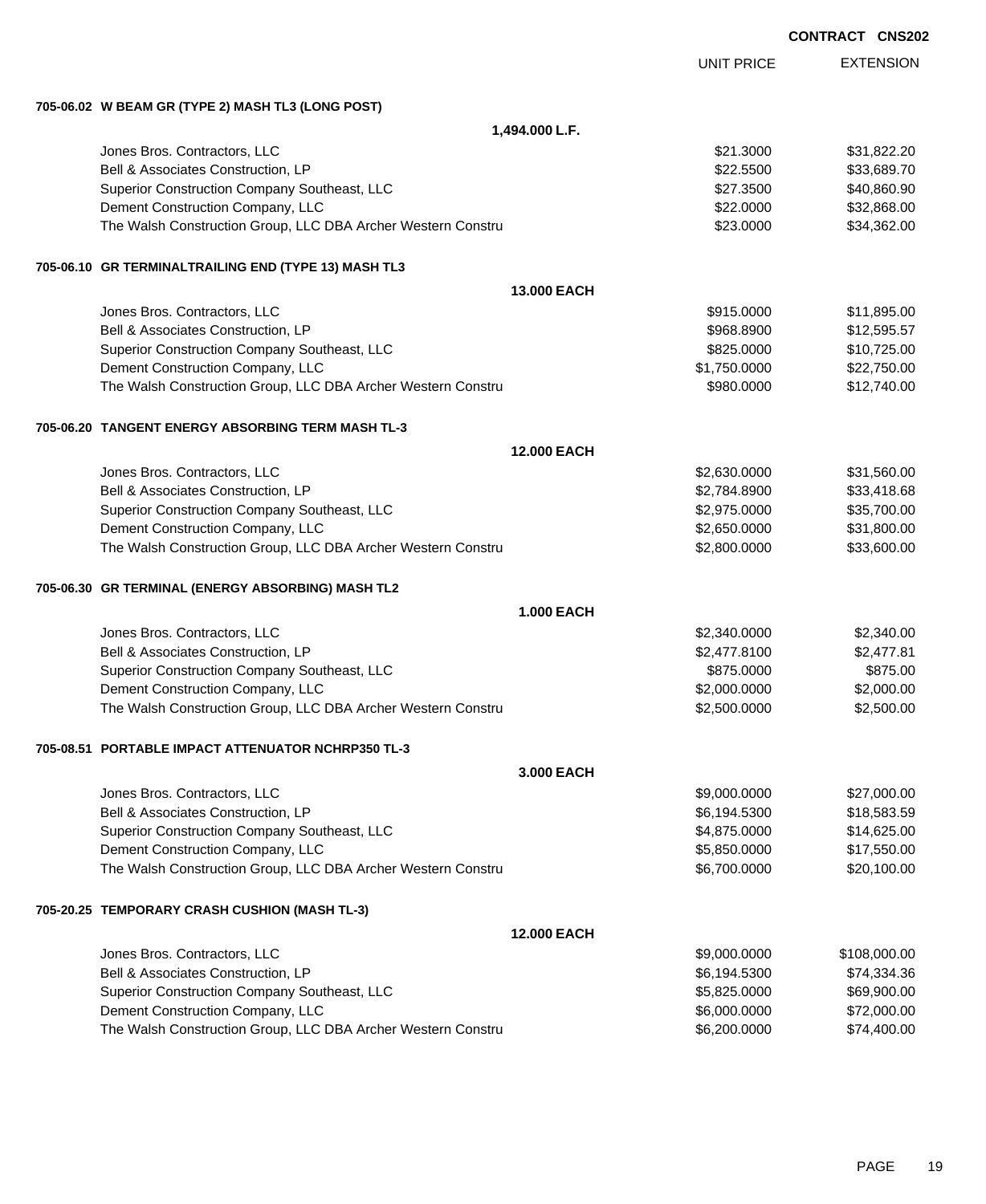CONTRACT CNS202

| | UNIT PRICE | EXTENSION |
|---|---|---|
| **705-06.02 W BEAM GR (TYPE 2) MASH TL3 (LONG POST)** | | |
| **1,494.000 L.F.** | | |
| Jones Bros. Contractors, LLC | $21.3000 | $31,822.20 |
| Bell & Associates Construction, LP | $22.5500 | $33,689.70 |
| Superior Construction Company Southeast, LLC | $27.3500 | $40,860.90 |
| Dement Construction Company, LLC | $22.0000 | $32,868.00 |
| The Walsh Construction Group, LLC DBA Archer Western Constru | $23.0000 | $34,362.00 |
| **705-06.10 GR TERMINALTRAILING END (TYPE 13) MASH TL3** | | |
| **13.000 EACH** | | |
| Jones Bros. Contractors, LLC | $915.0000 | $11,895.00 |
| Bell & Associates Construction, LP | $968.8900 | $12,595.57 |
| Superior Construction Company Southeast, LLC | $825.0000 | $10,725.00 |
| Dement Construction Company, LLC | $1,750.0000 | $22,750.00 |
| The Walsh Construction Group, LLC DBA Archer Western Constru | $980.0000 | $12,740.00 |
| **705-06.20 TANGENT ENERGY ABSORBING TERM MASH TL-3** | | |
| **12.000 EACH** | | |
| Jones Bros. Contractors, LLC | $2,630.0000 | $31,560.00 |
| Bell & Associates Construction, LP | $2,784.8900 | $33,418.68 |
| Superior Construction Company Southeast, LLC | $2,975.0000 | $35,700.00 |
| Dement Construction Company, LLC | $2,650.0000 | $31,800.00 |
| The Walsh Construction Group, LLC DBA Archer Western Constru | $2,800.0000 | $33,600.00 |
| **705-06.30 GR TERMINAL (ENERGY ABSORBING) MASH TL2** | | |
| **1.000 EACH** | | |
| Jones Bros. Contractors, LLC | $2,340.0000 | $2,340.00 |
| Bell & Associates Construction, LP | $2,477.8100 | $2,477.81 |
| Superior Construction Company Southeast, LLC | $875.0000 | $875.00 |
| Dement Construction Company, LLC | $2,000.0000 | $2,000.00 |
| The Walsh Construction Group, LLC DBA Archer Western Constru | $2,500.0000 | $2,500.00 |
| **705-08.51 PORTABLE IMPACT ATTENUATOR NCHRP350 TL-3** | | |
| **3.000 EACH** | | |
| Jones Bros. Contractors, LLC | $9,000.0000 | $27,000.00 |
| Bell & Associates Construction, LP | $6,194.5300 | $18,583.59 |
| Superior Construction Company Southeast, LLC | $4,875.0000 | $14,625.00 |
| Dement Construction Company, LLC | $5,850.0000 | $17,550.00 |
| The Walsh Construction Group, LLC DBA Archer Western Constru | $6,700.0000 | $20,100.00 |
| **705-20.25 TEMPORARY CRASH CUSHION (MASH TL-3)** | | |
| **12.000 EACH** | | |
| Jones Bros. Contractors, LLC | $9,000.0000 | $108,000.00 |
| Bell & Associates Construction, LP | $6,194.5300 | $74,334.36 |
| Superior Construction Company Southeast, LLC | $5,825.0000 | $69,900.00 |
| Dement Construction Company, LLC | $6,000.0000 | $72,000.00 |
| The Walsh Construction Group, LLC DBA Archer Western Constru | $6,200.0000 | $74,400.00 |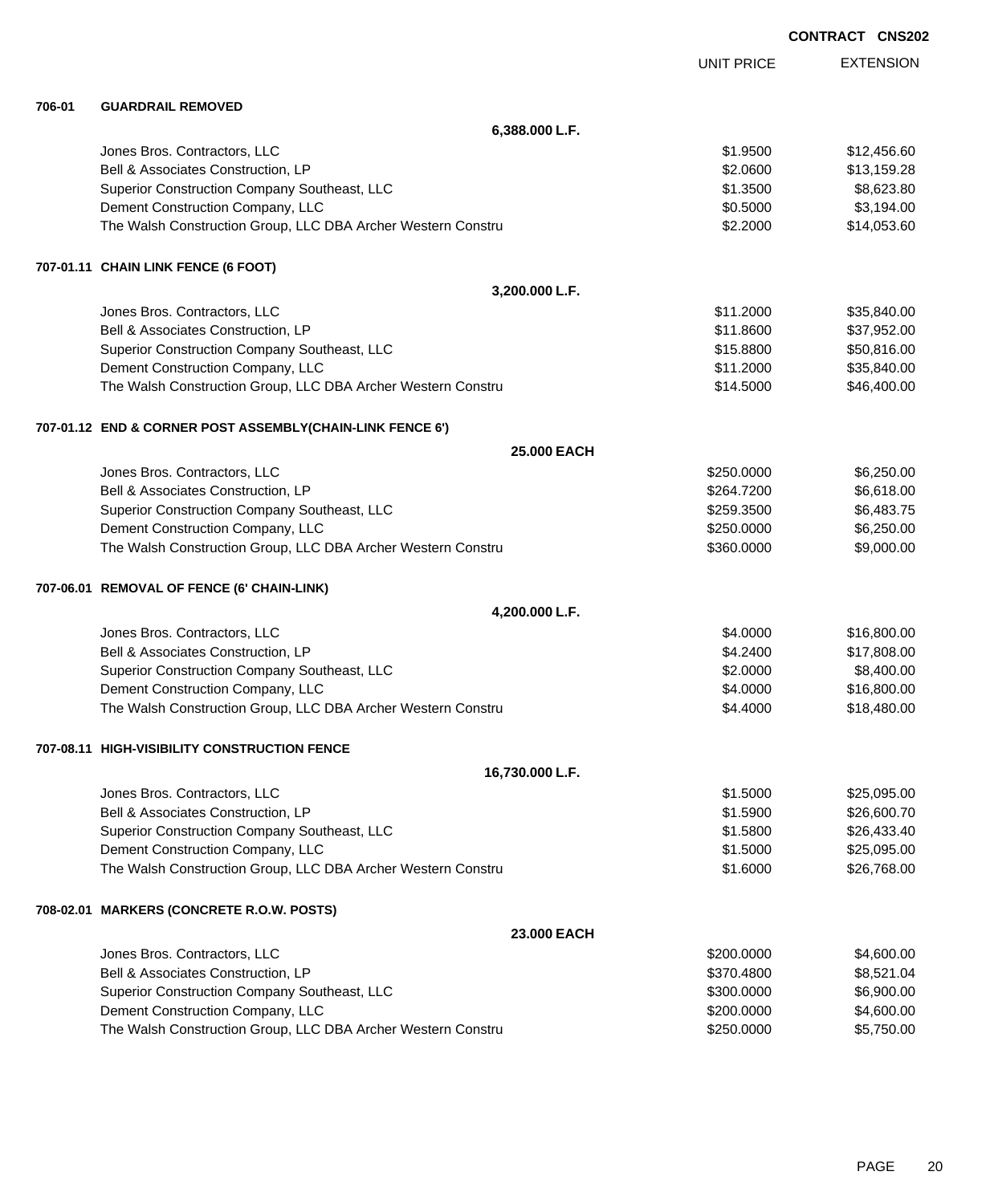**CONTRACT CNS202**

| | | UNIT PRICE | EXTENSION |
|---|---|---|---|
| **706-01** | **GUARDRAIL REMOVED** | | |
| | **6,388.000 L.F.** | | |
| | Jones Bros. Contractors, LLC | $1.9500 | $12,456.60 |
| | Bell & Associates Construction, LP | $2.0600 | $13,159.28 |
| | Superior Construction Company Southeast, LLC | $1.3500 | $8,623.80 |
| | Dement Construction Company, LLC | $0.5000 | $3,194.00 |
| | The Walsh Construction Group, LLC DBA Archer Western Constru | $2.2000 | $14,053.60 |
| **707-01.11** | **CHAIN LINK FENCE (6 FOOT)** | | |
| | **3,200.000 L.F.** | | |
| | Jones Bros. Contractors, LLC | $11.2000 | $35,840.00 |
| | Bell & Associates Construction, LP | $11.8600 | $37,952.00 |
| | Superior Construction Company Southeast, LLC | $15.8800 | $50,816.00 |
| | Dement Construction Company, LLC | $11.2000 | $35,840.00 |
| | The Walsh Construction Group, LLC DBA Archer Western Constru | $14.5000 | $46,400.00 |
| **707-01.12** | **END & CORNER POST ASSEMBLY(CHAIN-LINK FENCE 6')** | | |
| | **25.000 EACH** | | |
| | Jones Bros. Contractors, LLC | $250.0000 | $6,250.00 |
| | Bell & Associates Construction, LP | $264.7200 | $6,618.00 |
| | Superior Construction Company Southeast, LLC | $259.3500 | $6,483.75 |
| | Dement Construction Company, LLC | $250.0000 | $6,250.00 |
| | The Walsh Construction Group, LLC DBA Archer Western Constru | $360.0000 | $9,000.00 |
| **707-06.01** | **REMOVAL OF FENCE (6' CHAIN-LINK)** | | |
| | **4,200.000 L.F.** | | |
| | Jones Bros. Contractors, LLC | $4.0000 | $16,800.00 |
| | Bell & Associates Construction, LP | $4.2400 | $17,808.00 |
| | Superior Construction Company Southeast, LLC | $2.0000 | $8,400.00 |
| | Dement Construction Company, LLC | $4.0000 | $16,800.00 |
| | The Walsh Construction Group, LLC DBA Archer Western Constru | $4.4000 | $18,480.00 |
| **707-08.11** | **HIGH-VISIBILITY CONSTRUCTION FENCE** | | |
| | **16,730.000 L.F.** | | |
| | Jones Bros. Contractors, LLC | $1.5000 | $25,095.00 |
| | Bell & Associates Construction, LP | $1.5900 | $26,600.70 |
| | Superior Construction Company Southeast, LLC | $1.5800 | $26,433.40 |
| | Dement Construction Company, LLC | $1.5000 | $25,095.00 |
| | The Walsh Construction Group, LLC DBA Archer Western Constru | $1.6000 | $26,768.00 |
| **708-02.01** | **MARKERS (CONCRETE R.O.W. POSTS)** | | |
| | **23.000 EACH** | | |
| | Jones Bros. Contractors, LLC | $200.0000 | $4,600.00 |
| | Bell & Associates Construction, LP | $370.4800 | $8,521.04 |
| | Superior Construction Company Southeast, LLC | $300.0000 | $6,900.00 |
| | Dement Construction Company, LLC | $200.0000 | $4,600.00 |
| | The Walsh Construction Group, LLC DBA Archer Western Constru | $250.0000 | $5,750.00 |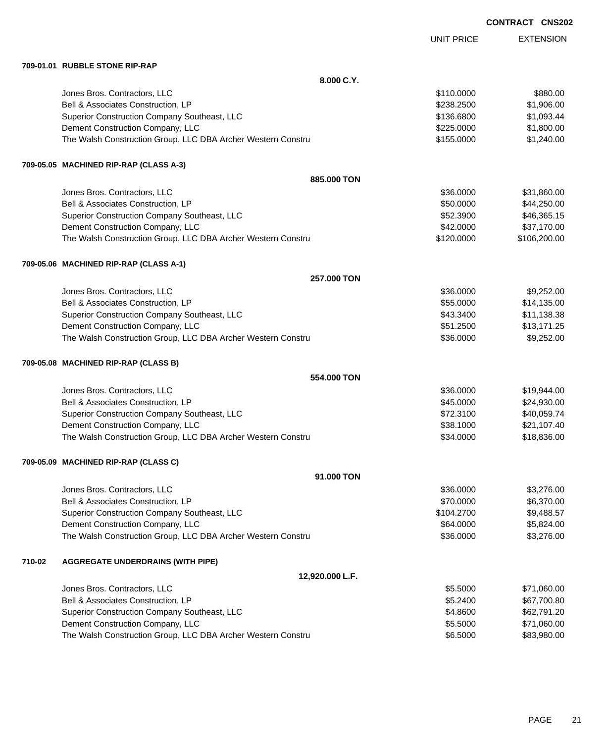**CONTRACT CNS202**

| | UNIT PRICE | EXTENSION |
|---|---|---|
| **709-01.01 RUBBLE STONE RIP-RAP** | | |
| **8.000 C.Y.** | | |
| Jones Bros. Contractors, LLC | $110.0000 | $880.00 |
| Bell & Associates Construction, LP | $238.2500 | $1,906.00 |
| Superior Construction Company Southeast, LLC | $136.6800 | $1,093.44 |
| Dement Construction Company, LLC | $225.0000 | $1,800.00 |
| The Walsh Construction Group, LLC DBA Archer Western Constru | $155.0000 | $1,240.00 |
| **709-05.05 MACHINED RIP-RAP (CLASS A-3)** | | |
| **885.000 TON** | | |
| Jones Bros. Contractors, LLC | $36.0000 | $31,860.00 |
| Bell & Associates Construction, LP | $50.0000 | $44,250.00 |
| Superior Construction Company Southeast, LLC | $52.3900 | $46,365.15 |
| Dement Construction Company, LLC | $42.0000 | $37,170.00 |
| The Walsh Construction Group, LLC DBA Archer Western Constru | $120.0000 | $106,200.00 |
| **709-05.06 MACHINED RIP-RAP (CLASS A-1)** | | |
| **257.000 TON** | | |
| Jones Bros. Contractors, LLC | $36.0000 | $9,252.00 |
| Bell & Associates Construction, LP | $55.0000 | $14,135.00 |
| Superior Construction Company Southeast, LLC | $43.3400 | $11,138.38 |
| Dement Construction Company, LLC | $51.2500 | $13,171.25 |
| The Walsh Construction Group, LLC DBA Archer Western Constru | $36.0000 | $9,252.00 |
| **709-05.08 MACHINED RIP-RAP (CLASS B)** | | |
| **554.000 TON** | | |
| Jones Bros. Contractors, LLC | $36.0000 | $19,944.00 |
| Bell & Associates Construction, LP | $45.0000 | $24,930.00 |
| Superior Construction Company Southeast, LLC | $72.3100 | $40,059.74 |
| Dement Construction Company, LLC | $38.1000 | $21,107.40 |
| The Walsh Construction Group, LLC DBA Archer Western Constru | $34.0000 | $18,836.00 |
| **709-05.09 MACHINED RIP-RAP (CLASS C)** | | |
| **91.000 TON** | | |
| Jones Bros. Contractors, LLC | $36.0000 | $3,276.00 |
| Bell & Associates Construction, LP | $70.0000 | $6,370.00 |
| Superior Construction Company Southeast, LLC | $104.2700 | $9,488.57 |
| Dement Construction Company, LLC | $64.0000 | $5,824.00 |
| The Walsh Construction Group, LLC DBA Archer Western Constru | $36.0000 | $3,276.00 |
| **710-02 AGGREGATE UNDERDRAINS (WITH PIPE)** | | |
| **12,920.000 L.F.** | | |
| Jones Bros. Contractors, LLC | $5.5000 | $71,060.00 |
| Bell & Associates Construction, LP | $5.2400 | $67,700.80 |
| Superior Construction Company Southeast, LLC | $4.8600 | $62,791.20 |
| Dement Construction Company, LLC | $5.5000 | $71,060.00 |
| The Walsh Construction Group, LLC DBA Archer Western Constru | $6.5000 | $83,980.00 |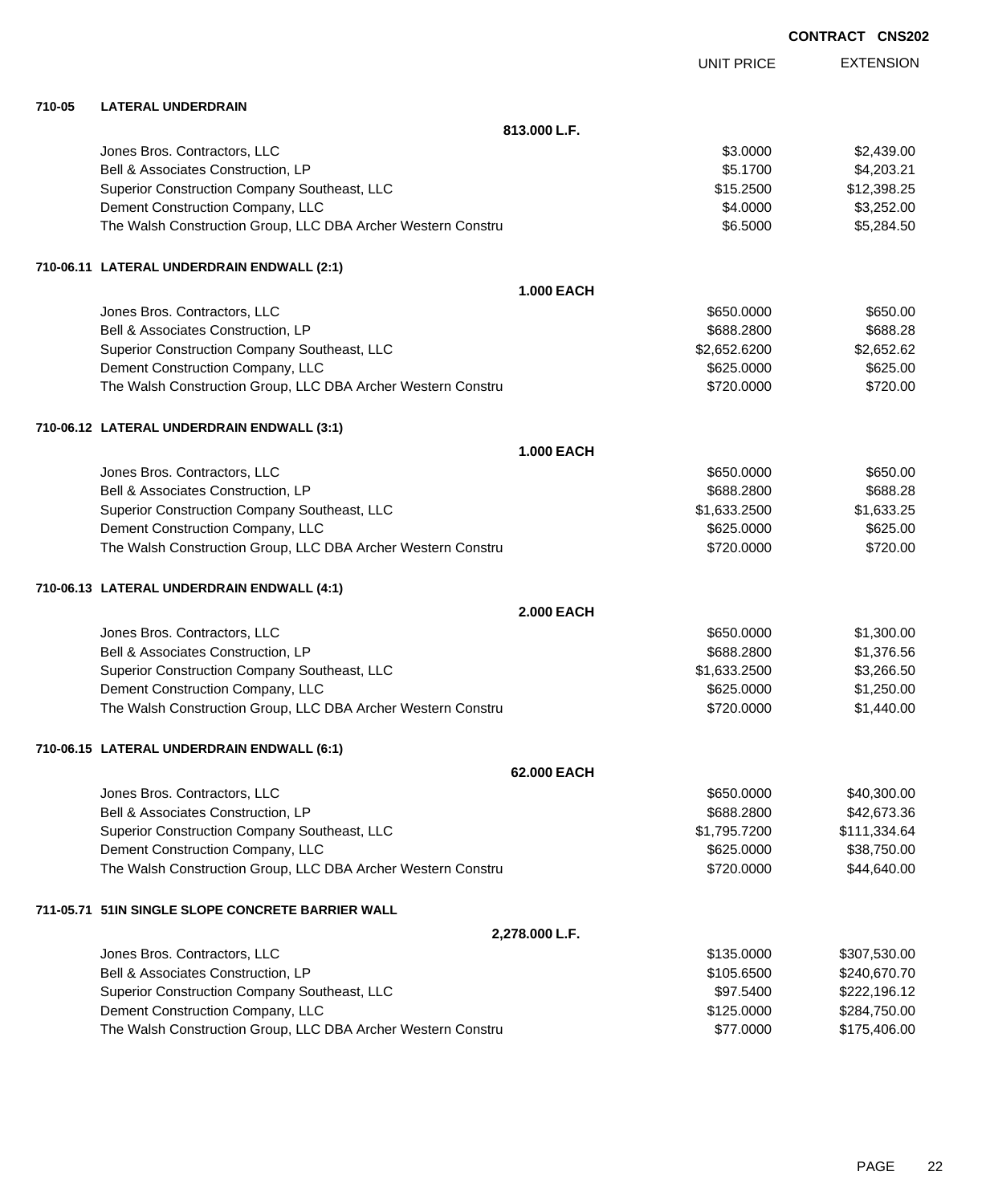**CONTRACT CNS202**

| | | UNIT PRICE | EXTENSION |
|---|---|---|---|
| **710-05** | **LATERAL UNDERDRAIN** | | |
| | **813.000 L.F.** | | |
| | Jones Bros. Contractors, LLC | $3.0000 | $2,439.00 |
| | Bell & Associates Construction, LP | $5.1700 | $4,203.21 |
| | Superior Construction Company Southeast, LLC | $15.2500 | $12,398.25 |
| | Dement Construction Company, LLC | $4.0000 | $3,252.00 |
| | The Walsh Construction Group, LLC DBA Archer Western Constru | $6.5000 | $5,284.50 |
| **710-06.11** | **LATERAL UNDERDRAIN ENDWALL (2:1)** | | |
| | **1.000 EACH** | | |
| | Jones Bros. Contractors, LLC | $650.0000 | $650.00 |
| | Bell & Associates Construction, LP | $688.2800 | $688.28 |
| | Superior Construction Company Southeast, LLC | $2,652.6200 | $2,652.62 |
| | Dement Construction Company, LLC | $625.0000 | $625.00 |
| | The Walsh Construction Group, LLC DBA Archer Western Constru | $720.0000 | $720.00 |
| **710-06.12** | **LATERAL UNDERDRAIN ENDWALL (3:1)** | | |
| | **1.000 EACH** | | |
| | Jones Bros. Contractors, LLC | $650.0000 | $650.00 |
| | Bell & Associates Construction, LP | $688.2800 | $688.28 |
| | Superior Construction Company Southeast, LLC | $1,633.2500 | $1,633.25 |
| | Dement Construction Company, LLC | $625.0000 | $625.00 |
| | The Walsh Construction Group, LLC DBA Archer Western Constru | $720.0000 | $720.00 |
| **710-06.13** | **LATERAL UNDERDRAIN ENDWALL (4:1)** | | |
| | **2.000 EACH** | | |
| | Jones Bros. Contractors, LLC | $650.0000 | $1,300.00 |
| | Bell & Associates Construction, LP | $688.2800 | $1,376.56 |
| | Superior Construction Company Southeast, LLC | $1,633.2500 | $3,266.50 |
| | Dement Construction Company, LLC | $625.0000 | $1,250.00 |
| | The Walsh Construction Group, LLC DBA Archer Western Constru | $720.0000 | $1,440.00 |
| **710-06.15** | **LATERAL UNDERDRAIN ENDWALL (6:1)** | | |
| | **62.000 EACH** | | |
| | Jones Bros. Contractors, LLC | $650.0000 | $40,300.00 |
| | Bell & Associates Construction, LP | $688.2800 | $42,673.36 |
| | Superior Construction Company Southeast, LLC | $1,795.7200 | $111,334.64 |
| | Dement Construction Company, LLC | $625.0000 | $38,750.00 |
| | The Walsh Construction Group, LLC DBA Archer Western Constru | $720.0000 | $44,640.00 |
| **711-05.71** | **51IN SINGLE SLOPE CONCRETE BARRIER WALL** | | |
| | **2,278.000 L.F.** | | |
| | Jones Bros. Contractors, LLC | $135.0000 | $307,530.00 |
| | Bell & Associates Construction, LP | $105.6500 | $240,670.70 |
| | Superior Construction Company Southeast, LLC | $97.5400 | $222,196.12 |
| | Dement Construction Company, LLC | $125.0000 | $284,750.00 |
| | The Walsh Construction Group, LLC DBA Archer Western Constru | $77.0000 | $175,406.00 |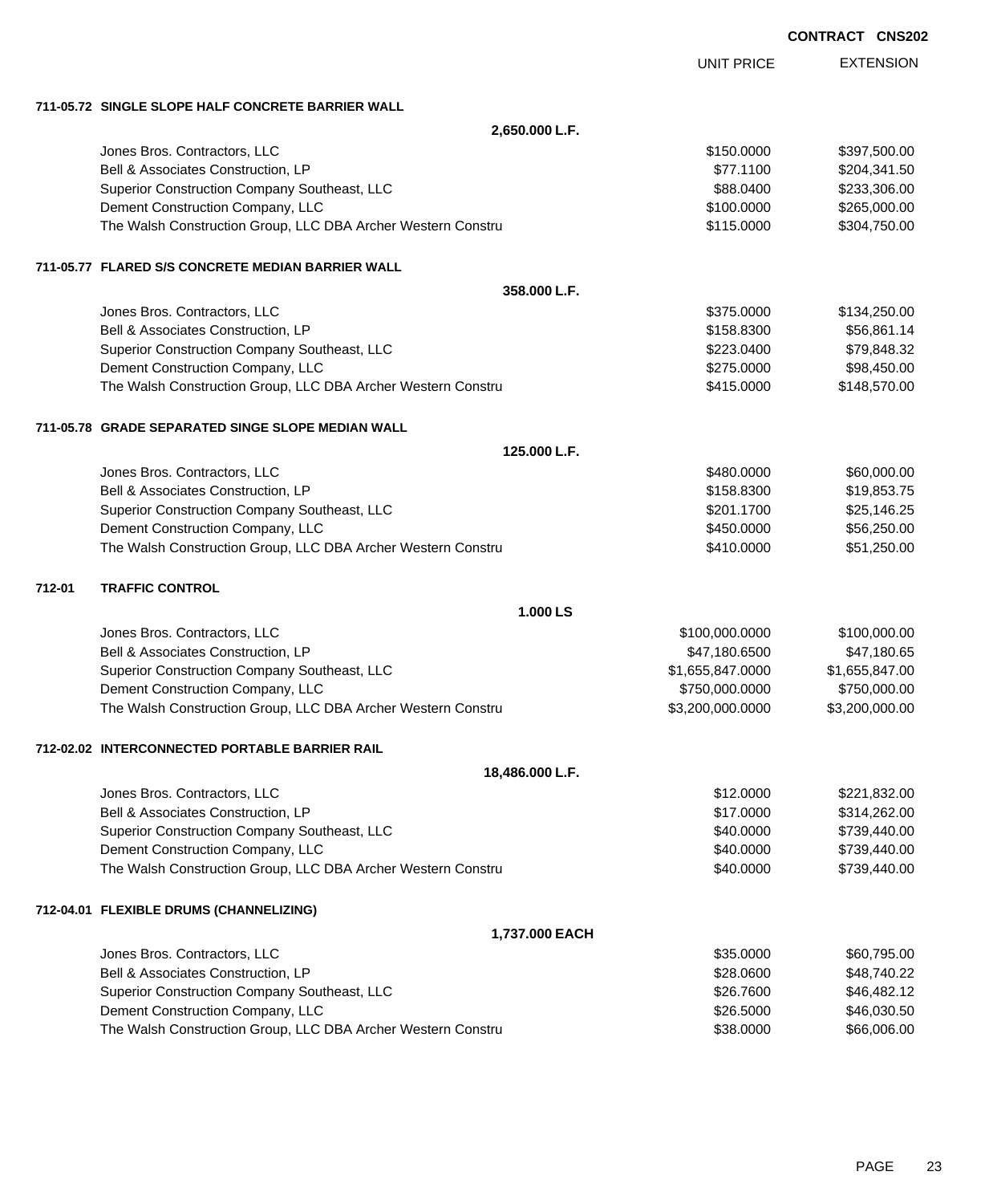**CONTRACT CNS202**

| | UNIT PRICE | EXTENSION |
|---|---|---|
| **711-05.72 SINGLE SLOPE HALF CONCRETE BARRIER WALL** | | |
| **2,650.000 L.F.** | | |
| Jones Bros. Contractors, LLC | $150.0000 | $397,500.00 |
| Bell & Associates Construction, LP | $77.1100 | $204,341.50 |
| Superior Construction Company Southeast, LLC | $88.0400 | $233,306.00 |
| Dement Construction Company, LLC | $100.0000 | $265,000.00 |
| The Walsh Construction Group, LLC DBA Archer Western Constru | $115.0000 | $304,750.00 |
| **711-05.77 FLARED S/S CONCRETE MEDIAN BARRIER WALL** | | |
| **358.000 L.F.** | | |
| Jones Bros. Contractors, LLC | $375.0000 | $134,250.00 |
| Bell & Associates Construction, LP | $158.8300 | $56,861.14 |
| Superior Construction Company Southeast, LLC | $223.0400 | $79,848.32 |
| Dement Construction Company, LLC | $275.0000 | $98,450.00 |
| The Walsh Construction Group, LLC DBA Archer Western Constru | $415.0000 | $148,570.00 |
| **711-05.78 GRADE SEPARATED SINGE SLOPE MEDIAN WALL** | | |
| **125.000 L.F.** | | |
| Jones Bros. Contractors, LLC | $480.0000 | $60,000.00 |
| Bell & Associates Construction, LP | $158.8300 | $19,853.75 |
| Superior Construction Company Southeast, LLC | $201.1700 | $25,146.25 |
| Dement Construction Company, LLC | $450.0000 | $56,250.00 |
| The Walsh Construction Group, LLC DBA Archer Western Constru | $410.0000 | $51,250.00 |
| **712-01 TRAFFIC CONTROL** | | |
| **1.000 LS** | | |
| Jones Bros. Contractors, LLC | $100,000.0000 | $100,000.00 |
| Bell & Associates Construction, LP | $47,180.6500 | $47,180.65 |
| Superior Construction Company Southeast, LLC | $1,655,847.0000 | $1,655,847.00 |
| Dement Construction Company, LLC | $750,000.0000 | $750,000.00 |
| The Walsh Construction Group, LLC DBA Archer Western Constru | $3,200,000.0000 | $3,200,000.00 |
| **712-02.02 INTERCONNECTED PORTABLE BARRIER RAIL** | | |
| **18,486.000 L.F.** | | |
| Jones Bros. Contractors, LLC | $12.0000 | $221,832.00 |
| Bell & Associates Construction, LP | $17.0000 | $314,262.00 |
| Superior Construction Company Southeast, LLC | $40.0000 | $739,440.00 |
| Dement Construction Company, LLC | $40.0000 | $739,440.00 |
| The Walsh Construction Group, LLC DBA Archer Western Constru | $40.0000 | $739,440.00 |
| **712-04.01 FLEXIBLE DRUMS (CHANNELIZING)** | | |
| **1,737.000 EACH** | | |
| Jones Bros. Contractors, LLC | $35.0000 | $60,795.00 |
| Bell & Associates Construction, LP | $28.0600 | $48,740.22 |
| Superior Construction Company Southeast, LLC | $26.7600 | $46,482.12 |
| Dement Construction Company, LLC | $26.5000 | $46,030.50 |
| The Walsh Construction Group, LLC DBA Archer Western Constru | $38.0000 | $66,006.00 |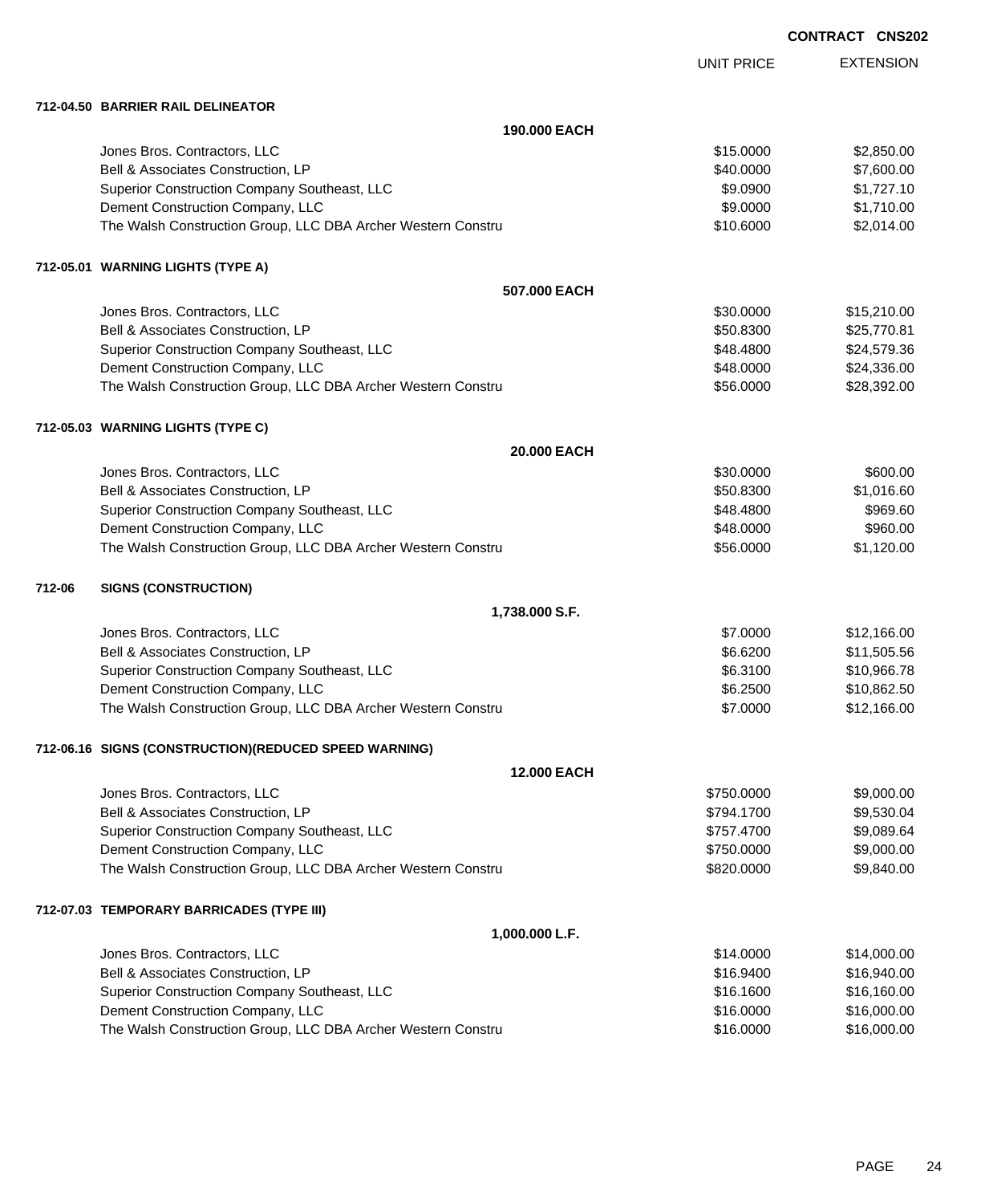CONTRACT CNS202

| | UNIT PRICE | EXTENSION |
|---|---|---|
| **712-04.50 BARRIER RAIL DELINEATOR** | | |
| **190.000 EACH** | | |
| Jones Bros. Contractors, LLC | $15.0000 | $2,850.00 |
| Bell & Associates Construction, LP | $40.0000 | $7,600.00 |
| Superior Construction Company Southeast, LLC | $9.0900 | $1,727.10 |
| Dement Construction Company, LLC | $9.0000 | $1,710.00 |
| The Walsh Construction Group, LLC DBA Archer Western Constru | $10.6000 | $2,014.00 |
| **712-05.01 WARNING LIGHTS (TYPE A)** | | |
| **507.000 EACH** | | |
| Jones Bros. Contractors, LLC | $30.0000 | $15,210.00 |
| Bell & Associates Construction, LP | $50.8300 | $25,770.81 |
| Superior Construction Company Southeast, LLC | $48.4800 | $24,579.36 |
| Dement Construction Company, LLC | $48.0000 | $24,336.00 |
| The Walsh Construction Group, LLC DBA Archer Western Constru | $56.0000 | $28,392.00 |
| **712-05.03 WARNING LIGHTS (TYPE C)** | | |
| **20.000 EACH** | | |
| Jones Bros. Contractors, LLC | $30.0000 | $600.00 |
| Bell & Associates Construction, LP | $50.8300 | $1,016.60 |
| Superior Construction Company Southeast, LLC | $48.4800 | $969.60 |
| Dement Construction Company, LLC | $48.0000 | $960.00 |
| The Walsh Construction Group, LLC DBA Archer Western Constru | $56.0000 | $1,120.00 |
| **712-06 SIGNS (CONSTRUCTION)** | | |
| **1,738.000 S.F.** | | |
| Jones Bros. Contractors, LLC | $7.0000 | $12,166.00 |
| Bell & Associates Construction, LP | $6.6200 | $11,505.56 |
| Superior Construction Company Southeast, LLC | $6.3100 | $10,966.78 |
| Dement Construction Company, LLC | $6.2500 | $10,862.50 |
| The Walsh Construction Group, LLC DBA Archer Western Constru | $7.0000 | $12,166.00 |
| **712-06.16 SIGNS (CONSTRUCTION)(REDUCED SPEED WARNING)** | | |
| **12.000 EACH** | | |
| Jones Bros. Contractors, LLC | $750.0000 | $9,000.00 |
| Bell & Associates Construction, LP | $794.1700 | $9,530.04 |
| Superior Construction Company Southeast, LLC | $757.4700 | $9,089.64 |
| Dement Construction Company, LLC | $750.0000 | $9,000.00 |
| The Walsh Construction Group, LLC DBA Archer Western Constru | $820.0000 | $9,840.00 |
| **712-07.03 TEMPORARY BARRICADES (TYPE III)** | | |
| **1,000.000 L.F.** | | |
| Jones Bros. Contractors, LLC | $14.0000 | $14,000.00 |
| Bell & Associates Construction, LP | $16.9400 | $16,940.00 |
| Superior Construction Company Southeast, LLC | $16.1600 | $16,160.00 |
| Dement Construction Company, LLC | $16.0000 | $16,000.00 |
| The Walsh Construction Group, LLC DBA Archer Western Constru | $16.0000 | $16,000.00 |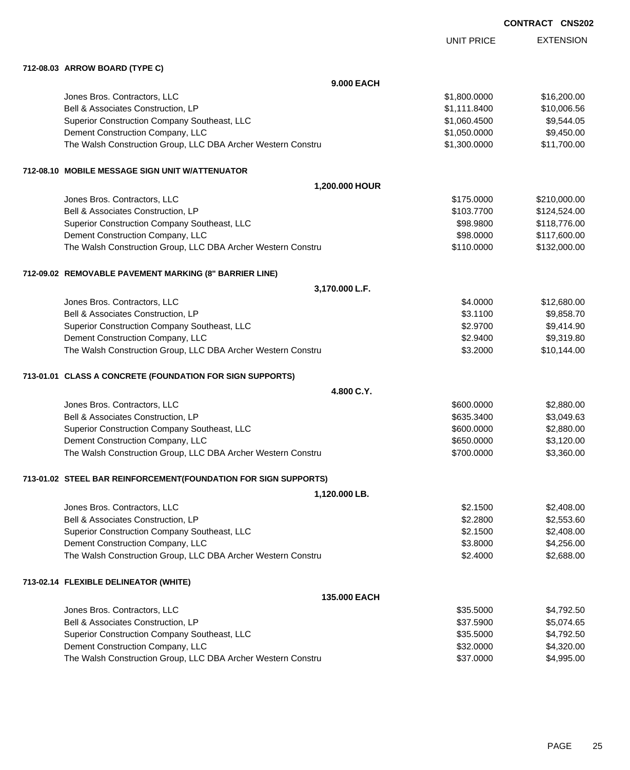**CONTRACT CNS202**

| | UNIT PRICE | EXTENSION |
|---|---|---|
| **712-08.03 ARROW BOARD (TYPE C)** | | |
| **9.000 EACH** | | |
| Jones Bros. Contractors, LLC | $1,800.0000 | $16,200.00 |
| Bell & Associates Construction, LP | $1,111.8400 | $10,006.56 |
| Superior Construction Company Southeast, LLC | $1,060.4500 | $9,544.05 |
| Dement Construction Company, LLC | $1,050.0000 | $9,450.00 |
| The Walsh Construction Group, LLC DBA Archer Western Constru | $1,300.0000 | $11,700.00 |
| **712-08.10 MOBILE MESSAGE SIGN UNIT W/ATTENUATOR** | | |
| **1,200.000 HOUR** | | |
| Jones Bros. Contractors, LLC | $175.0000 | $210,000.00 |
| Bell & Associates Construction, LP | $103.7700 | $124,524.00 |
| Superior Construction Company Southeast, LLC | $98.9800 | $118,776.00 |
| Dement Construction Company, LLC | $98.0000 | $117,600.00 |
| The Walsh Construction Group, LLC DBA Archer Western Constru | $110.0000 | $132,000.00 |
| **712-09.02 REMOVABLE PAVEMENT MARKING (8" BARRIER LINE)** | | |
| **3,170.000 L.F.** | | |
| Jones Bros. Contractors, LLC | $4.0000 | $12,680.00 |
| Bell & Associates Construction, LP | $3.1100 | $9,858.70 |
| Superior Construction Company Southeast, LLC | $2.9700 | $9,414.90 |
| Dement Construction Company, LLC | $2.9400 | $9,319.80 |
| The Walsh Construction Group, LLC DBA Archer Western Constru | $3.2000 | $10,144.00 |
| **713-01.01 CLASS A CONCRETE (FOUNDATION FOR SIGN SUPPORTS)** | | |
| **4.800 C.Y.** | | |
| Jones Bros. Contractors, LLC | $600.0000 | $2,880.00 |
| Bell & Associates Construction, LP | $635.3400 | $3,049.63 |
| Superior Construction Company Southeast, LLC | $600.0000 | $2,880.00 |
| Dement Construction Company, LLC | $650.0000 | $3,120.00 |
| The Walsh Construction Group, LLC DBA Archer Western Constru | $700.0000 | $3,360.00 |
| **713-01.02 STEEL BAR REINFORCEMENT(FOUNDATION FOR SIGN SUPPORTS)** | | |
| **1,120.000 LB.** | | |
| Jones Bros. Contractors, LLC | $2.1500 | $2,408.00 |
| Bell & Associates Construction, LP | $2.2800 | $2,553.60 |
| Superior Construction Company Southeast, LLC | $2.1500 | $2,408.00 |
| Dement Construction Company, LLC | $3.8000 | $4,256.00 |
| The Walsh Construction Group, LLC DBA Archer Western Constru | $2.4000 | $2,688.00 |
| **713-02.14 FLEXIBLE DELINEATOR (WHITE)** | | |
| **135.000 EACH** | | |
| Jones Bros. Contractors, LLC | $35.5000 | $4,792.50 |
| Bell & Associates Construction, LP | $37.5900 | $5,074.65 |
| Superior Construction Company Southeast, LLC | $35.5000 | $4,792.50 |
| Dement Construction Company, LLC | $32.0000 | $4,320.00 |
| The Walsh Construction Group, LLC DBA Archer Western Constru | $37.0000 | $4,995.00 |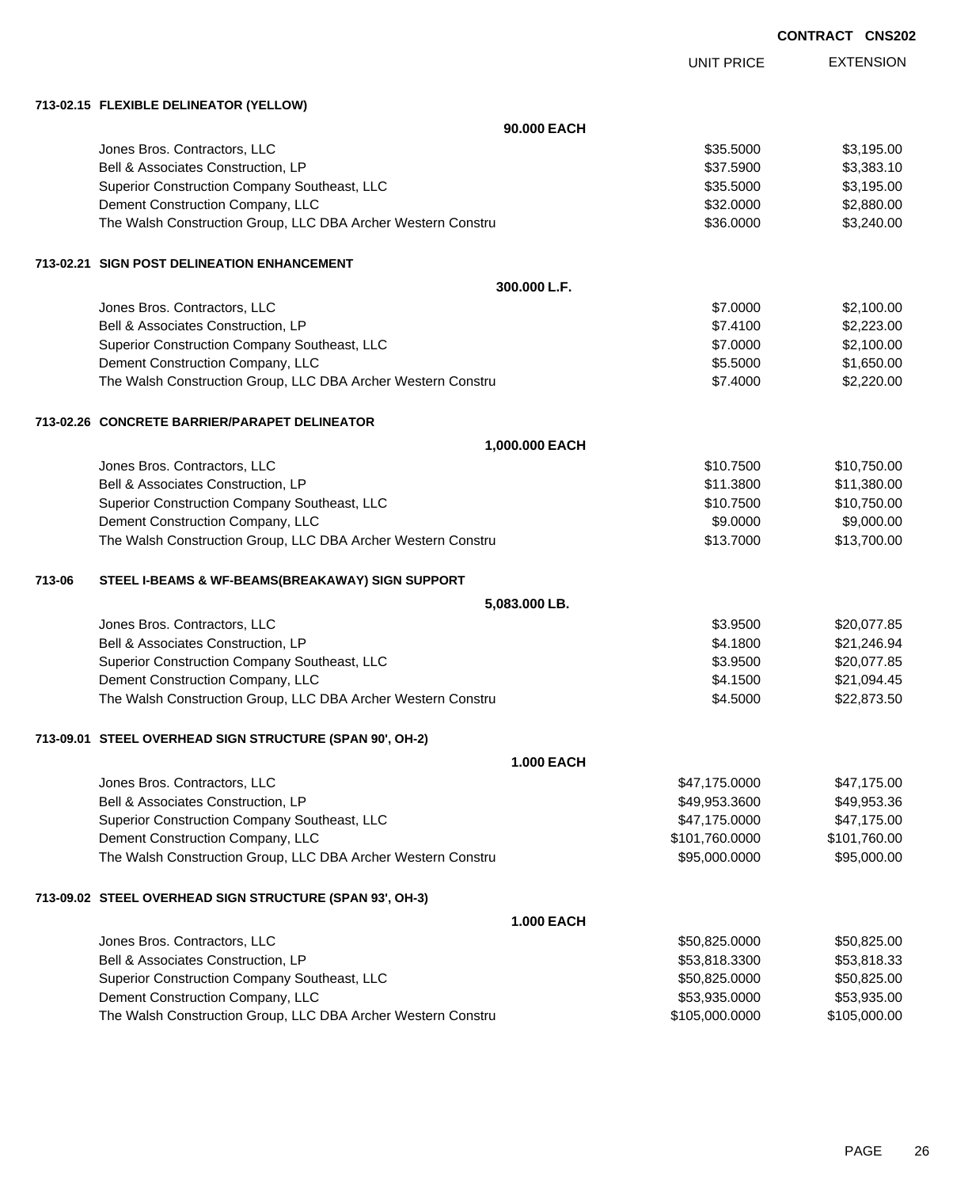CONTRACT CNS202

| | UNIT PRICE | EXTENSION |
|---|---|---|
| **713-02.15 FLEXIBLE DELINEATOR (YELLOW)** | | |
| **90.000 EACH** | | |
| Jones Bros. Contractors, LLC | $35.5000 | $3,195.00 |
| Bell & Associates Construction, LP | $37.5900 | $3,383.10 |
| Superior Construction Company Southeast, LLC | $35.5000 | $3,195.00 |
| Dement Construction Company, LLC | $32.0000 | $2,880.00 |
| The Walsh Construction Group, LLC DBA Archer Western Constru | $36.0000 | $3,240.00 |
| **713-02.21 SIGN POST DELINEATION ENHANCEMENT** | | |
| **300.000 L.F.** | | |
| Jones Bros. Contractors, LLC | $7.0000 | $2,100.00 |
| Bell & Associates Construction, LP | $7.4100 | $2,223.00 |
| Superior Construction Company Southeast, LLC | $7.0000 | $2,100.00 |
| Dement Construction Company, LLC | $5.5000 | $1,650.00 |
| The Walsh Construction Group, LLC DBA Archer Western Constru | $7.4000 | $2,220.00 |
| **713-02.26 CONCRETE BARRIER/PARAPET DELINEATOR** | | |
| **1,000.000 EACH** | | |
| Jones Bros. Contractors, LLC | $10.7500 | $10,750.00 |
| Bell & Associates Construction, LP | $11.3800 | $11,380.00 |
| Superior Construction Company Southeast, LLC | $10.7500 | $10,750.00 |
| Dement Construction Company, LLC | $9.0000 | $9,000.00 |
| The Walsh Construction Group, LLC DBA Archer Western Constru | $13.7000 | $13,700.00 |
| **713-06 STEEL I-BEAMS & WF-BEAMS(BREAKAWAY) SIGN SUPPORT** | | |
| **5,083.000 LB.** | | |
| Jones Bros. Contractors, LLC | $3.9500 | $20,077.85 |
| Bell & Associates Construction, LP | $4.1800 | $21,246.94 |
| Superior Construction Company Southeast, LLC | $3.9500 | $20,077.85 |
| Dement Construction Company, LLC | $4.1500 | $21,094.45 |
| The Walsh Construction Group, LLC DBA Archer Western Constru | $4.5000 | $22,873.50 |
| **713-09.01 STEEL OVERHEAD SIGN STRUCTURE (SPAN 90', OH-2)** | | |
| **1.000 EACH** | | |
| Jones Bros. Contractors, LLC | $47,175.0000 | $47,175.00 |
| Bell & Associates Construction, LP | $49,953.3600 | $49,953.36 |
| Superior Construction Company Southeast, LLC | $47,175.0000 | $47,175.00 |
| Dement Construction Company, LLC | $101,760.0000 | $101,760.00 |
| The Walsh Construction Group, LLC DBA Archer Western Constru | $95,000.0000 | $95,000.00 |
| **713-09.02 STEEL OVERHEAD SIGN STRUCTURE (SPAN 93', OH-3)** | | |
| **1.000 EACH** | | |
| Jones Bros. Contractors, LLC | $50,825.0000 | $50,825.00 |
| Bell & Associates Construction, LP | $53,818.3300 | $53,818.33 |
| Superior Construction Company Southeast, LLC | $50,825.0000 | $50,825.00 |
| Dement Construction Company, LLC | $53,935.0000 | $53,935.00 |
| The Walsh Construction Group, LLC DBA Archer Western Constru | $105,000.0000 | $105,000.00 |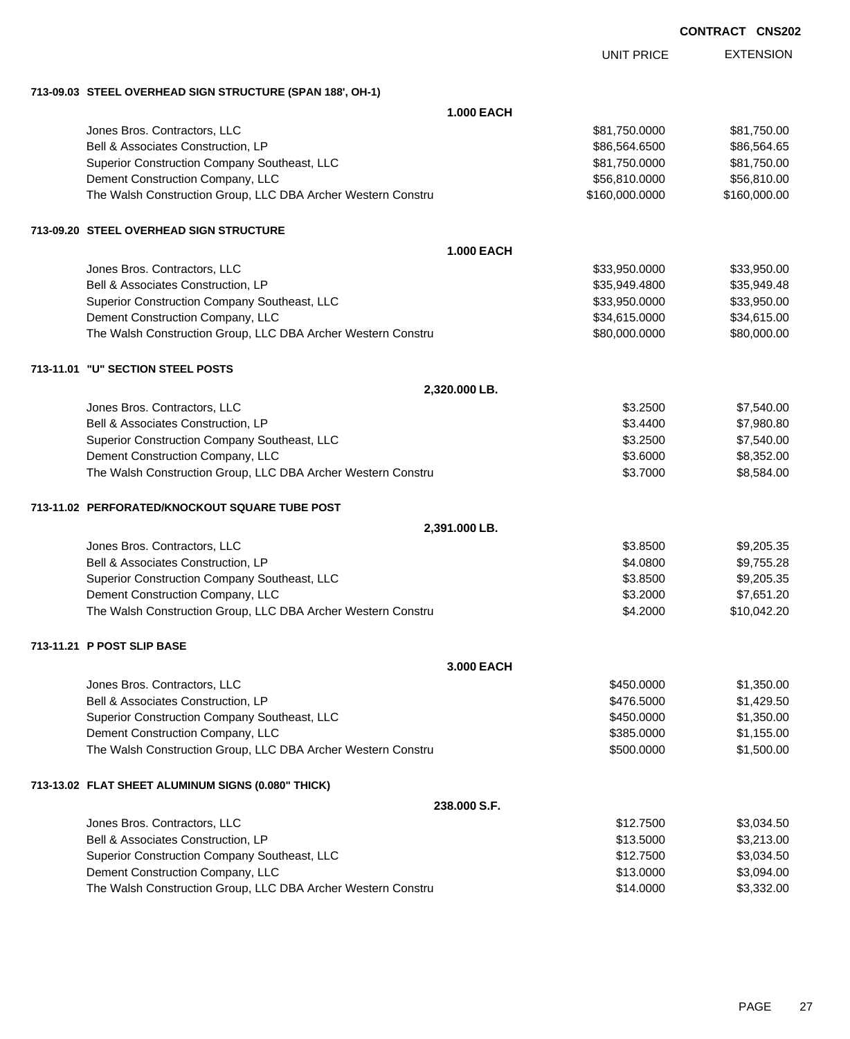**CONTRACT CNS202**

| | UNIT PRICE | EXTENSION |
|---|---|---|
| **713-09.03 STEEL OVERHEAD SIGN STRUCTURE (SPAN 188', OH-1)** | | |
| **1.000 EACH** | | |
| Jones Bros. Contractors, LLC | $81,750.0000 | $81,750.00 |
| Bell & Associates Construction, LP | $86,564.6500 | $86,564.65 |
| Superior Construction Company Southeast, LLC | $81,750.0000 | $81,750.00 |
| Dement Construction Company, LLC | $56,810.0000 | $56,810.00 |
| The Walsh Construction Group, LLC DBA Archer Western Constru | $160,000.0000 | $160,000.00 |
| **713-09.20 STEEL OVERHEAD SIGN STRUCTURE** | | |
| **1.000 EACH** | | |
| Jones Bros. Contractors, LLC | $33,950.0000 | $33,950.00 |
| Bell & Associates Construction, LP | $35,949.4800 | $35,949.48 |
| Superior Construction Company Southeast, LLC | $33,950.0000 | $33,950.00 |
| Dement Construction Company, LLC | $34,615.0000 | $34,615.00 |
| The Walsh Construction Group, LLC DBA Archer Western Constru | $80,000.0000 | $80,000.00 |
| **713-11.01 "U" SECTION STEEL POSTS** | | |
| **2,320.000 LB.** | | |
| Jones Bros. Contractors, LLC | $3.2500 | $7,540.00 |
| Bell & Associates Construction, LP | $3.4400 | $7,980.80 |
| Superior Construction Company Southeast, LLC | $3.2500 | $7,540.00 |
| Dement Construction Company, LLC | $3.6000 | $8,352.00 |
| The Walsh Construction Group, LLC DBA Archer Western Constru | $3.7000 | $8,584.00 |
| **713-11.02 PERFORATED/KNOCKOUT SQUARE TUBE POST** | | |
| **2,391.000 LB.** | | |
| Jones Bros. Contractors, LLC | $3.8500 | $9,205.35 |
| Bell & Associates Construction, LP | $4.0800 | $9,755.28 |
| Superior Construction Company Southeast, LLC | $3.8500 | $9,205.35 |
| Dement Construction Company, LLC | $3.2000 | $7,651.20 |
| The Walsh Construction Group, LLC DBA Archer Western Constru | $4.2000 | $10,042.20 |
| **713-11.21 P POST SLIP BASE** | | |
| **3.000 EACH** | | |
| Jones Bros. Contractors, LLC | $450.0000 | $1,350.00 |
| Bell & Associates Construction, LP | $476.5000 | $1,429.50 |
| Superior Construction Company Southeast, LLC | $450.0000 | $1,350.00 |
| Dement Construction Company, LLC | $385.0000 | $1,155.00 |
| The Walsh Construction Group, LLC DBA Archer Western Constru | $500.0000 | $1,500.00 |
| **713-13.02 FLAT SHEET ALUMINUM SIGNS (0.080" THICK)** | | |
| **238.000 S.F.** | | |
| Jones Bros. Contractors, LLC | $12.7500 | $3,034.50 |
| Bell & Associates Construction, LP | $13.5000 | $3,213.00 |
| Superior Construction Company Southeast, LLC | $12.7500 | $3,034.50 |
| Dement Construction Company, LLC | $13.0000 | $3,094.00 |
| The Walsh Construction Group, LLC DBA Archer Western Constru | $14.0000 | $3,332.00 |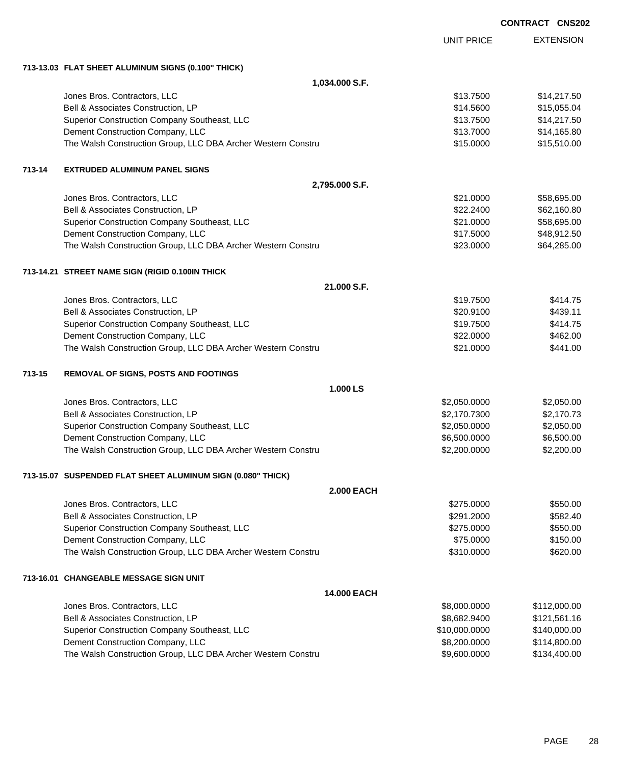**CONTRACT CNS202**

| | | UNIT PRICE | EXTENSION |
|---|---|---|---|
| **713-13.03** | **FLAT SHEET ALUMINUM SIGNS (0.100" THICK)** | | |
| | **1,034.000 S.F.** | | |
| | Jones Bros. Contractors, LLC | $13.7500 | $14,217.50 |
| | Bell & Associates Construction, LP | $14.5600 | $15,055.04 |
| | Superior Construction Company Southeast, LLC | $13.7500 | $14,217.50 |
| | Dement Construction Company, LLC | $13.7000 | $14,165.80 |
| | The Walsh Construction Group, LLC DBA Archer Western Constru | $15.0000 | $15,510.00 |
| **713-14** | **EXTRUDED ALUMINUM PANEL SIGNS** | | |
| | **2,795.000 S.F.** | | |
| | Jones Bros. Contractors, LLC | $21.0000 | $58,695.00 |
| | Bell & Associates Construction, LP | $22.2400 | $62,160.80 |
| | Superior Construction Company Southeast, LLC | $21.0000 | $58,695.00 |
| | Dement Construction Company, LLC | $17.5000 | $48,912.50 |
| | The Walsh Construction Group, LLC DBA Archer Western Constru | $23.0000 | $64,285.00 |
| **713-14.21** | **STREET NAME SIGN (RIGID 0.100IN THICK** | | |
| | **21.000 S.F.** | | |
| | Jones Bros. Contractors, LLC | $19.7500 | $414.75 |
| | Bell & Associates Construction, LP | $20.9100 | $439.11 |
| | Superior Construction Company Southeast, LLC | $19.7500 | $414.75 |
| | Dement Construction Company, LLC | $22.0000 | $462.00 |
| | The Walsh Construction Group, LLC DBA Archer Western Constru | $21.0000 | $441.00 |
| **713-15** | **REMOVAL OF SIGNS, POSTS AND FOOTINGS** | | |
| | **1.000 LS** | | |
| | Jones Bros. Contractors, LLC | $2,050.0000 | $2,050.00 |
| | Bell & Associates Construction, LP | $2,170.7300 | $2,170.73 |
| | Superior Construction Company Southeast, LLC | $2,050.0000 | $2,050.00 |
| | Dement Construction Company, LLC | $6,500.0000 | $6,500.00 |
| | The Walsh Construction Group, LLC DBA Archer Western Constru | $2,200.0000 | $2,200.00 |
| **713-15.07** | **SUSPENDED FLAT SHEET ALUMINUM SIGN (0.080" THICK)** | | |
| | **2.000 EACH** | | |
| | Jones Bros. Contractors, LLC | $275.0000 | $550.00 |
| | Bell & Associates Construction, LP | $291.2000 | $582.40 |
| | Superior Construction Company Southeast, LLC | $275.0000 | $550.00 |
| | Dement Construction Company, LLC | $75.0000 | $150.00 |
| | The Walsh Construction Group, LLC DBA Archer Western Constru | $310.0000 | $620.00 |
| **713-16.01** | **CHANGEABLE MESSAGE SIGN UNIT** | | |
| | **14.000 EACH** | | |
| | Jones Bros. Contractors, LLC | $8,000.0000 | $112,000.00 |
| | Bell & Associates Construction, LP | $8,682.9400 | $121,561.16 |
| | Superior Construction Company Southeast, LLC | $10,000.0000 | $140,000.00 |
| | Dement Construction Company, LLC | $8,200.0000 | $114,800.00 |
| | The Walsh Construction Group, LLC DBA Archer Western Constru | $9,600.0000 | $134,400.00 |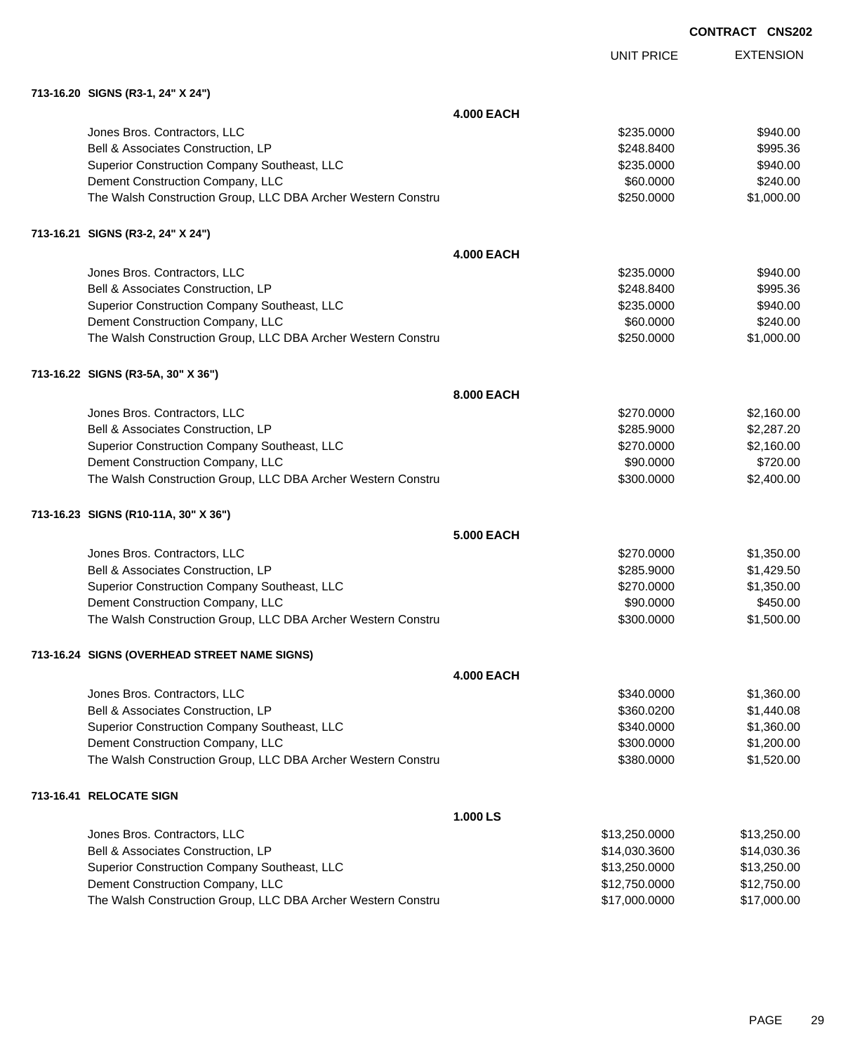**CONTRACT CNS202**

| | | UNIT PRICE | EXTENSION |
|---|---|---|---|
| **713-16.20 SIGNS (R3-1, 24" X 24")** | | | |
| | **4.000 EACH** | | |
| Jones Bros. Contractors, LLC | | $235.0000 | $940.00 |
| Bell & Associates Construction, LP | | $248.8400 | $995.36 |
| Superior Construction Company Southeast, LLC | | $235.0000 | $940.00 |
| Dement Construction Company, LLC | | $60.0000 | $240.00 |
| The Walsh Construction Group, LLC DBA Archer Western Constru | | $250.0000 | $1,000.00 |
| **713-16.21 SIGNS (R3-2, 24" X 24")** | | | |
| | **4.000 EACH** | | |
| Jones Bros. Contractors, LLC | | $235.0000 | $940.00 |
| Bell & Associates Construction, LP | | $248.8400 | $995.36 |
| Superior Construction Company Southeast, LLC | | $235.0000 | $940.00 |
| Dement Construction Company, LLC | | $60.0000 | $240.00 |
| The Walsh Construction Group, LLC DBA Archer Western Constru | | $250.0000 | $1,000.00 |
| **713-16.22 SIGNS (R3-5A, 30" X 36")** | | | |
| | **8.000 EACH** | | |
| Jones Bros. Contractors, LLC | | $270.0000 | $2,160.00 |
| Bell & Associates Construction, LP | | $285.9000 | $2,287.20 |
| Superior Construction Company Southeast, LLC | | $270.0000 | $2,160.00 |
| Dement Construction Company, LLC | | $90.0000 | $720.00 |
| The Walsh Construction Group, LLC DBA Archer Western Constru | | $300.0000 | $2,400.00 |
| **713-16.23 SIGNS (R10-11A, 30" X 36")** | | | |
| | **5.000 EACH** | | |
| Jones Bros. Contractors, LLC | | $270.0000 | $1,350.00 |
| Bell & Associates Construction, LP | | $285.9000 | $1,429.50 |
| Superior Construction Company Southeast, LLC | | $270.0000 | $1,350.00 |
| Dement Construction Company, LLC | | $90.0000 | $450.00 |
| The Walsh Construction Group, LLC DBA Archer Western Constru | | $300.0000 | $1,500.00 |
| **713-16.24 SIGNS (OVERHEAD STREET NAME SIGNS)** | | | |
| | **4.000 EACH** | | |
| Jones Bros. Contractors, LLC | | $340.0000 | $1,360.00 |
| Bell & Associates Construction, LP | | $360.0200 | $1,440.08 |
| Superior Construction Company Southeast, LLC | | $340.0000 | $1,360.00 |
| Dement Construction Company, LLC | | $300.0000 | $1,200.00 |
| The Walsh Construction Group, LLC DBA Archer Western Constru | | $380.0000 | $1,520.00 |
| **713-16.41 RELOCATE SIGN** | | | |
| | **1.000 LS** | | |
| Jones Bros. Contractors, LLC | | $13,250.0000 | $13,250.00 |
| Bell & Associates Construction, LP | | $14,030.3600 | $14,030.36 |
| Superior Construction Company Southeast, LLC | | $13,250.0000 | $13,250.00 |
| Dement Construction Company, LLC | | $12,750.0000 | $12,750.00 |
| The Walsh Construction Group, LLC DBA Archer Western Constru | | $17,000.0000 | $17,000.00 |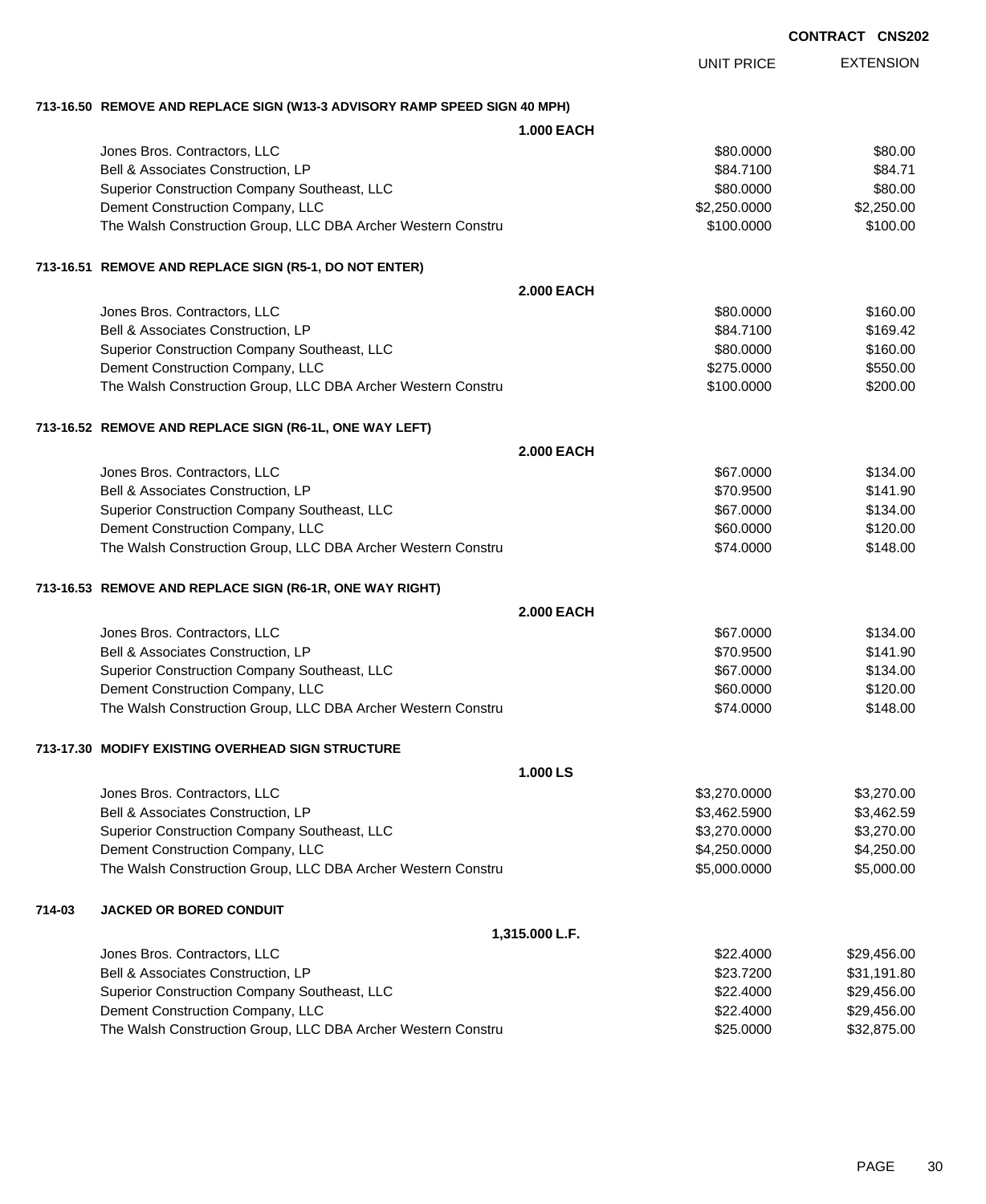**CONTRACT CNS202**

| | UNIT PRICE | EXTENSION |
|---|---|---|
| **713-16.50 REMOVE AND REPLACE SIGN (W13-3 ADVISORY RAMP SPEED SIGN 40 MPH)** | | |
| **1.000 EACH** | | |
| Jones Bros. Contractors, LLC | $80.0000 | $80.00 |
| Bell & Associates Construction, LP | $84.7100 | $84.71 |
| Superior Construction Company Southeast, LLC | $80.0000 | $80.00 |
| Dement Construction Company, LLC | $2,250.0000 | $2,250.00 |
| The Walsh Construction Group, LLC DBA Archer Western Constru | $100.0000 | $100.00 |
| **713-16.51 REMOVE AND REPLACE SIGN (R5-1, DO NOT ENTER)** | | |
| **2.000 EACH** | | |
| Jones Bros. Contractors, LLC | $80.0000 | $160.00 |
| Bell & Associates Construction, LP | $84.7100 | $169.42 |
| Superior Construction Company Southeast, LLC | $80.0000 | $160.00 |
| Dement Construction Company, LLC | $275.0000 | $550.00 |
| The Walsh Construction Group, LLC DBA Archer Western Constru | $100.0000 | $200.00 |
| **713-16.52 REMOVE AND REPLACE SIGN (R6-1L, ONE WAY LEFT)** | | |
| **2.000 EACH** | | |
| Jones Bros. Contractors, LLC | $67.0000 | $134.00 |
| Bell & Associates Construction, LP | $70.9500 | $141.90 |
| Superior Construction Company Southeast, LLC | $67.0000 | $134.00 |
| Dement Construction Company, LLC | $60.0000 | $120.00 |
| The Walsh Construction Group, LLC DBA Archer Western Constru | $74.0000 | $148.00 |
| **713-16.53 REMOVE AND REPLACE SIGN (R6-1R, ONE WAY RIGHT)** | | |
| **2.000 EACH** | | |
| Jones Bros. Contractors, LLC | $67.0000 | $134.00 |
| Bell & Associates Construction, LP | $70.9500 | $141.90 |
| Superior Construction Company Southeast, LLC | $67.0000 | $134.00 |
| Dement Construction Company, LLC | $60.0000 | $120.00 |
| The Walsh Construction Group, LLC DBA Archer Western Constru | $74.0000 | $148.00 |
| **713-17.30 MODIFY EXISTING OVERHEAD SIGN STRUCTURE** | | |
| **1.000 LS** | | |
| Jones Bros. Contractors, LLC | $3,270.0000 | $3,270.00 |
| Bell & Associates Construction, LP | $3,462.5900 | $3,462.59 |
| Superior Construction Company Southeast, LLC | $3,270.0000 | $3,270.00 |
| Dement Construction Company, LLC | $4,250.0000 | $4,250.00 |
| The Walsh Construction Group, LLC DBA Archer Western Constru | $5,000.0000 | $5,000.00 |
| **714-03 JACKED OR BORED CONDUIT** | | |
| **1,315.000 L.F.** | | |
| Jones Bros. Contractors, LLC | $22.4000 | $29,456.00 |
| Bell & Associates Construction, LP | $23.7200 | $31,191.80 |
| Superior Construction Company Southeast, LLC | $22.4000 | $29,456.00 |
| Dement Construction Company, LLC | $22.4000 | $29,456.00 |
| The Walsh Construction Group, LLC DBA Archer Western Constru | $25.0000 | $32,875.00 |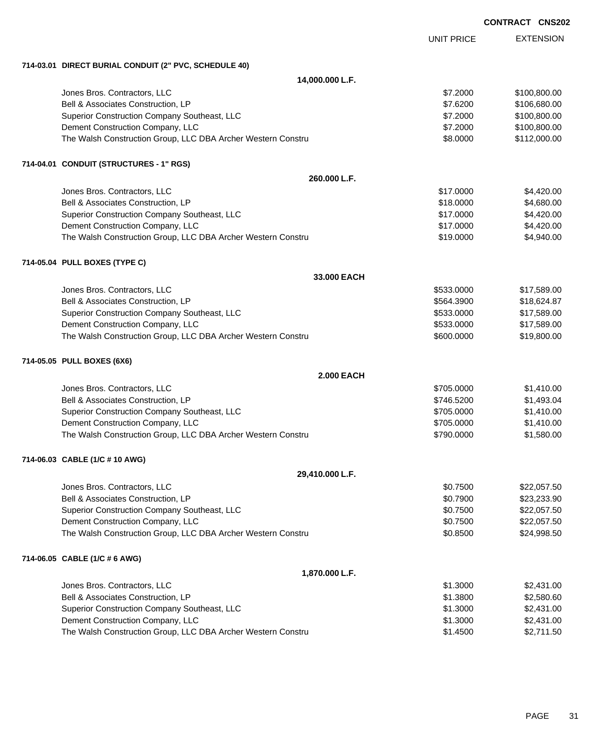**CONTRACT CNS202**

| | UNIT PRICE | EXTENSION |
|---|---|---|
| **714-03.01 DIRECT BURIAL CONDUIT (2" PVC, SCHEDULE 40)** | | |
| **14,000.000 L.F.** | | |
| Jones Bros. Contractors, LLC | $7.2000 | $100,800.00 |
| Bell & Associates Construction, LP | $7.6200 | $106,680.00 |
| Superior Construction Company Southeast, LLC | $7.2000 | $100,800.00 |
| Dement Construction Company, LLC | $7.2000 | $100,800.00 |
| The Walsh Construction Group, LLC DBA Archer Western Constru | $8.0000 | $112,000.00 |
| **714-04.01 CONDUIT (STRUCTURES - 1" RGS)** | | |
| **260.000 L.F.** | | |
| Jones Bros. Contractors, LLC | $17.0000 | $4,420.00 |
| Bell & Associates Construction, LP | $18.0000 | $4,680.00 |
| Superior Construction Company Southeast, LLC | $17.0000 | $4,420.00 |
| Dement Construction Company, LLC | $17.0000 | $4,420.00 |
| The Walsh Construction Group, LLC DBA Archer Western Constru | $19.0000 | $4,940.00 |
| **714-05.04 PULL BOXES (TYPE C)** | | |
| **33.000 EACH** | | |
| Jones Bros. Contractors, LLC | $533.0000 | $17,589.00 |
| Bell & Associates Construction, LP | $564.3900 | $18,624.87 |
| Superior Construction Company Southeast, LLC | $533.0000 | $17,589.00 |
| Dement Construction Company, LLC | $533.0000 | $17,589.00 |
| The Walsh Construction Group, LLC DBA Archer Western Constru | $600.0000 | $19,800.00 |
| **714-05.05 PULL BOXES (6X6)** | | |
| **2.000 EACH** | | |
| Jones Bros. Contractors, LLC | $705.0000 | $1,410.00 |
| Bell & Associates Construction, LP | $746.5200 | $1,493.04 |
| Superior Construction Company Southeast, LLC | $705.0000 | $1,410.00 |
| Dement Construction Company, LLC | $705.0000 | $1,410.00 |
| The Walsh Construction Group, LLC DBA Archer Western Constru | $790.0000 | $1,580.00 |
| **714-06.03 CABLE (1/C # 10 AWG)** | | |
| **29,410.000 L.F.** | | |
| Jones Bros. Contractors, LLC | $0.7500 | $22,057.50 |
| Bell & Associates Construction, LP | $0.7900 | $23,233.90 |
| Superior Construction Company Southeast, LLC | $0.7500 | $22,057.50 |
| Dement Construction Company, LLC | $0.7500 | $22,057.50 |
| The Walsh Construction Group, LLC DBA Archer Western Constru | $0.8500 | $24,998.50 |
| **714-06.05 CABLE (1/C # 6 AWG)** | | |
| **1,870.000 L.F.** | | |
| Jones Bros. Contractors, LLC | $1.3000 | $2,431.00 |
| Bell & Associates Construction, LP | $1.3800 | $2,580.60 |
| Superior Construction Company Southeast, LLC | $1.3000 | $2,431.00 |
| Dement Construction Company, LLC | $1.3000 | $2,431.00 |
| The Walsh Construction Group, LLC DBA Archer Western Constru | $1.4500 | $2,711.50 |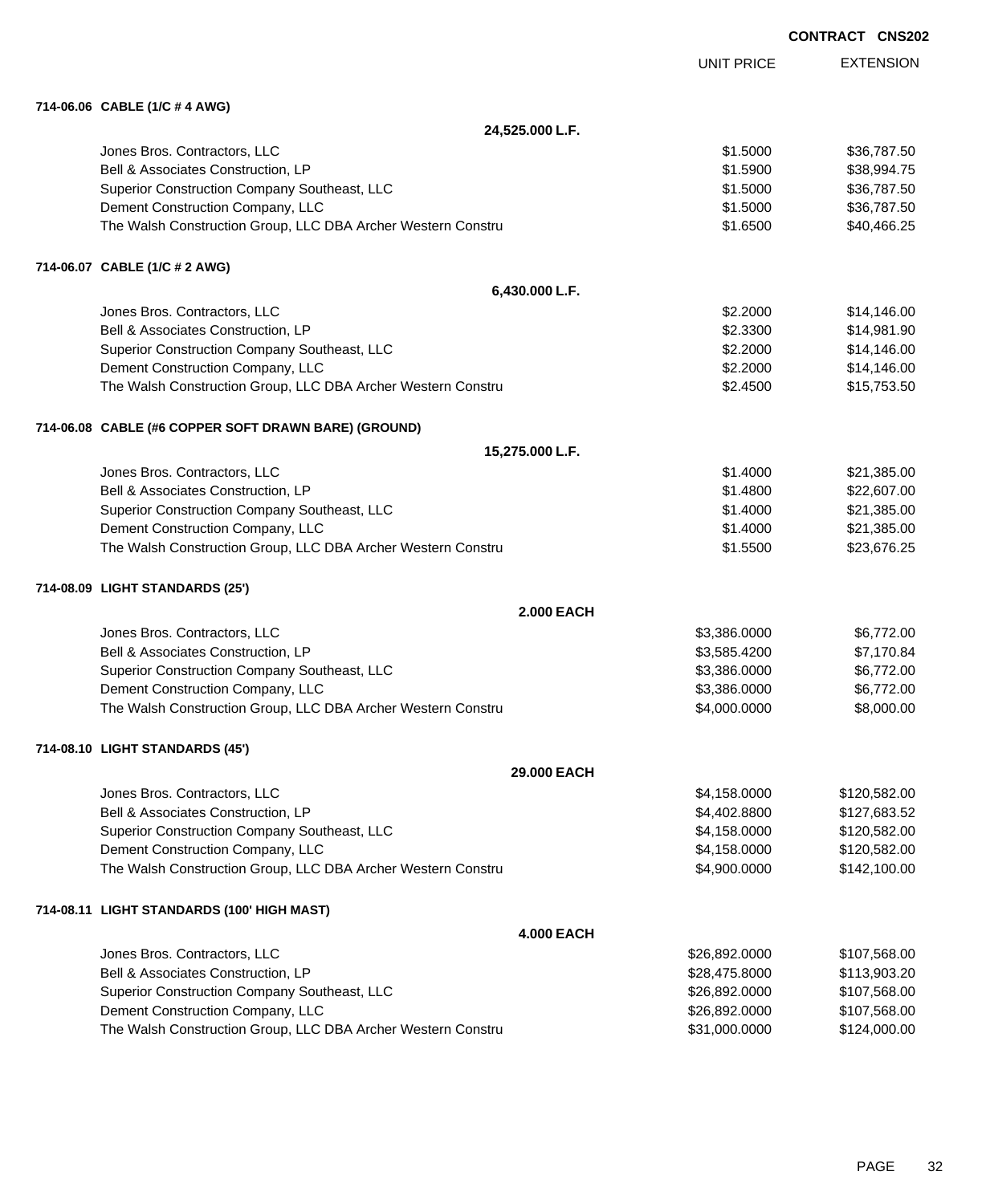CONTRACT CNS202

| | UNIT PRICE | EXTENSION |
|---|---|---|
| **714-06.06 CABLE (1/C # 4 AWG)** | | |
| **24,525.000 L.F.** | | |
| Jones Bros. Contractors, LLC | $1.5000 | $36,787.50 |
| Bell & Associates Construction, LP | $1.5900 | $38,994.75 |
| Superior Construction Company Southeast, LLC | $1.5000 | $36,787.50 |
| Dement Construction Company, LLC | $1.5000 | $36,787.50 |
| The Walsh Construction Group, LLC DBA Archer Western Constru | $1.6500 | $40,466.25 |
| **714-06.07 CABLE (1/C # 2 AWG)** | | |
| **6,430.000 L.F.** | | |
| Jones Bros. Contractors, LLC | $2.2000 | $14,146.00 |
| Bell & Associates Construction, LP | $2.3300 | $14,981.90 |
| Superior Construction Company Southeast, LLC | $2.2000 | $14,146.00 |
| Dement Construction Company, LLC | $2.2000 | $14,146.00 |
| The Walsh Construction Group, LLC DBA Archer Western Constru | $2.4500 | $15,753.50 |
| **714-06.08 CABLE (#6 COPPER SOFT DRAWN BARE) (GROUND)** | | |
| **15,275.000 L.F.** | | |
| Jones Bros. Contractors, LLC | $1.4000 | $21,385.00 |
| Bell & Associates Construction, LP | $1.4800 | $22,607.00 |
| Superior Construction Company Southeast, LLC | $1.4000 | $21,385.00 |
| Dement Construction Company, LLC | $1.4000 | $21,385.00 |
| The Walsh Construction Group, LLC DBA Archer Western Constru | $1.5500 | $23,676.25 |
| **714-08.09 LIGHT STANDARDS (25')** | | |
| **2.000 EACH** | | |
| Jones Bros. Contractors, LLC | $3,386.0000 | $6,772.00 |
| Bell & Associates Construction, LP | $3,585.4200 | $7,170.84 |
| Superior Construction Company Southeast, LLC | $3,386.0000 | $6,772.00 |
| Dement Construction Company, LLC | $3,386.0000 | $6,772.00 |
| The Walsh Construction Group, LLC DBA Archer Western Constru | $4,000.0000 | $8,000.00 |
| **714-08.10 LIGHT STANDARDS (45')** | | |
| **29.000 EACH** | | |
| Jones Bros. Contractors, LLC | $4,158.0000 | $120,582.00 |
| Bell & Associates Construction, LP | $4,402.8800 | $127,683.52 |
| Superior Construction Company Southeast, LLC | $4,158.0000 | $120,582.00 |
| Dement Construction Company, LLC | $4,158.0000 | $120,582.00 |
| The Walsh Construction Group, LLC DBA Archer Western Constru | $4,900.0000 | $142,100.00 |
| **714-08.11 LIGHT STANDARDS (100' HIGH MAST)** | | |
| **4.000 EACH** | | |
| Jones Bros. Contractors, LLC | $26,892.0000 | $107,568.00 |
| Bell & Associates Construction, LP | $28,475.8000 | $113,903.20 |
| Superior Construction Company Southeast, LLC | $26,892.0000 | $107,568.00 |
| Dement Construction Company, LLC | $26,892.0000 | $107,568.00 |
| The Walsh Construction Group, LLC DBA Archer Western Constru | $31,000.0000 | $124,000.00 |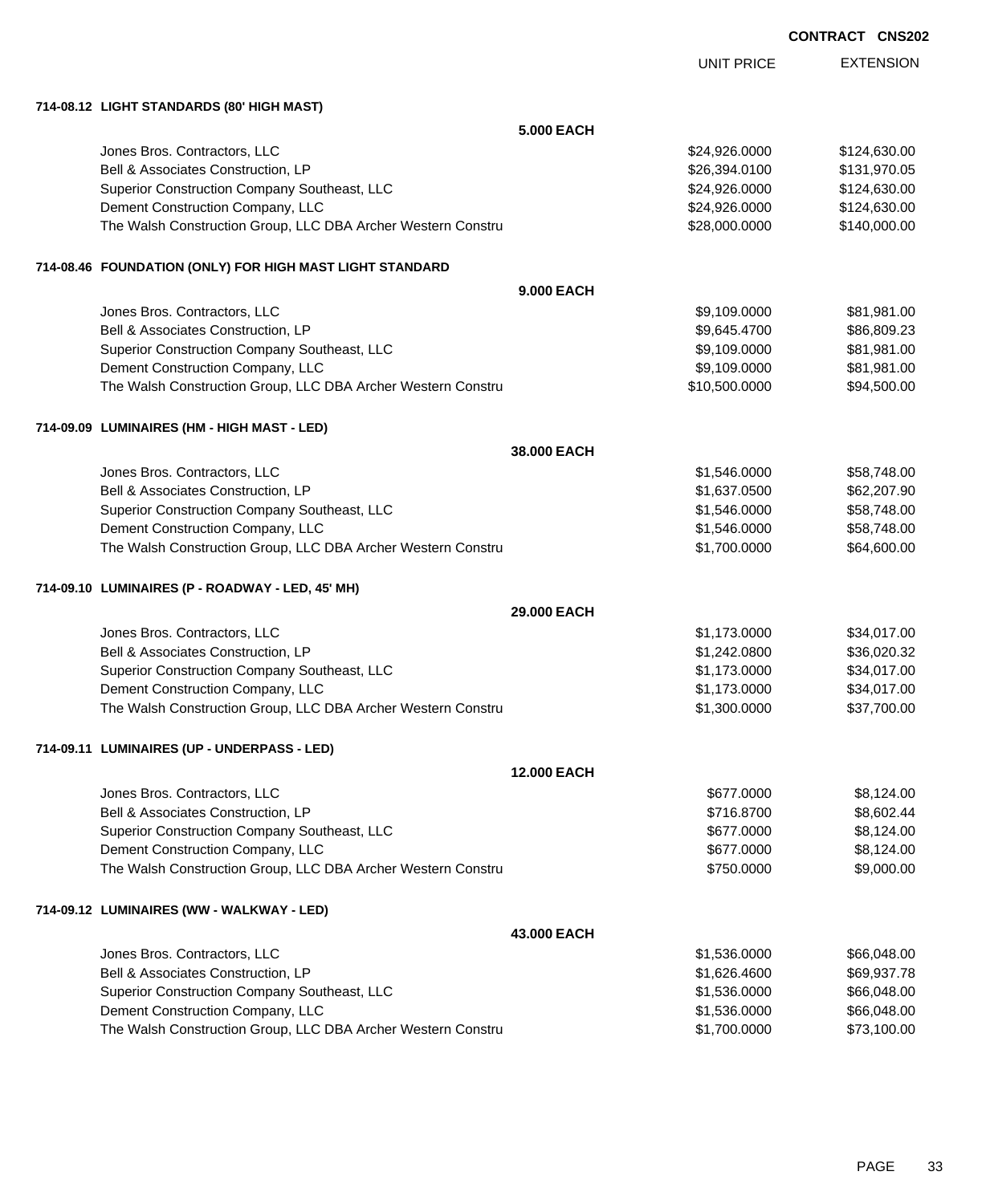CONTRACT CNS202

| | UNIT PRICE | EXTENSION |
|---|---|---|
| **714-08.12 LIGHT STANDARDS (80' HIGH MAST)** | | |
| **5.000 EACH** | | |
| Jones Bros. Contractors, LLC | $24,926.0000 | $124,630.00 |
| Bell & Associates Construction, LP | $26,394.0100 | $131,970.05 |
| Superior Construction Company Southeast, LLC | $24,926.0000 | $124,630.00 |
| Dement Construction Company, LLC | $24,926.0000 | $124,630.00 |
| The Walsh Construction Group, LLC DBA Archer Western Constru | $28,000.0000 | $140,000.00 |
| **714-08.46 FOUNDATION (ONLY) FOR HIGH MAST LIGHT STANDARD** | | |
| **9.000 EACH** | | |
| Jones Bros. Contractors, LLC | $9,109.0000 | $81,981.00 |
| Bell & Associates Construction, LP | $9,645.4700 | $86,809.23 |
| Superior Construction Company Southeast, LLC | $9,109.0000 | $81,981.00 |
| Dement Construction Company, LLC | $9,109.0000 | $81,981.00 |
| The Walsh Construction Group, LLC DBA Archer Western Constru | $10,500.0000 | $94,500.00 |
| **714-09.09 LUMINAIRES (HM - HIGH MAST - LED)** | | |
| **38.000 EACH** | | |
| Jones Bros. Contractors, LLC | $1,546.0000 | $58,748.00 |
| Bell & Associates Construction, LP | $1,637.0500 | $62,207.90 |
| Superior Construction Company Southeast, LLC | $1,546.0000 | $58,748.00 |
| Dement Construction Company, LLC | $1,546.0000 | $58,748.00 |
| The Walsh Construction Group, LLC DBA Archer Western Constru | $1,700.0000 | $64,600.00 |
| **714-09.10 LUMINAIRES (P - ROADWAY - LED, 45' MH)** | | |
| **29.000 EACH** | | |
| Jones Bros. Contractors, LLC | $1,173.0000 | $34,017.00 |
| Bell & Associates Construction, LP | $1,242.0800 | $36,020.32 |
| Superior Construction Company Southeast, LLC | $1,173.0000 | $34,017.00 |
| Dement Construction Company, LLC | $1,173.0000 | $34,017.00 |
| The Walsh Construction Group, LLC DBA Archer Western Constru | $1,300.0000 | $37,700.00 |
| **714-09.11 LUMINAIRES (UP - UNDERPASS - LED)** | | |
| **12.000 EACH** | | |
| Jones Bros. Contractors, LLC | $677.0000 | $8,124.00 |
| Bell & Associates Construction, LP | $716.8700 | $8,602.44 |
| Superior Construction Company Southeast, LLC | $677.0000 | $8,124.00 |
| Dement Construction Company, LLC | $677.0000 | $8,124.00 |
| The Walsh Construction Group, LLC DBA Archer Western Constru | $750.0000 | $9,000.00 |
| **714-09.12 LUMINAIRES (WW - WALKWAY - LED)** | | |
| **43.000 EACH** | | |
| Jones Bros. Contractors, LLC | $1,536.0000 | $66,048.00 |
| Bell & Associates Construction, LP | $1,626.4600 | $69,937.78 |
| Superior Construction Company Southeast, LLC | $1,536.0000 | $66,048.00 |
| Dement Construction Company, LLC | $1,536.0000 | $66,048.00 |
| The Walsh Construction Group, LLC DBA Archer Western Constru | $1,700.0000 | $73,100.00 |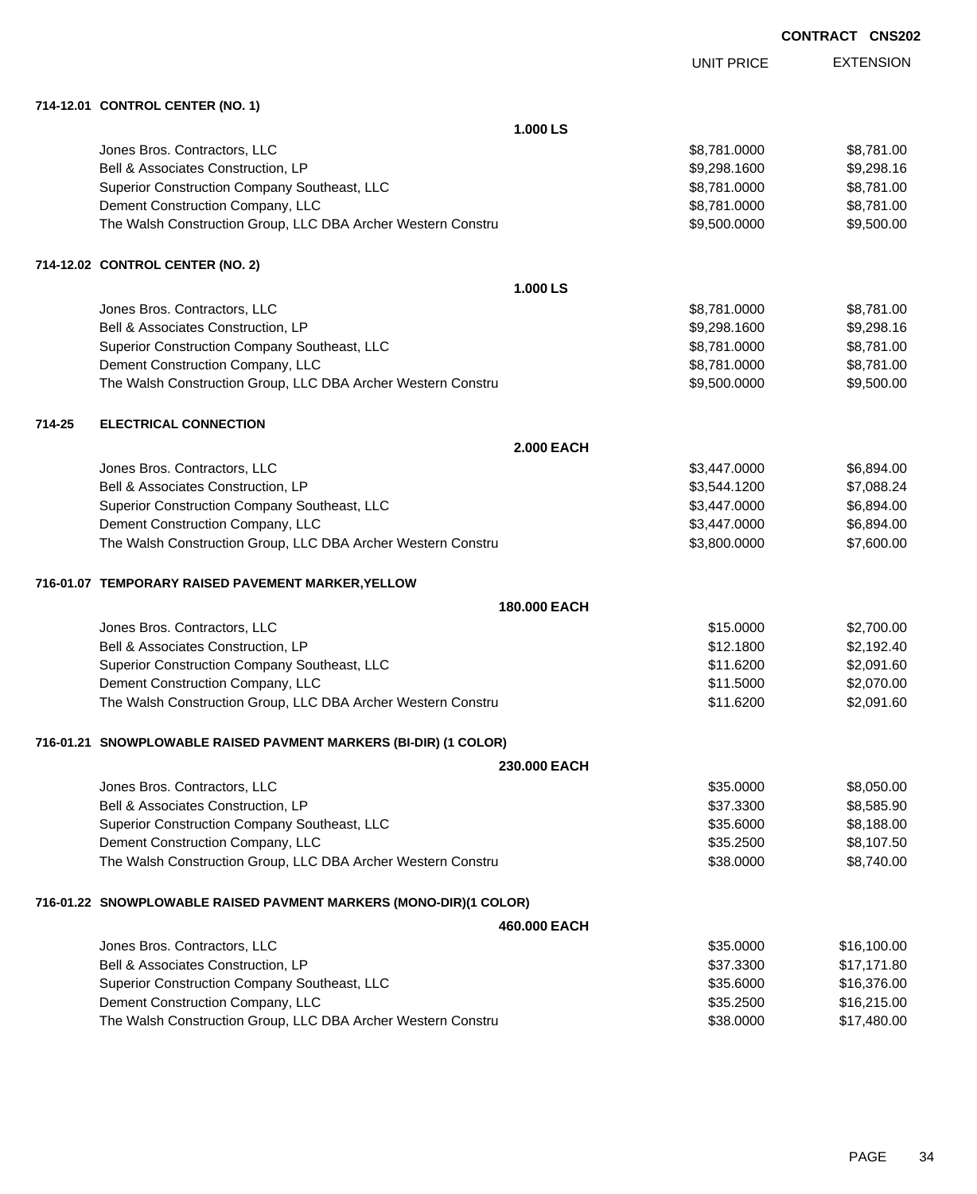CONTRACT CNS202

| | UNIT PRICE | EXTENSION |
|---|---|---|
| **714-12.01 CONTROL CENTER (NO. 1)** | | |
| **1.000 LS** | | |
| Jones Bros. Contractors, LLC | $8,781.0000 | $8,781.00 |
| Bell & Associates Construction, LP | $9,298.1600 | $9,298.16 |
| Superior Construction Company Southeast, LLC | $8,781.0000 | $8,781.00 |
| Dement Construction Company, LLC | $8,781.0000 | $8,781.00 |
| The Walsh Construction Group, LLC DBA Archer Western Constru | $9,500.0000 | $9,500.00 |
| **714-12.02 CONTROL CENTER (NO. 2)** | | |
| **1.000 LS** | | |
| Jones Bros. Contractors, LLC | $8,781.0000 | $8,781.00 |
| Bell & Associates Construction, LP | $9,298.1600 | $9,298.16 |
| Superior Construction Company Southeast, LLC | $8,781.0000 | $8,781.00 |
| Dement Construction Company, LLC | $8,781.0000 | $8,781.00 |
| The Walsh Construction Group, LLC DBA Archer Western Constru | $9,500.0000 | $9,500.00 |
| **714-25 ELECTRICAL CONNECTION** | | |
| **2.000 EACH** | | |
| Jones Bros. Contractors, LLC | $3,447.0000 | $6,894.00 |
| Bell & Associates Construction, LP | $3,544.1200 | $7,088.24 |
| Superior Construction Company Southeast, LLC | $3,447.0000 | $6,894.00 |
| Dement Construction Company, LLC | $3,447.0000 | $6,894.00 |
| The Walsh Construction Group, LLC DBA Archer Western Constru | $3,800.0000 | $7,600.00 |
| **716-01.07 TEMPORARY RAISED PAVEMENT MARKER,YELLOW** | | |
| **180.000 EACH** | | |
| Jones Bros. Contractors, LLC | $15.0000 | $2,700.00 |
| Bell & Associates Construction, LP | $12.1800 | $2,192.40 |
| Superior Construction Company Southeast, LLC | $11.6200 | $2,091.60 |
| Dement Construction Company, LLC | $11.5000 | $2,070.00 |
| The Walsh Construction Group, LLC DBA Archer Western Constru | $11.6200 | $2,091.60 |
| **716-01.21 SNOWPLOWABLE RAISED PAVMENT MARKERS (BI-DIR) (1 COLOR)** | | |
| **230.000 EACH** | | |
| Jones Bros. Contractors, LLC | $35.0000 | $8,050.00 |
| Bell & Associates Construction, LP | $37.3300 | $8,585.90 |
| Superior Construction Company Southeast, LLC | $35.6000 | $8,188.00 |
| Dement Construction Company, LLC | $35.2500 | $8,107.50 |
| The Walsh Construction Group, LLC DBA Archer Western Constru | $38.0000 | $8,740.00 |
| **716-01.22 SNOWPLOWABLE RAISED PAVMENT MARKERS (MONO-DIR)(1 COLOR)** | | |
| **460.000 EACH** | | |
| Jones Bros. Contractors, LLC | $35.0000 | $16,100.00 |
| Bell & Associates Construction, LP | $37.3300 | $17,171.80 |
| Superior Construction Company Southeast, LLC | $35.6000 | $16,376.00 |
| Dement Construction Company, LLC | $35.2500 | $16,215.00 |
| The Walsh Construction Group, LLC DBA Archer Western Constru | $38.0000 | $17,480.00 |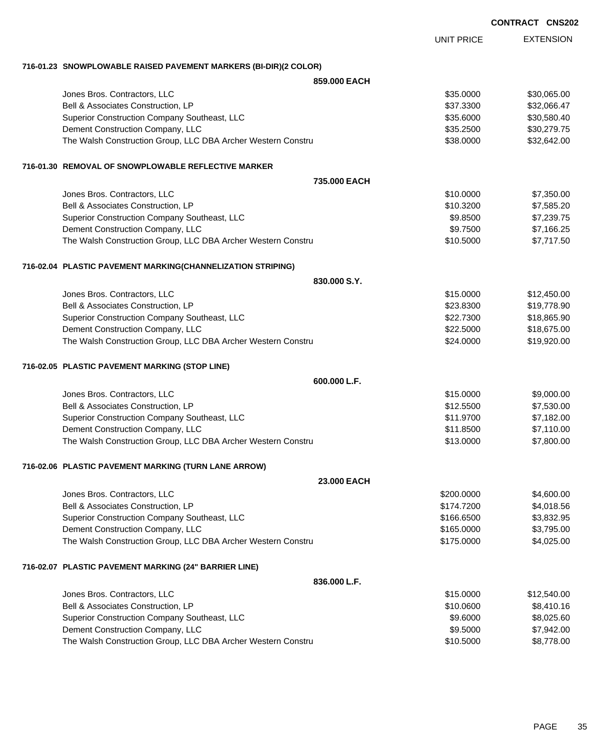**CONTRACT CNS202**

| | UNIT PRICE | EXTENSION |
|---|---|---|
| **716-01.23 SNOWPLOWABLE RAISED PAVEMENT MARKERS (BI-DIR)(2 COLOR)** | | |
| **859.000 EACH** | | |
| Jones Bros. Contractors, LLC | $35.0000 | $30,065.00 |
| Bell & Associates Construction, LP | $37.3300 | $32,066.47 |
| Superior Construction Company Southeast, LLC | $35.6000 | $30,580.40 |
| Dement Construction Company, LLC | $35.2500 | $30,279.75 |
| The Walsh Construction Group, LLC DBA Archer Western Constru | $38.0000 | $32,642.00 |
| **716-01.30 REMOVAL OF SNOWPLOWABLE REFLECTIVE MARKER** | | |
| **735.000 EACH** | | |
| Jones Bros. Contractors, LLC | $10.0000 | $7,350.00 |
| Bell & Associates Construction, LP | $10.3200 | $7,585.20 |
| Superior Construction Company Southeast, LLC | $9.8500 | $7,239.75 |
| Dement Construction Company, LLC | $9.7500 | $7,166.25 |
| The Walsh Construction Group, LLC DBA Archer Western Constru | $10.5000 | $7,717.50 |
| **716-02.04 PLASTIC PAVEMENT MARKING(CHANNELIZATION STRIPING)** | | |
| **830.000 S.Y.** | | |
| Jones Bros. Contractors, LLC | $15.0000 | $12,450.00 |
| Bell & Associates Construction, LP | $23.8300 | $19,778.90 |
| Superior Construction Company Southeast, LLC | $22.7300 | $18,865.90 |
| Dement Construction Company, LLC | $22.5000 | $18,675.00 |
| The Walsh Construction Group, LLC DBA Archer Western Constru | $24.0000 | $19,920.00 |
| **716-02.05 PLASTIC PAVEMENT MARKING (STOP LINE)** | | |
| **600.000 L.F.** | | |
| Jones Bros. Contractors, LLC | $15.0000 | $9,000.00 |
| Bell & Associates Construction, LP | $12.5500 | $7,530.00 |
| Superior Construction Company Southeast, LLC | $11.9700 | $7,182.00 |
| Dement Construction Company, LLC | $11.8500 | $7,110.00 |
| The Walsh Construction Group, LLC DBA Archer Western Constru | $13.0000 | $7,800.00 |
| **716-02.06 PLASTIC PAVEMENT MARKING (TURN LANE ARROW)** | | |
| **23.000 EACH** | | |
| Jones Bros. Contractors, LLC | $200.0000 | $4,600.00 |
| Bell & Associates Construction, LP | $174.7200 | $4,018.56 |
| Superior Construction Company Southeast, LLC | $166.6500 | $3,832.95 |
| Dement Construction Company, LLC | $165.0000 | $3,795.00 |
| The Walsh Construction Group, LLC DBA Archer Western Constru | $175.0000 | $4,025.00 |
| **716-02.07 PLASTIC PAVEMENT MARKING (24" BARRIER LINE)** | | |
| **836.000 L.F.** | | |
| Jones Bros. Contractors, LLC | $15.0000 | $12,540.00 |
| Bell & Associates Construction, LP | $10.0600 | $8,410.16 |
| Superior Construction Company Southeast, LLC | $9.6000 | $8,025.60 |
| Dement Construction Company, LLC | $9.5000 | $7,942.00 |
| The Walsh Construction Group, LLC DBA Archer Western Constru | $10.5000 | $8,778.00 |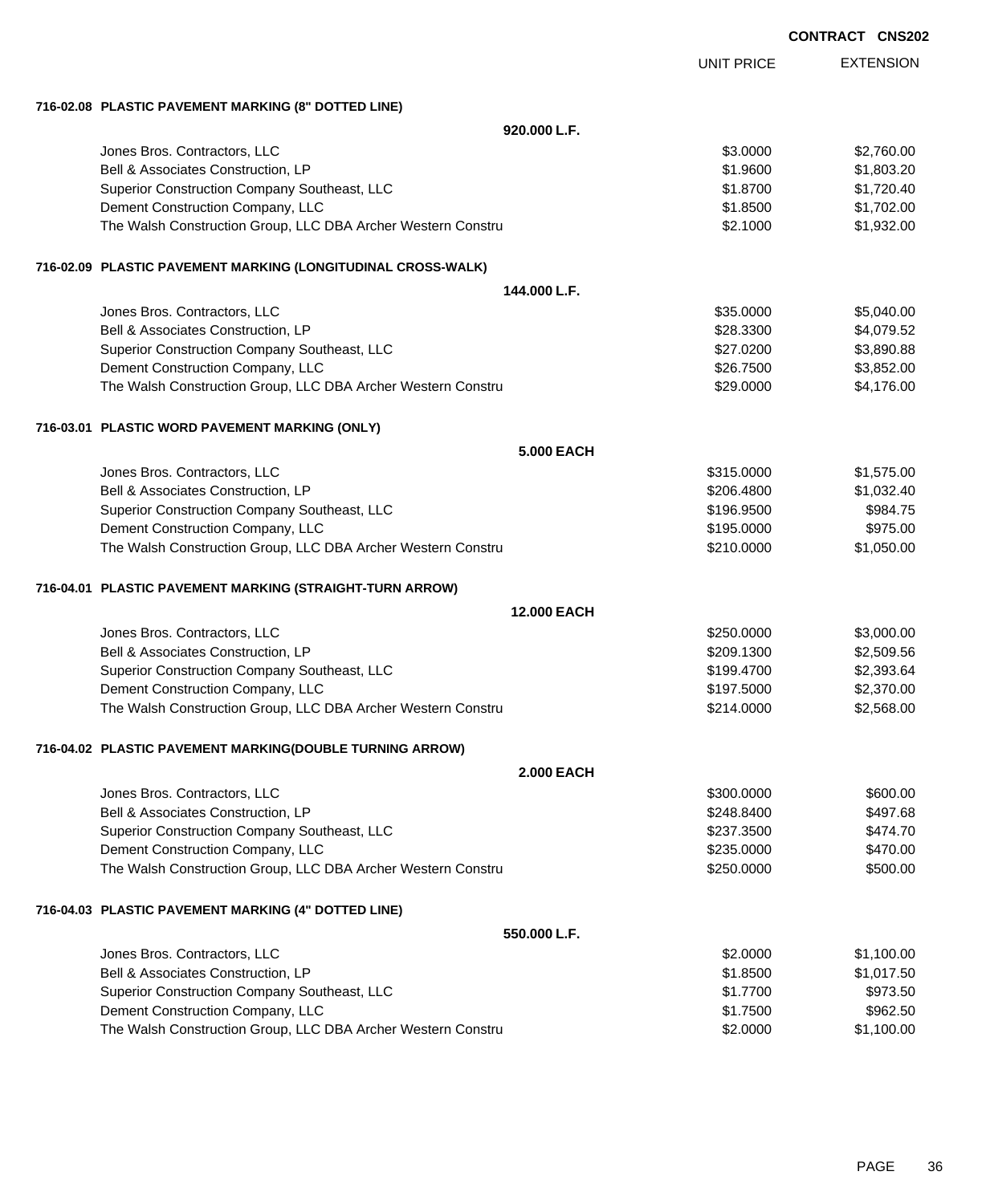**CONTRACT CNS202**

| | UNIT PRICE | EXTENSION |
|---|---|---|
| **716-02.08 PLASTIC PAVEMENT MARKING (8" DOTTED LINE)** | | |
| **920.000 L.F.** | | |
| Jones Bros. Contractors, LLC | $3.0000 | $2,760.00 |
| Bell & Associates Construction, LP | $1.9600 | $1,803.20 |
| Superior Construction Company Southeast, LLC | $1.8700 | $1,720.40 |
| Dement Construction Company, LLC | $1.8500 | $1,702.00 |
| The Walsh Construction Group, LLC DBA Archer Western Constru | $2.1000 | $1,932.00 |
| **716-02.09 PLASTIC PAVEMENT MARKING (LONGITUDINAL CROSS-WALK)** | | |
| **144.000 L.F.** | | |
| Jones Bros. Contractors, LLC | $35.0000 | $5,040.00 |
| Bell & Associates Construction, LP | $28.3300 | $4,079.52 |
| Superior Construction Company Southeast, LLC | $27.0200 | $3,890.88 |
| Dement Construction Company, LLC | $26.7500 | $3,852.00 |
| The Walsh Construction Group, LLC DBA Archer Western Constru | $29.0000 | $4,176.00 |
| **716-03.01 PLASTIC WORD PAVEMENT MARKING (ONLY)** | | |
| **5.000 EACH** | | |
| Jones Bros. Contractors, LLC | $315.0000 | $1,575.00 |
| Bell & Associates Construction, LP | $206.4800 | $1,032.40 |
| Superior Construction Company Southeast, LLC | $196.9500 | $984.75 |
| Dement Construction Company, LLC | $195.0000 | $975.00 |
| The Walsh Construction Group, LLC DBA Archer Western Constru | $210.0000 | $1,050.00 |
| **716-04.01 PLASTIC PAVEMENT MARKING (STRAIGHT-TURN ARROW)** | | |
| **12.000 EACH** | | |
| Jones Bros. Contractors, LLC | $250.0000 | $3,000.00 |
| Bell & Associates Construction, LP | $209.1300 | $2,509.56 |
| Superior Construction Company Southeast, LLC | $199.4700 | $2,393.64 |
| Dement Construction Company, LLC | $197.5000 | $2,370.00 |
| The Walsh Construction Group, LLC DBA Archer Western Constru | $214.0000 | $2,568.00 |
| **716-04.02 PLASTIC PAVEMENT MARKING(DOUBLE TURNING ARROW)** | | |
| **2.000 EACH** | | |
| Jones Bros. Contractors, LLC | $300.0000 | $600.00 |
| Bell & Associates Construction, LP | $248.8400 | $497.68 |
| Superior Construction Company Southeast, LLC | $237.3500 | $474.70 |
| Dement Construction Company, LLC | $235.0000 | $470.00 |
| The Walsh Construction Group, LLC DBA Archer Western Constru | $250.0000 | $500.00 |
| **716-04.03 PLASTIC PAVEMENT MARKING (4" DOTTED LINE)** | | |
| **550.000 L.F.** | | |
| Jones Bros. Contractors, LLC | $2.0000 | $1,100.00 |
| Bell & Associates Construction, LP | $1.8500 | $1,017.50 |
| Superior Construction Company Southeast, LLC | $1.7700 | $973.50 |
| Dement Construction Company, LLC | $1.7500 | $962.50 |
| The Walsh Construction Group, LLC DBA Archer Western Constru | $2.0000 | $1,100.00 |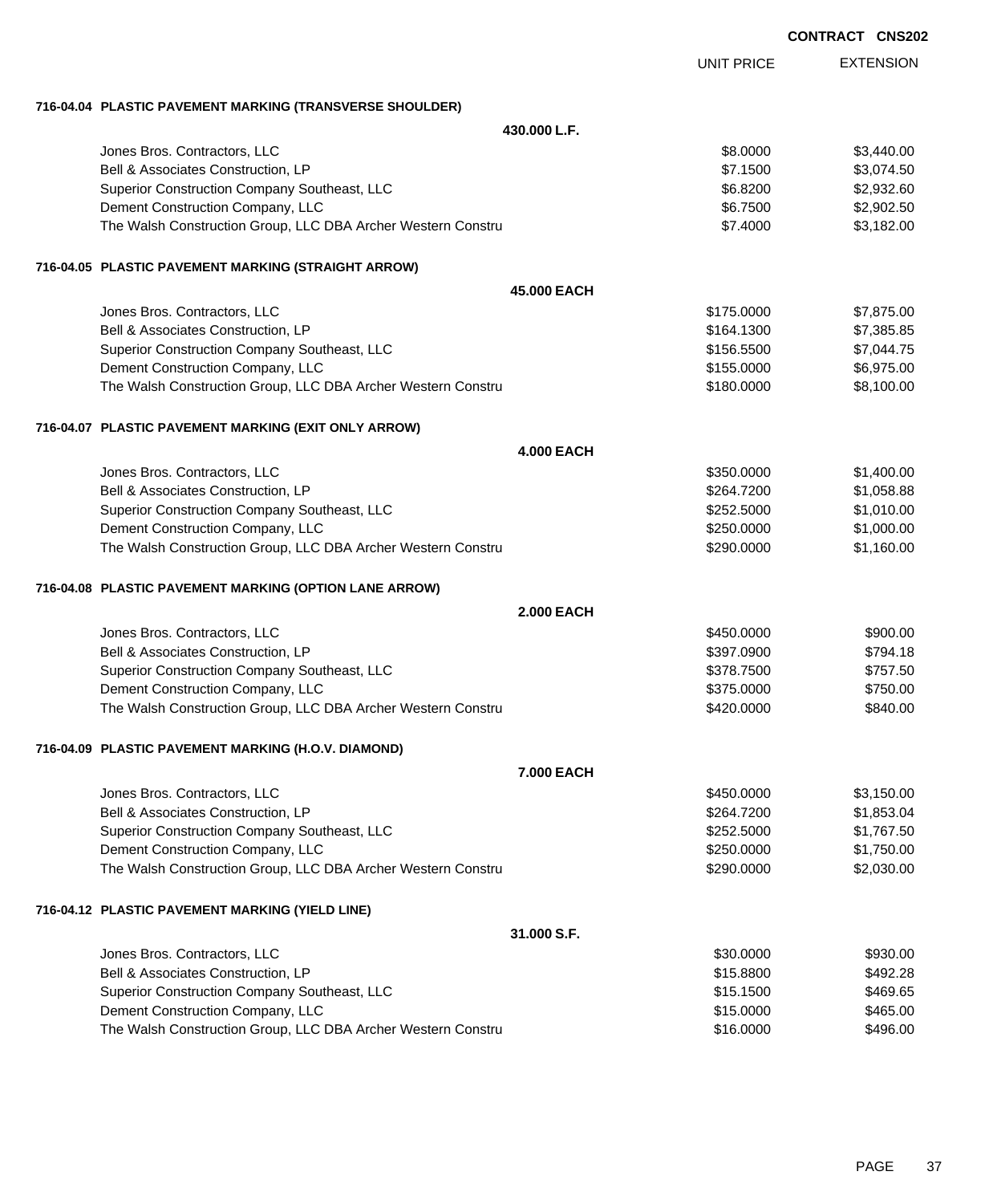**CONTRACT CNS202**

| | UNIT PRICE | EXTENSION |
|---|---|---|
| **716-04.04 PLASTIC PAVEMENT MARKING (TRANSVERSE SHOULDER)** | | |
| **430.000 L.F.** | | |
| Jones Bros. Contractors, LLC | $8.0000 | $3,440.00 |
| Bell & Associates Construction, LP | $7.1500 | $3,074.50 |
| Superior Construction Company Southeast, LLC | $6.8200 | $2,932.60 |
| Dement Construction Company, LLC | $6.7500 | $2,902.50 |
| The Walsh Construction Group, LLC DBA Archer Western Constru | $7.4000 | $3,182.00 |
| **716-04.05 PLASTIC PAVEMENT MARKING (STRAIGHT ARROW)** | | |
| **45.000 EACH** | | |
| Jones Bros. Contractors, LLC | $175.0000 | $7,875.00 |
| Bell & Associates Construction, LP | $164.1300 | $7,385.85 |
| Superior Construction Company Southeast, LLC | $156.5500 | $7,044.75 |
| Dement Construction Company, LLC | $155.0000 | $6,975.00 |
| The Walsh Construction Group, LLC DBA Archer Western Constru | $180.0000 | $8,100.00 |
| **716-04.07 PLASTIC PAVEMENT MARKING (EXIT ONLY ARROW)** | | |
| **4.000 EACH** | | |
| Jones Bros. Contractors, LLC | $350.0000 | $1,400.00 |
| Bell & Associates Construction, LP | $264.7200 | $1,058.88 |
| Superior Construction Company Southeast, LLC | $252.5000 | $1,010.00 |
| Dement Construction Company, LLC | $250.0000 | $1,000.00 |
| The Walsh Construction Group, LLC DBA Archer Western Constru | $290.0000 | $1,160.00 |
| **716-04.08 PLASTIC PAVEMENT MARKING (OPTION LANE ARROW)** | | |
| **2.000 EACH** | | |
| Jones Bros. Contractors, LLC | $450.0000 | $900.00 |
| Bell & Associates Construction, LP | $397.0900 | $794.18 |
| Superior Construction Company Southeast, LLC | $378.7500 | $757.50 |
| Dement Construction Company, LLC | $375.0000 | $750.00 |
| The Walsh Construction Group, LLC DBA Archer Western Constru | $420.0000 | $840.00 |
| **716-04.09 PLASTIC PAVEMENT MARKING (H.O.V. DIAMOND)** | | |
| **7.000 EACH** | | |
| Jones Bros. Contractors, LLC | $450.0000 | $3,150.00 |
| Bell & Associates Construction, LP | $264.7200 | $1,853.04 |
| Superior Construction Company Southeast, LLC | $252.5000 | $1,767.50 |
| Dement Construction Company, LLC | $250.0000 | $1,750.00 |
| The Walsh Construction Group, LLC DBA Archer Western Constru | $290.0000 | $2,030.00 |
| **716-04.12 PLASTIC PAVEMENT MARKING (YIELD LINE)** | | |
| **31.000 S.F.** | | |
| Jones Bros. Contractors, LLC | $30.0000 | $930.00 |
| Bell & Associates Construction, LP | $15.8800 | $492.28 |
| Superior Construction Company Southeast, LLC | $15.1500 | $469.65 |
| Dement Construction Company, LLC | $15.0000 | $465.00 |
| The Walsh Construction Group, LLC DBA Archer Western Constru | $16.0000 | $496.00 |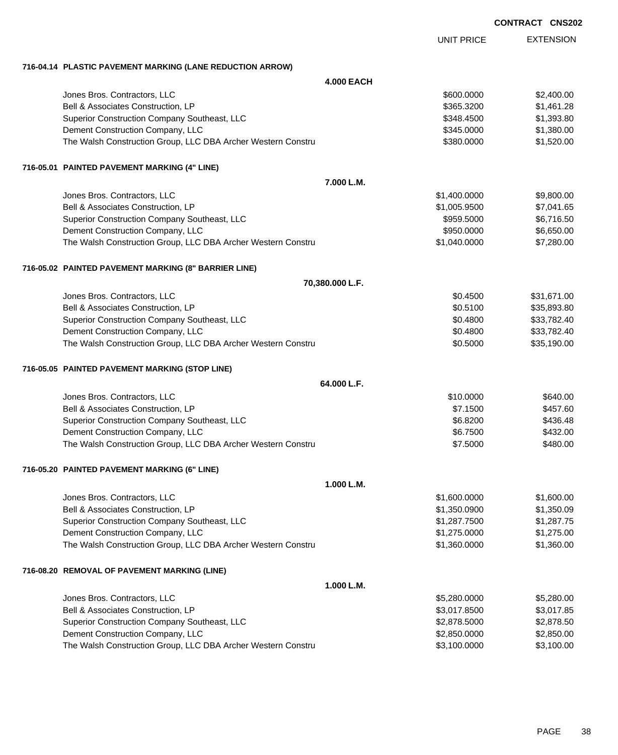**CONTRACT CNS202**

| | UNIT PRICE | EXTENSION |
|---|---|---|
| **716-04.14 PLASTIC PAVEMENT MARKING (LANE REDUCTION ARROW)** | | |
| **4.000 EACH** | | |
| Jones Bros. Contractors, LLC | $600.0000 | $2,400.00 |
| Bell & Associates Construction, LP | $365.3200 | $1,461.28 |
| Superior Construction Company Southeast, LLC | $348.4500 | $1,393.80 |
| Dement Construction Company, LLC | $345.0000 | $1,380.00 |
| The Walsh Construction Group, LLC DBA Archer Western Constru | $380.0000 | $1,520.00 |
| **716-05.01 PAINTED PAVEMENT MARKING (4" LINE)** | | |
| **7.000 L.M.** | | |
| Jones Bros. Contractors, LLC | $1,400.0000 | $9,800.00 |
| Bell & Associates Construction, LP | $1,005.9500 | $7,041.65 |
| Superior Construction Company Southeast, LLC | $959.5000 | $6,716.50 |
| Dement Construction Company, LLC | $950.0000 | $6,650.00 |
| The Walsh Construction Group, LLC DBA Archer Western Constru | $1,040.0000 | $7,280.00 |
| **716-05.02 PAINTED PAVEMENT MARKING (8" BARRIER LINE)** | | |
| **70,380.000 L.F.** | | |
| Jones Bros. Contractors, LLC | $0.4500 | $31,671.00 |
| Bell & Associates Construction, LP | $0.5100 | $35,893.80 |
| Superior Construction Company Southeast, LLC | $0.4800 | $33,782.40 |
| Dement Construction Company, LLC | $0.4800 | $33,782.40 |
| The Walsh Construction Group, LLC DBA Archer Western Constru | $0.5000 | $35,190.00 |
| **716-05.05 PAINTED PAVEMENT MARKING (STOP LINE)** | | |
| **64.000 L.F.** | | |
| Jones Bros. Contractors, LLC | $10.0000 | $640.00 |
| Bell & Associates Construction, LP | $7.1500 | $457.60 |
| Superior Construction Company Southeast, LLC | $6.8200 | $436.48 |
| Dement Construction Company, LLC | $6.7500 | $432.00 |
| The Walsh Construction Group, LLC DBA Archer Western Constru | $7.5000 | $480.00 |
| **716-05.20 PAINTED PAVEMENT MARKING (6" LINE)** | | |
| **1.000 L.M.** | | |
| Jones Bros. Contractors, LLC | $1,600.0000 | $1,600.00 |
| Bell & Associates Construction, LP | $1,350.0900 | $1,350.09 |
| Superior Construction Company Southeast, LLC | $1,287.7500 | $1,287.75 |
| Dement Construction Company, LLC | $1,275.0000 | $1,275.00 |
| The Walsh Construction Group, LLC DBA Archer Western Constru | $1,360.0000 | $1,360.00 |
| **716-08.20 REMOVAL OF PAVEMENT MARKING (LINE)** | | |
| **1.000 L.M.** | | |
| Jones Bros. Contractors, LLC | $5,280.0000 | $5,280.00 |
| Bell & Associates Construction, LP | $3,017.8500 | $3,017.85 |
| Superior Construction Company Southeast, LLC | $2,878.5000 | $2,878.50 |
| Dement Construction Company, LLC | $2,850.0000 | $2,850.00 |
| The Walsh Construction Group, LLC DBA Archer Western Constru | $3,100.0000 | $3,100.00 |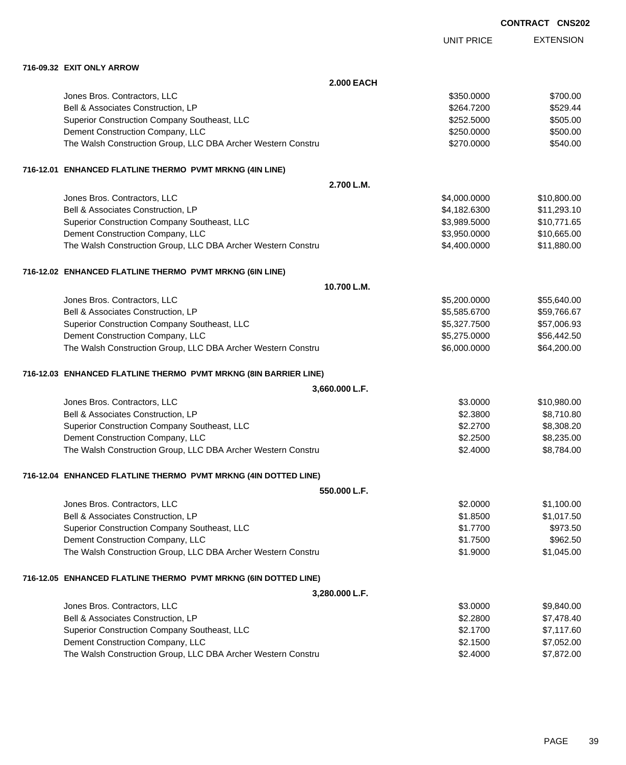**CONTRACT CNS202**

| | UNIT PRICE | EXTENSION |
|---|---|---|
| **716-09.32 EXIT ONLY ARROW** | | |
| **2.000 EACH** | | |
| Jones Bros. Contractors, LLC | $350.0000 | $700.00 |
| Bell & Associates Construction, LP | $264.7200 | $529.44 |
| Superior Construction Company Southeast, LLC | $252.5000 | $505.00 |
| Dement Construction Company, LLC | $250.0000 | $500.00 |
| The Walsh Construction Group, LLC DBA Archer Western Constru | $270.0000 | $540.00 |
| **716-12.01 ENHANCED FLATLINE THERMO PVMT MRKNG (4IN LINE)** | | |
| **2.700 L.M.** | | |
| Jones Bros. Contractors, LLC | $4,000.0000 | $10,800.00 |
| Bell & Associates Construction, LP | $4,182.6300 | $11,293.10 |
| Superior Construction Company Southeast, LLC | $3,989.5000 | $10,771.65 |
| Dement Construction Company, LLC | $3,950.0000 | $10,665.00 |
| The Walsh Construction Group, LLC DBA Archer Western Constru | $4,400.0000 | $11,880.00 |
| **716-12.02 ENHANCED FLATLINE THERMO PVMT MRKNG (6IN LINE)** | | |
| **10.700 L.M.** | | |
| Jones Bros. Contractors, LLC | $5,200.0000 | $55,640.00 |
| Bell & Associates Construction, LP | $5,585.6700 | $59,766.67 |
| Superior Construction Company Southeast, LLC | $5,327.7500 | $57,006.93 |
| Dement Construction Company, LLC | $5,275.0000 | $56,442.50 |
| The Walsh Construction Group, LLC DBA Archer Western Constru | $6,000.0000 | $64,200.00 |
| **716-12.03 ENHANCED FLATLINE THERMO PVMT MRKNG (8IN BARRIER LINE)** | | |
| **3,660.000 L.F.** | | |
| Jones Bros. Contractors, LLC | $3.0000 | $10,980.00 |
| Bell & Associates Construction, LP | $2.3800 | $8,710.80 |
| Superior Construction Company Southeast, LLC | $2.2700 | $8,308.20 |
| Dement Construction Company, LLC | $2.2500 | $8,235.00 |
| The Walsh Construction Group, LLC DBA Archer Western Constru | $2.4000 | $8,784.00 |
| **716-12.04 ENHANCED FLATLINE THERMO PVMT MRKNG (4IN DOTTED LINE)** | | |
| **550.000 L.F.** | | |
| Jones Bros. Contractors, LLC | $2.0000 | $1,100.00 |
| Bell & Associates Construction, LP | $1.8500 | $1,017.50 |
| Superior Construction Company Southeast, LLC | $1.7700 | $973.50 |
| Dement Construction Company, LLC | $1.7500 | $962.50 |
| The Walsh Construction Group, LLC DBA Archer Western Constru | $1.9000 | $1,045.00 |
| **716-12.05 ENHANCED FLATLINE THERMO PVMT MRKNG (6IN DOTTED LINE)** | | |
| **3,280.000 L.F.** | | |
| Jones Bros. Contractors, LLC | $3.0000 | $9,840.00 |
| Bell & Associates Construction, LP | $2.2800 | $7,478.40 |
| Superior Construction Company Southeast, LLC | $2.1700 | $7,117.60 |
| Dement Construction Company, LLC | $2.1500 | $7,052.00 |
| The Walsh Construction Group, LLC DBA Archer Western Constru | $2.4000 | $7,872.00 |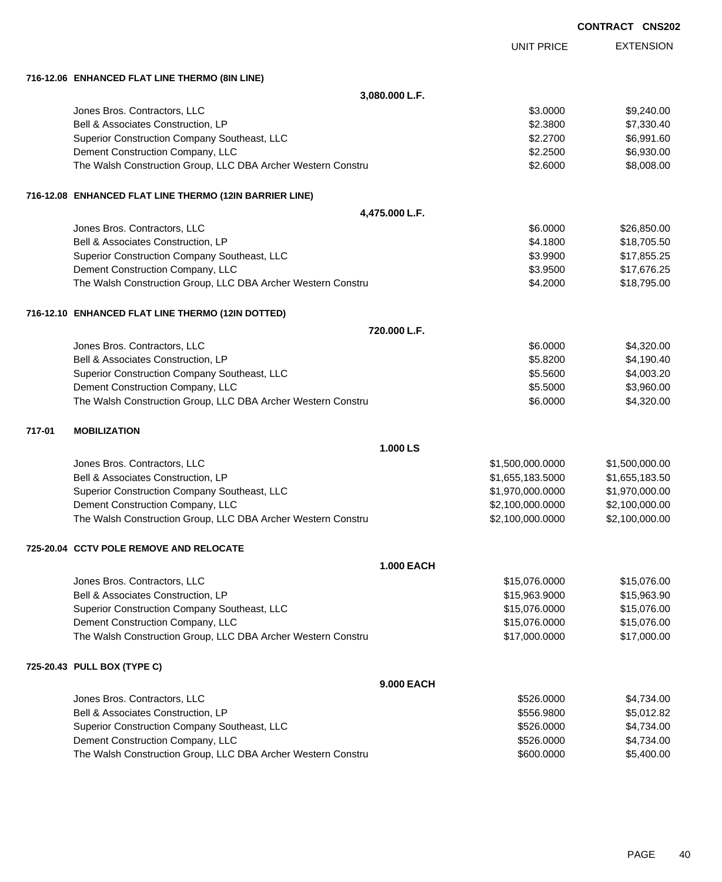**CONTRACT CNS202**

| | UNIT PRICE | EXTENSION |
|---|---|---|
| **716-12.06 ENHANCED FLAT LINE THERMO (8IN LINE)** | | |
| **3,080.000 L.F.** | | |
| Jones Bros. Contractors, LLC | $3.0000 | $9,240.00 |
| Bell & Associates Construction, LP | $2.3800 | $7,330.40 |
| Superior Construction Company Southeast, LLC | $2.2700 | $6,991.60 |
| Dement Construction Company, LLC | $2.2500 | $6,930.00 |
| The Walsh Construction Group, LLC DBA Archer Western Constru | $2.6000 | $8,008.00 |
| **716-12.08 ENHANCED FLAT LINE THERMO (12IN BARRIER LINE)** | | |
| **4,475.000 L.F.** | | |
| Jones Bros. Contractors, LLC | $6.0000 | $26,850.00 |
| Bell & Associates Construction, LP | $4.1800 | $18,705.50 |
| Superior Construction Company Southeast, LLC | $3.9900 | $17,855.25 |
| Dement Construction Company, LLC | $3.9500 | $17,676.25 |
| The Walsh Construction Group, LLC DBA Archer Western Constru | $4.2000 | $18,795.00 |
| **716-12.10 ENHANCED FLAT LINE THERMO (12IN DOTTED)** | | |
| **720.000 L.F.** | | |
| Jones Bros. Contractors, LLC | $6.0000 | $4,320.00 |
| Bell & Associates Construction, LP | $5.8200 | $4,190.40 |
| Superior Construction Company Southeast, LLC | $5.5600 | $4,003.20 |
| Dement Construction Company, LLC | $5.5000 | $3,960.00 |
| The Walsh Construction Group, LLC DBA Archer Western Constru | $6.0000 | $4,320.00 |
| **717-01 MOBILIZATION** | | |
| **1.000 LS** | | |
| Jones Bros. Contractors, LLC | $1,500,000.0000 | $1,500,000.00 |
| Bell & Associates Construction, LP | $1,655,183.5000 | $1,655,183.50 |
| Superior Construction Company Southeast, LLC | $1,970,000.0000 | $1,970,000.00 |
| Dement Construction Company, LLC | $2,100,000.0000 | $2,100,000.00 |
| The Walsh Construction Group, LLC DBA Archer Western Constru | $2,100,000.0000 | $2,100,000.00 |
| **725-20.04 CCTV POLE REMOVE AND RELOCATE** | | |
| **1.000 EACH** | | |
| Jones Bros. Contractors, LLC | $15,076.0000 | $15,076.00 |
| Bell & Associates Construction, LP | $15,963.9000 | $15,963.90 |
| Superior Construction Company Southeast, LLC | $15,076.0000 | $15,076.00 |
| Dement Construction Company, LLC | $15,076.0000 | $15,076.00 |
| The Walsh Construction Group, LLC DBA Archer Western Constru | $17,000.0000 | $17,000.00 |
| **725-20.43 PULL BOX (TYPE C)** | | |
| **9.000 EACH** | | |
| Jones Bros. Contractors, LLC | $526.0000 | $4,734.00 |
| Bell & Associates Construction, LP | $556.9800 | $5,012.82 |
| Superior Construction Company Southeast, LLC | $526.0000 | $4,734.00 |
| Dement Construction Company, LLC | $526.0000 | $4,734.00 |
| The Walsh Construction Group, LLC DBA Archer Western Constru | $600.0000 | $5,400.00 |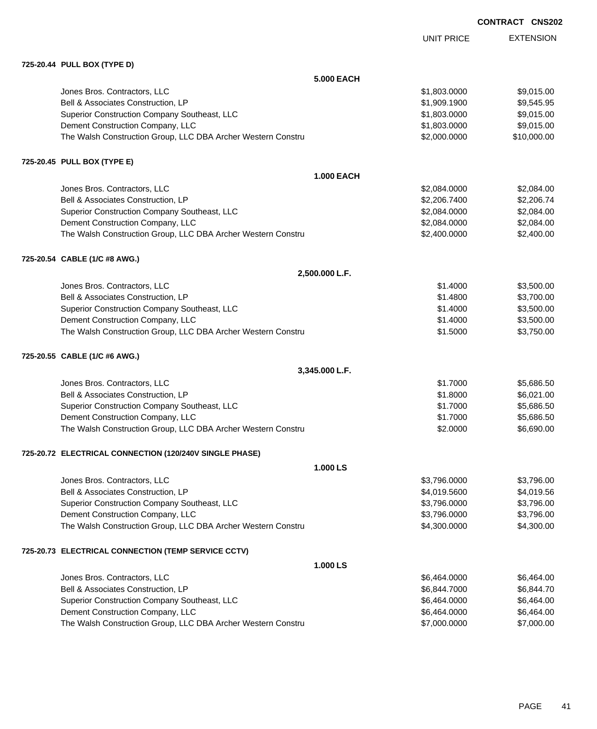**CONTRACT CNS202**

| | UNIT PRICE | EXTENSION |
|---|---|---|
| **725-20.44 PULL BOX (TYPE D)** | | |
| **5.000 EACH** | | |
| Jones Bros. Contractors, LLC | $1,803.0000 | $9,015.00 |
| Bell & Associates Construction, LP | $1,909.1900 | $9,545.95 |
| Superior Construction Company Southeast, LLC | $1,803.0000 | $9,015.00 |
| Dement Construction Company, LLC | $1,803.0000 | $9,015.00 |
| The Walsh Construction Group, LLC DBA Archer Western Constru | $2,000.0000 | $10,000.00 |
| **725-20.45 PULL BOX (TYPE E)** | | |
| **1.000 EACH** | | |
| Jones Bros. Contractors, LLC | $2,084.0000 | $2,084.00 |
| Bell & Associates Construction, LP | $2,206.7400 | $2,206.74 |
| Superior Construction Company Southeast, LLC | $2,084.0000 | $2,084.00 |
| Dement Construction Company, LLC | $2,084.0000 | $2,084.00 |
| The Walsh Construction Group, LLC DBA Archer Western Constru | $2,400.0000 | $2,400.00 |
| **725-20.54 CABLE (1/C #8 AWG.)** | | |
| **2,500.000 L.F.** | | |
| Jones Bros. Contractors, LLC | $1.4000 | $3,500.00 |
| Bell & Associates Construction, LP | $1.4800 | $3,700.00 |
| Superior Construction Company Southeast, LLC | $1.4000 | $3,500.00 |
| Dement Construction Company, LLC | $1.4000 | $3,500.00 |
| The Walsh Construction Group, LLC DBA Archer Western Constru | $1.5000 | $3,750.00 |
| **725-20.55 CABLE (1/C #6 AWG.)** | | |
| **3,345.000 L.F.** | | |
| Jones Bros. Contractors, LLC | $1.7000 | $5,686.50 |
| Bell & Associates Construction, LP | $1.8000 | $6,021.00 |
| Superior Construction Company Southeast, LLC | $1.7000 | $5,686.50 |
| Dement Construction Company, LLC | $1.7000 | $5,686.50 |
| The Walsh Construction Group, LLC DBA Archer Western Constru | $2.0000 | $6,690.00 |
| **725-20.72 ELECTRICAL CONNECTION (120/240V SINGLE PHASE)** | | |
| **1.000 LS** | | |
| Jones Bros. Contractors, LLC | $3,796.0000 | $3,796.00 |
| Bell & Associates Construction, LP | $4,019.5600 | $4,019.56 |
| Superior Construction Company Southeast, LLC | $3,796.0000 | $3,796.00 |
| Dement Construction Company, LLC | $3,796.0000 | $3,796.00 |
| The Walsh Construction Group, LLC DBA Archer Western Constru | $4,300.0000 | $4,300.00 |
| **725-20.73 ELECTRICAL CONNECTION (TEMP SERVICE CCTV)** | | |
| **1.000 LS** | | |
| Jones Bros. Contractors, LLC | $6,464.0000 | $6,464.00 |
| Bell & Associates Construction, LP | $6,844.7000 | $6,844.70 |
| Superior Construction Company Southeast, LLC | $6,464.0000 | $6,464.00 |
| Dement Construction Company, LLC | $6,464.0000 | $6,464.00 |
| The Walsh Construction Group, LLC DBA Archer Western Constru | $7,000.0000 | $7,000.00 |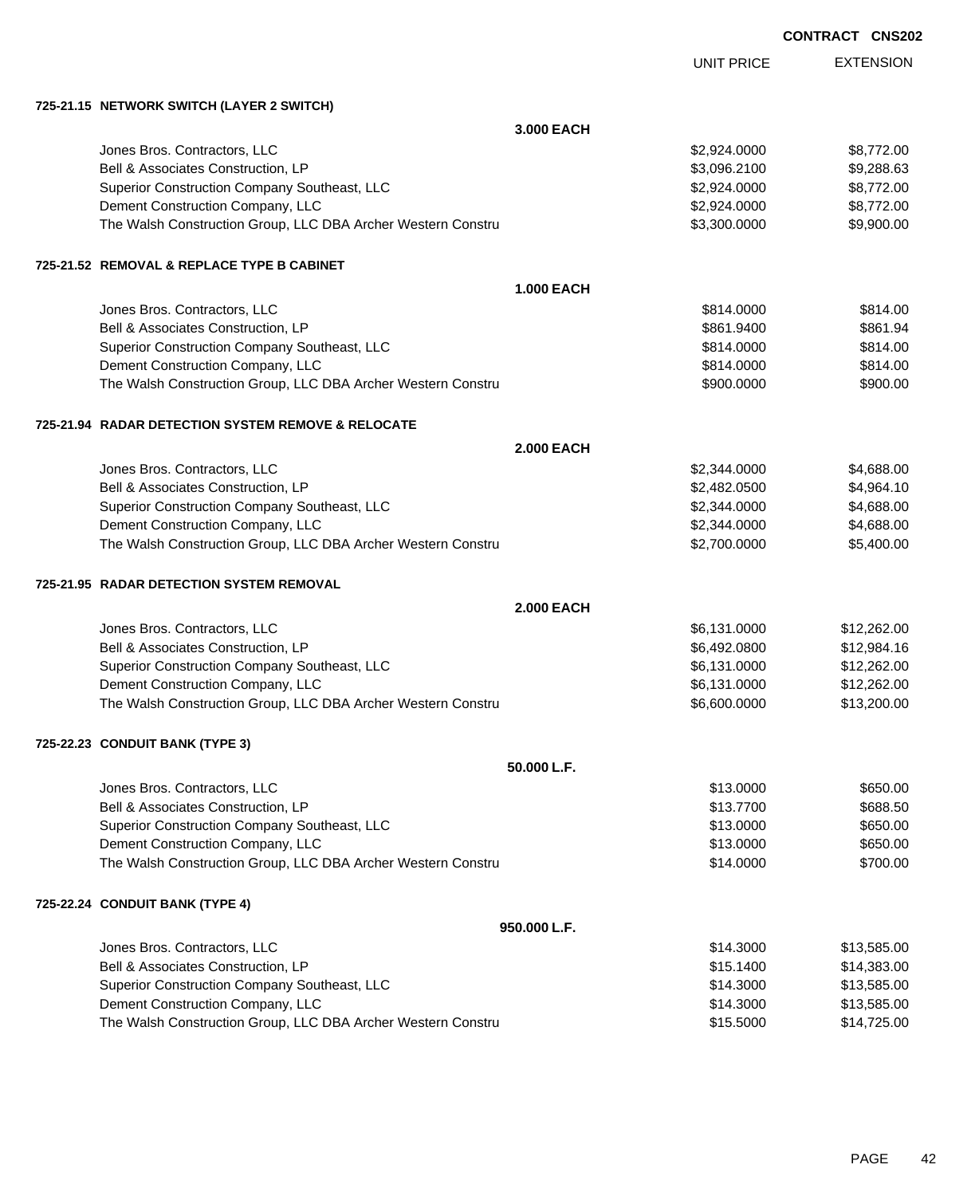**CONTRACT CNS202**

| | UNIT PRICE | EXTENSION |
|---|---|---|
| **725-21.15 NETWORK SWITCH (LAYER 2 SWITCH)** | | |
| **3.000 EACH** | | |
| Jones Bros. Contractors, LLC | $2,924.0000 | $8,772.00 |
| Bell & Associates Construction, LP | $3,096.2100 | $9,288.63 |
| Superior Construction Company Southeast, LLC | $2,924.0000 | $8,772.00 |
| Dement Construction Company, LLC | $2,924.0000 | $8,772.00 |
| The Walsh Construction Group, LLC DBA Archer Western Constru | $3,300.0000 | $9,900.00 |
| **725-21.52 REMOVAL & REPLACE TYPE B CABINET** | | |
| **1.000 EACH** | | |
| Jones Bros. Contractors, LLC | $814.0000 | $814.00 |
| Bell & Associates Construction, LP | $861.9400 | $861.94 |
| Superior Construction Company Southeast, LLC | $814.0000 | $814.00 |
| Dement Construction Company, LLC | $814.0000 | $814.00 |
| The Walsh Construction Group, LLC DBA Archer Western Constru | $900.0000 | $900.00 |
| **725-21.94 RADAR DETECTION SYSTEM REMOVE & RELOCATE** | | |
| **2.000 EACH** | | |
| Jones Bros. Contractors, LLC | $2,344.0000 | $4,688.00 |
| Bell & Associates Construction, LP | $2,482.0500 | $4,964.10 |
| Superior Construction Company Southeast, LLC | $2,344.0000 | $4,688.00 |
| Dement Construction Company, LLC | $2,344.0000 | $4,688.00 |
| The Walsh Construction Group, LLC DBA Archer Western Constru | $2,700.0000 | $5,400.00 |
| **725-21.95 RADAR DETECTION SYSTEM REMOVAL** | | |
| **2.000 EACH** | | |
| Jones Bros. Contractors, LLC | $6,131.0000 | $12,262.00 |
| Bell & Associates Construction, LP | $6,492.0800 | $12,984.16 |
| Superior Construction Company Southeast, LLC | $6,131.0000 | $12,262.00 |
| Dement Construction Company, LLC | $6,131.0000 | $12,262.00 |
| The Walsh Construction Group, LLC DBA Archer Western Constru | $6,600.0000 | $13,200.00 |
| **725-22.23 CONDUIT BANK (TYPE 3)** | | |
| **50.000 L.F.** | | |
| Jones Bros. Contractors, LLC | $13.0000 | $650.00 |
| Bell & Associates Construction, LP | $13.7700 | $688.50 |
| Superior Construction Company Southeast, LLC | $13.0000 | $650.00 |
| Dement Construction Company, LLC | $13.0000 | $650.00 |
| The Walsh Construction Group, LLC DBA Archer Western Constru | $14.0000 | $700.00 |
| **725-22.24 CONDUIT BANK (TYPE 4)** | | |
| **950.000 L.F.** | | |
| Jones Bros. Contractors, LLC | $14.3000 | $13,585.00 |
| Bell & Associates Construction, LP | $15.1400 | $14,383.00 |
| Superior Construction Company Southeast, LLC | $14.3000 | $13,585.00 |
| Dement Construction Company, LLC | $14.3000 | $13,585.00 |
| The Walsh Construction Group, LLC DBA Archer Western Constru | $15.5000 | $14,725.00 |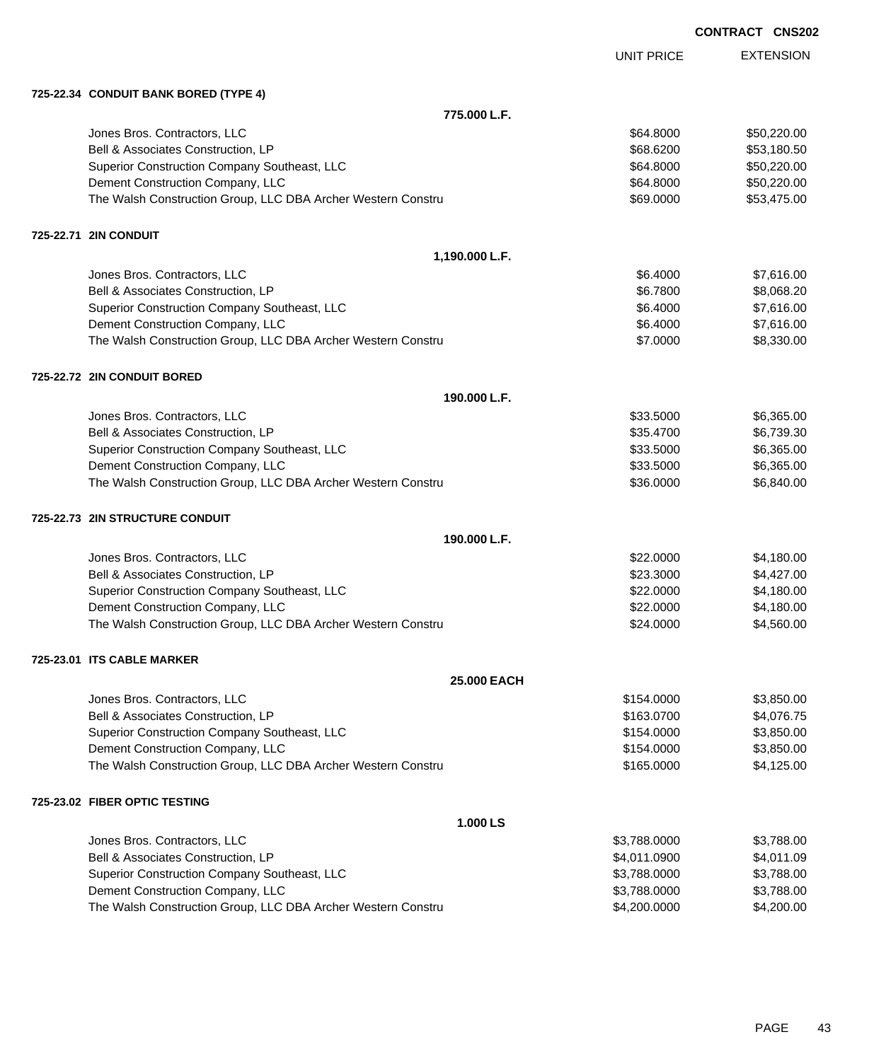**CONTRACT CNS202**

| | UNIT PRICE | EXTENSION |
|---|---|---|
| **725-22.34 CONDUIT BANK BORED (TYPE 4)** | | |
| **775.000 L.F.** | | |
| Jones Bros. Contractors, LLC | $64.8000 | $50,220.00 |
| Bell & Associates Construction, LP | $68.6200 | $53,180.50 |
| Superior Construction Company Southeast, LLC | $64.8000 | $50,220.00 |
| Dement Construction Company, LLC | $64.8000 | $50,220.00 |
| The Walsh Construction Group, LLC DBA Archer Western Constru | $69.0000 | $53,475.00 |
| **725-22.71 2IN CONDUIT** | | |
| **1,190.000 L.F.** | | |
| Jones Bros. Contractors, LLC | $6.4000 | $7,616.00 |
| Bell & Associates Construction, LP | $6.7800 | $8,068.20 |
| Superior Construction Company Southeast, LLC | $6.4000 | $7,616.00 |
| Dement Construction Company, LLC | $6.4000 | $7,616.00 |
| The Walsh Construction Group, LLC DBA Archer Western Constru | $7.0000 | $8,330.00 |
| **725-22.72 2IN CONDUIT BORED** | | |
| **190.000 L.F.** | | |
| Jones Bros. Contractors, LLC | $33.5000 | $6,365.00 |
| Bell & Associates Construction, LP | $35.4700 | $6,739.30 |
| Superior Construction Company Southeast, LLC | $33.5000 | $6,365.00 |
| Dement Construction Company, LLC | $33.5000 | $6,365.00 |
| The Walsh Construction Group, LLC DBA Archer Western Constru | $36.0000 | $6,840.00 |
| **725-22.73 2IN STRUCTURE CONDUIT** | | |
| **190.000 L.F.** | | |
| Jones Bros. Contractors, LLC | $22.0000 | $4,180.00 |
| Bell & Associates Construction, LP | $23.3000 | $4,427.00 |
| Superior Construction Company Southeast, LLC | $22.0000 | $4,180.00 |
| Dement Construction Company, LLC | $22.0000 | $4,180.00 |
| The Walsh Construction Group, LLC DBA Archer Western Constru | $24.0000 | $4,560.00 |
| **725-23.01 ITS CABLE MARKER** | | |
| **25.000 EACH** | | |
| Jones Bros. Contractors, LLC | $154.0000 | $3,850.00 |
| Bell & Associates Construction, LP | $163.0700 | $4,076.75 |
| Superior Construction Company Southeast, LLC | $154.0000 | $3,850.00 |
| Dement Construction Company, LLC | $154.0000 | $3,850.00 |
| The Walsh Construction Group, LLC DBA Archer Western Constru | $165.0000 | $4,125.00 |
| **725-23.02 FIBER OPTIC TESTING** | | |
| **1.000 LS** | | |
| Jones Bros. Contractors, LLC | $3,788.0000 | $3,788.00 |
| Bell & Associates Construction, LP | $4,011.0900 | $4,011.09 |
| Superior Construction Company Southeast, LLC | $3,788.0000 | $3,788.00 |
| Dement Construction Company, LLC | $3,788.0000 | $3,788.00 |
| The Walsh Construction Group, LLC DBA Archer Western Constru | $4,200.0000 | $4,200.00 |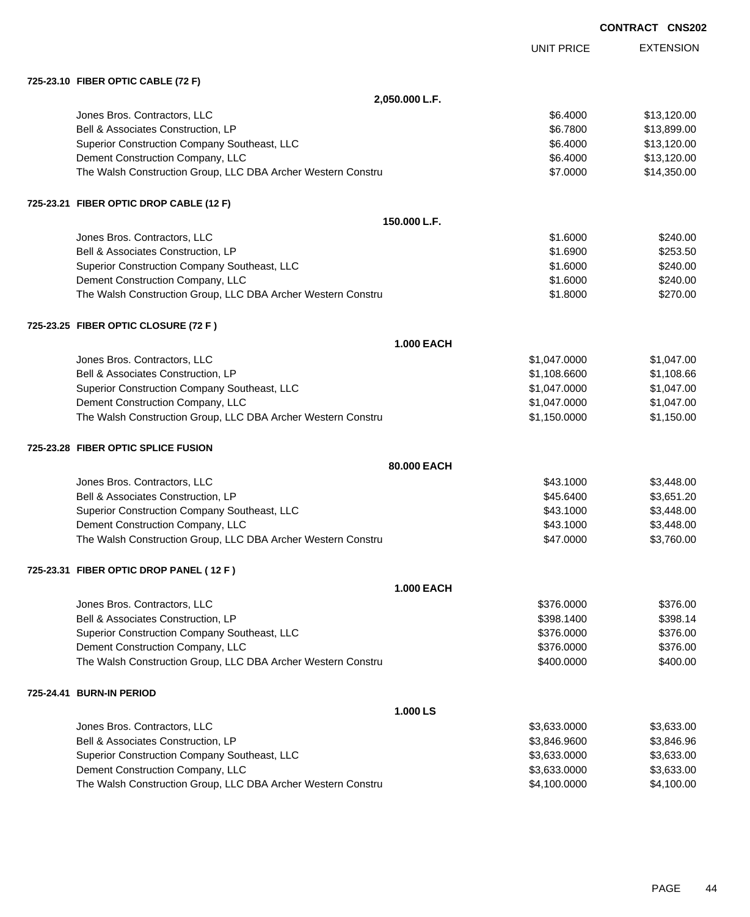CONTRACT CNS202

| | UNIT PRICE | EXTENSION |
|---|---|---|
| **725-23.10 FIBER OPTIC CABLE (72 F)** | | |
| **2,050.000 L.F.** | | |
| Jones Bros. Contractors, LLC | $6.4000 | $13,120.00 |
| Bell & Associates Construction, LP | $6.7800 | $13,899.00 |
| Superior Construction Company Southeast, LLC | $6.4000 | $13,120.00 |
| Dement Construction Company, LLC | $6.4000 | $13,120.00 |
| The Walsh Construction Group, LLC DBA Archer Western Constru | $7.0000 | $14,350.00 |
| **725-23.21 FIBER OPTIC DROP CABLE (12 F)** | | |
| **150.000 L.F.** | | |
| Jones Bros. Contractors, LLC | $1.6000 | $240.00 |
| Bell & Associates Construction, LP | $1.6900 | $253.50 |
| Superior Construction Company Southeast, LLC | $1.6000 | $240.00 |
| Dement Construction Company, LLC | $1.6000 | $240.00 |
| The Walsh Construction Group, LLC DBA Archer Western Constru | $1.8000 | $270.00 |
| **725-23.25 FIBER OPTIC CLOSURE (72 F )** | | |
| **1.000 EACH** | | |
| Jones Bros. Contractors, LLC | $1,047.0000 | $1,047.00 |
| Bell & Associates Construction, LP | $1,108.6600 | $1,108.66 |
| Superior Construction Company Southeast, LLC | $1,047.0000 | $1,047.00 |
| Dement Construction Company, LLC | $1,047.0000 | $1,047.00 |
| The Walsh Construction Group, LLC DBA Archer Western Constru | $1,150.0000 | $1,150.00 |
| **725-23.28 FIBER OPTIC SPLICE FUSION** | | |
| **80.000 EACH** | | |
| Jones Bros. Contractors, LLC | $43.1000 | $3,448.00 |
| Bell & Associates Construction, LP | $45.6400 | $3,651.20 |
| Superior Construction Company Southeast, LLC | $43.1000 | $3,448.00 |
| Dement Construction Company, LLC | $43.1000 | $3,448.00 |
| The Walsh Construction Group, LLC DBA Archer Western Constru | $47.0000 | $3,760.00 |
| **725-23.31 FIBER OPTIC DROP PANEL ( 12 F )** | | |
| **1.000 EACH** | | |
| Jones Bros. Contractors, LLC | $376.0000 | $376.00 |
| Bell & Associates Construction, LP | $398.1400 | $398.14 |
| Superior Construction Company Southeast, LLC | $376.0000 | $376.00 |
| Dement Construction Company, LLC | $376.0000 | $376.00 |
| The Walsh Construction Group, LLC DBA Archer Western Constru | $400.0000 | $400.00 |
| **725-24.41 BURN-IN PERIOD** | | |
| **1.000 LS** | | |
| Jones Bros. Contractors, LLC | $3,633.0000 | $3,633.00 |
| Bell & Associates Construction, LP | $3,846.9600 | $3,846.96 |
| Superior Construction Company Southeast, LLC | $3,633.0000 | $3,633.00 |
| Dement Construction Company, LLC | $3,633.0000 | $3,633.00 |
| The Walsh Construction Group, LLC DBA Archer Western Constru | $4,100.0000 | $4,100.00 |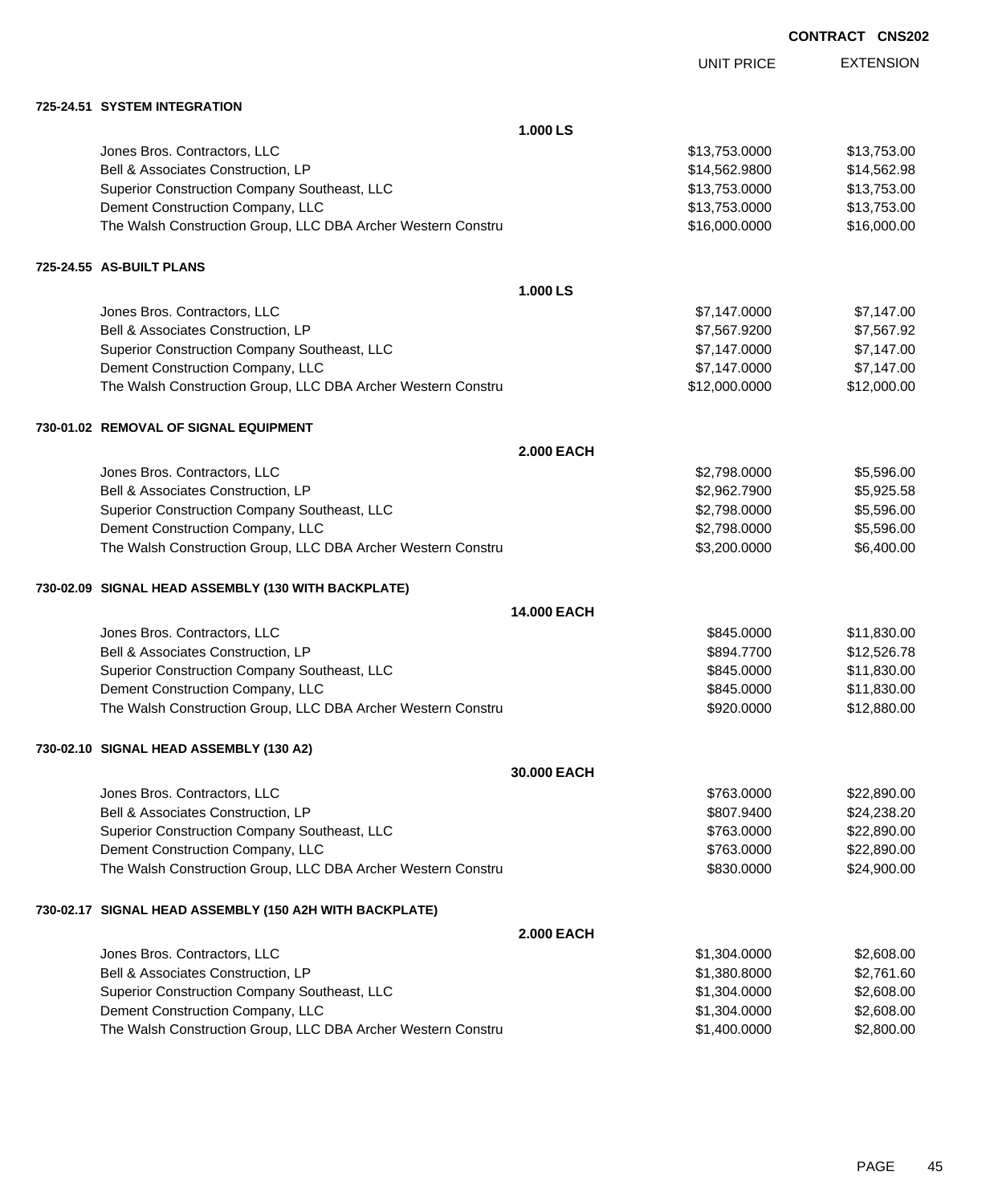**CONTRACT CNS202**

| | | UNIT PRICE | EXTENSION |
|---|---|---|---|
| **725-24.51 SYSTEM INTEGRATION** | | | |
| | **1.000 LS** | | |
| Jones Bros. Contractors, LLC | | $13,753.0000 | $13,753.00 |
| Bell & Associates Construction, LP | | $14,562.9800 | $14,562.98 |
| Superior Construction Company Southeast, LLC | | $13,753.0000 | $13,753.00 |
| Dement Construction Company, LLC | | $13,753.0000 | $13,753.00 |
| The Walsh Construction Group, LLC DBA Archer Western Constru | | $16,000.0000 | $16,000.00 |
| **725-24.55 AS-BUILT PLANS** | | | |
| | **1.000 LS** | | |
| Jones Bros. Contractors, LLC | | $7,147.0000 | $7,147.00 |
| Bell & Associates Construction, LP | | $7,567.9200 | $7,567.92 |
| Superior Construction Company Southeast, LLC | | $7,147.0000 | $7,147.00 |
| Dement Construction Company, LLC | | $7,147.0000 | $7,147.00 |
| The Walsh Construction Group, LLC DBA Archer Western Constru | | $12,000.0000 | $12,000.00 |
| **730-01.02 REMOVAL OF SIGNAL EQUIPMENT** | | | |
| | **2.000 EACH** | | |
| Jones Bros. Contractors, LLC | | $2,798.0000 | $5,596.00 |
| Bell & Associates Construction, LP | | $2,962.7900 | $5,925.58 |
| Superior Construction Company Southeast, LLC | | $2,798.0000 | $5,596.00 |
| Dement Construction Company, LLC | | $2,798.0000 | $5,596.00 |
| The Walsh Construction Group, LLC DBA Archer Western Constru | | $3,200.0000 | $6,400.00 |
| **730-02.09 SIGNAL HEAD ASSEMBLY (130 WITH BACKPLATE)** | | | |
| | **14.000 EACH** | | |
| Jones Bros. Contractors, LLC | | $845.0000 | $11,830.00 |
| Bell & Associates Construction, LP | | $894.7700 | $12,526.78 |
| Superior Construction Company Southeast, LLC | | $845.0000 | $11,830.00 |
| Dement Construction Company, LLC | | $845.0000 | $11,830.00 |
| The Walsh Construction Group, LLC DBA Archer Western Constru | | $920.0000 | $12,880.00 |
| **730-02.10 SIGNAL HEAD ASSEMBLY (130 A2)** | | | |
| | **30.000 EACH** | | |
| Jones Bros. Contractors, LLC | | $763.0000 | $22,890.00 |
| Bell & Associates Construction, LP | | $807.9400 | $24,238.20 |
| Superior Construction Company Southeast, LLC | | $763.0000 | $22,890.00 |
| Dement Construction Company, LLC | | $763.0000 | $22,890.00 |
| The Walsh Construction Group, LLC DBA Archer Western Constru | | $830.0000 | $24,900.00 |
| **730-02.17 SIGNAL HEAD ASSEMBLY (150 A2H WITH BACKPLATE)** | | | |
| | **2.000 EACH** | | |
| Jones Bros. Contractors, LLC | | $1,304.0000 | $2,608.00 |
| Bell & Associates Construction, LP | | $1,380.8000 | $2,761.60 |
| Superior Construction Company Southeast, LLC | | $1,304.0000 | $2,608.00 |
| Dement Construction Company, LLC | | $1,304.0000 | $2,608.00 |
| The Walsh Construction Group, LLC DBA Archer Western Constru | | $1,400.0000 | $2,800.00 |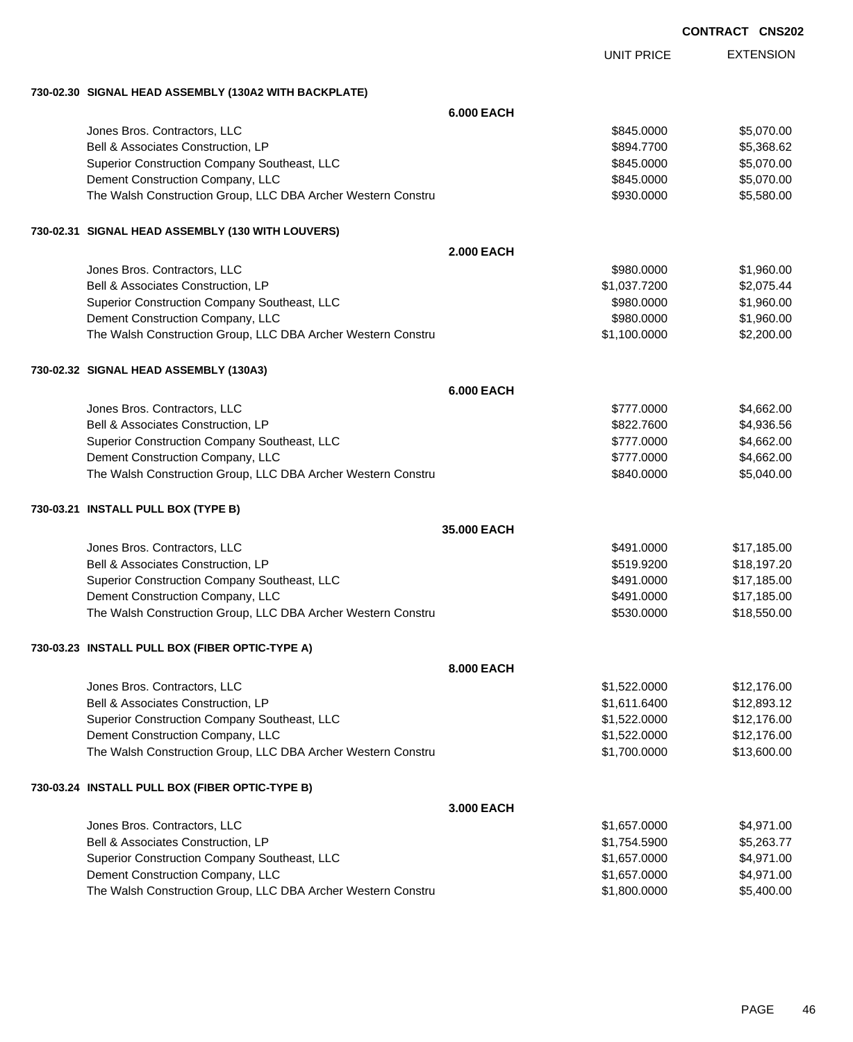**CONTRACT CNS202**

| | UNIT PRICE | EXTENSION |
|---|---|---|
| **730-02.30 SIGNAL HEAD ASSEMBLY (130A2 WITH BACKPLATE)** | | |
| **6.000 EACH** | | |
| Jones Bros. Contractors, LLC | $845.0000 | $5,070.00 |
| Bell & Associates Construction, LP | $894.7700 | $5,368.62 |
| Superior Construction Company Southeast, LLC | $845.0000 | $5,070.00 |
| Dement Construction Company, LLC | $845.0000 | $5,070.00 |
| The Walsh Construction Group, LLC DBA Archer Western Constru | $930.0000 | $5,580.00 |
| **730-02.31 SIGNAL HEAD ASSEMBLY (130 WITH LOUVERS)** | | |
| **2.000 EACH** | | |
| Jones Bros. Contractors, LLC | $980.0000 | $1,960.00 |
| Bell & Associates Construction, LP | $1,037.7200 | $2,075.44 |
| Superior Construction Company Southeast, LLC | $980.0000 | $1,960.00 |
| Dement Construction Company, LLC | $980.0000 | $1,960.00 |
| The Walsh Construction Group, LLC DBA Archer Western Constru | $1,100.0000 | $2,200.00 |
| **730-02.32 SIGNAL HEAD ASSEMBLY (130A3)** | | |
| **6.000 EACH** | | |
| Jones Bros. Contractors, LLC | $777.0000 | $4,662.00 |
| Bell & Associates Construction, LP | $822.7600 | $4,936.56 |
| Superior Construction Company Southeast, LLC | $777.0000 | $4,662.00 |
| Dement Construction Company, LLC | $777.0000 | $4,662.00 |
| The Walsh Construction Group, LLC DBA Archer Western Constru | $840.0000 | $5,040.00 |
| **730-03.21 INSTALL PULL BOX (TYPE B)** | | |
| **35.000 EACH** | | |
| Jones Bros. Contractors, LLC | $491.0000 | $17,185.00 |
| Bell & Associates Construction, LP | $519.9200 | $18,197.20 |
| Superior Construction Company Southeast, LLC | $491.0000 | $17,185.00 |
| Dement Construction Company, LLC | $491.0000 | $17,185.00 |
| The Walsh Construction Group, LLC DBA Archer Western Constru | $530.0000 | $18,550.00 |
| **730-03.23 INSTALL PULL BOX (FIBER OPTIC-TYPE A)** | | |
| **8.000 EACH** | | |
| Jones Bros. Contractors, LLC | $1,522.0000 | $12,176.00 |
| Bell & Associates Construction, LP | $1,611.6400 | $12,893.12 |
| Superior Construction Company Southeast, LLC | $1,522.0000 | $12,176.00 |
| Dement Construction Company, LLC | $1,522.0000 | $12,176.00 |
| The Walsh Construction Group, LLC DBA Archer Western Constru | $1,700.0000 | $13,600.00 |
| **730-03.24 INSTALL PULL BOX (FIBER OPTIC-TYPE B)** | | |
| **3.000 EACH** | | |
| Jones Bros. Contractors, LLC | $1,657.0000 | $4,971.00 |
| Bell & Associates Construction, LP | $1,754.5900 | $5,263.77 |
| Superior Construction Company Southeast, LLC | $1,657.0000 | $4,971.00 |
| Dement Construction Company, LLC | $1,657.0000 | $4,971.00 |
| The Walsh Construction Group, LLC DBA Archer Western Constru | $1,800.0000 | $5,400.00 |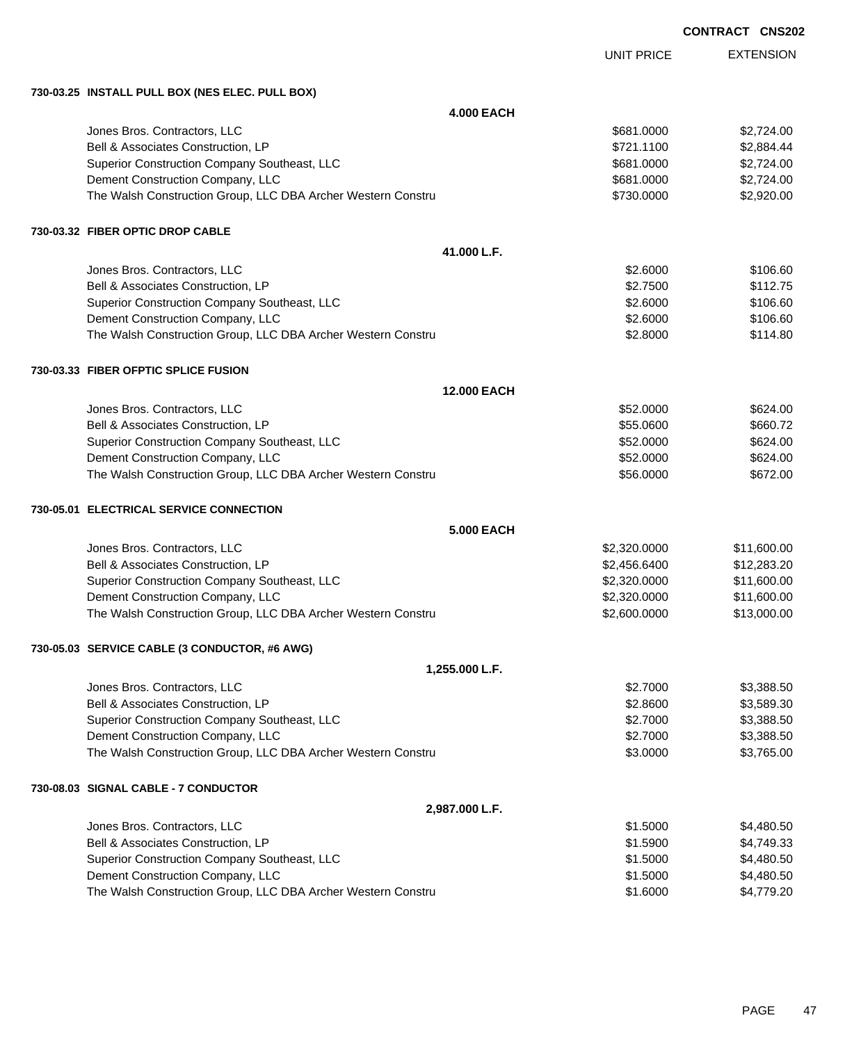**CONTRACT CNS202**

| | UNIT PRICE | EXTENSION |
|---|---|---|
| **730-03.25 INSTALL PULL BOX (NES ELEC. PULL BOX)** | | |
| **4.000 EACH** | | |
| Jones Bros. Contractors, LLC | $681.0000 | $2,724.00 |
| Bell & Associates Construction, LP | $721.1100 | $2,884.44 |
| Superior Construction Company Southeast, LLC | $681.0000 | $2,724.00 |
| Dement Construction Company, LLC | $681.0000 | $2,724.00 |
| The Walsh Construction Group, LLC DBA Archer Western Constru | $730.0000 | $2,920.00 |
| **730-03.32 FIBER OPTIC DROP CABLE** | | |
| **41.000 L.F.** | | |
| Jones Bros. Contractors, LLC | $2.6000 | $106.60 |
| Bell & Associates Construction, LP | $2.7500 | $112.75 |
| Superior Construction Company Southeast, LLC | $2.6000 | $106.60 |
| Dement Construction Company, LLC | $2.6000 | $106.60 |
| The Walsh Construction Group, LLC DBA Archer Western Constru | $2.8000 | $114.80 |
| **730-03.33 FIBER OFPTIC SPLICE FUSION** | | |
| **12.000 EACH** | | |
| Jones Bros. Contractors, LLC | $52.0000 | $624.00 |
| Bell & Associates Construction, LP | $55.0600 | $660.72 |
| Superior Construction Company Southeast, LLC | $52.0000 | $624.00 |
| Dement Construction Company, LLC | $52.0000 | $624.00 |
| The Walsh Construction Group, LLC DBA Archer Western Constru | $56.0000 | $672.00 |
| **730-05.01 ELECTRICAL SERVICE CONNECTION** | | |
| **5.000 EACH** | | |
| Jones Bros. Contractors, LLC | $2,320.0000 | $11,600.00 |
| Bell & Associates Construction, LP | $2,456.6400 | $12,283.20 |
| Superior Construction Company Southeast, LLC | $2,320.0000 | $11,600.00 |
| Dement Construction Company, LLC | $2,320.0000 | $11,600.00 |
| The Walsh Construction Group, LLC DBA Archer Western Constru | $2,600.0000 | $13,000.00 |
| **730-05.03 SERVICE CABLE (3 CONDUCTOR, #6 AWG)** | | |
| **1,255.000 L.F.** | | |
| Jones Bros. Contractors, LLC | $2.7000 | $3,388.50 |
| Bell & Associates Construction, LP | $2.8600 | $3,589.30 |
| Superior Construction Company Southeast, LLC | $2.7000 | $3,388.50 |
| Dement Construction Company, LLC | $2.7000 | $3,388.50 |
| The Walsh Construction Group, LLC DBA Archer Western Constru | $3.0000 | $3,765.00 |
| **730-08.03 SIGNAL CABLE - 7 CONDUCTOR** | | |
| **2,987.000 L.F.** | | |
| Jones Bros. Contractors, LLC | $1.5000 | $4,480.50 |
| Bell & Associates Construction, LP | $1.5900 | $4,749.33 |
| Superior Construction Company Southeast, LLC | $1.5000 | $4,480.50 |
| Dement Construction Company, LLC | $1.5000 | $4,480.50 |
| The Walsh Construction Group, LLC DBA Archer Western Constru | $1.6000 | $4,779.20 |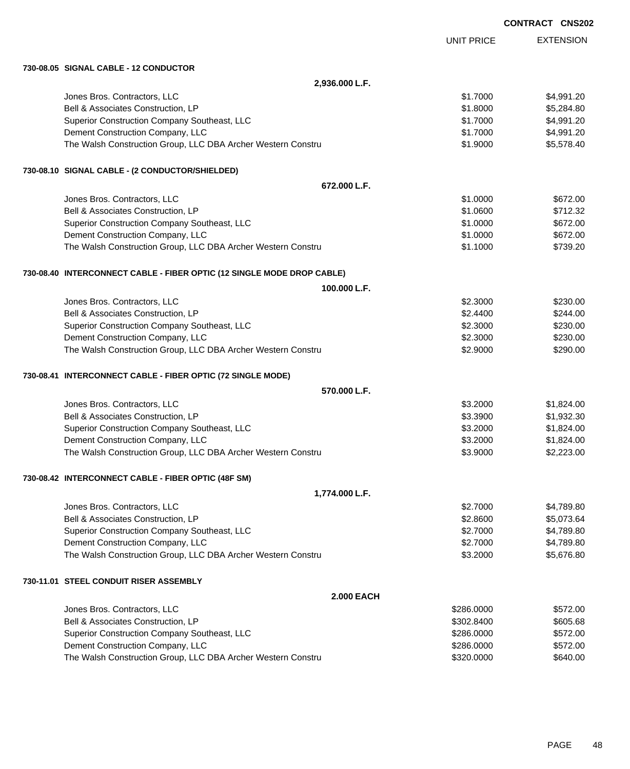**CONTRACT CNS202**

| | UNIT PRICE | EXTENSION |
|---|---|---|
| **730-08.05 SIGNAL CABLE - 12 CONDUCTOR** | | |
| **2,936.000 L.F.** | | |
| Jones Bros. Contractors, LLC | $1.7000 | $4,991.20 |
| Bell & Associates Construction, LP | $1.8000 | $5,284.80 |
| Superior Construction Company Southeast, LLC | $1.7000 | $4,991.20 |
| Dement Construction Company, LLC | $1.7000 | $4,991.20 |
| The Walsh Construction Group, LLC DBA Archer Western Constru | $1.9000 | $5,578.40 |
| **730-08.10 SIGNAL CABLE - (2 CONDUCTOR/SHIELDED)** | | |
| **672.000 L.F.** | | |
| Jones Bros. Contractors, LLC | $1.0000 | $672.00 |
| Bell & Associates Construction, LP | $1.0600 | $712.32 |
| Superior Construction Company Southeast, LLC | $1.0000 | $672.00 |
| Dement Construction Company, LLC | $1.0000 | $672.00 |
| The Walsh Construction Group, LLC DBA Archer Western Constru | $1.1000 | $739.20 |
| **730-08.40 INTERCONNECT CABLE - FIBER OPTIC (12 SINGLE MODE DROP CABLE)** | | |
| **100.000 L.F.** | | |
| Jones Bros. Contractors, LLC | $2.3000 | $230.00 |
| Bell & Associates Construction, LP | $2.4400 | $244.00 |
| Superior Construction Company Southeast, LLC | $2.3000 | $230.00 |
| Dement Construction Company, LLC | $2.3000 | $230.00 |
| The Walsh Construction Group, LLC DBA Archer Western Constru | $2.9000 | $290.00 |
| **730-08.41 INTERCONNECT CABLE - FIBER OPTIC (72 SINGLE MODE)** | | |
| **570.000 L.F.** | | |
| Jones Bros. Contractors, LLC | $3.2000 | $1,824.00 |
| Bell & Associates Construction, LP | $3.3900 | $1,932.30 |
| Superior Construction Company Southeast, LLC | $3.2000 | $1,824.00 |
| Dement Construction Company, LLC | $3.2000 | $1,824.00 |
| The Walsh Construction Group, LLC DBA Archer Western Constru | $3.9000 | $2,223.00 |
| **730-08.42 INTERCONNECT CABLE - FIBER OPTIC (48F SM)** | | |
| **1,774.000 L.F.** | | |
| Jones Bros. Contractors, LLC | $2.7000 | $4,789.80 |
| Bell & Associates Construction, LP | $2.8600 | $5,073.64 |
| Superior Construction Company Southeast, LLC | $2.7000 | $4,789.80 |
| Dement Construction Company, LLC | $2.7000 | $4,789.80 |
| The Walsh Construction Group, LLC DBA Archer Western Constru | $3.2000 | $5,676.80 |
| **730-11.01 STEEL CONDUIT RISER ASSEMBLY** | | |
| **2.000 EACH** | | |
| Jones Bros. Contractors, LLC | $286.0000 | $572.00 |
| Bell & Associates Construction, LP | $302.8400 | $605.68 |
| Superior Construction Company Southeast, LLC | $286.0000 | $572.00 |
| Dement Construction Company, LLC | $286.0000 | $572.00 |
| The Walsh Construction Group, LLC DBA Archer Western Constru | $320.0000 | $640.00 |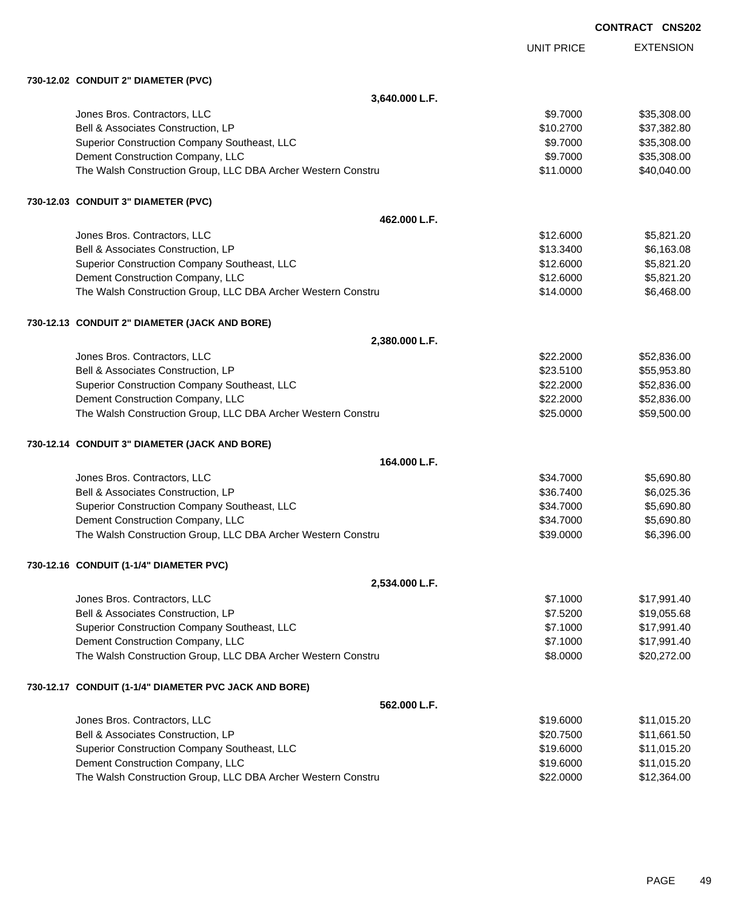**CONTRACT CNS202**

| | UNIT PRICE | EXTENSION |
|---|---|---|
| **730-12.02 CONDUIT 2" DIAMETER (PVC)** | | |
| **3,640.000 L.F.** | | |
| Jones Bros. Contractors, LLC | $9.7000 | $35,308.00 |
| Bell & Associates Construction, LP | $10.2700 | $37,382.80 |
| Superior Construction Company Southeast, LLC | $9.7000 | $35,308.00 |
| Dement Construction Company, LLC | $9.7000 | $35,308.00 |
| The Walsh Construction Group, LLC DBA Archer Western Constru | $11.0000 | $40,040.00 |
| **730-12.03 CONDUIT 3" DIAMETER (PVC)** | | |
| **462.000 L.F.** | | |
| Jones Bros. Contractors, LLC | $12.6000 | $5,821.20 |
| Bell & Associates Construction, LP | $13.3400 | $6,163.08 |
| Superior Construction Company Southeast, LLC | $12.6000 | $5,821.20 |
| Dement Construction Company, LLC | $12.6000 | $5,821.20 |
| The Walsh Construction Group, LLC DBA Archer Western Constru | $14.0000 | $6,468.00 |
| **730-12.13 CONDUIT 2" DIAMETER (JACK AND BORE)** | | |
| **2,380.000 L.F.** | | |
| Jones Bros. Contractors, LLC | $22.2000 | $52,836.00 |
| Bell & Associates Construction, LP | $23.5100 | $55,953.80 |
| Superior Construction Company Southeast, LLC | $22.2000 | $52,836.00 |
| Dement Construction Company, LLC | $22.2000 | $52,836.00 |
| The Walsh Construction Group, LLC DBA Archer Western Constru | $25.0000 | $59,500.00 |
| **730-12.14 CONDUIT 3" DIAMETER (JACK AND BORE)** | | |
| **164.000 L.F.** | | |
| Jones Bros. Contractors, LLC | $34.7000 | $5,690.80 |
| Bell & Associates Construction, LP | $36.7400 | $6,025.36 |
| Superior Construction Company Southeast, LLC | $34.7000 | $5,690.80 |
| Dement Construction Company, LLC | $34.7000 | $5,690.80 |
| The Walsh Construction Group, LLC DBA Archer Western Constru | $39.0000 | $6,396.00 |
| **730-12.16 CONDUIT (1-1/4" DIAMETER PVC)** | | |
| **2,534.000 L.F.** | | |
| Jones Bros. Contractors, LLC | $7.1000 | $17,991.40 |
| Bell & Associates Construction, LP | $7.5200 | $19,055.68 |
| Superior Construction Company Southeast, LLC | $7.1000 | $17,991.40 |
| Dement Construction Company, LLC | $7.1000 | $17,991.40 |
| The Walsh Construction Group, LLC DBA Archer Western Constru | $8.0000 | $20,272.00 |
| **730-12.17 CONDUIT (1-1/4" DIAMETER PVC JACK AND BORE)** | | |
| **562.000 L.F.** | | |
| Jones Bros. Contractors, LLC | $19.6000 | $11,015.20 |
| Bell & Associates Construction, LP | $20.7500 | $11,661.50 |
| Superior Construction Company Southeast, LLC | $19.6000 | $11,015.20 |
| Dement Construction Company, LLC | $19.6000 | $11,015.20 |
| The Walsh Construction Group, LLC DBA Archer Western Constru | $22.0000 | $12,364.00 |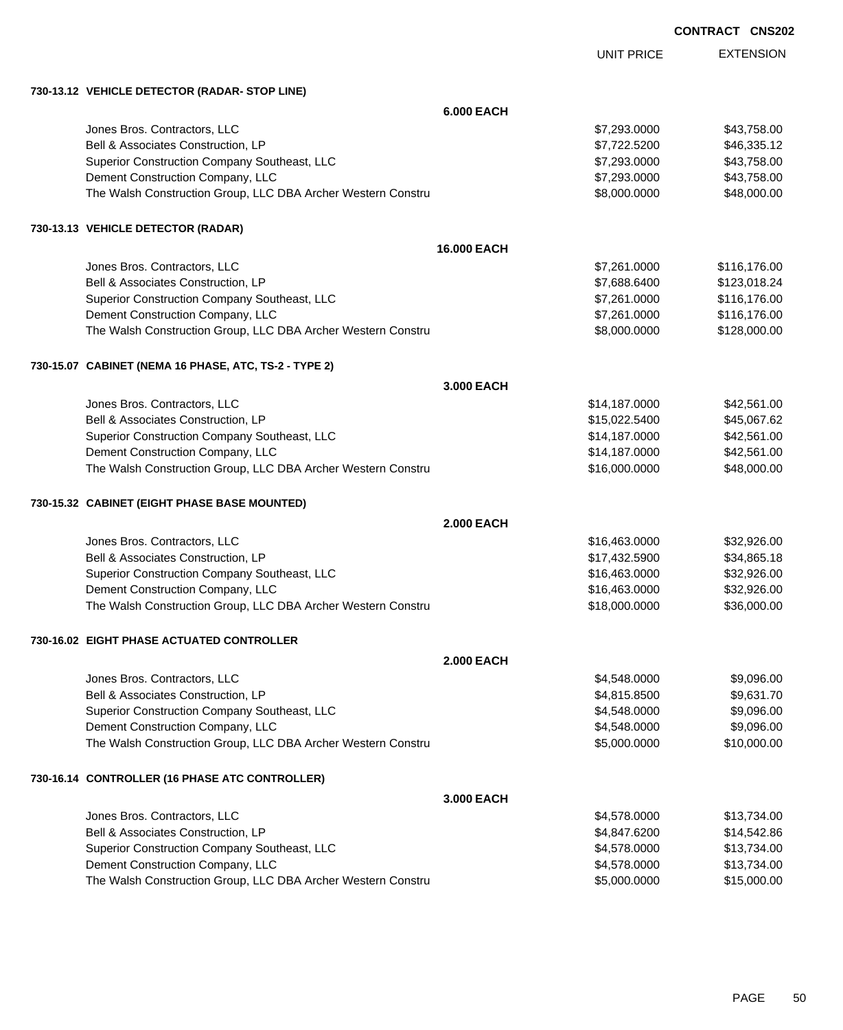**CONTRACT CNS202**

| | UNIT PRICE | EXTENSION |
|---|---|---|
| **730-13.12 VEHICLE DETECTOR (RADAR- STOP LINE)** | | |
| **6.000 EACH** | | |
| Jones Bros. Contractors, LLC | $7,293.0000 | $43,758.00 |
| Bell & Associates Construction, LP | $7,722.5200 | $46,335.12 |
| Superior Construction Company Southeast, LLC | $7,293.0000 | $43,758.00 |
| Dement Construction Company, LLC | $7,293.0000 | $43,758.00 |
| The Walsh Construction Group, LLC DBA Archer Western Constru | $8,000.0000 | $48,000.00 |
| **730-13.13 VEHICLE DETECTOR (RADAR)** | | |
| **16.000 EACH** | | |
| Jones Bros. Contractors, LLC | $7,261.0000 | $116,176.00 |
| Bell & Associates Construction, LP | $7,688.6400 | $123,018.24 |
| Superior Construction Company Southeast, LLC | $7,261.0000 | $116,176.00 |
| Dement Construction Company, LLC | $7,261.0000 | $116,176.00 |
| The Walsh Construction Group, LLC DBA Archer Western Constru | $8,000.0000 | $128,000.00 |
| **730-15.07 CABINET (NEMA 16 PHASE, ATC, TS-2 - TYPE 2)** | | |
| **3.000 EACH** | | |
| Jones Bros. Contractors, LLC | $14,187.0000 | $42,561.00 |
| Bell & Associates Construction, LP | $15,022.5400 | $45,067.62 |
| Superior Construction Company Southeast, LLC | $14,187.0000 | $42,561.00 |
| Dement Construction Company, LLC | $14,187.0000 | $42,561.00 |
| The Walsh Construction Group, LLC DBA Archer Western Constru | $16,000.0000 | $48,000.00 |
| **730-15.32 CABINET (EIGHT PHASE BASE MOUNTED)** | | |
| **2.000 EACH** | | |
| Jones Bros. Contractors, LLC | $16,463.0000 | $32,926.00 |
| Bell & Associates Construction, LP | $17,432.5900 | $34,865.18 |
| Superior Construction Company Southeast, LLC | $16,463.0000 | $32,926.00 |
| Dement Construction Company, LLC | $16,463.0000 | $32,926.00 |
| The Walsh Construction Group, LLC DBA Archer Western Constru | $18,000.0000 | $36,000.00 |
| **730-16.02 EIGHT PHASE ACTUATED CONTROLLER** | | |
| **2.000 EACH** | | |
| Jones Bros. Contractors, LLC | $4,548.0000 | $9,096.00 |
| Bell & Associates Construction, LP | $4,815.8500 | $9,631.70 |
| Superior Construction Company Southeast, LLC | $4,548.0000 | $9,096.00 |
| Dement Construction Company, LLC | $4,548.0000 | $9,096.00 |
| The Walsh Construction Group, LLC DBA Archer Western Constru | $5,000.0000 | $10,000.00 |
| **730-16.14 CONTROLLER (16 PHASE ATC CONTROLLER)** | | |
| **3.000 EACH** | | |
| Jones Bros. Contractors, LLC | $4,578.0000 | $13,734.00 |
| Bell & Associates Construction, LP | $4,847.6200 | $14,542.86 |
| Superior Construction Company Southeast, LLC | $4,578.0000 | $13,734.00 |
| Dement Construction Company, LLC | $4,578.0000 | $13,734.00 |
| The Walsh Construction Group, LLC DBA Archer Western Constru | $5,000.0000 | $15,000.00 |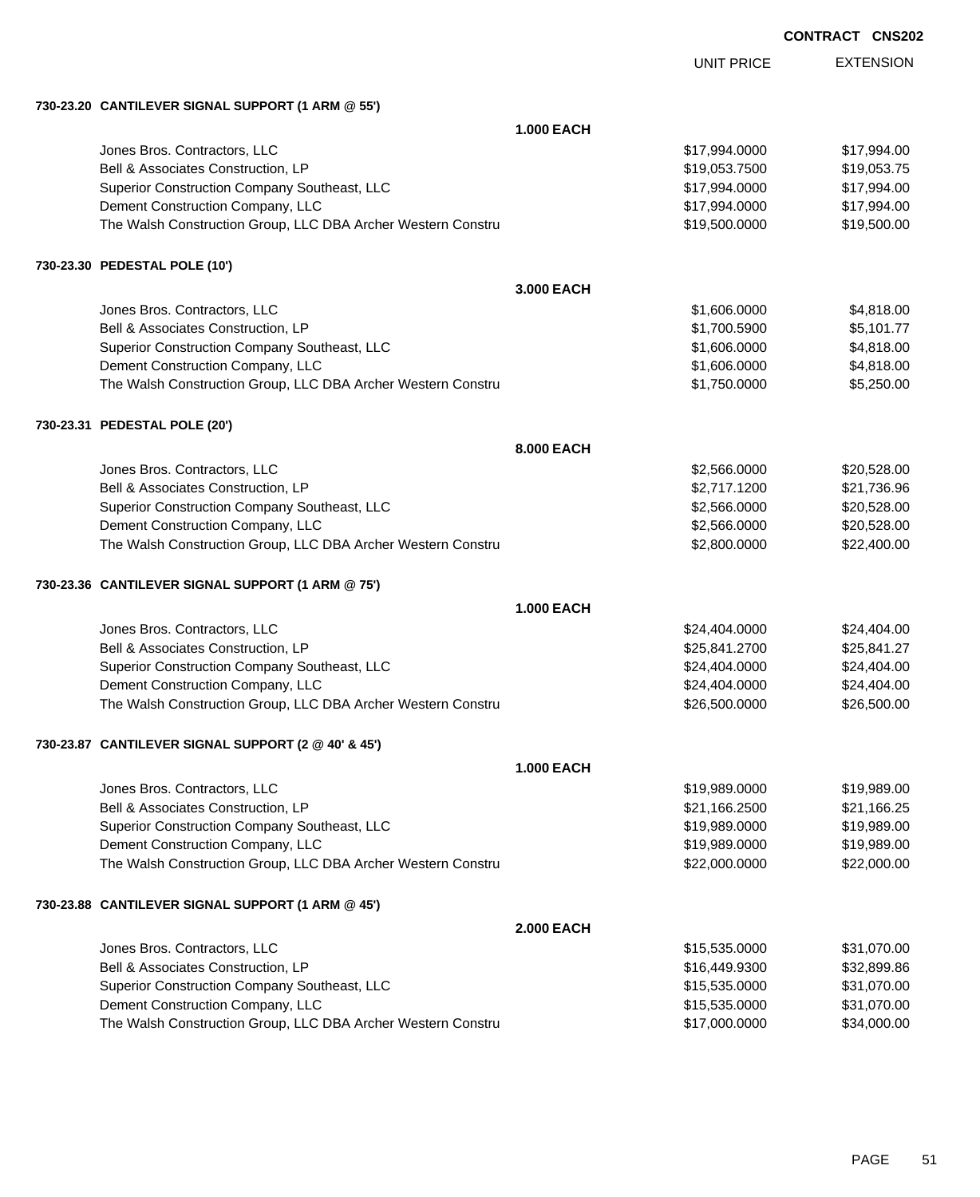**CONTRACT CNS202**

| | | UNIT PRICE | EXTENSION |
|---|---|---|---|
| **730-23.20 CANTILEVER SIGNAL SUPPORT (1 ARM @ 55')** | | | |
| | **1.000 EACH** | | |
| Jones Bros. Contractors, LLC | | $17,994.0000 | $17,994.00 |
| Bell & Associates Construction, LP | | $19,053.7500 | $19,053.75 |
| Superior Construction Company Southeast, LLC | | $17,994.0000 | $17,994.00 |
| Dement Construction Company, LLC | | $17,994.0000 | $17,994.00 |
| The Walsh Construction Group, LLC DBA Archer Western Constru | | $19,500.0000 | $19,500.00 |
| **730-23.30 PEDESTAL POLE (10')** | | | |
| | **3.000 EACH** | | |
| Jones Bros. Contractors, LLC | | $1,606.0000 | $4,818.00 |
| Bell & Associates Construction, LP | | $1,700.5900 | $5,101.77 |
| Superior Construction Company Southeast, LLC | | $1,606.0000 | $4,818.00 |
| Dement Construction Company, LLC | | $1,606.0000 | $4,818.00 |
| The Walsh Construction Group, LLC DBA Archer Western Constru | | $1,750.0000 | $5,250.00 |
| **730-23.31 PEDESTAL POLE (20')** | | | |
| | **8.000 EACH** | | |
| Jones Bros. Contractors, LLC | | $2,566.0000 | $20,528.00 |
| Bell & Associates Construction, LP | | $2,717.1200 | $21,736.96 |
| Superior Construction Company Southeast, LLC | | $2,566.0000 | $20,528.00 |
| Dement Construction Company, LLC | | $2,566.0000 | $20,528.00 |
| The Walsh Construction Group, LLC DBA Archer Western Constru | | $2,800.0000 | $22,400.00 |
| **730-23.36 CANTILEVER SIGNAL SUPPORT (1 ARM @ 75')** | | | |
| | **1.000 EACH** | | |
| Jones Bros. Contractors, LLC | | $24,404.0000 | $24,404.00 |
| Bell & Associates Construction, LP | | $25,841.2700 | $25,841.27 |
| Superior Construction Company Southeast, LLC | | $24,404.0000 | $24,404.00 |
| Dement Construction Company, LLC | | $24,404.0000 | $24,404.00 |
| The Walsh Construction Group, LLC DBA Archer Western Constru | | $26,500.0000 | $26,500.00 |
| **730-23.87 CANTILEVER SIGNAL SUPPORT (2 @ 40' & 45')** | | | |
| | **1.000 EACH** | | |
| Jones Bros. Contractors, LLC | | $19,989.0000 | $19,989.00 |
| Bell & Associates Construction, LP | | $21,166.2500 | $21,166.25 |
| Superior Construction Company Southeast, LLC | | $19,989.0000 | $19,989.00 |
| Dement Construction Company, LLC | | $19,989.0000 | $19,989.00 |
| The Walsh Construction Group, LLC DBA Archer Western Constru | | $22,000.0000 | $22,000.00 |
| **730-23.88 CANTILEVER SIGNAL SUPPORT (1 ARM @ 45')** | | | |
| | **2.000 EACH** | | |
| Jones Bros. Contractors, LLC | | $15,535.0000 | $31,070.00 |
| Bell & Associates Construction, LP | | $16,449.9300 | $32,899.86 |
| Superior Construction Company Southeast, LLC | | $15,535.0000 | $31,070.00 |
| Dement Construction Company, LLC | | $15,535.0000 | $31,070.00 |
| The Walsh Construction Group, LLC DBA Archer Western Constru | | $17,000.0000 | $34,000.00 |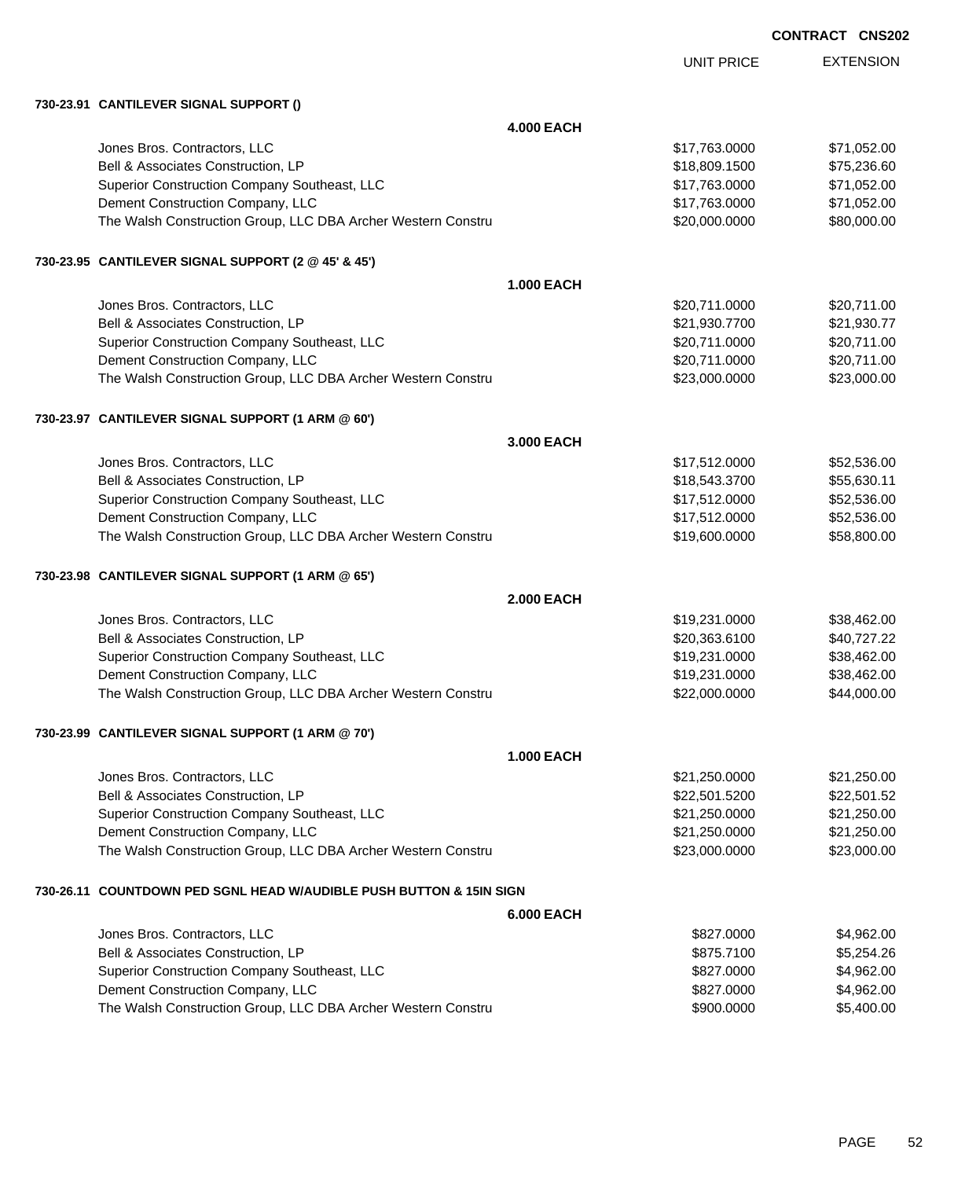**CONTRACT CNS202**

| | | UNIT PRICE | EXTENSION |
|---|---|---|---|
| **730-23.91 CANTILEVER SIGNAL SUPPORT ()** | | | |
| | **4.000 EACH** | | |
| Jones Bros. Contractors, LLC | | $17,763.0000 | $71,052.00 |
| Bell & Associates Construction, LP | | $18,809.1500 | $75,236.60 |
| Superior Construction Company Southeast, LLC | | $17,763.0000 | $71,052.00 |
| Dement Construction Company, LLC | | $17,763.0000 | $71,052.00 |
| The Walsh Construction Group, LLC DBA Archer Western Constru | | $20,000.0000 | $80,000.00 |
| **730-23.95 CANTILEVER SIGNAL SUPPORT (2 @ 45' & 45')** | | | |
| | **1.000 EACH** | | |
| Jones Bros. Contractors, LLC | | $20,711.0000 | $20,711.00 |
| Bell & Associates Construction, LP | | $21,930.7700 | $21,930.77 |
| Superior Construction Company Southeast, LLC | | $20,711.0000 | $20,711.00 |
| Dement Construction Company, LLC | | $20,711.0000 | $20,711.00 |
| The Walsh Construction Group, LLC DBA Archer Western Constru | | $23,000.0000 | $23,000.00 |
| **730-23.97 CANTILEVER SIGNAL SUPPORT (1 ARM @ 60')** | | | |
| | **3.000 EACH** | | |
| Jones Bros. Contractors, LLC | | $17,512.0000 | $52,536.00 |
| Bell & Associates Construction, LP | | $18,543.3700 | $55,630.11 |
| Superior Construction Company Southeast, LLC | | $17,512.0000 | $52,536.00 |
| Dement Construction Company, LLC | | $17,512.0000 | $52,536.00 |
| The Walsh Construction Group, LLC DBA Archer Western Constru | | $19,600.0000 | $58,800.00 |
| **730-23.98 CANTILEVER SIGNAL SUPPORT (1 ARM @ 65')** | | | |
| | **2.000 EACH** | | |
| Jones Bros. Contractors, LLC | | $19,231.0000 | $38,462.00 |
| Bell & Associates Construction, LP | | $20,363.6100 | $40,727.22 |
| Superior Construction Company Southeast, LLC | | $19,231.0000 | $38,462.00 |
| Dement Construction Company, LLC | | $19,231.0000 | $38,462.00 |
| The Walsh Construction Group, LLC DBA Archer Western Constru | | $22,000.0000 | $44,000.00 |
| **730-23.99 CANTILEVER SIGNAL SUPPORT (1 ARM @ 70')** | | | |
| | **1.000 EACH** | | |
| Jones Bros. Contractors, LLC | | $21,250.0000 | $21,250.00 |
| Bell & Associates Construction, LP | | $22,501.5200 | $22,501.52 |
| Superior Construction Company Southeast, LLC | | $21,250.0000 | $21,250.00 |
| Dement Construction Company, LLC | | $21,250.0000 | $21,250.00 |
| The Walsh Construction Group, LLC DBA Archer Western Constru | | $23,000.0000 | $23,000.00 |
| **730-26.11 COUNTDOWN PED SGNL HEAD W/AUDIBLE PUSH BUTTON & 15IN SIGN** | | | |
| | **6.000 EACH** | | |
| Jones Bros. Contractors, LLC | | $827.0000 | $4,962.00 |
| Bell & Associates Construction, LP | | $875.7100 | $5,254.26 |
| Superior Construction Company Southeast, LLC | | $827.0000 | $4,962.00 |
| Dement Construction Company, LLC | | $827.0000 | $4,962.00 |
| The Walsh Construction Group, LLC DBA Archer Western Constru | | $900.0000 | $5,400.00 |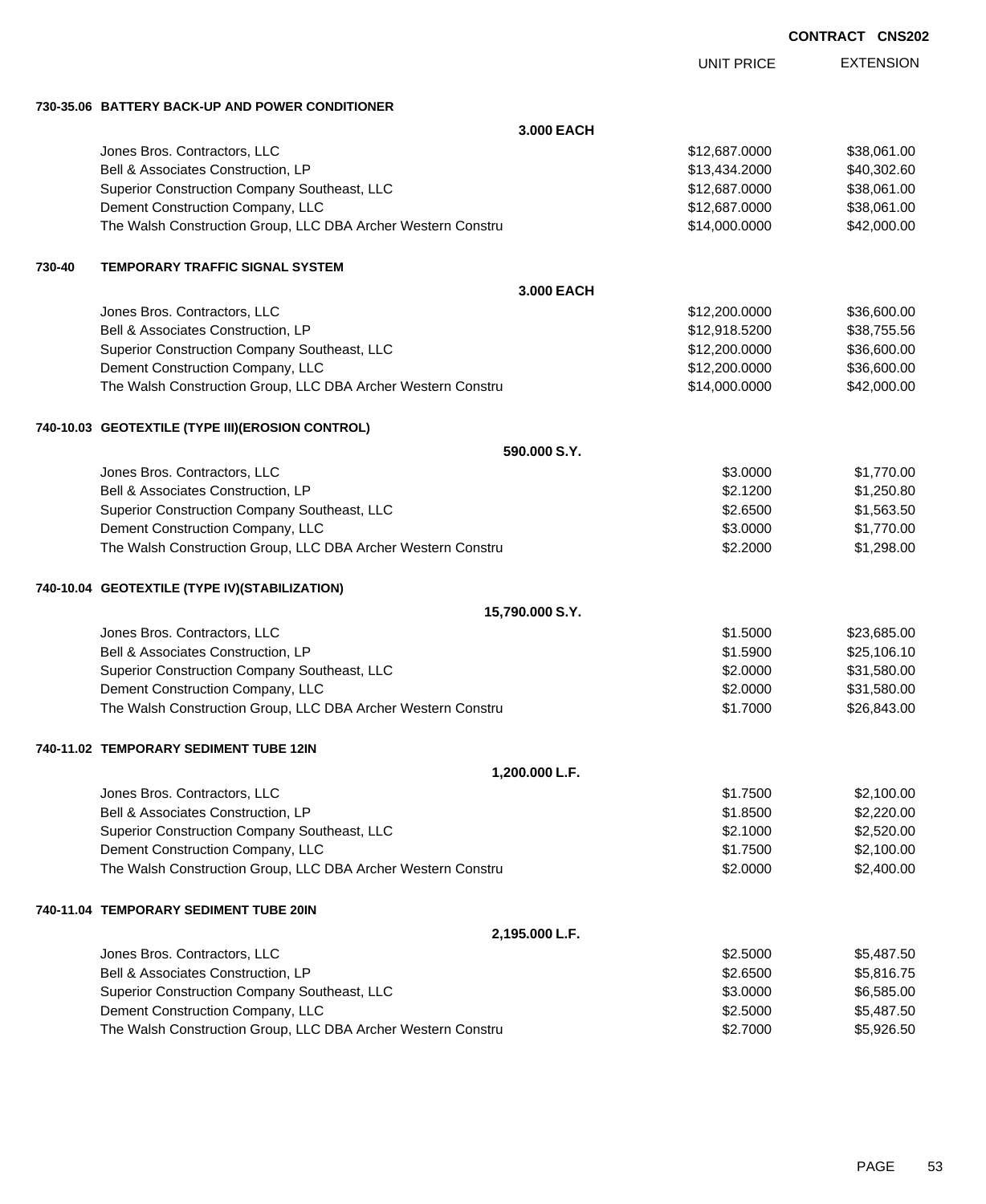**CONTRACT CNS202**

| | | UNIT PRICE | EXTENSION |
|---|---|---|---|
| **730-35.06** | **BATTERY BACK-UP AND POWER CONDITIONER** | | |
| | **3.000 EACH** | | |
| | Jones Bros. Contractors, LLC | $12,687.0000 | $38,061.00 |
| | Bell & Associates Construction, LP | $13,434.2000 | $40,302.60 |
| | Superior Construction Company Southeast, LLC | $12,687.0000 | $38,061.00 |
| | Dement Construction Company, LLC | $12,687.0000 | $38,061.00 |
| | The Walsh Construction Group, LLC DBA Archer Western Constru | $14,000.0000 | $42,000.00 |
| **730-40** | **TEMPORARY TRAFFIC SIGNAL SYSTEM** | | |
| | **3.000 EACH** | | |
| | Jones Bros. Contractors, LLC | $12,200.0000 | $36,600.00 |
| | Bell & Associates Construction, LP | $12,918.5200 | $38,755.56 |
| | Superior Construction Company Southeast, LLC | $12,200.0000 | $36,600.00 |
| | Dement Construction Company, LLC | $12,200.0000 | $36,600.00 |
| | The Walsh Construction Group, LLC DBA Archer Western Constru | $14,000.0000 | $42,000.00 |
| **740-10.03** | **GEOTEXTILE (TYPE III)(EROSION CONTROL)** | | |
| | **590.000 S.Y.** | | |
| | Jones Bros. Contractors, LLC | $3.0000 | $1,770.00 |
| | Bell & Associates Construction, LP | $2.1200 | $1,250.80 |
| | Superior Construction Company Southeast, LLC | $2.6500 | $1,563.50 |
| | Dement Construction Company, LLC | $3.0000 | $1,770.00 |
| | The Walsh Construction Group, LLC DBA Archer Western Constru | $2.2000 | $1,298.00 |
| **740-10.04** | **GEOTEXTILE (TYPE IV)(STABILIZATION)** | | |
| | **15,790.000 S.Y.** | | |
| | Jones Bros. Contractors, LLC | $1.5000 | $23,685.00 |
| | Bell & Associates Construction, LP | $1.5900 | $25,106.10 |
| | Superior Construction Company Southeast, LLC | $2.0000 | $31,580.00 |
| | Dement Construction Company, LLC | $2.0000 | $31,580.00 |
| | The Walsh Construction Group, LLC DBA Archer Western Constru | $1.7000 | $26,843.00 |
| **740-11.02** | **TEMPORARY SEDIMENT TUBE 12IN** | | |
| | **1,200.000 L.F.** | | |
| | Jones Bros. Contractors, LLC | $1.7500 | $2,100.00 |
| | Bell & Associates Construction, LP | $1.8500 | $2,220.00 |
| | Superior Construction Company Southeast, LLC | $2.1000 | $2,520.00 |
| | Dement Construction Company, LLC | $1.7500 | $2,100.00 |
| | The Walsh Construction Group, LLC DBA Archer Western Constru | $2.0000 | $2,400.00 |
| **740-11.04** | **TEMPORARY SEDIMENT TUBE 20IN** | | |
| | **2,195.000 L.F.** | | |
| | Jones Bros. Contractors, LLC | $2.5000 | $5,487.50 |
| | Bell & Associates Construction, LP | $2.6500 | $5,816.75 |
| | Superior Construction Company Southeast, LLC | $3.0000 | $6,585.00 |
| | Dement Construction Company, LLC | $2.5000 | $5,487.50 |
| | The Walsh Construction Group, LLC DBA Archer Western Constru | $2.7000 | $5,926.50 |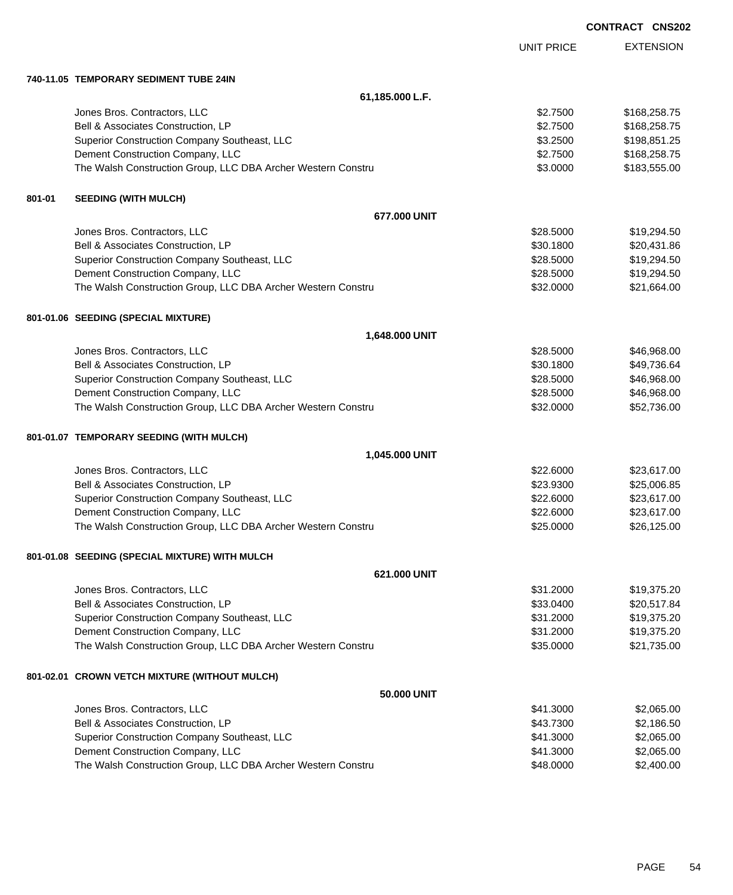**CONTRACT CNS202**

| | UNIT PRICE | EXTENSION |
|---|---|---|
| **740-11.05 TEMPORARY SEDIMENT TUBE 24IN** | | |
| **61,185.000 L.F.** | | |
| Jones Bros. Contractors, LLC | $2.7500 | $168,258.75 |
| Bell & Associates Construction, LP | $2.7500 | $168,258.75 |
| Superior Construction Company Southeast, LLC | $3.2500 | $198,851.25 |
| Dement Construction Company, LLC | $2.7500 | $168,258.75 |
| The Walsh Construction Group, LLC DBA Archer Western Constru | $3.0000 | $183,555.00 |
| **801-01 SEEDING (WITH MULCH)** | | |
| **677.000 UNIT** | | |
| Jones Bros. Contractors, LLC | $28.5000 | $19,294.50 |
| Bell & Associates Construction, LP | $30.1800 | $20,431.86 |
| Superior Construction Company Southeast, LLC | $28.5000 | $19,294.50 |
| Dement Construction Company, LLC | $28.5000 | $19,294.50 |
| The Walsh Construction Group, LLC DBA Archer Western Constru | $32.0000 | $21,664.00 |
| **801-01.06 SEEDING (SPECIAL MIXTURE)** | | |
| **1,648.000 UNIT** | | |
| Jones Bros. Contractors, LLC | $28.5000 | $46,968.00 |
| Bell & Associates Construction, LP | $30.1800 | $49,736.64 |
| Superior Construction Company Southeast, LLC | $28.5000 | $46,968.00 |
| Dement Construction Company, LLC | $28.5000 | $46,968.00 |
| The Walsh Construction Group, LLC DBA Archer Western Constru | $32.0000 | $52,736.00 |
| **801-01.07 TEMPORARY SEEDING (WITH MULCH)** | | |
| **1,045.000 UNIT** | | |
| Jones Bros. Contractors, LLC | $22.6000 | $23,617.00 |
| Bell & Associates Construction, LP | $23.9300 | $25,006.85 |
| Superior Construction Company Southeast, LLC | $22.6000 | $23,617.00 |
| Dement Construction Company, LLC | $22.6000 | $23,617.00 |
| The Walsh Construction Group, LLC DBA Archer Western Constru | $25.0000 | $26,125.00 |
| **801-01.08 SEEDING (SPECIAL MIXTURE) WITH MULCH** | | |
| **621.000 UNIT** | | |
| Jones Bros. Contractors, LLC | $31.2000 | $19,375.20 |
| Bell & Associates Construction, LP | $33.0400 | $20,517.84 |
| Superior Construction Company Southeast, LLC | $31.2000 | $19,375.20 |
| Dement Construction Company, LLC | $31.2000 | $19,375.20 |
| The Walsh Construction Group, LLC DBA Archer Western Constru | $35.0000 | $21,735.00 |
| **801-02.01 CROWN VETCH MIXTURE (WITHOUT MULCH)** | | |
| **50.000 UNIT** | | |
| Jones Bros. Contractors, LLC | $41.3000 | $2,065.00 |
| Bell & Associates Construction, LP | $43.7300 | $2,186.50 |
| Superior Construction Company Southeast, LLC | $41.3000 | $2,065.00 |
| Dement Construction Company, LLC | $41.3000 | $2,065.00 |
| The Walsh Construction Group, LLC DBA Archer Western Constru | $48.0000 | $2,400.00 |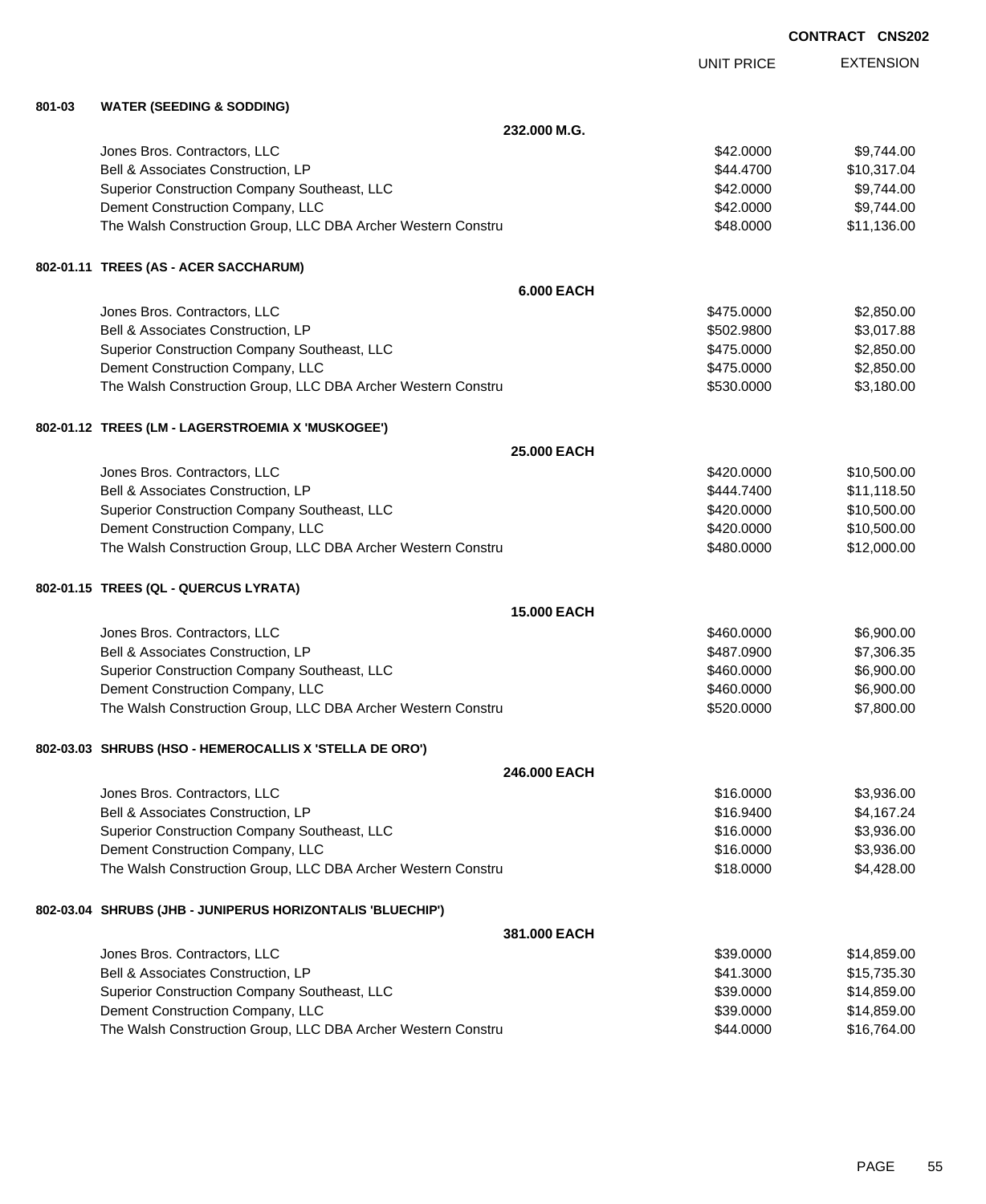**CONTRACT CNS202**

| | | UNIT PRICE | EXTENSION |
|---|---|---|---|
| **801-03** | **WATER (SEEDING & SODDING)** | | |
| | **232.000 M.G.** | | |
| | Jones Bros. Contractors, LLC | $42.0000 | $9,744.00 |
| | Bell & Associates Construction, LP | $44.4700 | $10,317.04 |
| | Superior Construction Company Southeast, LLC | $42.0000 | $9,744.00 |
| | Dement Construction Company, LLC | $42.0000 | $9,744.00 |
| | The Walsh Construction Group, LLC DBA Archer Western Constru | $48.0000 | $11,136.00 |
| **802-01.11** | **TREES (AS - ACER SACCHARUM)** | | |
| | **6.000 EACH** | | |
| | Jones Bros. Contractors, LLC | $475.0000 | $2,850.00 |
| | Bell & Associates Construction, LP | $502.9800 | $3,017.88 |
| | Superior Construction Company Southeast, LLC | $475.0000 | $2,850.00 |
| | Dement Construction Company, LLC | $475.0000 | $2,850.00 |
| | The Walsh Construction Group, LLC DBA Archer Western Constru | $530.0000 | $3,180.00 |
| **802-01.12** | **TREES (LM - LAGERSTROEMIA X 'MUSKOGEE')** | | |
| | **25.000 EACH** | | |
| | Jones Bros. Contractors, LLC | $420.0000 | $10,500.00 |
| | Bell & Associates Construction, LP | $444.7400 | $11,118.50 |
| | Superior Construction Company Southeast, LLC | $420.0000 | $10,500.00 |
| | Dement Construction Company, LLC | $420.0000 | $10,500.00 |
| | The Walsh Construction Group, LLC DBA Archer Western Constru | $480.0000 | $12,000.00 |
| **802-01.15** | **TREES (QL - QUERCUS LYRATA)** | | |
| | **15.000 EACH** | | |
| | Jones Bros. Contractors, LLC | $460.0000 | $6,900.00 |
| | Bell & Associates Construction, LP | $487.0900 | $7,306.35 |
| | Superior Construction Company Southeast, LLC | $460.0000 | $6,900.00 |
| | Dement Construction Company, LLC | $460.0000 | $6,900.00 |
| | The Walsh Construction Group, LLC DBA Archer Western Constru | $520.0000 | $7,800.00 |
| **802-03.03** | **SHRUBS (HSO - HEMEROCALLIS X 'STELLA DE ORO')** | | |
| | **246.000 EACH** | | |
| | Jones Bros. Contractors, LLC | $16.0000 | $3,936.00 |
| | Bell & Associates Construction, LP | $16.9400 | $4,167.24 |
| | Superior Construction Company Southeast, LLC | $16.0000 | $3,936.00 |
| | Dement Construction Company, LLC | $16.0000 | $3,936.00 |
| | The Walsh Construction Group, LLC DBA Archer Western Constru | $18.0000 | $4,428.00 |
| **802-03.04** | **SHRUBS (JHB - JUNIPERUS HORIZONTALIS 'BLUECHIP')** | | |
| | **381.000 EACH** | | |
| | Jones Bros. Contractors, LLC | $39.0000 | $14,859.00 |
| | Bell & Associates Construction, LP | $41.3000 | $15,735.30 |
| | Superior Construction Company Southeast, LLC | $39.0000 | $14,859.00 |
| | Dement Construction Company, LLC | $39.0000 | $14,859.00 |
| | The Walsh Construction Group, LLC DBA Archer Western Constru | $44.0000 | $16,764.00 |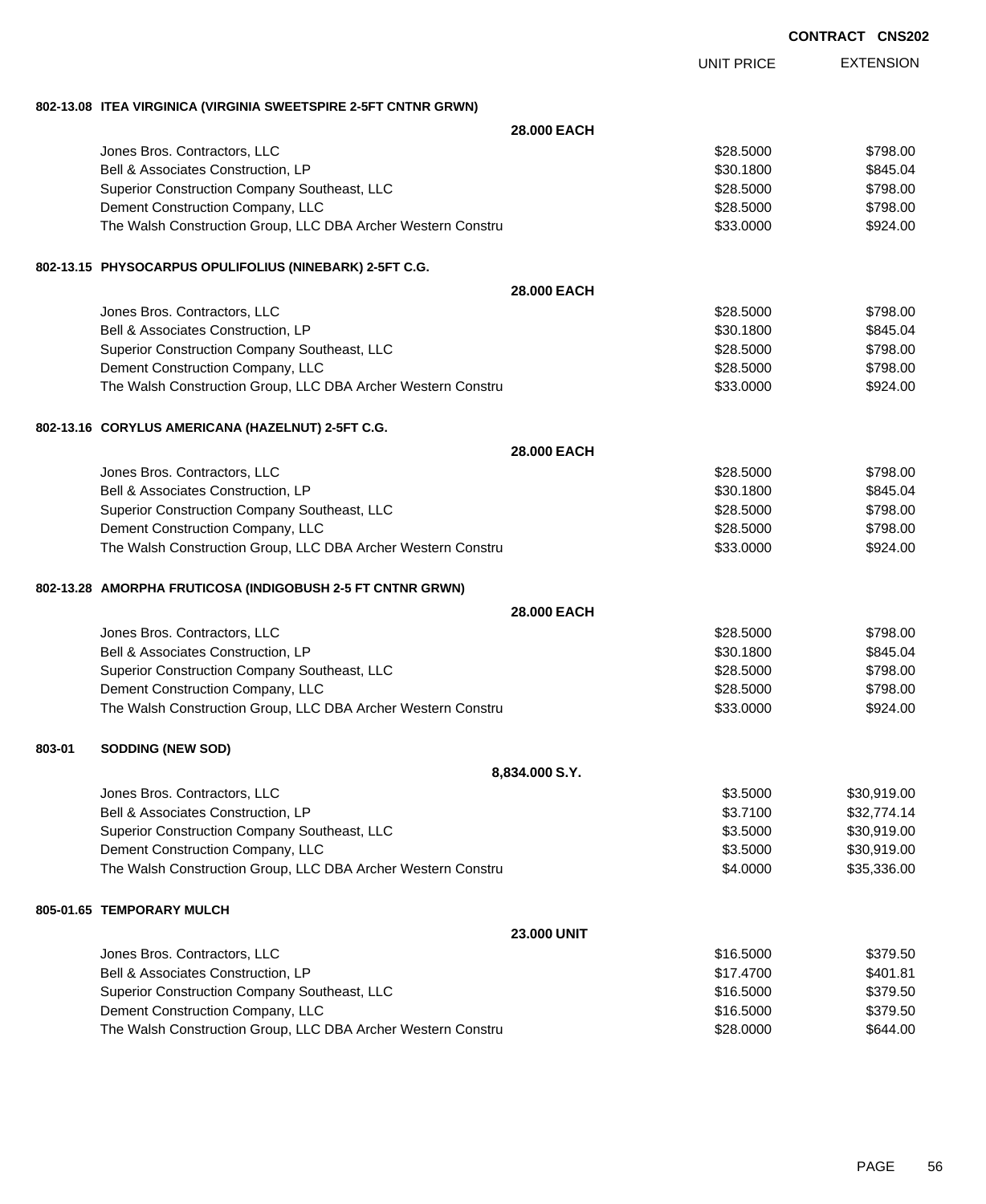**CONTRACT CNS202**

| | UNIT PRICE | EXTENSION |
|---|---|---|

**802-13.08 ITEA VIRGINICA (VIRGINIA SWEETSPIRE 2-5FT CNTNR GRWN)**

**28.000 EACH**

| Bidder | UNIT PRICE | EXTENSION |
|---|---|---|
| Jones Bros. Contractors, LLC | $28.5000 | $798.00 |
| Bell & Associates Construction, LP | $30.1800 | $845.04 |
| Superior Construction Company Southeast, LLC | $28.5000 | $798.00 |
| Dement Construction Company, LLC | $28.5000 | $798.00 |
| The Walsh Construction Group, LLC DBA Archer Western Constru | $33.0000 | $924.00 |

**802-13.15 PHYSOCARPUS OPULIFOLIUS (NINEBARK) 2-5FT C.G.**

**28.000 EACH**

| Bidder | UNIT PRICE | EXTENSION |
|---|---|---|
| Jones Bros. Contractors, LLC | $28.5000 | $798.00 |
| Bell & Associates Construction, LP | $30.1800 | $845.04 |
| Superior Construction Company Southeast, LLC | $28.5000 | $798.00 |
| Dement Construction Company, LLC | $28.5000 | $798.00 |
| The Walsh Construction Group, LLC DBA Archer Western Constru | $33.0000 | $924.00 |

**802-13.16 CORYLUS AMERICANA (HAZELNUT) 2-5FT C.G.**

**28.000 EACH**

| Bidder | UNIT PRICE | EXTENSION |
|---|---|---|
| Jones Bros. Contractors, LLC | $28.5000 | $798.00 |
| Bell & Associates Construction, LP | $30.1800 | $845.04 |
| Superior Construction Company Southeast, LLC | $28.5000 | $798.00 |
| Dement Construction Company, LLC | $28.5000 | $798.00 |
| The Walsh Construction Group, LLC DBA Archer Western Constru | $33.0000 | $924.00 |

**802-13.28 AMORPHA FRUTICOSA (INDIGOBUSH 2-5 FT CNTNR GRWN)**

**28.000 EACH**

| Bidder | UNIT PRICE | EXTENSION |
|---|---|---|
| Jones Bros. Contractors, LLC | $28.5000 | $798.00 |
| Bell & Associates Construction, LP | $30.1800 | $845.04 |
| Superior Construction Company Southeast, LLC | $28.5000 | $798.00 |
| Dement Construction Company, LLC | $28.5000 | $798.00 |
| The Walsh Construction Group, LLC DBA Archer Western Constru | $33.0000 | $924.00 |

**803-01 SODDING (NEW SOD)**

**8,834.000 S.Y.**

| Bidder | UNIT PRICE | EXTENSION |
|---|---|---|
| Jones Bros. Contractors, LLC | $3.5000 | $30,919.00 |
| Bell & Associates Construction, LP | $3.7100 | $32,774.14 |
| Superior Construction Company Southeast, LLC | $3.5000 | $30,919.00 |
| Dement Construction Company, LLC | $3.5000 | $30,919.00 |
| The Walsh Construction Group, LLC DBA Archer Western Constru | $4.0000 | $35,336.00 |

**805-01.65 TEMPORARY MULCH**

**23.000 UNIT**

| Bidder | UNIT PRICE | EXTENSION |
|---|---|---|
| Jones Bros. Contractors, LLC | $16.5000 | $379.50 |
| Bell & Associates Construction, LP | $17.4700 | $401.81 |
| Superior Construction Company Southeast, LLC | $16.5000 | $379.50 |
| Dement Construction Company, LLC | $16.5000 | $379.50 |
| The Walsh Construction Group, LLC DBA Archer Western Constru | $28.0000 | $644.00 |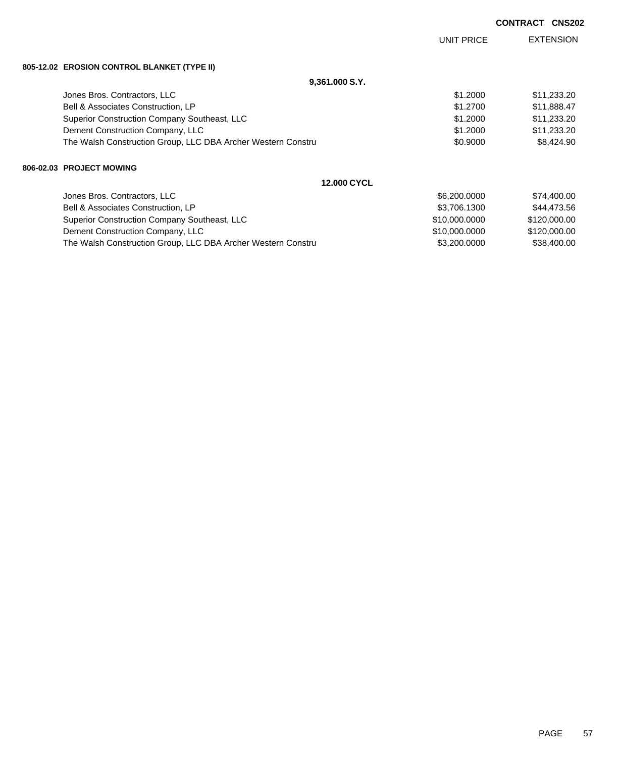**CONTRACT CNS202**

| | UNIT PRICE | EXTENSION |
|---|---|---|
| **805-12.02 EROSION CONTROL BLANKET (TYPE II)** | | |
| **9,361.000 S.Y.** | | |
| Jones Bros. Contractors, LLC | $1.2000 | $11,233.20 |
| Bell & Associates Construction, LP | $1.2700 | $11,888.47 |
| Superior Construction Company Southeast, LLC | $1.2000 | $11,233.20 |
| Dement Construction Company, LLC | $1.2000 | $11,233.20 |
| The Walsh Construction Group, LLC DBA Archer Western Constru | $0.9000 | $8,424.90 |
| **806-02.03 PROJECT MOWING** | | |
| **12.000 CYCL** | | |
| Jones Bros. Contractors, LLC | $6,200.0000 | $74,400.00 |
| Bell & Associates Construction, LP | $3,706.1300 | $44,473.56 |
| Superior Construction Company Southeast, LLC | $10,000.0000 | $120,000.00 |
| Dement Construction Company, LLC | $10,000.0000 | $120,000.00 |
| The Walsh Construction Group, LLC DBA Archer Western Constru | $3,200.0000 | $38,400.00 |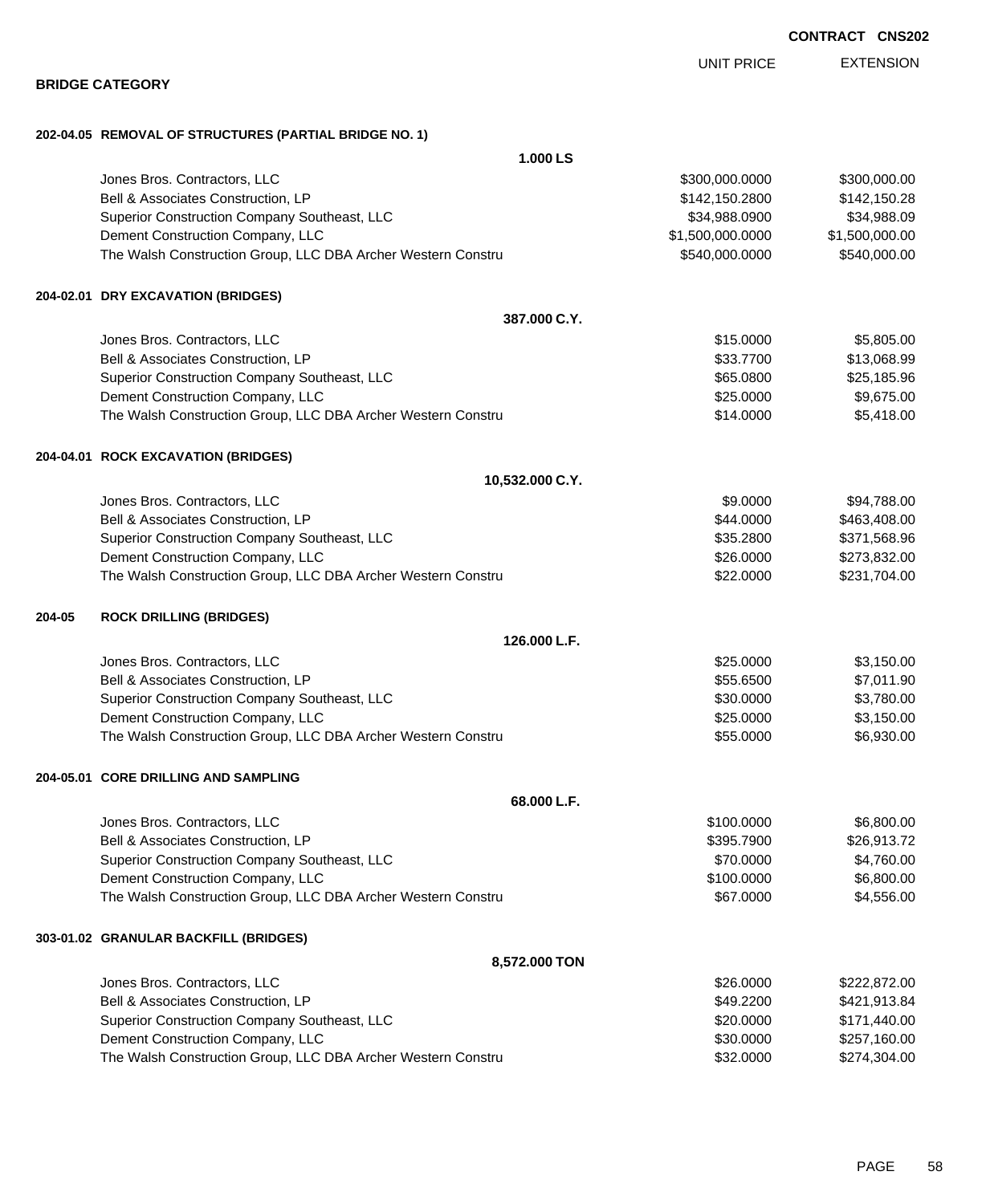CONTRACT CNS202

## BRIDGE CATEGORY

| | | UNIT PRICE | EXTENSION |
|---|---|---|---|
| **202-04.05** | **REMOVAL OF STRUCTURES (PARTIAL BRIDGE NO. 1)** | | |
| | **1.000 LS** | | |
| | Jones Bros. Contractors, LLC | $300,000.0000 | $300,000.00 |
| | Bell & Associates Construction, LP | $142,150.2800 | $142,150.28 |
| | Superior Construction Company Southeast, LLC | $34,988.0900 | $34,988.09 |
| | Dement Construction Company, LLC | $1,500,000.0000 | $1,500,000.00 |
| | The Walsh Construction Group, LLC DBA Archer Western Constru | $540,000.0000 | $540,000.00 |
| **204-02.01** | **DRY EXCAVATION (BRIDGES)** | | |
| | **387.000 C.Y.** | | |
| | Jones Bros. Contractors, LLC | $15.0000 | $5,805.00 |
| | Bell & Associates Construction, LP | $33.7700 | $13,068.99 |
| | Superior Construction Company Southeast, LLC | $65.0800 | $25,185.96 |
| | Dement Construction Company, LLC | $25.0000 | $9,675.00 |
| | The Walsh Construction Group, LLC DBA Archer Western Constru | $14.0000 | $5,418.00 |
| **204-04.01** | **ROCK EXCAVATION (BRIDGES)** | | |
| | **10,532.000 C.Y.** | | |
| | Jones Bros. Contractors, LLC | $9.0000 | $94,788.00 |
| | Bell & Associates Construction, LP | $44.0000 | $463,408.00 |
| | Superior Construction Company Southeast, LLC | $35.2800 | $371,568.96 |
| | Dement Construction Company, LLC | $26.0000 | $273,832.00 |
| | The Walsh Construction Group, LLC DBA Archer Western Constru | $22.0000 | $231,704.00 |
| **204-05** | **ROCK DRILLING (BRIDGES)** | | |
| | **126.000 L.F.** | | |
| | Jones Bros. Contractors, LLC | $25.0000 | $3,150.00 |
| | Bell & Associates Construction, LP | $55.6500 | $7,011.90 |
| | Superior Construction Company Southeast, LLC | $30.0000 | $3,780.00 |
| | Dement Construction Company, LLC | $25.0000 | $3,150.00 |
| | The Walsh Construction Group, LLC DBA Archer Western Constru | $55.0000 | $6,930.00 |
| **204-05.01** | **CORE DRILLING AND SAMPLING** | | |
| | **68.000 L.F.** | | |
| | Jones Bros. Contractors, LLC | $100.0000 | $6,800.00 |
| | Bell & Associates Construction, LP | $395.7900 | $26,913.72 |
| | Superior Construction Company Southeast, LLC | $70.0000 | $4,760.00 |
| | Dement Construction Company, LLC | $100.0000 | $6,800.00 |
| | The Walsh Construction Group, LLC DBA Archer Western Constru | $67.0000 | $4,556.00 |
| **303-01.02** | **GRANULAR BACKFILL (BRIDGES)** | | |
| | **8,572.000 TON** | | |
| | Jones Bros. Contractors, LLC | $26.0000 | $222,872.00 |
| | Bell & Associates Construction, LP | $49.2200 | $421,913.84 |
| | Superior Construction Company Southeast, LLC | $20.0000 | $171,440.00 |
| | Dement Construction Company, LLC | $30.0000 | $257,160.00 |
| | The Walsh Construction Group, LLC DBA Archer Western Constru | $32.0000 | $274,304.00 |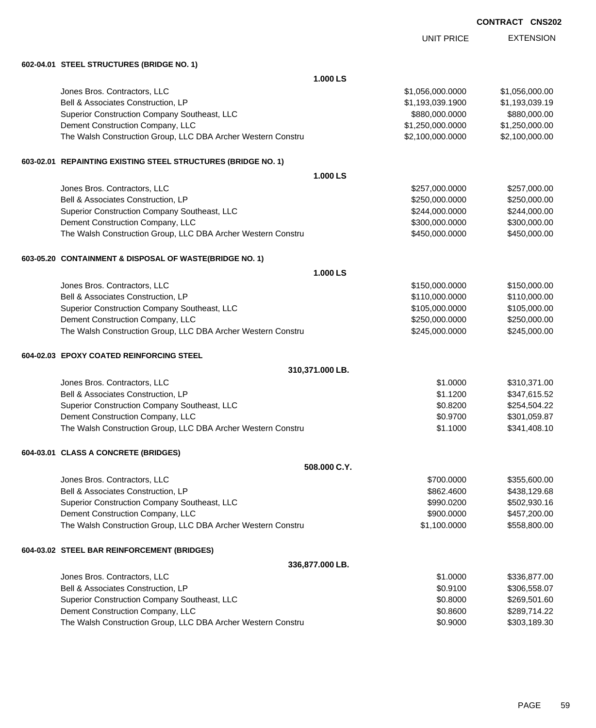**CONTRACT CNS202**

| | UNIT PRICE | EXTENSION |
|---|---|---|
| **602-04.01 STEEL STRUCTURES (BRIDGE NO. 1)** | | |
| **1.000 LS** | | |
| Jones Bros. Contractors, LLC | $1,056,000.0000 | $1,056,000.00 |
| Bell & Associates Construction, LP | $1,193,039.1900 | $1,193,039.19 |
| Superior Construction Company Southeast, LLC | $880,000.0000 | $880,000.00 |
| Dement Construction Company, LLC | $1,250,000.0000 | $1,250,000.00 |
| The Walsh Construction Group, LLC DBA Archer Western Constru | $2,100,000.0000 | $2,100,000.00 |
| **603-02.01 REPAINTING EXISTING STEEL STRUCTURES (BRIDGE NO. 1)** | | |
| **1.000 LS** | | |
| Jones Bros. Contractors, LLC | $257,000.0000 | $257,000.00 |
| Bell & Associates Construction, LP | $250,000.0000 | $250,000.00 |
| Superior Construction Company Southeast, LLC | $244,000.0000 | $244,000.00 |
| Dement Construction Company, LLC | $300,000.0000 | $300,000.00 |
| The Walsh Construction Group, LLC DBA Archer Western Constru | $450,000.0000 | $450,000.00 |
| **603-05.20 CONTAINMENT & DISPOSAL OF WASTE(BRIDGE NO. 1)** | | |
| **1.000 LS** | | |
| Jones Bros. Contractors, LLC | $150,000.0000 | $150,000.00 |
| Bell & Associates Construction, LP | $110,000.0000 | $110,000.00 |
| Superior Construction Company Southeast, LLC | $105,000.0000 | $105,000.00 |
| Dement Construction Company, LLC | $250,000.0000 | $250,000.00 |
| The Walsh Construction Group, LLC DBA Archer Western Constru | $245,000.0000 | $245,000.00 |
| **604-02.03 EPOXY COATED REINFORCING STEEL** | | |
| **310,371.000 LB.** | | |
| Jones Bros. Contractors, LLC | $1.0000 | $310,371.00 |
| Bell & Associates Construction, LP | $1.1200 | $347,615.52 |
| Superior Construction Company Southeast, LLC | $0.8200 | $254,504.22 |
| Dement Construction Company, LLC | $0.9700 | $301,059.87 |
| The Walsh Construction Group, LLC DBA Archer Western Constru | $1.1000 | $341,408.10 |
| **604-03.01 CLASS A CONCRETE (BRIDGES)** | | |
| **508.000 C.Y.** | | |
| Jones Bros. Contractors, LLC | $700.0000 | $355,600.00 |
| Bell & Associates Construction, LP | $862.4600 | $438,129.68 |
| Superior Construction Company Southeast, LLC | $990.0200 | $502,930.16 |
| Dement Construction Company, LLC | $900.0000 | $457,200.00 |
| The Walsh Construction Group, LLC DBA Archer Western Constru | $1,100.0000 | $558,800.00 |
| **604-03.02 STEEL BAR REINFORCEMENT (BRIDGES)** | | |
| **336,877.000 LB.** | | |
| Jones Bros. Contractors, LLC | $1.0000 | $336,877.00 |
| Bell & Associates Construction, LP | $0.9100 | $306,558.07 |
| Superior Construction Company Southeast, LLC | $0.8000 | $269,501.60 |
| Dement Construction Company, LLC | $0.8600 | $289,714.22 |
| The Walsh Construction Group, LLC DBA Archer Western Constru | $0.9000 | $303,189.30 |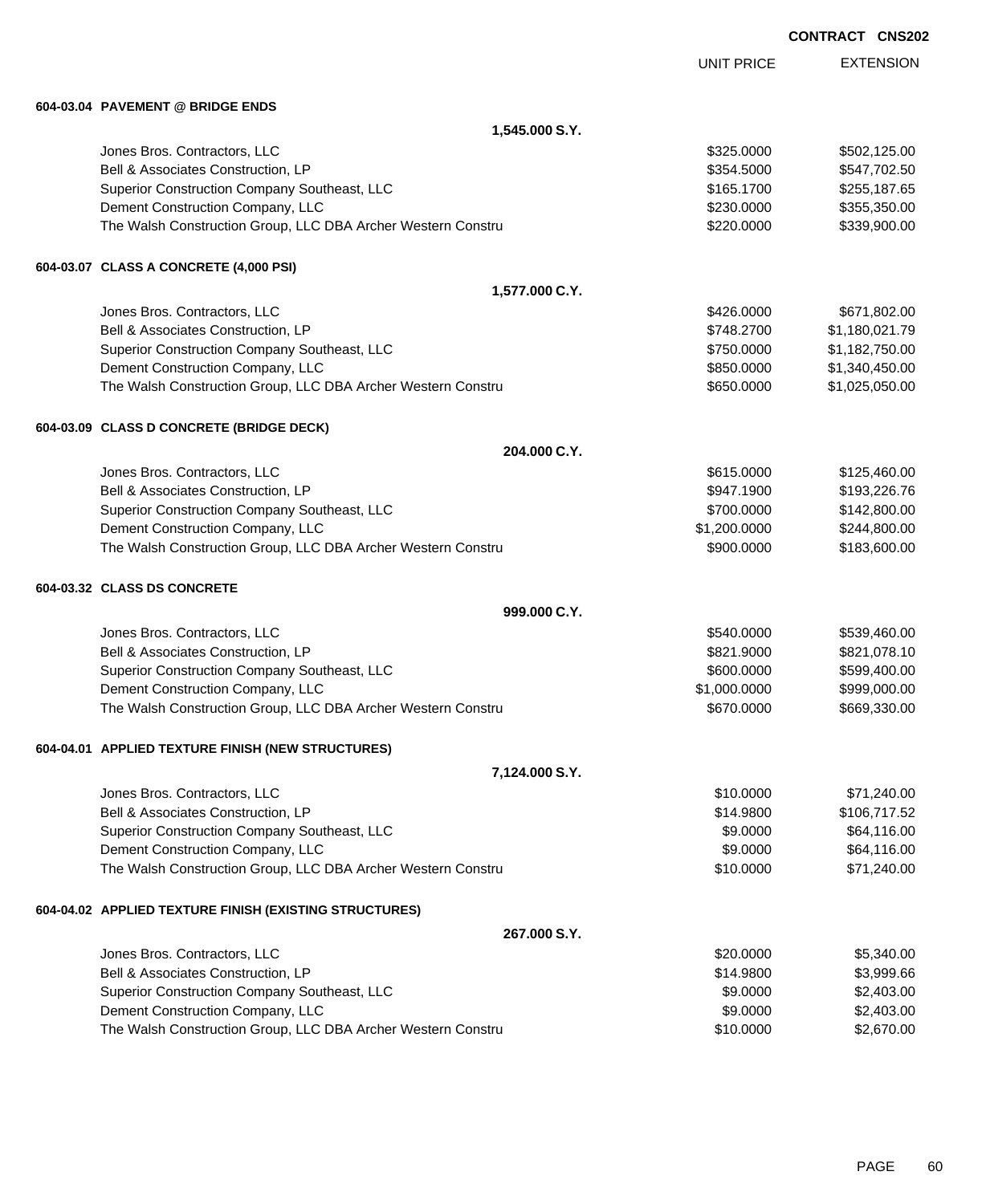**CONTRACT CNS202**

| | UNIT PRICE | EXTENSION |
|---|---|---|
| **604-03.04 PAVEMENT @ BRIDGE ENDS** | | |
| **1,545.000 S.Y.** | | |
| Jones Bros. Contractors, LLC | $325.0000 | $502,125.00 |
| Bell & Associates Construction, LP | $354.5000 | $547,702.50 |
| Superior Construction Company Southeast, LLC | $165.1700 | $255,187.65 |
| Dement Construction Company, LLC | $230.0000 | $355,350.00 |
| The Walsh Construction Group, LLC DBA Archer Western Constru | $220.0000 | $339,900.00 |
| **604-03.07 CLASS A CONCRETE (4,000 PSI)** | | |
| **1,577.000 C.Y.** | | |
| Jones Bros. Contractors, LLC | $426.0000 | $671,802.00 |
| Bell & Associates Construction, LP | $748.2700 | $1,180,021.79 |
| Superior Construction Company Southeast, LLC | $750.0000 | $1,182,750.00 |
| Dement Construction Company, LLC | $850.0000 | $1,340,450.00 |
| The Walsh Construction Group, LLC DBA Archer Western Constru | $650.0000 | $1,025,050.00 |
| **604-03.09 CLASS D CONCRETE (BRIDGE DECK)** | | |
| **204.000 C.Y.** | | |
| Jones Bros. Contractors, LLC | $615.0000 | $125,460.00 |
| Bell & Associates Construction, LP | $947.1900 | $193,226.76 |
| Superior Construction Company Southeast, LLC | $700.0000 | $142,800.00 |
| Dement Construction Company, LLC | $1,200.0000 | $244,800.00 |
| The Walsh Construction Group, LLC DBA Archer Western Constru | $900.0000 | $183,600.00 |
| **604-03.32 CLASS DS CONCRETE** | | |
| **999.000 C.Y.** | | |
| Jones Bros. Contractors, LLC | $540.0000 | $539,460.00 |
| Bell & Associates Construction, LP | $821.9000 | $821,078.10 |
| Superior Construction Company Southeast, LLC | $600.0000 | $599,400.00 |
| Dement Construction Company, LLC | $1,000.0000 | $999,000.00 |
| The Walsh Construction Group, LLC DBA Archer Western Constru | $670.0000 | $669,330.00 |
| **604-04.01 APPLIED TEXTURE FINISH (NEW STRUCTURES)** | | |
| **7,124.000 S.Y.** | | |
| Jones Bros. Contractors, LLC | $10.0000 | $71,240.00 |
| Bell & Associates Construction, LP | $14.9800 | $106,717.52 |
| Superior Construction Company Southeast, LLC | $9.0000 | $64,116.00 |
| Dement Construction Company, LLC | $9.0000 | $64,116.00 |
| The Walsh Construction Group, LLC DBA Archer Western Constru | $10.0000 | $71,240.00 |
| **604-04.02 APPLIED TEXTURE FINISH (EXISTING STRUCTURES)** | | |
| **267.000 S.Y.** | | |
| Jones Bros. Contractors, LLC | $20.0000 | $5,340.00 |
| Bell & Associates Construction, LP | $14.9800 | $3,999.66 |
| Superior Construction Company Southeast, LLC | $9.0000 | $2,403.00 |
| Dement Construction Company, LLC | $9.0000 | $2,403.00 |
| The Walsh Construction Group, LLC DBA Archer Western Constru | $10.0000 | $2,670.00 |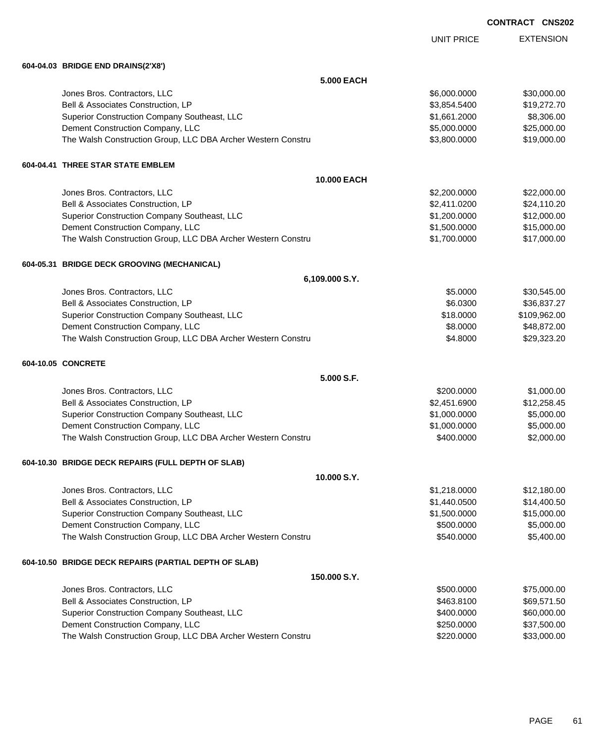**CONTRACT CNS202**

| | UNIT PRICE | EXTENSION |
|---|---|---|
| **604-04.03 BRIDGE END DRAINS(2'X8')** | | |
| **5.000 EACH** | | |
| Jones Bros. Contractors, LLC | $6,000.0000 | $30,000.00 |
| Bell & Associates Construction, LP | $3,854.5400 | $19,272.70 |
| Superior Construction Company Southeast, LLC | $1,661.2000 | $8,306.00 |
| Dement Construction Company, LLC | $5,000.0000 | $25,000.00 |
| The Walsh Construction Group, LLC DBA Archer Western Constru | $3,800.0000 | $19,000.00 |
| **604-04.41 THREE STAR STATE EMBLEM** | | |
| **10.000 EACH** | | |
| Jones Bros. Contractors, LLC | $2,200.0000 | $22,000.00 |
| Bell & Associates Construction, LP | $2,411.0200 | $24,110.20 |
| Superior Construction Company Southeast, LLC | $1,200.0000 | $12,000.00 |
| Dement Construction Company, LLC | $1,500.0000 | $15,000.00 |
| The Walsh Construction Group, LLC DBA Archer Western Constru | $1,700.0000 | $17,000.00 |
| **604-05.31 BRIDGE DECK GROOVING (MECHANICAL)** | | |
| **6,109.000 S.Y.** | | |
| Jones Bros. Contractors, LLC | $5.0000 | $30,545.00 |
| Bell & Associates Construction, LP | $6.0300 | $36,837.27 |
| Superior Construction Company Southeast, LLC | $18.0000 | $109,962.00 |
| Dement Construction Company, LLC | $8.0000 | $48,872.00 |
| The Walsh Construction Group, LLC DBA Archer Western Constru | $4.8000 | $29,323.20 |
| **604-10.05 CONCRETE** | | |
| **5.000 S.F.** | | |
| Jones Bros. Contractors, LLC | $200.0000 | $1,000.00 |
| Bell & Associates Construction, LP | $2,451.6900 | $12,258.45 |
| Superior Construction Company Southeast, LLC | $1,000.0000 | $5,000.00 |
| Dement Construction Company, LLC | $1,000.0000 | $5,000.00 |
| The Walsh Construction Group, LLC DBA Archer Western Constru | $400.0000 | $2,000.00 |
| **604-10.30 BRIDGE DECK REPAIRS (FULL DEPTH OF SLAB)** | | |
| **10.000 S.Y.** | | |
| Jones Bros. Contractors, LLC | $1,218.0000 | $12,180.00 |
| Bell & Associates Construction, LP | $1,440.0500 | $14,400.50 |
| Superior Construction Company Southeast, LLC | $1,500.0000 | $15,000.00 |
| Dement Construction Company, LLC | $500.0000 | $5,000.00 |
| The Walsh Construction Group, LLC DBA Archer Western Constru | $540.0000 | $5,400.00 |
| **604-10.50 BRIDGE DECK REPAIRS (PARTIAL DEPTH OF SLAB)** | | |
| **150.000 S.Y.** | | |
| Jones Bros. Contractors, LLC | $500.0000 | $75,000.00 |
| Bell & Associates Construction, LP | $463.8100 | $69,571.50 |
| Superior Construction Company Southeast, LLC | $400.0000 | $60,000.00 |
| Dement Construction Company, LLC | $250.0000 | $37,500.00 |
| The Walsh Construction Group, LLC DBA Archer Western Constru | $220.0000 | $33,000.00 |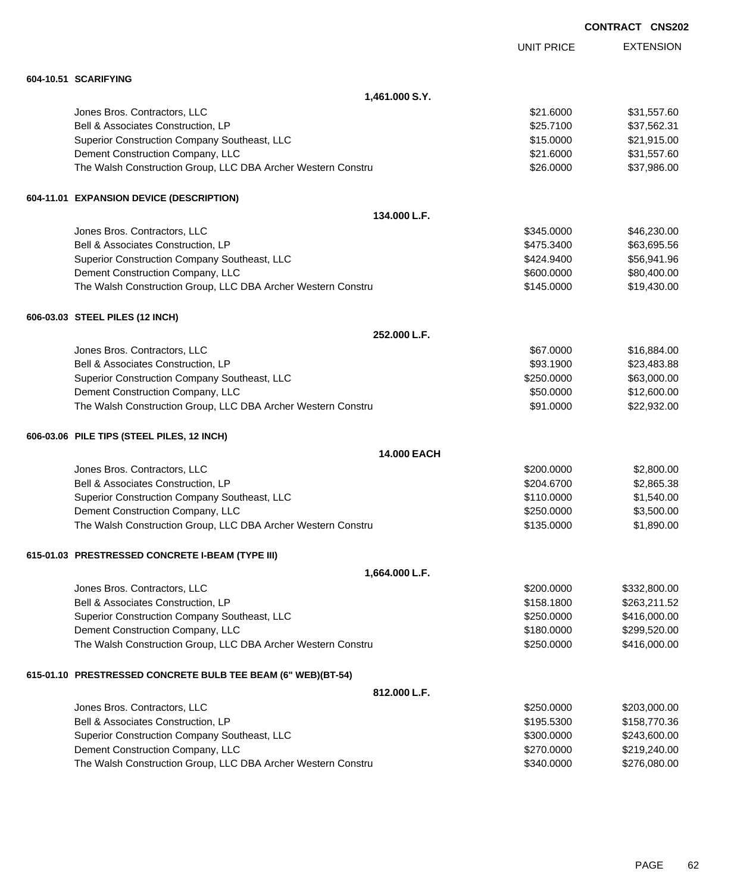**CONTRACT CNS202**

| | UNIT PRICE | EXTENSION |
|---|---|---|
| **604-10.51 SCARIFYING** | | |
| **1,461.000 S.Y.** | | |
| Jones Bros. Contractors, LLC | $21.6000 | $31,557.60 |
| Bell & Associates Construction, LP | $25.7100 | $37,562.31 |
| Superior Construction Company Southeast, LLC | $15.0000 | $21,915.00 |
| Dement Construction Company, LLC | $21.6000 | $31,557.60 |
| The Walsh Construction Group, LLC DBA Archer Western Constru | $26.0000 | $37,986.00 |
| **604-11.01 EXPANSION DEVICE (DESCRIPTION)** | | |
| **134.000 L.F.** | | |
| Jones Bros. Contractors, LLC | $345.0000 | $46,230.00 |
| Bell & Associates Construction, LP | $475.3400 | $63,695.56 |
| Superior Construction Company Southeast, LLC | $424.9400 | $56,941.96 |
| Dement Construction Company, LLC | $600.0000 | $80,400.00 |
| The Walsh Construction Group, LLC DBA Archer Western Constru | $145.0000 | $19,430.00 |
| **606-03.03 STEEL PILES (12 INCH)** | | |
| **252.000 L.F.** | | |
| Jones Bros. Contractors, LLC | $67.0000 | $16,884.00 |
| Bell & Associates Construction, LP | $93.1900 | $23,483.88 |
| Superior Construction Company Southeast, LLC | $250.0000 | $63,000.00 |
| Dement Construction Company, LLC | $50.0000 | $12,600.00 |
| The Walsh Construction Group, LLC DBA Archer Western Constru | $91.0000 | $22,932.00 |
| **606-03.06 PILE TIPS (STEEL PILES, 12 INCH)** | | |
| **14.000 EACH** | | |
| Jones Bros. Contractors, LLC | $200.0000 | $2,800.00 |
| Bell & Associates Construction, LP | $204.6700 | $2,865.38 |
| Superior Construction Company Southeast, LLC | $110.0000 | $1,540.00 |
| Dement Construction Company, LLC | $250.0000 | $3,500.00 |
| The Walsh Construction Group, LLC DBA Archer Western Constru | $135.0000 | $1,890.00 |
| **615-01.03 PRESTRESSED CONCRETE I-BEAM (TYPE III)** | | |
| **1,664.000 L.F.** | | |
| Jones Bros. Contractors, LLC | $200.0000 | $332,800.00 |
| Bell & Associates Construction, LP | $158.1800 | $263,211.52 |
| Superior Construction Company Southeast, LLC | $250.0000 | $416,000.00 |
| Dement Construction Company, LLC | $180.0000 | $299,520.00 |
| The Walsh Construction Group, LLC DBA Archer Western Constru | $250.0000 | $416,000.00 |
| **615-01.10 PRESTRESSED CONCRETE BULB TEE BEAM (6" WEB)(BT-54)** | | |
| **812.000 L.F.** | | |
| Jones Bros. Contractors, LLC | $250.0000 | $203,000.00 |
| Bell & Associates Construction, LP | $195.5300 | $158,770.36 |
| Superior Construction Company Southeast, LLC | $300.0000 | $243,600.00 |
| Dement Construction Company, LLC | $270.0000 | $219,240.00 |
| The Walsh Construction Group, LLC DBA Archer Western Constru | $340.0000 | $276,080.00 |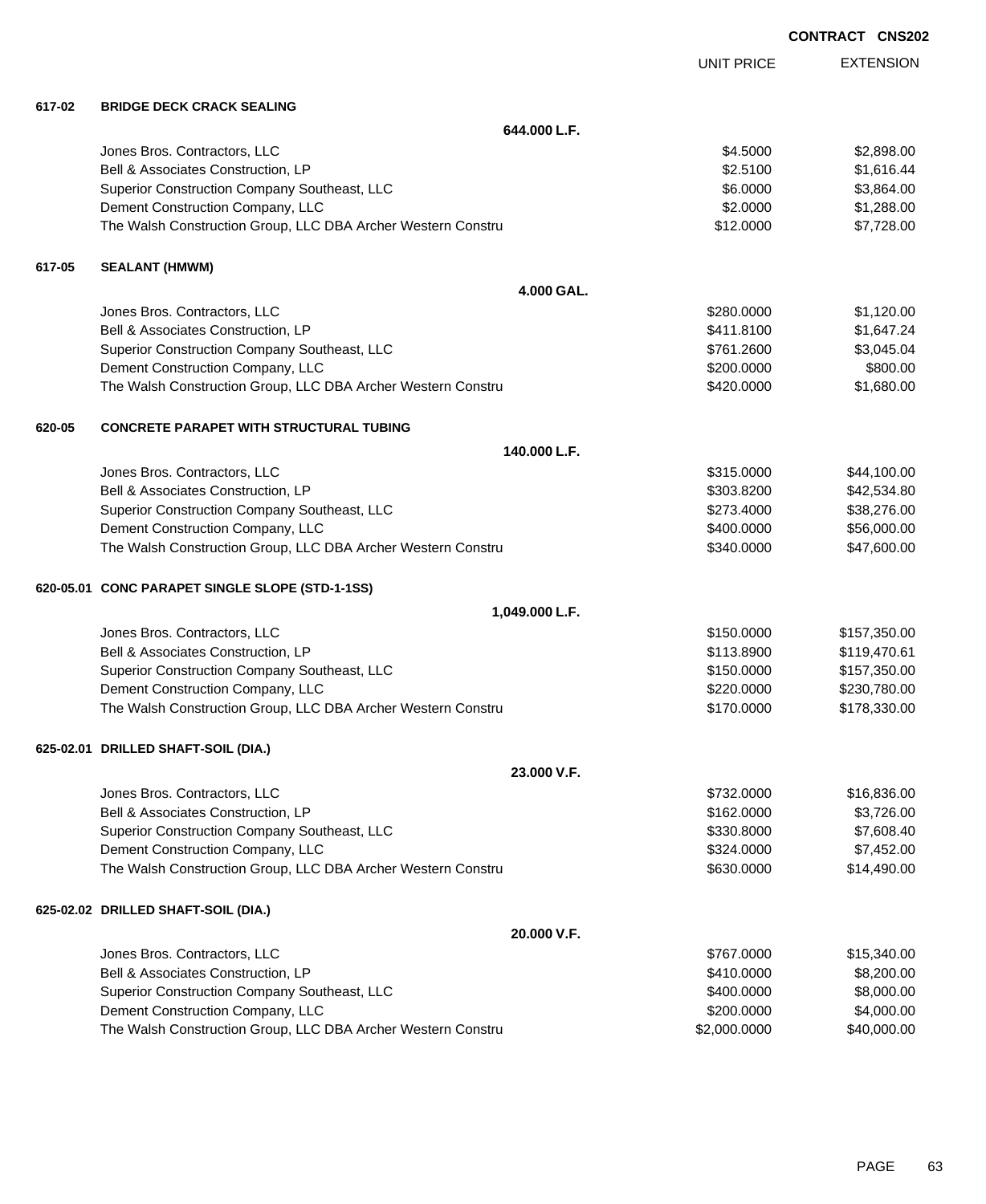**CONTRACT CNS202**

| | | UNIT PRICE | EXTENSION |
|---|---|---|---|
| **617-02** | **BRIDGE DECK CRACK SEALING** | | |
| | **644.000 L.F.** | | |
| | Jones Bros. Contractors, LLC | $4.5000 | $2,898.00 |
| | Bell & Associates Construction, LP | $2.5100 | $1,616.44 |
| | Superior Construction Company Southeast, LLC | $6.0000 | $3,864.00 |
| | Dement Construction Company, LLC | $2.0000 | $1,288.00 |
| | The Walsh Construction Group, LLC DBA Archer Western Constru | $12.0000 | $7,728.00 |
| **617-05** | **SEALANT (HMWM)** | | |
| | **4.000 GAL.** | | |
| | Jones Bros. Contractors, LLC | $280.0000 | $1,120.00 |
| | Bell & Associates Construction, LP | $411.8100 | $1,647.24 |
| | Superior Construction Company Southeast, LLC | $761.2600 | $3,045.04 |
| | Dement Construction Company, LLC | $200.0000 | $800.00 |
| | The Walsh Construction Group, LLC DBA Archer Western Constru | $420.0000 | $1,680.00 |
| **620-05** | **CONCRETE PARAPET WITH STRUCTURAL TUBING** | | |
| | **140.000 L.F.** | | |
| | Jones Bros. Contractors, LLC | $315.0000 | $44,100.00 |
| | Bell & Associates Construction, LP | $303.8200 | $42,534.80 |
| | Superior Construction Company Southeast, LLC | $273.4000 | $38,276.00 |
| | Dement Construction Company, LLC | $400.0000 | $56,000.00 |
| | The Walsh Construction Group, LLC DBA Archer Western Constru | $340.0000 | $47,600.00 |
| **620-05.01** | **CONC PARAPET SINGLE SLOPE (STD-1-1SS)** | | |
| | **1,049.000 L.F.** | | |
| | Jones Bros. Contractors, LLC | $150.0000 | $157,350.00 |
| | Bell & Associates Construction, LP | $113.8900 | $119,470.61 |
| | Superior Construction Company Southeast, LLC | $150.0000 | $157,350.00 |
| | Dement Construction Company, LLC | $220.0000 | $230,780.00 |
| | The Walsh Construction Group, LLC DBA Archer Western Constru | $170.0000 | $178,330.00 |
| **625-02.01** | **DRILLED SHAFT-SOIL (DIA.)** | | |
| | **23.000 V.F.** | | |
| | Jones Bros. Contractors, LLC | $732.0000 | $16,836.00 |
| | Bell & Associates Construction, LP | $162.0000 | $3,726.00 |
| | Superior Construction Company Southeast, LLC | $330.8000 | $7,608.40 |
| | Dement Construction Company, LLC | $324.0000 | $7,452.00 |
| | The Walsh Construction Group, LLC DBA Archer Western Constru | $630.0000 | $14,490.00 |
| **625-02.02** | **DRILLED SHAFT-SOIL (DIA.)** | | |
| | **20.000 V.F.** | | |
| | Jones Bros. Contractors, LLC | $767.0000 | $15,340.00 |
| | Bell & Associates Construction, LP | $410.0000 | $8,200.00 |
| | Superior Construction Company Southeast, LLC | $400.0000 | $8,000.00 |
| | Dement Construction Company, LLC | $200.0000 | $4,000.00 |
| | The Walsh Construction Group, LLC DBA Archer Western Constru | $2,000.0000 | $40,000.00 |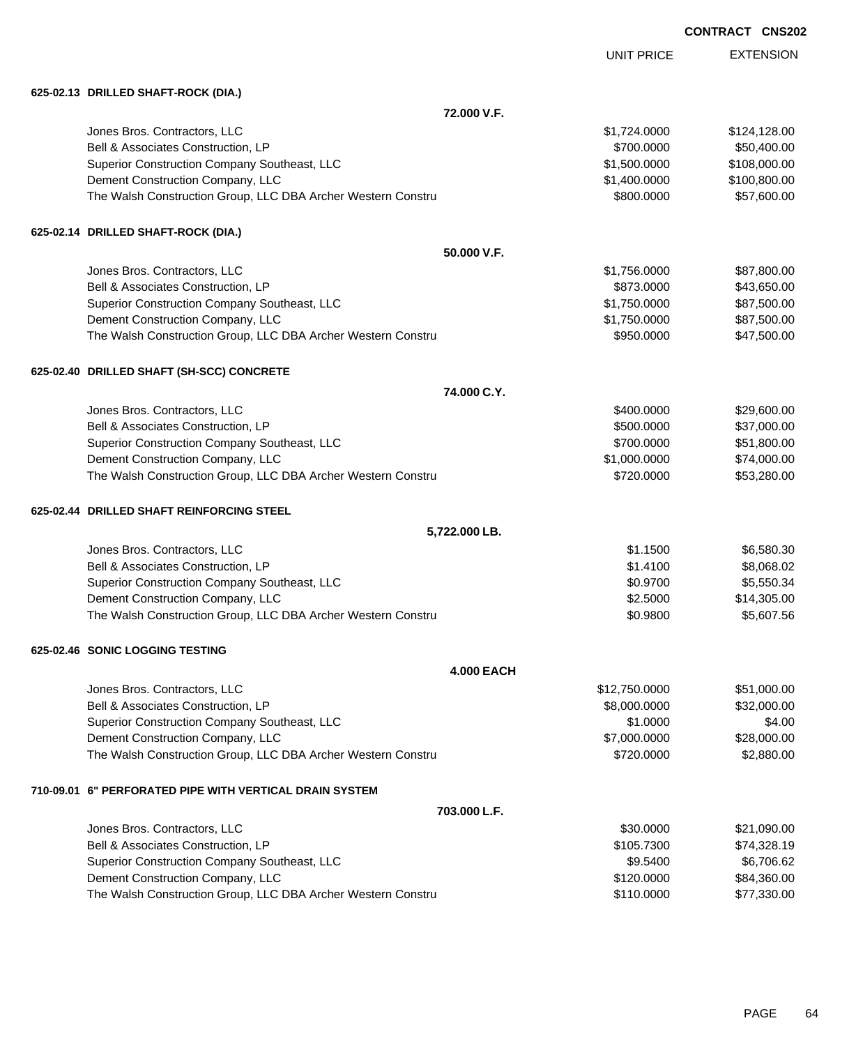**CONTRACT CNS202**

| | UNIT PRICE | EXTENSION |
|---|---|---|
| **625-02.13 DRILLED SHAFT-ROCK (DIA.)** | | |
| **72.000 V.F.** | | |
| Jones Bros. Contractors, LLC | $1,724.0000 | $124,128.00 |
| Bell & Associates Construction, LP | $700.0000 | $50,400.00 |
| Superior Construction Company Southeast, LLC | $1,500.0000 | $108,000.00 |
| Dement Construction Company, LLC | $1,400.0000 | $100,800.00 |
| The Walsh Construction Group, LLC DBA Archer Western Constru | $800.0000 | $57,600.00 |
| **625-02.14 DRILLED SHAFT-ROCK (DIA.)** | | |
| **50.000 V.F.** | | |
| Jones Bros. Contractors, LLC | $1,756.0000 | $87,800.00 |
| Bell & Associates Construction, LP | $873.0000 | $43,650.00 |
| Superior Construction Company Southeast, LLC | $1,750.0000 | $87,500.00 |
| Dement Construction Company, LLC | $1,750.0000 | $87,500.00 |
| The Walsh Construction Group, LLC DBA Archer Western Constru | $950.0000 | $47,500.00 |
| **625-02.40 DRILLED SHAFT (SH-SCC) CONCRETE** | | |
| **74.000 C.Y.** | | |
| Jones Bros. Contractors, LLC | $400.0000 | $29,600.00 |
| Bell & Associates Construction, LP | $500.0000 | $37,000.00 |
| Superior Construction Company Southeast, LLC | $700.0000 | $51,800.00 |
| Dement Construction Company, LLC | $1,000.0000 | $74,000.00 |
| The Walsh Construction Group, LLC DBA Archer Western Constru | $720.0000 | $53,280.00 |
| **625-02.44 DRILLED SHAFT REINFORCING STEEL** | | |
| **5,722.000 LB.** | | |
| Jones Bros. Contractors, LLC | $1.1500 | $6,580.30 |
| Bell & Associates Construction, LP | $1.4100 | $8,068.02 |
| Superior Construction Company Southeast, LLC | $0.9700 | $5,550.34 |
| Dement Construction Company, LLC | $2.5000 | $14,305.00 |
| The Walsh Construction Group, LLC DBA Archer Western Constru | $0.9800 | $5,607.56 |
| **625-02.46 SONIC LOGGING TESTING** | | |
| **4.000 EACH** | | |
| Jones Bros. Contractors, LLC | $12,750.0000 | $51,000.00 |
| Bell & Associates Construction, LP | $8,000.0000 | $32,000.00 |
| Superior Construction Company Southeast, LLC | $1.0000 | $4.00 |
| Dement Construction Company, LLC | $7,000.0000 | $28,000.00 |
| The Walsh Construction Group, LLC DBA Archer Western Constru | $720.0000 | $2,880.00 |
| **710-09.01 6" PERFORATED PIPE WITH VERTICAL DRAIN SYSTEM** | | |
| **703.000 L.F.** | | |
| Jones Bros. Contractors, LLC | $30.0000 | $21,090.00 |
| Bell & Associates Construction, LP | $105.7300 | $74,328.19 |
| Superior Construction Company Southeast, LLC | $9.5400 | $6,706.62 |
| Dement Construction Company, LLC | $120.0000 | $84,360.00 |
| The Walsh Construction Group, LLC DBA Archer Western Constru | $110.0000 | $77,330.00 |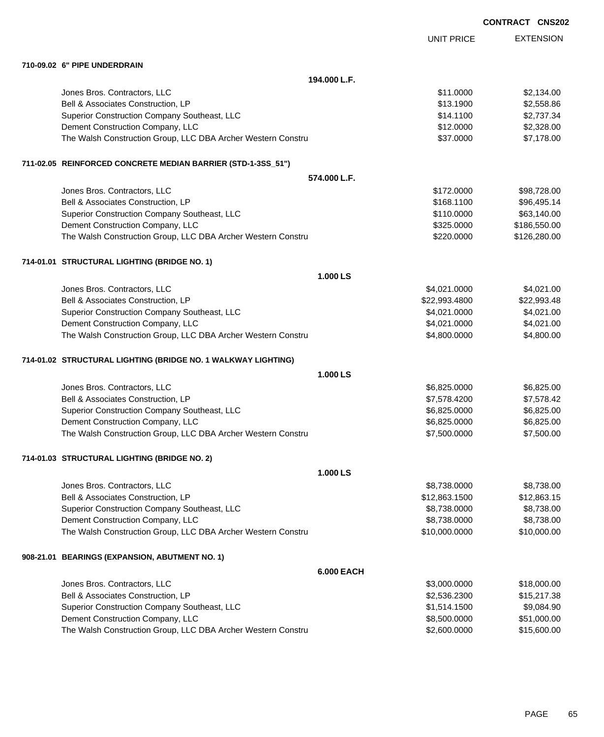CONTRACT CNS202

| | UNIT PRICE | EXTENSION |
|---|---|---|
| **710-09.02 6" PIPE UNDERDRAIN** | | |
| **194.000 L.F.** | | |
| Jones Bros. Contractors, LLC | $11.0000 | $2,134.00 |
| Bell & Associates Construction, LP | $13.1900 | $2,558.86 |
| Superior Construction Company Southeast, LLC | $14.1100 | $2,737.34 |
| Dement Construction Company, LLC | $12.0000 | $2,328.00 |
| The Walsh Construction Group, LLC DBA Archer Western Constru | $37.0000 | $7,178.00 |
| **711-02.05 REINFORCED CONCRETE MEDIAN BARRIER (STD-1-3SS_51")** | | |
| **574.000 L.F.** | | |
| Jones Bros. Contractors, LLC | $172.0000 | $98,728.00 |
| Bell & Associates Construction, LP | $168.1100 | $96,495.14 |
| Superior Construction Company Southeast, LLC | $110.0000 | $63,140.00 |
| Dement Construction Company, LLC | $325.0000 | $186,550.00 |
| The Walsh Construction Group, LLC DBA Archer Western Constru | $220.0000 | $126,280.00 |
| **714-01.01 STRUCTURAL LIGHTING (BRIDGE NO. 1)** | | |
| **1.000 LS** | | |
| Jones Bros. Contractors, LLC | $4,021.0000 | $4,021.00 |
| Bell & Associates Construction, LP | $22,993.4800 | $22,993.48 |
| Superior Construction Company Southeast, LLC | $4,021.0000 | $4,021.00 |
| Dement Construction Company, LLC | $4,021.0000 | $4,021.00 |
| The Walsh Construction Group, LLC DBA Archer Western Constru | $4,800.0000 | $4,800.00 |
| **714-01.02 STRUCTURAL LIGHTING (BRIDGE NO. 1 WALKWAY LIGHTING)** | | |
| **1.000 LS** | | |
| Jones Bros. Contractors, LLC | $6,825.0000 | $6,825.00 |
| Bell & Associates Construction, LP | $7,578.4200 | $7,578.42 |
| Superior Construction Company Southeast, LLC | $6,825.0000 | $6,825.00 |
| Dement Construction Company, LLC | $6,825.0000 | $6,825.00 |
| The Walsh Construction Group, LLC DBA Archer Western Constru | $7,500.0000 | $7,500.00 |
| **714-01.03 STRUCTURAL LIGHTING (BRIDGE NO. 2)** | | |
| **1.000 LS** | | |
| Jones Bros. Contractors, LLC | $8,738.0000 | $8,738.00 |
| Bell & Associates Construction, LP | $12,863.1500 | $12,863.15 |
| Superior Construction Company Southeast, LLC | $8,738.0000 | $8,738.00 |
| Dement Construction Company, LLC | $8,738.0000 | $8,738.00 |
| The Walsh Construction Group, LLC DBA Archer Western Constru | $10,000.0000 | $10,000.00 |
| **908-21.01 BEARINGS (EXPANSION, ABUTMENT NO. 1)** | | |
| **6.000 EACH** | | |
| Jones Bros. Contractors, LLC | $3,000.0000 | $18,000.00 |
| Bell & Associates Construction, LP | $2,536.2300 | $15,217.38 |
| Superior Construction Company Southeast, LLC | $1,514.1500 | $9,084.90 |
| Dement Construction Company, LLC | $8,500.0000 | $51,000.00 |
| The Walsh Construction Group, LLC DBA Archer Western Constru | $2,600.0000 | $15,600.00 |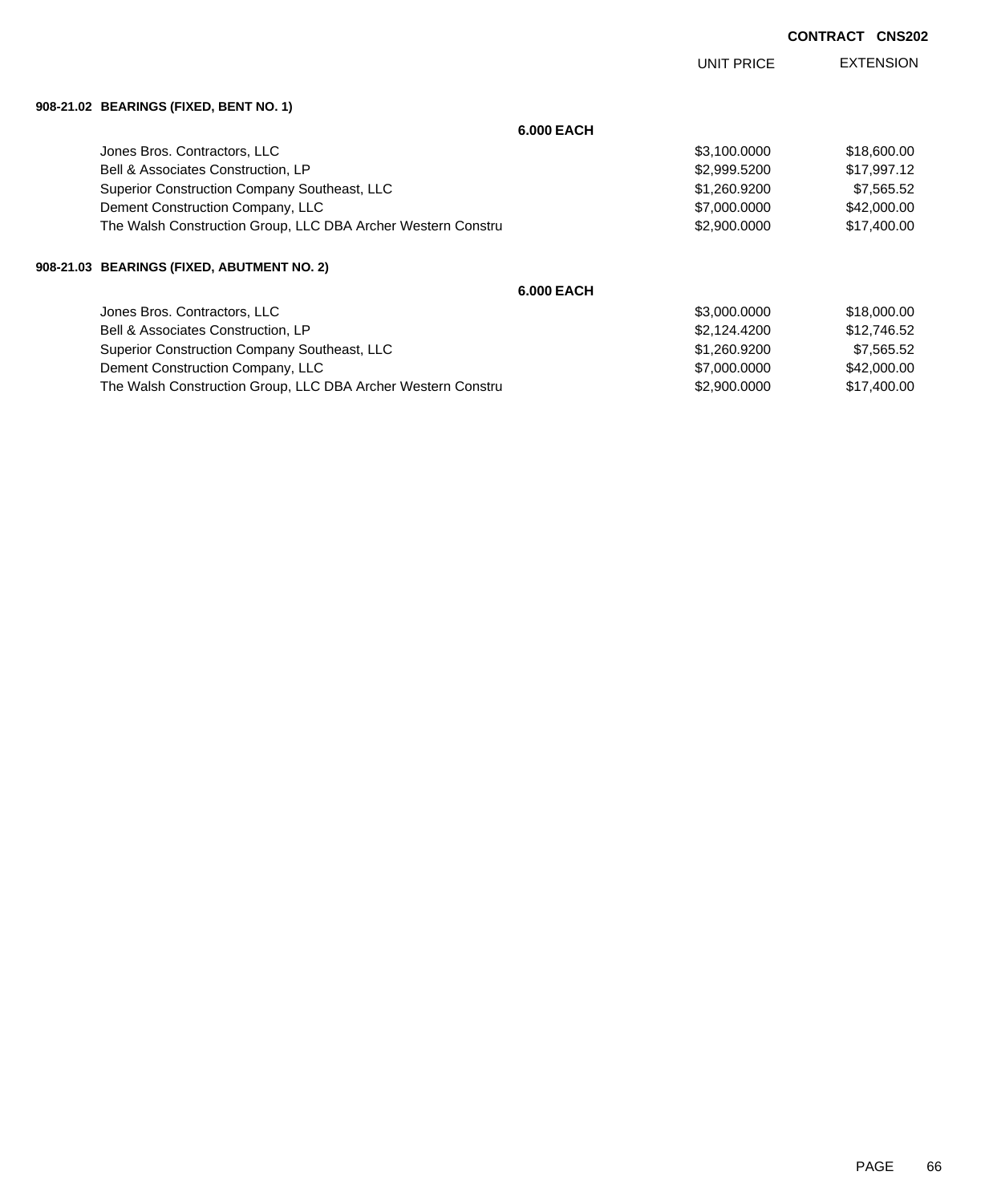CONTRACT CNS202

| | UNIT PRICE | EXTENSION |
|---|---|---|
| **908-21.02 BEARINGS (FIXED, BENT NO. 1)** | | |
| **6.000 EACH** | | |
| Jones Bros. Contractors, LLC | $3,100.0000 | $18,600.00 |
| Bell & Associates Construction, LP | $2,999.5200 | $17,997.12 |
| Superior Construction Company Southeast, LLC | $1,260.9200 | $7,565.52 |
| Dement Construction Company, LLC | $7,000.0000 | $42,000.00 |
| The Walsh Construction Group, LLC DBA Archer Western Constru | $2,900.0000 | $17,400.00 |
| **908-21.03 BEARINGS (FIXED, ABUTMENT NO. 2)** | | |
| **6.000 EACH** | | |
| Jones Bros. Contractors, LLC | $3,000.0000 | $18,000.00 |
| Bell & Associates Construction, LP | $2,124.4200 | $12,746.52 |
| Superior Construction Company Southeast, LLC | $1,260.9200 | $7,565.52 |
| Dement Construction Company, LLC | $7,000.0000 | $42,000.00 |
| The Walsh Construction Group, LLC DBA Archer Western Constru | $2,900.0000 | $17,400.00 |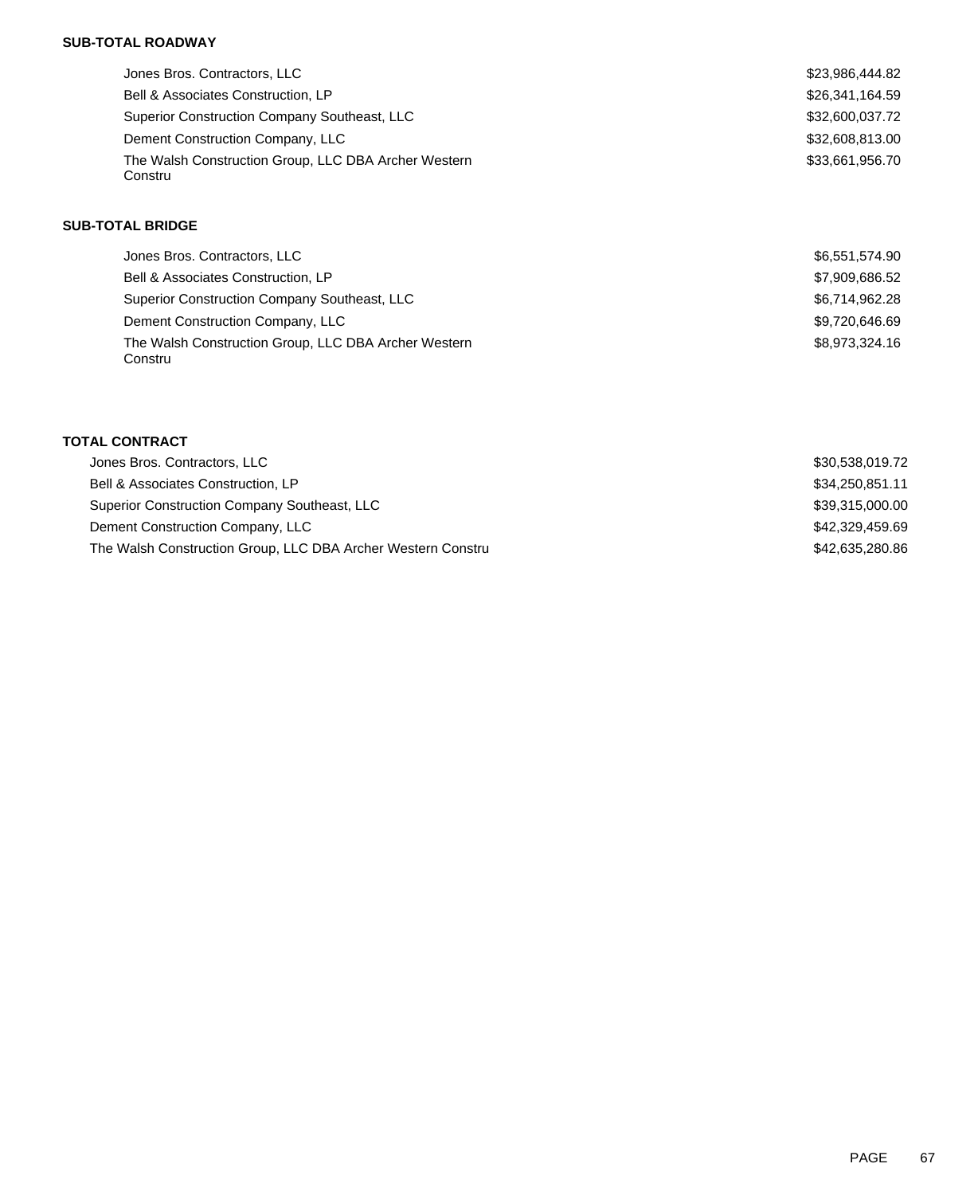**SUB-TOTAL ROADWAY**

| | |
|---|---|
| Jones Bros. Contractors, LLC | $23,986,444.82 |
| Bell & Associates Construction, LP | $26,341,164.59 |
| Superior Construction Company Southeast, LLC | $32,600,037.72 |
| Dement Construction Company, LLC | $32,608,813.00 |
| The Walsh Construction Group, LLC DBA Archer Western Constru | $33,661,956.70 |

**SUB-TOTAL BRIDGE**

| | |
|---|---|
| Jones Bros. Contractors, LLC | $6,551,574.90 |
| Bell & Associates Construction, LP | $7,909,686.52 |
| Superior Construction Company Southeast, LLC | $6,714,962.28 |
| Dement Construction Company, LLC | $9,720,646.69 |
| The Walsh Construction Group, LLC DBA Archer Western Constru | $8,973,324.16 |

**TOTAL CONTRACT**

| | |
|---|---|
| Jones Bros. Contractors, LLC | $30,538,019.72 |
| Bell & Associates Construction, LP | $34,250,851.11 |
| Superior Construction Company Southeast, LLC | $39,315,000.00 |
| Dement Construction Company, LLC | $42,329,459.69 |
| The Walsh Construction Group, LLC DBA Archer Western Constru | $42,635,280.86 |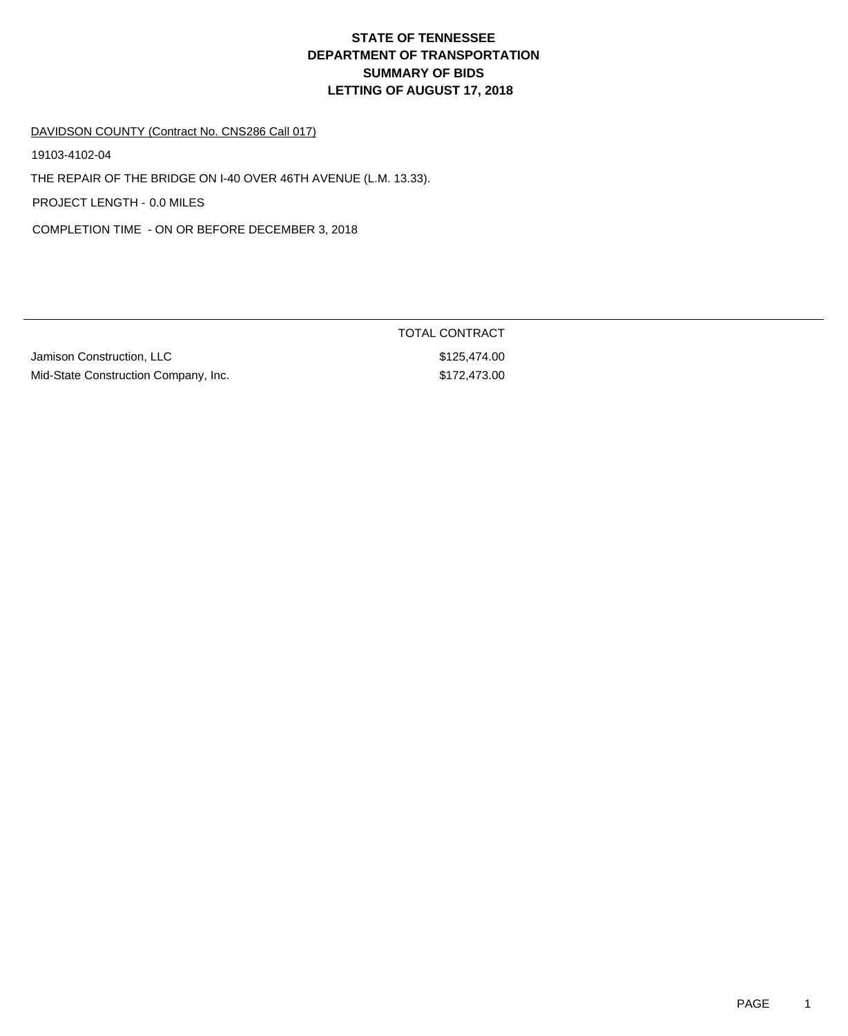# STATE OF TENNESSEE
# DEPARTMENT OF TRANSPORTATION
# SUMMARY OF BIDS
# LETTING OF AUGUST 17, 2018

DAVIDSON COUNTY (Contract No. CNS286 Call 017)

19103-4102-04

THE REPAIR OF THE BRIDGE ON I-40 OVER 46TH AVENUE (L.M. 13.33).

PROJECT LENGTH - 0.0 MILES

COMPLETION TIME - ON OR BEFORE DECEMBER 3, 2018

| | TOTAL CONTRACT |
|---|---|
| Jamison Construction, LLC | $125,474.00 |
| Mid-State Construction Company, Inc. | $172,473.00 |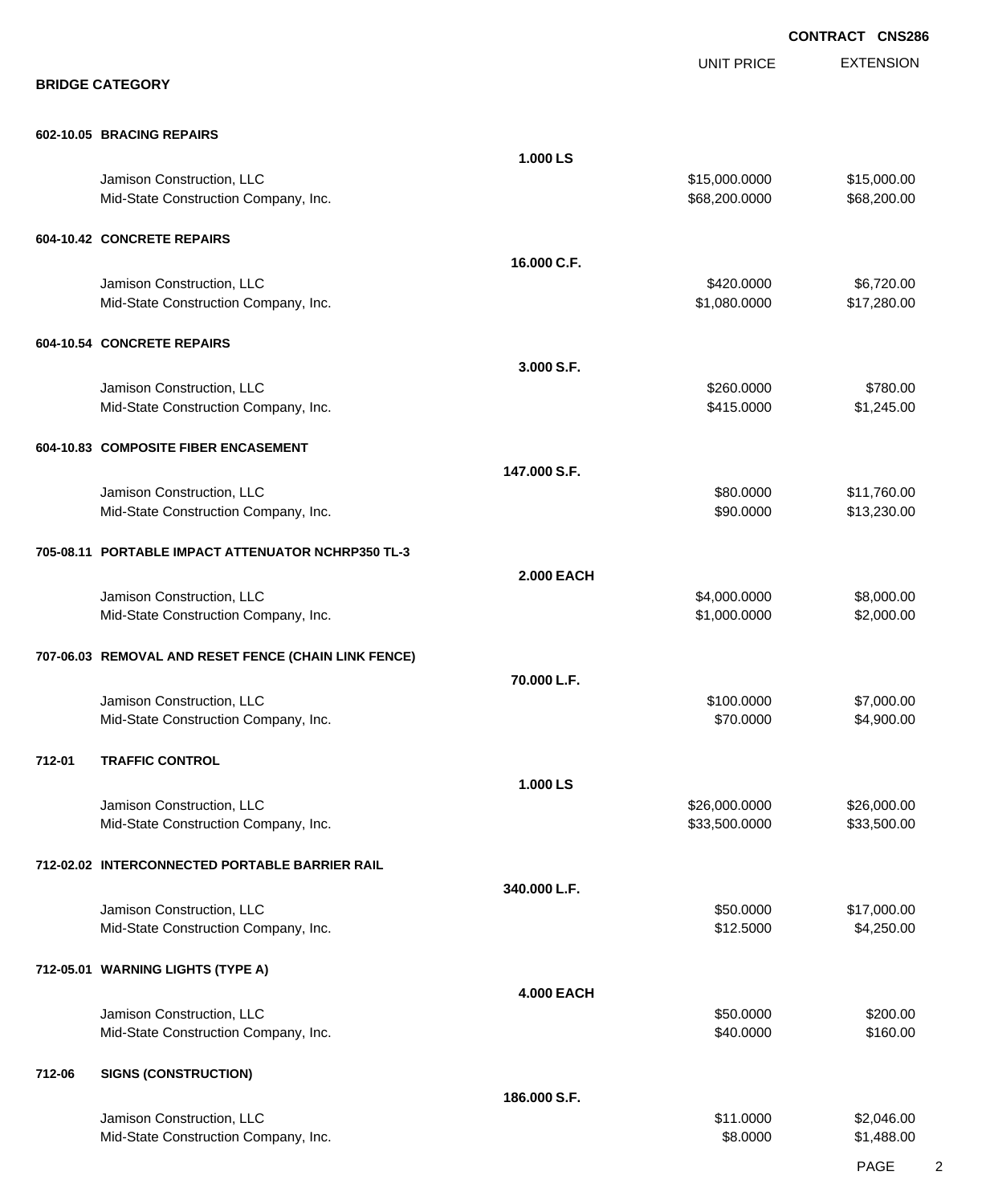**CONTRACT CNS286**

## BRIDGE CATEGORY

| | | UNIT PRICE | EXTENSION |
|---|---|---|---|
| **602-10.05 BRACING REPAIRS** | | | |
| | **1.000 LS** | | |
| Jamison Construction, LLC | | $15,000.0000 | $15,000.00 |
| Mid-State Construction Company, Inc. | | $68,200.0000 | $68,200.00 |
| **604-10.42 CONCRETE REPAIRS** | | | |
| | **16.000 C.F.** | | |
| Jamison Construction, LLC | | $420.0000 | $6,720.00 |
| Mid-State Construction Company, Inc. | | $1,080.0000 | $17,280.00 |
| **604-10.54 CONCRETE REPAIRS** | | | |
| | **3.000 S.F.** | | |
| Jamison Construction, LLC | | $260.0000 | $780.00 |
| Mid-State Construction Company, Inc. | | $415.0000 | $1,245.00 |
| **604-10.83 COMPOSITE FIBER ENCASEMENT** | | | |
| | **147.000 S.F.** | | |
| Jamison Construction, LLC | | $80.0000 | $11,760.00 |
| Mid-State Construction Company, Inc. | | $90.0000 | $13,230.00 |
| **705-08.11 PORTABLE IMPACT ATTENUATOR NCHRP350 TL-3** | | | |
| | **2.000 EACH** | | |
| Jamison Construction, LLC | | $4,000.0000 | $8,000.00 |
| Mid-State Construction Company, Inc. | | $1,000.0000 | $2,000.00 |
| **707-06.03 REMOVAL AND RESET FENCE (CHAIN LINK FENCE)** | | | |
| | **70.000 L.F.** | | |
| Jamison Construction, LLC | | $100.0000 | $7,000.00 |
| Mid-State Construction Company, Inc. | | $70.0000 | $4,900.00 |
| **712-01 TRAFFIC CONTROL** | | | |
| | **1.000 LS** | | |
| Jamison Construction, LLC | | $26,000.0000 | $26,000.00 |
| Mid-State Construction Company, Inc. | | $33,500.0000 | $33,500.00 |
| **712-02.02 INTERCONNECTED PORTABLE BARRIER RAIL** | | | |
| | **340.000 L.F.** | | |
| Jamison Construction, LLC | | $50.0000 | $17,000.00 |
| Mid-State Construction Company, Inc. | | $12.5000 | $4,250.00 |
| **712-05.01 WARNING LIGHTS (TYPE A)** | | | |
| | **4.000 EACH** | | |
| Jamison Construction, LLC | | $50.0000 | $200.00 |
| Mid-State Construction Company, Inc. | | $40.0000 | $160.00 |
| **712-06 SIGNS (CONSTRUCTION)** | | | |
| | **186.000 S.F.** | | |
| Jamison Construction, LLC | | $11.0000 | $2,046.00 |
| Mid-State Construction Company, Inc. | | $8.0000 | $1,488.00 |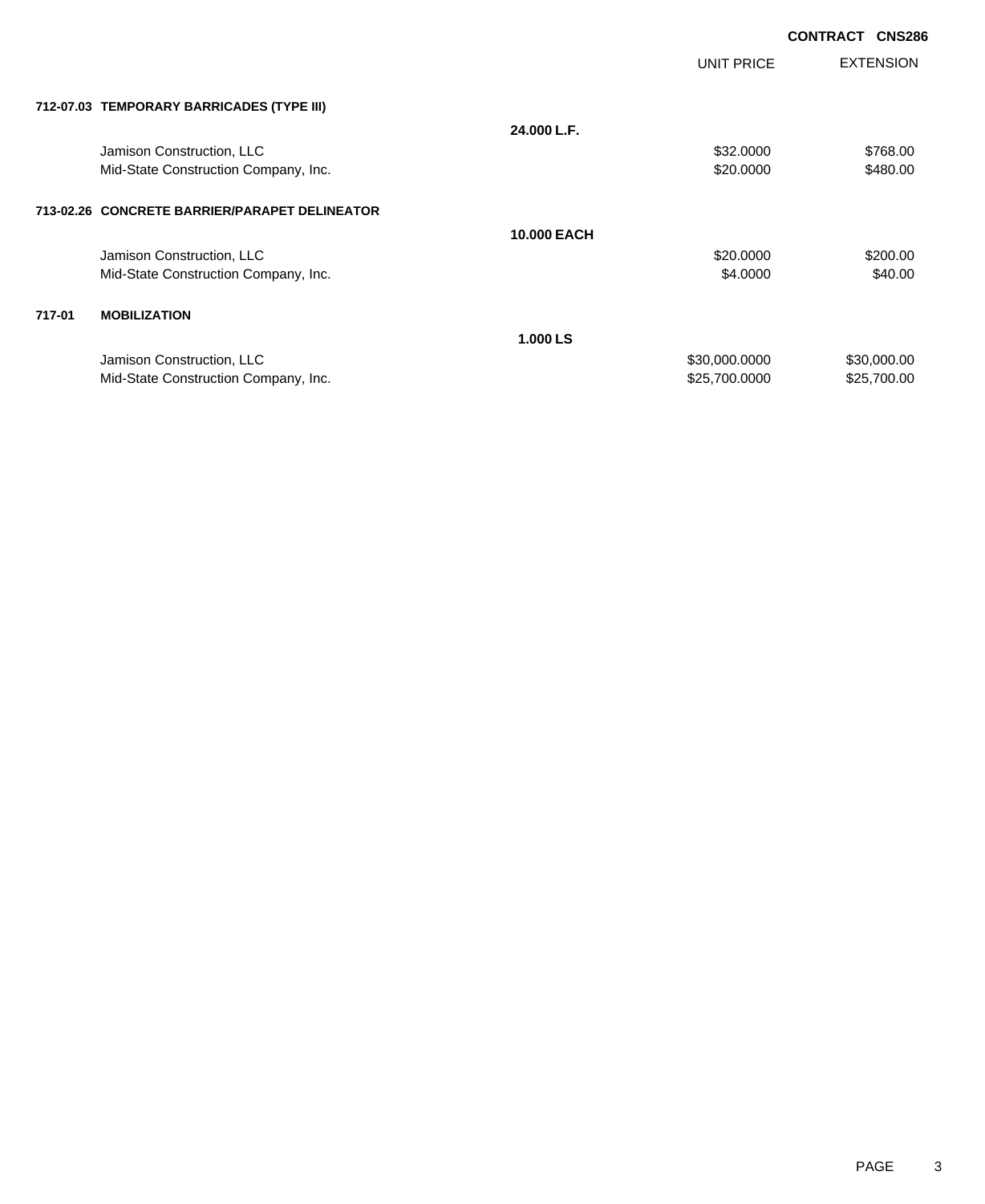**CONTRACT CNS286**

| | | UNIT PRICE | EXTENSION |
|---|---|---|---|
| **712-07.03 TEMPORARY BARRICADES (TYPE III)** | | | |
| | **24.000 L.F.** | | |
| Jamison Construction, LLC | | $32.0000 | $768.00 |
| Mid-State Construction Company, Inc. | | $20.0000 | $480.00 |
| **713-02.26 CONCRETE BARRIER/PARAPET DELINEATOR** | | | |
| | **10.000 EACH** | | |
| Jamison Construction, LLC | | $20.0000 | $200.00 |
| Mid-State Construction Company, Inc. | | $4.0000 | $40.00 |
| **717-01 MOBILIZATION** | | | |
| | **1.000 LS** | | |
| Jamison Construction, LLC | | $30,000.0000 | $30,000.00 |
| Mid-State Construction Company, Inc. | | $25,700.0000 | $25,700.00 |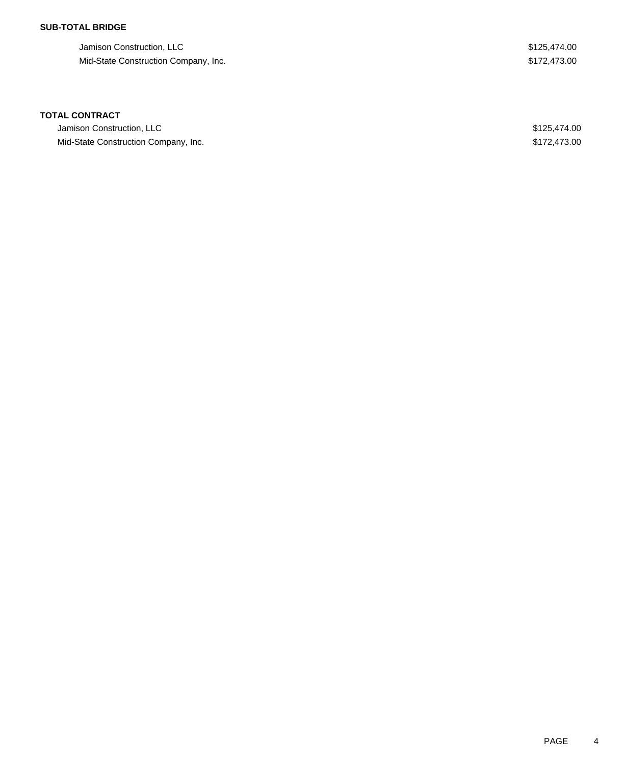**SUB-TOTAL BRIDGE**

| | |
|---|---|
| Jamison Construction, LLC | $125,474.00 |
| Mid-State Construction Company, Inc. | $172,473.00 |

**TOTAL CONTRACT**

| | |
|---|---|
| Jamison Construction, LLC | $125,474.00 |
| Mid-State Construction Company, Inc. | $172,473.00 |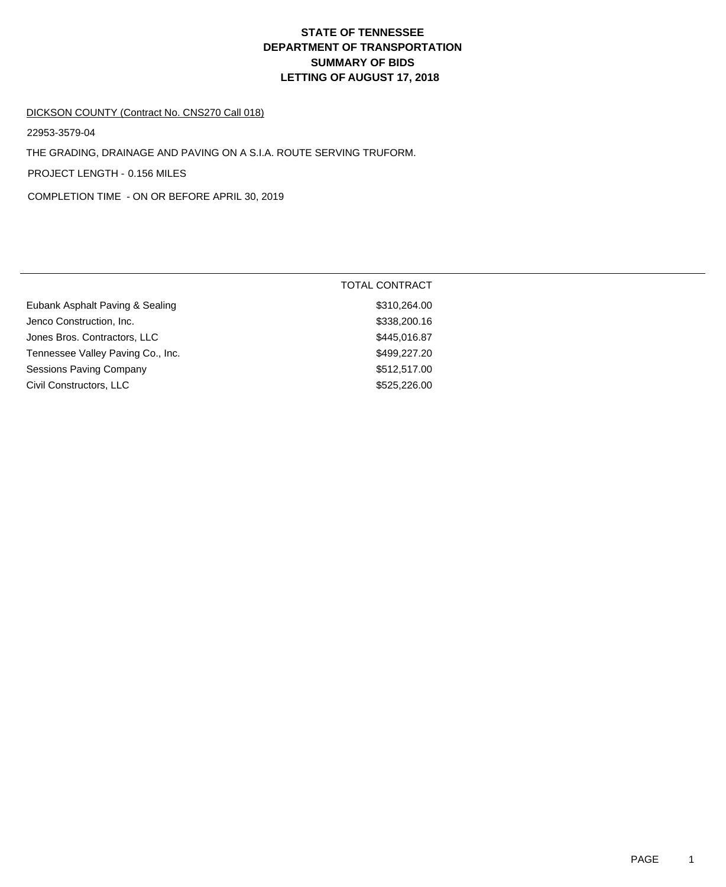# STATE OF TENNESSEE
# DEPARTMENT OF TRANSPORTATION
# SUMMARY OF BIDS
# LETTING OF AUGUST 17, 2018

DICKSON COUNTY (Contract No. CNS270 Call 018)

22953-3579-04

THE GRADING, DRAINAGE AND PAVING ON A S.I.A. ROUTE SERVING TRUFORM.

PROJECT LENGTH - 0.156 MILES

COMPLETION TIME - ON OR BEFORE APRIL 30, 2019

| | TOTAL CONTRACT |
|---|---|
| Eubank Asphalt Paving & Sealing | $310,264.00 |
| Jenco Construction, Inc. | $338,200.16 |
| Jones Bros. Contractors, LLC | $445,016.87 |
| Tennessee Valley Paving Co., Inc. | $499,227.20 |
| Sessions Paving Company | $512,517.00 |
| Civil Constructors, LLC | $525,226.00 |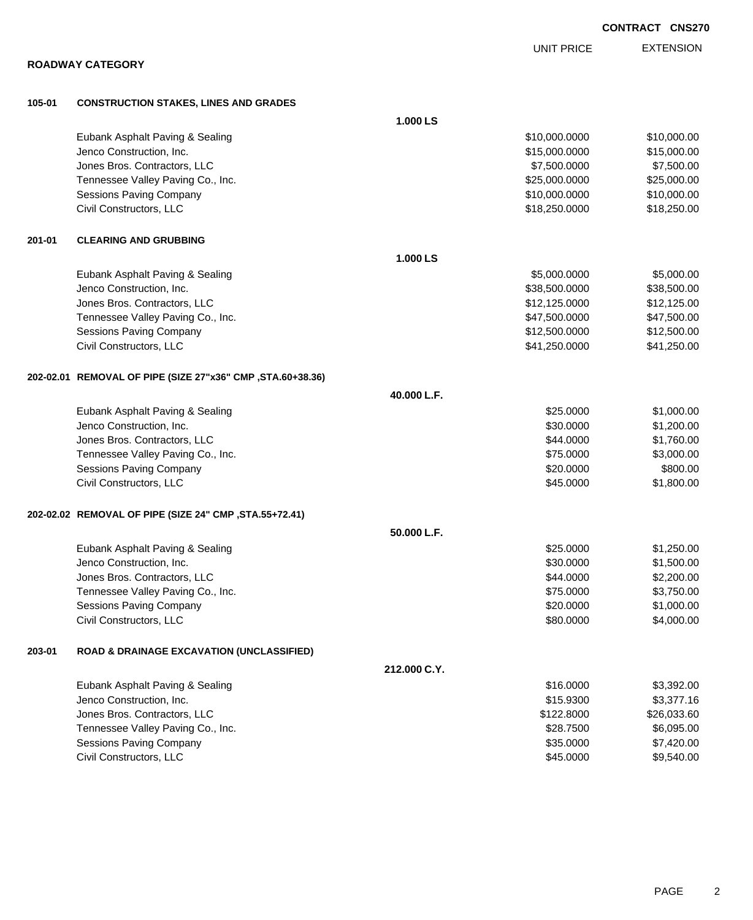**CONTRACT CNS270**

## ROADWAY CATEGORY

| | | UNIT PRICE | EXTENSION |
|---|---|---|---|
| **105-01** | **CONSTRUCTION STAKES, LINES AND GRADES** | | |
| | **1.000 LS** | | |
| | Eubank Asphalt Paving & Sealing | $10,000.0000 | $10,000.00 |
| | Jenco Construction, Inc. | $15,000.0000 | $15,000.00 |
| | Jones Bros. Contractors, LLC | $7,500.0000 | $7,500.00 |
| | Tennessee Valley Paving Co., Inc. | $25,000.0000 | $25,000.00 |
| | Sessions Paving Company | $10,000.0000 | $10,000.00 |
| | Civil Constructors, LLC | $18,250.0000 | $18,250.00 |
| **201-01** | **CLEARING AND GRUBBING** | | |
| | **1.000 LS** | | |
| | Eubank Asphalt Paving & Sealing | $5,000.0000 | $5,000.00 |
| | Jenco Construction, Inc. | $38,500.0000 | $38,500.00 |
| | Jones Bros. Contractors, LLC | $12,125.0000 | $12,125.00 |
| | Tennessee Valley Paving Co., Inc. | $47,500.0000 | $47,500.00 |
| | Sessions Paving Company | $12,500.0000 | $12,500.00 |
| | Civil Constructors, LLC | $41,250.0000 | $41,250.00 |
| **202-02.01** | **REMOVAL OF PIPE (SIZE 27"x36" CMP ,STA.60+38.36)** | | |
| | **40.000 L.F.** | | |
| | Eubank Asphalt Paving & Sealing | $25.0000 | $1,000.00 |
| | Jenco Construction, Inc. | $30.0000 | $1,200.00 |
| | Jones Bros. Contractors, LLC | $44.0000 | $1,760.00 |
| | Tennessee Valley Paving Co., Inc. | $75.0000 | $3,000.00 |
| | Sessions Paving Company | $20.0000 | $800.00 |
| | Civil Constructors, LLC | $45.0000 | $1,800.00 |
| **202-02.02** | **REMOVAL OF PIPE (SIZE 24" CMP ,STA.55+72.41)** | | |
| | **50.000 L.F.** | | |
| | Eubank Asphalt Paving & Sealing | $25.0000 | $1,250.00 |
| | Jenco Construction, Inc. | $30.0000 | $1,500.00 |
| | Jones Bros. Contractors, LLC | $44.0000 | $2,200.00 |
| | Tennessee Valley Paving Co., Inc. | $75.0000 | $3,750.00 |
| | Sessions Paving Company | $20.0000 | $1,000.00 |
| | Civil Constructors, LLC | $80.0000 | $4,000.00 |
| **203-01** | **ROAD & DRAINAGE EXCAVATION (UNCLASSIFIED)** | | |
| | **212.000 C.Y.** | | |
| | Eubank Asphalt Paving & Sealing | $16.0000 | $3,392.00 |
| | Jenco Construction, Inc. | $15.9300 | $3,377.16 |
| | Jones Bros. Contractors, LLC | $122.8000 | $26,033.60 |
| | Tennessee Valley Paving Co., Inc. | $28.7500 | $6,095.00 |
| | Sessions Paving Company | $35.0000 | $7,420.00 |
| | Civil Constructors, LLC | $45.0000 | $9,540.00 |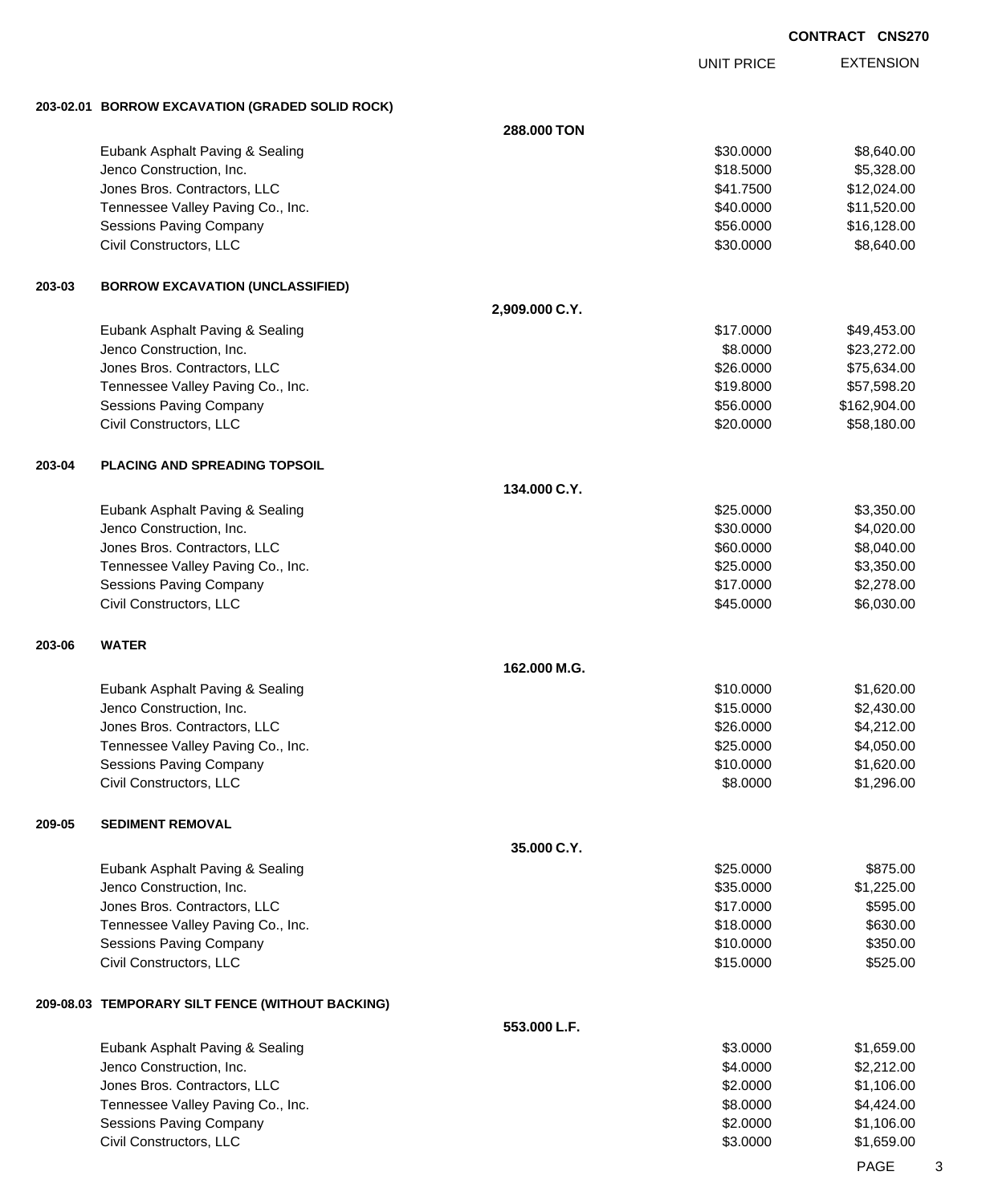**CONTRACT CNS270**

| | | UNIT PRICE | EXTENSION |
|---|---|---|---|
| **203-02.01 BORROW EXCAVATION (GRADED SOLID ROCK)** | **288.000 TON** | | |
| Eubank Asphalt Paving & Sealing | | $30.0000 | $8,640.00 |
| Jenco Construction, Inc. | | $18.5000 | $5,328.00 |
| Jones Bros. Contractors, LLC | | $41.7500 | $12,024.00 |
| Tennessee Valley Paving Co., Inc. | | $40.0000 | $11,520.00 |
| Sessions Paving Company | | $56.0000 | $16,128.00 |
| Civil Constructors, LLC | | $30.0000 | $8,640.00 |
| **203-03 BORROW EXCAVATION (UNCLASSIFIED)** | **2,909.000 C.Y.** | | |
| Eubank Asphalt Paving & Sealing | | $17.0000 | $49,453.00 |
| Jenco Construction, Inc. | | $8.0000 | $23,272.00 |
| Jones Bros. Contractors, LLC | | $26.0000 | $75,634.00 |
| Tennessee Valley Paving Co., Inc. | | $19.8000 | $57,598.20 |
| Sessions Paving Company | | $56.0000 | $162,904.00 |
| Civil Constructors, LLC | | $20.0000 | $58,180.00 |
| **203-04 PLACING AND SPREADING TOPSOIL** | **134.000 C.Y.** | | |
| Eubank Asphalt Paving & Sealing | | $25.0000 | $3,350.00 |
| Jenco Construction, Inc. | | $30.0000 | $4,020.00 |
| Jones Bros. Contractors, LLC | | $60.0000 | $8,040.00 |
| Tennessee Valley Paving Co., Inc. | | $25.0000 | $3,350.00 |
| Sessions Paving Company | | $17.0000 | $2,278.00 |
| Civil Constructors, LLC | | $45.0000 | $6,030.00 |
| **203-06 WATER** | **162.000 M.G.** | | |
| Eubank Asphalt Paving & Sealing | | $10.0000 | $1,620.00 |
| Jenco Construction, Inc. | | $15.0000 | $2,430.00 |
| Jones Bros. Contractors, LLC | | $26.0000 | $4,212.00 |
| Tennessee Valley Paving Co., Inc. | | $25.0000 | $4,050.00 |
| Sessions Paving Company | | $10.0000 | $1,620.00 |
| Civil Constructors, LLC | | $8.0000 | $1,296.00 |
| **209-05 SEDIMENT REMOVAL** | **35.000 C.Y.** | | |
| Eubank Asphalt Paving & Sealing | | $25.0000 | $875.00 |
| Jenco Construction, Inc. | | $35.0000 | $1,225.00 |
| Jones Bros. Contractors, LLC | | $17.0000 | $595.00 |
| Tennessee Valley Paving Co., Inc. | | $18.0000 | $630.00 |
| Sessions Paving Company | | $10.0000 | $350.00 |
| Civil Constructors, LLC | | $15.0000 | $525.00 |
| **209-08.03 TEMPORARY SILT FENCE (WITHOUT BACKING)** | **553.000 L.F.** | | |
| Eubank Asphalt Paving & Sealing | | $3.0000 | $1,659.00 |
| Jenco Construction, Inc. | | $4.0000 | $2,212.00 |
| Jones Bros. Contractors, LLC | | $2.0000 | $1,106.00 |
| Tennessee Valley Paving Co., Inc. | | $8.0000 | $4,424.00 |
| Sessions Paving Company | | $2.0000 | $1,106.00 |
| Civil Constructors, LLC | | $3.0000 | $1,659.00 |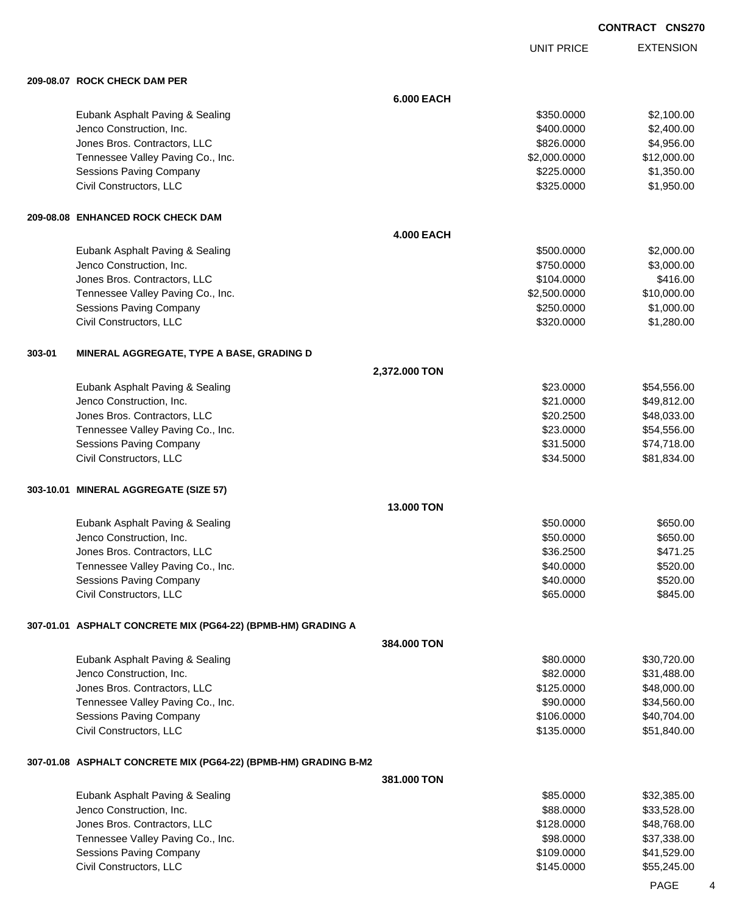**CONTRACT CNS270**

| | UNIT PRICE | EXTENSION |
|---|---|---|

**209-08.07 ROCK CHECK DAM PER**

**6.000 EACH**

| Bidder | UNIT PRICE | EXTENSION |
|---|---|---|
| Eubank Asphalt Paving & Sealing | $350.0000 | $2,100.00 |
| Jenco Construction, Inc. | $400.0000 | $2,400.00 |
| Jones Bros. Contractors, LLC | $826.0000 | $4,956.00 |
| Tennessee Valley Paving Co., Inc. | $2,000.0000 | $12,000.00 |
| Sessions Paving Company | $225.0000 | $1,350.00 |
| Civil Constructors, LLC | $325.0000 | $1,950.00 |

**209-08.08 ENHANCED ROCK CHECK DAM**

**4.000 EACH**

| Bidder | UNIT PRICE | EXTENSION |
|---|---|---|
| Eubank Asphalt Paving & Sealing | $500.0000 | $2,000.00 |
| Jenco Construction, Inc. | $750.0000 | $3,000.00 |
| Jones Bros. Contractors, LLC | $104.0000 | $416.00 |
| Tennessee Valley Paving Co., Inc. | $2,500.0000 | $10,000.00 |
| Sessions Paving Company | $250.0000 | $1,000.00 |
| Civil Constructors, LLC | $320.0000 | $1,280.00 |

**303-01 MINERAL AGGREGATE, TYPE A BASE, GRADING D**

**2,372.000 TON**

| Bidder | UNIT PRICE | EXTENSION |
|---|---|---|
| Eubank Asphalt Paving & Sealing | $23.0000 | $54,556.00 |
| Jenco Construction, Inc. | $21.0000 | $49,812.00 |
| Jones Bros. Contractors, LLC | $20.2500 | $48,033.00 |
| Tennessee Valley Paving Co., Inc. | $23.0000 | $54,556.00 |
| Sessions Paving Company | $31.5000 | $74,718.00 |
| Civil Constructors, LLC | $34.5000 | $81,834.00 |

**303-10.01 MINERAL AGGREGATE (SIZE 57)**

**13.000 TON**

| Bidder | UNIT PRICE | EXTENSION |
|---|---|---|
| Eubank Asphalt Paving & Sealing | $50.0000 | $650.00 |
| Jenco Construction, Inc. | $50.0000 | $650.00 |
| Jones Bros. Contractors, LLC | $36.2500 | $471.25 |
| Tennessee Valley Paving Co., Inc. | $40.0000 | $520.00 |
| Sessions Paving Company | $40.0000 | $520.00 |
| Civil Constructors, LLC | $65.0000 | $845.00 |

**307-01.01 ASPHALT CONCRETE MIX (PG64-22) (BPMB-HM) GRADING A**

**384.000 TON**

| Bidder | UNIT PRICE | EXTENSION |
|---|---|---|
| Eubank Asphalt Paving & Sealing | $80.0000 | $30,720.00 |
| Jenco Construction, Inc. | $82.0000 | $31,488.00 |
| Jones Bros. Contractors, LLC | $125.0000 | $48,000.00 |
| Tennessee Valley Paving Co., Inc. | $90.0000 | $34,560.00 |
| Sessions Paving Company | $106.0000 | $40,704.00 |
| Civil Constructors, LLC | $135.0000 | $51,840.00 |

**307-01.08 ASPHALT CONCRETE MIX (PG64-22) (BPMB-HM) GRADING B-M2**

**381.000 TON**

| Bidder | UNIT PRICE | EXTENSION |
|---|---|---|
| Eubank Asphalt Paving & Sealing | $85.0000 | $32,385.00 |
| Jenco Construction, Inc. | $88.0000 | $33,528.00 |
| Jones Bros. Contractors, LLC | $128.0000 | $48,768.00 |
| Tennessee Valley Paving Co., Inc. | $98.0000 | $37,338.00 |
| Sessions Paving Company | $109.0000 | $41,529.00 |
| Civil Constructors, LLC | $145.0000 | $55,245.00 |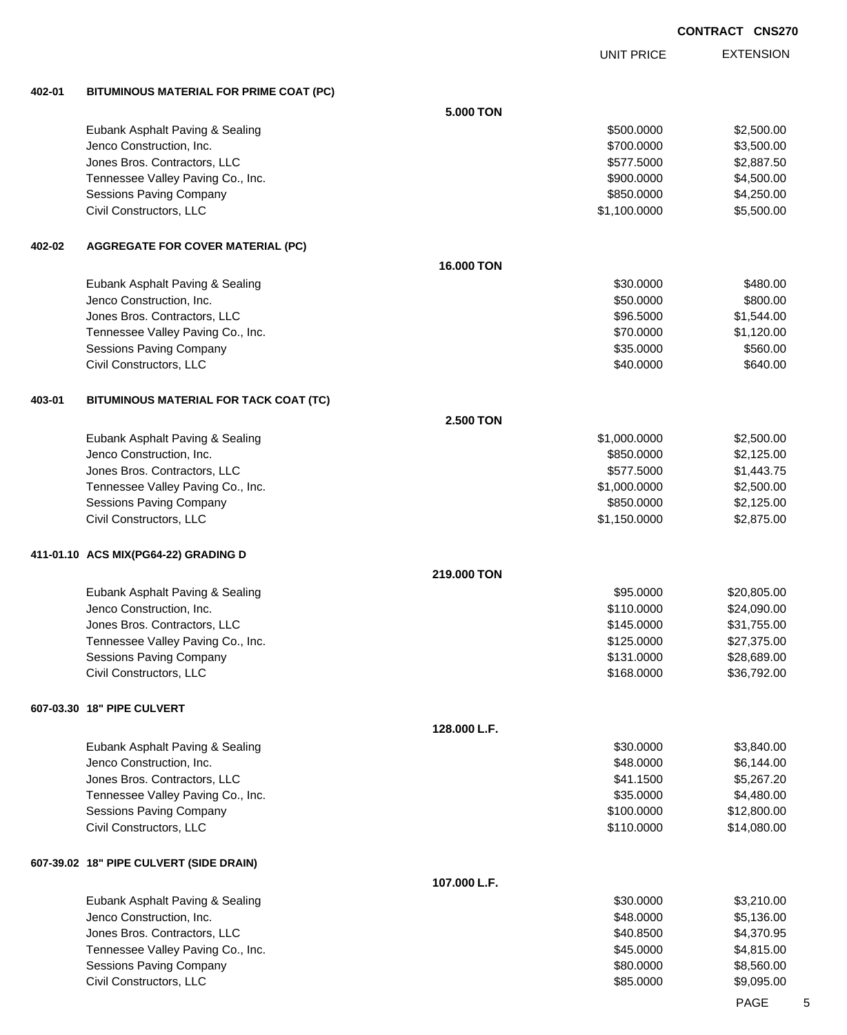**CONTRACT CNS270**

| | | | UNIT PRICE | EXTENSION |
|---|---|---|---|---|
| **402-01** | **BITUMINOUS MATERIAL FOR PRIME COAT (PC)** | | | |
| | | **5.000 TON** | | |
| | Eubank Asphalt Paving & Sealing | | $500.0000 | $2,500.00 |
| | Jenco Construction, Inc. | | $700.0000 | $3,500.00 |
| | Jones Bros. Contractors, LLC | | $577.5000 | $2,887.50 |
| | Tennessee Valley Paving Co., Inc. | | $900.0000 | $4,500.00 |
| | Sessions Paving Company | | $850.0000 | $4,250.00 |
| | Civil Constructors, LLC | | $1,100.0000 | $5,500.00 |
| **402-02** | **AGGREGATE FOR COVER MATERIAL (PC)** | | | |
| | | **16.000 TON** | | |
| | Eubank Asphalt Paving & Sealing | | $30.0000 | $480.00 |
| | Jenco Construction, Inc. | | $50.0000 | $800.00 |
| | Jones Bros. Contractors, LLC | | $96.5000 | $1,544.00 |
| | Tennessee Valley Paving Co., Inc. | | $70.0000 | $1,120.00 |
| | Sessions Paving Company | | $35.0000 | $560.00 |
| | Civil Constructors, LLC | | $40.0000 | $640.00 |
| **403-01** | **BITUMINOUS MATERIAL FOR TACK COAT (TC)** | | | |
| | | **2.500 TON** | | |
| | Eubank Asphalt Paving & Sealing | | $1,000.0000 | $2,500.00 |
| | Jenco Construction, Inc. | | $850.0000 | $2,125.00 |
| | Jones Bros. Contractors, LLC | | $577.5000 | $1,443.75 |
| | Tennessee Valley Paving Co., Inc. | | $1,000.0000 | $2,500.00 |
| | Sessions Paving Company | | $850.0000 | $2,125.00 |
| | Civil Constructors, LLC | | $1,150.0000 | $2,875.00 |
| **411-01.10** | **ACS MIX(PG64-22) GRADING D** | | | |
| | | **219.000 TON** | | |
| | Eubank Asphalt Paving & Sealing | | $95.0000 | $20,805.00 |
| | Jenco Construction, Inc. | | $110.0000 | $24,090.00 |
| | Jones Bros. Contractors, LLC | | $145.0000 | $31,755.00 |
| | Tennessee Valley Paving Co., Inc. | | $125.0000 | $27,375.00 |
| | Sessions Paving Company | | $131.0000 | $28,689.00 |
| | Civil Constructors, LLC | | $168.0000 | $36,792.00 |
| **607-03.30** | **18" PIPE CULVERT** | | | |
| | | **128.000 L.F.** | | |
| | Eubank Asphalt Paving & Sealing | | $30.0000 | $3,840.00 |
| | Jenco Construction, Inc. | | $48.0000 | $6,144.00 |
| | Jones Bros. Contractors, LLC | | $41.1500 | $5,267.20 |
| | Tennessee Valley Paving Co., Inc. | | $35.0000 | $4,480.00 |
| | Sessions Paving Company | | $100.0000 | $12,800.00 |
| | Civil Constructors, LLC | | $110.0000 | $14,080.00 |
| **607-39.02** | **18" PIPE CULVERT (SIDE DRAIN)** | | | |
| | | **107.000 L.F.** | | |
| | Eubank Asphalt Paving & Sealing | | $30.0000 | $3,210.00 |
| | Jenco Construction, Inc. | | $48.0000 | $5,136.00 |
| | Jones Bros. Contractors, LLC | | $40.8500 | $4,370.95 |
| | Tennessee Valley Paving Co., Inc. | | $45.0000 | $4,815.00 |
| | Sessions Paving Company | | $80.0000 | $8,560.00 |
| | Civil Constructors, LLC | | $85.0000 | $9,095.00 |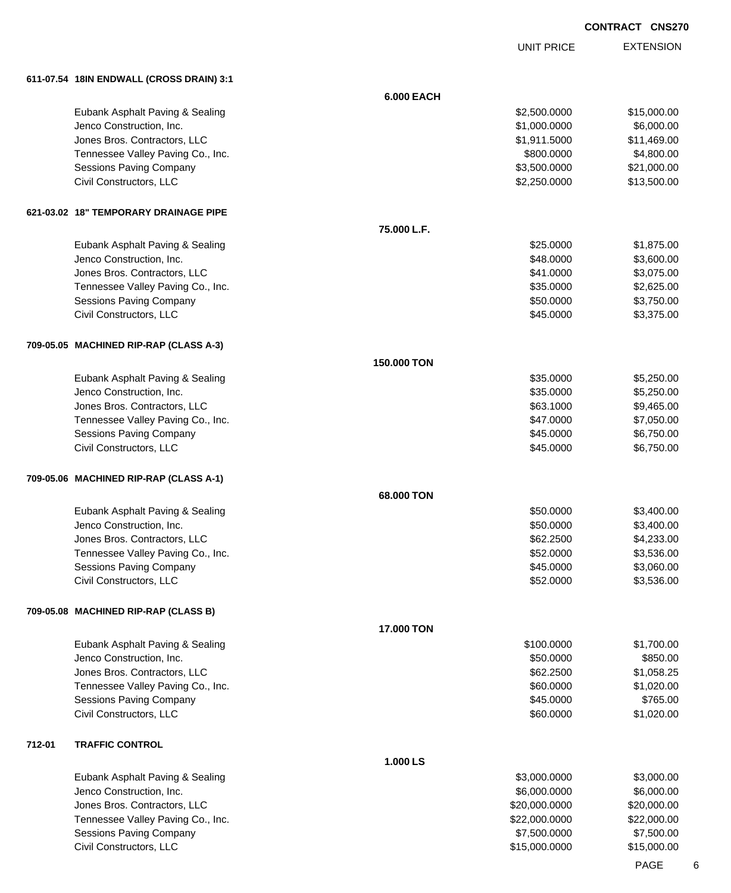**CONTRACT CNS270**

| | | UNIT PRICE | EXTENSION |
|---|---|---|---|
| **611-07.54 18IN ENDWALL (CROSS DRAIN) 3:1** | | | |
| | **6.000 EACH** | | |
| Eubank Asphalt Paving & Sealing | | $2,500.0000 | $15,000.00 |
| Jenco Construction, Inc. | | $1,000.0000 | $6,000.00 |
| Jones Bros. Contractors, LLC | | $1,911.5000 | $11,469.00 |
| Tennessee Valley Paving Co., Inc. | | $800.0000 | $4,800.00 |
| Sessions Paving Company | | $3,500.0000 | $21,000.00 |
| Civil Constructors, LLC | | $2,250.0000 | $13,500.00 |
| **621-03.02 18" TEMPORARY DRAINAGE PIPE** | | | |
| | **75.000 L.F.** | | |
| Eubank Asphalt Paving & Sealing | | $25.0000 | $1,875.00 |
| Jenco Construction, Inc. | | $48.0000 | $3,600.00 |
| Jones Bros. Contractors, LLC | | $41.0000 | $3,075.00 |
| Tennessee Valley Paving Co., Inc. | | $35.0000 | $2,625.00 |
| Sessions Paving Company | | $50.0000 | $3,750.00 |
| Civil Constructors, LLC | | $45.0000 | $3,375.00 |
| **709-05.05 MACHINED RIP-RAP (CLASS A-3)** | | | |
| | **150.000 TON** | | |
| Eubank Asphalt Paving & Sealing | | $35.0000 | $5,250.00 |
| Jenco Construction, Inc. | | $35.0000 | $5,250.00 |
| Jones Bros. Contractors, LLC | | $63.1000 | $9,465.00 |
| Tennessee Valley Paving Co., Inc. | | $47.0000 | $7,050.00 |
| Sessions Paving Company | | $45.0000 | $6,750.00 |
| Civil Constructors, LLC | | $45.0000 | $6,750.00 |
| **709-05.06 MACHINED RIP-RAP (CLASS A-1)** | | | |
| | **68.000 TON** | | |
| Eubank Asphalt Paving & Sealing | | $50.0000 | $3,400.00 |
| Jenco Construction, Inc. | | $50.0000 | $3,400.00 |
| Jones Bros. Contractors, LLC | | $62.2500 | $4,233.00 |
| Tennessee Valley Paving Co., Inc. | | $52.0000 | $3,536.00 |
| Sessions Paving Company | | $45.0000 | $3,060.00 |
| Civil Constructors, LLC | | $52.0000 | $3,536.00 |
| **709-05.08 MACHINED RIP-RAP (CLASS B)** | | | |
| | **17.000 TON** | | |
| Eubank Asphalt Paving & Sealing | | $100.0000 | $1,700.00 |
| Jenco Construction, Inc. | | $50.0000 | $850.00 |
| Jones Bros. Contractors, LLC | | $62.2500 | $1,058.25 |
| Tennessee Valley Paving Co., Inc. | | $60.0000 | $1,020.00 |
| Sessions Paving Company | | $45.0000 | $765.00 |
| Civil Constructors, LLC | | $60.0000 | $1,020.00 |
| **712-01 TRAFFIC CONTROL** | | | |
| | **1.000 LS** | | |
| Eubank Asphalt Paving & Sealing | | $3,000.0000 | $3,000.00 |
| Jenco Construction, Inc. | | $6,000.0000 | $6,000.00 |
| Jones Bros. Contractors, LLC | | $20,000.0000 | $20,000.00 |
| Tennessee Valley Paving Co., Inc. | | $22,000.0000 | $22,000.00 |
| Sessions Paving Company | | $7,500.0000 | $7,500.00 |
| Civil Constructors, LLC | | $15,000.0000 | $15,000.00 |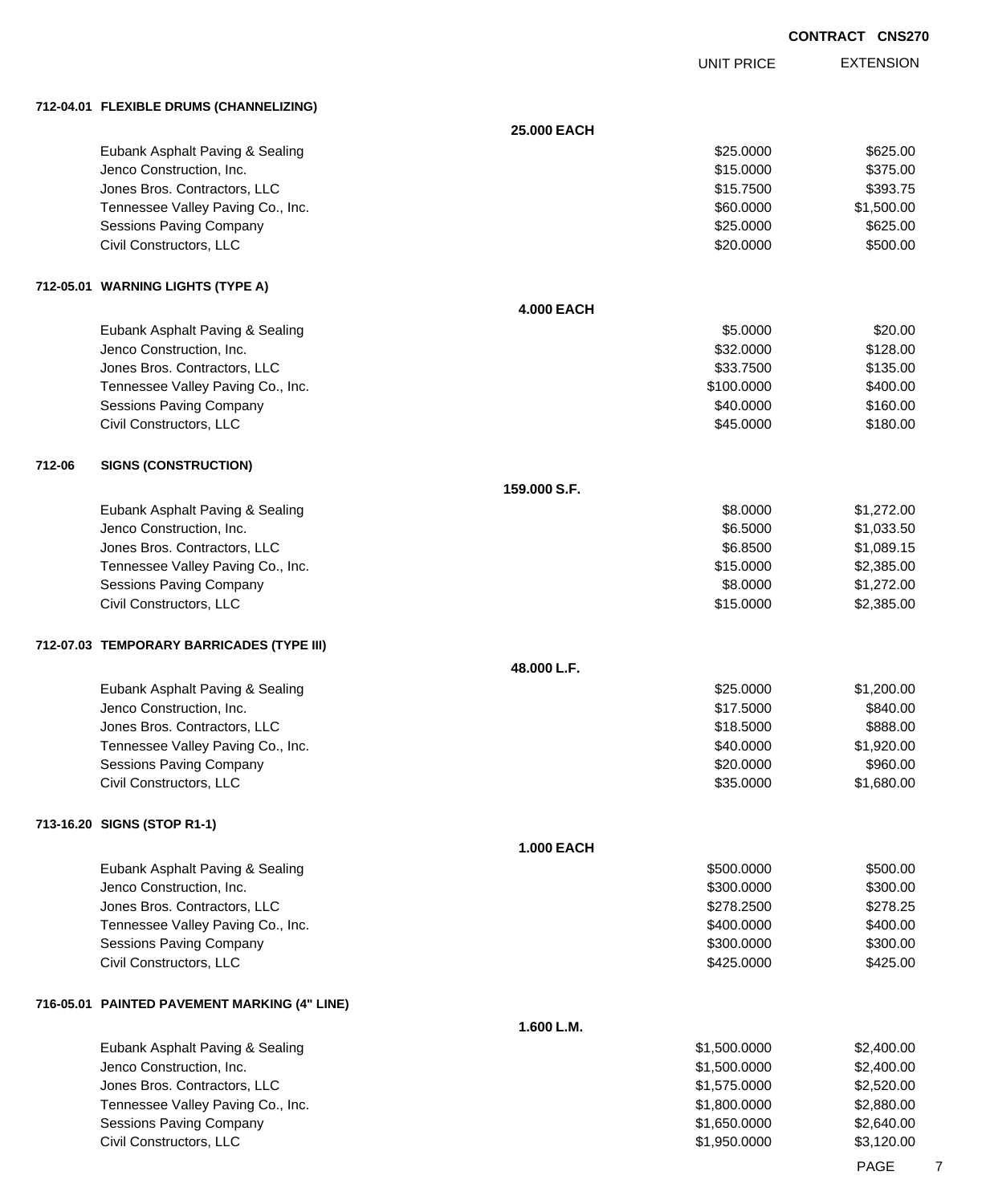**CONTRACT CNS270**

| | UNIT PRICE | EXTENSION |
|---|---|---|
| **712-04.01 FLEXIBLE DRUMS (CHANNELIZING)** | | |
| **25.000 EACH** | | |
| Eubank Asphalt Paving & Sealing | $25.0000 | $625.00 |
| Jenco Construction, Inc. | $15.0000 | $375.00 |
| Jones Bros. Contractors, LLC | $15.7500 | $393.75 |
| Tennessee Valley Paving Co., Inc. | $60.0000 | $1,500.00 |
| Sessions Paving Company | $25.0000 | $625.00 |
| Civil Constructors, LLC | $20.0000 | $500.00 |
| **712-05.01 WARNING LIGHTS (TYPE A)** | | |
| **4.000 EACH** | | |
| Eubank Asphalt Paving & Sealing | $5.0000 | $20.00 |
| Jenco Construction, Inc. | $32.0000 | $128.00 |
| Jones Bros. Contractors, LLC | $33.7500 | $135.00 |
| Tennessee Valley Paving Co., Inc. | $100.0000 | $400.00 |
| Sessions Paving Company | $40.0000 | $160.00 |
| Civil Constructors, LLC | $45.0000 | $180.00 |
| **712-06 SIGNS (CONSTRUCTION)** | | |
| **159.000 S.F.** | | |
| Eubank Asphalt Paving & Sealing | $8.0000 | $1,272.00 |
| Jenco Construction, Inc. | $6.5000 | $1,033.50 |
| Jones Bros. Contractors, LLC | $6.8500 | $1,089.15 |
| Tennessee Valley Paving Co., Inc. | $15.0000 | $2,385.00 |
| Sessions Paving Company | $8.0000 | $1,272.00 |
| Civil Constructors, LLC | $15.0000 | $2,385.00 |
| **712-07.03 TEMPORARY BARRICADES (TYPE III)** | | |
| **48.000 L.F.** | | |
| Eubank Asphalt Paving & Sealing | $25.0000 | $1,200.00 |
| Jenco Construction, Inc. | $17.5000 | $840.00 |
| Jones Bros. Contractors, LLC | $18.5000 | $888.00 |
| Tennessee Valley Paving Co., Inc. | $40.0000 | $1,920.00 |
| Sessions Paving Company | $20.0000 | $960.00 |
| Civil Constructors, LLC | $35.0000 | $1,680.00 |
| **713-16.20 SIGNS (STOP R1-1)** | | |
| **1.000 EACH** | | |
| Eubank Asphalt Paving & Sealing | $500.0000 | $500.00 |
| Jenco Construction, Inc. | $300.0000 | $300.00 |
| Jones Bros. Contractors, LLC | $278.2500 | $278.25 |
| Tennessee Valley Paving Co., Inc. | $400.0000 | $400.00 |
| Sessions Paving Company | $300.0000 | $300.00 |
| Civil Constructors, LLC | $425.0000 | $425.00 |
| **716-05.01 PAINTED PAVEMENT MARKING (4" LINE)** | | |
| **1.600 L.M.** | | |
| Eubank Asphalt Paving & Sealing | $1,500.0000 | $2,400.00 |
| Jenco Construction, Inc. | $1,500.0000 | $2,400.00 |
| Jones Bros. Contractors, LLC | $1,575.0000 | $2,520.00 |
| Tennessee Valley Paving Co., Inc. | $1,800.0000 | $2,880.00 |
| Sessions Paving Company | $1,650.0000 | $2,640.00 |
| Civil Constructors, LLC | $1,950.0000 | $3,120.00 |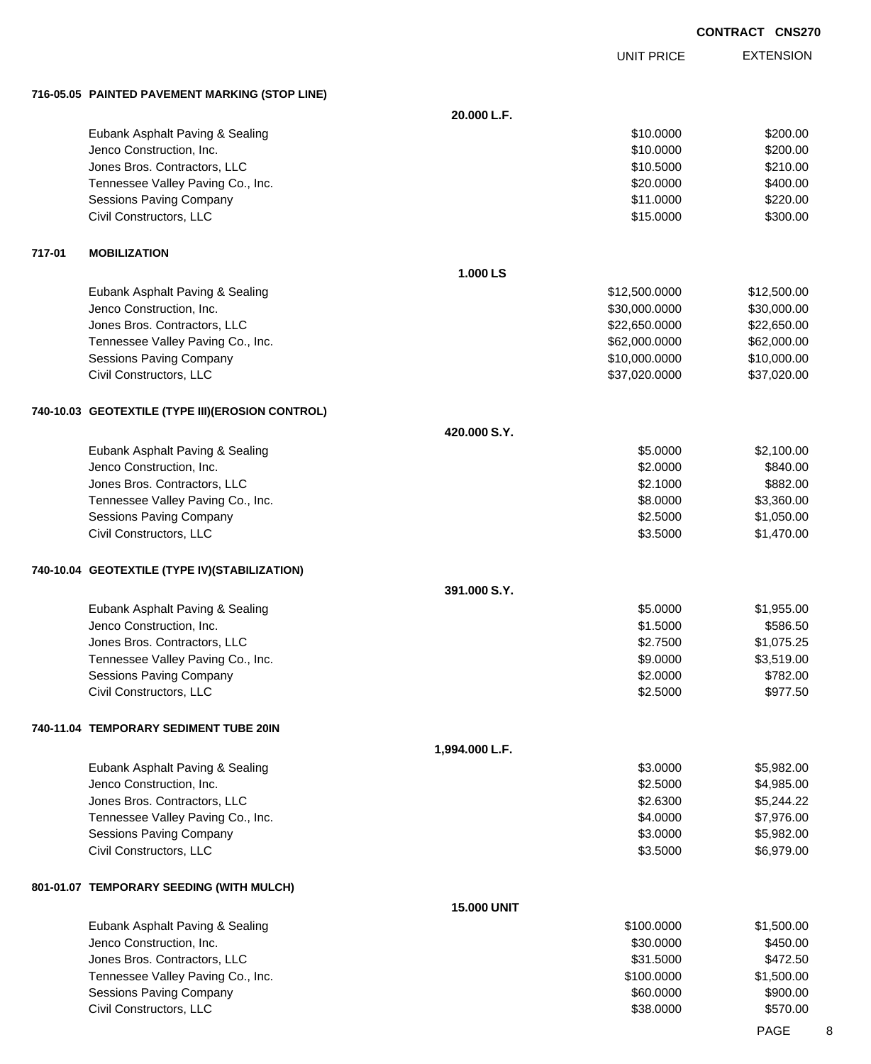**CONTRACT CNS270**

| | | UNIT PRICE | EXTENSION |
|---|---|---|---|
| **716-05.05 PAINTED PAVEMENT MARKING (STOP LINE)** | | | |
| | **20.000 L.F.** | | |
| Eubank Asphalt Paving & Sealing | | $10.0000 | $200.00 |
| Jenco Construction, Inc. | | $10.0000 | $200.00 |
| Jones Bros. Contractors, LLC | | $10.5000 | $210.00 |
| Tennessee Valley Paving Co., Inc. | | $20.0000 | $400.00 |
| Sessions Paving Company | | $11.0000 | $220.00 |
| Civil Constructors, LLC | | $15.0000 | $300.00 |
| **717-01 MOBILIZATION** | | | |
| | **1.000 LS** | | |
| Eubank Asphalt Paving & Sealing | | $12,500.0000 | $12,500.00 |
| Jenco Construction, Inc. | | $30,000.0000 | $30,000.00 |
| Jones Bros. Contractors, LLC | | $22,650.0000 | $22,650.00 |
| Tennessee Valley Paving Co., Inc. | | $62,000.0000 | $62,000.00 |
| Sessions Paving Company | | $10,000.0000 | $10,000.00 |
| Civil Constructors, LLC | | $37,020.0000 | $37,020.00 |
| **740-10.03 GEOTEXTILE (TYPE III)(EROSION CONTROL)** | | | |
| | **420.000 S.Y.** | | |
| Eubank Asphalt Paving & Sealing | | $5.0000 | $2,100.00 |
| Jenco Construction, Inc. | | $2.0000 | $840.00 |
| Jones Bros. Contractors, LLC | | $2.1000 | $882.00 |
| Tennessee Valley Paving Co., Inc. | | $8.0000 | $3,360.00 |
| Sessions Paving Company | | $2.5000 | $1,050.00 |
| Civil Constructors, LLC | | $3.5000 | $1,470.00 |
| **740-10.04 GEOTEXTILE (TYPE IV)(STABILIZATION)** | | | |
| | **391.000 S.Y.** | | |
| Eubank Asphalt Paving & Sealing | | $5.0000 | $1,955.00 |
| Jenco Construction, Inc. | | $1.5000 | $586.50 |
| Jones Bros. Contractors, LLC | | $2.7500 | $1,075.25 |
| Tennessee Valley Paving Co., Inc. | | $9.0000 | $3,519.00 |
| Sessions Paving Company | | $2.0000 | $782.00 |
| Civil Constructors, LLC | | $2.5000 | $977.50 |
| **740-11.04 TEMPORARY SEDIMENT TUBE 20IN** | | | |
| | **1,994.000 L.F.** | | |
| Eubank Asphalt Paving & Sealing | | $3.0000 | $5,982.00 |
| Jenco Construction, Inc. | | $2.5000 | $4,985.00 |
| Jones Bros. Contractors, LLC | | $2.6300 | $5,244.22 |
| Tennessee Valley Paving Co., Inc. | | $4.0000 | $7,976.00 |
| Sessions Paving Company | | $3.0000 | $5,982.00 |
| Civil Constructors, LLC | | $3.5000 | $6,979.00 |
| **801-01.07 TEMPORARY SEEDING (WITH MULCH)** | | | |
| | **15.000 UNIT** | | |
| Eubank Asphalt Paving & Sealing | | $100.0000 | $1,500.00 |
| Jenco Construction, Inc. | | $30.0000 | $450.00 |
| Jones Bros. Contractors, LLC | | $31.5000 | $472.50 |
| Tennessee Valley Paving Co., Inc. | | $100.0000 | $1,500.00 |
| Sessions Paving Company | | $60.0000 | $900.00 |
| Civil Constructors, LLC | | $38.0000 | $570.00 |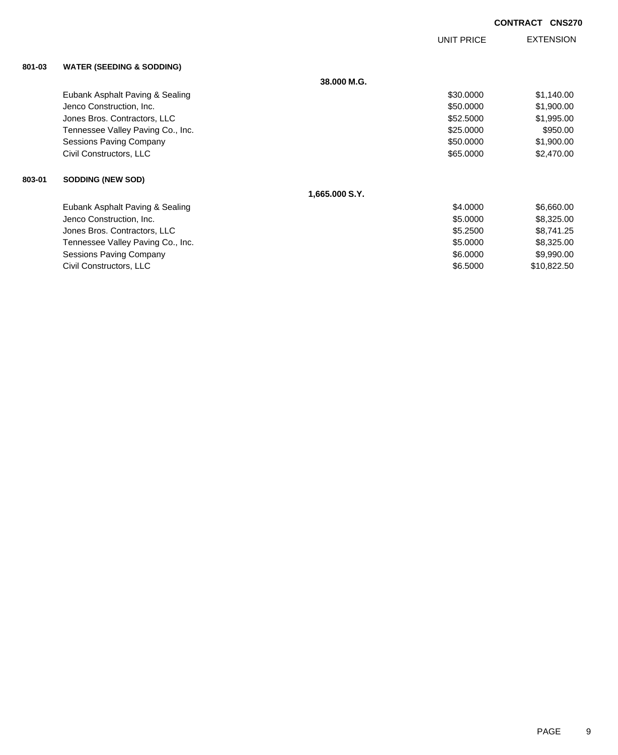**CONTRACT CNS270**

| | | UNIT PRICE | EXTENSION |
|---|---|---|---|
| **801-03** | **WATER (SEEDING & SODDING)** | | |
| | **38.000 M.G.** | | |
| | Eubank Asphalt Paving & Sealing | $30.0000 | $1,140.00 |
| | Jenco Construction, Inc. | $50.0000 | $1,900.00 |
| | Jones Bros. Contractors, LLC | $52.5000 | $1,995.00 |
| | Tennessee Valley Paving Co., Inc. | $25.0000 | $950.00 |
| | Sessions Paving Company | $50.0000 | $1,900.00 |
| | Civil Constructors, LLC | $65.0000 | $2,470.00 |
| **803-01** | **SODDING (NEW SOD)** | | |
| | **1,665.000 S.Y.** | | |
| | Eubank Asphalt Paving & Sealing | $4.0000 | $6,660.00 |
| | Jenco Construction, Inc. | $5.0000 | $8,325.00 |
| | Jones Bros. Contractors, LLC | $5.2500 | $8,741.25 |
| | Tennessee Valley Paving Co., Inc. | $5.0000 | $8,325.00 |
| | Sessions Paving Company | $6.0000 | $9,990.00 |
| | Civil Constructors, LLC | $6.5000 | $10,822.50 |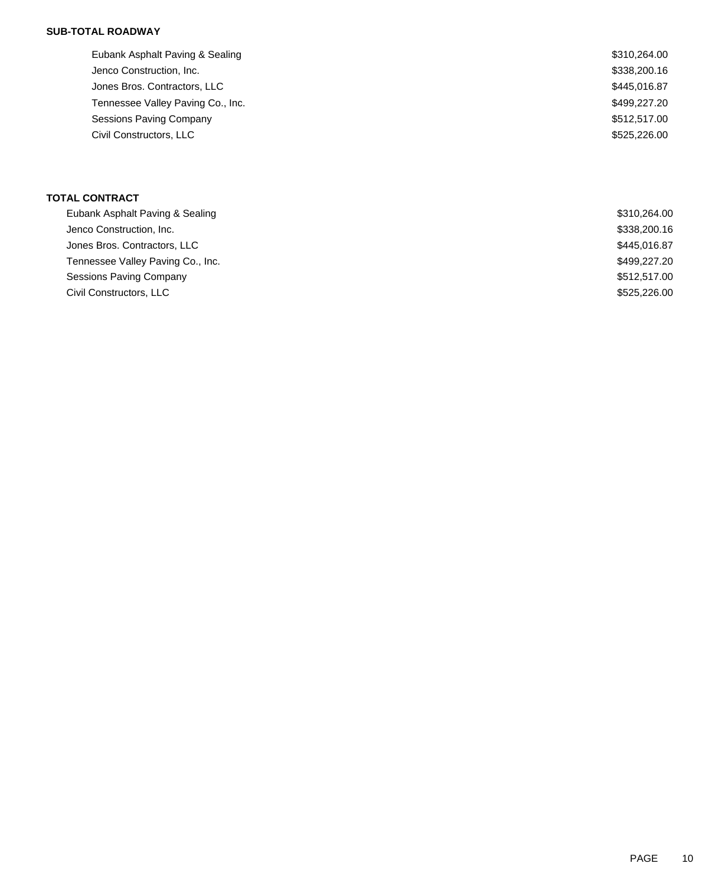**SUB-TOTAL ROADWAY**

| | |
|---|---|
| Eubank Asphalt Paving & Sealing | $310,264.00 |
| Jenco Construction, Inc. | $338,200.16 |
| Jones Bros. Contractors, LLC | $445,016.87 |
| Tennessee Valley Paving Co., Inc. | $499,227.20 |
| Sessions Paving Company | $512,517.00 |
| Civil Constructors, LLC | $525,226.00 |

**TOTAL CONTRACT**

| | |
|---|---|
| Eubank Asphalt Paving & Sealing | $310,264.00 |
| Jenco Construction, Inc. | $338,200.16 |
| Jones Bros. Contractors, LLC | $445,016.87 |
| Tennessee Valley Paving Co., Inc. | $499,227.20 |
| Sessions Paving Company | $512,517.00 |
| Civil Constructors, LLC | $525,226.00 |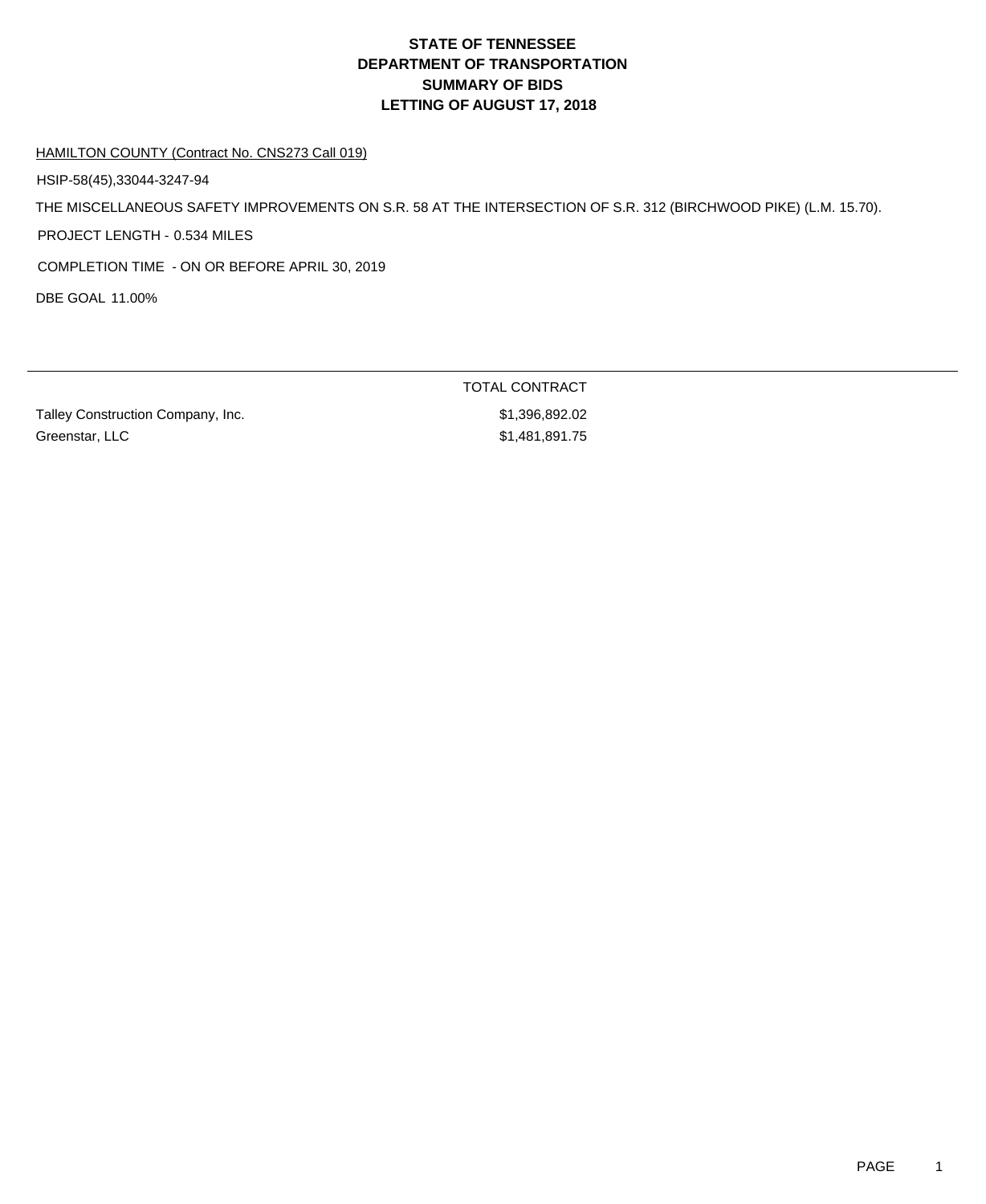# STATE OF TENNESSEE
# DEPARTMENT OF TRANSPORTATION
# SUMMARY OF BIDS
# LETTING OF AUGUST 17, 2018

HAMILTON COUNTY (Contract No. CNS273 Call 019)

HSIP-58(45),33044-3247-94

THE MISCELLANEOUS SAFETY IMPROVEMENTS ON S.R. 58 AT THE INTERSECTION OF S.R. 312 (BIRCHWOOD PIKE) (L.M. 15.70).

PROJECT LENGTH - 0.534 MILES

COMPLETION TIME - ON OR BEFORE APRIL 30, 2019

DBE GOAL 11.00%

| | TOTAL CONTRACT |
|---|---|
| Talley Construction Company, Inc. | $1,396,892.02 |
| Greenstar, LLC | $1,481,891.75 |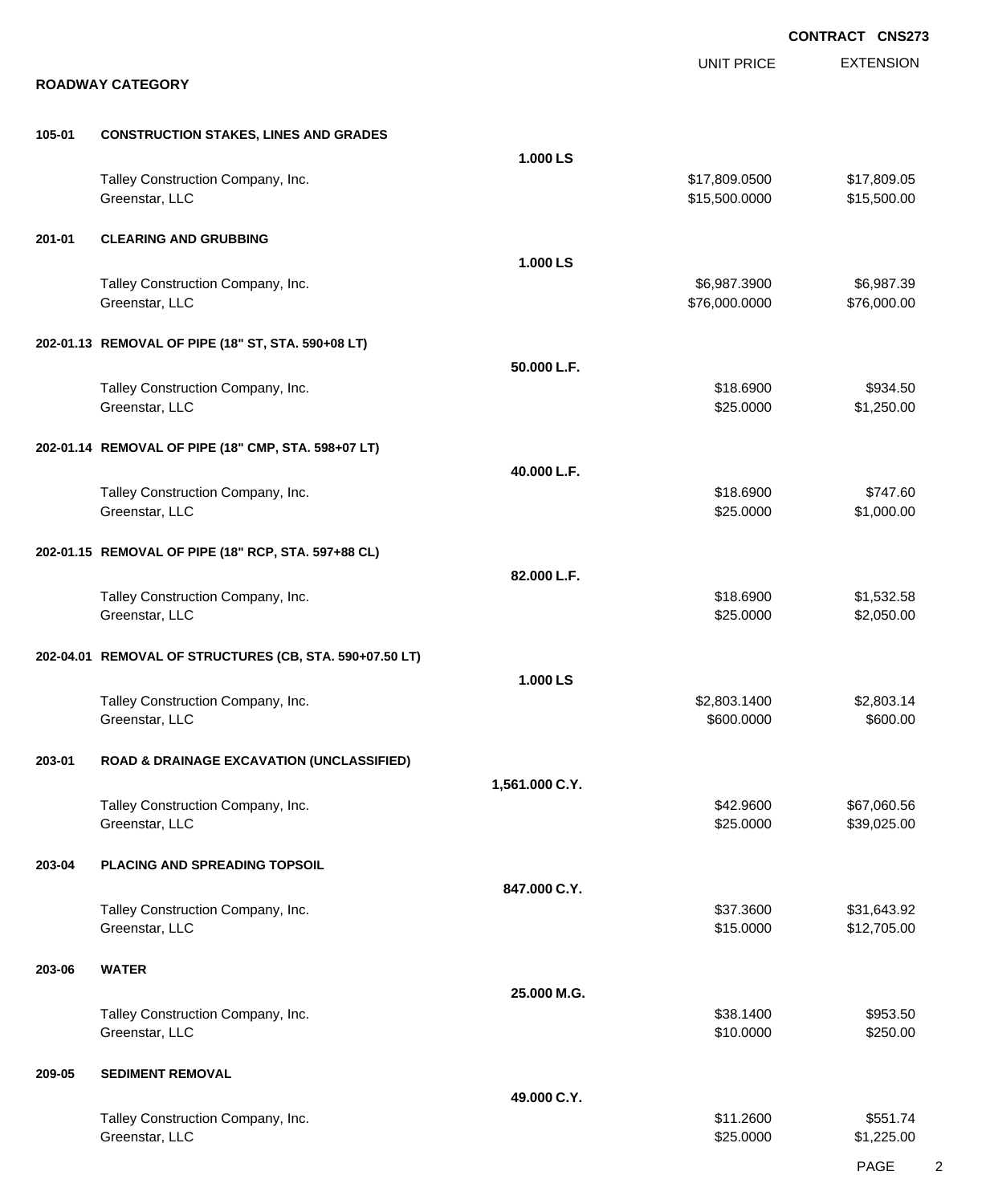**CONTRACT CNS273**

## ROADWAY CATEGORY

| | | | UNIT PRICE | EXTENSION |
|---|---|---|---|---|
| **105-01** | **CONSTRUCTION STAKES, LINES AND GRADES** | | | |
| | | **1.000 LS** | | |
| | Talley Construction Company, Inc. | | $17,809.0500 | $17,809.05 |
| | Greenstar, LLC | | $15,500.0000 | $15,500.00 |
| **201-01** | **CLEARING AND GRUBBING** | | | |
| | | **1.000 LS** | | |
| | Talley Construction Company, Inc. | | $6,987.3900 | $6,987.39 |
| | Greenstar, LLC | | $76,000.0000 | $76,000.00 |
| **202-01.13** | **REMOVAL OF PIPE (18" ST, STA. 590+08 LT)** | | | |
| | | **50.000 L.F.** | | |
| | Talley Construction Company, Inc. | | $18.6900 | $934.50 |
| | Greenstar, LLC | | $25.0000 | $1,250.00 |
| **202-01.14** | **REMOVAL OF PIPE (18" CMP, STA. 598+07 LT)** | | | |
| | | **40.000 L.F.** | | |
| | Talley Construction Company, Inc. | | $18.6900 | $747.60 |
| | Greenstar, LLC | | $25.0000 | $1,000.00 |
| **202-01.15** | **REMOVAL OF PIPE (18" RCP, STA. 597+88 CL)** | | | |
| | | **82.000 L.F.** | | |
| | Talley Construction Company, Inc. | | $18.6900 | $1,532.58 |
| | Greenstar, LLC | | $25.0000 | $2,050.00 |
| **202-04.01** | **REMOVAL OF STRUCTURES (CB, STA. 590+07.50 LT)** | | | |
| | | **1.000 LS** | | |
| | Talley Construction Company, Inc. | | $2,803.1400 | $2,803.14 |
| | Greenstar, LLC | | $600.0000 | $600.00 |
| **203-01** | **ROAD & DRAINAGE EXCAVATION (UNCLASSIFIED)** | | | |
| | | **1,561.000 C.Y.** | | |
| | Talley Construction Company, Inc. | | $42.9600 | $67,060.56 |
| | Greenstar, LLC | | $25.0000 | $39,025.00 |
| **203-04** | **PLACING AND SPREADING TOPSOIL** | | | |
| | | **847.000 C.Y.** | | |
| | Talley Construction Company, Inc. | | $37.3600 | $31,643.92 |
| | Greenstar, LLC | | $15.0000 | $12,705.00 |
| **203-06** | **WATER** | | | |
| | | **25.000 M.G.** | | |
| | Talley Construction Company, Inc. | | $38.1400 | $953.50 |
| | Greenstar, LLC | | $10.0000 | $250.00 |
| **209-05** | **SEDIMENT REMOVAL** | | | |
| | | **49.000 C.Y.** | | |
| | Talley Construction Company, Inc. | | $11.2600 | $551.74 |
| | Greenstar, LLC | | $25.0000 | $1,225.00 |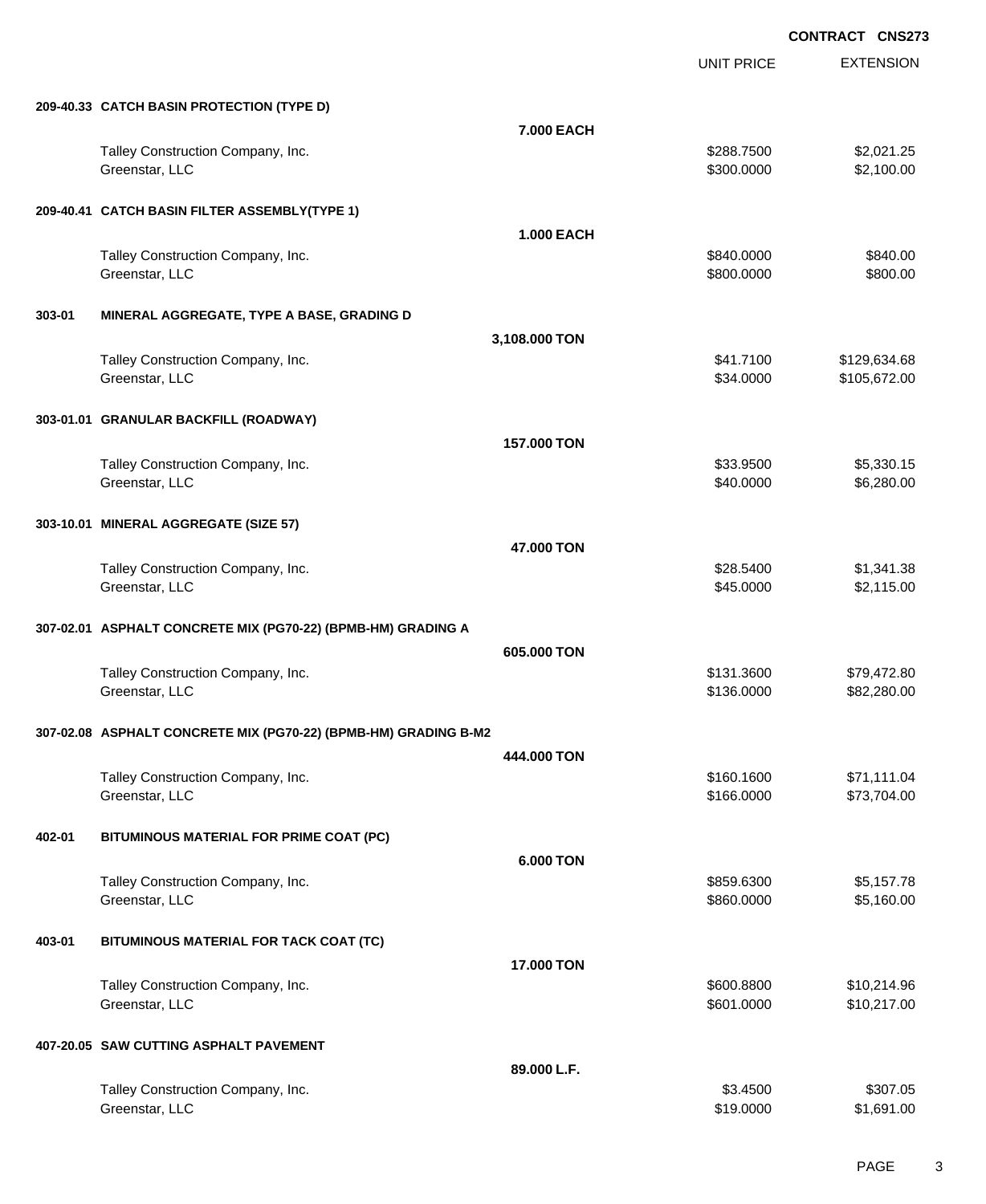**CONTRACT CNS273**

| | | UNIT PRICE | EXTENSION |
|---|---|---|---|
| **209-40.33 CATCH BASIN PROTECTION (TYPE D)** | | | |
| | **7.000 EACH** | | |
| Talley Construction Company, Inc. | | $288.7500 | $2,021.25 |
| Greenstar, LLC | | $300.0000 | $2,100.00 |
| **209-40.41 CATCH BASIN FILTER ASSEMBLY(TYPE 1)** | | | |
| | **1.000 EACH** | | |
| Talley Construction Company, Inc. | | $840.0000 | $840.00 |
| Greenstar, LLC | | $800.0000 | $800.00 |
| **303-01 MINERAL AGGREGATE, TYPE A BASE, GRADING D** | | | |
| | **3,108.000 TON** | | |
| Talley Construction Company, Inc. | | $41.7100 | $129,634.68 |
| Greenstar, LLC | | $34.0000 | $105,672.00 |
| **303-01.01 GRANULAR BACKFILL (ROADWAY)** | | | |
| | **157.000 TON** | | |
| Talley Construction Company, Inc. | | $33.9500 | $5,330.15 |
| Greenstar, LLC | | $40.0000 | $6,280.00 |
| **303-10.01 MINERAL AGGREGATE (SIZE 57)** | | | |
| | **47.000 TON** | | |
| Talley Construction Company, Inc. | | $28.5400 | $1,341.38 |
| Greenstar, LLC | | $45.0000 | $2,115.00 |
| **307-02.01 ASPHALT CONCRETE MIX (PG70-22) (BPMB-HM) GRADING A** | | | |
| | **605.000 TON** | | |
| Talley Construction Company, Inc. | | $131.3600 | $79,472.80 |
| Greenstar, LLC | | $136.0000 | $82,280.00 |
| **307-02.08 ASPHALT CONCRETE MIX (PG70-22) (BPMB-HM) GRADING B-M2** | | | |
| | **444.000 TON** | | |
| Talley Construction Company, Inc. | | $160.1600 | $71,111.04 |
| Greenstar, LLC | | $166.0000 | $73,704.00 |
| **402-01 BITUMINOUS MATERIAL FOR PRIME COAT (PC)** | | | |
| | **6.000 TON** | | |
| Talley Construction Company, Inc. | | $859.6300 | $5,157.78 |
| Greenstar, LLC | | $860.0000 | $5,160.00 |
| **403-01 BITUMINOUS MATERIAL FOR TACK COAT (TC)** | | | |
| | **17.000 TON** | | |
| Talley Construction Company, Inc. | | $600.8800 | $10,214.96 |
| Greenstar, LLC | | $601.0000 | $10,217.00 |
| **407-20.05 SAW CUTTING ASPHALT PAVEMENT** | | | |
| | **89.000 L.F.** | | |
| Talley Construction Company, Inc. | | $3.4500 | $307.05 |
| Greenstar, LLC | | $19.0000 | $1,691.00 |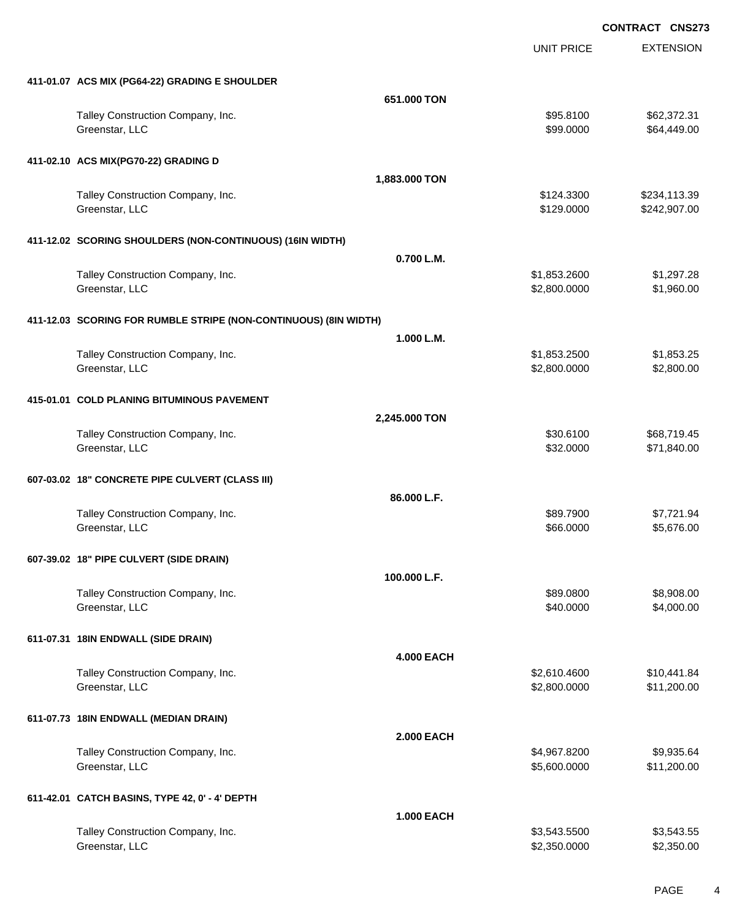**CONTRACT CNS273**

| | UNIT PRICE | EXTENSION |
|---|---|---|
| **411-01.07 ACS MIX (PG64-22) GRADING E SHOULDER** | | |
| **651.000 TON** | | |
| Talley Construction Company, Inc. | $95.8100 | $62,372.31 |
| Greenstar, LLC | $99.0000 | $64,449.00 |
| **411-02.10 ACS MIX(PG70-22) GRADING D** | | |
| **1,883.000 TON** | | |
| Talley Construction Company, Inc. | $124.3300 | $234,113.39 |
| Greenstar, LLC | $129.0000 | $242,907.00 |
| **411-12.02 SCORING SHOULDERS (NON-CONTINUOUS) (16IN WIDTH)** | | |
| **0.700 L.M.** | | |
| Talley Construction Company, Inc. | $1,853.2600 | $1,297.28 |
| Greenstar, LLC | $2,800.0000 | $1,960.00 |
| **411-12.03 SCORING FOR RUMBLE STRIPE (NON-CONTINUOUS) (8IN WIDTH)** | | |
| **1.000 L.M.** | | |
| Talley Construction Company, Inc. | $1,853.2500 | $1,853.25 |
| Greenstar, LLC | $2,800.0000 | $2,800.00 |
| **415-01.01 COLD PLANING BITUMINOUS PAVEMENT** | | |
| **2,245.000 TON** | | |
| Talley Construction Company, Inc. | $30.6100 | $68,719.45 |
| Greenstar, LLC | $32.0000 | $71,840.00 |
| **607-03.02 18" CONCRETE PIPE CULVERT (CLASS III)** | | |
| **86.000 L.F.** | | |
| Talley Construction Company, Inc. | $89.7900 | $7,721.94 |
| Greenstar, LLC | $66.0000 | $5,676.00 |
| **607-39.02 18" PIPE CULVERT (SIDE DRAIN)** | | |
| **100.000 L.F.** | | |
| Talley Construction Company, Inc. | $89.0800 | $8,908.00 |
| Greenstar, LLC | $40.0000 | $4,000.00 |
| **611-07.31 18IN ENDWALL (SIDE DRAIN)** | | |
| **4.000 EACH** | | |
| Talley Construction Company, Inc. | $2,610.4600 | $10,441.84 |
| Greenstar, LLC | $2,800.0000 | $11,200.00 |
| **611-07.73 18IN ENDWALL (MEDIAN DRAIN)** | | |
| **2.000 EACH** | | |
| Talley Construction Company, Inc. | $4,967.8200 | $9,935.64 |
| Greenstar, LLC | $5,600.0000 | $11,200.00 |
| **611-42.01 CATCH BASINS, TYPE 42, 0' - 4' DEPTH** | | |
| **1.000 EACH** | | |
| Talley Construction Company, Inc. | $3,543.5500 | $3,543.55 |
| Greenstar, LLC | $2,350.0000 | $2,350.00 |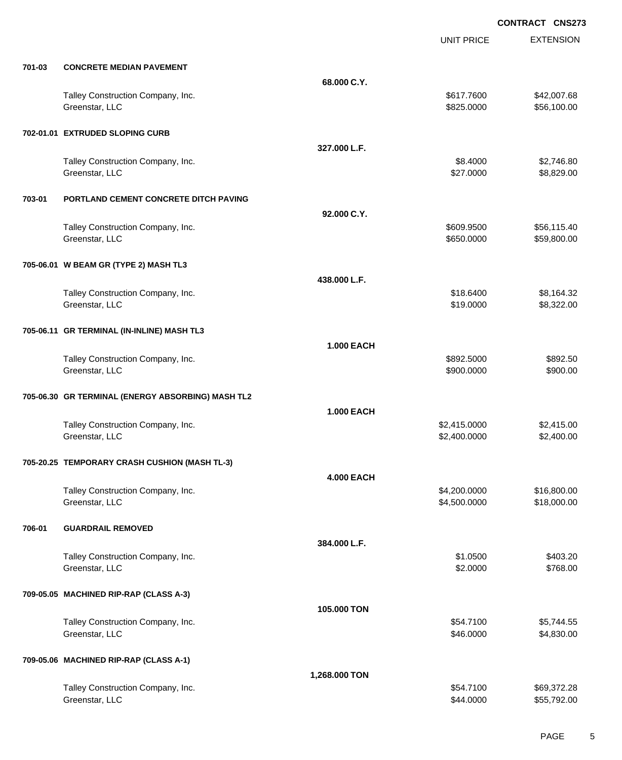**CONTRACT CNS273**

| | | | UNIT PRICE | EXTENSION |
|---|---|---|---|---|
| **701-03** | **CONCRETE MEDIAN PAVEMENT** | | | |
| | | **68.000 C.Y.** | | |
| | Talley Construction Company, Inc. | | $617.7600 | $42,007.68 |
| | Greenstar, LLC | | $825.0000 | $56,100.00 |
| **702-01.01** | **EXTRUDED SLOPING CURB** | | | |
| | | **327.000 L.F.** | | |
| | Talley Construction Company, Inc. | | $8.4000 | $2,746.80 |
| | Greenstar, LLC | | $27.0000 | $8,829.00 |
| **703-01** | **PORTLAND CEMENT CONCRETE DITCH PAVING** | | | |
| | | **92.000 C.Y.** | | |
| | Talley Construction Company, Inc. | | $609.9500 | $56,115.40 |
| | Greenstar, LLC | | $650.0000 | $59,800.00 |
| **705-06.01** | **W BEAM GR (TYPE 2) MASH TL3** | | | |
| | | **438.000 L.F.** | | |
| | Talley Construction Company, Inc. | | $18.6400 | $8,164.32 |
| | Greenstar, LLC | | $19.0000 | $8,322.00 |
| **705-06.11** | **GR TERMINAL (IN-INLINE) MASH TL3** | | | |
| | | **1.000 EACH** | | |
| | Talley Construction Company, Inc. | | $892.5000 | $892.50 |
| | Greenstar, LLC | | $900.0000 | $900.00 |
| **705-06.30** | **GR TERMINAL (ENERGY ABSORBING) MASH TL2** | | | |
| | | **1.000 EACH** | | |
| | Talley Construction Company, Inc. | | $2,415.0000 | $2,415.00 |
| | Greenstar, LLC | | $2,400.0000 | $2,400.00 |
| **705-20.25** | **TEMPORARY CRASH CUSHION (MASH TL-3)** | | | |
| | | **4.000 EACH** | | |
| | Talley Construction Company, Inc. | | $4,200.0000 | $16,800.00 |
| | Greenstar, LLC | | $4,500.0000 | $18,000.00 |
| **706-01** | **GUARDRAIL REMOVED** | | | |
| | | **384.000 L.F.** | | |
| | Talley Construction Company, Inc. | | $1.0500 | $403.20 |
| | Greenstar, LLC | | $2.0000 | $768.00 |
| **709-05.05** | **MACHINED RIP-RAP (CLASS A-3)** | | | |
| | | **105.000 TON** | | |
| | Talley Construction Company, Inc. | | $54.7100 | $5,744.55 |
| | Greenstar, LLC | | $46.0000 | $4,830.00 |
| **709-05.06** | **MACHINED RIP-RAP (CLASS A-1)** | | | |
| | | **1,268.000 TON** | | |
| | Talley Construction Company, Inc. | | $54.7100 | $69,372.28 |
| | Greenstar, LLC | | $44.0000 | $55,792.00 |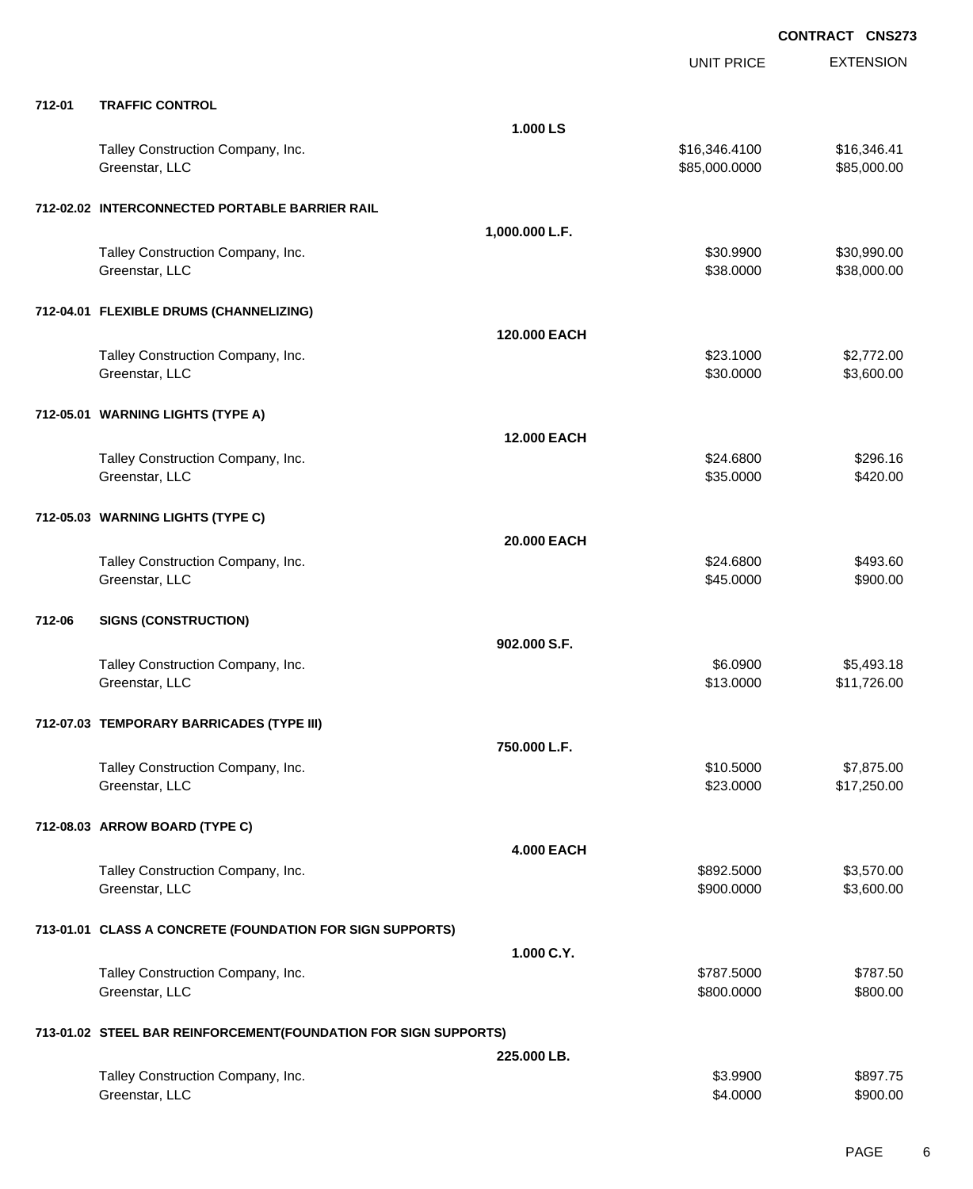**CONTRACT CNS273**

| | | | UNIT PRICE | EXTENSION |
|---|---|---|---|---|
| **712-01** | **TRAFFIC CONTROL** | | | |
| | | **1.000 LS** | | |
| | Talley Construction Company, Inc. | | $16,346.4100 | $16,346.41 |
| | Greenstar, LLC | | $85,000.0000 | $85,000.00 |
| **712-02.02** | **INTERCONNECTED PORTABLE BARRIER RAIL** | | | |
| | | **1,000.000 L.F.** | | |
| | Talley Construction Company, Inc. | | $30.9900 | $30,990.00 |
| | Greenstar, LLC | | $38.0000 | $38,000.00 |
| **712-04.01** | **FLEXIBLE DRUMS (CHANNELIZING)** | | | |
| | | **120.000 EACH** | | |
| | Talley Construction Company, Inc. | | $23.1000 | $2,772.00 |
| | Greenstar, LLC | | $30.0000 | $3,600.00 |
| **712-05.01** | **WARNING LIGHTS (TYPE A)** | | | |
| | | **12.000 EACH** | | |
| | Talley Construction Company, Inc. | | $24.6800 | $296.16 |
| | Greenstar, LLC | | $35.0000 | $420.00 |
| **712-05.03** | **WARNING LIGHTS (TYPE C)** | | | |
| | | **20.000 EACH** | | |
| | Talley Construction Company, Inc. | | $24.6800 | $493.60 |
| | Greenstar, LLC | | $45.0000 | $900.00 |
| **712-06** | **SIGNS (CONSTRUCTION)** | | | |
| | | **902.000 S.F.** | | |
| | Talley Construction Company, Inc. | | $6.0900 | $5,493.18 |
| | Greenstar, LLC | | $13.0000 | $11,726.00 |
| **712-07.03** | **TEMPORARY BARRICADES (TYPE III)** | | | |
| | | **750.000 L.F.** | | |
| | Talley Construction Company, Inc. | | $10.5000 | $7,875.00 |
| | Greenstar, LLC | | $23.0000 | $17,250.00 |
| **712-08.03** | **ARROW BOARD (TYPE C)** | | | |
| | | **4.000 EACH** | | |
| | Talley Construction Company, Inc. | | $892.5000 | $3,570.00 |
| | Greenstar, LLC | | $900.0000 | $3,600.00 |
| **713-01.01** | **CLASS A CONCRETE (FOUNDATION FOR SIGN SUPPORTS)** | | | |
| | | **1.000 C.Y.** | | |
| | Talley Construction Company, Inc. | | $787.5000 | $787.50 |
| | Greenstar, LLC | | $800.0000 | $800.00 |
| **713-01.02** | **STEEL BAR REINFORCEMENT(FOUNDATION FOR SIGN SUPPORTS)** | | | |
| | | **225.000 LB.** | | |
| | Talley Construction Company, Inc. | | $3.9900 | $897.75 |
| | Greenstar, LLC | | $4.0000 | $900.00 |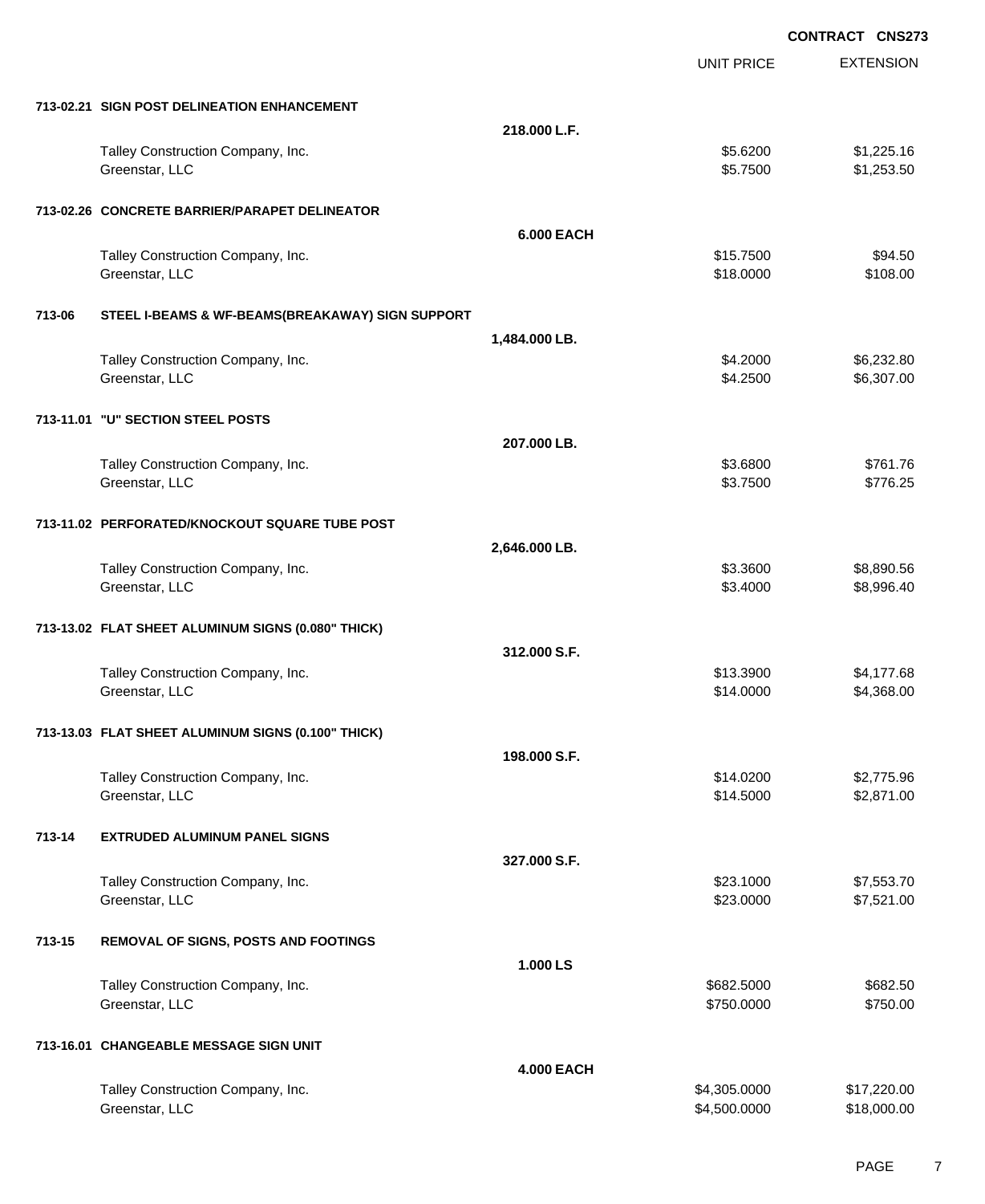**CONTRACT CNS273**

| | | | UNIT PRICE | EXTENSION |
|---|---|---|---|---|
| **713-02.21** | **SIGN POST DELINEATION ENHANCEMENT** | | | |
| | | **218.000 L.F.** | | |
| | Talley Construction Company, Inc. | | $5.6200 | $1,225.16 |
| | Greenstar, LLC | | $5.7500 | $1,253.50 |
| **713-02.26** | **CONCRETE BARRIER/PARAPET DELINEATOR** | | | |
| | | **6.000 EACH** | | |
| | Talley Construction Company, Inc. | | $15.7500 | $94.50 |
| | Greenstar, LLC | | $18.0000 | $108.00 |
| **713-06** | **STEEL I-BEAMS & WF-BEAMS(BREAKAWAY) SIGN SUPPORT** | | | |
| | | **1,484.000 LB.** | | |
| | Talley Construction Company, Inc. | | $4.2000 | $6,232.80 |
| | Greenstar, LLC | | $4.2500 | $6,307.00 |
| **713-11.01** | **"U" SECTION STEEL POSTS** | | | |
| | | **207.000 LB.** | | |
| | Talley Construction Company, Inc. | | $3.6800 | $761.76 |
| | Greenstar, LLC | | $3.7500 | $776.25 |
| **713-11.02** | **PERFORATED/KNOCKOUT SQUARE TUBE POST** | | | |
| | | **2,646.000 LB.** | | |
| | Talley Construction Company, Inc. | | $3.3600 | $8,890.56 |
| | Greenstar, LLC | | $3.4000 | $8,996.40 |
| **713-13.02** | **FLAT SHEET ALUMINUM SIGNS (0.080" THICK)** | | | |
| | | **312.000 S.F.** | | |
| | Talley Construction Company, Inc. | | $13.3900 | $4,177.68 |
| | Greenstar, LLC | | $14.0000 | $4,368.00 |
| **713-13.03** | **FLAT SHEET ALUMINUM SIGNS (0.100" THICK)** | | | |
| | | **198.000 S.F.** | | |
| | Talley Construction Company, Inc. | | $14.0200 | $2,775.96 |
| | Greenstar, LLC | | $14.5000 | $2,871.00 |
| **713-14** | **EXTRUDED ALUMINUM PANEL SIGNS** | | | |
| | | **327.000 S.F.** | | |
| | Talley Construction Company, Inc. | | $23.1000 | $7,553.70 |
| | Greenstar, LLC | | $23.0000 | $7,521.00 |
| **713-15** | **REMOVAL OF SIGNS, POSTS AND FOOTINGS** | | | |
| | | **1.000 LS** | | |
| | Talley Construction Company, Inc. | | $682.5000 | $682.50 |
| | Greenstar, LLC | | $750.0000 | $750.00 |
| **713-16.01** | **CHANGEABLE MESSAGE SIGN UNIT** | | | |
| | | **4.000 EACH** | | |
| | Talley Construction Company, Inc. | | $4,305.0000 | $17,220.00 |
| | Greenstar, LLC | | $4,500.0000 | $18,000.00 |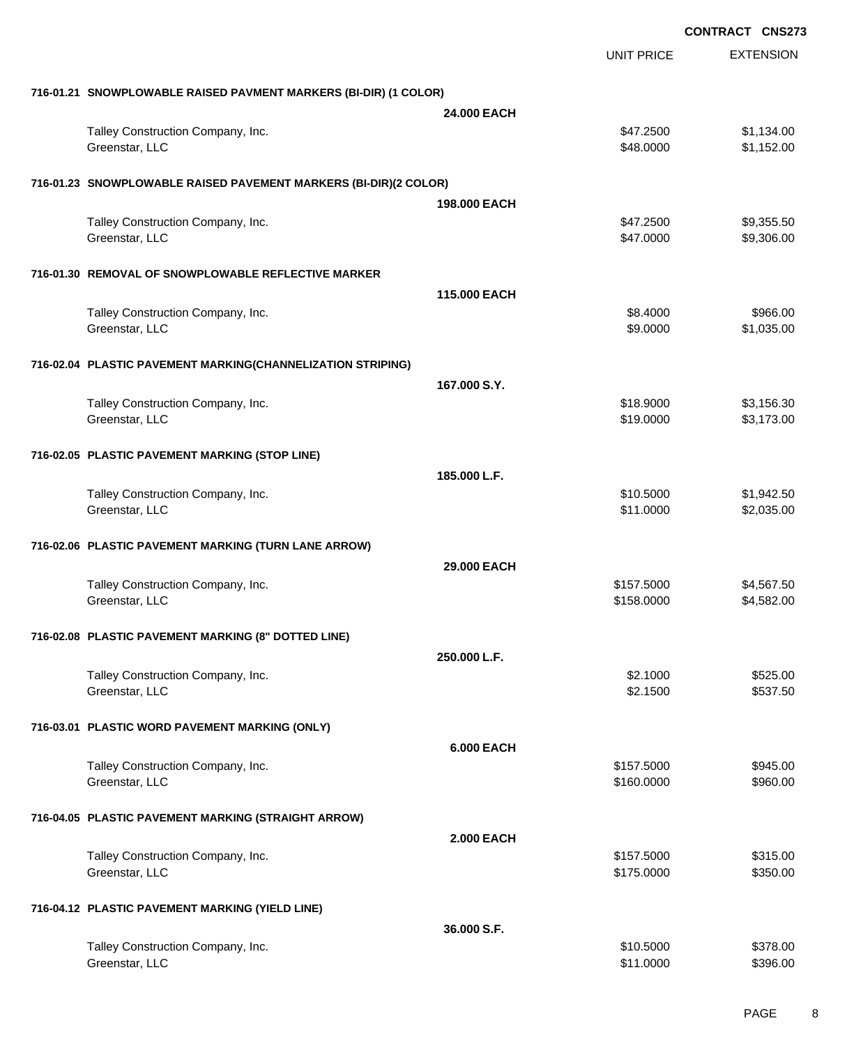**CONTRACT CNS273**

| | | UNIT PRICE | EXTENSION |
|---|---|---|---|
| **716-01.21 SNOWPLOWABLE RAISED PAVMENT MARKERS (BI-DIR) (1 COLOR)** | | | |
| | **24.000 EACH** | | |
| Talley Construction Company, Inc. | | $47.2500 | $1,134.00 |
| Greenstar, LLC | | $48.0000 | $1,152.00 |
| **716-01.23 SNOWPLOWABLE RAISED PAVEMENT MARKERS (BI-DIR)(2 COLOR)** | | | |
| | **198.000 EACH** | | |
| Talley Construction Company, Inc. | | $47.2500 | $9,355.50 |
| Greenstar, LLC | | $47.0000 | $9,306.00 |
| **716-01.30 REMOVAL OF SNOWPLOWABLE REFLECTIVE MARKER** | | | |
| | **115.000 EACH** | | |
| Talley Construction Company, Inc. | | $8.4000 | $966.00 |
| Greenstar, LLC | | $9.0000 | $1,035.00 |
| **716-02.04 PLASTIC PAVEMENT MARKING(CHANNELIZATION STRIPING)** | | | |
| | **167.000 S.Y.** | | |
| Talley Construction Company, Inc. | | $18.9000 | $3,156.30 |
| Greenstar, LLC | | $19.0000 | $3,173.00 |
| **716-02.05 PLASTIC PAVEMENT MARKING (STOP LINE)** | | | |
| | **185.000 L.F.** | | |
| Talley Construction Company, Inc. | | $10.5000 | $1,942.50 |
| Greenstar, LLC | | $11.0000 | $2,035.00 |
| **716-02.06 PLASTIC PAVEMENT MARKING (TURN LANE ARROW)** | | | |
| | **29.000 EACH** | | |
| Talley Construction Company, Inc. | | $157.5000 | $4,567.50 |
| Greenstar, LLC | | $158.0000 | $4,582.00 |
| **716-02.08 PLASTIC PAVEMENT MARKING (8" DOTTED LINE)** | | | |
| | **250.000 L.F.** | | |
| Talley Construction Company, Inc. | | $2.1000 | $525.00 |
| Greenstar, LLC | | $2.1500 | $537.50 |
| **716-03.01 PLASTIC WORD PAVEMENT MARKING (ONLY)** | | | |
| | **6.000 EACH** | | |
| Talley Construction Company, Inc. | | $157.5000 | $945.00 |
| Greenstar, LLC | | $160.0000 | $960.00 |
| **716-04.05 PLASTIC PAVEMENT MARKING (STRAIGHT ARROW)** | | | |
| | **2.000 EACH** | | |
| Talley Construction Company, Inc. | | $157.5000 | $315.00 |
| Greenstar, LLC | | $175.0000 | $350.00 |
| **716-04.12 PLASTIC PAVEMENT MARKING (YIELD LINE)** | | | |
| | **36.000 S.F.** | | |
| Talley Construction Company, Inc. | | $10.5000 | $378.00 |
| Greenstar, LLC | | $11.0000 | $396.00 |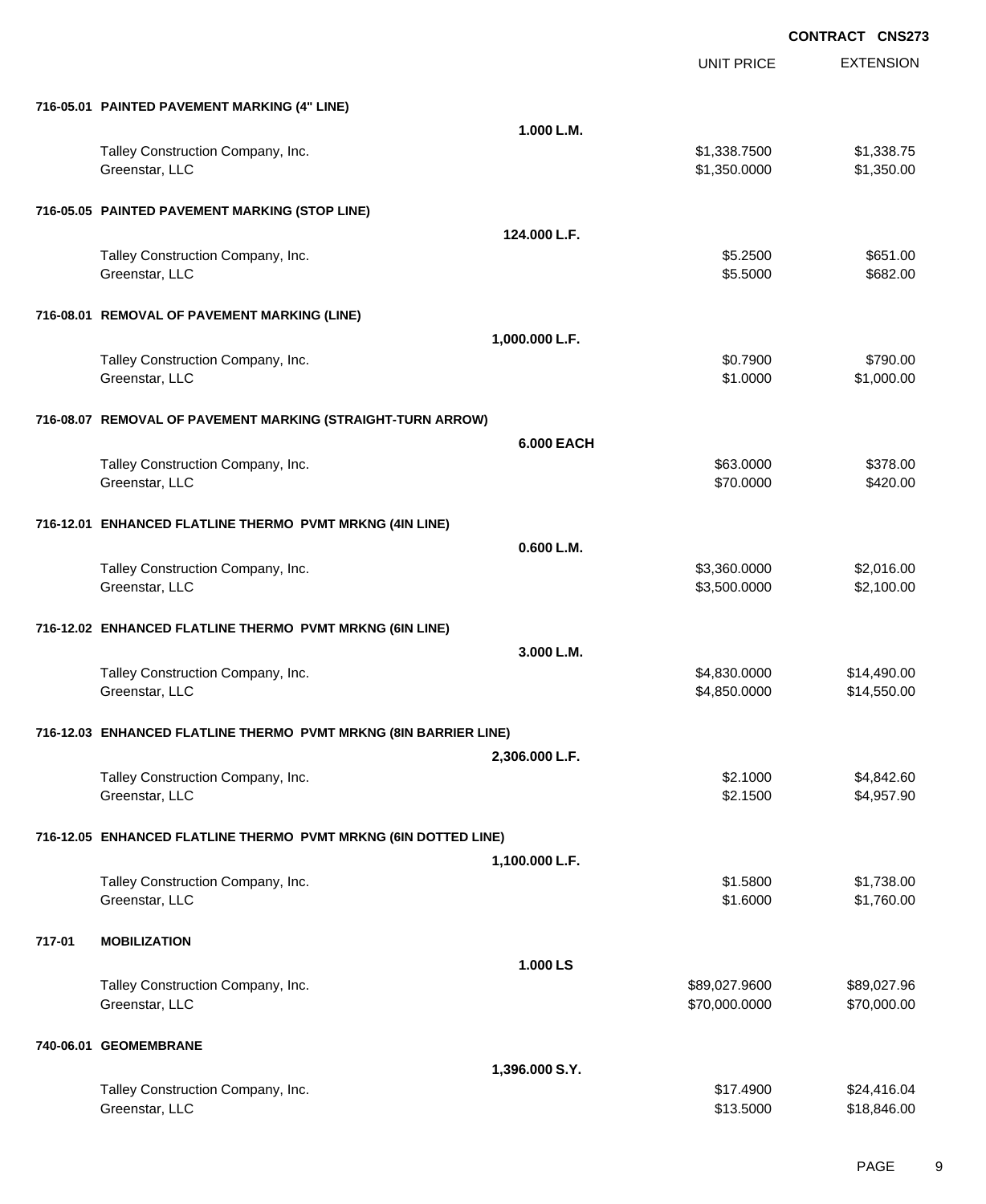**CONTRACT CNS273**

| | | UNIT PRICE | EXTENSION |
|---|---|---|---|
| **716-05.01 PAINTED PAVEMENT MARKING (4" LINE)** | | | |
| | **1.000 L.M.** | | |
| Talley Construction Company, Inc. | | $1,338.7500 | $1,338.75 |
| Greenstar, LLC | | $1,350.0000 | $1,350.00 |
| **716-05.05 PAINTED PAVEMENT MARKING (STOP LINE)** | | | |
| | **124.000 L.F.** | | |
| Talley Construction Company, Inc. | | $5.2500 | $651.00 |
| Greenstar, LLC | | $5.5000 | $682.00 |
| **716-08.01 REMOVAL OF PAVEMENT MARKING (LINE)** | | | |
| | **1,000.000 L.F.** | | |
| Talley Construction Company, Inc. | | $0.7900 | $790.00 |
| Greenstar, LLC | | $1.0000 | $1,000.00 |
| **716-08.07 REMOVAL OF PAVEMENT MARKING (STRAIGHT-TURN ARROW)** | | | |
| | **6.000 EACH** | | |
| Talley Construction Company, Inc. | | $63.0000 | $378.00 |
| Greenstar, LLC | | $70.0000 | $420.00 |
| **716-12.01 ENHANCED FLATLINE THERMO PVMT MRKNG (4IN LINE)** | | | |
| | **0.600 L.M.** | | |
| Talley Construction Company, Inc. | | $3,360.0000 | $2,016.00 |
| Greenstar, LLC | | $3,500.0000 | $2,100.00 |
| **716-12.02 ENHANCED FLATLINE THERMO PVMT MRKNG (6IN LINE)** | | | |
| | **3.000 L.M.** | | |
| Talley Construction Company, Inc. | | $4,830.0000 | $14,490.00 |
| Greenstar, LLC | | $4,850.0000 | $14,550.00 |
| **716-12.03 ENHANCED FLATLINE THERMO PVMT MRKNG (8IN BARRIER LINE)** | | | |
| | **2,306.000 L.F.** | | |
| Talley Construction Company, Inc. | | $2.1000 | $4,842.60 |
| Greenstar, LLC | | $2.1500 | $4,957.90 |
| **716-12.05 ENHANCED FLATLINE THERMO PVMT MRKNG (6IN DOTTED LINE)** | | | |
| | **1,100.000 L.F.** | | |
| Talley Construction Company, Inc. | | $1.5800 | $1,738.00 |
| Greenstar, LLC | | $1.6000 | $1,760.00 |
| **717-01 MOBILIZATION** | | | |
| | **1.000 LS** | | |
| Talley Construction Company, Inc. | | $89,027.9600 | $89,027.96 |
| Greenstar, LLC | | $70,000.0000 | $70,000.00 |
| **740-06.01 GEOMEMBRANE** | | | |
| | **1,396.000 S.Y.** | | |
| Talley Construction Company, Inc. | | $17.4900 | $24,416.04 |
| Greenstar, LLC | | $13.5000 | $18,846.00 |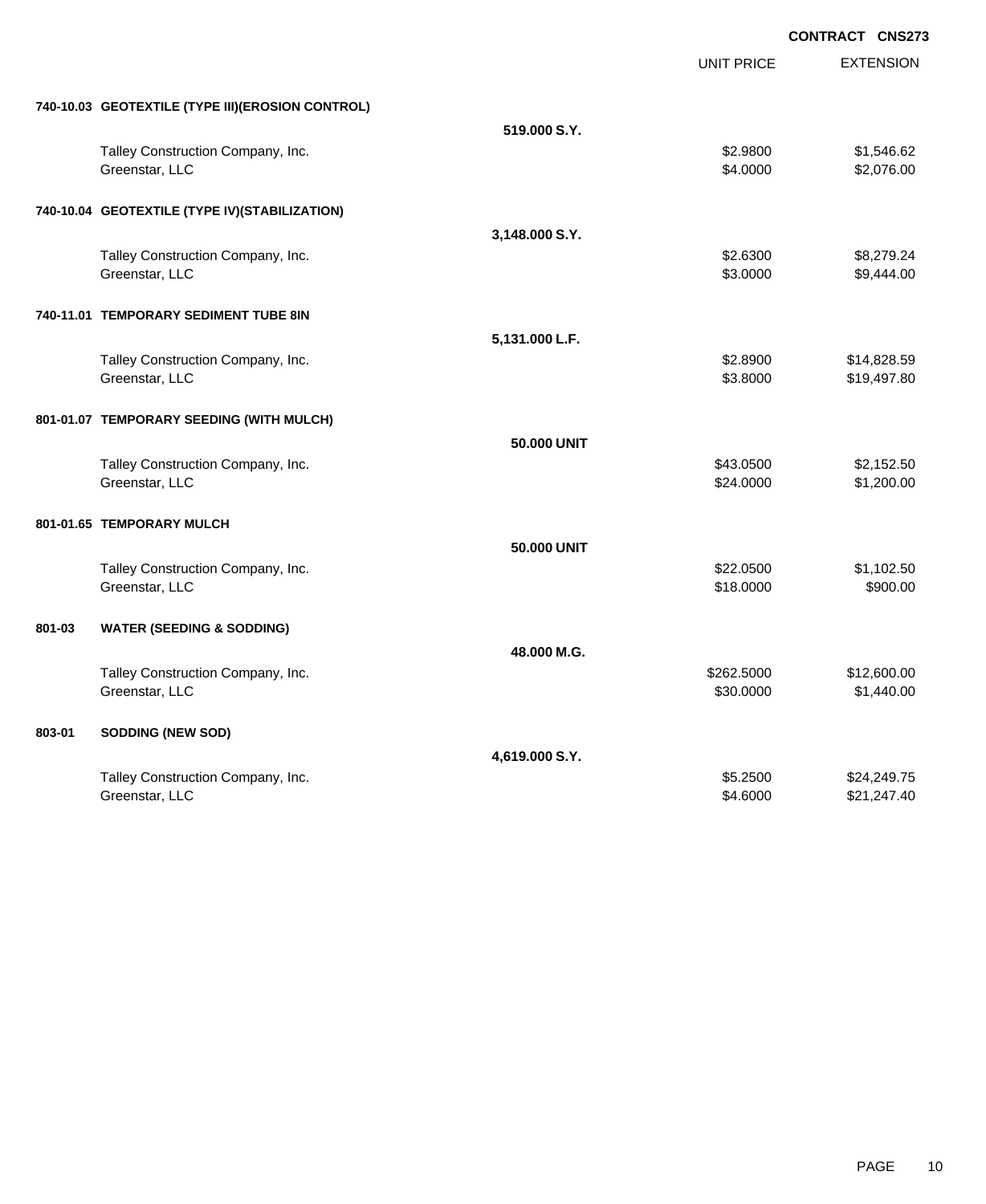**CONTRACT CNS273**

| | | UNIT PRICE | EXTENSION |
|---|---|---|---|
| **740-10.03 GEOTEXTILE (TYPE III)(EROSION CONTROL)** | | | |
| | **519.000 S.Y.** | | |
| Talley Construction Company, Inc. | | $2.9800 | $1,546.62 |
| Greenstar, LLC | | $4.0000 | $2,076.00 |
| **740-10.04 GEOTEXTILE (TYPE IV)(STABILIZATION)** | | | |
| | **3,148.000 S.Y.** | | |
| Talley Construction Company, Inc. | | $2.6300 | $8,279.24 |
| Greenstar, LLC | | $3.0000 | $9,444.00 |
| **740-11.01 TEMPORARY SEDIMENT TUBE 8IN** | | | |
| | **5,131.000 L.F.** | | |
| Talley Construction Company, Inc. | | $2.8900 | $14,828.59 |
| Greenstar, LLC | | $3.8000 | $19,497.80 |
| **801-01.07 TEMPORARY SEEDING (WITH MULCH)** | | | |
| | **50.000 UNIT** | | |
| Talley Construction Company, Inc. | | $43.0500 | $2,152.50 |
| Greenstar, LLC | | $24.0000 | $1,200.00 |
| **801-01.65 TEMPORARY MULCH** | | | |
| | **50.000 UNIT** | | |
| Talley Construction Company, Inc. | | $22.0500 | $1,102.50 |
| Greenstar, LLC | | $18.0000 | $900.00 |
| **801-03 WATER (SEEDING & SODDING)** | | | |
| | **48.000 M.G.** | | |
| Talley Construction Company, Inc. | | $262.5000 | $12,600.00 |
| Greenstar, LLC | | $30.0000 | $1,440.00 |
| **803-01 SODDING (NEW SOD)** | | | |
| | **4,619.000 S.Y.** | | |
| Talley Construction Company, Inc. | | $5.2500 | $24,249.75 |
| Greenstar, LLC | | $4.6000 | $21,247.40 |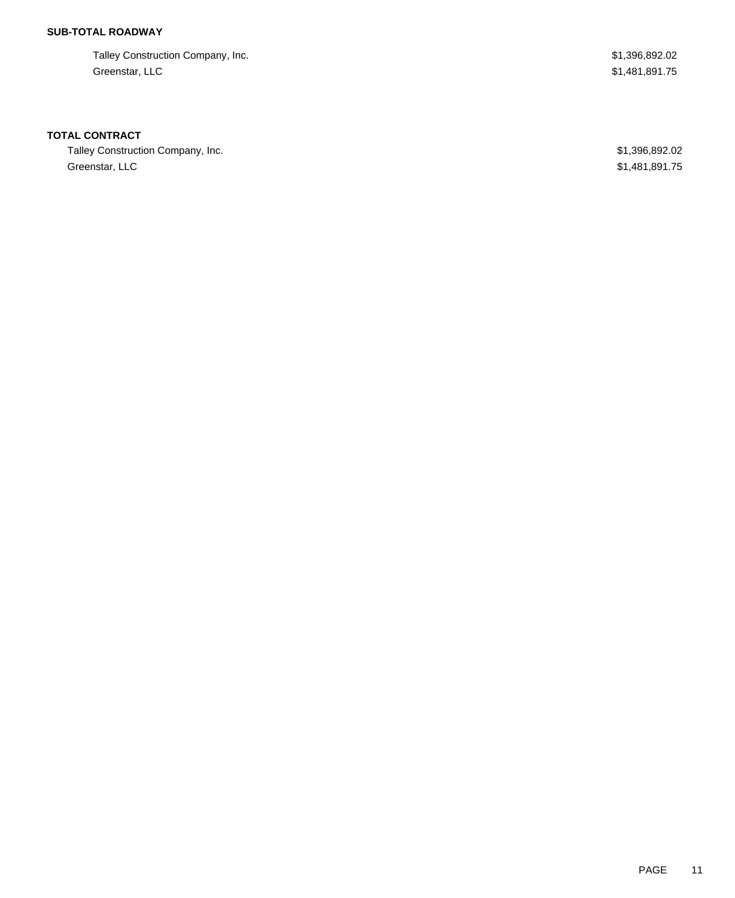**SUB-TOTAL ROADWAY**

| | |
|---|---|
| Talley Construction Company, Inc. | $1,396,892.02 |
| Greenstar, LLC | $1,481,891.75 |

**TOTAL CONTRACT**

| | |
|---|---|
| Talley Construction Company, Inc. | $1,396,892.02 |
| Greenstar, LLC | $1,481,891.75 |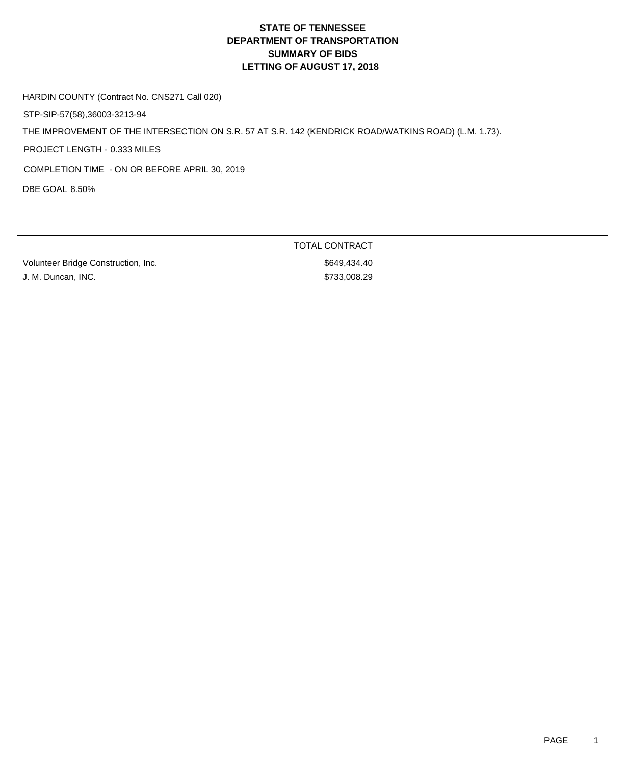# STATE OF TENNESSEE
# DEPARTMENT OF TRANSPORTATION
# SUMMARY OF BIDS
# LETTING OF AUGUST 17, 2018

HARDIN COUNTY (Contract No. CNS271 Call 020)

STP-SIP-57(58),36003-3213-94

THE IMPROVEMENT OF THE INTERSECTION ON S.R. 57 AT S.R. 142 (KENDRICK ROAD/WATKINS ROAD) (L.M. 1.73).

PROJECT LENGTH - 0.333 MILES

COMPLETION TIME - ON OR BEFORE APRIL 30, 2019

DBE GOAL 8.50%

| | TOTAL CONTRACT |
|---|---|
| Volunteer Bridge Construction, Inc. | $649,434.40 |
| J. M. Duncan, INC. | $733,008.29 |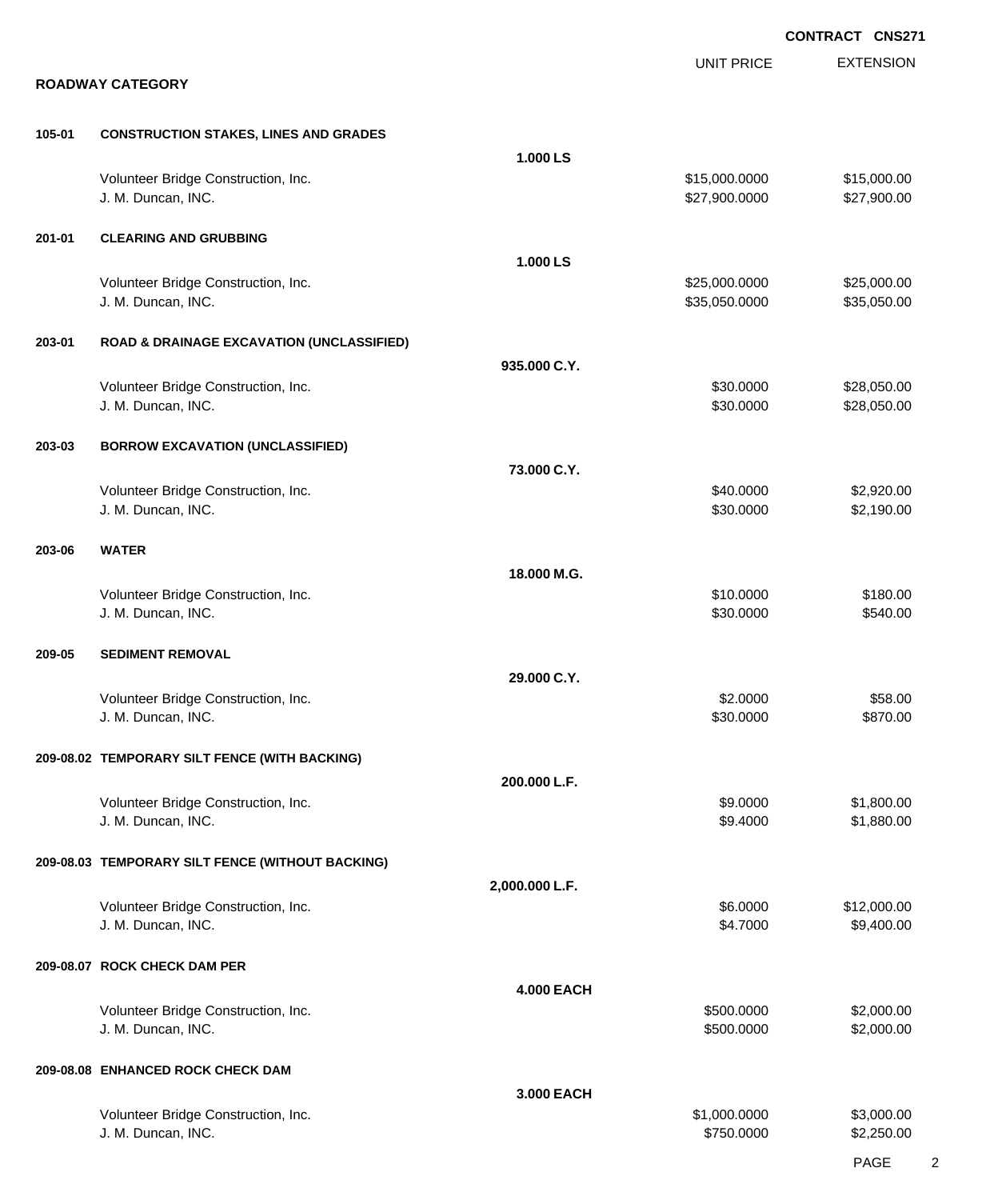**CONTRACT CNS271**

## ROADWAY CATEGORY

| | | | UNIT PRICE | EXTENSION |
|---|---|---|---|---|
| **105-01** | **CONSTRUCTION STAKES, LINES AND GRADES** | | | |
| | | **1.000 LS** | | |
| | Volunteer Bridge Construction, Inc. | | $15,000.0000 | $15,000.00 |
| | J. M. Duncan, INC. | | $27,900.0000 | $27,900.00 |
| **201-01** | **CLEARING AND GRUBBING** | | | |
| | | **1.000 LS** | | |
| | Volunteer Bridge Construction, Inc. | | $25,000.0000 | $25,000.00 |
| | J. M. Duncan, INC. | | $35,050.0000 | $35,050.00 |
| **203-01** | **ROAD & DRAINAGE EXCAVATION (UNCLASSIFIED)** | | | |
| | | **935.000 C.Y.** | | |
| | Volunteer Bridge Construction, Inc. | | $30.0000 | $28,050.00 |
| | J. M. Duncan, INC. | | $30.0000 | $28,050.00 |
| **203-03** | **BORROW EXCAVATION (UNCLASSIFIED)** | | | |
| | | **73.000 C.Y.** | | |
| | Volunteer Bridge Construction, Inc. | | $40.0000 | $2,920.00 |
| | J. M. Duncan, INC. | | $30.0000 | $2,190.00 |
| **203-06** | **WATER** | | | |
| | | **18.000 M.G.** | | |
| | Volunteer Bridge Construction, Inc. | | $10.0000 | $180.00 |
| | J. M. Duncan, INC. | | $30.0000 | $540.00 |
| **209-05** | **SEDIMENT REMOVAL** | | | |
| | | **29.000 C.Y.** | | |
| | Volunteer Bridge Construction, Inc. | | $2.0000 | $58.00 |
| | J. M. Duncan, INC. | | $30.0000 | $870.00 |
| **209-08.02** | **TEMPORARY SILT FENCE (WITH BACKING)** | | | |
| | | **200.000 L.F.** | | |
| | Volunteer Bridge Construction, Inc. | | $9.0000 | $1,800.00 |
| | J. M. Duncan, INC. | | $9.4000 | $1,880.00 |
| **209-08.03** | **TEMPORARY SILT FENCE (WITHOUT BACKING)** | | | |
| | | **2,000.000 L.F.** | | |
| | Volunteer Bridge Construction, Inc. | | $6.0000 | $12,000.00 |
| | J. M. Duncan, INC. | | $4.7000 | $9,400.00 |
| **209-08.07** | **ROCK CHECK DAM PER** | | | |
| | | **4.000 EACH** | | |
| | Volunteer Bridge Construction, Inc. | | $500.0000 | $2,000.00 |
| | J. M. Duncan, INC. | | $500.0000 | $2,000.00 |
| **209-08.08** | **ENHANCED ROCK CHECK DAM** | | | |
| | | **3.000 EACH** | | |
| | Volunteer Bridge Construction, Inc. | | $1,000.0000 | $3,000.00 |
| | J. M. Duncan, INC. | | $750.0000 | $2,250.00 |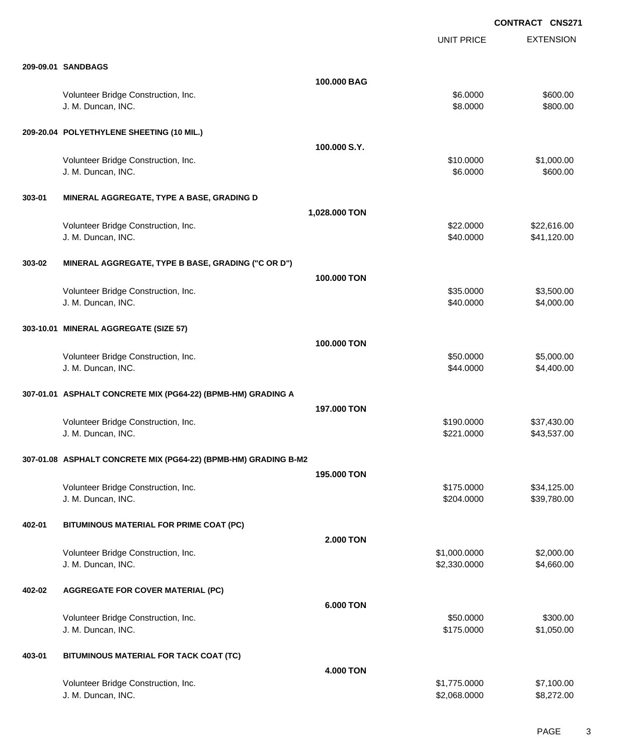**CONTRACT CNS271**

| | | | UNIT PRICE | EXTENSION |
|---|---|---|---|---|
| **209-09.01** | **SANDBAGS** | | | |
| | | **100.000 BAG** | | |
| | Volunteer Bridge Construction, Inc. | | $6.0000 | $600.00 |
| | J. M. Duncan, INC. | | $8.0000 | $800.00 |
| **209-20.04** | **POLYETHYLENE SHEETING (10 MIL.)** | | | |
| | | **100.000 S.Y.** | | |
| | Volunteer Bridge Construction, Inc. | | $10.0000 | $1,000.00 |
| | J. M. Duncan, INC. | | $6.0000 | $600.00 |
| **303-01** | **MINERAL AGGREGATE, TYPE A BASE, GRADING D** | | | |
| | | **1,028.000 TON** | | |
| | Volunteer Bridge Construction, Inc. | | $22.0000 | $22,616.00 |
| | J. M. Duncan, INC. | | $40.0000 | $41,120.00 |
| **303-02** | **MINERAL AGGREGATE, TYPE B BASE, GRADING ("C OR D")** | | | |
| | | **100.000 TON** | | |
| | Volunteer Bridge Construction, Inc. | | $35.0000 | $3,500.00 |
| | J. M. Duncan, INC. | | $40.0000 | $4,000.00 |
| **303-10.01** | **MINERAL AGGREGATE (SIZE 57)** | | | |
| | | **100.000 TON** | | |
| | Volunteer Bridge Construction, Inc. | | $50.0000 | $5,000.00 |
| | J. M. Duncan, INC. | | $44.0000 | $4,400.00 |
| **307-01.01** | **ASPHALT CONCRETE MIX (PG64-22) (BPMB-HM) GRADING A** | | | |
| | | **197.000 TON** | | |
| | Volunteer Bridge Construction, Inc. | | $190.0000 | $37,430.00 |
| | J. M. Duncan, INC. | | $221.0000 | $43,537.00 |
| **307-01.08** | **ASPHALT CONCRETE MIX (PG64-22) (BPMB-HM) GRADING B-M2** | | | |
| | | **195.000 TON** | | |
| | Volunteer Bridge Construction, Inc. | | $175.0000 | $34,125.00 |
| | J. M. Duncan, INC. | | $204.0000 | $39,780.00 |
| **402-01** | **BITUMINOUS MATERIAL FOR PRIME COAT (PC)** | | | |
| | | **2.000 TON** | | |
| | Volunteer Bridge Construction, Inc. | | $1,000.0000 | $2,000.00 |
| | J. M. Duncan, INC. | | $2,330.0000 | $4,660.00 |
| **402-02** | **AGGREGATE FOR COVER MATERIAL (PC)** | | | |
| | | **6.000 TON** | | |
| | Volunteer Bridge Construction, Inc. | | $50.0000 | $300.00 |
| | J. M. Duncan, INC. | | $175.0000 | $1,050.00 |
| **403-01** | **BITUMINOUS MATERIAL FOR TACK COAT (TC)** | | | |
| | | **4.000 TON** | | |
| | Volunteer Bridge Construction, Inc. | | $1,775.0000 | $7,100.00 |
| | J. M. Duncan, INC. | | $2,068.0000 | $8,272.00 |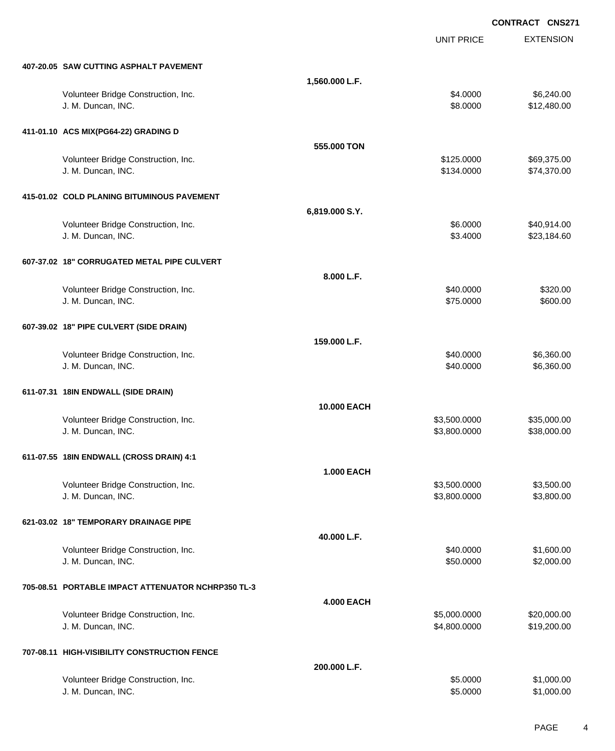**CONTRACT CNS271**

| | | UNIT PRICE | EXTENSION |
|---|---|---|---|
| **407-20.05 SAW CUTTING ASPHALT PAVEMENT** | | | |
| | **1,560.000 L.F.** | | |
| Volunteer Bridge Construction, Inc. | | $4.0000 | $6,240.00 |
| J. M. Duncan, INC. | | $8.0000 | $12,480.00 |
| **411-01.10 ACS MIX(PG64-22) GRADING D** | | | |
| | **555.000 TON** | | |
| Volunteer Bridge Construction, Inc. | | $125.0000 | $69,375.00 |
| J. M. Duncan, INC. | | $134.0000 | $74,370.00 |
| **415-01.02 COLD PLANING BITUMINOUS PAVEMENT** | | | |
| | **6,819.000 S.Y.** | | |
| Volunteer Bridge Construction, Inc. | | $6.0000 | $40,914.00 |
| J. M. Duncan, INC. | | $3.4000 | $23,184.60 |
| **607-37.02 18" CORRUGATED METAL PIPE CULVERT** | | | |
| | **8.000 L.F.** | | |
| Volunteer Bridge Construction, Inc. | | $40.0000 | $320.00 |
| J. M. Duncan, INC. | | $75.0000 | $600.00 |
| **607-39.02 18" PIPE CULVERT (SIDE DRAIN)** | | | |
| | **159.000 L.F.** | | |
| Volunteer Bridge Construction, Inc. | | $40.0000 | $6,360.00 |
| J. M. Duncan, INC. | | $40.0000 | $6,360.00 |
| **611-07.31 18IN ENDWALL (SIDE DRAIN)** | | | |
| | **10.000 EACH** | | |
| Volunteer Bridge Construction, Inc. | | $3,500.0000 | $35,000.00 |
| J. M. Duncan, INC. | | $3,800.0000 | $38,000.00 |
| **611-07.55 18IN ENDWALL (CROSS DRAIN) 4:1** | | | |
| | **1.000 EACH** | | |
| Volunteer Bridge Construction, Inc. | | $3,500.0000 | $3,500.00 |
| J. M. Duncan, INC. | | $3,800.0000 | $3,800.00 |
| **621-03.02 18" TEMPORARY DRAINAGE PIPE** | | | |
| | **40.000 L.F.** | | |
| Volunteer Bridge Construction, Inc. | | $40.0000 | $1,600.00 |
| J. M. Duncan, INC. | | $50.0000 | $2,000.00 |
| **705-08.51 PORTABLE IMPACT ATTENUATOR NCHRP350 TL-3** | | | |
| | **4.000 EACH** | | |
| Volunteer Bridge Construction, Inc. | | $5,000.0000 | $20,000.00 |
| J. M. Duncan, INC. | | $4,800.0000 | $19,200.00 |
| **707-08.11 HIGH-VISIBILITY CONSTRUCTION FENCE** | | | |
| | **200.000 L.F.** | | |
| Volunteer Bridge Construction, Inc. | | $5.0000 | $1,000.00 |
| J. M. Duncan, INC. | | $5.0000 | $1,000.00 |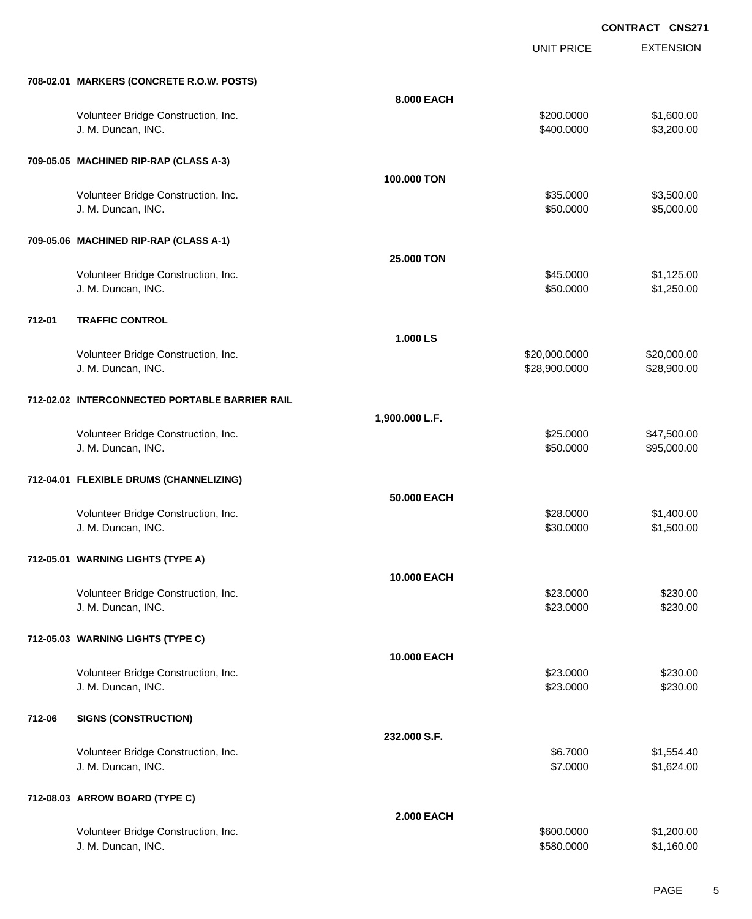**CONTRACT CNS271**

| | | | UNIT PRICE | EXTENSION |
|---|---|---|---|---|
| **708-02.01** | **MARKERS (CONCRETE R.O.W. POSTS)** | | | |
| | | **8.000 EACH** | | |
| | Volunteer Bridge Construction, Inc. | | $200.0000 | $1,600.00 |
| | J. M. Duncan, INC. | | $400.0000 | $3,200.00 |
| **709-05.05** | **MACHINED RIP-RAP (CLASS A-3)** | | | |
| | | **100.000 TON** | | |
| | Volunteer Bridge Construction, Inc. | | $35.0000 | $3,500.00 |
| | J. M. Duncan, INC. | | $50.0000 | $5,000.00 |
| **709-05.06** | **MACHINED RIP-RAP (CLASS A-1)** | | | |
| | | **25.000 TON** | | |
| | Volunteer Bridge Construction, Inc. | | $45.0000 | $1,125.00 |
| | J. M. Duncan, INC. | | $50.0000 | $1,250.00 |
| **712-01** | **TRAFFIC CONTROL** | | | |
| | | **1.000 LS** | | |
| | Volunteer Bridge Construction, Inc. | | $20,000.0000 | $20,000.00 |
| | J. M. Duncan, INC. | | $28,900.0000 | $28,900.00 |
| **712-02.02** | **INTERCONNECTED PORTABLE BARRIER RAIL** | | | |
| | | **1,900.000 L.F.** | | |
| | Volunteer Bridge Construction, Inc. | | $25.0000 | $47,500.00 |
| | J. M. Duncan, INC. | | $50.0000 | $95,000.00 |
| **712-04.01** | **FLEXIBLE DRUMS (CHANNELIZING)** | | | |
| | | **50.000 EACH** | | |
| | Volunteer Bridge Construction, Inc. | | $28.0000 | $1,400.00 |
| | J. M. Duncan, INC. | | $30.0000 | $1,500.00 |
| **712-05.01** | **WARNING LIGHTS (TYPE A)** | | | |
| | | **10.000 EACH** | | |
| | Volunteer Bridge Construction, Inc. | | $23.0000 | $230.00 |
| | J. M. Duncan, INC. | | $23.0000 | $230.00 |
| **712-05.03** | **WARNING LIGHTS (TYPE C)** | | | |
| | | **10.000 EACH** | | |
| | Volunteer Bridge Construction, Inc. | | $23.0000 | $230.00 |
| | J. M. Duncan, INC. | | $23.0000 | $230.00 |
| **712-06** | **SIGNS (CONSTRUCTION)** | | | |
| | | **232.000 S.F.** | | |
| | Volunteer Bridge Construction, Inc. | | $6.7000 | $1,554.40 |
| | J. M. Duncan, INC. | | $7.0000 | $1,624.00 |
| **712-08.03** | **ARROW BOARD (TYPE C)** | | | |
| | | **2.000 EACH** | | |
| | Volunteer Bridge Construction, Inc. | | $600.0000 | $1,200.00 |
| | J. M. Duncan, INC. | | $580.0000 | $1,160.00 |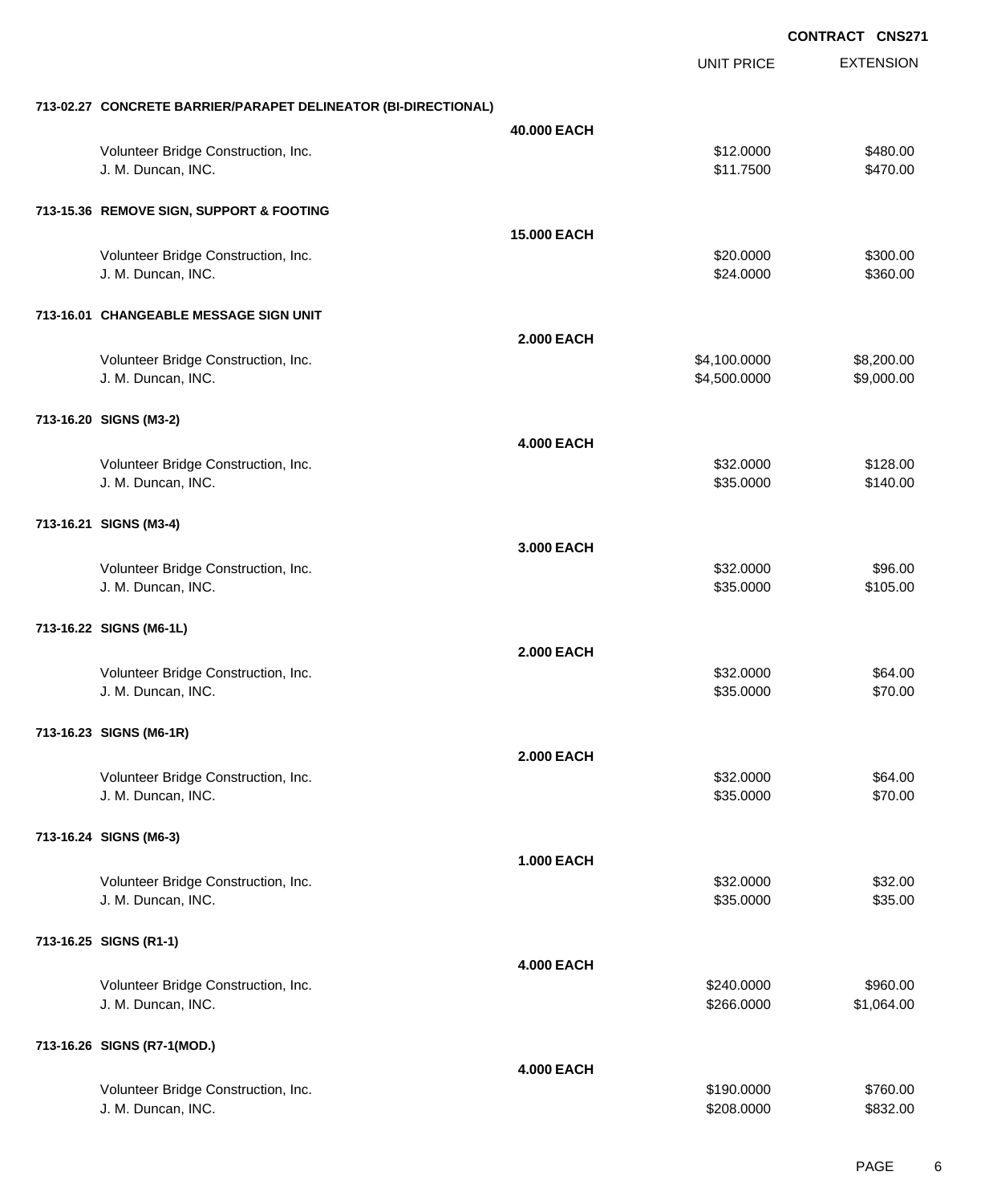**CONTRACT CNS271**

| | | UNIT PRICE | EXTENSION |
|---|---|---|---|
| **713-02.27 CONCRETE BARRIER/PARAPET DELINEATOR (BI-DIRECTIONAL)** | | | |
| | **40.000 EACH** | | |
| Volunteer Bridge Construction, Inc. | | $12.0000 | $480.00 |
| J. M. Duncan, INC. | | $11.7500 | $470.00 |
| **713-15.36 REMOVE SIGN, SUPPORT & FOOTING** | | | |
| | **15.000 EACH** | | |
| Volunteer Bridge Construction, Inc. | | $20.0000 | $300.00 |
| J. M. Duncan, INC. | | $24.0000 | $360.00 |
| **713-16.01 CHANGEABLE MESSAGE SIGN UNIT** | | | |
| | **2.000 EACH** | | |
| Volunteer Bridge Construction, Inc. | | $4,100.0000 | $8,200.00 |
| J. M. Duncan, INC. | | $4,500.0000 | $9,000.00 |
| **713-16.20 SIGNS (M3-2)** | | | |
| | **4.000 EACH** | | |
| Volunteer Bridge Construction, Inc. | | $32.0000 | $128.00 |
| J. M. Duncan, INC. | | $35.0000 | $140.00 |
| **713-16.21 SIGNS (M3-4)** | | | |
| | **3.000 EACH** | | |
| Volunteer Bridge Construction, Inc. | | $32.0000 | $96.00 |
| J. M. Duncan, INC. | | $35.0000 | $105.00 |
| **713-16.22 SIGNS (M6-1L)** | | | |
| | **2.000 EACH** | | |
| Volunteer Bridge Construction, Inc. | | $32.0000 | $64.00 |
| J. M. Duncan, INC. | | $35.0000 | $70.00 |
| **713-16.23 SIGNS (M6-1R)** | | | |
| | **2.000 EACH** | | |
| Volunteer Bridge Construction, Inc. | | $32.0000 | $64.00 |
| J. M. Duncan, INC. | | $35.0000 | $70.00 |
| **713-16.24 SIGNS (M6-3)** | | | |
| | **1.000 EACH** | | |
| Volunteer Bridge Construction, Inc. | | $32.0000 | $32.00 |
| J. M. Duncan, INC. | | $35.0000 | $35.00 |
| **713-16.25 SIGNS (R1-1)** | | | |
| | **4.000 EACH** | | |
| Volunteer Bridge Construction, Inc. | | $240.0000 | $960.00 |
| J. M. Duncan, INC. | | $266.0000 | $1,064.00 |
| **713-16.26 SIGNS (R7-1(MOD.)** | | | |
| | **4.000 EACH** | | |
| Volunteer Bridge Construction, Inc. | | $190.0000 | $760.00 |
| J. M. Duncan, INC. | | $208.0000 | $832.00 |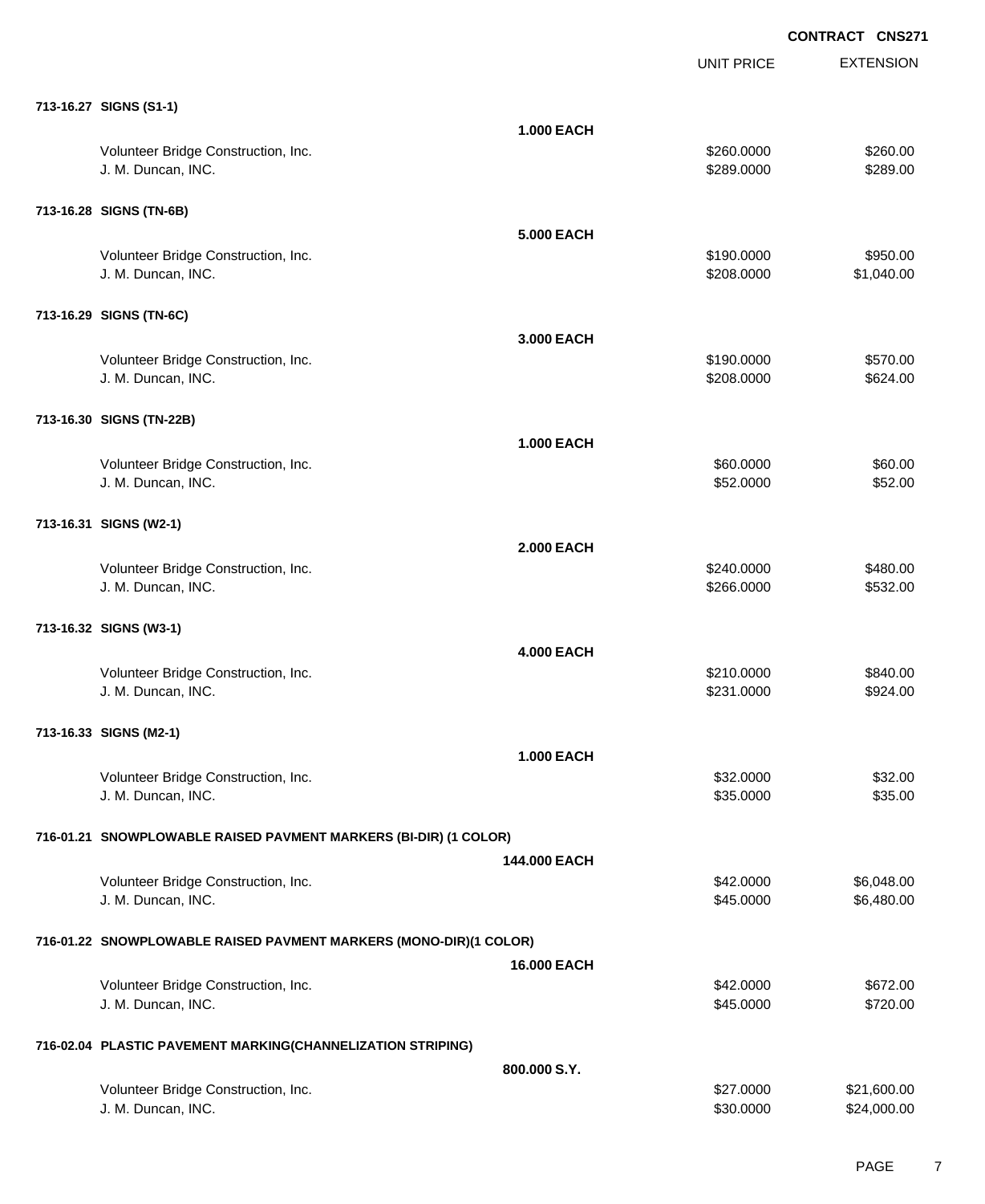**CONTRACT CNS271**

| | | UNIT PRICE | EXTENSION |
|---|---|---|---|
| **713-16.27 SIGNS (S1-1)** | | | |
| | **1.000 EACH** | | |
| Volunteer Bridge Construction, Inc. | | $260.0000 | $260.00 |
| J. M. Duncan, INC. | | $289.0000 | $289.00 |
| **713-16.28 SIGNS (TN-6B)** | | | |
| | **5.000 EACH** | | |
| Volunteer Bridge Construction, Inc. | | $190.0000 | $950.00 |
| J. M. Duncan, INC. | | $208.0000 | $1,040.00 |
| **713-16.29 SIGNS (TN-6C)** | | | |
| | **3.000 EACH** | | |
| Volunteer Bridge Construction, Inc. | | $190.0000 | $570.00 |
| J. M. Duncan, INC. | | $208.0000 | $624.00 |
| **713-16.30 SIGNS (TN-22B)** | | | |
| | **1.000 EACH** | | |
| Volunteer Bridge Construction, Inc. | | $60.0000 | $60.00 |
| J. M. Duncan, INC. | | $52.0000 | $52.00 |
| **713-16.31 SIGNS (W2-1)** | | | |
| | **2.000 EACH** | | |
| Volunteer Bridge Construction, Inc. | | $240.0000 | $480.00 |
| J. M. Duncan, INC. | | $266.0000 | $532.00 |
| **713-16.32 SIGNS (W3-1)** | | | |
| | **4.000 EACH** | | |
| Volunteer Bridge Construction, Inc. | | $210.0000 | $840.00 |
| J. M. Duncan, INC. | | $231.0000 | $924.00 |
| **713-16.33 SIGNS (M2-1)** | | | |
| | **1.000 EACH** | | |
| Volunteer Bridge Construction, Inc. | | $32.0000 | $32.00 |
| J. M. Duncan, INC. | | $35.0000 | $35.00 |
| **716-01.21 SNOWPLOWABLE RAISED PAVMENT MARKERS (BI-DIR) (1 COLOR)** | | | |
| | **144.000 EACH** | | |
| Volunteer Bridge Construction, Inc. | | $42.0000 | $6,048.00 |
| J. M. Duncan, INC. | | $45.0000 | $6,480.00 |
| **716-01.22 SNOWPLOWABLE RAISED PAVMENT MARKERS (MONO-DIR)(1 COLOR)** | | | |
| | **16.000 EACH** | | |
| Volunteer Bridge Construction, Inc. | | $42.0000 | $672.00 |
| J. M. Duncan, INC. | | $45.0000 | $720.00 |
| **716-02.04 PLASTIC PAVEMENT MARKING(CHANNELIZATION STRIPING)** | | | |
| | **800.000 S.Y.** | | |
| Volunteer Bridge Construction, Inc. | | $27.0000 | $21,600.00 |
| J. M. Duncan, INC. | | $30.0000 | $24,000.00 |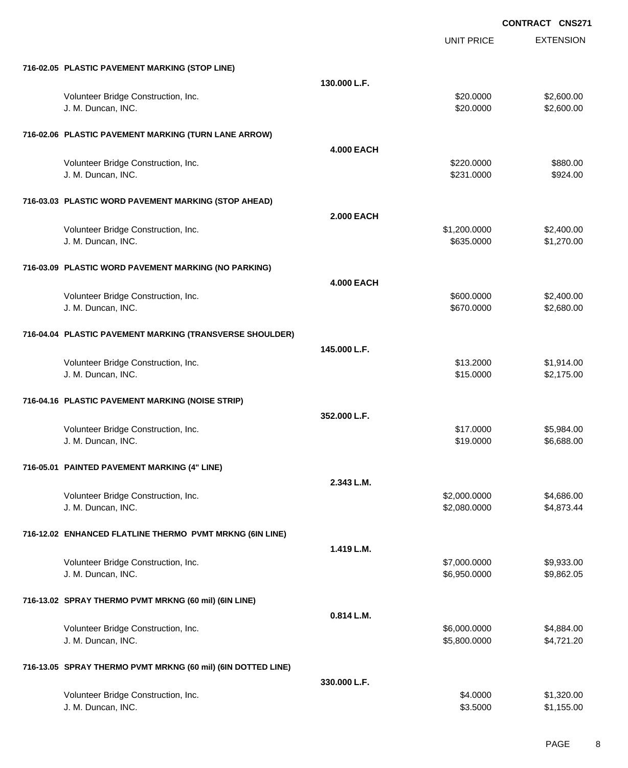**CONTRACT CNS271**

| | | UNIT PRICE | EXTENSION |
|---|---|---|---|
| **716-02.05 PLASTIC PAVEMENT MARKING (STOP LINE)** | | | |
| | **130.000 L.F.** | | |
| Volunteer Bridge Construction, Inc. | | $20.0000 | $2,600.00 |
| J. M. Duncan, INC. | | $20.0000 | $2,600.00 |
| **716-02.06 PLASTIC PAVEMENT MARKING (TURN LANE ARROW)** | | | |
| | **4.000 EACH** | | |
| Volunteer Bridge Construction, Inc. | | $220.0000 | $880.00 |
| J. M. Duncan, INC. | | $231.0000 | $924.00 |
| **716-03.03 PLASTIC WORD PAVEMENT MARKING (STOP AHEAD)** | | | |
| | **2.000 EACH** | | |
| Volunteer Bridge Construction, Inc. | | $1,200.0000 | $2,400.00 |
| J. M. Duncan, INC. | | $635.0000 | $1,270.00 |
| **716-03.09 PLASTIC WORD PAVEMENT MARKING (NO PARKING)** | | | |
| | **4.000 EACH** | | |
| Volunteer Bridge Construction, Inc. | | $600.0000 | $2,400.00 |
| J. M. Duncan, INC. | | $670.0000 | $2,680.00 |
| **716-04.04 PLASTIC PAVEMENT MARKING (TRANSVERSE SHOULDER)** | | | |
| | **145.000 L.F.** | | |
| Volunteer Bridge Construction, Inc. | | $13.2000 | $1,914.00 |
| J. M. Duncan, INC. | | $15.0000 | $2,175.00 |
| **716-04.16 PLASTIC PAVEMENT MARKING (NOISE STRIP)** | | | |
| | **352.000 L.F.** | | |
| Volunteer Bridge Construction, Inc. | | $17.0000 | $5,984.00 |
| J. M. Duncan, INC. | | $19.0000 | $6,688.00 |
| **716-05.01 PAINTED PAVEMENT MARKING (4" LINE)** | | | |
| | **2.343 L.M.** | | |
| Volunteer Bridge Construction, Inc. | | $2,000.0000 | $4,686.00 |
| J. M. Duncan, INC. | | $2,080.0000 | $4,873.44 |
| **716-12.02 ENHANCED FLATLINE THERMO PVMT MRKNG (6IN LINE)** | | | |
| | **1.419 L.M.** | | |
| Volunteer Bridge Construction, Inc. | | $7,000.0000 | $9,933.00 |
| J. M. Duncan, INC. | | $6,950.0000 | $9,862.05 |
| **716-13.02 SPRAY THERMO PVMT MRKNG (60 mil) (6IN LINE)** | | | |
| | **0.814 L.M.** | | |
| Volunteer Bridge Construction, Inc. | | $6,000.0000 | $4,884.00 |
| J. M. Duncan, INC. | | $5,800.0000 | $4,721.20 |
| **716-13.05 SPRAY THERMO PVMT MRKNG (60 mil) (6IN DOTTED LINE)** | | | |
| | **330.000 L.F.** | | |
| Volunteer Bridge Construction, Inc. | | $4.0000 | $1,320.00 |
| J. M. Duncan, INC. | | $3.5000 | $1,155.00 |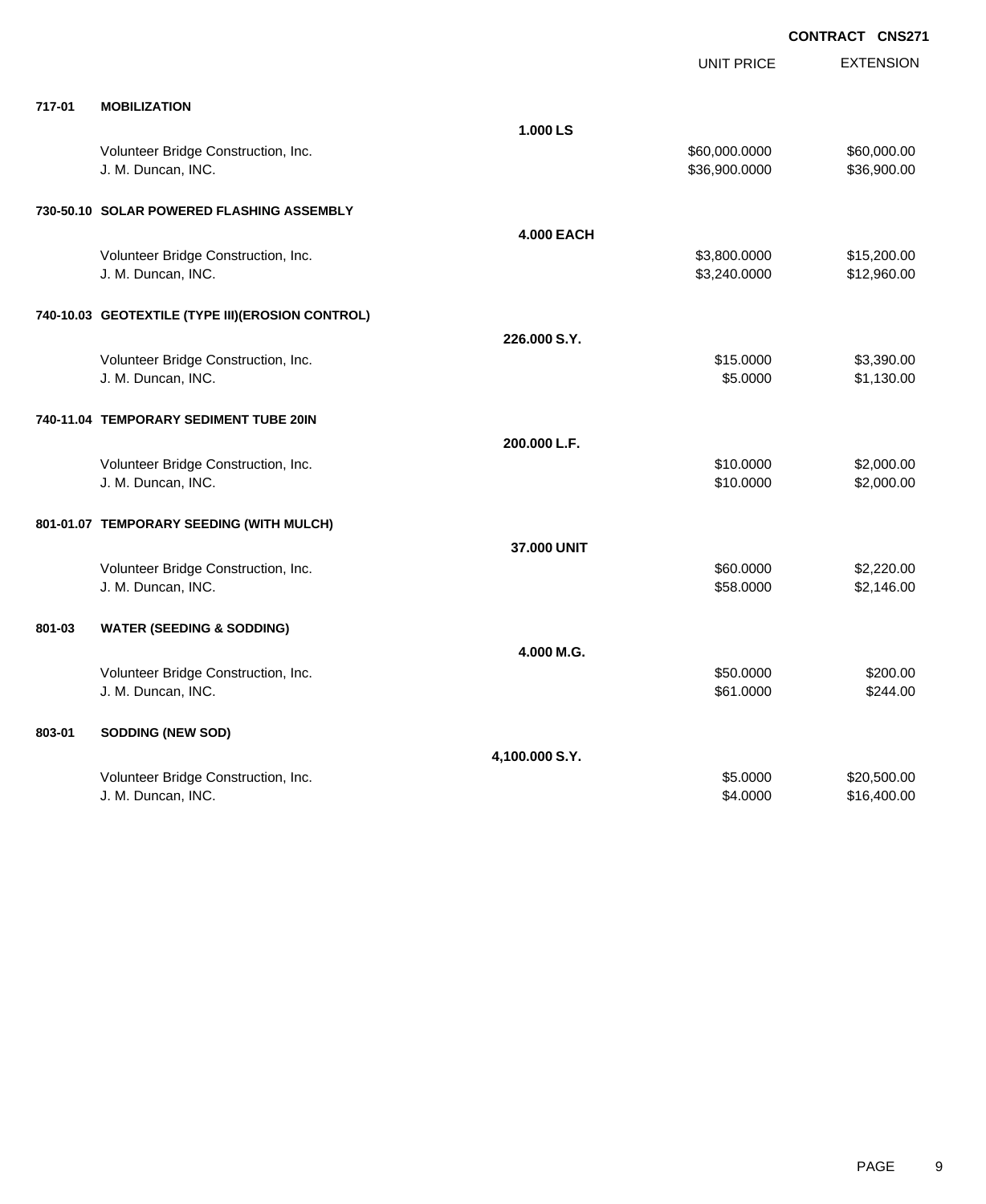**CONTRACT CNS271**

| | | | UNIT PRICE | EXTENSION |
|---|---|---|---|---|
| **717-01** | **MOBILIZATION** | | | |
| | | **1.000 LS** | | |
| | Volunteer Bridge Construction, Inc. | | $60,000.0000 | $60,000.00 |
| | J. M. Duncan, INC. | | $36,900.0000 | $36,900.00 |
| **730-50.10** | **SOLAR POWERED FLASHING ASSEMBLY** | | | |
| | | **4.000 EACH** | | |
| | Volunteer Bridge Construction, Inc. | | $3,800.0000 | $15,200.00 |
| | J. M. Duncan, INC. | | $3,240.0000 | $12,960.00 |
| **740-10.03** | **GEOTEXTILE (TYPE III)(EROSION CONTROL)** | | | |
| | | **226.000 S.Y.** | | |
| | Volunteer Bridge Construction, Inc. | | $15.0000 | $3,390.00 |
| | J. M. Duncan, INC. | | $5.0000 | $1,130.00 |
| **740-11.04** | **TEMPORARY SEDIMENT TUBE 20IN** | | | |
| | | **200.000 L.F.** | | |
| | Volunteer Bridge Construction, Inc. | | $10.0000 | $2,000.00 |
| | J. M. Duncan, INC. | | $10.0000 | $2,000.00 |
| **801-01.07** | **TEMPORARY SEEDING (WITH MULCH)** | | | |
| | | **37.000 UNIT** | | |
| | Volunteer Bridge Construction, Inc. | | $60.0000 | $2,220.00 |
| | J. M. Duncan, INC. | | $58.0000 | $2,146.00 |
| **801-03** | **WATER (SEEDING & SODDING)** | | | |
| | | **4.000 M.G.** | | |
| | Volunteer Bridge Construction, Inc. | | $50.0000 | $200.00 |
| | J. M. Duncan, INC. | | $61.0000 | $244.00 |
| **803-01** | **SODDING (NEW SOD)** | | | |
| | | **4,100.000 S.Y.** | | |
| | Volunteer Bridge Construction, Inc. | | $5.0000 | $20,500.00 |
| | J. M. Duncan, INC. | | $4.0000 | $16,400.00 |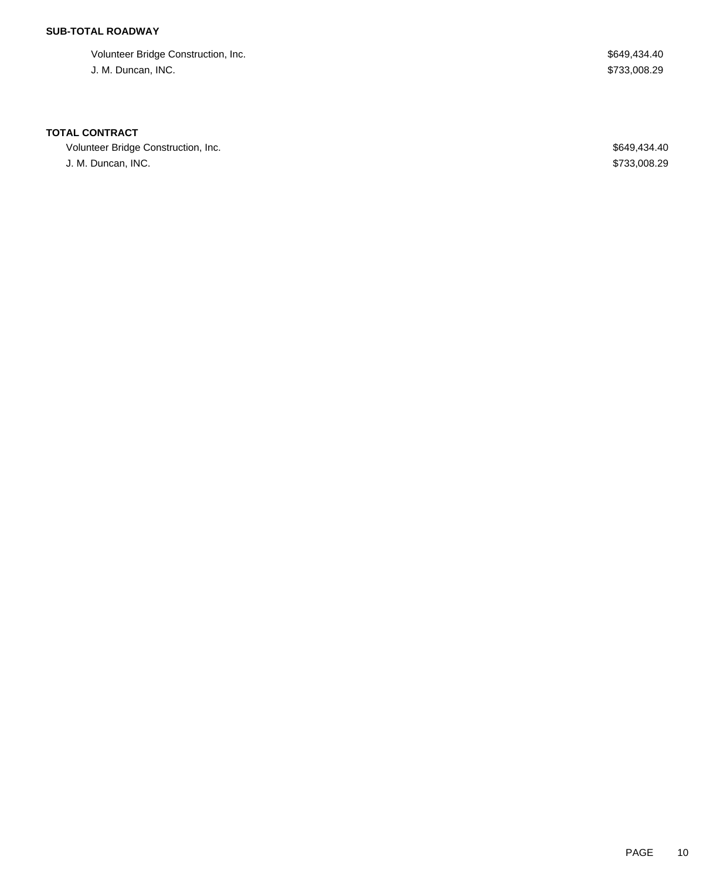**SUB-TOTAL ROADWAY**

| | |
|---|---|
| Volunteer Bridge Construction, Inc. | $649,434.40 |
| J. M. Duncan, INC. | $733,008.29 |

**TOTAL CONTRACT**

| | |
|---|---|
| Volunteer Bridge Construction, Inc. | $649,434.40 |
| J. M. Duncan, INC. | $733,008.29 |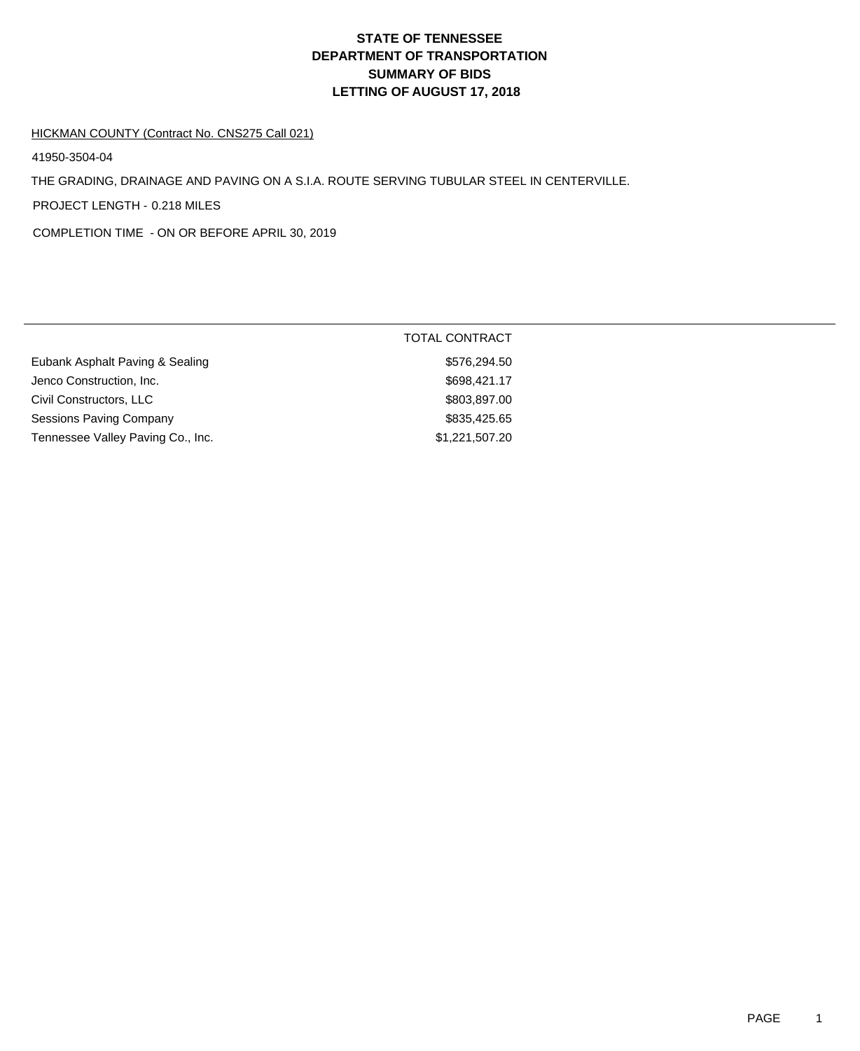# STATE OF TENNESSEE
# DEPARTMENT OF TRANSPORTATION
# SUMMARY OF BIDS
# LETTING OF AUGUST 17, 2018

HICKMAN COUNTY (Contract No. CNS275 Call 021)

41950-3504-04

THE GRADING, DRAINAGE AND PAVING ON A S.I.A. ROUTE SERVING TUBULAR STEEL IN CENTERVILLE.

PROJECT LENGTH - 0.218 MILES

COMPLETION TIME - ON OR BEFORE APRIL 30, 2019

| | TOTAL CONTRACT |
|---|---|
| Eubank Asphalt Paving & Sealing | $576,294.50 |
| Jenco Construction, Inc. | $698,421.17 |
| Civil Constructors, LLC | $803,897.00 |
| Sessions Paving Company | $835,425.65 |
| Tennessee Valley Paving Co., Inc. | $1,221,507.20 |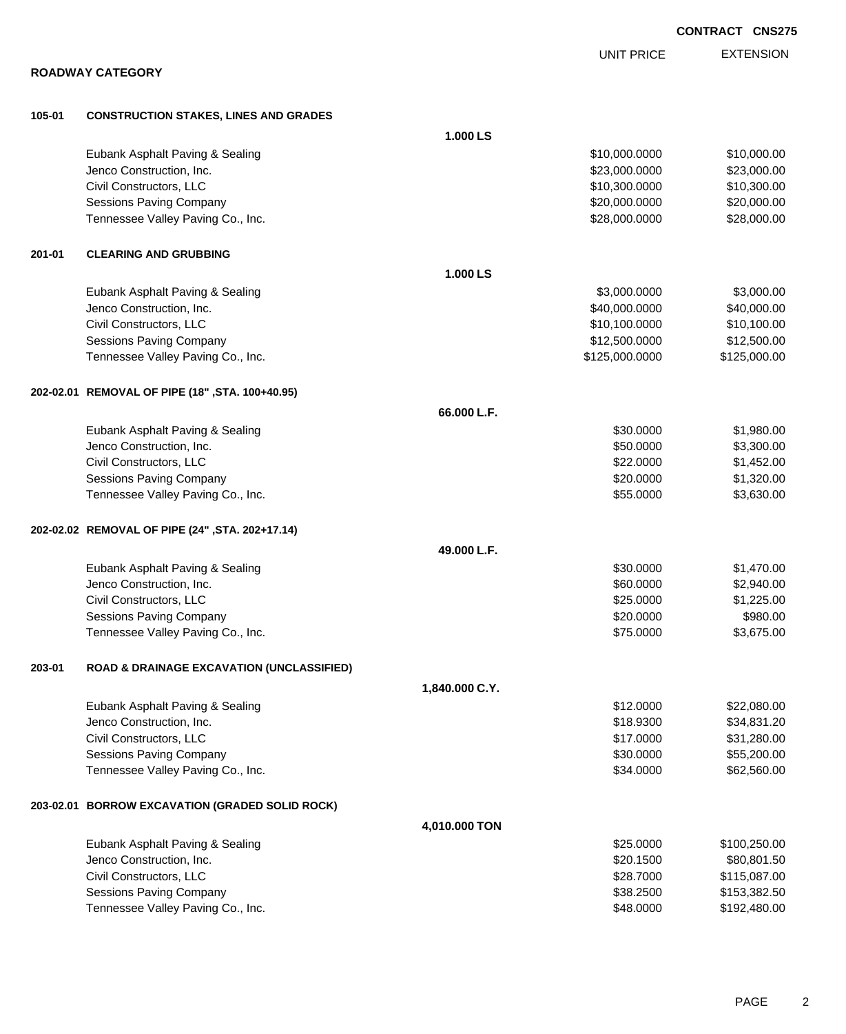**CONTRACT CNS275**

## ROADWAY CATEGORY

| | | UNIT PRICE | EXTENSION |
|---|---|---|---|
| **105-01** | **CONSTRUCTION STAKES, LINES AND GRADES** | | |
| | **1.000 LS** | | |
| | Eubank Asphalt Paving & Sealing | $10,000.0000 | $10,000.00 |
| | Jenco Construction, Inc. | $23,000.0000 | $23,000.00 |
| | Civil Constructors, LLC | $10,300.0000 | $10,300.00 |
| | Sessions Paving Company | $20,000.0000 | $20,000.00 |
| | Tennessee Valley Paving Co., Inc. | $28,000.0000 | $28,000.00 |
| **201-01** | **CLEARING AND GRUBBING** | | |
| | **1.000 LS** | | |
| | Eubank Asphalt Paving & Sealing | $3,000.0000 | $3,000.00 |
| | Jenco Construction, Inc. | $40,000.0000 | $40,000.00 |
| | Civil Constructors, LLC | $10,100.0000 | $10,100.00 |
| | Sessions Paving Company | $12,500.0000 | $12,500.00 |
| | Tennessee Valley Paving Co., Inc. | $125,000.0000 | $125,000.00 |
| **202-02.01** | **REMOVAL OF PIPE (18" ,STA. 100+40.95)** | | |
| | **66.000 L.F.** | | |
| | Eubank Asphalt Paving & Sealing | $30.0000 | $1,980.00 |
| | Jenco Construction, Inc. | $50.0000 | $3,300.00 |
| | Civil Constructors, LLC | $22.0000 | $1,452.00 |
| | Sessions Paving Company | $20.0000 | $1,320.00 |
| | Tennessee Valley Paving Co., Inc. | $55.0000 | $3,630.00 |
| **202-02.02** | **REMOVAL OF PIPE (24" ,STA. 202+17.14)** | | |
| | **49.000 L.F.** | | |
| | Eubank Asphalt Paving & Sealing | $30.0000 | $1,470.00 |
| | Jenco Construction, Inc. | $60.0000 | $2,940.00 |
| | Civil Constructors, LLC | $25.0000 | $1,225.00 |
| | Sessions Paving Company | $20.0000 | $980.00 |
| | Tennessee Valley Paving Co., Inc. | $75.0000 | $3,675.00 |
| **203-01** | **ROAD & DRAINAGE EXCAVATION (UNCLASSIFIED)** | | |
| | **1,840.000 C.Y.** | | |
| | Eubank Asphalt Paving & Sealing | $12.0000 | $22,080.00 |
| | Jenco Construction, Inc. | $18.9300 | $34,831.20 |
| | Civil Constructors, LLC | $17.0000 | $31,280.00 |
| | Sessions Paving Company | $30.0000 | $55,200.00 |
| | Tennessee Valley Paving Co., Inc. | $34.0000 | $62,560.00 |
| **203-02.01** | **BORROW EXCAVATION (GRADED SOLID ROCK)** | | |
| | **4,010.000 TON** | | |
| | Eubank Asphalt Paving & Sealing | $25.0000 | $100,250.00 |
| | Jenco Construction, Inc. | $20.1500 | $80,801.50 |
| | Civil Constructors, LLC | $28.7000 | $115,087.00 |
| | Sessions Paving Company | $38.2500 | $153,382.50 |
| | Tennessee Valley Paving Co., Inc. | $48.0000 | $192,480.00 |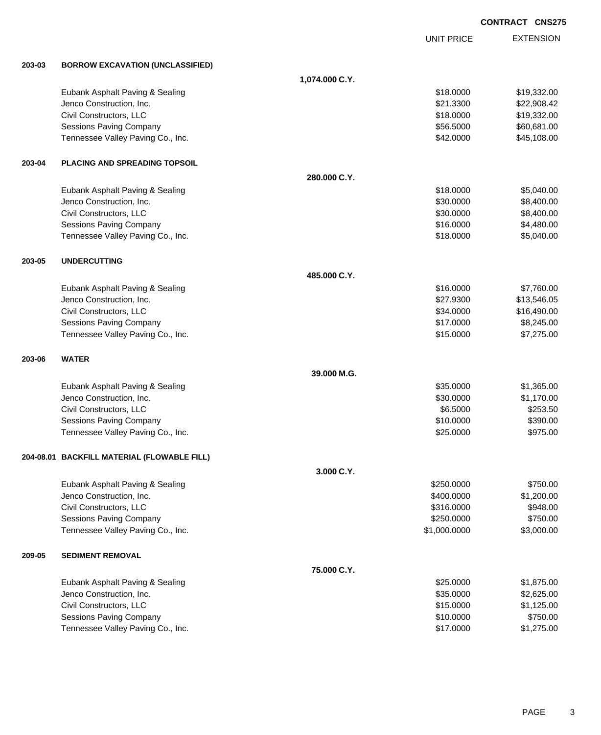**CONTRACT CNS275**

| | | | UNIT PRICE | EXTENSION |
|---|---|---|---|---|
| **203-03** | **BORROW EXCAVATION (UNCLASSIFIED)** | | | |
| | | **1,074.000 C.Y.** | | |
| | Eubank Asphalt Paving & Sealing | | $18.0000 | $19,332.00 |
| | Jenco Construction, Inc. | | $21.3300 | $22,908.42 |
| | Civil Constructors, LLC | | $18.0000 | $19,332.00 |
| | Sessions Paving Company | | $56.5000 | $60,681.00 |
| | Tennessee Valley Paving Co., Inc. | | $42.0000 | $45,108.00 |
| **203-04** | **PLACING AND SPREADING TOPSOIL** | | | |
| | | **280.000 C.Y.** | | |
| | Eubank Asphalt Paving & Sealing | | $18.0000 | $5,040.00 |
| | Jenco Construction, Inc. | | $30.0000 | $8,400.00 |
| | Civil Constructors, LLC | | $30.0000 | $8,400.00 |
| | Sessions Paving Company | | $16.0000 | $4,480.00 |
| | Tennessee Valley Paving Co., Inc. | | $18.0000 | $5,040.00 |
| **203-05** | **UNDERCUTTING** | | | |
| | | **485.000 C.Y.** | | |
| | Eubank Asphalt Paving & Sealing | | $16.0000 | $7,760.00 |
| | Jenco Construction, Inc. | | $27.9300 | $13,546.05 |
| | Civil Constructors, LLC | | $34.0000 | $16,490.00 |
| | Sessions Paving Company | | $17.0000 | $8,245.00 |
| | Tennessee Valley Paving Co., Inc. | | $15.0000 | $7,275.00 |
| **203-06** | **WATER** | | | |
| | | **39.000 M.G.** | | |
| | Eubank Asphalt Paving & Sealing | | $35.0000 | $1,365.00 |
| | Jenco Construction, Inc. | | $30.0000 | $1,170.00 |
| | Civil Constructors, LLC | | $6.5000 | $253.50 |
| | Sessions Paving Company | | $10.0000 | $390.00 |
| | Tennessee Valley Paving Co., Inc. | | $25.0000 | $975.00 |
| **204-08.01** | **BACKFILL MATERIAL (FLOWABLE FILL)** | | | |
| | | **3.000 C.Y.** | | |
| | Eubank Asphalt Paving & Sealing | | $250.0000 | $750.00 |
| | Jenco Construction, Inc. | | $400.0000 | $1,200.00 |
| | Civil Constructors, LLC | | $316.0000 | $948.00 |
| | Sessions Paving Company | | $250.0000 | $750.00 |
| | Tennessee Valley Paving Co., Inc. | | $1,000.0000 | $3,000.00 |
| **209-05** | **SEDIMENT REMOVAL** | | | |
| | | **75.000 C.Y.** | | |
| | Eubank Asphalt Paving & Sealing | | $25.0000 | $1,875.00 |
| | Jenco Construction, Inc. | | $35.0000 | $2,625.00 |
| | Civil Constructors, LLC | | $15.0000 | $1,125.00 |
| | Sessions Paving Company | | $10.0000 | $750.00 |
| | Tennessee Valley Paving Co., Inc. | | $17.0000 | $1,275.00 |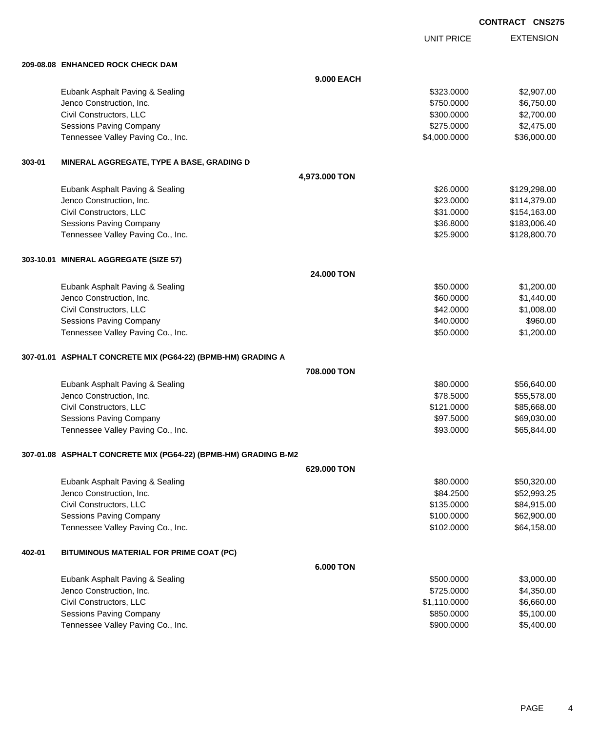**CONTRACT CNS275**

| | UNIT PRICE | EXTENSION |
|---|---|---|
| **209-08.08 ENHANCED ROCK CHECK DAM** | | |
| **9.000 EACH** | | |
| Eubank Asphalt Paving & Sealing | $323.0000 | $2,907.00 |
| Jenco Construction, Inc. | $750.0000 | $6,750.00 |
| Civil Constructors, LLC | $300.0000 | $2,700.00 |
| Sessions Paving Company | $275.0000 | $2,475.00 |
| Tennessee Valley Paving Co., Inc. | $4,000.0000 | $36,000.00 |
| **303-01 MINERAL AGGREGATE, TYPE A BASE, GRADING D** | | |
| **4,973.000 TON** | | |
| Eubank Asphalt Paving & Sealing | $26.0000 | $129,298.00 |
| Jenco Construction, Inc. | $23.0000 | $114,379.00 |
| Civil Constructors, LLC | $31.0000 | $154,163.00 |
| Sessions Paving Company | $36.8000 | $183,006.40 |
| Tennessee Valley Paving Co., Inc. | $25.9000 | $128,800.70 |
| **303-10.01 MINERAL AGGREGATE (SIZE 57)** | | |
| **24.000 TON** | | |
| Eubank Asphalt Paving & Sealing | $50.0000 | $1,200.00 |
| Jenco Construction, Inc. | $60.0000 | $1,440.00 |
| Civil Constructors, LLC | $42.0000 | $1,008.00 |
| Sessions Paving Company | $40.0000 | $960.00 |
| Tennessee Valley Paving Co., Inc. | $50.0000 | $1,200.00 |
| **307-01.01 ASPHALT CONCRETE MIX (PG64-22) (BPMB-HM) GRADING A** | | |
| **708.000 TON** | | |
| Eubank Asphalt Paving & Sealing | $80.0000 | $56,640.00 |
| Jenco Construction, Inc. | $78.5000 | $55,578.00 |
| Civil Constructors, LLC | $121.0000 | $85,668.00 |
| Sessions Paving Company | $97.5000 | $69,030.00 |
| Tennessee Valley Paving Co., Inc. | $93.0000 | $65,844.00 |
| **307-01.08 ASPHALT CONCRETE MIX (PG64-22) (BPMB-HM) GRADING B-M2** | | |
| **629.000 TON** | | |
| Eubank Asphalt Paving & Sealing | $80.0000 | $50,320.00 |
| Jenco Construction, Inc. | $84.2500 | $52,993.25 |
| Civil Constructors, LLC | $135.0000 | $84,915.00 |
| Sessions Paving Company | $100.0000 | $62,900.00 |
| Tennessee Valley Paving Co., Inc. | $102.0000 | $64,158.00 |
| **402-01 BITUMINOUS MATERIAL FOR PRIME COAT (PC)** | | |
| **6.000 TON** | | |
| Eubank Asphalt Paving & Sealing | $500.0000 | $3,000.00 |
| Jenco Construction, Inc. | $725.0000 | $4,350.00 |
| Civil Constructors, LLC | $1,110.0000 | $6,660.00 |
| Sessions Paving Company | $850.0000 | $5,100.00 |
| Tennessee Valley Paving Co., Inc. | $900.0000 | $5,400.00 |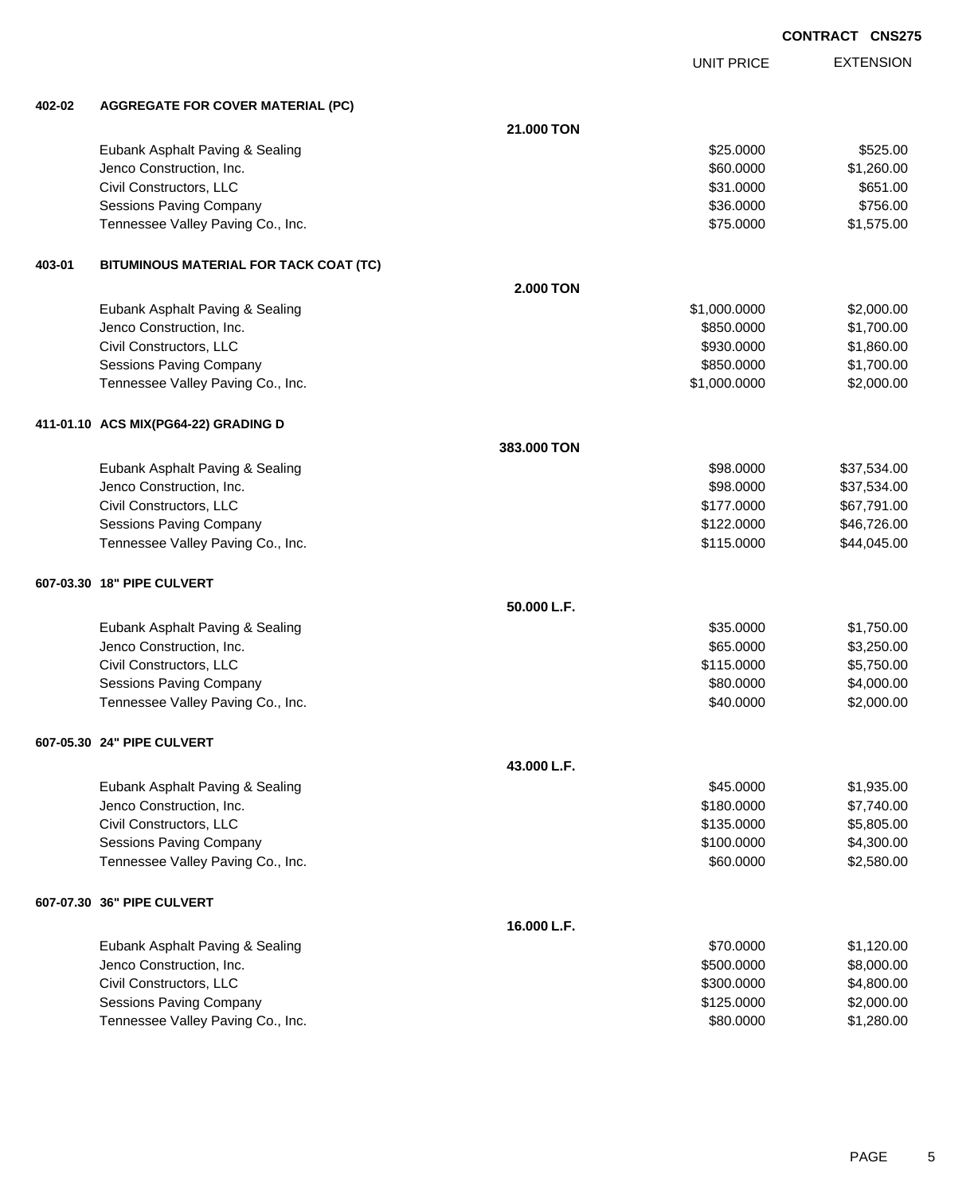**CONTRACT CNS275**

| | | UNIT PRICE | EXTENSION |
|---|---|---|---|
| **402-02** | **AGGREGATE FOR COVER MATERIAL (PC)** | | |
| | **21.000 TON** | | |
| | Eubank Asphalt Paving & Sealing | $25.0000 | $525.00 |
| | Jenco Construction, Inc. | $60.0000 | $1,260.00 |
| | Civil Constructors, LLC | $31.0000 | $651.00 |
| | Sessions Paving Company | $36.0000 | $756.00 |
| | Tennessee Valley Paving Co., Inc. | $75.0000 | $1,575.00 |
| **403-01** | **BITUMINOUS MATERIAL FOR TACK COAT (TC)** | | |
| | **2.000 TON** | | |
| | Eubank Asphalt Paving & Sealing | $1,000.0000 | $2,000.00 |
| | Jenco Construction, Inc. | $850.0000 | $1,700.00 |
| | Civil Constructors, LLC | $930.0000 | $1,860.00 |
| | Sessions Paving Company | $850.0000 | $1,700.00 |
| | Tennessee Valley Paving Co., Inc. | $1,000.0000 | $2,000.00 |
| **411-01.10** | **ACS MIX(PG64-22) GRADING D** | | |
| | **383.000 TON** | | |
| | Eubank Asphalt Paving & Sealing | $98.0000 | $37,534.00 |
| | Jenco Construction, Inc. | $98.0000 | $37,534.00 |
| | Civil Constructors, LLC | $177.0000 | $67,791.00 |
| | Sessions Paving Company | $122.0000 | $46,726.00 |
| | Tennessee Valley Paving Co., Inc. | $115.0000 | $44,045.00 |
| **607-03.30** | **18" PIPE CULVERT** | | |
| | **50.000 L.F.** | | |
| | Eubank Asphalt Paving & Sealing | $35.0000 | $1,750.00 |
| | Jenco Construction, Inc. | $65.0000 | $3,250.00 |
| | Civil Constructors, LLC | $115.0000 | $5,750.00 |
| | Sessions Paving Company | $80.0000 | $4,000.00 |
| | Tennessee Valley Paving Co., Inc. | $40.0000 | $2,000.00 |
| **607-05.30** | **24" PIPE CULVERT** | | |
| | **43.000 L.F.** | | |
| | Eubank Asphalt Paving & Sealing | $45.0000 | $1,935.00 |
| | Jenco Construction, Inc. | $180.0000 | $7,740.00 |
| | Civil Constructors, LLC | $135.0000 | $5,805.00 |
| | Sessions Paving Company | $100.0000 | $4,300.00 |
| | Tennessee Valley Paving Co., Inc. | $60.0000 | $2,580.00 |
| **607-07.30** | **36" PIPE CULVERT** | | |
| | **16.000 L.F.** | | |
| | Eubank Asphalt Paving & Sealing | $70.0000 | $1,120.00 |
| | Jenco Construction, Inc. | $500.0000 | $8,000.00 |
| | Civil Constructors, LLC | $300.0000 | $4,800.00 |
| | Sessions Paving Company | $125.0000 | $2,000.00 |
| | Tennessee Valley Paving Co., Inc. | $80.0000 | $1,280.00 |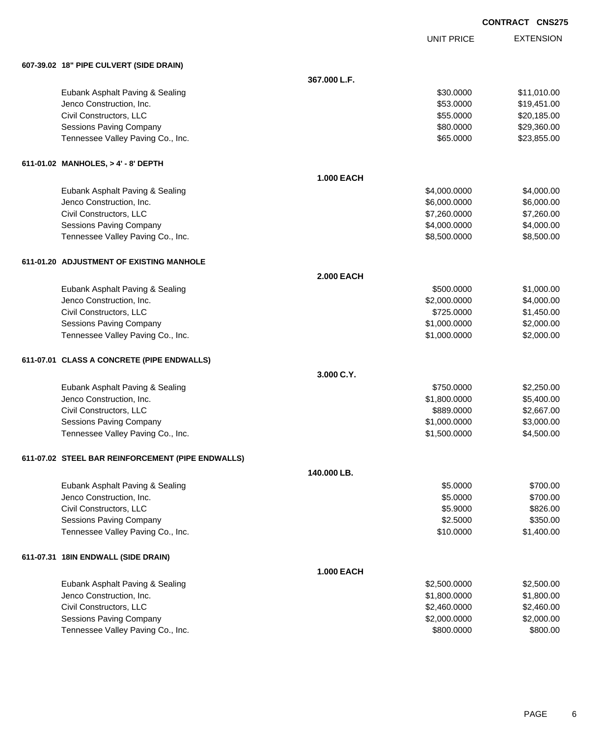**CONTRACT CNS275**

| | | UNIT PRICE | EXTENSION |
|---|---|---|---|
| **607-39.02 18" PIPE CULVERT (SIDE DRAIN)** | | | |
| | **367.000 L.F.** | | |
| Eubank Asphalt Paving & Sealing | | $30.0000 | $11,010.00 |
| Jenco Construction, Inc. | | $53.0000 | $19,451.00 |
| Civil Constructors, LLC | | $55.0000 | $20,185.00 |
| Sessions Paving Company | | $80.0000 | $29,360.00 |
| Tennessee Valley Paving Co., Inc. | | $65.0000 | $23,855.00 |
| **611-01.02 MANHOLES, > 4' - 8' DEPTH** | | | |
| | **1.000 EACH** | | |
| Eubank Asphalt Paving & Sealing | | $4,000.0000 | $4,000.00 |
| Jenco Construction, Inc. | | $6,000.0000 | $6,000.00 |
| Civil Constructors, LLC | | $7,260.0000 | $7,260.00 |
| Sessions Paving Company | | $4,000.0000 | $4,000.00 |
| Tennessee Valley Paving Co., Inc. | | $8,500.0000 | $8,500.00 |
| **611-01.20 ADJUSTMENT OF EXISTING MANHOLE** | | | |
| | **2.000 EACH** | | |
| Eubank Asphalt Paving & Sealing | | $500.0000 | $1,000.00 |
| Jenco Construction, Inc. | | $2,000.0000 | $4,000.00 |
| Civil Constructors, LLC | | $725.0000 | $1,450.00 |
| Sessions Paving Company | | $1,000.0000 | $2,000.00 |
| Tennessee Valley Paving Co., Inc. | | $1,000.0000 | $2,000.00 |
| **611-07.01 CLASS A CONCRETE (PIPE ENDWALLS)** | | | |
| | **3.000 C.Y.** | | |
| Eubank Asphalt Paving & Sealing | | $750.0000 | $2,250.00 |
| Jenco Construction, Inc. | | $1,800.0000 | $5,400.00 |
| Civil Constructors, LLC | | $889.0000 | $2,667.00 |
| Sessions Paving Company | | $1,000.0000 | $3,000.00 |
| Tennessee Valley Paving Co., Inc. | | $1,500.0000 | $4,500.00 |
| **611-07.02 STEEL BAR REINFORCEMENT (PIPE ENDWALLS)** | | | |
| | **140.000 LB.** | | |
| Eubank Asphalt Paving & Sealing | | $5.0000 | $700.00 |
| Jenco Construction, Inc. | | $5.0000 | $700.00 |
| Civil Constructors, LLC | | $5.9000 | $826.00 |
| Sessions Paving Company | | $2.5000 | $350.00 |
| Tennessee Valley Paving Co., Inc. | | $10.0000 | $1,400.00 |
| **611-07.31 18IN ENDWALL (SIDE DRAIN)** | | | |
| | **1.000 EACH** | | |
| Eubank Asphalt Paving & Sealing | | $2,500.0000 | $2,500.00 |
| Jenco Construction, Inc. | | $1,800.0000 | $1,800.00 |
| Civil Constructors, LLC | | $2,460.0000 | $2,460.00 |
| Sessions Paving Company | | $2,000.0000 | $2,000.00 |
| Tennessee Valley Paving Co., Inc. | | $800.0000 | $800.00 |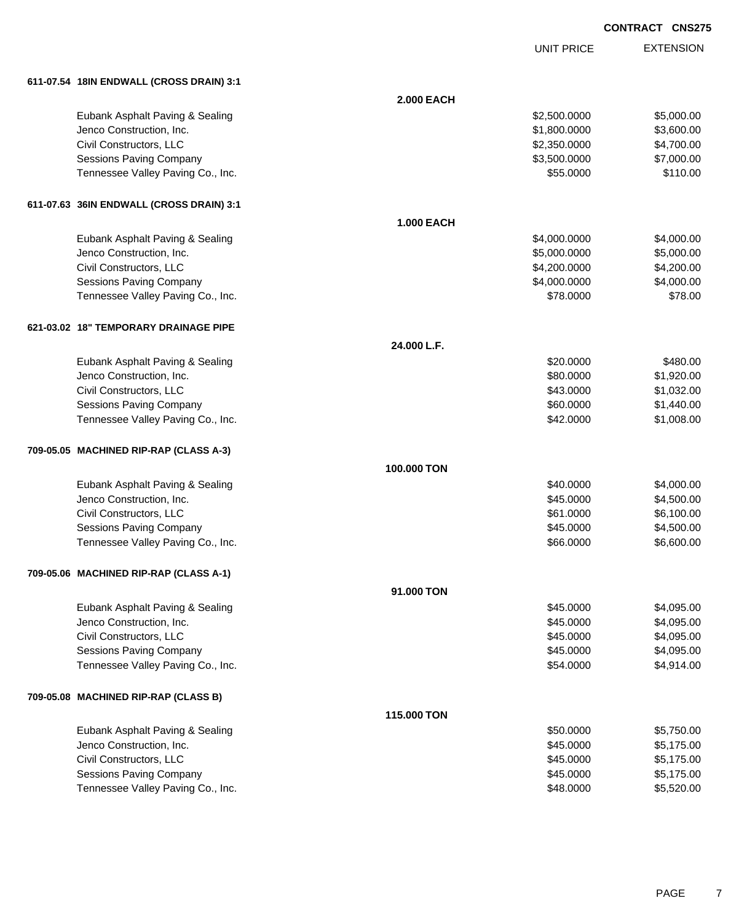**CONTRACT CNS275**

| | | UNIT PRICE | EXTENSION |
|---|---|---|---|
| **611-07.54 18IN ENDWALL (CROSS DRAIN) 3:1** | | | |
| | **2.000 EACH** | | |
| Eubank Asphalt Paving & Sealing | | $2,500.0000 | $5,000.00 |
| Jenco Construction, Inc. | | $1,800.0000 | $3,600.00 |
| Civil Constructors, LLC | | $2,350.0000 | $4,700.00 |
| Sessions Paving Company | | $3,500.0000 | $7,000.00 |
| Tennessee Valley Paving Co., Inc. | | $55.0000 | $110.00 |
| **611-07.63 36IN ENDWALL (CROSS DRAIN) 3:1** | | | |
| | **1.000 EACH** | | |
| Eubank Asphalt Paving & Sealing | | $4,000.0000 | $4,000.00 |
| Jenco Construction, Inc. | | $5,000.0000 | $5,000.00 |
| Civil Constructors, LLC | | $4,200.0000 | $4,200.00 |
| Sessions Paving Company | | $4,000.0000 | $4,000.00 |
| Tennessee Valley Paving Co., Inc. | | $78.0000 | $78.00 |
| **621-03.02 18" TEMPORARY DRAINAGE PIPE** | | | |
| | **24.000 L.F.** | | |
| Eubank Asphalt Paving & Sealing | | $20.0000 | $480.00 |
| Jenco Construction, Inc. | | $80.0000 | $1,920.00 |
| Civil Constructors, LLC | | $43.0000 | $1,032.00 |
| Sessions Paving Company | | $60.0000 | $1,440.00 |
| Tennessee Valley Paving Co., Inc. | | $42.0000 | $1,008.00 |
| **709-05.05 MACHINED RIP-RAP (CLASS A-3)** | | | |
| | **100.000 TON** | | |
| Eubank Asphalt Paving & Sealing | | $40.0000 | $4,000.00 |
| Jenco Construction, Inc. | | $45.0000 | $4,500.00 |
| Civil Constructors, LLC | | $61.0000 | $6,100.00 |
| Sessions Paving Company | | $45.0000 | $4,500.00 |
| Tennessee Valley Paving Co., Inc. | | $66.0000 | $6,600.00 |
| **709-05.06 MACHINED RIP-RAP (CLASS A-1)** | | | |
| | **91.000 TON** | | |
| Eubank Asphalt Paving & Sealing | | $45.0000 | $4,095.00 |
| Jenco Construction, Inc. | | $45.0000 | $4,095.00 |
| Civil Constructors, LLC | | $45.0000 | $4,095.00 |
| Sessions Paving Company | | $45.0000 | $4,095.00 |
| Tennessee Valley Paving Co., Inc. | | $54.0000 | $4,914.00 |
| **709-05.08 MACHINED RIP-RAP (CLASS B)** | | | |
| | **115.000 TON** | | |
| Eubank Asphalt Paving & Sealing | | $50.0000 | $5,750.00 |
| Jenco Construction, Inc. | | $45.0000 | $5,175.00 |
| Civil Constructors, LLC | | $45.0000 | $5,175.00 |
| Sessions Paving Company | | $45.0000 | $5,175.00 |
| Tennessee Valley Paving Co., Inc. | | $48.0000 | $5,520.00 |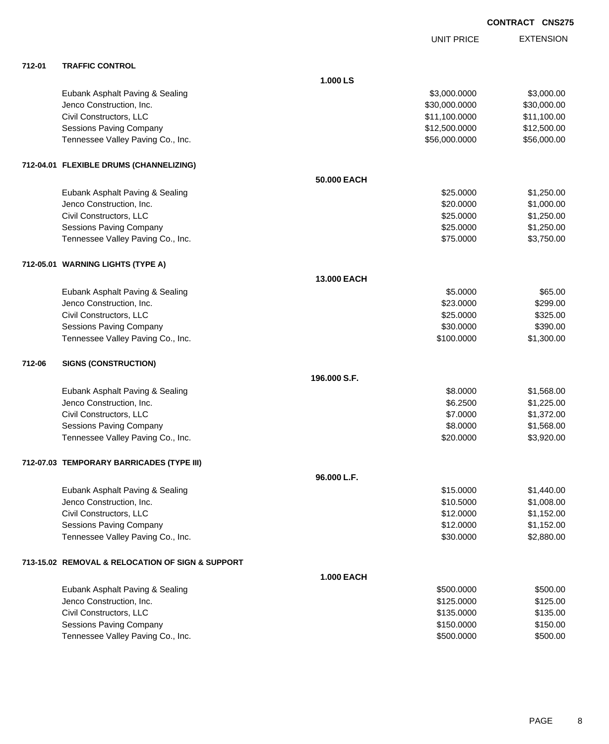**CONTRACT CNS275**

| | | UNIT PRICE | EXTENSION |
|---|---|---|---|
| **712-01** | **TRAFFIC CONTROL** | | |
| | **1.000 LS** | | |
| | Eubank Asphalt Paving & Sealing | $3,000.0000 | $3,000.00 |
| | Jenco Construction, Inc. | $30,000.0000 | $30,000.00 |
| | Civil Constructors, LLC | $11,100.0000 | $11,100.00 |
| | Sessions Paving Company | $12,500.0000 | $12,500.00 |
| | Tennessee Valley Paving Co., Inc. | $56,000.0000 | $56,000.00 |
| **712-04.01** | **FLEXIBLE DRUMS (CHANNELIZING)** | | |
| | **50.000 EACH** | | |
| | Eubank Asphalt Paving & Sealing | $25.0000 | $1,250.00 |
| | Jenco Construction, Inc. | $20.0000 | $1,000.00 |
| | Civil Constructors, LLC | $25.0000 | $1,250.00 |
| | Sessions Paving Company | $25.0000 | $1,250.00 |
| | Tennessee Valley Paving Co., Inc. | $75.0000 | $3,750.00 |
| **712-05.01** | **WARNING LIGHTS (TYPE A)** | | |
| | **13.000 EACH** | | |
| | Eubank Asphalt Paving & Sealing | $5.0000 | $65.00 |
| | Jenco Construction, Inc. | $23.0000 | $299.00 |
| | Civil Constructors, LLC | $25.0000 | $325.00 |
| | Sessions Paving Company | $30.0000 | $390.00 |
| | Tennessee Valley Paving Co., Inc. | $100.0000 | $1,300.00 |
| **712-06** | **SIGNS (CONSTRUCTION)** | | |
| | **196.000 S.F.** | | |
| | Eubank Asphalt Paving & Sealing | $8.0000 | $1,568.00 |
| | Jenco Construction, Inc. | $6.2500 | $1,225.00 |
| | Civil Constructors, LLC | $7.0000 | $1,372.00 |
| | Sessions Paving Company | $8.0000 | $1,568.00 |
| | Tennessee Valley Paving Co., Inc. | $20.0000 | $3,920.00 |
| **712-07.03** | **TEMPORARY BARRICADES (TYPE III)** | | |
| | **96.000 L.F.** | | |
| | Eubank Asphalt Paving & Sealing | $15.0000 | $1,440.00 |
| | Jenco Construction, Inc. | $10.5000 | $1,008.00 |
| | Civil Constructors, LLC | $12.0000 | $1,152.00 |
| | Sessions Paving Company | $12.0000 | $1,152.00 |
| | Tennessee Valley Paving Co., Inc. | $30.0000 | $2,880.00 |
| **713-15.02** | **REMOVAL & RELOCATION OF SIGN & SUPPORT** | | |
| | **1.000 EACH** | | |
| | Eubank Asphalt Paving & Sealing | $500.0000 | $500.00 |
| | Jenco Construction, Inc. | $125.0000 | $125.00 |
| | Civil Constructors, LLC | $135.0000 | $135.00 |
| | Sessions Paving Company | $150.0000 | $150.00 |
| | Tennessee Valley Paving Co., Inc. | $500.0000 | $500.00 |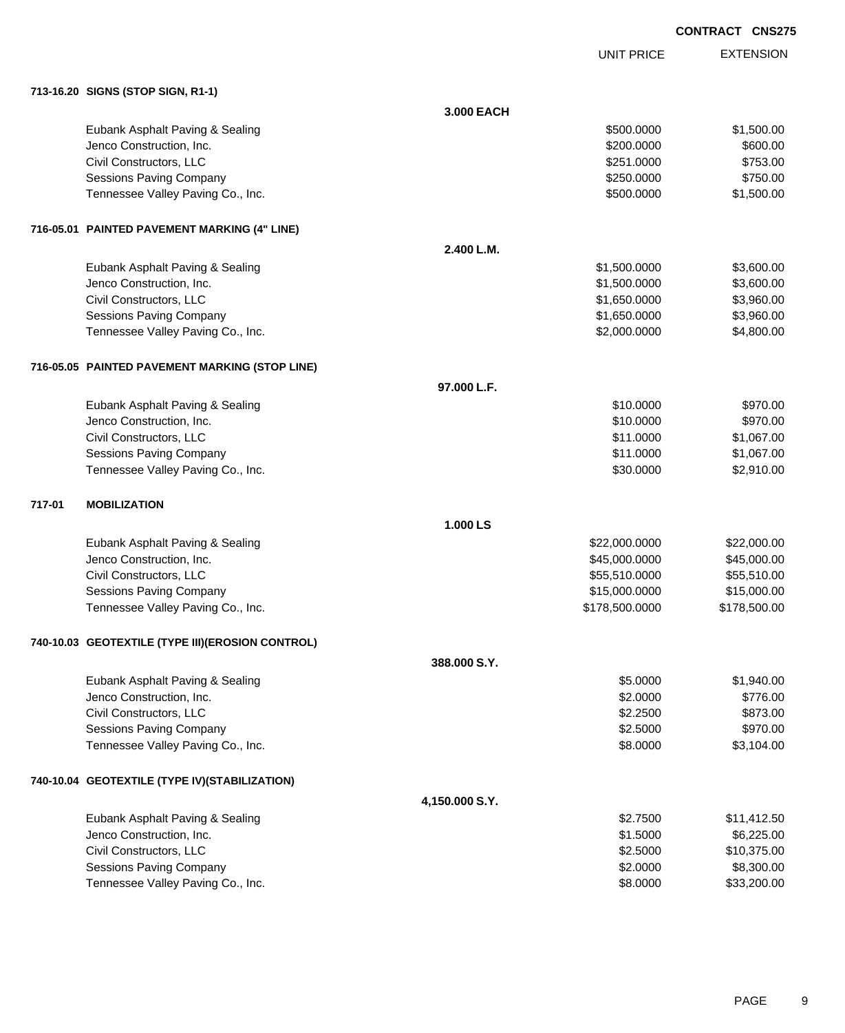**CONTRACT CNS275**

| | | UNIT PRICE | EXTENSION |
|---|---|---|---|
| **713-16.20 SIGNS (STOP SIGN, R1-1)** | | | |
| | **3.000 EACH** | | |
| Eubank Asphalt Paving & Sealing | | $500.0000 | $1,500.00 |
| Jenco Construction, Inc. | | $200.0000 | $600.00 |
| Civil Constructors, LLC | | $251.0000 | $753.00 |
| Sessions Paving Company | | $250.0000 | $750.00 |
| Tennessee Valley Paving Co., Inc. | | $500.0000 | $1,500.00 |
| **716-05.01 PAINTED PAVEMENT MARKING (4" LINE)** | | | |
| | **2.400 L.M.** | | |
| Eubank Asphalt Paving & Sealing | | $1,500.0000 | $3,600.00 |
| Jenco Construction, Inc. | | $1,500.0000 | $3,600.00 |
| Civil Constructors, LLC | | $1,650.0000 | $3,960.00 |
| Sessions Paving Company | | $1,650.0000 | $3,960.00 |
| Tennessee Valley Paving Co., Inc. | | $2,000.0000 | $4,800.00 |
| **716-05.05 PAINTED PAVEMENT MARKING (STOP LINE)** | | | |
| | **97.000 L.F.** | | |
| Eubank Asphalt Paving & Sealing | | $10.0000 | $970.00 |
| Jenco Construction, Inc. | | $10.0000 | $970.00 |
| Civil Constructors, LLC | | $11.0000 | $1,067.00 |
| Sessions Paving Company | | $11.0000 | $1,067.00 |
| Tennessee Valley Paving Co., Inc. | | $30.0000 | $2,910.00 |
| **717-01 MOBILIZATION** | | | |
| | **1.000 LS** | | |
| Eubank Asphalt Paving & Sealing | | $22,000.0000 | $22,000.00 |
| Jenco Construction, Inc. | | $45,000.0000 | $45,000.00 |
| Civil Constructors, LLC | | $55,510.0000 | $55,510.00 |
| Sessions Paving Company | | $15,000.0000 | $15,000.00 |
| Tennessee Valley Paving Co., Inc. | | $178,500.0000 | $178,500.00 |
| **740-10.03 GEOTEXTILE (TYPE III)(EROSION CONTROL)** | | | |
| | **388.000 S.Y.** | | |
| Eubank Asphalt Paving & Sealing | | $5.0000 | $1,940.00 |
| Jenco Construction, Inc. | | $2.0000 | $776.00 |
| Civil Constructors, LLC | | $2.2500 | $873.00 |
| Sessions Paving Company | | $2.5000 | $970.00 |
| Tennessee Valley Paving Co., Inc. | | $8.0000 | $3,104.00 |
| **740-10.04 GEOTEXTILE (TYPE IV)(STABILIZATION)** | | | |
| | **4,150.000 S.Y.** | | |
| Eubank Asphalt Paving & Sealing | | $2.7500 | $11,412.50 |
| Jenco Construction, Inc. | | $1.5000 | $6,225.00 |
| Civil Constructors, LLC | | $2.5000 | $10,375.00 |
| Sessions Paving Company | | $2.0000 | $8,300.00 |
| Tennessee Valley Paving Co., Inc. | | $8.0000 | $33,200.00 |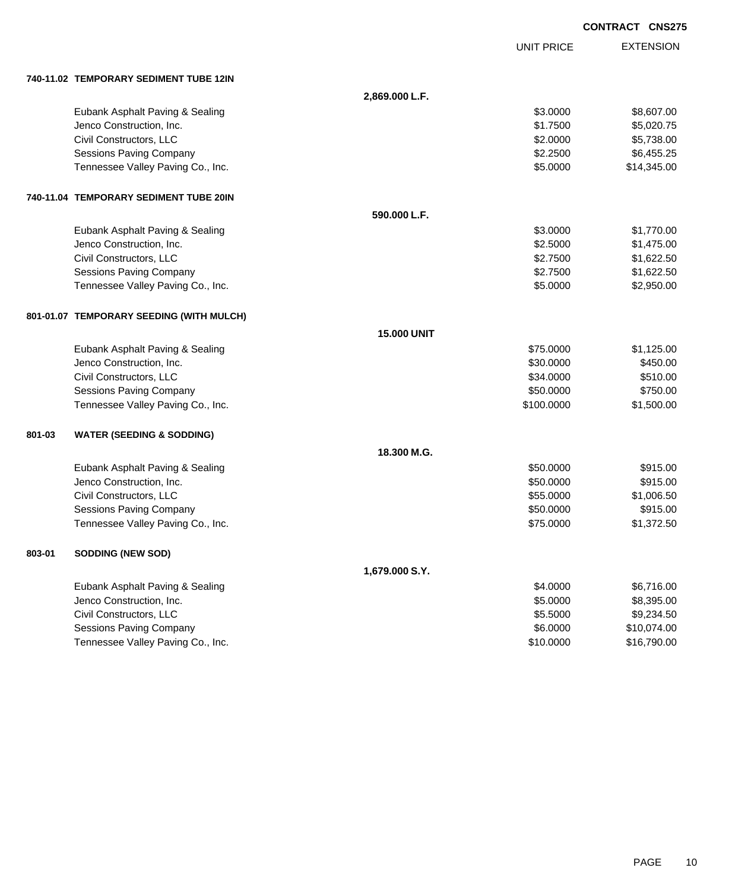**CONTRACT CNS275**

| | | UNIT PRICE | EXTENSION |
|---|---|---|---|
| **740-11.02 TEMPORARY SEDIMENT TUBE 12IN** | | | |
| | **2,869.000 L.F.** | | |
| Eubank Asphalt Paving & Sealing | | $3.0000 | $8,607.00 |
| Jenco Construction, Inc. | | $1.7500 | $5,020.75 |
| Civil Constructors, LLC | | $2.0000 | $5,738.00 |
| Sessions Paving Company | | $2.2500 | $6,455.25 |
| Tennessee Valley Paving Co., Inc. | | $5.0000 | $14,345.00 |
| **740-11.04 TEMPORARY SEDIMENT TUBE 20IN** | | | |
| | **590.000 L.F.** | | |
| Eubank Asphalt Paving & Sealing | | $3.0000 | $1,770.00 |
| Jenco Construction, Inc. | | $2.5000 | $1,475.00 |
| Civil Constructors, LLC | | $2.7500 | $1,622.50 |
| Sessions Paving Company | | $2.7500 | $1,622.50 |
| Tennessee Valley Paving Co., Inc. | | $5.0000 | $2,950.00 |
| **801-01.07 TEMPORARY SEEDING (WITH MULCH)** | | | |
| | **15.000 UNIT** | | |
| Eubank Asphalt Paving & Sealing | | $75.0000 | $1,125.00 |
| Jenco Construction, Inc. | | $30.0000 | $450.00 |
| Civil Constructors, LLC | | $34.0000 | $510.00 |
| Sessions Paving Company | | $50.0000 | $750.00 |
| Tennessee Valley Paving Co., Inc. | | $100.0000 | $1,500.00 |
| **801-03 WATER (SEEDING & SODDING)** | | | |
| | **18.300 M.G.** | | |
| Eubank Asphalt Paving & Sealing | | $50.0000 | $915.00 |
| Jenco Construction, Inc. | | $50.0000 | $915.00 |
| Civil Constructors, LLC | | $55.0000 | $1,006.50 |
| Sessions Paving Company | | $50.0000 | $915.00 |
| Tennessee Valley Paving Co., Inc. | | $75.0000 | $1,372.50 |
| **803-01 SODDING (NEW SOD)** | | | |
| | **1,679.000 S.Y.** | | |
| Eubank Asphalt Paving & Sealing | | $4.0000 | $6,716.00 |
| Jenco Construction, Inc. | | $5.0000 | $8,395.00 |
| Civil Constructors, LLC | | $5.5000 | $9,234.50 |
| Sessions Paving Company | | $6.0000 | $10,074.00 |
| Tennessee Valley Paving Co., Inc. | | $10.0000 | $16,790.00 |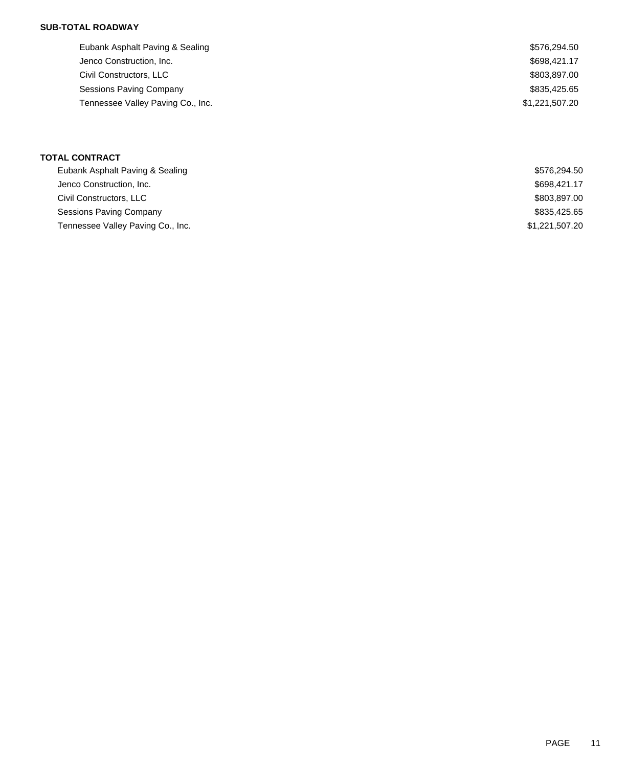**SUB-TOTAL ROADWAY**

| | |
|---|---|
| Eubank Asphalt Paving & Sealing | $576,294.50 |
| Jenco Construction, Inc. | $698,421.17 |
| Civil Constructors, LLC | $803,897.00 |
| Sessions Paving Company | $835,425.65 |
| Tennessee Valley Paving Co., Inc. | $1,221,507.20 |

**TOTAL CONTRACT**

| | |
|---|---|
| Eubank Asphalt Paving & Sealing | $576,294.50 |
| Jenco Construction, Inc. | $698,421.17 |
| Civil Constructors, LLC | $803,897.00 |
| Sessions Paving Company | $835,425.65 |
| Tennessee Valley Paving Co., Inc. | $1,221,507.20 |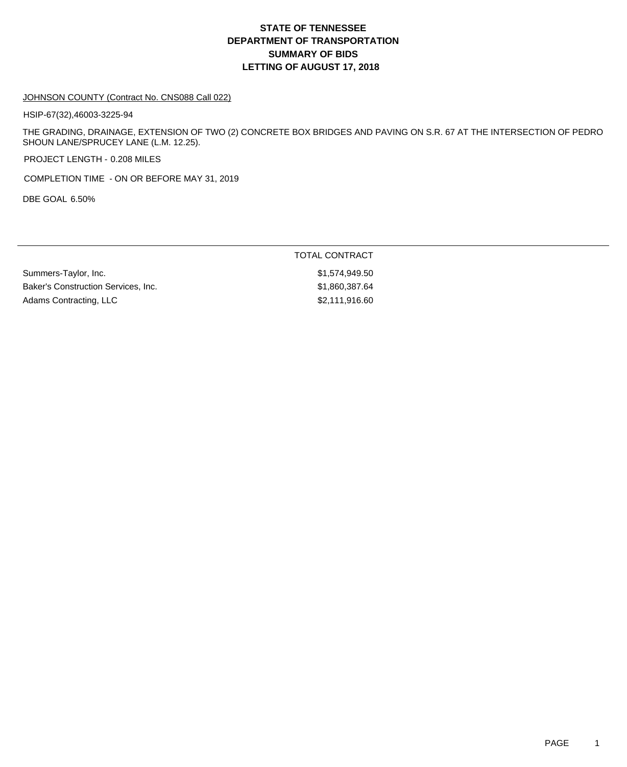# STATE OF TENNESSEE
# DEPARTMENT OF TRANSPORTATION
# SUMMARY OF BIDS
# LETTING OF AUGUST 17, 2018

JOHNSON COUNTY (Contract No. CNS088 Call 022)

HSIP-67(32),46003-3225-94

THE GRADING, DRAINAGE, EXTENSION OF TWO (2) CONCRETE BOX BRIDGES AND PAVING ON S.R. 67 AT THE INTERSECTION OF PEDRO SHOUN LANE/SPRUCEY LANE (L.M. 12.25).

PROJECT LENGTH - 0.208 MILES

COMPLETION TIME - ON OR BEFORE MAY 31, 2019

DBE GOAL 6.50%

| | TOTAL CONTRACT |
|---|---|
| Summers-Taylor, Inc. | $1,574,949.50 |
| Baker's Construction Services, Inc. | $1,860,387.64 |
| Adams Contracting, LLC | $2,111,916.60 |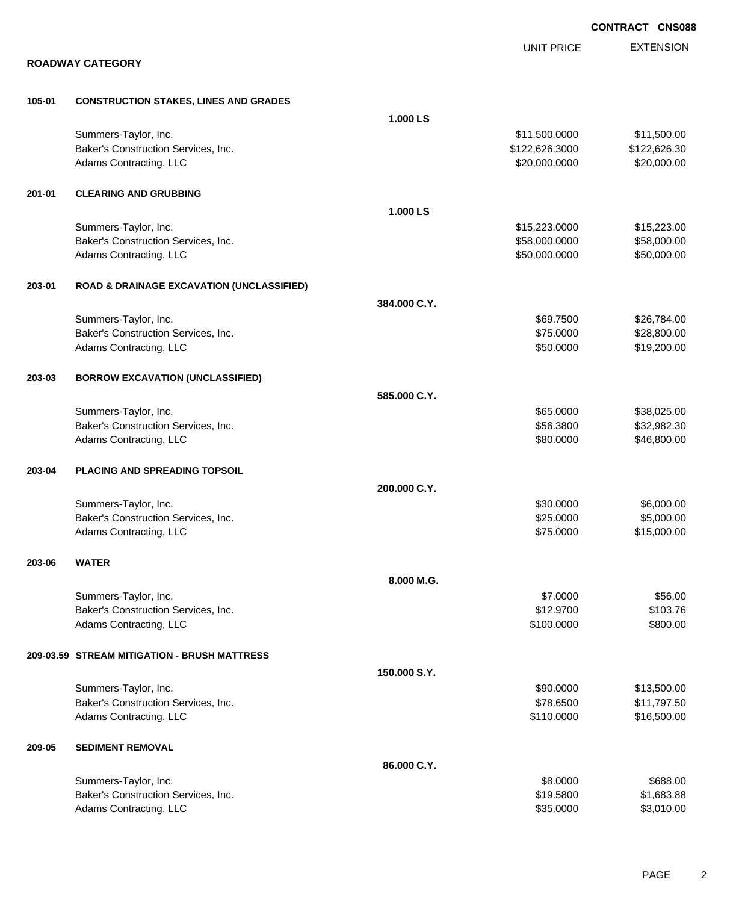**CONTRACT CNS088**

## ROADWAY CATEGORY

| | | | UNIT PRICE | EXTENSION |
|---|---|---|---|---|
| **105-01** | **CONSTRUCTION STAKES, LINES AND GRADES** | | | |
| | | **1.000 LS** | | |
| | Summers-Taylor, Inc. | | $11,500.0000 | $11,500.00 |
| | Baker's Construction Services, Inc. | | $122,626.3000 | $122,626.30 |
| | Adams Contracting, LLC | | $20,000.0000 | $20,000.00 |
| **201-01** | **CLEARING AND GRUBBING** | | | |
| | | **1.000 LS** | | |
| | Summers-Taylor, Inc. | | $15,223.0000 | $15,223.00 |
| | Baker's Construction Services, Inc. | | $58,000.0000 | $58,000.00 |
| | Adams Contracting, LLC | | $50,000.0000 | $50,000.00 |
| **203-01** | **ROAD & DRAINAGE EXCAVATION (UNCLASSIFIED)** | | | |
| | | **384.000 C.Y.** | | |
| | Summers-Taylor, Inc. | | $69.7500 | $26,784.00 |
| | Baker's Construction Services, Inc. | | $75.0000 | $28,800.00 |
| | Adams Contracting, LLC | | $50.0000 | $19,200.00 |
| **203-03** | **BORROW EXCAVATION (UNCLASSIFIED)** | | | |
| | | **585.000 C.Y.** | | |
| | Summers-Taylor, Inc. | | $65.0000 | $38,025.00 |
| | Baker's Construction Services, Inc. | | $56.3800 | $32,982.30 |
| | Adams Contracting, LLC | | $80.0000 | $46,800.00 |
| **203-04** | **PLACING AND SPREADING TOPSOIL** | | | |
| | | **200.000 C.Y.** | | |
| | Summers-Taylor, Inc. | | $30.0000 | $6,000.00 |
| | Baker's Construction Services, Inc. | | $25.0000 | $5,000.00 |
| | Adams Contracting, LLC | | $75.0000 | $15,000.00 |
| **203-06** | **WATER** | | | |
| | | **8.000 M.G.** | | |
| | Summers-Taylor, Inc. | | $7.0000 | $56.00 |
| | Baker's Construction Services, Inc. | | $12.9700 | $103.76 |
| | Adams Contracting, LLC | | $100.0000 | $800.00 |
| **209-03.59** | **STREAM MITIGATION - BRUSH MATTRESS** | | | |
| | | **150.000 S.Y.** | | |
| | Summers-Taylor, Inc. | | $90.0000 | $13,500.00 |
| | Baker's Construction Services, Inc. | | $78.6500 | $11,797.50 |
| | Adams Contracting, LLC | | $110.0000 | $16,500.00 |
| **209-05** | **SEDIMENT REMOVAL** | | | |
| | | **86.000 C.Y.** | | |
| | Summers-Taylor, Inc. | | $8.0000 | $688.00 |
| | Baker's Construction Services, Inc. | | $19.5800 | $1,683.88 |
| | Adams Contracting, LLC | | $35.0000 | $3,010.00 |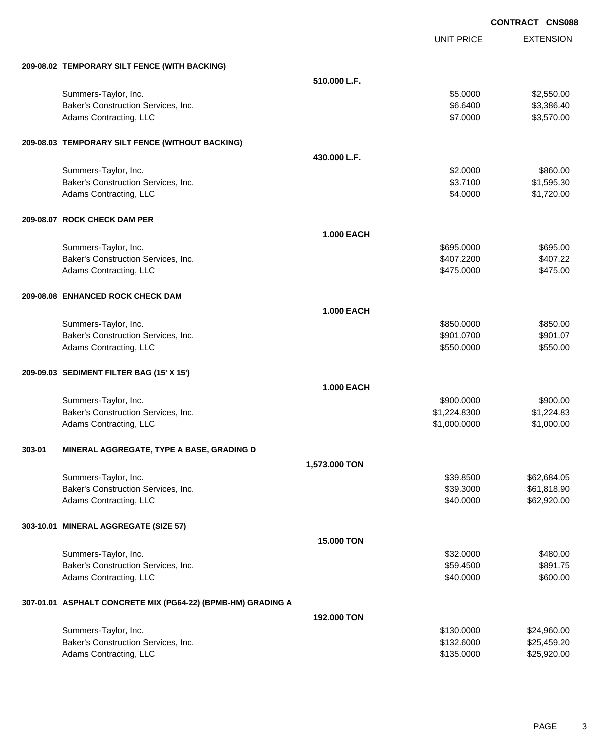**CONTRACT CNS088**

| | | UNIT PRICE | EXTENSION |
|---|---|---|---|
| **209-08.02 TEMPORARY SILT FENCE (WITH BACKING)** | | | |
| | **510.000 L.F.** | | |
| Summers-Taylor, Inc. | | $5.0000 | $2,550.00 |
| Baker's Construction Services, Inc. | | $6.6400 | $3,386.40 |
| Adams Contracting, LLC | | $7.0000 | $3,570.00 |
| **209-08.03 TEMPORARY SILT FENCE (WITHOUT BACKING)** | | | |
| | **430.000 L.F.** | | |
| Summers-Taylor, Inc. | | $2.0000 | $860.00 |
| Baker's Construction Services, Inc. | | $3.7100 | $1,595.30 |
| Adams Contracting, LLC | | $4.0000 | $1,720.00 |
| **209-08.07 ROCK CHECK DAM PER** | | | |
| | **1.000 EACH** | | |
| Summers-Taylor, Inc. | | $695.0000 | $695.00 |
| Baker's Construction Services, Inc. | | $407.2200 | $407.22 |
| Adams Contracting, LLC | | $475.0000 | $475.00 |
| **209-08.08 ENHANCED ROCK CHECK DAM** | | | |
| | **1.000 EACH** | | |
| Summers-Taylor, Inc. | | $850.0000 | $850.00 |
| Baker's Construction Services, Inc. | | $901.0700 | $901.07 |
| Adams Contracting, LLC | | $550.0000 | $550.00 |
| **209-09.03 SEDIMENT FILTER BAG (15' X 15')** | | | |
| | **1.000 EACH** | | |
| Summers-Taylor, Inc. | | $900.0000 | $900.00 |
| Baker's Construction Services, Inc. | | $1,224.8300 | $1,224.83 |
| Adams Contracting, LLC | | $1,000.0000 | $1,000.00 |
| **303-01 MINERAL AGGREGATE, TYPE A BASE, GRADING D** | | | |
| | **1,573.000 TON** | | |
| Summers-Taylor, Inc. | | $39.8500 | $62,684.05 |
| Baker's Construction Services, Inc. | | $39.3000 | $61,818.90 |
| Adams Contracting, LLC | | $40.0000 | $62,920.00 |
| **303-10.01 MINERAL AGGREGATE (SIZE 57)** | | | |
| | **15.000 TON** | | |
| Summers-Taylor, Inc. | | $32.0000 | $480.00 |
| Baker's Construction Services, Inc. | | $59.4500 | $891.75 |
| Adams Contracting, LLC | | $40.0000 | $600.00 |
| **307-01.01 ASPHALT CONCRETE MIX (PG64-22) (BPMB-HM) GRADING A** | | | |
| | **192.000 TON** | | |
| Summers-Taylor, Inc. | | $130.0000 | $24,960.00 |
| Baker's Construction Services, Inc. | | $132.6000 | $25,459.20 |
| Adams Contracting, LLC | | $135.0000 | $25,920.00 |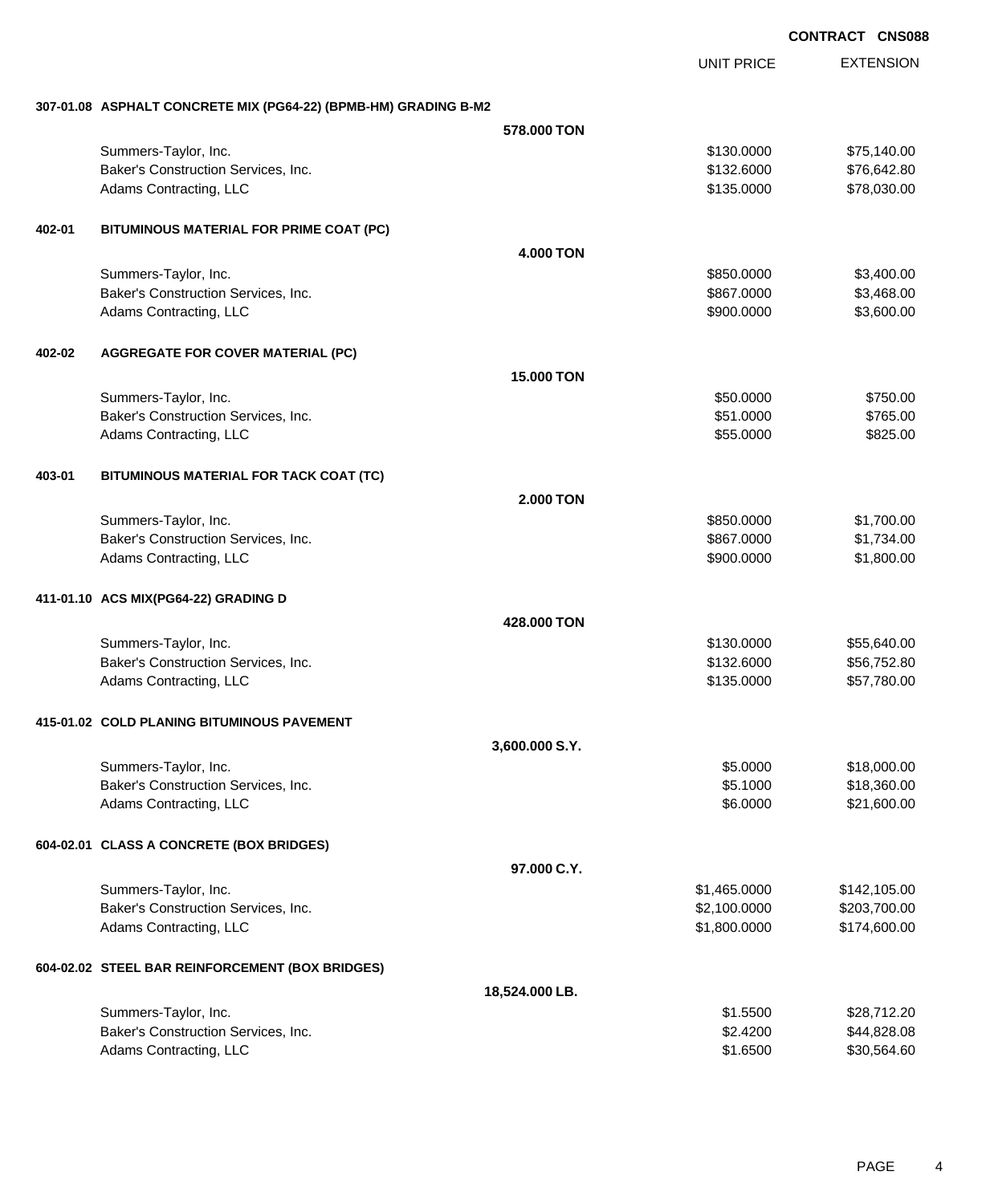**CONTRACT CNS088**

| | | UNIT PRICE | EXTENSION |
|---|---|---|---|
| **307-01.08** | **ASPHALT CONCRETE MIX (PG64-22) (BPMB-HM) GRADING B-M2** | | |
| | **578.000 TON** | | |
| | Summers-Taylor, Inc. | $130.0000 | $75,140.00 |
| | Baker's Construction Services, Inc. | $132.6000 | $76,642.80 |
| | Adams Contracting, LLC | $135.0000 | $78,030.00 |
| **402-01** | **BITUMINOUS MATERIAL FOR PRIME COAT (PC)** | | |
| | **4.000 TON** | | |
| | Summers-Taylor, Inc. | $850.0000 | $3,400.00 |
| | Baker's Construction Services, Inc. | $867.0000 | $3,468.00 |
| | Adams Contracting, LLC | $900.0000 | $3,600.00 |
| **402-02** | **AGGREGATE FOR COVER MATERIAL (PC)** | | |
| | **15.000 TON** | | |
| | Summers-Taylor, Inc. | $50.0000 | $750.00 |
| | Baker's Construction Services, Inc. | $51.0000 | $765.00 |
| | Adams Contracting, LLC | $55.0000 | $825.00 |
| **403-01** | **BITUMINOUS MATERIAL FOR TACK COAT (TC)** | | |
| | **2.000 TON** | | |
| | Summers-Taylor, Inc. | $850.0000 | $1,700.00 |
| | Baker's Construction Services, Inc. | $867.0000 | $1,734.00 |
| | Adams Contracting, LLC | $900.0000 | $1,800.00 |
| **411-01.10** | **ACS MIX(PG64-22) GRADING D** | | |
| | **428.000 TON** | | |
| | Summers-Taylor, Inc. | $130.0000 | $55,640.00 |
| | Baker's Construction Services, Inc. | $132.6000 | $56,752.80 |
| | Adams Contracting, LLC | $135.0000 | $57,780.00 |
| **415-01.02** | **COLD PLANING BITUMINOUS PAVEMENT** | | |
| | **3,600.000 S.Y.** | | |
| | Summers-Taylor, Inc. | $5.0000 | $18,000.00 |
| | Baker's Construction Services, Inc. | $5.1000 | $18,360.00 |
| | Adams Contracting, LLC | $6.0000 | $21,600.00 |
| **604-02.01** | **CLASS A CONCRETE (BOX BRIDGES)** | | |
| | **97.000 C.Y.** | | |
| | Summers-Taylor, Inc. | $1,465.0000 | $142,105.00 |
| | Baker's Construction Services, Inc. | $2,100.0000 | $203,700.00 |
| | Adams Contracting, LLC | $1,800.0000 | $174,600.00 |
| **604-02.02** | **STEEL BAR REINFORCEMENT (BOX BRIDGES)** | | |
| | **18,524.000 LB.** | | |
| | Summers-Taylor, Inc. | $1.5500 | $28,712.20 |
| | Baker's Construction Services, Inc. | $2.4200 | $44,828.08 |
| | Adams Contracting, LLC | $1.6500 | $30,564.60 |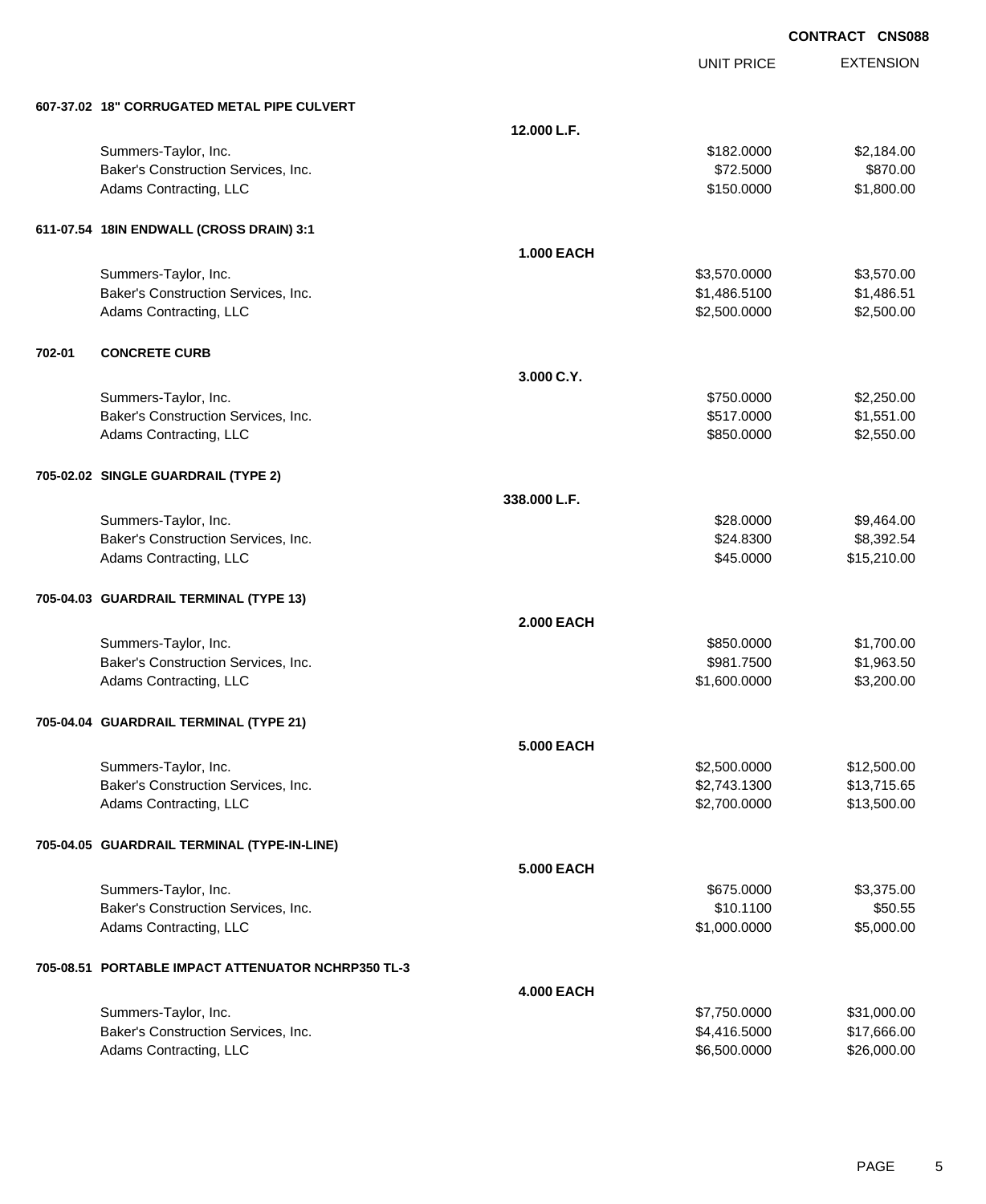**CONTRACT CNS088**

| | | UNIT PRICE | EXTENSION |
|---|---|---|---|
| **607-37.02 18" CORRUGATED METAL PIPE CULVERT** | | | |
| | **12.000 L.F.** | | |
| Summers-Taylor, Inc. | | $182.0000 | $2,184.00 |
| Baker's Construction Services, Inc. | | $72.5000 | $870.00 |
| Adams Contracting, LLC | | $150.0000 | $1,800.00 |
| **611-07.54 18IN ENDWALL (CROSS DRAIN) 3:1** | | | |
| | **1.000 EACH** | | |
| Summers-Taylor, Inc. | | $3,570.0000 | $3,570.00 |
| Baker's Construction Services, Inc. | | $1,486.5100 | $1,486.51 |
| Adams Contracting, LLC | | $2,500.0000 | $2,500.00 |
| **702-01 CONCRETE CURB** | | | |
| | **3.000 C.Y.** | | |
| Summers-Taylor, Inc. | | $750.0000 | $2,250.00 |
| Baker's Construction Services, Inc. | | $517.0000 | $1,551.00 |
| Adams Contracting, LLC | | $850.0000 | $2,550.00 |
| **705-02.02 SINGLE GUARDRAIL (TYPE 2)** | | | |
| | **338.000 L.F.** | | |
| Summers-Taylor, Inc. | | $28.0000 | $9,464.00 |
| Baker's Construction Services, Inc. | | $24.8300 | $8,392.54 |
| Adams Contracting, LLC | | $45.0000 | $15,210.00 |
| **705-04.03 GUARDRAIL TERMINAL (TYPE 13)** | | | |
| | **2.000 EACH** | | |
| Summers-Taylor, Inc. | | $850.0000 | $1,700.00 |
| Baker's Construction Services, Inc. | | $981.7500 | $1,963.50 |
| Adams Contracting, LLC | | $1,600.0000 | $3,200.00 |
| **705-04.04 GUARDRAIL TERMINAL (TYPE 21)** | | | |
| | **5.000 EACH** | | |
| Summers-Taylor, Inc. | | $2,500.0000 | $12,500.00 |
| Baker's Construction Services, Inc. | | $2,743.1300 | $13,715.65 |
| Adams Contracting, LLC | | $2,700.0000 | $13,500.00 |
| **705-04.05 GUARDRAIL TERMINAL (TYPE-IN-LINE)** | | | |
| | **5.000 EACH** | | |
| Summers-Taylor, Inc. | | $675.0000 | $3,375.00 |
| Baker's Construction Services, Inc. | | $10.1100 | $50.55 |
| Adams Contracting, LLC | | $1,000.0000 | $5,000.00 |
| **705-08.51 PORTABLE IMPACT ATTENUATOR NCHRP350 TL-3** | | | |
| | **4.000 EACH** | | |
| Summers-Taylor, Inc. | | $7,750.0000 | $31,000.00 |
| Baker's Construction Services, Inc. | | $4,416.5000 | $17,666.00 |
| Adams Contracting, LLC | | $6,500.0000 | $26,000.00 |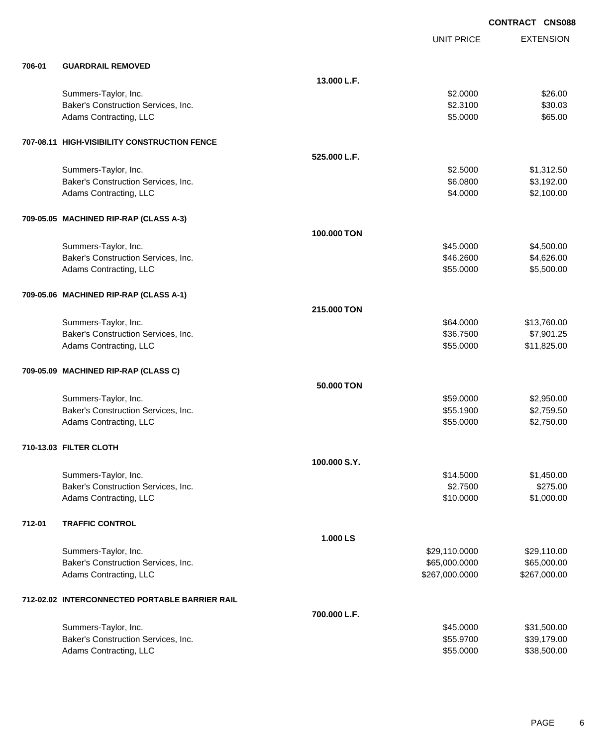CONTRACT CNS088

| | | | UNIT PRICE | EXTENSION |
|---|---|---|---|---|
| **706-01** | **GUARDRAIL REMOVED** | | | |
| | | **13.000 L.F.** | | |
| | Summers-Taylor, Inc. | | $2.0000 | $26.00 |
| | Baker's Construction Services, Inc. | | $2.3100 | $30.03 |
| | Adams Contracting, LLC | | $5.0000 | $65.00 |
| **707-08.11** | **HIGH-VISIBILITY CONSTRUCTION FENCE** | | | |
| | | **525.000 L.F.** | | |
| | Summers-Taylor, Inc. | | $2.5000 | $1,312.50 |
| | Baker's Construction Services, Inc. | | $6.0800 | $3,192.00 |
| | Adams Contracting, LLC | | $4.0000 | $2,100.00 |
| **709-05.05** | **MACHINED RIP-RAP (CLASS A-3)** | | | |
| | | **100.000 TON** | | |
| | Summers-Taylor, Inc. | | $45.0000 | $4,500.00 |
| | Baker's Construction Services, Inc. | | $46.2600 | $4,626.00 |
| | Adams Contracting, LLC | | $55.0000 | $5,500.00 |
| **709-05.06** | **MACHINED RIP-RAP (CLASS A-1)** | | | |
| | | **215.000 TON** | | |
| | Summers-Taylor, Inc. | | $64.0000 | $13,760.00 |
| | Baker's Construction Services, Inc. | | $36.7500 | $7,901.25 |
| | Adams Contracting, LLC | | $55.0000 | $11,825.00 |
| **709-05.09** | **MACHINED RIP-RAP (CLASS C)** | | | |
| | | **50.000 TON** | | |
| | Summers-Taylor, Inc. | | $59.0000 | $2,950.00 |
| | Baker's Construction Services, Inc. | | $55.1900 | $2,759.50 |
| | Adams Contracting, LLC | | $55.0000 | $2,750.00 |
| **710-13.03** | **FILTER CLOTH** | | | |
| | | **100.000 S.Y.** | | |
| | Summers-Taylor, Inc. | | $14.5000 | $1,450.00 |
| | Baker's Construction Services, Inc. | | $2.7500 | $275.00 |
| | Adams Contracting, LLC | | $10.0000 | $1,000.00 |
| **712-01** | **TRAFFIC CONTROL** | | | |
| | | **1.000 LS** | | |
| | Summers-Taylor, Inc. | | $29,110.0000 | $29,110.00 |
| | Baker's Construction Services, Inc. | | $65,000.0000 | $65,000.00 |
| | Adams Contracting, LLC | | $267,000.0000 | $267,000.00 |
| **712-02.02** | **INTERCONNECTED PORTABLE BARRIER RAIL** | | | |
| | | **700.000 L.F.** | | |
| | Summers-Taylor, Inc. | | $45.0000 | $31,500.00 |
| | Baker's Construction Services, Inc. | | $55.9700 | $39,179.00 |
| | Adams Contracting, LLC | | $55.0000 | $38,500.00 |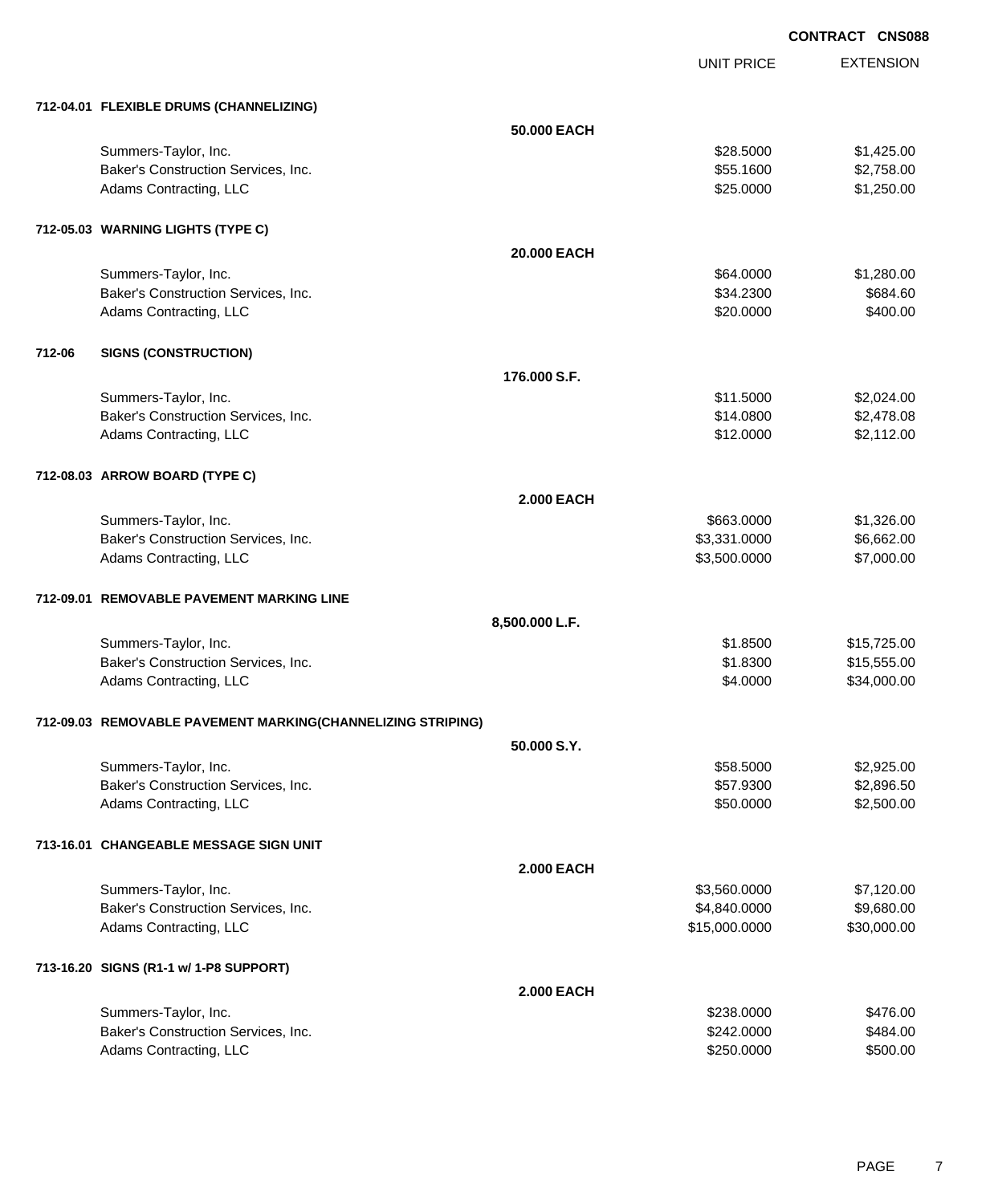**CONTRACT CNS088**

| | | UNIT PRICE | EXTENSION |
|---|---|---|---|
| **712-04.01 FLEXIBLE DRUMS (CHANNELIZING)** | | | |
| | **50.000 EACH** | | |
| Summers-Taylor, Inc. | | \$28.5000 | \$1,425.00 |
| Baker's Construction Services, Inc. | | \$55.1600 | \$2,758.00 |
| Adams Contracting, LLC | | \$25.0000 | \$1,250.00 |
| **712-05.03 WARNING LIGHTS (TYPE C)** | | | |
| | **20.000 EACH** | | |
| Summers-Taylor, Inc. | | \$64.0000 | \$1,280.00 |
| Baker's Construction Services, Inc. | | \$34.2300 | \$684.60 |
| Adams Contracting, LLC | | \$20.0000 | \$400.00 |
| **712-06 SIGNS (CONSTRUCTION)** | | | |
| | **176.000 S.F.** | | |
| Summers-Taylor, Inc. | | \$11.5000 | \$2,024.00 |
| Baker's Construction Services, Inc. | | \$14.0800 | \$2,478.08 |
| Adams Contracting, LLC | | \$12.0000 | \$2,112.00 |
| **712-08.03 ARROW BOARD (TYPE C)** | | | |
| | **2.000 EACH** | | |
| Summers-Taylor, Inc. | | \$663.0000 | \$1,326.00 |
| Baker's Construction Services, Inc. | | \$3,331.0000 | \$6,662.00 |
| Adams Contracting, LLC | | \$3,500.0000 | \$7,000.00 |
| **712-09.01 REMOVABLE PAVEMENT MARKING LINE** | | | |
| | **8,500.000 L.F.** | | |
| Summers-Taylor, Inc. | | \$1.8500 | \$15,725.00 |
| Baker's Construction Services, Inc. | | \$1.8300 | \$15,555.00 |
| Adams Contracting, LLC | | \$4.0000 | \$34,000.00 |
| **712-09.03 REMOVABLE PAVEMENT MARKING(CHANNELIZING STRIPING)** | | | |
| | **50.000 S.Y.** | | |
| Summers-Taylor, Inc. | | \$58.5000 | \$2,925.00 |
| Baker's Construction Services, Inc. | | \$57.9300 | \$2,896.50 |
| Adams Contracting, LLC | | \$50.0000 | \$2,500.00 |
| **713-16.01 CHANGEABLE MESSAGE SIGN UNIT** | | | |
| | **2.000 EACH** | | |
| Summers-Taylor, Inc. | | \$3,560.0000 | \$7,120.00 |
| Baker's Construction Services, Inc. | | \$4,840.0000 | \$9,680.00 |
| Adams Contracting, LLC | | \$15,000.0000 | \$30,000.00 |
| **713-16.20 SIGNS (R1-1 w/ 1-P8 SUPPORT)** | | | |
| | **2.000 EACH** | | |
| Summers-Taylor, Inc. | | \$238.0000 | \$476.00 |
| Baker's Construction Services, Inc. | | \$242.0000 | \$484.00 |
| Adams Contracting, LLC | | \$250.0000 | \$500.00 |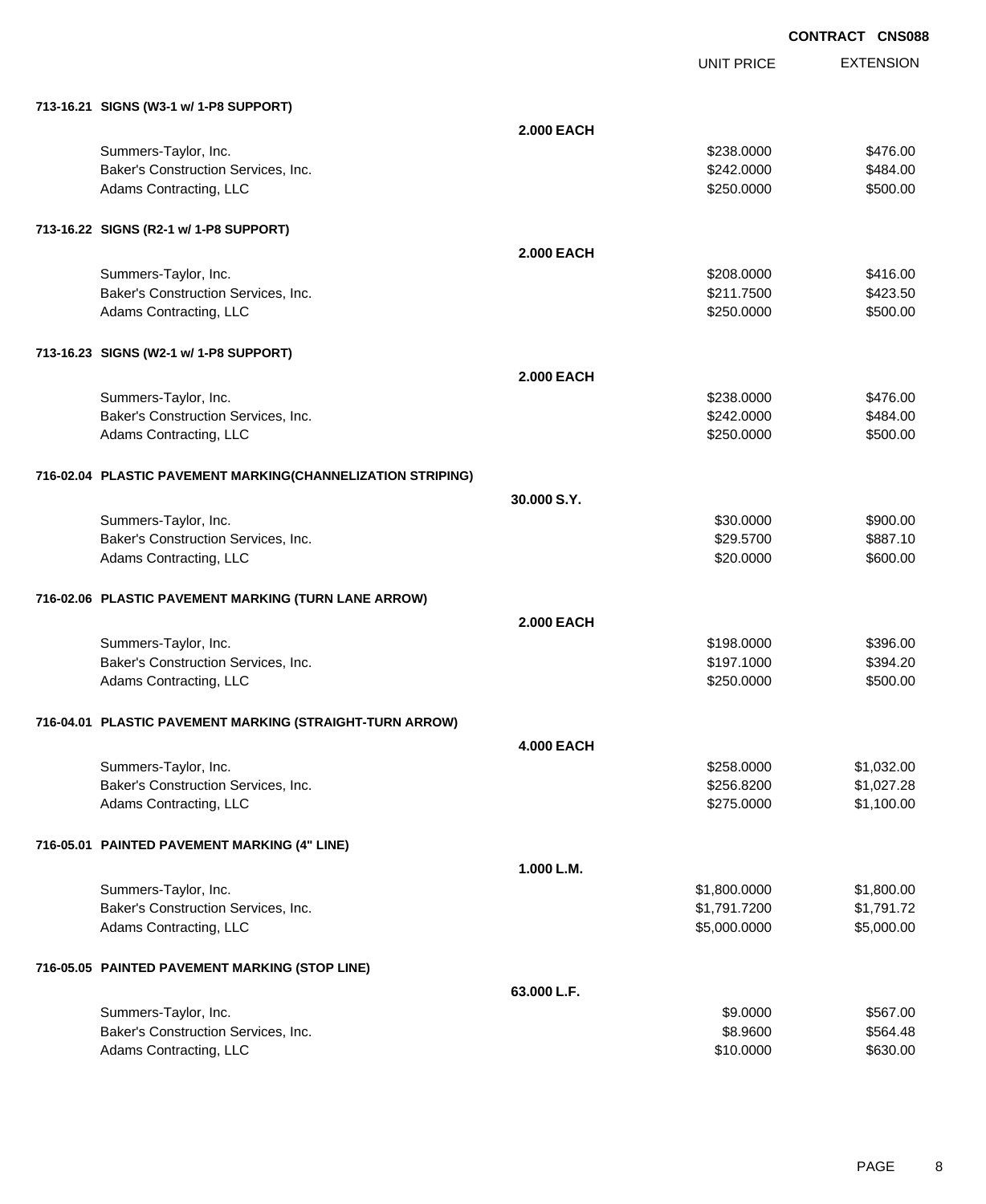**CONTRACT CNS088**

| | | UNIT PRICE | EXTENSION |
|---|---|---|---|
| **713-16.21 SIGNS (W3-1 w/ 1-P8 SUPPORT)** | | | |
| | **2.000 EACH** | | |
| Summers-Taylor, Inc. | | $238.0000 | $476.00 |
| Baker's Construction Services, Inc. | | $242.0000 | $484.00 |
| Adams Contracting, LLC | | $250.0000 | $500.00 |
| **713-16.22 SIGNS (R2-1 w/ 1-P8 SUPPORT)** | | | |
| | **2.000 EACH** | | |
| Summers-Taylor, Inc. | | $208.0000 | $416.00 |
| Baker's Construction Services, Inc. | | $211.7500 | $423.50 |
| Adams Contracting, LLC | | $250.0000 | $500.00 |
| **713-16.23 SIGNS (W2-1 w/ 1-P8 SUPPORT)** | | | |
| | **2.000 EACH** | | |
| Summers-Taylor, Inc. | | $238.0000 | $476.00 |
| Baker's Construction Services, Inc. | | $242.0000 | $484.00 |
| Adams Contracting, LLC | | $250.0000 | $500.00 |
| **716-02.04 PLASTIC PAVEMENT MARKING(CHANNELIZATION STRIPING)** | | | |
| | **30.000 S.Y.** | | |
| Summers-Taylor, Inc. | | $30.0000 | $900.00 |
| Baker's Construction Services, Inc. | | $29.5700 | $887.10 |
| Adams Contracting, LLC | | $20.0000 | $600.00 |
| **716-02.06 PLASTIC PAVEMENT MARKING (TURN LANE ARROW)** | | | |
| | **2.000 EACH** | | |
| Summers-Taylor, Inc. | | $198.0000 | $396.00 |
| Baker's Construction Services, Inc. | | $197.1000 | $394.20 |
| Adams Contracting, LLC | | $250.0000 | $500.00 |
| **716-04.01 PLASTIC PAVEMENT MARKING (STRAIGHT-TURN ARROW)** | | | |
| | **4.000 EACH** | | |
| Summers-Taylor, Inc. | | $258.0000 | $1,032.00 |
| Baker's Construction Services, Inc. | | $256.8200 | $1,027.28 |
| Adams Contracting, LLC | | $275.0000 | $1,100.00 |
| **716-05.01 PAINTED PAVEMENT MARKING (4" LINE)** | | | |
| | **1.000 L.M.** | | |
| Summers-Taylor, Inc. | | $1,800.0000 | $1,800.00 |
| Baker's Construction Services, Inc. | | $1,791.7200 | $1,791.72 |
| Adams Contracting, LLC | | $5,000.0000 | $5,000.00 |
| **716-05.05 PAINTED PAVEMENT MARKING (STOP LINE)** | | | |
| | **63.000 L.F.** | | |
| Summers-Taylor, Inc. | | $9.0000 | $567.00 |
| Baker's Construction Services, Inc. | | $8.9600 | $564.48 |
| Adams Contracting, LLC | | $10.0000 | $630.00 |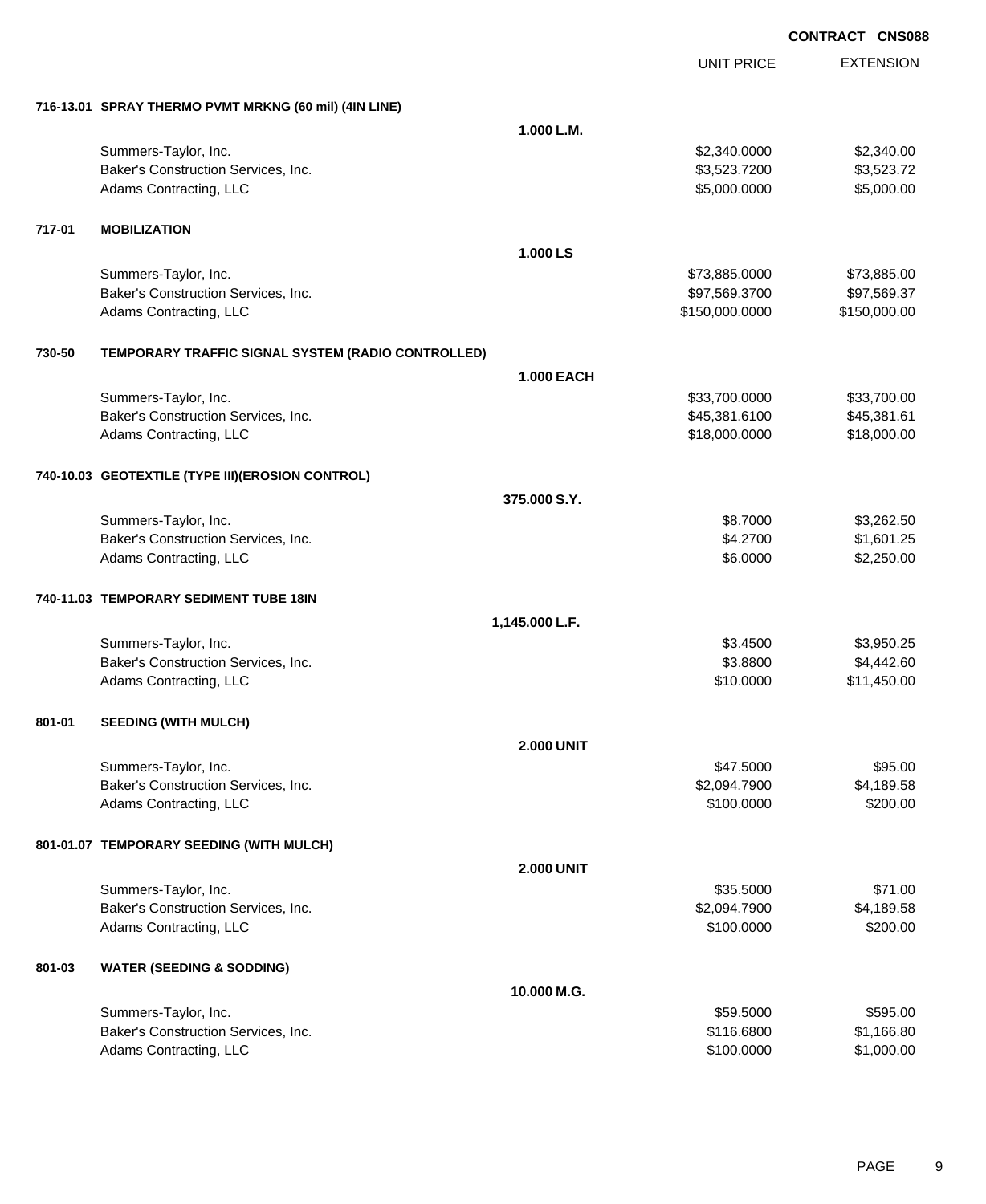**CONTRACT CNS088**

| | | UNIT PRICE | EXTENSION |
|---|---|---|---|
| **716-13.01** | **SPRAY THERMO PVMT MRKNG (60 mil) (4IN LINE)** | | |
| | **1.000 L.M.** | | |
| | Summers-Taylor, Inc. | $2,340.0000 | $2,340.00 |
| | Baker's Construction Services, Inc. | $3,523.7200 | $3,523.72 |
| | Adams Contracting, LLC | $5,000.0000 | $5,000.00 |
| **717-01** | **MOBILIZATION** | | |
| | **1.000 LS** | | |
| | Summers-Taylor, Inc. | $73,885.0000 | $73,885.00 |
| | Baker's Construction Services, Inc. | $97,569.3700 | $97,569.37 |
| | Adams Contracting, LLC | $150,000.0000 | $150,000.00 |
| **730-50** | **TEMPORARY TRAFFIC SIGNAL SYSTEM (RADIO CONTROLLED)** | | |
| | **1.000 EACH** | | |
| | Summers-Taylor, Inc. | $33,700.0000 | $33,700.00 |
| | Baker's Construction Services, Inc. | $45,381.6100 | $45,381.61 |
| | Adams Contracting, LLC | $18,000.0000 | $18,000.00 |
| **740-10.03** | **GEOTEXTILE (TYPE III)(EROSION CONTROL)** | | |
| | **375.000 S.Y.** | | |
| | Summers-Taylor, Inc. | $8.7000 | $3,262.50 |
| | Baker's Construction Services, Inc. | $4.2700 | $1,601.25 |
| | Adams Contracting, LLC | $6.0000 | $2,250.00 |
| **740-11.03** | **TEMPORARY SEDIMENT TUBE 18IN** | | |
| | **1,145.000 L.F.** | | |
| | Summers-Taylor, Inc. | $3.4500 | $3,950.25 |
| | Baker's Construction Services, Inc. | $3.8800 | $4,442.60 |
| | Adams Contracting, LLC | $10.0000 | $11,450.00 |
| **801-01** | **SEEDING (WITH MULCH)** | | |
| | **2.000 UNIT** | | |
| | Summers-Taylor, Inc. | $47.5000 | $95.00 |
| | Baker's Construction Services, Inc. | $2,094.7900 | $4,189.58 |
| | Adams Contracting, LLC | $100.0000 | $200.00 |
| **801-01.07** | **TEMPORARY SEEDING (WITH MULCH)** | | |
| | **2.000 UNIT** | | |
| | Summers-Taylor, Inc. | $35.5000 | $71.00 |
| | Baker's Construction Services, Inc. | $2,094.7900 | $4,189.58 |
| | Adams Contracting, LLC | $100.0000 | $200.00 |
| **801-03** | **WATER (SEEDING & SODDING)** | | |
| | **10.000 M.G.** | | |
| | Summers-Taylor, Inc. | $59.5000 | $595.00 |
| | Baker's Construction Services, Inc. | $116.6800 | $1,166.80 |
| | Adams Contracting, LLC | $100.0000 | $1,000.00 |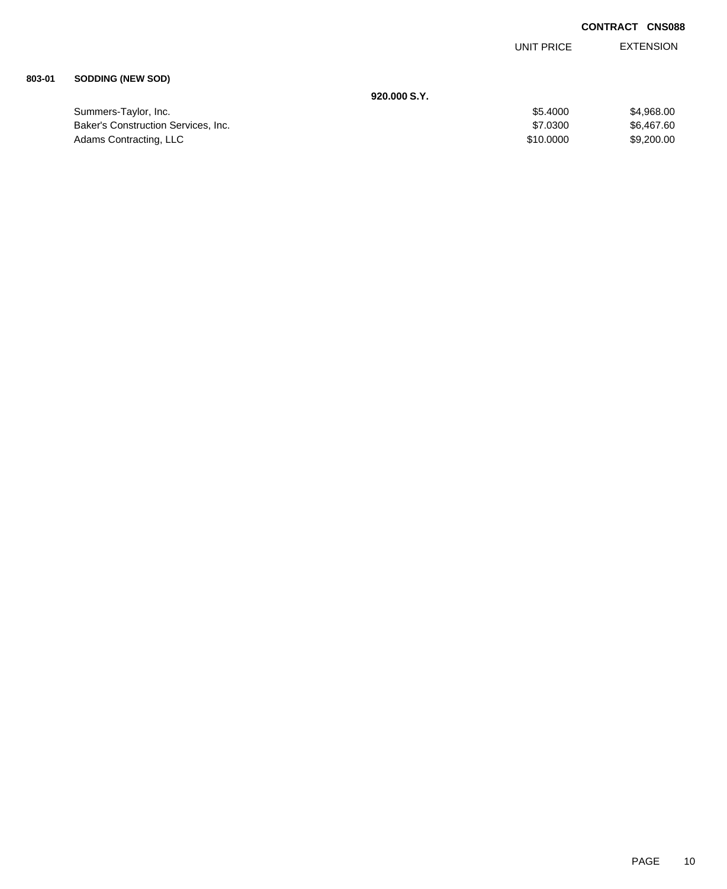**CONTRACT CNS088**

| | | | UNIT PRICE | EXTENSION |
|---|---|---|---|---|
| **803-01** | **SODDING (NEW SOD)** | | | |
| | | **920.000 S.Y.** | | |
| | Summers-Taylor, Inc. | | $5.4000 | $4,968.00 |
| | Baker's Construction Services, Inc. | | $7.0300 | $6,467.60 |
| | Adams Contracting, LLC | | $10.0000 | $9,200.00 |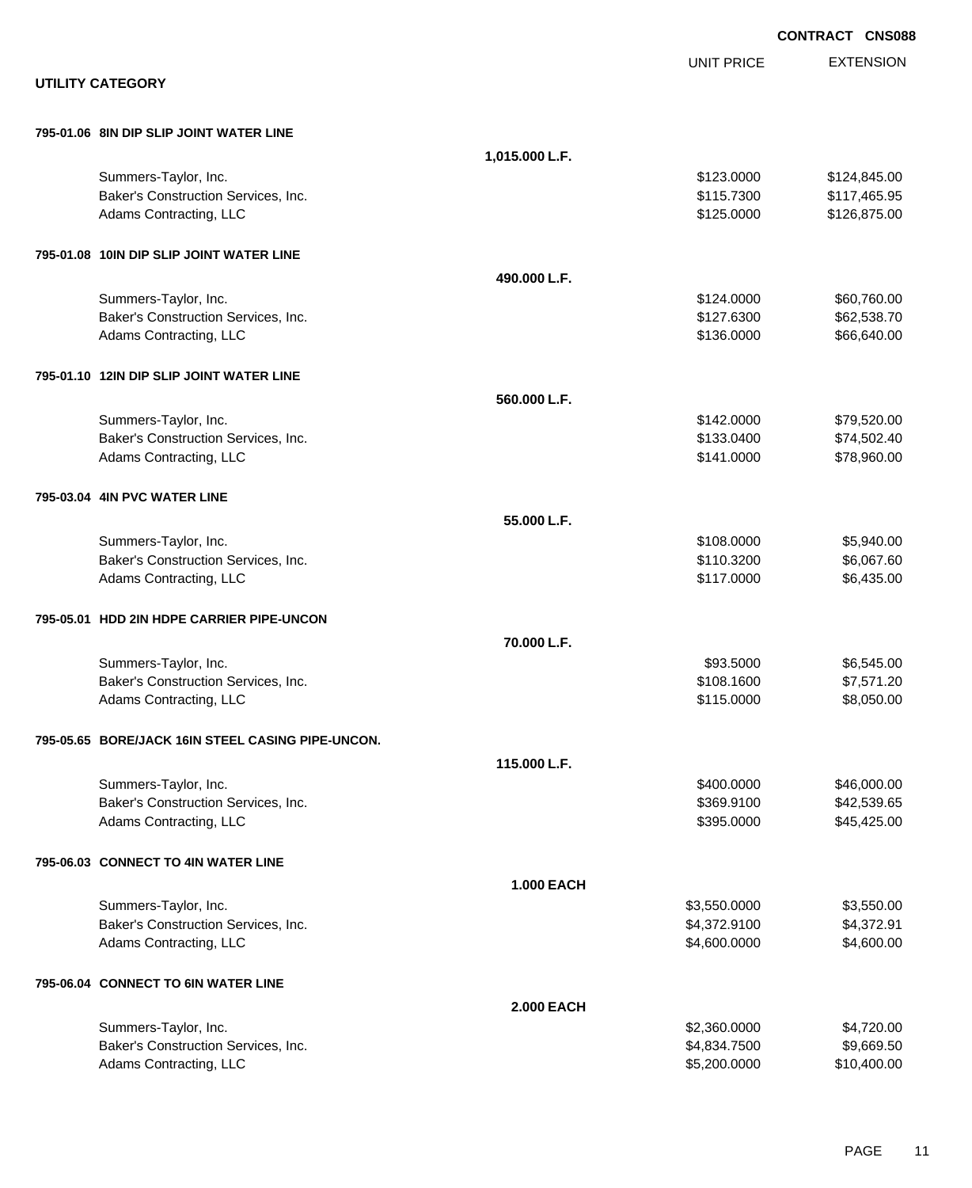**CONTRACT CNS088**

## UTILITY CATEGORY

| | | UNIT PRICE | EXTENSION |
|---|---|---|---|
| **795-01.06 8IN DIP SLIP JOINT WATER LINE** | | | |
| | **1,015.000 L.F.** | | |
| Summers-Taylor, Inc. | | $123.0000 | $124,845.00 |
| Baker's Construction Services, Inc. | | $115.7300 | $117,465.95 |
| Adams Contracting, LLC | | $125.0000 | $126,875.00 |
| **795-01.08 10IN DIP SLIP JOINT WATER LINE** | | | |
| | **490.000 L.F.** | | |
| Summers-Taylor, Inc. | | $124.0000 | $60,760.00 |
| Baker's Construction Services, Inc. | | $127.6300 | $62,538.70 |
| Adams Contracting, LLC | | $136.0000 | $66,640.00 |
| **795-01.10 12IN DIP SLIP JOINT WATER LINE** | | | |
| | **560.000 L.F.** | | |
| Summers-Taylor, Inc. | | $142.0000 | $79,520.00 |
| Baker's Construction Services, Inc. | | $133.0400 | $74,502.40 |
| Adams Contracting, LLC | | $141.0000 | $78,960.00 |
| **795-03.04 4IN PVC WATER LINE** | | | |
| | **55.000 L.F.** | | |
| Summers-Taylor, Inc. | | $108.0000 | $5,940.00 |
| Baker's Construction Services, Inc. | | $110.3200 | $6,067.60 |
| Adams Contracting, LLC | | $117.0000 | $6,435.00 |
| **795-05.01 HDD 2IN HDPE CARRIER PIPE-UNCON** | | | |
| | **70.000 L.F.** | | |
| Summers-Taylor, Inc. | | $93.5000 | $6,545.00 |
| Baker's Construction Services, Inc. | | $108.1600 | $7,571.20 |
| Adams Contracting, LLC | | $115.0000 | $8,050.00 |
| **795-05.65 BORE/JACK 16IN STEEL CASING PIPE-UNCON.** | | | |
| | **115.000 L.F.** | | |
| Summers-Taylor, Inc. | | $400.0000 | $46,000.00 |
| Baker's Construction Services, Inc. | | $369.9100 | $42,539.65 |
| Adams Contracting, LLC | | $395.0000 | $45,425.00 |
| **795-06.03 CONNECT TO 4IN WATER LINE** | | | |
| | **1.000 EACH** | | |
| Summers-Taylor, Inc. | | $3,550.0000 | $3,550.00 |
| Baker's Construction Services, Inc. | | $4,372.9100 | $4,372.91 |
| Adams Contracting, LLC | | $4,600.0000 | $4,600.00 |
| **795-06.04 CONNECT TO 6IN WATER LINE** | | | |
| | **2.000 EACH** | | |
| Summers-Taylor, Inc. | | $2,360.0000 | $4,720.00 |
| Baker's Construction Services, Inc. | | $4,834.7500 | $9,669.50 |
| Adams Contracting, LLC | | $5,200.0000 | $10,400.00 |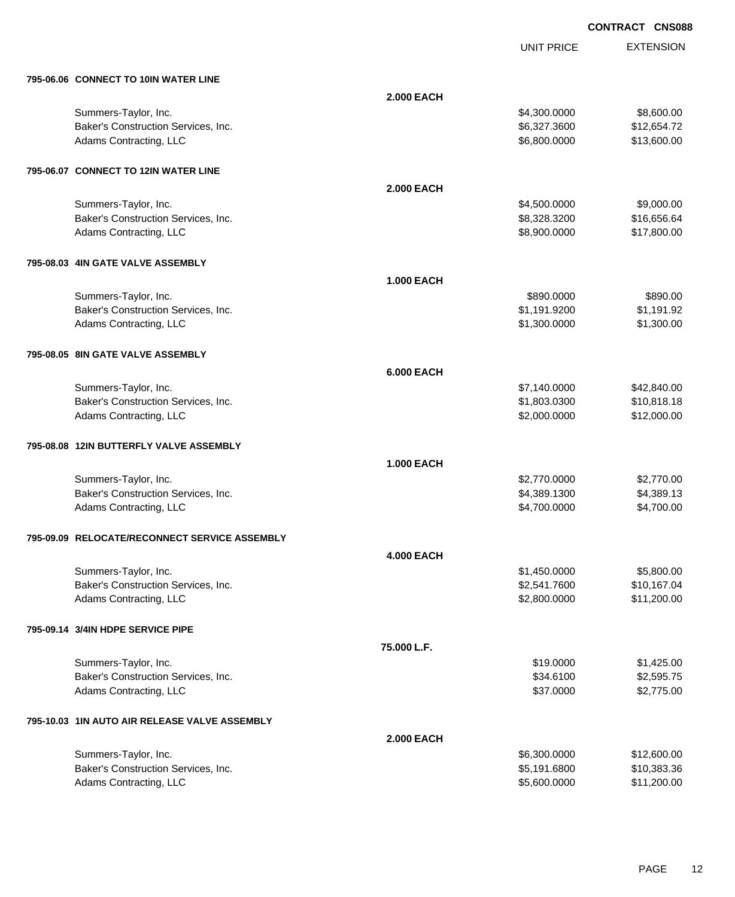**CONTRACT CNS088**

| | | UNIT PRICE | EXTENSION |
|---|---|---|---|
| **795-06.06 CONNECT TO 10IN WATER LINE** | | | |
| | **2.000 EACH** | | |
| Summers-Taylor, Inc. | | $4,300.0000 | $8,600.00 |
| Baker's Construction Services, Inc. | | $6,327.3600 | $12,654.72 |
| Adams Contracting, LLC | | $6,800.0000 | $13,600.00 |
| **795-06.07 CONNECT TO 12IN WATER LINE** | | | |
| | **2.000 EACH** | | |
| Summers-Taylor, Inc. | | $4,500.0000 | $9,000.00 |
| Baker's Construction Services, Inc. | | $8,328.3200 | $16,656.64 |
| Adams Contracting, LLC | | $8,900.0000 | $17,800.00 |
| **795-08.03 4IN GATE VALVE ASSEMBLY** | | | |
| | **1.000 EACH** | | |
| Summers-Taylor, Inc. | | $890.0000 | $890.00 |
| Baker's Construction Services, Inc. | | $1,191.9200 | $1,191.92 |
| Adams Contracting, LLC | | $1,300.0000 | $1,300.00 |
| **795-08.05 8IN GATE VALVE ASSEMBLY** | | | |
| | **6.000 EACH** | | |
| Summers-Taylor, Inc. | | $7,140.0000 | $42,840.00 |
| Baker's Construction Services, Inc. | | $1,803.0300 | $10,818.18 |
| Adams Contracting, LLC | | $2,000.0000 | $12,000.00 |
| **795-08.08 12IN BUTTERFLY VALVE ASSEMBLY** | | | |
| | **1.000 EACH** | | |
| Summers-Taylor, Inc. | | $2,770.0000 | $2,770.00 |
| Baker's Construction Services, Inc. | | $4,389.1300 | $4,389.13 |
| Adams Contracting, LLC | | $4,700.0000 | $4,700.00 |
| **795-09.09 RELOCATE/RECONNECT SERVICE ASSEMBLY** | | | |
| | **4.000 EACH** | | |
| Summers-Taylor, Inc. | | $1,450.0000 | $5,800.00 |
| Baker's Construction Services, Inc. | | $2,541.7600 | $10,167.04 |
| Adams Contracting, LLC | | $2,800.0000 | $11,200.00 |
| **795-09.14 3/4IN HDPE SERVICE PIPE** | | | |
| | **75.000 L.F.** | | |
| Summers-Taylor, Inc. | | $19.0000 | $1,425.00 |
| Baker's Construction Services, Inc. | | $34.6100 | $2,595.75 |
| Adams Contracting, LLC | | $37.0000 | $2,775.00 |
| **795-10.03 1IN AUTO AIR RELEASE VALVE ASSEMBLY** | | | |
| | **2.000 EACH** | | |
| Summers-Taylor, Inc. | | $6,300.0000 | $12,600.00 |
| Baker's Construction Services, Inc. | | $5,191.6800 | $10,383.36 |
| Adams Contracting, LLC | | $5,600.0000 | $11,200.00 |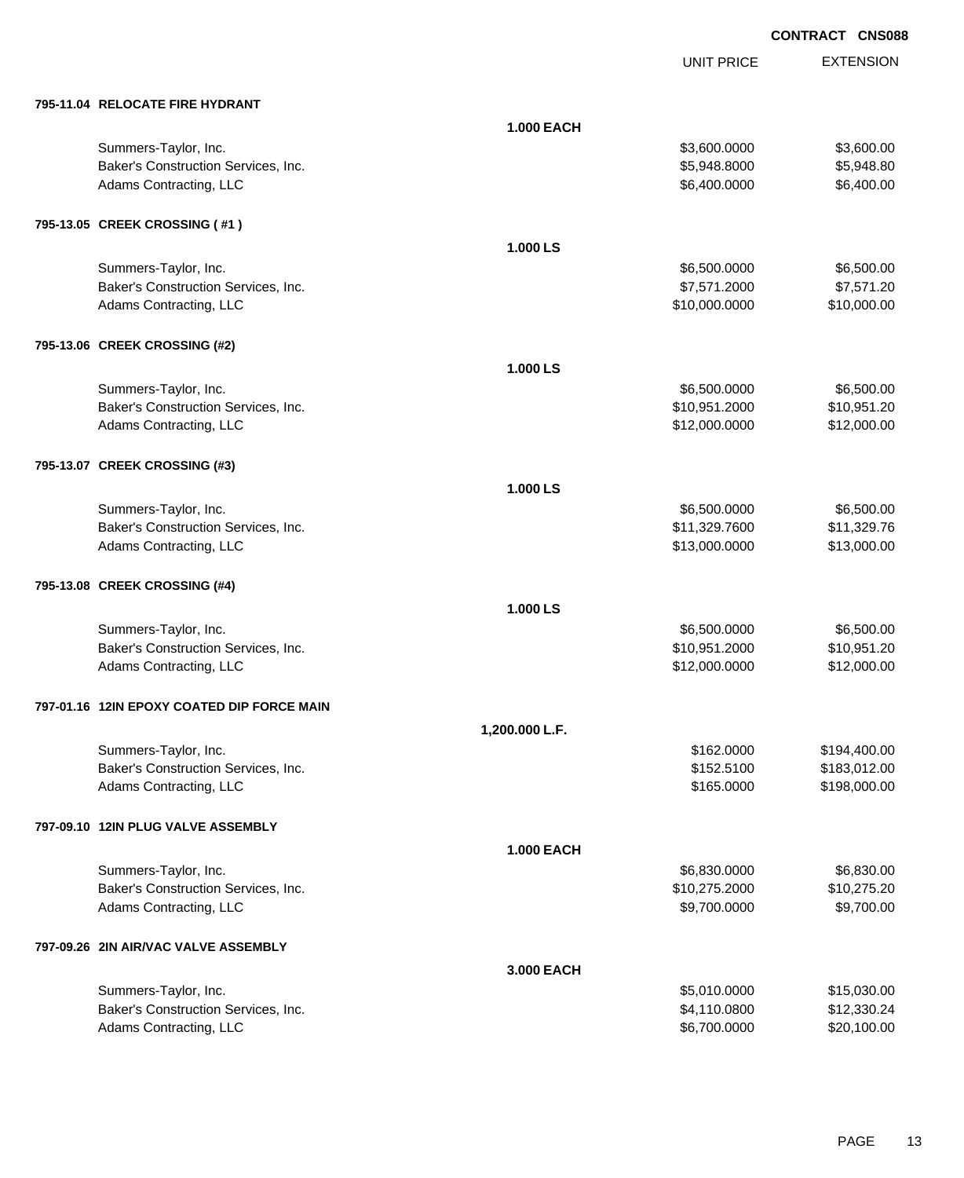**CONTRACT CNS088**

| | | UNIT PRICE | EXTENSION |
|---|---|---|---|
| **795-11.04 RELOCATE FIRE HYDRANT** | | | |
| | **1.000 EACH** | | |
| Summers-Taylor, Inc. | | $3,600.0000 | $3,600.00 |
| Baker's Construction Services, Inc. | | $5,948.8000 | $5,948.80 |
| Adams Contracting, LLC | | $6,400.0000 | $6,400.00 |
| **795-13.05 CREEK CROSSING ( #1 )** | | | |
| | **1.000 LS** | | |
| Summers-Taylor, Inc. | | $6,500.0000 | $6,500.00 |
| Baker's Construction Services, Inc. | | $7,571.2000 | $7,571.20 |
| Adams Contracting, LLC | | $10,000.0000 | $10,000.00 |
| **795-13.06 CREEK CROSSING (#2)** | | | |
| | **1.000 LS** | | |
| Summers-Taylor, Inc. | | $6,500.0000 | $6,500.00 |
| Baker's Construction Services, Inc. | | $10,951.2000 | $10,951.20 |
| Adams Contracting, LLC | | $12,000.0000 | $12,000.00 |
| **795-13.07 CREEK CROSSING (#3)** | | | |
| | **1.000 LS** | | |
| Summers-Taylor, Inc. | | $6,500.0000 | $6,500.00 |
| Baker's Construction Services, Inc. | | $11,329.7600 | $11,329.76 |
| Adams Contracting, LLC | | $13,000.0000 | $13,000.00 |
| **795-13.08 CREEK CROSSING (#4)** | | | |
| | **1.000 LS** | | |
| Summers-Taylor, Inc. | | $6,500.0000 | $6,500.00 |
| Baker's Construction Services, Inc. | | $10,951.2000 | $10,951.20 |
| Adams Contracting, LLC | | $12,000.0000 | $12,000.00 |
| **797-01.16 12IN EPOXY COATED DIP FORCE MAIN** | | | |
| | **1,200.000 L.F.** | | |
| Summers-Taylor, Inc. | | $162.0000 | $194,400.00 |
| Baker's Construction Services, Inc. | | $152.5100 | $183,012.00 |
| Adams Contracting, LLC | | $165.0000 | $198,000.00 |
| **797-09.10 12IN PLUG VALVE ASSEMBLY** | | | |
| | **1.000 EACH** | | |
| Summers-Taylor, Inc. | | $6,830.0000 | $6,830.00 |
| Baker's Construction Services, Inc. | | $10,275.2000 | $10,275.20 |
| Adams Contracting, LLC | | $9,700.0000 | $9,700.00 |
| **797-09.26 2IN AIR/VAC VALVE ASSEMBLY** | | | |
| | **3.000 EACH** | | |
| Summers-Taylor, Inc. | | $5,010.0000 | $15,030.00 |
| Baker's Construction Services, Inc. | | $4,110.0800 | $12,330.24 |
| Adams Contracting, LLC | | $6,700.0000 | $20,100.00 |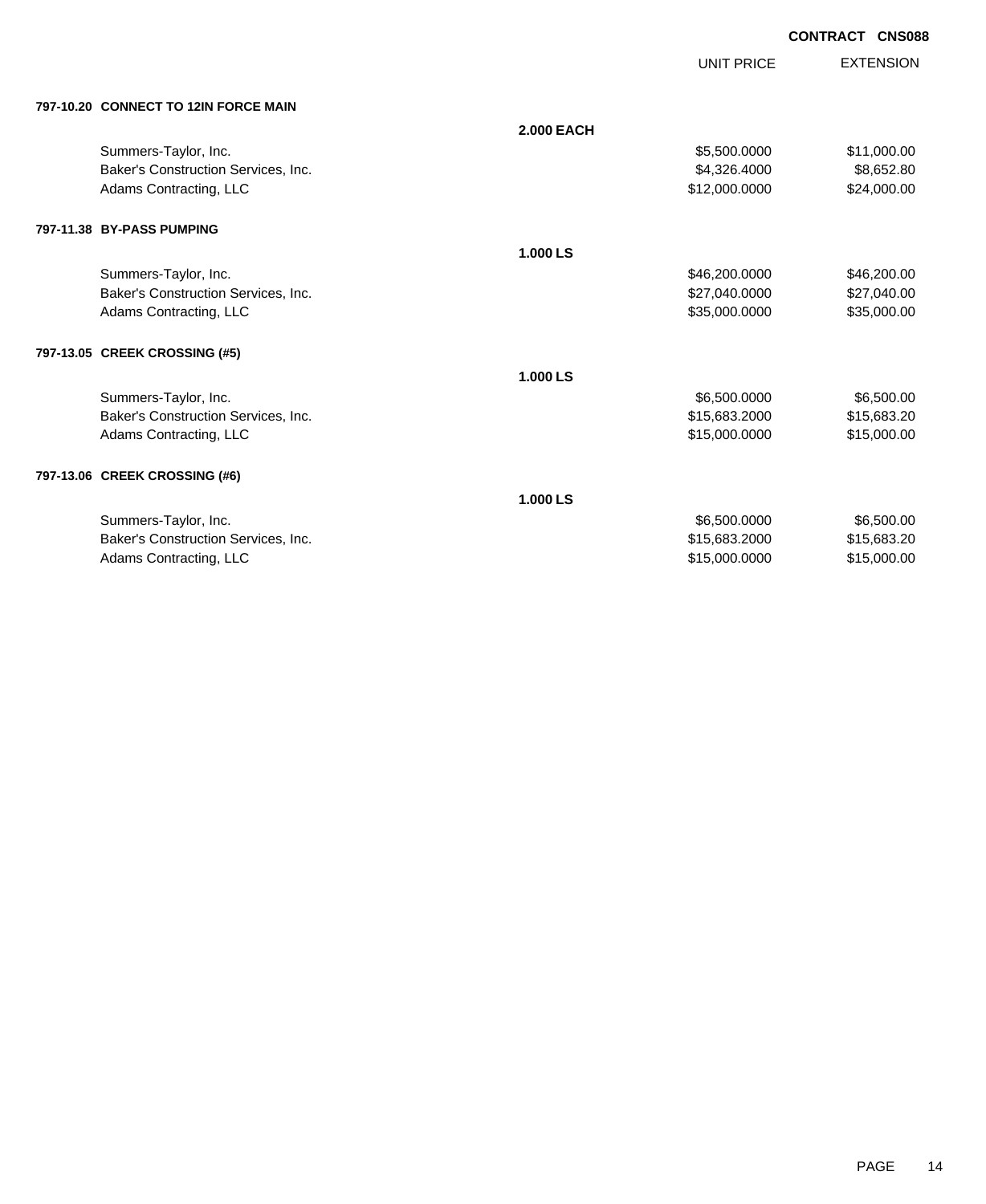**CONTRACT CNS088**

| | | UNIT PRICE | EXTENSION |
|---|---|---|---|
| **797-10.20 CONNECT TO 12IN FORCE MAIN** | | | |
| | **2.000 EACH** | | |
| Summers-Taylor, Inc. | | $5,500.0000 | $11,000.00 |
| Baker's Construction Services, Inc. | | $4,326.4000 | $8,652.80 |
| Adams Contracting, LLC | | $12,000.0000 | $24,000.00 |
| **797-11.38 BY-PASS PUMPING** | | | |
| | **1.000 LS** | | |
| Summers-Taylor, Inc. | | $46,200.0000 | $46,200.00 |
| Baker's Construction Services, Inc. | | $27,040.0000 | $27,040.00 |
| Adams Contracting, LLC | | $35,000.0000 | $35,000.00 |
| **797-13.05 CREEK CROSSING (#5)** | | | |
| | **1.000 LS** | | |
| Summers-Taylor, Inc. | | $6,500.0000 | $6,500.00 |
| Baker's Construction Services, Inc. | | $15,683.2000 | $15,683.20 |
| Adams Contracting, LLC | | $15,000.0000 | $15,000.00 |
| **797-13.06 CREEK CROSSING (#6)** | | | |
| | **1.000 LS** | | |
| Summers-Taylor, Inc. | | $6,500.0000 | $6,500.00 |
| Baker's Construction Services, Inc. | | $15,683.2000 | $15,683.20 |
| Adams Contracting, LLC | | $15,000.0000 | $15,000.00 |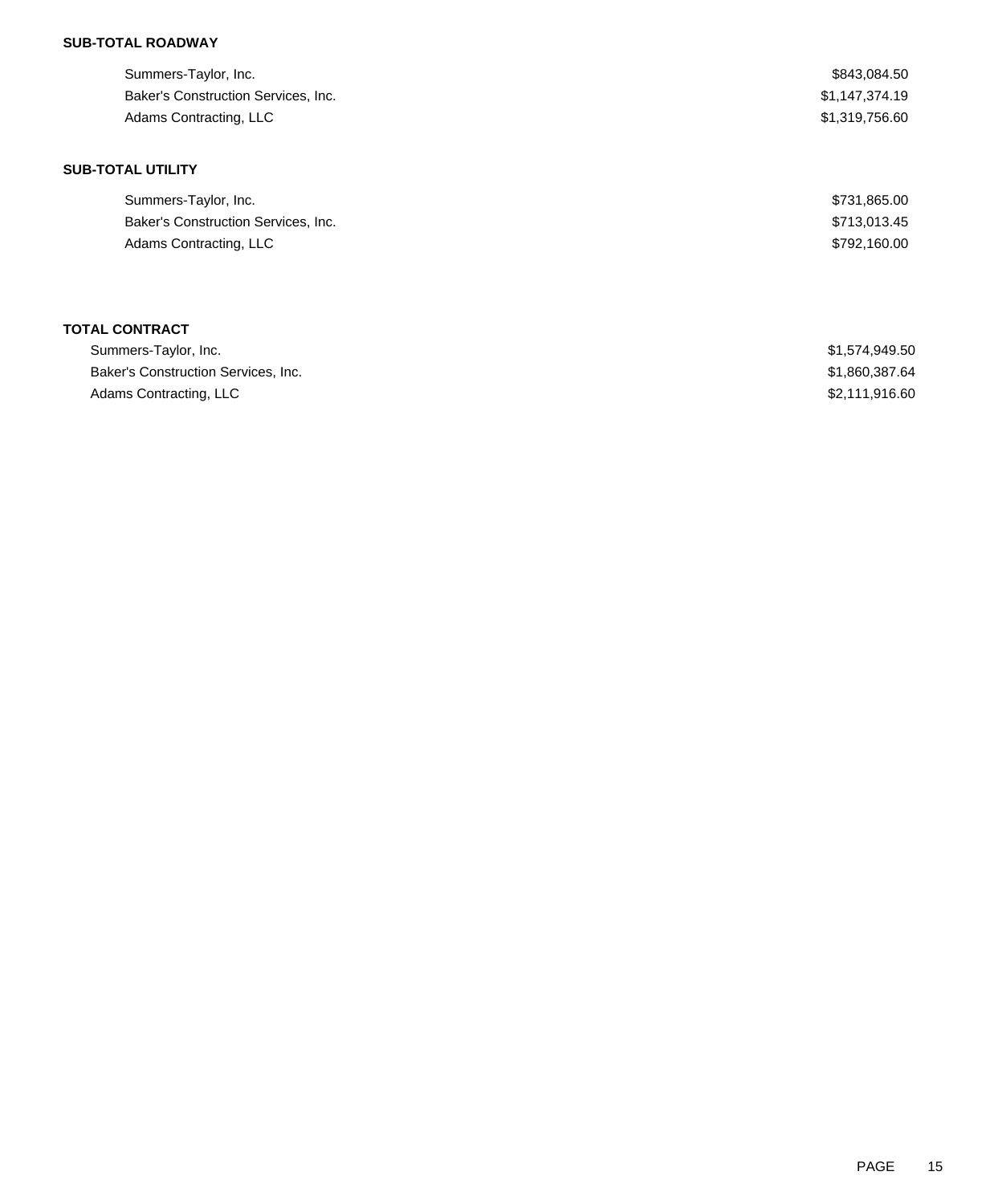**SUB-TOTAL ROADWAY**

| | |
|---|---|
| Summers-Taylor, Inc. | $843,084.50 |
| Baker's Construction Services, Inc. | $1,147,374.19 |
| Adams Contracting, LLC | $1,319,756.60 |

**SUB-TOTAL UTILITY**

| | |
|---|---|
| Summers-Taylor, Inc. | $731,865.00 |
| Baker's Construction Services, Inc. | $713,013.45 |
| Adams Contracting, LLC | $792,160.00 |

**TOTAL CONTRACT**

| | |
|---|---|
| Summers-Taylor, Inc. | $1,574,949.50 |
| Baker's Construction Services, Inc. | $1,860,387.64 |
| Adams Contracting, LLC | $2,111,916.60 |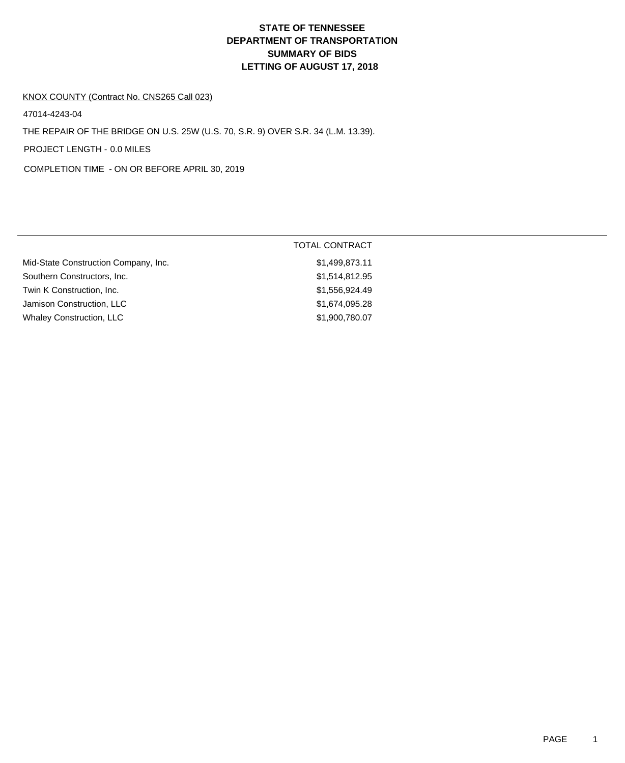# STATE OF TENNESSEE
# DEPARTMENT OF TRANSPORTATION
# SUMMARY OF BIDS
# LETTING OF AUGUST 17, 2018

KNOX COUNTY (Contract No. CNS265 Call 023)

47014-4243-04

THE REPAIR OF THE BRIDGE ON U.S. 25W (U.S. 70, S.R. 9) OVER S.R. 34 (L.M. 13.39).

PROJECT LENGTH - 0.0 MILES

COMPLETION TIME - ON OR BEFORE APRIL 30, 2019

| | TOTAL CONTRACT |
|---|---|
| Mid-State Construction Company, Inc. | $1,499,873.11 |
| Southern Constructors, Inc. | $1,514,812.95 |
| Twin K Construction, Inc. | $1,556,924.49 |
| Jamison Construction, LLC | $1,674,095.28 |
| Whaley Construction, LLC | $1,900,780.07 |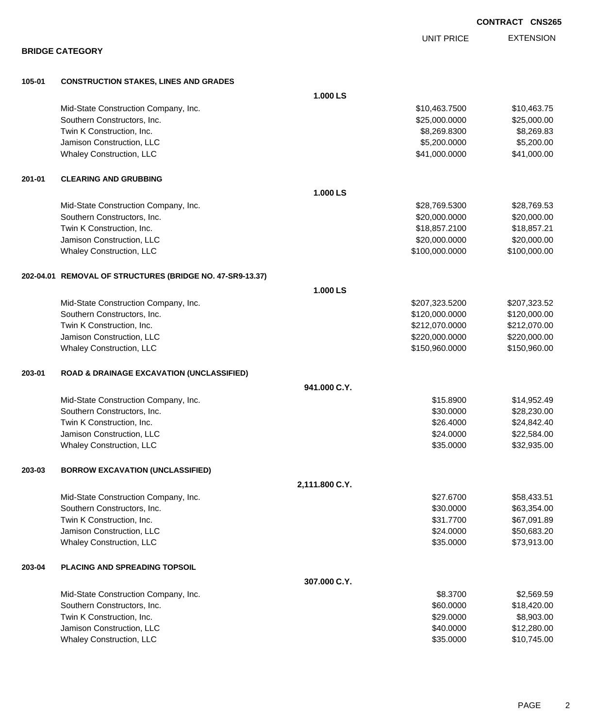CONTRACT CNS265

**BRIDGE CATEGORY**

| | | UNIT PRICE | EXTENSION |
|---|---|---|---|
| **105-01** | **CONSTRUCTION STAKES, LINES AND GRADES** | | |
| | **1.000 LS** | | |
| | Mid-State Construction Company, Inc. | $10,463.7500 | $10,463.75 |
| | Southern Constructors, Inc. | $25,000.0000 | $25,000.00 |
| | Twin K Construction, Inc. | $8,269.8300 | $8,269.83 |
| | Jamison Construction, LLC | $5,200.0000 | $5,200.00 |
| | Whaley Construction, LLC | $41,000.0000 | $41,000.00 |
| **201-01** | **CLEARING AND GRUBBING** | | |
| | **1.000 LS** | | |
| | Mid-State Construction Company, Inc. | $28,769.5300 | $28,769.53 |
| | Southern Constructors, Inc. | $20,000.0000 | $20,000.00 |
| | Twin K Construction, Inc. | $18,857.2100 | $18,857.21 |
| | Jamison Construction, LLC | $20,000.0000 | $20,000.00 |
| | Whaley Construction, LLC | $100,000.0000 | $100,000.00 |
| **202-04.01** | **REMOVAL OF STRUCTURES (BRIDGE NO. 47-SR9-13.37)** | | |
| | **1.000 LS** | | |
| | Mid-State Construction Company, Inc. | $207,323.5200 | $207,323.52 |
| | Southern Constructors, Inc. | $120,000.0000 | $120,000.00 |
| | Twin K Construction, Inc. | $212,070.0000 | $212,070.00 |
| | Jamison Construction, LLC | $220,000.0000 | $220,000.00 |
| | Whaley Construction, LLC | $150,960.0000 | $150,960.00 |
| **203-01** | **ROAD & DRAINAGE EXCAVATION (UNCLASSIFIED)** | | |
| | **941.000 C.Y.** | | |
| | Mid-State Construction Company, Inc. | $15.8900 | $14,952.49 |
| | Southern Constructors, Inc. | $30.0000 | $28,230.00 |
| | Twin K Construction, Inc. | $26.4000 | $24,842.40 |
| | Jamison Construction, LLC | $24.0000 | $22,584.00 |
| | Whaley Construction, LLC | $35.0000 | $32,935.00 |
| **203-03** | **BORROW EXCAVATION (UNCLASSIFIED)** | | |
| | **2,111.800 C.Y.** | | |
| | Mid-State Construction Company, Inc. | $27.6700 | $58,433.51 |
| | Southern Constructors, Inc. | $30.0000 | $63,354.00 |
| | Twin K Construction, Inc. | $31.7700 | $67,091.89 |
| | Jamison Construction, LLC | $24.0000 | $50,683.20 |
| | Whaley Construction, LLC | $35.0000 | $73,913.00 |
| **203-04** | **PLACING AND SPREADING TOPSOIL** | | |
| | **307.000 C.Y.** | | |
| | Mid-State Construction Company, Inc. | $8.3700 | $2,569.59 |
| | Southern Constructors, Inc. | $60.0000 | $18,420.00 |
| | Twin K Construction, Inc. | $29.0000 | $8,903.00 |
| | Jamison Construction, LLC | $40.0000 | $12,280.00 |
| | Whaley Construction, LLC | $35.0000 | $10,745.00 |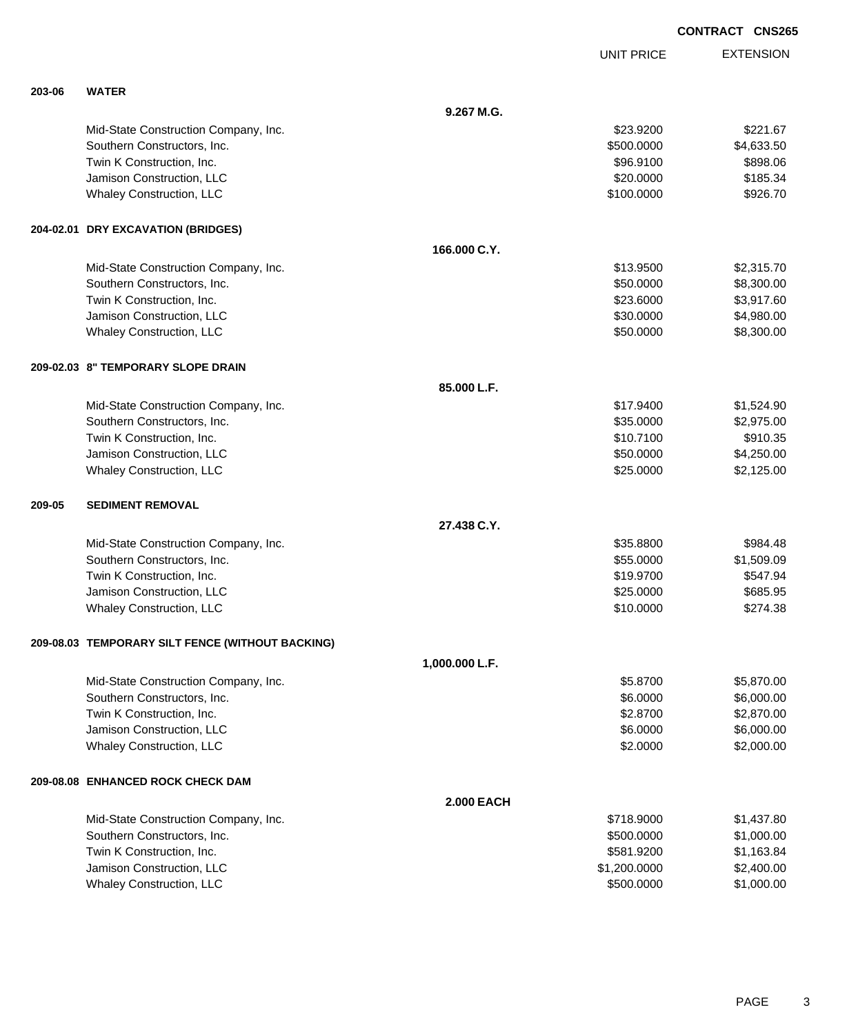**CONTRACT CNS265**

| | | UNIT PRICE | EXTENSION |
|---|---|---|---|
| **203-06** | **WATER** | | |
| | **9.267 M.G.** | | |
| | Mid-State Construction Company, Inc. | $23.9200 | $221.67 |
| | Southern Constructors, Inc. | $500.0000 | $4,633.50 |
| | Twin K Construction, Inc. | $96.9100 | $898.06 |
| | Jamison Construction, LLC | $20.0000 | $185.34 |
| | Whaley Construction, LLC | $100.0000 | $926.70 |
| **204-02.01** | **DRY EXCAVATION (BRIDGES)** | | |
| | **166.000 C.Y.** | | |
| | Mid-State Construction Company, Inc. | $13.9500 | $2,315.70 |
| | Southern Constructors, Inc. | $50.0000 | $8,300.00 |
| | Twin K Construction, Inc. | $23.6000 | $3,917.60 |
| | Jamison Construction, LLC | $30.0000 | $4,980.00 |
| | Whaley Construction, LLC | $50.0000 | $8,300.00 |
| **209-02.03** | **8" TEMPORARY SLOPE DRAIN** | | |
| | **85.000 L.F.** | | |
| | Mid-State Construction Company, Inc. | $17.9400 | $1,524.90 |
| | Southern Constructors, Inc. | $35.0000 | $2,975.00 |
| | Twin K Construction, Inc. | $10.7100 | $910.35 |
| | Jamison Construction, LLC | $50.0000 | $4,250.00 |
| | Whaley Construction, LLC | $25.0000 | $2,125.00 |
| **209-05** | **SEDIMENT REMOVAL** | | |
| | **27.438 C.Y.** | | |
| | Mid-State Construction Company, Inc. | $35.8800 | $984.48 |
| | Southern Constructors, Inc. | $55.0000 | $1,509.09 |
| | Twin K Construction, Inc. | $19.9700 | $547.94 |
| | Jamison Construction, LLC | $25.0000 | $685.95 |
| | Whaley Construction, LLC | $10.0000 | $274.38 |
| **209-08.03** | **TEMPORARY SILT FENCE (WITHOUT BACKING)** | | |
| | **1,000.000 L.F.** | | |
| | Mid-State Construction Company, Inc. | $5.8700 | $5,870.00 |
| | Southern Constructors, Inc. | $6.0000 | $6,000.00 |
| | Twin K Construction, Inc. | $2.8700 | $2,870.00 |
| | Jamison Construction, LLC | $6.0000 | $6,000.00 |
| | Whaley Construction, LLC | $2.0000 | $2,000.00 |
| **209-08.08** | **ENHANCED ROCK CHECK DAM** | | |
| | **2.000 EACH** | | |
| | Mid-State Construction Company, Inc. | $718.9000 | $1,437.80 |
| | Southern Constructors, Inc. | $500.0000 | $1,000.00 |
| | Twin K Construction, Inc. | $581.9200 | $1,163.84 |
| | Jamison Construction, LLC | $1,200.0000 | $2,400.00 |
| | Whaley Construction, LLC | $500.0000 | $1,000.00 |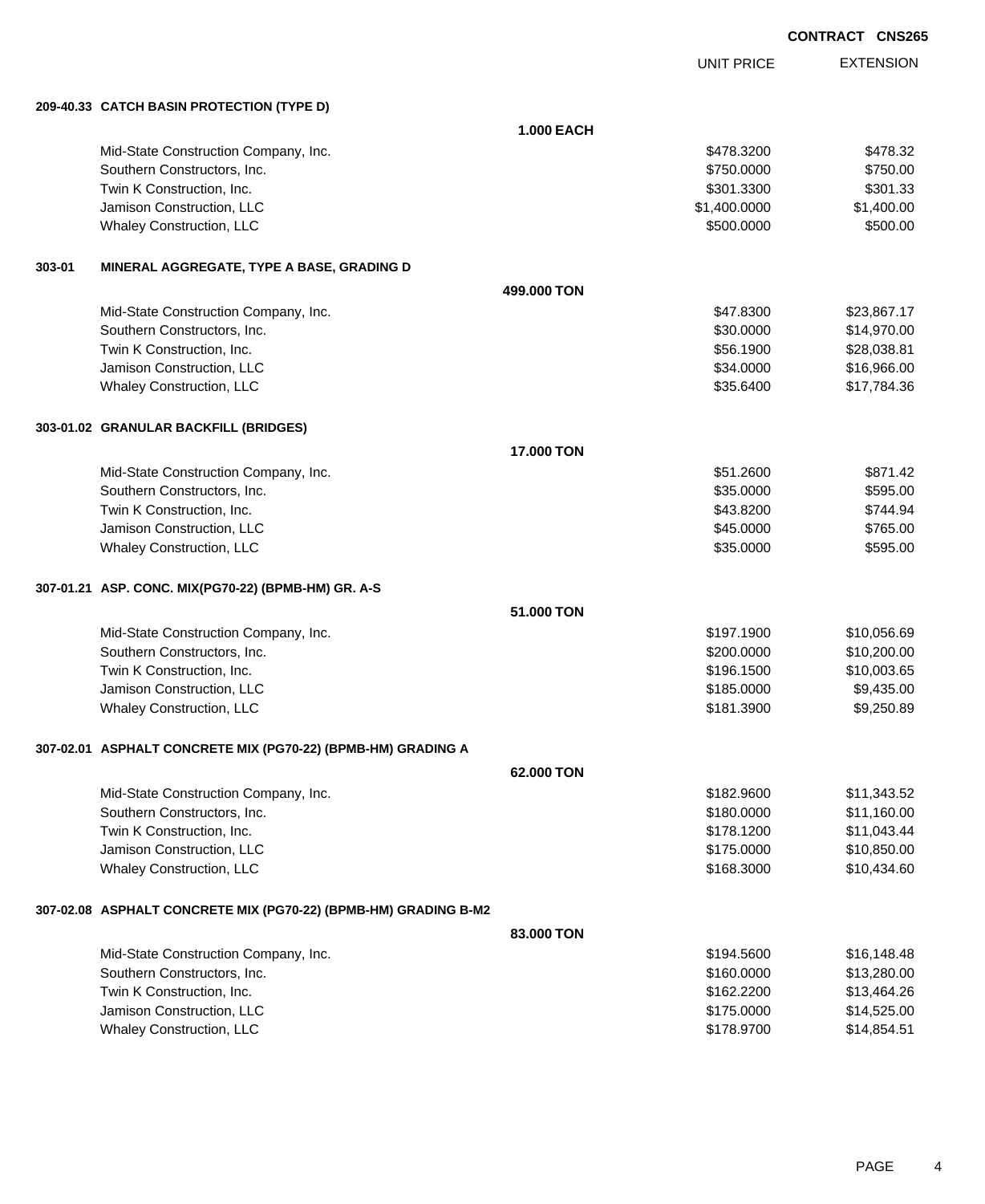**CONTRACT CNS265**

| | UNIT PRICE | EXTENSION |
|---|---|---|
| **209-40.33 CATCH BASIN PROTECTION (TYPE D)** | | |
| **1.000 EACH** | | |
| Mid-State Construction Company, Inc. | $478.3200 | $478.32 |
| Southern Constructors, Inc. | $750.0000 | $750.00 |
| Twin K Construction, Inc. | $301.3300 | $301.33 |
| Jamison Construction, LLC | $1,400.0000 | $1,400.00 |
| Whaley Construction, LLC | $500.0000 | $500.00 |
| **303-01 MINERAL AGGREGATE, TYPE A BASE, GRADING D** | | |
| **499.000 TON** | | |
| Mid-State Construction Company, Inc. | $47.8300 | $23,867.17 |
| Southern Constructors, Inc. | $30.0000 | $14,970.00 |
| Twin K Construction, Inc. | $56.1900 | $28,038.81 |
| Jamison Construction, LLC | $34.0000 | $16,966.00 |
| Whaley Construction, LLC | $35.6400 | $17,784.36 |
| **303-01.02 GRANULAR BACKFILL (BRIDGES)** | | |
| **17.000 TON** | | |
| Mid-State Construction Company, Inc. | $51.2600 | $871.42 |
| Southern Constructors, Inc. | $35.0000 | $595.00 |
| Twin K Construction, Inc. | $43.8200 | $744.94 |
| Jamison Construction, LLC | $45.0000 | $765.00 |
| Whaley Construction, LLC | $35.0000 | $595.00 |
| **307-01.21 ASP. CONC. MIX(PG70-22) (BPMB-HM) GR. A-S** | | |
| **51.000 TON** | | |
| Mid-State Construction Company, Inc. | $197.1900 | $10,056.69 |
| Southern Constructors, Inc. | $200.0000 | $10,200.00 |
| Twin K Construction, Inc. | $196.1500 | $10,003.65 |
| Jamison Construction, LLC | $185.0000 | $9,435.00 |
| Whaley Construction, LLC | $181.3900 | $9,250.89 |
| **307-02.01 ASPHALT CONCRETE MIX (PG70-22) (BPMB-HM) GRADING A** | | |
| **62.000 TON** | | |
| Mid-State Construction Company, Inc. | $182.9600 | $11,343.52 |
| Southern Constructors, Inc. | $180.0000 | $11,160.00 |
| Twin K Construction, Inc. | $178.1200 | $11,043.44 |
| Jamison Construction, LLC | $175.0000 | $10,850.00 |
| Whaley Construction, LLC | $168.3000 | $10,434.60 |
| **307-02.08 ASPHALT CONCRETE MIX (PG70-22) (BPMB-HM) GRADING B-M2** | | |
| **83.000 TON** | | |
| Mid-State Construction Company, Inc. | $194.5600 | $16,148.48 |
| Southern Constructors, Inc. | $160.0000 | $13,280.00 |
| Twin K Construction, Inc. | $162.2200 | $13,464.26 |
| Jamison Construction, LLC | $175.0000 | $14,525.00 |
| Whaley Construction, LLC | $178.9700 | $14,854.51 |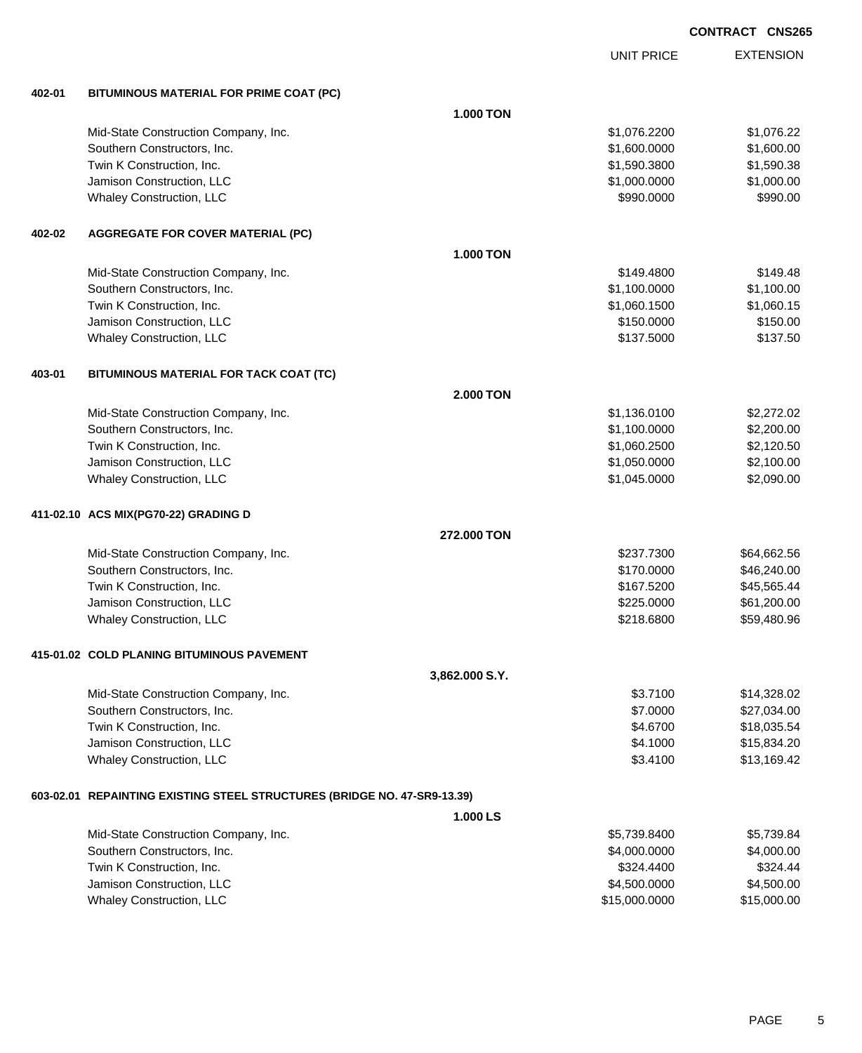**CONTRACT CNS265**

| | | UNIT PRICE | EXTENSION |
|---|---|---|---|
| **402-01** | **BITUMINOUS MATERIAL FOR PRIME COAT (PC)** | | |
| | **1.000 TON** | | |
| | Mid-State Construction Company, Inc. | $1,076.2200 | $1,076.22 |
| | Southern Constructors, Inc. | $1,600.0000 | $1,600.00 |
| | Twin K Construction, Inc. | $1,590.3800 | $1,590.38 |
| | Jamison Construction, LLC | $1,000.0000 | $1,000.00 |
| | Whaley Construction, LLC | $990.0000 | $990.00 |
| **402-02** | **AGGREGATE FOR COVER MATERIAL (PC)** | | |
| | **1.000 TON** | | |
| | Mid-State Construction Company, Inc. | $149.4800 | $149.48 |
| | Southern Constructors, Inc. | $1,100.0000 | $1,100.00 |
| | Twin K Construction, Inc. | $1,060.1500 | $1,060.15 |
| | Jamison Construction, LLC | $150.0000 | $150.00 |
| | Whaley Construction, LLC | $137.5000 | $137.50 |
| **403-01** | **BITUMINOUS MATERIAL FOR TACK COAT (TC)** | | |
| | **2.000 TON** | | |
| | Mid-State Construction Company, Inc. | $1,136.0100 | $2,272.02 |
| | Southern Constructors, Inc. | $1,100.0000 | $2,200.00 |
| | Twin K Construction, Inc. | $1,060.2500 | $2,120.50 |
| | Jamison Construction, LLC | $1,050.0000 | $2,100.00 |
| | Whaley Construction, LLC | $1,045.0000 | $2,090.00 |
| **411-02.10** | **ACS MIX(PG70-22) GRADING D** | | |
| | **272.000 TON** | | |
| | Mid-State Construction Company, Inc. | $237.7300 | $64,662.56 |
| | Southern Constructors, Inc. | $170.0000 | $46,240.00 |
| | Twin K Construction, Inc. | $167.5200 | $45,565.44 |
| | Jamison Construction, LLC | $225.0000 | $61,200.00 |
| | Whaley Construction, LLC | $218.6800 | $59,480.96 |
| **415-01.02** | **COLD PLANING BITUMINOUS PAVEMENT** | | |
| | **3,862.000 S.Y.** | | |
| | Mid-State Construction Company, Inc. | $3.7100 | $14,328.02 |
| | Southern Constructors, Inc. | $7.0000 | $27,034.00 |
| | Twin K Construction, Inc. | $4.6700 | $18,035.54 |
| | Jamison Construction, LLC | $4.1000 | $15,834.20 |
| | Whaley Construction, LLC | $3.4100 | $13,169.42 |
| **603-02.01** | **REPAINTING EXISTING STEEL STRUCTURES (BRIDGE NO. 47-SR9-13.39)** | | |
| | **1.000 LS** | | |
| | Mid-State Construction Company, Inc. | $5,739.8400 | $5,739.84 |
| | Southern Constructors, Inc. | $4,000.0000 | $4,000.00 |
| | Twin K Construction, Inc. | $324.4400 | $324.44 |
| | Jamison Construction, LLC | $4,500.0000 | $4,500.00 |
| | Whaley Construction, LLC | $15,000.0000 | $15,000.00 |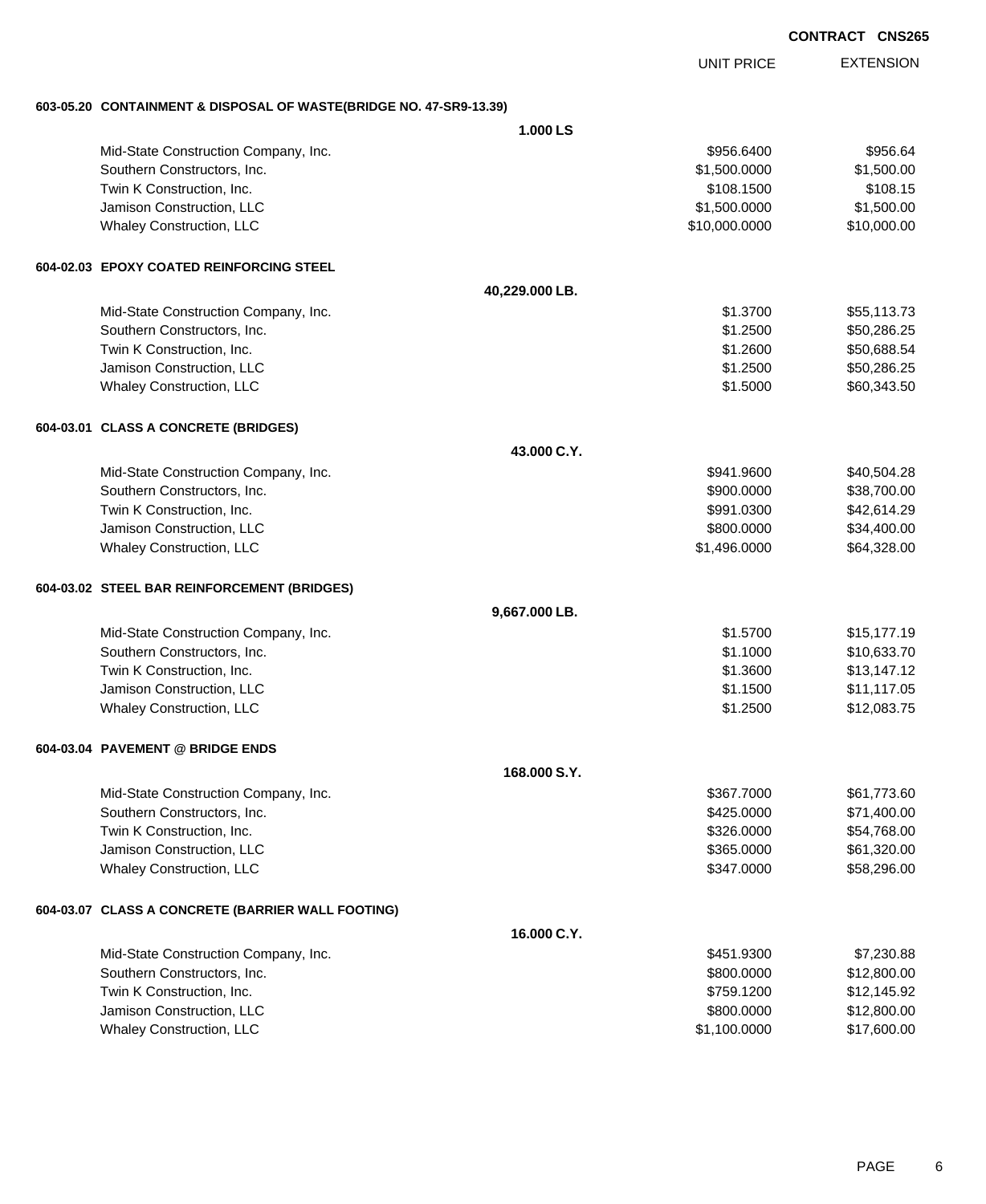**CONTRACT CNS265**

| | UNIT PRICE | EXTENSION |
|---|---|---|
| **603-05.20 CONTAINMENT & DISPOSAL OF WASTE(BRIDGE NO. 47-SR9-13.39)** | | |
| **1.000 LS** | | |
| Mid-State Construction Company, Inc. | $956.6400 | $956.64 |
| Southern Constructors, Inc. | $1,500.0000 | $1,500.00 |
| Twin K Construction, Inc. | $108.1500 | $108.15 |
| Jamison Construction, LLC | $1,500.0000 | $1,500.00 |
| Whaley Construction, LLC | $10,000.0000 | $10,000.00 |
| **604-02.03 EPOXY COATED REINFORCING STEEL** | | |
| **40,229.000 LB.** | | |
| Mid-State Construction Company, Inc. | $1.3700 | $55,113.73 |
| Southern Constructors, Inc. | $1.2500 | $50,286.25 |
| Twin K Construction, Inc. | $1.2600 | $50,688.54 |
| Jamison Construction, LLC | $1.2500 | $50,286.25 |
| Whaley Construction, LLC | $1.5000 | $60,343.50 |
| **604-03.01 CLASS A CONCRETE (BRIDGES)** | | |
| **43.000 C.Y.** | | |
| Mid-State Construction Company, Inc. | $941.9600 | $40,504.28 |
| Southern Constructors, Inc. | $900.0000 | $38,700.00 |
| Twin K Construction, Inc. | $991.0300 | $42,614.29 |
| Jamison Construction, LLC | $800.0000 | $34,400.00 |
| Whaley Construction, LLC | $1,496.0000 | $64,328.00 |
| **604-03.02 STEEL BAR REINFORCEMENT (BRIDGES)** | | |
| **9,667.000 LB.** | | |
| Mid-State Construction Company, Inc. | $1.5700 | $15,177.19 |
| Southern Constructors, Inc. | $1.1000 | $10,633.70 |
| Twin K Construction, Inc. | $1.3600 | $13,147.12 |
| Jamison Construction, LLC | $1.1500 | $11,117.05 |
| Whaley Construction, LLC | $1.2500 | $12,083.75 |
| **604-03.04 PAVEMENT @ BRIDGE ENDS** | | |
| **168.000 S.Y.** | | |
| Mid-State Construction Company, Inc. | $367.7000 | $61,773.60 |
| Southern Constructors, Inc. | $425.0000 | $71,400.00 |
| Twin K Construction, Inc. | $326.0000 | $54,768.00 |
| Jamison Construction, LLC | $365.0000 | $61,320.00 |
| Whaley Construction, LLC | $347.0000 | $58,296.00 |
| **604-03.07 CLASS A CONCRETE (BARRIER WALL FOOTING)** | | |
| **16.000 C.Y.** | | |
| Mid-State Construction Company, Inc. | $451.9300 | $7,230.88 |
| Southern Constructors, Inc. | $800.0000 | $12,800.00 |
| Twin K Construction, Inc. | $759.1200 | $12,145.92 |
| Jamison Construction, LLC | $800.0000 | $12,800.00 |
| Whaley Construction, LLC | $1,100.0000 | $17,600.00 |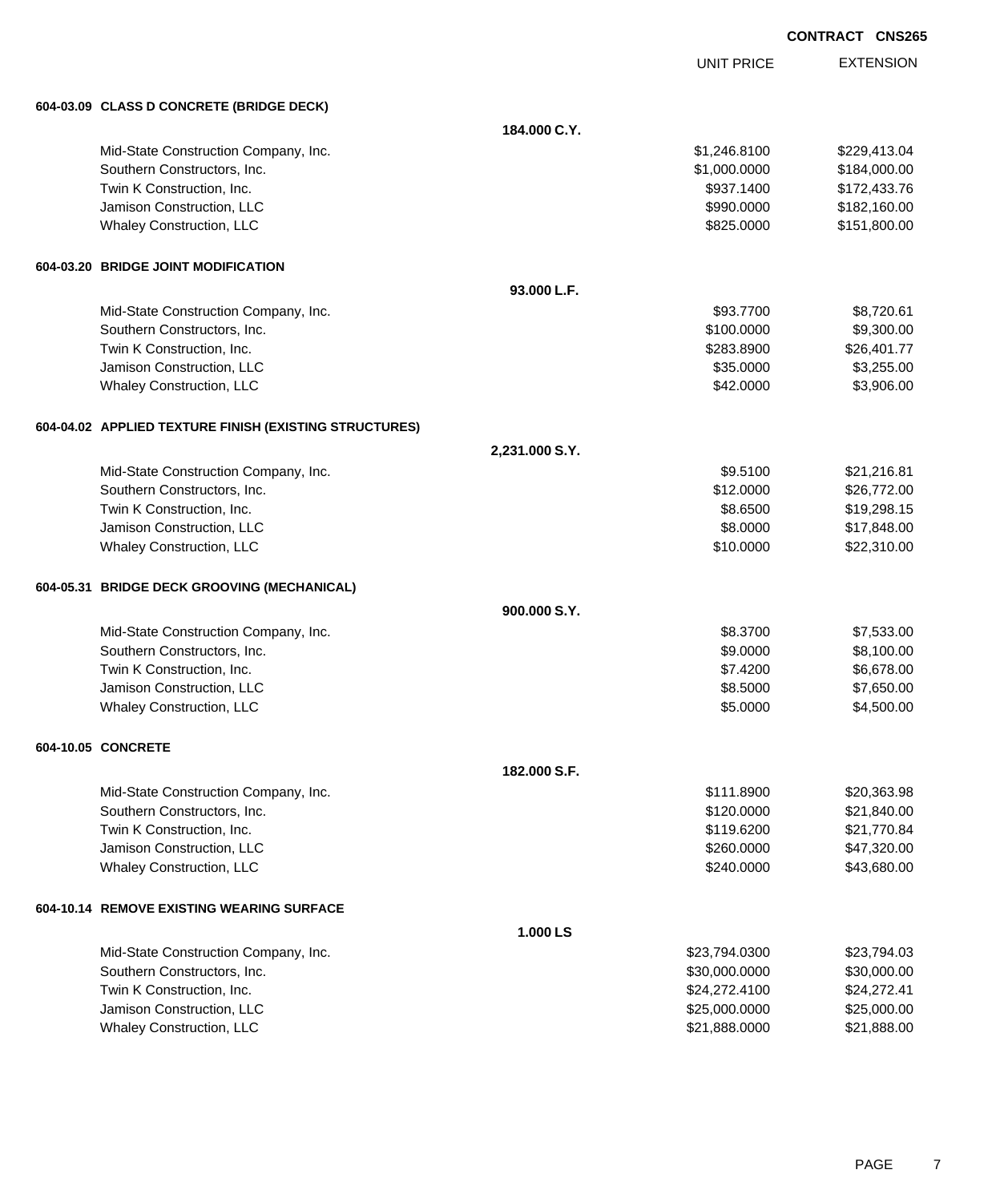**CONTRACT CNS265**

| | | UNIT PRICE | EXTENSION |
|---|---|---|---|
| **604-03.09 CLASS D CONCRETE (BRIDGE DECK)** | | | |
| | **184.000 C.Y.** | | |
| Mid-State Construction Company, Inc. | | $1,246.8100 | $229,413.04 |
| Southern Constructors, Inc. | | $1,000.0000 | $184,000.00 |
| Twin K Construction, Inc. | | $937.1400 | $172,433.76 |
| Jamison Construction, LLC | | $990.0000 | $182,160.00 |
| Whaley Construction, LLC | | $825.0000 | $151,800.00 |
| **604-03.20 BRIDGE JOINT MODIFICATION** | | | |
| | **93.000 L.F.** | | |
| Mid-State Construction Company, Inc. | | $93.7700 | $8,720.61 |
| Southern Constructors, Inc. | | $100.0000 | $9,300.00 |
| Twin K Construction, Inc. | | $283.8900 | $26,401.77 |
| Jamison Construction, LLC | | $35.0000 | $3,255.00 |
| Whaley Construction, LLC | | $42.0000 | $3,906.00 |
| **604-04.02 APPLIED TEXTURE FINISH (EXISTING STRUCTURES)** | | | |
| | **2,231.000 S.Y.** | | |
| Mid-State Construction Company, Inc. | | $9.5100 | $21,216.81 |
| Southern Constructors, Inc. | | $12.0000 | $26,772.00 |
| Twin K Construction, Inc. | | $8.6500 | $19,298.15 |
| Jamison Construction, LLC | | $8.0000 | $17,848.00 |
| Whaley Construction, LLC | | $10.0000 | $22,310.00 |
| **604-05.31 BRIDGE DECK GROOVING (MECHANICAL)** | | | |
| | **900.000 S.Y.** | | |
| Mid-State Construction Company, Inc. | | $8.3700 | $7,533.00 |
| Southern Constructors, Inc. | | $9.0000 | $8,100.00 |
| Twin K Construction, Inc. | | $7.4200 | $6,678.00 |
| Jamison Construction, LLC | | $8.5000 | $7,650.00 |
| Whaley Construction, LLC | | $5.0000 | $4,500.00 |
| **604-10.05 CONCRETE** | | | |
| | **182.000 S.F.** | | |
| Mid-State Construction Company, Inc. | | $111.8900 | $20,363.98 |
| Southern Constructors, Inc. | | $120.0000 | $21,840.00 |
| Twin K Construction, Inc. | | $119.6200 | $21,770.84 |
| Jamison Construction, LLC | | $260.0000 | $47,320.00 |
| Whaley Construction, LLC | | $240.0000 | $43,680.00 |
| **604-10.14 REMOVE EXISTING WEARING SURFACE** | | | |
| | **1.000 LS** | | |
| Mid-State Construction Company, Inc. | | $23,794.0300 | $23,794.03 |
| Southern Constructors, Inc. | | $30,000.0000 | $30,000.00 |
| Twin K Construction, Inc. | | $24,272.4100 | $24,272.41 |
| Jamison Construction, LLC | | $25,000.0000 | $25,000.00 |
| Whaley Construction, LLC | | $21,888.0000 | $21,888.00 |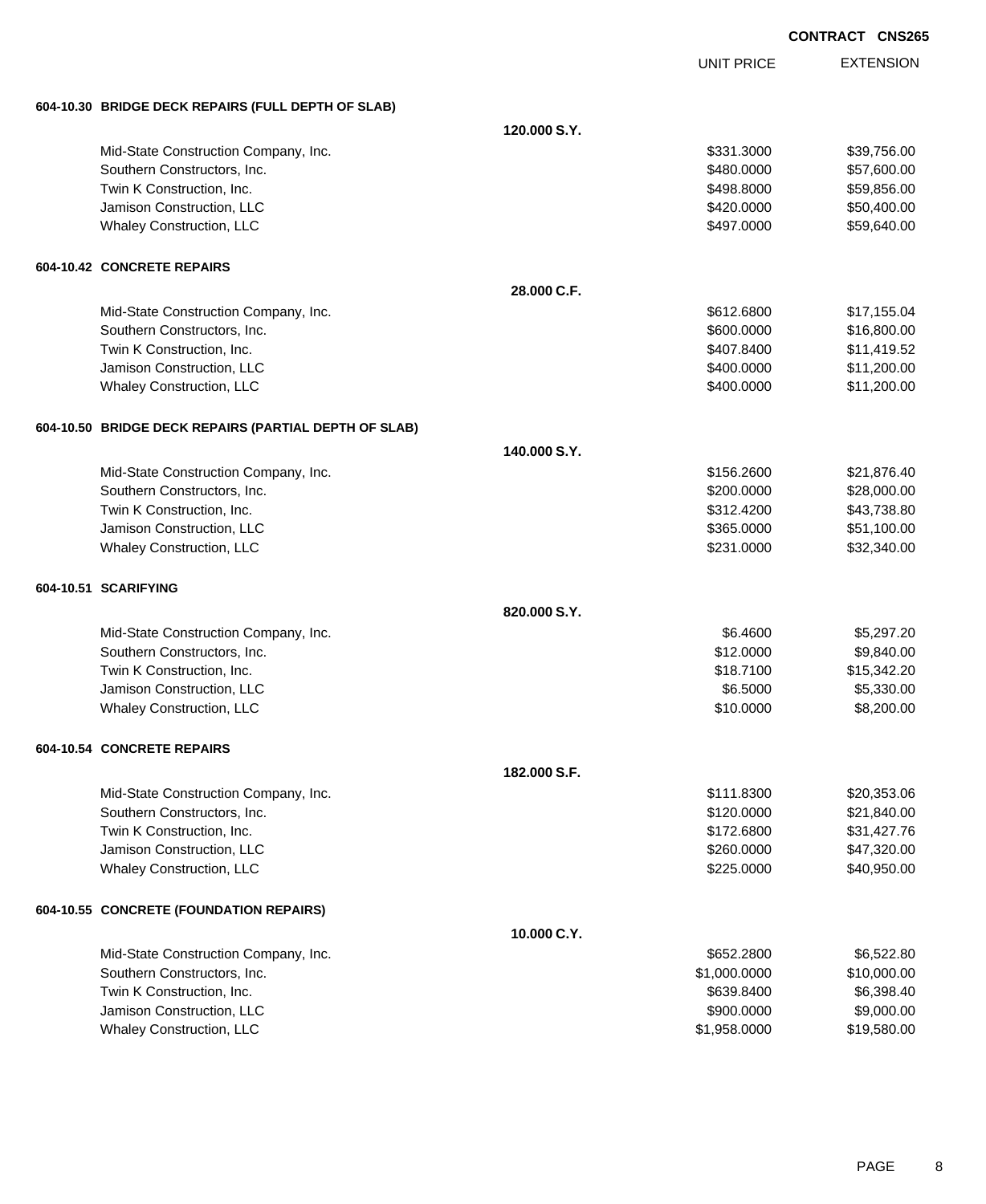**CONTRACT CNS265**

| | | UNIT PRICE | EXTENSION |
|---|---|---|---|
| **604-10.30 BRIDGE DECK REPAIRS (FULL DEPTH OF SLAB)** | | | |
| | **120.000 S.Y.** | | |
| Mid-State Construction Company, Inc. | | $331.3000 | $39,756.00 |
| Southern Constructors, Inc. | | $480.0000 | $57,600.00 |
| Twin K Construction, Inc. | | $498.8000 | $59,856.00 |
| Jamison Construction, LLC | | $420.0000 | $50,400.00 |
| Whaley Construction, LLC | | $497.0000 | $59,640.00 |
| **604-10.42 CONCRETE REPAIRS** | | | |
| | **28.000 C.F.** | | |
| Mid-State Construction Company, Inc. | | $612.6800 | $17,155.04 |
| Southern Constructors, Inc. | | $600.0000 | $16,800.00 |
| Twin K Construction, Inc. | | $407.8400 | $11,419.52 |
| Jamison Construction, LLC | | $400.0000 | $11,200.00 |
| Whaley Construction, LLC | | $400.0000 | $11,200.00 |
| **604-10.50 BRIDGE DECK REPAIRS (PARTIAL DEPTH OF SLAB)** | | | |
| | **140.000 S.Y.** | | |
| Mid-State Construction Company, Inc. | | $156.2600 | $21,876.40 |
| Southern Constructors, Inc. | | $200.0000 | $28,000.00 |
| Twin K Construction, Inc. | | $312.4200 | $43,738.80 |
| Jamison Construction, LLC | | $365.0000 | $51,100.00 |
| Whaley Construction, LLC | | $231.0000 | $32,340.00 |
| **604-10.51 SCARIFYING** | | | |
| | **820.000 S.Y.** | | |
| Mid-State Construction Company, Inc. | | $6.4600 | $5,297.20 |
| Southern Constructors, Inc. | | $12.0000 | $9,840.00 |
| Twin K Construction, Inc. | | $18.7100 | $15,342.20 |
| Jamison Construction, LLC | | $6.5000 | $5,330.00 |
| Whaley Construction, LLC | | $10.0000 | $8,200.00 |
| **604-10.54 CONCRETE REPAIRS** | | | |
| | **182.000 S.F.** | | |
| Mid-State Construction Company, Inc. | | $111.8300 | $20,353.06 |
| Southern Constructors, Inc. | | $120.0000 | $21,840.00 |
| Twin K Construction, Inc. | | $172.6800 | $31,427.76 |
| Jamison Construction, LLC | | $260.0000 | $47,320.00 |
| Whaley Construction, LLC | | $225.0000 | $40,950.00 |
| **604-10.55 CONCRETE (FOUNDATION REPAIRS)** | | | |
| | **10.000 C.Y.** | | |
| Mid-State Construction Company, Inc. | | $652.2800 | $6,522.80 |
| Southern Constructors, Inc. | | $1,000.0000 | $10,000.00 |
| Twin K Construction, Inc. | | $639.8400 | $6,398.40 |
| Jamison Construction, LLC | | $900.0000 | $9,000.00 |
| Whaley Construction, LLC | | $1,958.0000 | $19,580.00 |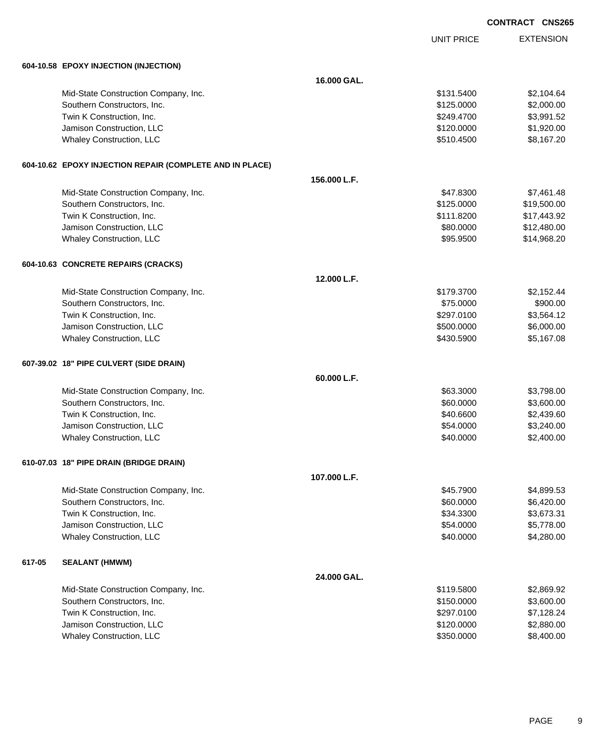**CONTRACT CNS265**

| | | UNIT PRICE | EXTENSION |
|---|---|---|---|
| **604-10.58 EPOXY INJECTION (INJECTION)** | | | |
| | **16.000 GAL.** | | |
| Mid-State Construction Company, Inc. | | $131.5400 | $2,104.64 |
| Southern Constructors, Inc. | | $125.0000 | $2,000.00 |
| Twin K Construction, Inc. | | $249.4700 | $3,991.52 |
| Jamison Construction, LLC | | $120.0000 | $1,920.00 |
| Whaley Construction, LLC | | $510.4500 | $8,167.20 |
| **604-10.62 EPOXY INJECTION REPAIR (COMPLETE AND IN PLACE)** | | | |
| | **156.000 L.F.** | | |
| Mid-State Construction Company, Inc. | | $47.8300 | $7,461.48 |
| Southern Constructors, Inc. | | $125.0000 | $19,500.00 |
| Twin K Construction, Inc. | | $111.8200 | $17,443.92 |
| Jamison Construction, LLC | | $80.0000 | $12,480.00 |
| Whaley Construction, LLC | | $95.9500 | $14,968.20 |
| **604-10.63 CONCRETE REPAIRS (CRACKS)** | | | |
| | **12.000 L.F.** | | |
| Mid-State Construction Company, Inc. | | $179.3700 | $2,152.44 |
| Southern Constructors, Inc. | | $75.0000 | $900.00 |
| Twin K Construction, Inc. | | $297.0100 | $3,564.12 |
| Jamison Construction, LLC | | $500.0000 | $6,000.00 |
| Whaley Construction, LLC | | $430.5900 | $5,167.08 |
| **607-39.02 18" PIPE CULVERT (SIDE DRAIN)** | | | |
| | **60.000 L.F.** | | |
| Mid-State Construction Company, Inc. | | $63.3000 | $3,798.00 |
| Southern Constructors, Inc. | | $60.0000 | $3,600.00 |
| Twin K Construction, Inc. | | $40.6600 | $2,439.60 |
| Jamison Construction, LLC | | $54.0000 | $3,240.00 |
| Whaley Construction, LLC | | $40.0000 | $2,400.00 |
| **610-07.03 18" PIPE DRAIN (BRIDGE DRAIN)** | | | |
| | **107.000 L.F.** | | |
| Mid-State Construction Company, Inc. | | $45.7900 | $4,899.53 |
| Southern Constructors, Inc. | | $60.0000 | $6,420.00 |
| Twin K Construction, Inc. | | $34.3300 | $3,673.31 |
| Jamison Construction, LLC | | $54.0000 | $5,778.00 |
| Whaley Construction, LLC | | $40.0000 | $4,280.00 |
| **617-05 SEALANT (HMWM)** | | | |
| | **24.000 GAL.** | | |
| Mid-State Construction Company, Inc. | | $119.5800 | $2,869.92 |
| Southern Constructors, Inc. | | $150.0000 | $3,600.00 |
| Twin K Construction, Inc. | | $297.0100 | $7,128.24 |
| Jamison Construction, LLC | | $120.0000 | $2,880.00 |
| Whaley Construction, LLC | | $350.0000 | $8,400.00 |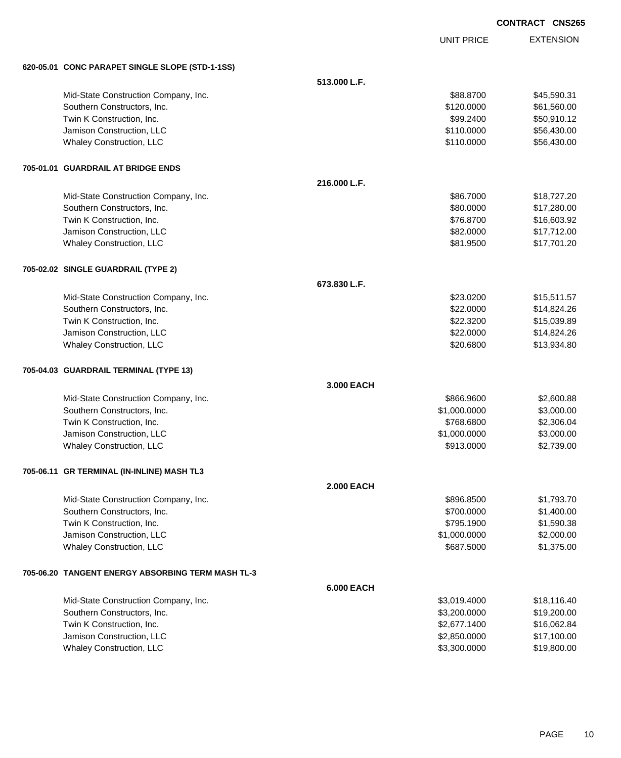**CONTRACT CNS265**

| | | UNIT PRICE | EXTENSION |
|---|---|---|---|
| **620-05.01 CONC PARAPET SINGLE SLOPE (STD-1-1SS)** | | | |
| | **513.000 L.F.** | | |
| Mid-State Construction Company, Inc. | | $88.8700 | $45,590.31 |
| Southern Constructors, Inc. | | $120.0000 | $61,560.00 |
| Twin K Construction, Inc. | | $99.2400 | $50,910.12 |
| Jamison Construction, LLC | | $110.0000 | $56,430.00 |
| Whaley Construction, LLC | | $110.0000 | $56,430.00 |
| **705-01.01 GUARDRAIL AT BRIDGE ENDS** | | | |
| | **216.000 L.F.** | | |
| Mid-State Construction Company, Inc. | | $86.7000 | $18,727.20 |
| Southern Constructors, Inc. | | $80.0000 | $17,280.00 |
| Twin K Construction, Inc. | | $76.8700 | $16,603.92 |
| Jamison Construction, LLC | | $82.0000 | $17,712.00 |
| Whaley Construction, LLC | | $81.9500 | $17,701.20 |
| **705-02.02 SINGLE GUARDRAIL (TYPE 2)** | | | |
| | **673.830 L.F.** | | |
| Mid-State Construction Company, Inc. | | $23.0200 | $15,511.57 |
| Southern Constructors, Inc. | | $22.0000 | $14,824.26 |
| Twin K Construction, Inc. | | $22.3200 | $15,039.89 |
| Jamison Construction, LLC | | $22.0000 | $14,824.26 |
| Whaley Construction, LLC | | $20.6800 | $13,934.80 |
| **705-04.03 GUARDRAIL TERMINAL (TYPE 13)** | | | |
| | **3.000 EACH** | | |
| Mid-State Construction Company, Inc. | | $866.9600 | $2,600.88 |
| Southern Constructors, Inc. | | $1,000.0000 | $3,000.00 |
| Twin K Construction, Inc. | | $768.6800 | $2,306.04 |
| Jamison Construction, LLC | | $1,000.0000 | $3,000.00 |
| Whaley Construction, LLC | | $913.0000 | $2,739.00 |
| **705-06.11 GR TERMINAL (IN-INLINE) MASH TL3** | | | |
| | **2.000 EACH** | | |
| Mid-State Construction Company, Inc. | | $896.8500 | $1,793.70 |
| Southern Constructors, Inc. | | $700.0000 | $1,400.00 |
| Twin K Construction, Inc. | | $795.1900 | $1,590.38 |
| Jamison Construction, LLC | | $1,000.0000 | $2,000.00 |
| Whaley Construction, LLC | | $687.5000 | $1,375.00 |
| **705-06.20 TANGENT ENERGY ABSORBING TERM MASH TL-3** | | | |
| | **6.000 EACH** | | |
| Mid-State Construction Company, Inc. | | $3,019.4000 | $18,116.40 |
| Southern Constructors, Inc. | | $3,200.0000 | $19,200.00 |
| Twin K Construction, Inc. | | $2,677.1400 | $16,062.84 |
| Jamison Construction, LLC | | $2,850.0000 | $17,100.00 |
| Whaley Construction, LLC | | $3,300.0000 | $19,800.00 |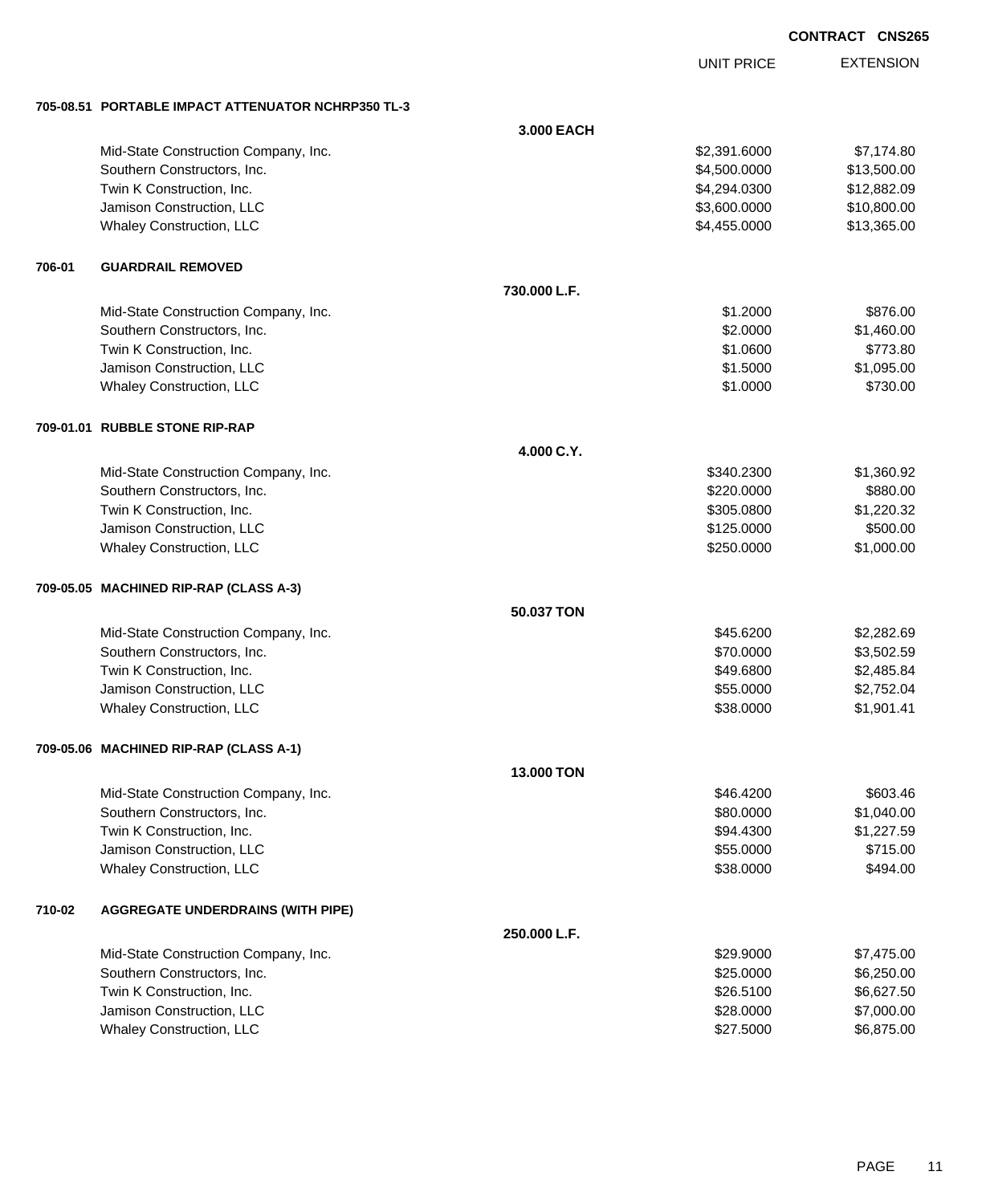**CONTRACT CNS265**

| | | UNIT PRICE | EXTENSION |
|---|---|---|---|
| **705-08.51 PORTABLE IMPACT ATTENUATOR NCHRP350 TL-3** | | | |
| | **3.000 EACH** | | |
| Mid-State Construction Company, Inc. | | $2,391.6000 | $7,174.80 |
| Southern Constructors, Inc. | | $4,500.0000 | $13,500.00 |
| Twin K Construction, Inc. | | $4,294.0300 | $12,882.09 |
| Jamison Construction, LLC | | $3,600.0000 | $10,800.00 |
| Whaley Construction, LLC | | $4,455.0000 | $13,365.00 |
| **706-01 GUARDRAIL REMOVED** | | | |
| | **730.000 L.F.** | | |
| Mid-State Construction Company, Inc. | | $1.2000 | $876.00 |
| Southern Constructors, Inc. | | $2.0000 | $1,460.00 |
| Twin K Construction, Inc. | | $1.0600 | $773.80 |
| Jamison Construction, LLC | | $1.5000 | $1,095.00 |
| Whaley Construction, LLC | | $1.0000 | $730.00 |
| **709-01.01 RUBBLE STONE RIP-RAP** | | | |
| | **4.000 C.Y.** | | |
| Mid-State Construction Company, Inc. | | $340.2300 | $1,360.92 |
| Southern Constructors, Inc. | | $220.0000 | $880.00 |
| Twin K Construction, Inc. | | $305.0800 | $1,220.32 |
| Jamison Construction, LLC | | $125.0000 | $500.00 |
| Whaley Construction, LLC | | $250.0000 | $1,000.00 |
| **709-05.05 MACHINED RIP-RAP (CLASS A-3)** | | | |
| | **50.037 TON** | | |
| Mid-State Construction Company, Inc. | | $45.6200 | $2,282.69 |
| Southern Constructors, Inc. | | $70.0000 | $3,502.59 |
| Twin K Construction, Inc. | | $49.6800 | $2,485.84 |
| Jamison Construction, LLC | | $55.0000 | $2,752.04 |
| Whaley Construction, LLC | | $38.0000 | $1,901.41 |
| **709-05.06 MACHINED RIP-RAP (CLASS A-1)** | | | |
| | **13.000 TON** | | |
| Mid-State Construction Company, Inc. | | $46.4200 | $603.46 |
| Southern Constructors, Inc. | | $80.0000 | $1,040.00 |
| Twin K Construction, Inc. | | $94.4300 | $1,227.59 |
| Jamison Construction, LLC | | $55.0000 | $715.00 |
| Whaley Construction, LLC | | $38.0000 | $494.00 |
| **710-02 AGGREGATE UNDERDRAINS (WITH PIPE)** | | | |
| | **250.000 L.F.** | | |
| Mid-State Construction Company, Inc. | | $29.9000 | $7,475.00 |
| Southern Constructors, Inc. | | $25.0000 | $6,250.00 |
| Twin K Construction, Inc. | | $26.5100 | $6,627.50 |
| Jamison Construction, LLC | | $28.0000 | $7,000.00 |
| Whaley Construction, LLC | | $27.5000 | $6,875.00 |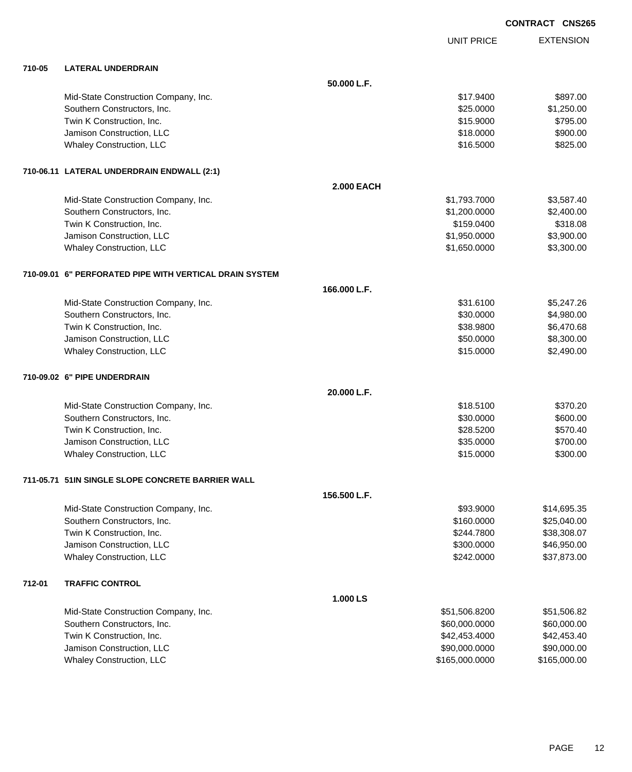**CONTRACT CNS265**

| | | UNIT PRICE | EXTENSION |
|---|---|---|---|
| **710-05** | **LATERAL UNDERDRAIN** | | |
| | **50.000 L.F.** | | |
| | Mid-State Construction Company, Inc. | $17.9400 | $897.00 |
| | Southern Constructors, Inc. | $25.0000 | $1,250.00 |
| | Twin K Construction, Inc. | $15.9000 | $795.00 |
| | Jamison Construction, LLC | $18.0000 | $900.00 |
| | Whaley Construction, LLC | $16.5000 | $825.00 |
| **710-06.11** | **LATERAL UNDERDRAIN ENDWALL (2:1)** | | |
| | **2.000 EACH** | | |
| | Mid-State Construction Company, Inc. | $1,793.7000 | $3,587.40 |
| | Southern Constructors, Inc. | $1,200.0000 | $2,400.00 |
| | Twin K Construction, Inc. | $159.0400 | $318.08 |
| | Jamison Construction, LLC | $1,950.0000 | $3,900.00 |
| | Whaley Construction, LLC | $1,650.0000 | $3,300.00 |
| **710-09.01** | **6" PERFORATED PIPE WITH VERTICAL DRAIN SYSTEM** | | |
| | **166.000 L.F.** | | |
| | Mid-State Construction Company, Inc. | $31.6100 | $5,247.26 |
| | Southern Constructors, Inc. | $30.0000 | $4,980.00 |
| | Twin K Construction, Inc. | $38.9800 | $6,470.68 |
| | Jamison Construction, LLC | $50.0000 | $8,300.00 |
| | Whaley Construction, LLC | $15.0000 | $2,490.00 |
| **710-09.02** | **6" PIPE UNDERDRAIN** | | |
| | **20.000 L.F.** | | |
| | Mid-State Construction Company, Inc. | $18.5100 | $370.20 |
| | Southern Constructors, Inc. | $30.0000 | $600.00 |
| | Twin K Construction, Inc. | $28.5200 | $570.40 |
| | Jamison Construction, LLC | $35.0000 | $700.00 |
| | Whaley Construction, LLC | $15.0000 | $300.00 |
| **711-05.71** | **51IN SINGLE SLOPE CONCRETE BARRIER WALL** | | |
| | **156.500 L.F.** | | |
| | Mid-State Construction Company, Inc. | $93.9000 | $14,695.35 |
| | Southern Constructors, Inc. | $160.0000 | $25,040.00 |
| | Twin K Construction, Inc. | $244.7800 | $38,308.07 |
| | Jamison Construction, LLC | $300.0000 | $46,950.00 |
| | Whaley Construction, LLC | $242.0000 | $37,873.00 |
| **712-01** | **TRAFFIC CONTROL** | | |
| | **1.000 LS** | | |
| | Mid-State Construction Company, Inc. | $51,506.8200 | $51,506.82 |
| | Southern Constructors, Inc. | $60,000.0000 | $60,000.00 |
| | Twin K Construction, Inc. | $42,453.4000 | $42,453.40 |
| | Jamison Construction, LLC | $90,000.0000 | $90,000.00 |
| | Whaley Construction, LLC | $165,000.0000 | $165,000.00 |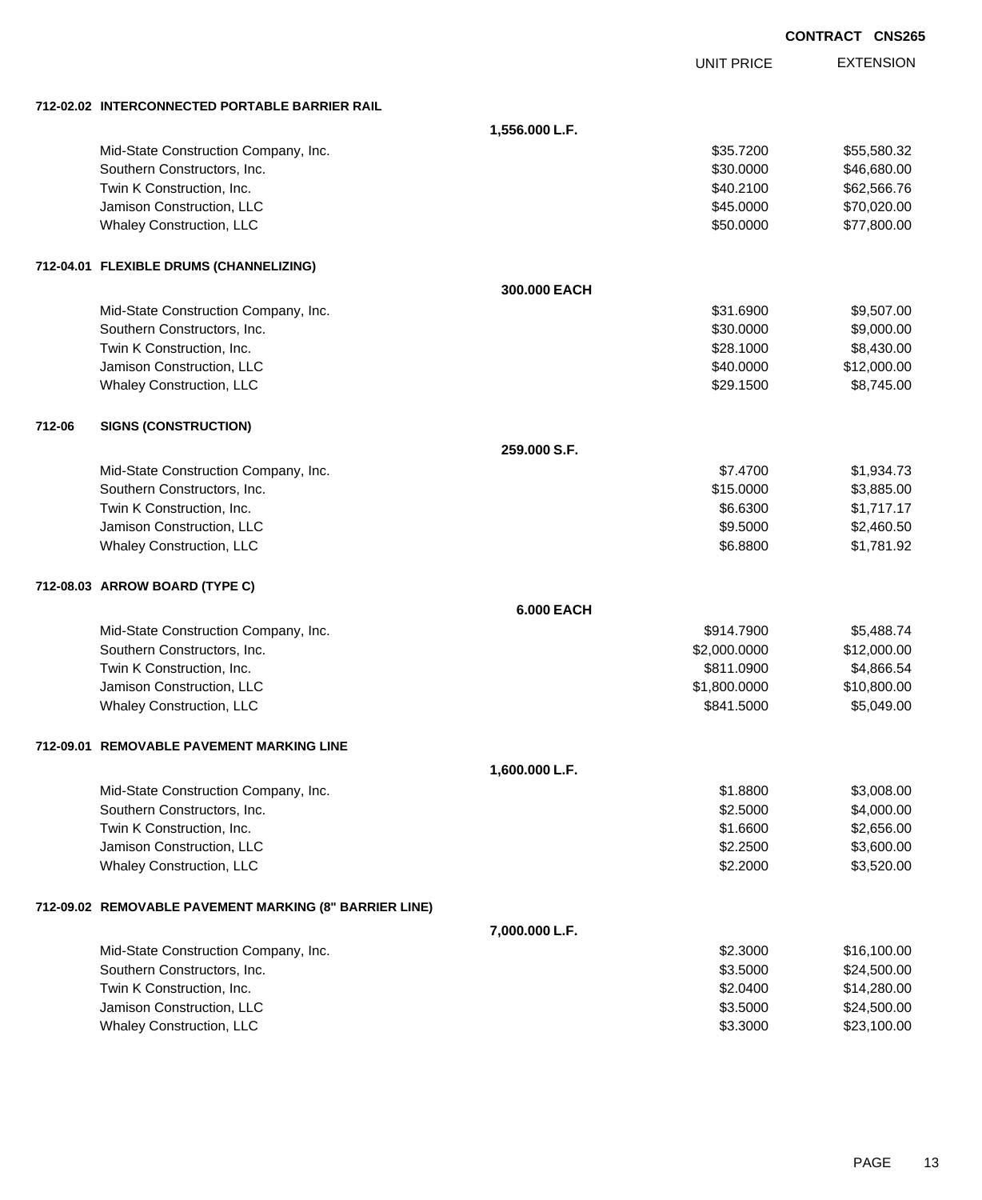**CONTRACT CNS265**

| | | UNIT PRICE | EXTENSION |
|---|---|---|---|
| **712-02.02 INTERCONNECTED PORTABLE BARRIER RAIL** | | | |
| | **1,556.000 L.F.** | | |
| Mid-State Construction Company, Inc. | | $35.7200 | $55,580.32 |
| Southern Constructors, Inc. | | $30.0000 | $46,680.00 |
| Twin K Construction, Inc. | | $40.2100 | $62,566.76 |
| Jamison Construction, LLC | | $45.0000 | $70,020.00 |
| Whaley Construction, LLC | | $50.0000 | $77,800.00 |
| **712-04.01 FLEXIBLE DRUMS (CHANNELIZING)** | | | |
| | **300.000 EACH** | | |
| Mid-State Construction Company, Inc. | | $31.6900 | $9,507.00 |
| Southern Constructors, Inc. | | $30.0000 | $9,000.00 |
| Twin K Construction, Inc. | | $28.1000 | $8,430.00 |
| Jamison Construction, LLC | | $40.0000 | $12,000.00 |
| Whaley Construction, LLC | | $29.1500 | $8,745.00 |
| **712-06 SIGNS (CONSTRUCTION)** | | | |
| | **259.000 S.F.** | | |
| Mid-State Construction Company, Inc. | | $7.4700 | $1,934.73 |
| Southern Constructors, Inc. | | $15.0000 | $3,885.00 |
| Twin K Construction, Inc. | | $6.6300 | $1,717.17 |
| Jamison Construction, LLC | | $9.5000 | $2,460.50 |
| Whaley Construction, LLC | | $6.8800 | $1,781.92 |
| **712-08.03 ARROW BOARD (TYPE C)** | | | |
| | **6.000 EACH** | | |
| Mid-State Construction Company, Inc. | | $914.7900 | $5,488.74 |
| Southern Constructors, Inc. | | $2,000.0000 | $12,000.00 |
| Twin K Construction, Inc. | | $811.0900 | $4,866.54 |
| Jamison Construction, LLC | | $1,800.0000 | $10,800.00 |
| Whaley Construction, LLC | | $841.5000 | $5,049.00 |
| **712-09.01 REMOVABLE PAVEMENT MARKING LINE** | | | |
| | **1,600.000 L.F.** | | |
| Mid-State Construction Company, Inc. | | $1.8800 | $3,008.00 |
| Southern Constructors, Inc. | | $2.5000 | $4,000.00 |
| Twin K Construction, Inc. | | $1.6600 | $2,656.00 |
| Jamison Construction, LLC | | $2.2500 | $3,600.00 |
| Whaley Construction, LLC | | $2.2000 | $3,520.00 |
| **712-09.02 REMOVABLE PAVEMENT MARKING (8" BARRIER LINE)** | | | |
| | **7,000.000 L.F.** | | |
| Mid-State Construction Company, Inc. | | $2.3000 | $16,100.00 |
| Southern Constructors, Inc. | | $3.5000 | $24,500.00 |
| Twin K Construction, Inc. | | $2.0400 | $14,280.00 |
| Jamison Construction, LLC | | $3.5000 | $24,500.00 |
| Whaley Construction, LLC | | $3.3000 | $23,100.00 |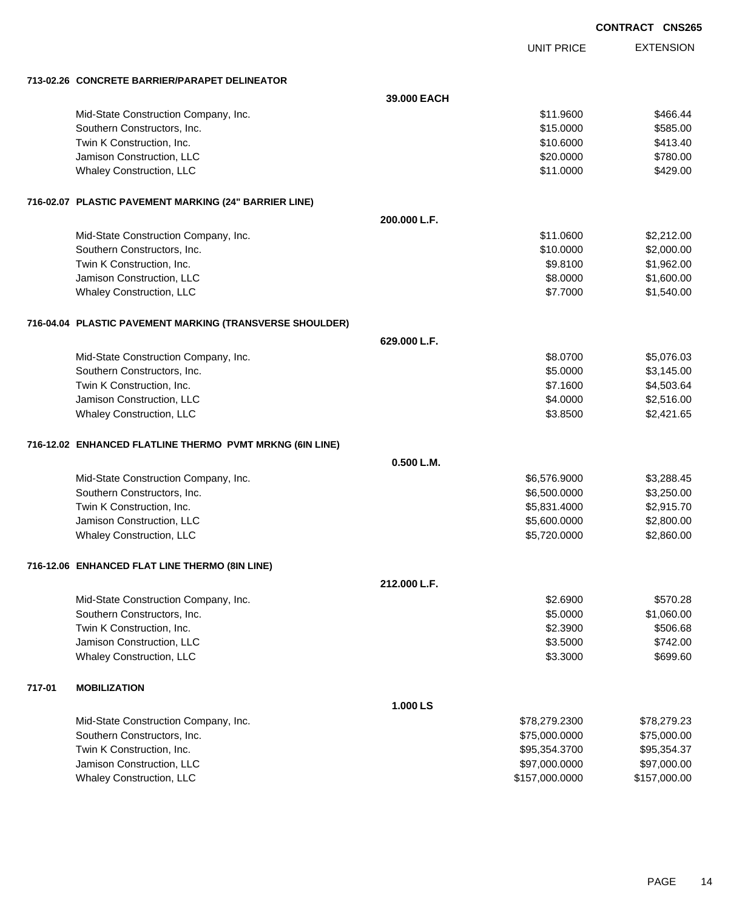**CONTRACT CNS265**

| | UNIT PRICE | EXTENSION |
|---|---|---|
| **713-02.26 CONCRETE BARRIER/PARAPET DELINEATOR** | | |
| **39.000 EACH** | | |
| Mid-State Construction Company, Inc. | $11.9600 | $466.44 |
| Southern Constructors, Inc. | $15.0000 | $585.00 |
| Twin K Construction, Inc. | $10.6000 | $413.40 |
| Jamison Construction, LLC | $20.0000 | $780.00 |
| Whaley Construction, LLC | $11.0000 | $429.00 |
| **716-02.07 PLASTIC PAVEMENT MARKING (24" BARRIER LINE)** | | |
| **200.000 L.F.** | | |
| Mid-State Construction Company, Inc. | $11.0600 | $2,212.00 |
| Southern Constructors, Inc. | $10.0000 | $2,000.00 |
| Twin K Construction, Inc. | $9.8100 | $1,962.00 |
| Jamison Construction, LLC | $8.0000 | $1,600.00 |
| Whaley Construction, LLC | $7.7000 | $1,540.00 |
| **716-04.04 PLASTIC PAVEMENT MARKING (TRANSVERSE SHOULDER)** | | |
| **629.000 L.F.** | | |
| Mid-State Construction Company, Inc. | $8.0700 | $5,076.03 |
| Southern Constructors, Inc. | $5.0000 | $3,145.00 |
| Twin K Construction, Inc. | $7.1600 | $4,503.64 |
| Jamison Construction, LLC | $4.0000 | $2,516.00 |
| Whaley Construction, LLC | $3.8500 | $2,421.65 |
| **716-12.02 ENHANCED FLATLINE THERMO PVMT MRKNG (6IN LINE)** | | |
| **0.500 L.M.** | | |
| Mid-State Construction Company, Inc. | $6,576.9000 | $3,288.45 |
| Southern Constructors, Inc. | $6,500.0000 | $3,250.00 |
| Twin K Construction, Inc. | $5,831.4000 | $2,915.70 |
| Jamison Construction, LLC | $5,600.0000 | $2,800.00 |
| Whaley Construction, LLC | $5,720.0000 | $2,860.00 |
| **716-12.06 ENHANCED FLAT LINE THERMO (8IN LINE)** | | |
| **212.000 L.F.** | | |
| Mid-State Construction Company, Inc. | $2.6900 | $570.28 |
| Southern Constructors, Inc. | $5.0000 | $1,060.00 |
| Twin K Construction, Inc. | $2.3900 | $506.68 |
| Jamison Construction, LLC | $3.5000 | $742.00 |
| Whaley Construction, LLC | $3.3000 | $699.60 |
| **717-01 MOBILIZATION** | | |
| **1.000 LS** | | |
| Mid-State Construction Company, Inc. | $78,279.2300 | $78,279.23 |
| Southern Constructors, Inc. | $75,000.0000 | $75,000.00 |
| Twin K Construction, Inc. | $95,354.3700 | $95,354.37 |
| Jamison Construction, LLC | $97,000.0000 | $97,000.00 |
| Whaley Construction, LLC | $157,000.0000 | $157,000.00 |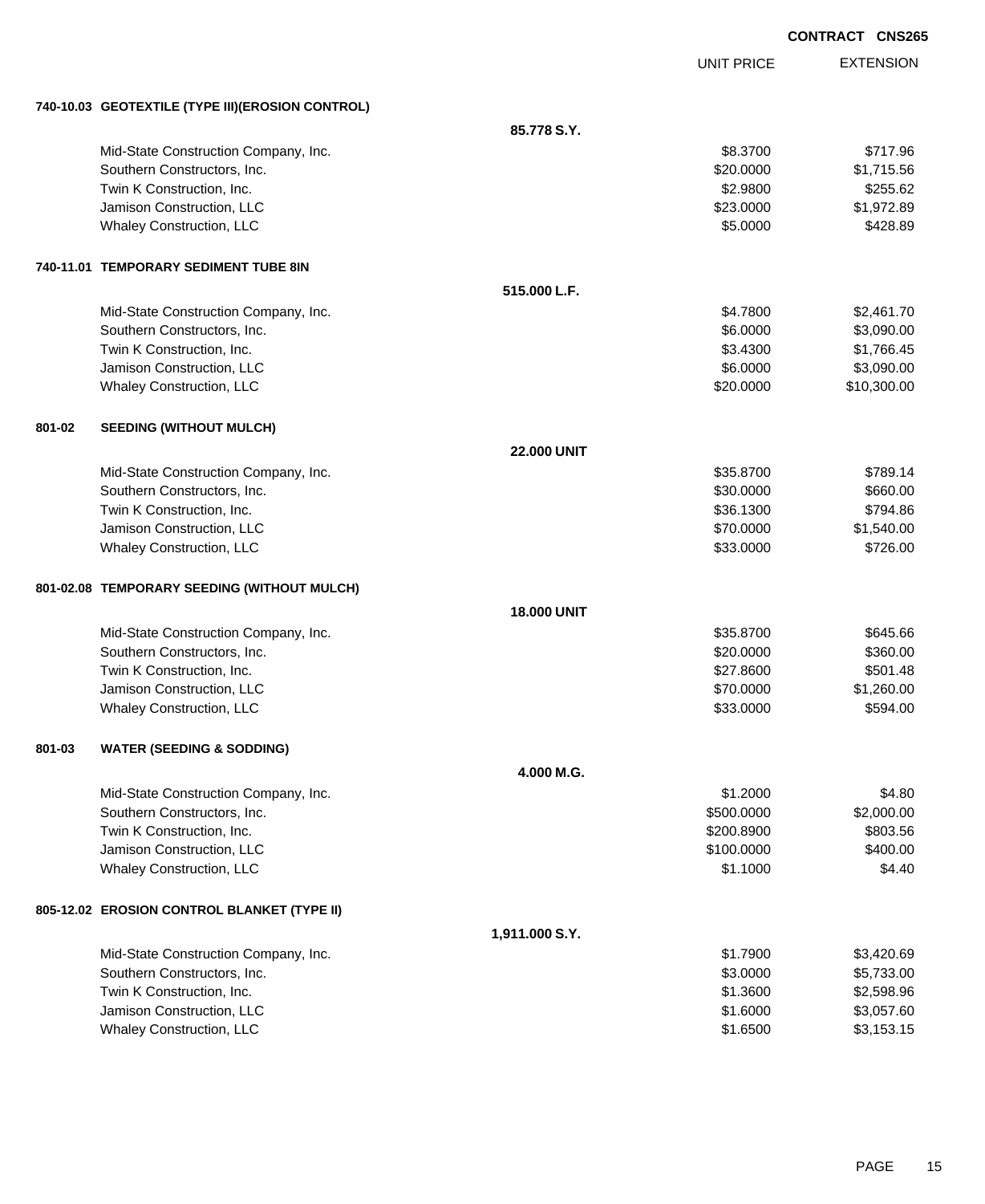**CONTRACT CNS265**

| | | UNIT PRICE | EXTENSION |
|---|---|---|---|
| **740-10.03 GEOTEXTILE (TYPE III)(EROSION CONTROL)** | | | |
| | **85.778 S.Y.** | | |
| Mid-State Construction Company, Inc. | | $8.3700 | $717.96 |
| Southern Constructors, Inc. | | $20.0000 | $1,715.56 |
| Twin K Construction, Inc. | | $2.9800 | $255.62 |
| Jamison Construction, LLC | | $23.0000 | $1,972.89 |
| Whaley Construction, LLC | | $5.0000 | $428.89 |
| **740-11.01 TEMPORARY SEDIMENT TUBE 8IN** | | | |
| | **515.000 L.F.** | | |
| Mid-State Construction Company, Inc. | | $4.7800 | $2,461.70 |
| Southern Constructors, Inc. | | $6.0000 | $3,090.00 |
| Twin K Construction, Inc. | | $3.4300 | $1,766.45 |
| Jamison Construction, LLC | | $6.0000 | $3,090.00 |
| Whaley Construction, LLC | | $20.0000 | $10,300.00 |
| **801-02 SEEDING (WITHOUT MULCH)** | | | |
| | **22.000 UNIT** | | |
| Mid-State Construction Company, Inc. | | $35.8700 | $789.14 |
| Southern Constructors, Inc. | | $30.0000 | $660.00 |
| Twin K Construction, Inc. | | $36.1300 | $794.86 |
| Jamison Construction, LLC | | $70.0000 | $1,540.00 |
| Whaley Construction, LLC | | $33.0000 | $726.00 |
| **801-02.08 TEMPORARY SEEDING (WITHOUT MULCH)** | | | |
| | **18.000 UNIT** | | |
| Mid-State Construction Company, Inc. | | $35.8700 | $645.66 |
| Southern Constructors, Inc. | | $20.0000 | $360.00 |
| Twin K Construction, Inc. | | $27.8600 | $501.48 |
| Jamison Construction, LLC | | $70.0000 | $1,260.00 |
| Whaley Construction, LLC | | $33.0000 | $594.00 |
| **801-03 WATER (SEEDING & SODDING)** | | | |
| | **4.000 M.G.** | | |
| Mid-State Construction Company, Inc. | | $1.2000 | $4.80 |
| Southern Constructors, Inc. | | $500.0000 | $2,000.00 |
| Twin K Construction, Inc. | | $200.8900 | $803.56 |
| Jamison Construction, LLC | | $100.0000 | $400.00 |
| Whaley Construction, LLC | | $1.1000 | $4.40 |
| **805-12.02 EROSION CONTROL BLANKET (TYPE II)** | | | |
| | **1,911.000 S.Y.** | | |
| Mid-State Construction Company, Inc. | | $1.7900 | $3,420.69 |
| Southern Constructors, Inc. | | $3.0000 | $5,733.00 |
| Twin K Construction, Inc. | | $1.3600 | $2,598.96 |
| Jamison Construction, LLC | | $1.6000 | $3,057.60 |
| Whaley Construction, LLC | | $1.6500 | $3,153.15 |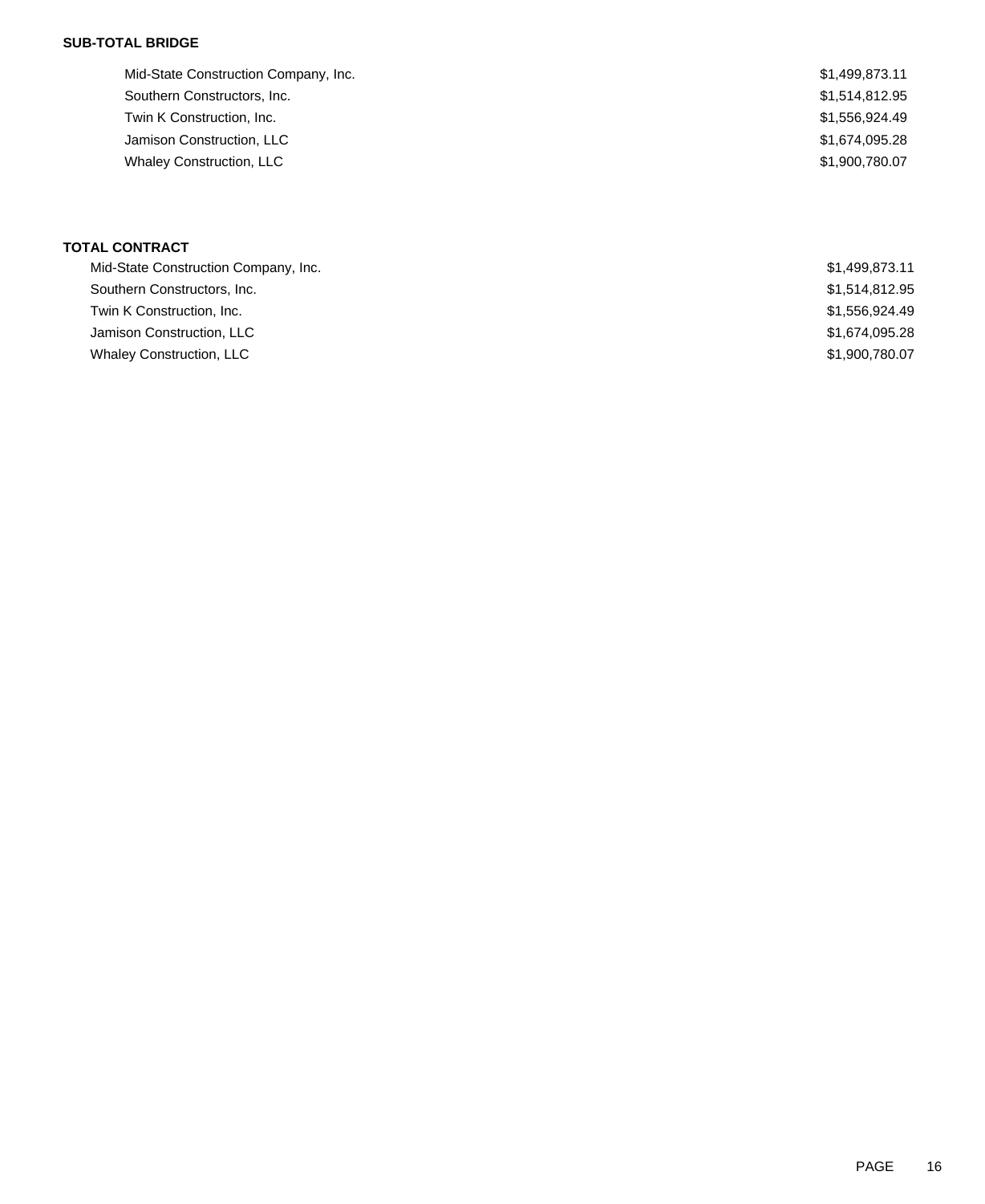**SUB-TOTAL BRIDGE**

| | |
|---|---|
| Mid-State Construction Company, Inc. | $1,499,873.11 |
| Southern Constructors, Inc. | $1,514,812.95 |
| Twin K Construction, Inc. | $1,556,924.49 |
| Jamison Construction, LLC | $1,674,095.28 |
| Whaley Construction, LLC | $1,900,780.07 |

**TOTAL CONTRACT**

| | |
|---|---|
| Mid-State Construction Company, Inc. | $1,499,873.11 |
| Southern Constructors, Inc. | $1,514,812.95 |
| Twin K Construction, Inc. | $1,556,924.49 |
| Jamison Construction, LLC | $1,674,095.28 |
| Whaley Construction, LLC | $1,900,780.07 |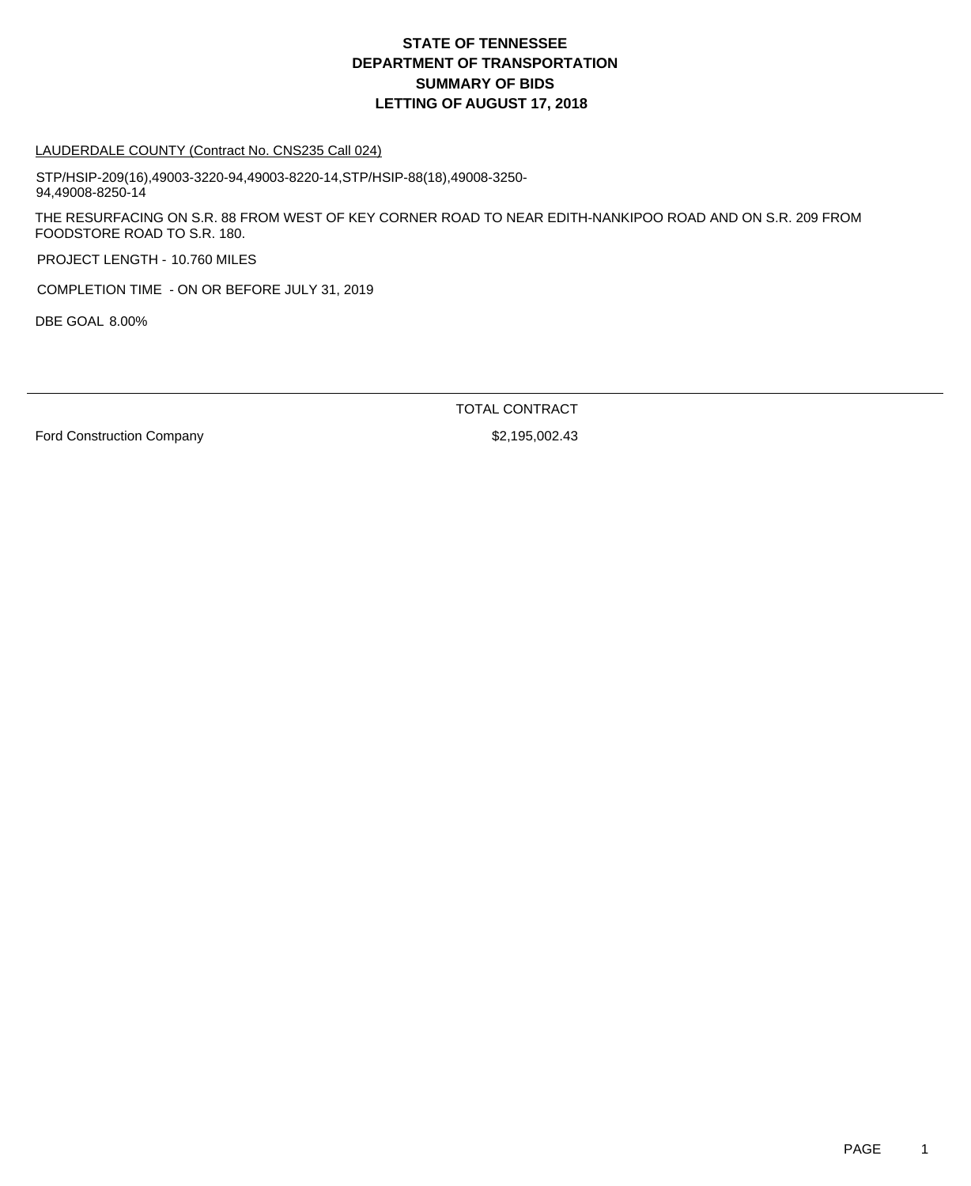# STATE OF TENNESSEE
# DEPARTMENT OF TRANSPORTATION
# SUMMARY OF BIDS
# LETTING OF AUGUST 17, 2018

LAUDERDALE COUNTY (Contract No. CNS235 Call 024)

STP/HSIP-209(16),49003-3220-94,49003-8220-14,STP/HSIP-88(18),49008-3250-94,49008-8250-14

THE RESURFACING ON S.R. 88 FROM WEST OF KEY CORNER ROAD TO NEAR EDITH-NANKIPOO ROAD AND ON S.R. 209 FROM FOODSTORE ROAD TO S.R. 180.

PROJECT LENGTH - 10.760 MILES

COMPLETION TIME - ON OR BEFORE JULY 31, 2019

DBE GOAL 8.00%

| | TOTAL CONTRACT |
|---|---|
| Ford Construction Company | $2,195,002.43 |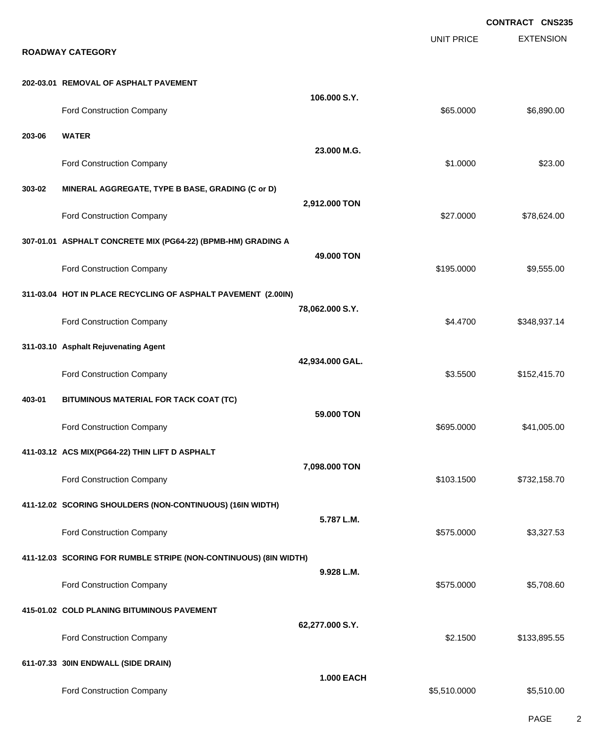**CONTRACT CNS235**

**ROADWAY CATEGORY**

| | | | UNIT PRICE | EXTENSION |
|---|---|---|---|---|
| **202-03.01** | **REMOVAL OF ASPHALT PAVEMENT** | | | |
| | | **106.000 S.Y.** | | |
| | Ford Construction Company | | $65.0000 | $6,890.00 |
| **203-06** | **WATER** | | | |
| | | **23.000 M.G.** | | |
| | Ford Construction Company | | $1.0000 | $23.00 |
| **303-02** | **MINERAL AGGREGATE, TYPE B BASE, GRADING (C or D)** | | | |
| | | **2,912.000 TON** | | |
| | Ford Construction Company | | $27.0000 | $78,624.00 |
| **307-01.01** | **ASPHALT CONCRETE MIX (PG64-22) (BPMB-HM) GRADING A** | | | |
| | | **49.000 TON** | | |
| | Ford Construction Company | | $195.0000 | $9,555.00 |
| **311-03.04** | **HOT IN PLACE RECYCLING OF ASPHALT PAVEMENT (2.00IN)** | | | |
| | | **78,062.000 S.Y.** | | |
| | Ford Construction Company | | $4.4700 | $348,937.14 |
| **311-03.10** | **Asphalt Rejuvenating Agent** | | | |
| | | **42,934.000 GAL.** | | |
| | Ford Construction Company | | $3.5500 | $152,415.70 |
| **403-01** | **BITUMINOUS MATERIAL FOR TACK COAT (TC)** | | | |
| | | **59.000 TON** | | |
| | Ford Construction Company | | $695.0000 | $41,005.00 |
| **411-03.12** | **ACS MIX(PG64-22) THIN LIFT D ASPHALT** | | | |
| | | **7,098.000 TON** | | |
| | Ford Construction Company | | $103.1500 | $732,158.70 |
| **411-12.02** | **SCORING SHOULDERS (NON-CONTINUOUS) (16IN WIDTH)** | | | |
| | | **5.787 L.M.** | | |
| | Ford Construction Company | | $575.0000 | $3,327.53 |
| **411-12.03** | **SCORING FOR RUMBLE STRIPE (NON-CONTINUOUS) (8IN WIDTH)** | | | |
| | | **9.928 L.M.** | | |
| | Ford Construction Company | | $575.0000 | $5,708.60 |
| **415-01.02** | **COLD PLANING BITUMINOUS PAVEMENT** | | | |
| | | **62,277.000 S.Y.** | | |
| | Ford Construction Company | | $2.1500 | $133,895.55 |
| **611-07.33** | **30IN ENDWALL (SIDE DRAIN)** | | | |
| | | **1.000 EACH** | | |
| | Ford Construction Company | | $5,510.0000 | $5,510.00 |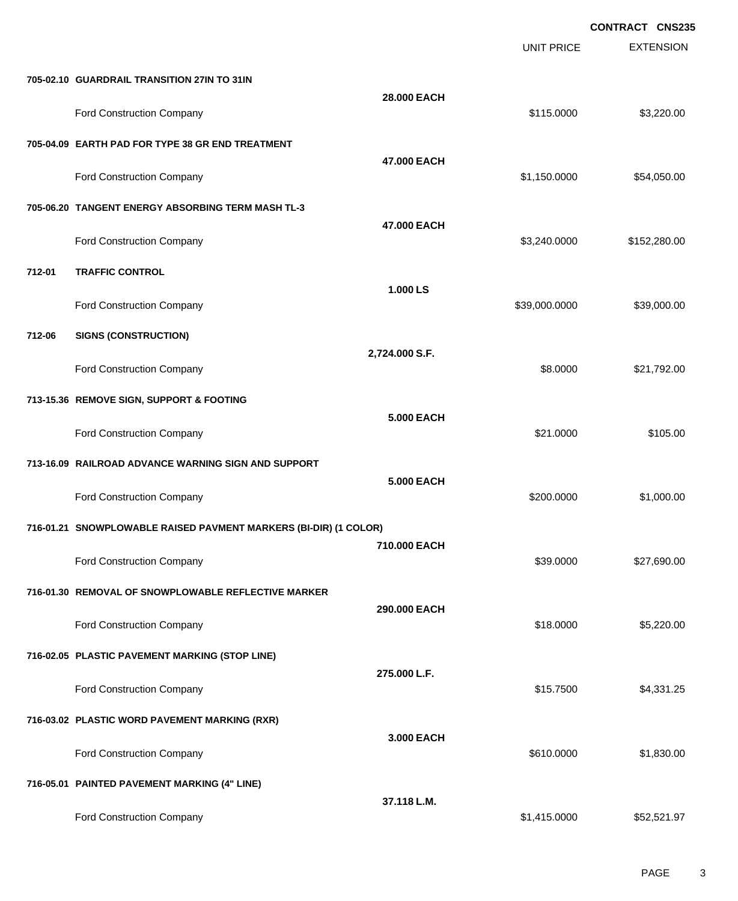**CONTRACT CNS235**

| | | | UNIT PRICE | EXTENSION |
|---|---|---|---|---|
| **705-02.10** | **GUARDRAIL TRANSITION 27IN TO 31IN** | **28.000 EACH** | | |
| | Ford Construction Company | | $115.0000 | $3,220.00 |
| **705-04.09** | **EARTH PAD FOR TYPE 38 GR END TREATMENT** | **47.000 EACH** | | |
| | Ford Construction Company | | $1,150.0000 | $54,050.00 |
| **705-06.20** | **TANGENT ENERGY ABSORBING TERM MASH TL-3** | **47.000 EACH** | | |
| | Ford Construction Company | | $3,240.0000 | $152,280.00 |
| **712-01** | **TRAFFIC CONTROL** | **1.000 LS** | | |
| | Ford Construction Company | | $39,000.0000 | $39,000.00 |
| **712-06** | **SIGNS (CONSTRUCTION)** | **2,724.000 S.F.** | | |
| | Ford Construction Company | | $8.0000 | $21,792.00 |
| **713-15.36** | **REMOVE SIGN, SUPPORT & FOOTING** | **5.000 EACH** | | |
| | Ford Construction Company | | $21.0000 | $105.00 |
| **713-16.09** | **RAILROAD ADVANCE WARNING SIGN AND SUPPORT** | **5.000 EACH** | | |
| | Ford Construction Company | | $200.0000 | $1,000.00 |
| **716-01.21** | **SNOWPLOWABLE RAISED PAVMENT MARKERS (BI-DIR) (1 COLOR)** | **710.000 EACH** | | |
| | Ford Construction Company | | $39.0000 | $27,690.00 |
| **716-01.30** | **REMOVAL OF SNOWPLOWABLE REFLECTIVE MARKER** | **290.000 EACH** | | |
| | Ford Construction Company | | $18.0000 | $5,220.00 |
| **716-02.05** | **PLASTIC PAVEMENT MARKING (STOP LINE)** | **275.000 L.F.** | | |
| | Ford Construction Company | | $15.7500 | $4,331.25 |
| **716-03.02** | **PLASTIC WORD PAVEMENT MARKING (RXR)** | **3.000 EACH** | | |
| | Ford Construction Company | | $610.0000 | $1,830.00 |
| **716-05.01** | **PAINTED PAVEMENT MARKING (4" LINE)** | **37.118 L.M.** | | |
| | Ford Construction Company | | $1,415.0000 | $52,521.97 |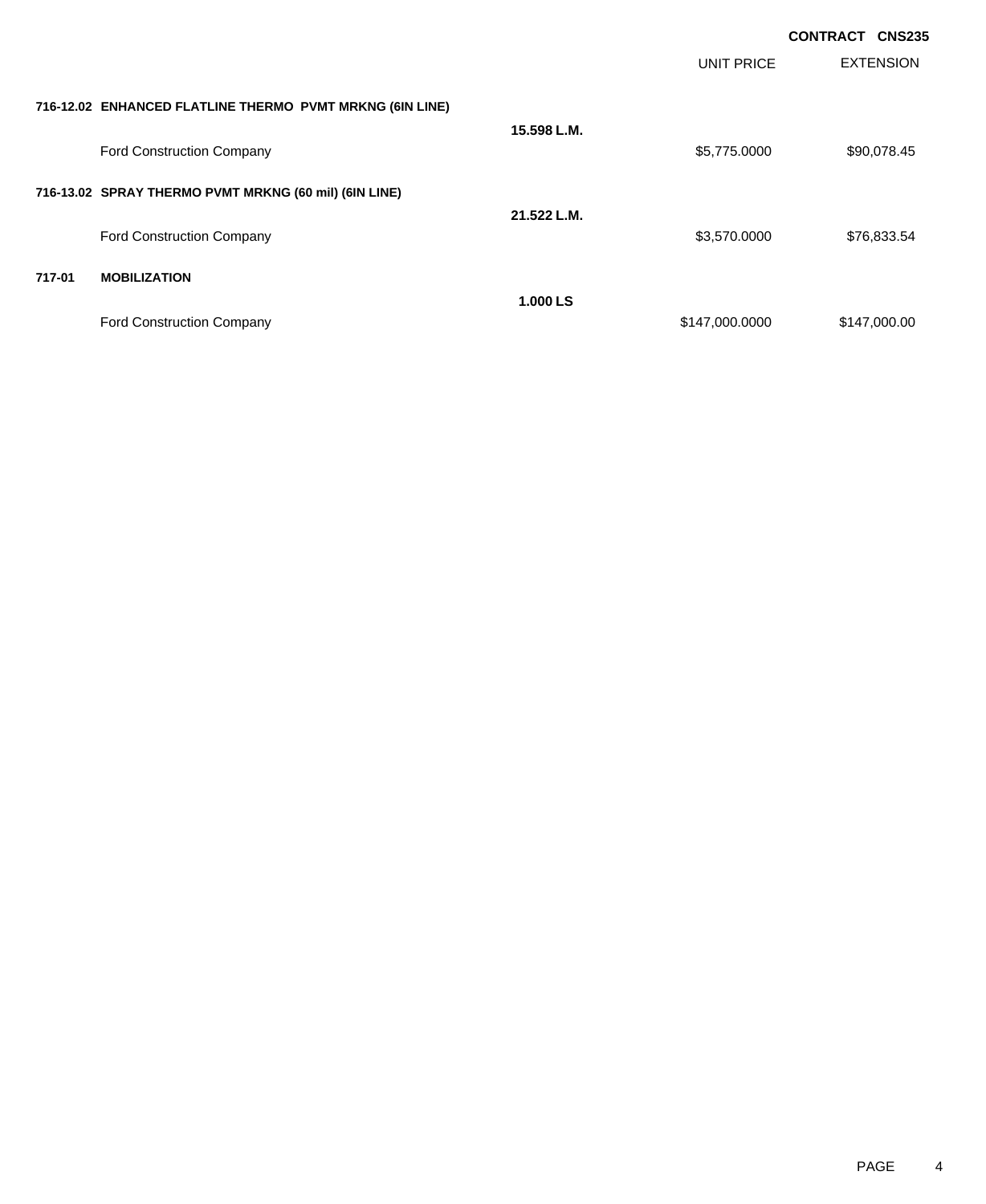**CONTRACT CNS235**

| | | UNIT PRICE | EXTENSION |
|---|---|---|---|
| **716-12.02 ENHANCED FLATLINE THERMO PVMT MRKNG (6IN LINE)** | | | |
| | **15.598 L.M.** | | |
| Ford Construction Company | | $5,775.0000 | $90,078.45 |
| **716-13.02 SPRAY THERMO PVMT MRKNG (60 mil) (6IN LINE)** | | | |
| | **21.522 L.M.** | | |
| Ford Construction Company | | $3,570.0000 | $76,833.54 |
| **717-01 MOBILIZATION** | | | |
| | **1.000 LS** | | |
| Ford Construction Company | | $147,000.0000 | $147,000.00 |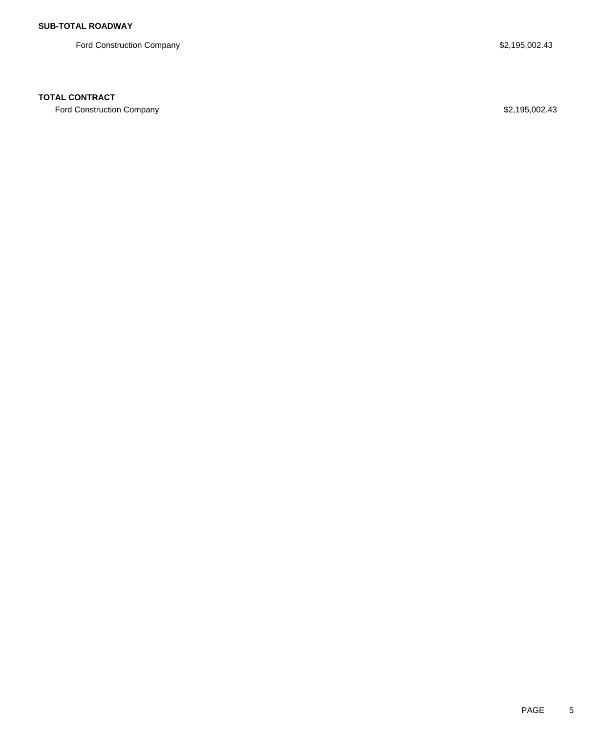**SUB-TOTAL ROADWAY**

| | |
|---|---|
| Ford Construction Company | $2,195,002.43 |

**TOTAL CONTRACT**

| | |
|---|---|
| Ford Construction Company | $2,195,002.43 |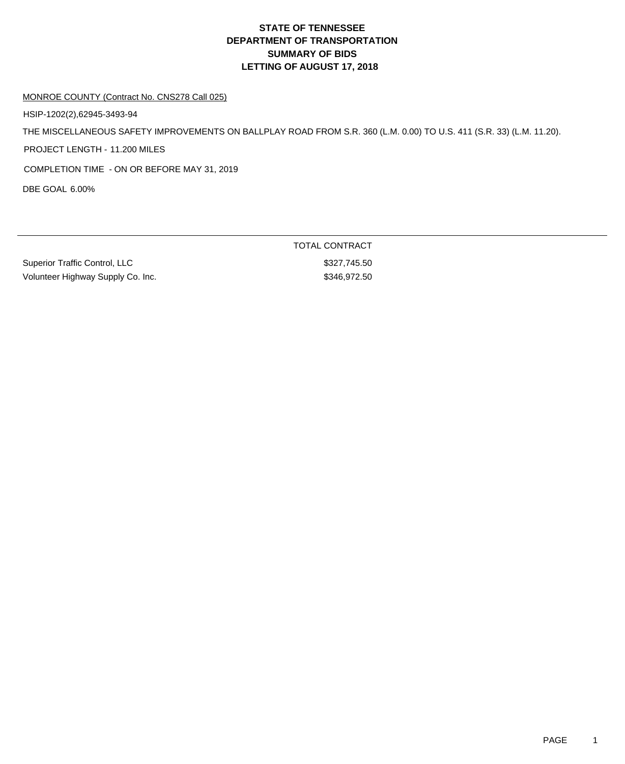# STATE OF TENNESSEE
# DEPARTMENT OF TRANSPORTATION
# SUMMARY OF BIDS
# LETTING OF AUGUST 17, 2018

MONROE COUNTY (Contract No. CNS278 Call 025)

HSIP-1202(2),62945-3493-94

THE MISCELLANEOUS SAFETY IMPROVEMENTS ON BALLPLAY ROAD FROM S.R. 360 (L.M. 0.00) TO U.S. 411 (S.R. 33) (L.M. 11.20).

PROJECT LENGTH - 11.200 MILES

COMPLETION TIME - ON OR BEFORE MAY 31, 2019

DBE GOAL 6.00%

| | TOTAL CONTRACT |
|---|---|
| Superior Traffic Control, LLC | $327,745.50 |
| Volunteer Highway Supply Co. Inc. | $346,972.50 |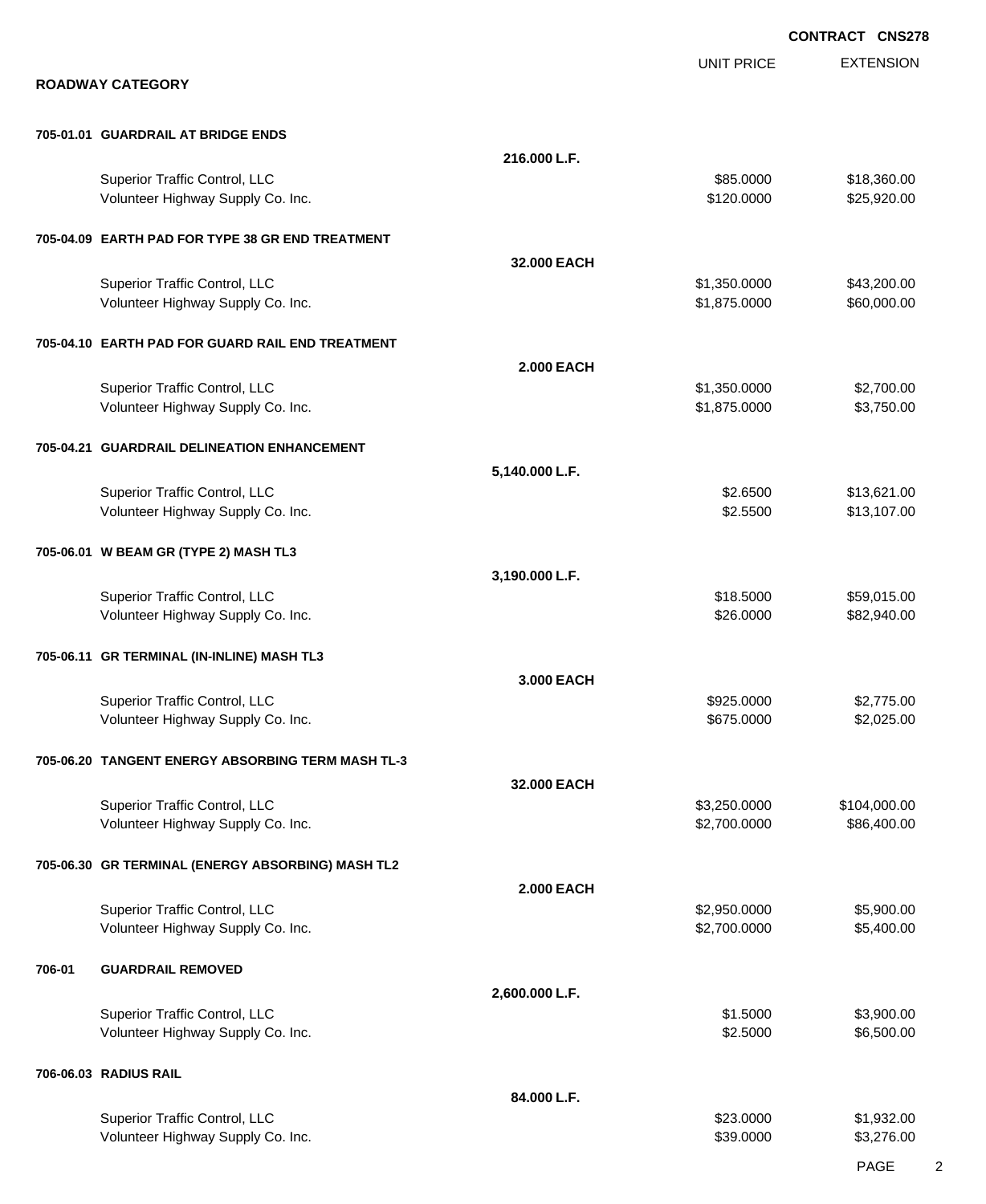**CONTRACT CNS278**

## ROADWAY CATEGORY

| | | UNIT PRICE | EXTENSION |
|---|---|---|---|
| **705-01.01 GUARDRAIL AT BRIDGE ENDS** | | | |
| | **216.000 L.F.** | | |
| Superior Traffic Control, LLC | | $85.0000 | $18,360.00 |
| Volunteer Highway Supply Co. Inc. | | $120.0000 | $25,920.00 |
| **705-04.09 EARTH PAD FOR TYPE 38 GR END TREATMENT** | | | |
| | **32.000 EACH** | | |
| Superior Traffic Control, LLC | | $1,350.0000 | $43,200.00 |
| Volunteer Highway Supply Co. Inc. | | $1,875.0000 | $60,000.00 |
| **705-04.10 EARTH PAD FOR GUARD RAIL END TREATMENT** | | | |
| | **2.000 EACH** | | |
| Superior Traffic Control, LLC | | $1,350.0000 | $2,700.00 |
| Volunteer Highway Supply Co. Inc. | | $1,875.0000 | $3,750.00 |
| **705-04.21 GUARDRAIL DELINEATION ENHANCEMENT** | | | |
| | **5,140.000 L.F.** | | |
| Superior Traffic Control, LLC | | $2.6500 | $13,621.00 |
| Volunteer Highway Supply Co. Inc. | | $2.5500 | $13,107.00 |
| **705-06.01 W BEAM GR (TYPE 2) MASH TL3** | | | |
| | **3,190.000 L.F.** | | |
| Superior Traffic Control, LLC | | $18.5000 | $59,015.00 |
| Volunteer Highway Supply Co. Inc. | | $26.0000 | $82,940.00 |
| **705-06.11 GR TERMINAL (IN-INLINE) MASH TL3** | | | |
| | **3.000 EACH** | | |
| Superior Traffic Control, LLC | | $925.0000 | $2,775.00 |
| Volunteer Highway Supply Co. Inc. | | $675.0000 | $2,025.00 |
| **705-06.20 TANGENT ENERGY ABSORBING TERM MASH TL-3** | | | |
| | **32.000 EACH** | | |
| Superior Traffic Control, LLC | | $3,250.0000 | $104,000.00 |
| Volunteer Highway Supply Co. Inc. | | $2,700.0000 | $86,400.00 |
| **705-06.30 GR TERMINAL (ENERGY ABSORBING) MASH TL2** | | | |
| | **2.000 EACH** | | |
| Superior Traffic Control, LLC | | $2,950.0000 | $5,900.00 |
| Volunteer Highway Supply Co. Inc. | | $2,700.0000 | $5,400.00 |
| **706-01 GUARDRAIL REMOVED** | | | |
| | **2,600.000 L.F.** | | |
| Superior Traffic Control, LLC | | $1.5000 | $3,900.00 |
| Volunteer Highway Supply Co. Inc. | | $2.5000 | $6,500.00 |
| **706-06.03 RADIUS RAIL** | | | |
| | **84.000 L.F.** | | |
| Superior Traffic Control, LLC | | $23.0000 | $1,932.00 |
| Volunteer Highway Supply Co. Inc. | | $39.0000 | $3,276.00 |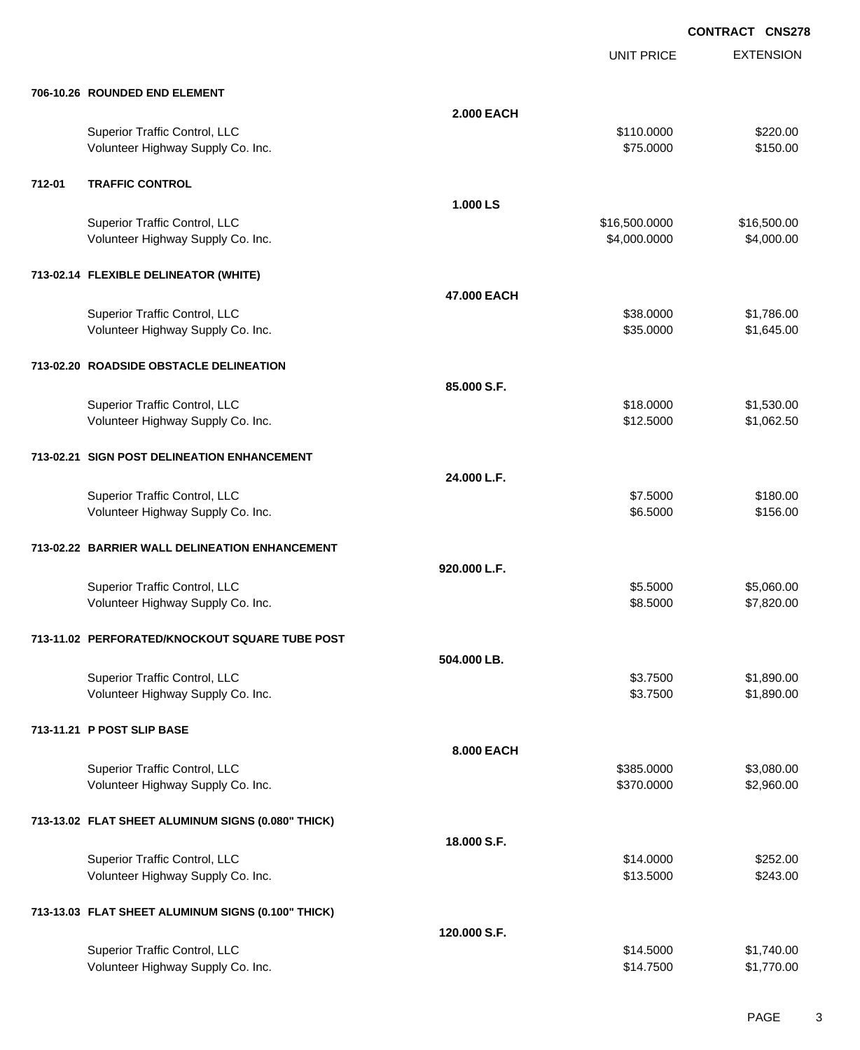**CONTRACT CNS278**

| | | UNIT PRICE | EXTENSION |
|---|---|---|---|
| **706-10.26 ROUNDED END ELEMENT** | | | |
| | **2.000 EACH** | | |
| Superior Traffic Control, LLC | | $110.0000 | $220.00 |
| Volunteer Highway Supply Co. Inc. | | $75.0000 | $150.00 |
| **712-01 TRAFFIC CONTROL** | | | |
| | **1.000 LS** | | |
| Superior Traffic Control, LLC | | $16,500.0000 | $16,500.00 |
| Volunteer Highway Supply Co. Inc. | | $4,000.0000 | $4,000.00 |
| **713-02.14 FLEXIBLE DELINEATOR (WHITE)** | | | |
| | **47.000 EACH** | | |
| Superior Traffic Control, LLC | | $38.0000 | $1,786.00 |
| Volunteer Highway Supply Co. Inc. | | $35.0000 | $1,645.00 |
| **713-02.20 ROADSIDE OBSTACLE DELINEATION** | | | |
| | **85.000 S.F.** | | |
| Superior Traffic Control, LLC | | $18.0000 | $1,530.00 |
| Volunteer Highway Supply Co. Inc. | | $12.5000 | $1,062.50 |
| **713-02.21 SIGN POST DELINEATION ENHANCEMENT** | | | |
| | **24.000 L.F.** | | |
| Superior Traffic Control, LLC | | $7.5000 | $180.00 |
| Volunteer Highway Supply Co. Inc. | | $6.5000 | $156.00 |
| **713-02.22 BARRIER WALL DELINEATION ENHANCEMENT** | | | |
| | **920.000 L.F.** | | |
| Superior Traffic Control, LLC | | $5.5000 | $5,060.00 |
| Volunteer Highway Supply Co. Inc. | | $8.5000 | $7,820.00 |
| **713-11.02 PERFORATED/KNOCKOUT SQUARE TUBE POST** | | | |
| | **504.000 LB.** | | |
| Superior Traffic Control, LLC | | $3.7500 | $1,890.00 |
| Volunteer Highway Supply Co. Inc. | | $3.7500 | $1,890.00 |
| **713-11.21 P POST SLIP BASE** | | | |
| | **8.000 EACH** | | |
| Superior Traffic Control, LLC | | $385.0000 | $3,080.00 |
| Volunteer Highway Supply Co. Inc. | | $370.0000 | $2,960.00 |
| **713-13.02 FLAT SHEET ALUMINUM SIGNS (0.080" THICK)** | | | |
| | **18.000 S.F.** | | |
| Superior Traffic Control, LLC | | $14.0000 | $252.00 |
| Volunteer Highway Supply Co. Inc. | | $13.5000 | $243.00 |
| **713-13.03 FLAT SHEET ALUMINUM SIGNS (0.100" THICK)** | | | |
| | **120.000 S.F.** | | |
| Superior Traffic Control, LLC | | $14.5000 | $1,740.00 |
| Volunteer Highway Supply Co. Inc. | | $14.7500 | $1,770.00 |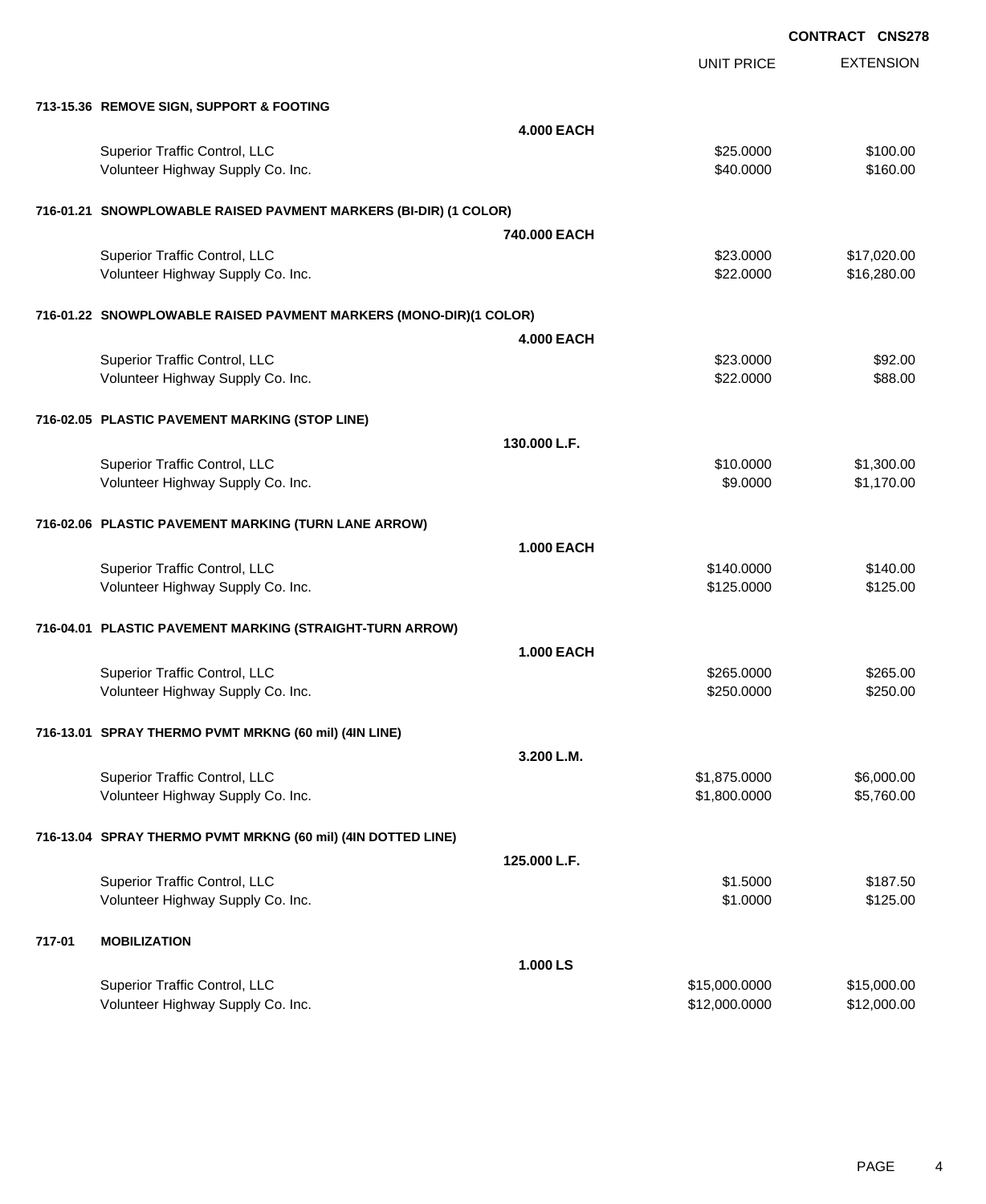**CONTRACT CNS278**

| | | UNIT PRICE | EXTENSION |
|---|---|---|---|
| **713-15.36 REMOVE SIGN, SUPPORT & FOOTING** | | | |
| | **4.000 EACH** | | |
| Superior Traffic Control, LLC | | $25.0000 | $100.00 |
| Volunteer Highway Supply Co. Inc. | | $40.0000 | $160.00 |
| **716-01.21 SNOWPLOWABLE RAISED PAVMENT MARKERS (BI-DIR) (1 COLOR)** | | | |
| | **740.000 EACH** | | |
| Superior Traffic Control, LLC | | $23.0000 | $17,020.00 |
| Volunteer Highway Supply Co. Inc. | | $22.0000 | $16,280.00 |
| **716-01.22 SNOWPLOWABLE RAISED PAVMENT MARKERS (MONO-DIR)(1 COLOR)** | | | |
| | **4.000 EACH** | | |
| Superior Traffic Control, LLC | | $23.0000 | $92.00 |
| Volunteer Highway Supply Co. Inc. | | $22.0000 | $88.00 |
| **716-02.05 PLASTIC PAVEMENT MARKING (STOP LINE)** | | | |
| | **130.000 L.F.** | | |
| Superior Traffic Control, LLC | | $10.0000 | $1,300.00 |
| Volunteer Highway Supply Co. Inc. | | $9.0000 | $1,170.00 |
| **716-02.06 PLASTIC PAVEMENT MARKING (TURN LANE ARROW)** | | | |
| | **1.000 EACH** | | |
| Superior Traffic Control, LLC | | $140.0000 | $140.00 |
| Volunteer Highway Supply Co. Inc. | | $125.0000 | $125.00 |
| **716-04.01 PLASTIC PAVEMENT MARKING (STRAIGHT-TURN ARROW)** | | | |
| | **1.000 EACH** | | |
| Superior Traffic Control, LLC | | $265.0000 | $265.00 |
| Volunteer Highway Supply Co. Inc. | | $250.0000 | $250.00 |
| **716-13.01 SPRAY THERMO PVMT MRKNG (60 mil) (4IN LINE)** | | | |
| | **3.200 L.M.** | | |
| Superior Traffic Control, LLC | | $1,875.0000 | $6,000.00 |
| Volunteer Highway Supply Co. Inc. | | $1,800.0000 | $5,760.00 |
| **716-13.04 SPRAY THERMO PVMT MRKNG (60 mil) (4IN DOTTED LINE)** | | | |
| | **125.000 L.F.** | | |
| Superior Traffic Control, LLC | | $1.5000 | $187.50 |
| Volunteer Highway Supply Co. Inc. | | $1.0000 | $125.00 |
| **717-01 MOBILIZATION** | | | |
| | **1.000 LS** | | |
| Superior Traffic Control, LLC | | $15,000.0000 | $15,000.00 |
| Volunteer Highway Supply Co. Inc. | | $12,000.0000 | $12,000.00 |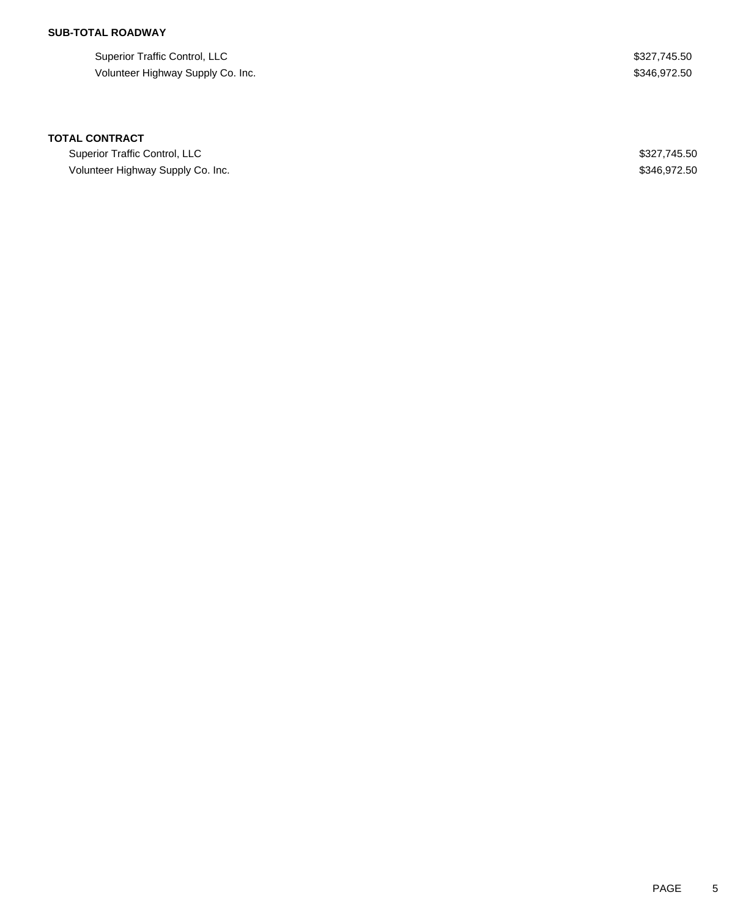**SUB-TOTAL ROADWAY**

| | |
|---|---|
| Superior Traffic Control, LLC | $327,745.50 |
| Volunteer Highway Supply Co. Inc. | $346,972.50 |

**TOTAL CONTRACT**

| | |
|---|---|
| Superior Traffic Control, LLC | $327,745.50 |
| Volunteer Highway Supply Co. Inc. | $346,972.50 |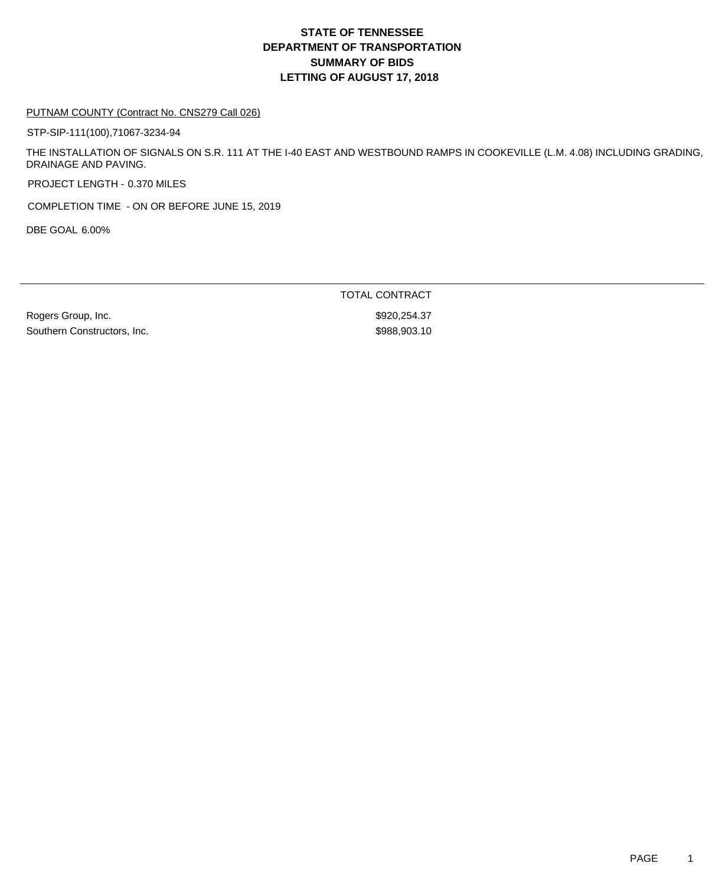# STATE OF TENNESSEE
# DEPARTMENT OF TRANSPORTATION
# SUMMARY OF BIDS
# LETTING OF AUGUST 17, 2018

PUTNAM COUNTY (Contract No. CNS279 Call 026)

STP-SIP-111(100),71067-3234-94

THE INSTALLATION OF SIGNALS ON S.R. 111 AT THE I-40 EAST AND WESTBOUND RAMPS IN COOKEVILLE (L.M. 4.08) INCLUDING GRADING, DRAINAGE AND PAVING.

PROJECT LENGTH - 0.370 MILES

COMPLETION TIME - ON OR BEFORE JUNE 15, 2019

DBE GOAL 6.00%

| | TOTAL CONTRACT |
|---|---|
| Rogers Group, Inc. | $920,254.37 |
| Southern Constructors, Inc. | $988,903.10 |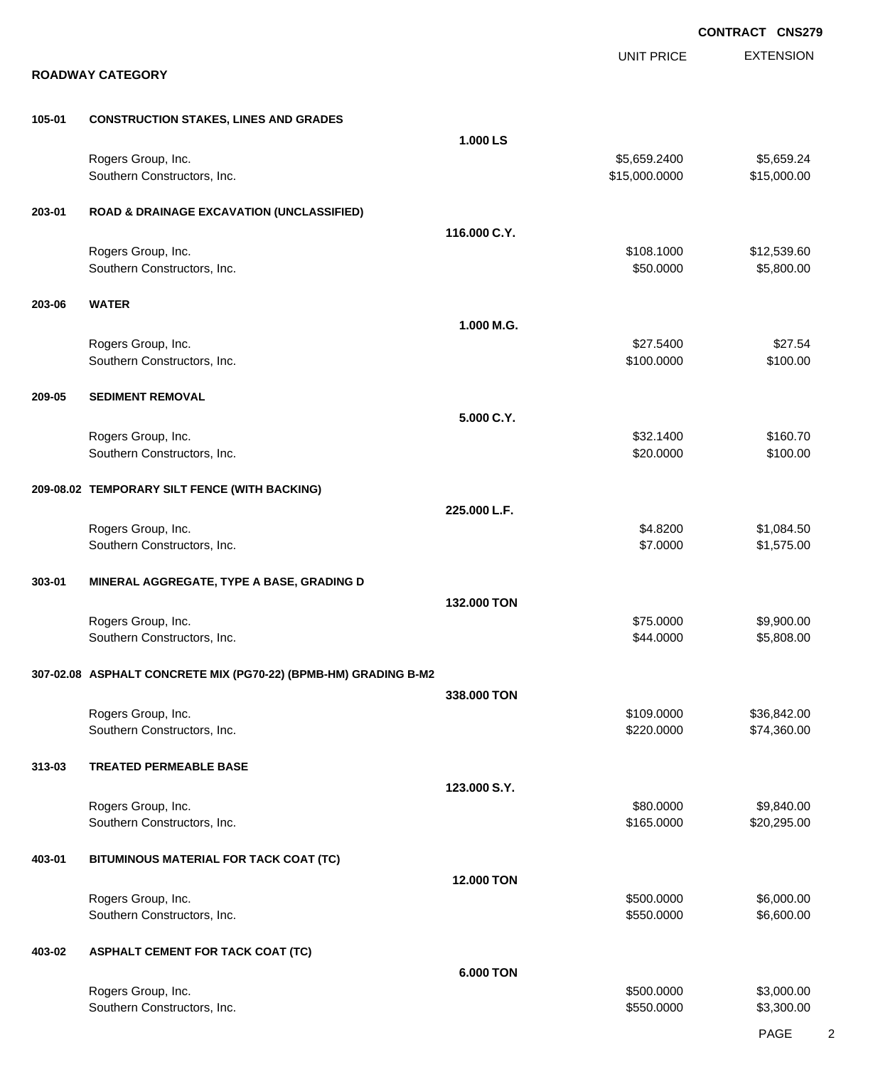**CONTRACT CNS279**

## ROADWAY CATEGORY

| | | | UNIT PRICE | EXTENSION |
|---|---|---|---|---|
| **105-01** | **CONSTRUCTION STAKES, LINES AND GRADES** | | | |
| | | **1.000 LS** | | |
| | Rogers Group, Inc. | | $5,659.2400 | $5,659.24 |
| | Southern Constructors, Inc. | | $15,000.0000 | $15,000.00 |
| **203-01** | **ROAD & DRAINAGE EXCAVATION (UNCLASSIFIED)** | | | |
| | | **116.000 C.Y.** | | |
| | Rogers Group, Inc. | | $108.1000 | $12,539.60 |
| | Southern Constructors, Inc. | | $50.0000 | $5,800.00 |
| **203-06** | **WATER** | | | |
| | | **1.000 M.G.** | | |
| | Rogers Group, Inc. | | $27.5400 | $27.54 |
| | Southern Constructors, Inc. | | $100.0000 | $100.00 |
| **209-05** | **SEDIMENT REMOVAL** | | | |
| | | **5.000 C.Y.** | | |
| | Rogers Group, Inc. | | $32.1400 | $160.70 |
| | Southern Constructors, Inc. | | $20.0000 | $100.00 |
| **209-08.02** | **TEMPORARY SILT FENCE (WITH BACKING)** | | | |
| | | **225.000 L.F.** | | |
| | Rogers Group, Inc. | | $4.8200 | $1,084.50 |
| | Southern Constructors, Inc. | | $7.0000 | $1,575.00 |
| **303-01** | **MINERAL AGGREGATE, TYPE A BASE, GRADING D** | | | |
| | | **132.000 TON** | | |
| | Rogers Group, Inc. | | $75.0000 | $9,900.00 |
| | Southern Constructors, Inc. | | $44.0000 | $5,808.00 |
| **307-02.08** | **ASPHALT CONCRETE MIX (PG70-22) (BPMB-HM) GRADING B-M2** | | | |
| | | **338.000 TON** | | |
| | Rogers Group, Inc. | | $109.0000 | $36,842.00 |
| | Southern Constructors, Inc. | | $220.0000 | $74,360.00 |
| **313-03** | **TREATED PERMEABLE BASE** | | | |
| | | **123.000 S.Y.** | | |
| | Rogers Group, Inc. | | $80.0000 | $9,840.00 |
| | Southern Constructors, Inc. | | $165.0000 | $20,295.00 |
| **403-01** | **BITUMINOUS MATERIAL FOR TACK COAT (TC)** | | | |
| | | **12.000 TON** | | |
| | Rogers Group, Inc. | | $500.0000 | $6,000.00 |
| | Southern Constructors, Inc. | | $550.0000 | $6,600.00 |
| **403-02** | **ASPHALT CEMENT FOR TACK COAT (TC)** | | | |
| | | **6.000 TON** | | |
| | Rogers Group, Inc. | | $500.0000 | $3,000.00 |
| | Southern Constructors, Inc. | | $550.0000 | $3,300.00 |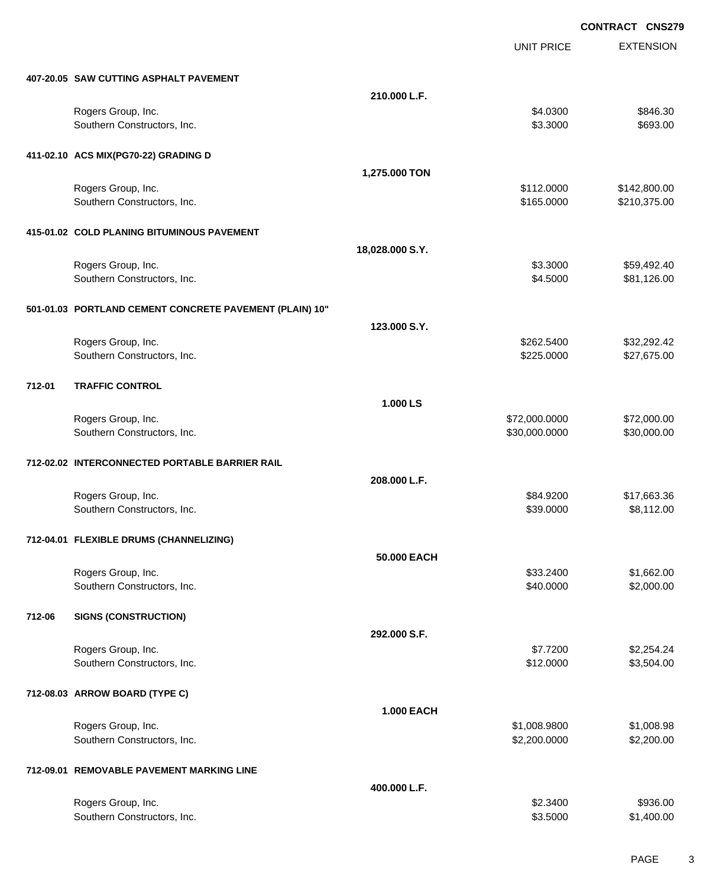**CONTRACT CNS279**

| | | UNIT PRICE | EXTENSION |
|---|---|---|---|
| **407-20.05 SAW CUTTING ASPHALT PAVEMENT** | | | |
| | **210.000 L.F.** | | |
| Rogers Group, Inc. | | $4.0300 | $846.30 |
| Southern Constructors, Inc. | | $3.3000 | $693.00 |
| **411-02.10 ACS MIX(PG70-22) GRADING D** | | | |
| | **1,275.000 TON** | | |
| Rogers Group, Inc. | | $112.0000 | $142,800.00 |
| Southern Constructors, Inc. | | $165.0000 | $210,375.00 |
| **415-01.02 COLD PLANING BITUMINOUS PAVEMENT** | | | |
| | **18,028.000 S.Y.** | | |
| Rogers Group, Inc. | | $3.3000 | $59,492.40 |
| Southern Constructors, Inc. | | $4.5000 | $81,126.00 |
| **501-01.03 PORTLAND CEMENT CONCRETE PAVEMENT (PLAIN) 10"** | | | |
| | **123.000 S.Y.** | | |
| Rogers Group, Inc. | | $262.5400 | $32,292.42 |
| Southern Constructors, Inc. | | $225.0000 | $27,675.00 |
| **712-01 TRAFFIC CONTROL** | | | |
| | **1.000 LS** | | |
| Rogers Group, Inc. | | $72,000.0000 | $72,000.00 |
| Southern Constructors, Inc. | | $30,000.0000 | $30,000.00 |
| **712-02.02 INTERCONNECTED PORTABLE BARRIER RAIL** | | | |
| | **208.000 L.F.** | | |
| Rogers Group, Inc. | | $84.9200 | $17,663.36 |
| Southern Constructors, Inc. | | $39.0000 | $8,112.00 |
| **712-04.01 FLEXIBLE DRUMS (CHANNELIZING)** | | | |
| | **50.000 EACH** | | |
| Rogers Group, Inc. | | $33.2400 | $1,662.00 |
| Southern Constructors, Inc. | | $40.0000 | $2,000.00 |
| **712-06 SIGNS (CONSTRUCTION)** | | | |
| | **292.000 S.F.** | | |
| Rogers Group, Inc. | | $7.7200 | $2,254.24 |
| Southern Constructors, Inc. | | $12.0000 | $3,504.00 |
| **712-08.03 ARROW BOARD (TYPE C)** | | | |
| | **1.000 EACH** | | |
| Rogers Group, Inc. | | $1,008.9800 | $1,008.98 |
| Southern Constructors, Inc. | | $2,200.0000 | $2,200.00 |
| **712-09.01 REMOVABLE PAVEMENT MARKING LINE** | | | |
| | **400.000 L.F.** | | |
| Rogers Group, Inc. | | $2.3400 | $936.00 |
| Southern Constructors, Inc. | | $3.5000 | $1,400.00 |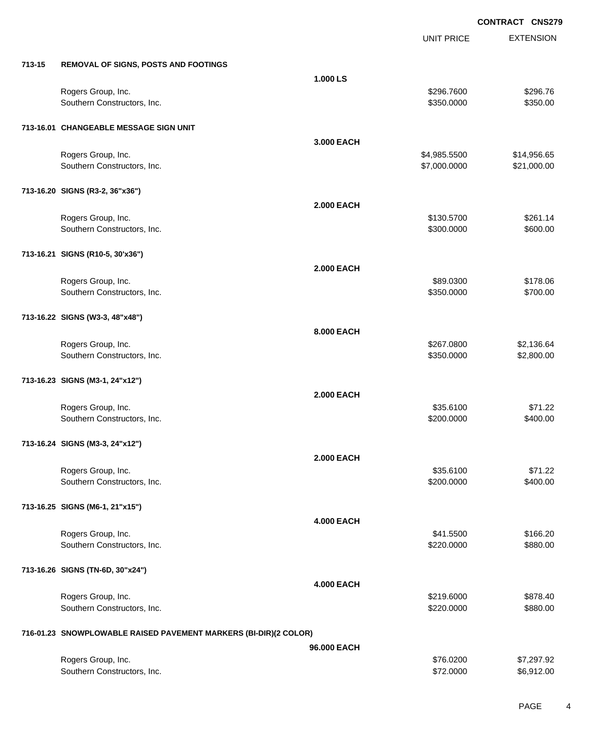**CONTRACT CNS279**

| | | | UNIT PRICE | EXTENSION |
|---|---|---|---|---|
| **713-15** | **REMOVAL OF SIGNS, POSTS AND FOOTINGS** | | | |
| | | **1.000 LS** | | |
| | Rogers Group, Inc. | | $296.7600 | $296.76 |
| | Southern Constructors, Inc. | | $350.0000 | $350.00 |
| **713-16.01** | **CHANGEABLE MESSAGE SIGN UNIT** | | | |
| | | **3.000 EACH** | | |
| | Rogers Group, Inc. | | $4,985.5500 | $14,956.65 |
| | Southern Constructors, Inc. | | $7,000.0000 | $21,000.00 |
| **713-16.20** | **SIGNS (R3-2, 36"x36")** | | | |
| | | **2.000 EACH** | | |
| | Rogers Group, Inc. | | $130.5700 | $261.14 |
| | Southern Constructors, Inc. | | $300.0000 | $600.00 |
| **713-16.21** | **SIGNS (R10-5, 30'x36")** | | | |
| | | **2.000 EACH** | | |
| | Rogers Group, Inc. | | $89.0300 | $178.06 |
| | Southern Constructors, Inc. | | $350.0000 | $700.00 |
| **713-16.22** | **SIGNS (W3-3, 48"x48")** | | | |
| | | **8.000 EACH** | | |
| | Rogers Group, Inc. | | $267.0800 | $2,136.64 |
| | Southern Constructors, Inc. | | $350.0000 | $2,800.00 |
| **713-16.23** | **SIGNS (M3-1, 24"x12")** | | | |
| | | **2.000 EACH** | | |
| | Rogers Group, Inc. | | $35.6100 | $71.22 |
| | Southern Constructors, Inc. | | $200.0000 | $400.00 |
| **713-16.24** | **SIGNS (M3-3, 24"x12")** | | | |
| | | **2.000 EACH** | | |
| | Rogers Group, Inc. | | $35.6100 | $71.22 |
| | Southern Constructors, Inc. | | $200.0000 | $400.00 |
| **713-16.25** | **SIGNS (M6-1, 21"x15")** | | | |
| | | **4.000 EACH** | | |
| | Rogers Group, Inc. | | $41.5500 | $166.20 |
| | Southern Constructors, Inc. | | $220.0000 | $880.00 |
| **713-16.26** | **SIGNS (TN-6D, 30"x24")** | | | |
| | | **4.000 EACH** | | |
| | Rogers Group, Inc. | | $219.6000 | $878.40 |
| | Southern Constructors, Inc. | | $220.0000 | $880.00 |
| **716-01.23** | **SNOWPLOWABLE RAISED PAVEMENT MARKERS (BI-DIR)(2 COLOR)** | | | |
| | | **96.000 EACH** | | |
| | Rogers Group, Inc. | | $76.0200 | $7,297.92 |
| | Southern Constructors, Inc. | | $72.0000 | $6,912.00 |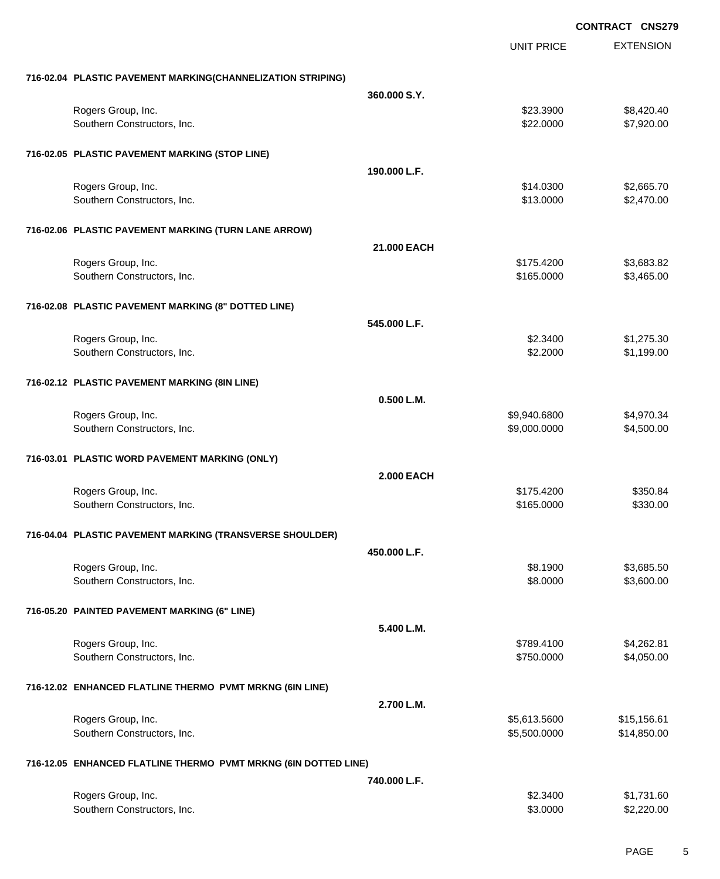**CONTRACT CNS279**

| | | UNIT PRICE | EXTENSION |
|---|---|---|---|
| **716-02.04 PLASTIC PAVEMENT MARKING(CHANNELIZATION STRIPING)** | | | |
| | **360.000 S.Y.** | | |
| Rogers Group, Inc. | | $23.3900 | $8,420.40 |
| Southern Constructors, Inc. | | $22.0000 | $7,920.00 |
| **716-02.05 PLASTIC PAVEMENT MARKING (STOP LINE)** | | | |
| | **190.000 L.F.** | | |
| Rogers Group, Inc. | | $14.0300 | $2,665.70 |
| Southern Constructors, Inc. | | $13.0000 | $2,470.00 |
| **716-02.06 PLASTIC PAVEMENT MARKING (TURN LANE ARROW)** | | | |
| | **21.000 EACH** | | |
| Rogers Group, Inc. | | $175.4200 | $3,683.82 |
| Southern Constructors, Inc. | | $165.0000 | $3,465.00 |
| **716-02.08 PLASTIC PAVEMENT MARKING (8" DOTTED LINE)** | | | |
| | **545.000 L.F.** | | |
| Rogers Group, Inc. | | $2.3400 | $1,275.30 |
| Southern Constructors, Inc. | | $2.2000 | $1,199.00 |
| **716-02.12 PLASTIC PAVEMENT MARKING (8IN LINE)** | | | |
| | **0.500 L.M.** | | |
| Rogers Group, Inc. | | $9,940.6800 | $4,970.34 |
| Southern Constructors, Inc. | | $9,000.0000 | $4,500.00 |
| **716-03.01 PLASTIC WORD PAVEMENT MARKING (ONLY)** | | | |
| | **2.000 EACH** | | |
| Rogers Group, Inc. | | $175.4200 | $350.84 |
| Southern Constructors, Inc. | | $165.0000 | $330.00 |
| **716-04.04 PLASTIC PAVEMENT MARKING (TRANSVERSE SHOULDER)** | | | |
| | **450.000 L.F.** | | |
| Rogers Group, Inc. | | $8.1900 | $3,685.50 |
| Southern Constructors, Inc. | | $8.0000 | $3,600.00 |
| **716-05.20 PAINTED PAVEMENT MARKING (6" LINE)** | | | |
| | **5.400 L.M.** | | |
| Rogers Group, Inc. | | $789.4100 | $4,262.81 |
| Southern Constructors, Inc. | | $750.0000 | $4,050.00 |
| **716-12.02 ENHANCED FLATLINE THERMO PVMT MRKNG (6IN LINE)** | | | |
| | **2.700 L.M.** | | |
| Rogers Group, Inc. | | $5,613.5600 | $15,156.61 |
| Southern Constructors, Inc. | | $5,500.0000 | $14,850.00 |
| **716-12.05 ENHANCED FLATLINE THERMO PVMT MRKNG (6IN DOTTED LINE)** | | | |
| | **740.000 L.F.** | | |
| Rogers Group, Inc. | | $2.3400 | $1,731.60 |
| Southern Constructors, Inc. | | $3.0000 | $2,220.00 |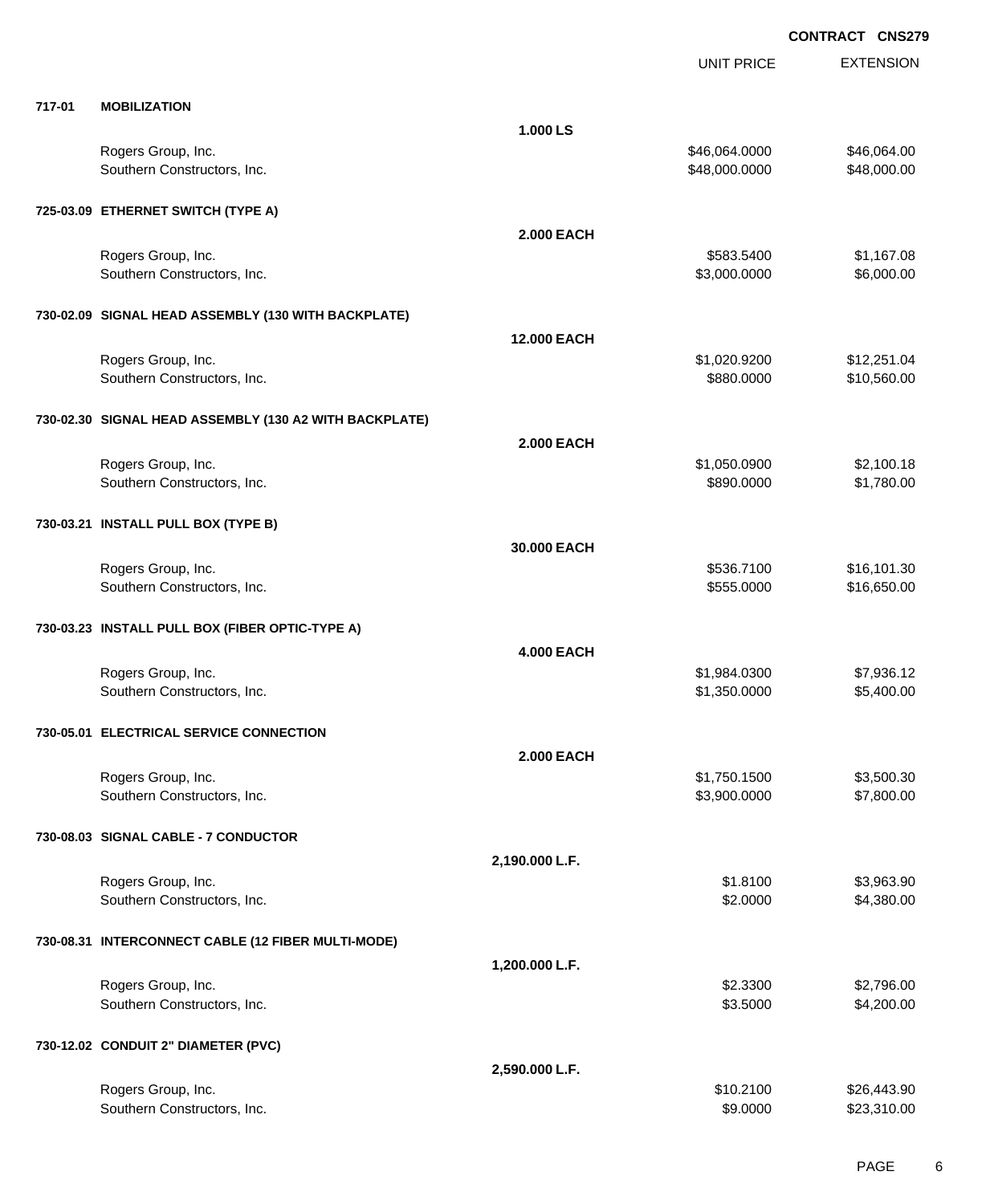**CONTRACT CNS279**

| | | | UNIT PRICE | EXTENSION |
|---|---|---|---|---|
| **717-01** | **MOBILIZATION** | | | |
| | | **1.000 LS** | | |
| | Rogers Group, Inc. | | $46,064.0000 | $46,064.00 |
| | Southern Constructors, Inc. | | $48,000.0000 | $48,000.00 |
| **725-03.09** | **ETHERNET SWITCH (TYPE A)** | | | |
| | | **2.000 EACH** | | |
| | Rogers Group, Inc. | | $583.5400 | $1,167.08 |
| | Southern Constructors, Inc. | | $3,000.0000 | $6,000.00 |
| **730-02.09** | **SIGNAL HEAD ASSEMBLY (130 WITH BACKPLATE)** | | | |
| | | **12.000 EACH** | | |
| | Rogers Group, Inc. | | $1,020.9200 | $12,251.04 |
| | Southern Constructors, Inc. | | $880.0000 | $10,560.00 |
| **730-02.30** | **SIGNAL HEAD ASSEMBLY (130 A2 WITH BACKPLATE)** | | | |
| | | **2.000 EACH** | | |
| | Rogers Group, Inc. | | $1,050.0900 | $2,100.18 |
| | Southern Constructors, Inc. | | $890.0000 | $1,780.00 |
| **730-03.21** | **INSTALL PULL BOX (TYPE B)** | | | |
| | | **30.000 EACH** | | |
| | Rogers Group, Inc. | | $536.7100 | $16,101.30 |
| | Southern Constructors, Inc. | | $555.0000 | $16,650.00 |
| **730-03.23** | **INSTALL PULL BOX (FIBER OPTIC-TYPE A)** | | | |
| | | **4.000 EACH** | | |
| | Rogers Group, Inc. | | $1,984.0300 | $7,936.12 |
| | Southern Constructors, Inc. | | $1,350.0000 | $5,400.00 |
| **730-05.01** | **ELECTRICAL SERVICE CONNECTION** | | | |
| | | **2.000 EACH** | | |
| | Rogers Group, Inc. | | $1,750.1500 | $3,500.30 |
| | Southern Constructors, Inc. | | $3,900.0000 | $7,800.00 |
| **730-08.03** | **SIGNAL CABLE - 7 CONDUCTOR** | | | |
| | | **2,190.000 L.F.** | | |
| | Rogers Group, Inc. | | $1.8100 | $3,963.90 |
| | Southern Constructors, Inc. | | $2.0000 | $4,380.00 |
| **730-08.31** | **INTERCONNECT CABLE (12 FIBER MULTI-MODE)** | | | |
| | | **1,200.000 L.F.** | | |
| | Rogers Group, Inc. | | $2.3300 | $2,796.00 |
| | Southern Constructors, Inc. | | $3.5000 | $4,200.00 |
| **730-12.02** | **CONDUIT 2" DIAMETER (PVC)** | | | |
| | | **2,590.000 L.F.** | | |
| | Rogers Group, Inc. | | $10.2100 | $26,443.90 |
| | Southern Constructors, Inc. | | $9.0000 | $23,310.00 |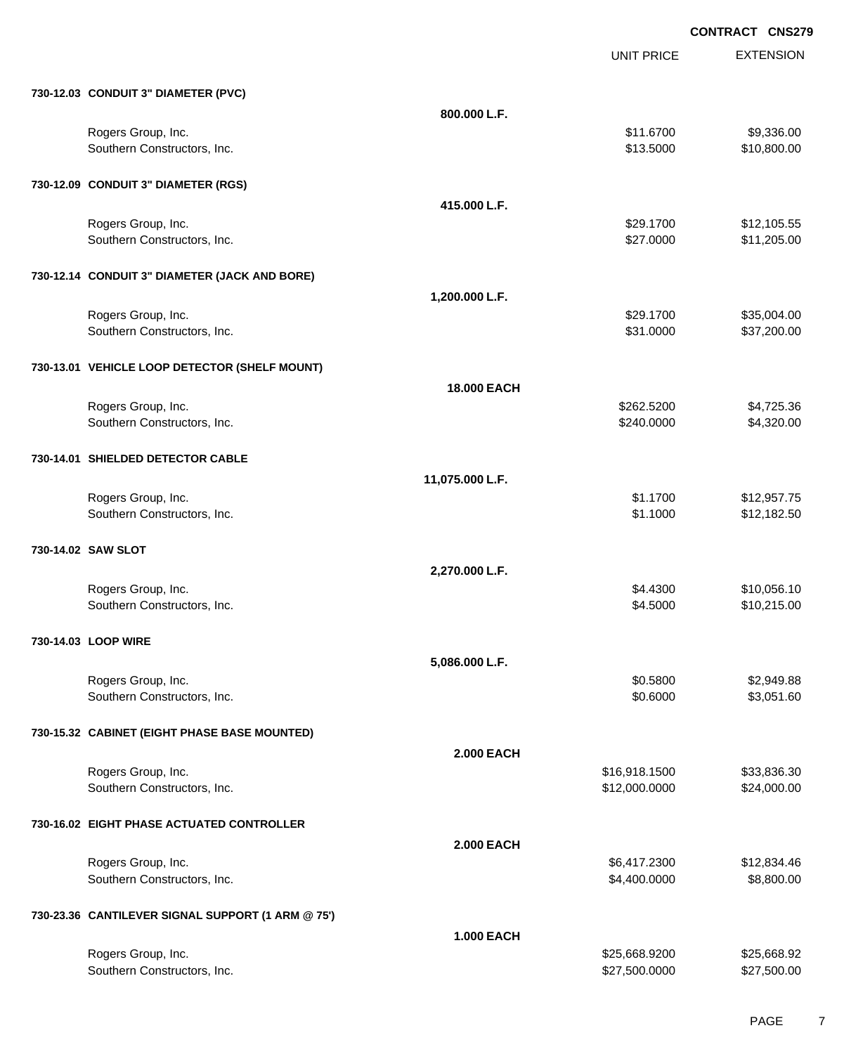**CONTRACT CNS279**

| | | UNIT PRICE | EXTENSION |
|---|---|---|---|
| **730-12.03 CONDUIT 3" DIAMETER (PVC)** | | | |
| | **800.000 L.F.** | | |
| Rogers Group, Inc. | | $11.6700 | $9,336.00 |
| Southern Constructors, Inc. | | $13.5000 | $10,800.00 |
| **730-12.09 CONDUIT 3" DIAMETER (RGS)** | | | |
| | **415.000 L.F.** | | |
| Rogers Group, Inc. | | $29.1700 | $12,105.55 |
| Southern Constructors, Inc. | | $27.0000 | $11,205.00 |
| **730-12.14 CONDUIT 3" DIAMETER (JACK AND BORE)** | | | |
| | **1,200.000 L.F.** | | |
| Rogers Group, Inc. | | $29.1700 | $35,004.00 |
| Southern Constructors, Inc. | | $31.0000 | $37,200.00 |
| **730-13.01 VEHICLE LOOP DETECTOR (SHELF MOUNT)** | | | |
| | **18.000 EACH** | | |
| Rogers Group, Inc. | | $262.5200 | $4,725.36 |
| Southern Constructors, Inc. | | $240.0000 | $4,320.00 |
| **730-14.01 SHIELDED DETECTOR CABLE** | | | |
| | **11,075.000 L.F.** | | |
| Rogers Group, Inc. | | $1.1700 | $12,957.75 |
| Southern Constructors, Inc. | | $1.1000 | $12,182.50 |
| **730-14.02 SAW SLOT** | | | |
| | **2,270.000 L.F.** | | |
| Rogers Group, Inc. | | $4.4300 | $10,056.10 |
| Southern Constructors, Inc. | | $4.5000 | $10,215.00 |
| **730-14.03 LOOP WIRE** | | | |
| | **5,086.000 L.F.** | | |
| Rogers Group, Inc. | | $0.5800 | $2,949.88 |
| Southern Constructors, Inc. | | $0.6000 | $3,051.60 |
| **730-15.32 CABINET (EIGHT PHASE BASE MOUNTED)** | | | |
| | **2.000 EACH** | | |
| Rogers Group, Inc. | | $16,918.1500 | $33,836.30 |
| Southern Constructors, Inc. | | $12,000.0000 | $24,000.00 |
| **730-16.02 EIGHT PHASE ACTUATED CONTROLLER** | | | |
| | **2.000 EACH** | | |
| Rogers Group, Inc. | | $6,417.2300 | $12,834.46 |
| Southern Constructors, Inc. | | $4,400.0000 | $8,800.00 |
| **730-23.36 CANTILEVER SIGNAL SUPPORT (1 ARM @ 75')** | | | |
| | **1.000 EACH** | | |
| Rogers Group, Inc. | | $25,668.9200 | $25,668.92 |
| Southern Constructors, Inc. | | $27,500.0000 | $27,500.00 |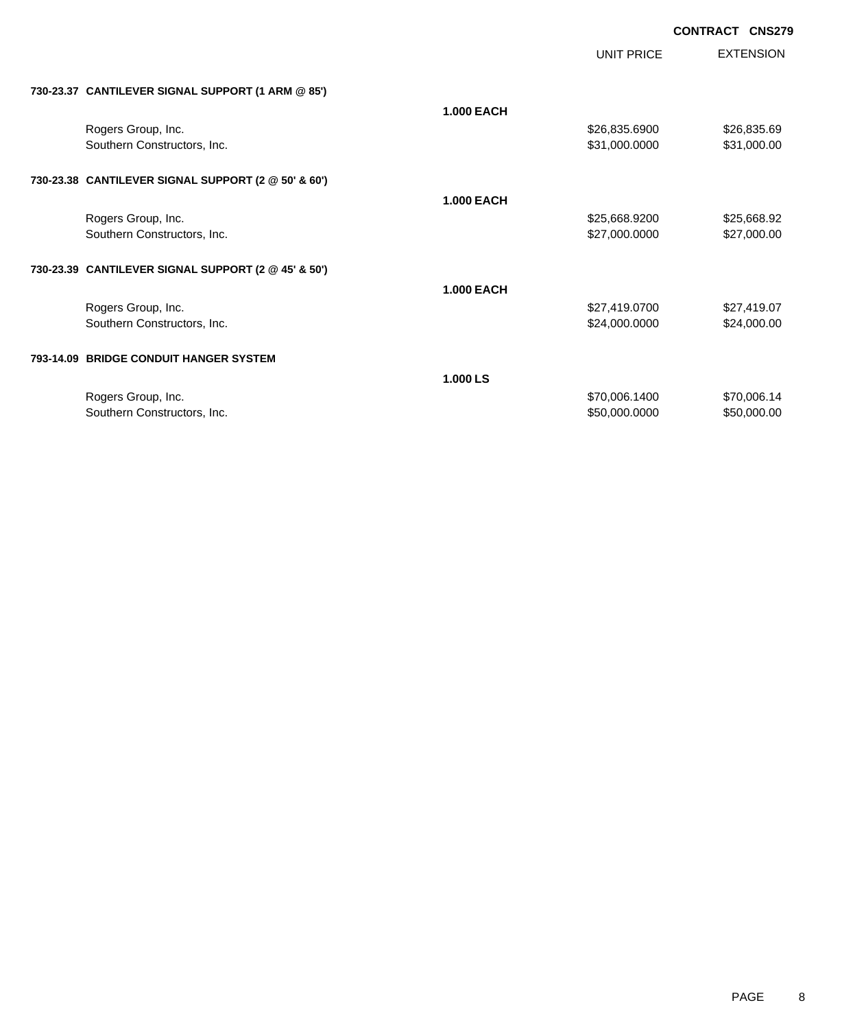**CONTRACT CNS279**

| | | UNIT PRICE | EXTENSION |
|---|---|---|---|
| **730-23.37 CANTILEVER SIGNAL SUPPORT (1 ARM @ 85')** | | | |
| | **1.000 EACH** | | |
| Rogers Group, Inc. | | $26,835.6900 | $26,835.69 |
| Southern Constructors, Inc. | | $31,000.0000 | $31,000.00 |
| **730-23.38 CANTILEVER SIGNAL SUPPORT (2 @ 50' & 60')** | | | |
| | **1.000 EACH** | | |
| Rogers Group, Inc. | | $25,668.9200 | $25,668.92 |
| Southern Constructors, Inc. | | $27,000.0000 | $27,000.00 |
| **730-23.39 CANTILEVER SIGNAL SUPPORT (2 @ 45' & 50')** | | | |
| | **1.000 EACH** | | |
| Rogers Group, Inc. | | $27,419.0700 | $27,419.07 |
| Southern Constructors, Inc. | | $24,000.0000 | $24,000.00 |
| **793-14.09 BRIDGE CONDUIT HANGER SYSTEM** | | | |
| | **1.000 LS** | | |
| Rogers Group, Inc. | | $70,006.1400 | $70,006.14 |
| Southern Constructors, Inc. | | $50,000.0000 | $50,000.00 |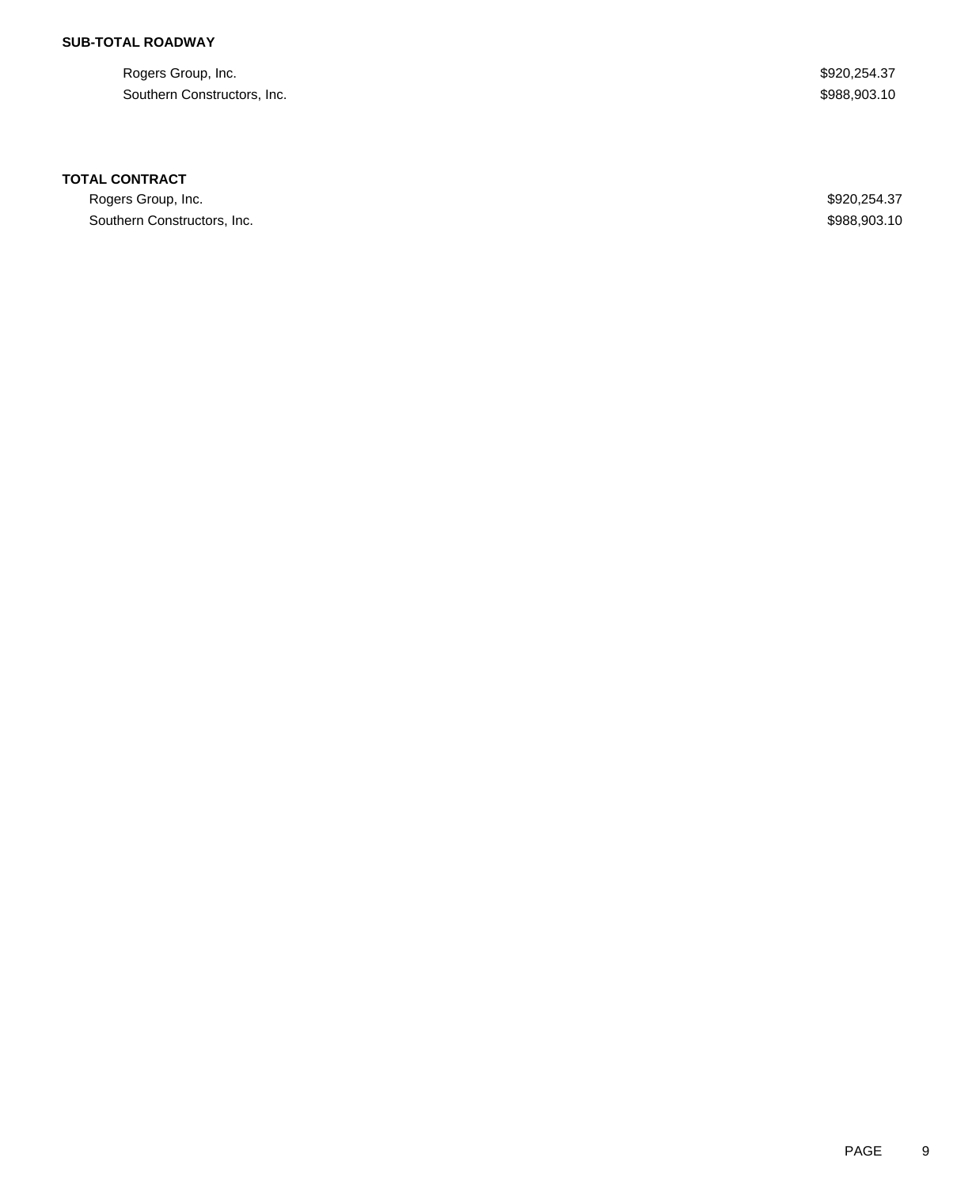**SUB-TOTAL ROADWAY**

| | |
|---|---|
| Rogers Group, Inc. | $920,254.37 |
| Southern Constructors, Inc. | $988,903.10 |

**TOTAL CONTRACT**

| | |
|---|---|
| Rogers Group, Inc. | $920,254.37 |
| Southern Constructors, Inc. | $988,903.10 |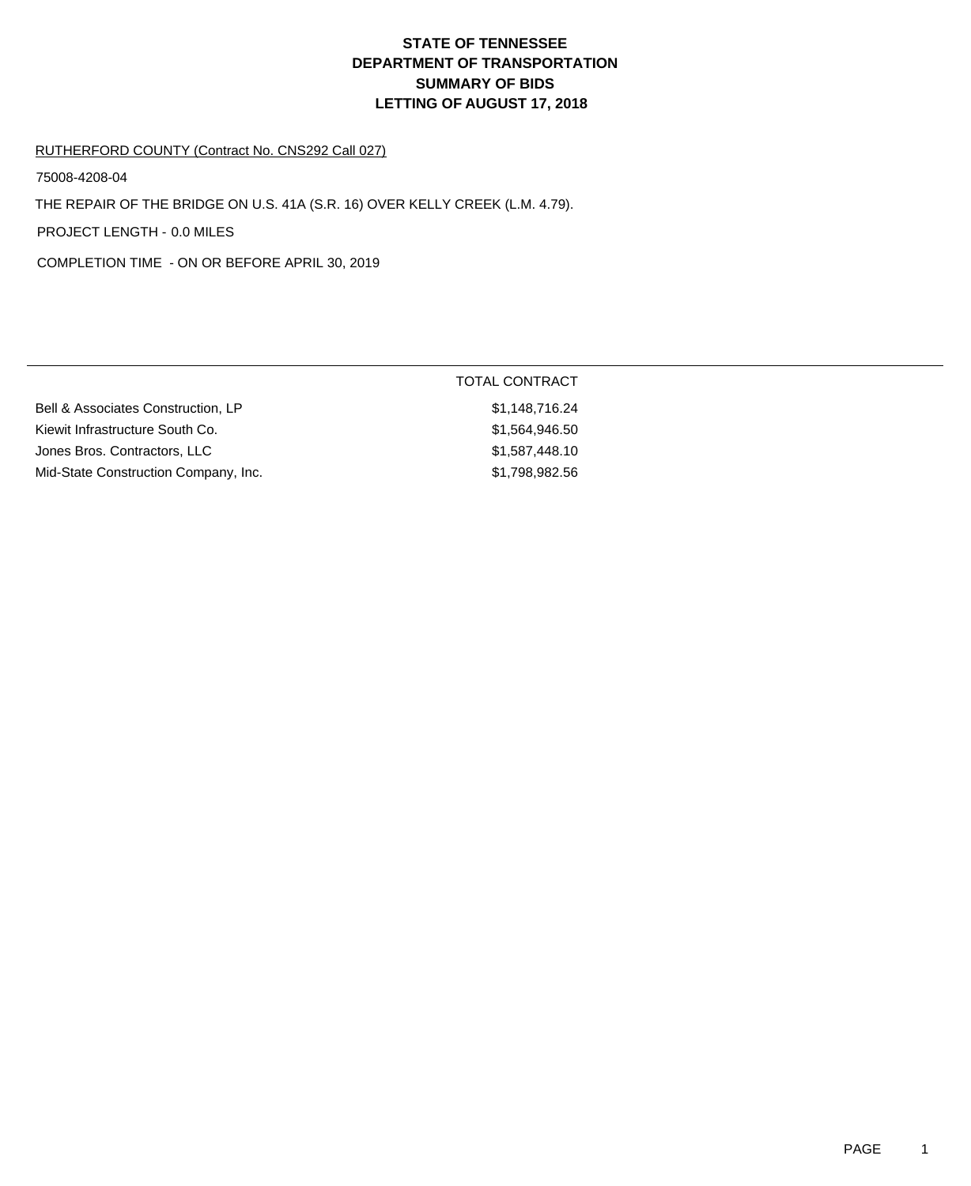# STATE OF TENNESSEE
# DEPARTMENT OF TRANSPORTATION
# SUMMARY OF BIDS
# LETTING OF AUGUST 17, 2018

RUTHERFORD COUNTY (Contract No. CNS292 Call 027)

75008-4208-04

THE REPAIR OF THE BRIDGE ON U.S. 41A (S.R. 16) OVER KELLY CREEK (L.M. 4.79).

PROJECT LENGTH - 0.0 MILES

COMPLETION TIME - ON OR BEFORE APRIL 30, 2019

| | TOTAL CONTRACT |
|---|---|
| Bell & Associates Construction, LP | $1,148,716.24 |
| Kiewit Infrastructure South Co. | $1,564,946.50 |
| Jones Bros. Contractors, LLC | $1,587,448.10 |
| Mid-State Construction Company, Inc. | $1,798,982.56 |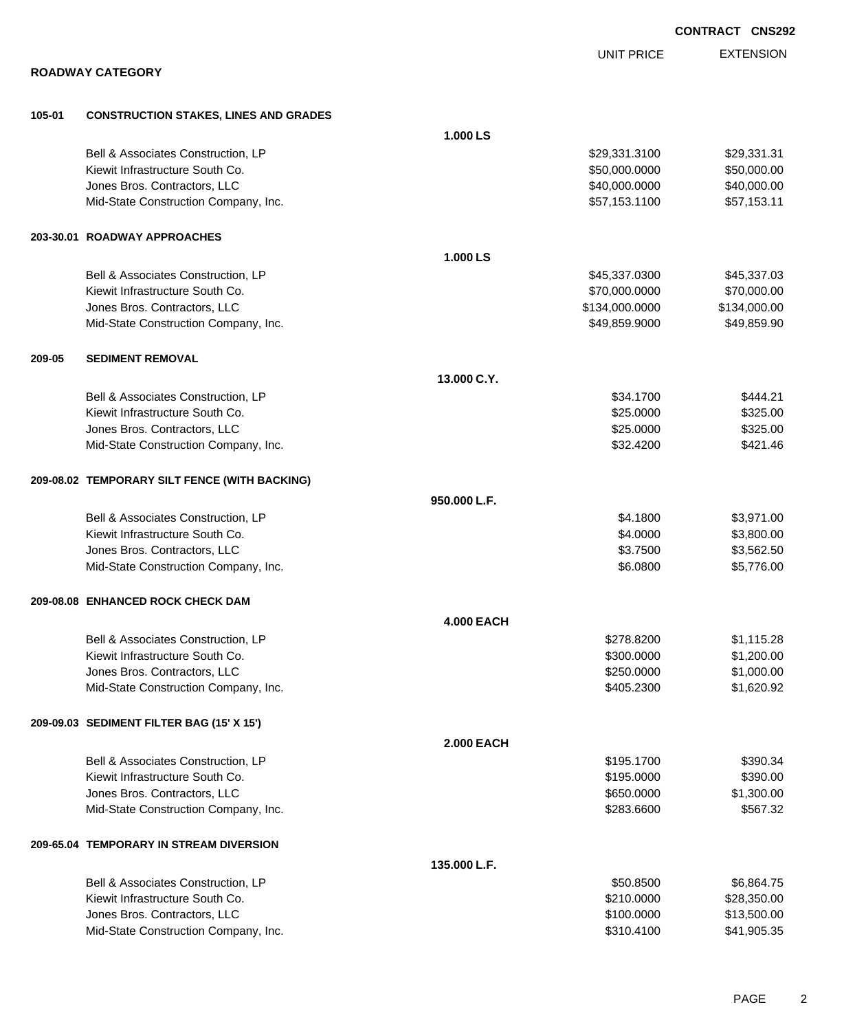**CONTRACT CNS292**

## ROADWAY CATEGORY

| | | UNIT PRICE | EXTENSION |
|---|---|---|---|
| **105-01** | **CONSTRUCTION STAKES, LINES AND GRADES** | | |
| | **1.000 LS** | | |
| | Bell & Associates Construction, LP | $29,331.3100 | $29,331.31 |
| | Kiewit Infrastructure South Co. | $50,000.0000 | $50,000.00 |
| | Jones Bros. Contractors, LLC | $40,000.0000 | $40,000.00 |
| | Mid-State Construction Company, Inc. | $57,153.1100 | $57,153.11 |
| **203-30.01** | **ROADWAY APPROACHES** | | |
| | **1.000 LS** | | |
| | Bell & Associates Construction, LP | $45,337.0300 | $45,337.03 |
| | Kiewit Infrastructure South Co. | $70,000.0000 | $70,000.00 |
| | Jones Bros. Contractors, LLC | $134,000.0000 | $134,000.00 |
| | Mid-State Construction Company, Inc. | $49,859.9000 | $49,859.90 |
| **209-05** | **SEDIMENT REMOVAL** | | |
| | **13.000 C.Y.** | | |
| | Bell & Associates Construction, LP | $34.1700 | $444.21 |
| | Kiewit Infrastructure South Co. | $25.0000 | $325.00 |
| | Jones Bros. Contractors, LLC | $25.0000 | $325.00 |
| | Mid-State Construction Company, Inc. | $32.4200 | $421.46 |
| **209-08.02** | **TEMPORARY SILT FENCE (WITH BACKING)** | | |
| | **950.000 L.F.** | | |
| | Bell & Associates Construction, LP | $4.1800 | $3,971.00 |
| | Kiewit Infrastructure South Co. | $4.0000 | $3,800.00 |
| | Jones Bros. Contractors, LLC | $3.7500 | $3,562.50 |
| | Mid-State Construction Company, Inc. | $6.0800 | $5,776.00 |
| **209-08.08** | **ENHANCED ROCK CHECK DAM** | | |
| | **4.000 EACH** | | |
| | Bell & Associates Construction, LP | $278.8200 | $1,115.28 |
| | Kiewit Infrastructure South Co. | $300.0000 | $1,200.00 |
| | Jones Bros. Contractors, LLC | $250.0000 | $1,000.00 |
| | Mid-State Construction Company, Inc. | $405.2300 | $1,620.92 |
| **209-09.03** | **SEDIMENT FILTER BAG (15' X 15')** | | |
| | **2.000 EACH** | | |
| | Bell & Associates Construction, LP | $195.1700 | $390.34 |
| | Kiewit Infrastructure South Co. | $195.0000 | $390.00 |
| | Jones Bros. Contractors, LLC | $650.0000 | $1,300.00 |
| | Mid-State Construction Company, Inc. | $283.6600 | $567.32 |
| **209-65.04** | **TEMPORARY IN STREAM DIVERSION** | | |
| | **135.000 L.F.** | | |
| | Bell & Associates Construction, LP | $50.8500 | $6,864.75 |
| | Kiewit Infrastructure South Co. | $210.0000 | $28,350.00 |
| | Jones Bros. Contractors, LLC | $100.0000 | $13,500.00 |
| | Mid-State Construction Company, Inc. | $310.4100 | $41,905.35 |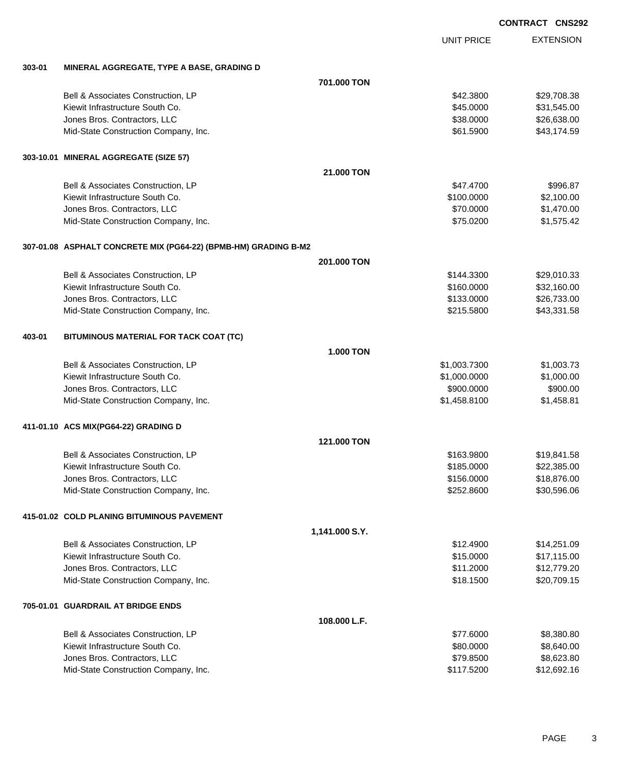**CONTRACT CNS292**

| | | | UNIT PRICE | EXTENSION |
|---|---|---|---|---|
| **303-01** | **MINERAL AGGREGATE, TYPE A BASE, GRADING D** | | | |
| | | **701.000 TON** | | |
| | Bell & Associates Construction, LP | | $42.3800 | $29,708.38 |
| | Kiewit Infrastructure South Co. | | $45.0000 | $31,545.00 |
| | Jones Bros. Contractors, LLC | | $38.0000 | $26,638.00 |
| | Mid-State Construction Company, Inc. | | $61.5900 | $43,174.59 |
| **303-10.01** | **MINERAL AGGREGATE (SIZE 57)** | | | |
| | | **21.000 TON** | | |
| | Bell & Associates Construction, LP | | $47.4700 | $996.87 |
| | Kiewit Infrastructure South Co. | | $100.0000 | $2,100.00 |
| | Jones Bros. Contractors, LLC | | $70.0000 | $1,470.00 |
| | Mid-State Construction Company, Inc. | | $75.0200 | $1,575.42 |
| **307-01.08** | **ASPHALT CONCRETE MIX (PG64-22) (BPMB-HM) GRADING B-M2** | | | |
| | | **201.000 TON** | | |
| | Bell & Associates Construction, LP | | $144.3300 | $29,010.33 |
| | Kiewit Infrastructure South Co. | | $160.0000 | $32,160.00 |
| | Jones Bros. Contractors, LLC | | $133.0000 | $26,733.00 |
| | Mid-State Construction Company, Inc. | | $215.5800 | $43,331.58 |
| **403-01** | **BITUMINOUS MATERIAL FOR TACK COAT (TC)** | | | |
| | | **1.000 TON** | | |
| | Bell & Associates Construction, LP | | $1,003.7300 | $1,003.73 |
| | Kiewit Infrastructure South Co. | | $1,000.0000 | $1,000.00 |
| | Jones Bros. Contractors, LLC | | $900.0000 | $900.00 |
| | Mid-State Construction Company, Inc. | | $1,458.8100 | $1,458.81 |
| **411-01.10** | **ACS MIX(PG64-22) GRADING D** | | | |
| | | **121.000 TON** | | |
| | Bell & Associates Construction, LP | | $163.9800 | $19,841.58 |
| | Kiewit Infrastructure South Co. | | $185.0000 | $22,385.00 |
| | Jones Bros. Contractors, LLC | | $156.0000 | $18,876.00 |
| | Mid-State Construction Company, Inc. | | $252.8600 | $30,596.06 |
| **415-01.02** | **COLD PLANING BITUMINOUS PAVEMENT** | | | |
| | | **1,141.000 S.Y.** | | |
| | Bell & Associates Construction, LP | | $12.4900 | $14,251.09 |
| | Kiewit Infrastructure South Co. | | $15.0000 | $17,115.00 |
| | Jones Bros. Contractors, LLC | | $11.2000 | $12,779.20 |
| | Mid-State Construction Company, Inc. | | $18.1500 | $20,709.15 |
| **705-01.01** | **GUARDRAIL AT BRIDGE ENDS** | | | |
| | | **108.000 L.F.** | | |
| | Bell & Associates Construction, LP | | $77.6000 | $8,380.80 |
| | Kiewit Infrastructure South Co. | | $80.0000 | $8,640.00 |
| | Jones Bros. Contractors, LLC | | $79.8500 | $8,623.80 |
| | Mid-State Construction Company, Inc. | | $117.5200 | $12,692.16 |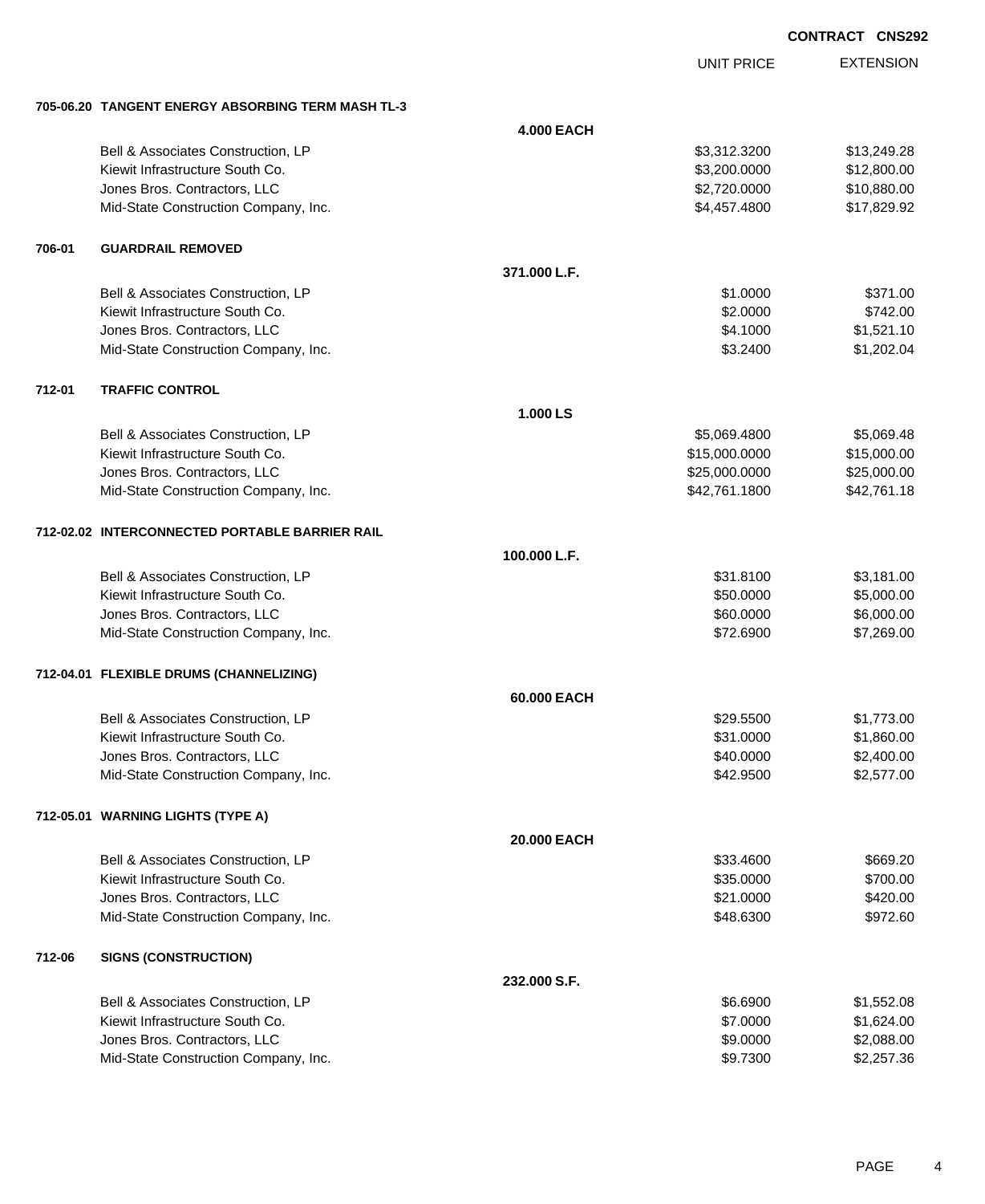CONTRACT CNS292

| | | | UNIT PRICE | EXTENSION |
|---|---|---|---|---|
| **705-06.20** | **TANGENT ENERGY ABSORBING TERM MASH TL-3** | | | |
| | | **4.000 EACH** | | |
| | Bell & Associates Construction, LP | | $3,312.3200 | $13,249.28 |
| | Kiewit Infrastructure South Co. | | $3,200.0000 | $12,800.00 |
| | Jones Bros. Contractors, LLC | | $2,720.0000 | $10,880.00 |
| | Mid-State Construction Company, Inc. | | $4,457.4800 | $17,829.92 |
| **706-01** | **GUARDRAIL REMOVED** | | | |
| | | **371.000 L.F.** | | |
| | Bell & Associates Construction, LP | | $1.0000 | $371.00 |
| | Kiewit Infrastructure South Co. | | $2.0000 | $742.00 |
| | Jones Bros. Contractors, LLC | | $4.1000 | $1,521.10 |
| | Mid-State Construction Company, Inc. | | $3.2400 | $1,202.04 |
| **712-01** | **TRAFFIC CONTROL** | | | |
| | | **1.000 LS** | | |
| | Bell & Associates Construction, LP | | $5,069.4800 | $5,069.48 |
| | Kiewit Infrastructure South Co. | | $15,000.0000 | $15,000.00 |
| | Jones Bros. Contractors, LLC | | $25,000.0000 | $25,000.00 |
| | Mid-State Construction Company, Inc. | | $42,761.1800 | $42,761.18 |
| **712-02.02** | **INTERCONNECTED PORTABLE BARRIER RAIL** | | | |
| | | **100.000 L.F.** | | |
| | Bell & Associates Construction, LP | | $31.8100 | $3,181.00 |
| | Kiewit Infrastructure South Co. | | $50.0000 | $5,000.00 |
| | Jones Bros. Contractors, LLC | | $60.0000 | $6,000.00 |
| | Mid-State Construction Company, Inc. | | $72.6900 | $7,269.00 |
| **712-04.01** | **FLEXIBLE DRUMS (CHANNELIZING)** | | | |
| | | **60.000 EACH** | | |
| | Bell & Associates Construction, LP | | $29.5500 | $1,773.00 |
| | Kiewit Infrastructure South Co. | | $31.0000 | $1,860.00 |
| | Jones Bros. Contractors, LLC | | $40.0000 | $2,400.00 |
| | Mid-State Construction Company, Inc. | | $42.9500 | $2,577.00 |
| **712-05.01** | **WARNING LIGHTS (TYPE A)** | | | |
| | | **20.000 EACH** | | |
| | Bell & Associates Construction, LP | | $33.4600 | $669.20 |
| | Kiewit Infrastructure South Co. | | $35.0000 | $700.00 |
| | Jones Bros. Contractors, LLC | | $21.0000 | $420.00 |
| | Mid-State Construction Company, Inc. | | $48.6300 | $972.60 |
| **712-06** | **SIGNS (CONSTRUCTION)** | | | |
| | | **232.000 S.F.** | | |
| | Bell & Associates Construction, LP | | $6.6900 | $1,552.08 |
| | Kiewit Infrastructure South Co. | | $7.0000 | $1,624.00 |
| | Jones Bros. Contractors, LLC | | $9.0000 | $2,088.00 |
| | Mid-State Construction Company, Inc. | | $9.7300 | $2,257.36 |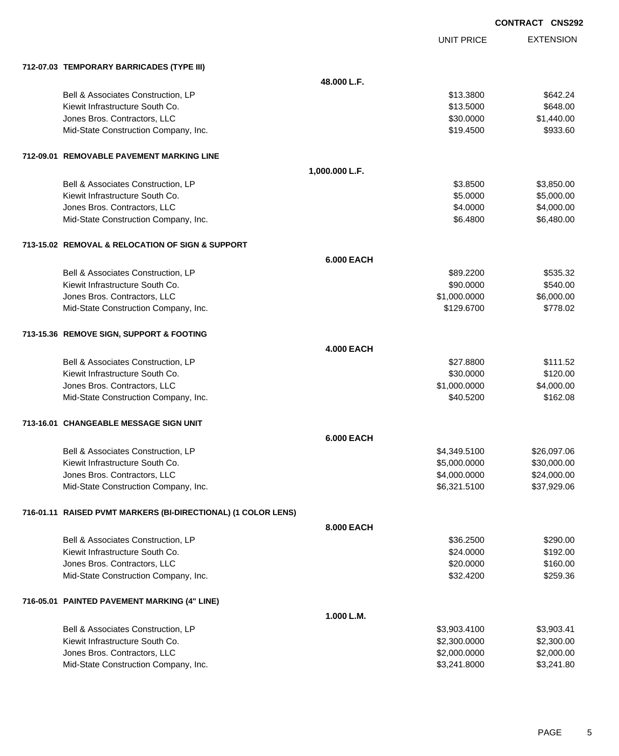CONTRACT CNS292

| | UNIT PRICE | EXTENSION |
|---|---|---|
| **712-07.03 TEMPORARY BARRICADES (TYPE III)** | | |
| **48.000 L.F.** | | |
| Bell & Associates Construction, LP | $13.3800 | $642.24 |
| Kiewit Infrastructure South Co. | $13.5000 | $648.00 |
| Jones Bros. Contractors, LLC | $30.0000 | $1,440.00 |
| Mid-State Construction Company, Inc. | $19.4500 | $933.60 |
| **712-09.01 REMOVABLE PAVEMENT MARKING LINE** | | |
| **1,000.000 L.F.** | | |
| Bell & Associates Construction, LP | $3.8500 | $3,850.00 |
| Kiewit Infrastructure South Co. | $5.0000 | $5,000.00 |
| Jones Bros. Contractors, LLC | $4.0000 | $4,000.00 |
| Mid-State Construction Company, Inc. | $6.4800 | $6,480.00 |
| **713-15.02 REMOVAL & RELOCATION OF SIGN & SUPPORT** | | |
| **6.000 EACH** | | |
| Bell & Associates Construction, LP | $89.2200 | $535.32 |
| Kiewit Infrastructure South Co. | $90.0000 | $540.00 |
| Jones Bros. Contractors, LLC | $1,000.0000 | $6,000.00 |
| Mid-State Construction Company, Inc. | $129.6700 | $778.02 |
| **713-15.36 REMOVE SIGN, SUPPORT & FOOTING** | | |
| **4.000 EACH** | | |
| Bell & Associates Construction, LP | $27.8800 | $111.52 |
| Kiewit Infrastructure South Co. | $30.0000 | $120.00 |
| Jones Bros. Contractors, LLC | $1,000.0000 | $4,000.00 |
| Mid-State Construction Company, Inc. | $40.5200 | $162.08 |
| **713-16.01 CHANGEABLE MESSAGE SIGN UNIT** | | |
| **6.000 EACH** | | |
| Bell & Associates Construction, LP | $4,349.5100 | $26,097.06 |
| Kiewit Infrastructure South Co. | $5,000.0000 | $30,000.00 |
| Jones Bros. Contractors, LLC | $4,000.0000 | $24,000.00 |
| Mid-State Construction Company, Inc. | $6,321.5100 | $37,929.06 |
| **716-01.11 RAISED PVMT MARKERS (BI-DIRECTIONAL) (1 COLOR LENS)** | | |
| **8.000 EACH** | | |
| Bell & Associates Construction, LP | $36.2500 | $290.00 |
| Kiewit Infrastructure South Co. | $24.0000 | $192.00 |
| Jones Bros. Contractors, LLC | $20.0000 | $160.00 |
| Mid-State Construction Company, Inc. | $32.4200 | $259.36 |
| **716-05.01 PAINTED PAVEMENT MARKING (4" LINE)** | | |
| **1.000 L.M.** | | |
| Bell & Associates Construction, LP | $3,903.4100 | $3,903.41 |
| Kiewit Infrastructure South Co. | $2,300.0000 | $2,300.00 |
| Jones Bros. Contractors, LLC | $2,000.0000 | $2,000.00 |
| Mid-State Construction Company, Inc. | $3,241.8000 | $3,241.80 |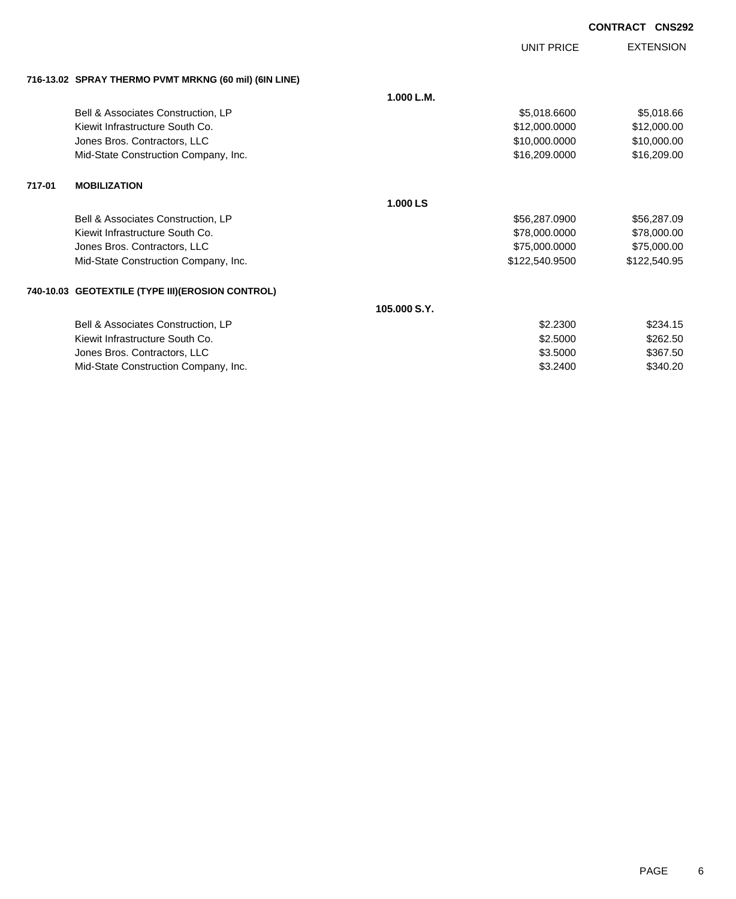**CONTRACT CNS292**

| | UNIT PRICE | EXTENSION |
|---|---|---|
| **716-13.02 SPRAY THERMO PVMT MRKNG (60 mil) (6IN LINE)** | | |
| **1.000 L.M.** | | |
| Bell & Associates Construction, LP | $5,018.6600 | $5,018.66 |
| Kiewit Infrastructure South Co. | $12,000.0000 | $12,000.00 |
| Jones Bros. Contractors, LLC | $10,000.0000 | $10,000.00 |
| Mid-State Construction Company, Inc. | $16,209.0000 | $16,209.00 |
| **717-01 MOBILIZATION** | | |
| **1.000 LS** | | |
| Bell & Associates Construction, LP | $56,287.0900 | $56,287.09 |
| Kiewit Infrastructure South Co. | $78,000.0000 | $78,000.00 |
| Jones Bros. Contractors, LLC | $75,000.0000 | $75,000.00 |
| Mid-State Construction Company, Inc. | $122,540.9500 | $122,540.95 |
| **740-10.03 GEOTEXTILE (TYPE III)(EROSION CONTROL)** | | |
| **105.000 S.Y.** | | |
| Bell & Associates Construction, LP | $2.2300 | $234.15 |
| Kiewit Infrastructure South Co. | $2.5000 | $262.50 |
| Jones Bros. Contractors, LLC | $3.5000 | $367.50 |
| Mid-State Construction Company, Inc. | $3.2400 | $340.20 |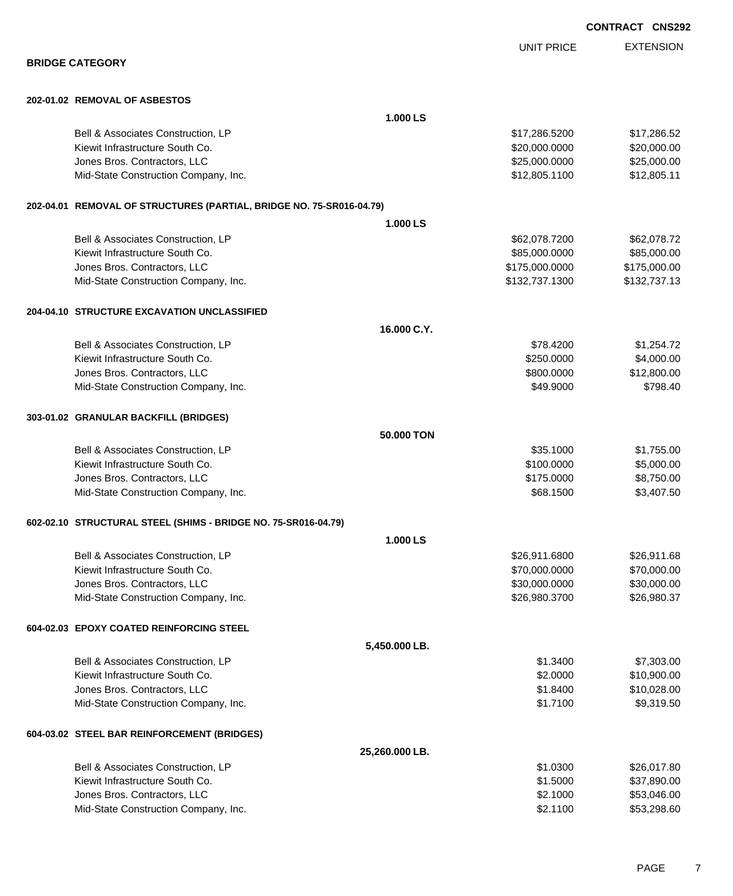**CONTRACT CNS292**

## BRIDGE CATEGORY

| | UNIT PRICE | EXTENSION |
|---|---|---|
| **202-01.02 REMOVAL OF ASBESTOS** | | |
| **1.000 LS** | | |
| Bell & Associates Construction, LP | $17,286.5200 | $17,286.52 |
| Kiewit Infrastructure South Co. | $20,000.0000 | $20,000.00 |
| Jones Bros. Contractors, LLC | $25,000.0000 | $25,000.00 |
| Mid-State Construction Company, Inc. | $12,805.1100 | $12,805.11 |
| **202-04.01 REMOVAL OF STRUCTURES (PARTIAL, BRIDGE NO. 75-SR016-04.79)** | | |
| **1.000 LS** | | |
| Bell & Associates Construction, LP | $62,078.7200 | $62,078.72 |
| Kiewit Infrastructure South Co. | $85,000.0000 | $85,000.00 |
| Jones Bros. Contractors, LLC | $175,000.0000 | $175,000.00 |
| Mid-State Construction Company, Inc. | $132,737.1300 | $132,737.13 |
| **204-04.10 STRUCTURE EXCAVATION UNCLASSIFIED** | | |
| **16.000 C.Y.** | | |
| Bell & Associates Construction, LP | $78.4200 | $1,254.72 |
| Kiewit Infrastructure South Co. | $250.0000 | $4,000.00 |
| Jones Bros. Contractors, LLC | $800.0000 | $12,800.00 |
| Mid-State Construction Company, Inc. | $49.9000 | $798.40 |
| **303-01.02 GRANULAR BACKFILL (BRIDGES)** | | |
| **50.000 TON** | | |
| Bell & Associates Construction, LP | $35.1000 | $1,755.00 |
| Kiewit Infrastructure South Co. | $100.0000 | $5,000.00 |
| Jones Bros. Contractors, LLC | $175.0000 | $8,750.00 |
| Mid-State Construction Company, Inc. | $68.1500 | $3,407.50 |
| **602-02.10 STRUCTURAL STEEL (SHIMS - BRIDGE NO. 75-SR016-04.79)** | | |
| **1.000 LS** | | |
| Bell & Associates Construction, LP | $26,911.6800 | $26,911.68 |
| Kiewit Infrastructure South Co. | $70,000.0000 | $70,000.00 |
| Jones Bros. Contractors, LLC | $30,000.0000 | $30,000.00 |
| Mid-State Construction Company, Inc. | $26,980.3700 | $26,980.37 |
| **604-02.03 EPOXY COATED REINFORCING STEEL** | | |
| **5,450.000 LB.** | | |
| Bell & Associates Construction, LP | $1.3400 | $7,303.00 |
| Kiewit Infrastructure South Co. | $2.0000 | $10,900.00 |
| Jones Bros. Contractors, LLC | $1.8400 | $10,028.00 |
| Mid-State Construction Company, Inc. | $1.7100 | $9,319.50 |
| **604-03.02 STEEL BAR REINFORCEMENT (BRIDGES)** | | |
| **25,260.000 LB.** | | |
| Bell & Associates Construction, LP | $1.0300 | $26,017.80 |
| Kiewit Infrastructure South Co. | $1.5000 | $37,890.00 |
| Jones Bros. Contractors, LLC | $2.1000 | $53,046.00 |
| Mid-State Construction Company, Inc. | $2.1100 | $53,298.60 |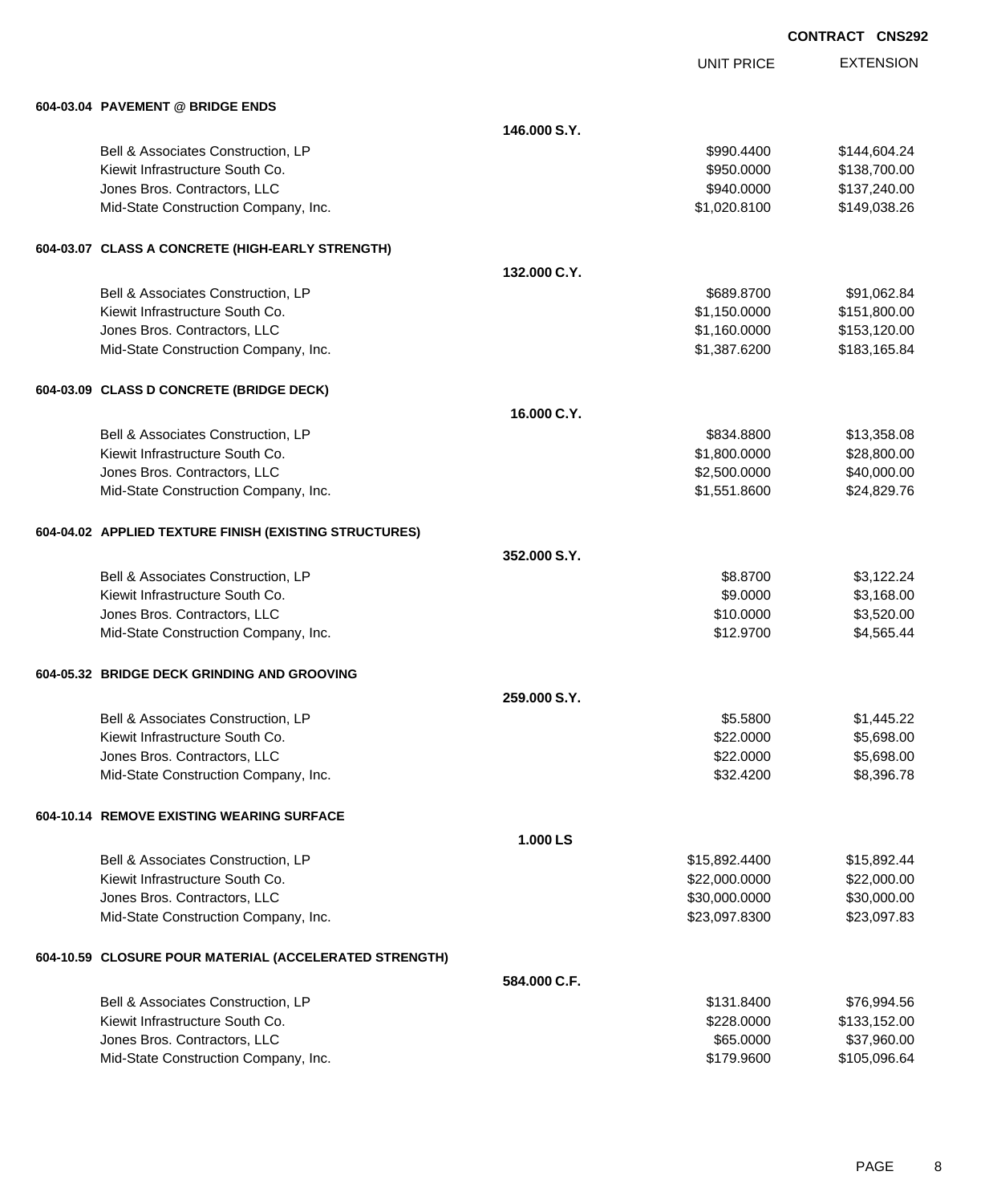CONTRACT CNS292

| | | UNIT PRICE | EXTENSION |
|---|---|---|---|
| **604-03.04 PAVEMENT @ BRIDGE ENDS** | | | |
| | **146.000 S.Y.** | | |
| Bell & Associates Construction, LP | | $990.4400 | $144,604.24 |
| Kiewit Infrastructure South Co. | | $950.0000 | $138,700.00 |
| Jones Bros. Contractors, LLC | | $940.0000 | $137,240.00 |
| Mid-State Construction Company, Inc. | | $1,020.8100 | $149,038.26 |
| **604-03.07 CLASS A CONCRETE (HIGH-EARLY STRENGTH)** | | | |
| | **132.000 C.Y.** | | |
| Bell & Associates Construction, LP | | $689.8700 | $91,062.84 |
| Kiewit Infrastructure South Co. | | $1,150.0000 | $151,800.00 |
| Jones Bros. Contractors, LLC | | $1,160.0000 | $153,120.00 |
| Mid-State Construction Company, Inc. | | $1,387.6200 | $183,165.84 |
| **604-03.09 CLASS D CONCRETE (BRIDGE DECK)** | | | |
| | **16.000 C.Y.** | | |
| Bell & Associates Construction, LP | | $834.8800 | $13,358.08 |
| Kiewit Infrastructure South Co. | | $1,800.0000 | $28,800.00 |
| Jones Bros. Contractors, LLC | | $2,500.0000 | $40,000.00 |
| Mid-State Construction Company, Inc. | | $1,551.8600 | $24,829.76 |
| **604-04.02 APPLIED TEXTURE FINISH (EXISTING STRUCTURES)** | | | |
| | **352.000 S.Y.** | | |
| Bell & Associates Construction, LP | | $8.8700 | $3,122.24 |
| Kiewit Infrastructure South Co. | | $9.0000 | $3,168.00 |
| Jones Bros. Contractors, LLC | | $10.0000 | $3,520.00 |
| Mid-State Construction Company, Inc. | | $12.9700 | $4,565.44 |
| **604-05.32 BRIDGE DECK GRINDING AND GROOVING** | | | |
| | **259.000 S.Y.** | | |
| Bell & Associates Construction, LP | | $5.5800 | $1,445.22 |
| Kiewit Infrastructure South Co. | | $22.0000 | $5,698.00 |
| Jones Bros. Contractors, LLC | | $22.0000 | $5,698.00 |
| Mid-State Construction Company, Inc. | | $32.4200 | $8,396.78 |
| **604-10.14 REMOVE EXISTING WEARING SURFACE** | | | |
| | **1.000 LS** | | |
| Bell & Associates Construction, LP | | $15,892.4400 | $15,892.44 |
| Kiewit Infrastructure South Co. | | $22,000.0000 | $22,000.00 |
| Jones Bros. Contractors, LLC | | $30,000.0000 | $30,000.00 |
| Mid-State Construction Company, Inc. | | $23,097.8300 | $23,097.83 |
| **604-10.59 CLOSURE POUR MATERIAL (ACCELERATED STRENGTH)** | | | |
| | **584.000 C.F.** | | |
| Bell & Associates Construction, LP | | $131.8400 | $76,994.56 |
| Kiewit Infrastructure South Co. | | $228.0000 | $133,152.00 |
| Jones Bros. Contractors, LLC | | $65.0000 | $37,960.00 |
| Mid-State Construction Company, Inc. | | $179.9600 | $105,096.64 |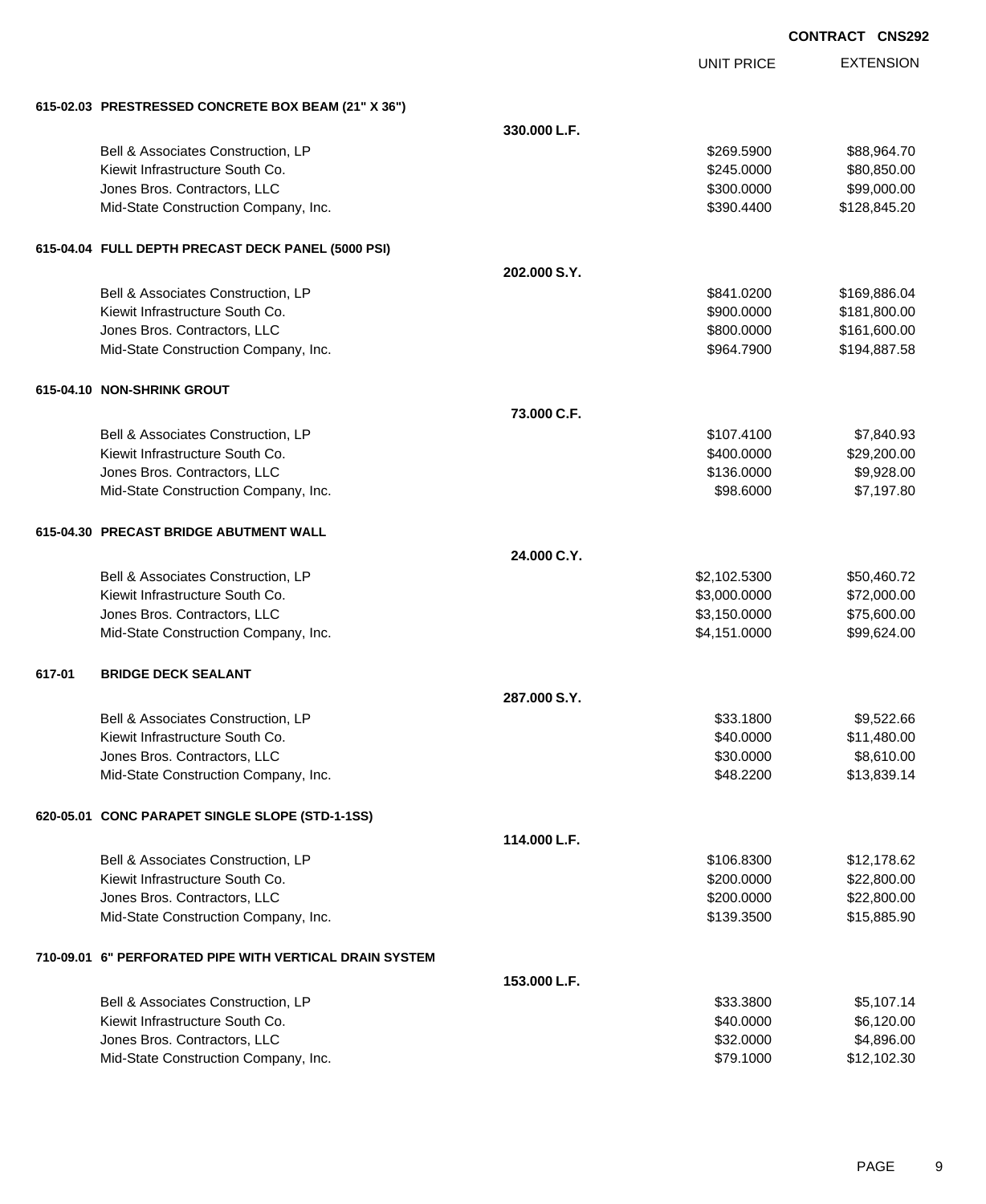**CONTRACT CNS292**

| | | UNIT PRICE | EXTENSION |
|---|---|---|---|
| **615-02.03 PRESTRESSED CONCRETE BOX BEAM (21" X 36")** | | | |
| | **330.000 L.F.** | | |
| Bell & Associates Construction, LP | | $269.5900 | $88,964.70 |
| Kiewit Infrastructure South Co. | | $245.0000 | $80,850.00 |
| Jones Bros. Contractors, LLC | | $300.0000 | $99,000.00 |
| Mid-State Construction Company, Inc. | | $390.4400 | $128,845.20 |
| **615-04.04 FULL DEPTH PRECAST DECK PANEL (5000 PSI)** | | | |
| | **202.000 S.Y.** | | |
| Bell & Associates Construction, LP | | $841.0200 | $169,886.04 |
| Kiewit Infrastructure South Co. | | $900.0000 | $181,800.00 |
| Jones Bros. Contractors, LLC | | $800.0000 | $161,600.00 |
| Mid-State Construction Company, Inc. | | $964.7900 | $194,887.58 |
| **615-04.10 NON-SHRINK GROUT** | | | |
| | **73.000 C.F.** | | |
| Bell & Associates Construction, LP | | $107.4100 | $7,840.93 |
| Kiewit Infrastructure South Co. | | $400.0000 | $29,200.00 |
| Jones Bros. Contractors, LLC | | $136.0000 | $9,928.00 |
| Mid-State Construction Company, Inc. | | $98.6000 | $7,197.80 |
| **615-04.30 PRECAST BRIDGE ABUTMENT WALL** | | | |
| | **24.000 C.Y.** | | |
| Bell & Associates Construction, LP | | $2,102.5300 | $50,460.72 |
| Kiewit Infrastructure South Co. | | $3,000.0000 | $72,000.00 |
| Jones Bros. Contractors, LLC | | $3,150.0000 | $75,600.00 |
| Mid-State Construction Company, Inc. | | $4,151.0000 | $99,624.00 |
| **617-01 BRIDGE DECK SEALANT** | | | |
| | **287.000 S.Y.** | | |
| Bell & Associates Construction, LP | | $33.1800 | $9,522.66 |
| Kiewit Infrastructure South Co. | | $40.0000 | $11,480.00 |
| Jones Bros. Contractors, LLC | | $30.0000 | $8,610.00 |
| Mid-State Construction Company, Inc. | | $48.2200 | $13,839.14 |
| **620-05.01 CONC PARAPET SINGLE SLOPE (STD-1-1SS)** | | | |
| | **114.000 L.F.** | | |
| Bell & Associates Construction, LP | | $106.8300 | $12,178.62 |
| Kiewit Infrastructure South Co. | | $200.0000 | $22,800.00 |
| Jones Bros. Contractors, LLC | | $200.0000 | $22,800.00 |
| Mid-State Construction Company, Inc. | | $139.3500 | $15,885.90 |
| **710-09.01 6" PERFORATED PIPE WITH VERTICAL DRAIN SYSTEM** | | | |
| | **153.000 L.F.** | | |
| Bell & Associates Construction, LP | | $33.3800 | $5,107.14 |
| Kiewit Infrastructure South Co. | | $40.0000 | $6,120.00 |
| Jones Bros. Contractors, LLC | | $32.0000 | $4,896.00 |
| Mid-State Construction Company, Inc. | | $79.1000 | $12,102.30 |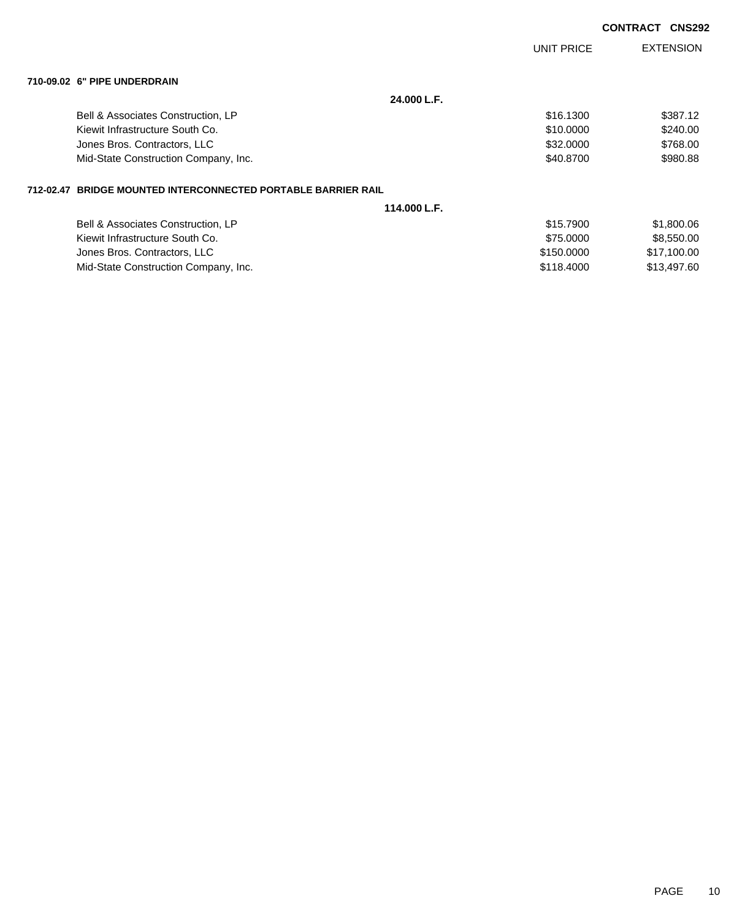**CONTRACT CNS292**

| | | UNIT PRICE | EXTENSION |
|---|---|---|---|
| **710-09.02 6" PIPE UNDERDRAIN** | | | |
| | **24.000 L.F.** | | |
| Bell & Associates Construction, LP | | $16.1300 | $387.12 |
| Kiewit Infrastructure South Co. | | $10.0000 | $240.00 |
| Jones Bros. Contractors, LLC | | $32.0000 | $768.00 |
| Mid-State Construction Company, Inc. | | $40.8700 | $980.88 |
| **712-02.47 BRIDGE MOUNTED INTERCONNECTED PORTABLE BARRIER RAIL** | | | |
| | **114.000 L.F.** | | |
| Bell & Associates Construction, LP | | $15.7900 | $1,800.06 |
| Kiewit Infrastructure South Co. | | $75.0000 | $8,550.00 |
| Jones Bros. Contractors, LLC | | $150.0000 | $17,100.00 |
| Mid-State Construction Company, Inc. | | $118.4000 | $13,497.60 |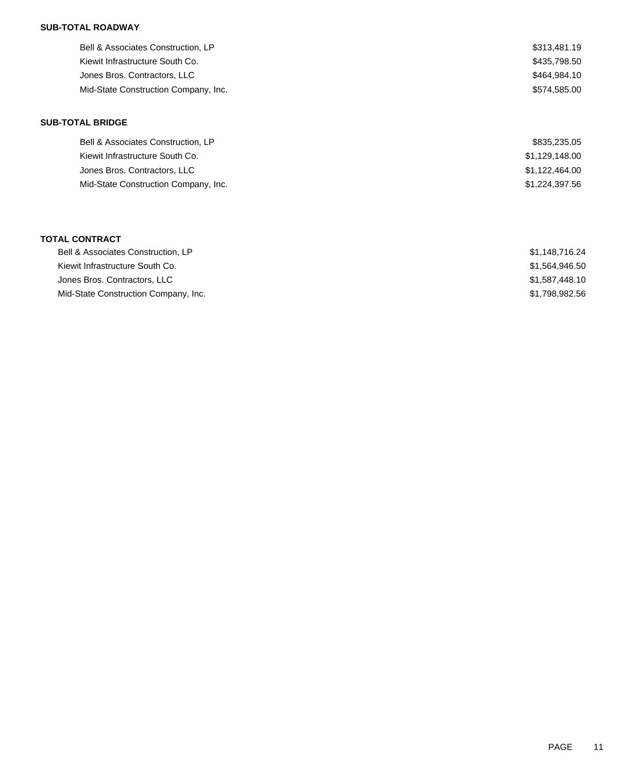**SUB-TOTAL ROADWAY**

| | |
|---|---|
| Bell & Associates Construction, LP | $313,481.19 |
| Kiewit Infrastructure South Co. | $435,798.50 |
| Jones Bros. Contractors, LLC | $464,984.10 |
| Mid-State Construction Company, Inc. | $574,585.00 |

**SUB-TOTAL BRIDGE**

| | |
|---|---|
| Bell & Associates Construction, LP | $835,235.05 |
| Kiewit Infrastructure South Co. | $1,129,148.00 |
| Jones Bros. Contractors, LLC | $1,122,464.00 |
| Mid-State Construction Company, Inc. | $1,224,397.56 |

**TOTAL CONTRACT**

| | |
|---|---|
| Bell & Associates Construction, LP | $1,148,716.24 |
| Kiewit Infrastructure South Co. | $1,564,946.50 |
| Jones Bros. Contractors, LLC | $1,587,448.10 |
| Mid-State Construction Company, Inc. | $1,798,982.56 |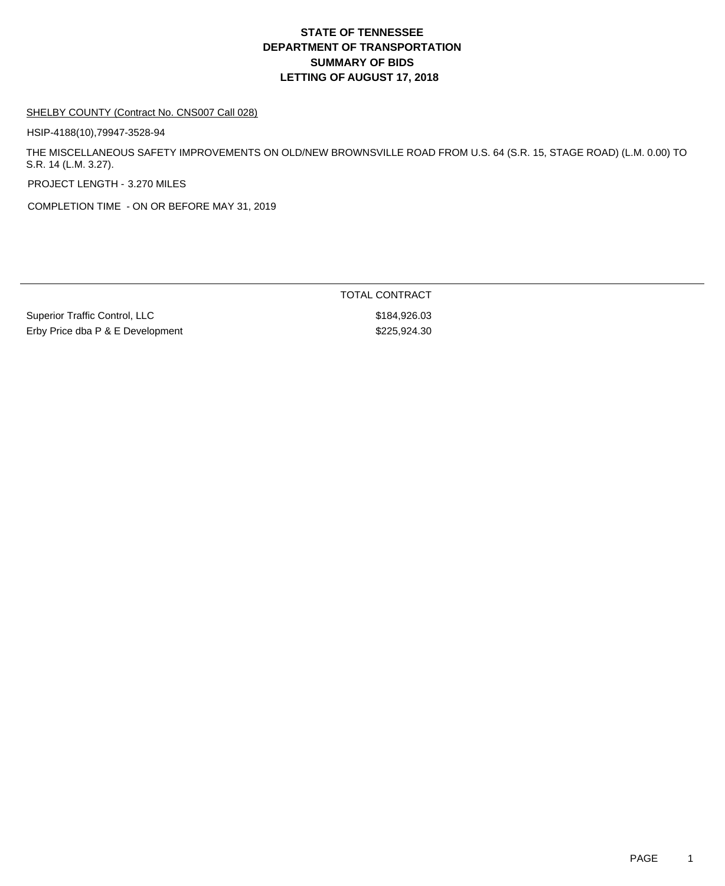# STATE OF TENNESSEE
# DEPARTMENT OF TRANSPORTATION
# SUMMARY OF BIDS
# LETTING OF AUGUST 17, 2018

SHELBY COUNTY (Contract No. CNS007 Call 028)

HSIP-4188(10),79947-3528-94

THE MISCELLANEOUS SAFETY IMPROVEMENTS ON OLD/NEW BROWNSVILLE ROAD FROM U.S. 64 (S.R. 15, STAGE ROAD) (L.M. 0.00) TO S.R. 14 (L.M. 3.27).

PROJECT LENGTH - 3.270 MILES

COMPLETION TIME - ON OR BEFORE MAY 31, 2019

| | TOTAL CONTRACT |
|---|---|
| Superior Traffic Control, LLC | $184,926.03 |
| Erby Price dba P & E Development | $225,924.30 |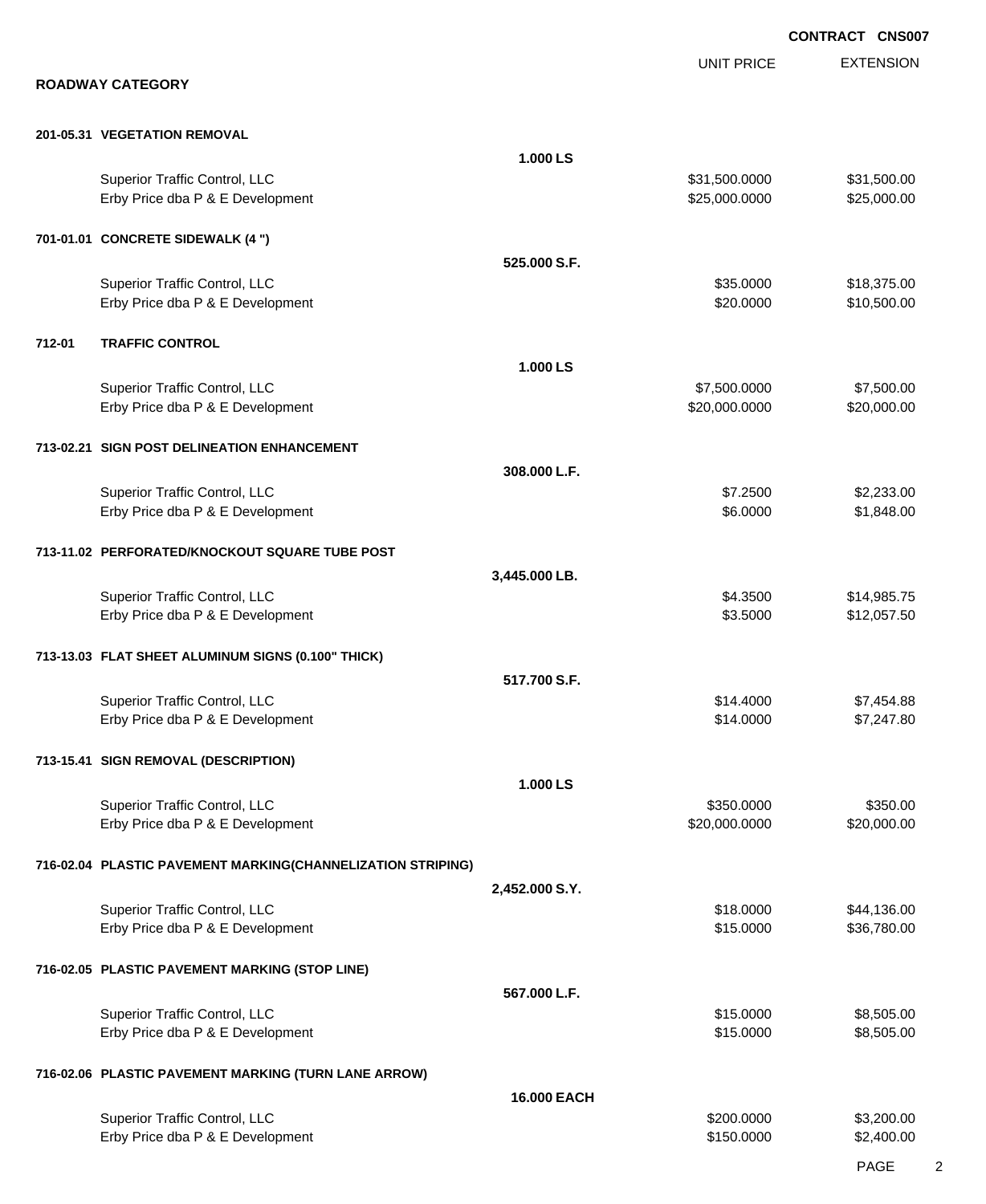**CONTRACT CNS007**

## ROADWAY CATEGORY

| | | Quantity | UNIT PRICE | EXTENSION |
|---|---|---|---|---|
| **201-05.31** | **VEGETATION REMOVAL** | | | |
| | | **1.000 LS** | | |
| | Superior Traffic Control, LLC | | $31,500.0000 | $31,500.00 |
| | Erby Price dba P & E Development | | $25,000.0000 | $25,000.00 |
| **701-01.01** | **CONCRETE SIDEWALK (4 ")** | | | |
| | | **525.000 S.F.** | | |
| | Superior Traffic Control, LLC | | $35.0000 | $18,375.00 |
| | Erby Price dba P & E Development | | $20.0000 | $10,500.00 |
| **712-01** | **TRAFFIC CONTROL** | | | |
| | | **1.000 LS** | | |
| | Superior Traffic Control, LLC | | $7,500.0000 | $7,500.00 |
| | Erby Price dba P & E Development | | $20,000.0000 | $20,000.00 |
| **713-02.21** | **SIGN POST DELINEATION ENHANCEMENT** | | | |
| | | **308.000 L.F.** | | |
| | Superior Traffic Control, LLC | | $7.2500 | $2,233.00 |
| | Erby Price dba P & E Development | | $6.0000 | $1,848.00 |
| **713-11.02** | **PERFORATED/KNOCKOUT SQUARE TUBE POST** | | | |
| | | **3,445.000 LB.** | | |
| | Superior Traffic Control, LLC | | $4.3500 | $14,985.75 |
| | Erby Price dba P & E Development | | $3.5000 | $12,057.50 |
| **713-13.03** | **FLAT SHEET ALUMINUM SIGNS (0.100" THICK)** | | | |
| | | **517.700 S.F.** | | |
| | Superior Traffic Control, LLC | | $14.4000 | $7,454.88 |
| | Erby Price dba P & E Development | | $14.0000 | $7,247.80 |
| **713-15.41** | **SIGN REMOVAL (DESCRIPTION)** | | | |
| | | **1.000 LS** | | |
| | Superior Traffic Control, LLC | | $350.0000 | $350.00 |
| | Erby Price dba P & E Development | | $20,000.0000 | $20,000.00 |
| **716-02.04** | **PLASTIC PAVEMENT MARKING(CHANNELIZATION STRIPING)** | | | |
| | | **2,452.000 S.Y.** | | |
| | Superior Traffic Control, LLC | | $18.0000 | $44,136.00 |
| | Erby Price dba P & E Development | | $15.0000 | $36,780.00 |
| **716-02.05** | **PLASTIC PAVEMENT MARKING (STOP LINE)** | | | |
| | | **567.000 L.F.** | | |
| | Superior Traffic Control, LLC | | $15.0000 | $8,505.00 |
| | Erby Price dba P & E Development | | $15.0000 | $8,505.00 |
| **716-02.06** | **PLASTIC PAVEMENT MARKING (TURN LANE ARROW)** | | | |
| | | **16.000 EACH** | | |
| | Superior Traffic Control, LLC | | $200.0000 | $3,200.00 |
| | Erby Price dba P & E Development | | $150.0000 | $2,400.00 |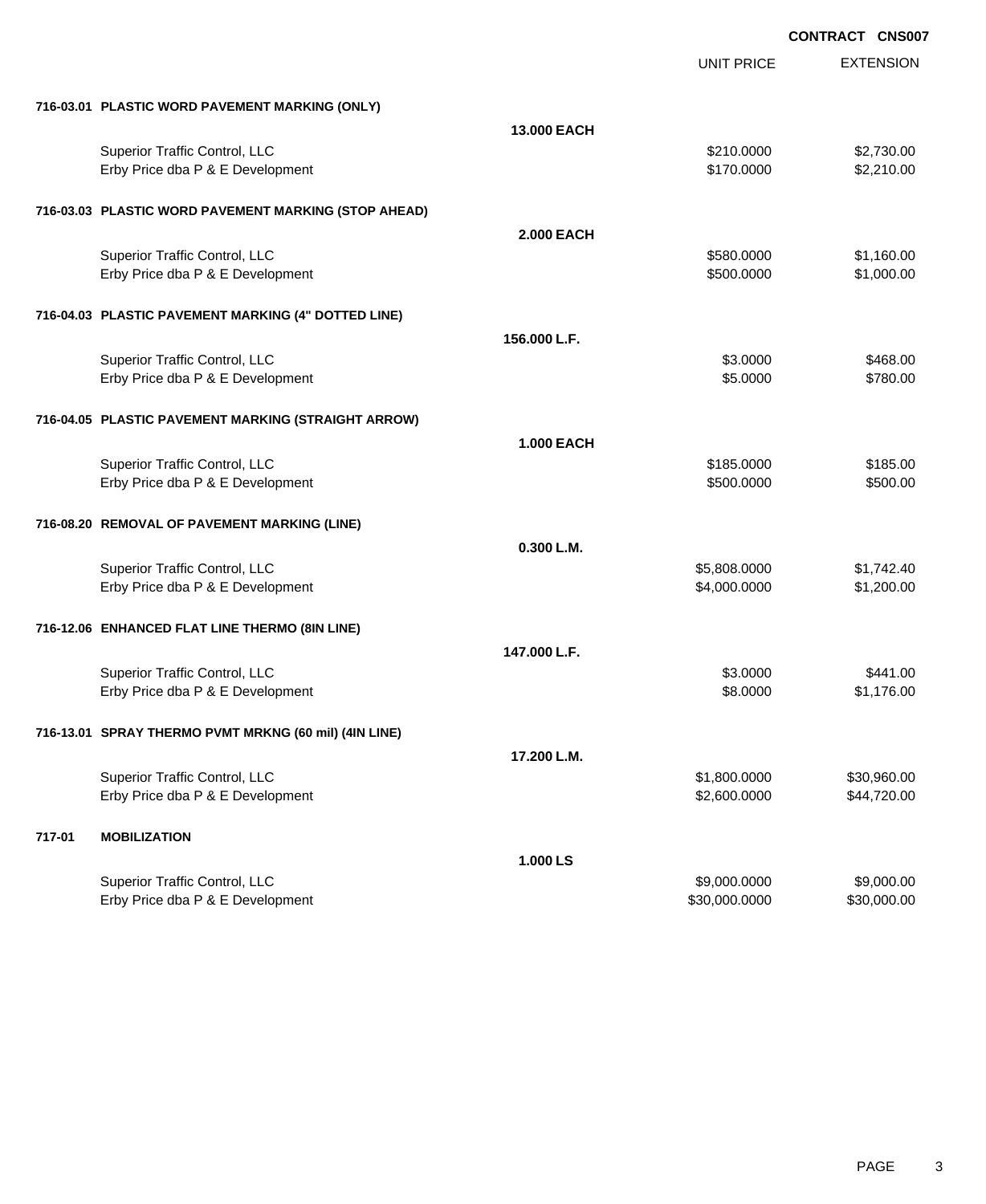**CONTRACT CNS007**

| | | UNIT PRICE | EXTENSION |
|---|---|---|---|
| **716-03.01 PLASTIC WORD PAVEMENT MARKING (ONLY)** | | | |
| | **13.000 EACH** | | |
| Superior Traffic Control, LLC | | $210.0000 | $2,730.00 |
| Erby Price dba P & E Development | | $170.0000 | $2,210.00 |
| **716-03.03 PLASTIC WORD PAVEMENT MARKING (STOP AHEAD)** | | | |
| | **2.000 EACH** | | |
| Superior Traffic Control, LLC | | $580.0000 | $1,160.00 |
| Erby Price dba P & E Development | | $500.0000 | $1,000.00 |
| **716-04.03 PLASTIC PAVEMENT MARKING (4" DOTTED LINE)** | | | |
| | **156.000 L.F.** | | |
| Superior Traffic Control, LLC | | $3.0000 | $468.00 |
| Erby Price dba P & E Development | | $5.0000 | $780.00 |
| **716-04.05 PLASTIC PAVEMENT MARKING (STRAIGHT ARROW)** | | | |
| | **1.000 EACH** | | |
| Superior Traffic Control, LLC | | $185.0000 | $185.00 |
| Erby Price dba P & E Development | | $500.0000 | $500.00 |
| **716-08.20 REMOVAL OF PAVEMENT MARKING (LINE)** | | | |
| | **0.300 L.M.** | | |
| Superior Traffic Control, LLC | | $5,808.0000 | $1,742.40 |
| Erby Price dba P & E Development | | $4,000.0000 | $1,200.00 |
| **716-12.06 ENHANCED FLAT LINE THERMO (8IN LINE)** | | | |
| | **147.000 L.F.** | | |
| Superior Traffic Control, LLC | | $3.0000 | $441.00 |
| Erby Price dba P & E Development | | $8.0000 | $1,176.00 |
| **716-13.01 SPRAY THERMO PVMT MRKNG (60 mil) (4IN LINE)** | | | |
| | **17.200 L.M.** | | |
| Superior Traffic Control, LLC | | $1,800.0000 | $30,960.00 |
| Erby Price dba P & E Development | | $2,600.0000 | $44,720.00 |
| **717-01 MOBILIZATION** | | | |
| | **1.000 LS** | | |
| Superior Traffic Control, LLC | | $9,000.0000 | $9,000.00 |
| Erby Price dba P & E Development | | $30,000.0000 | $30,000.00 |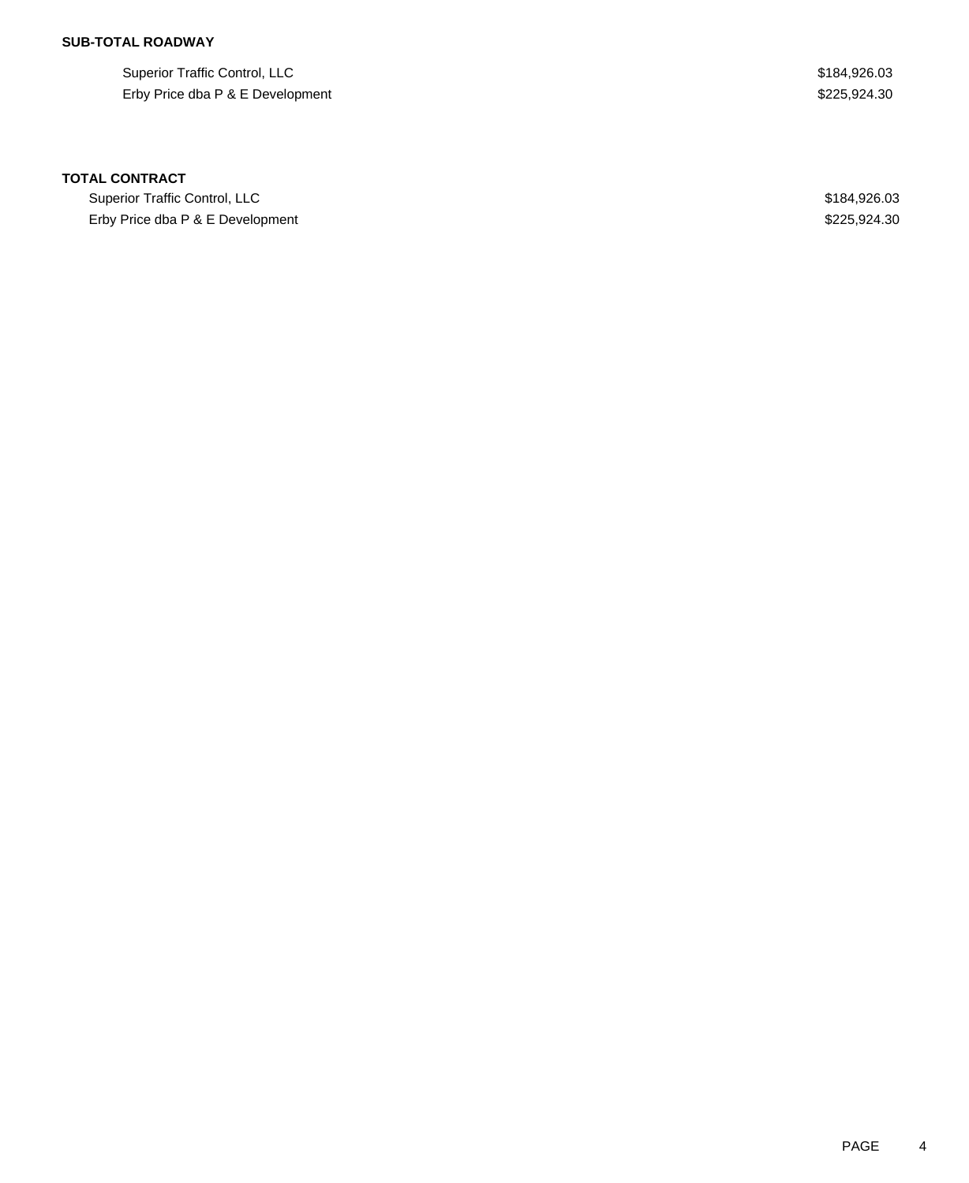**SUB-TOTAL ROADWAY**

| | |
|---|---|
| Superior Traffic Control, LLC | $184,926.03 |
| Erby Price dba P & E Development | $225,924.30 |

**TOTAL CONTRACT**

| | |
|---|---|
| Superior Traffic Control, LLC | $184,926.03 |
| Erby Price dba P & E Development | $225,924.30 |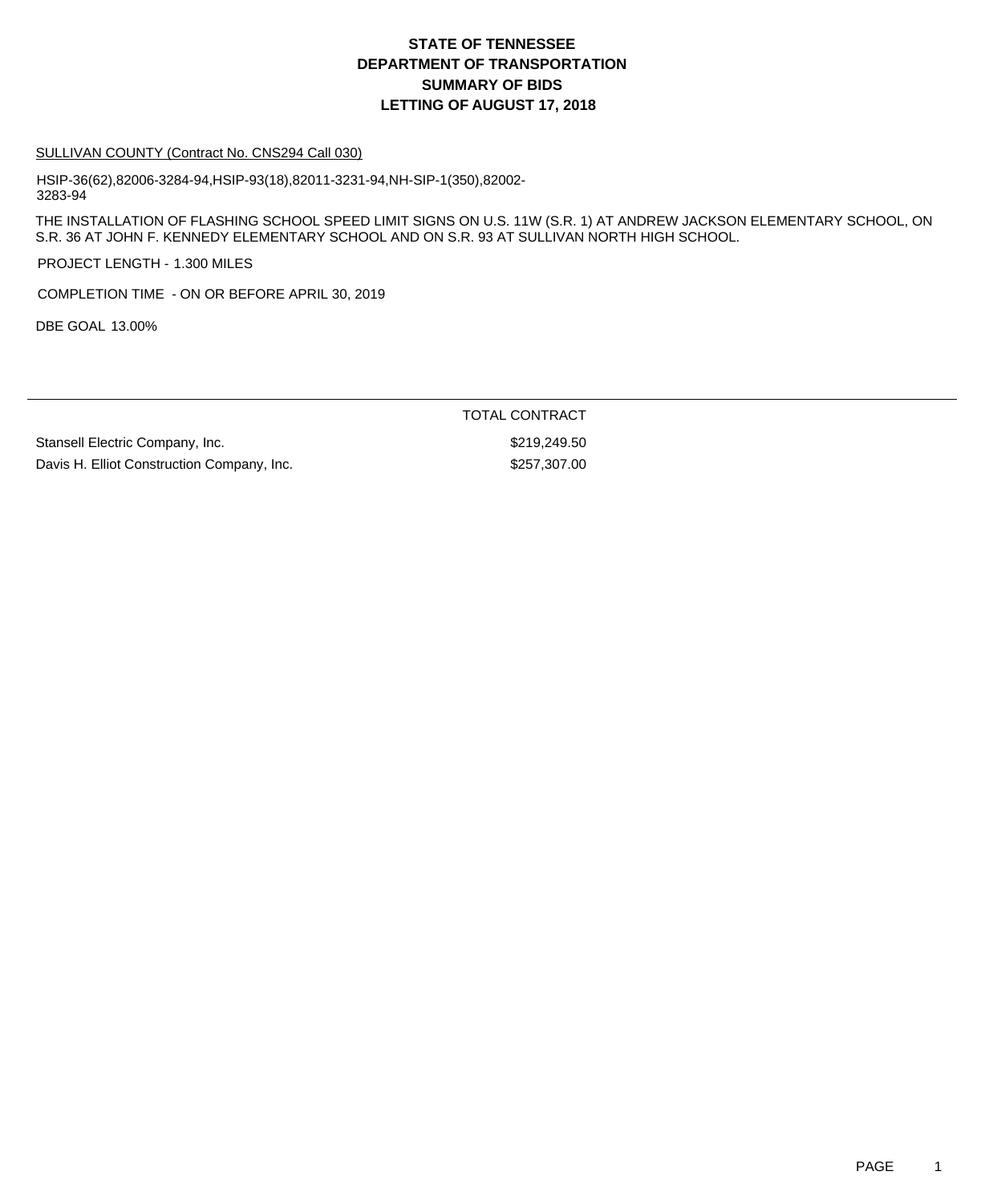# STATE OF TENNESSEE
# DEPARTMENT OF TRANSPORTATION
# SUMMARY OF BIDS
# LETTING OF AUGUST 17, 2018

SULLIVAN COUNTY (Contract No. CNS294 Call 030)

HSIP-36(62),82006-3284-94,HSIP-93(18),82011-3231-94,NH-SIP-1(350),82002-3283-94

THE INSTALLATION OF FLASHING SCHOOL SPEED LIMIT SIGNS ON U.S. 11W (S.R. 1) AT ANDREW JACKSON ELEMENTARY SCHOOL, ON S.R. 36 AT JOHN F. KENNEDY ELEMENTARY SCHOOL AND ON S.R. 93 AT SULLIVAN NORTH HIGH SCHOOL.

PROJECT LENGTH - 1.300 MILES

COMPLETION TIME - ON OR BEFORE APRIL 30, 2019

DBE GOAL 13.00%

| | TOTAL CONTRACT |
|---|---|
| Stansell Electric Company, Inc. | $219,249.50 |
| Davis H. Elliot Construction Company, Inc. | $257,307.00 |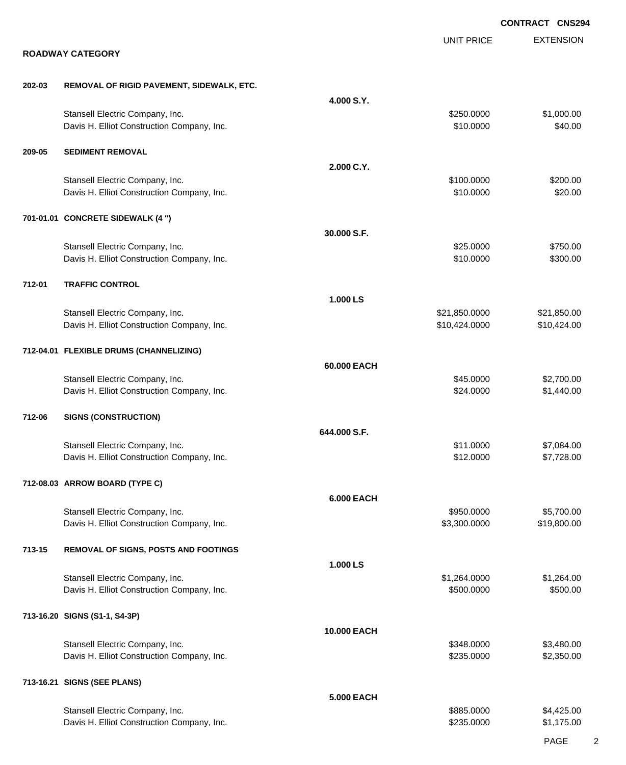**CONTRACT CNS294**

## ROADWAY CATEGORY

| | | | UNIT PRICE | EXTENSION |
|---|---|---|---|---|
| **202-03** | **REMOVAL OF RIGID PAVEMENT, SIDEWALK, ETC.** | | | |
| | | **4.000 S.Y.** | | |
| | Stansell Electric Company, Inc. | | $250.0000 | $1,000.00 |
| | Davis H. Elliot Construction Company, Inc. | | $10.0000 | $40.00 |
| **209-05** | **SEDIMENT REMOVAL** | | | |
| | | **2.000 C.Y.** | | |
| | Stansell Electric Company, Inc. | | $100.0000 | $200.00 |
| | Davis H. Elliot Construction Company, Inc. | | $10.0000 | $20.00 |
| **701-01.01** | **CONCRETE SIDEWALK (4 ")** | | | |
| | | **30.000 S.F.** | | |
| | Stansell Electric Company, Inc. | | $25.0000 | $750.00 |
| | Davis H. Elliot Construction Company, Inc. | | $10.0000 | $300.00 |
| **712-01** | **TRAFFIC CONTROL** | | | |
| | | **1.000 LS** | | |
| | Stansell Electric Company, Inc. | | $21,850.0000 | $21,850.00 |
| | Davis H. Elliot Construction Company, Inc. | | $10,424.0000 | $10,424.00 |
| **712-04.01** | **FLEXIBLE DRUMS (CHANNELIZING)** | | | |
| | | **60.000 EACH** | | |
| | Stansell Electric Company, Inc. | | $45.0000 | $2,700.00 |
| | Davis H. Elliot Construction Company, Inc. | | $24.0000 | $1,440.00 |
| **712-06** | **SIGNS (CONSTRUCTION)** | | | |
| | | **644.000 S.F.** | | |
| | Stansell Electric Company, Inc. | | $11.0000 | $7,084.00 |
| | Davis H. Elliot Construction Company, Inc. | | $12.0000 | $7,728.00 |
| **712-08.03** | **ARROW BOARD (TYPE C)** | | | |
| | | **6.000 EACH** | | |
| | Stansell Electric Company, Inc. | | $950.0000 | $5,700.00 |
| | Davis H. Elliot Construction Company, Inc. | | $3,300.0000 | $19,800.00 |
| **713-15** | **REMOVAL OF SIGNS, POSTS AND FOOTINGS** | | | |
| | | **1.000 LS** | | |
| | Stansell Electric Company, Inc. | | $1,264.0000 | $1,264.00 |
| | Davis H. Elliot Construction Company, Inc. | | $500.0000 | $500.00 |
| **713-16.20** | **SIGNS (S1-1, S4-3P)** | | | |
| | | **10.000 EACH** | | |
| | Stansell Electric Company, Inc. | | $348.0000 | $3,480.00 |
| | Davis H. Elliot Construction Company, Inc. | | $235.0000 | $2,350.00 |
| **713-16.21** | **SIGNS (SEE PLANS)** | | | |
| | | **5.000 EACH** | | |
| | Stansell Electric Company, Inc. | | $885.0000 | $4,425.00 |
| | Davis H. Elliot Construction Company, Inc. | | $235.0000 | $1,175.00 |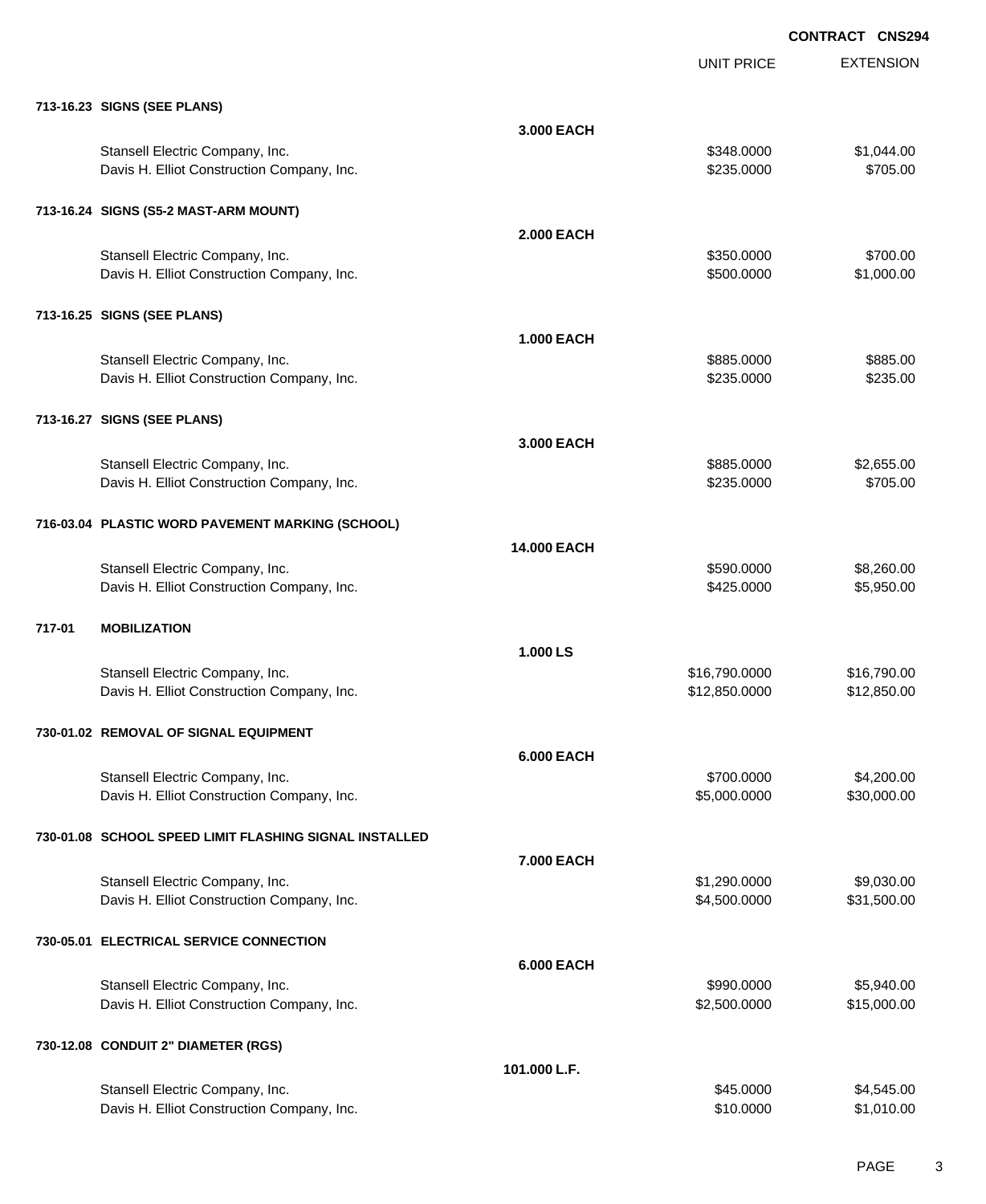**CONTRACT CNS294**

| | | UNIT PRICE | EXTENSION |
|---|---|---|---|
| **713-16.23 SIGNS (SEE PLANS)** | | | |
| | **3.000 EACH** | | |
| Stansell Electric Company, Inc. | | $348.0000 | $1,044.00 |
| Davis H. Elliot Construction Company, Inc. | | $235.0000 | $705.00 |
| **713-16.24 SIGNS (S5-2 MAST-ARM MOUNT)** | | | |
| | **2.000 EACH** | | |
| Stansell Electric Company, Inc. | | $350.0000 | $700.00 |
| Davis H. Elliot Construction Company, Inc. | | $500.0000 | $1,000.00 |
| **713-16.25 SIGNS (SEE PLANS)** | | | |
| | **1.000 EACH** | | |
| Stansell Electric Company, Inc. | | $885.0000 | $885.00 |
| Davis H. Elliot Construction Company, Inc. | | $235.0000 | $235.00 |
| **713-16.27 SIGNS (SEE PLANS)** | | | |
| | **3.000 EACH** | | |
| Stansell Electric Company, Inc. | | $885.0000 | $2,655.00 |
| Davis H. Elliot Construction Company, Inc. | | $235.0000 | $705.00 |
| **716-03.04 PLASTIC WORD PAVEMENT MARKING (SCHOOL)** | | | |
| | **14.000 EACH** | | |
| Stansell Electric Company, Inc. | | $590.0000 | $8,260.00 |
| Davis H. Elliot Construction Company, Inc. | | $425.0000 | $5,950.00 |
| **717-01 MOBILIZATION** | | | |
| | **1.000 LS** | | |
| Stansell Electric Company, Inc. | | $16,790.0000 | $16,790.00 |
| Davis H. Elliot Construction Company, Inc. | | $12,850.0000 | $12,850.00 |
| **730-01.02 REMOVAL OF SIGNAL EQUIPMENT** | | | |
| | **6.000 EACH** | | |
| Stansell Electric Company, Inc. | | $700.0000 | $4,200.00 |
| Davis H. Elliot Construction Company, Inc. | | $5,000.0000 | $30,000.00 |
| **730-01.08 SCHOOL SPEED LIMIT FLASHING SIGNAL INSTALLED** | | | |
| | **7.000 EACH** | | |
| Stansell Electric Company, Inc. | | $1,290.0000 | $9,030.00 |
| Davis H. Elliot Construction Company, Inc. | | $4,500.0000 | $31,500.00 |
| **730-05.01 ELECTRICAL SERVICE CONNECTION** | | | |
| | **6.000 EACH** | | |
| Stansell Electric Company, Inc. | | $990.0000 | $5,940.00 |
| Davis H. Elliot Construction Company, Inc. | | $2,500.0000 | $15,000.00 |
| **730-12.08 CONDUIT 2" DIAMETER (RGS)** | | | |
| | **101.000 L.F.** | | |
| Stansell Electric Company, Inc. | | $45.0000 | $4,545.00 |
| Davis H. Elliot Construction Company, Inc. | | $10.0000 | $1,010.00 |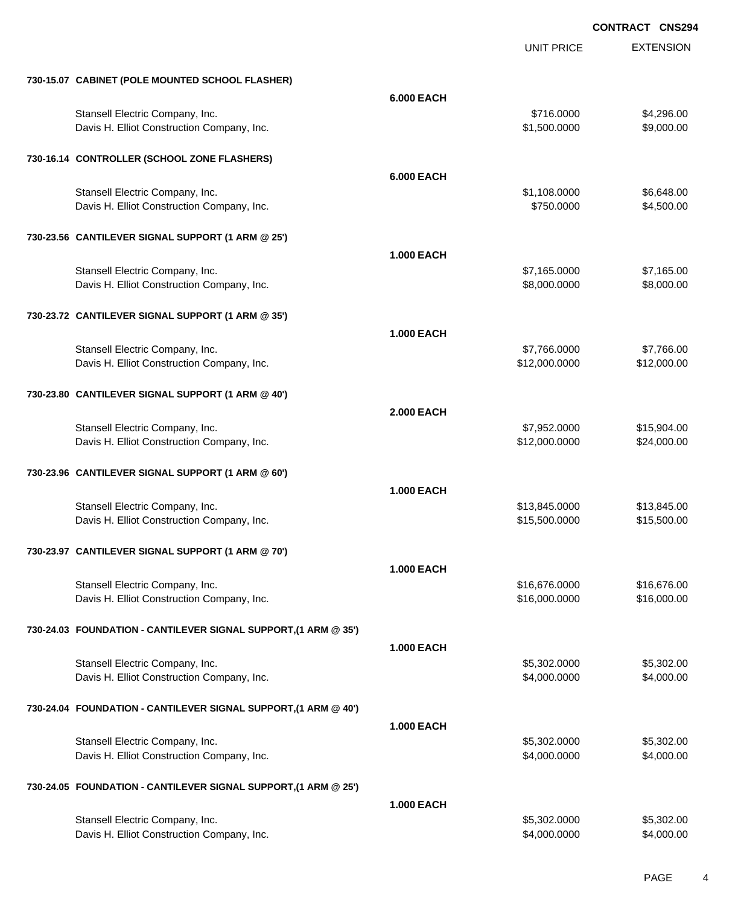CONTRACT CNS294

| | | UNIT PRICE | EXTENSION |
|---|---|---|---|
| **730-15.07 CABINET (POLE MOUNTED SCHOOL FLASHER)** | | | |
| | **6.000 EACH** | | |
| Stansell Electric Company, Inc. | | $716.0000 | $4,296.00 |
| Davis H. Elliot Construction Company, Inc. | | $1,500.0000 | $9,000.00 |
| **730-16.14 CONTROLLER (SCHOOL ZONE FLASHERS)** | | | |
| | **6.000 EACH** | | |
| Stansell Electric Company, Inc. | | $1,108.0000 | $6,648.00 |
| Davis H. Elliot Construction Company, Inc. | | $750.0000 | $4,500.00 |
| **730-23.56 CANTILEVER SIGNAL SUPPORT (1 ARM @ 25')** | | | |
| | **1.000 EACH** | | |
| Stansell Electric Company, Inc. | | $7,165.0000 | $7,165.00 |
| Davis H. Elliot Construction Company, Inc. | | $8,000.0000 | $8,000.00 |
| **730-23.72 CANTILEVER SIGNAL SUPPORT (1 ARM @ 35')** | | | |
| | **1.000 EACH** | | |
| Stansell Electric Company, Inc. | | $7,766.0000 | $7,766.00 |
| Davis H. Elliot Construction Company, Inc. | | $12,000.0000 | $12,000.00 |
| **730-23.80 CANTILEVER SIGNAL SUPPORT (1 ARM @ 40')** | | | |
| | **2.000 EACH** | | |
| Stansell Electric Company, Inc. | | $7,952.0000 | $15,904.00 |
| Davis H. Elliot Construction Company, Inc. | | $12,000.0000 | $24,000.00 |
| **730-23.96 CANTILEVER SIGNAL SUPPORT (1 ARM @ 60')** | | | |
| | **1.000 EACH** | | |
| Stansell Electric Company, Inc. | | $13,845.0000 | $13,845.00 |
| Davis H. Elliot Construction Company, Inc. | | $15,500.0000 | $15,500.00 |
| **730-23.97 CANTILEVER SIGNAL SUPPORT (1 ARM @ 70')** | | | |
| | **1.000 EACH** | | |
| Stansell Electric Company, Inc. | | $16,676.0000 | $16,676.00 |
| Davis H. Elliot Construction Company, Inc. | | $16,000.0000 | $16,000.00 |
| **730-24.03 FOUNDATION - CANTILEVER SIGNAL SUPPORT,(1 ARM @ 35')** | | | |
| | **1.000 EACH** | | |
| Stansell Electric Company, Inc. | | $5,302.0000 | $5,302.00 |
| Davis H. Elliot Construction Company, Inc. | | $4,000.0000 | $4,000.00 |
| **730-24.04 FOUNDATION - CANTILEVER SIGNAL SUPPORT,(1 ARM @ 40')** | | | |
| | **1.000 EACH** | | |
| Stansell Electric Company, Inc. | | $5,302.0000 | $5,302.00 |
| Davis H. Elliot Construction Company, Inc. | | $4,000.0000 | $4,000.00 |
| **730-24.05 FOUNDATION - CANTILEVER SIGNAL SUPPORT,(1 ARM @ 25')** | | | |
| | **1.000 EACH** | | |
| Stansell Electric Company, Inc. | | $5,302.0000 | $5,302.00 |
| Davis H. Elliot Construction Company, Inc. | | $4,000.0000 | $4,000.00 |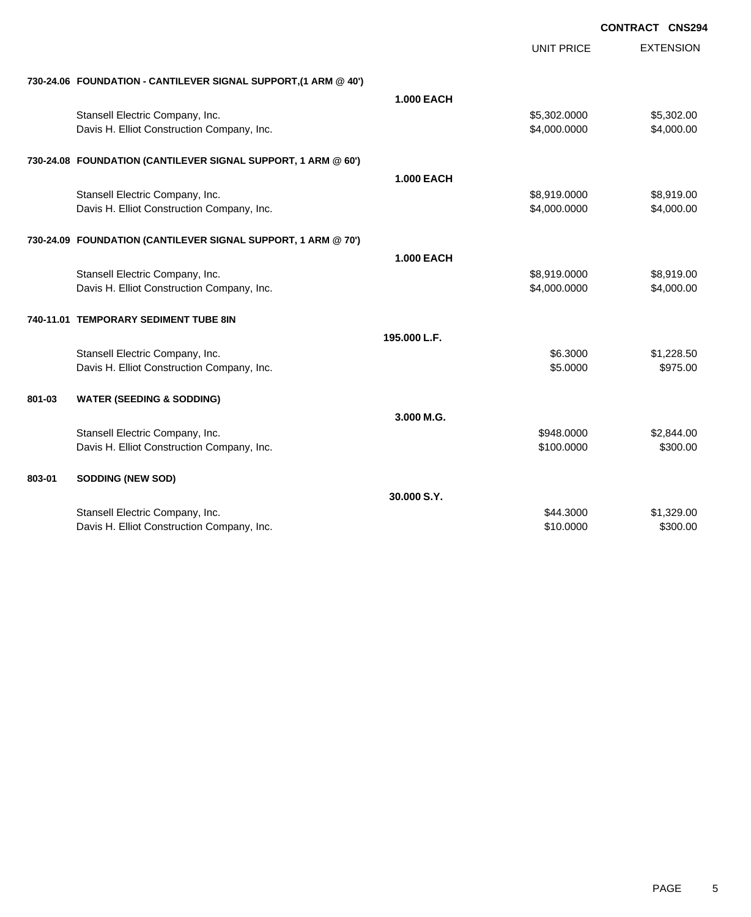**CONTRACT CNS294**

| | | | UNIT PRICE | EXTENSION |
|---|---|---|---|---|
| **730-24.06** | **FOUNDATION - CANTILEVER SIGNAL SUPPORT,(1 ARM @ 40')** | | | |
| | | **1.000 EACH** | | |
| | Stansell Electric Company, Inc. | | $5,302.0000 | $5,302.00 |
| | Davis H. Elliot Construction Company, Inc. | | $4,000.0000 | $4,000.00 |
| **730-24.08** | **FOUNDATION (CANTILEVER SIGNAL SUPPORT, 1 ARM @ 60')** | | | |
| | | **1.000 EACH** | | |
| | Stansell Electric Company, Inc. | | $8,919.0000 | $8,919.00 |
| | Davis H. Elliot Construction Company, Inc. | | $4,000.0000 | $4,000.00 |
| **730-24.09** | **FOUNDATION (CANTILEVER SIGNAL SUPPORT, 1 ARM @ 70')** | | | |
| | | **1.000 EACH** | | |
| | Stansell Electric Company, Inc. | | $8,919.0000 | $8,919.00 |
| | Davis H. Elliot Construction Company, Inc. | | $4,000.0000 | $4,000.00 |
| **740-11.01** | **TEMPORARY SEDIMENT TUBE 8IN** | | | |
| | | **195.000 L.F.** | | |
| | Stansell Electric Company, Inc. | | $6.3000 | $1,228.50 |
| | Davis H. Elliot Construction Company, Inc. | | $5.0000 | $975.00 |
| **801-03** | **WATER (SEEDING & SODDING)** | | | |
| | | **3.000 M.G.** | | |
| | Stansell Electric Company, Inc. | | $948.0000 | $2,844.00 |
| | Davis H. Elliot Construction Company, Inc. | | $100.0000 | $300.00 |
| **803-01** | **SODDING (NEW SOD)** | | | |
| | | **30.000 S.Y.** | | |
| | Stansell Electric Company, Inc. | | $44.3000 | $1,329.00 |
| | Davis H. Elliot Construction Company, Inc. | | $10.0000 | $300.00 |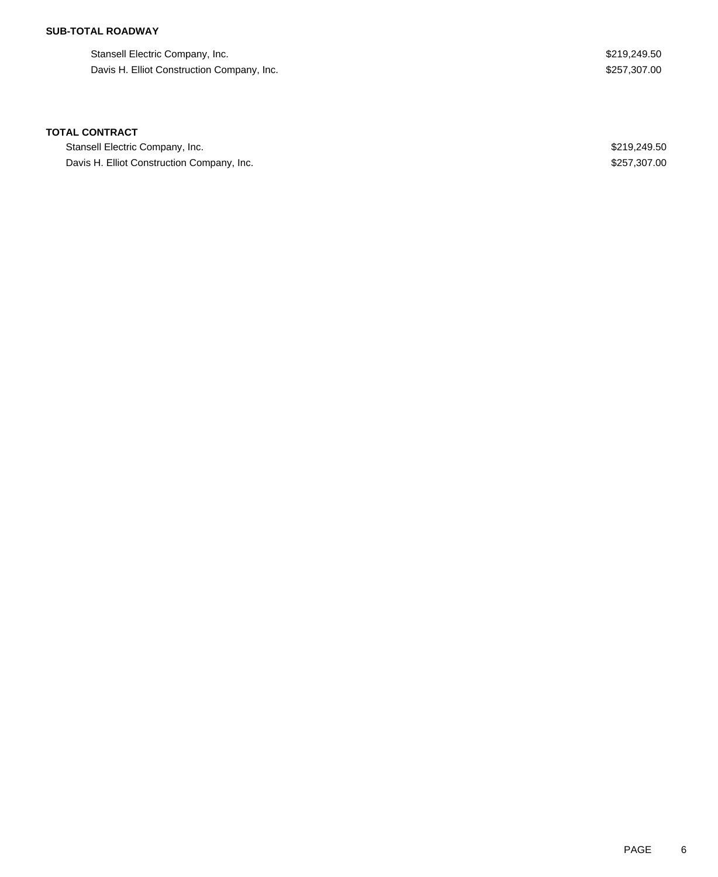**SUB-TOTAL ROADWAY**

| | |
|---|---|
| Stansell Electric Company, Inc. | $219,249.50 |
| Davis H. Elliot Construction Company, Inc. | $257,307.00 |

**TOTAL CONTRACT**

| | |
|---|---|
| Stansell Electric Company, Inc. | $219,249.50 |
| Davis H. Elliot Construction Company, Inc. | $257,307.00 |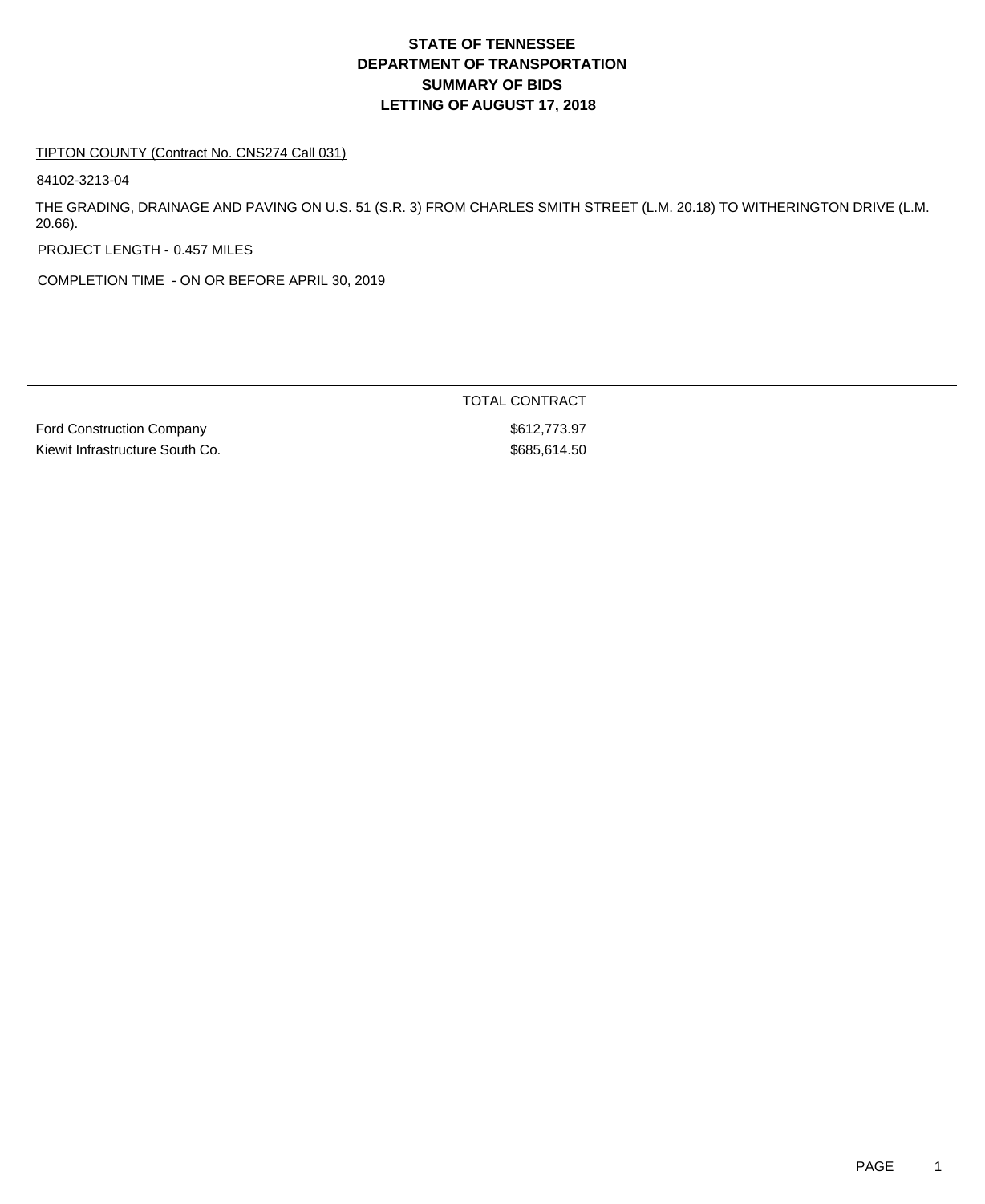# STATE OF TENNESSEE
# DEPARTMENT OF TRANSPORTATION
# SUMMARY OF BIDS
# LETTING OF AUGUST 17, 2018

TIPTON COUNTY (Contract No. CNS274 Call 031)

84102-3213-04

THE GRADING, DRAINAGE AND PAVING ON U.S. 51 (S.R. 3) FROM CHARLES SMITH STREET (L.M. 20.18) TO WITHERINGTON DRIVE (L.M. 20.66).

PROJECT LENGTH - 0.457 MILES

COMPLETION TIME - ON OR BEFORE APRIL 30, 2019

| | TOTAL CONTRACT |
|---|---|
| Ford Construction Company | $612,773.97 |
| Kiewit Infrastructure South Co. | $685,614.50 |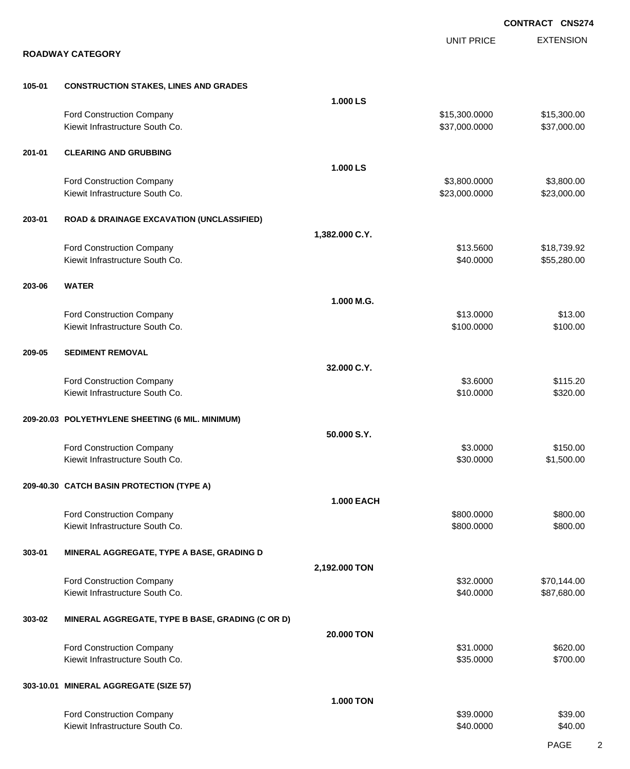**CONTRACT CNS274**

## ROADWAY CATEGORY

| Item | Description | Quantity | UNIT PRICE | EXTENSION |
|---|---|---|---|---|
| **105-01** | **CONSTRUCTION STAKES, LINES AND GRADES** | **1.000 LS** | | |
| | Ford Construction Company | | $15,300.0000 | $15,300.00 |
| | Kiewit Infrastructure South Co. | | $37,000.0000 | $37,000.00 |
| **201-01** | **CLEARING AND GRUBBING** | **1.000 LS** | | |
| | Ford Construction Company | | $3,800.0000 | $3,800.00 |
| | Kiewit Infrastructure South Co. | | $23,000.0000 | $23,000.00 |
| **203-01** | **ROAD & DRAINAGE EXCAVATION (UNCLASSIFIED)** | **1,382.000 C.Y.** | | |
| | Ford Construction Company | | $13.5600 | $18,739.92 |
| | Kiewit Infrastructure South Co. | | $40.0000 | $55,280.00 |
| **203-06** | **WATER** | **1.000 M.G.** | | |
| | Ford Construction Company | | $13.0000 | $13.00 |
| | Kiewit Infrastructure South Co. | | $100.0000 | $100.00 |
| **209-05** | **SEDIMENT REMOVAL** | **32.000 C.Y.** | | |
| | Ford Construction Company | | $3.6000 | $115.20 |
| | Kiewit Infrastructure South Co. | | $10.0000 | $320.00 |
| **209-20.03** | **POLYETHYLENE SHEETING (6 MIL. MINIMUM)** | **50.000 S.Y.** | | |
| | Ford Construction Company | | $3.0000 | $150.00 |
| | Kiewit Infrastructure South Co. | | $30.0000 | $1,500.00 |
| **209-40.30** | **CATCH BASIN PROTECTION (TYPE A)** | **1.000 EACH** | | |
| | Ford Construction Company | | $800.0000 | $800.00 |
| | Kiewit Infrastructure South Co. | | $800.0000 | $800.00 |
| **303-01** | **MINERAL AGGREGATE, TYPE A BASE, GRADING D** | **2,192.000 TON** | | |
| | Ford Construction Company | | $32.0000 | $70,144.00 |
| | Kiewit Infrastructure South Co. | | $40.0000 | $87,680.00 |
| **303-02** | **MINERAL AGGREGATE, TYPE B BASE, GRADING (C OR D)** | **20.000 TON** | | |
| | Ford Construction Company | | $31.0000 | $620.00 |
| | Kiewit Infrastructure South Co. | | $35.0000 | $700.00 |
| **303-10.01** | **MINERAL AGGREGATE (SIZE 57)** | **1.000 TON** | | |
| | Ford Construction Company | | $39.0000 | $39.00 |
| | Kiewit Infrastructure South Co. | | $40.0000 | $40.00 |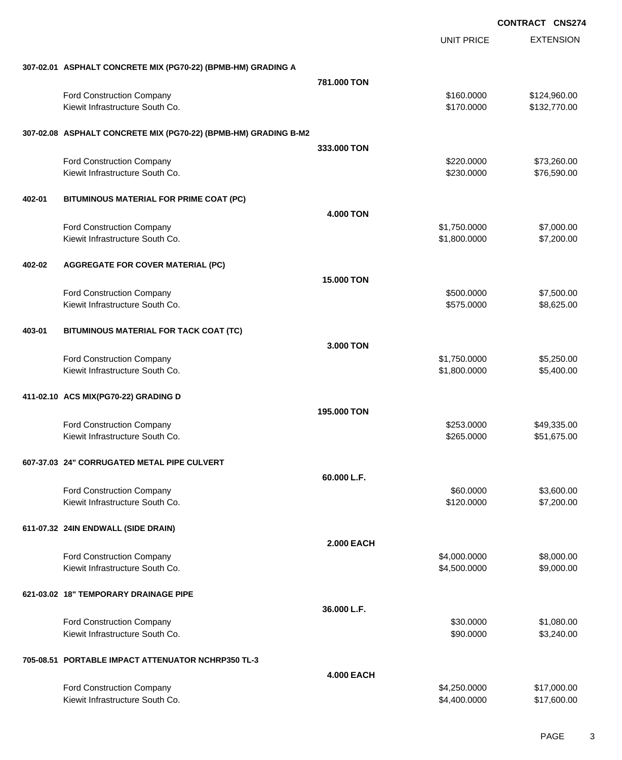**CONTRACT CNS274**

| | | UNIT PRICE | EXTENSION |
|---|---|---|---|
| **307-02.01 ASPHALT CONCRETE MIX (PG70-22) (BPMB-HM) GRADING A** | | | |
| | **781.000 TON** | | |
| Ford Construction Company | | $160.0000 | $124,960.00 |
| Kiewit Infrastructure South Co. | | $170.0000 | $132,770.00 |
| **307-02.08 ASPHALT CONCRETE MIX (PG70-22) (BPMB-HM) GRADING B-M2** | | | |
| | **333.000 TON** | | |
| Ford Construction Company | | $220.0000 | $73,260.00 |
| Kiewit Infrastructure South Co. | | $230.0000 | $76,590.00 |
| **402-01 BITUMINOUS MATERIAL FOR PRIME COAT (PC)** | | | |
| | **4.000 TON** | | |
| Ford Construction Company | | $1,750.0000 | $7,000.00 |
| Kiewit Infrastructure South Co. | | $1,800.0000 | $7,200.00 |
| **402-02 AGGREGATE FOR COVER MATERIAL (PC)** | | | |
| | **15.000 TON** | | |
| Ford Construction Company | | $500.0000 | $7,500.00 |
| Kiewit Infrastructure South Co. | | $575.0000 | $8,625.00 |
| **403-01 BITUMINOUS MATERIAL FOR TACK COAT (TC)** | | | |
| | **3.000 TON** | | |
| Ford Construction Company | | $1,750.0000 | $5,250.00 |
| Kiewit Infrastructure South Co. | | $1,800.0000 | $5,400.00 |
| **411-02.10 ACS MIX(PG70-22) GRADING D** | | | |
| | **195.000 TON** | | |
| Ford Construction Company | | $253.0000 | $49,335.00 |
| Kiewit Infrastructure South Co. | | $265.0000 | $51,675.00 |
| **607-37.03 24" CORRUGATED METAL PIPE CULVERT** | | | |
| | **60.000 L.F.** | | |
| Ford Construction Company | | $60.0000 | $3,600.00 |
| Kiewit Infrastructure South Co. | | $120.0000 | $7,200.00 |
| **611-07.32 24IN ENDWALL (SIDE DRAIN)** | | | |
| | **2.000 EACH** | | |
| Ford Construction Company | | $4,000.0000 | $8,000.00 |
| Kiewit Infrastructure South Co. | | $4,500.0000 | $9,000.00 |
| **621-03.02 18" TEMPORARY DRAINAGE PIPE** | | | |
| | **36.000 L.F.** | | |
| Ford Construction Company | | $30.0000 | $1,080.00 |
| Kiewit Infrastructure South Co. | | $90.0000 | $3,240.00 |
| **705-08.51 PORTABLE IMPACT ATTENUATOR NCHRP350 TL-3** | | | |
| | **4.000 EACH** | | |
| Ford Construction Company | | $4,250.0000 | $17,000.00 |
| Kiewit Infrastructure South Co. | | $4,400.0000 | $17,600.00 |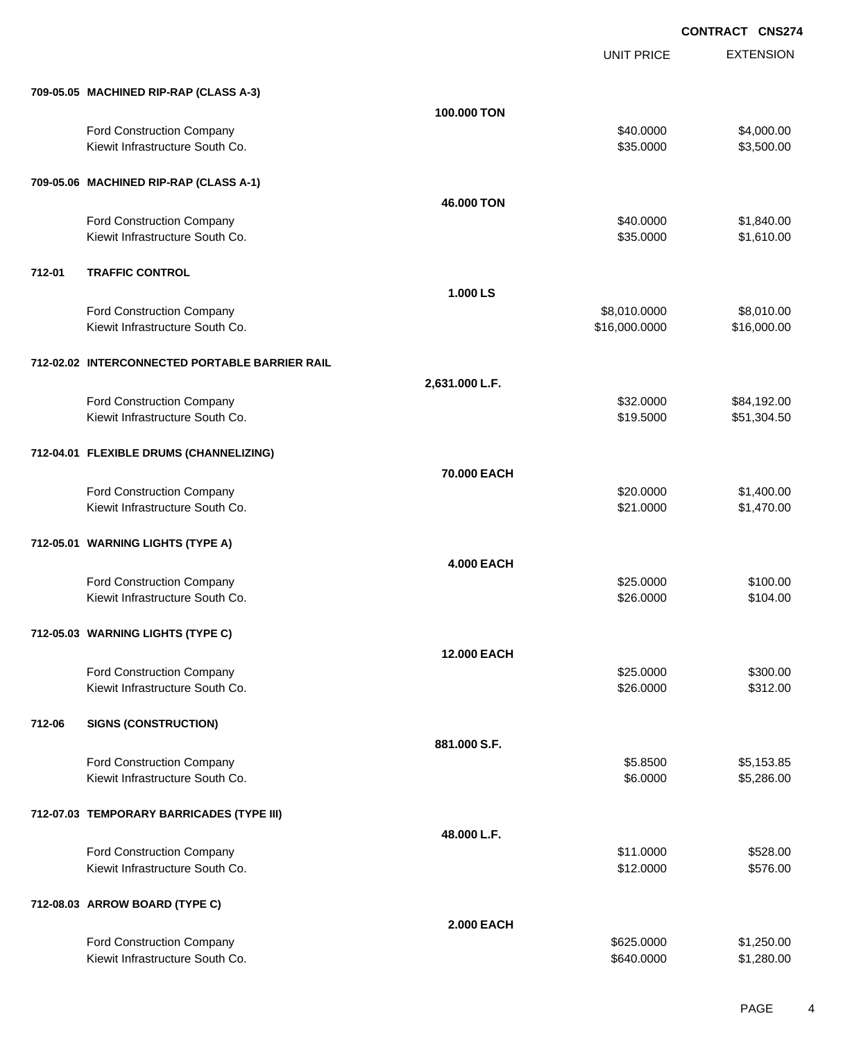**CONTRACT CNS274**

| | | UNIT PRICE | EXTENSION |
|---|---|---|---|
| **709-05.05 MACHINED RIP-RAP (CLASS A-3)** | | | |
| | **100.000 TON** | | |
| Ford Construction Company | | $40.0000 | $4,000.00 |
| Kiewit Infrastructure South Co. | | $35.0000 | $3,500.00 |
| **709-05.06 MACHINED RIP-RAP (CLASS A-1)** | | | |
| | **46.000 TON** | | |
| Ford Construction Company | | $40.0000 | $1,840.00 |
| Kiewit Infrastructure South Co. | | $35.0000 | $1,610.00 |
| **712-01 TRAFFIC CONTROL** | | | |
| | **1.000 LS** | | |
| Ford Construction Company | | $8,010.0000 | $8,010.00 |
| Kiewit Infrastructure South Co. | | $16,000.0000 | $16,000.00 |
| **712-02.02 INTERCONNECTED PORTABLE BARRIER RAIL** | | | |
| | **2,631.000 L.F.** | | |
| Ford Construction Company | | $32.0000 | $84,192.00 |
| Kiewit Infrastructure South Co. | | $19.5000 | $51,304.50 |
| **712-04.01 FLEXIBLE DRUMS (CHANNELIZING)** | | | |
| | **70.000 EACH** | | |
| Ford Construction Company | | $20.0000 | $1,400.00 |
| Kiewit Infrastructure South Co. | | $21.0000 | $1,470.00 |
| **712-05.01 WARNING LIGHTS (TYPE A)** | | | |
| | **4.000 EACH** | | |
| Ford Construction Company | | $25.0000 | $100.00 |
| Kiewit Infrastructure South Co. | | $26.0000 | $104.00 |
| **712-05.03 WARNING LIGHTS (TYPE C)** | | | |
| | **12.000 EACH** | | |
| Ford Construction Company | | $25.0000 | $300.00 |
| Kiewit Infrastructure South Co. | | $26.0000 | $312.00 |
| **712-06 SIGNS (CONSTRUCTION)** | | | |
| | **881.000 S.F.** | | |
| Ford Construction Company | | $5.8500 | $5,153.85 |
| Kiewit Infrastructure South Co. | | $6.0000 | $5,286.00 |
| **712-07.03 TEMPORARY BARRICADES (TYPE III)** | | | |
| | **48.000 L.F.** | | |
| Ford Construction Company | | $11.0000 | $528.00 |
| Kiewit Infrastructure South Co. | | $12.0000 | $576.00 |
| **712-08.03 ARROW BOARD (TYPE C)** | | | |
| | **2.000 EACH** | | |
| Ford Construction Company | | $625.0000 | $1,250.00 |
| Kiewit Infrastructure South Co. | | $640.0000 | $1,280.00 |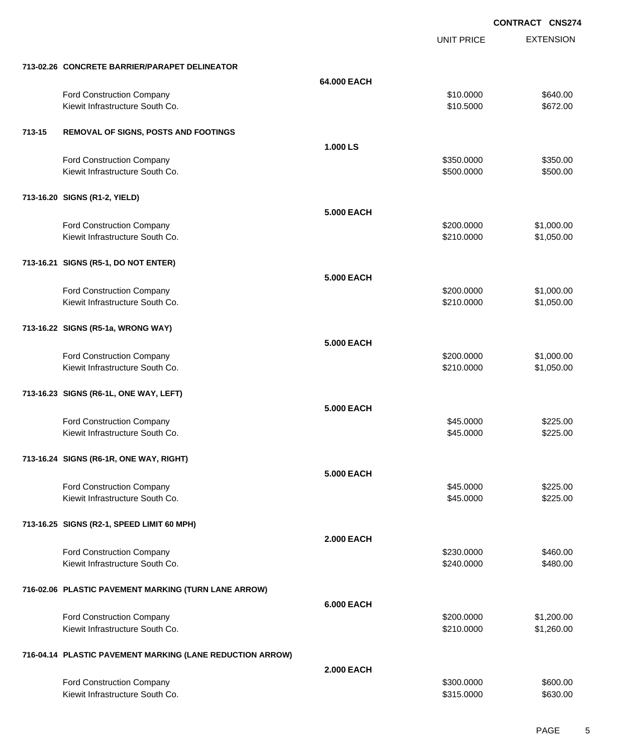**CONTRACT CNS274**

| | | | UNIT PRICE | EXTENSION |
|---|---|---|---|---|
| **713-02.26** | **CONCRETE BARRIER/PARAPET DELINEATOR** | | | |
| | | **64.000 EACH** | | |
| | Ford Construction Company | | $10.0000 | $640.00 |
| | Kiewit Infrastructure South Co. | | $10.5000 | $672.00 |
| **713-15** | **REMOVAL OF SIGNS, POSTS AND FOOTINGS** | | | |
| | | **1.000 LS** | | |
| | Ford Construction Company | | $350.0000 | $350.00 |
| | Kiewit Infrastructure South Co. | | $500.0000 | $500.00 |
| **713-16.20** | **SIGNS (R1-2, YIELD)** | | | |
| | | **5.000 EACH** | | |
| | Ford Construction Company | | $200.0000 | $1,000.00 |
| | Kiewit Infrastructure South Co. | | $210.0000 | $1,050.00 |
| **713-16.21** | **SIGNS (R5-1, DO NOT ENTER)** | | | |
| | | **5.000 EACH** | | |
| | Ford Construction Company | | $200.0000 | $1,000.00 |
| | Kiewit Infrastructure South Co. | | $210.0000 | $1,050.00 |
| **713-16.22** | **SIGNS (R5-1a, WRONG WAY)** | | | |
| | | **5.000 EACH** | | |
| | Ford Construction Company | | $200.0000 | $1,000.00 |
| | Kiewit Infrastructure South Co. | | $210.0000 | $1,050.00 |
| **713-16.23** | **SIGNS (R6-1L, ONE WAY, LEFT)** | | | |
| | | **5.000 EACH** | | |
| | Ford Construction Company | | $45.0000 | $225.00 |
| | Kiewit Infrastructure South Co. | | $45.0000 | $225.00 |
| **713-16.24** | **SIGNS (R6-1R, ONE WAY, RIGHT)** | | | |
| | | **5.000 EACH** | | |
| | Ford Construction Company | | $45.0000 | $225.00 |
| | Kiewit Infrastructure South Co. | | $45.0000 | $225.00 |
| **713-16.25** | **SIGNS (R2-1, SPEED LIMIT 60 MPH)** | | | |
| | | **2.000 EACH** | | |
| | Ford Construction Company | | $230.0000 | $460.00 |
| | Kiewit Infrastructure South Co. | | $240.0000 | $480.00 |
| **716-02.06** | **PLASTIC PAVEMENT MARKING (TURN LANE ARROW)** | | | |
| | | **6.000 EACH** | | |
| | Ford Construction Company | | $200.0000 | $1,200.00 |
| | Kiewit Infrastructure South Co. | | $210.0000 | $1,260.00 |
| **716-04.14** | **PLASTIC PAVEMENT MARKING (LANE REDUCTION ARROW)** | | | |
| | | **2.000 EACH** | | |
| | Ford Construction Company | | $300.0000 | $600.00 |
| | Kiewit Infrastructure South Co. | | $315.0000 | $630.00 |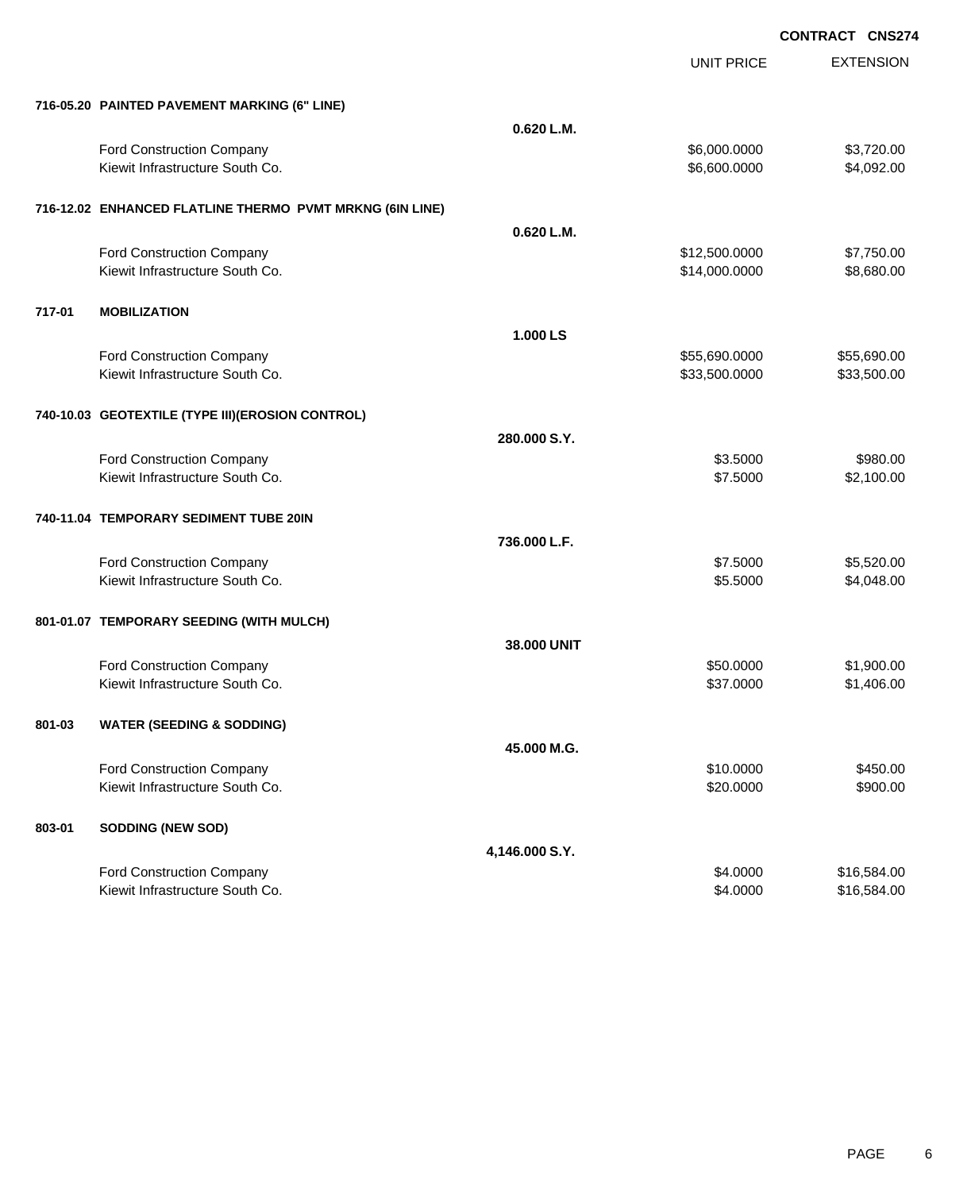**CONTRACT CNS274**

| | | | UNIT PRICE | EXTENSION |
|---|---|---|---|---|
| **716-05.20** | **PAINTED PAVEMENT MARKING (6" LINE)** | | | |
| | | **0.620 L.M.** | | |
| | Ford Construction Company | | $6,000.0000 | $3,720.00 |
| | Kiewit Infrastructure South Co. | | $6,600.0000 | $4,092.00 |
| **716-12.02** | **ENHANCED FLATLINE THERMO PVMT MRKNG (6IN LINE)** | | | |
| | | **0.620 L.M.** | | |
| | Ford Construction Company | | $12,500.0000 | $7,750.00 |
| | Kiewit Infrastructure South Co. | | $14,000.0000 | $8,680.00 |
| **717-01** | **MOBILIZATION** | | | |
| | | **1.000 LS** | | |
| | Ford Construction Company | | $55,690.0000 | $55,690.00 |
| | Kiewit Infrastructure South Co. | | $33,500.0000 | $33,500.00 |
| **740-10.03** | **GEOTEXTILE (TYPE III)(EROSION CONTROL)** | | | |
| | | **280.000 S.Y.** | | |
| | Ford Construction Company | | $3.5000 | $980.00 |
| | Kiewit Infrastructure South Co. | | $7.5000 | $2,100.00 |
| **740-11.04** | **TEMPORARY SEDIMENT TUBE 20IN** | | | |
| | | **736.000 L.F.** | | |
| | Ford Construction Company | | $7.5000 | $5,520.00 |
| | Kiewit Infrastructure South Co. | | $5.5000 | $4,048.00 |
| **801-01.07** | **TEMPORARY SEEDING (WITH MULCH)** | | | |
| | | **38.000 UNIT** | | |
| | Ford Construction Company | | $50.0000 | $1,900.00 |
| | Kiewit Infrastructure South Co. | | $37.0000 | $1,406.00 |
| **801-03** | **WATER (SEEDING & SODDING)** | | | |
| | | **45.000 M.G.** | | |
| | Ford Construction Company | | $10.0000 | $450.00 |
| | Kiewit Infrastructure South Co. | | $20.0000 | $900.00 |
| **803-01** | **SODDING (NEW SOD)** | | | |
| | | **4,146.000 S.Y.** | | |
| | Ford Construction Company | | $4.0000 | $16,584.00 |
| | Kiewit Infrastructure South Co. | | $4.0000 | $16,584.00 |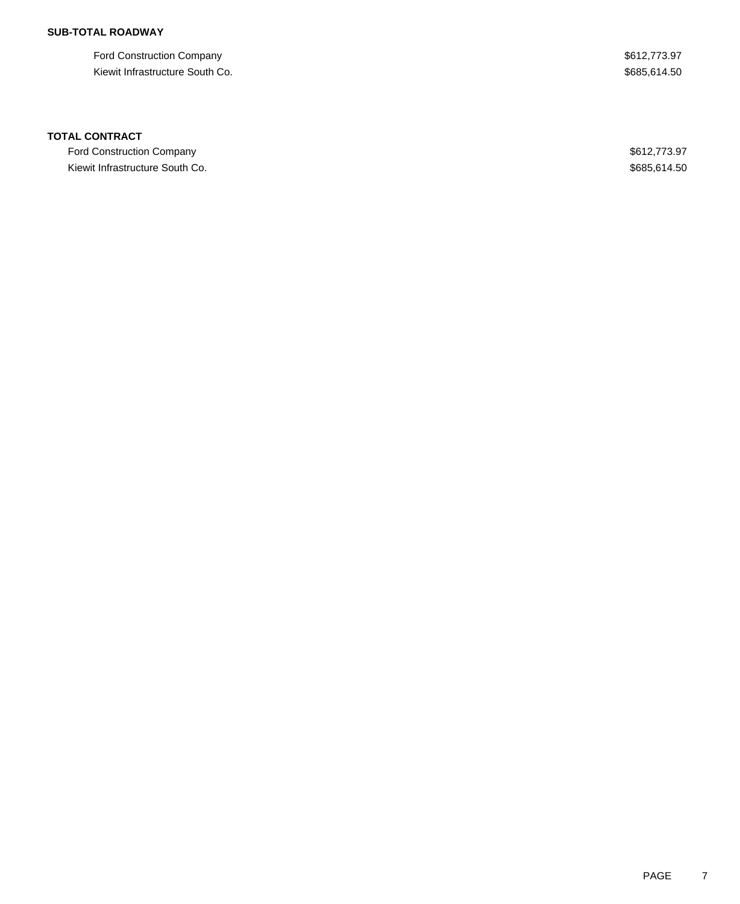**SUB-TOTAL ROADWAY**

| | |
|---|---|
| Ford Construction Company | $612,773.97 |
| Kiewit Infrastructure South Co. | $685,614.50 |

**TOTAL CONTRACT**

| | |
|---|---|
| Ford Construction Company | $612,773.97 |
| Kiewit Infrastructure South Co. | $685,614.50 |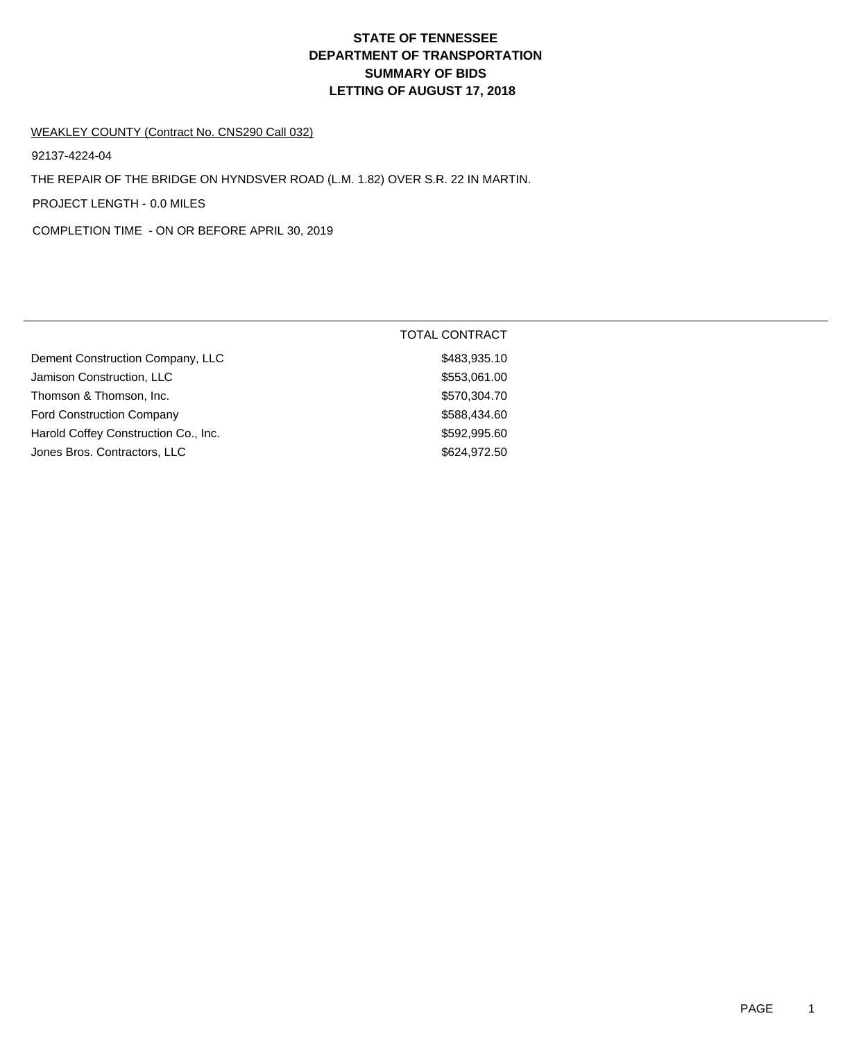# STATE OF TENNESSEE
# DEPARTMENT OF TRANSPORTATION
# SUMMARY OF BIDS
# LETTING OF AUGUST 17, 2018

WEAKLEY COUNTY (Contract No. CNS290 Call 032)

92137-4224-04

THE REPAIR OF THE BRIDGE ON HYNDSVER ROAD (L.M. 1.82) OVER S.R. 22 IN MARTIN.

PROJECT LENGTH - 0.0 MILES

COMPLETION TIME - ON OR BEFORE APRIL 30, 2019

| | TOTAL CONTRACT |
|---|---|
| Dement Construction Company, LLC | $483,935.10 |
| Jamison Construction, LLC | $553,061.00 |
| Thomson & Thomson, Inc. | $570,304.70 |
| Ford Construction Company | $588,434.60 |
| Harold Coffey Construction Co., Inc. | $592,995.60 |
| Jones Bros. Contractors, LLC | $624,972.50 |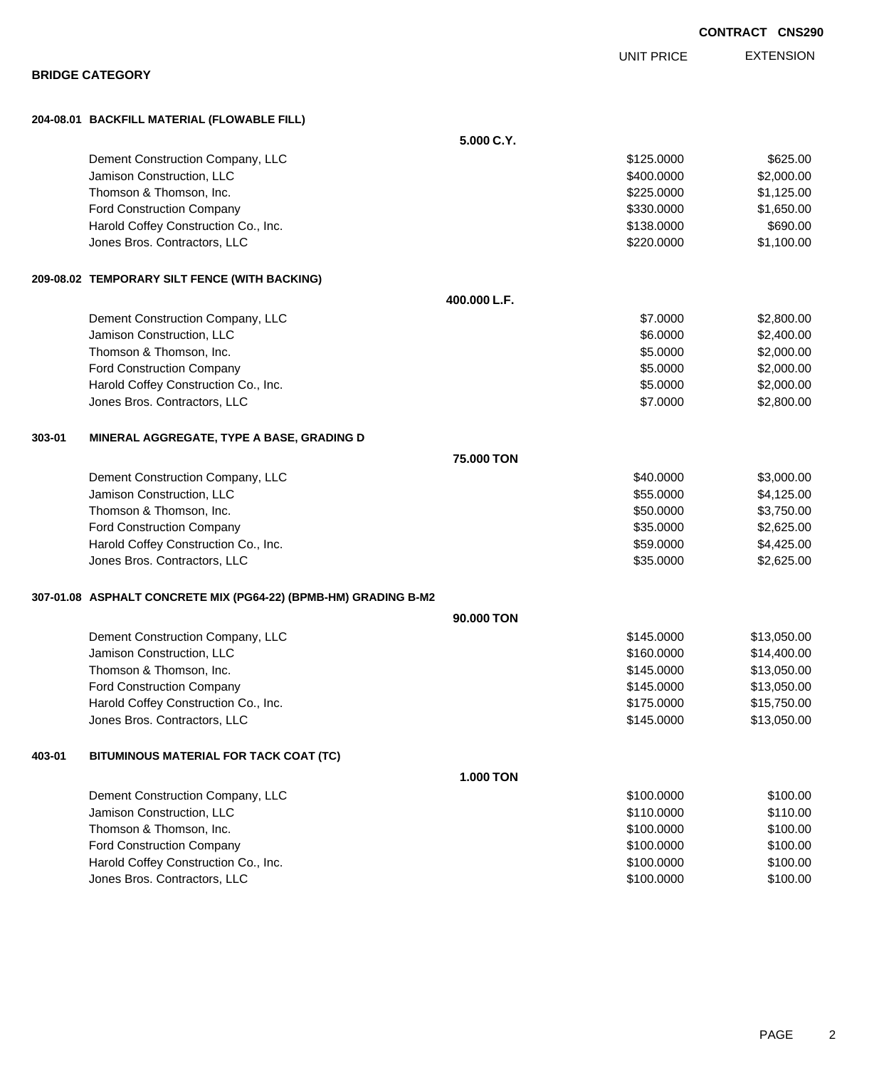**CONTRACT CNS290**

## BRIDGE CATEGORY

| | UNIT PRICE | EXTENSION |
|---|---|---|
| **204-08.01 BACKFILL MATERIAL (FLOWABLE FILL)** | | |
| **5.000 C.Y.** | | |
| Dement Construction Company, LLC | $125.0000 | $625.00 |
| Jamison Construction, LLC | $400.0000 | $2,000.00 |
| Thomson & Thomson, Inc. | $225.0000 | $1,125.00 |
| Ford Construction Company | $330.0000 | $1,650.00 |
| Harold Coffey Construction Co., Inc. | $138.0000 | $690.00 |
| Jones Bros. Contractors, LLC | $220.0000 | $1,100.00 |
| **209-08.02 TEMPORARY SILT FENCE (WITH BACKING)** | | |
| **400.000 L.F.** | | |
| Dement Construction Company, LLC | $7.0000 | $2,800.00 |
| Jamison Construction, LLC | $6.0000 | $2,400.00 |
| Thomson & Thomson, Inc. | $5.0000 | $2,000.00 |
| Ford Construction Company | $5.0000 | $2,000.00 |
| Harold Coffey Construction Co., Inc. | $5.0000 | $2,000.00 |
| Jones Bros. Contractors, LLC | $7.0000 | $2,800.00 |
| **303-01 MINERAL AGGREGATE, TYPE A BASE, GRADING D** | | |
| **75.000 TON** | | |
| Dement Construction Company, LLC | $40.0000 | $3,000.00 |
| Jamison Construction, LLC | $55.0000 | $4,125.00 |
| Thomson & Thomson, Inc. | $50.0000 | $3,750.00 |
| Ford Construction Company | $35.0000 | $2,625.00 |
| Harold Coffey Construction Co., Inc. | $59.0000 | $4,425.00 |
| Jones Bros. Contractors, LLC | $35.0000 | $2,625.00 |
| **307-01.08 ASPHALT CONCRETE MIX (PG64-22) (BPMB-HM) GRADING B-M2** | | |
| **90.000 TON** | | |
| Dement Construction Company, LLC | $145.0000 | $13,050.00 |
| Jamison Construction, LLC | $160.0000 | $14,400.00 |
| Thomson & Thomson, Inc. | $145.0000 | $13,050.00 |
| Ford Construction Company | $145.0000 | $13,050.00 |
| Harold Coffey Construction Co., Inc. | $175.0000 | $15,750.00 |
| Jones Bros. Contractors, LLC | $145.0000 | $13,050.00 |
| **403-01 BITUMINOUS MATERIAL FOR TACK COAT (TC)** | | |
| **1.000 TON** | | |
| Dement Construction Company, LLC | $100.0000 | $100.00 |
| Jamison Construction, LLC | $110.0000 | $110.00 |
| Thomson & Thomson, Inc. | $100.0000 | $100.00 |
| Ford Construction Company | $100.0000 | $100.00 |
| Harold Coffey Construction Co., Inc. | $100.0000 | $100.00 |
| Jones Bros. Contractors, LLC | $100.0000 | $100.00 |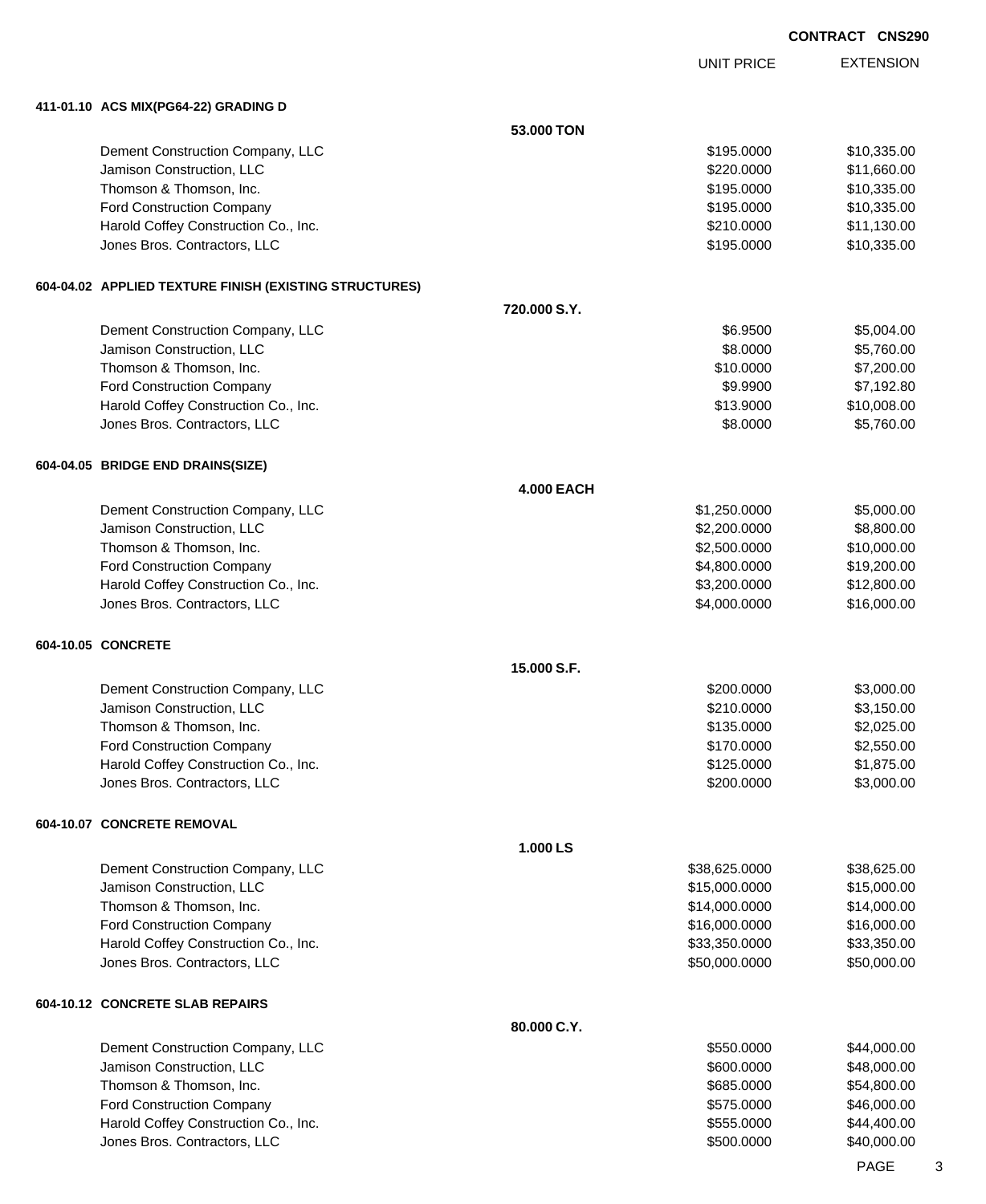**CONTRACT CNS290**

| | | UNIT PRICE | EXTENSION |
|---|---|---|---|
| **411-01.10 ACS MIX(PG64-22) GRADING D** | | | |
| | **53.000 TON** | | |
| Dement Construction Company, LLC | | $195.0000 | $10,335.00 |
| Jamison Construction, LLC | | $220.0000 | $11,660.00 |
| Thomson & Thomson, Inc. | | $195.0000 | $10,335.00 |
| Ford Construction Company | | $195.0000 | $10,335.00 |
| Harold Coffey Construction Co., Inc. | | $210.0000 | $11,130.00 |
| Jones Bros. Contractors, LLC | | $195.0000 | $10,335.00 |
| **604-04.02 APPLIED TEXTURE FINISH (EXISTING STRUCTURES)** | | | |
| | **720.000 S.Y.** | | |
| Dement Construction Company, LLC | | $6.9500 | $5,004.00 |
| Jamison Construction, LLC | | $8.0000 | $5,760.00 |
| Thomson & Thomson, Inc. | | $10.0000 | $7,200.00 |
| Ford Construction Company | | $9.9900 | $7,192.80 |
| Harold Coffey Construction Co., Inc. | | $13.9000 | $10,008.00 |
| Jones Bros. Contractors, LLC | | $8.0000 | $5,760.00 |
| **604-04.05 BRIDGE END DRAINS(SIZE)** | | | |
| | **4.000 EACH** | | |
| Dement Construction Company, LLC | | $1,250.0000 | $5,000.00 |
| Jamison Construction, LLC | | $2,200.0000 | $8,800.00 |
| Thomson & Thomson, Inc. | | $2,500.0000 | $10,000.00 |
| Ford Construction Company | | $4,800.0000 | $19,200.00 |
| Harold Coffey Construction Co., Inc. | | $3,200.0000 | $12,800.00 |
| Jones Bros. Contractors, LLC | | $4,000.0000 | $16,000.00 |
| **604-10.05 CONCRETE** | | | |
| | **15.000 S.F.** | | |
| Dement Construction Company, LLC | | $200.0000 | $3,000.00 |
| Jamison Construction, LLC | | $210.0000 | $3,150.00 |
| Thomson & Thomson, Inc. | | $135.0000 | $2,025.00 |
| Ford Construction Company | | $170.0000 | $2,550.00 |
| Harold Coffey Construction Co., Inc. | | $125.0000 | $1,875.00 |
| Jones Bros. Contractors, LLC | | $200.0000 | $3,000.00 |
| **604-10.07 CONCRETE REMOVAL** | | | |
| | **1.000 LS** | | |
| Dement Construction Company, LLC | | $38,625.0000 | $38,625.00 |
| Jamison Construction, LLC | | $15,000.0000 | $15,000.00 |
| Thomson & Thomson, Inc. | | $14,000.0000 | $14,000.00 |
| Ford Construction Company | | $16,000.0000 | $16,000.00 |
| Harold Coffey Construction Co., Inc. | | $33,350.0000 | $33,350.00 |
| Jones Bros. Contractors, LLC | | $50,000.0000 | $50,000.00 |
| **604-10.12 CONCRETE SLAB REPAIRS** | | | |
| | **80.000 C.Y.** | | |
| Dement Construction Company, LLC | | $550.0000 | $44,000.00 |
| Jamison Construction, LLC | | $600.0000 | $48,000.00 |
| Thomson & Thomson, Inc. | | $685.0000 | $54,800.00 |
| Ford Construction Company | | $575.0000 | $46,000.00 |
| Harold Coffey Construction Co., Inc. | | $555.0000 | $44,400.00 |
| Jones Bros. Contractors, LLC | | $500.0000 | $40,000.00 |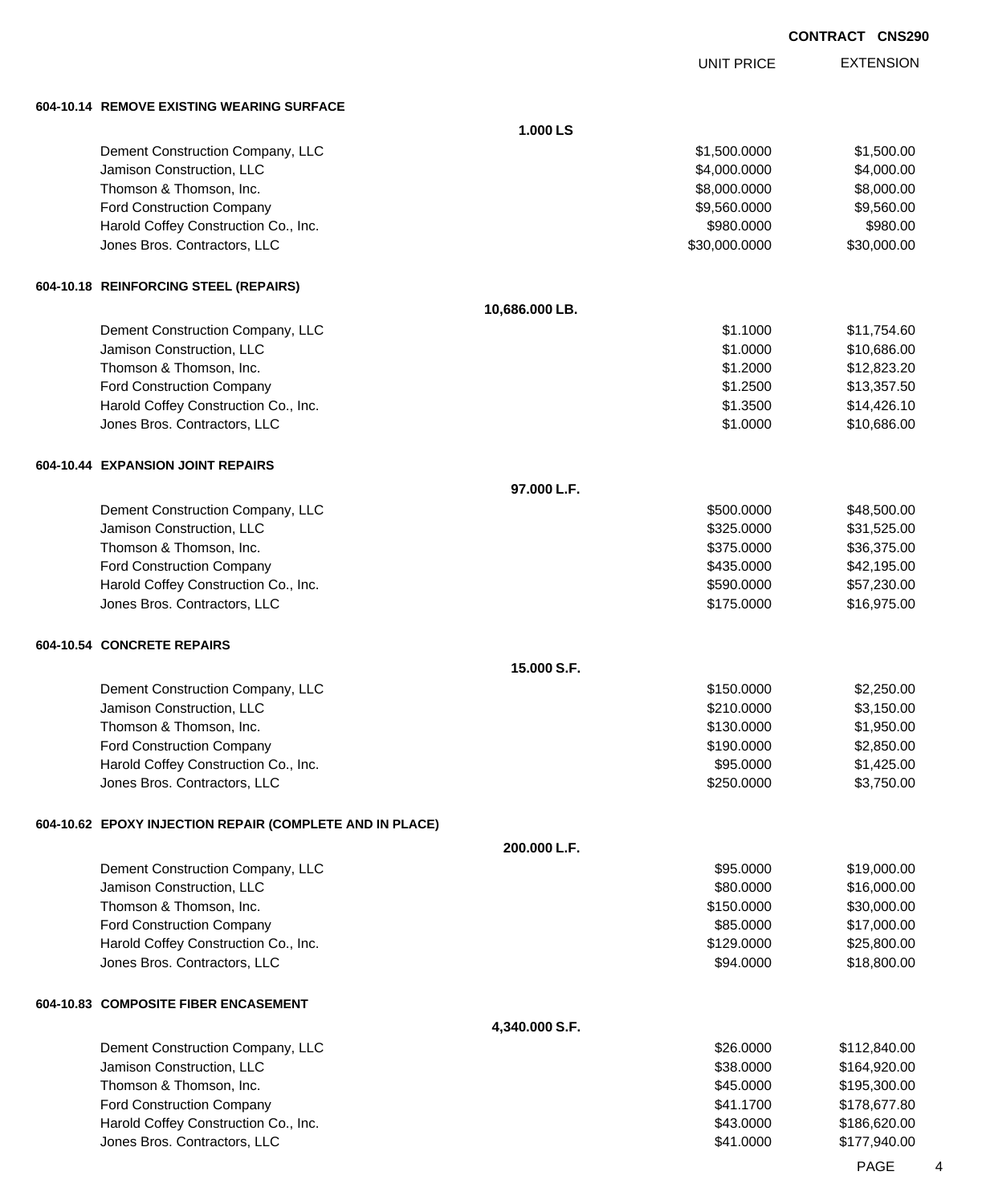**CONTRACT CNS290**

| | UNIT PRICE | EXTENSION |
|---|---|---|
| **604-10.14 REMOVE EXISTING WEARING SURFACE** | | |
| **1.000 LS** | | |
| Dement Construction Company, LLC | $1,500.0000 | $1,500.00 |
| Jamison Construction, LLC | $4,000.0000 | $4,000.00 |
| Thomson & Thomson, Inc. | $8,000.0000 | $8,000.00 |
| Ford Construction Company | $9,560.0000 | $9,560.00 |
| Harold Coffey Construction Co., Inc. | $980.0000 | $980.00 |
| Jones Bros. Contractors, LLC | $30,000.0000 | $30,000.00 |
| **604-10.18 REINFORCING STEEL (REPAIRS)** | | |
| **10,686.000 LB.** | | |
| Dement Construction Company, LLC | $1.1000 | $11,754.60 |
| Jamison Construction, LLC | $1.0000 | $10,686.00 |
| Thomson & Thomson, Inc. | $1.2000 | $12,823.20 |
| Ford Construction Company | $1.2500 | $13,357.50 |
| Harold Coffey Construction Co., Inc. | $1.3500 | $14,426.10 |
| Jones Bros. Contractors, LLC | $1.0000 | $10,686.00 |
| **604-10.44 EXPANSION JOINT REPAIRS** | | |
| **97.000 L.F.** | | |
| Dement Construction Company, LLC | $500.0000 | $48,500.00 |
| Jamison Construction, LLC | $325.0000 | $31,525.00 |
| Thomson & Thomson, Inc. | $375.0000 | $36,375.00 |
| Ford Construction Company | $435.0000 | $42,195.00 |
| Harold Coffey Construction Co., Inc. | $590.0000 | $57,230.00 |
| Jones Bros. Contractors, LLC | $175.0000 | $16,975.00 |
| **604-10.54 CONCRETE REPAIRS** | | |
| **15.000 S.F.** | | |
| Dement Construction Company, LLC | $150.0000 | $2,250.00 |
| Jamison Construction, LLC | $210.0000 | $3,150.00 |
| Thomson & Thomson, Inc. | $130.0000 | $1,950.00 |
| Ford Construction Company | $190.0000 | $2,850.00 |
| Harold Coffey Construction Co., Inc. | $95.0000 | $1,425.00 |
| Jones Bros. Contractors, LLC | $250.0000 | $3,750.00 |
| **604-10.62 EPOXY INJECTION REPAIR (COMPLETE AND IN PLACE)** | | |
| **200.000 L.F.** | | |
| Dement Construction Company, LLC | $95.0000 | $19,000.00 |
| Jamison Construction, LLC | $80.0000 | $16,000.00 |
| Thomson & Thomson, Inc. | $150.0000 | $30,000.00 |
| Ford Construction Company | $85.0000 | $17,000.00 |
| Harold Coffey Construction Co., Inc. | $129.0000 | $25,800.00 |
| Jones Bros. Contractors, LLC | $94.0000 | $18,800.00 |
| **604-10.83 COMPOSITE FIBER ENCASEMENT** | | |
| **4,340.000 S.F.** | | |
| Dement Construction Company, LLC | $26.0000 | $112,840.00 |
| Jamison Construction, LLC | $38.0000 | $164,920.00 |
| Thomson & Thomson, Inc. | $45.0000 | $195,300.00 |
| Ford Construction Company | $41.1700 | $178,677.80 |
| Harold Coffey Construction Co., Inc. | $43.0000 | $186,620.00 |
| Jones Bros. Contractors, LLC | $41.0000 | $177,940.00 |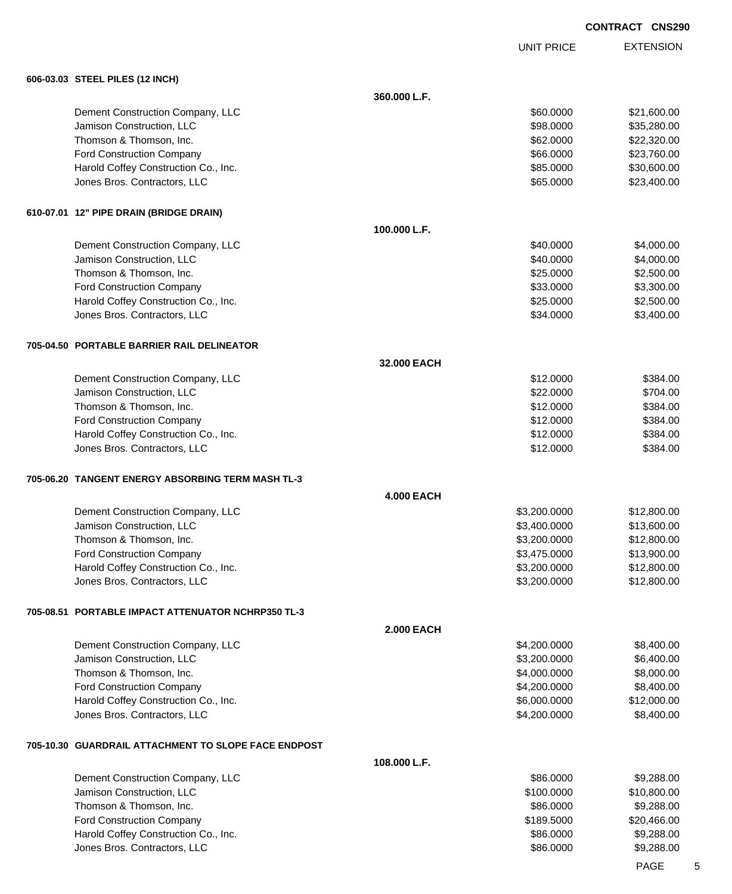**CONTRACT CNS290**

| | | UNIT PRICE | EXTENSION |
|---|---|---|---|
| **606-03.03 STEEL PILES (12 INCH)** | | | |
| | **360.000 L.F.** | | |
| Dement Construction Company, LLC | | $60.0000 | $21,600.00 |
| Jamison Construction, LLC | | $98.0000 | $35,280.00 |
| Thomson & Thomson, Inc. | | $62.0000 | $22,320.00 |
| Ford Construction Company | | $66.0000 | $23,760.00 |
| Harold Coffey Construction Co., Inc. | | $85.0000 | $30,600.00 |
| Jones Bros. Contractors, LLC | | $65.0000 | $23,400.00 |
| **610-07.01 12" PIPE DRAIN (BRIDGE DRAIN)** | | | |
| | **100.000 L.F.** | | |
| Dement Construction Company, LLC | | $40.0000 | $4,000.00 |
| Jamison Construction, LLC | | $40.0000 | $4,000.00 |
| Thomson & Thomson, Inc. | | $25.0000 | $2,500.00 |
| Ford Construction Company | | $33.0000 | $3,300.00 |
| Harold Coffey Construction Co., Inc. | | $25.0000 | $2,500.00 |
| Jones Bros. Contractors, LLC | | $34.0000 | $3,400.00 |
| **705-04.50 PORTABLE BARRIER RAIL DELINEATOR** | | | |
| | **32.000 EACH** | | |
| Dement Construction Company, LLC | | $12.0000 | $384.00 |
| Jamison Construction, LLC | | $22.0000 | $704.00 |
| Thomson & Thomson, Inc. | | $12.0000 | $384.00 |
| Ford Construction Company | | $12.0000 | $384.00 |
| Harold Coffey Construction Co., Inc. | | $12.0000 | $384.00 |
| Jones Bros. Contractors, LLC | | $12.0000 | $384.00 |
| **705-06.20 TANGENT ENERGY ABSORBING TERM MASH TL-3** | | | |
| | **4.000 EACH** | | |
| Dement Construction Company, LLC | | $3,200.0000 | $12,800.00 |
| Jamison Construction, LLC | | $3,400.0000 | $13,600.00 |
| Thomson & Thomson, Inc. | | $3,200.0000 | $12,800.00 |
| Ford Construction Company | | $3,475.0000 | $13,900.00 |
| Harold Coffey Construction Co., Inc. | | $3,200.0000 | $12,800.00 |
| Jones Bros. Contractors, LLC | | $3,200.0000 | $12,800.00 |
| **705-08.51 PORTABLE IMPACT ATTENUATOR NCHRP350 TL-3** | | | |
| | **2.000 EACH** | | |
| Dement Construction Company, LLC | | $4,200.0000 | $8,400.00 |
| Jamison Construction, LLC | | $3,200.0000 | $6,400.00 |
| Thomson & Thomson, Inc. | | $4,000.0000 | $8,000.00 |
| Ford Construction Company | | $4,200.0000 | $8,400.00 |
| Harold Coffey Construction Co., Inc. | | $6,000.0000 | $12,000.00 |
| Jones Bros. Contractors, LLC | | $4,200.0000 | $8,400.00 |
| **705-10.30 GUARDRAIL ATTACHMENT TO SLOPE FACE ENDPOST** | | | |
| | **108.000 L.F.** | | |
| Dement Construction Company, LLC | | $86.0000 | $9,288.00 |
| Jamison Construction, LLC | | $100.0000 | $10,800.00 |
| Thomson & Thomson, Inc. | | $86.0000 | $9,288.00 |
| Ford Construction Company | | $189.5000 | $20,466.00 |
| Harold Coffey Construction Co., Inc. | | $86.0000 | $9,288.00 |
| Jones Bros. Contractors, LLC | | $86.0000 | $9,288.00 |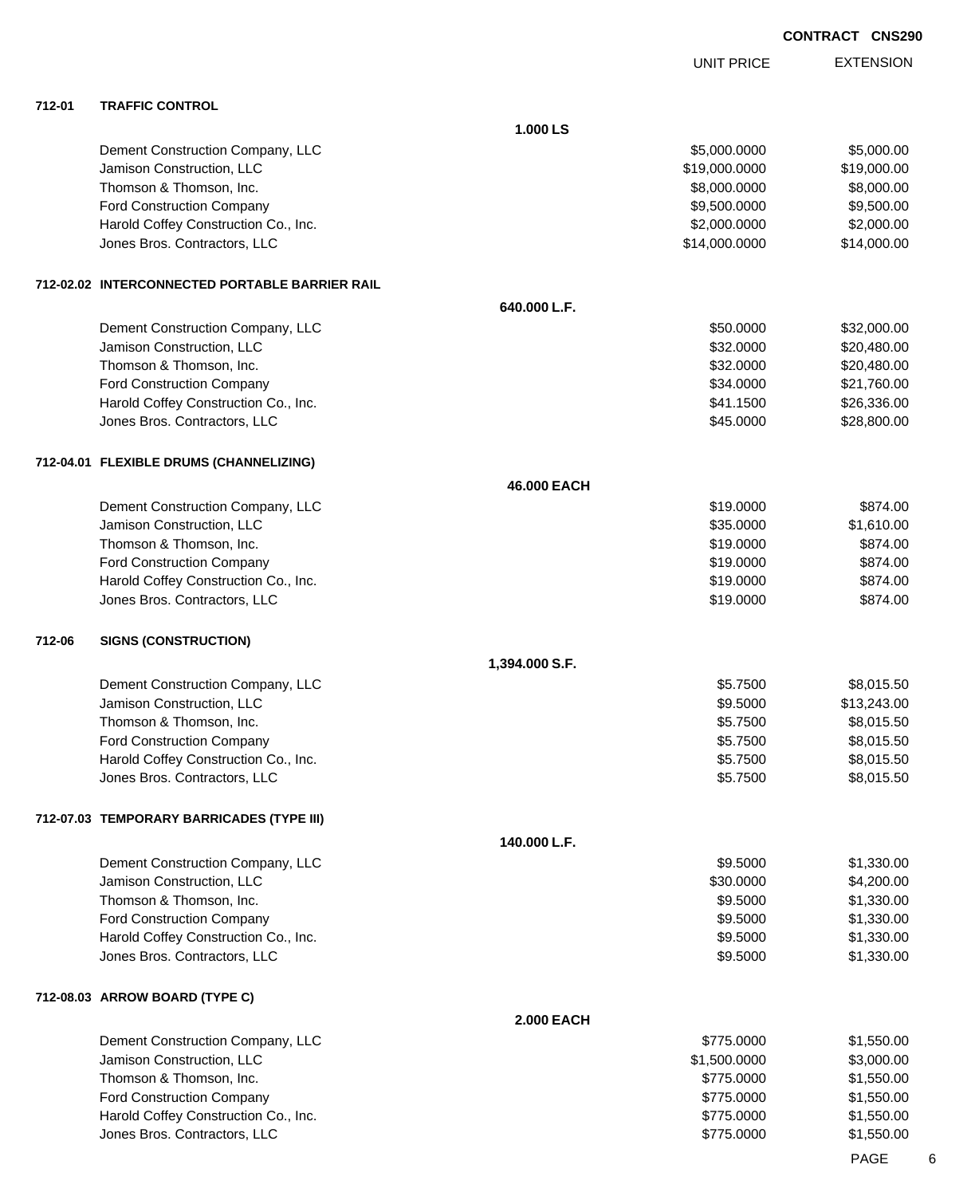**CONTRACT CNS290**

| | | | UNIT PRICE | EXTENSION |
|---|---|---|---|---|
| **712-01** | **TRAFFIC CONTROL** | | | |
| | | **1.000 LS** | | |
| | Dement Construction Company, LLC | | $5,000.0000 | $5,000.00 |
| | Jamison Construction, LLC | | $19,000.0000 | $19,000.00 |
| | Thomson & Thomson, Inc. | | $8,000.0000 | $8,000.00 |
| | Ford Construction Company | | $9,500.0000 | $9,500.00 |
| | Harold Coffey Construction Co., Inc. | | $2,000.0000 | $2,000.00 |
| | Jones Bros. Contractors, LLC | | $14,000.0000 | $14,000.00 |
| **712-02.02** | **INTERCONNECTED PORTABLE BARRIER RAIL** | | | |
| | | **640.000 L.F.** | | |
| | Dement Construction Company, LLC | | $50.0000 | $32,000.00 |
| | Jamison Construction, LLC | | $32.0000 | $20,480.00 |
| | Thomson & Thomson, Inc. | | $32.0000 | $20,480.00 |
| | Ford Construction Company | | $34.0000 | $21,760.00 |
| | Harold Coffey Construction Co., Inc. | | $41.1500 | $26,336.00 |
| | Jones Bros. Contractors, LLC | | $45.0000 | $28,800.00 |
| **712-04.01** | **FLEXIBLE DRUMS (CHANNELIZING)** | | | |
| | | **46.000 EACH** | | |
| | Dement Construction Company, LLC | | $19.0000 | $874.00 |
| | Jamison Construction, LLC | | $35.0000 | $1,610.00 |
| | Thomson & Thomson, Inc. | | $19.0000 | $874.00 |
| | Ford Construction Company | | $19.0000 | $874.00 |
| | Harold Coffey Construction Co., Inc. | | $19.0000 | $874.00 |
| | Jones Bros. Contractors, LLC | | $19.0000 | $874.00 |
| **712-06** | **SIGNS (CONSTRUCTION)** | | | |
| | | **1,394.000 S.F.** | | |
| | Dement Construction Company, LLC | | $5.7500 | $8,015.50 |
| | Jamison Construction, LLC | | $9.5000 | $13,243.00 |
| | Thomson & Thomson, Inc. | | $5.7500 | $8,015.50 |
| | Ford Construction Company | | $5.7500 | $8,015.50 |
| | Harold Coffey Construction Co., Inc. | | $5.7500 | $8,015.50 |
| | Jones Bros. Contractors, LLC | | $5.7500 | $8,015.50 |
| **712-07.03** | **TEMPORARY BARRICADES (TYPE III)** | | | |
| | | **140.000 L.F.** | | |
| | Dement Construction Company, LLC | | $9.5000 | $1,330.00 |
| | Jamison Construction, LLC | | $30.0000 | $4,200.00 |
| | Thomson & Thomson, Inc. | | $9.5000 | $1,330.00 |
| | Ford Construction Company | | $9.5000 | $1,330.00 |
| | Harold Coffey Construction Co., Inc. | | $9.5000 | $1,330.00 |
| | Jones Bros. Contractors, LLC | | $9.5000 | $1,330.00 |
| **712-08.03** | **ARROW BOARD (TYPE C)** | | | |
| | | **2.000 EACH** | | |
| | Dement Construction Company, LLC | | $775.0000 | $1,550.00 |
| | Jamison Construction, LLC | | $1,500.0000 | $3,000.00 |
| | Thomson & Thomson, Inc. | | $775.0000 | $1,550.00 |
| | Ford Construction Company | | $775.0000 | $1,550.00 |
| | Harold Coffey Construction Co., Inc. | | $775.0000 | $1,550.00 |
| | Jones Bros. Contractors, LLC | | $775.0000 | $1,550.00 |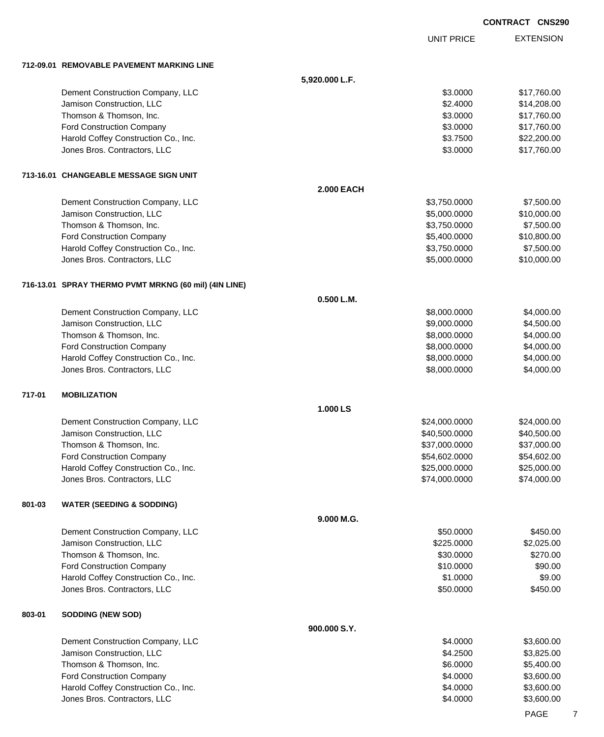**CONTRACT CNS290**

| | UNIT PRICE | EXTENSION |
|---|---|---|
| **712-09.01 REMOVABLE PAVEMENT MARKING LINE** | | |
| **5,920.000 L.F.** | | |
| Dement Construction Company, LLC | $3.0000 | $17,760.00 |
| Jamison Construction, LLC | $2.4000 | $14,208.00 |
| Thomson & Thomson, Inc. | $3.0000 | $17,760.00 |
| Ford Construction Company | $3.0000 | $17,760.00 |
| Harold Coffey Construction Co., Inc. | $3.7500 | $22,200.00 |
| Jones Bros. Contractors, LLC | $3.0000 | $17,760.00 |
| **713-16.01 CHANGEABLE MESSAGE SIGN UNIT** | | |
| **2.000 EACH** | | |
| Dement Construction Company, LLC | $3,750.0000 | $7,500.00 |
| Jamison Construction, LLC | $5,000.0000 | $10,000.00 |
| Thomson & Thomson, Inc. | $3,750.0000 | $7,500.00 |
| Ford Construction Company | $5,400.0000 | $10,800.00 |
| Harold Coffey Construction Co., Inc. | $3,750.0000 | $7,500.00 |
| Jones Bros. Contractors, LLC | $5,000.0000 | $10,000.00 |
| **716-13.01 SPRAY THERMO PVMT MRKNG (60 mil) (4IN LINE)** | | |
| **0.500 L.M.** | | |
| Dement Construction Company, LLC | $8,000.0000 | $4,000.00 |
| Jamison Construction, LLC | $9,000.0000 | $4,500.00 |
| Thomson & Thomson, Inc. | $8,000.0000 | $4,000.00 |
| Ford Construction Company | $8,000.0000 | $4,000.00 |
| Harold Coffey Construction Co., Inc. | $8,000.0000 | $4,000.00 |
| Jones Bros. Contractors, LLC | $8,000.0000 | $4,000.00 |
| **717-01 MOBILIZATION** | | |
| **1.000 LS** | | |
| Dement Construction Company, LLC | $24,000.0000 | $24,000.00 |
| Jamison Construction, LLC | $40,500.0000 | $40,500.00 |
| Thomson & Thomson, Inc. | $37,000.0000 | $37,000.00 |
| Ford Construction Company | $54,602.0000 | $54,602.00 |
| Harold Coffey Construction Co., Inc. | $25,000.0000 | $25,000.00 |
| Jones Bros. Contractors, LLC | $74,000.0000 | $74,000.00 |
| **801-03 WATER (SEEDING & SODDING)** | | |
| **9.000 M.G.** | | |
| Dement Construction Company, LLC | $50.0000 | $450.00 |
| Jamison Construction, LLC | $225.0000 | $2,025.00 |
| Thomson & Thomson, Inc. | $30.0000 | $270.00 |
| Ford Construction Company | $10.0000 | $90.00 |
| Harold Coffey Construction Co., Inc. | $1.0000 | $9.00 |
| Jones Bros. Contractors, LLC | $50.0000 | $450.00 |
| **803-01 SODDING (NEW SOD)** | | |
| **900.000 S.Y.** | | |
| Dement Construction Company, LLC | $4.0000 | $3,600.00 |
| Jamison Construction, LLC | $4.2500 | $3,825.00 |
| Thomson & Thomson, Inc. | $6.0000 | $5,400.00 |
| Ford Construction Company | $4.0000 | $3,600.00 |
| Harold Coffey Construction Co., Inc. | $4.0000 | $3,600.00 |
| Jones Bros. Contractors, LLC | $4.0000 | $3,600.00 |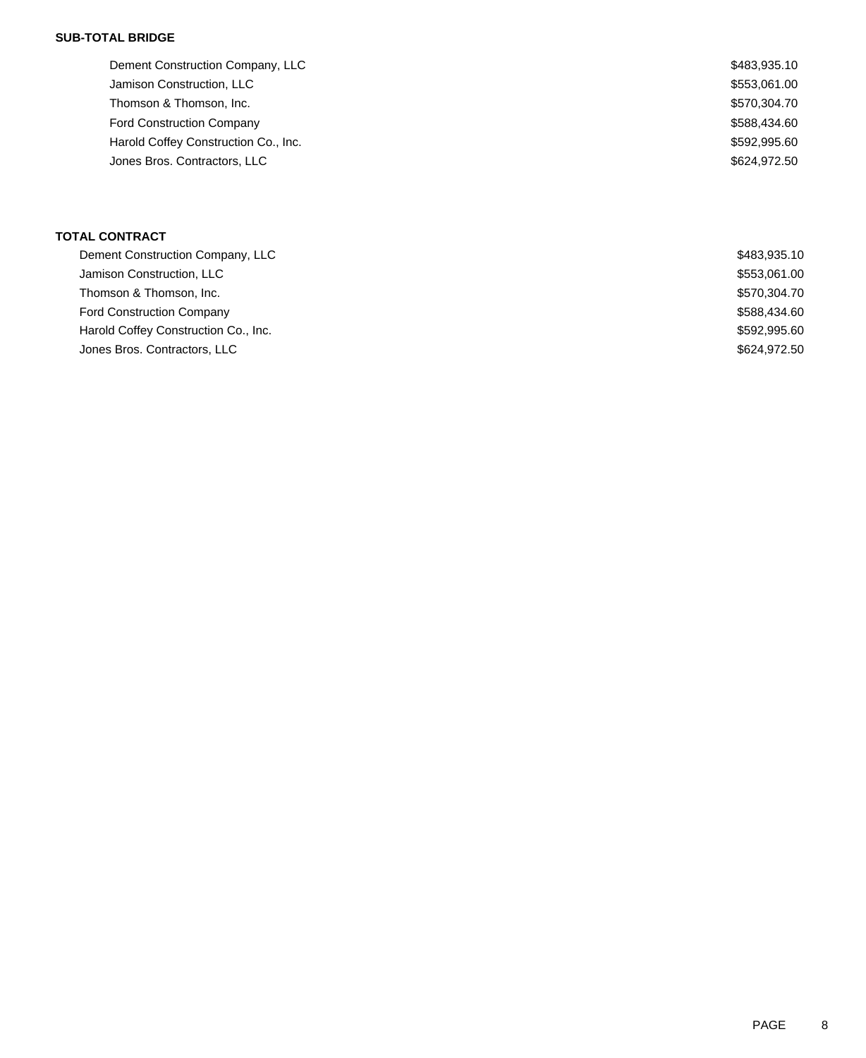**SUB-TOTAL BRIDGE**

| | |
|---|---|
| Dement Construction Company, LLC | $483,935.10 |
| Jamison Construction, LLC | $553,061.00 |
| Thomson & Thomson, Inc. | $570,304.70 |
| Ford Construction Company | $588,434.60 |
| Harold Coffey Construction Co., Inc. | $592,995.60 |
| Jones Bros. Contractors, LLC | $624,972.50 |

**TOTAL CONTRACT**

| | |
|---|---|
| Dement Construction Company, LLC | $483,935.10 |
| Jamison Construction, LLC | $553,061.00 |
| Thomson & Thomson, Inc. | $570,304.70 |
| Ford Construction Company | $588,434.60 |
| Harold Coffey Construction Co., Inc. | $592,995.60 |
| Jones Bros. Contractors, LLC | $624,972.50 |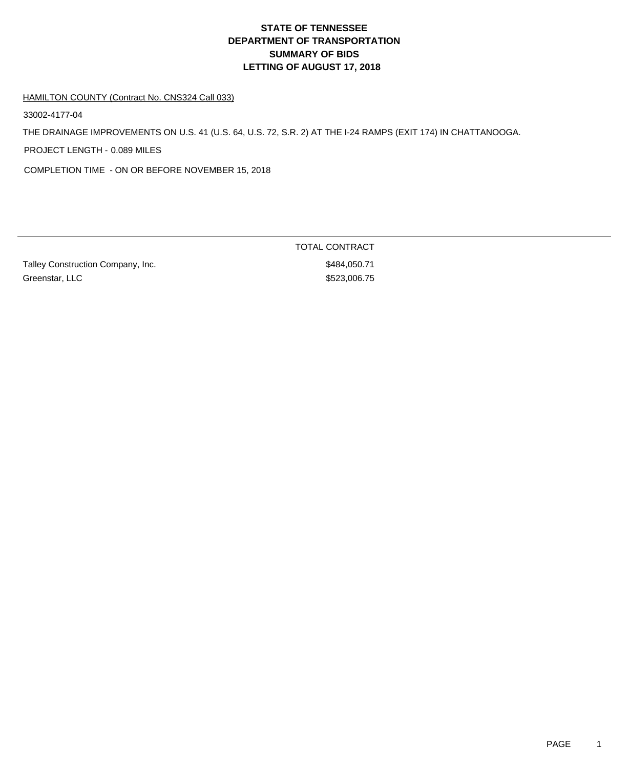# STATE OF TENNESSEE
# DEPARTMENT OF TRANSPORTATION
# SUMMARY OF BIDS
# LETTING OF AUGUST 17, 2018

HAMILTON COUNTY (Contract No. CNS324 Call 033)

33002-4177-04

THE DRAINAGE IMPROVEMENTS ON U.S. 41 (U.S. 64, U.S. 72, S.R. 2) AT THE I-24 RAMPS (EXIT 174) IN CHATTANOOGA.

PROJECT LENGTH - 0.089 MILES

COMPLETION TIME - ON OR BEFORE NOVEMBER 15, 2018

| | TOTAL CONTRACT |
|---|---|
| Talley Construction Company, Inc. | $484,050.71 |
| Greenstar, LLC | $523,006.75 |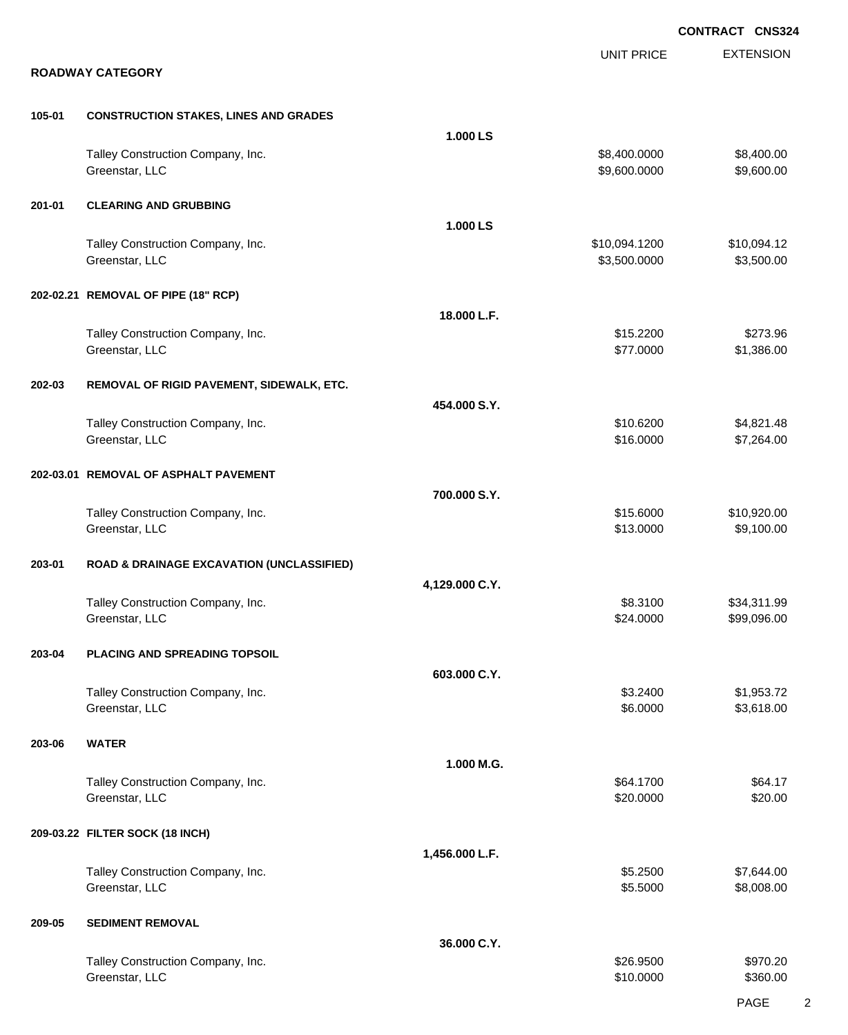CONTRACT CNS324

## ROADWAY CATEGORY

| | | | UNIT PRICE | EXTENSION |
|---|---|---|---|---|
| **105-01** | **CONSTRUCTION STAKES, LINES AND GRADES** | | | |
| | | **1.000 LS** | | |
| | Talley Construction Company, Inc. | | $8,400.0000 | $8,400.00 |
| | Greenstar, LLC | | $9,600.0000 | $9,600.00 |
| **201-01** | **CLEARING AND GRUBBING** | | | |
| | | **1.000 LS** | | |
| | Talley Construction Company, Inc. | | $10,094.1200 | $10,094.12 |
| | Greenstar, LLC | | $3,500.0000 | $3,500.00 |
| **202-02.21** | **REMOVAL OF PIPE (18" RCP)** | | | |
| | | **18.000 L.F.** | | |
| | Talley Construction Company, Inc. | | $15.2200 | $273.96 |
| | Greenstar, LLC | | $77.0000 | $1,386.00 |
| **202-03** | **REMOVAL OF RIGID PAVEMENT, SIDEWALK, ETC.** | | | |
| | | **454.000 S.Y.** | | |
| | Talley Construction Company, Inc. | | $10.6200 | $4,821.48 |
| | Greenstar, LLC | | $16.0000 | $7,264.00 |
| **202-03.01** | **REMOVAL OF ASPHALT PAVEMENT** | | | |
| | | **700.000 S.Y.** | | |
| | Talley Construction Company, Inc. | | $15.6000 | $10,920.00 |
| | Greenstar, LLC | | $13.0000 | $9,100.00 |
| **203-01** | **ROAD & DRAINAGE EXCAVATION (UNCLASSIFIED)** | | | |
| | | **4,129.000 C.Y.** | | |
| | Talley Construction Company, Inc. | | $8.3100 | $34,311.99 |
| | Greenstar, LLC | | $24.0000 | $99,096.00 |
| **203-04** | **PLACING AND SPREADING TOPSOIL** | | | |
| | | **603.000 C.Y.** | | |
| | Talley Construction Company, Inc. | | $3.2400 | $1,953.72 |
| | Greenstar, LLC | | $6.0000 | $3,618.00 |
| **203-06** | **WATER** | | | |
| | | **1.000 M.G.** | | |
| | Talley Construction Company, Inc. | | $64.1700 | $64.17 |
| | Greenstar, LLC | | $20.0000 | $20.00 |
| **209-03.22** | **FILTER SOCK (18 INCH)** | | | |
| | | **1,456.000 L.F.** | | |
| | Talley Construction Company, Inc. | | $5.2500 | $7,644.00 |
| | Greenstar, LLC | | $5.5000 | $8,008.00 |
| **209-05** | **SEDIMENT REMOVAL** | | | |
| | | **36.000 C.Y.** | | |
| | Talley Construction Company, Inc. | | $26.9500 | $970.20 |
| | Greenstar, LLC | | $10.0000 | $360.00 |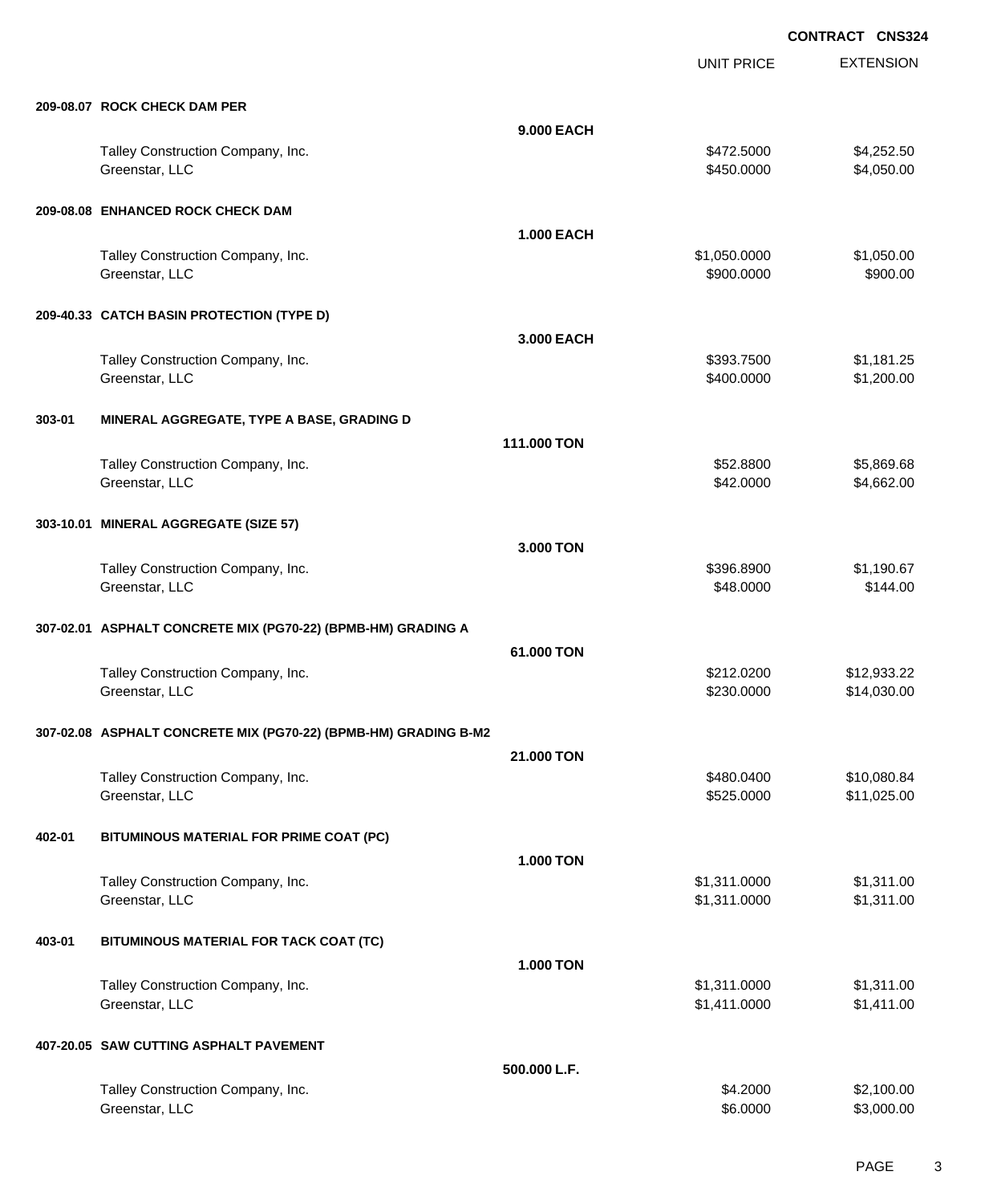**CONTRACT CNS324**

| | | UNIT PRICE | EXTENSION |
|---|---|---|---|
| **209-08.07 ROCK CHECK DAM PER** | | | |
| | **9.000 EACH** | | |
| Talley Construction Company, Inc. | | $472.5000 | $4,252.50 |
| Greenstar, LLC | | $450.0000 | $4,050.00 |
| **209-08.08 ENHANCED ROCK CHECK DAM** | | | |
| | **1.000 EACH** | | |
| Talley Construction Company, Inc. | | $1,050.0000 | $1,050.00 |
| Greenstar, LLC | | $900.0000 | $900.00 |
| **209-40.33 CATCH BASIN PROTECTION (TYPE D)** | | | |
| | **3.000 EACH** | | |
| Talley Construction Company, Inc. | | $393.7500 | $1,181.25 |
| Greenstar, LLC | | $400.0000 | $1,200.00 |
| **303-01 MINERAL AGGREGATE, TYPE A BASE, GRADING D** | | | |
| | **111.000 TON** | | |
| Talley Construction Company, Inc. | | $52.8800 | $5,869.68 |
| Greenstar, LLC | | $42.0000 | $4,662.00 |
| **303-10.01 MINERAL AGGREGATE (SIZE 57)** | | | |
| | **3.000 TON** | | |
| Talley Construction Company, Inc. | | $396.8900 | $1,190.67 |
| Greenstar, LLC | | $48.0000 | $144.00 |
| **307-02.01 ASPHALT CONCRETE MIX (PG70-22) (BPMB-HM) GRADING A** | | | |
| | **61.000 TON** | | |
| Talley Construction Company, Inc. | | $212.0200 | $12,933.22 |
| Greenstar, LLC | | $230.0000 | $14,030.00 |
| **307-02.08 ASPHALT CONCRETE MIX (PG70-22) (BPMB-HM) GRADING B-M2** | | | |
| | **21.000 TON** | | |
| Talley Construction Company, Inc. | | $480.0400 | $10,080.84 |
| Greenstar, LLC | | $525.0000 | $11,025.00 |
| **402-01 BITUMINOUS MATERIAL FOR PRIME COAT (PC)** | | | |
| | **1.000 TON** | | |
| Talley Construction Company, Inc. | | $1,311.0000 | $1,311.00 |
| Greenstar, LLC | | $1,311.0000 | $1,311.00 |
| **403-01 BITUMINOUS MATERIAL FOR TACK COAT (TC)** | | | |
| | **1.000 TON** | | |
| Talley Construction Company, Inc. | | $1,311.0000 | $1,311.00 |
| Greenstar, LLC | | $1,411.0000 | $1,411.00 |
| **407-20.05 SAW CUTTING ASPHALT PAVEMENT** | | | |
| | **500.000 L.F.** | | |
| Talley Construction Company, Inc. | | $4.2000 | $2,100.00 |
| Greenstar, LLC | | $6.0000 | $3,000.00 |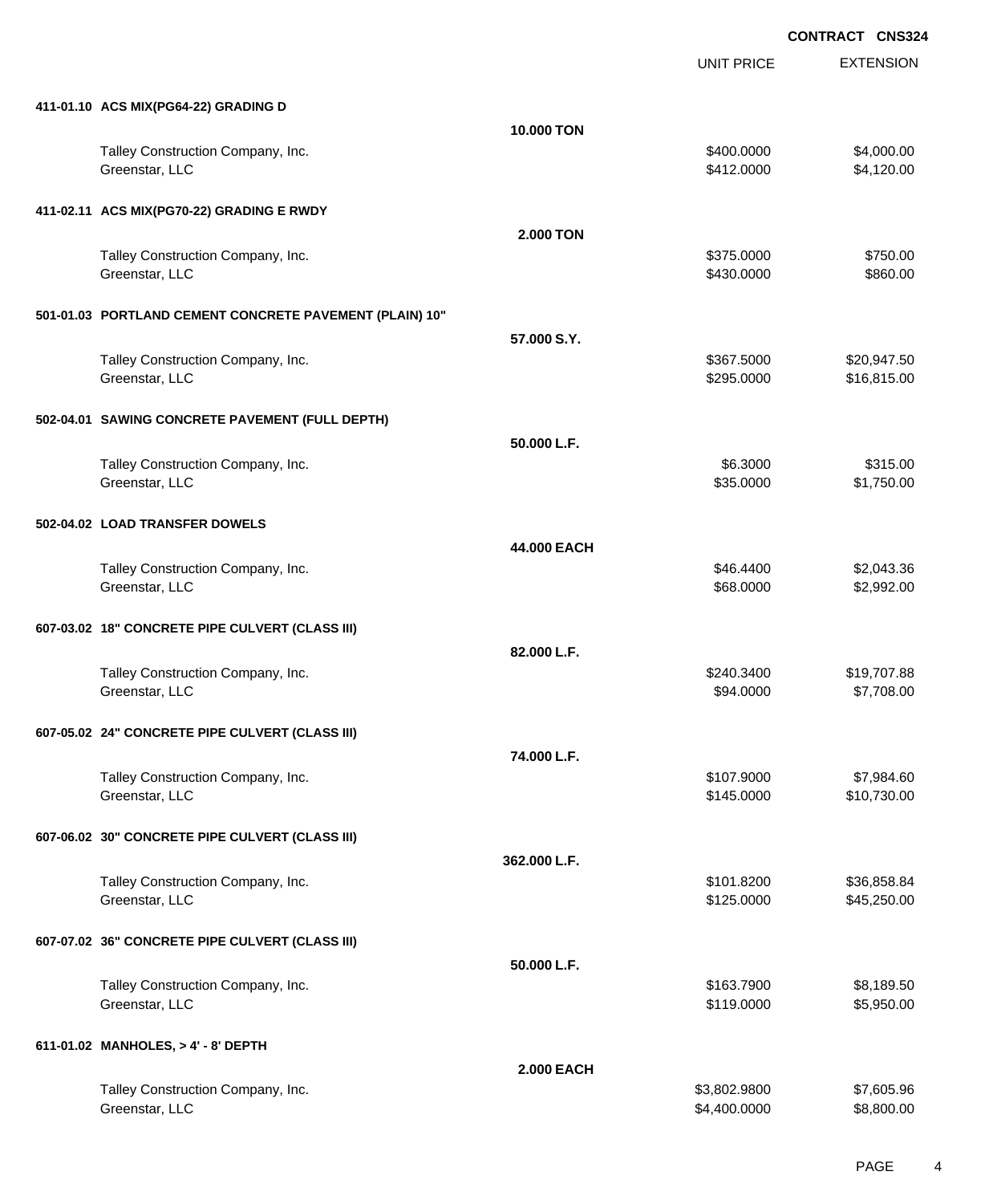**CONTRACT CNS324**

| | | UNIT PRICE | EXTENSION |
|---|---|---|---|
| **411-01.10 ACS MIX(PG64-22) GRADING D** | | | |
| | **10.000 TON** | | |
| Talley Construction Company, Inc. | | $400.0000 | $4,000.00 |
| Greenstar, LLC | | $412.0000 | $4,120.00 |
| **411-02.11 ACS MIX(PG70-22) GRADING E RWDY** | | | |
| | **2.000 TON** | | |
| Talley Construction Company, Inc. | | $375.0000 | $750.00 |
| Greenstar, LLC | | $430.0000 | $860.00 |
| **501-01.03 PORTLAND CEMENT CONCRETE PAVEMENT (PLAIN) 10"** | | | |
| | **57.000 S.Y.** | | |
| Talley Construction Company, Inc. | | $367.5000 | $20,947.50 |
| Greenstar, LLC | | $295.0000 | $16,815.00 |
| **502-04.01 SAWING CONCRETE PAVEMENT (FULL DEPTH)** | | | |
| | **50.000 L.F.** | | |
| Talley Construction Company, Inc. | | $6.3000 | $315.00 |
| Greenstar, LLC | | $35.0000 | $1,750.00 |
| **502-04.02 LOAD TRANSFER DOWELS** | | | |
| | **44.000 EACH** | | |
| Talley Construction Company, Inc. | | $46.4400 | $2,043.36 |
| Greenstar, LLC | | $68.0000 | $2,992.00 |
| **607-03.02 18" CONCRETE PIPE CULVERT (CLASS III)** | | | |
| | **82.000 L.F.** | | |
| Talley Construction Company, Inc. | | $240.3400 | $19,707.88 |
| Greenstar, LLC | | $94.0000 | $7,708.00 |
| **607-05.02 24" CONCRETE PIPE CULVERT (CLASS III)** | | | |
| | **74.000 L.F.** | | |
| Talley Construction Company, Inc. | | $107.9000 | $7,984.60 |
| Greenstar, LLC | | $145.0000 | $10,730.00 |
| **607-06.02 30" CONCRETE PIPE CULVERT (CLASS III)** | | | |
| | **362.000 L.F.** | | |
| Talley Construction Company, Inc. | | $101.8200 | $36,858.84 |
| Greenstar, LLC | | $125.0000 | $45,250.00 |
| **607-07.02 36" CONCRETE PIPE CULVERT (CLASS III)** | | | |
| | **50.000 L.F.** | | |
| Talley Construction Company, Inc. | | $163.7900 | $8,189.50 |
| Greenstar, LLC | | $119.0000 | $5,950.00 |
| **611-01.02 MANHOLES, > 4' - 8' DEPTH** | | | |
| | **2.000 EACH** | | |
| Talley Construction Company, Inc. | | $3,802.9800 | $7,605.96 |
| Greenstar, LLC | | $4,400.0000 | $8,800.00 |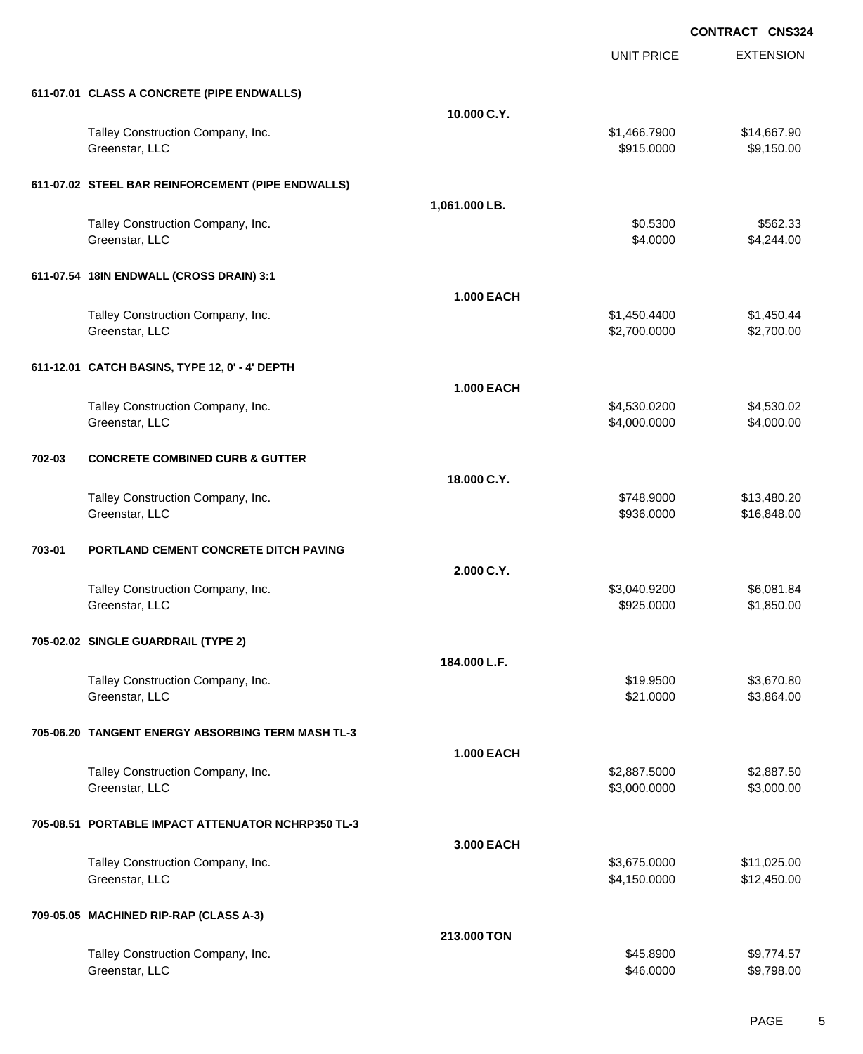**CONTRACT CNS324**

| | | UNIT PRICE | EXTENSION |
|---|---|---|---|
| **611-07.01 CLASS A CONCRETE (PIPE ENDWALLS)** | | | |
| | **10.000 C.Y.** | | |
| Talley Construction Company, Inc. | | $1,466.7900 | $14,667.90 |
| Greenstar, LLC | | $915.0000 | $9,150.00 |
| **611-07.02 STEEL BAR REINFORCEMENT (PIPE ENDWALLS)** | | | |
| | **1,061.000 LB.** | | |
| Talley Construction Company, Inc. | | $0.5300 | $562.33 |
| Greenstar, LLC | | $4.0000 | $4,244.00 |
| **611-07.54 18IN ENDWALL (CROSS DRAIN) 3:1** | | | |
| | **1.000 EACH** | | |
| Talley Construction Company, Inc. | | $1,450.4400 | $1,450.44 |
| Greenstar, LLC | | $2,700.0000 | $2,700.00 |
| **611-12.01 CATCH BASINS, TYPE 12, 0' - 4' DEPTH** | | | |
| | **1.000 EACH** | | |
| Talley Construction Company, Inc. | | $4,530.0200 | $4,530.02 |
| Greenstar, LLC | | $4,000.0000 | $4,000.00 |
| **702-03 CONCRETE COMBINED CURB & GUTTER** | | | |
| | **18.000 C.Y.** | | |
| Talley Construction Company, Inc. | | $748.9000 | $13,480.20 |
| Greenstar, LLC | | $936.0000 | $16,848.00 |
| **703-01 PORTLAND CEMENT CONCRETE DITCH PAVING** | | | |
| | **2.000 C.Y.** | | |
| Talley Construction Company, Inc. | | $3,040.9200 | $6,081.84 |
| Greenstar, LLC | | $925.0000 | $1,850.00 |
| **705-02.02 SINGLE GUARDRAIL (TYPE 2)** | | | |
| | **184.000 L.F.** | | |
| Talley Construction Company, Inc. | | $19.9500 | $3,670.80 |
| Greenstar, LLC | | $21.0000 | $3,864.00 |
| **705-06.20 TANGENT ENERGY ABSORBING TERM MASH TL-3** | | | |
| | **1.000 EACH** | | |
| Talley Construction Company, Inc. | | $2,887.5000 | $2,887.50 |
| Greenstar, LLC | | $3,000.0000 | $3,000.00 |
| **705-08.51 PORTABLE IMPACT ATTENUATOR NCHRP350 TL-3** | | | |
| | **3.000 EACH** | | |
| Talley Construction Company, Inc. | | $3,675.0000 | $11,025.00 |
| Greenstar, LLC | | $4,150.0000 | $12,450.00 |
| **709-05.05 MACHINED RIP-RAP (CLASS A-3)** | | | |
| | **213.000 TON** | | |
| Talley Construction Company, Inc. | | $45.8900 | $9,774.57 |
| Greenstar, LLC | | $46.0000 | $9,798.00 |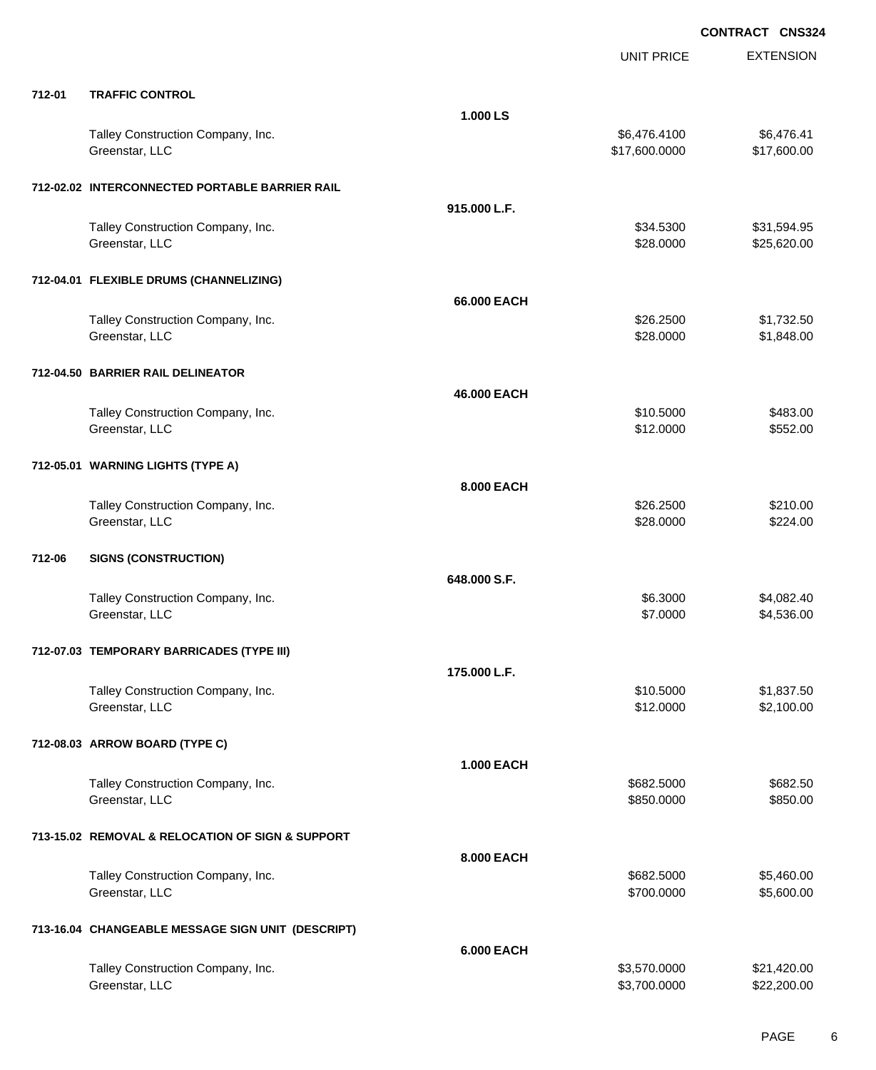**CONTRACT CNS324**

| | | | UNIT PRICE | EXTENSION |
|---|---|---|---|---|
| **712-01** | **TRAFFIC CONTROL** | | | |
| | | **1.000 LS** | | |
| | Talley Construction Company, Inc. | | $6,476.4100 | $6,476.41 |
| | Greenstar, LLC | | $17,600.0000 | $17,600.00 |
| **712-02.02** | **INTERCONNECTED PORTABLE BARRIER RAIL** | | | |
| | | **915.000 L.F.** | | |
| | Talley Construction Company, Inc. | | $34.5300 | $31,594.95 |
| | Greenstar, LLC | | $28.0000 | $25,620.00 |
| **712-04.01** | **FLEXIBLE DRUMS (CHANNELIZING)** | | | |
| | | **66.000 EACH** | | |
| | Talley Construction Company, Inc. | | $26.2500 | $1,732.50 |
| | Greenstar, LLC | | $28.0000 | $1,848.00 |
| **712-04.50** | **BARRIER RAIL DELINEATOR** | | | |
| | | **46.000 EACH** | | |
| | Talley Construction Company, Inc. | | $10.5000 | $483.00 |
| | Greenstar, LLC | | $12.0000 | $552.00 |
| **712-05.01** | **WARNING LIGHTS (TYPE A)** | | | |
| | | **8.000 EACH** | | |
| | Talley Construction Company, Inc. | | $26.2500 | $210.00 |
| | Greenstar, LLC | | $28.0000 | $224.00 |
| **712-06** | **SIGNS (CONSTRUCTION)** | | | |
| | | **648.000 S.F.** | | |
| | Talley Construction Company, Inc. | | $6.3000 | $4,082.40 |
| | Greenstar, LLC | | $7.0000 | $4,536.00 |
| **712-07.03** | **TEMPORARY BARRICADES (TYPE III)** | | | |
| | | **175.000 L.F.** | | |
| | Talley Construction Company, Inc. | | $10.5000 | $1,837.50 |
| | Greenstar, LLC | | $12.0000 | $2,100.00 |
| **712-08.03** | **ARROW BOARD (TYPE C)** | | | |
| | | **1.000 EACH** | | |
| | Talley Construction Company, Inc. | | $682.5000 | $682.50 |
| | Greenstar, LLC | | $850.0000 | $850.00 |
| **713-15.02** | **REMOVAL & RELOCATION OF SIGN & SUPPORT** | | | |
| | | **8.000 EACH** | | |
| | Talley Construction Company, Inc. | | $682.5000 | $5,460.00 |
| | Greenstar, LLC | | $700.0000 | $5,600.00 |
| **713-16.04** | **CHANGEABLE MESSAGE SIGN UNIT (DESCRIPT)** | | | |
| | | **6.000 EACH** | | |
| | Talley Construction Company, Inc. | | $3,570.0000 | $21,420.00 |
| | Greenstar, LLC | | $3,700.0000 | $22,200.00 |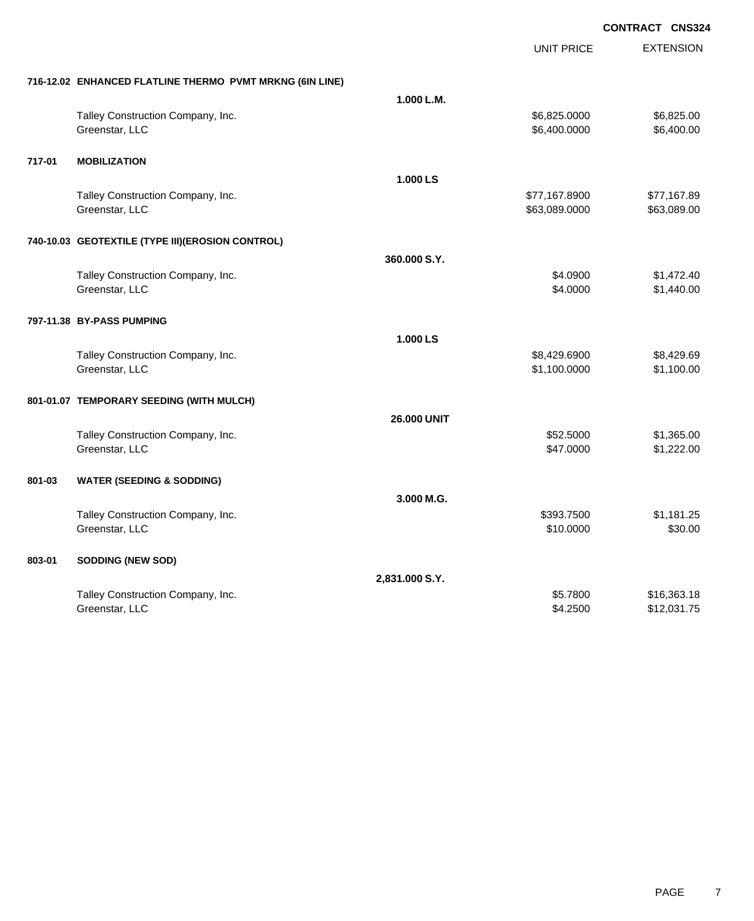**CONTRACT CNS324**

| | | | UNIT PRICE | EXTENSION |
|---|---|---|---|---|
| **716-12.02** | **ENHANCED FLATLINE THERMO PVMT MRKNG (6IN LINE)** | | | |
| | | **1.000 L.M.** | | |
| | Talley Construction Company, Inc. | | $6,825.0000 | $6,825.00 |
| | Greenstar, LLC | | $6,400.0000 | $6,400.00 |
| **717-01** | **MOBILIZATION** | | | |
| | | **1.000 LS** | | |
| | Talley Construction Company, Inc. | | $77,167.8900 | $77,167.89 |
| | Greenstar, LLC | | $63,089.0000 | $63,089.00 |
| **740-10.03** | **GEOTEXTILE (TYPE III)(EROSION CONTROL)** | | | |
| | | **360.000 S.Y.** | | |
| | Talley Construction Company, Inc. | | $4.0900 | $1,472.40 |
| | Greenstar, LLC | | $4.0000 | $1,440.00 |
| **797-11.38** | **BY-PASS PUMPING** | | | |
| | | **1.000 LS** | | |
| | Talley Construction Company, Inc. | | $8,429.6900 | $8,429.69 |
| | Greenstar, LLC | | $1,100.0000 | $1,100.00 |
| **801-01.07** | **TEMPORARY SEEDING (WITH MULCH)** | | | |
| | | **26.000 UNIT** | | |
| | Talley Construction Company, Inc. | | $52.5000 | $1,365.00 |
| | Greenstar, LLC | | $47.0000 | $1,222.00 |
| **801-03** | **WATER (SEEDING & SODDING)** | | | |
| | | **3.000 M.G.** | | |
| | Talley Construction Company, Inc. | | $393.7500 | $1,181.25 |
| | Greenstar, LLC | | $10.0000 | $30.00 |
| **803-01** | **SODDING (NEW SOD)** | | | |
| | | **2,831.000 S.Y.** | | |
| | Talley Construction Company, Inc. | | $5.7800 | $16,363.18 |
| | Greenstar, LLC | | $4.2500 | $12,031.75 |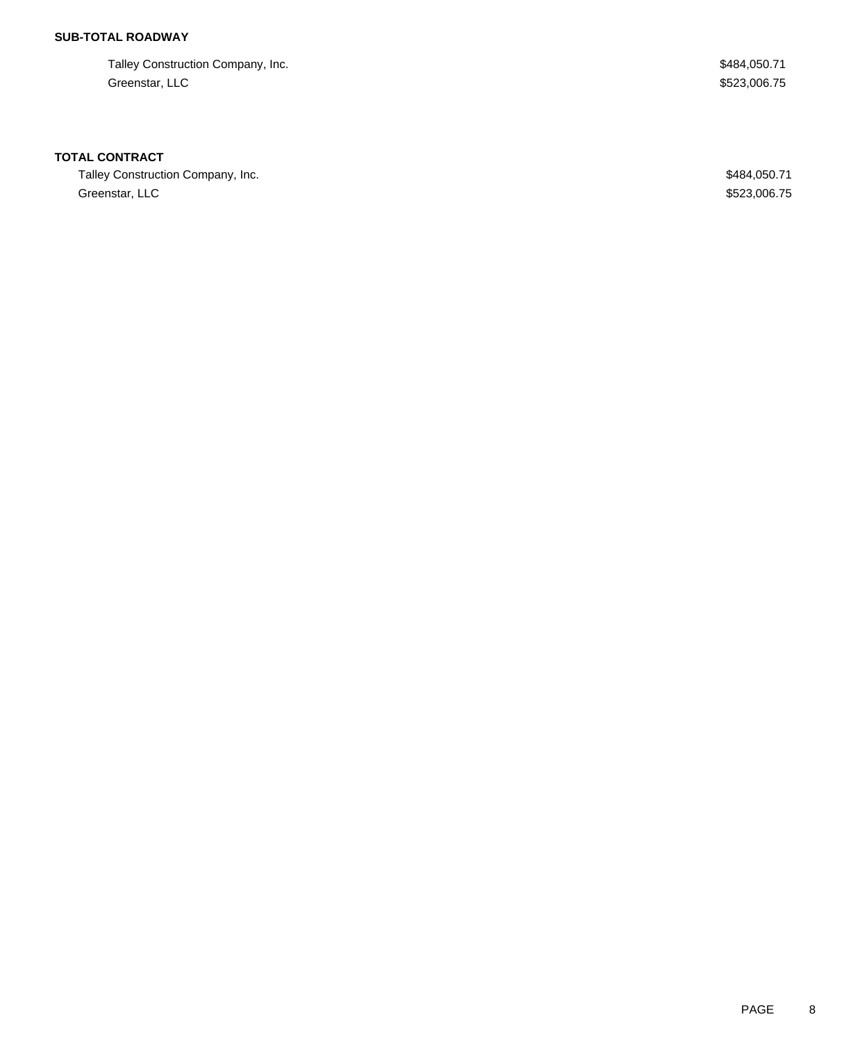**SUB-TOTAL ROADWAY**

| | |
|---|---|
| Talley Construction Company, Inc. | $484,050.71 |
| Greenstar, LLC | $523,006.75 |

**TOTAL CONTRACT**

| | |
|---|---|
| Talley Construction Company, Inc. | $484,050.71 |
| Greenstar, LLC | $523,006.75 |